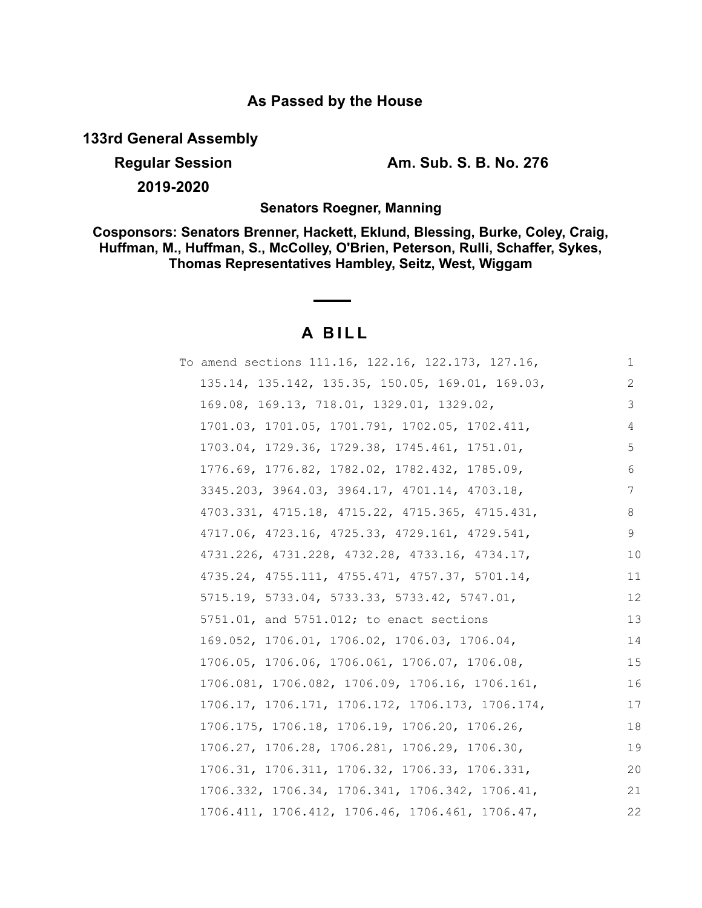**As Passed by the House**

**133rd General Assembly**

**Regular Session** **Am. Sub. S. B. No. 276**

**2019-2020**

**Senators Roegner, Manning**

**Cosponsors: Senators Brenner, Hackett, Eklund, Blessing, Burke, Coley, Craig, Huffman, M., Huffman, S., McColley, O'Brien, Peterson, Rulli, Schaffer, Sykes, Thomas Representatives Hambley, Seitz, West, Wiggam**

# A BILL

To amend sections 111.16, 122.16, 122.173, 127.16, 135.14, 135.142, 135.35, 150.05, 169.01, 169.03, 169.08, 169.13, 718.01, 1329.01, 1329.02, 1701.03, 1701.05, 1701.791, 1702.05, 1702.411, 1703.04, 1729.36, 1729.38, 1745.461, 1751.01, 1776.69, 1776.82, 1782.02, 1782.432, 1785.09, 3345.203, 3964.03, 3964.17, 4701.14, 4703.18, 4703.331, 4715.18, 4715.22, 4715.365, 4715.431, 4717.06, 4723.16, 4725.33, 4729.161, 4729.541, 4731.226, 4731.228, 4732.28, 4733.16, 4734.17, 4735.24, 4755.111, 4755.471, 4757.37, 5701.14, 5715.19, 5733.04, 5733.33, 5733.42, 5747.01, 5751.01, and 5751.012; to enact sections 169.052, 1706.01, 1706.02, 1706.03, 1706.04, 1706.05, 1706.06, 1706.061, 1706.07, 1706.08, 1706.081, 1706.082, 1706.09, 1706.16, 1706.161, 1706.17, 1706.171, 1706.172, 1706.173, 1706.174, 1706.175, 1706.18, 1706.19, 1706.20, 1706.26, 1706.27, 1706.28, 1706.281, 1706.29, 1706.30, 1706.31, 1706.311, 1706.32, 1706.33, 1706.331, 1706.332, 1706.34, 1706.341, 1706.342, 1706.41, 1706.411, 1706.412, 1706.46, 1706.461, 1706.47,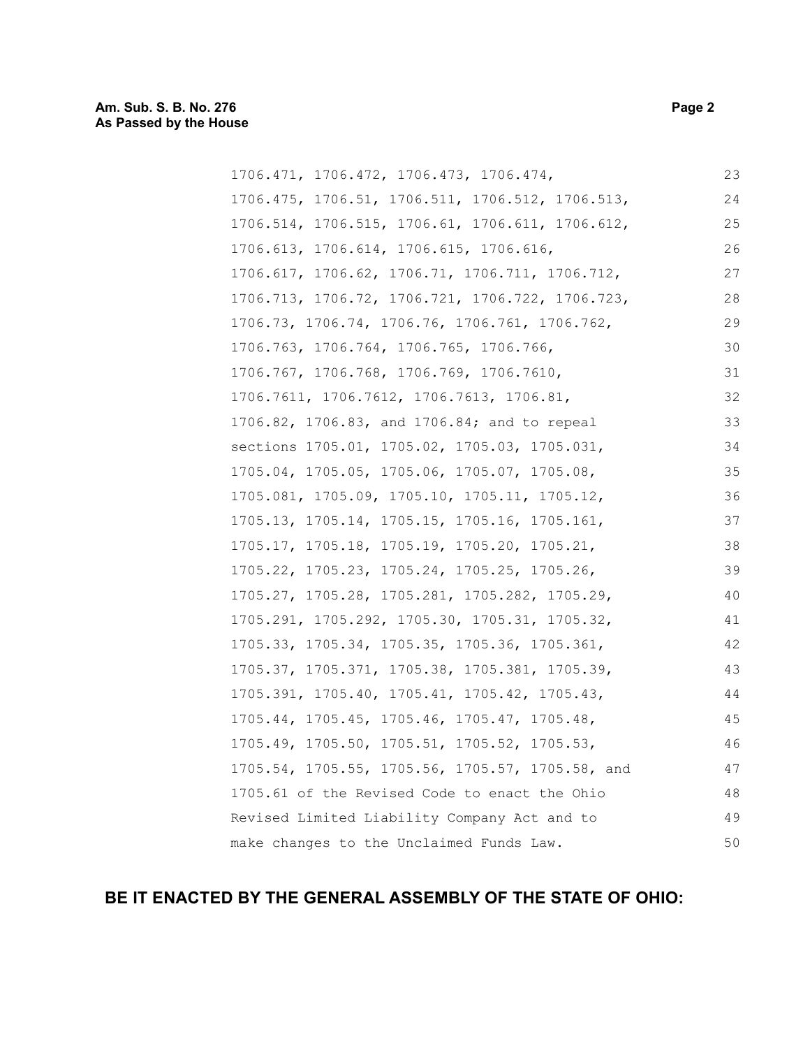1706.471, 1706.472, 1706.473, 1706.474, 1706.475, 1706.51, 1706.511, 1706.512, 1706.513, 1706.514, 1706.515, 1706.61, 1706.611, 1706.612, 1706.613, 1706.614, 1706.615, 1706.616, 1706.617, 1706.62, 1706.71, 1706.711, 1706.712, 1706.713, 1706.72, 1706.721, 1706.722, 1706.723, 1706.73, 1706.74, 1706.76, 1706.761, 1706.762, 1706.763, 1706.764, 1706.765, 1706.766, 1706.767, 1706.768, 1706.769, 1706.7610, 1706.7611, 1706.7612, 1706.7613, 1706.81, 1706.82, 1706.83, and 1706.84; and to repeal sections 1705.01, 1705.02, 1705.03, 1705.031, 1705.04, 1705.05, 1705.06, 1705.07, 1705.08, 1705.081, 1705.09, 1705.10, 1705.11, 1705.12, 1705.13, 1705.14, 1705.15, 1705.16, 1705.161, 1705.17, 1705.18, 1705.19, 1705.20, 1705.21, 1705.22, 1705.23, 1705.24, 1705.25, 1705.26, 1705.27, 1705.28, 1705.281, 1705.282, 1705.29, 1705.291, 1705.292, 1705.30, 1705.31, 1705.32, 1705.33, 1705.34, 1705.35, 1705.36, 1705.361, 1705.37, 1705.371, 1705.38, 1705.381, 1705.39, 1705.391, 1705.40, 1705.41, 1705.42, 1705.43, 1705.44, 1705.45, 1705.46, 1705.47, 1705.48, 1705.49, 1705.50, 1705.51, 1705.52, 1705.53, 1705.54, 1705.55, 1705.56, 1705.57, 1705.58, and 1705.61 of the Revised Code to enact the Ohio Revised Limited Liability Company Act and to make changes to the Unclaimed Funds Law.

**BE IT ENACTED BY THE GENERAL ASSEMBLY OF THE STATE OF OHIO:**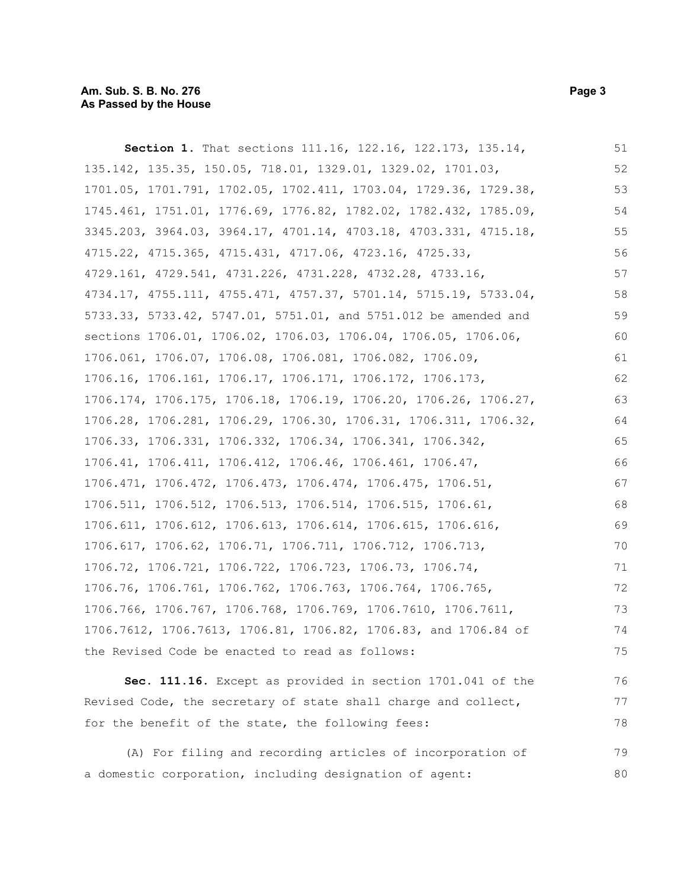**Section 1.** That sections 111.16, 122.16, 122.173, 135.14, 135.142, 135.35, 150.05, 718.01, 1329.01, 1329.02, 1701.03, 1701.05, 1701.791, 1702.05, 1702.411, 1703.04, 1729.36, 1729.38, 1745.461, 1751.01, 1776.69, 1776.82, 1782.02, 1782.432, 1785.09, 3345.203, 3964.03, 3964.17, 4701.14, 4703.18, 4703.331, 4715.18, 4715.22, 4715.365, 4715.431, 4717.06, 4723.16, 4725.33, 4729.161, 4729.541, 4731.226, 4731.228, 4732.28, 4733.16, 4734.17, 4755.111, 4755.471, 4757.37, 5701.14, 5715.19, 5733.04, 5733.33, 5733.42, 5747.01, 5751.01, and 5751.012 be amended and sections 1706.01, 1706.02, 1706.03, 1706.04, 1706.05, 1706.06, 1706.061, 1706.07, 1706.08, 1706.081, 1706.082, 1706.09, 1706.16, 1706.161, 1706.17, 1706.171, 1706.172, 1706.173, 1706.174, 1706.175, 1706.18, 1706.19, 1706.20, 1706.26, 1706.27, 1706.28, 1706.281, 1706.29, 1706.30, 1706.31, 1706.311, 1706.32, 1706.33, 1706.331, 1706.332, 1706.34, 1706.341, 1706.342, 1706.41, 1706.411, 1706.412, 1706.46, 1706.461, 1706.47, 1706.471, 1706.472, 1706.473, 1706.474, 1706.475, 1706.51, 1706.511, 1706.512, 1706.513, 1706.514, 1706.515, 1706.61, 1706.611, 1706.612, 1706.613, 1706.614, 1706.615, 1706.616, 1706.617, 1706.62, 1706.71, 1706.711, 1706.712, 1706.713, 1706.72, 1706.721, 1706.722, 1706.723, 1706.73, 1706.74, 1706.76, 1706.761, 1706.762, 1706.763, 1706.764, 1706.765, 1706.766, 1706.767, 1706.768, 1706.769, 1706.7610, 1706.7611, 1706.7612, 1706.7613, 1706.81, 1706.82, 1706.83, and 1706.84 of the Revised Code be enacted to read as follows:

**Sec. 111.16.** Except as provided in section 1701.041 of the Revised Code, the secretary of state shall charge and collect, for the benefit of the state, the following fees:

(A) For filing and recording articles of incorporation of a domestic corporation, including designation of agent: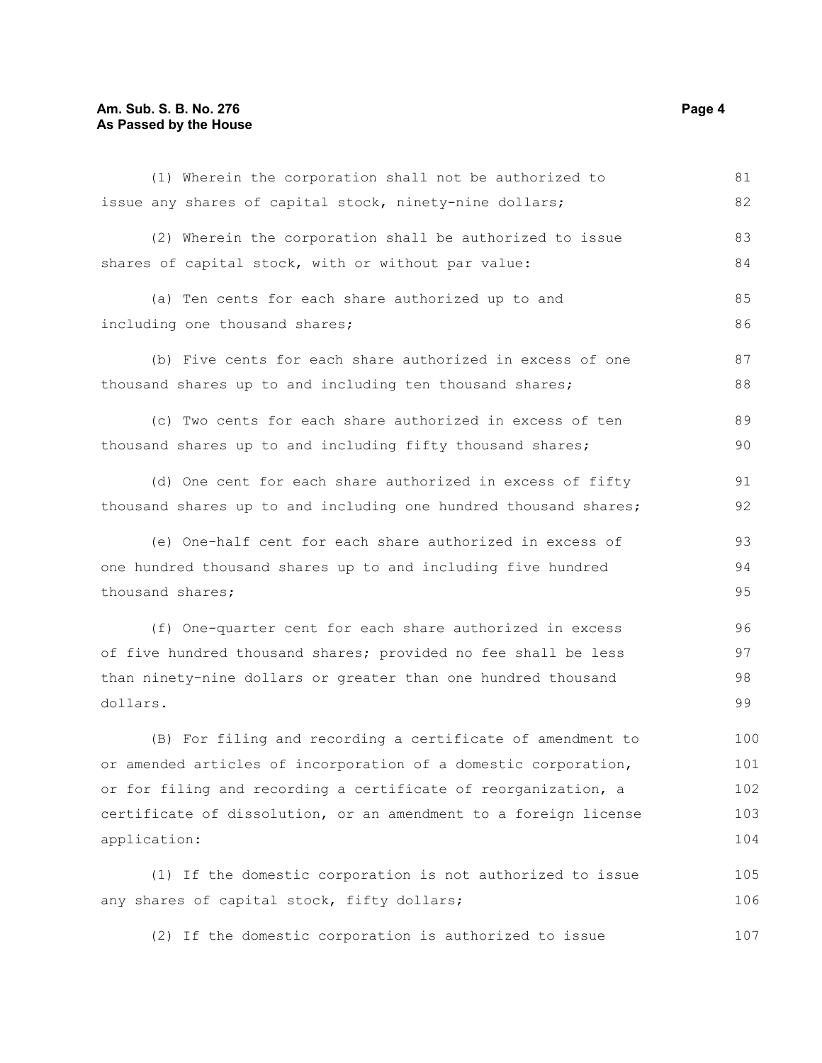(1) Wherein the corporation shall not be authorized to issue any shares of capital stock, ninety-nine dollars;

(2) Wherein the corporation shall be authorized to issue shares of capital stock, with or without par value:

(a) Ten cents for each share authorized up to and including one thousand shares;

(b) Five cents for each share authorized in excess of one thousand shares up to and including ten thousand shares;

(c) Two cents for each share authorized in excess of ten thousand shares up to and including fifty thousand shares;

(d) One cent for each share authorized in excess of fifty thousand shares up to and including one hundred thousand shares;

(e) One-half cent for each share authorized in excess of one hundred thousand shares up to and including five hundred thousand shares;

(f) One-quarter cent for each share authorized in excess of five hundred thousand shares; provided no fee shall be less than ninety-nine dollars or greater than one hundred thousand dollars.

(B) For filing and recording a certificate of amendment to or amended articles of incorporation of a domestic corporation, or for filing and recording a certificate of reorganization, a certificate of dissolution, or an amendment to a foreign license application:

(1) If the domestic corporation is not authorized to issue any shares of capital stock, fifty dollars;

(2) If the domestic corporation is authorized to issue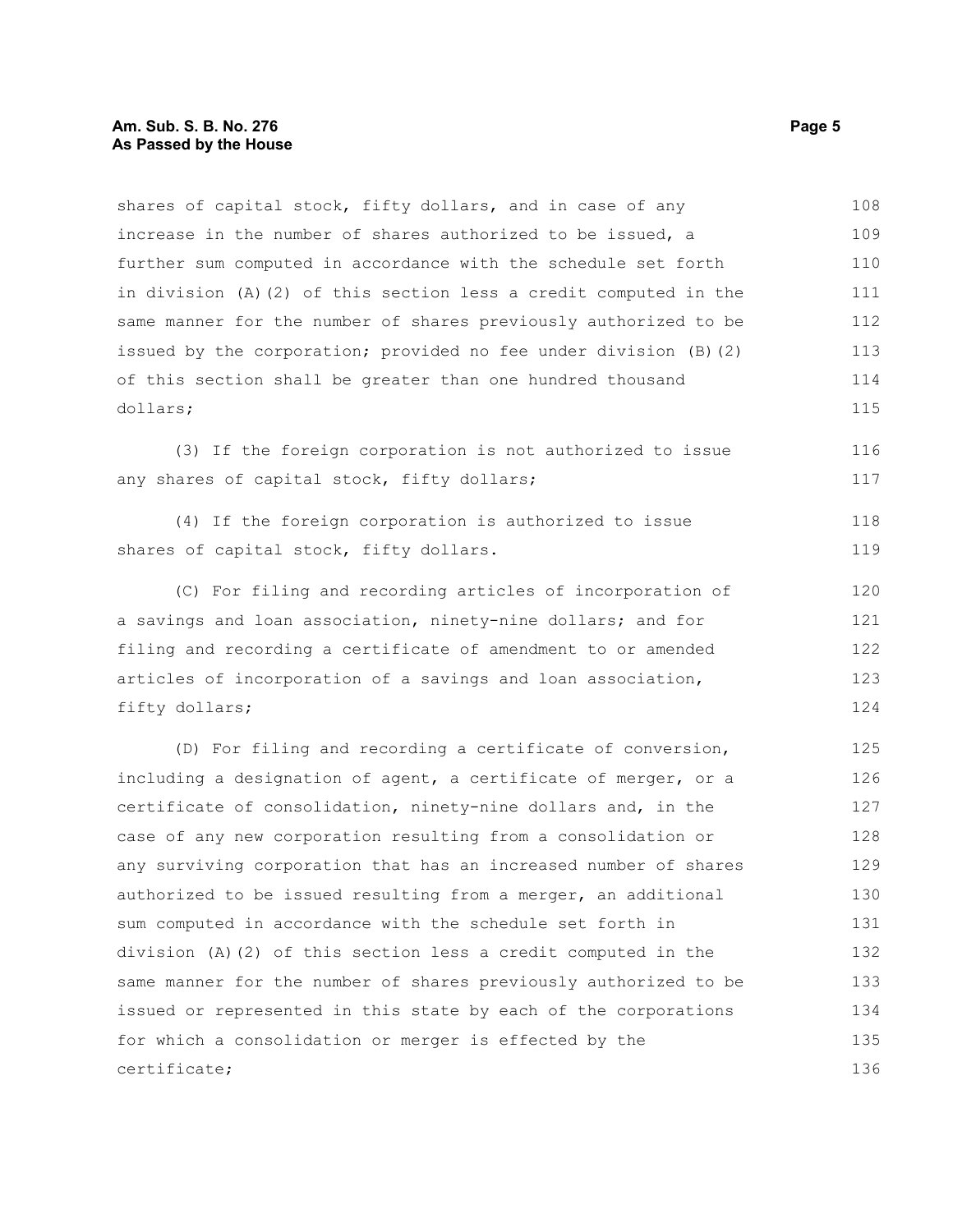shares of capital stock, fifty dollars, and in case of any increase in the number of shares authorized to be issued, a further sum computed in accordance with the schedule set forth in division (A)(2) of this section less a credit computed in the same manner for the number of shares previously authorized to be issued by the corporation; provided no fee under division (B)(2) of this section shall be greater than one hundred thousand dollars;

(3) If the foreign corporation is not authorized to issue any shares of capital stock, fifty dollars;

(4) If the foreign corporation is authorized to issue shares of capital stock, fifty dollars.

(C) For filing and recording articles of incorporation of a savings and loan association, ninety-nine dollars; and for filing and recording a certificate of amendment to or amended articles of incorporation of a savings and loan association, fifty dollars;

(D) For filing and recording a certificate of conversion, including a designation of agent, a certificate of merger, or a certificate of consolidation, ninety-nine dollars and, in the case of any new corporation resulting from a consolidation or any surviving corporation that has an increased number of shares authorized to be issued resulting from a merger, an additional sum computed in accordance with the schedule set forth in division (A)(2) of this section less a credit computed in the same manner for the number of shares previously authorized to be issued or represented in this state by each of the corporations for which a consolidation or merger is effected by the certificate;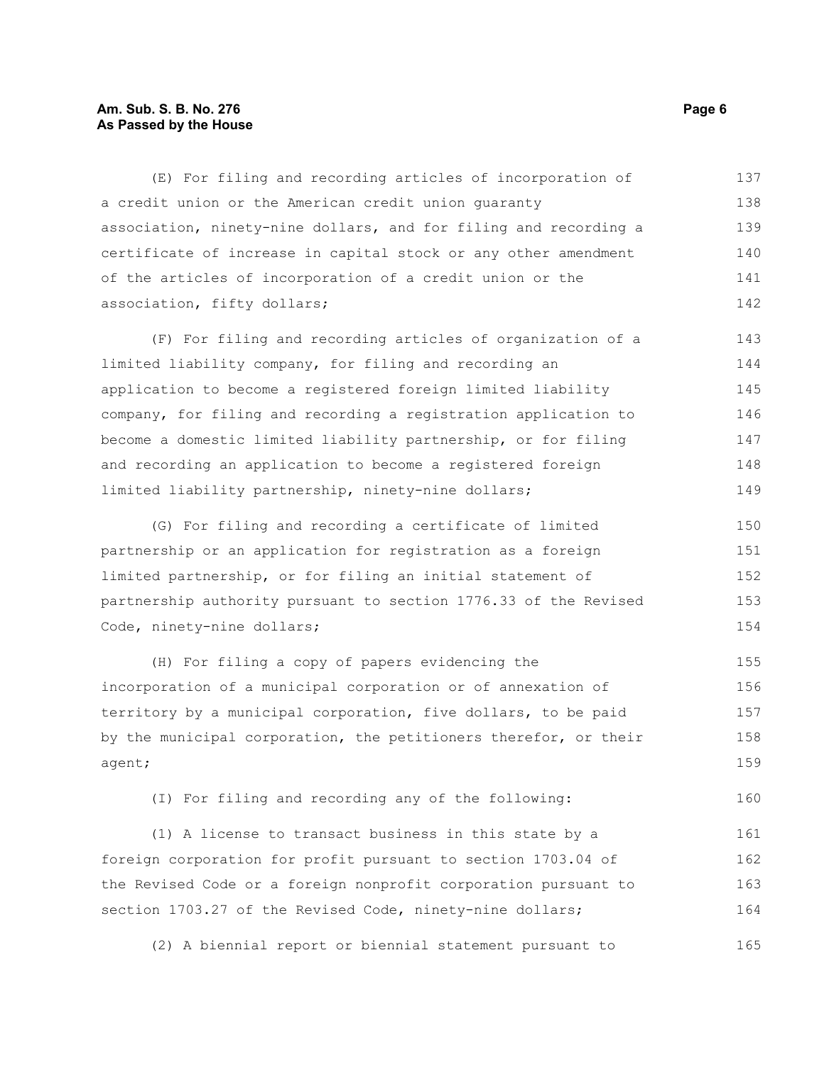(E) For filing and recording articles of incorporation of a credit union or the American credit union guaranty association, ninety-nine dollars, and for filing and recording a certificate of increase in capital stock or any other amendment of the articles of incorporation of a credit union or the association, fifty dollars;

(F) For filing and recording articles of organization of a limited liability company, for filing and recording an application to become a registered foreign limited liability company, for filing and recording a registration application to become a domestic limited liability partnership, or for filing and recording an application to become a registered foreign limited liability partnership, ninety-nine dollars;

(G) For filing and recording a certificate of limited partnership or an application for registration as a foreign limited partnership, or for filing an initial statement of partnership authority pursuant to section 1776.33 of the Revised Code, ninety-nine dollars;

(H) For filing a copy of papers evidencing the incorporation of a municipal corporation or of annexation of territory by a municipal corporation, five dollars, to be paid by the municipal corporation, the petitioners therefor, or their agent;

(I) For filing and recording any of the following:

(1) A license to transact business in this state by a foreign corporation for profit pursuant to section 1703.04 of the Revised Code or a foreign nonprofit corporation pursuant to section 1703.27 of the Revised Code, ninety-nine dollars;

(2) A biennial report or biennial statement pursuant to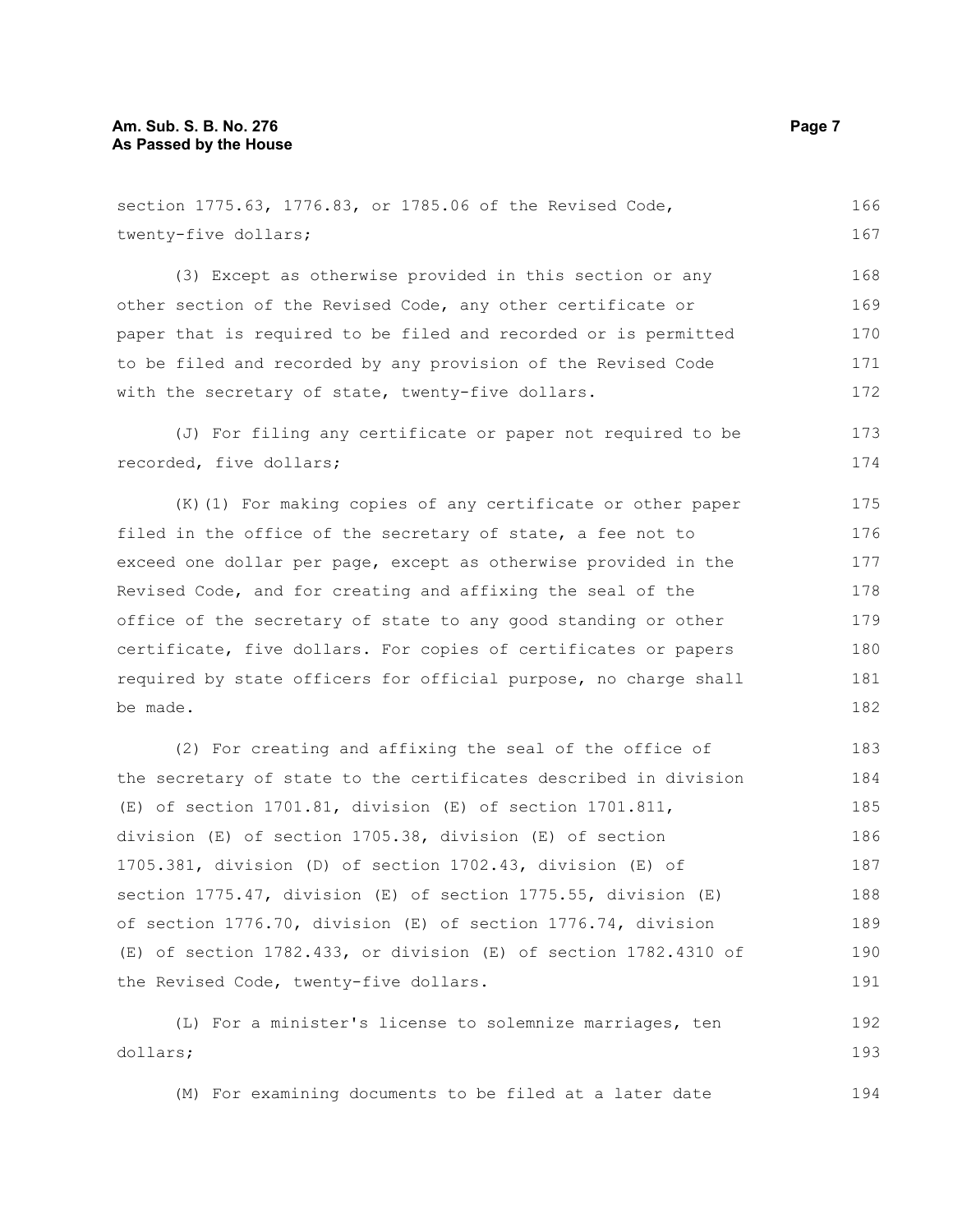section 1775.63, 1776.83, or 1785.06 of the Revised Code, twenty-five dollars;

(3) Except as otherwise provided in this section or any other section of the Revised Code, any other certificate or paper that is required to be filed and recorded or is permitted to be filed and recorded by any provision of the Revised Code with the secretary of state, twenty-five dollars.

(J) For filing any certificate or paper not required to be recorded, five dollars;

(K)(1) For making copies of any certificate or other paper filed in the office of the secretary of state, a fee not to exceed one dollar per page, except as otherwise provided in the Revised Code, and for creating and affixing the seal of the office of the secretary of state to any good standing or other certificate, five dollars. For copies of certificates or papers required by state officers for official purpose, no charge shall be made.

(2) For creating and affixing the seal of the office of the secretary of state to the certificates described in division (E) of section 1701.81, division (E) of section 1701.811, division (E) of section 1705.38, division (E) of section 1705.381, division (D) of section 1702.43, division (E) of section 1775.47, division (E) of section 1775.55, division (E) of section 1776.70, division (E) of section 1776.74, division (E) of section 1782.433, or division (E) of section 1782.4310 of the Revised Code, twenty-five dollars.

(L) For a minister's license to solemnize marriages, ten dollars;

(M) For examining documents to be filed at a later date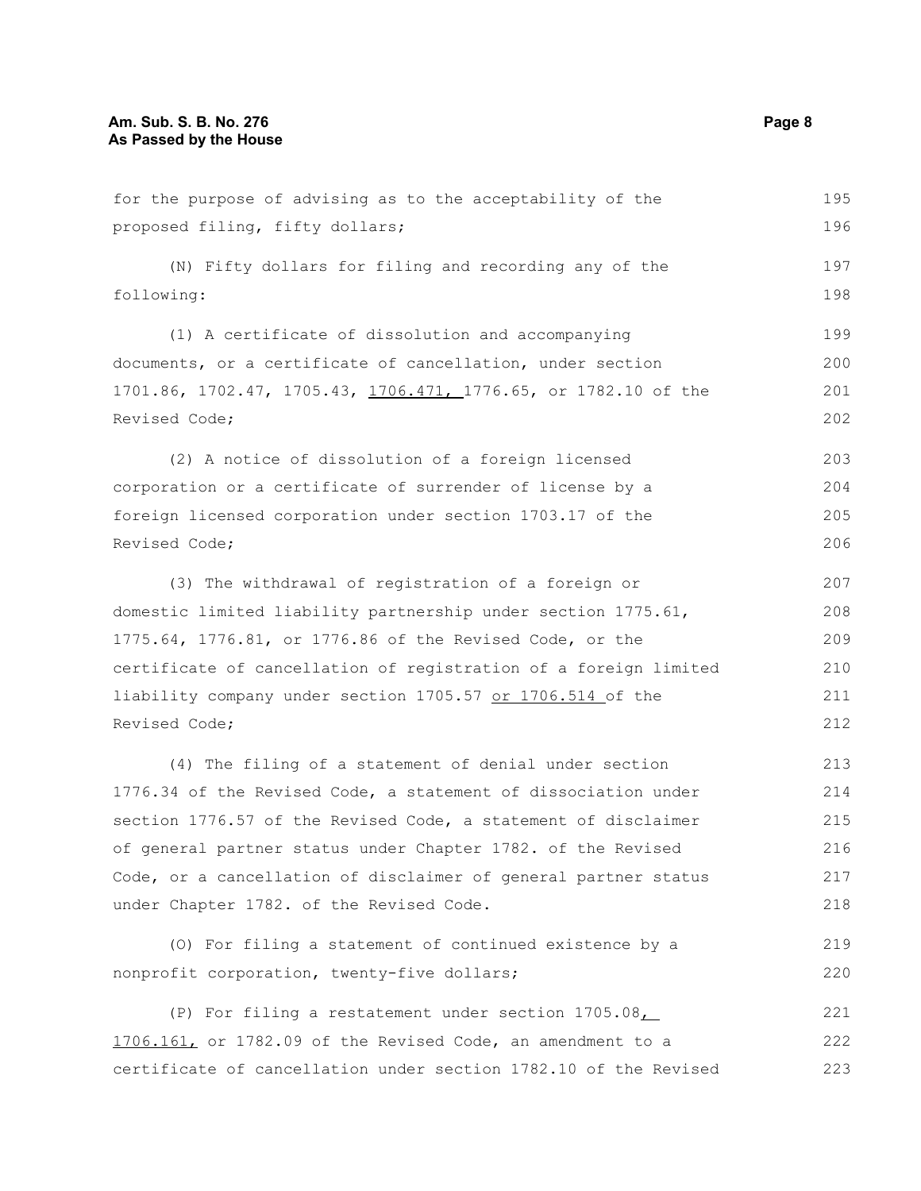for the purpose of advising as to the acceptability of the proposed filing, fifty dollars;

(N) Fifty dollars for filing and recording any of the following:

(1) A certificate of dissolution and accompanying documents, or a certificate of cancellation, under section 1701.86, 1702.47, 1705.43, 1706.471, 1776.65, or 1782.10 of the Revised Code;

(2) A notice of dissolution of a foreign licensed corporation or a certificate of surrender of license by a foreign licensed corporation under section 1703.17 of the Revised Code;

(3) The withdrawal of registration of a foreign or domestic limited liability partnership under section 1775.61, 1775.64, 1776.81, or 1776.86 of the Revised Code, or the certificate of cancellation of registration of a foreign limited liability company under section 1705.57 or 1706.514 of the Revised Code;

(4) The filing of a statement of denial under section 1776.34 of the Revised Code, a statement of dissociation under section 1776.57 of the Revised Code, a statement of disclaimer of general partner status under Chapter 1782. of the Revised Code, or a cancellation of disclaimer of general partner status under Chapter 1782. of the Revised Code.

(O) For filing a statement of continued existence by a nonprofit corporation, twenty-five dollars;

(P) For filing a restatement under section 1705.08, 1706.161, or 1782.09 of the Revised Code, an amendment to a certificate of cancellation under section 1782.10 of the Revised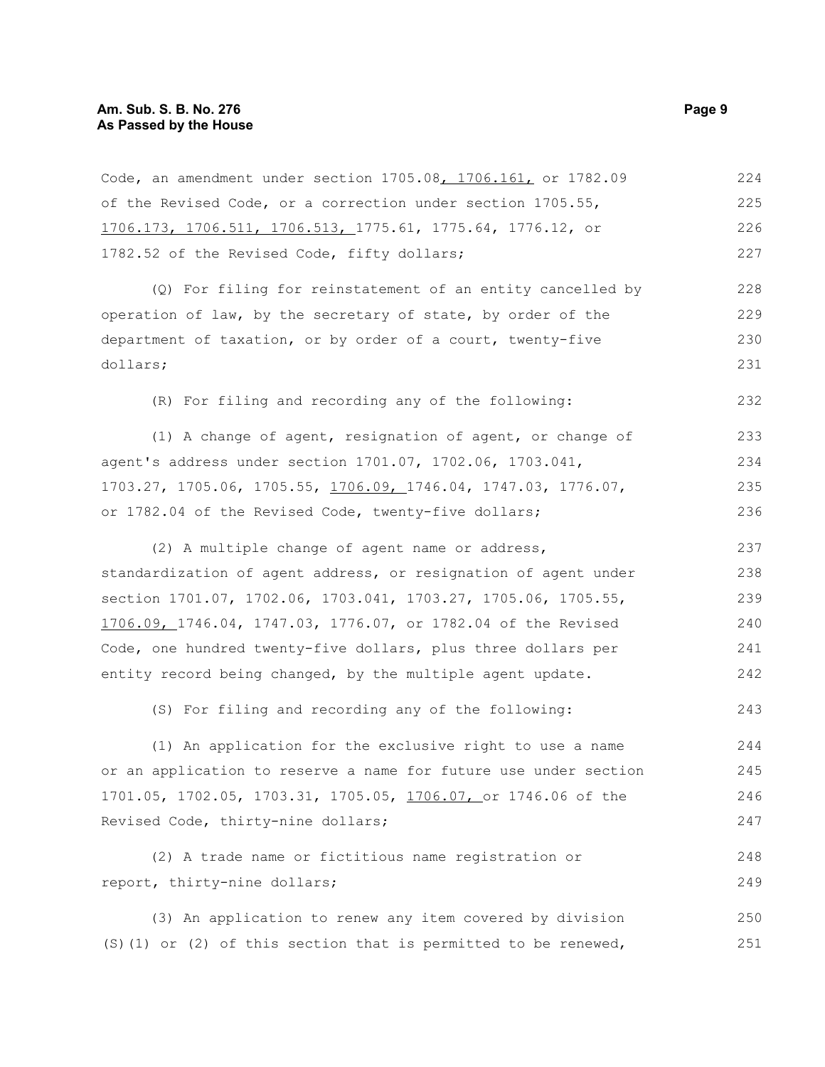Code, an amendment under section 1705.08, 1706.161, or 1782.09 of the Revised Code, or a correction under section 1705.55, 1706.173, 1706.511, 1706.513, 1775.61, 1775.64, 1776.12, or 1782.52 of the Revised Code, fifty dollars;

(Q) For filing for reinstatement of an entity cancelled by operation of law, by the secretary of state, by order of the department of taxation, or by order of a court, twenty-five dollars;

(R) For filing and recording any of the following:

(1) A change of agent, resignation of agent, or change of agent's address under section 1701.07, 1702.06, 1703.041, 1703.27, 1705.06, 1705.55, 1706.09, 1746.04, 1747.03, 1776.07, or 1782.04 of the Revised Code, twenty-five dollars;

(2) A multiple change of agent name or address, standardization of agent address, or resignation of agent under section 1701.07, 1702.06, 1703.041, 1703.27, 1705.06, 1705.55, 1706.09, 1746.04, 1747.03, 1776.07, or 1782.04 of the Revised Code, one hundred twenty-five dollars, plus three dollars per entity record being changed, by the multiple agent update.

(S) For filing and recording any of the following:

(1) An application for the exclusive right to use a name or an application to reserve a name for future use under section 1701.05, 1702.05, 1703.31, 1705.05, 1706.07, or 1746.06 of the Revised Code, thirty-nine dollars;

(2) A trade name or fictitious name registration or report, thirty-nine dollars;

(3) An application to renew any item covered by division (S)(1) or (2) of this section that is permitted to be renewed,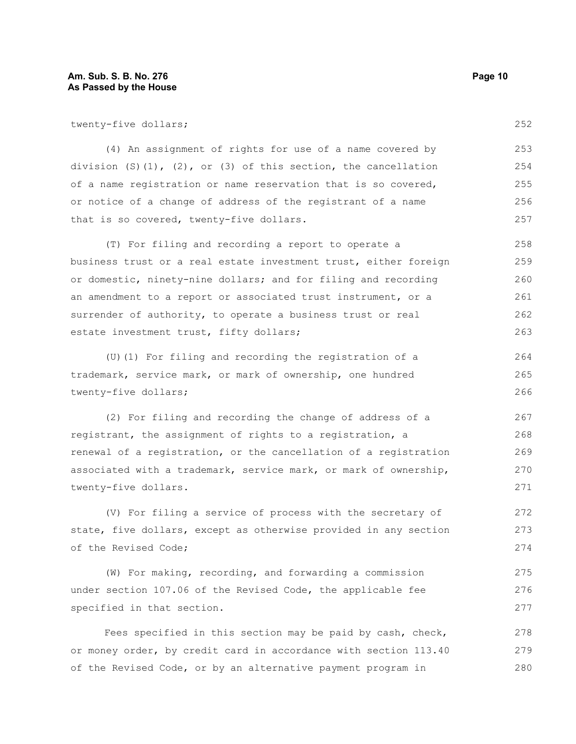twenty-five dollars;

(4) An assignment of rights for use of a name covered by division (S)(1), (2), or (3) of this section, the cancellation of a name registration or name reservation that is so covered, or notice of a change of address of the registrant of a name that is so covered, twenty-five dollars.

(T) For filing and recording a report to operate a business trust or a real estate investment trust, either foreign or domestic, ninety-nine dollars; and for filing and recording an amendment to a report or associated trust instrument, or a surrender of authority, to operate a business trust or real estate investment trust, fifty dollars;

(U)(1) For filing and recording the registration of a trademark, service mark, or mark of ownership, one hundred twenty-five dollars;

(2) For filing and recording the change of address of a registrant, the assignment of rights to a registration, a renewal of a registration, or the cancellation of a registration associated with a trademark, service mark, or mark of ownership, twenty-five dollars.

(V) For filing a service of process with the secretary of state, five dollars, except as otherwise provided in any section of the Revised Code;

(W) For making, recording, and forwarding a commission under section 107.06 of the Revised Code, the applicable fee specified in that section.

Fees specified in this section may be paid by cash, check, or money order, by credit card in accordance with section 113.40 of the Revised Code, or by an alternative payment program in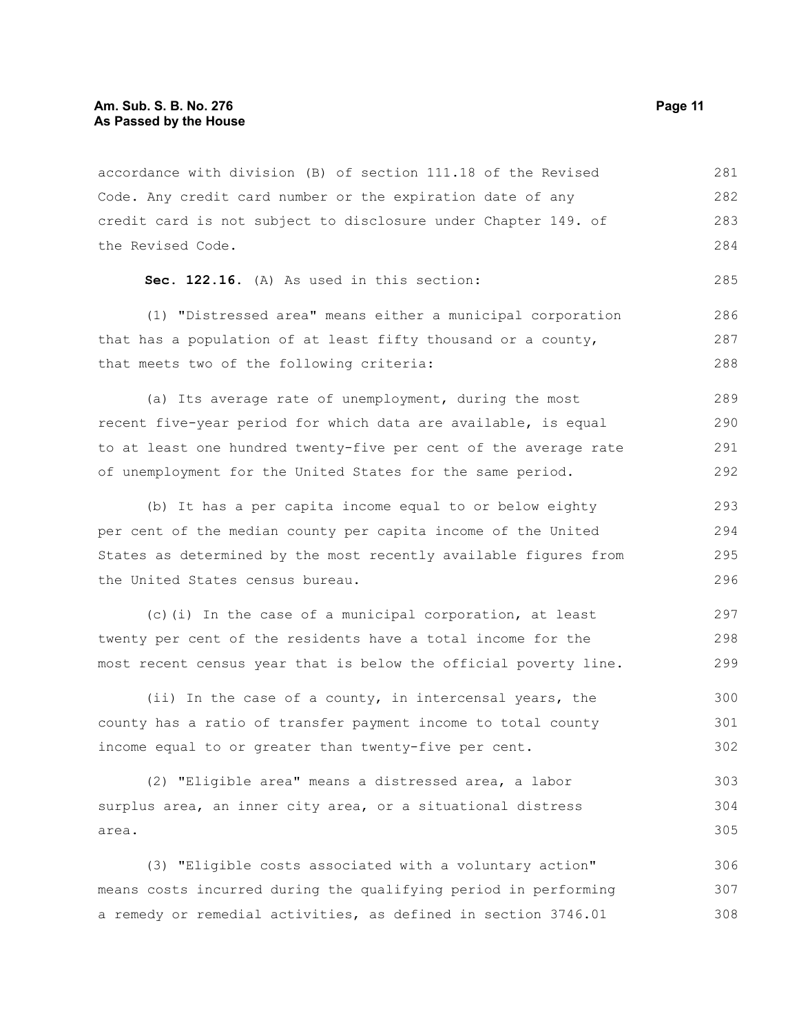accordance with division (B) of section 111.18 of the Revised Code. Any credit card number or the expiration date of any credit card is not subject to disclosure under Chapter 149. of the Revised Code.

**Sec. 122.16.** (A) As used in this section:

(1) "Distressed area" means either a municipal corporation that has a population of at least fifty thousand or a county, that meets two of the following criteria:

(a) Its average rate of unemployment, during the most recent five-year period for which data are available, is equal to at least one hundred twenty-five per cent of the average rate of unemployment for the United States for the same period.

(b) It has a per capita income equal to or below eighty per cent of the median county per capita income of the United States as determined by the most recently available figures from the United States census bureau.

(c)(i) In the case of a municipal corporation, at least twenty per cent of the residents have a total income for the most recent census year that is below the official poverty line.

(ii) In the case of a county, in intercensal years, the county has a ratio of transfer payment income to total county income equal to or greater than twenty-five per cent.

(2) "Eligible area" means a distressed area, a labor surplus area, an inner city area, or a situational distress area.

(3) "Eligible costs associated with a voluntary action" means costs incurred during the qualifying period in performing a remedy or remedial activities, as defined in section 3746.01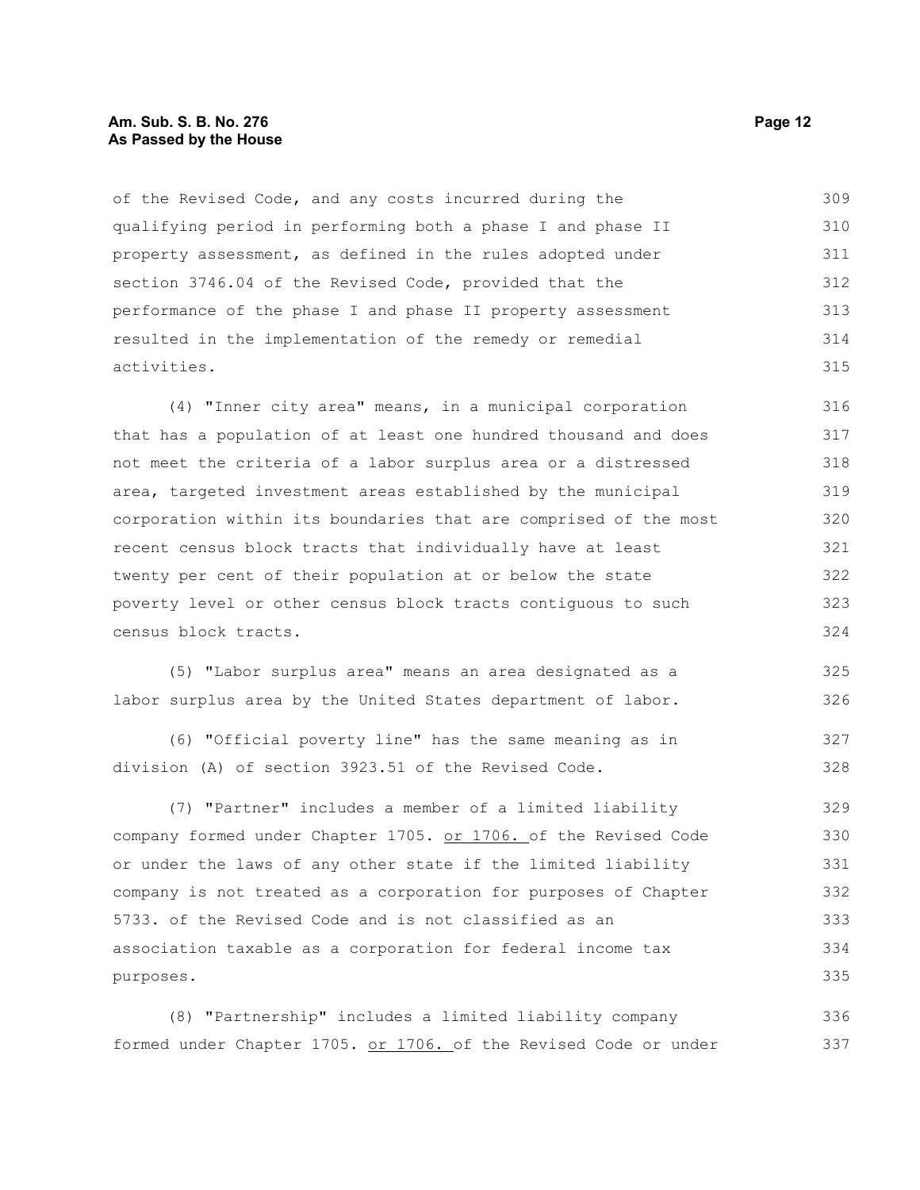of the Revised Code, and any costs incurred during the qualifying period in performing both a phase I and phase II property assessment, as defined in the rules adopted under section 3746.04 of the Revised Code, provided that the performance of the phase I and phase II property assessment resulted in the implementation of the remedy or remedial activities.

(4) "Inner city area" means, in a municipal corporation that has a population of at least one hundred thousand and does not meet the criteria of a labor surplus area or a distressed area, targeted investment areas established by the municipal corporation within its boundaries that are comprised of the most recent census block tracts that individually have at least twenty per cent of their population at or below the state poverty level or other census block tracts contiguous to such census block tracts.

(5) "Labor surplus area" means an area designated as a labor surplus area by the United States department of labor.

(6) "Official poverty line" has the same meaning as in division (A) of section 3923.51 of the Revised Code.

(7) "Partner" includes a member of a limited liability company formed under Chapter 1705. or 1706. of the Revised Code or under the laws of any other state if the limited liability company is not treated as a corporation for purposes of Chapter 5733. of the Revised Code and is not classified as an association taxable as a corporation for federal income tax purposes.

(8) "Partnership" includes a limited liability company formed under Chapter 1705. or 1706. of the Revised Code or under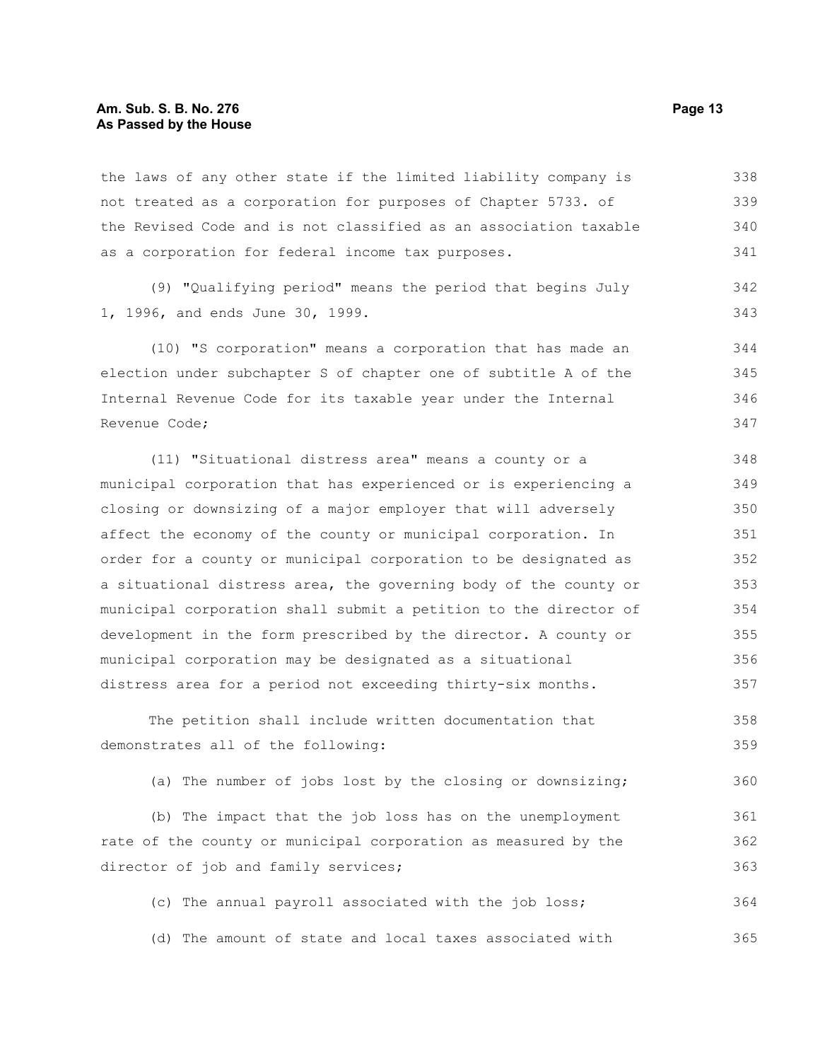the laws of any other state if the limited liability company is not treated as a corporation for purposes of Chapter 5733. of the Revised Code and is not classified as an association taxable as a corporation for federal income tax purposes.

(9) "Qualifying period" means the period that begins July 1, 1996, and ends June 30, 1999.

(10) "S corporation" means a corporation that has made an election under subchapter S of chapter one of subtitle A of the Internal Revenue Code for its taxable year under the Internal Revenue Code;

(11) "Situational distress area" means a county or a municipal corporation that has experienced or is experiencing a closing or downsizing of a major employer that will adversely affect the economy of the county or municipal corporation. In order for a county or municipal corporation to be designated as a situational distress area, the governing body of the county or municipal corporation shall submit a petition to the director of development in the form prescribed by the director. A county or municipal corporation may be designated as a situational distress area for a period not exceeding thirty-six months.

The petition shall include written documentation that demonstrates all of the following:

(a) The number of jobs lost by the closing or downsizing;

(b) The impact that the job loss has on the unemployment rate of the county or municipal corporation as measured by the director of job and family services;

(c) The annual payroll associated with the job loss;

(d) The amount of state and local taxes associated with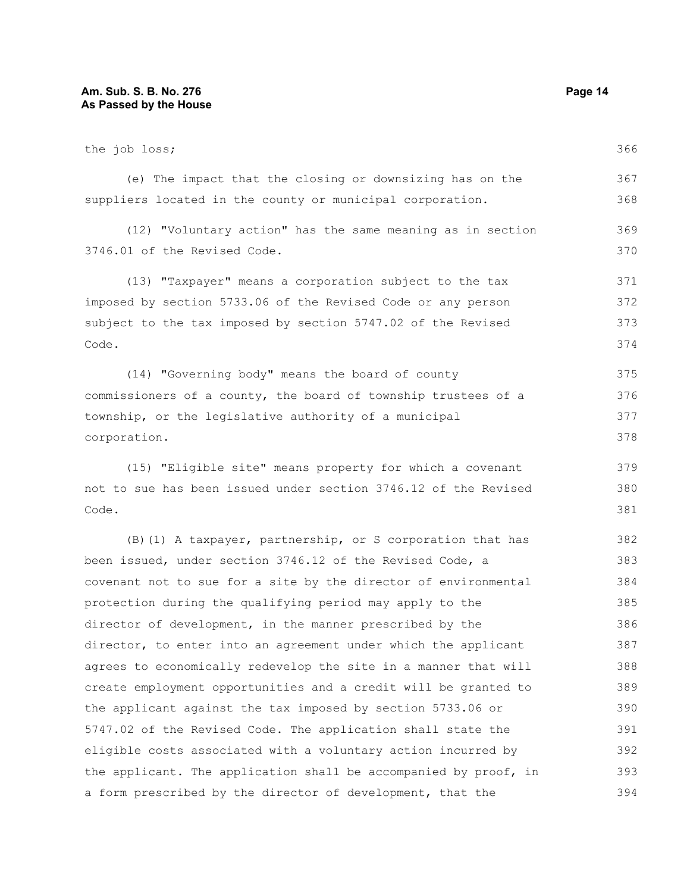the job loss;

(e) The impact that the closing or downsizing has on the suppliers located in the county or municipal corporation.

(12) "Voluntary action" has the same meaning as in section 3746.01 of the Revised Code.

(13) "Taxpayer" means a corporation subject to the tax imposed by section 5733.06 of the Revised Code or any person subject to the tax imposed by section 5747.02 of the Revised Code.

(14) "Governing body" means the board of county commissioners of a county, the board of township trustees of a township, or the legislative authority of a municipal corporation.

(15) "Eligible site" means property for which a covenant not to sue has been issued under section 3746.12 of the Revised Code.

(B)(1) A taxpayer, partnership, or S corporation that has been issued, under section 3746.12 of the Revised Code, a covenant not to sue for a site by the director of environmental protection during the qualifying period may apply to the director of development, in the manner prescribed by the director, to enter into an agreement under which the applicant agrees to economically redevelop the site in a manner that will create employment opportunities and a credit will be granted to the applicant against the tax imposed by section 5733.06 or 5747.02 of the Revised Code. The application shall state the eligible costs associated with a voluntary action incurred by the applicant. The application shall be accompanied by proof, in a form prescribed by the director of development, that the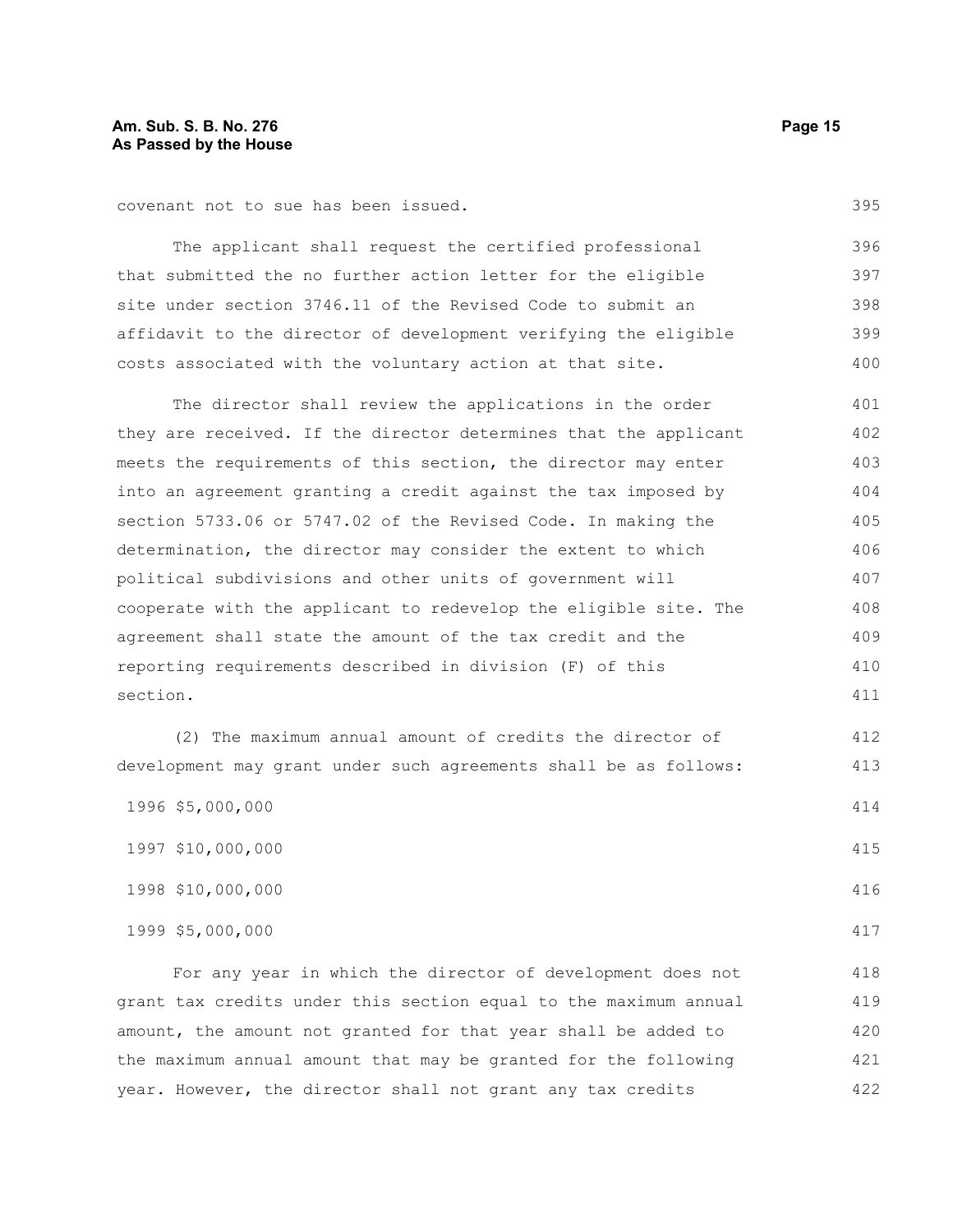covenant not to sue has been issued.

The applicant shall request the certified professional that submitted the no further action letter for the eligible site under section 3746.11 of the Revised Code to submit an affidavit to the director of development verifying the eligible costs associated with the voluntary action at that site.

The director shall review the applications in the order they are received. If the director determines that the applicant meets the requirements of this section, the director may enter into an agreement granting a credit against the tax imposed by section 5733.06 or 5747.02 of the Revised Code. In making the determination, the director may consider the extent to which political subdivisions and other units of government will cooperate with the applicant to redevelop the eligible site. The agreement shall state the amount of the tax credit and the reporting requirements described in division (F) of this section.

(2) The maximum annual amount of credits the director of development may grant under such agreements shall be as follows:

1996 $5,000,000

1997 $10,000,000

1998 $10,000,000

1999 $5,000,000

For any year in which the director of development does not grant tax credits under this section equal to the maximum annual amount, the amount not granted for that year shall be added to the maximum annual amount that may be granted for the following year. However, the director shall not grant any tax credits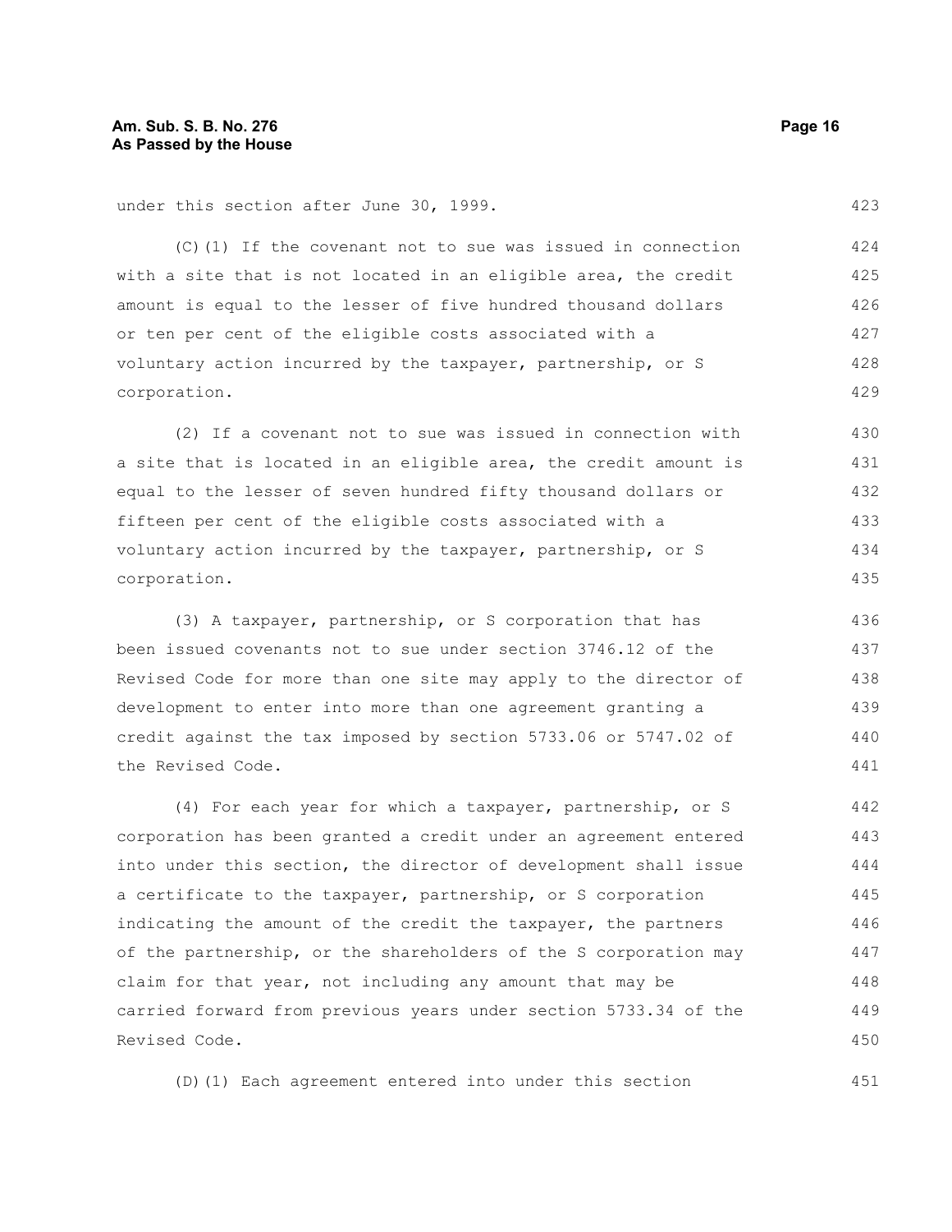under this section after June 30, 1999.

(C)(1) If the covenant not to sue was issued in connection with a site that is not located in an eligible area, the credit amount is equal to the lesser of five hundred thousand dollars or ten per cent of the eligible costs associated with a voluntary action incurred by the taxpayer, partnership, or S corporation.

(2) If a covenant not to sue was issued in connection with a site that is located in an eligible area, the credit amount is equal to the lesser of seven hundred fifty thousand dollars or fifteen per cent of the eligible costs associated with a voluntary action incurred by the taxpayer, partnership, or S corporation.

(3) A taxpayer, partnership, or S corporation that has been issued covenants not to sue under section 3746.12 of the Revised Code for more than one site may apply to the director of development to enter into more than one agreement granting a credit against the tax imposed by section 5733.06 or 5747.02 of the Revised Code.

(4) For each year for which a taxpayer, partnership, or S corporation has been granted a credit under an agreement entered into under this section, the director of development shall issue a certificate to the taxpayer, partnership, or S corporation indicating the amount of the credit the taxpayer, the partners of the partnership, or the shareholders of the S corporation may claim for that year, not including any amount that may be carried forward from previous years under section 5733.34 of the Revised Code.

(D)(1) Each agreement entered into under this section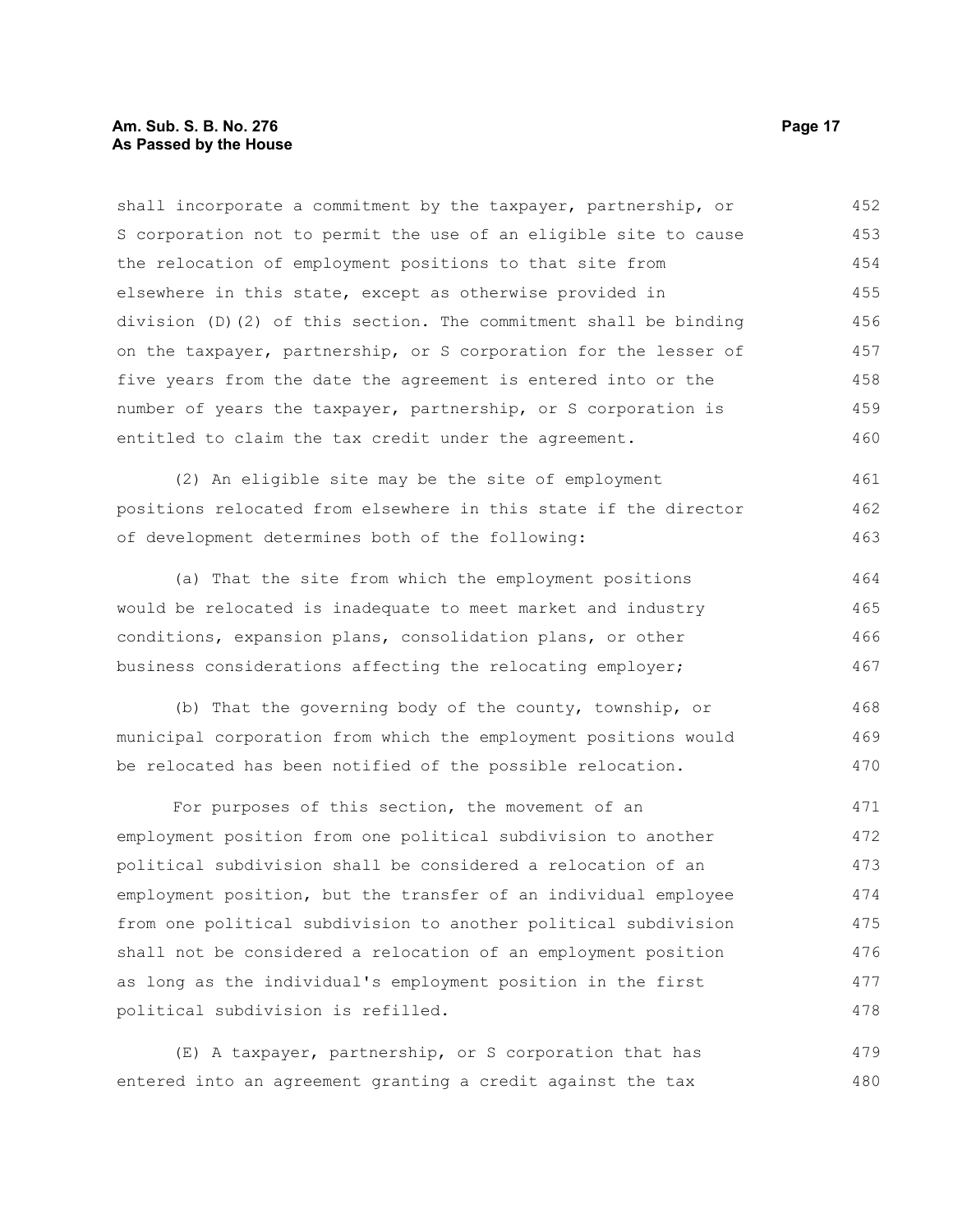shall incorporate a commitment by the taxpayer, partnership, or S corporation not to permit the use of an eligible site to cause the relocation of employment positions to that site from elsewhere in this state, except as otherwise provided in division (D)(2) of this section. The commitment shall be binding on the taxpayer, partnership, or S corporation for the lesser of five years from the date the agreement is entered into or the number of years the taxpayer, partnership, or S corporation is entitled to claim the tax credit under the agreement.

(2) An eligible site may be the site of employment positions relocated from elsewhere in this state if the director of development determines both of the following:

(a) That the site from which the employment positions would be relocated is inadequate to meet market and industry conditions, expansion plans, consolidation plans, or other business considerations affecting the relocating employer;

(b) That the governing body of the county, township, or municipal corporation from which the employment positions would be relocated has been notified of the possible relocation.

For purposes of this section, the movement of an employment position from one political subdivision to another political subdivision shall be considered a relocation of an employment position, but the transfer of an individual employee from one political subdivision to another political subdivision shall not be considered a relocation of an employment position as long as the individual's employment position in the first political subdivision is refilled.

(E) A taxpayer, partnership, or S corporation that has entered into an agreement granting a credit against the tax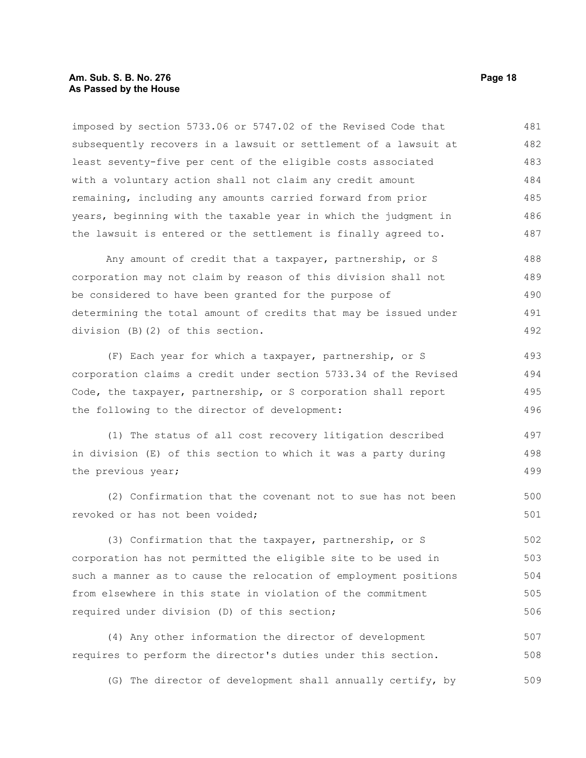imposed by section 5733.06 or 5747.02 of the Revised Code that subsequently recovers in a lawsuit or settlement of a lawsuit at least seventy-five per cent of the eligible costs associated with a voluntary action shall not claim any credit amount remaining, including any amounts carried forward from prior years, beginning with the taxable year in which the judgment in the lawsuit is entered or the settlement is finally agreed to.

Any amount of credit that a taxpayer, partnership, or S corporation may not claim by reason of this division shall not be considered to have been granted for the purpose of determining the total amount of credits that may be issued under division (B)(2) of this section.

(F) Each year for which a taxpayer, partnership, or S corporation claims a credit under section 5733.34 of the Revised Code, the taxpayer, partnership, or S corporation shall report the following to the director of development:

(1) The status of all cost recovery litigation described in division (E) of this section to which it was a party during the previous year;

(2) Confirmation that the covenant not to sue has not been revoked or has not been voided;

(3) Confirmation that the taxpayer, partnership, or S corporation has not permitted the eligible site to be used in such a manner as to cause the relocation of employment positions from elsewhere in this state in violation of the commitment required under division (D) of this section;

(4) Any other information the director of development requires to perform the director's duties under this section.

(G) The director of development shall annually certify, by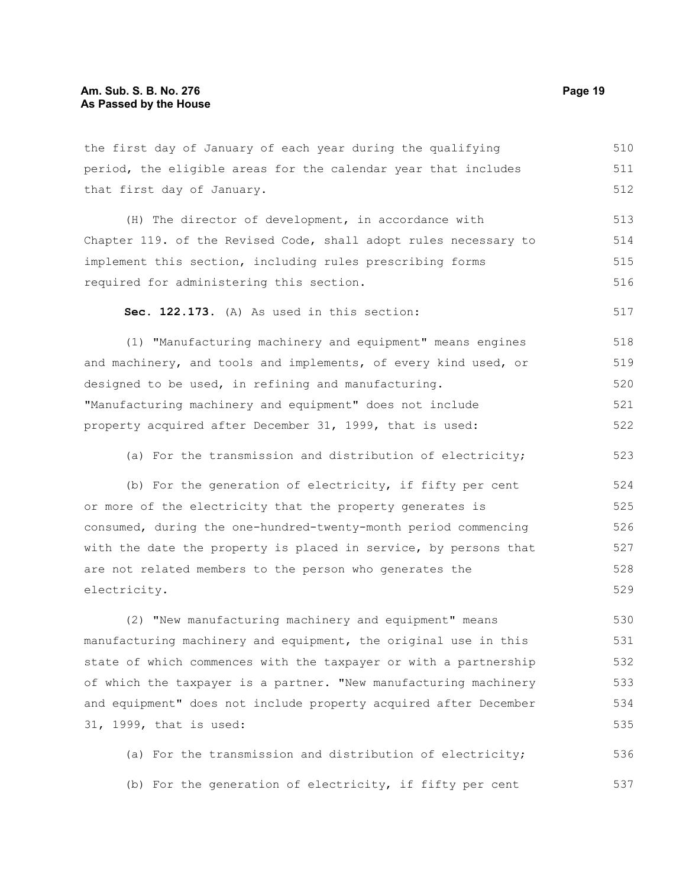the first day of January of each year during the qualifying period, the eligible areas for the calendar year that includes that first day of January.

(H) The director of development, in accordance with Chapter 119. of the Revised Code, shall adopt rules necessary to implement this section, including rules prescribing forms required for administering this section.

**Sec. 122.173.** (A) As used in this section:

(1) "Manufacturing machinery and equipment" means engines and machinery, and tools and implements, of every kind used, or designed to be used, in refining and manufacturing. "Manufacturing machinery and equipment" does not include property acquired after December 31, 1999, that is used:

(a) For the transmission and distribution of electricity;

(b) For the generation of electricity, if fifty per cent or more of the electricity that the property generates is consumed, during the one-hundred-twenty-month period commencing with the date the property is placed in service, by persons that are not related members to the person who generates the electricity.

(2) "New manufacturing machinery and equipment" means manufacturing machinery and equipment, the original use in this state of which commences with the taxpayer or with a partnership of which the taxpayer is a partner. "New manufacturing machinery and equipment" does not include property acquired after December 31, 1999, that is used:

(a) For the transmission and distribution of electricity;

(b) For the generation of electricity, if fifty per cent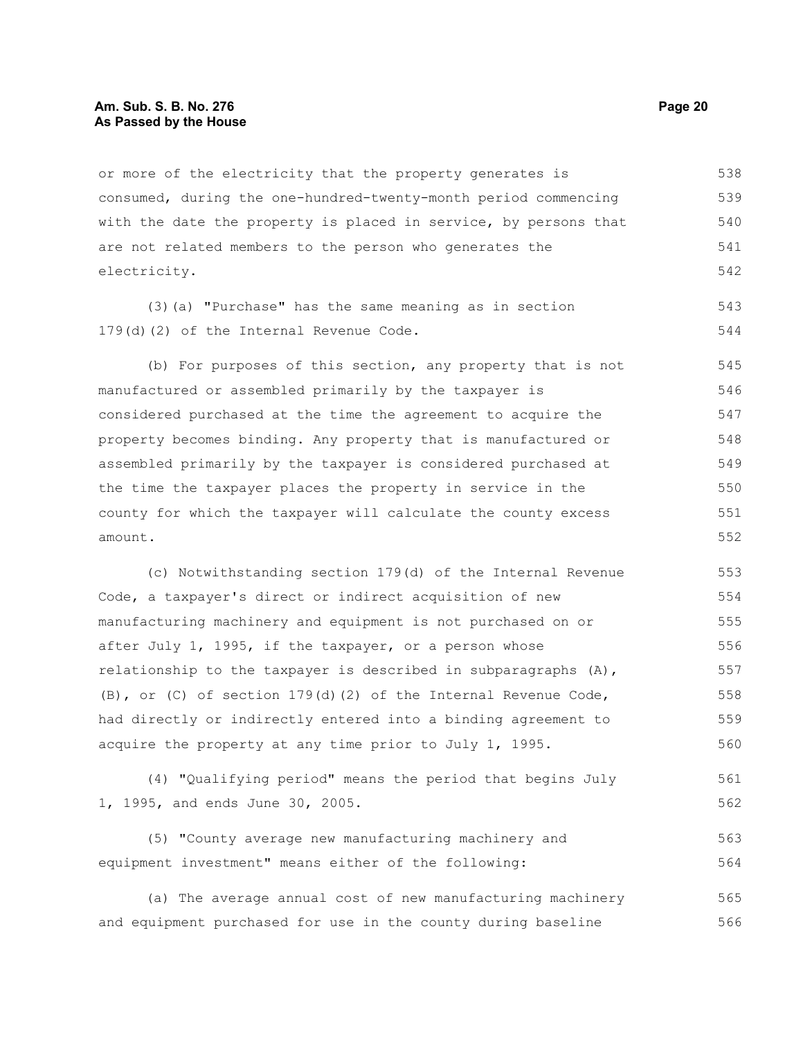or more of the electricity that the property generates is consumed, during the one-hundred-twenty-month period commencing with the date the property is placed in service, by persons that are not related members to the person who generates the electricity.

(3)(a) "Purchase" has the same meaning as in section 179(d)(2) of the Internal Revenue Code.

(b) For purposes of this section, any property that is not manufactured or assembled primarily by the taxpayer is considered purchased at the time the agreement to acquire the property becomes binding. Any property that is manufactured or assembled primarily by the taxpayer is considered purchased at the time the taxpayer places the property in service in the county for which the taxpayer will calculate the county excess amount.

(c) Notwithstanding section 179(d) of the Internal Revenue Code, a taxpayer's direct or indirect acquisition of new manufacturing machinery and equipment is not purchased on or after July 1, 1995, if the taxpayer, or a person whose relationship to the taxpayer is described in subparagraphs (A), (B), or (C) of section 179(d)(2) of the Internal Revenue Code, had directly or indirectly entered into a binding agreement to acquire the property at any time prior to July 1, 1995.

(4) "Qualifying period" means the period that begins July 1, 1995, and ends June 30, 2005.

(5) "County average new manufacturing machinery and equipment investment" means either of the following:

(a) The average annual cost of new manufacturing machinery and equipment purchased for use in the county during baseline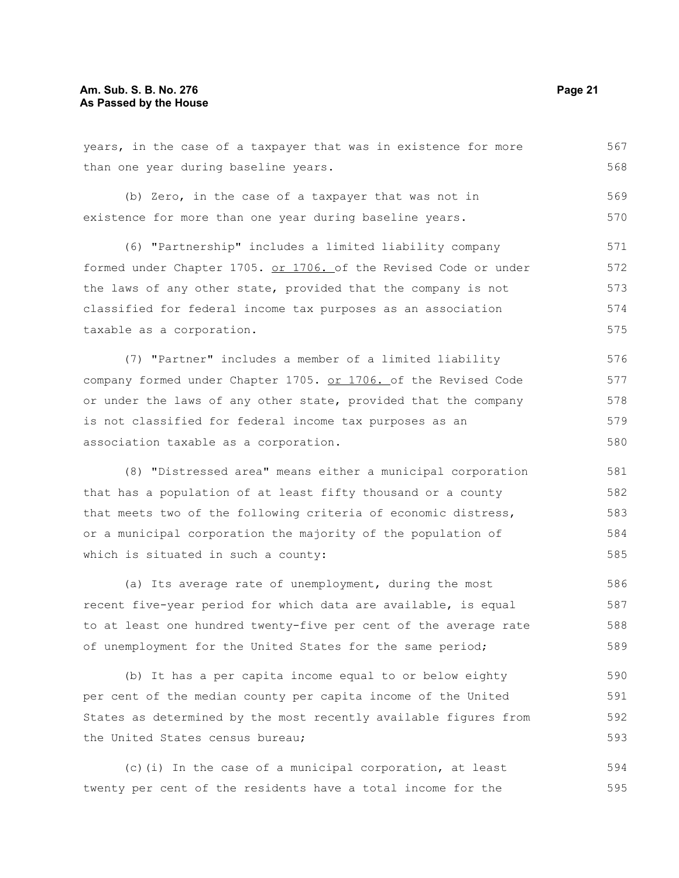years, in the case of a taxpayer that was in existence for more than one year during baseline years.

(b) Zero, in the case of a taxpayer that was not in existence for more than one year during baseline years.

(6) "Partnership" includes a limited liability company formed under Chapter 1705. or 1706. of the Revised Code or under the laws of any other state, provided that the company is not classified for federal income tax purposes as an association taxable as a corporation.

(7) "Partner" includes a member of a limited liability company formed under Chapter 1705. or 1706. of the Revised Code or under the laws of any other state, provided that the company is not classified for federal income tax purposes as an association taxable as a corporation.

(8) "Distressed area" means either a municipal corporation that has a population of at least fifty thousand or a county that meets two of the following criteria of economic distress, or a municipal corporation the majority of the population of which is situated in such a county:

(a) Its average rate of unemployment, during the most recent five-year period for which data are available, is equal to at least one hundred twenty-five per cent of the average rate of unemployment for the United States for the same period;

(b) It has a per capita income equal to or below eighty per cent of the median county per capita income of the United States as determined by the most recently available figures from the United States census bureau;

(c)(i) In the case of a municipal corporation, at least twenty per cent of the residents have a total income for the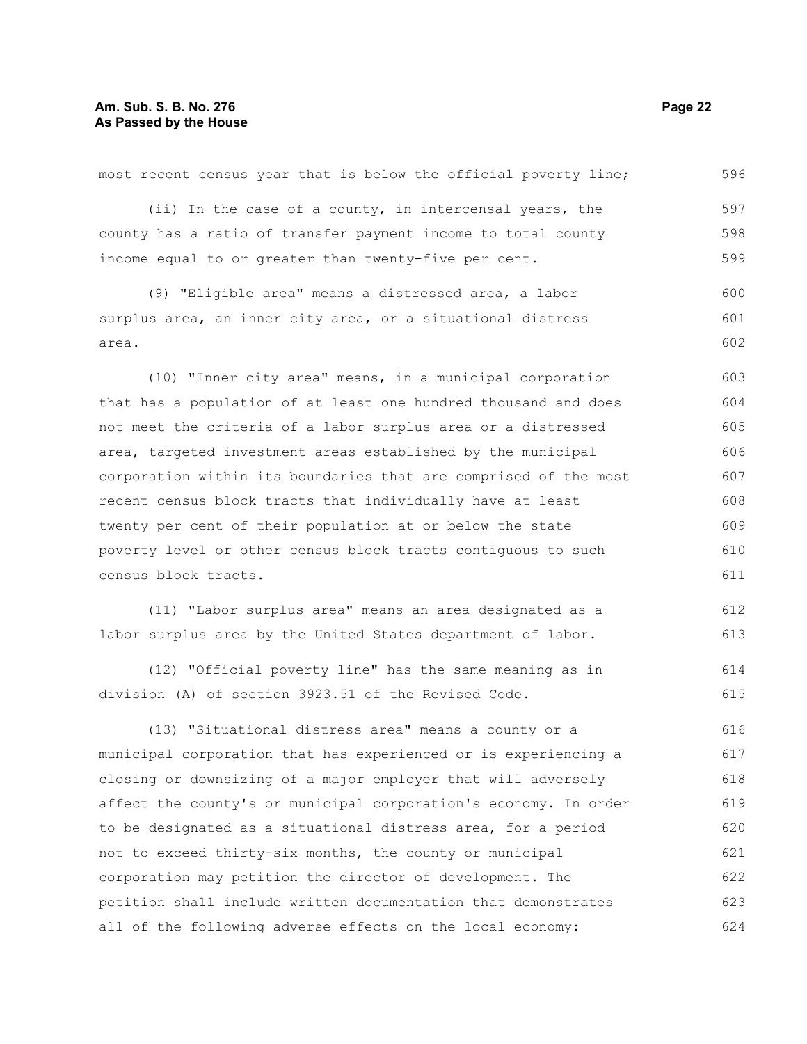most recent census year that is below the official poverty line;

(ii) In the case of a county, in intercensal years, the county has a ratio of transfer payment income to total county income equal to or greater than twenty-five per cent.

(9) "Eligible area" means a distressed area, a labor surplus area, an inner city area, or a situational distress area.

(10) "Inner city area" means, in a municipal corporation that has a population of at least one hundred thousand and does not meet the criteria of a labor surplus area or a distressed area, targeted investment areas established by the municipal corporation within its boundaries that are comprised of the most recent census block tracts that individually have at least twenty per cent of their population at or below the state poverty level or other census block tracts contiguous to such census block tracts.

(11) "Labor surplus area" means an area designated as a labor surplus area by the United States department of labor.

(12) "Official poverty line" has the same meaning as in division (A) of section 3923.51 of the Revised Code.

(13) "Situational distress area" means a county or a municipal corporation that has experienced or is experiencing a closing or downsizing of a major employer that will adversely affect the county's or municipal corporation's economy. In order to be designated as a situational distress area, for a period not to exceed thirty-six months, the county or municipal corporation may petition the director of development. The petition shall include written documentation that demonstrates all of the following adverse effects on the local economy: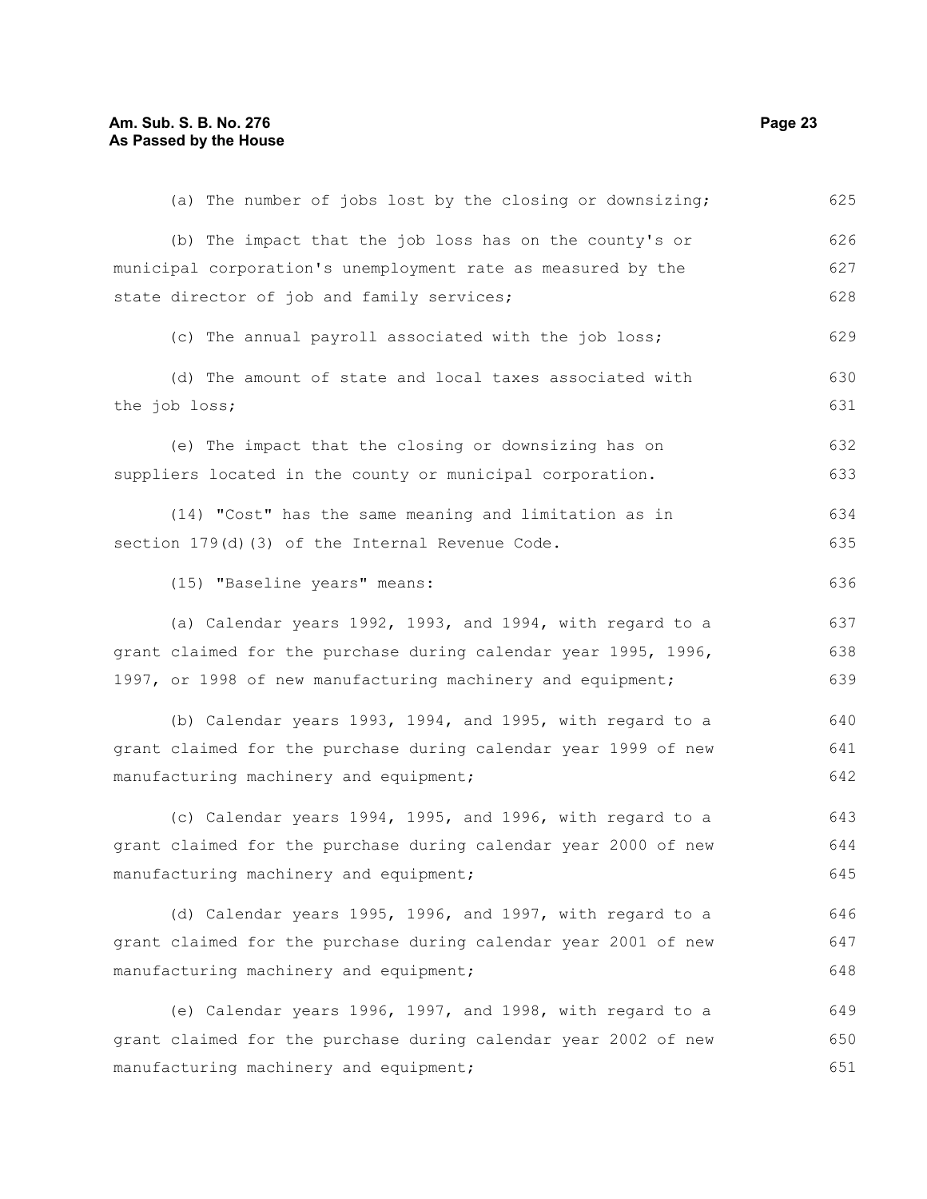(a) The number of jobs lost by the closing or downsizing;

(b) The impact that the job loss has on the county's or municipal corporation's unemployment rate as measured by the state director of job and family services;

(c) The annual payroll associated with the job loss;

(d) The amount of state and local taxes associated with the job loss;

(e) The impact that the closing or downsizing has on suppliers located in the county or municipal corporation.

(14) "Cost" has the same meaning and limitation as in section 179(d)(3) of the Internal Revenue Code.

(15) "Baseline years" means:

(a) Calendar years 1992, 1993, and 1994, with regard to a grant claimed for the purchase during calendar year 1995, 1996, 1997, or 1998 of new manufacturing machinery and equipment;

(b) Calendar years 1993, 1994, and 1995, with regard to a grant claimed for the purchase during calendar year 1999 of new manufacturing machinery and equipment;

(c) Calendar years 1994, 1995, and 1996, with regard to a grant claimed for the purchase during calendar year 2000 of new manufacturing machinery and equipment;

(d) Calendar years 1995, 1996, and 1997, with regard to a grant claimed for the purchase during calendar year 2001 of new manufacturing machinery and equipment;

(e) Calendar years 1996, 1997, and 1998, with regard to a grant claimed for the purchase during calendar year 2002 of new manufacturing machinery and equipment;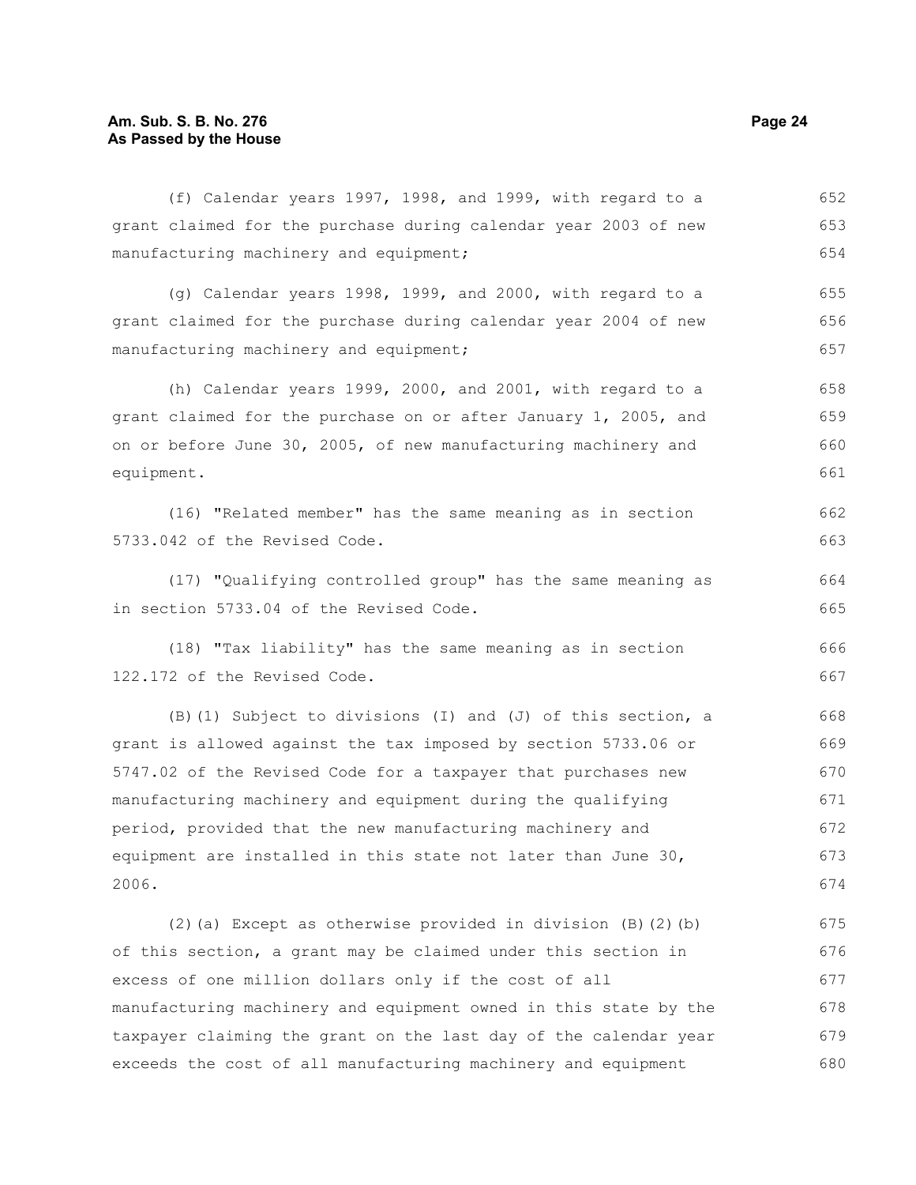(f) Calendar years 1997, 1998, and 1999, with regard to a grant claimed for the purchase during calendar year 2003 of new manufacturing machinery and equipment;

(g) Calendar years 1998, 1999, and 2000, with regard to a grant claimed for the purchase during calendar year 2004 of new manufacturing machinery and equipment;

(h) Calendar years 1999, 2000, and 2001, with regard to a grant claimed for the purchase on or after January 1, 2005, and on or before June 30, 2005, of new manufacturing machinery and equipment.

(16) "Related member" has the same meaning as in section 5733.042 of the Revised Code.

(17) "Qualifying controlled group" has the same meaning as in section 5733.04 of the Revised Code.

(18) "Tax liability" has the same meaning as in section 122.172 of the Revised Code.

(B)(1) Subject to divisions (I) and (J) of this section, a grant is allowed against the tax imposed by section 5733.06 or 5747.02 of the Revised Code for a taxpayer that purchases new manufacturing machinery and equipment during the qualifying period, provided that the new manufacturing machinery and equipment are installed in this state not later than June 30, 2006.

(2)(a) Except as otherwise provided in division (B)(2)(b) of this section, a grant may be claimed under this section in excess of one million dollars only if the cost of all manufacturing machinery and equipment owned in this state by the taxpayer claiming the grant on the last day of the calendar year exceeds the cost of all manufacturing machinery and equipment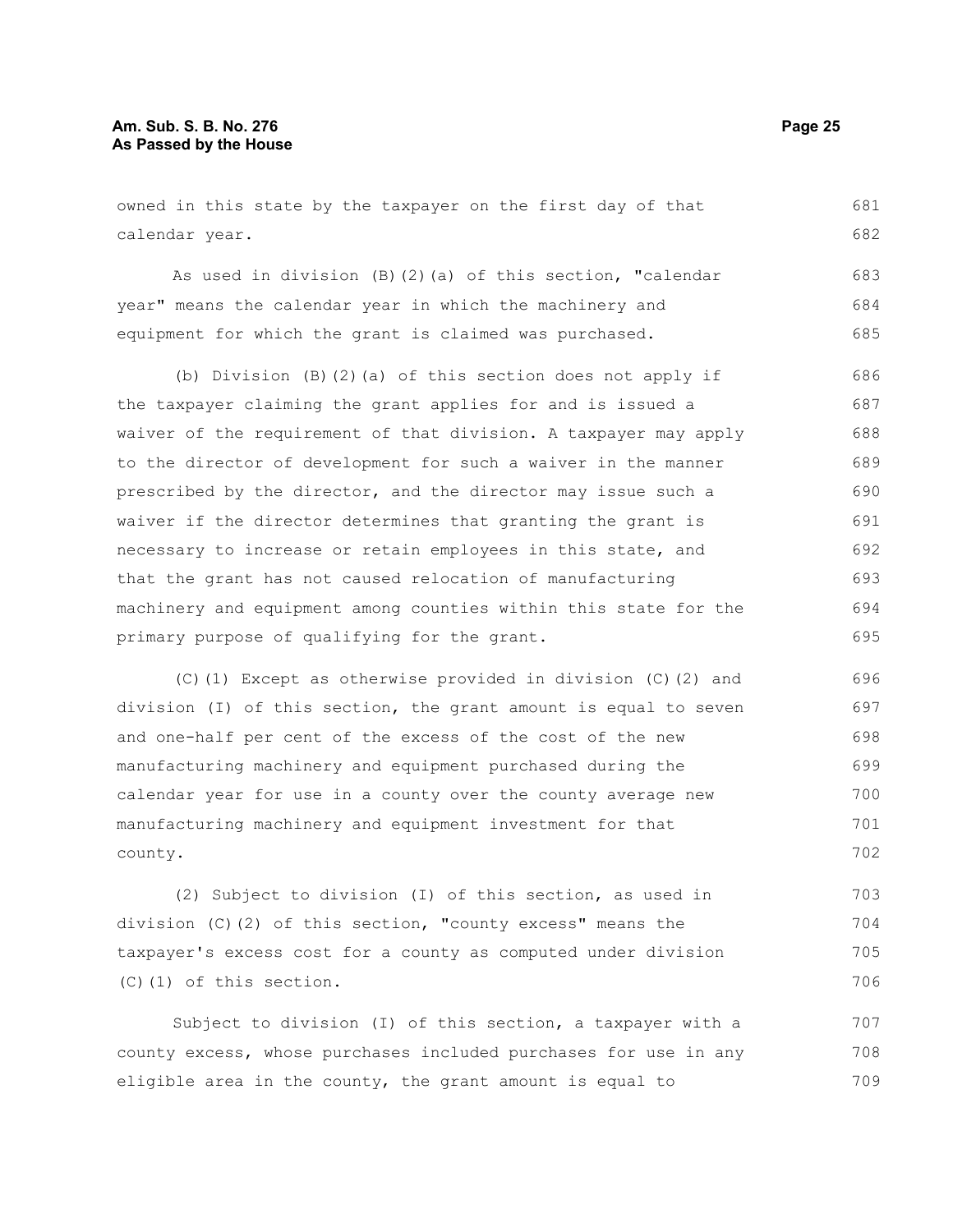owned in this state by the taxpayer on the first day of that calendar year.

As used in division (B)(2)(a) of this section, "calendar year" means the calendar year in which the machinery and equipment for which the grant is claimed was purchased.

(b) Division (B)(2)(a) of this section does not apply if the taxpayer claiming the grant applies for and is issued a waiver of the requirement of that division. A taxpayer may apply to the director of development for such a waiver in the manner prescribed by the director, and the director may issue such a waiver if the director determines that granting the grant is necessary to increase or retain employees in this state, and that the grant has not caused relocation of manufacturing machinery and equipment among counties within this state for the primary purpose of qualifying for the grant.

(C)(1) Except as otherwise provided in division (C)(2) and division (I) of this section, the grant amount is equal to seven and one-half per cent of the excess of the cost of the new manufacturing machinery and equipment purchased during the calendar year for use in a county over the county average new manufacturing machinery and equipment investment for that county.

(2) Subject to division (I) of this section, as used in division (C)(2) of this section, "county excess" means the taxpayer's excess cost for a county as computed under division (C)(1) of this section.

Subject to division (I) of this section, a taxpayer with a county excess, whose purchases included purchases for use in any eligible area in the county, the grant amount is equal to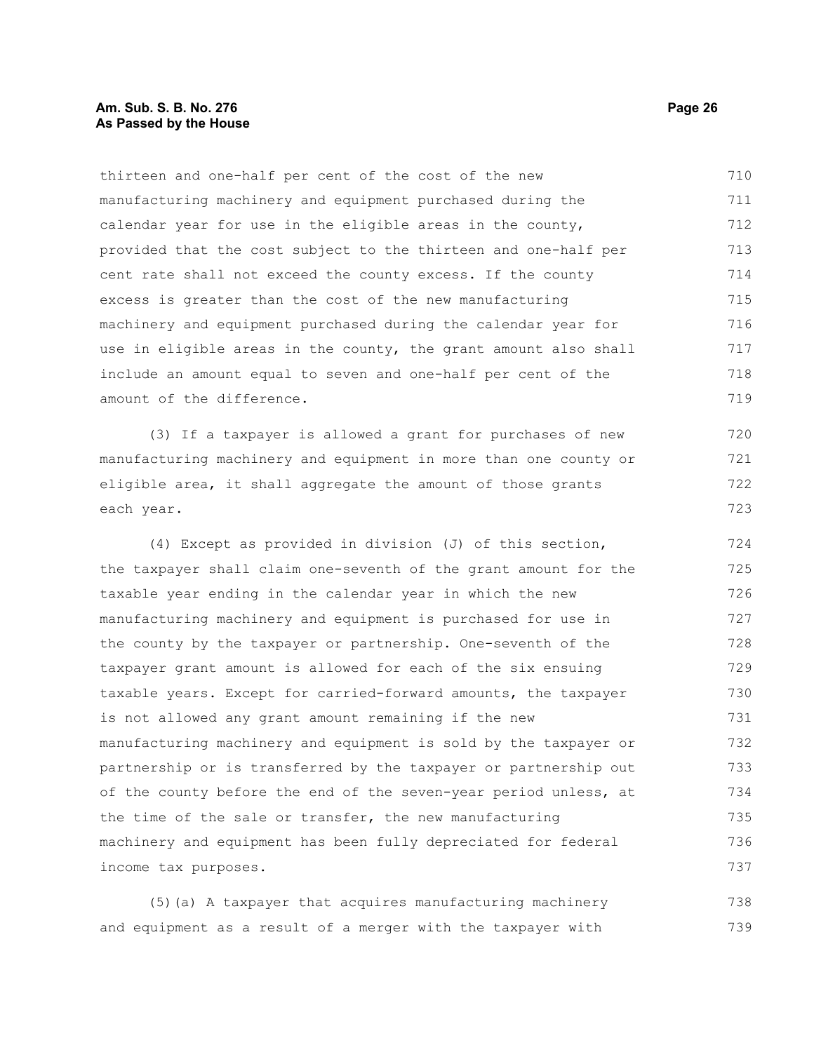thirteen and one-half per cent of the cost of the new manufacturing machinery and equipment purchased during the calendar year for use in the eligible areas in the county, provided that the cost subject to the thirteen and one-half per cent rate shall not exceed the county excess. If the county excess is greater than the cost of the new manufacturing machinery and equipment purchased during the calendar year for use in eligible areas in the county, the grant amount also shall include an amount equal to seven and one-half per cent of the amount of the difference.

(3) If a taxpayer is allowed a grant for purchases of new manufacturing machinery and equipment in more than one county or eligible area, it shall aggregate the amount of those grants each year.

(4) Except as provided in division (J) of this section, the taxpayer shall claim one-seventh of the grant amount for the taxable year ending in the calendar year in which the new manufacturing machinery and equipment is purchased for use in the county by the taxpayer or partnership. One-seventh of the taxpayer grant amount is allowed for each of the six ensuing taxable years. Except for carried-forward amounts, the taxpayer is not allowed any grant amount remaining if the new manufacturing machinery and equipment is sold by the taxpayer or partnership or is transferred by the taxpayer or partnership out of the county before the end of the seven-year period unless, at the time of the sale or transfer, the new manufacturing machinery and equipment has been fully depreciated for federal income tax purposes.

(5)(a) A taxpayer that acquires manufacturing machinery and equipment as a result of a merger with the taxpayer with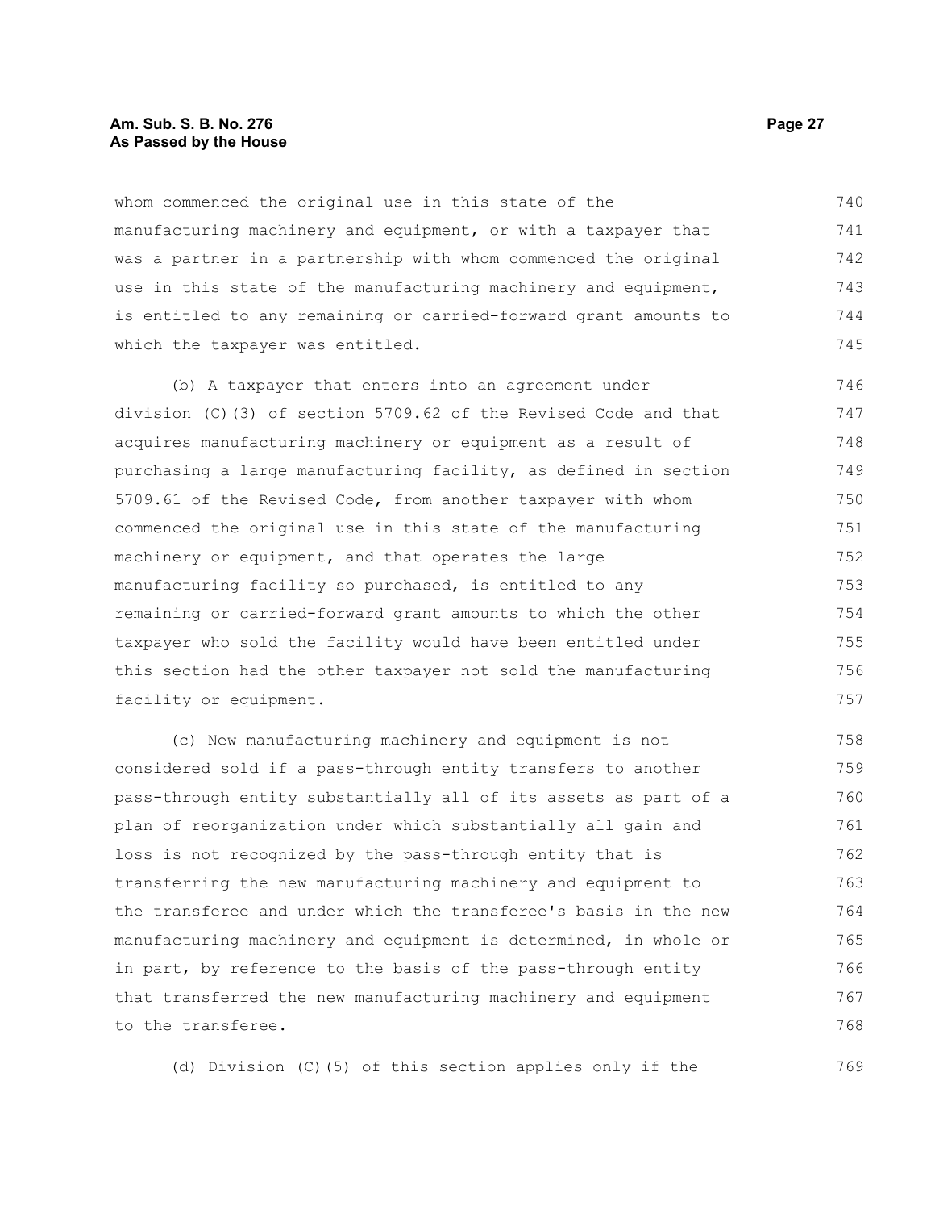whom commenced the original use in this state of the manufacturing machinery and equipment, or with a taxpayer that was a partner in a partnership with whom commenced the original use in this state of the manufacturing machinery and equipment, is entitled to any remaining or carried-forward grant amounts to which the taxpayer was entitled.

(b) A taxpayer that enters into an agreement under division (C)(3) of section 5709.62 of the Revised Code and that acquires manufacturing machinery or equipment as a result of purchasing a large manufacturing facility, as defined in section 5709.61 of the Revised Code, from another taxpayer with whom commenced the original use in this state of the manufacturing machinery or equipment, and that operates the large manufacturing facility so purchased, is entitled to any remaining or carried-forward grant amounts to which the other taxpayer who sold the facility would have been entitled under this section had the other taxpayer not sold the manufacturing facility or equipment.

(c) New manufacturing machinery and equipment is not considered sold if a pass-through entity transfers to another pass-through entity substantially all of its assets as part of a plan of reorganization under which substantially all gain and loss is not recognized by the pass-through entity that is transferring the new manufacturing machinery and equipment to the transferee and under which the transferee's basis in the new manufacturing machinery and equipment is determined, in whole or in part, by reference to the basis of the pass-through entity that transferred the new manufacturing machinery and equipment to the transferee.

(d) Division (C)(5) of this section applies only if the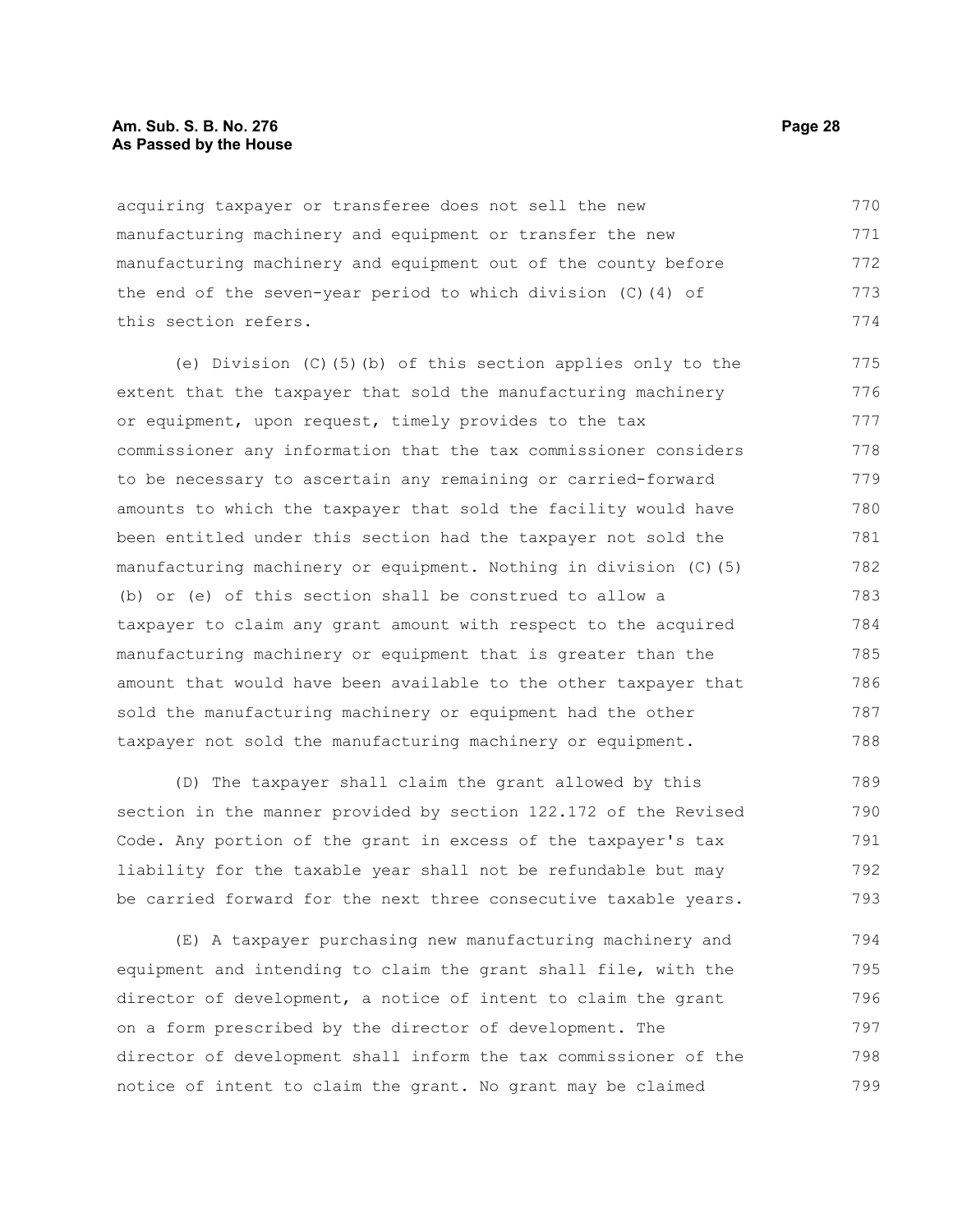acquiring taxpayer or transferee does not sell the new manufacturing machinery and equipment or transfer the new manufacturing machinery and equipment out of the county before the end of the seven-year period to which division (C)(4) of this section refers.

(e) Division (C)(5)(b) of this section applies only to the extent that the taxpayer that sold the manufacturing machinery or equipment, upon request, timely provides to the tax commissioner any information that the tax commissioner considers to be necessary to ascertain any remaining or carried-forward amounts to which the taxpayer that sold the facility would have been entitled under this section had the taxpayer not sold the manufacturing machinery or equipment. Nothing in division (C)(5)(b) or (e) of this section shall be construed to allow a taxpayer to claim any grant amount with respect to the acquired manufacturing machinery or equipment that is greater than the amount that would have been available to the other taxpayer that sold the manufacturing machinery or equipment had the other taxpayer not sold the manufacturing machinery or equipment.

(D) The taxpayer shall claim the grant allowed by this section in the manner provided by section 122.172 of the Revised Code. Any portion of the grant in excess of the taxpayer's tax liability for the taxable year shall not be refundable but may be carried forward for the next three consecutive taxable years.

(E) A taxpayer purchasing new manufacturing machinery and equipment and intending to claim the grant shall file, with the director of development, a notice of intent to claim the grant on a form prescribed by the director of development. The director of development shall inform the tax commissioner of the notice of intent to claim the grant. No grant may be claimed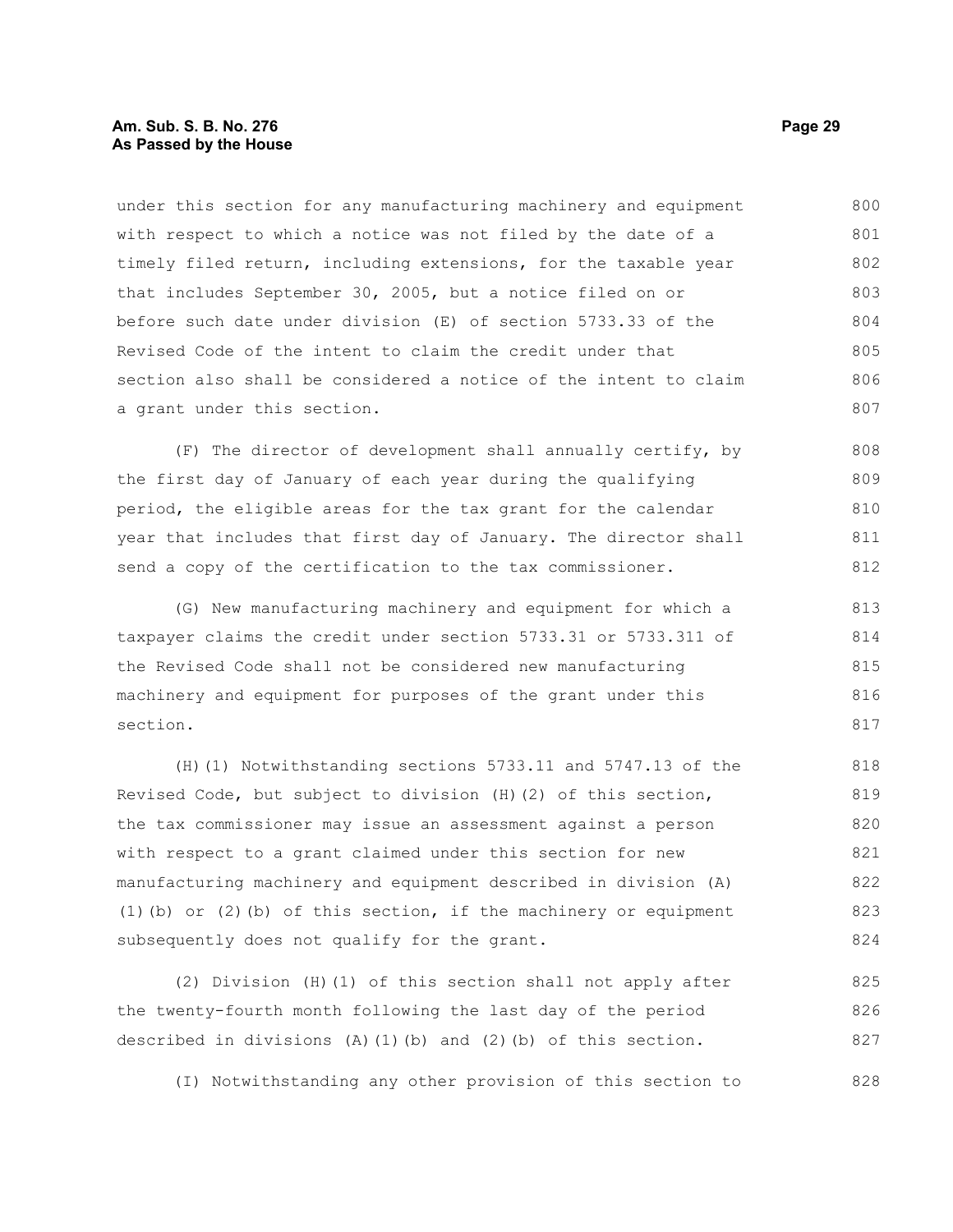under this section for any manufacturing machinery and equipment with respect to which a notice was not filed by the date of a timely filed return, including extensions, for the taxable year that includes September 30, 2005, but a notice filed on or before such date under division (E) of section 5733.33 of the Revised Code of the intent to claim the credit under that section also shall be considered a notice of the intent to claim a grant under this section.

(F) The director of development shall annually certify, by the first day of January of each year during the qualifying period, the eligible areas for the tax grant for the calendar year that includes that first day of January. The director shall send a copy of the certification to the tax commissioner.

(G) New manufacturing machinery and equipment for which a taxpayer claims the credit under section 5733.31 or 5733.311 of the Revised Code shall not be considered new manufacturing machinery and equipment for purposes of the grant under this section.

(H)(1) Notwithstanding sections 5733.11 and 5747.13 of the Revised Code, but subject to division (H)(2) of this section, the tax commissioner may issue an assessment against a person with respect to a grant claimed under this section for new manufacturing machinery and equipment described in division (A)(1)(b) or (2)(b) of this section, if the machinery or equipment subsequently does not qualify for the grant.

(2) Division (H)(1) of this section shall not apply after the twenty-fourth month following the last day of the period described in divisions (A)(1)(b) and (2)(b) of this section.

(I) Notwithstanding any other provision of this section to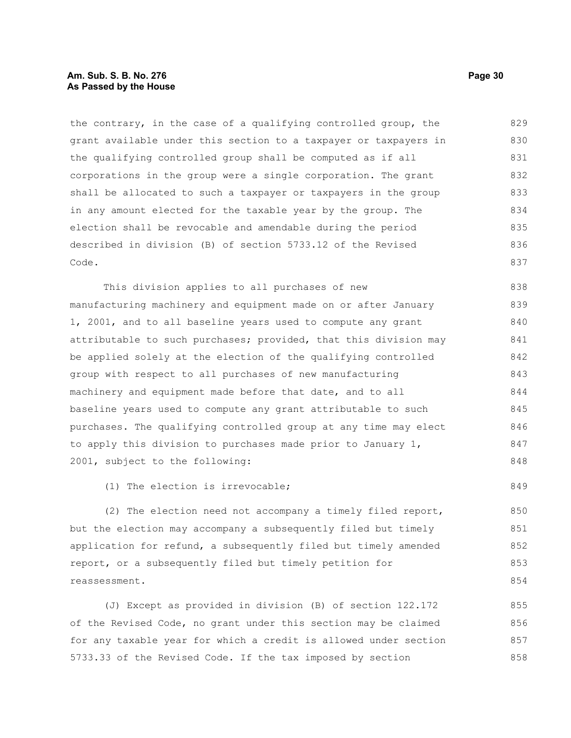the contrary, in the case of a qualifying controlled group, the grant available under this section to a taxpayer or taxpayers in the qualifying controlled group shall be computed as if all corporations in the group were a single corporation. The grant shall be allocated to such a taxpayer or taxpayers in the group in any amount elected for the taxable year by the group. The election shall be revocable and amendable during the period described in division (B) of section 5733.12 of the Revised Code.

This division applies to all purchases of new manufacturing machinery and equipment made on or after January 1, 2001, and to all baseline years used to compute any grant attributable to such purchases; provided, that this division may be applied solely at the election of the qualifying controlled group with respect to all purchases of new manufacturing machinery and equipment made before that date, and to all baseline years used to compute any grant attributable to such purchases. The qualifying controlled group at any time may elect to apply this division to purchases made prior to January 1, 2001, subject to the following:

(1) The election is irrevocable;

(2) The election need not accompany a timely filed report, but the election may accompany a subsequently filed but timely application for refund, a subsequently filed but timely amended report, or a subsequently filed but timely petition for reassessment.

(J) Except as provided in division (B) of section 122.172 of the Revised Code, no grant under this section may be claimed for any taxable year for which a credit is allowed under section 5733.33 of the Revised Code. If the tax imposed by section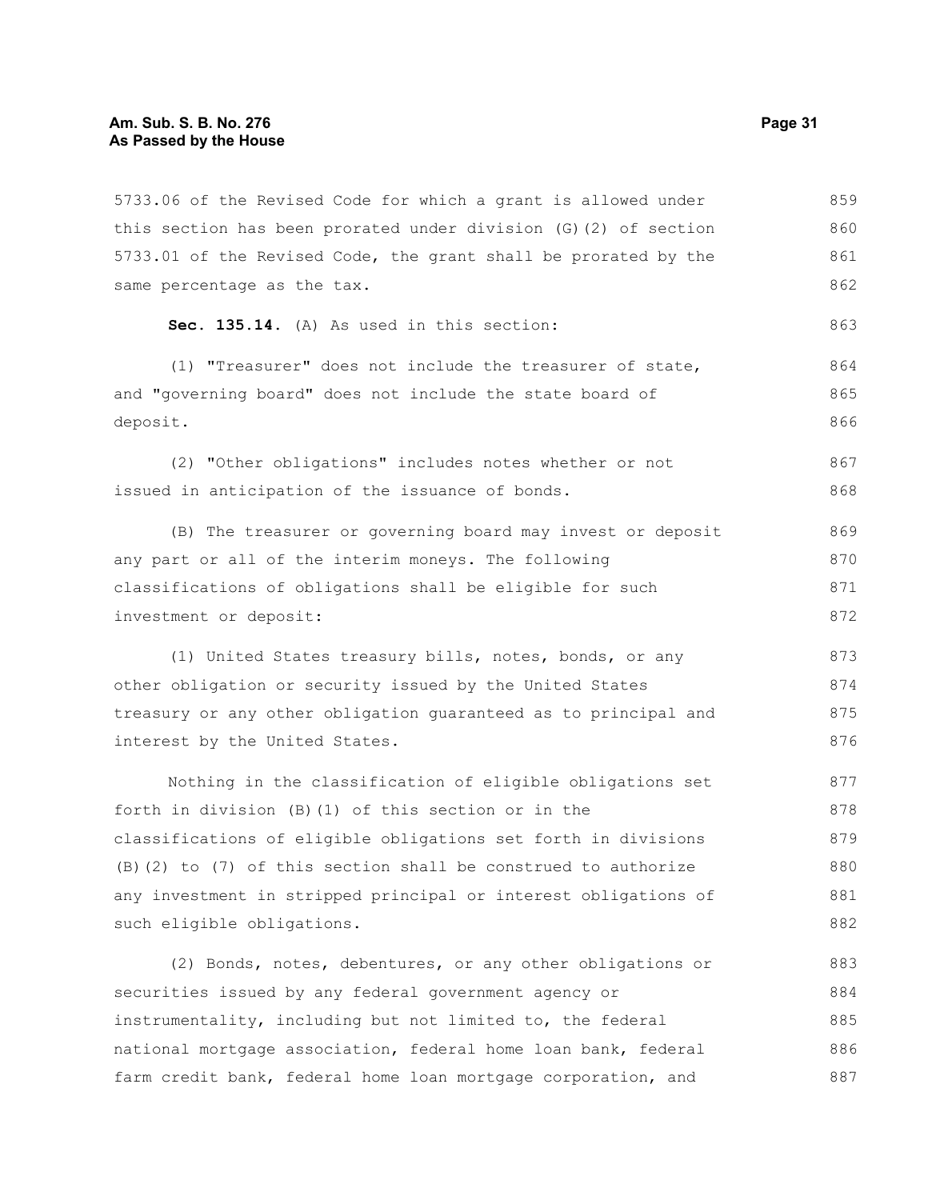5733.06 of the Revised Code for which a grant is allowed under this section has been prorated under division (G)(2) of section 5733.01 of the Revised Code, the grant shall be prorated by the same percentage as the tax.

**Sec. 135.14.** (A) As used in this section:

(1) "Treasurer" does not include the treasurer of state, and "governing board" does not include the state board of deposit.

(2) "Other obligations" includes notes whether or not issued in anticipation of the issuance of bonds.

(B) The treasurer or governing board may invest or deposit any part or all of the interim moneys. The following classifications of obligations shall be eligible for such investment or deposit:

(1) United States treasury bills, notes, bonds, or any other obligation or security issued by the United States treasury or any other obligation guaranteed as to principal and interest by the United States.

Nothing in the classification of eligible obligations set forth in division (B)(1) of this section or in the classifications of eligible obligations set forth in divisions (B)(2) to (7) of this section shall be construed to authorize any investment in stripped principal or interest obligations of such eligible obligations.

(2) Bonds, notes, debentures, or any other obligations or securities issued by any federal government agency or instrumentality, including but not limited to, the federal national mortgage association, federal home loan bank, federal farm credit bank, federal home loan mortgage corporation, and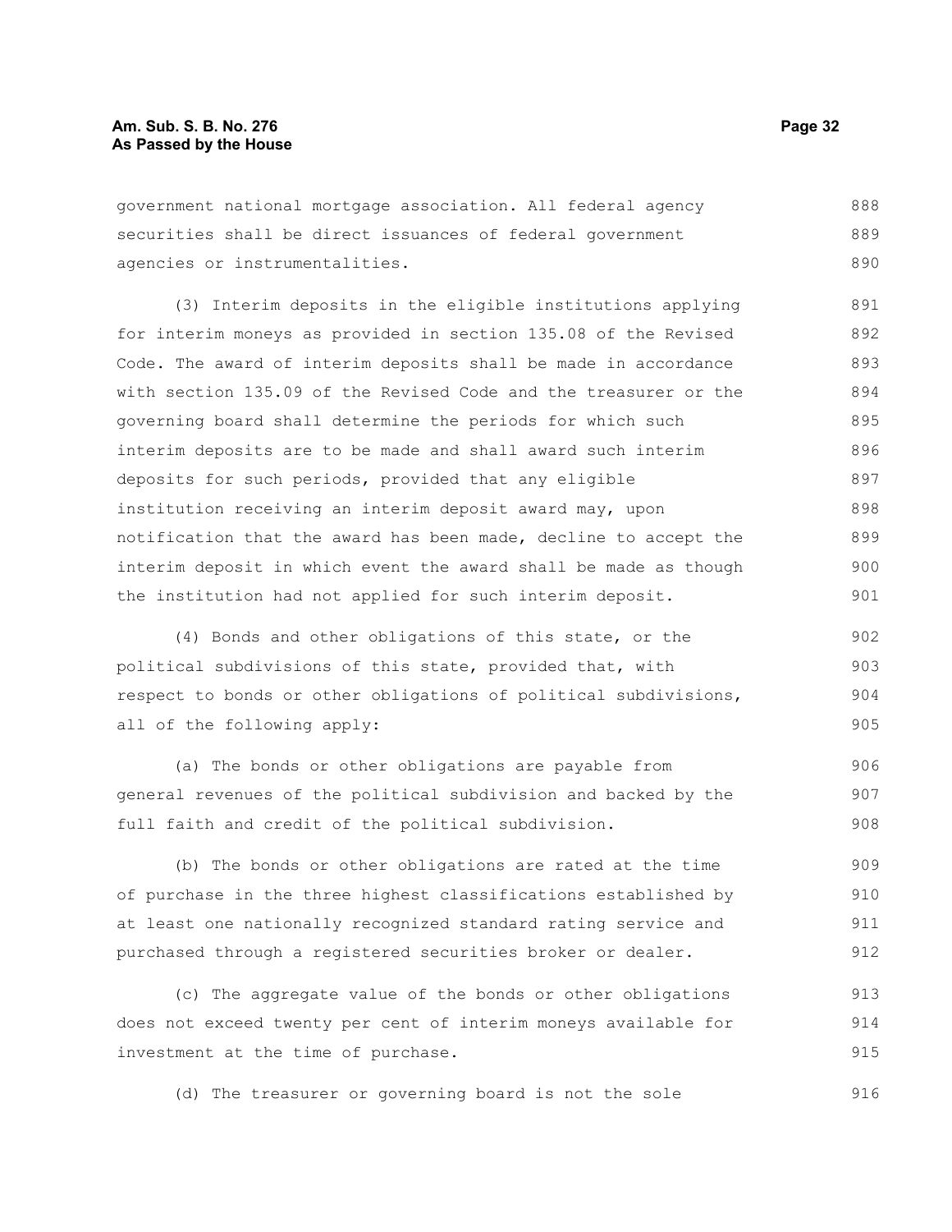government national mortgage association. All federal agency securities shall be direct issuances of federal government agencies or instrumentalities.

(3) Interim deposits in the eligible institutions applying for interim moneys as provided in section 135.08 of the Revised Code. The award of interim deposits shall be made in accordance with section 135.09 of the Revised Code and the treasurer or the governing board shall determine the periods for which such interim deposits are to be made and shall award such interim deposits for such periods, provided that any eligible institution receiving an interim deposit award may, upon notification that the award has been made, decline to accept the interim deposit in which event the award shall be made as though the institution had not applied for such interim deposit.

(4) Bonds and other obligations of this state, or the political subdivisions of this state, provided that, with respect to bonds or other obligations of political subdivisions, all of the following apply:

(a) The bonds or other obligations are payable from general revenues of the political subdivision and backed by the full faith and credit of the political subdivision.

(b) The bonds or other obligations are rated at the time of purchase in the three highest classifications established by at least one nationally recognized standard rating service and purchased through a registered securities broker or dealer.

(c) The aggregate value of the bonds or other obligations does not exceed twenty per cent of interim moneys available for investment at the time of purchase.

(d) The treasurer or governing board is not the sole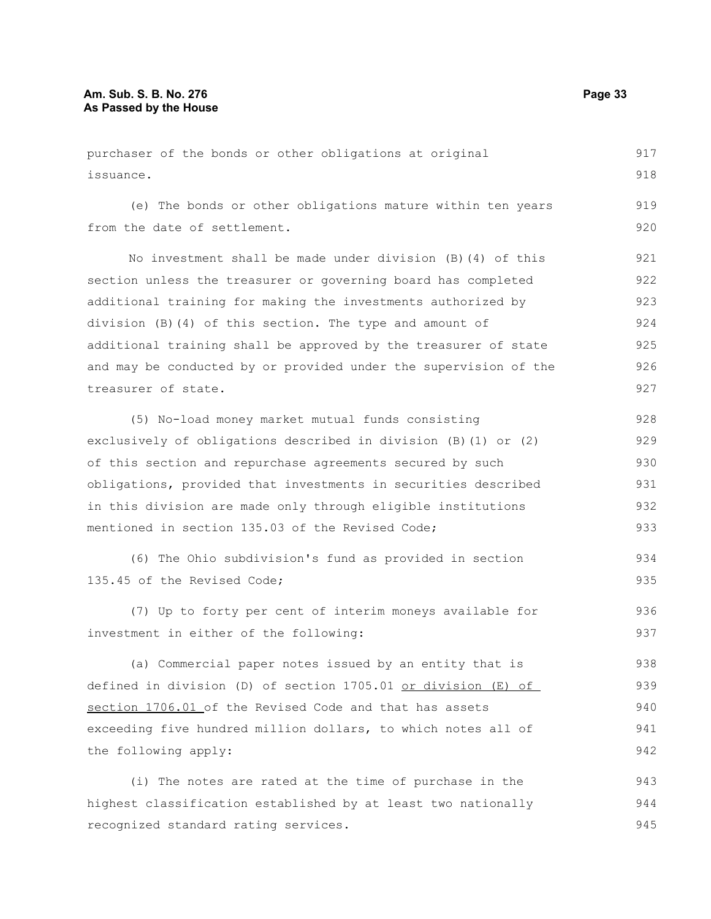purchaser of the bonds or other obligations at original issuance.

(e) The bonds or other obligations mature within ten years from the date of settlement.

No investment shall be made under division (B)(4) of this section unless the treasurer or governing board has completed additional training for making the investments authorized by division (B)(4) of this section. The type and amount of additional training shall be approved by the treasurer of state and may be conducted by or provided under the supervision of the treasurer of state.

(5) No-load money market mutual funds consisting exclusively of obligations described in division (B)(1) or (2) of this section and repurchase agreements secured by such obligations, provided that investments in securities described in this division are made only through eligible institutions mentioned in section 135.03 of the Revised Code;

(6) The Ohio subdivision's fund as provided in section 135.45 of the Revised Code;

(7) Up to forty per cent of interim moneys available for investment in either of the following:

(a) Commercial paper notes issued by an entity that is defined in division (D) of section 1705.01 <u>or division (E) of section 1706.01</u> of the Revised Code and that has assets exceeding five hundred million dollars, to which notes all of the following apply:

(i) The notes are rated at the time of purchase in the highest classification established by at least two nationally recognized standard rating services.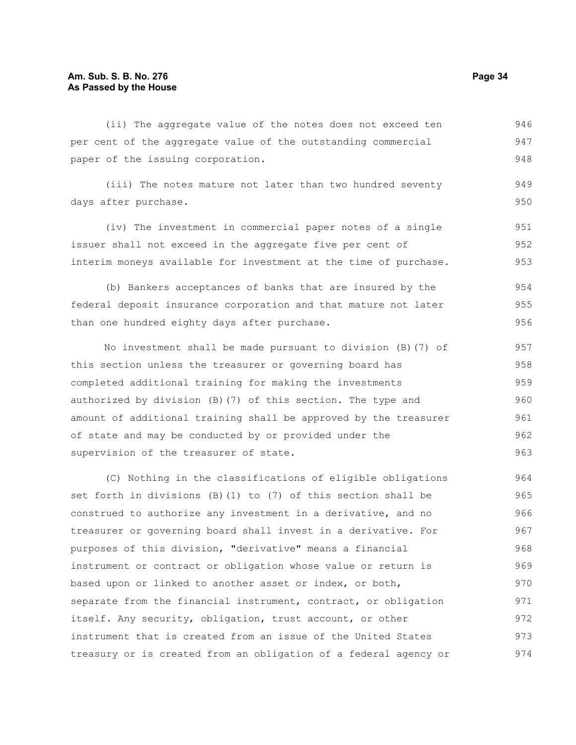(ii) The aggregate value of the notes does not exceed ten per cent of the aggregate value of the outstanding commercial paper of the issuing corporation.

(iii) The notes mature not later than two hundred seventy days after purchase.

(iv) The investment in commercial paper notes of a single issuer shall not exceed in the aggregate five per cent of interim moneys available for investment at the time of purchase.

(b) Bankers acceptances of banks that are insured by the federal deposit insurance corporation and that mature not later than one hundred eighty days after purchase.

No investment shall be made pursuant to division (B)(7) of this section unless the treasurer or governing board has completed additional training for making the investments authorized by division (B)(7) of this section. The type and amount of additional training shall be approved by the treasurer of state and may be conducted by or provided under the supervision of the treasurer of state.

(C) Nothing in the classifications of eligible obligations set forth in divisions (B)(1) to (7) of this section shall be construed to authorize any investment in a derivative, and no treasurer or governing board shall invest in a derivative. For purposes of this division, "derivative" means a financial instrument or contract or obligation whose value or return is based upon or linked to another asset or index, or both, separate from the financial instrument, contract, or obligation itself. Any security, obligation, trust account, or other instrument that is created from an issue of the United States treasury or is created from an obligation of a federal agency or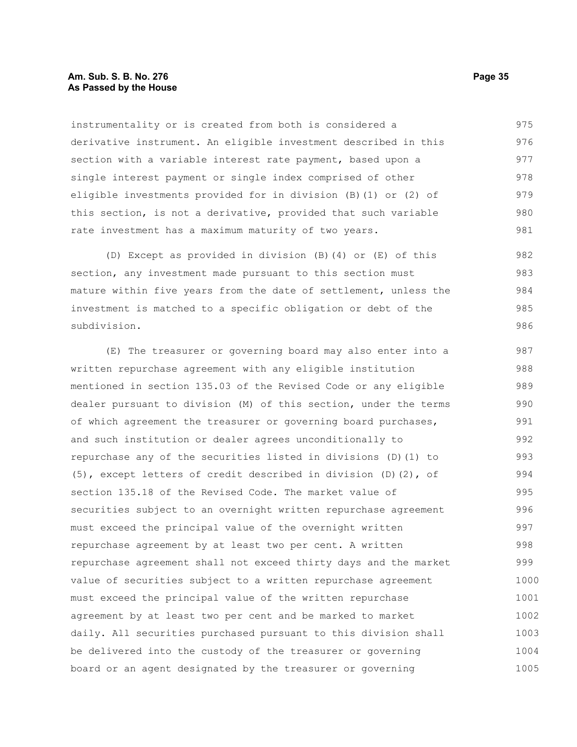instrumentality or is created from both is considered a derivative instrument. An eligible investment described in this section with a variable interest rate payment, based upon a single interest payment or single index comprised of other eligible investments provided for in division (B)(1) or (2) of this section, is not a derivative, provided that such variable rate investment has a maximum maturity of two years.

(D) Except as provided in division (B)(4) or (E) of this section, any investment made pursuant to this section must mature within five years from the date of settlement, unless the investment is matched to a specific obligation or debt of the subdivision.

(E) The treasurer or governing board may also enter into a written repurchase agreement with any eligible institution mentioned in section 135.03 of the Revised Code or any eligible dealer pursuant to division (M) of this section, under the terms of which agreement the treasurer or governing board purchases, and such institution or dealer agrees unconditionally to repurchase any of the securities listed in divisions (D)(1) to (5), except letters of credit described in division (D)(2), of section 135.18 of the Revised Code. The market value of securities subject to an overnight written repurchase agreement must exceed the principal value of the overnight written repurchase agreement by at least two per cent. A written repurchase agreement shall not exceed thirty days and the market value of securities subject to a written repurchase agreement must exceed the principal value of the written repurchase agreement by at least two per cent and be marked to market daily. All securities purchased pursuant to this division shall be delivered into the custody of the treasurer or governing board or an agent designated by the treasurer or governing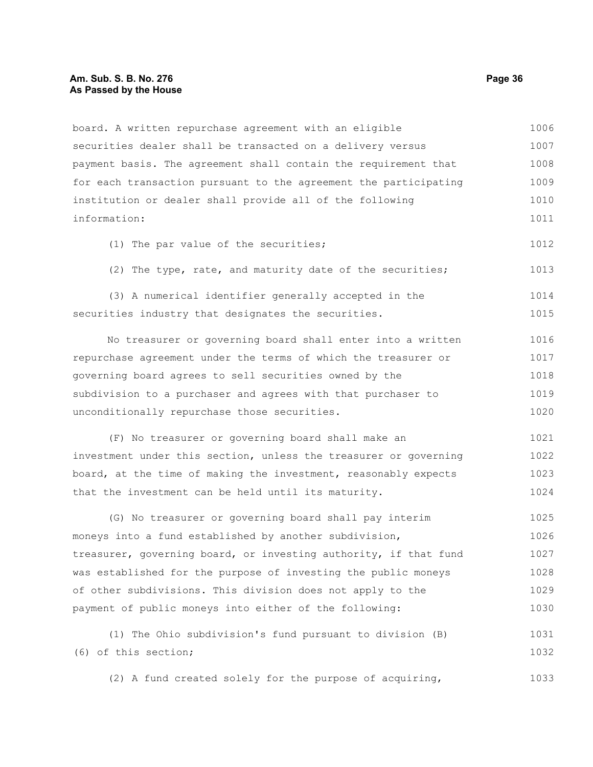board. A written repurchase agreement with an eligible securities dealer shall be transacted on a delivery versus payment basis. The agreement shall contain the requirement that for each transaction pursuant to the agreement the participating institution or dealer shall provide all of the following information:

(1) The par value of the securities;

(2) The type, rate, and maturity date of the securities;

(3) A numerical identifier generally accepted in the securities industry that designates the securities.

No treasurer or governing board shall enter into a written repurchase agreement under the terms of which the treasurer or governing board agrees to sell securities owned by the subdivision to a purchaser and agrees with that purchaser to unconditionally repurchase those securities.

(F) No treasurer or governing board shall make an investment under this section, unless the treasurer or governing board, at the time of making the investment, reasonably expects that the investment can be held until its maturity.

(G) No treasurer or governing board shall pay interim moneys into a fund established by another subdivision, treasurer, governing board, or investing authority, if that fund was established for the purpose of investing the public moneys of other subdivisions. This division does not apply to the payment of public moneys into either of the following:

(1) The Ohio subdivision's fund pursuant to division (B)(6) of this section;

(2) A fund created solely for the purpose of acquiring,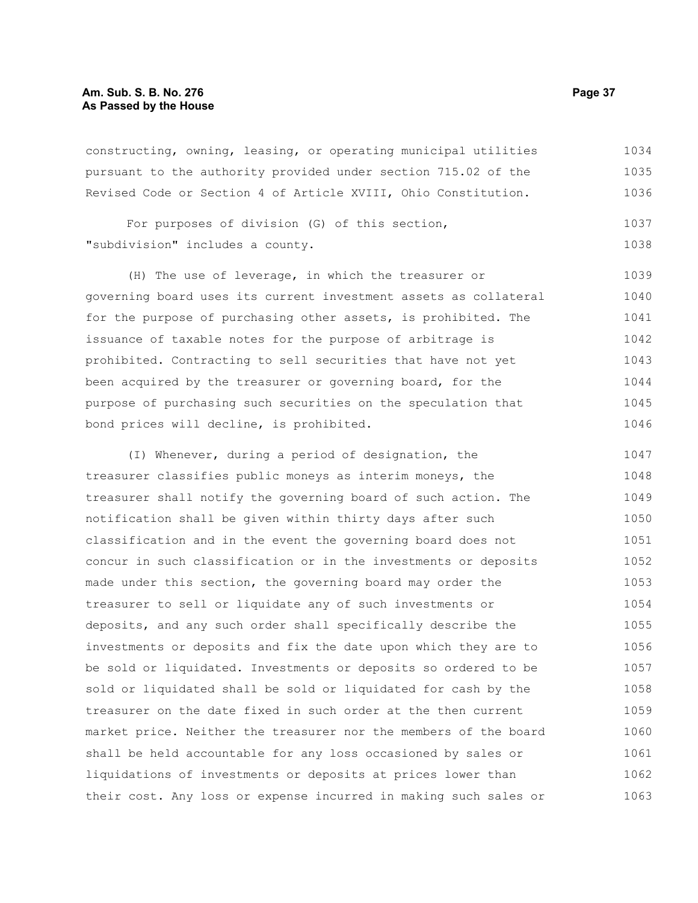constructing, owning, leasing, or operating municipal utilities pursuant to the authority provided under section 715.02 of the Revised Code or Section 4 of Article XVIII, Ohio Constitution.

For purposes of division (G) of this section, "subdivision" includes a county.

(H) The use of leverage, in which the treasurer or governing board uses its current investment assets as collateral for the purpose of purchasing other assets, is prohibited. The issuance of taxable notes for the purpose of arbitrage is prohibited. Contracting to sell securities that have not yet been acquired by the treasurer or governing board, for the purpose of purchasing such securities on the speculation that bond prices will decline, is prohibited.

(I) Whenever, during a period of designation, the treasurer classifies public moneys as interim moneys, the treasurer shall notify the governing board of such action. The notification shall be given within thirty days after such classification and in the event the governing board does not concur in such classification or in the investments or deposits made under this section, the governing board may order the treasurer to sell or liquidate any of such investments or deposits, and any such order shall specifically describe the investments or deposits and fix the date upon which they are to be sold or liquidated. Investments or deposits so ordered to be sold or liquidated shall be sold or liquidated for cash by the treasurer on the date fixed in such order at the then current market price. Neither the treasurer nor the members of the board shall be held accountable for any loss occasioned by sales or liquidations of investments or deposits at prices lower than their cost. Any loss or expense incurred in making such sales or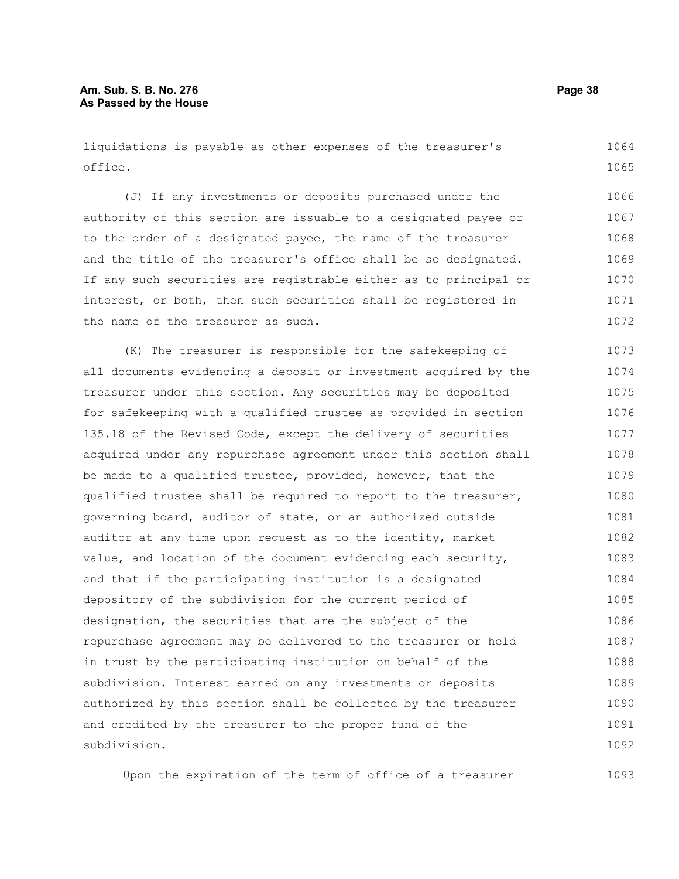liquidations is payable as other expenses of the treasurer's office.

(J) If any investments or deposits purchased under the authority of this section are issuable to a designated payee or to the order of a designated payee, the name of the treasurer and the title of the treasurer's office shall be so designated. If any such securities are registrable either as to principal or interest, or both, then such securities shall be registered in the name of the treasurer as such.

(K) The treasurer is responsible for the safekeeping of all documents evidencing a deposit or investment acquired by the treasurer under this section. Any securities may be deposited for safekeeping with a qualified trustee as provided in section 135.18 of the Revised Code, except the delivery of securities acquired under any repurchase agreement under this section shall be made to a qualified trustee, provided, however, that the qualified trustee shall be required to report to the treasurer, governing board, auditor of state, or an authorized outside auditor at any time upon request as to the identity, market value, and location of the document evidencing each security, and that if the participating institution is a designated depository of the subdivision for the current period of designation, the securities that are the subject of the repurchase agreement may be delivered to the treasurer or held in trust by the participating institution on behalf of the subdivision. Interest earned on any investments or deposits authorized by this section shall be collected by the treasurer and credited by the treasurer to the proper fund of the subdivision.

Upon the expiration of the term of office of a treasurer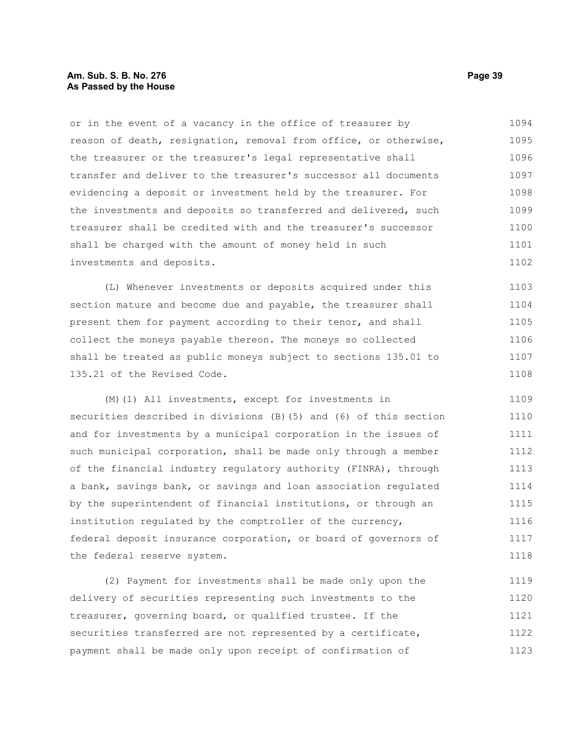or in the event of a vacancy in the office of treasurer by reason of death, resignation, removal from office, or otherwise, the treasurer or the treasurer's legal representative shall transfer and deliver to the treasurer's successor all documents evidencing a deposit or investment held by the treasurer. For the investments and deposits so transferred and delivered, such treasurer shall be credited with and the treasurer's successor shall be charged with the amount of money held in such investments and deposits.

(L) Whenever investments or deposits acquired under this section mature and become due and payable, the treasurer shall present them for payment according to their tenor, and shall collect the moneys payable thereon. The moneys so collected shall be treated as public moneys subject to sections 135.01 to 135.21 of the Revised Code.

(M)(1) All investments, except for investments in securities described in divisions (B)(5) and (6) of this section and for investments by a municipal corporation in the issues of such municipal corporation, shall be made only through a member of the financial industry regulatory authority (FINRA), through a bank, savings bank, or savings and loan association regulated by the superintendent of financial institutions, or through an institution regulated by the comptroller of the currency, federal deposit insurance corporation, or board of governors of the federal reserve system.

(2) Payment for investments shall be made only upon the delivery of securities representing such investments to the treasurer, governing board, or qualified trustee. If the securities transferred are not represented by a certificate, payment shall be made only upon receipt of confirmation of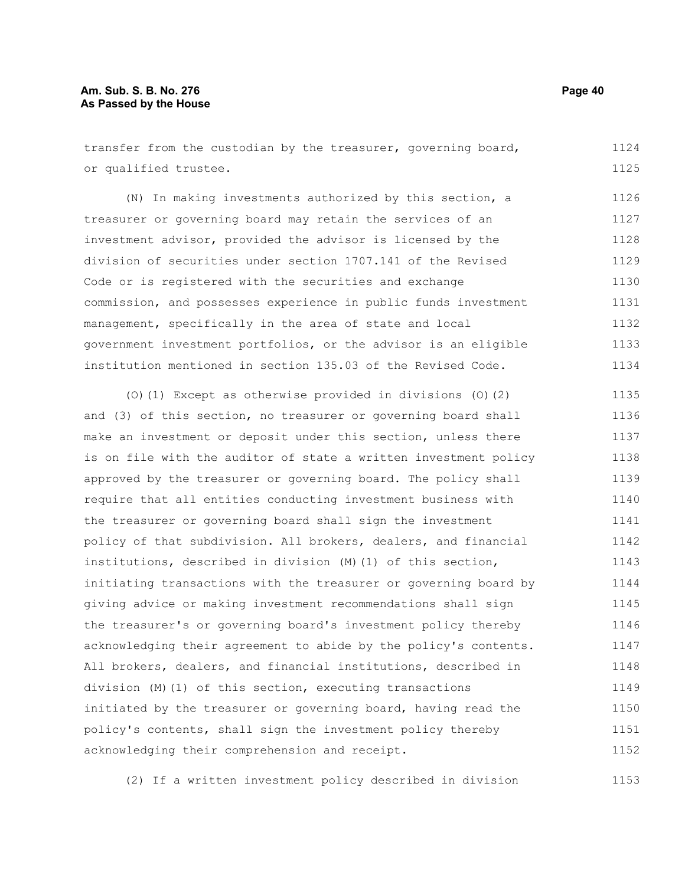transfer from the custodian by the treasurer, governing board, or qualified trustee.

(N) In making investments authorized by this section, a treasurer or governing board may retain the services of an investment advisor, provided the advisor is licensed by the division of securities under section 1707.141 of the Revised Code or is registered with the securities and exchange commission, and possesses experience in public funds investment management, specifically in the area of state and local government investment portfolios, or the advisor is an eligible institution mentioned in section 135.03 of the Revised Code.

(O)(1) Except as otherwise provided in divisions (O)(2) and (3) of this section, no treasurer or governing board shall make an investment or deposit under this section, unless there is on file with the auditor of state a written investment policy approved by the treasurer or governing board. The policy shall require that all entities conducting investment business with the treasurer or governing board shall sign the investment policy of that subdivision. All brokers, dealers, and financial institutions, described in division (M)(1) of this section, initiating transactions with the treasurer or governing board by giving advice or making investment recommendations shall sign the treasurer's or governing board's investment policy thereby acknowledging their agreement to abide by the policy's contents. All brokers, dealers, and financial institutions, described in division (M)(1) of this section, executing transactions initiated by the treasurer or governing board, having read the policy's contents, shall sign the investment policy thereby acknowledging their comprehension and receipt.

(2) If a written investment policy described in division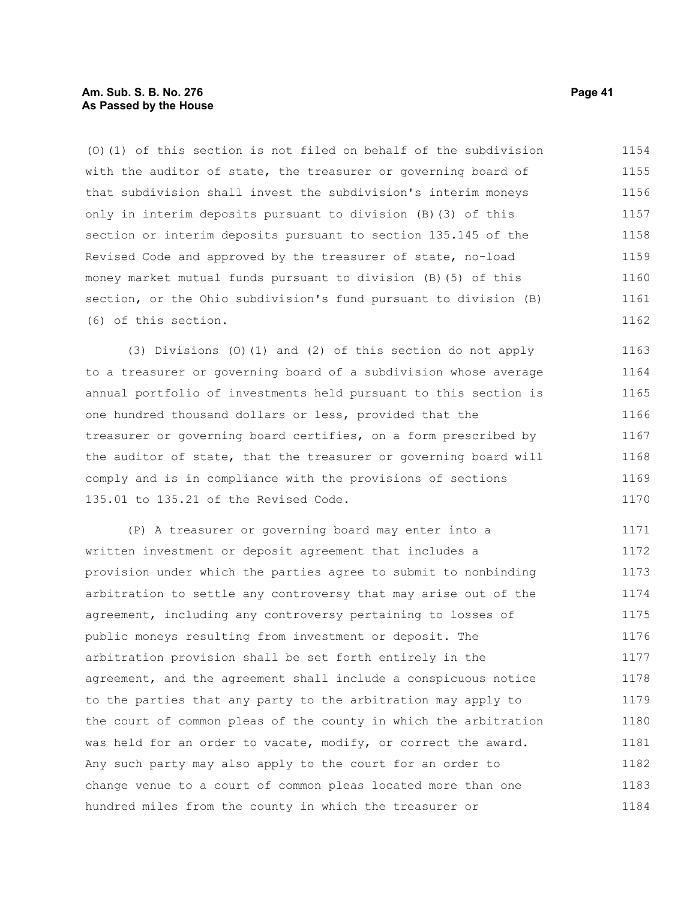(O)(1) of this section is not filed on behalf of the subdivision with the auditor of state, the treasurer or governing board of that subdivision shall invest the subdivision's interim moneys only in interim deposits pursuant to division (B)(3) of this section or interim deposits pursuant to section 135.145 of the Revised Code and approved by the treasurer of state, no-load money market mutual funds pursuant to division (B)(5) of this section, or the Ohio subdivision's fund pursuant to division (B)(6) of this section.

(3) Divisions (O)(1) and (2) of this section do not apply to a treasurer or governing board of a subdivision whose average annual portfolio of investments held pursuant to this section is one hundred thousand dollars or less, provided that the treasurer or governing board certifies, on a form prescribed by the auditor of state, that the treasurer or governing board will comply and is in compliance with the provisions of sections 135.01 to 135.21 of the Revised Code.

(P) A treasurer or governing board may enter into a written investment or deposit agreement that includes a provision under which the parties agree to submit to nonbinding arbitration to settle any controversy that may arise out of the agreement, including any controversy pertaining to losses of public moneys resulting from investment or deposit. The arbitration provision shall be set forth entirely in the agreement, and the agreement shall include a conspicuous notice to the parties that any party to the arbitration may apply to the court of common pleas of the county in which the arbitration was held for an order to vacate, modify, or correct the award. Any such party may also apply to the court for an order to change venue to a court of common pleas located more than one hundred miles from the county in which the treasurer or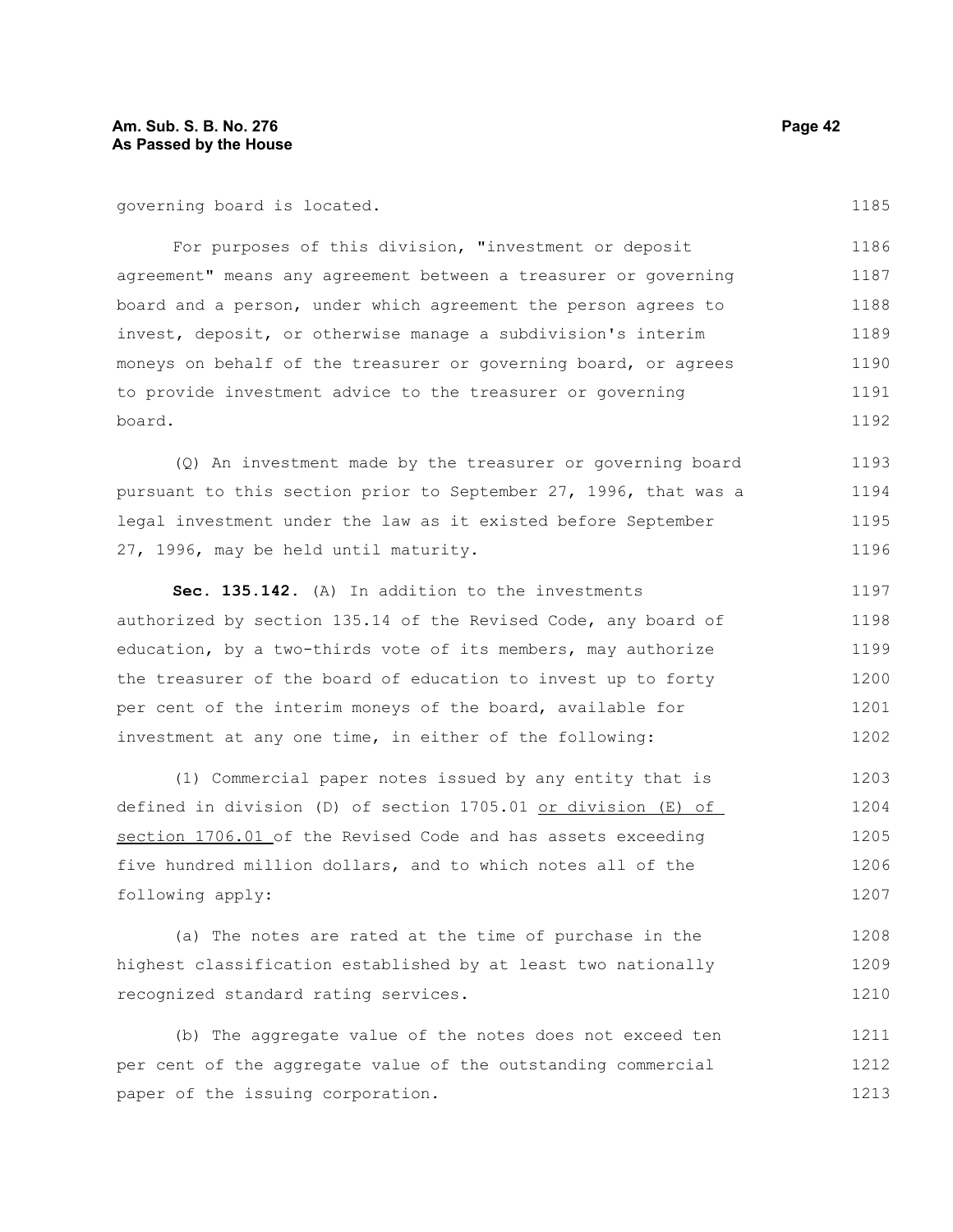governing board is located.

For purposes of this division, "investment or deposit agreement" means any agreement between a treasurer or governing board and a person, under which agreement the person agrees to invest, deposit, or otherwise manage a subdivision's interim moneys on behalf of the treasurer or governing board, or agrees to provide investment advice to the treasurer or governing board.

(Q) An investment made by the treasurer or governing board pursuant to this section prior to September 27, 1996, that was a legal investment under the law as it existed before September 27, 1996, may be held until maturity.

**Sec. 135.142.** (A) In addition to the investments authorized by section 135.14 of the Revised Code, any board of education, by a two-thirds vote of its members, may authorize the treasurer of the board of education to invest up to forty per cent of the interim moneys of the board, available for investment at any one time, in either of the following:

(1) Commercial paper notes issued by any entity that is defined in division (D) of section 1705.01 or division (E) of section 1706.01 of the Revised Code and has assets exceeding five hundred million dollars, and to which notes all of the following apply:

(a) The notes are rated at the time of purchase in the highest classification established by at least two nationally recognized standard rating services.

(b) The aggregate value of the notes does not exceed ten per cent of the aggregate value of the outstanding commercial paper of the issuing corporation.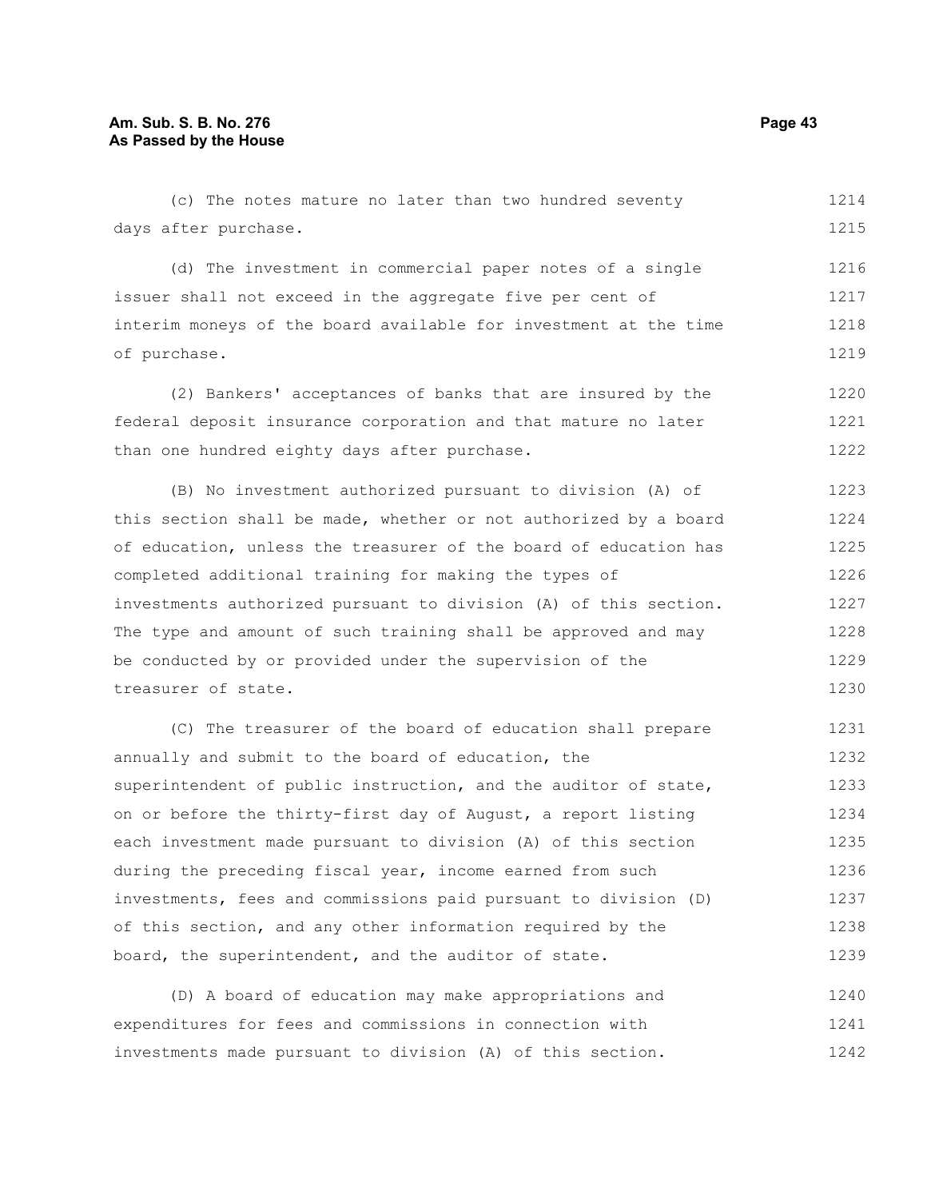(c) The notes mature no later than two hundred seventy days after purchase.

(d) The investment in commercial paper notes of a single issuer shall not exceed in the aggregate five per cent of interim moneys of the board available for investment at the time of purchase.

(2) Bankers' acceptances of banks that are insured by the federal deposit insurance corporation and that mature no later than one hundred eighty days after purchase.

(B) No investment authorized pursuant to division (A) of this section shall be made, whether or not authorized by a board of education, unless the treasurer of the board of education has completed additional training for making the types of investments authorized pursuant to division (A) of this section. The type and amount of such training shall be approved and may be conducted by or provided under the supervision of the treasurer of state.

(C) The treasurer of the board of education shall prepare annually and submit to the board of education, the superintendent of public instruction, and the auditor of state, on or before the thirty-first day of August, a report listing each investment made pursuant to division (A) of this section during the preceding fiscal year, income earned from such investments, fees and commissions paid pursuant to division (D) of this section, and any other information required by the board, the superintendent, and the auditor of state.

(D) A board of education may make appropriations and expenditures for fees and commissions in connection with investments made pursuant to division (A) of this section.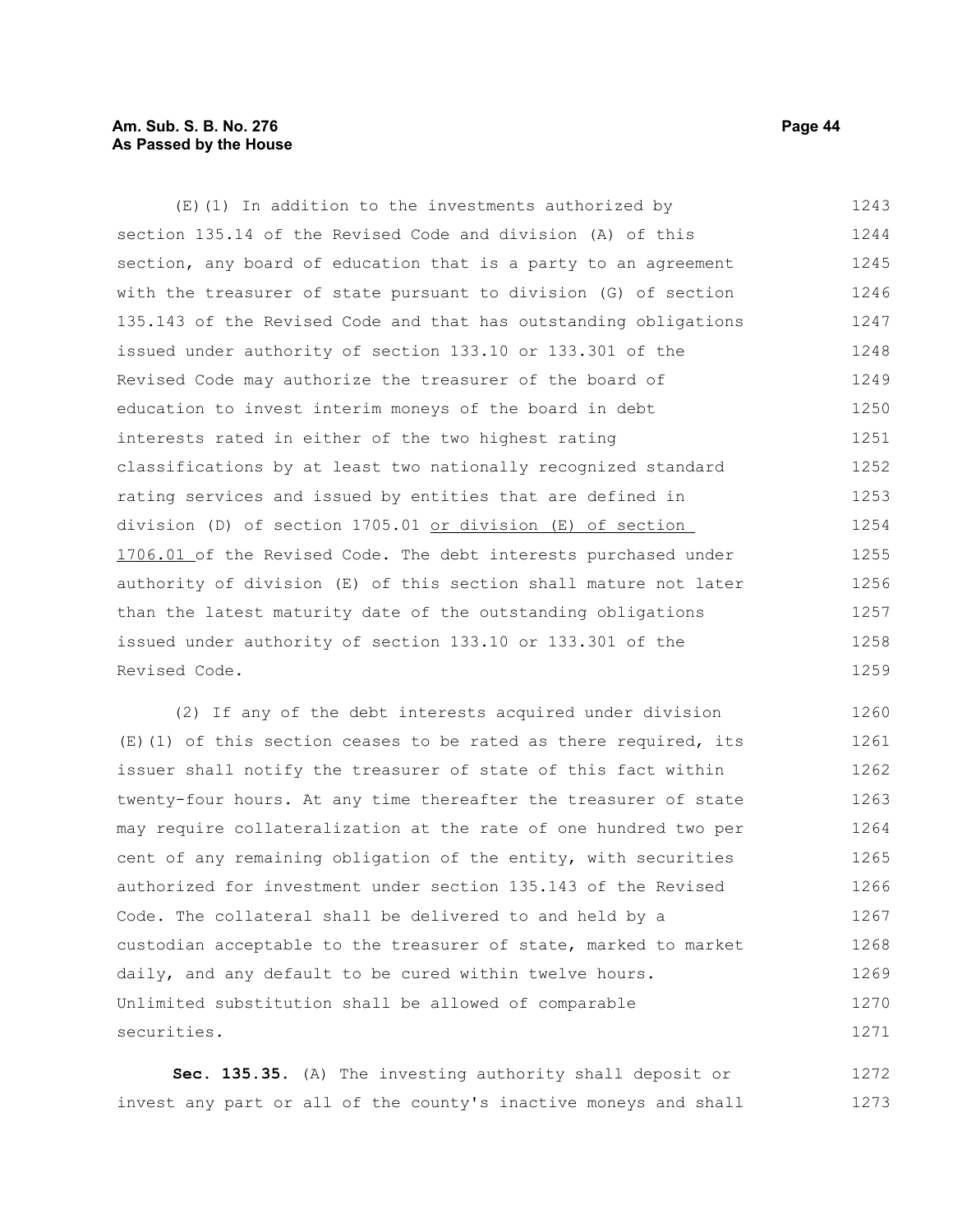(E)(1) In addition to the investments authorized by section 135.14 of the Revised Code and division (A) of this section, any board of education that is a party to an agreement with the treasurer of state pursuant to division (G) of section 135.143 of the Revised Code and that has outstanding obligations issued under authority of section 133.10 or 133.301 of the Revised Code may authorize the treasurer of the board of education to invest interim moneys of the board in debt interests rated in either of the two highest rating classifications by at least two nationally recognized standard rating services and issued by entities that are defined in division (D) of section 1705.01 or division (E) of section 1706.01 of the Revised Code. The debt interests purchased under authority of division (E) of this section shall mature not later than the latest maturity date of the outstanding obligations issued under authority of section 133.10 or 133.301 of the Revised Code.

(2) If any of the debt interests acquired under division (E)(1) of this section ceases to be rated as there required, its issuer shall notify the treasurer of state of this fact within twenty-four hours. At any time thereafter the treasurer of state may require collateralization at the rate of one hundred two per cent of any remaining obligation of the entity, with securities authorized for investment under section 135.143 of the Revised Code. The collateral shall be delivered to and held by a custodian acceptable to the treasurer of state, marked to market daily, and any default to be cured within twelve hours. Unlimited substitution shall be allowed of comparable securities.

**Sec. 135.35.** (A) The investing authority shall deposit or invest any part or all of the county's inactive moneys and shall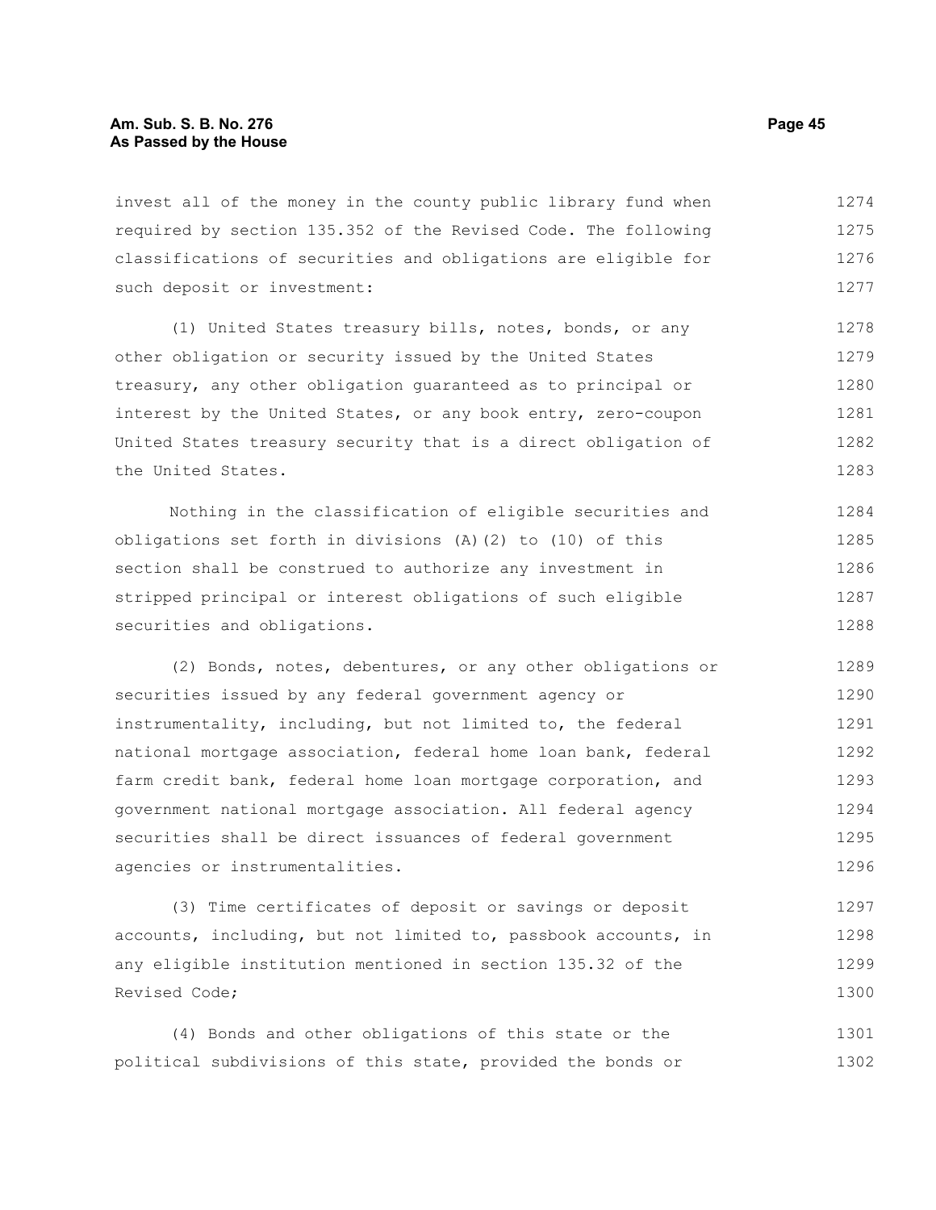invest all of the money in the county public library fund when required by section 135.352 of the Revised Code. The following classifications of securities and obligations are eligible for such deposit or investment:

(1) United States treasury bills, notes, bonds, or any other obligation or security issued by the United States treasury, any other obligation guaranteed as to principal or interest by the United States, or any book entry, zero-coupon United States treasury security that is a direct obligation of the United States.

Nothing in the classification of eligible securities and obligations set forth in divisions (A)(2) to (10) of this section shall be construed to authorize any investment in stripped principal or interest obligations of such eligible securities and obligations.

(2) Bonds, notes, debentures, or any other obligations or securities issued by any federal government agency or instrumentality, including, but not limited to, the federal national mortgage association, federal home loan bank, federal farm credit bank, federal home loan mortgage corporation, and government national mortgage association. All federal agency securities shall be direct issuances of federal government agencies or instrumentalities.

(3) Time certificates of deposit or savings or deposit accounts, including, but not limited to, passbook accounts, in any eligible institution mentioned in section 135.32 of the Revised Code;

(4) Bonds and other obligations of this state or the political subdivisions of this state, provided the bonds or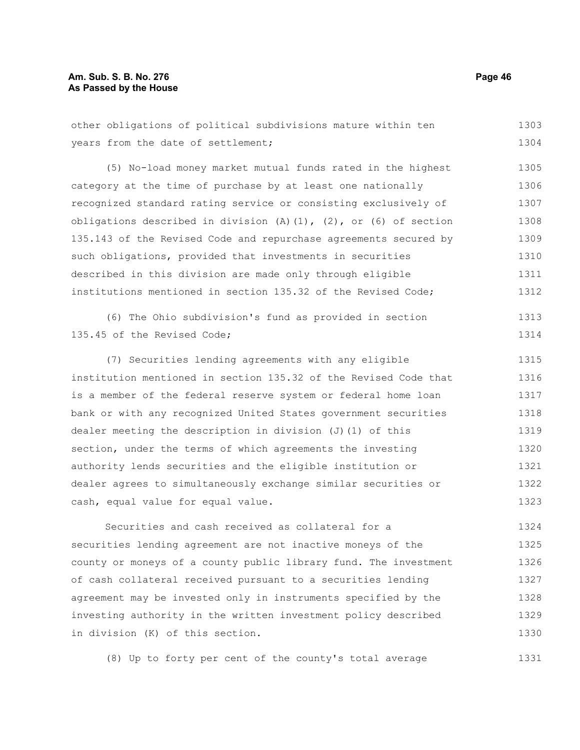other obligations of political subdivisions mature within ten years from the date of settlement;

(5) No-load money market mutual funds rated in the highest category at the time of purchase by at least one nationally recognized standard rating service or consisting exclusively of obligations described in division (A)(1), (2), or (6) of section 135.143 of the Revised Code and repurchase agreements secured by such obligations, provided that investments in securities described in this division are made only through eligible institutions mentioned in section 135.32 of the Revised Code;

(6) The Ohio subdivision's fund as provided in section 135.45 of the Revised Code;

(7) Securities lending agreements with any eligible institution mentioned in section 135.32 of the Revised Code that is a member of the federal reserve system or federal home loan bank or with any recognized United States government securities dealer meeting the description in division (J)(1) of this section, under the terms of which agreements the investing authority lends securities and the eligible institution or dealer agrees to simultaneously exchange similar securities or cash, equal value for equal value.

Securities and cash received as collateral for a securities lending agreement are not inactive moneys of the county or moneys of a county public library fund. The investment of cash collateral received pursuant to a securities lending agreement may be invested only in instruments specified by the investing authority in the written investment policy described in division (K) of this section.

(8) Up to forty per cent of the county's total average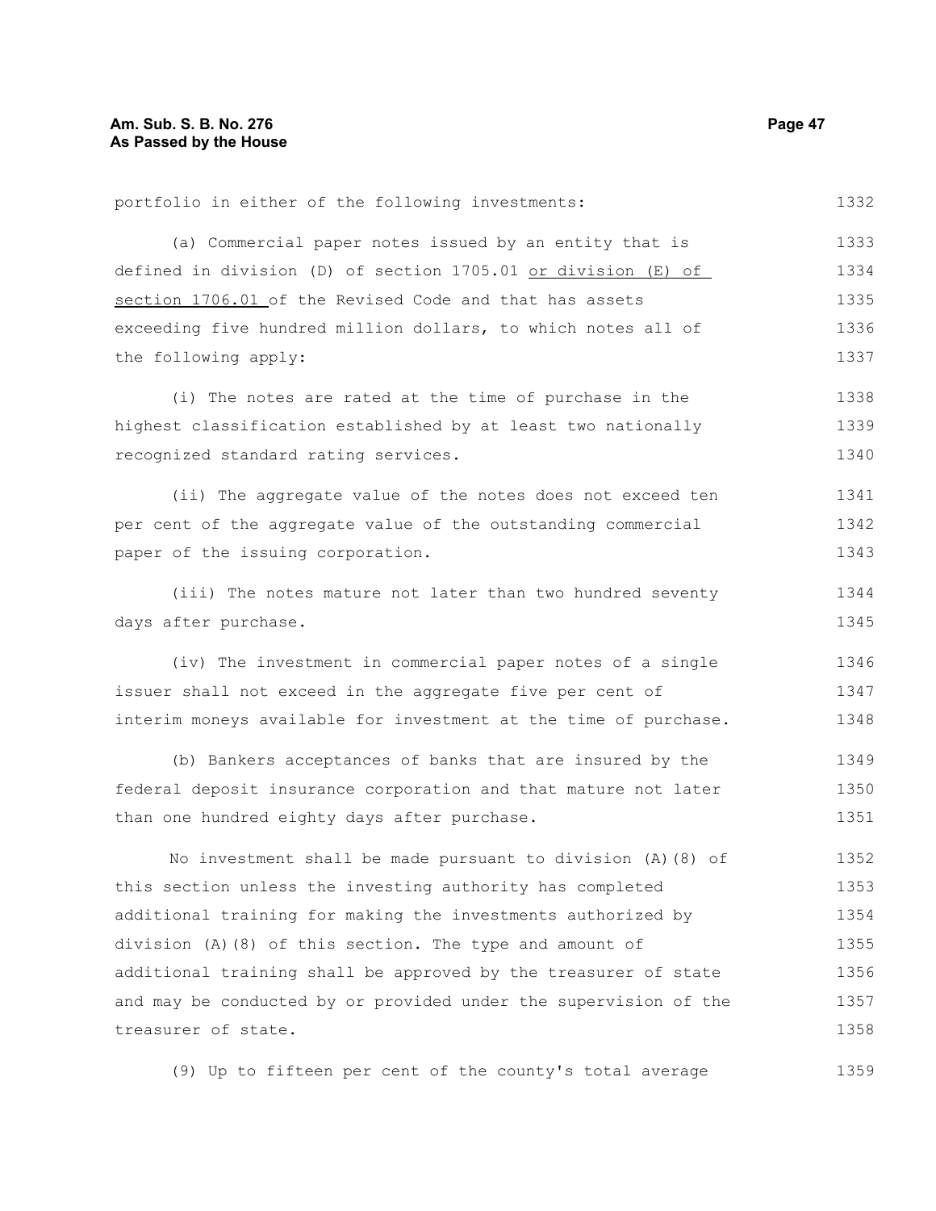portfolio in either of the following investments:

(a) Commercial paper notes issued by an entity that is defined in division (D) of section 1705.01 <u>or division (E) of section 1706.01</u> of the Revised Code and that has assets exceeding five hundred million dollars, to which notes all of the following apply:

(i) The notes are rated at the time of purchase in the highest classification established by at least two nationally recognized standard rating services.

(ii) The aggregate value of the notes does not exceed ten per cent of the aggregate value of the outstanding commercial paper of the issuing corporation.

(iii) The notes mature not later than two hundred seventy days after purchase.

(iv) The investment in commercial paper notes of a single issuer shall not exceed in the aggregate five per cent of interim moneys available for investment at the time of purchase.

(b) Bankers acceptances of banks that are insured by the federal deposit insurance corporation and that mature not later than one hundred eighty days after purchase.

No investment shall be made pursuant to division (A)(8) of this section unless the investing authority has completed additional training for making the investments authorized by division (A)(8) of this section. The type and amount of additional training shall be approved by the treasurer of state and may be conducted by or provided under the supervision of the treasurer of state.

(9) Up to fifteen per cent of the county's total average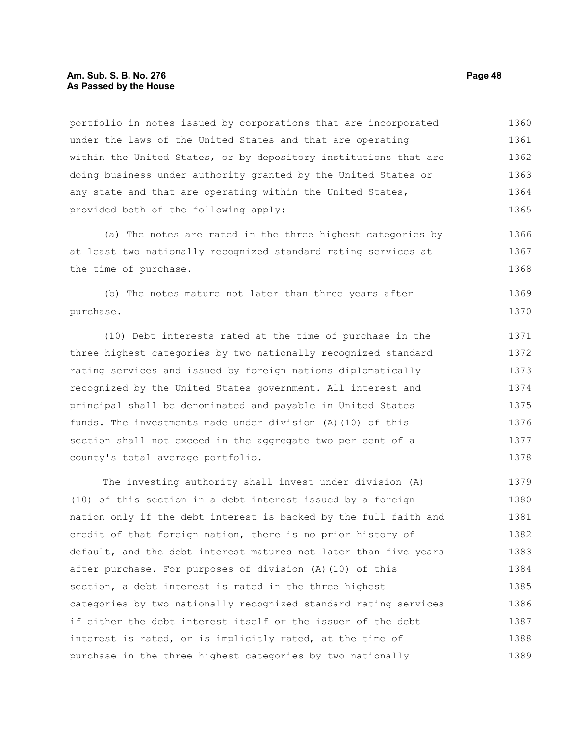portfolio in notes issued by corporations that are incorporated under the laws of the United States and that are operating within the United States, or by depository institutions that are doing business under authority granted by the United States or any state and that are operating within the United States, provided both of the following apply:

(a) The notes are rated in the three highest categories by at least two nationally recognized standard rating services at the time of purchase.

(b) The notes mature not later than three years after purchase.

(10) Debt interests rated at the time of purchase in the three highest categories by two nationally recognized standard rating services and issued by foreign nations diplomatically recognized by the United States government. All interest and principal shall be denominated and payable in United States funds. The investments made under division (A)(10) of this section shall not exceed in the aggregate two per cent of a county's total average portfolio.

The investing authority shall invest under division (A)(10) of this section in a debt interest issued by a foreign nation only if the debt interest is backed by the full faith and credit of that foreign nation, there is no prior history of default, and the debt interest matures not later than five years after purchase. For purposes of division (A)(10) of this section, a debt interest is rated in the three highest categories by two nationally recognized standard rating services if either the debt interest itself or the issuer of the debt interest is rated, or is implicitly rated, at the time of purchase in the three highest categories by two nationally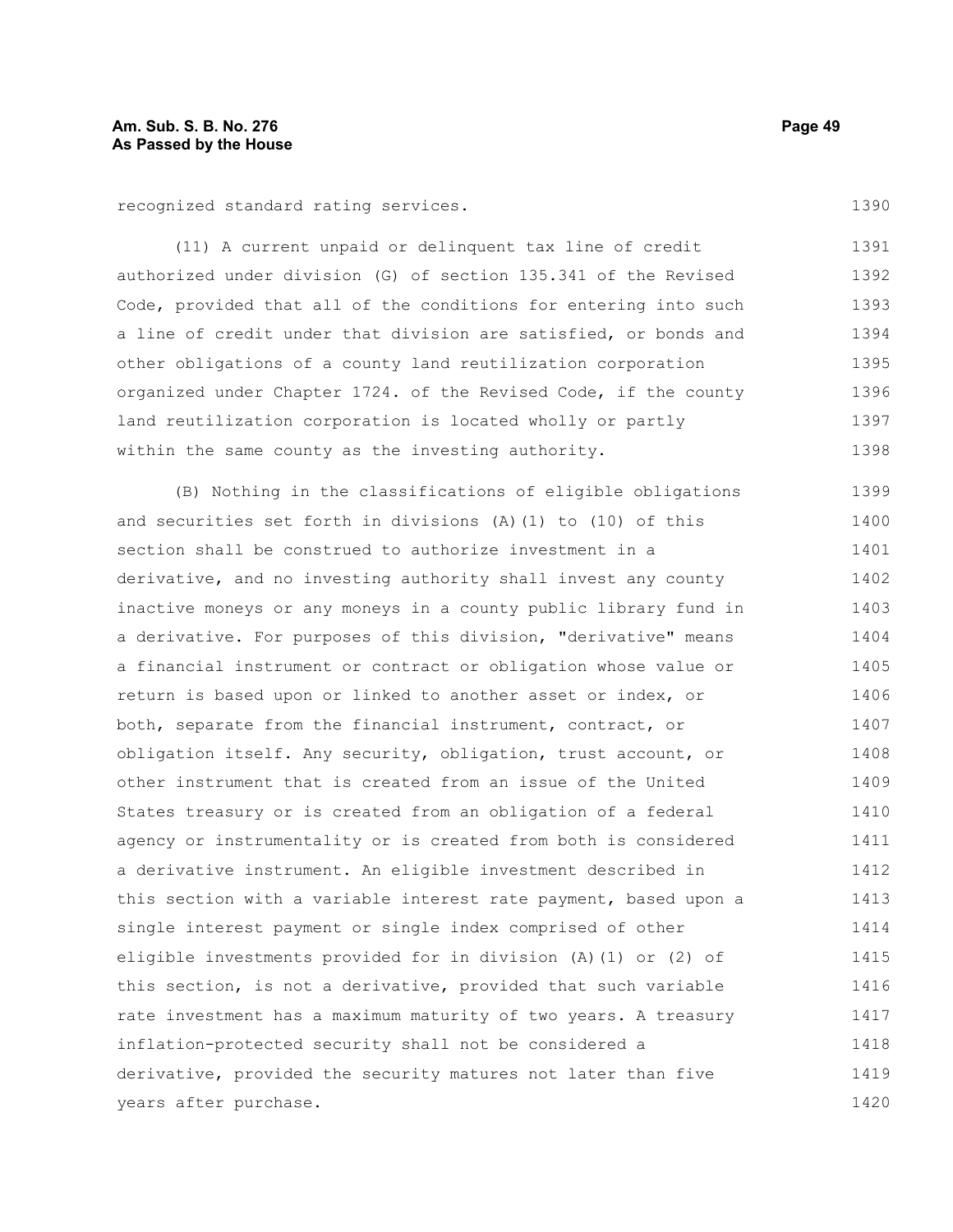recognized standard rating services.

(11) A current unpaid or delinquent tax line of credit authorized under division (G) of section 135.341 of the Revised Code, provided that all of the conditions for entering into such a line of credit under that division are satisfied, or bonds and other obligations of a county land reutilization corporation organized under Chapter 1724. of the Revised Code, if the county land reutilization corporation is located wholly or partly within the same county as the investing authority.

(B) Nothing in the classifications of eligible obligations and securities set forth in divisions (A)(1) to (10) of this section shall be construed to authorize investment in a derivative, and no investing authority shall invest any county inactive moneys or any moneys in a county public library fund in a derivative. For purposes of this division, "derivative" means a financial instrument or contract or obligation whose value or return is based upon or linked to another asset or index, or both, separate from the financial instrument, contract, or obligation itself. Any security, obligation, trust account, or other instrument that is created from an issue of the United States treasury or is created from an obligation of a federal agency or instrumentality or is created from both is considered a derivative instrument. An eligible investment described in this section with a variable interest rate payment, based upon a single interest payment or single index comprised of other eligible investments provided for in division (A)(1) or (2) of this section, is not a derivative, provided that such variable rate investment has a maximum maturity of two years. A treasury inflation-protected security shall not be considered a derivative, provided the security matures not later than five years after purchase.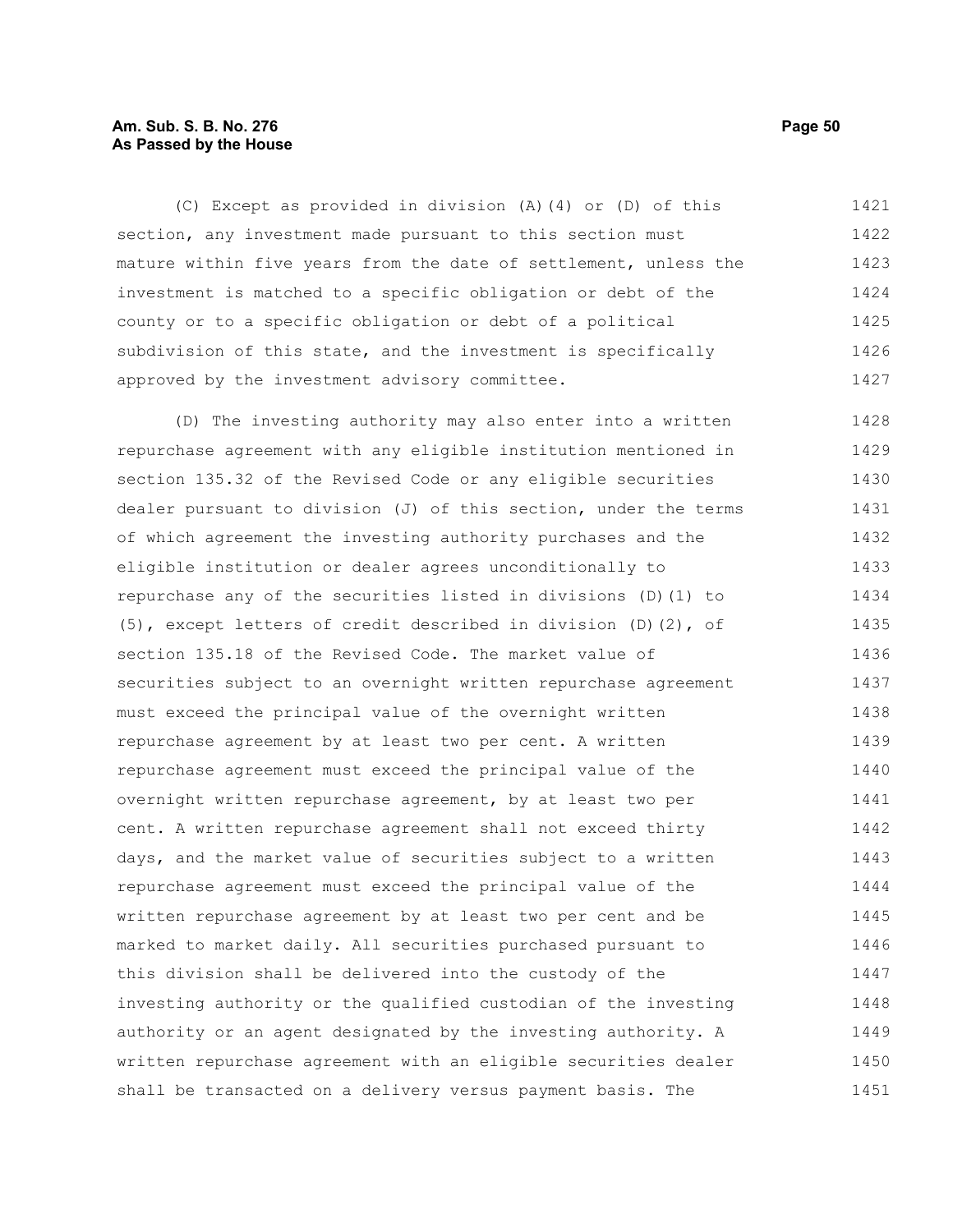(C) Except as provided in division (A)(4) or (D) of this section, any investment made pursuant to this section must mature within five years from the date of settlement, unless the investment is matched to a specific obligation or debt of the county or to a specific obligation or debt of a political subdivision of this state, and the investment is specifically approved by the investment advisory committee.

(D) The investing authority may also enter into a written repurchase agreement with any eligible institution mentioned in section 135.32 of the Revised Code or any eligible securities dealer pursuant to division (J) of this section, under the terms of which agreement the investing authority purchases and the eligible institution or dealer agrees unconditionally to repurchase any of the securities listed in divisions (D)(1) to (5), except letters of credit described in division (D)(2), of section 135.18 of the Revised Code. The market value of securities subject to an overnight written repurchase agreement must exceed the principal value of the overnight written repurchase agreement by at least two per cent. A written repurchase agreement must exceed the principal value of the overnight written repurchase agreement, by at least two per cent. A written repurchase agreement shall not exceed thirty days, and the market value of securities subject to a written repurchase agreement must exceed the principal value of the written repurchase agreement by at least two per cent and be marked to market daily. All securities purchased pursuant to this division shall be delivered into the custody of the investing authority or the qualified custodian of the investing authority or an agent designated by the investing authority. A written repurchase agreement with an eligible securities dealer shall be transacted on a delivery versus payment basis. The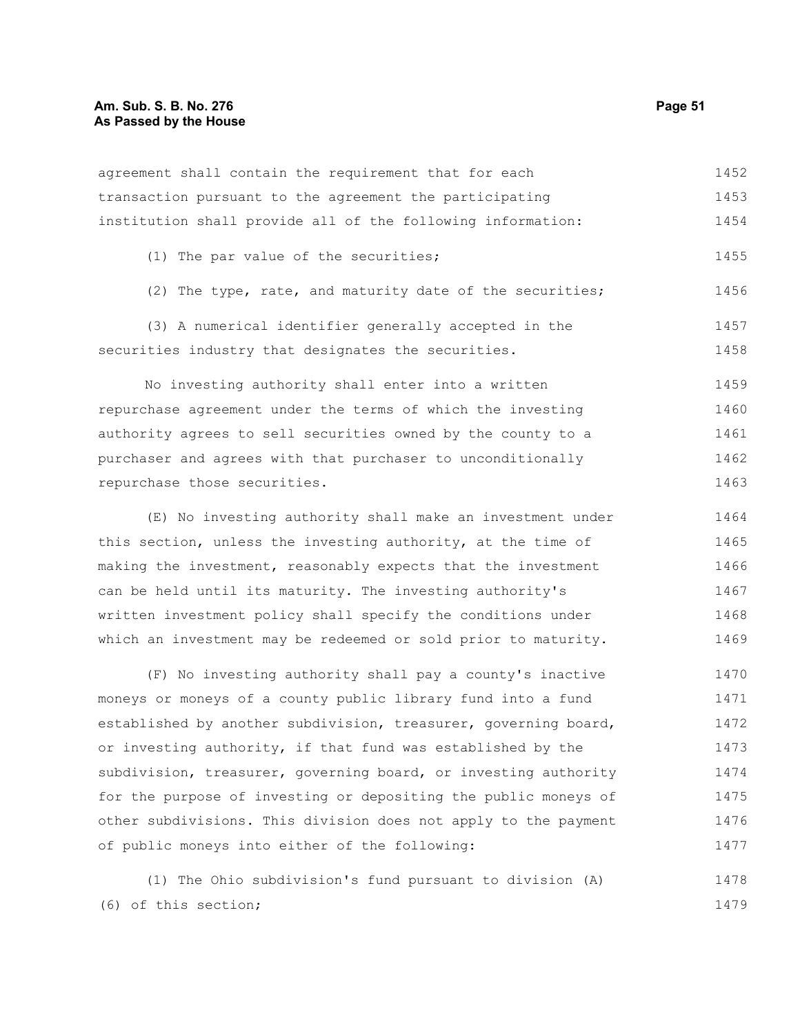agreement shall contain the requirement that for each transaction pursuant to the agreement the participating institution shall provide all of the following information:

(1) The par value of the securities;

(2) The type, rate, and maturity date of the securities;

(3) A numerical identifier generally accepted in the securities industry that designates the securities.

No investing authority shall enter into a written repurchase agreement under the terms of which the investing authority agrees to sell securities owned by the county to a purchaser and agrees with that purchaser to unconditionally repurchase those securities.

(E) No investing authority shall make an investment under this section, unless the investing authority, at the time of making the investment, reasonably expects that the investment can be held until its maturity. The investing authority's written investment policy shall specify the conditions under which an investment may be redeemed or sold prior to maturity.

(F) No investing authority shall pay a county's inactive moneys or moneys of a county public library fund into a fund established by another subdivision, treasurer, governing board, or investing authority, if that fund was established by the subdivision, treasurer, governing board, or investing authority for the purpose of investing or depositing the public moneys of other subdivisions. This division does not apply to the payment of public moneys into either of the following:

(1) The Ohio subdivision's fund pursuant to division (A)(6) of this section;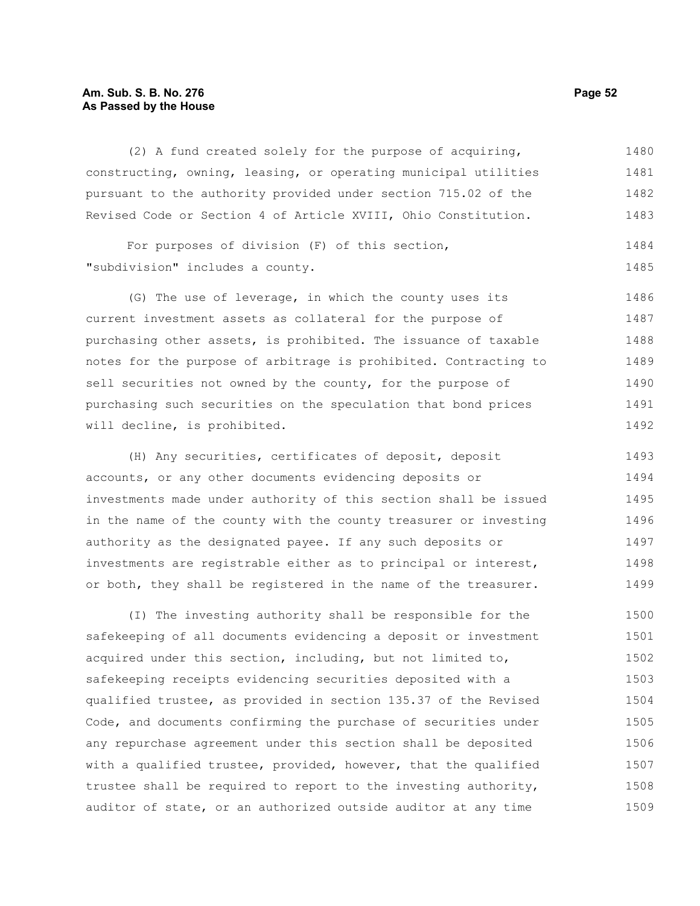(2) A fund created solely for the purpose of acquiring, constructing, owning, leasing, or operating municipal utilities pursuant to the authority provided under section 715.02 of the Revised Code or Section 4 of Article XVIII, Ohio Constitution.

For purposes of division (F) of this section, "subdivision" includes a county.

(G) The use of leverage, in which the county uses its current investment assets as collateral for the purpose of purchasing other assets, is prohibited. The issuance of taxable notes for the purpose of arbitrage is prohibited. Contracting to sell securities not owned by the county, for the purpose of purchasing such securities on the speculation that bond prices will decline, is prohibited.

(H) Any securities, certificates of deposit, deposit accounts, or any other documents evidencing deposits or investments made under authority of this section shall be issued in the name of the county with the county treasurer or investing authority as the designated payee. If any such deposits or investments are registrable either as to principal or interest, or both, they shall be registered in the name of the treasurer.

(I) The investing authority shall be responsible for the safekeeping of all documents evidencing a deposit or investment acquired under this section, including, but not limited to, safekeeping receipts evidencing securities deposited with a qualified trustee, as provided in section 135.37 of the Revised Code, and documents confirming the purchase of securities under any repurchase agreement under this section shall be deposited with a qualified trustee, provided, however, that the qualified trustee shall be required to report to the investing authority, auditor of state, or an authorized outside auditor at any time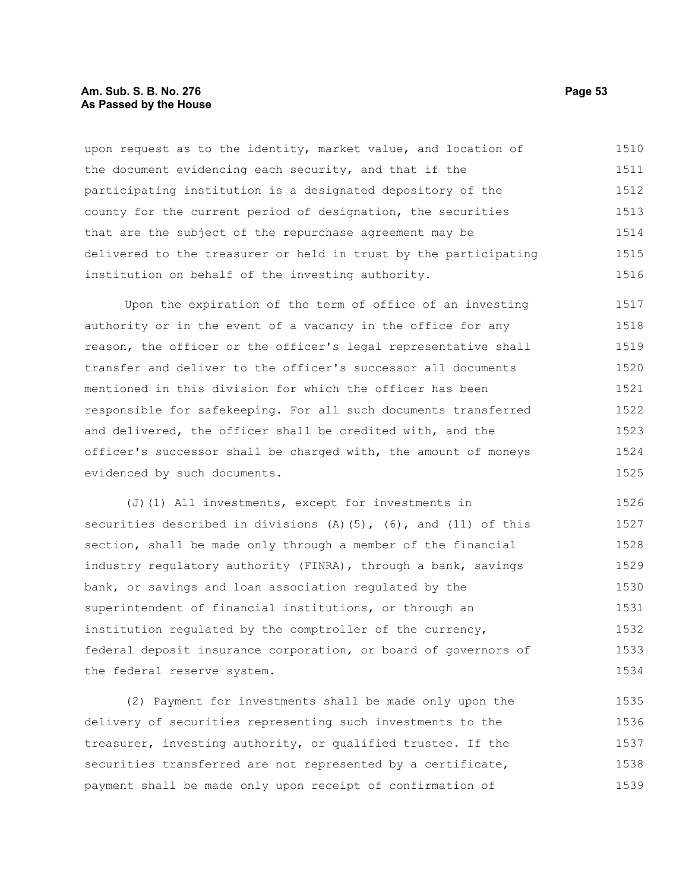upon request as to the identity, market value, and location of the document evidencing each security, and that if the participating institution is a designated depository of the county for the current period of designation, the securities that are the subject of the repurchase agreement may be delivered to the treasurer or held in trust by the participating institution on behalf of the investing authority.

Upon the expiration of the term of office of an investing authority or in the event of a vacancy in the office for any reason, the officer or the officer's legal representative shall transfer and deliver to the officer's successor all documents mentioned in this division for which the officer has been responsible for safekeeping. For all such documents transferred and delivered, the officer shall be credited with, and the officer's successor shall be charged with, the amount of moneys evidenced by such documents.

(J)(1) All investments, except for investments in securities described in divisions (A)(5), (6), and (11) of this section, shall be made only through a member of the financial industry regulatory authority (FINRA), through a bank, savings bank, or savings and loan association regulated by the superintendent of financial institutions, or through an institution regulated by the comptroller of the currency, federal deposit insurance corporation, or board of governors of the federal reserve system.

(2) Payment for investments shall be made only upon the delivery of securities representing such investments to the treasurer, investing authority, or qualified trustee. If the securities transferred are not represented by a certificate, payment shall be made only upon receipt of confirmation of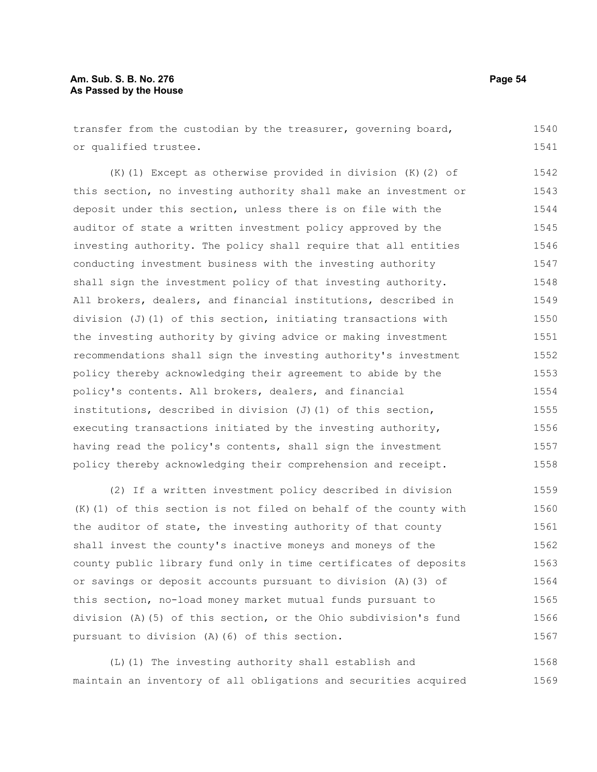transfer from the custodian by the treasurer, governing board, or qualified trustee.

(K)(1) Except as otherwise provided in division (K)(2) of this section, no investing authority shall make an investment or deposit under this section, unless there is on file with the auditor of state a written investment policy approved by the investing authority. The policy shall require that all entities conducting investment business with the investing authority shall sign the investment policy of that investing authority. All brokers, dealers, and financial institutions, described in division (J)(1) of this section, initiating transactions with the investing authority by giving advice or making investment recommendations shall sign the investing authority's investment policy thereby acknowledging their agreement to abide by the policy's contents. All brokers, dealers, and financial institutions, described in division (J)(1) of this section, executing transactions initiated by the investing authority, having read the policy's contents, shall sign the investment policy thereby acknowledging their comprehension and receipt.

(2) If a written investment policy described in division (K)(1) of this section is not filed on behalf of the county with the auditor of state, the investing authority of that county shall invest the county's inactive moneys and moneys of the county public library fund only in time certificates of deposits or savings or deposit accounts pursuant to division (A)(3) of this section, no-load money market mutual funds pursuant to division (A)(5) of this section, or the Ohio subdivision's fund pursuant to division (A)(6) of this section.

(L)(1) The investing authority shall establish and maintain an inventory of all obligations and securities acquired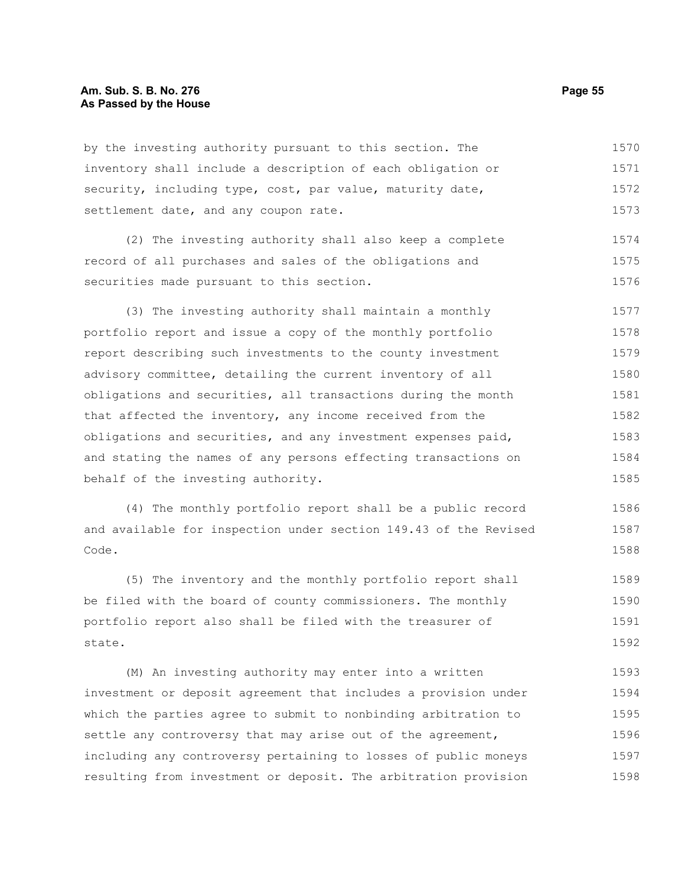by the investing authority pursuant to this section. The inventory shall include a description of each obligation or security, including type, cost, par value, maturity date, settlement date, and any coupon rate.

(2) The investing authority shall also keep a complete record of all purchases and sales of the obligations and securities made pursuant to this section.

(3) The investing authority shall maintain a monthly portfolio report and issue a copy of the monthly portfolio report describing such investments to the county investment advisory committee, detailing the current inventory of all obligations and securities, all transactions during the month that affected the inventory, any income received from the obligations and securities, and any investment expenses paid, and stating the names of any persons effecting transactions on behalf of the investing authority.

(4) The monthly portfolio report shall be a public record and available for inspection under section 149.43 of the Revised Code.

(5) The inventory and the monthly portfolio report shall be filed with the board of county commissioners. The monthly portfolio report also shall be filed with the treasurer of state.

(M) An investing authority may enter into a written investment or deposit agreement that includes a provision under which the parties agree to submit to nonbinding arbitration to settle any controversy that may arise out of the agreement, including any controversy pertaining to losses of public moneys resulting from investment or deposit. The arbitration provision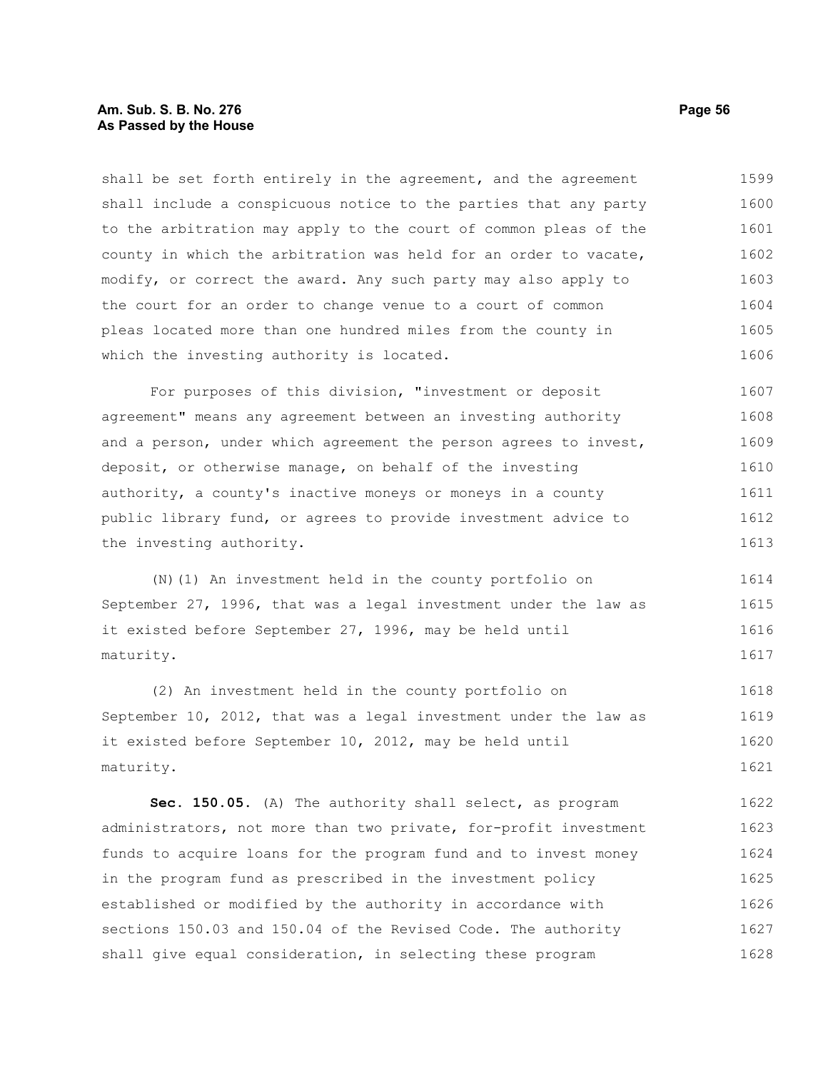shall be set forth entirely in the agreement, and the agreement shall include a conspicuous notice to the parties that any party to the arbitration may apply to the court of common pleas of the county in which the arbitration was held for an order to vacate, modify, or correct the award. Any such party may also apply to the court for an order to change venue to a court of common pleas located more than one hundred miles from the county in which the investing authority is located.

For purposes of this division, "investment or deposit agreement" means any agreement between an investing authority and a person, under which agreement the person agrees to invest, deposit, or otherwise manage, on behalf of the investing authority, a county's inactive moneys or moneys in a county public library fund, or agrees to provide investment advice to the investing authority.

(N)(1) An investment held in the county portfolio on September 27, 1996, that was a legal investment under the law as it existed before September 27, 1996, may be held until maturity.

(2) An investment held in the county portfolio on September 10, 2012, that was a legal investment under the law as it existed before September 10, 2012, may be held until maturity.

**Sec. 150.05.** (A) The authority shall select, as program administrators, not more than two private, for-profit investment funds to acquire loans for the program fund and to invest money in the program fund as prescribed in the investment policy established or modified by the authority in accordance with sections 150.03 and 150.04 of the Revised Code. The authority shall give equal consideration, in selecting these program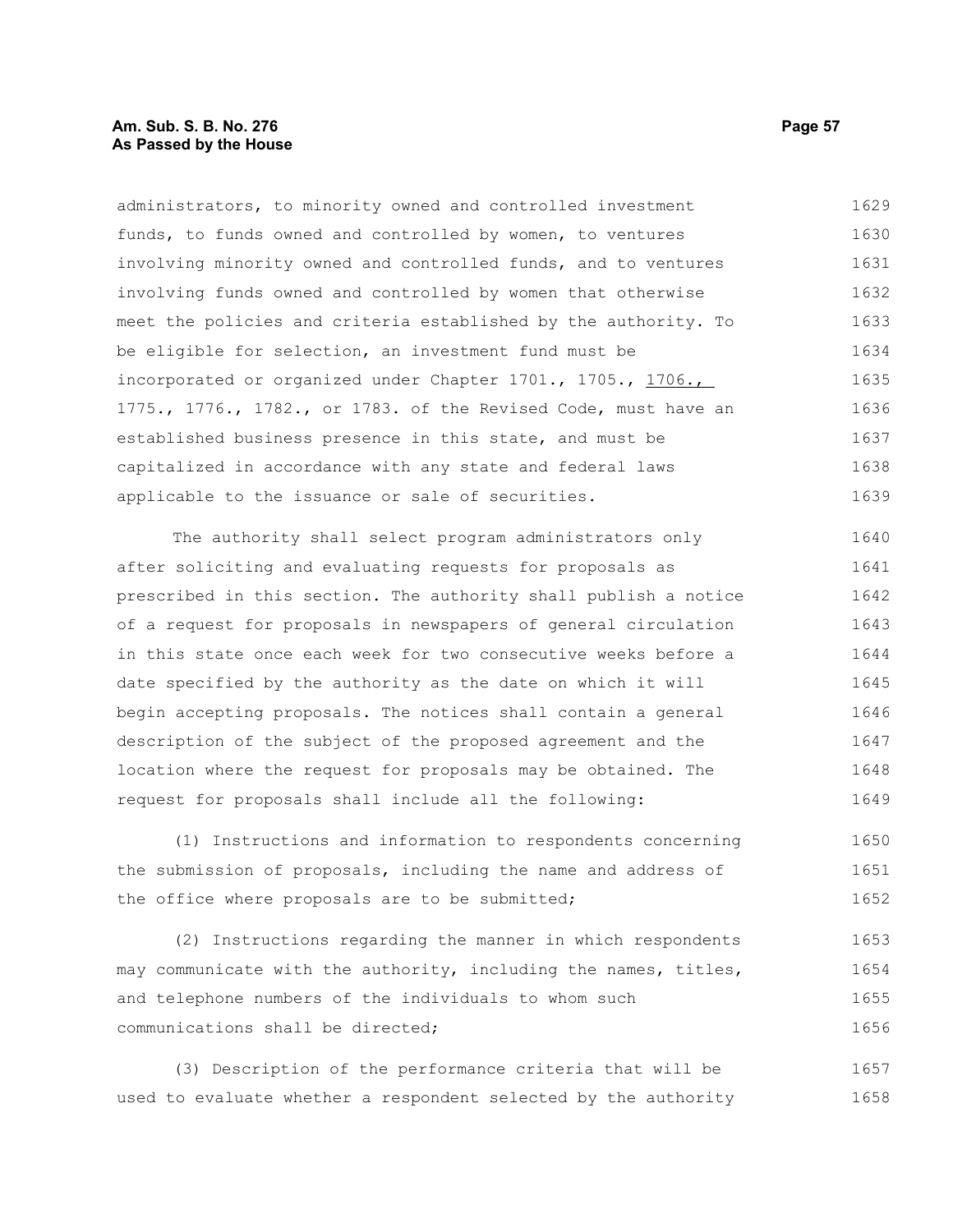administrators, to minority owned and controlled investment funds, to funds owned and controlled by women, to ventures involving minority owned and controlled funds, and to ventures involving funds owned and controlled by women that otherwise meet the policies and criteria established by the authority. To be eligible for selection, an investment fund must be incorporated or organized under Chapter 1701., 1705., 1706., 1775., 1776., 1782., or 1783. of the Revised Code, must have an established business presence in this state, and must be capitalized in accordance with any state and federal laws applicable to the issuance or sale of securities.

The authority shall select program administrators only after soliciting and evaluating requests for proposals as prescribed in this section. The authority shall publish a notice of a request for proposals in newspapers of general circulation in this state once each week for two consecutive weeks before a date specified by the authority as the date on which it will begin accepting proposals. The notices shall contain a general description of the subject of the proposed agreement and the location where the request for proposals may be obtained. The request for proposals shall include all the following:

(1) Instructions and information to respondents concerning the submission of proposals, including the name and address of the office where proposals are to be submitted;

(2) Instructions regarding the manner in which respondents may communicate with the authority, including the names, titles, and telephone numbers of the individuals to whom such communications shall be directed;

(3) Description of the performance criteria that will be used to evaluate whether a respondent selected by the authority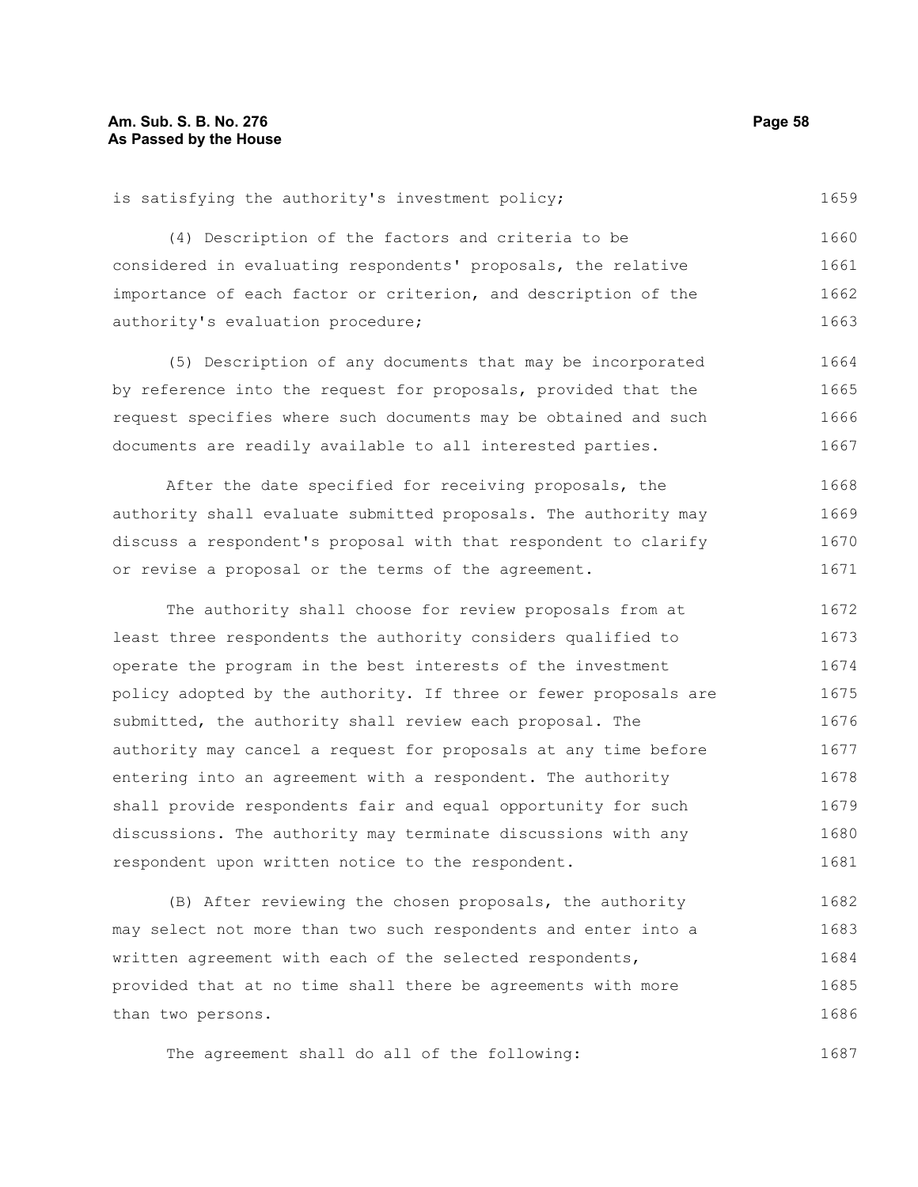is satisfying the authority's investment policy;

(4) Description of the factors and criteria to be considered in evaluating respondents' proposals, the relative importance of each factor or criterion, and description of the authority's evaluation procedure;

(5) Description of any documents that may be incorporated by reference into the request for proposals, provided that the request specifies where such documents may be obtained and such documents are readily available to all interested parties.

After the date specified for receiving proposals, the authority shall evaluate submitted proposals. The authority may discuss a respondent's proposal with that respondent to clarify or revise a proposal or the terms of the agreement.

The authority shall choose for review proposals from at least three respondents the authority considers qualified to operate the program in the best interests of the investment policy adopted by the authority. If three or fewer proposals are submitted, the authority shall review each proposal. The authority may cancel a request for proposals at any time before entering into an agreement with a respondent. The authority shall provide respondents fair and equal opportunity for such discussions. The authority may terminate discussions with any respondent upon written notice to the respondent.

(B) After reviewing the chosen proposals, the authority may select not more than two such respondents and enter into a written agreement with each of the selected respondents, provided that at no time shall there be agreements with more than two persons.

The agreement shall do all of the following: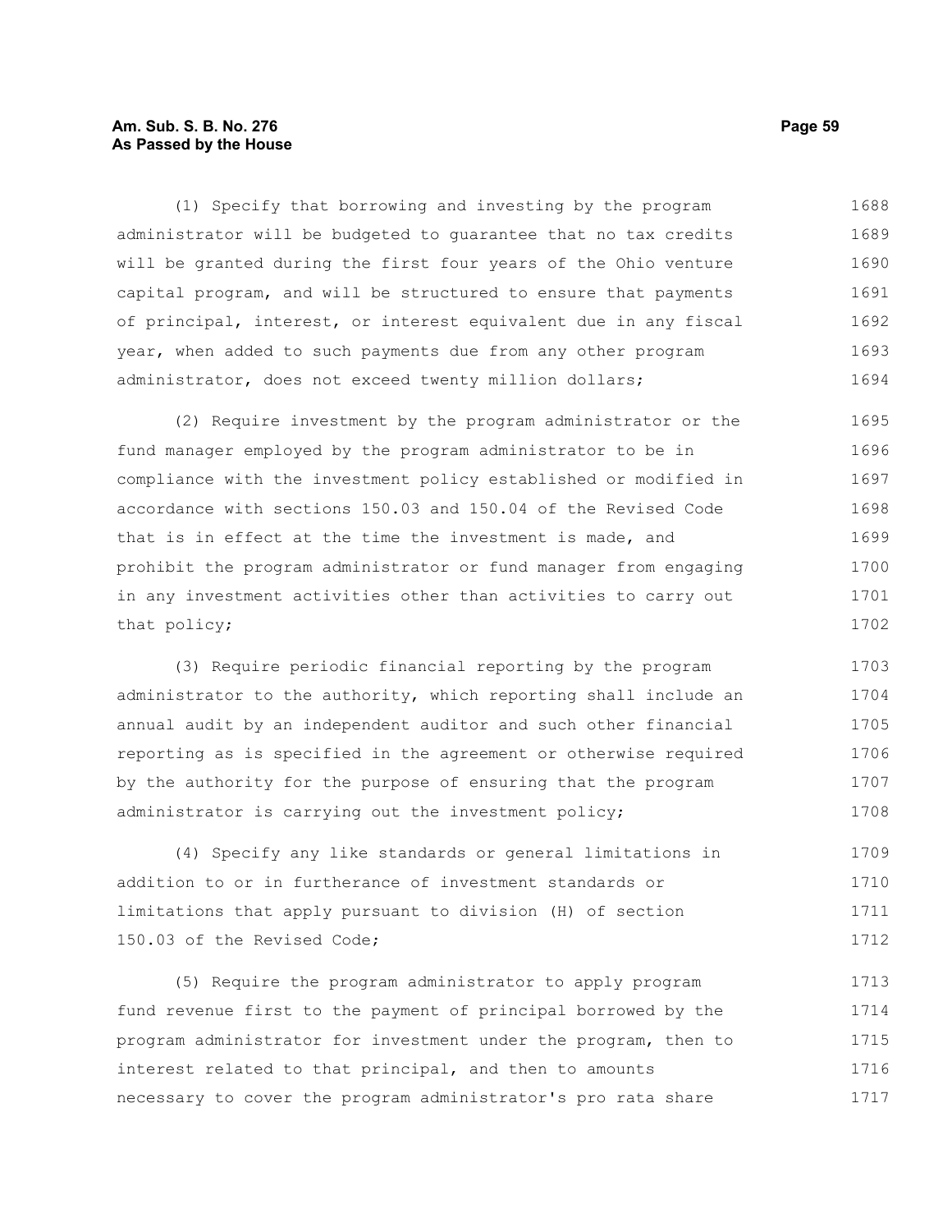(1) Specify that borrowing and investing by the program administrator will be budgeted to guarantee that no tax credits will be granted during the first four years of the Ohio venture capital program, and will be structured to ensure that payments of principal, interest, or interest equivalent due in any fiscal year, when added to such payments due from any other program administrator, does not exceed twenty million dollars;

(2) Require investment by the program administrator or the fund manager employed by the program administrator to be in compliance with the investment policy established or modified in accordance with sections 150.03 and 150.04 of the Revised Code that is in effect at the time the investment is made, and prohibit the program administrator or fund manager from engaging in any investment activities other than activities to carry out that policy;

(3) Require periodic financial reporting by the program administrator to the authority, which reporting shall include an annual audit by an independent auditor and such other financial reporting as is specified in the agreement or otherwise required by the authority for the purpose of ensuring that the program administrator is carrying out the investment policy;

(4) Specify any like standards or general limitations in addition to or in furtherance of investment standards or limitations that apply pursuant to division (H) of section 150.03 of the Revised Code;

(5) Require the program administrator to apply program fund revenue first to the payment of principal borrowed by the program administrator for investment under the program, then to interest related to that principal, and then to amounts necessary to cover the program administrator's pro rata share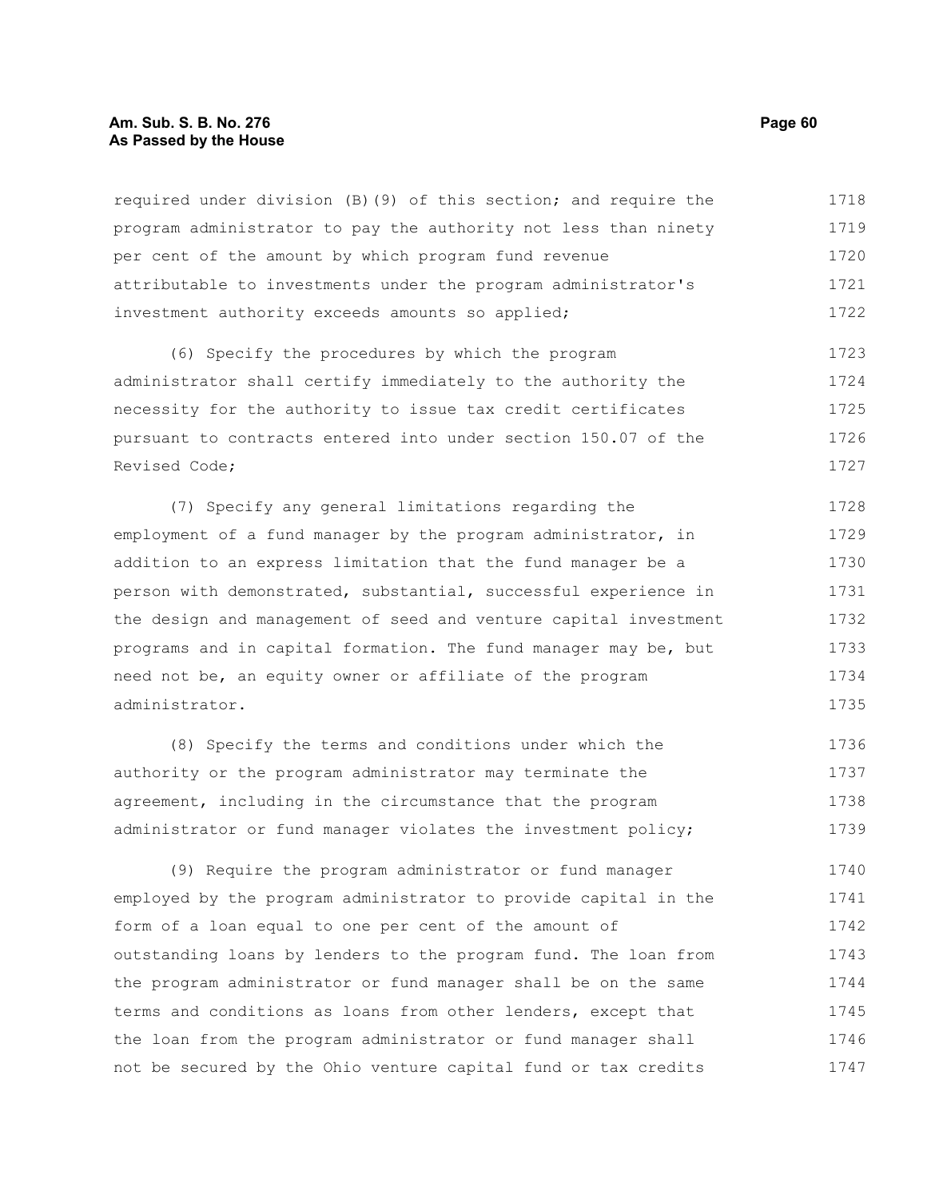required under division (B)(9) of this section; and require the program administrator to pay the authority not less than ninety per cent of the amount by which program fund revenue attributable to investments under the program administrator's investment authority exceeds amounts so applied;

(6) Specify the procedures by which the program administrator shall certify immediately to the authority the necessity for the authority to issue tax credit certificates pursuant to contracts entered into under section 150.07 of the Revised Code;

(7) Specify any general limitations regarding the employment of a fund manager by the program administrator, in addition to an express limitation that the fund manager be a person with demonstrated, substantial, successful experience in the design and management of seed and venture capital investment programs and in capital formation. The fund manager may be, but need not be, an equity owner or affiliate of the program administrator.

(8) Specify the terms and conditions under which the authority or the program administrator may terminate the agreement, including in the circumstance that the program administrator or fund manager violates the investment policy;

(9) Require the program administrator or fund manager employed by the program administrator to provide capital in the form of a loan equal to one per cent of the amount of outstanding loans by lenders to the program fund. The loan from the program administrator or fund manager shall be on the same terms and conditions as loans from other lenders, except that the loan from the program administrator or fund manager shall not be secured by the Ohio venture capital fund or tax credits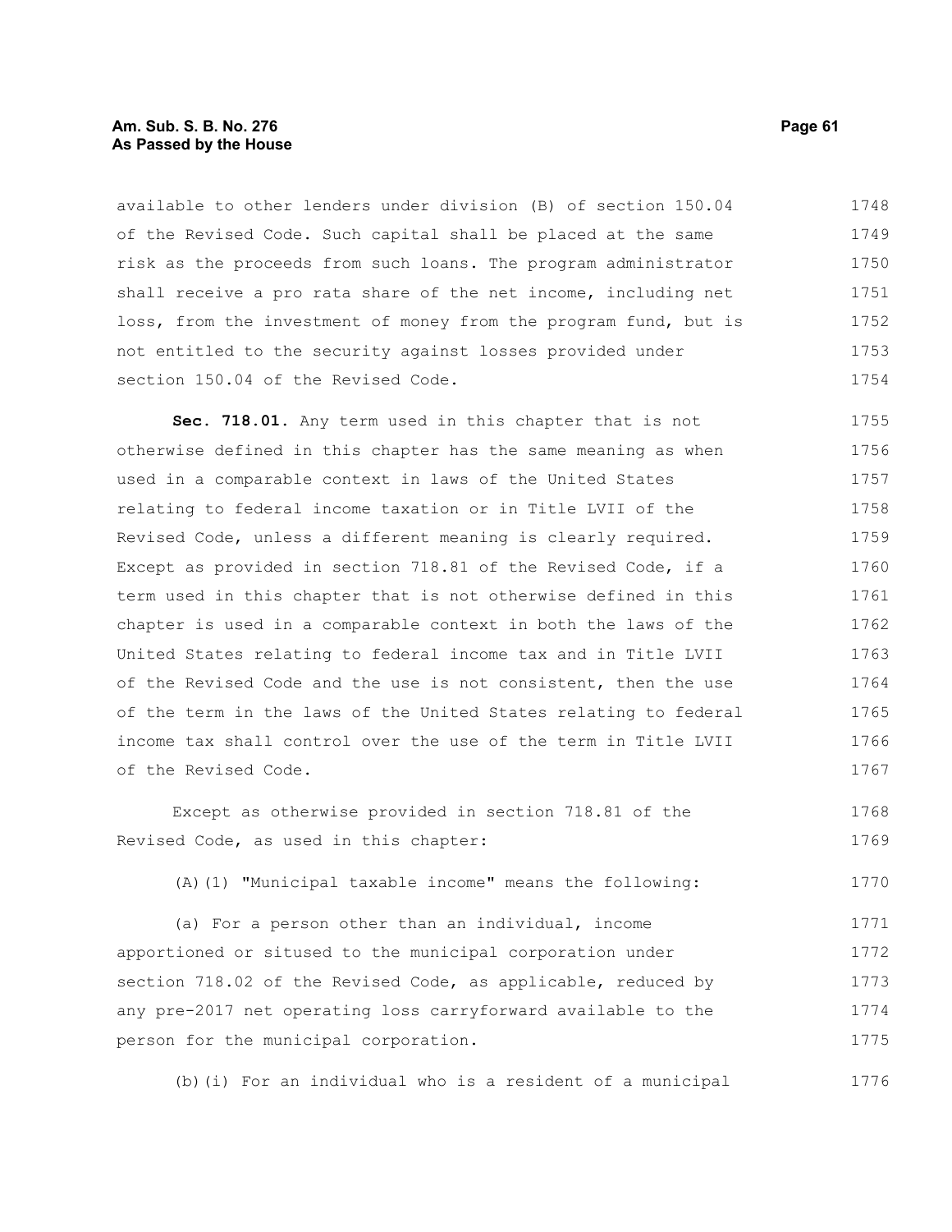available to other lenders under division (B) of section 150.04 of the Revised Code. Such capital shall be placed at the same risk as the proceeds from such loans. The program administrator shall receive a pro rata share of the net income, including net loss, from the investment of money from the program fund, but is not entitled to the security against losses provided under section 150.04 of the Revised Code.

**Sec. 718.01.** Any term used in this chapter that is not otherwise defined in this chapter has the same meaning as when used in a comparable context in laws of the United States relating to federal income taxation or in Title LVII of the Revised Code, unless a different meaning is clearly required. Except as provided in section 718.81 of the Revised Code, if a term used in this chapter that is not otherwise defined in this chapter is used in a comparable context in both the laws of the United States relating to federal income tax and in Title LVII of the Revised Code and the use is not consistent, then the use of the term in the laws of the United States relating to federal income tax shall control over the use of the term in Title LVII of the Revised Code.

Except as otherwise provided in section 718.81 of the Revised Code, as used in this chapter:

(A)(1) "Municipal taxable income" means the following:

(a) For a person other than an individual, income apportioned or sitused to the municipal corporation under section 718.02 of the Revised Code, as applicable, reduced by any pre-2017 net operating loss carryforward available to the person for the municipal corporation.

(b)(i) For an individual who is a resident of a municipal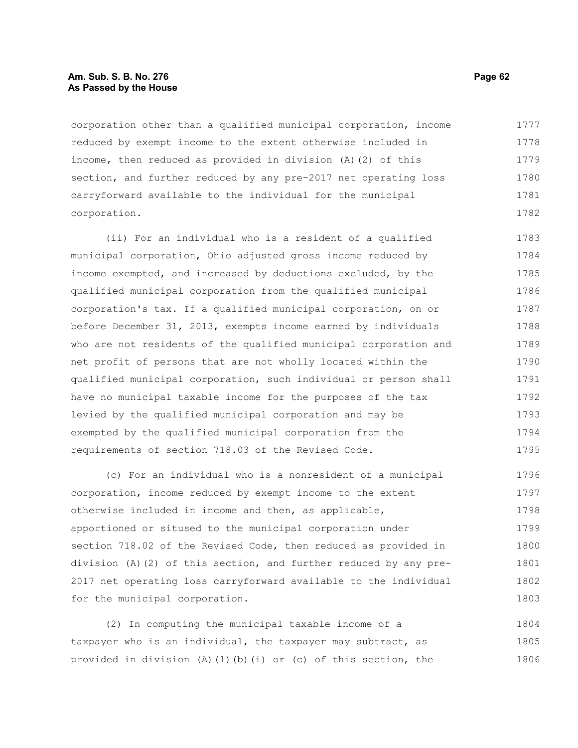corporation other than a qualified municipal corporation, income reduced by exempt income to the extent otherwise included in income, then reduced as provided in division (A)(2) of this section, and further reduced by any pre-2017 net operating loss carryforward available to the individual for the municipal corporation.

(ii) For an individual who is a resident of a qualified municipal corporation, Ohio adjusted gross income reduced by income exempted, and increased by deductions excluded, by the qualified municipal corporation from the qualified municipal corporation's tax. If a qualified municipal corporation, on or before December 31, 2013, exempts income earned by individuals who are not residents of the qualified municipal corporation and net profit of persons that are not wholly located within the qualified municipal corporation, such individual or person shall have no municipal taxable income for the purposes of the tax levied by the qualified municipal corporation and may be exempted by the qualified municipal corporation from the requirements of section 718.03 of the Revised Code.

(c) For an individual who is a nonresident of a municipal corporation, income reduced by exempt income to the extent otherwise included in income and then, as applicable, apportioned or sitused to the municipal corporation under section 718.02 of the Revised Code, then reduced as provided in division (A)(2) of this section, and further reduced by any pre-2017 net operating loss carryforward available to the individual for the municipal corporation.

(2) In computing the municipal taxable income of a taxpayer who is an individual, the taxpayer may subtract, as provided in division (A)(1)(b)(i) or (c) of this section, the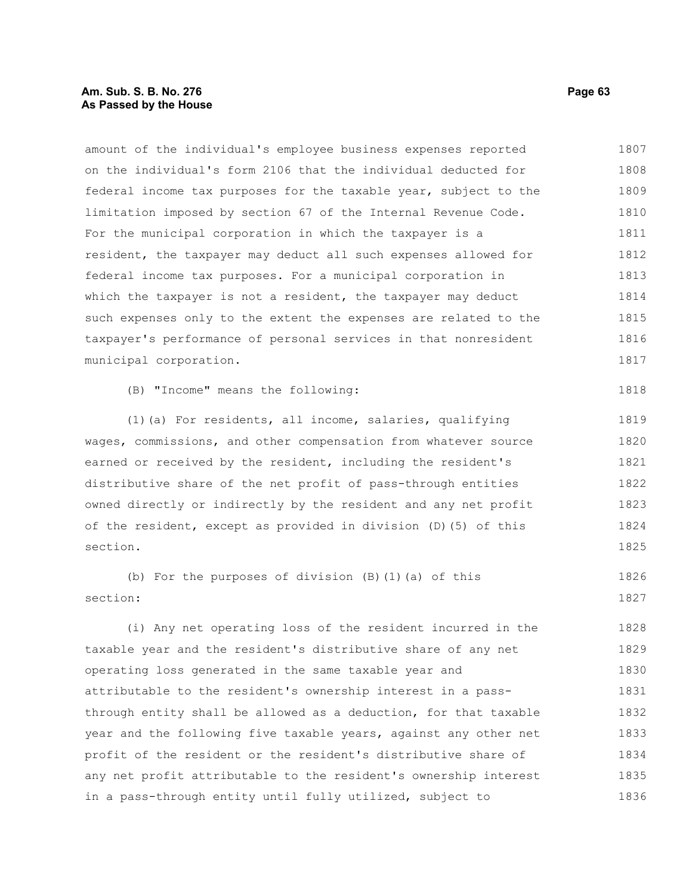amount of the individual's employee business expenses reported on the individual's form 2106 that the individual deducted for federal income tax purposes for the taxable year, subject to the limitation imposed by section 67 of the Internal Revenue Code. For the municipal corporation in which the taxpayer is a resident, the taxpayer may deduct all such expenses allowed for federal income tax purposes. For a municipal corporation in which the taxpayer is not a resident, the taxpayer may deduct such expenses only to the extent the expenses are related to the taxpayer's performance of personal services in that nonresident municipal corporation.

(B) "Income" means the following:

(1)(a) For residents, all income, salaries, qualifying wages, commissions, and other compensation from whatever source earned or received by the resident, including the resident's distributive share of the net profit of pass-through entities owned directly or indirectly by the resident and any net profit of the resident, except as provided in division (D)(5) of this section.

(b) For the purposes of division (B)(1)(a) of this section:

(i) Any net operating loss of the resident incurred in the taxable year and the resident's distributive share of any net operating loss generated in the same taxable year and attributable to the resident's ownership interest in a pass-through entity shall be allowed as a deduction, for that taxable year and the following five taxable years, against any other net profit of the resident or the resident's distributive share of any net profit attributable to the resident's ownership interest in a pass-through entity until fully utilized, subject to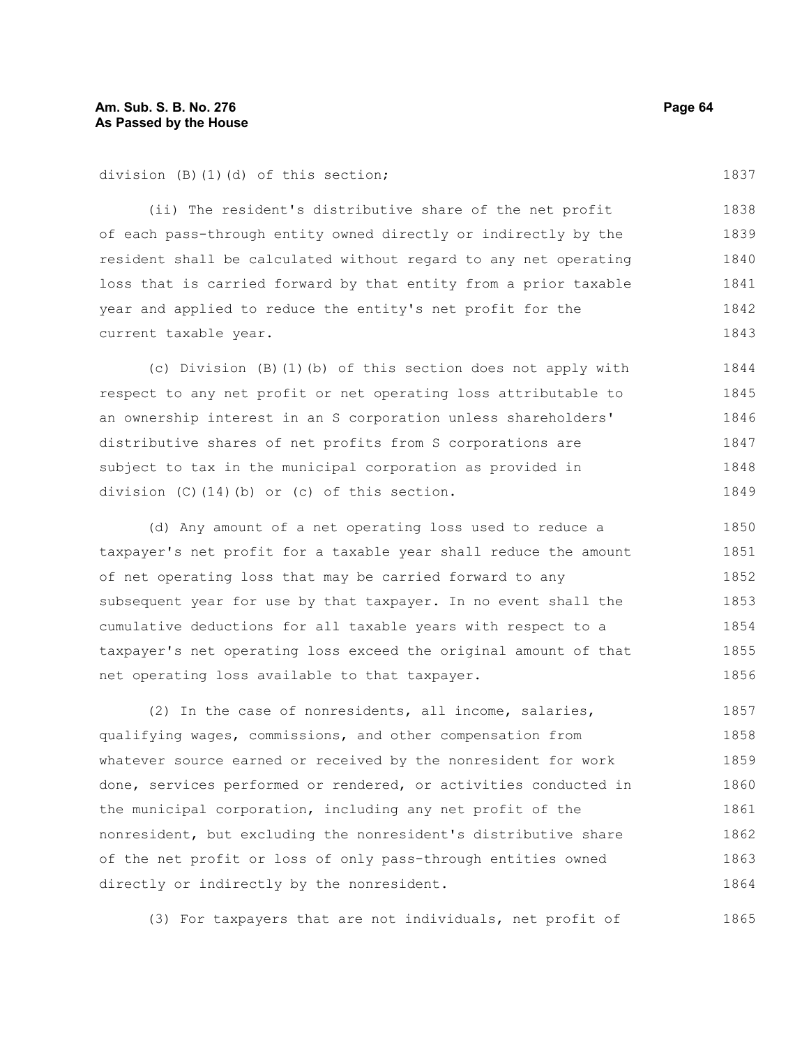division (B)(1)(d) of this section;

(ii) The resident's distributive share of the net profit of each pass-through entity owned directly or indirectly by the resident shall be calculated without regard to any net operating loss that is carried forward by that entity from a prior taxable year and applied to reduce the entity's net profit for the current taxable year.

(c) Division (B)(1)(b) of this section does not apply with respect to any net profit or net operating loss attributable to an ownership interest in an S corporation unless shareholders' distributive shares of net profits from S corporations are subject to tax in the municipal corporation as provided in division (C)(14)(b) or (c) of this section.

(d) Any amount of a net operating loss used to reduce a taxpayer's net profit for a taxable year shall reduce the amount of net operating loss that may be carried forward to any subsequent year for use by that taxpayer. In no event shall the cumulative deductions for all taxable years with respect to a taxpayer's net operating loss exceed the original amount of that net operating loss available to that taxpayer.

(2) In the case of nonresidents, all income, salaries, qualifying wages, commissions, and other compensation from whatever source earned or received by the nonresident for work done, services performed or rendered, or activities conducted in the municipal corporation, including any net profit of the nonresident, but excluding the nonresident's distributive share of the net profit or loss of only pass-through entities owned directly or indirectly by the nonresident.

(3) For taxpayers that are not individuals, net profit of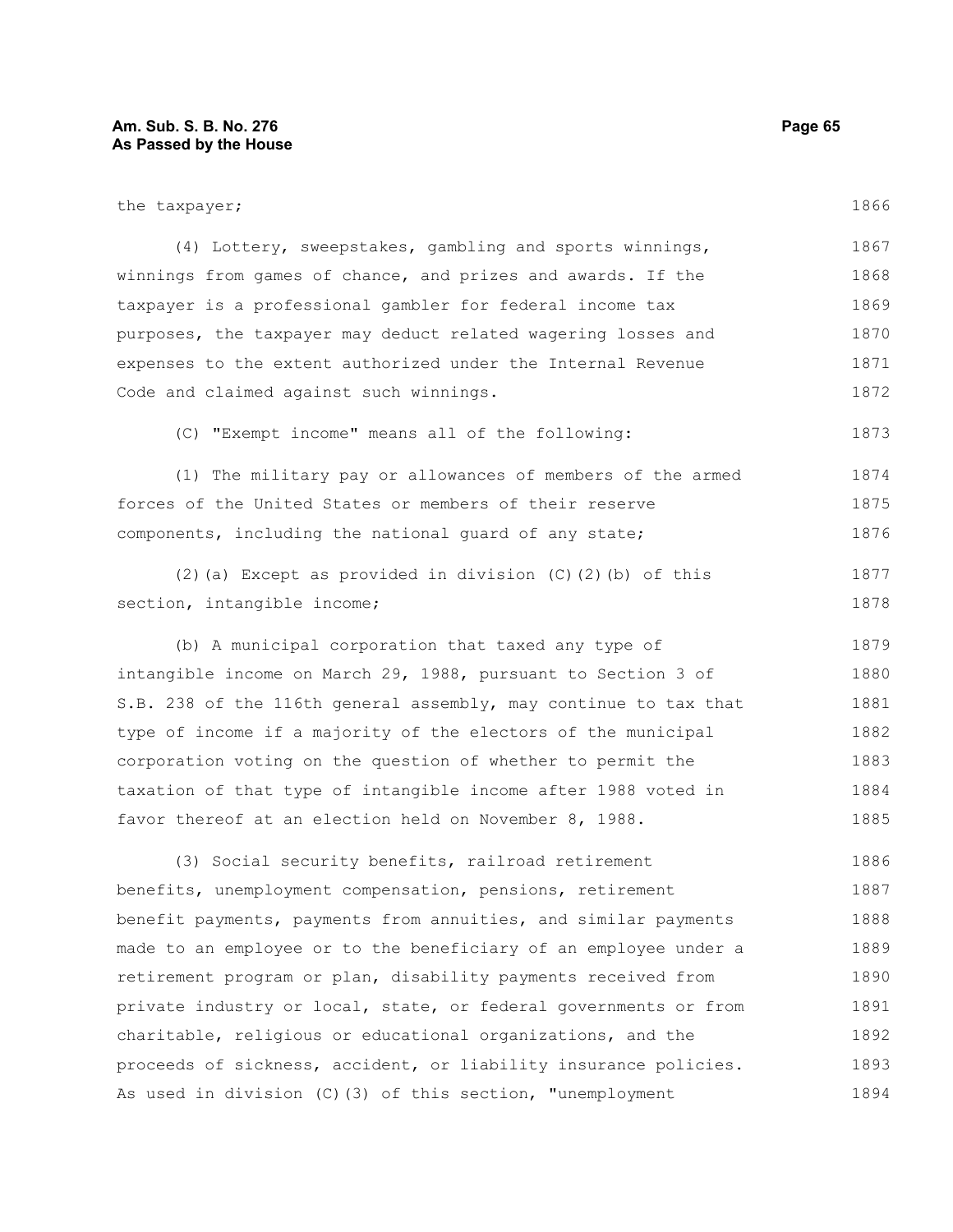the taxpayer;

(4) Lottery, sweepstakes, gambling and sports winnings, winnings from games of chance, and prizes and awards. If the taxpayer is a professional gambler for federal income tax purposes, the taxpayer may deduct related wagering losses and expenses to the extent authorized under the Internal Revenue Code and claimed against such winnings.

(C) "Exempt income" means all of the following:

(1) The military pay or allowances of members of the armed forces of the United States or members of their reserve components, including the national guard of any state;

(2)(a) Except as provided in division (C)(2)(b) of this section, intangible income;

(b) A municipal corporation that taxed any type of intangible income on March 29, 1988, pursuant to Section 3 of S.B. 238 of the 116th general assembly, may continue to tax that type of income if a majority of the electors of the municipal corporation voting on the question of whether to permit the taxation of that type of intangible income after 1988 voted in favor thereof at an election held on November 8, 1988.

(3) Social security benefits, railroad retirement benefits, unemployment compensation, pensions, retirement benefit payments, payments from annuities, and similar payments made to an employee or to the beneficiary of an employee under a retirement program or plan, disability payments received from private industry or local, state, or federal governments or from charitable, religious or educational organizations, and the proceeds of sickness, accident, or liability insurance policies. As used in division (C)(3) of this section, "unemployment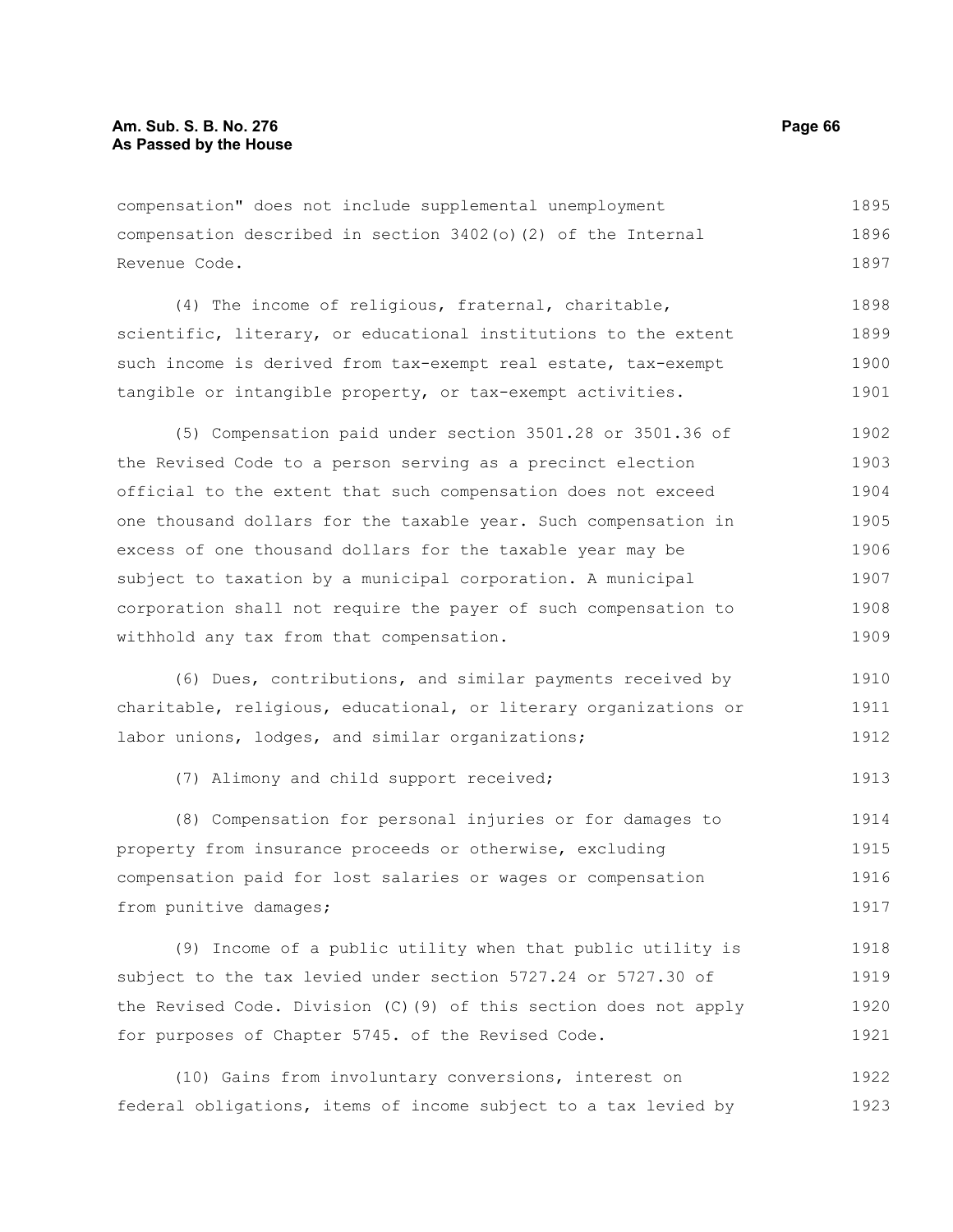compensation" does not include supplemental unemployment compensation described in section 3402(o)(2) of the Internal Revenue Code.

(4) The income of religious, fraternal, charitable, scientific, literary, or educational institutions to the extent such income is derived from tax-exempt real estate, tax-exempt tangible or intangible property, or tax-exempt activities.

(5) Compensation paid under section 3501.28 or 3501.36 of the Revised Code to a person serving as a precinct election official to the extent that such compensation does not exceed one thousand dollars for the taxable year. Such compensation in excess of one thousand dollars for the taxable year may be subject to taxation by a municipal corporation. A municipal corporation shall not require the payer of such compensation to withhold any tax from that compensation.

(6) Dues, contributions, and similar payments received by charitable, religious, educational, or literary organizations or labor unions, lodges, and similar organizations;

(7) Alimony and child support received;

(8) Compensation for personal injuries or for damages to property from insurance proceeds or otherwise, excluding compensation paid for lost salaries or wages or compensation from punitive damages;

(9) Income of a public utility when that public utility is subject to the tax levied under section 5727.24 or 5727.30 of the Revised Code. Division (C)(9) of this section does not apply for purposes of Chapter 5745. of the Revised Code.

(10) Gains from involuntary conversions, interest on federal obligations, items of income subject to a tax levied by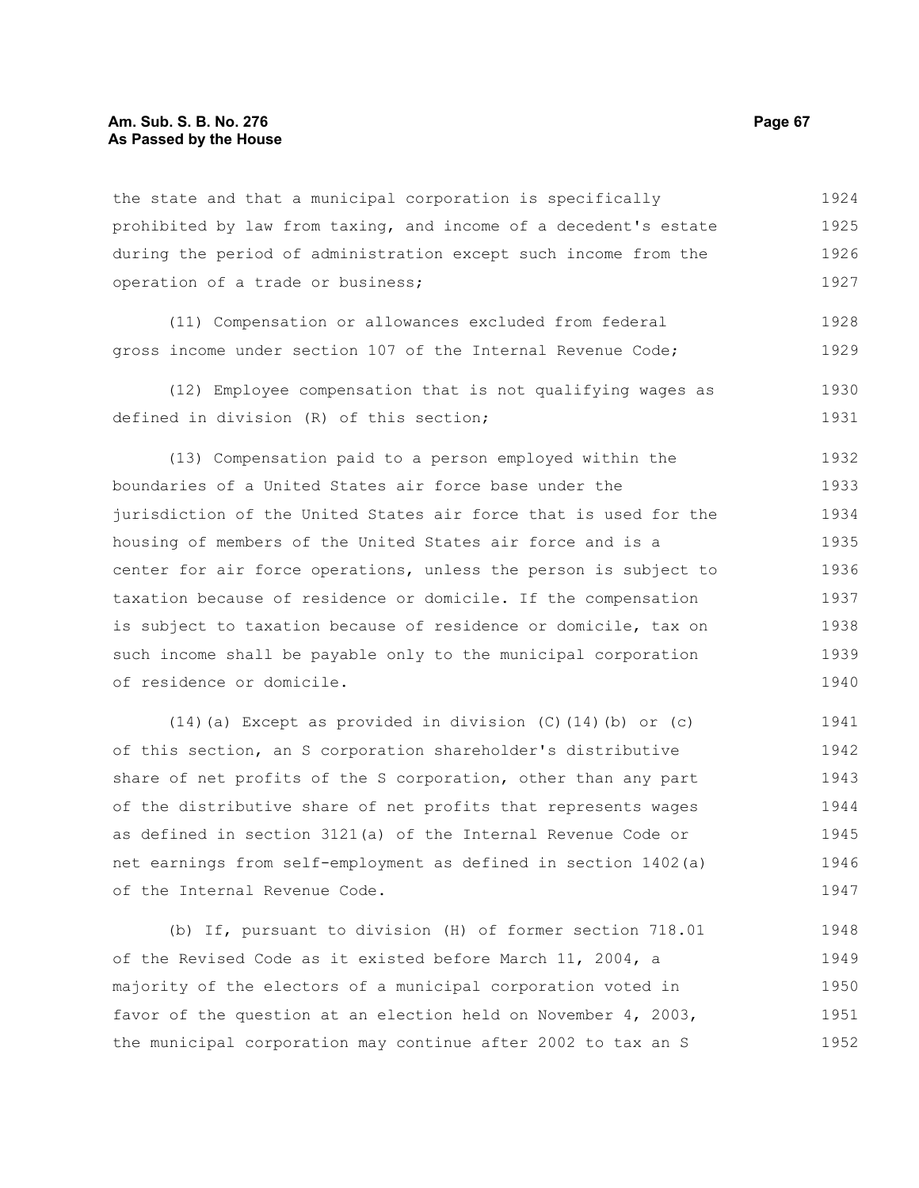the state and that a municipal corporation is specifically prohibited by law from taxing, and income of a decedent's estate during the period of administration except such income from the operation of a trade or business;

(11) Compensation or allowances excluded from federal gross income under section 107 of the Internal Revenue Code;

(12) Employee compensation that is not qualifying wages as defined in division (R) of this section;

(13) Compensation paid to a person employed within the boundaries of a United States air force base under the jurisdiction of the United States air force that is used for the housing of members of the United States air force and is a center for air force operations, unless the person is subject to taxation because of residence or domicile. If the compensation is subject to taxation because of residence or domicile, tax on such income shall be payable only to the municipal corporation of residence or domicile.

(14)(a) Except as provided in division (C)(14)(b) or (c) of this section, an S corporation shareholder's distributive share of net profits of the S corporation, other than any part of the distributive share of net profits that represents wages as defined in section 3121(a) of the Internal Revenue Code or net earnings from self-employment as defined in section 1402(a) of the Internal Revenue Code.

(b) If, pursuant to division (H) of former section 718.01 of the Revised Code as it existed before March 11, 2004, a majority of the electors of a municipal corporation voted in favor of the question at an election held on November 4, 2003, the municipal corporation may continue after 2002 to tax an S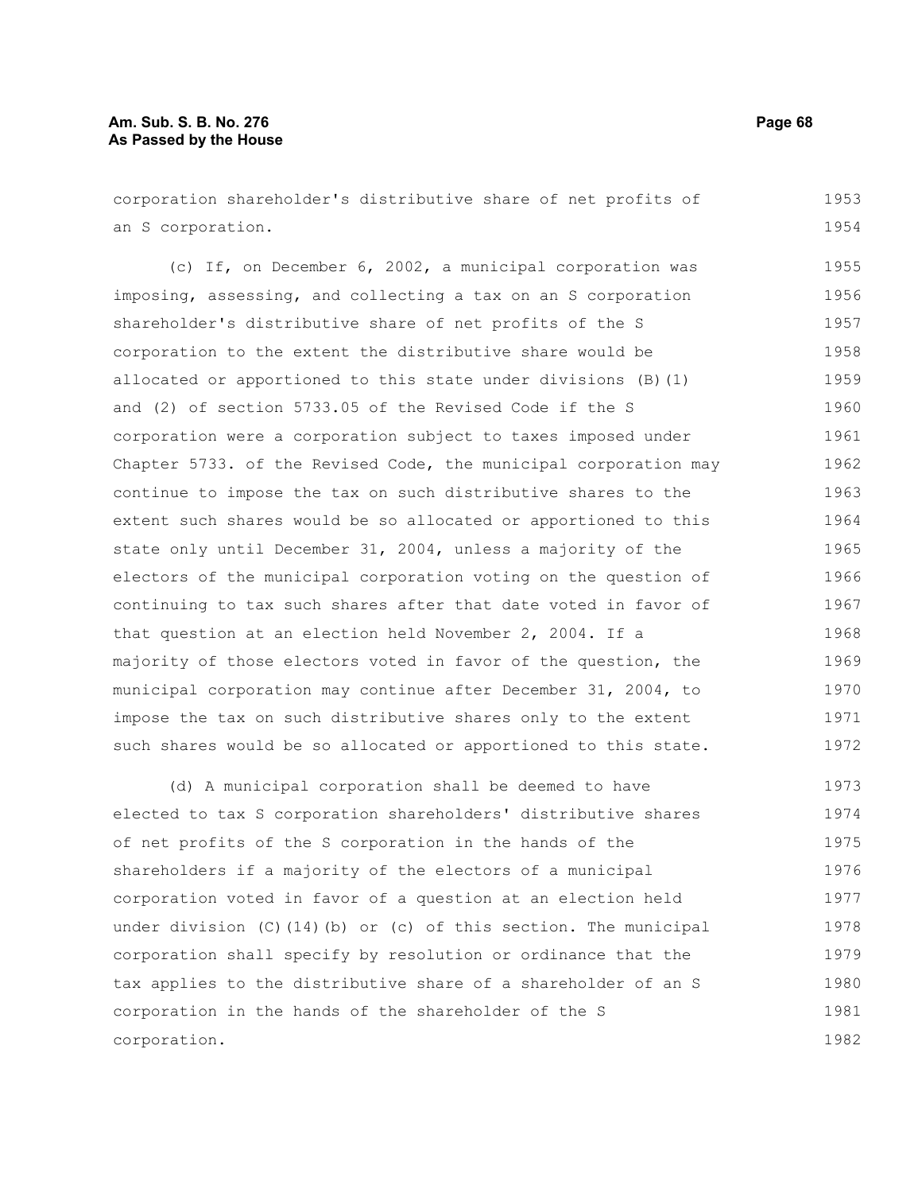corporation shareholder's distributive share of net profits of an S corporation.

(c) If, on December 6, 2002, a municipal corporation was imposing, assessing, and collecting a tax on an S corporation shareholder's distributive share of net profits of the S corporation to the extent the distributive share would be allocated or apportioned to this state under divisions (B)(1) and (2) of section 5733.05 of the Revised Code if the S corporation were a corporation subject to taxes imposed under Chapter 5733. of the Revised Code, the municipal corporation may continue to impose the tax on such distributive shares to the extent such shares would be so allocated or apportioned to this state only until December 31, 2004, unless a majority of the electors of the municipal corporation voting on the question of continuing to tax such shares after that date voted in favor of that question at an election held November 2, 2004. If a majority of those electors voted in favor of the question, the municipal corporation may continue after December 31, 2004, to impose the tax on such distributive shares only to the extent such shares would be so allocated or apportioned to this state.

(d) A municipal corporation shall be deemed to have elected to tax S corporation shareholders' distributive shares of net profits of the S corporation in the hands of the shareholders if a majority of the electors of a municipal corporation voted in favor of a question at an election held under division (C)(14)(b) or (c) of this section. The municipal corporation shall specify by resolution or ordinance that the tax applies to the distributive share of a shareholder of an S corporation in the hands of the shareholder of the S corporation.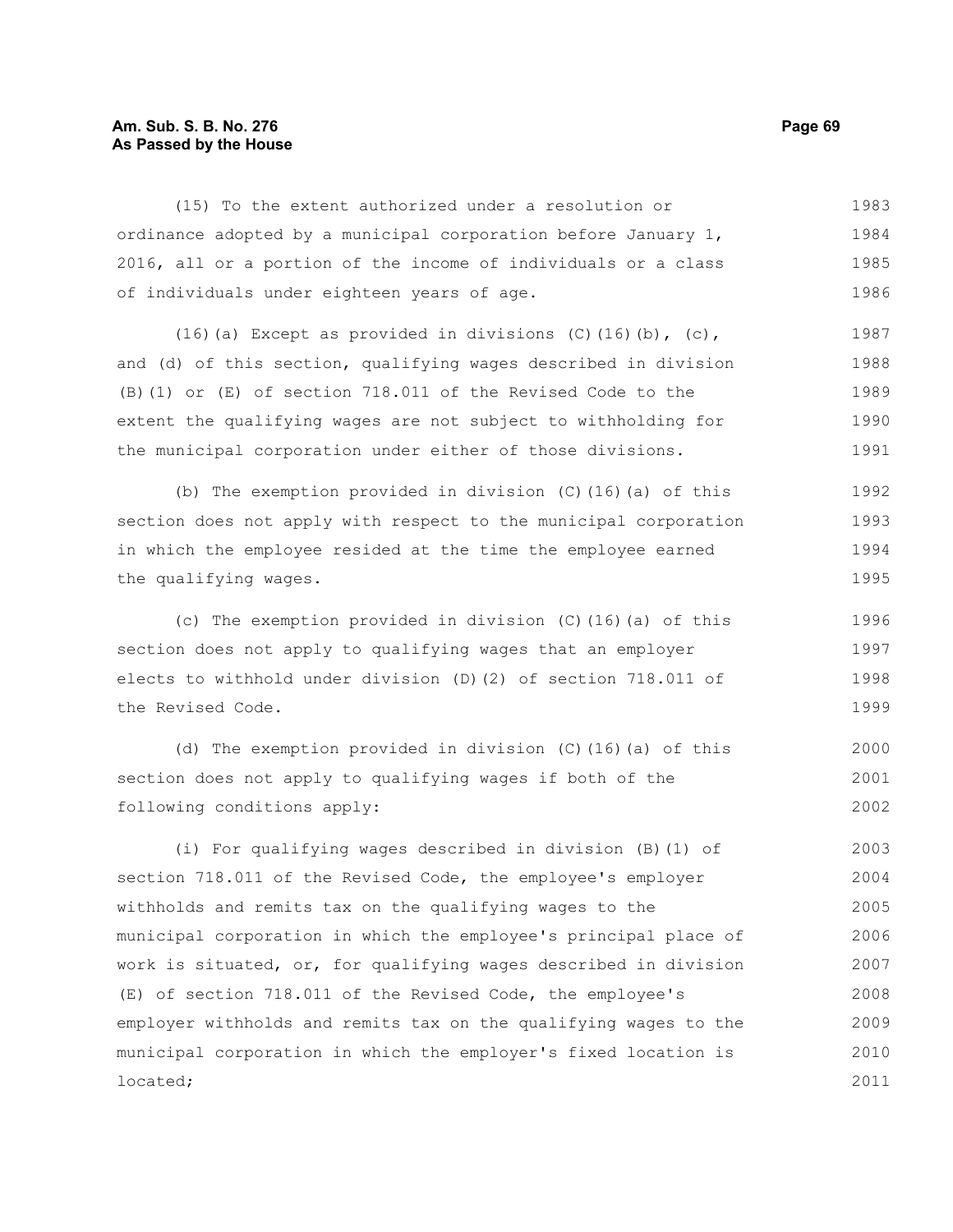(15) To the extent authorized under a resolution or ordinance adopted by a municipal corporation before January 1, 2016, all or a portion of the income of individuals or a class of individuals under eighteen years of age.

(16)(a) Except as provided in divisions (C)(16)(b), (c), and (d) of this section, qualifying wages described in division (B)(1) or (E) of section 718.011 of the Revised Code to the extent the qualifying wages are not subject to withholding for the municipal corporation under either of those divisions.

(b) The exemption provided in division (C)(16)(a) of this section does not apply with respect to the municipal corporation in which the employee resided at the time the employee earned the qualifying wages.

(c) The exemption provided in division (C)(16)(a) of this section does not apply to qualifying wages that an employer elects to withhold under division (D)(2) of section 718.011 of the Revised Code.

(d) The exemption provided in division (C)(16)(a) of this section does not apply to qualifying wages if both of the following conditions apply:

(i) For qualifying wages described in division (B)(1) of section 718.011 of the Revised Code, the employee's employer withholds and remits tax on the qualifying wages to the municipal corporation in which the employee's principal place of work is situated, or, for qualifying wages described in division (E) of section 718.011 of the Revised Code, the employee's employer withholds and remits tax on the qualifying wages to the municipal corporation in which the employer's fixed location is located;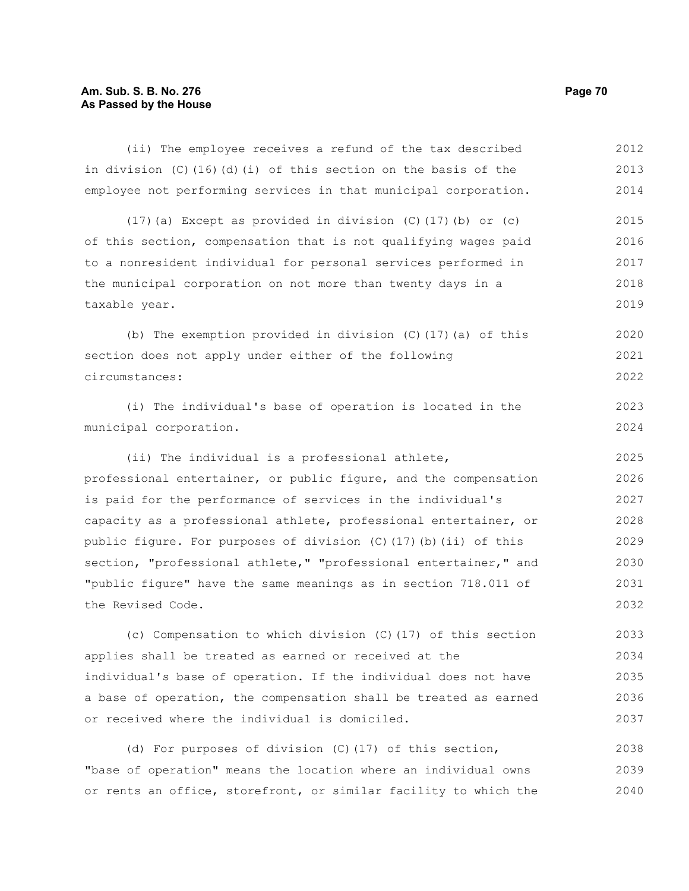(ii) The employee receives a refund of the tax described in division (C)(16)(d)(i) of this section on the basis of the employee not performing services in that municipal corporation.

(17)(a) Except as provided in division (C)(17)(b) or (c) of this section, compensation that is not qualifying wages paid to a nonresident individual for personal services performed in the municipal corporation on not more than twenty days in a taxable year.

(b) The exemption provided in division (C)(17)(a) of this section does not apply under either of the following circumstances:

(i) The individual's base of operation is located in the municipal corporation.

(ii) The individual is a professional athlete, professional entertainer, or public figure, and the compensation is paid for the performance of services in the individual's capacity as a professional athlete, professional entertainer, or public figure. For purposes of division (C)(17)(b)(ii) of this section, "professional athlete," "professional entertainer," and "public figure" have the same meanings as in section 718.011 of the Revised Code.

(c) Compensation to which division (C)(17) of this section applies shall be treated as earned or received at the individual's base of operation. If the individual does not have a base of operation, the compensation shall be treated as earned or received where the individual is domiciled.

(d) For purposes of division (C)(17) of this section, "base of operation" means the location where an individual owns or rents an office, storefront, or similar facility to which the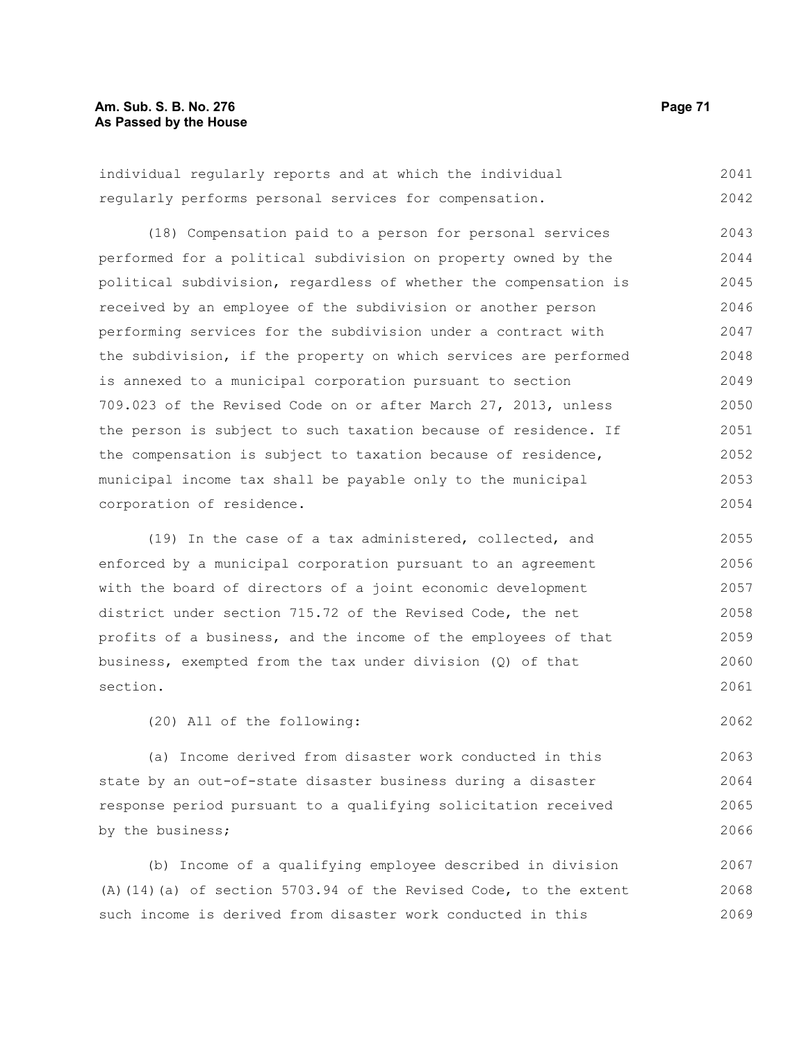individual regularly reports and at which the individual regularly performs personal services for compensation.

(18) Compensation paid to a person for personal services performed for a political subdivision on property owned by the political subdivision, regardless of whether the compensation is received by an employee of the subdivision or another person performing services for the subdivision under a contract with the subdivision, if the property on which services are performed is annexed to a municipal corporation pursuant to section 709.023 of the Revised Code on or after March 27, 2013, unless the person is subject to such taxation because of residence. If the compensation is subject to taxation because of residence, municipal income tax shall be payable only to the municipal corporation of residence.

(19) In the case of a tax administered, collected, and enforced by a municipal corporation pursuant to an agreement with the board of directors of a joint economic development district under section 715.72 of the Revised Code, the net profits of a business, and the income of the employees of that business, exempted from the tax under division (Q) of that section.

(20) All of the following:

(a) Income derived from disaster work conducted in this state by an out-of-state disaster business during a disaster response period pursuant to a qualifying solicitation received by the business;

(b) Income of a qualifying employee described in division (A)(14)(a) of section 5703.94 of the Revised Code, to the extent such income is derived from disaster work conducted in this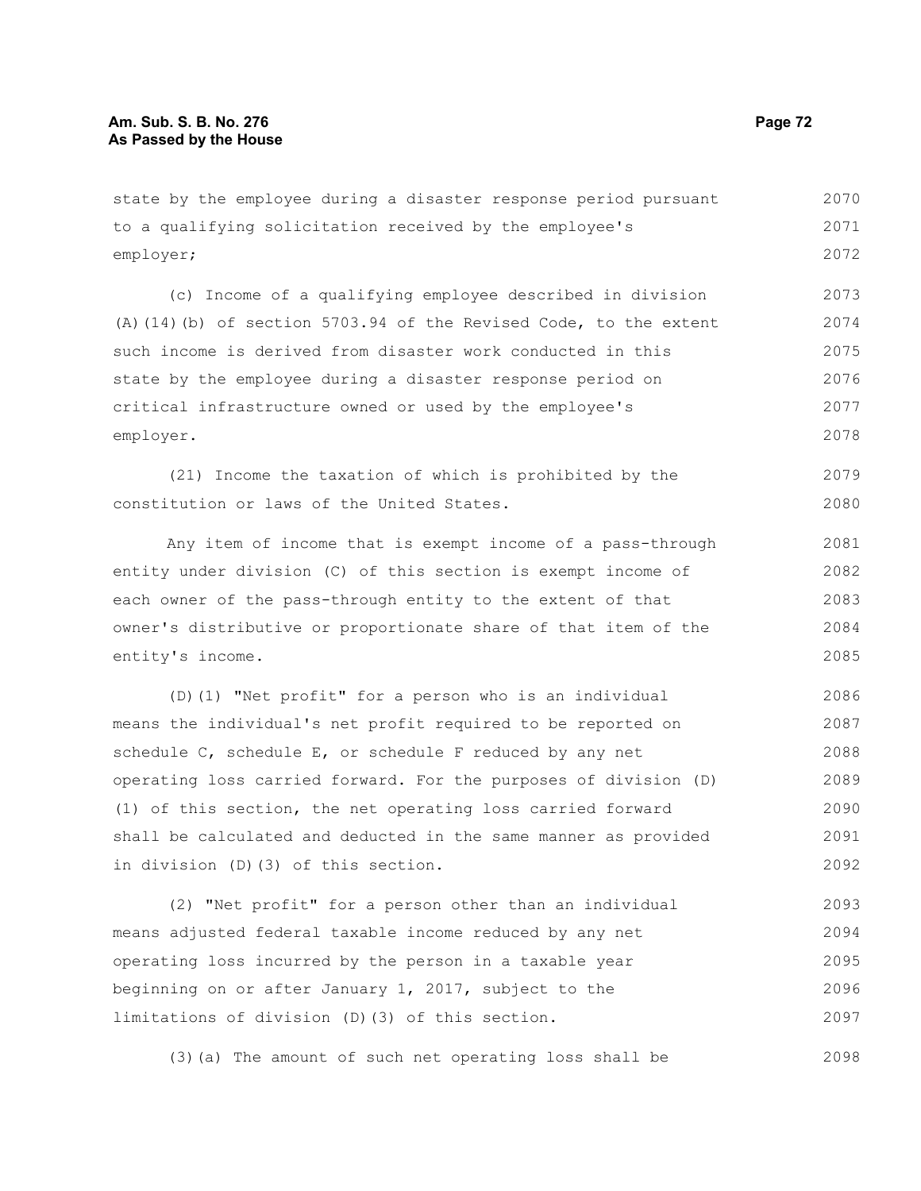state by the employee during a disaster response period pursuant to a qualifying solicitation received by the employee's employer;

(c) Income of a qualifying employee described in division (A)(14)(b) of section 5703.94 of the Revised Code, to the extent such income is derived from disaster work conducted in this state by the employee during a disaster response period on critical infrastructure owned or used by the employee's employer.

(21) Income the taxation of which is prohibited by the constitution or laws of the United States.

Any item of income that is exempt income of a pass-through entity under division (C) of this section is exempt income of each owner of the pass-through entity to the extent of that owner's distributive or proportionate share of that item of the entity's income.

(D)(1) "Net profit" for a person who is an individual means the individual's net profit required to be reported on schedule C, schedule E, or schedule F reduced by any net operating loss carried forward. For the purposes of division (D)(1) of this section, the net operating loss carried forward shall be calculated and deducted in the same manner as provided in division (D)(3) of this section.

(2) "Net profit" for a person other than an individual means adjusted federal taxable income reduced by any net operating loss incurred by the person in a taxable year beginning on or after January 1, 2017, subject to the limitations of division (D)(3) of this section.

(3)(a) The amount of such net operating loss shall be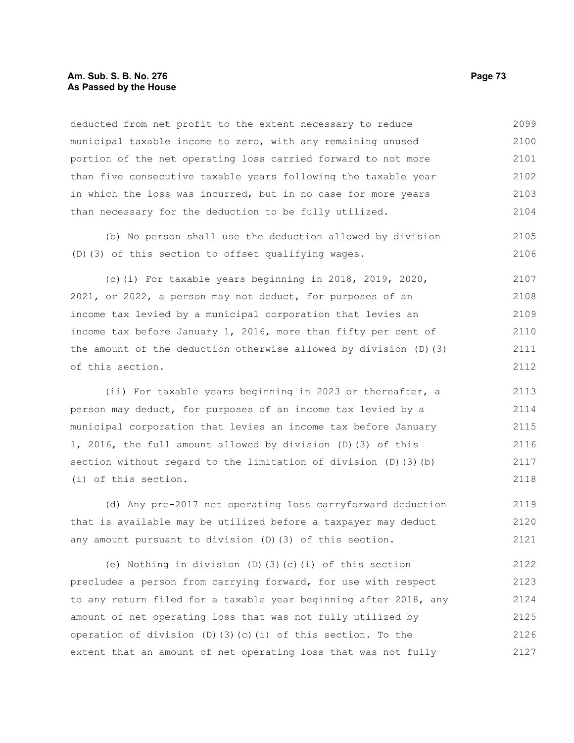deducted from net profit to the extent necessary to reduce municipal taxable income to zero, with any remaining unused portion of the net operating loss carried forward to not more than five consecutive taxable years following the taxable year in which the loss was incurred, but in no case for more years than necessary for the deduction to be fully utilized.

(b) No person shall use the deduction allowed by division (D)(3) of this section to offset qualifying wages.

(c)(i) For taxable years beginning in 2018, 2019, 2020, 2021, or 2022, a person may not deduct, for purposes of an income tax levied by a municipal corporation that levies an income tax before January 1, 2016, more than fifty per cent of the amount of the deduction otherwise allowed by division (D)(3) of this section.

(ii) For taxable years beginning in 2023 or thereafter, a person may deduct, for purposes of an income tax levied by a municipal corporation that levies an income tax before January 1, 2016, the full amount allowed by division (D)(3) of this section without regard to the limitation of division (D)(3)(b)(i) of this section.

(d) Any pre-2017 net operating loss carryforward deduction that is available may be utilized before a taxpayer may deduct any amount pursuant to division (D)(3) of this section.

(e) Nothing in division (D)(3)(c)(i) of this section precludes a person from carrying forward, for use with respect to any return filed for a taxable year beginning after 2018, any amount of net operating loss that was not fully utilized by operation of division (D)(3)(c)(i) of this section. To the extent that an amount of net operating loss that was not fully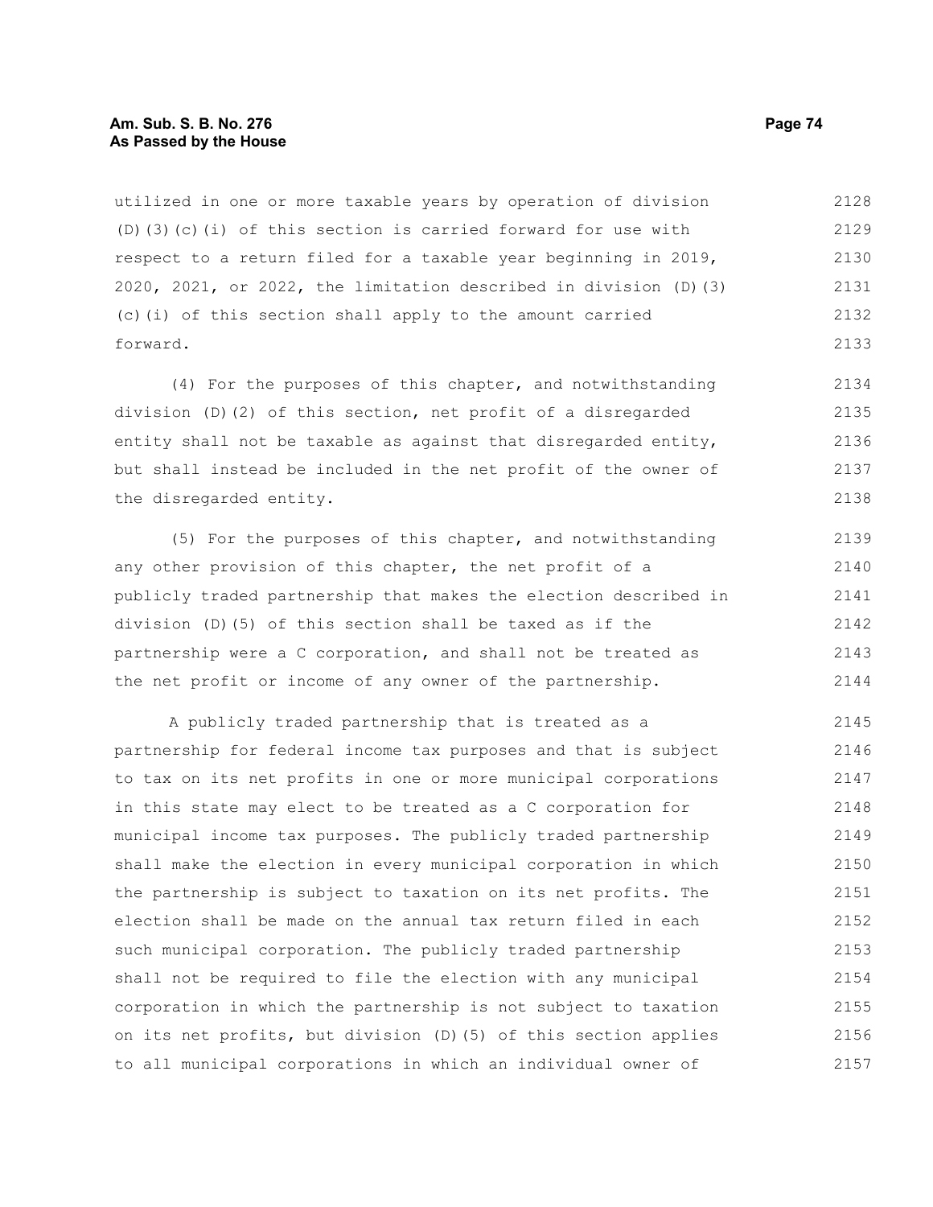utilized in one or more taxable years by operation of division (D)(3)(c)(i) of this section is carried forward for use with respect to a return filed for a taxable year beginning in 2019, 2020, 2021, or 2022, the limitation described in division (D)(3)(c)(i) of this section shall apply to the amount carried forward.

(4) For the purposes of this chapter, and notwithstanding division (D)(2) of this section, net profit of a disregarded entity shall not be taxable as against that disregarded entity, but shall instead be included in the net profit of the owner of the disregarded entity.

(5) For the purposes of this chapter, and notwithstanding any other provision of this chapter, the net profit of a publicly traded partnership that makes the election described in division (D)(5) of this section shall be taxed as if the partnership were a C corporation, and shall not be treated as the net profit or income of any owner of the partnership.

A publicly traded partnership that is treated as a partnership for federal income tax purposes and that is subject to tax on its net profits in one or more municipal corporations in this state may elect to be treated as a C corporation for municipal income tax purposes. The publicly traded partnership shall make the election in every municipal corporation in which the partnership is subject to taxation on its net profits. The election shall be made on the annual tax return filed in each such municipal corporation. The publicly traded partnership shall not be required to file the election with any municipal corporation in which the partnership is not subject to taxation on its net profits, but division (D)(5) of this section applies to all municipal corporations in which an individual owner of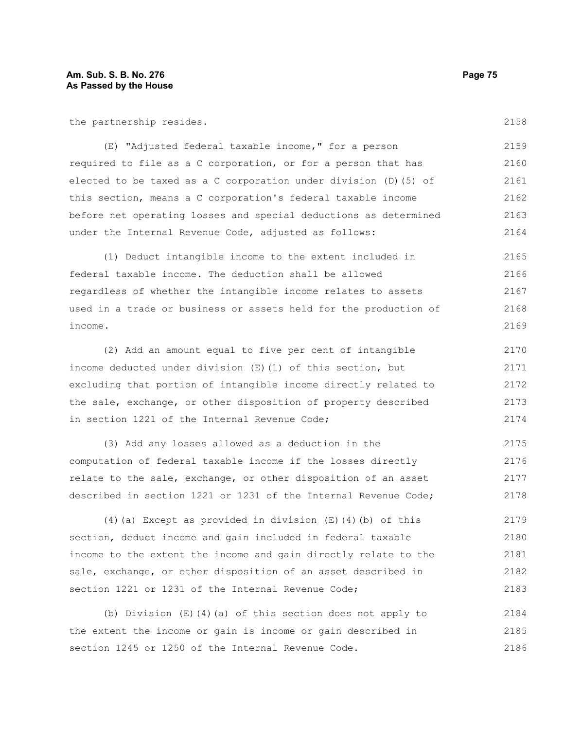the partnership resides.

(E) "Adjusted federal taxable income," for a person required to file as a C corporation, or for a person that has elected to be taxed as a C corporation under division (D)(5) of this section, means a C corporation's federal taxable income before net operating losses and special deductions as determined under the Internal Revenue Code, adjusted as follows:

(1) Deduct intangible income to the extent included in federal taxable income. The deduction shall be allowed regardless of whether the intangible income relates to assets used in a trade or business or assets held for the production of income.

(2) Add an amount equal to five per cent of intangible income deducted under division (E)(1) of this section, but excluding that portion of intangible income directly related to the sale, exchange, or other disposition of property described in section 1221 of the Internal Revenue Code;

(3) Add any losses allowed as a deduction in the computation of federal taxable income if the losses directly relate to the sale, exchange, or other disposition of an asset described in section 1221 or 1231 of the Internal Revenue Code;

(4)(a) Except as provided in division (E)(4)(b) of this section, deduct income and gain included in federal taxable income to the extent the income and gain directly relate to the sale, exchange, or other disposition of an asset described in section 1221 or 1231 of the Internal Revenue Code;

(b) Division (E)(4)(a) of this section does not apply to the extent the income or gain is income or gain described in section 1245 or 1250 of the Internal Revenue Code.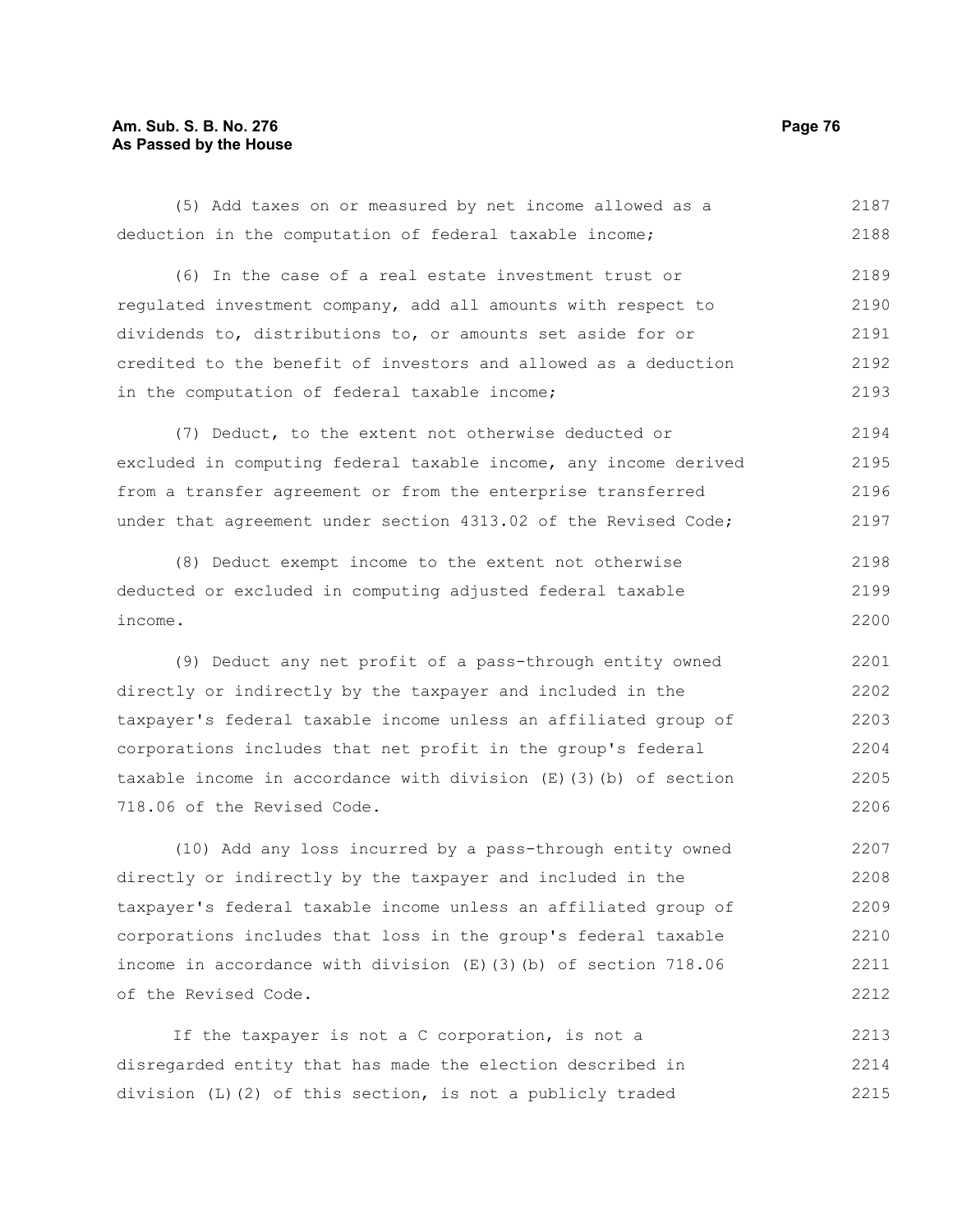(5) Add taxes on or measured by net income allowed as a deduction in the computation of federal taxable income;

(6) In the case of a real estate investment trust or regulated investment company, add all amounts with respect to dividends to, distributions to, or amounts set aside for or credited to the benefit of investors and allowed as a deduction in the computation of federal taxable income;

(7) Deduct, to the extent not otherwise deducted or excluded in computing federal taxable income, any income derived from a transfer agreement or from the enterprise transferred under that agreement under section 4313.02 of the Revised Code;

(8) Deduct exempt income to the extent not otherwise deducted or excluded in computing adjusted federal taxable income.

(9) Deduct any net profit of a pass-through entity owned directly or indirectly by the taxpayer and included in the taxpayer's federal taxable income unless an affiliated group of corporations includes that net profit in the group's federal taxable income in accordance with division (E)(3)(b) of section 718.06 of the Revised Code.

(10) Add any loss incurred by a pass-through entity owned directly or indirectly by the taxpayer and included in the taxpayer's federal taxable income unless an affiliated group of corporations includes that loss in the group's federal taxable income in accordance with division (E)(3)(b) of section 718.06 of the Revised Code.

If the taxpayer is not a C corporation, is not a disregarded entity that has made the election described in division (L)(2) of this section, is not a publicly traded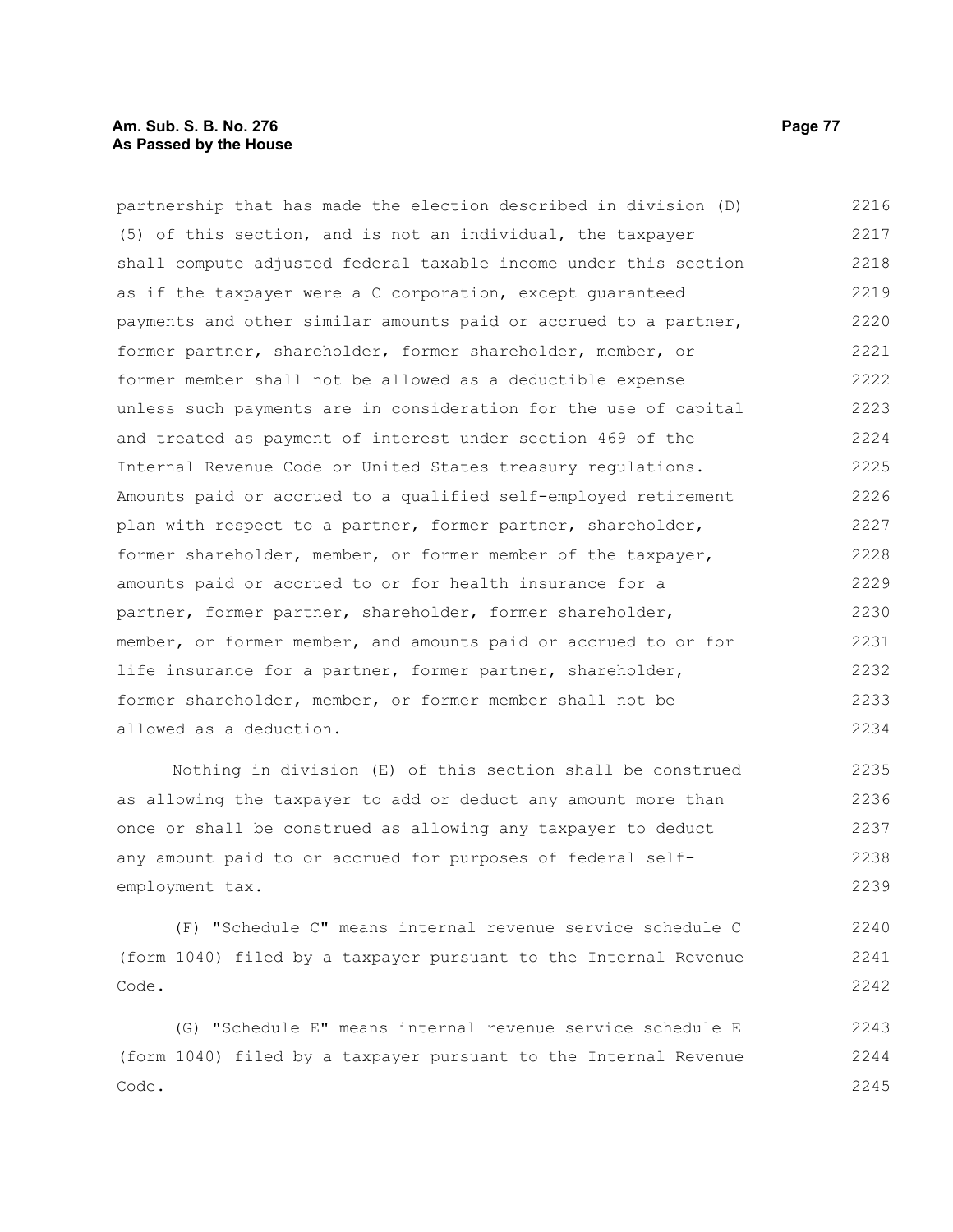partnership that has made the election described in division (D)(5) of this section, and is not an individual, the taxpayer shall compute adjusted federal taxable income under this section as if the taxpayer were a C corporation, except guaranteed payments and other similar amounts paid or accrued to a partner, former partner, shareholder, former shareholder, member, or former member shall not be allowed as a deductible expense unless such payments are in consideration for the use of capital and treated as payment of interest under section 469 of the Internal Revenue Code or United States treasury regulations. Amounts paid or accrued to a qualified self-employed retirement plan with respect to a partner, former partner, shareholder, former shareholder, member, or former member of the taxpayer, amounts paid or accrued to or for health insurance for a partner, former partner, shareholder, former shareholder, member, or former member, and amounts paid or accrued to or for life insurance for a partner, former partner, shareholder, former shareholder, member, or former member shall not be allowed as a deduction.

Nothing in division (E) of this section shall be construed as allowing the taxpayer to add or deduct any amount more than once or shall be construed as allowing any taxpayer to deduct any amount paid to or accrued for purposes of federal self-employment tax.

(F) "Schedule C" means internal revenue service schedule C (form 1040) filed by a taxpayer pursuant to the Internal Revenue Code.

(G) "Schedule E" means internal revenue service schedule E (form 1040) filed by a taxpayer pursuant to the Internal Revenue Code.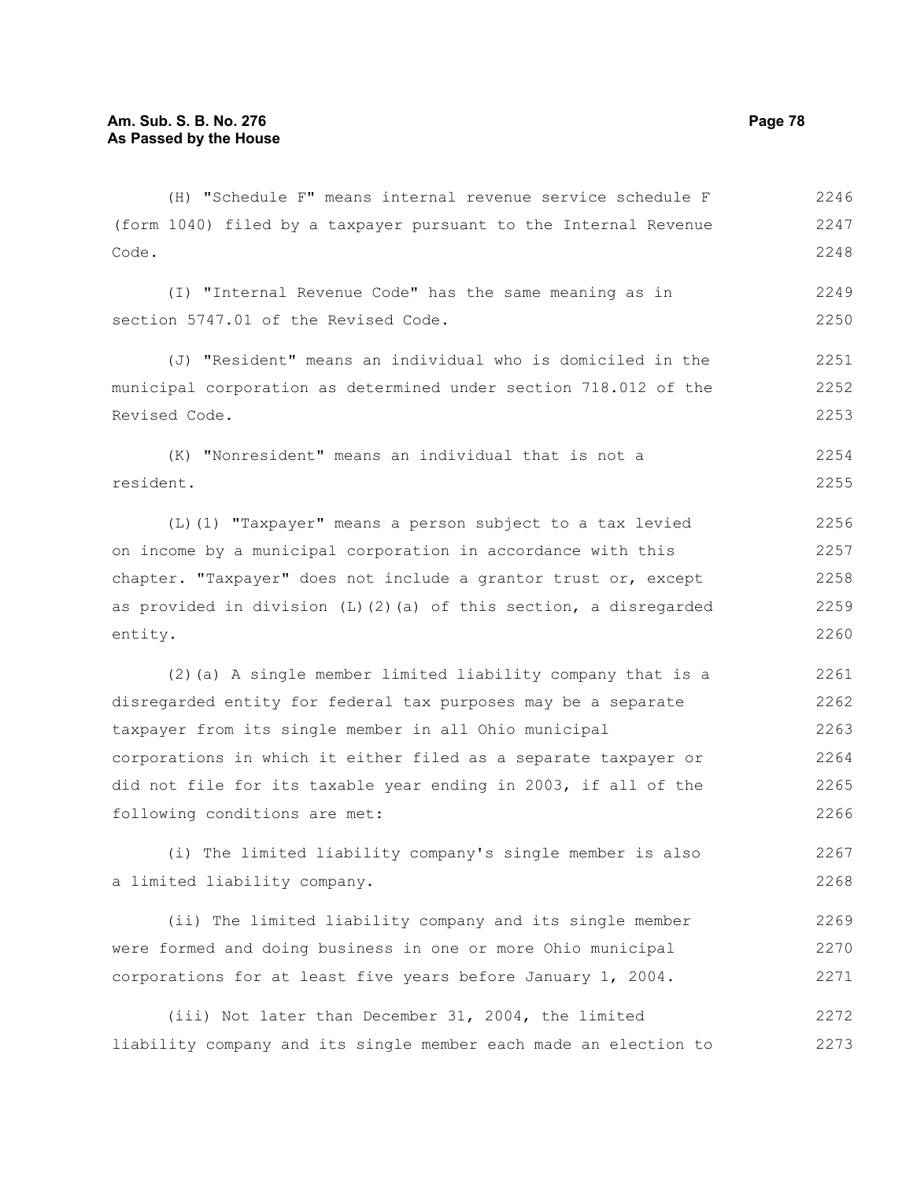(H) "Schedule F" means internal revenue service schedule F (form 1040) filed by a taxpayer pursuant to the Internal Revenue Code.

(I) "Internal Revenue Code" has the same meaning as in section 5747.01 of the Revised Code.

(J) "Resident" means an individual who is domiciled in the municipal corporation as determined under section 718.012 of the Revised Code.

(K) "Nonresident" means an individual that is not a resident.

(L)(1) "Taxpayer" means a person subject to a tax levied on income by a municipal corporation in accordance with this chapter. "Taxpayer" does not include a grantor trust or, except as provided in division (L)(2)(a) of this section, a disregarded entity.

(2)(a) A single member limited liability company that is a disregarded entity for federal tax purposes may be a separate taxpayer from its single member in all Ohio municipal corporations in which it either filed as a separate taxpayer or did not file for its taxable year ending in 2003, if all of the following conditions are met:

(i) The limited liability company's single member is also a limited liability company.

(ii) The limited liability company and its single member were formed and doing business in one or more Ohio municipal corporations for at least five years before January 1, 2004.

(iii) Not later than December 31, 2004, the limited liability company and its single member each made an election to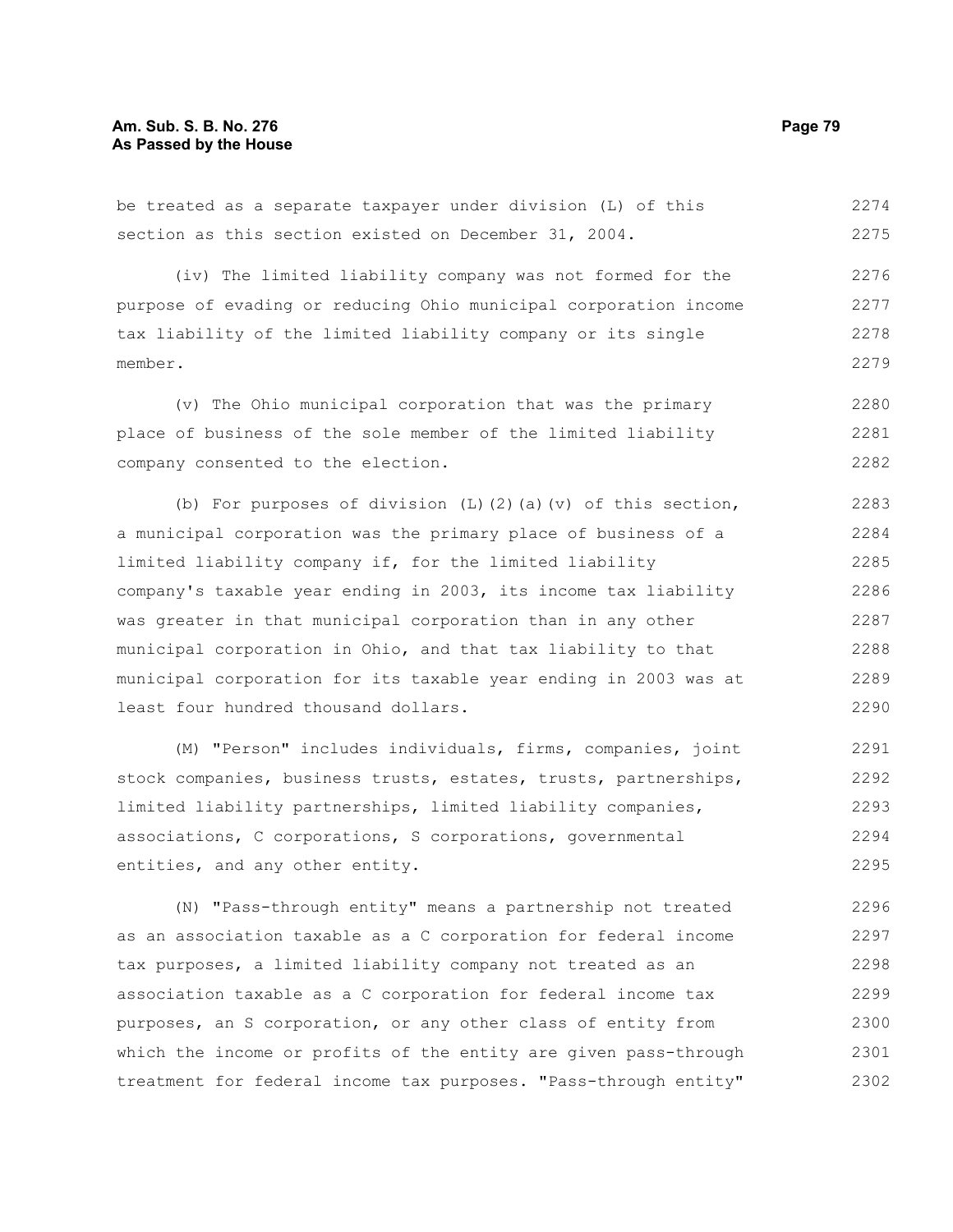be treated as a separate taxpayer under division (L) of this section as this section existed on December 31, 2004.

(iv) The limited liability company was not formed for the purpose of evading or reducing Ohio municipal corporation income tax liability of the limited liability company or its single member.

(v) The Ohio municipal corporation that was the primary place of business of the sole member of the limited liability company consented to the election.

(b) For purposes of division (L)(2)(a)(v) of this section, a municipal corporation was the primary place of business of a limited liability company if, for the limited liability company's taxable year ending in 2003, its income tax liability was greater in that municipal corporation than in any other municipal corporation in Ohio, and that tax liability to that municipal corporation for its taxable year ending in 2003 was at least four hundred thousand dollars.

(M) "Person" includes individuals, firms, companies, joint stock companies, business trusts, estates, trusts, partnerships, limited liability partnerships, limited liability companies, associations, C corporations, S corporations, governmental entities, and any other entity.

(N) "Pass-through entity" means a partnership not treated as an association taxable as a C corporation for federal income tax purposes, a limited liability company not treated as an association taxable as a C corporation for federal income tax purposes, an S corporation, or any other class of entity from which the income or profits of the entity are given pass-through treatment for federal income tax purposes. "Pass-through entity"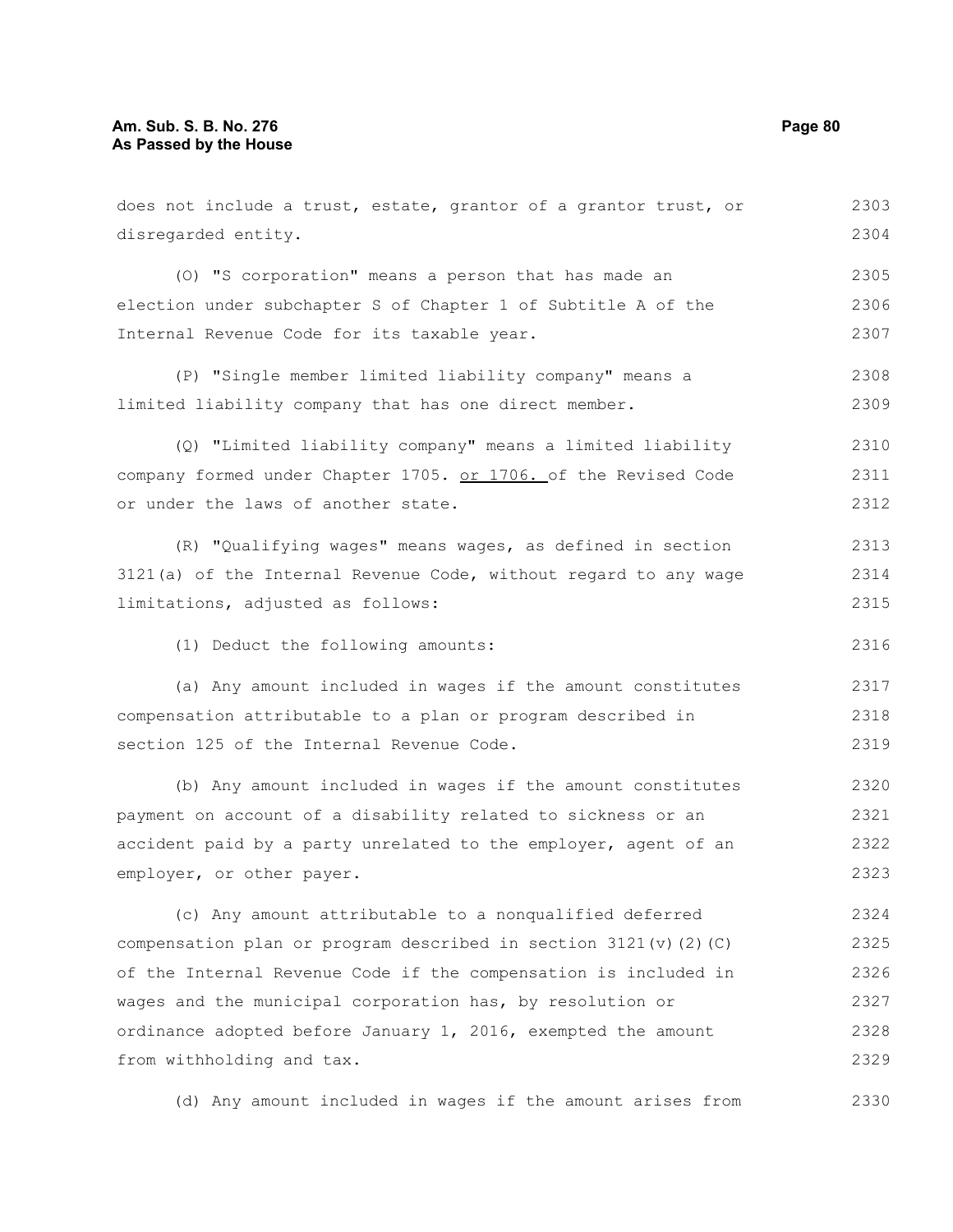does not include a trust, estate, grantor of a grantor trust, or disregarded entity.

(O) "S corporation" means a person that has made an election under subchapter S of Chapter 1 of Subtitle A of the Internal Revenue Code for its taxable year.

(P) "Single member limited liability company" means a limited liability company that has one direct member.

(Q) "Limited liability company" means a limited liability company formed under Chapter 1705. or 1706. of the Revised Code or under the laws of another state.

(R) "Qualifying wages" means wages, as defined in section 3121(a) of the Internal Revenue Code, without regard to any wage limitations, adjusted as follows:

(1) Deduct the following amounts:

(a) Any amount included in wages if the amount constitutes compensation attributable to a plan or program described in section 125 of the Internal Revenue Code.

(b) Any amount included in wages if the amount constitutes payment on account of a disability related to sickness or an accident paid by a party unrelated to the employer, agent of an employer, or other payer.

(c) Any amount attributable to a nonqualified deferred compensation plan or program described in section 3121(v)(2)(C) of the Internal Revenue Code if the compensation is included in wages and the municipal corporation has, by resolution or ordinance adopted before January 1, 2016, exempted the amount from withholding and tax.

(d) Any amount included in wages if the amount arises from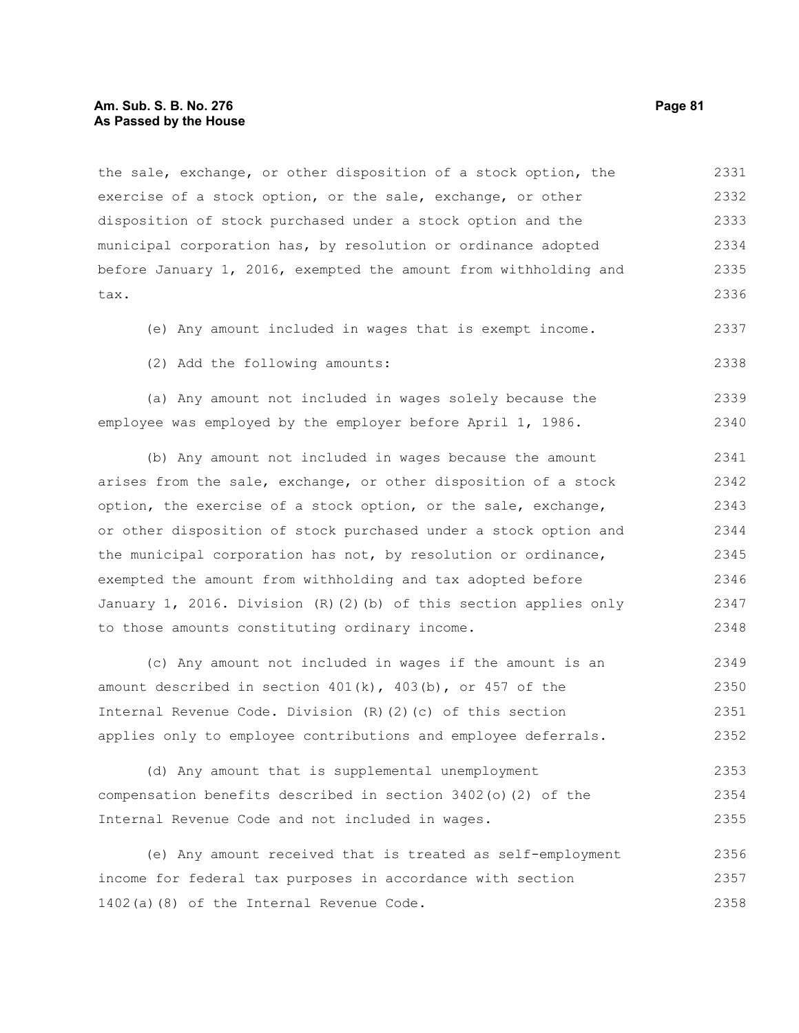the sale, exchange, or other disposition of a stock option, the exercise of a stock option, or the sale, exchange, or other disposition of stock purchased under a stock option and the municipal corporation has, by resolution or ordinance adopted before January 1, 2016, exempted the amount from withholding and tax.

(e) Any amount included in wages that is exempt income.

(2) Add the following amounts:

(a) Any amount not included in wages solely because the employee was employed by the employer before April 1, 1986.

(b) Any amount not included in wages because the amount arises from the sale, exchange, or other disposition of a stock option, the exercise of a stock option, or the sale, exchange, or other disposition of stock purchased under a stock option and the municipal corporation has not, by resolution or ordinance, exempted the amount from withholding and tax adopted before January 1, 2016. Division (R)(2)(b) of this section applies only to those amounts constituting ordinary income.

(c) Any amount not included in wages if the amount is an amount described in section 401(k), 403(b), or 457 of the Internal Revenue Code. Division (R)(2)(c) of this section applies only to employee contributions and employee deferrals.

(d) Any amount that is supplemental unemployment compensation benefits described in section 3402(o)(2) of the Internal Revenue Code and not included in wages.

(e) Any amount received that is treated as self-employment income for federal tax purposes in accordance with section 1402(a)(8) of the Internal Revenue Code.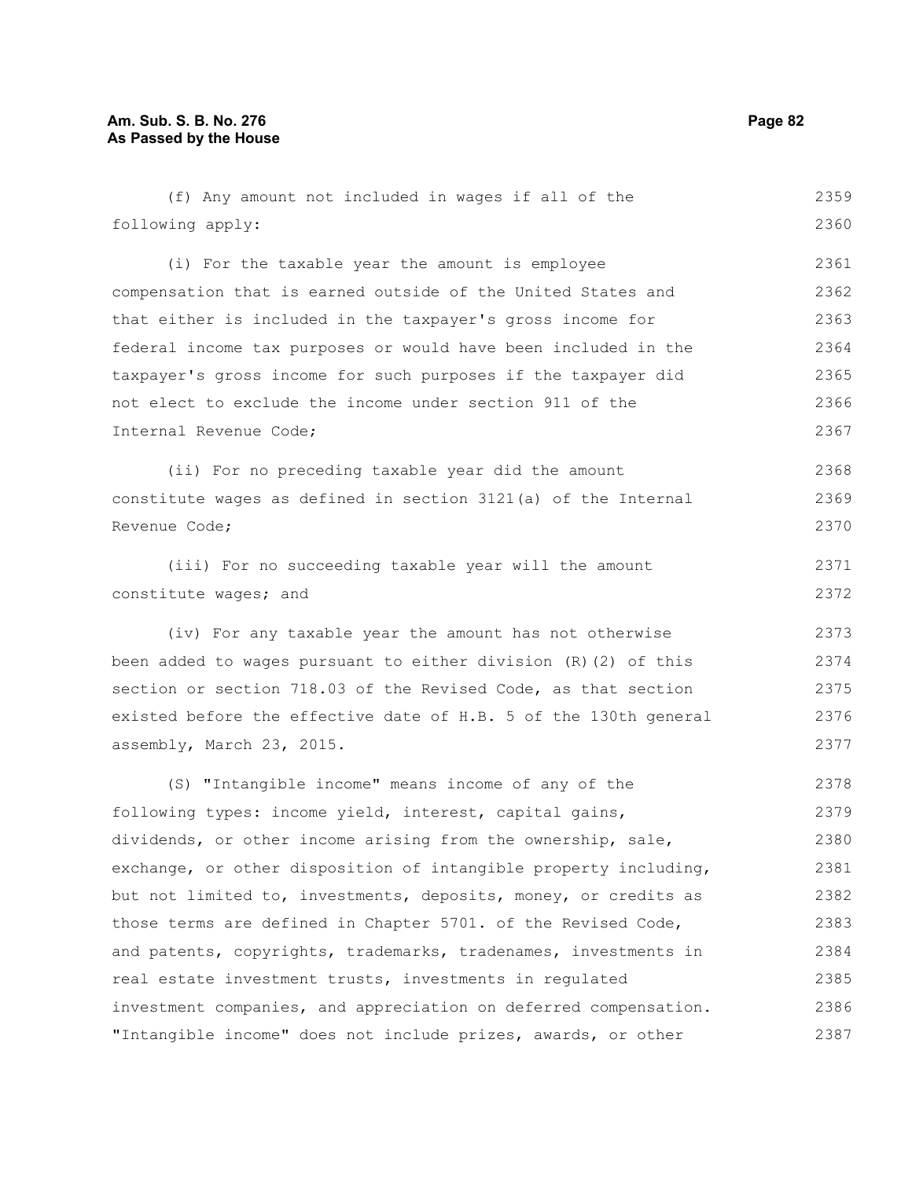(f) Any amount not included in wages if all of the following apply:

(i) For the taxable year the amount is employee compensation that is earned outside of the United States and that either is included in the taxpayer's gross income for federal income tax purposes or would have been included in the taxpayer's gross income for such purposes if the taxpayer did not elect to exclude the income under section 911 of the Internal Revenue Code;

(ii) For no preceding taxable year did the amount constitute wages as defined in section 3121(a) of the Internal Revenue Code;

(iii) For no succeeding taxable year will the amount constitute wages; and

(iv) For any taxable year the amount has not otherwise been added to wages pursuant to either division (R)(2) of this section or section 718.03 of the Revised Code, as that section existed before the effective date of H.B. 5 of the 130th general assembly, March 23, 2015.

(S) "Intangible income" means income of any of the following types: income yield, interest, capital gains, dividends, or other income arising from the ownership, sale, exchange, or other disposition of intangible property including, but not limited to, investments, deposits, money, or credits as those terms are defined in Chapter 5701. of the Revised Code, and patents, copyrights, trademarks, tradenames, investments in real estate investment trusts, investments in regulated investment companies, and appreciation on deferred compensation. "Intangible income" does not include prizes, awards, or other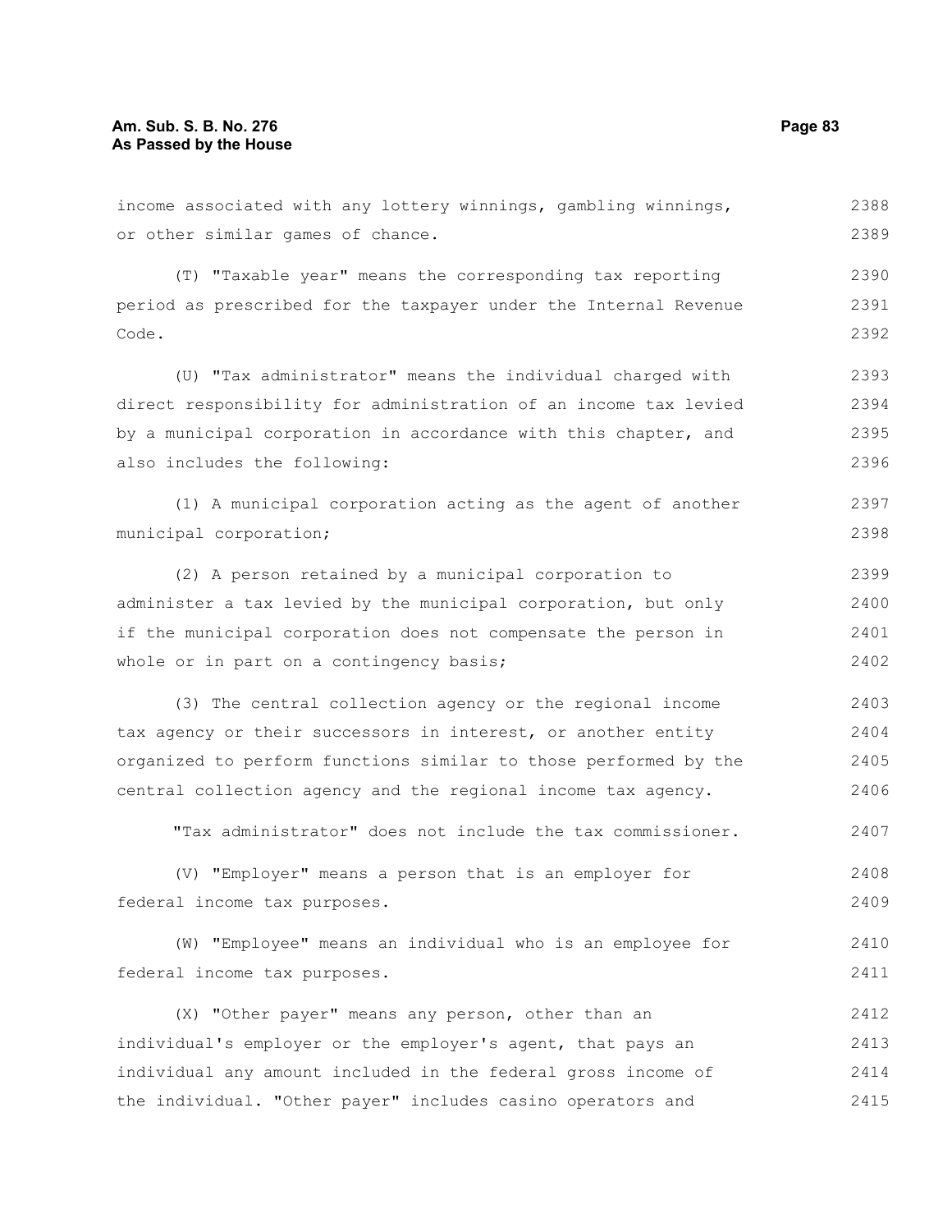income associated with any lottery winnings, gambling winnings, or other similar games of chance.

(T) "Taxable year" means the corresponding tax reporting period as prescribed for the taxpayer under the Internal Revenue Code.

(U) "Tax administrator" means the individual charged with direct responsibility for administration of an income tax levied by a municipal corporation in accordance with this chapter, and also includes the following:

(1) A municipal corporation acting as the agent of another municipal corporation;

(2) A person retained by a municipal corporation to administer a tax levied by the municipal corporation, but only if the municipal corporation does not compensate the person in whole or in part on a contingency basis;

(3) The central collection agency or the regional income tax agency or their successors in interest, or another entity organized to perform functions similar to those performed by the central collection agency and the regional income tax agency.

"Tax administrator" does not include the tax commissioner.

(V) "Employer" means a person that is an employer for federal income tax purposes.

(W) "Employee" means an individual who is an employee for federal income tax purposes.

(X) "Other payer" means any person, other than an individual's employer or the employer's agent, that pays an individual any amount included in the federal gross income of the individual. "Other payer" includes casino operators and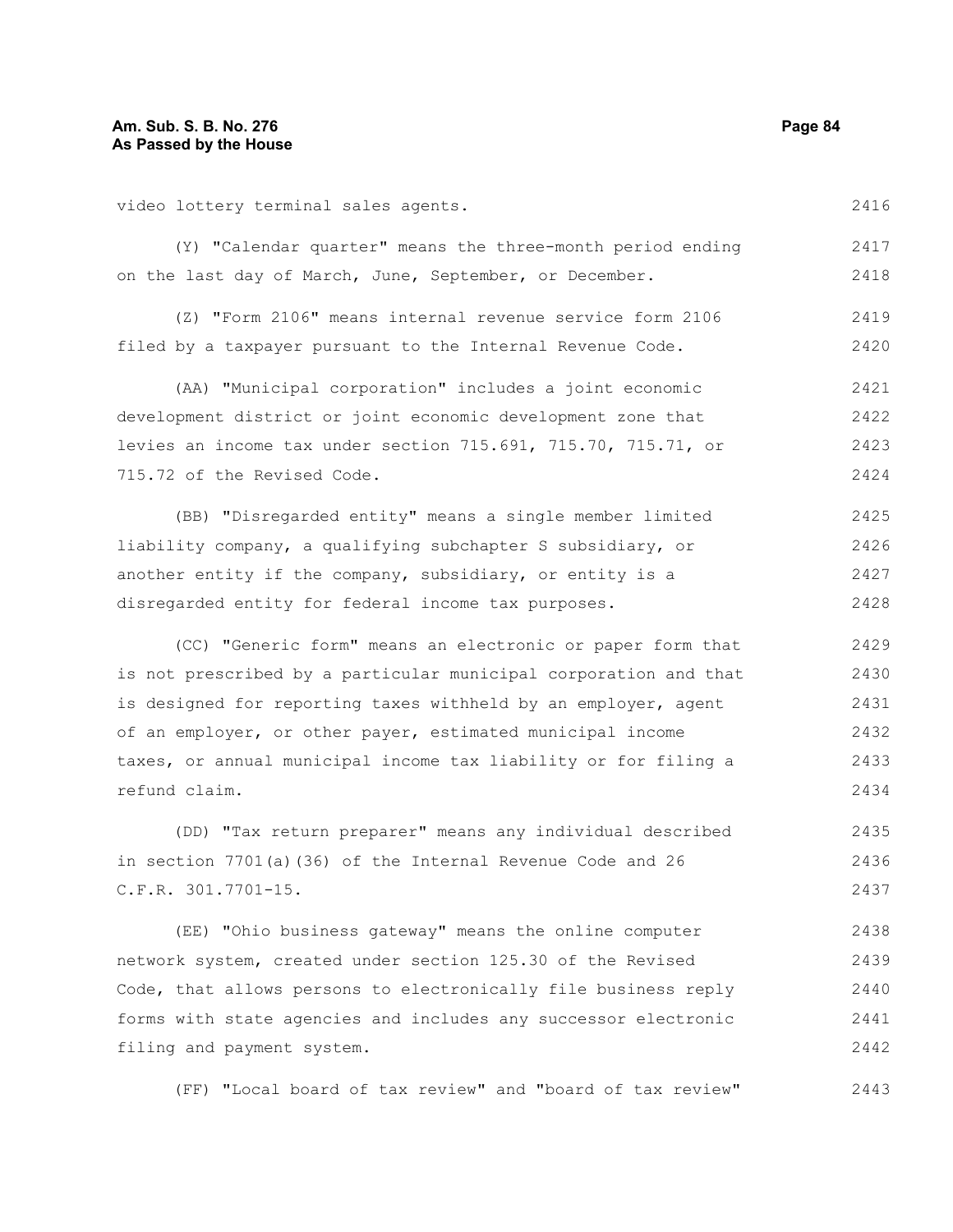video lottery terminal sales agents.

(Y) "Calendar quarter" means the three-month period ending on the last day of March, June, September, or December.

(Z) "Form 2106" means internal revenue service form 2106 filed by a taxpayer pursuant to the Internal Revenue Code.

(AA) "Municipal corporation" includes a joint economic development district or joint economic development zone that levies an income tax under section 715.691, 715.70, 715.71, or 715.72 of the Revised Code.

(BB) "Disregarded entity" means a single member limited liability company, a qualifying subchapter S subsidiary, or another entity if the company, subsidiary, or entity is a disregarded entity for federal income tax purposes.

(CC) "Generic form" means an electronic or paper form that is not prescribed by a particular municipal corporation and that is designed for reporting taxes withheld by an employer, agent of an employer, or other payer, estimated municipal income taxes, or annual municipal income tax liability or for filing a refund claim.

(DD) "Tax return preparer" means any individual described in section 7701(a)(36) of the Internal Revenue Code and 26 C.F.R. 301.7701-15.

(EE) "Ohio business gateway" means the online computer network system, created under section 125.30 of the Revised Code, that allows persons to electronically file business reply forms with state agencies and includes any successor electronic filing and payment system.

(FF) "Local board of tax review" and "board of tax review"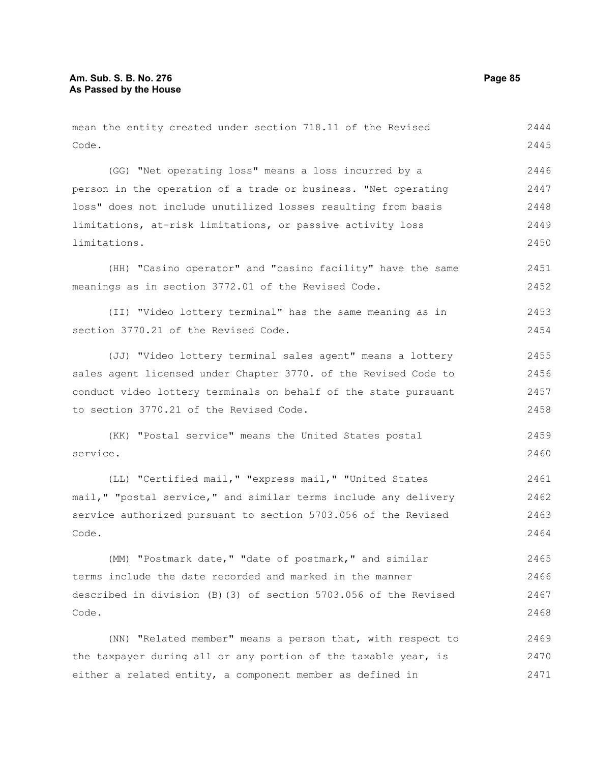mean the entity created under section 718.11 of the Revised Code.

(GG) "Net operating loss" means a loss incurred by a person in the operation of a trade or business. "Net operating loss" does not include unutilized losses resulting from basis limitations, at-risk limitations, or passive activity loss limitations.

(HH) "Casino operator" and "casino facility" have the same meanings as in section 3772.01 of the Revised Code.

(II) "Video lottery terminal" has the same meaning as in section 3770.21 of the Revised Code.

(JJ) "Video lottery terminal sales agent" means a lottery sales agent licensed under Chapter 3770. of the Revised Code to conduct video lottery terminals on behalf of the state pursuant to section 3770.21 of the Revised Code.

(KK) "Postal service" means the United States postal service.

(LL) "Certified mail," "express mail," "United States mail," "postal service," and similar terms include any delivery service authorized pursuant to section 5703.056 of the Revised Code.

(MM) "Postmark date," "date of postmark," and similar terms include the date recorded and marked in the manner described in division (B)(3) of section 5703.056 of the Revised Code.

(NN) "Related member" means a person that, with respect to the taxpayer during all or any portion of the taxable year, is either a related entity, a component member as defined in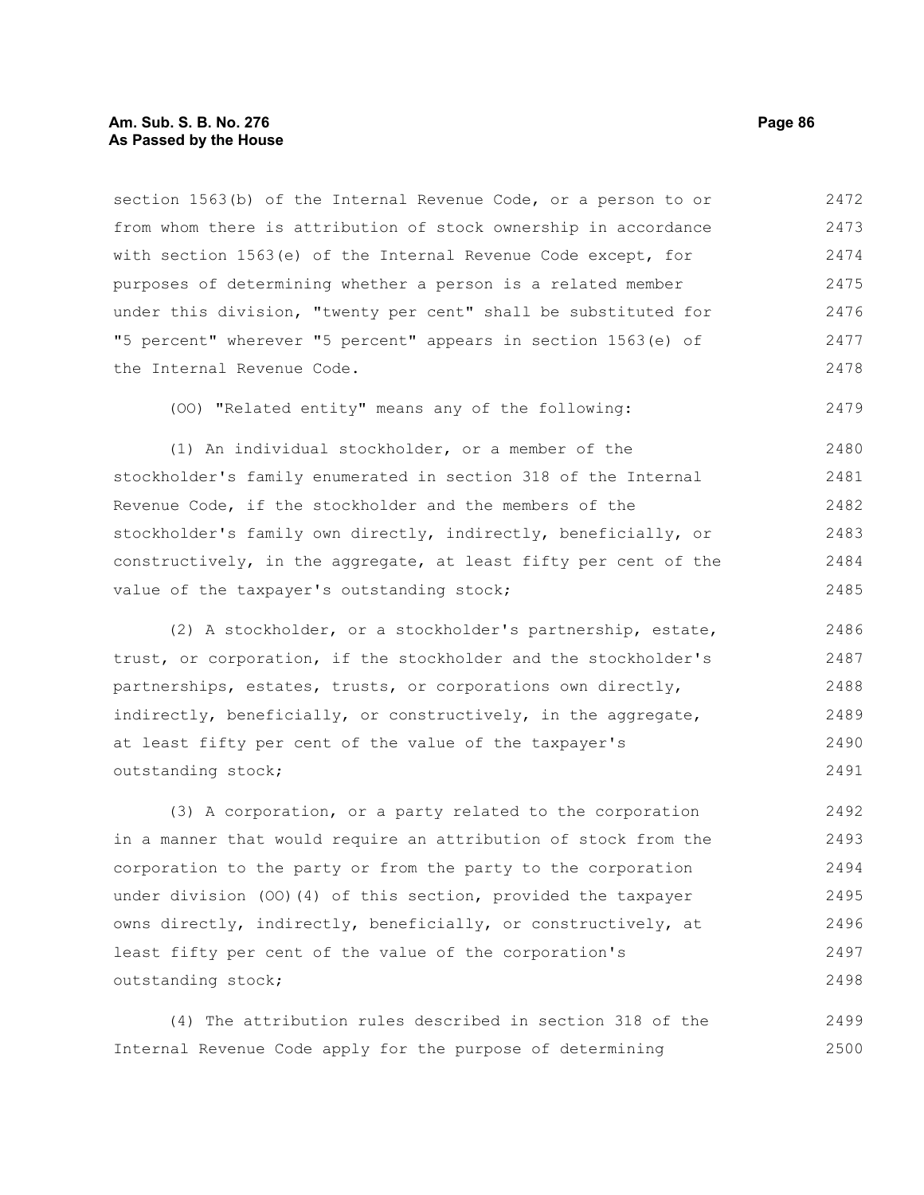section 1563(b) of the Internal Revenue Code, or a person to or from whom there is attribution of stock ownership in accordance with section 1563(e) of the Internal Revenue Code except, for purposes of determining whether a person is a related member under this division, "twenty per cent" shall be substituted for "5 percent" wherever "5 percent" appears in section 1563(e) of the Internal Revenue Code.

(OO) "Related entity" means any of the following:

(1) An individual stockholder, or a member of the stockholder's family enumerated in section 318 of the Internal Revenue Code, if the stockholder and the members of the stockholder's family own directly, indirectly, beneficially, or constructively, in the aggregate, at least fifty per cent of the value of the taxpayer's outstanding stock;

(2) A stockholder, or a stockholder's partnership, estate, trust, or corporation, if the stockholder and the stockholder's partnerships, estates, trusts, or corporations own directly, indirectly, beneficially, or constructively, in the aggregate, at least fifty per cent of the value of the taxpayer's outstanding stock;

(3) A corporation, or a party related to the corporation in a manner that would require an attribution of stock from the corporation to the party or from the party to the corporation under division (OO)(4) of this section, provided the taxpayer owns directly, indirectly, beneficially, or constructively, at least fifty per cent of the value of the corporation's outstanding stock;

(4) The attribution rules described in section 318 of the Internal Revenue Code apply for the purpose of determining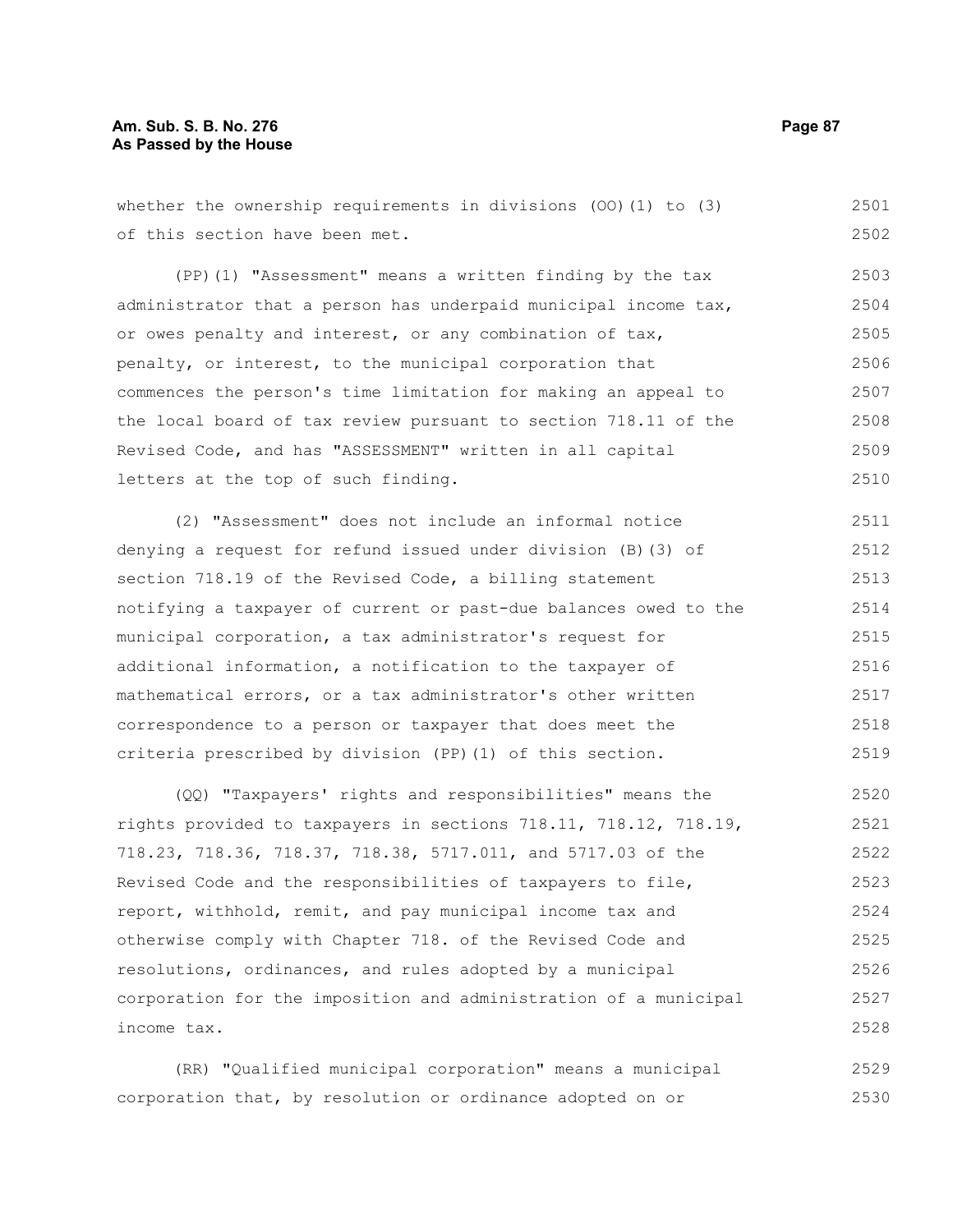whether the ownership requirements in divisions (OO)(1) to (3) of this section have been met.

(PP)(1) "Assessment" means a written finding by the tax administrator that a person has underpaid municipal income tax, or owes penalty and interest, or any combination of tax, penalty, or interest, to the municipal corporation that commences the person's time limitation for making an appeal to the local board of tax review pursuant to section 718.11 of the Revised Code, and has "ASSESSMENT" written in all capital letters at the top of such finding.

(2) "Assessment" does not include an informal notice denying a request for refund issued under division (B)(3) of section 718.19 of the Revised Code, a billing statement notifying a taxpayer of current or past-due balances owed to the municipal corporation, a tax administrator's request for additional information, a notification to the taxpayer of mathematical errors, or a tax administrator's other written correspondence to a person or taxpayer that does meet the criteria prescribed by division (PP)(1) of this section.

(QQ) "Taxpayers' rights and responsibilities" means the rights provided to taxpayers in sections 718.11, 718.12, 718.19, 718.23, 718.36, 718.37, 718.38, 5717.011, and 5717.03 of the Revised Code and the responsibilities of taxpayers to file, report, withhold, remit, and pay municipal income tax and otherwise comply with Chapter 718. of the Revised Code and resolutions, ordinances, and rules adopted by a municipal corporation for the imposition and administration of a municipal income tax.

(RR) "Qualified municipal corporation" means a municipal corporation that, by resolution or ordinance adopted on or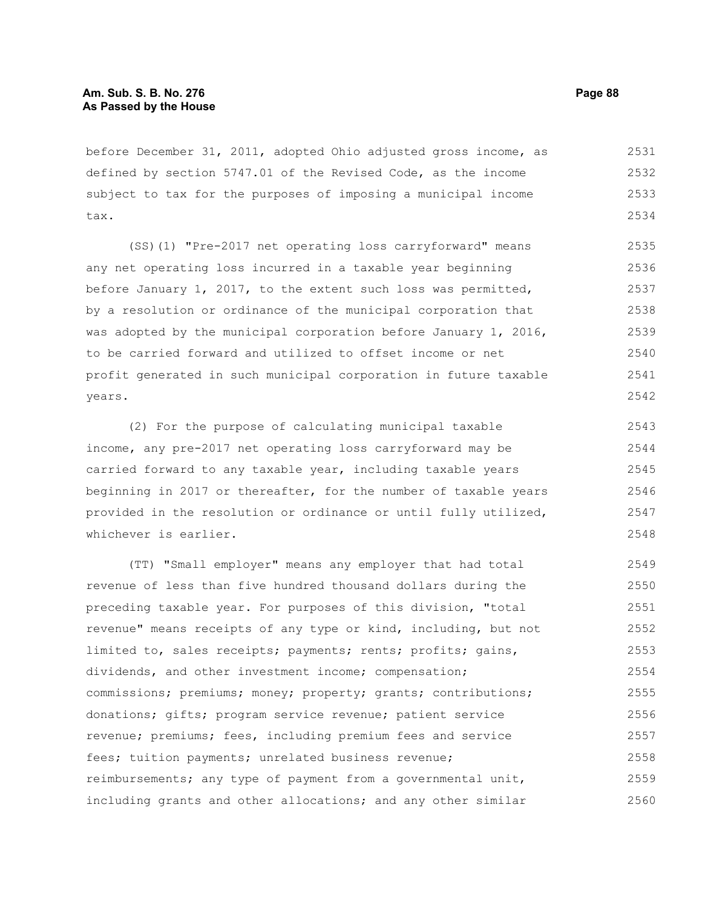before December 31, 2011, adopted Ohio adjusted gross income, as defined by section 5747.01 of the Revised Code, as the income subject to tax for the purposes of imposing a municipal income tax.

(SS)(1) "Pre-2017 net operating loss carryforward" means any net operating loss incurred in a taxable year beginning before January 1, 2017, to the extent such loss was permitted, by a resolution or ordinance of the municipal corporation that was adopted by the municipal corporation before January 1, 2016, to be carried forward and utilized to offset income or net profit generated in such municipal corporation in future taxable years.

(2) For the purpose of calculating municipal taxable income, any pre-2017 net operating loss carryforward may be carried forward to any taxable year, including taxable years beginning in 2017 or thereafter, for the number of taxable years provided in the resolution or ordinance or until fully utilized, whichever is earlier.

(TT) "Small employer" means any employer that had total revenue of less than five hundred thousand dollars during the preceding taxable year. For purposes of this division, "total revenue" means receipts of any type or kind, including, but not limited to, sales receipts; payments; rents; profits; gains, dividends, and other investment income; compensation; commissions; premiums; money; property; grants; contributions; donations; gifts; program service revenue; patient service revenue; premiums; fees, including premium fees and service fees; tuition payments; unrelated business revenue; reimbursements; any type of payment from a governmental unit, including grants and other allocations; and any other similar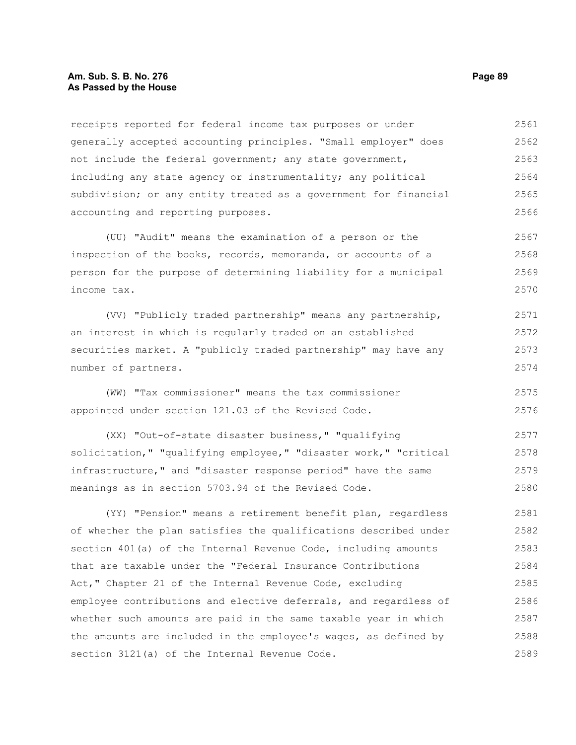receipts reported for federal income tax purposes or under generally accepted accounting principles. "Small employer" does not include the federal government; any state government, including any state agency or instrumentality; any political subdivision; or any entity treated as a government for financial accounting and reporting purposes.

(UU) "Audit" means the examination of a person or the inspection of the books, records, memoranda, or accounts of a person for the purpose of determining liability for a municipal income tax.

(VV) "Publicly traded partnership" means any partnership, an interest in which is regularly traded on an established securities market. A "publicly traded partnership" may have any number of partners.

(WW) "Tax commissioner" means the tax commissioner appointed under section 121.03 of the Revised Code.

(XX) "Out-of-state disaster business," "qualifying solicitation," "qualifying employee," "disaster work," "critical infrastructure," and "disaster response period" have the same meanings as in section 5703.94 of the Revised Code.

(YY) "Pension" means a retirement benefit plan, regardless of whether the plan satisfies the qualifications described under section 401(a) of the Internal Revenue Code, including amounts that are taxable under the "Federal Insurance Contributions Act," Chapter 21 of the Internal Revenue Code, excluding employee contributions and elective deferrals, and regardless of whether such amounts are paid in the same taxable year in which the amounts are included in the employee's wages, as defined by section 3121(a) of the Internal Revenue Code.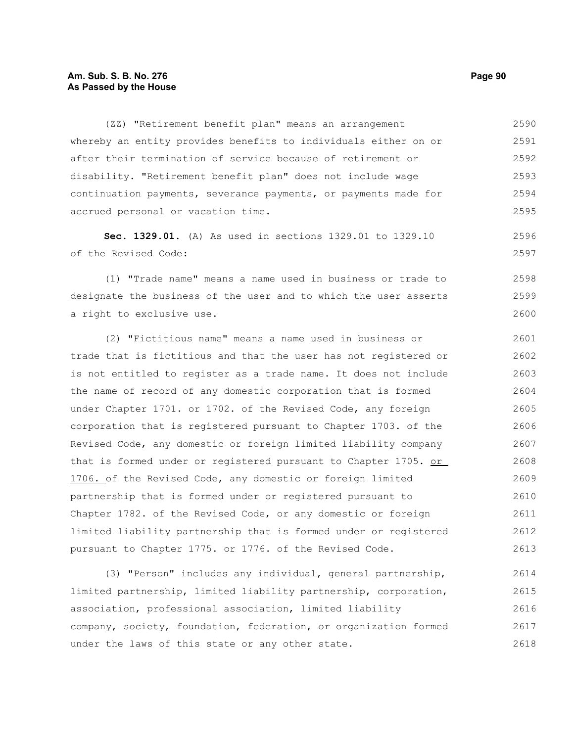(ZZ) "Retirement benefit plan" means an arrangement whereby an entity provides benefits to individuals either on or after their termination of service because of retirement or disability. "Retirement benefit plan" does not include wage continuation payments, severance payments, or payments made for accrued personal or vacation time.

**Sec. 1329.01.** (A) As used in sections 1329.01 to 1329.10 of the Revised Code:

(1) "Trade name" means a name used in business or trade to designate the business of the user and to which the user asserts a right to exclusive use.

(2) "Fictitious name" means a name used in business or trade that is fictitious and that the user has not registered or is not entitled to register as a trade name. It does not include the name of record of any domestic corporation that is formed under Chapter 1701. or 1702. of the Revised Code, any foreign corporation that is registered pursuant to Chapter 1703. of the Revised Code, any domestic or foreign limited liability company that is formed under or registered pursuant to Chapter 1705. or 1706. of the Revised Code, any domestic or foreign limited partnership that is formed under or registered pursuant to Chapter 1782. of the Revised Code, or any domestic or foreign limited liability partnership that is formed under or registered pursuant to Chapter 1775. or 1776. of the Revised Code.

(3) "Person" includes any individual, general partnership, limited partnership, limited liability partnership, corporation, association, professional association, limited liability company, society, foundation, federation, or organization formed under the laws of this state or any other state.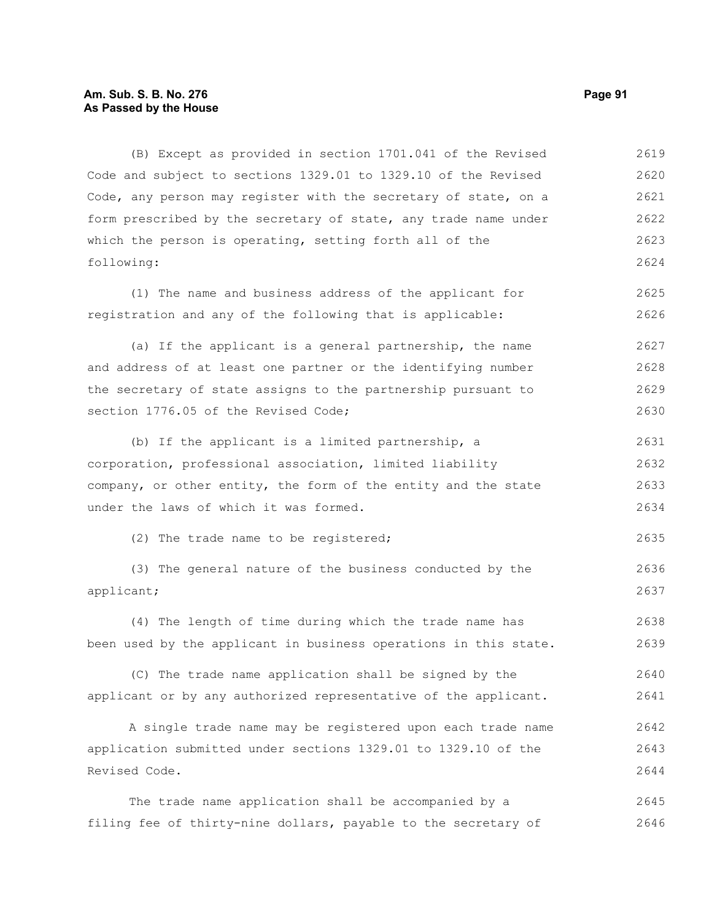(B) Except as provided in section 1701.041 of the Revised Code and subject to sections 1329.01 to 1329.10 of the Revised Code, any person may register with the secretary of state, on a form prescribed by the secretary of state, any trade name under which the person is operating, setting forth all of the following:

(1) The name and business address of the applicant for registration and any of the following that is applicable:

(a) If the applicant is a general partnership, the name and address of at least one partner or the identifying number the secretary of state assigns to the partnership pursuant to section 1776.05 of the Revised Code;

(b) If the applicant is a limited partnership, a corporation, professional association, limited liability company, or other entity, the form of the entity and the state under the laws of which it was formed.

(2) The trade name to be registered;

(3) The general nature of the business conducted by the applicant;

(4) The length of time during which the trade name has been used by the applicant in business operations in this state.

(C) The trade name application shall be signed by the applicant or by any authorized representative of the applicant.

A single trade name may be registered upon each trade name application submitted under sections 1329.01 to 1329.10 of the Revised Code.

The trade name application shall be accompanied by a filing fee of thirty-nine dollars, payable to the secretary of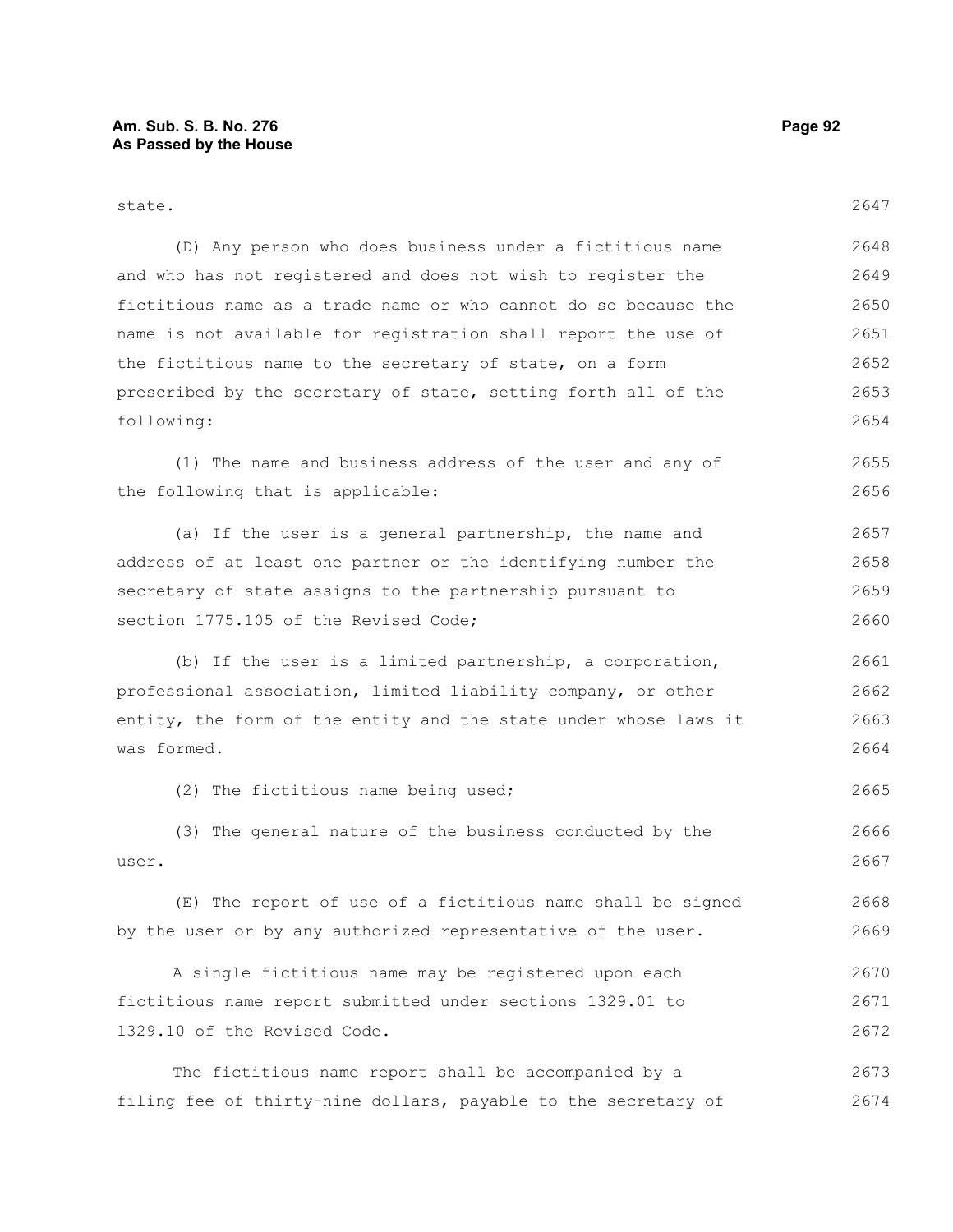state.

(D) Any person who does business under a fictitious name and who has not registered and does not wish to register the fictitious name as a trade name or who cannot do so because the name is not available for registration shall report the use of the fictitious name to the secretary of state, on a form prescribed by the secretary of state, setting forth all of the following:

(1) The name and business address of the user and any of the following that is applicable:

(a) If the user is a general partnership, the name and address of at least one partner or the identifying number the secretary of state assigns to the partnership pursuant to section 1775.105 of the Revised Code;

(b) If the user is a limited partnership, a corporation, professional association, limited liability company, or other entity, the form of the entity and the state under whose laws it was formed.

(2) The fictitious name being used;

(3) The general nature of the business conducted by the user.

(E) The report of use of a fictitious name shall be signed by the user or by any authorized representative of the user.

A single fictitious name may be registered upon each fictitious name report submitted under sections 1329.01 to 1329.10 of the Revised Code.

The fictitious name report shall be accompanied by a filing fee of thirty-nine dollars, payable to the secretary of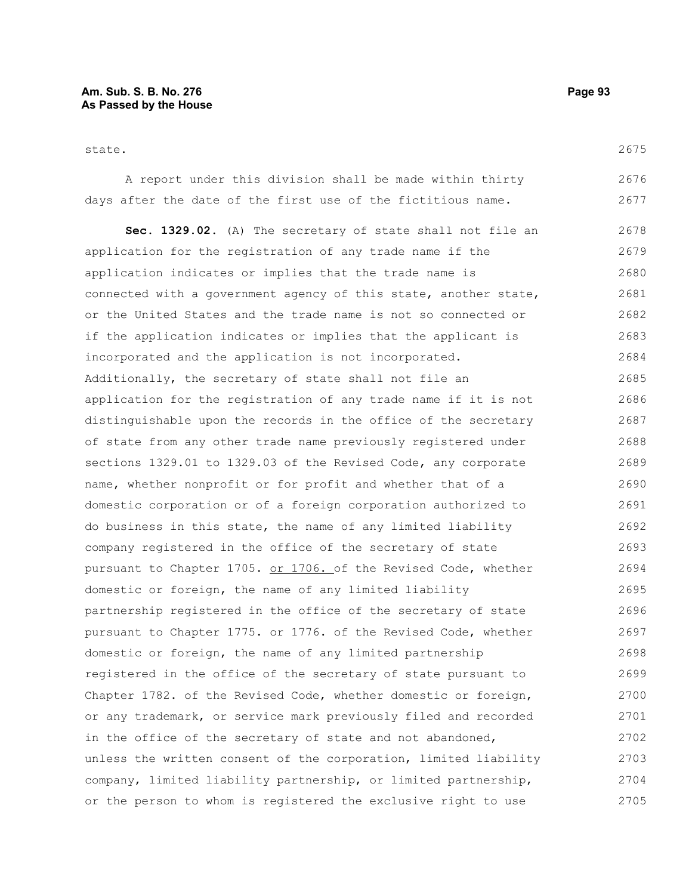state.

A report under this division shall be made within thirty days after the date of the first use of the fictitious name.

**Sec. 1329.02.** (A) The secretary of state shall not file an application for the registration of any trade name if the application indicates or implies that the trade name is connected with a government agency of this state, another state, or the United States and the trade name is not so connected or if the application indicates or implies that the applicant is incorporated and the application is not incorporated. Additionally, the secretary of state shall not file an application for the registration of any trade name if it is not distinguishable upon the records in the office of the secretary of state from any other trade name previously registered under sections 1329.01 to 1329.03 of the Revised Code, any corporate name, whether nonprofit or for profit and whether that of a domestic corporation or of a foreign corporation authorized to do business in this state, the name of any limited liability company registered in the office of the secretary of state pursuant to Chapter 1705. or 1706. of the Revised Code, whether domestic or foreign, the name of any limited liability partnership registered in the office of the secretary of state pursuant to Chapter 1775. or 1776. of the Revised Code, whether domestic or foreign, the name of any limited partnership registered in the office of the secretary of state pursuant to Chapter 1782. of the Revised Code, whether domestic or foreign, or any trademark, or service mark previously filed and recorded in the office of the secretary of state and not abandoned, unless the written consent of the corporation, limited liability company, limited liability partnership, or limited partnership, or the person to whom is registered the exclusive right to use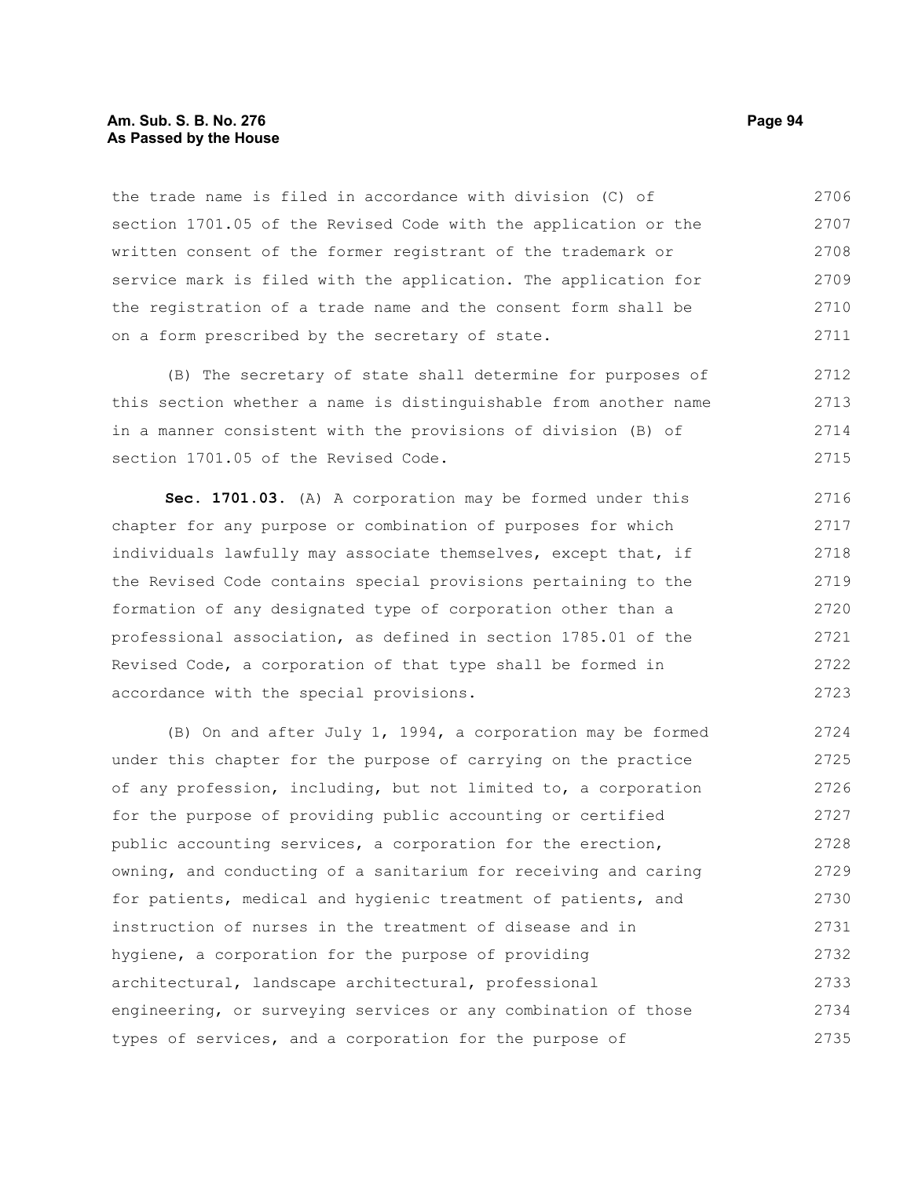the trade name is filed in accordance with division (C) of section 1701.05 of the Revised Code with the application or the written consent of the former registrant of the trademark or service mark is filed with the application. The application for the registration of a trade name and the consent form shall be on a form prescribed by the secretary of state.

(B) The secretary of state shall determine for purposes of this section whether a name is distinguishable from another name in a manner consistent with the provisions of division (B) of section 1701.05 of the Revised Code.

**Sec. 1701.03.** (A) A corporation may be formed under this chapter for any purpose or combination of purposes for which individuals lawfully may associate themselves, except that, if the Revised Code contains special provisions pertaining to the formation of any designated type of corporation other than a professional association, as defined in section 1785.01 of the Revised Code, a corporation of that type shall be formed in accordance with the special provisions.

(B) On and after July 1, 1994, a corporation may be formed under this chapter for the purpose of carrying on the practice of any profession, including, but not limited to, a corporation for the purpose of providing public accounting or certified public accounting services, a corporation for the erection, owning, and conducting of a sanitarium for receiving and caring for patients, medical and hygienic treatment of patients, and instruction of nurses in the treatment of disease and in hygiene, a corporation for the purpose of providing architectural, landscape architectural, professional engineering, or surveying services or any combination of those types of services, and a corporation for the purpose of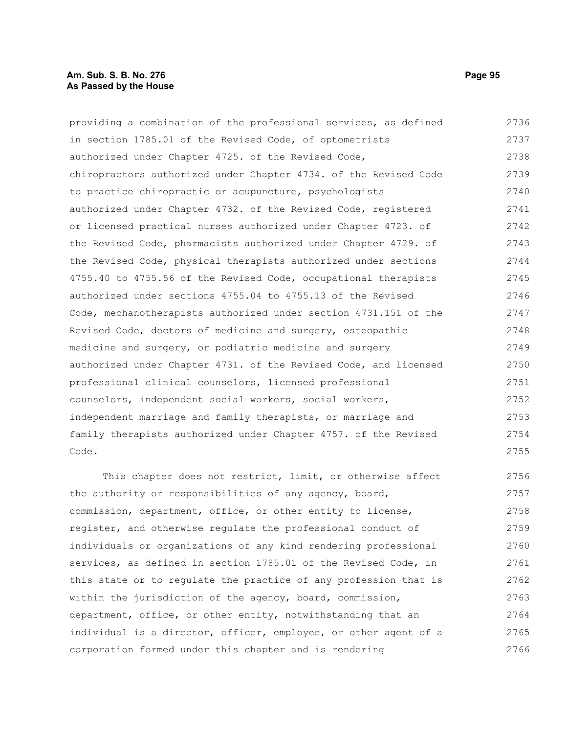providing a combination of the professional services, as defined in section 1785.01 of the Revised Code, of optometrists authorized under Chapter 4725. of the Revised Code, chiropractors authorized under Chapter 4734. of the Revised Code to practice chiropractic or acupuncture, psychologists authorized under Chapter 4732. of the Revised Code, registered or licensed practical nurses authorized under Chapter 4723. of the Revised Code, pharmacists authorized under Chapter 4729. of the Revised Code, physical therapists authorized under sections 4755.40 to 4755.56 of the Revised Code, occupational therapists authorized under sections 4755.04 to 4755.13 of the Revised Code, mechanotherapists authorized under section 4731.151 of the Revised Code, doctors of medicine and surgery, osteopathic medicine and surgery, or podiatric medicine and surgery authorized under Chapter 4731. of the Revised Code, and licensed professional clinical counselors, licensed professional counselors, independent social workers, social workers, independent marriage and family therapists, or marriage and family therapists authorized under Chapter 4757. of the Revised Code.

This chapter does not restrict, limit, or otherwise affect the authority or responsibilities of any agency, board, commission, department, office, or other entity to license, register, and otherwise regulate the professional conduct of individuals or organizations of any kind rendering professional services, as defined in section 1785.01 of the Revised Code, in this state or to regulate the practice of any profession that is within the jurisdiction of the agency, board, commission, department, office, or other entity, notwithstanding that an individual is a director, officer, employee, or other agent of a corporation formed under this chapter and is rendering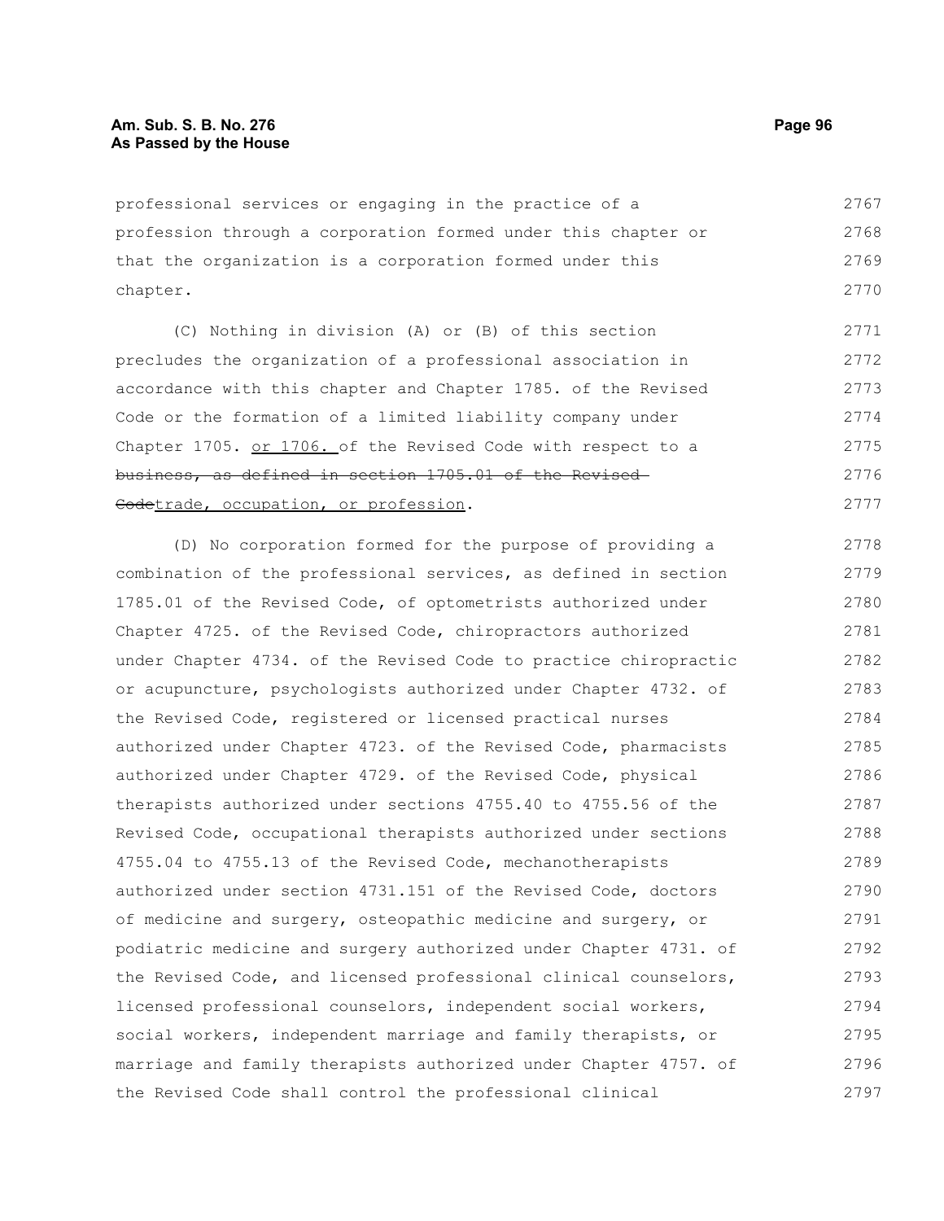professional services or engaging in the practice of a profession through a corporation formed under this chapter or that the organization is a corporation formed under this chapter.

(C) Nothing in division (A) or (B) of this section precludes the organization of a professional association in accordance with this chapter and Chapter 1785. of the Revised Code or the formation of a limited liability company under Chapter 1705. <u>or 1706.</u> of the Revised Code with respect to a ~~business, as defined in section 1705.01 of the Revised Code~~<u>trade, occupation, or profession</u>.

(D) No corporation formed for the purpose of providing a combination of the professional services, as defined in section 1785.01 of the Revised Code, of optometrists authorized under Chapter 4725. of the Revised Code, chiropractors authorized under Chapter 4734. of the Revised Code to practice chiropractic or acupuncture, psychologists authorized under Chapter 4732. of the Revised Code, registered or licensed practical nurses authorized under Chapter 4723. of the Revised Code, pharmacists authorized under Chapter 4729. of the Revised Code, physical therapists authorized under sections 4755.40 to 4755.56 of the Revised Code, occupational therapists authorized under sections 4755.04 to 4755.13 of the Revised Code, mechanotherapists authorized under section 4731.151 of the Revised Code, doctors of medicine and surgery, osteopathic medicine and surgery, or podiatric medicine and surgery authorized under Chapter 4731. of the Revised Code, and licensed professional clinical counselors, licensed professional counselors, independent social workers, social workers, independent marriage and family therapists, or marriage and family therapists authorized under Chapter 4757. of the Revised Code shall control the professional clinical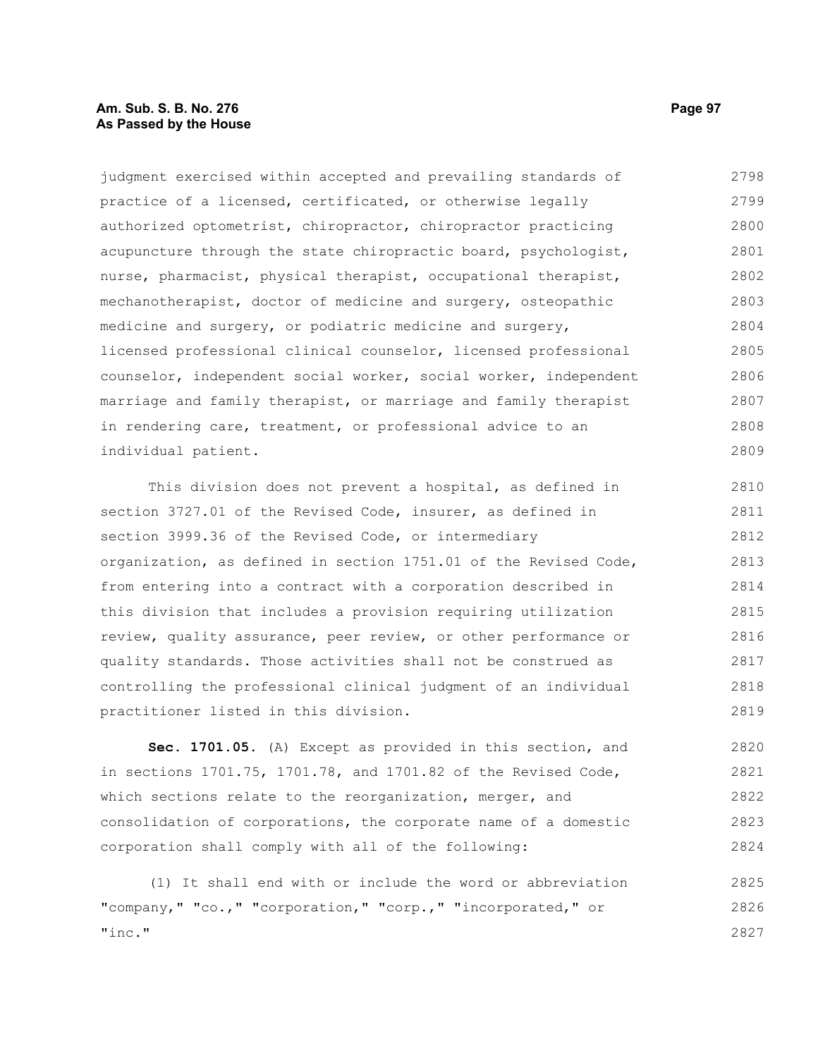judgment exercised within accepted and prevailing standards of practice of a licensed, certificated, or otherwise legally authorized optometrist, chiropractor, chiropractor practicing acupuncture through the state chiropractic board, psychologist, nurse, pharmacist, physical therapist, occupational therapist, mechanotherapist, doctor of medicine and surgery, osteopathic medicine and surgery, or podiatric medicine and surgery, licensed professional clinical counselor, licensed professional counselor, independent social worker, social worker, independent marriage and family therapist, or marriage and family therapist in rendering care, treatment, or professional advice to an individual patient.

This division does not prevent a hospital, as defined in section 3727.01 of the Revised Code, insurer, as defined in section 3999.36 of the Revised Code, or intermediary organization, as defined in section 1751.01 of the Revised Code, from entering into a contract with a corporation described in this division that includes a provision requiring utilization review, quality assurance, peer review, or other performance or quality standards. Those activities shall not be construed as controlling the professional clinical judgment of an individual practitioner listed in this division.

**Sec. 1701.05.** (A) Except as provided in this section, and in sections 1701.75, 1701.78, and 1701.82 of the Revised Code, which sections relate to the reorganization, merger, and consolidation of corporations, the corporate name of a domestic corporation shall comply with all of the following:

(1) It shall end with or include the word or abbreviation "company," "co.," "corporation," "corp.," "incorporated," or "inc."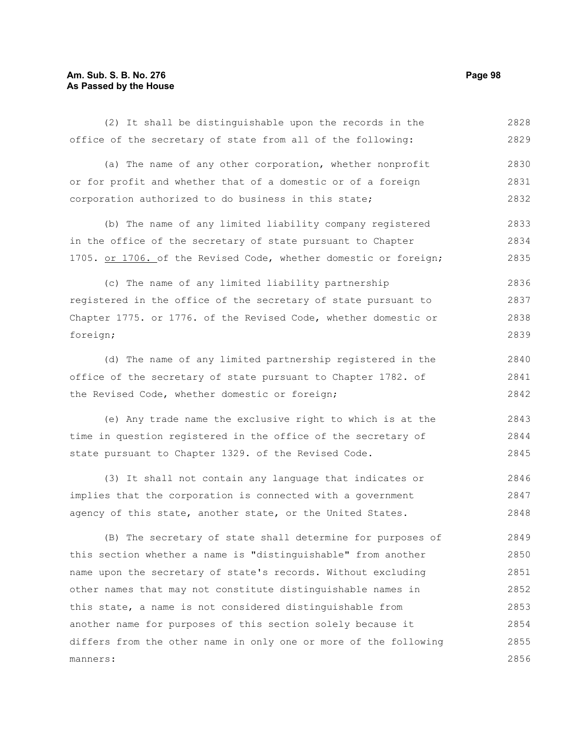(2) It shall be distinguishable upon the records in the office of the secretary of state from all of the following:

(a) The name of any other corporation, whether nonprofit or for profit and whether that of a domestic or of a foreign corporation authorized to do business in this state;

(b) The name of any limited liability company registered in the office of the secretary of state pursuant to Chapter 1705. or 1706. of the Revised Code, whether domestic or foreign;

(c) The name of any limited liability partnership registered in the office of the secretary of state pursuant to Chapter 1775. or 1776. of the Revised Code, whether domestic or foreign;

(d) The name of any limited partnership registered in the office of the secretary of state pursuant to Chapter 1782. of the Revised Code, whether domestic or foreign;

(e) Any trade name the exclusive right to which is at the time in question registered in the office of the secretary of state pursuant to Chapter 1329. of the Revised Code.

(3) It shall not contain any language that indicates or implies that the corporation is connected with a government agency of this state, another state, or the United States.

(B) The secretary of state shall determine for purposes of this section whether a name is "distinguishable" from another name upon the secretary of state's records. Without excluding other names that may not constitute distinguishable names in this state, a name is not considered distinguishable from another name for purposes of this section solely because it differs from the other name in only one or more of the following manners: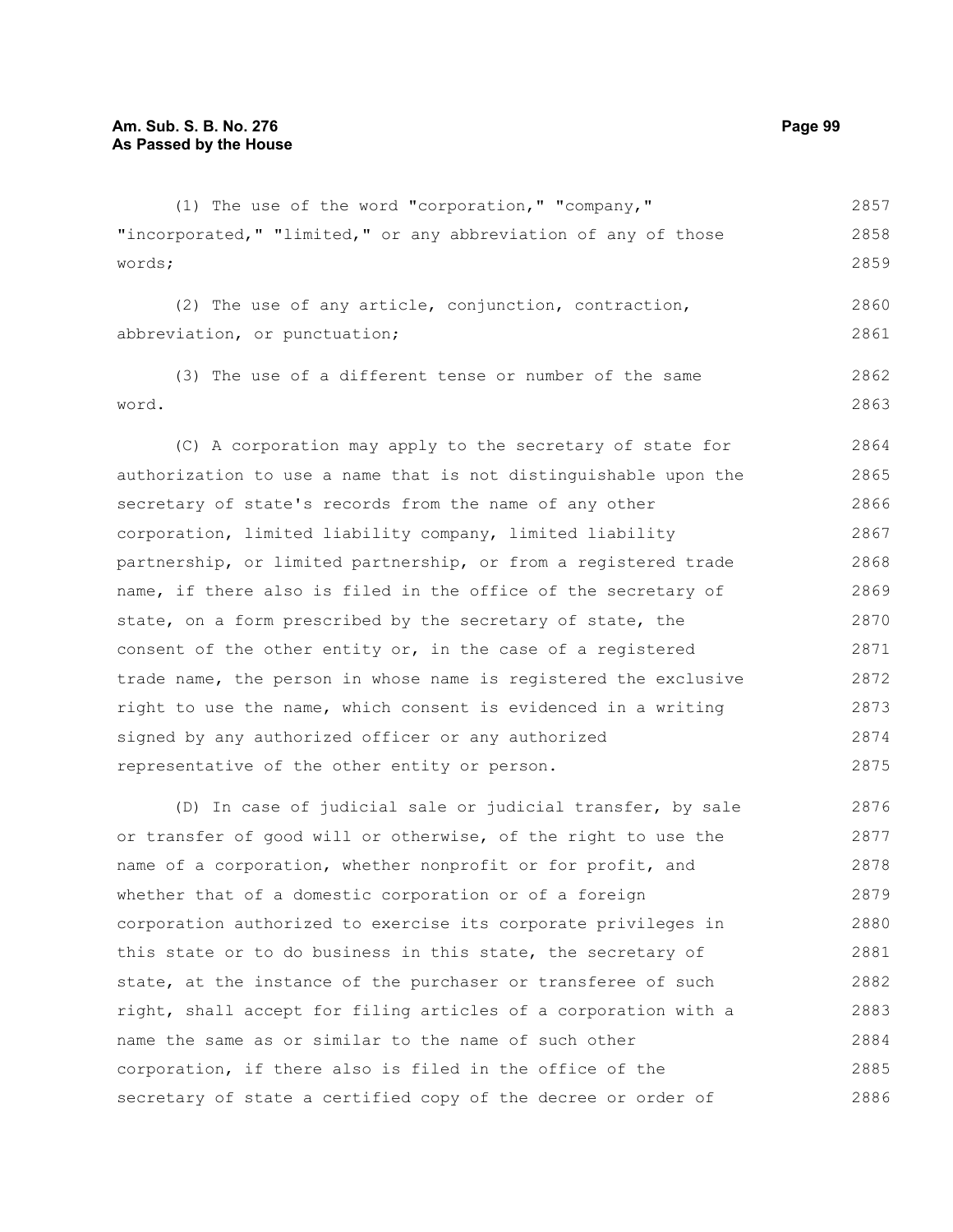(1) The use of the word "corporation," "company," "incorporated," "limited," or any abbreviation of any of those words;

(2) The use of any article, conjunction, contraction, abbreviation, or punctuation;

(3) The use of a different tense or number of the same word.

(C) A corporation may apply to the secretary of state for authorization to use a name that is not distinguishable upon the secretary of state's records from the name of any other corporation, limited liability company, limited liability partnership, or limited partnership, or from a registered trade name, if there also is filed in the office of the secretary of state, on a form prescribed by the secretary of state, the consent of the other entity or, in the case of a registered trade name, the person in whose name is registered the exclusive right to use the name, which consent is evidenced in a writing signed by any authorized officer or any authorized representative of the other entity or person.

(D) In case of judicial sale or judicial transfer, by sale or transfer of good will or otherwise, of the right to use the name of a corporation, whether nonprofit or for profit, and whether that of a domestic corporation or of a foreign corporation authorized to exercise its corporate privileges in this state or to do business in this state, the secretary of state, at the instance of the purchaser or transferee of such right, shall accept for filing articles of a corporation with a name the same as or similar to the name of such other corporation, if there also is filed in the office of the secretary of state a certified copy of the decree or order of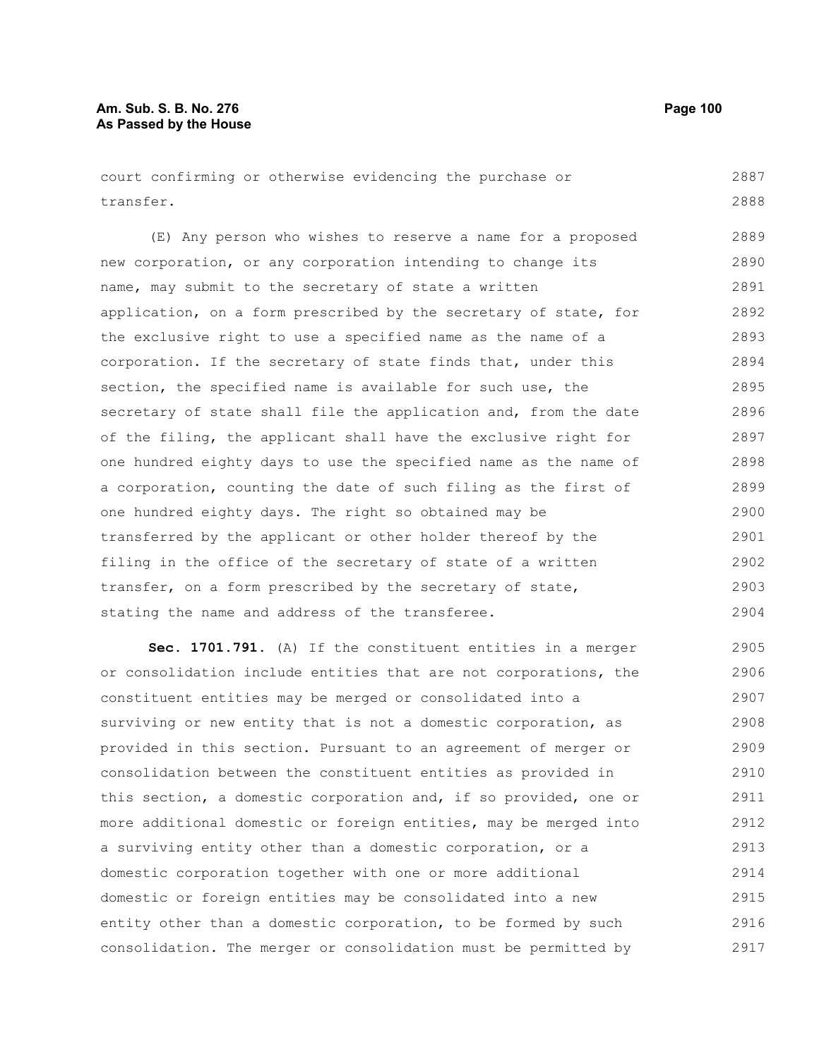court confirming or otherwise evidencing the purchase or transfer.

(E) Any person who wishes to reserve a name for a proposed new corporation, or any corporation intending to change its name, may submit to the secretary of state a written application, on a form prescribed by the secretary of state, for the exclusive right to use a specified name as the name of a corporation. If the secretary of state finds that, under this section, the specified name is available for such use, the secretary of state shall file the application and, from the date of the filing, the applicant shall have the exclusive right for one hundred eighty days to use the specified name as the name of a corporation, counting the date of such filing as the first of one hundred eighty days. The right so obtained may be transferred by the applicant or other holder thereof by the filing in the office of the secretary of state of a written transfer, on a form prescribed by the secretary of state, stating the name and address of the transferee.

**Sec. 1701.791.** (A) If the constituent entities in a merger or consolidation include entities that are not corporations, the constituent entities may be merged or consolidated into a surviving or new entity that is not a domestic corporation, as provided in this section. Pursuant to an agreement of merger or consolidation between the constituent entities as provided in this section, a domestic corporation and, if so provided, one or more additional domestic or foreign entities, may be merged into a surviving entity other than a domestic corporation, or a domestic corporation together with one or more additional domestic or foreign entities may be consolidated into a new entity other than a domestic corporation, to be formed by such consolidation. The merger or consolidation must be permitted by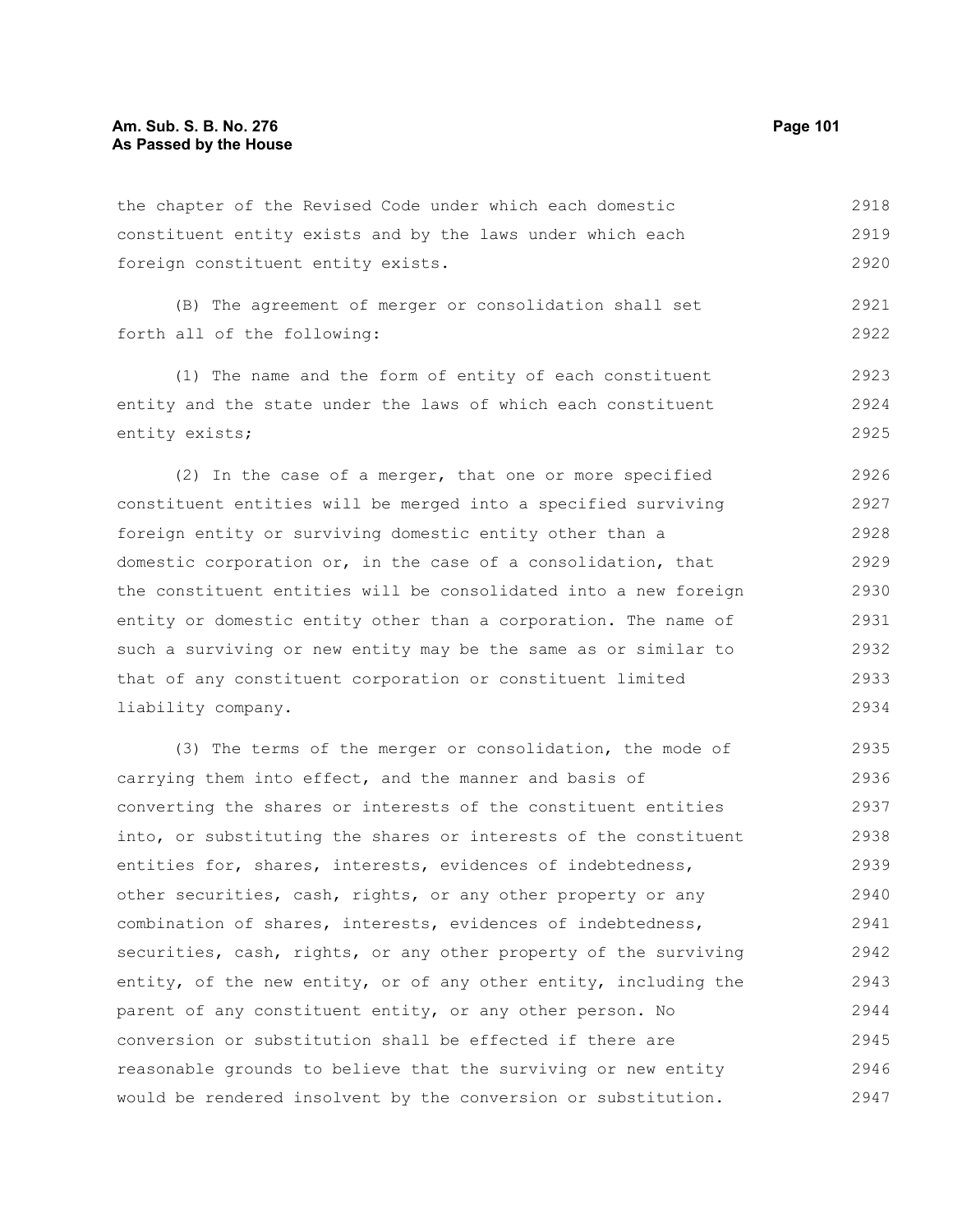the chapter of the Revised Code under which each domestic constituent entity exists and by the laws under which each foreign constituent entity exists.

(B) The agreement of merger or consolidation shall set forth all of the following:

(1) The name and the form of entity of each constituent entity and the state under the laws of which each constituent entity exists;

(2) In the case of a merger, that one or more specified constituent entities will be merged into a specified surviving foreign entity or surviving domestic entity other than a domestic corporation or, in the case of a consolidation, that the constituent entities will be consolidated into a new foreign entity or domestic entity other than a corporation. The name of such a surviving or new entity may be the same as or similar to that of any constituent corporation or constituent limited liability company.

(3) The terms of the merger or consolidation, the mode of carrying them into effect, and the manner and basis of converting the shares or interests of the constituent entities into, or substituting the shares or interests of the constituent entities for, shares, interests, evidences of indebtedness, other securities, cash, rights, or any other property or any combination of shares, interests, evidences of indebtedness, securities, cash, rights, or any other property of the surviving entity, of the new entity, or of any other entity, including the parent of any constituent entity, or any other person. No conversion or substitution shall be effected if there are reasonable grounds to believe that the surviving or new entity would be rendered insolvent by the conversion or substitution.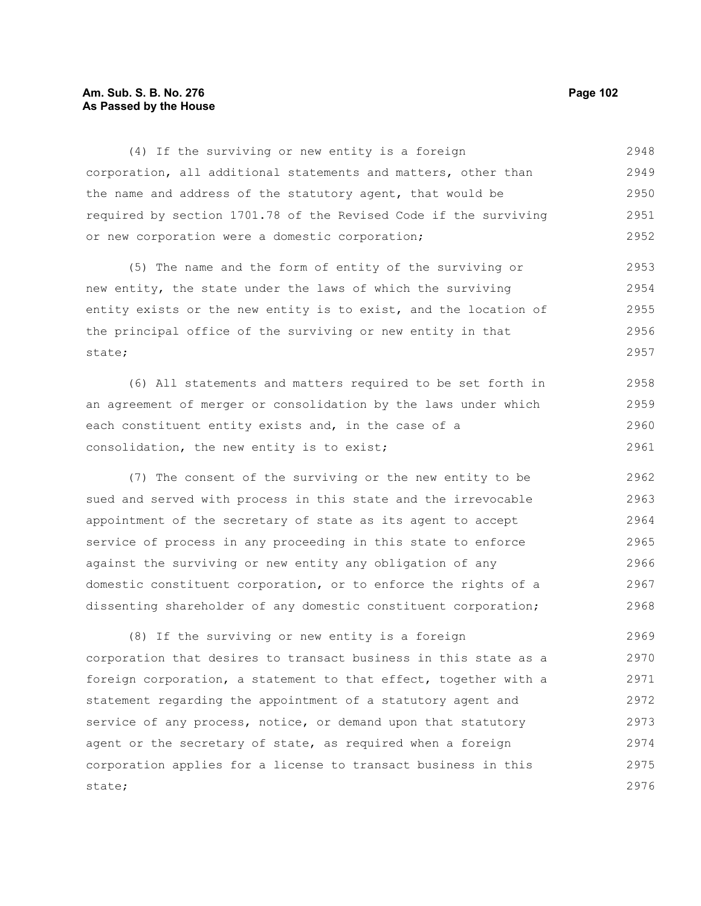(4) If the surviving or new entity is a foreign corporation, all additional statements and matters, other than the name and address of the statutory agent, that would be required by section 1701.78 of the Revised Code if the surviving or new corporation were a domestic corporation;

(5) The name and the form of entity of the surviving or new entity, the state under the laws of which the surviving entity exists or the new entity is to exist, and the location of the principal office of the surviving or new entity in that state;

(6) All statements and matters required to be set forth in an agreement of merger or consolidation by the laws under which each constituent entity exists and, in the case of a consolidation, the new entity is to exist;

(7) The consent of the surviving or the new entity to be sued and served with process in this state and the irrevocable appointment of the secretary of state as its agent to accept service of process in any proceeding in this state to enforce against the surviving or new entity any obligation of any domestic constituent corporation, or to enforce the rights of a dissenting shareholder of any domestic constituent corporation;

(8) If the surviving or new entity is a foreign corporation that desires to transact business in this state as a foreign corporation, a statement to that effect, together with a statement regarding the appointment of a statutory agent and service of any process, notice, or demand upon that statutory agent or the secretary of state, as required when a foreign corporation applies for a license to transact business in this state;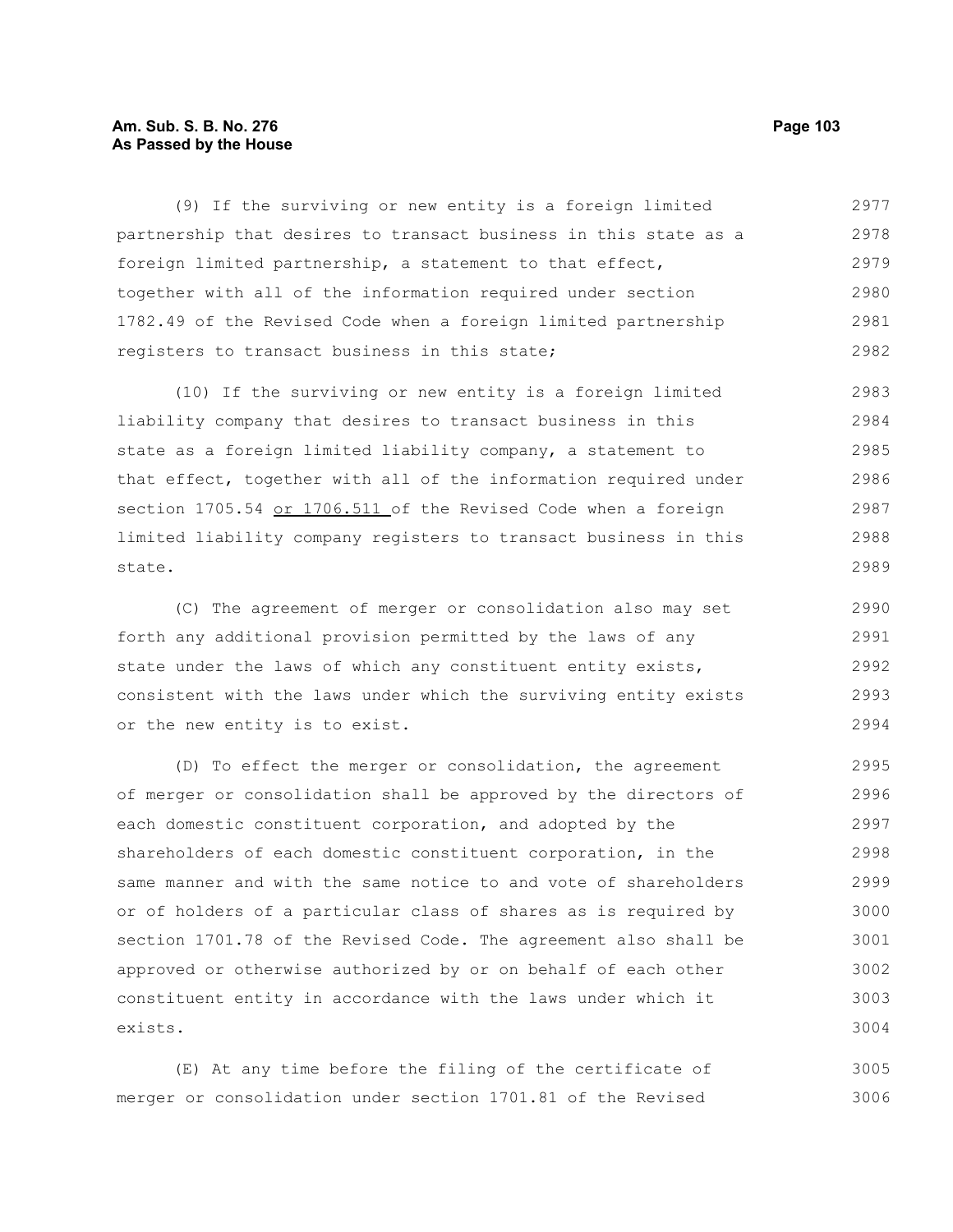(9) If the surviving or new entity is a foreign limited partnership that desires to transact business in this state as a foreign limited partnership, a statement to that effect, together with all of the information required under section 1782.49 of the Revised Code when a foreign limited partnership registers to transact business in this state;

(10) If the surviving or new entity is a foreign limited liability company that desires to transact business in this state as a foreign limited liability company, a statement to that effect, together with all of the information required under section 1705.54 or 1706.511 of the Revised Code when a foreign limited liability company registers to transact business in this state.

(C) The agreement of merger or consolidation also may set forth any additional provision permitted by the laws of any state under the laws of which any constituent entity exists, consistent with the laws under which the surviving entity exists or the new entity is to exist.

(D) To effect the merger or consolidation, the agreement of merger or consolidation shall be approved by the directors of each domestic constituent corporation, and adopted by the shareholders of each domestic constituent corporation, in the same manner and with the same notice to and vote of shareholders or of holders of a particular class of shares as is required by section 1701.78 of the Revised Code. The agreement also shall be approved or otherwise authorized by or on behalf of each other constituent entity in accordance with the laws under which it exists.

(E) At any time before the filing of the certificate of merger or consolidation under section 1701.81 of the Revised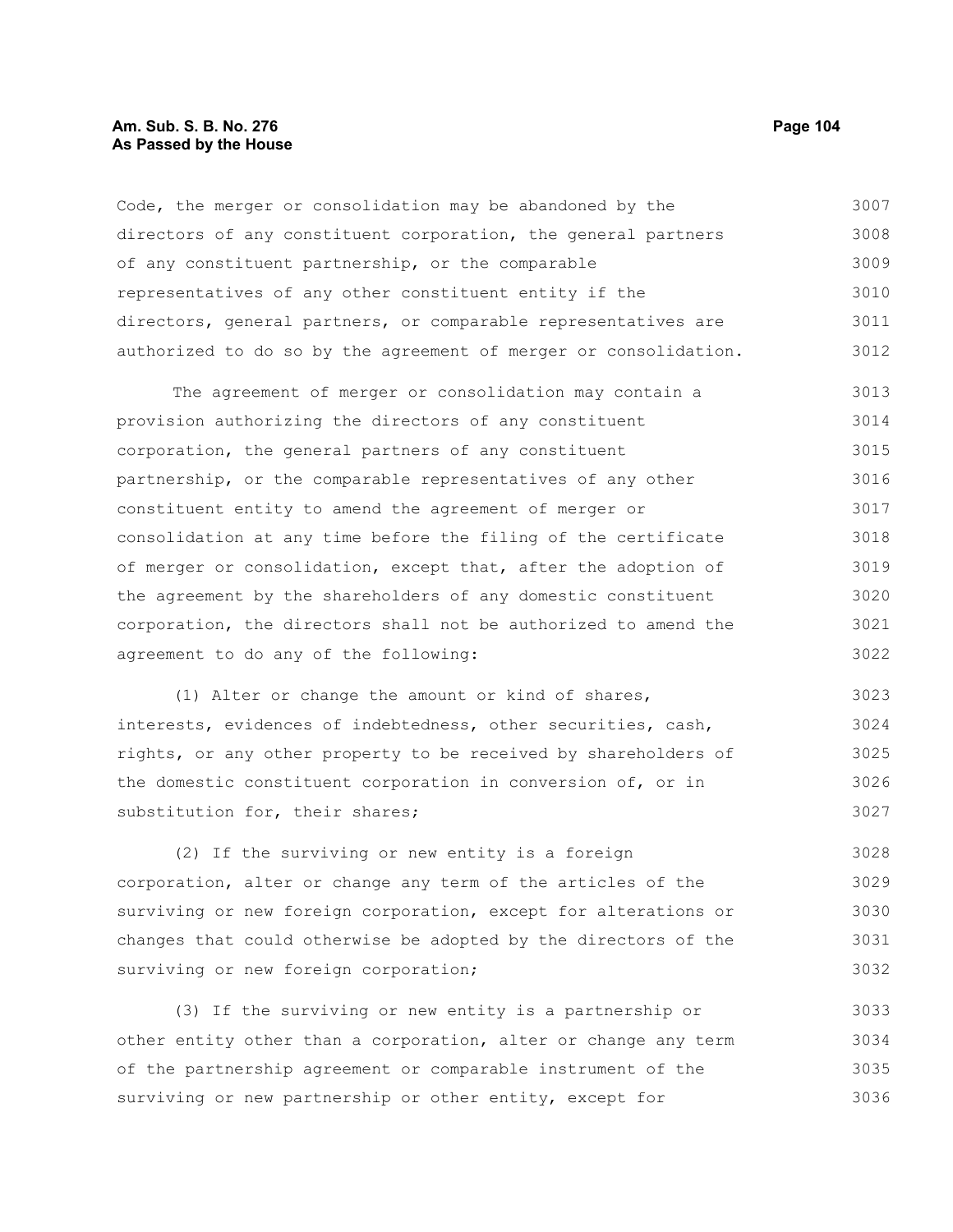Code, the merger or consolidation may be abandoned by the directors of any constituent corporation, the general partners of any constituent partnership, or the comparable representatives of any other constituent entity if the directors, general partners, or comparable representatives are authorized to do so by the agreement of merger or consolidation.

The agreement of merger or consolidation may contain a provision authorizing the directors of any constituent corporation, the general partners of any constituent partnership, or the comparable representatives of any other constituent entity to amend the agreement of merger or consolidation at any time before the filing of the certificate of merger or consolidation, except that, after the adoption of the agreement by the shareholders of any domestic constituent corporation, the directors shall not be authorized to amend the agreement to do any of the following:

(1) Alter or change the amount or kind of shares, interests, evidences of indebtedness, other securities, cash, rights, or any other property to be received by shareholders of the domestic constituent corporation in conversion of, or in substitution for, their shares;

(2) If the surviving or new entity is a foreign corporation, alter or change any term of the articles of the surviving or new foreign corporation, except for alterations or changes that could otherwise be adopted by the directors of the surviving or new foreign corporation;

(3) If the surviving or new entity is a partnership or other entity other than a corporation, alter or change any term of the partnership agreement or comparable instrument of the surviving or new partnership or other entity, except for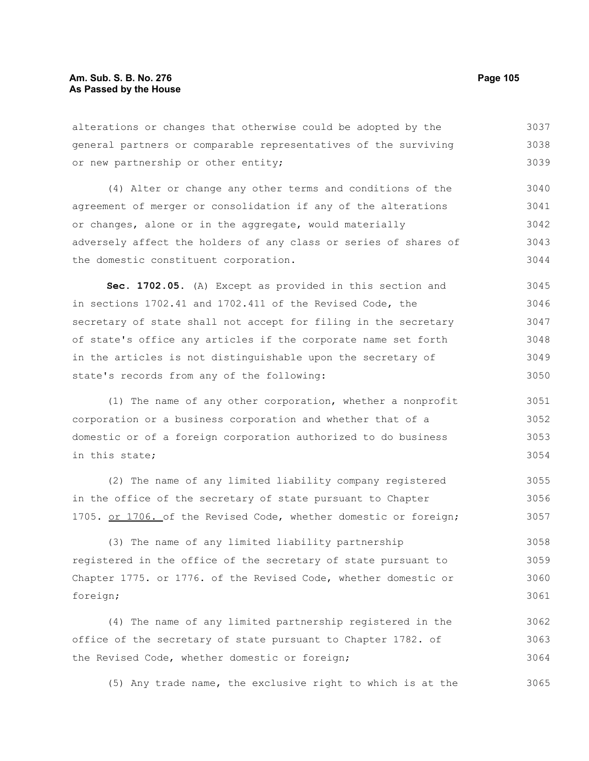alterations or changes that otherwise could be adopted by the general partners or comparable representatives of the surviving or new partnership or other entity;

(4) Alter or change any other terms and conditions of the agreement of merger or consolidation if any of the alterations or changes, alone or in the aggregate, would materially adversely affect the holders of any class or series of shares of the domestic constituent corporation.

**Sec. 1702.05.** (A) Except as provided in this section and in sections 1702.41 and 1702.411 of the Revised Code, the secretary of state shall not accept for filing in the secretary of state's office any articles if the corporate name set forth in the articles is not distinguishable upon the secretary of state's records from any of the following:

(1) The name of any other corporation, whether a nonprofit corporation or a business corporation and whether that of a domestic or of a foreign corporation authorized to do business in this state;

(2) The name of any limited liability company registered in the office of the secretary of state pursuant to Chapter 1705. or 1706. of the Revised Code, whether domestic or foreign;

(3) The name of any limited liability partnership registered in the office of the secretary of state pursuant to Chapter 1775. or 1776. of the Revised Code, whether domestic or foreign;

(4) The name of any limited partnership registered in the office of the secretary of state pursuant to Chapter 1782. of the Revised Code, whether domestic or foreign;

(5) Any trade name, the exclusive right to which is at the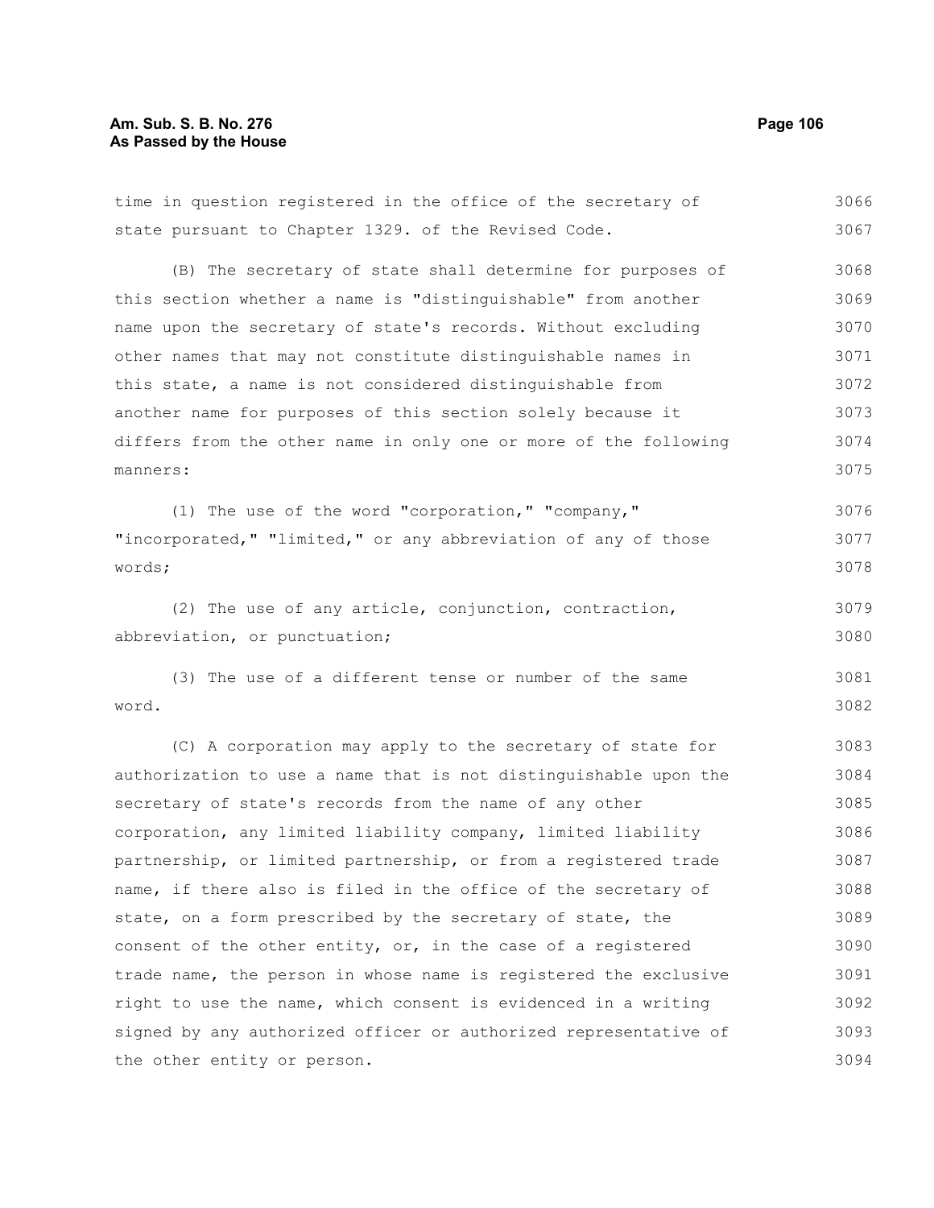time in question registered in the office of the secretary of state pursuant to Chapter 1329. of the Revised Code.

(B) The secretary of state shall determine for purposes of this section whether a name is "distinguishable" from another name upon the secretary of state's records. Without excluding other names that may not constitute distinguishable names in this state, a name is not considered distinguishable from another name for purposes of this section solely because it differs from the other name in only one or more of the following manners:

(1) The use of the word "corporation," "company," "incorporated," "limited," or any abbreviation of any of those words;

(2) The use of any article, conjunction, contraction, abbreviation, or punctuation;

(3) The use of a different tense or number of the same word.

(C) A corporation may apply to the secretary of state for authorization to use a name that is not distinguishable upon the secretary of state's records from the name of any other corporation, any limited liability company, limited liability partnership, or limited partnership, or from a registered trade name, if there also is filed in the office of the secretary of state, on a form prescribed by the secretary of state, the consent of the other entity, or, in the case of a registered trade name, the person in whose name is registered the exclusive right to use the name, which consent is evidenced in a writing signed by any authorized officer or authorized representative of the other entity or person.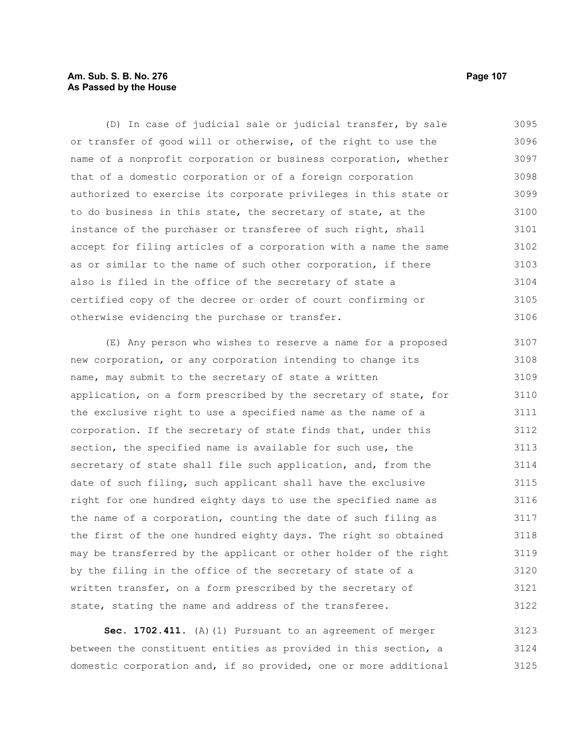(D) In case of judicial sale or judicial transfer, by sale or transfer of good will or otherwise, of the right to use the name of a nonprofit corporation or business corporation, whether that of a domestic corporation or of a foreign corporation authorized to exercise its corporate privileges in this state or to do business in this state, the secretary of state, at the instance of the purchaser or transferee of such right, shall accept for filing articles of a corporation with a name the same as or similar to the name of such other corporation, if there also is filed in the office of the secretary of state a certified copy of the decree or order of court confirming or otherwise evidencing the purchase or transfer.

(E) Any person who wishes to reserve a name for a proposed new corporation, or any corporation intending to change its name, may submit to the secretary of state a written application, on a form prescribed by the secretary of state, for the exclusive right to use a specified name as the name of a corporation. If the secretary of state finds that, under this section, the specified name is available for such use, the secretary of state shall file such application, and, from the date of such filing, such applicant shall have the exclusive right for one hundred eighty days to use the specified name as the name of a corporation, counting the date of such filing as the first of the one hundred eighty days. The right so obtained may be transferred by the applicant or other holder of the right by the filing in the office of the secretary of state of a written transfer, on a form prescribed by the secretary of state, stating the name and address of the transferee.

**Sec. 1702.411.** (A)(1) Pursuant to an agreement of merger between the constituent entities as provided in this section, a domestic corporation and, if so provided, one or more additional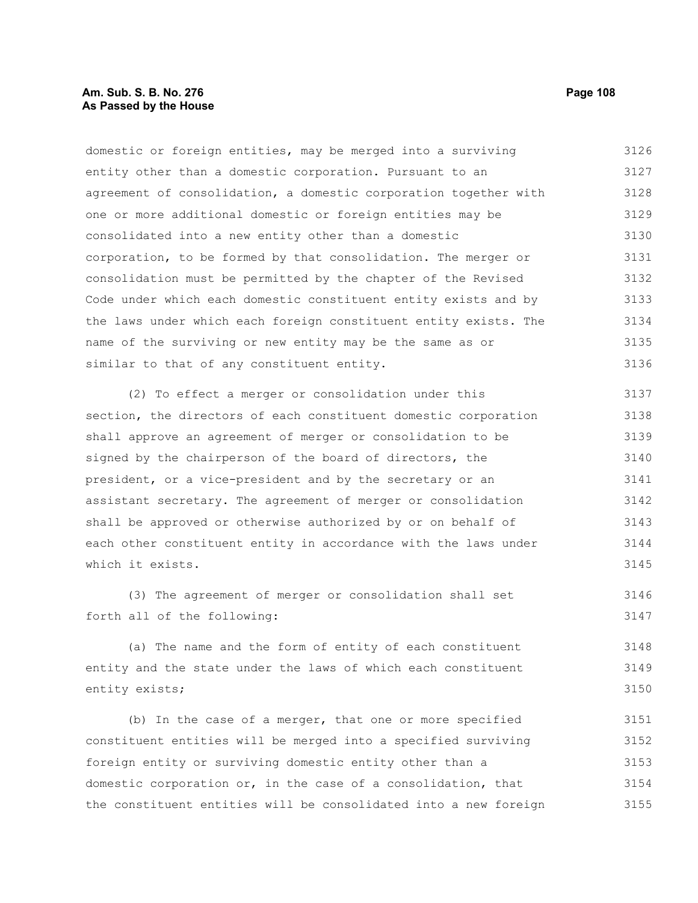domestic or foreign entities, may be merged into a surviving entity other than a domestic corporation. Pursuant to an agreement of consolidation, a domestic corporation together with one or more additional domestic or foreign entities may be consolidated into a new entity other than a domestic corporation, to be formed by that consolidation. The merger or consolidation must be permitted by the chapter of the Revised Code under which each domestic constituent entity exists and by the laws under which each foreign constituent entity exists. The name of the surviving or new entity may be the same as or similar to that of any constituent entity.

(2) To effect a merger or consolidation under this section, the directors of each constituent domestic corporation shall approve an agreement of merger or consolidation to be signed by the chairperson of the board of directors, the president, or a vice-president and by the secretary or an assistant secretary. The agreement of merger or consolidation shall be approved or otherwise authorized by or on behalf of each other constituent entity in accordance with the laws under which it exists.

(3) The agreement of merger or consolidation shall set forth all of the following:

(a) The name and the form of entity of each constituent entity and the state under the laws of which each constituent entity exists;

(b) In the case of a merger, that one or more specified constituent entities will be merged into a specified surviving foreign entity or surviving domestic entity other than a domestic corporation or, in the case of a consolidation, that the constituent entities will be consolidated into a new foreign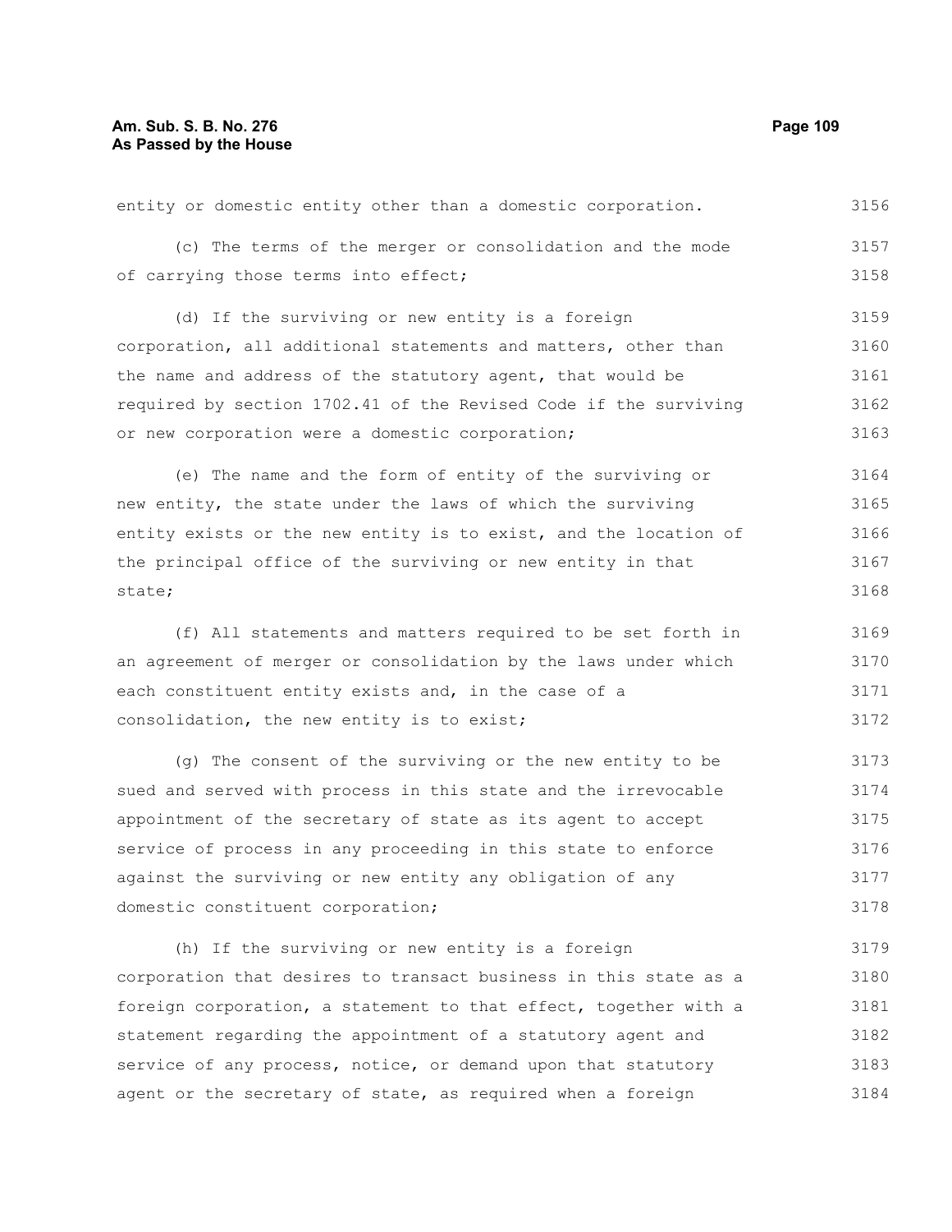entity or domestic entity other than a domestic corporation.

(c) The terms of the merger or consolidation and the mode of carrying those terms into effect;

(d) If the surviving or new entity is a foreign corporation, all additional statements and matters, other than the name and address of the statutory agent, that would be required by section 1702.41 of the Revised Code if the surviving or new corporation were a domestic corporation;

(e) The name and the form of entity of the surviving or new entity, the state under the laws of which the surviving entity exists or the new entity is to exist, and the location of the principal office of the surviving or new entity in that state;

(f) All statements and matters required to be set forth in an agreement of merger or consolidation by the laws under which each constituent entity exists and, in the case of a consolidation, the new entity is to exist;

(g) The consent of the surviving or the new entity to be sued and served with process in this state and the irrevocable appointment of the secretary of state as its agent to accept service of process in any proceeding in this state to enforce against the surviving or new entity any obligation of any domestic constituent corporation;

(h) If the surviving or new entity is a foreign corporation that desires to transact business in this state as a foreign corporation, a statement to that effect, together with a statement regarding the appointment of a statutory agent and service of any process, notice, or demand upon that statutory agent or the secretary of state, as required when a foreign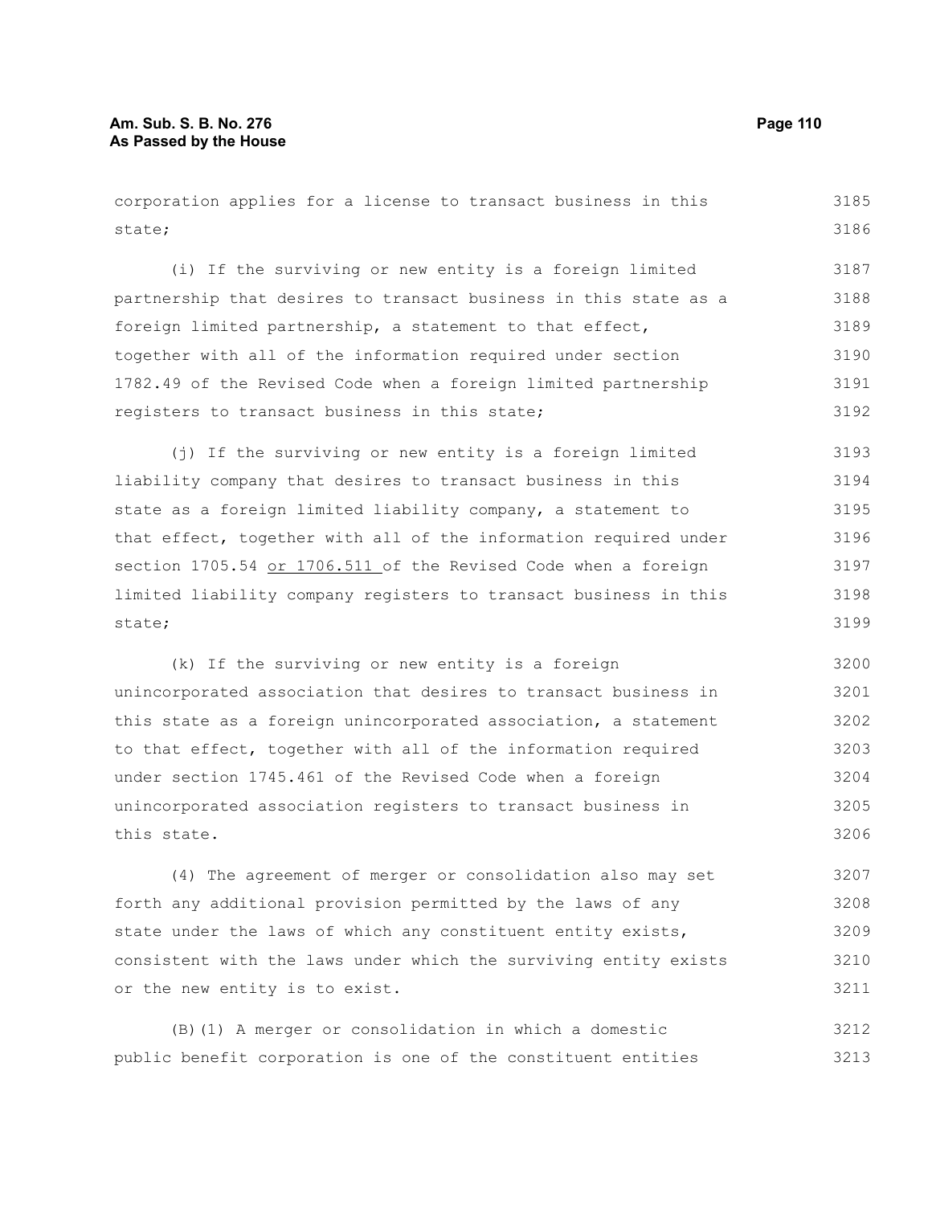corporation applies for a license to transact business in this state;

(i) If the surviving or new entity is a foreign limited partnership that desires to transact business in this state as a foreign limited partnership, a statement to that effect, together with all of the information required under section 1782.49 of the Revised Code when a foreign limited partnership registers to transact business in this state;

(j) If the surviving or new entity is a foreign limited liability company that desires to transact business in this state as a foreign limited liability company, a statement to that effect, together with all of the information required under section 1705.54 or 1706.511 of the Revised Code when a foreign limited liability company registers to transact business in this state;

(k) If the surviving or new entity is a foreign unincorporated association that desires to transact business in this state as a foreign unincorporated association, a statement to that effect, together with all of the information required under section 1745.461 of the Revised Code when a foreign unincorporated association registers to transact business in this state.

(4) The agreement of merger or consolidation also may set forth any additional provision permitted by the laws of any state under the laws of which any constituent entity exists, consistent with the laws under which the surviving entity exists or the new entity is to exist.

(B)(1) A merger or consolidation in which a domestic public benefit corporation is one of the constituent entities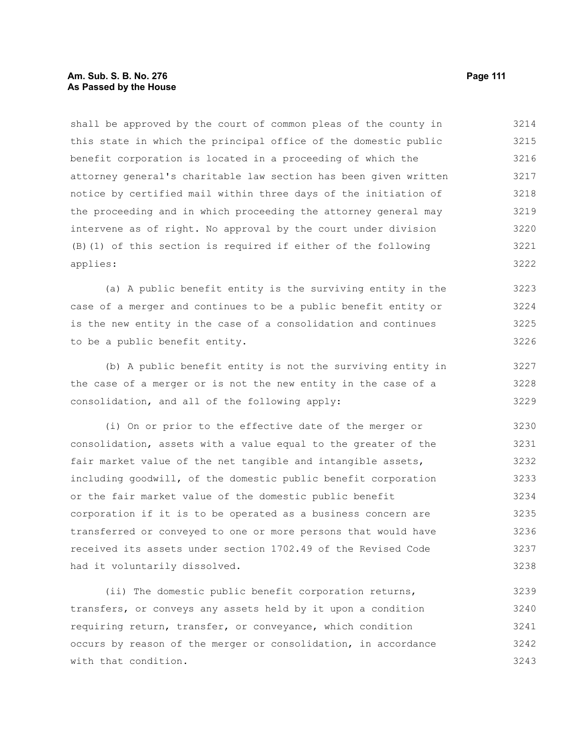shall be approved by the court of common pleas of the county in this state in which the principal office of the domestic public benefit corporation is located in a proceeding of which the attorney general's charitable law section has been given written notice by certified mail within three days of the initiation of the proceeding and in which proceeding the attorney general may intervene as of right. No approval by the court under division (B)(1) of this section is required if either of the following applies:

(a) A public benefit entity is the surviving entity in the case of a merger and continues to be a public benefit entity or is the new entity in the case of a consolidation and continues to be a public benefit entity.

(b) A public benefit entity is not the surviving entity in the case of a merger or is not the new entity in the case of a consolidation, and all of the following apply:

(i) On or prior to the effective date of the merger or consolidation, assets with a value equal to the greater of the fair market value of the net tangible and intangible assets, including goodwill, of the domestic public benefit corporation or the fair market value of the domestic public benefit corporation if it is to be operated as a business concern are transferred or conveyed to one or more persons that would have received its assets under section 1702.49 of the Revised Code had it voluntarily dissolved.

(ii) The domestic public benefit corporation returns, transfers, or conveys any assets held by it upon a condition requiring return, transfer, or conveyance, which condition occurs by reason of the merger or consolidation, in accordance with that condition.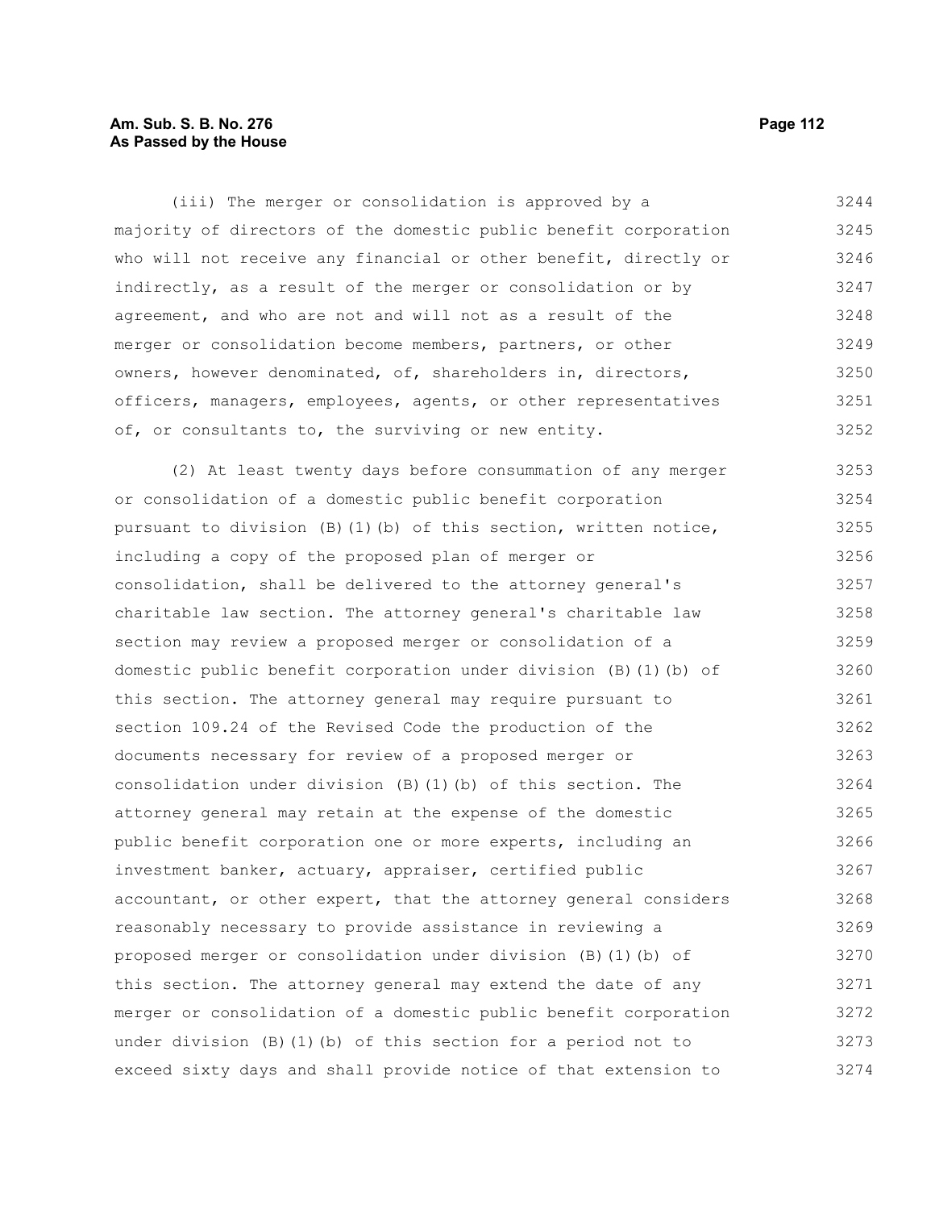(iii) The merger or consolidation is approved by a majority of directors of the domestic public benefit corporation who will not receive any financial or other benefit, directly or indirectly, as a result of the merger or consolidation or by agreement, and who are not and will not as a result of the merger or consolidation become members, partners, or other owners, however denominated, of, shareholders in, directors, officers, managers, employees, agents, or other representatives of, or consultants to, the surviving or new entity.

(2) At least twenty days before consummation of any merger or consolidation of a domestic public benefit corporation pursuant to division (B)(1)(b) of this section, written notice, including a copy of the proposed plan of merger or consolidation, shall be delivered to the attorney general's charitable law section. The attorney general's charitable law section may review a proposed merger or consolidation of a domestic public benefit corporation under division (B)(1)(b) of this section. The attorney general may require pursuant to section 109.24 of the Revised Code the production of the documents necessary for review of a proposed merger or consolidation under division (B)(1)(b) of this section. The attorney general may retain at the expense of the domestic public benefit corporation one or more experts, including an investment banker, actuary, appraiser, certified public accountant, or other expert, that the attorney general considers reasonably necessary to provide assistance in reviewing a proposed merger or consolidation under division (B)(1)(b) of this section. The attorney general may extend the date of any merger or consolidation of a domestic public benefit corporation under division (B)(1)(b) of this section for a period not to exceed sixty days and shall provide notice of that extension to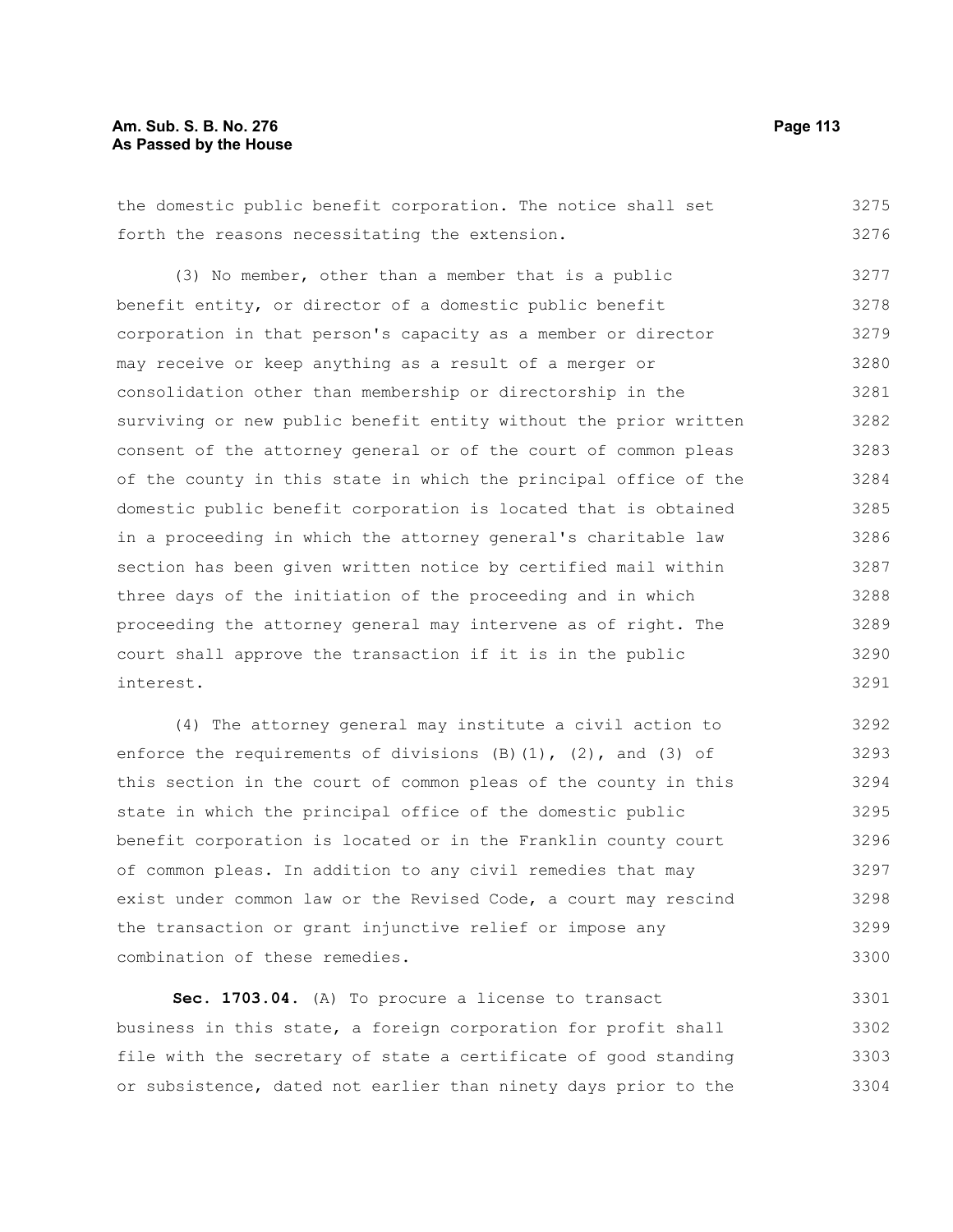the domestic public benefit corporation. The notice shall set forth the reasons necessitating the extension.

(3) No member, other than a member that is a public benefit entity, or director of a domestic public benefit corporation in that person's capacity as a member or director may receive or keep anything as a result of a merger or consolidation other than membership or directorship in the surviving or new public benefit entity without the prior written consent of the attorney general or of the court of common pleas of the county in this state in which the principal office of the domestic public benefit corporation is located that is obtained in a proceeding in which the attorney general's charitable law section has been given written notice by certified mail within three days of the initiation of the proceeding and in which proceeding the attorney general may intervene as of right. The court shall approve the transaction if it is in the public interest.

(4) The attorney general may institute a civil action to enforce the requirements of divisions (B)(1), (2), and (3) of this section in the court of common pleas of the county in this state in which the principal office of the domestic public benefit corporation is located or in the Franklin county court of common pleas. In addition to any civil remedies that may exist under common law or the Revised Code, a court may rescind the transaction or grant injunctive relief or impose any combination of these remedies.

**Sec. 1703.04.** (A) To procure a license to transact business in this state, a foreign corporation for profit shall file with the secretary of state a certificate of good standing or subsistence, dated not earlier than ninety days prior to the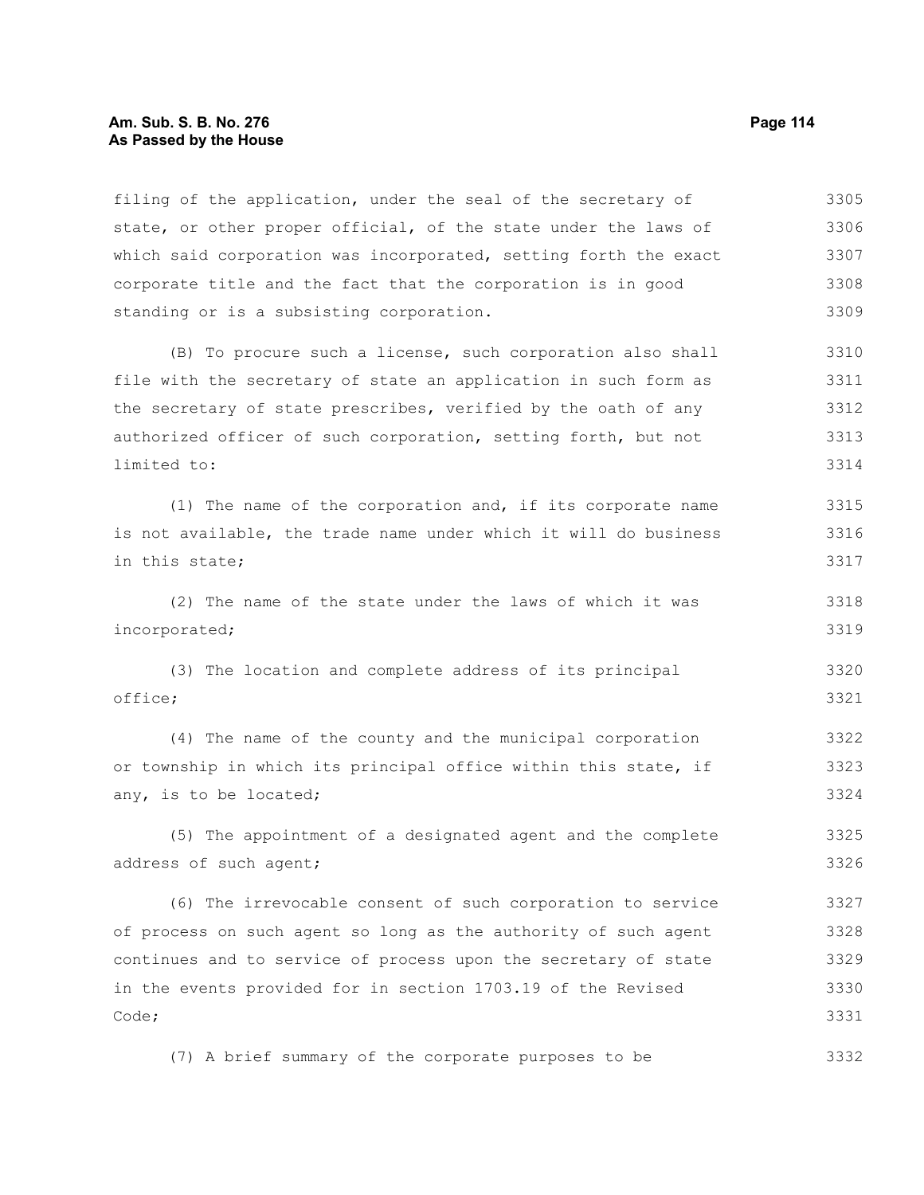filing of the application, under the seal of the secretary of state, or other proper official, of the state under the laws of which said corporation was incorporated, setting forth the exact corporate title and the fact that the corporation is in good standing or is a subsisting corporation.

(B) To procure such a license, such corporation also shall file with the secretary of state an application in such form as the secretary of state prescribes, verified by the oath of any authorized officer of such corporation, setting forth, but not limited to:

(1) The name of the corporation and, if its corporate name is not available, the trade name under which it will do business in this state;

(2) The name of the state under the laws of which it was incorporated;

(3) The location and complete address of its principal office;

(4) The name of the county and the municipal corporation or township in which its principal office within this state, if any, is to be located;

(5) The appointment of a designated agent and the complete address of such agent;

(6) The irrevocable consent of such corporation to service of process on such agent so long as the authority of such agent continues and to service of process upon the secretary of state in the events provided for in section 1703.19 of the Revised Code;

(7) A brief summary of the corporate purposes to be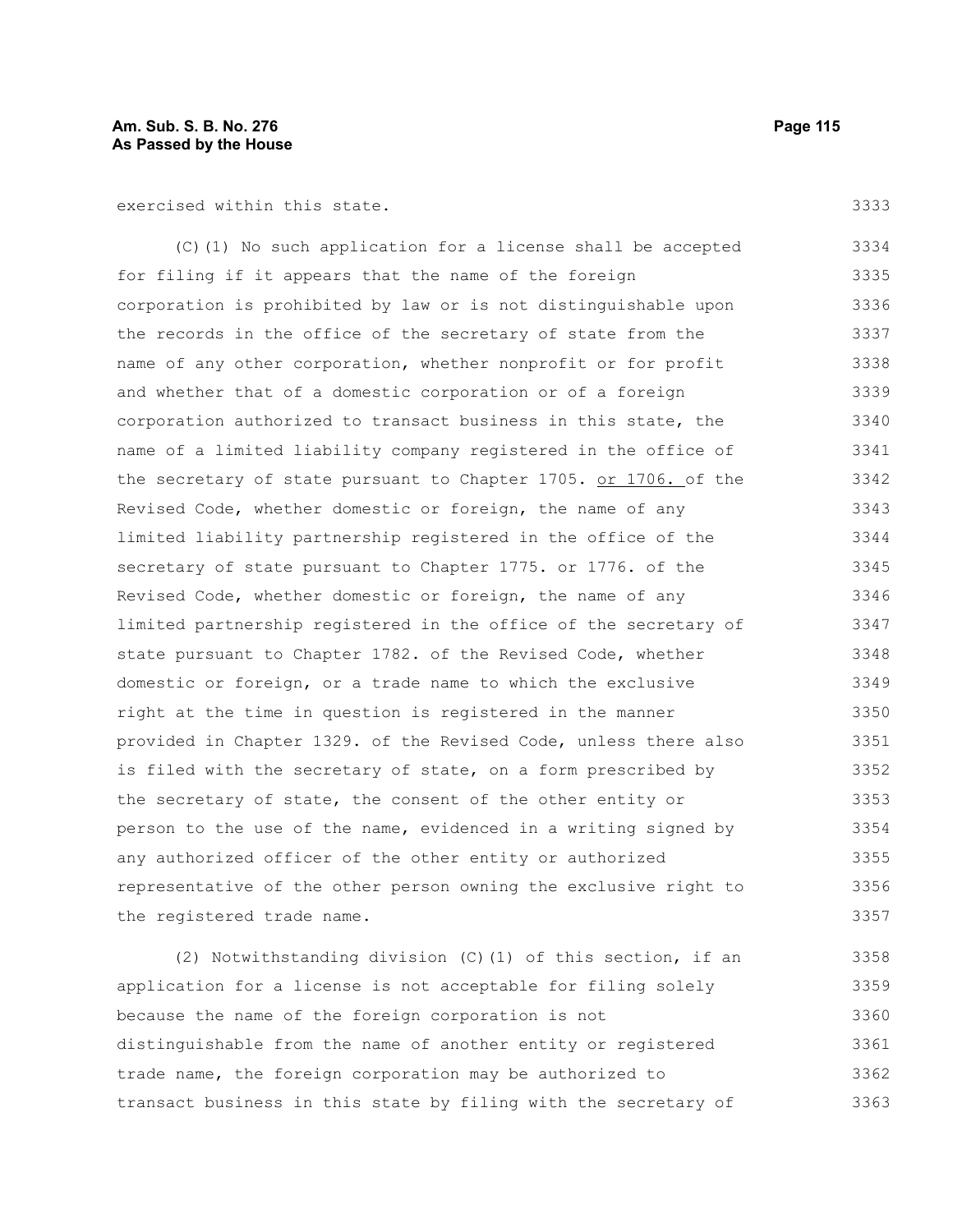exercised within this state.

(C)(1) No such application for a license shall be accepted for filing if it appears that the name of the foreign corporation is prohibited by law or is not distinguishable upon the records in the office of the secretary of state from the name of any other corporation, whether nonprofit or for profit and whether that of a domestic corporation or of a foreign corporation authorized to transact business in this state, the name of a limited liability company registered in the office of the secretary of state pursuant to Chapter 1705. or 1706. of the Revised Code, whether domestic or foreign, the name of any limited liability partnership registered in the office of the secretary of state pursuant to Chapter 1775. or 1776. of the Revised Code, whether domestic or foreign, the name of any limited partnership registered in the office of the secretary of state pursuant to Chapter 1782. of the Revised Code, whether domestic or foreign, or a trade name to which the exclusive right at the time in question is registered in the manner provided in Chapter 1329. of the Revised Code, unless there also is filed with the secretary of state, on a form prescribed by the secretary of state, the consent of the other entity or person to the use of the name, evidenced in a writing signed by any authorized officer of the other entity or authorized representative of the other person owning the exclusive right to the registered trade name.

(2) Notwithstanding division (C)(1) of this section, if an application for a license is not acceptable for filing solely because the name of the foreign corporation is not distinguishable from the name of another entity or registered trade name, the foreign corporation may be authorized to transact business in this state by filing with the secretary of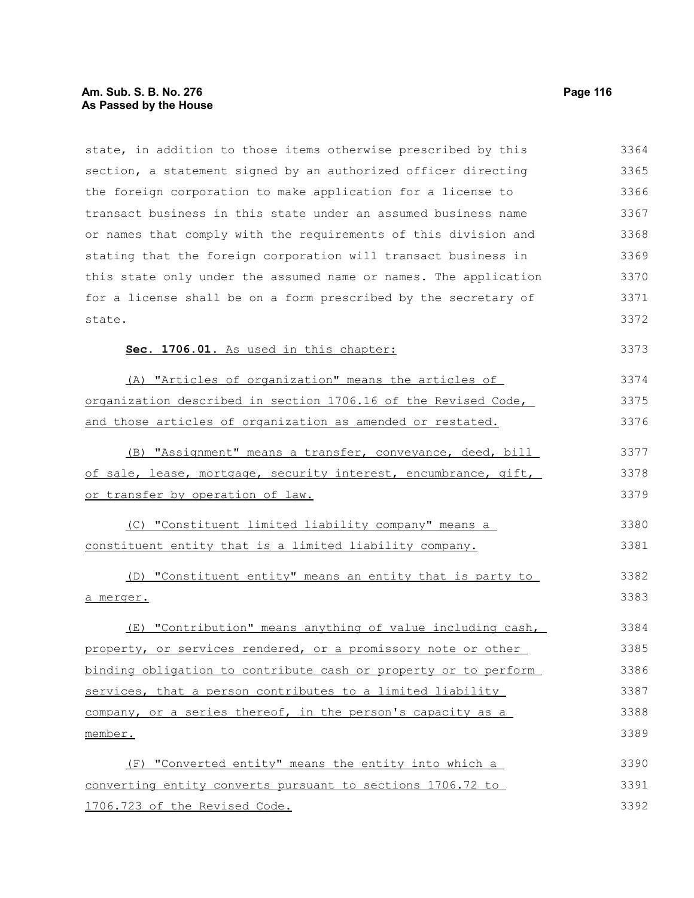state, in addition to those items otherwise prescribed by this section, a statement signed by an authorized officer directing the foreign corporation to make application for a license to transact business in this state under an assumed business name or names that comply with the requirements of this division and stating that the foreign corporation will transact business in this state only under the assumed name or names. The application for a license shall be on a form prescribed by the secretary of state.

**Sec. 1706.01.** As used in this chapter:

(A) "Articles of organization" means the articles of organization described in section 1706.16 of the Revised Code, and those articles of organization as amended or restated.

(B) "Assignment" means a transfer, conveyance, deed, bill of sale, lease, mortgage, security interest, encumbrance, gift, or transfer by operation of law.

(C) "Constituent limited liability company" means a constituent entity that is a limited liability company.

(D) "Constituent entity" means an entity that is party to a merger.

(E) "Contribution" means anything of value including cash, property, or services rendered, or a promissory note or other binding obligation to contribute cash or property or to perform services, that a person contributes to a limited liability company, or a series thereof, in the person's capacity as a member.

(F) "Converted entity" means the entity into which a converting entity converts pursuant to sections 1706.72 to 1706.723 of the Revised Code.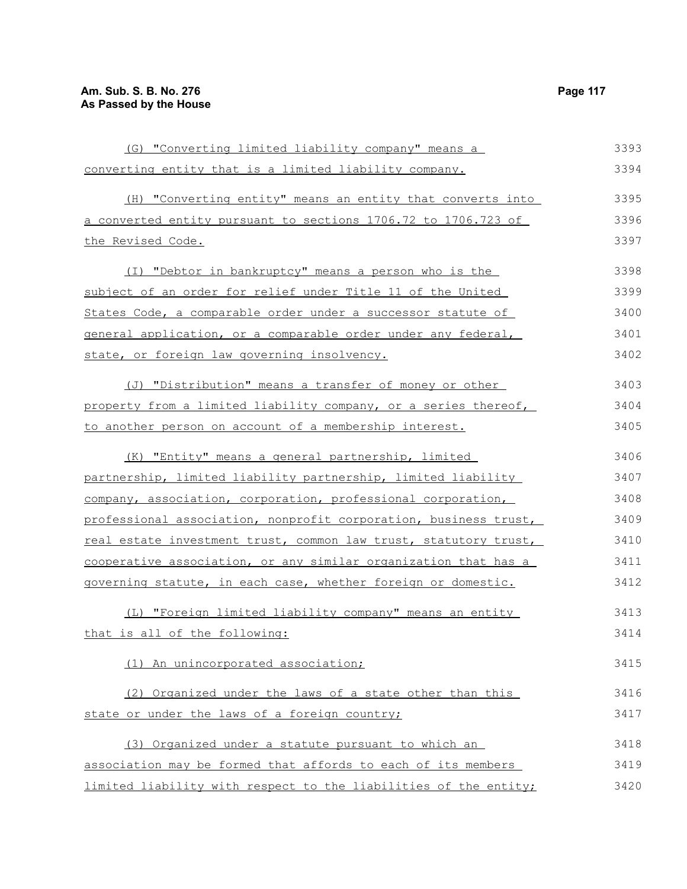(G) "Converting limited liability company" means a converting entity that is a limited liability company.

(H) "Converting entity" means an entity that converts into a converted entity pursuant to sections 1706.72 to 1706.723 of the Revised Code.

(I) "Debtor in bankruptcy" means a person who is the subject of an order for relief under Title 11 of the United States Code, a comparable order under a successor statute of general application, or a comparable order under any federal, state, or foreign law governing insolvency.

(J) "Distribution" means a transfer of money or other property from a limited liability company, or a series thereof, to another person on account of a membership interest.

(K) "Entity" means a general partnership, limited partnership, limited liability partnership, limited liability company, association, corporation, professional corporation, professional association, nonprofit corporation, business trust, real estate investment trust, common law trust, statutory trust, cooperative association, or any similar organization that has a governing statute, in each case, whether foreign or domestic.

(L) "Foreign limited liability company" means an entity that is all of the following:

(1) An unincorporated association;

(2) Organized under the laws of a state other than this state or under the laws of a foreign country;

(3) Organized under a statute pursuant to which an association may be formed that affords to each of its members limited liability with respect to the liabilities of the entity;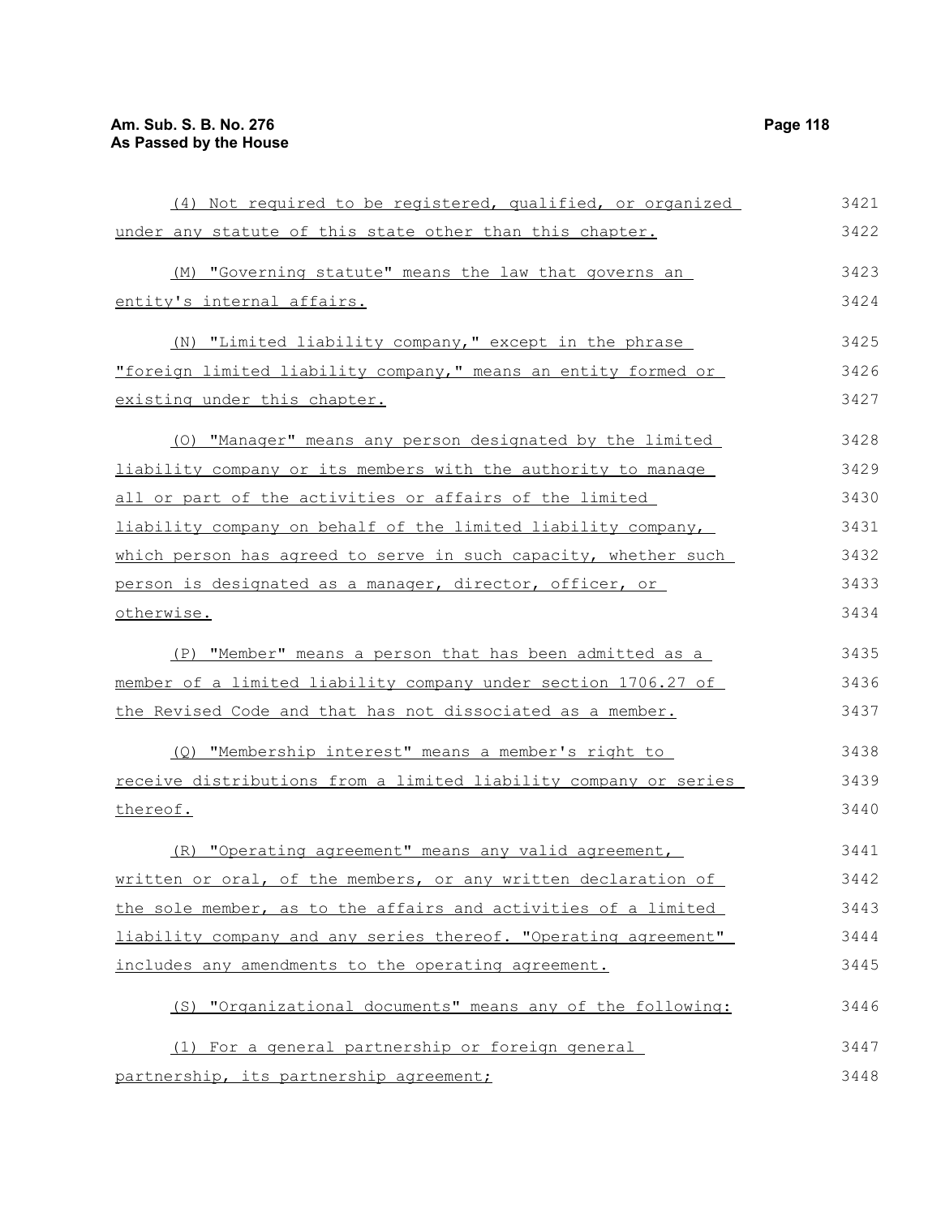(4) Not required to be registered, qualified, or organized under any statute of this state other than this chapter.

(M) "Governing statute" means the law that governs an entity's internal affairs.

(N) "Limited liability company," except in the phrase "foreign limited liability company," means an entity formed or existing under this chapter.

(O) "Manager" means any person designated by the limited liability company or its members with the authority to manage all or part of the activities or affairs of the limited liability company on behalf of the limited liability company, which person has agreed to serve in such capacity, whether such person is designated as a manager, director, officer, or otherwise.

(P) "Member" means a person that has been admitted as a member of a limited liability company under section 1706.27 of the Revised Code and that has not dissociated as a member.

(Q) "Membership interest" means a member's right to receive distributions from a limited liability company or series thereof.

(R) "Operating agreement" means any valid agreement, written or oral, of the members, or any written declaration of the sole member, as to the affairs and activities of a limited liability company and any series thereof. "Operating agreement" includes any amendments to the operating agreement.

(S) "Organizational documents" means any of the following:

(1) For a general partnership or foreign general partnership, its partnership agreement;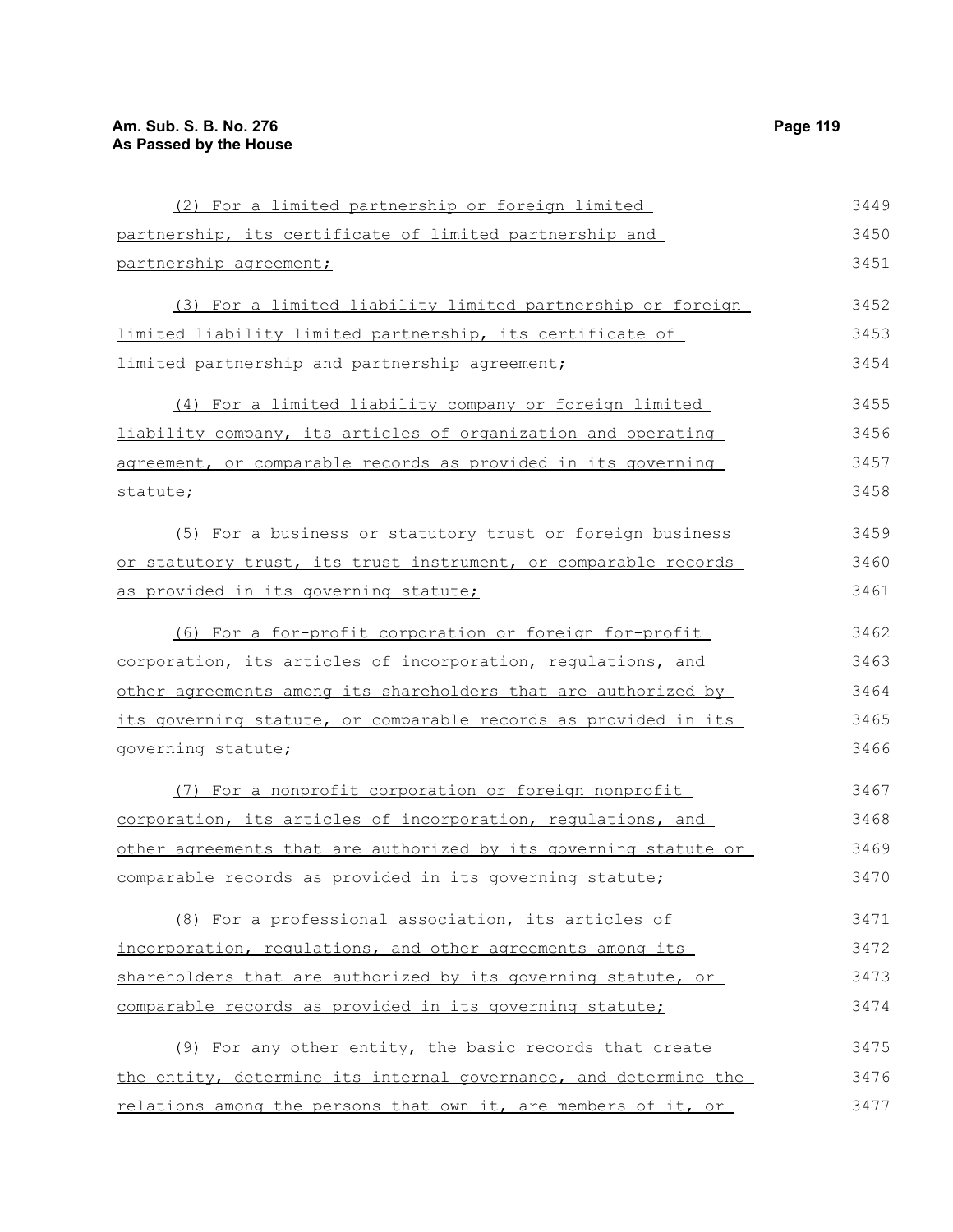(2) For a limited partnership or foreign limited partnership, its certificate of limited partnership and partnership agreement;

(3) For a limited liability limited partnership or foreign limited liability limited partnership, its certificate of limited partnership and partnership agreement;

(4) For a limited liability company or foreign limited liability company, its articles of organization and operating agreement, or comparable records as provided in its governing statute;

(5) For a business or statutory trust or foreign business or statutory trust, its trust instrument, or comparable records as provided in its governing statute;

(6) For a for-profit corporation or foreign for-profit corporation, its articles of incorporation, regulations, and other agreements among its shareholders that are authorized by its governing statute, or comparable records as provided in its governing statute;

(7) For a nonprofit corporation or foreign nonprofit corporation, its articles of incorporation, regulations, and other agreements that are authorized by its governing statute or comparable records as provided in its governing statute;

(8) For a professional association, its articles of incorporation, regulations, and other agreements among its shareholders that are authorized by its governing statute, or comparable records as provided in its governing statute;

(9) For any other entity, the basic records that create the entity, determine its internal governance, and determine the relations among the persons that own it, are members of it, or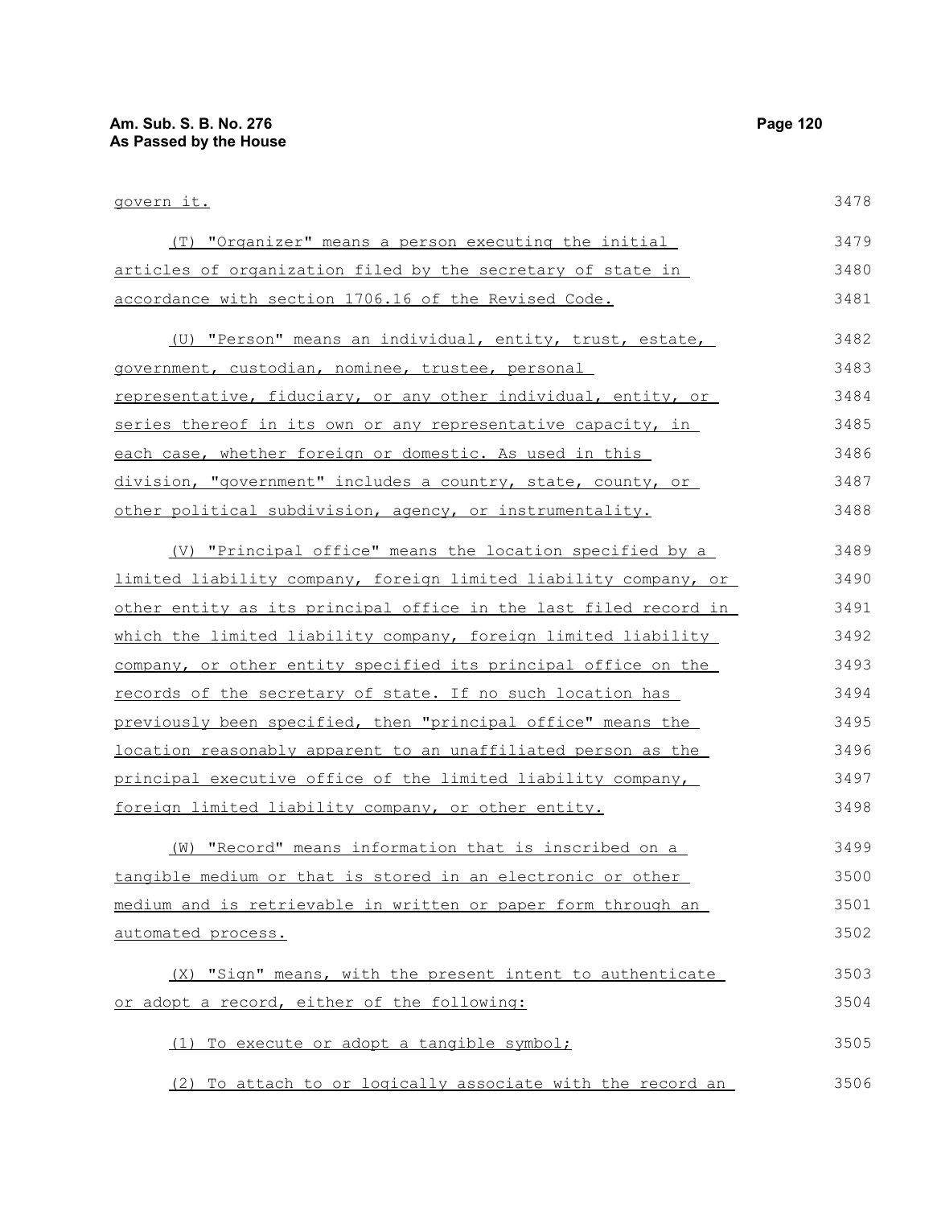govern it.

(T) "Organizer" means a person executing the initial articles of organization filed by the secretary of state in accordance with section 1706.16 of the Revised Code.

(U) "Person" means an individual, entity, trust, estate, government, custodian, nominee, trustee, personal representative, fiduciary, or any other individual, entity, or series thereof in its own or any representative capacity, in each case, whether foreign or domestic. As used in this division, "government" includes a country, state, county, or other political subdivision, agency, or instrumentality.

(V) "Principal office" means the location specified by a limited liability company, foreign limited liability company, or other entity as its principal office in the last filed record in which the limited liability company, foreign limited liability company, or other entity specified its principal office on the records of the secretary of state. If no such location has previously been specified, then "principal office" means the location reasonably apparent to an unaffiliated person as the principal executive office of the limited liability company, foreign limited liability company, or other entity.

(W) "Record" means information that is inscribed on a tangible medium or that is stored in an electronic or other medium and is retrievable in written or paper form through an automated process.

(X) "Sign" means, with the present intent to authenticate or adopt a record, either of the following:

(1) To execute or adopt a tangible symbol;

(2) To attach to or logically associate with the record an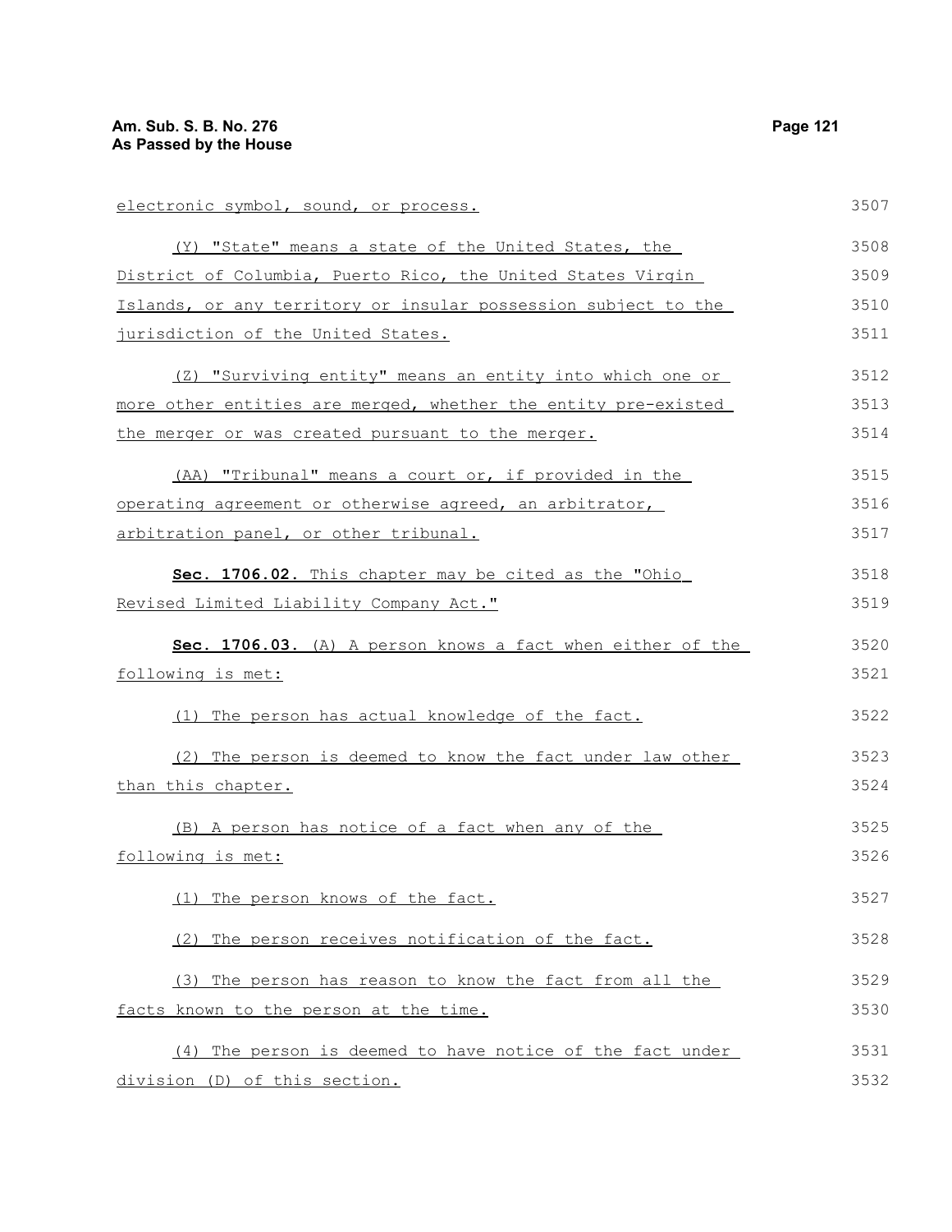electronic symbol, sound, or process.

(Y) "State" means a state of the United States, the District of Columbia, Puerto Rico, the United States Virgin Islands, or any territory or insular possession subject to the jurisdiction of the United States.

(Z) "Surviving entity" means an entity into which one or more other entities are merged, whether the entity pre-existed the merger or was created pursuant to the merger.

(AA) "Tribunal" means a court or, if provided in the operating agreement or otherwise agreed, an arbitrator, arbitration panel, or other tribunal.

**Sec. 1706.02.** This chapter may be cited as the "Ohio Revised Limited Liability Company Act."

**Sec. 1706.03.** (A) A person knows a fact when either of the following is met:

(1) The person has actual knowledge of the fact.

(2) The person is deemed to know the fact under law other than this chapter.

(B) A person has notice of a fact when any of the following is met:

(1) The person knows of the fact.

(2) The person receives notification of the fact.

(3) The person has reason to know the fact from all the facts known to the person at the time.

(4) The person is deemed to have notice of the fact under division (D) of this section.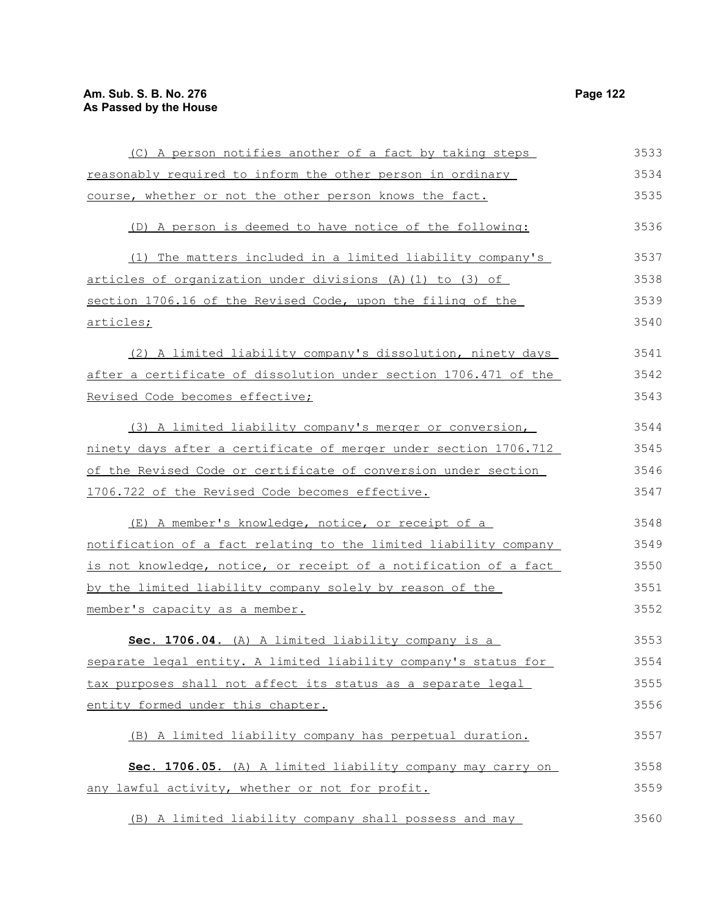(C) A person notifies another of a fact by taking steps reasonably required to inform the other person in ordinary course, whether or not the other person knows the fact.

(D) A person is deemed to have notice of the following:

(1) The matters included in a limited liability company's articles of organization under divisions (A)(1) to (3) of section 1706.16 of the Revised Code, upon the filing of the articles;

(2) A limited liability company's dissolution, ninety days after a certificate of dissolution under section 1706.471 of the Revised Code becomes effective;

(3) A limited liability company's merger or conversion, ninety days after a certificate of merger under section 1706.712 of the Revised Code or certificate of conversion under section 1706.722 of the Revised Code becomes effective.

(E) A member's knowledge, notice, or receipt of a notification of a fact relating to the limited liability company is not knowledge, notice, or receipt of a notification of a fact by the limited liability company solely by reason of the member's capacity as a member.

**Sec. 1706.04.** (A) A limited liability company is a separate legal entity. A limited liability company's status for tax purposes shall not affect its status as a separate legal entity formed under this chapter.

(B) A limited liability company has perpetual duration.

**Sec. 1706.05.** (A) A limited liability company may carry on any lawful activity, whether or not for profit.

(B) A limited liability company shall possess and may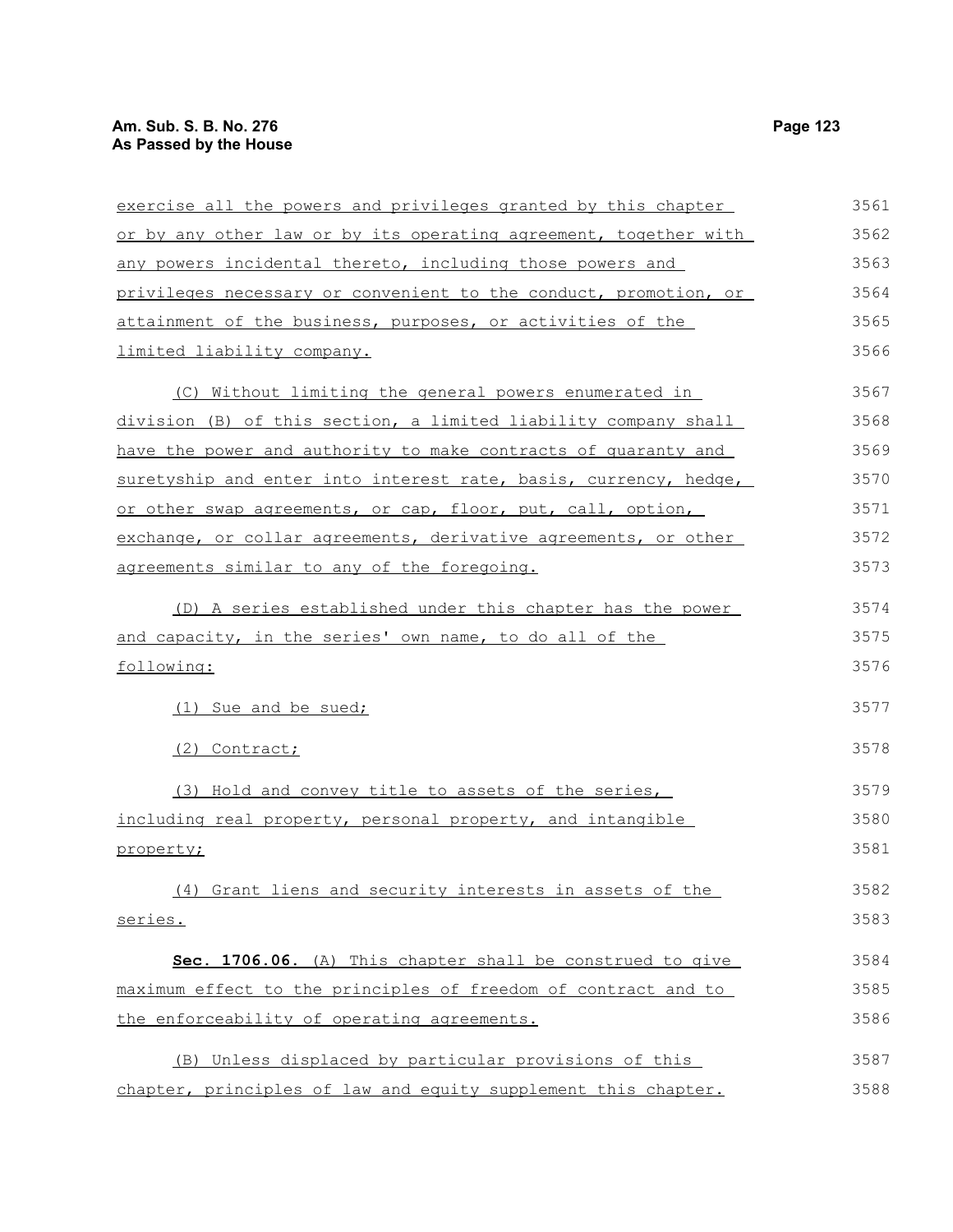exercise all the powers and privileges granted by this chapter or by any other law or by its operating agreement, together with any powers incidental thereto, including those powers and privileges necessary or convenient to the conduct, promotion, or attainment of the business, purposes, or activities of the limited liability company.

(C) Without limiting the general powers enumerated in division (B) of this section, a limited liability company shall have the power and authority to make contracts of guaranty and suretyship and enter into interest rate, basis, currency, hedge, or other swap agreements, or cap, floor, put, call, option, exchange, or collar agreements, derivative agreements, or other agreements similar to any of the foregoing.

(D) A series established under this chapter has the power and capacity, in the series' own name, to do all of the following:

(1) Sue and be sued;

(2) Contract;

(3) Hold and convey title to assets of the series, including real property, personal property, and intangible property;

(4) Grant liens and security interests in assets of the series.

**Sec. 1706.06.** (A) This chapter shall be construed to give maximum effect to the principles of freedom of contract and to the enforceability of operating agreements.

(B) Unless displaced by particular provisions of this chapter, principles of law and equity supplement this chapter.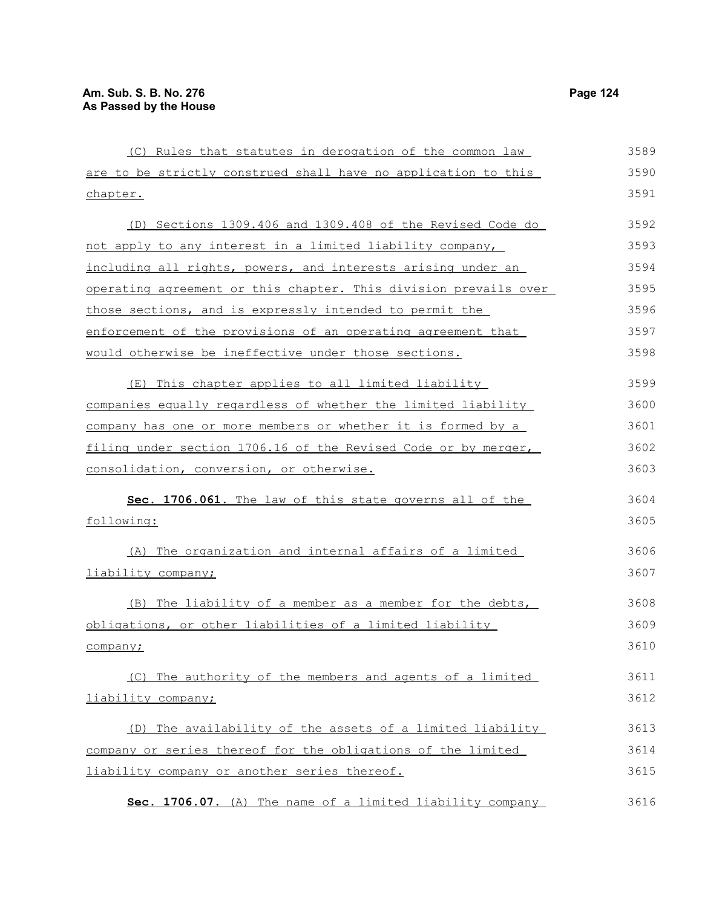(C) Rules that statutes in derogation of the common law are to be strictly construed shall have no application to this chapter.

(D) Sections 1309.406 and 1309.408 of the Revised Code do not apply to any interest in a limited liability company, including all rights, powers, and interests arising under an operating agreement or this chapter. This division prevails over those sections, and is expressly intended to permit the enforcement of the provisions of an operating agreement that would otherwise be ineffective under those sections.

(E) This chapter applies to all limited liability companies equally regardless of whether the limited liability company has one or more members or whether it is formed by a filing under section 1706.16 of the Revised Code or by merger, consolidation, conversion, or otherwise.

**Sec. 1706.061.** The law of this state governs all of the following:

(A) The organization and internal affairs of a limited liability company;

(B) The liability of a member as a member for the debts, obligations, or other liabilities of a limited liability company;

(C) The authority of the members and agents of a limited liability company;

(D) The availability of the assets of a limited liability company or series thereof for the obligations of the limited liability company or another series thereof.

**Sec. 1706.07.** (A) The name of a limited liability company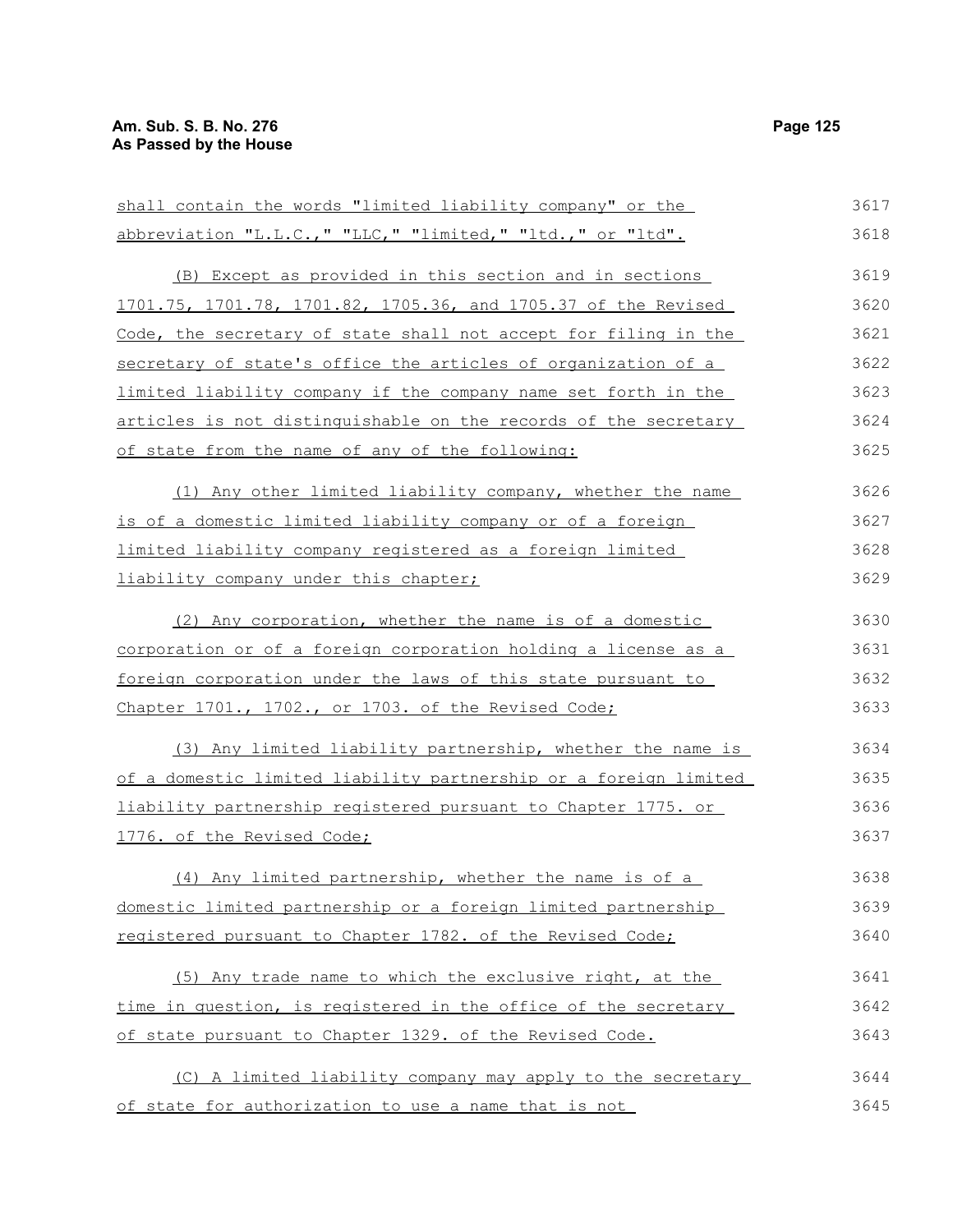shall contain the words "limited liability company" or the abbreviation "L.L.C.," "LLC," "limited," "ltd.," or "ltd".

(B) Except as provided in this section and in sections 1701.75, 1701.78, 1701.82, 1705.36, and 1705.37 of the Revised Code, the secretary of state shall not accept for filing in the secretary of state's office the articles of organization of a limited liability company if the company name set forth in the articles is not distinguishable on the records of the secretary of state from the name of any of the following:

(1) Any other limited liability company, whether the name is of a domestic limited liability company or of a foreign limited liability company registered as a foreign limited liability company under this chapter;

(2) Any corporation, whether the name is of a domestic corporation or of a foreign corporation holding a license as a foreign corporation under the laws of this state pursuant to Chapter 1701., 1702., or 1703. of the Revised Code;

(3) Any limited liability partnership, whether the name is of a domestic limited liability partnership or a foreign limited liability partnership registered pursuant to Chapter 1775. or 1776. of the Revised Code;

(4) Any limited partnership, whether the name is of a domestic limited partnership or a foreign limited partnership registered pursuant to Chapter 1782. of the Revised Code;

(5) Any trade name to which the exclusive right, at the time in question, is registered in the office of the secretary of state pursuant to Chapter 1329. of the Revised Code.

(C) A limited liability company may apply to the secretary of state for authorization to use a name that is not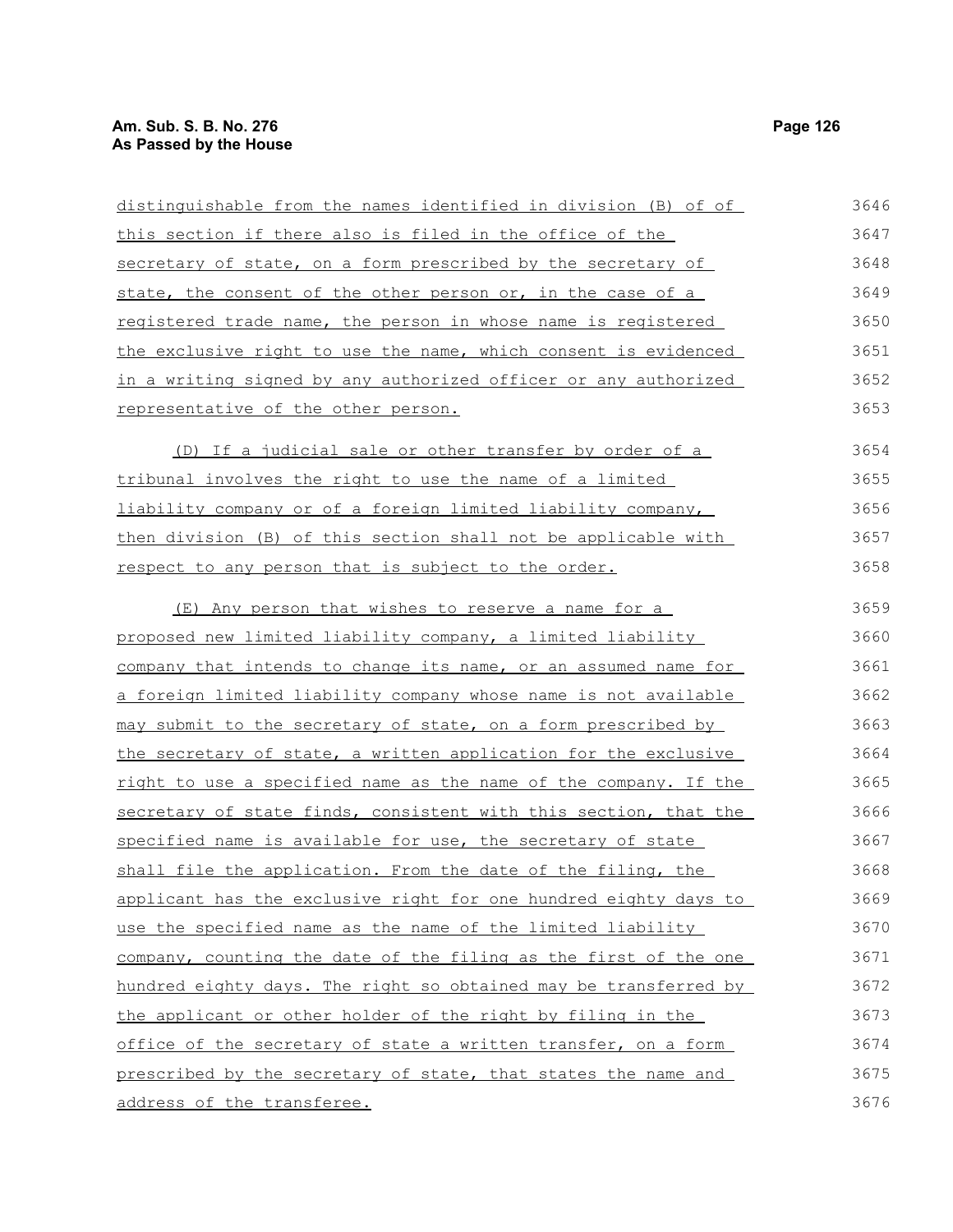distinguishable from the names identified in division (B) of of this section if there also is filed in the office of the secretary of state, on a form prescribed by the secretary of state, the consent of the other person or, in the case of a registered trade name, the person in whose name is registered the exclusive right to use the name, which consent is evidenced in a writing signed by any authorized officer or any authorized representative of the other person.

(D) If a judicial sale or other transfer by order of a tribunal involves the right to use the name of a limited liability company or of a foreign limited liability company, then division (B) of this section shall not be applicable with respect to any person that is subject to the order.

(E) Any person that wishes to reserve a name for a proposed new limited liability company, a limited liability company that intends to change its name, or an assumed name for a foreign limited liability company whose name is not available may submit to the secretary of state, on a form prescribed by the secretary of state, a written application for the exclusive right to use a specified name as the name of the company. If the secretary of state finds, consistent with this section, that the specified name is available for use, the secretary of state shall file the application. From the date of the filing, the applicant has the exclusive right for one hundred eighty days to use the specified name as the name of the limited liability company, counting the date of the filing as the first of the one hundred eighty days. The right so obtained may be transferred by the applicant or other holder of the right by filing in the office of the secretary of state a written transfer, on a form prescribed by the secretary of state, that states the name and address of the transferee.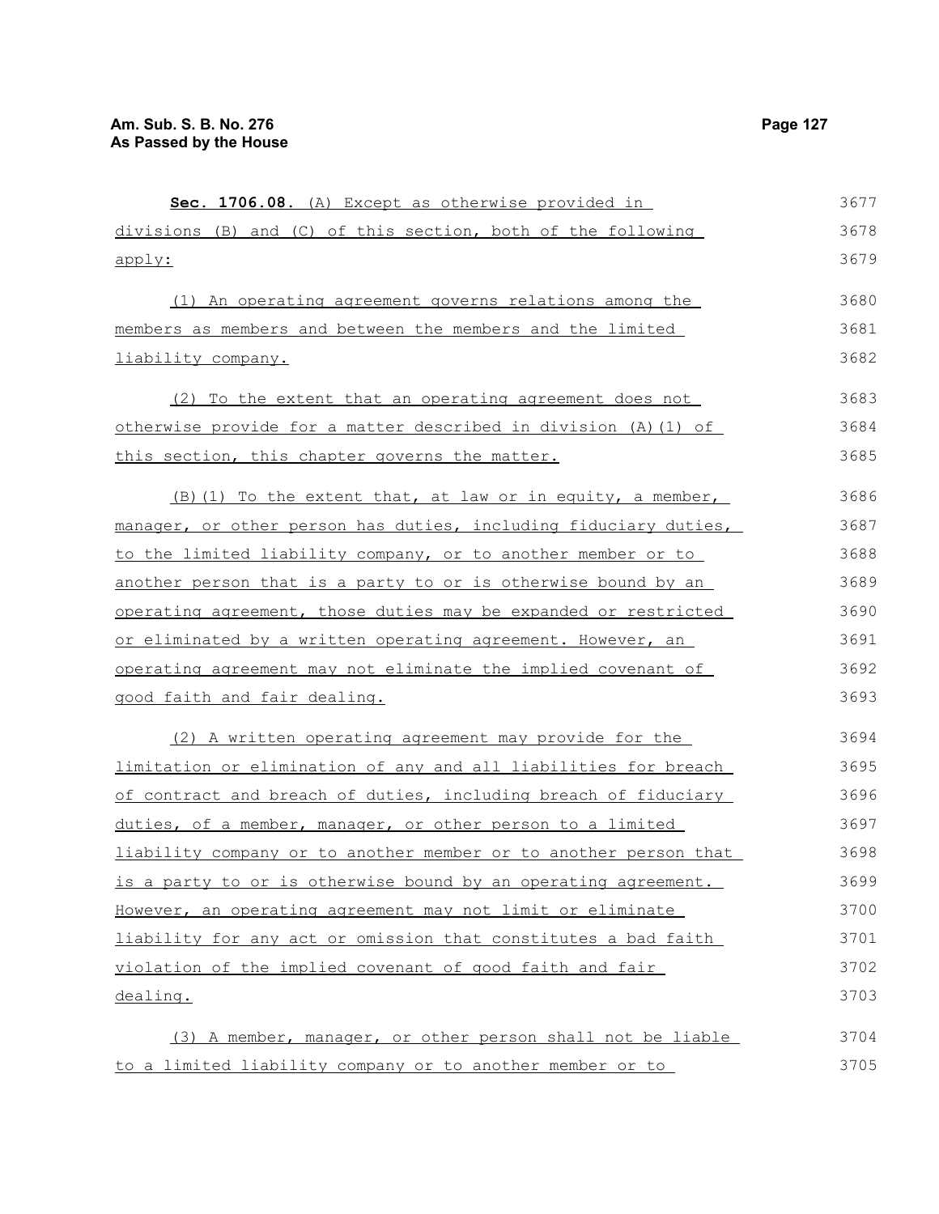**Sec. 1706.08.** (A) Except as otherwise provided in divisions (B) and (C) of this section, both of the following apply:

(1) An operating agreement governs relations among the members as members and between the members and the limited liability company.

(2) To the extent that an operating agreement does not otherwise provide for a matter described in division (A)(1) of this section, this chapter governs the matter.

(B)(1) To the extent that, at law or in equity, a member, manager, or other person has duties, including fiduciary duties, to the limited liability company, or to another member or to another person that is a party to or is otherwise bound by an operating agreement, those duties may be expanded or restricted or eliminated by a written operating agreement. However, an operating agreement may not eliminate the implied covenant of good faith and fair dealing.

(2) A written operating agreement may provide for the limitation or elimination of any and all liabilities for breach of contract and breach of duties, including breach of fiduciary duties, of a member, manager, or other person to a limited liability company or to another member or to another person that is a party to or is otherwise bound by an operating agreement. However, an operating agreement may not limit or eliminate liability for any act or omission that constitutes a bad faith violation of the implied covenant of good faith and fair dealing.

(3) A member, manager, or other person shall not be liable to a limited liability company or to another member or to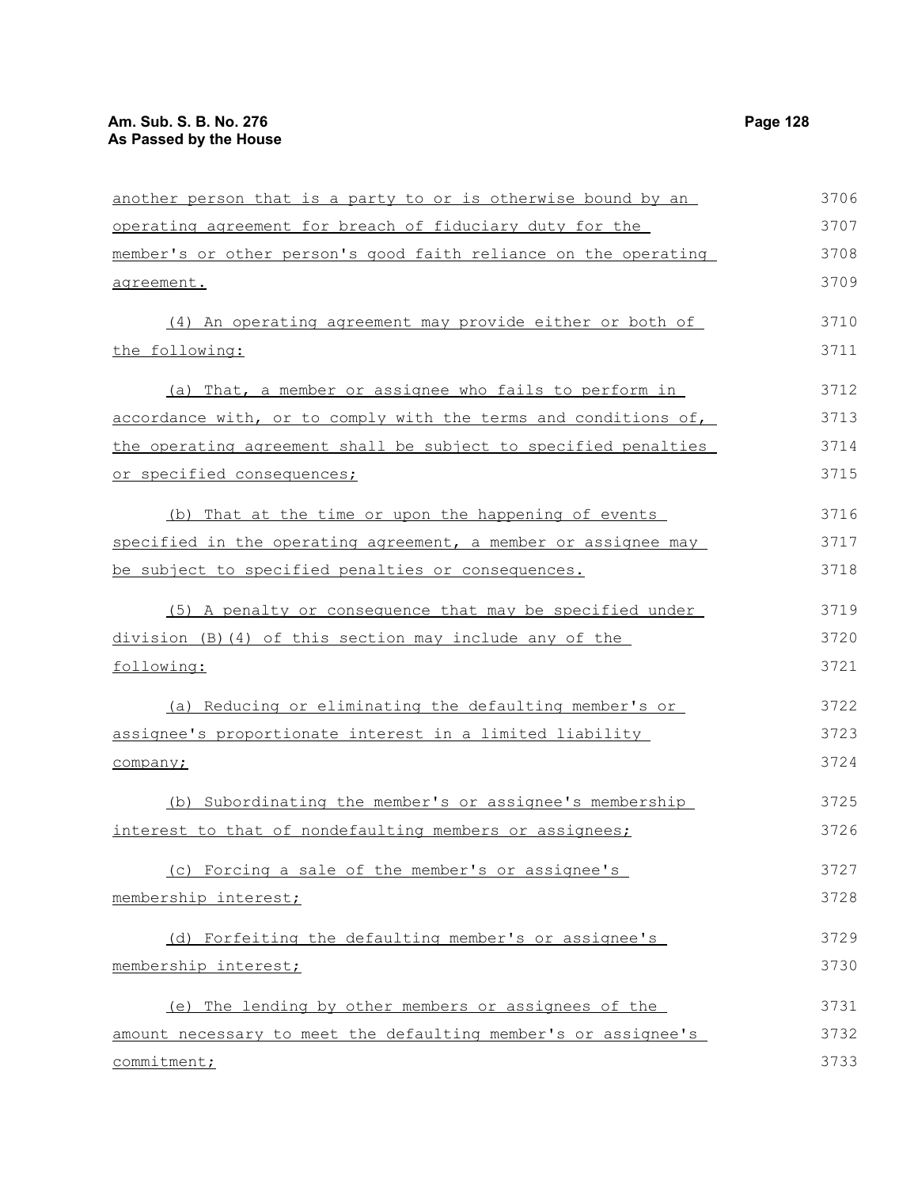another person that is a party to or is otherwise bound by an operating agreement for breach of fiduciary duty for the member's or other person's good faith reliance on the operating agreement.

(4) An operating agreement may provide either or both of the following:

(a) That, a member or assignee who fails to perform in accordance with, or to comply with the terms and conditions of, the operating agreement shall be subject to specified penalties or specified consequences;

(b) That at the time or upon the happening of events specified in the operating agreement, a member or assignee may be subject to specified penalties or consequences.

(5) A penalty or consequence that may be specified under division (B)(4) of this section may include any of the following:

(a) Reducing or eliminating the defaulting member's or assignee's proportionate interest in a limited liability company;

(b) Subordinating the member's or assignee's membership interest to that of nondefaulting members or assignees;

(c) Forcing a sale of the member's or assignee's membership interest;

(d) Forfeiting the defaulting member's or assignee's membership interest;

(e) The lending by other members or assignees of the amount necessary to meet the defaulting member's or assignee's commitment;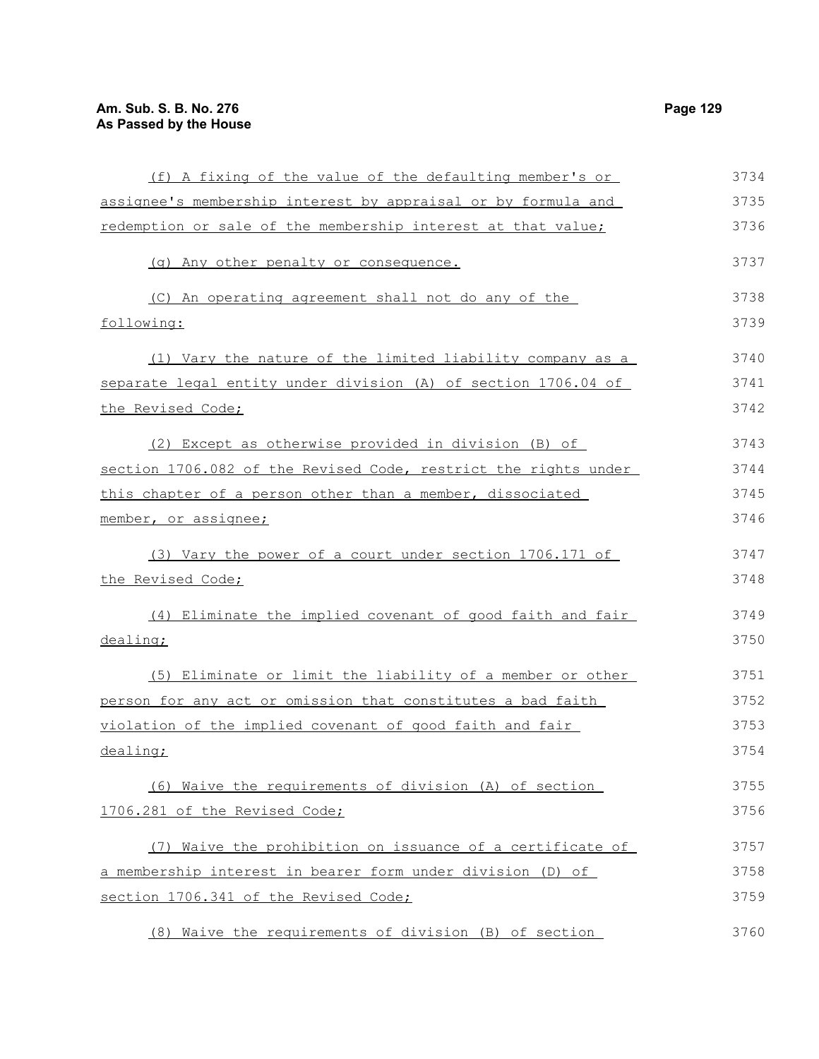(f) A fixing of the value of the defaulting member's or assignee's membership interest by appraisal or by formula and redemption or sale of the membership interest at that value;

(g) Any other penalty or consequence.

(C) An operating agreement shall not do any of the following:

(1) Vary the nature of the limited liability company as a separate legal entity under division (A) of section 1706.04 of the Revised Code;

(2) Except as otherwise provided in division (B) of section 1706.082 of the Revised Code, restrict the rights under this chapter of a person other than a member, dissociated member, or assignee;

(3) Vary the power of a court under section 1706.171 of the Revised Code;

(4) Eliminate the implied covenant of good faith and fair dealing;

(5) Eliminate or limit the liability of a member or other person for any act or omission that constitutes a bad faith violation of the implied covenant of good faith and fair dealing;

(6) Waive the requirements of division (A) of section 1706.281 of the Revised Code;

(7) Waive the prohibition on issuance of a certificate of a membership interest in bearer form under division (D) of section 1706.341 of the Revised Code;

(8) Waive the requirements of division (B) of section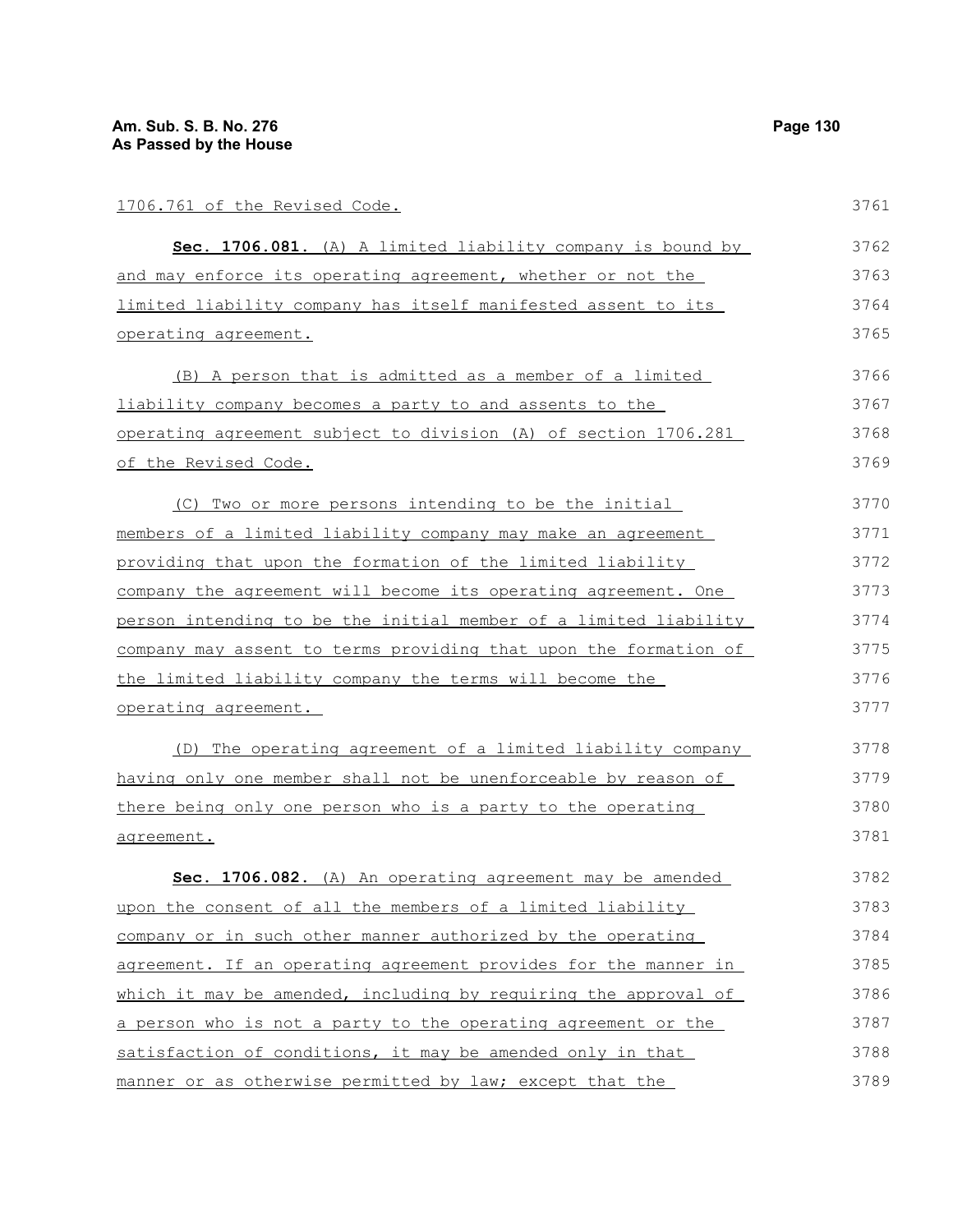1706.761 of the Revised Code.

**Sec. 1706.081.** (A) A limited liability company is bound by and may enforce its operating agreement, whether or not the limited liability company has itself manifested assent to its operating agreement.

(B) A person that is admitted as a member of a limited liability company becomes a party to and assents to the operating agreement subject to division (A) of section 1706.281 of the Revised Code.

(C) Two or more persons intending to be the initial members of a limited liability company may make an agreement providing that upon the formation of the limited liability company the agreement will become its operating agreement. One person intending to be the initial member of a limited liability company may assent to terms providing that upon the formation of the limited liability company the terms will become the operating agreement.

(D) The operating agreement of a limited liability company having only one member shall not be unenforceable by reason of there being only one person who is a party to the operating agreement.

**Sec. 1706.082.** (A) An operating agreement may be amended upon the consent of all the members of a limited liability company or in such other manner authorized by the operating agreement. If an operating agreement provides for the manner in which it may be amended, including by requiring the approval of a person who is not a party to the operating agreement or the satisfaction of conditions, it may be amended only in that manner or as otherwise permitted by law; except that the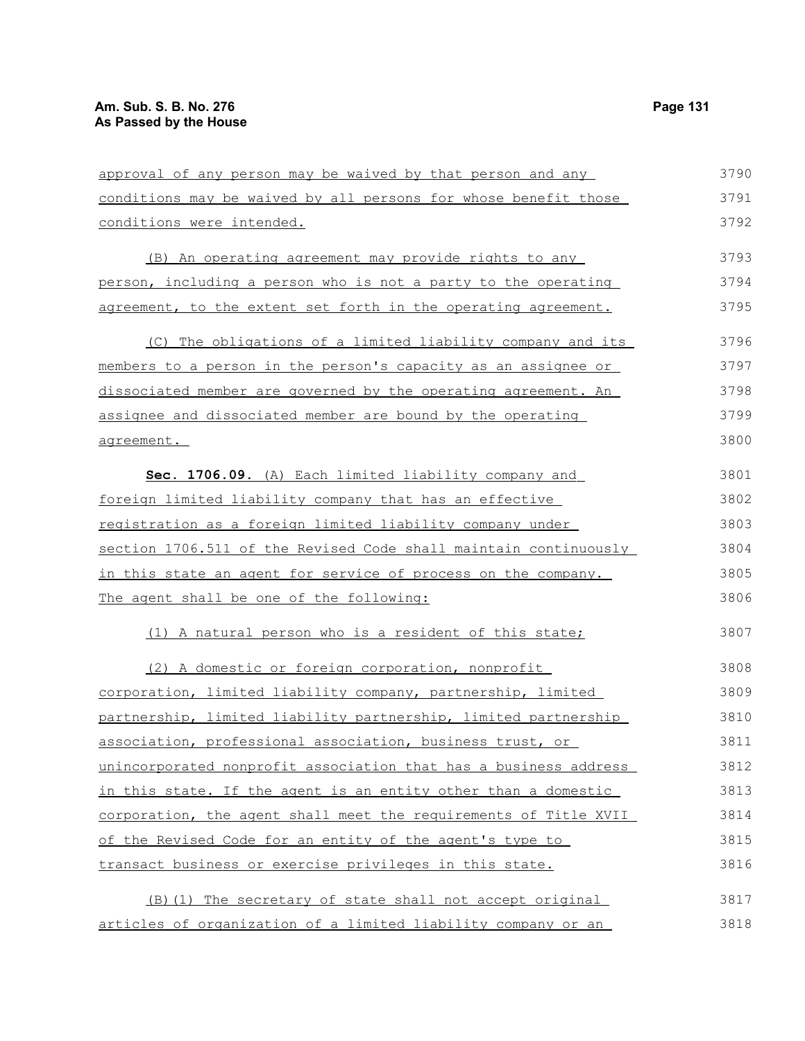approval of any person may be waived by that person and any conditions may be waived by all persons for whose benefit those conditions were intended.

(B) An operating agreement may provide rights to any person, including a person who is not a party to the operating agreement, to the extent set forth in the operating agreement.

(C) The obligations of a limited liability company and its members to a person in the person's capacity as an assignee or dissociated member are governed by the operating agreement. An assignee and dissociated member are bound by the operating agreement.

**Sec. 1706.09.** (A) Each limited liability company and foreign limited liability company that has an effective registration as a foreign limited liability company under section 1706.511 of the Revised Code shall maintain continuously in this state an agent for service of process on the company. The agent shall be one of the following:

(1) A natural person who is a resident of this state;

(2) A domestic or foreign corporation, nonprofit corporation, limited liability company, partnership, limited partnership, limited liability partnership, limited partnership association, professional association, business trust, or unincorporated nonprofit association that has a business address in this state. If the agent is an entity other than a domestic corporation, the agent shall meet the requirements of Title XVII of the Revised Code for an entity of the agent's type to transact business or exercise privileges in this state.

(B)(1) The secretary of state shall not accept original articles of organization of a limited liability company or an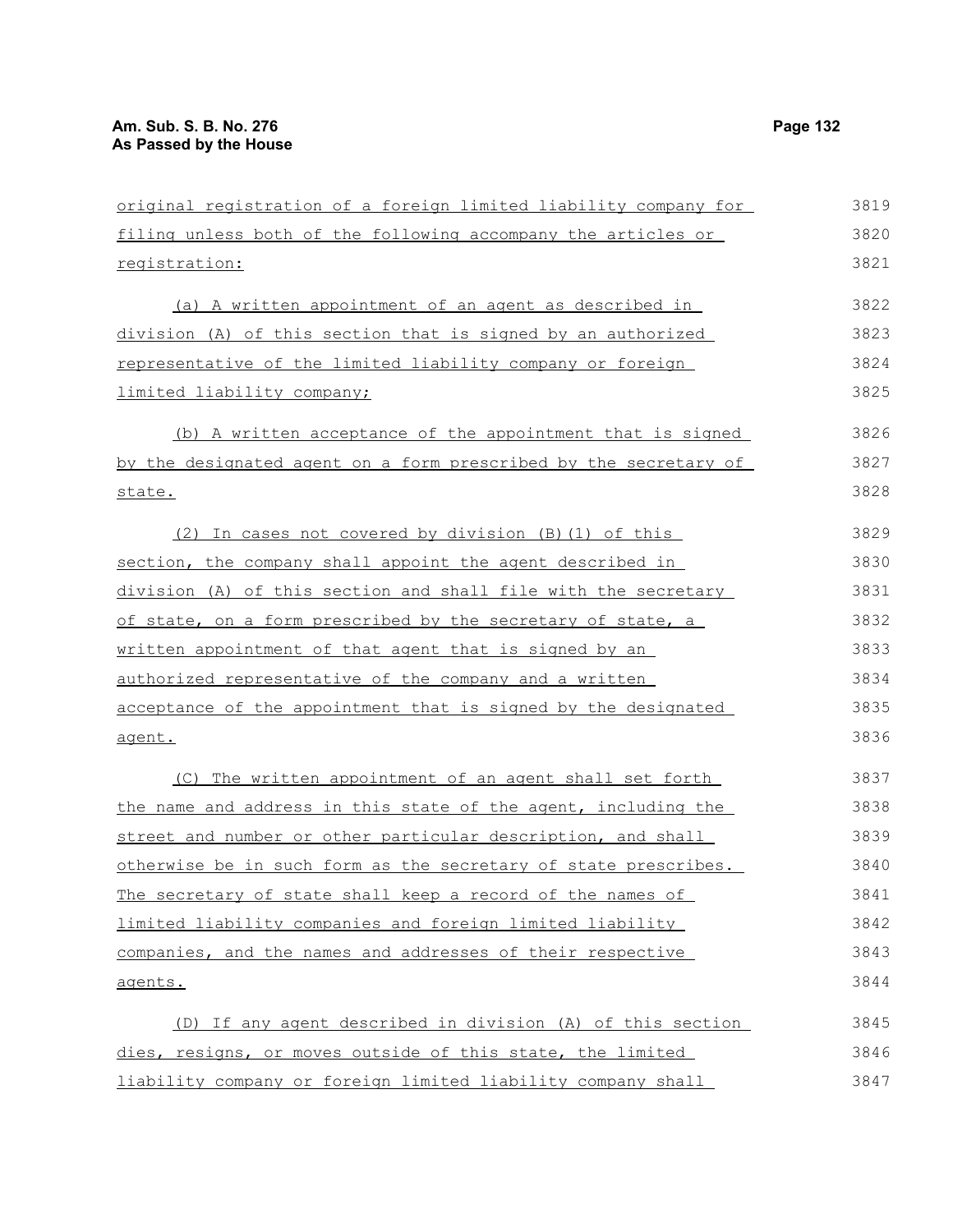original registration of a foreign limited liability company for filing unless both of the following accompany the articles or registration:

(a) A written appointment of an agent as described in division (A) of this section that is signed by an authorized representative of the limited liability company or foreign limited liability company;

(b) A written acceptance of the appointment that is signed by the designated agent on a form prescribed by the secretary of state.

(2) In cases not covered by division (B)(1) of this section, the company shall appoint the agent described in division (A) of this section and shall file with the secretary of state, on a form prescribed by the secretary of state, a written appointment of that agent that is signed by an authorized representative of the company and a written acceptance of the appointment that is signed by the designated agent.

(C) The written appointment of an agent shall set forth the name and address in this state of the agent, including the street and number or other particular description, and shall otherwise be in such form as the secretary of state prescribes. The secretary of state shall keep a record of the names of limited liability companies and foreign limited liability companies, and the names and addresses of their respective agents.

(D) If any agent described in division (A) of this section dies, resigns, or moves outside of this state, the limited liability company or foreign limited liability company shall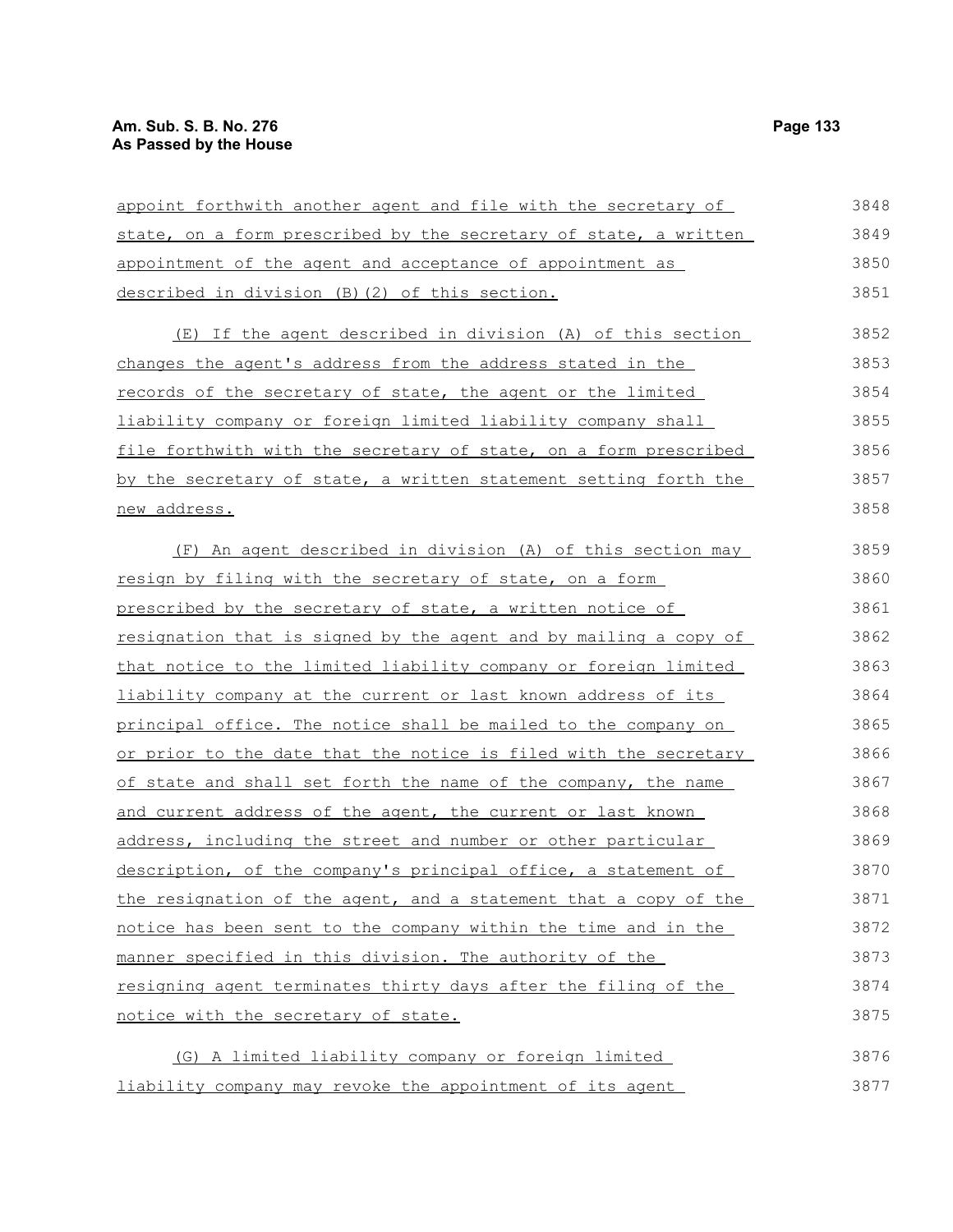appoint forthwith another agent and file with the secretary of state, on a form prescribed by the secretary of state, a written appointment of the agent and acceptance of appointment as described in division (B)(2) of this section.

(E) If the agent described in division (A) of this section changes the agent's address from the address stated in the records of the secretary of state, the agent or the limited liability company or foreign limited liability company shall file forthwith with the secretary of state, on a form prescribed by the secretary of state, a written statement setting forth the new address.

(F) An agent described in division (A) of this section may resign by filing with the secretary of state, on a form prescribed by the secretary of state, a written notice of resignation that is signed by the agent and by mailing a copy of that notice to the limited liability company or foreign limited liability company at the current or last known address of its principal office. The notice shall be mailed to the company on or prior to the date that the notice is filed with the secretary of state and shall set forth the name of the company, the name and current address of the agent, the current or last known address, including the street and number or other particular description, of the company's principal office, a statement of the resignation of the agent, and a statement that a copy of the notice has been sent to the company within the time and in the manner specified in this division. The authority of the resigning agent terminates thirty days after the filing of the notice with the secretary of state.

(G) A limited liability company or foreign limited liability company may revoke the appointment of its agent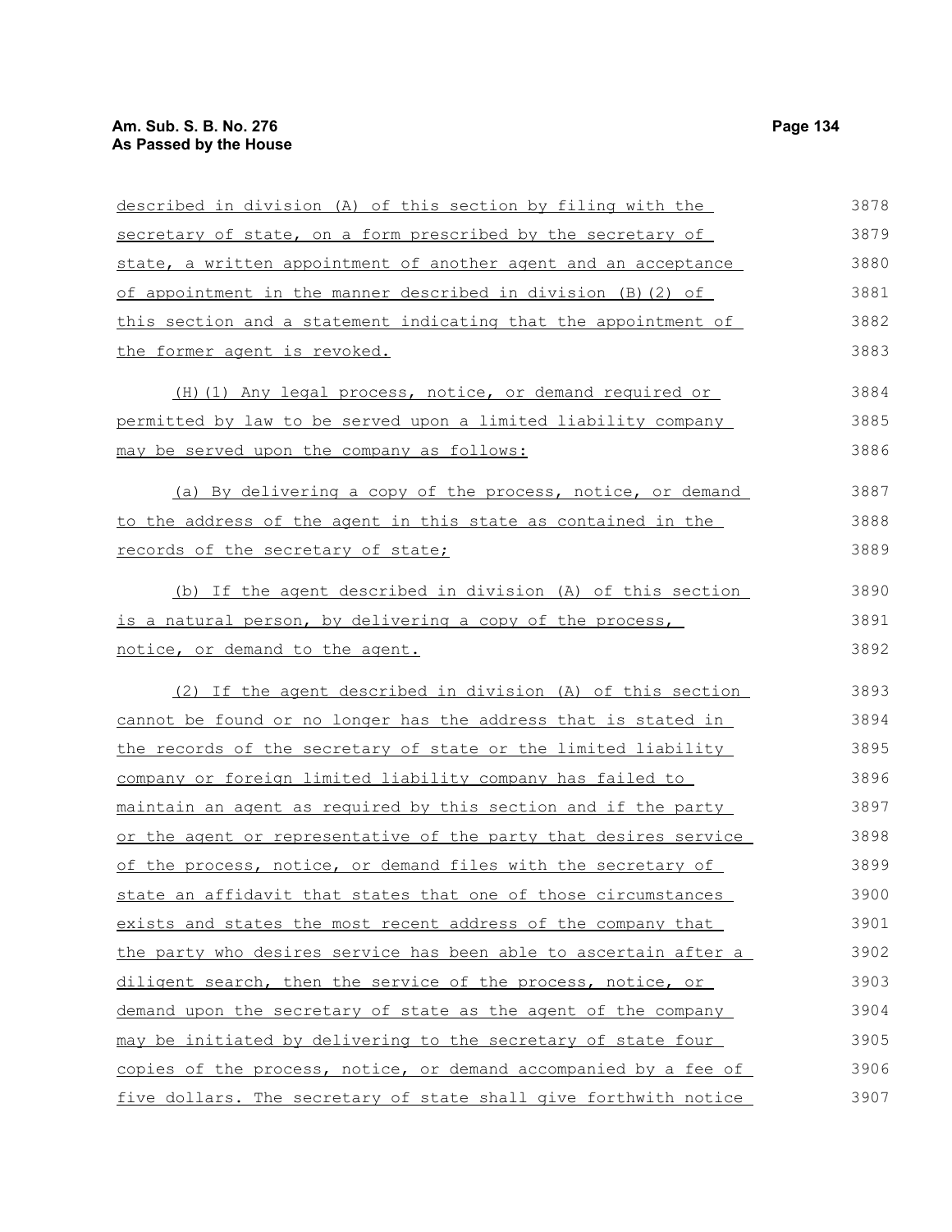described in division (A) of this section by filing with the secretary of state, on a form prescribed by the secretary of state, a written appointment of another agent and an acceptance of appointment in the manner described in division (B)(2) of this section and a statement indicating that the appointment of the former agent is revoked.

(H)(1) Any legal process, notice, or demand required or permitted by law to be served upon a limited liability company may be served upon the company as follows:

(a) By delivering a copy of the process, notice, or demand to the address of the agent in this state as contained in the records of the secretary of state;

(b) If the agent described in division (A) of this section is a natural person, by delivering a copy of the process, notice, or demand to the agent.

(2) If the agent described in division (A) of this section cannot be found or no longer has the address that is stated in the records of the secretary of state or the limited liability company or foreign limited liability company has failed to maintain an agent as required by this section and if the party or the agent or representative of the party that desires service of the process, notice, or demand files with the secretary of state an affidavit that states that one of those circumstances exists and states the most recent address of the company that the party who desires service has been able to ascertain after a diligent search, then the service of the process, notice, or demand upon the secretary of state as the agent of the company may be initiated by delivering to the secretary of state four copies of the process, notice, or demand accompanied by a fee of five dollars. The secretary of state shall give forthwith notice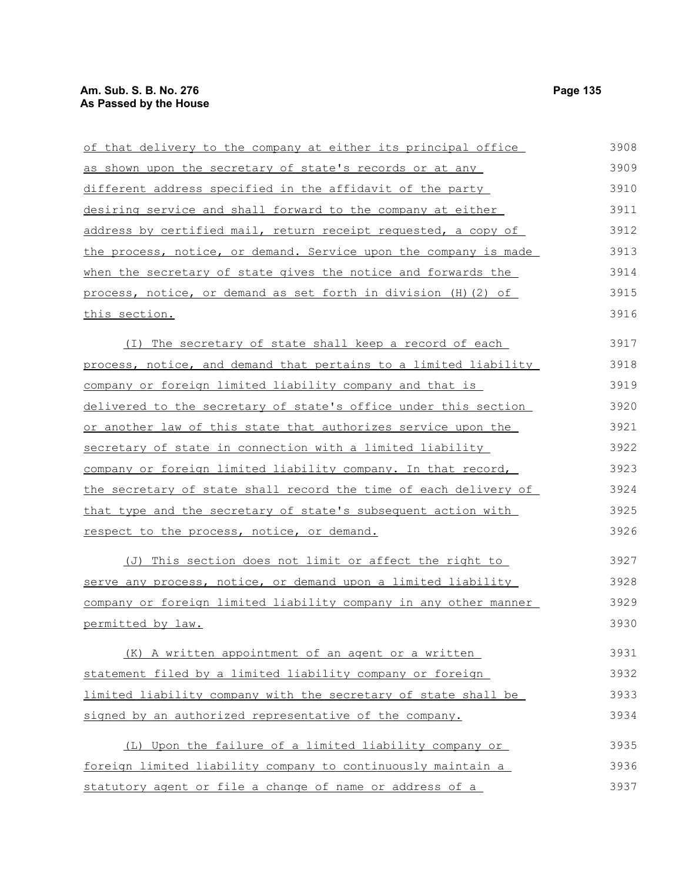of that delivery to the company at either its principal office as shown upon the secretary of state's records or at any different address specified in the affidavit of the party desiring service and shall forward to the company at either address by certified mail, return receipt requested, a copy of the process, notice, or demand. Service upon the company is made when the secretary of state gives the notice and forwards the process, notice, or demand as set forth in division (H)(2) of this section.

(I) The secretary of state shall keep a record of each process, notice, and demand that pertains to a limited liability company or foreign limited liability company and that is delivered to the secretary of state's office under this section or another law of this state that authorizes service upon the secretary of state in connection with a limited liability company or foreign limited liability company. In that record, the secretary of state shall record the time of each delivery of that type and the secretary of state's subsequent action with respect to the process, notice, or demand.

(J) This section does not limit or affect the right to serve any process, notice, or demand upon a limited liability company or foreign limited liability company in any other manner permitted by law.

(K) A written appointment of an agent or a written statement filed by a limited liability company or foreign limited liability company with the secretary of state shall be signed by an authorized representative of the company.

(L) Upon the failure of a limited liability company or foreign limited liability company to continuously maintain a statutory agent or file a change of name or address of a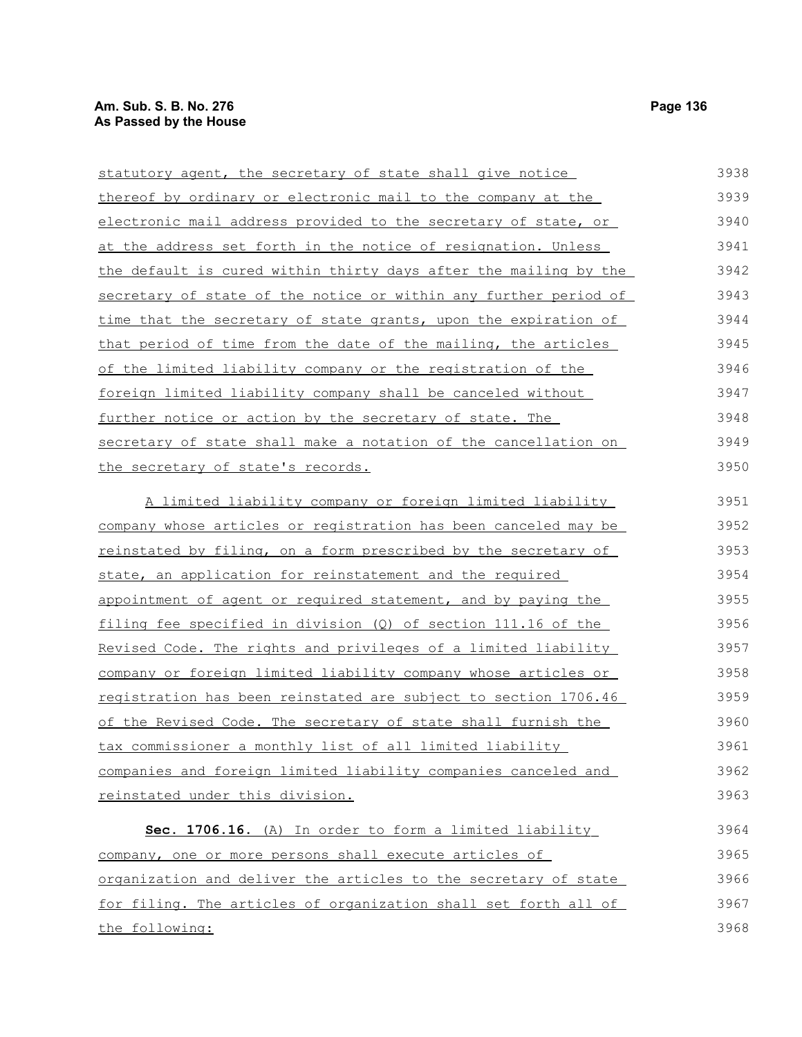statutory agent, the secretary of state shall give notice thereof by ordinary or electronic mail to the company at the electronic mail address provided to the secretary of state, or at the address set forth in the notice of resignation. Unless the default is cured within thirty days after the mailing by the secretary of state of the notice or within any further period of time that the secretary of state grants, upon the expiration of that period of time from the date of the mailing, the articles of the limited liability company or the registration of the foreign limited liability company shall be canceled without further notice or action by the secretary of state. The secretary of state shall make a notation of the cancellation on the secretary of state's records.

A limited liability company or foreign limited liability company whose articles or registration has been canceled may be reinstated by filing, on a form prescribed by the secretary of state, an application for reinstatement and the required appointment of agent or required statement, and by paying the filing fee specified in division (Q) of section 111.16 of the Revised Code. The rights and privileges of a limited liability company or foreign limited liability company whose articles or registration has been reinstated are subject to section 1706.46 of the Revised Code. The secretary of state shall furnish the tax commissioner a monthly list of all limited liability companies and foreign limited liability companies canceled and reinstated under this division.

**Sec. 1706.16.** (A) In order to form a limited liability company, one or more persons shall execute articles of organization and deliver the articles to the secretary of state for filing. The articles of organization shall set forth all of the following: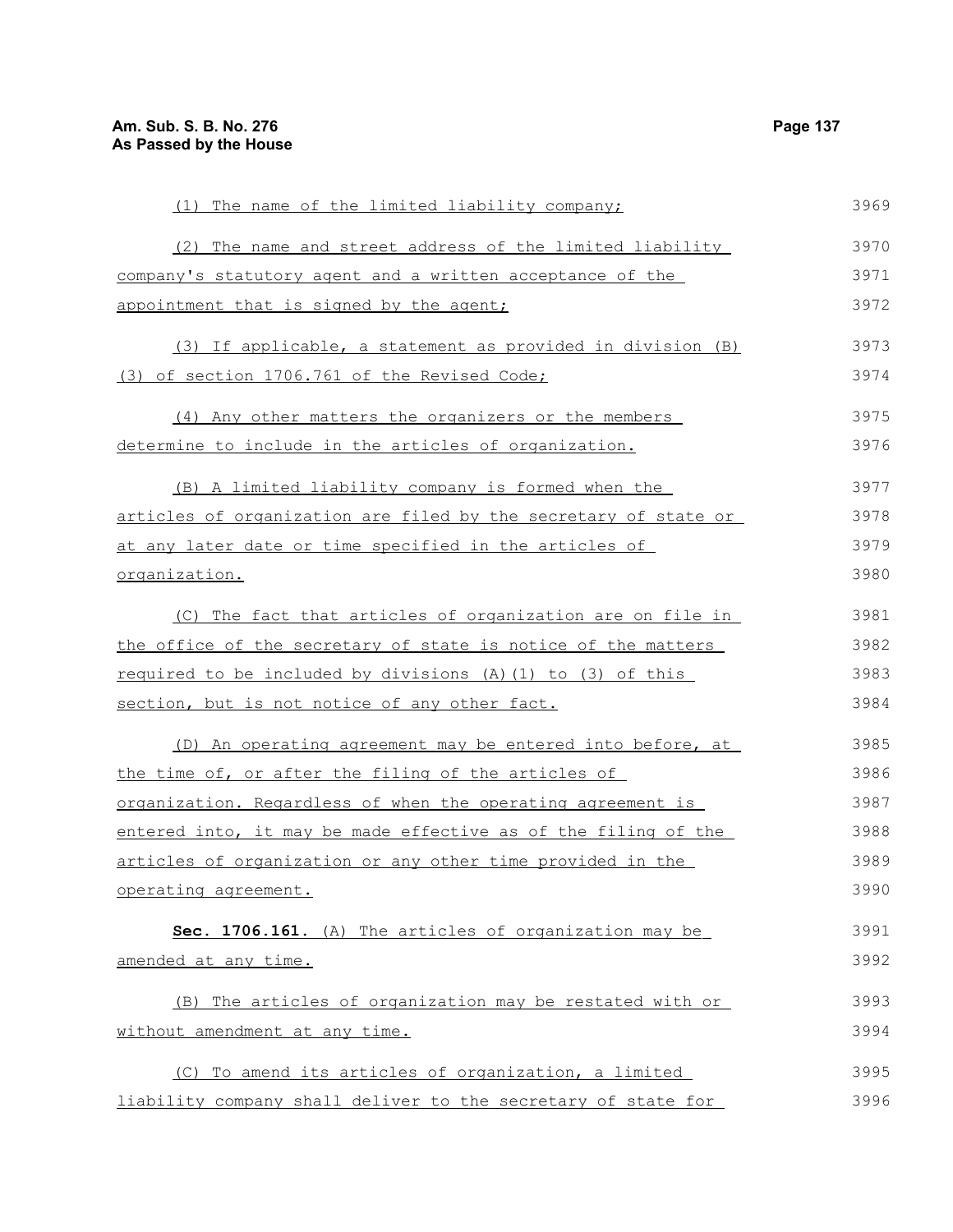(1) The name of the limited liability company;

(2) The name and street address of the limited liability company's statutory agent and a written acceptance of the appointment that is signed by the agent;

(3) If applicable, a statement as provided in division (B)(3) of section 1706.761 of the Revised Code;

(4) Any other matters the organizers or the members determine to include in the articles of organization.

(B) A limited liability company is formed when the articles of organization are filed by the secretary of state or at any later date or time specified in the articles of organization.

(C) The fact that articles of organization are on file in the office of the secretary of state is notice of the matters required to be included by divisions (A)(1) to (3) of this section, but is not notice of any other fact.

(D) An operating agreement may be entered into before, at the time of, or after the filing of the articles of organization. Regardless of when the operating agreement is entered into, it may be made effective as of the filing of the articles of organization or any other time provided in the operating agreement.

**Sec. 1706.161.** (A) The articles of organization may be amended at any time.

(B) The articles of organization may be restated with or without amendment at any time.

(C) To amend its articles of organization, a limited liability company shall deliver to the secretary of state for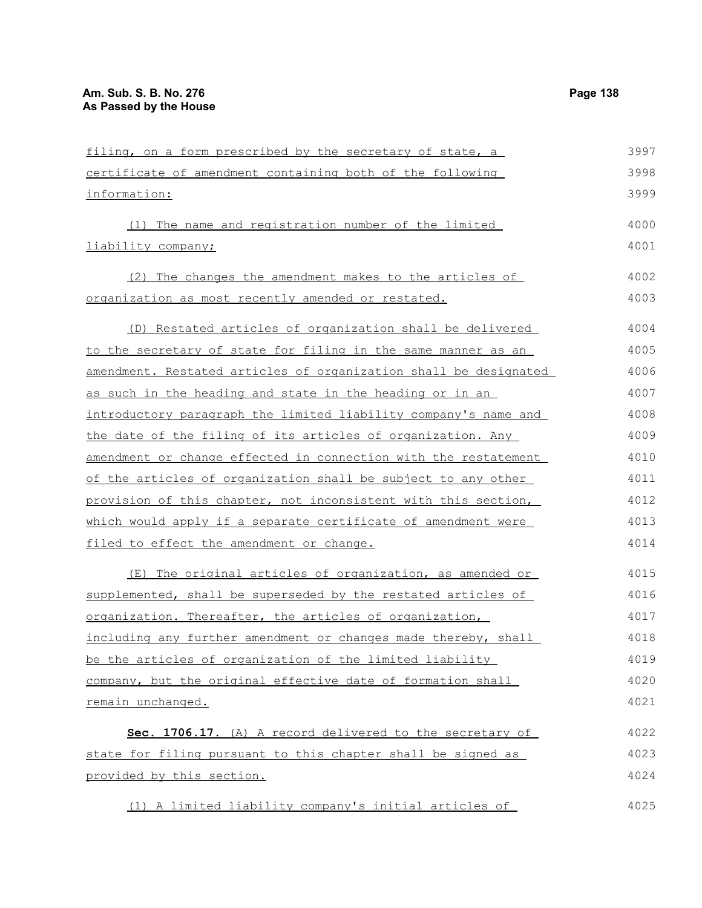filing, on a form prescribed by the secretary of state, a certificate of amendment containing both of the following information:

(1) The name and registration number of the limited liability company;

(2) The changes the amendment makes to the articles of organization as most recently amended or restated.

(D) Restated articles of organization shall be delivered to the secretary of state for filing in the same manner as an amendment. Restated articles of organization shall be designated as such in the heading and state in the heading or in an introductory paragraph the limited liability company's name and the date of the filing of its articles of organization. Any amendment or change effected in connection with the restatement of the articles of organization shall be subject to any other provision of this chapter, not inconsistent with this section, which would apply if a separate certificate of amendment were filed to effect the amendment or change.

(E) The original articles of organization, as amended or supplemented, shall be superseded by the restated articles of organization. Thereafter, the articles of organization, including any further amendment or changes made thereby, shall be the articles of organization of the limited liability company, but the original effective date of formation shall remain unchanged.

**Sec. 1706.17.** (A) A record delivered to the secretary of state for filing pursuant to this chapter shall be signed as provided by this section.

(1) A limited liability company's initial articles of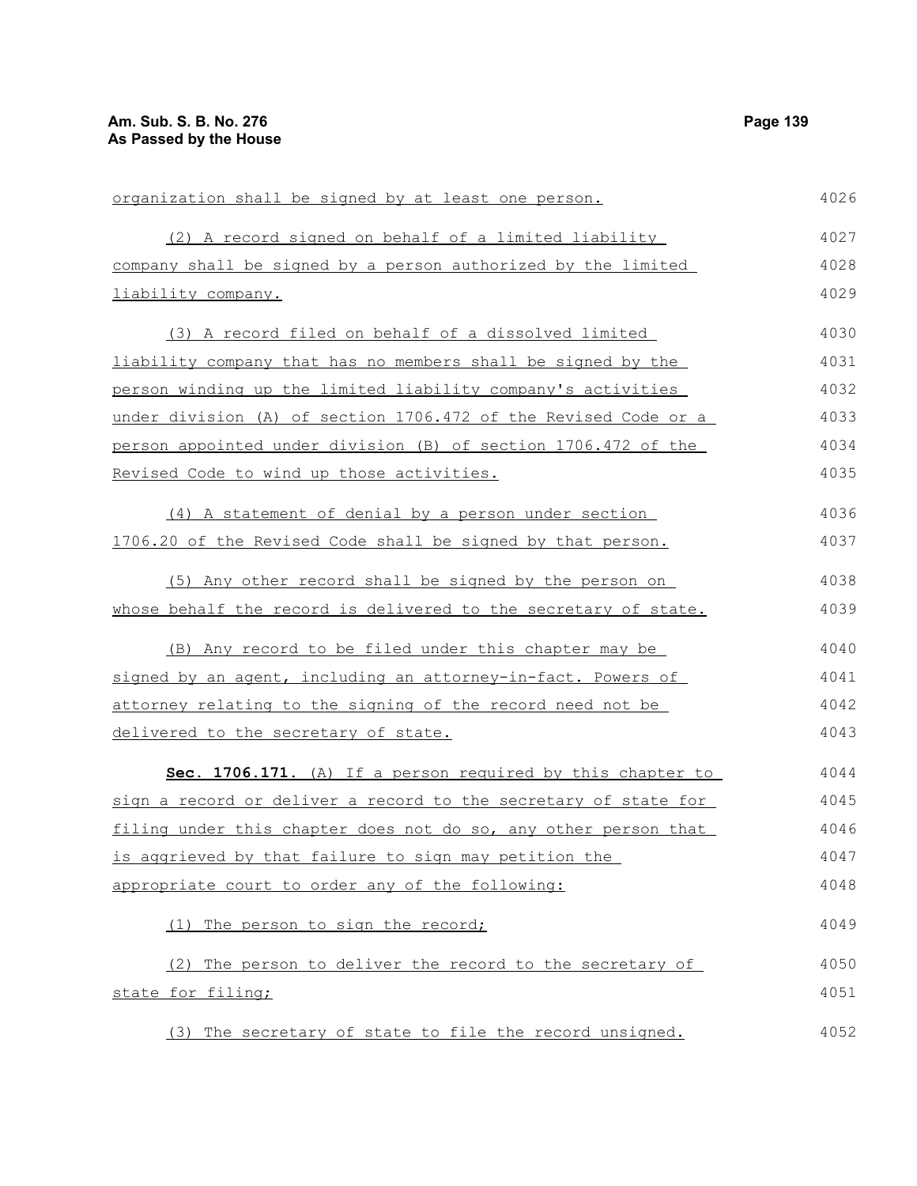organization shall be signed by at least one person.

(2) A record signed on behalf of a limited liability company shall be signed by a person authorized by the limited liability company.

(3) A record filed on behalf of a dissolved limited liability company that has no members shall be signed by the person winding up the limited liability company's activities under division (A) of section 1706.472 of the Revised Code or a person appointed under division (B) of section 1706.472 of the Revised Code to wind up those activities.

(4) A statement of denial by a person under section 1706.20 of the Revised Code shall be signed by that person.

(5) Any other record shall be signed by the person on whose behalf the record is delivered to the secretary of state.

(B) Any record to be filed under this chapter may be signed by an agent, including an attorney-in-fact. Powers of attorney relating to the signing of the record need not be delivered to the secretary of state.

**Sec. 1706.171.** (A) If a person required by this chapter to sign a record or deliver a record to the secretary of state for filing under this chapter does not do so, any other person that is aggrieved by that failure to sign may petition the appropriate court to order any of the following:

(1) The person to sign the record;

(2) The person to deliver the record to the secretary of state for filing;

(3) The secretary of state to file the record unsigned.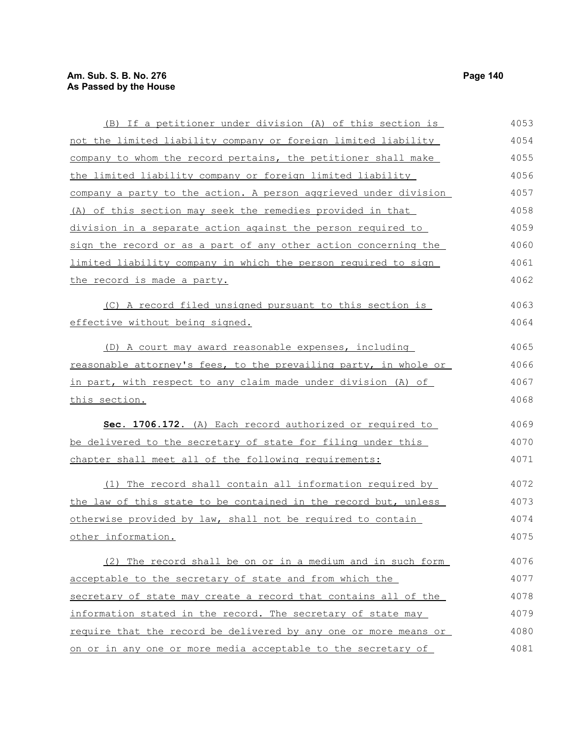(B) If a petitioner under division (A) of this section is not the limited liability company or foreign limited liability company to whom the record pertains, the petitioner shall make the limited liability company or foreign limited liability company a party to the action. A person aggrieved under division (A) of this section may seek the remedies provided in that division in a separate action against the person required to sign the record or as a part of any other action concerning the limited liability company in which the person required to sign the record is made a party.

(C) A record filed unsigned pursuant to this section is effective without being signed.

(D) A court may award reasonable expenses, including reasonable attorney's fees, to the prevailing party, in whole or in part, with respect to any claim made under division (A) of this section.

**Sec. 1706.172.** (A) Each record authorized or required to be delivered to the secretary of state for filing under this chapter shall meet all of the following requirements:

(1) The record shall contain all information required by the law of this state to be contained in the record but, unless otherwise provided by law, shall not be required to contain other information.

(2) The record shall be on or in a medium and in such form acceptable to the secretary of state and from which the secretary of state may create a record that contains all of the information stated in the record. The secretary of state may require that the record be delivered by any one or more means or on or in any one or more media acceptable to the secretary of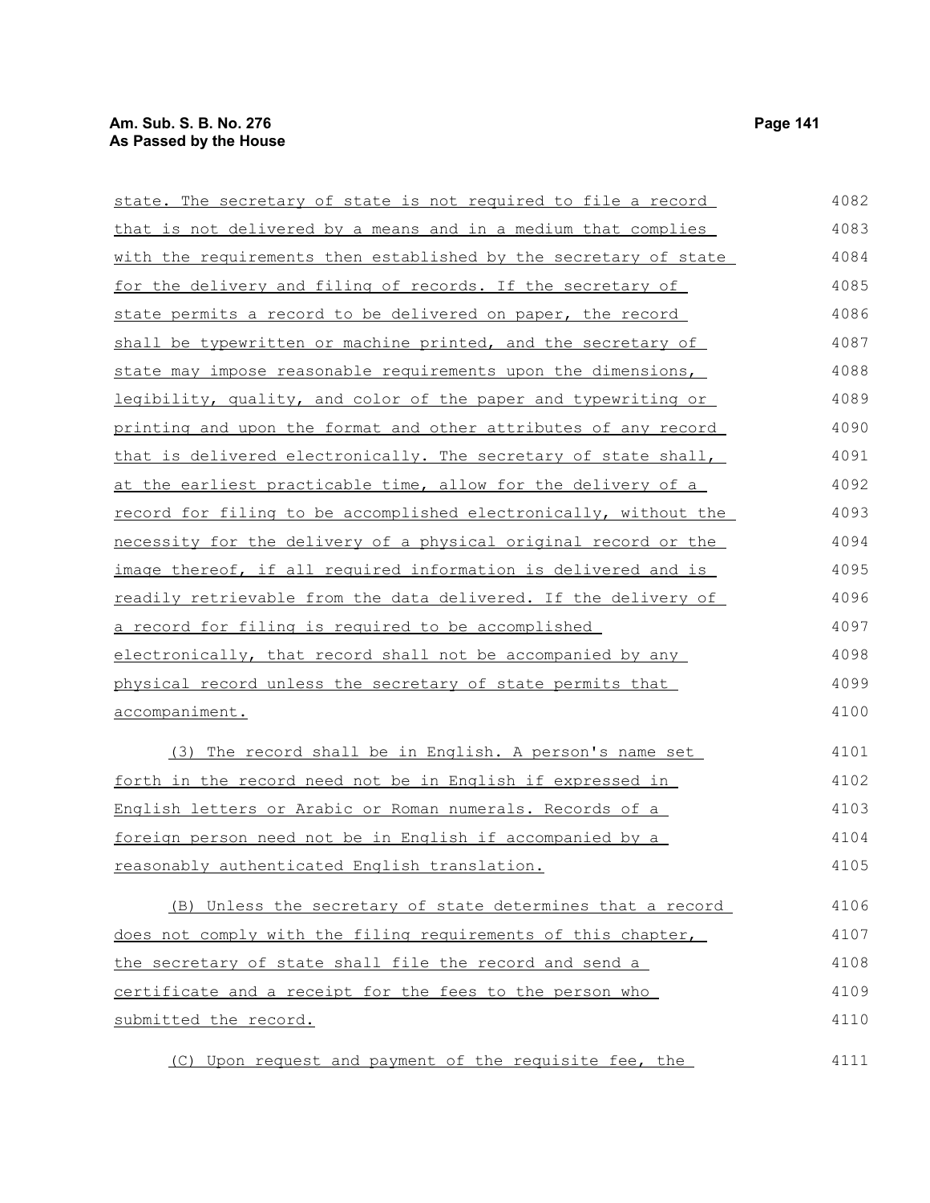state. The secretary of state is not required to file a record that is not delivered by a means and in a medium that complies with the requirements then established by the secretary of state for the delivery and filing of records. If the secretary of state permits a record to be delivered on paper, the record shall be typewritten or machine printed, and the secretary of state may impose reasonable requirements upon the dimensions, legibility, quality, and color of the paper and typewriting or printing and upon the format and other attributes of any record that is delivered electronically. The secretary of state shall, at the earliest practicable time, allow for the delivery of a record for filing to be accomplished electronically, without the necessity for the delivery of a physical original record or the image thereof, if all required information is delivered and is readily retrievable from the data delivered. If the delivery of a record for filing is required to be accomplished electronically, that record shall not be accompanied by any physical record unless the secretary of state permits that accompaniment.

(3) The record shall be in English. A person's name set forth in the record need not be in English if expressed in English letters or Arabic or Roman numerals. Records of a foreign person need not be in English if accompanied by a reasonably authenticated English translation.

(B) Unless the secretary of state determines that a record does not comply with the filing requirements of this chapter, the secretary of state shall file the record and send a certificate and a receipt for the fees to the person who submitted the record.

(C) Upon request and payment of the requisite fee, the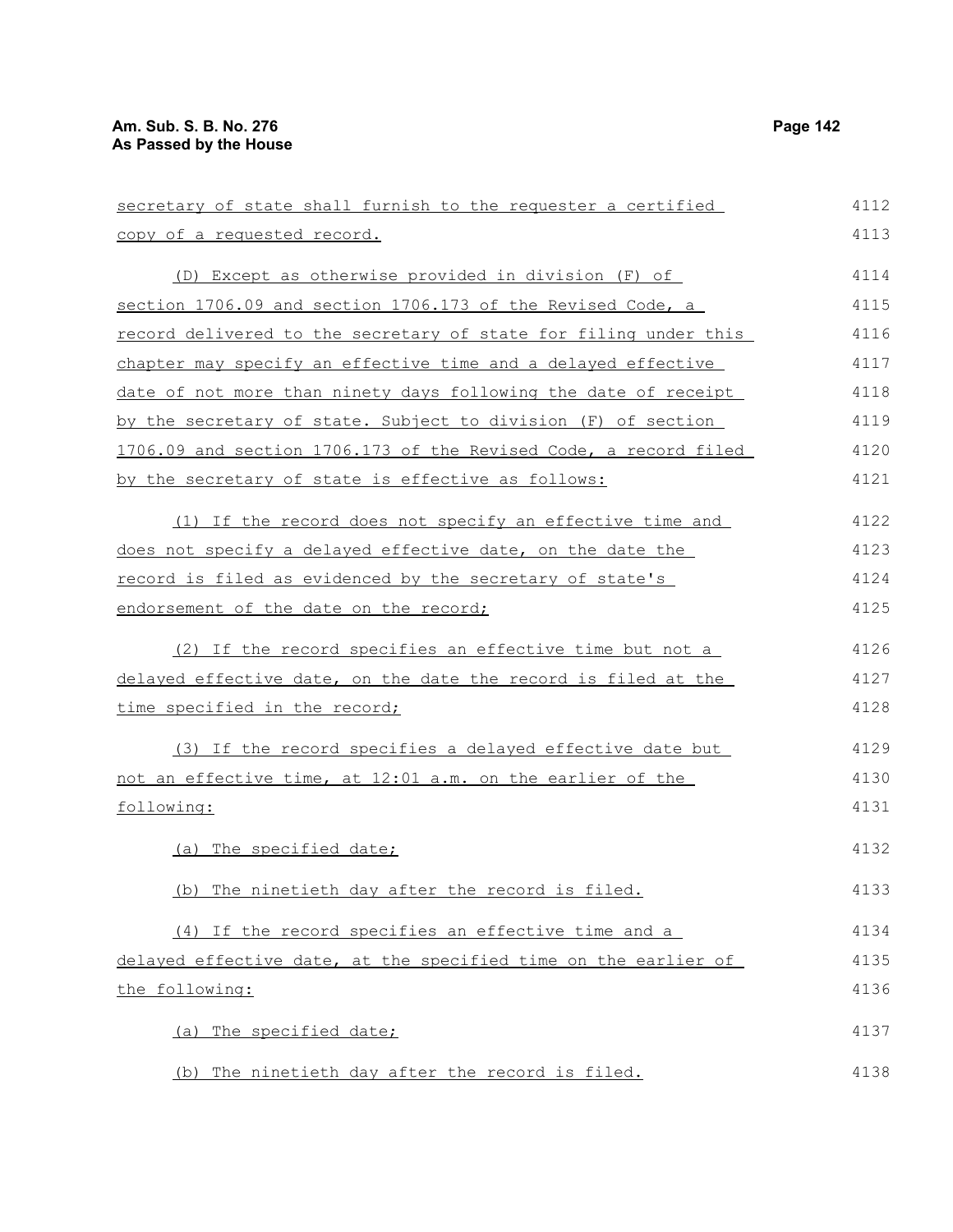secretary of state shall furnish to the requester a certified copy of a requested record.

(D) Except as otherwise provided in division (F) of section 1706.09 and section 1706.173 of the Revised Code, a record delivered to the secretary of state for filing under this chapter may specify an effective time and a delayed effective date of not more than ninety days following the date of receipt by the secretary of state. Subject to division (F) of section 1706.09 and section 1706.173 of the Revised Code, a record filed by the secretary of state is effective as follows:

(1) If the record does not specify an effective time and does not specify a delayed effective date, on the date the record is filed as evidenced by the secretary of state's endorsement of the date on the record;

(2) If the record specifies an effective time but not a delayed effective date, on the date the record is filed at the time specified in the record;

(3) If the record specifies a delayed effective date but not an effective time, at 12:01 a.m. on the earlier of the following:

(a) The specified date;

(b) The ninetieth day after the record is filed.

(4) If the record specifies an effective time and a delayed effective date, at the specified time on the earlier of the following:

(a) The specified date;

(b) The ninetieth day after the record is filed.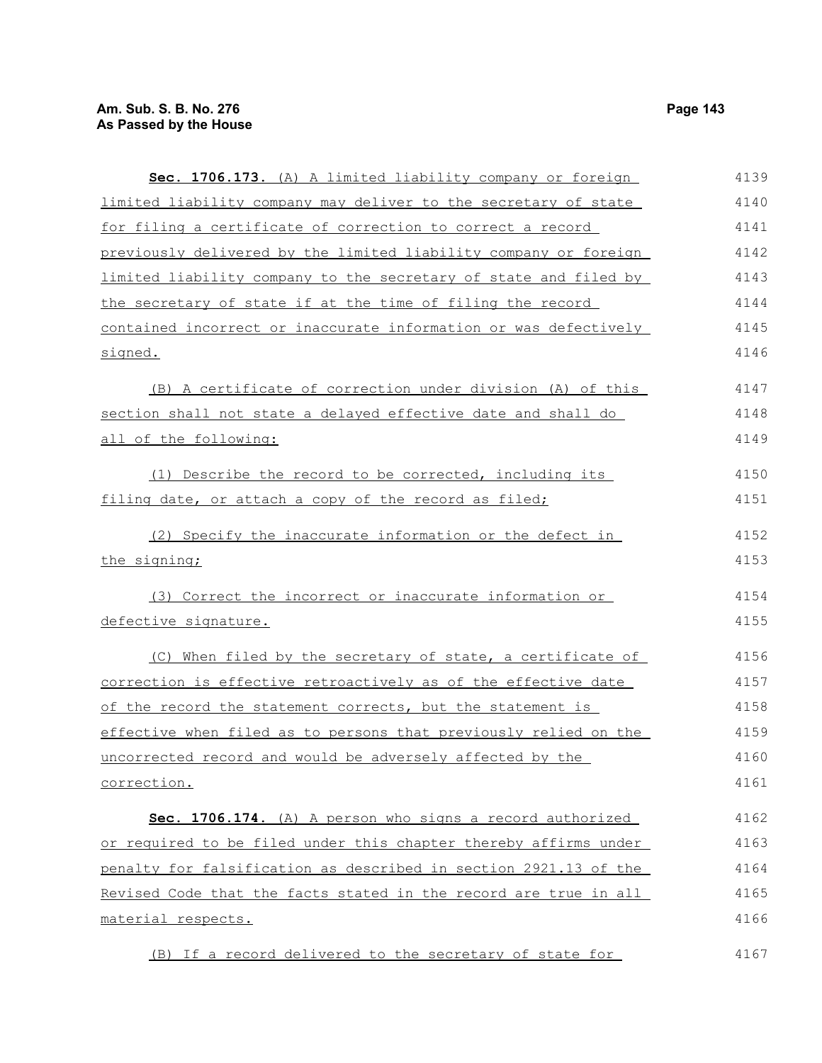**Sec. 1706.173.** (A) A limited liability company or foreign limited liability company may deliver to the secretary of state for filing a certificate of correction to correct a record previously delivered by the limited liability company or foreign limited liability company to the secretary of state and filed by the secretary of state if at the time of filing the record contained incorrect or inaccurate information or was defectively signed.

(B) A certificate of correction under division (A) of this section shall not state a delayed effective date and shall do all of the following:

(1) Describe the record to be corrected, including its filing date, or attach a copy of the record as filed;

(2) Specify the inaccurate information or the defect in the signing;

(3) Correct the incorrect or inaccurate information or defective signature.

(C) When filed by the secretary of state, a certificate of correction is effective retroactively as of the effective date of the record the statement corrects, but the statement is effective when filed as to persons that previously relied on the uncorrected record and would be adversely affected by the correction.

**Sec. 1706.174.** (A) A person who signs a record authorized or required to be filed under this chapter thereby affirms under penalty for falsification as described in section 2921.13 of the Revised Code that the facts stated in the record are true in all material respects.

(B) If a record delivered to the secretary of state for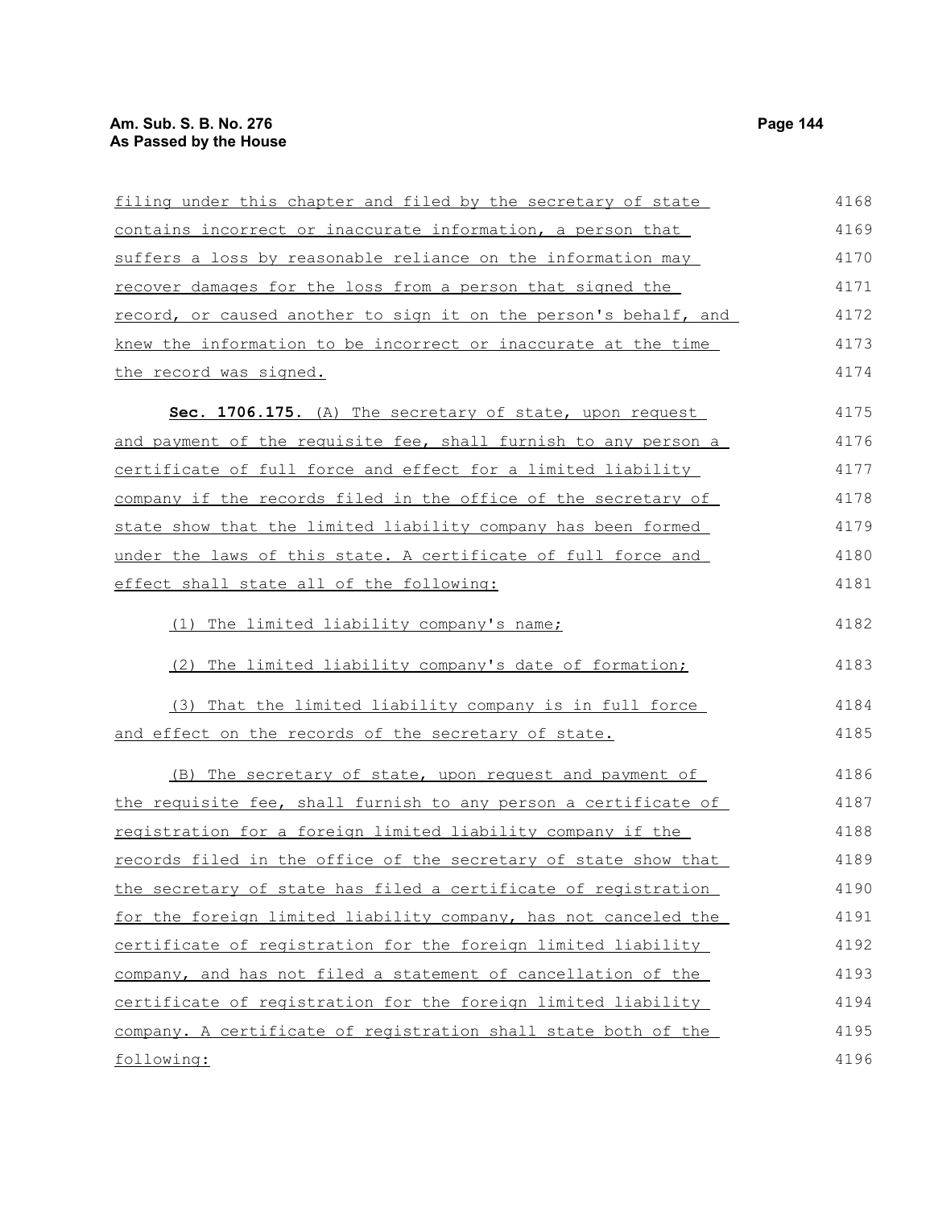filing under this chapter and filed by the secretary of state contains incorrect or inaccurate information, a person that suffers a loss by reasonable reliance on the information may recover damages for the loss from a person that signed the record, or caused another to sign it on the person's behalf, and knew the information to be incorrect or inaccurate at the time the record was signed.

**Sec. 1706.175.** (A) The secretary of state, upon request and payment of the requisite fee, shall furnish to any person a certificate of full force and effect for a limited liability company if the records filed in the office of the secretary of state show that the limited liability company has been formed under the laws of this state. A certificate of full force and effect shall state all of the following:

(1) The limited liability company's name;

(2) The limited liability company's date of formation;

(3) That the limited liability company is in full force and effect on the records of the secretary of state.

(B) The secretary of state, upon request and payment of the requisite fee, shall furnish to any person a certificate of registration for a foreign limited liability company if the records filed in the office of the secretary of state show that the secretary of state has filed a certificate of registration for the foreign limited liability company, has not canceled the certificate of registration for the foreign limited liability company, and has not filed a statement of cancellation of the certificate of registration for the foreign limited liability company. A certificate of registration shall state both of the following: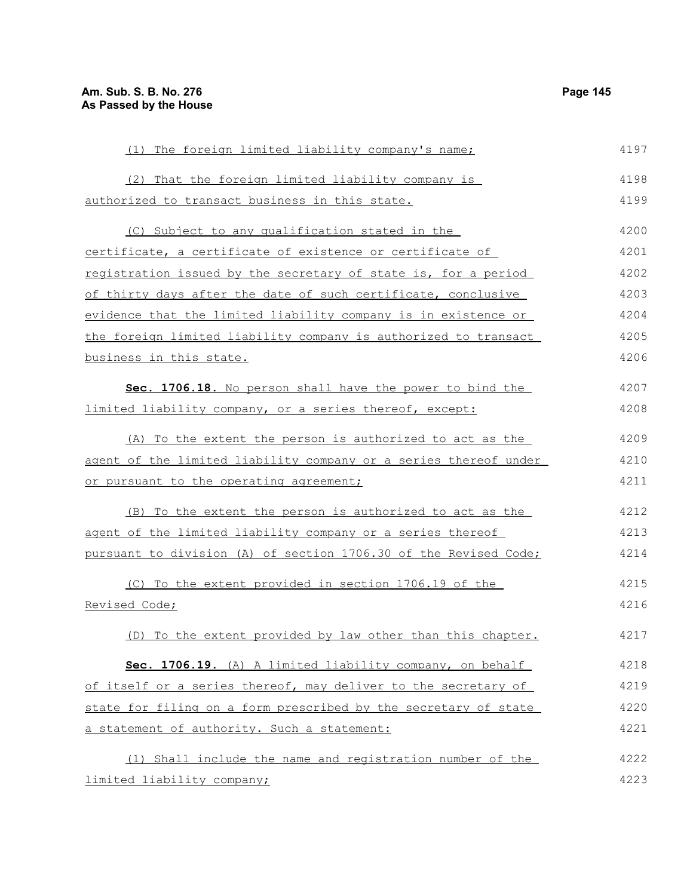(1) The foreign limited liability company's name;

(2) That the foreign limited liability company is authorized to transact business in this state.

(C) Subject to any qualification stated in the certificate, a certificate of existence or certificate of registration issued by the secretary of state is, for a period of thirty days after the date of such certificate, conclusive evidence that the limited liability company is in existence or the foreign limited liability company is authorized to transact business in this state.

**Sec. 1706.18.** No person shall have the power to bind the limited liability company, or a series thereof, except:

(A) To the extent the person is authorized to act as the agent of the limited liability company or a series thereof under or pursuant to the operating agreement;

(B) To the extent the person is authorized to act as the agent of the limited liability company or a series thereof pursuant to division (A) of section 1706.30 of the Revised Code;

(C) To the extent provided in section 1706.19 of the Revised Code;

(D) To the extent provided by law other than this chapter.

**Sec. 1706.19.** (A) A limited liability company, on behalf of itself or a series thereof, may deliver to the secretary of state for filing on a form prescribed by the secretary of state a statement of authority. Such a statement:

(1) Shall include the name and registration number of the limited liability company;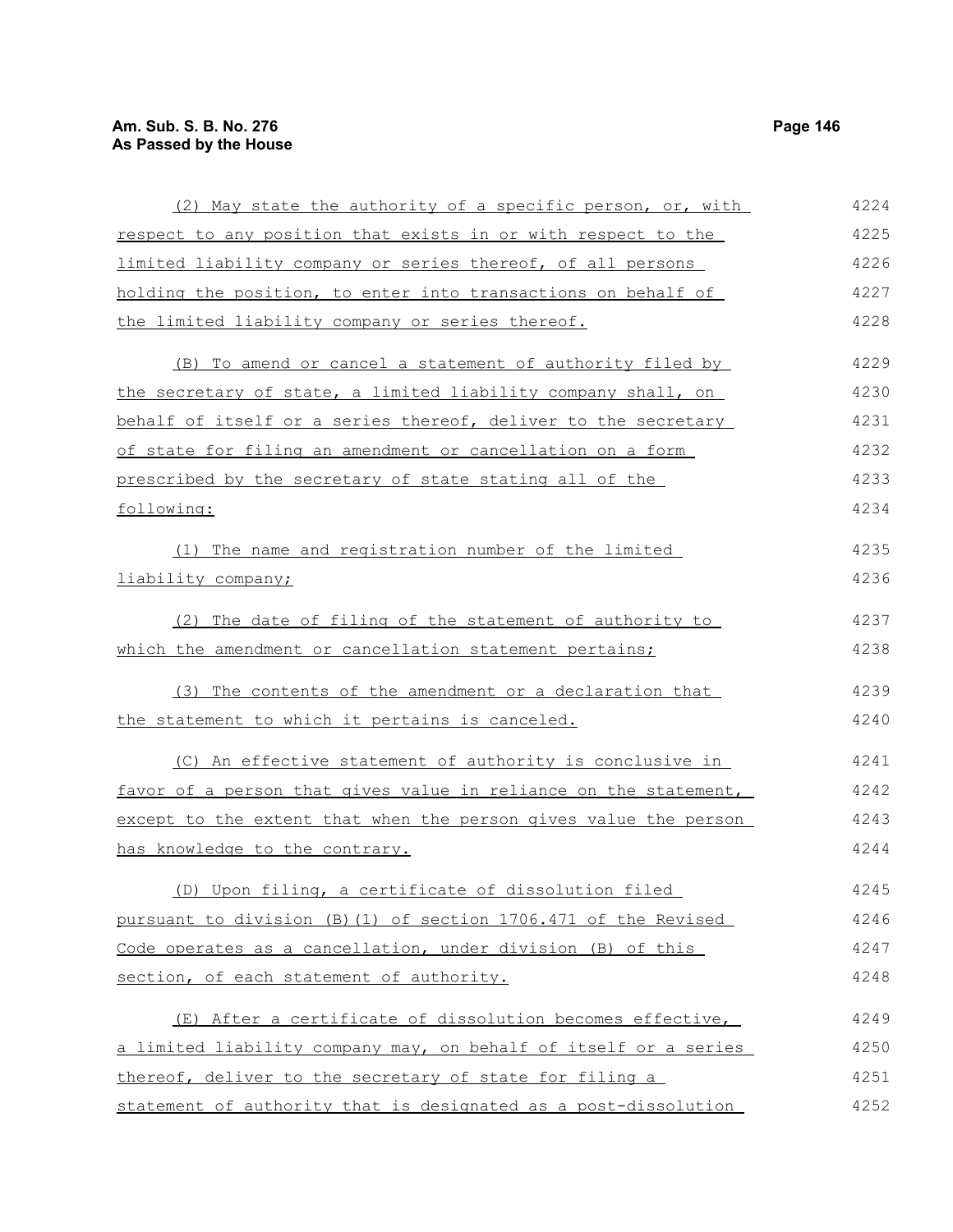(2) May state the authority of a specific person, or, with respect to any position that exists in or with respect to the limited liability company or series thereof, of all persons holding the position, to enter into transactions on behalf of the limited liability company or series thereof.

(B) To amend or cancel a statement of authority filed by the secretary of state, a limited liability company shall, on behalf of itself or a series thereof, deliver to the secretary of state for filing an amendment or cancellation on a form prescribed by the secretary of state stating all of the following:

(1) The name and registration number of the limited liability company;

(2) The date of filing of the statement of authority to which the amendment or cancellation statement pertains;

(3) The contents of the amendment or a declaration that the statement to which it pertains is canceled.

(C) An effective statement of authority is conclusive in favor of a person that gives value in reliance on the statement, except to the extent that when the person gives value the person has knowledge to the contrary.

(D) Upon filing, a certificate of dissolution filed pursuant to division (B)(1) of section 1706.471 of the Revised Code operates as a cancellation, under division (B) of this section, of each statement of authority.

(E) After a certificate of dissolution becomes effective, a limited liability company may, on behalf of itself or a series thereof, deliver to the secretary of state for filing a statement of authority that is designated as a post-dissolution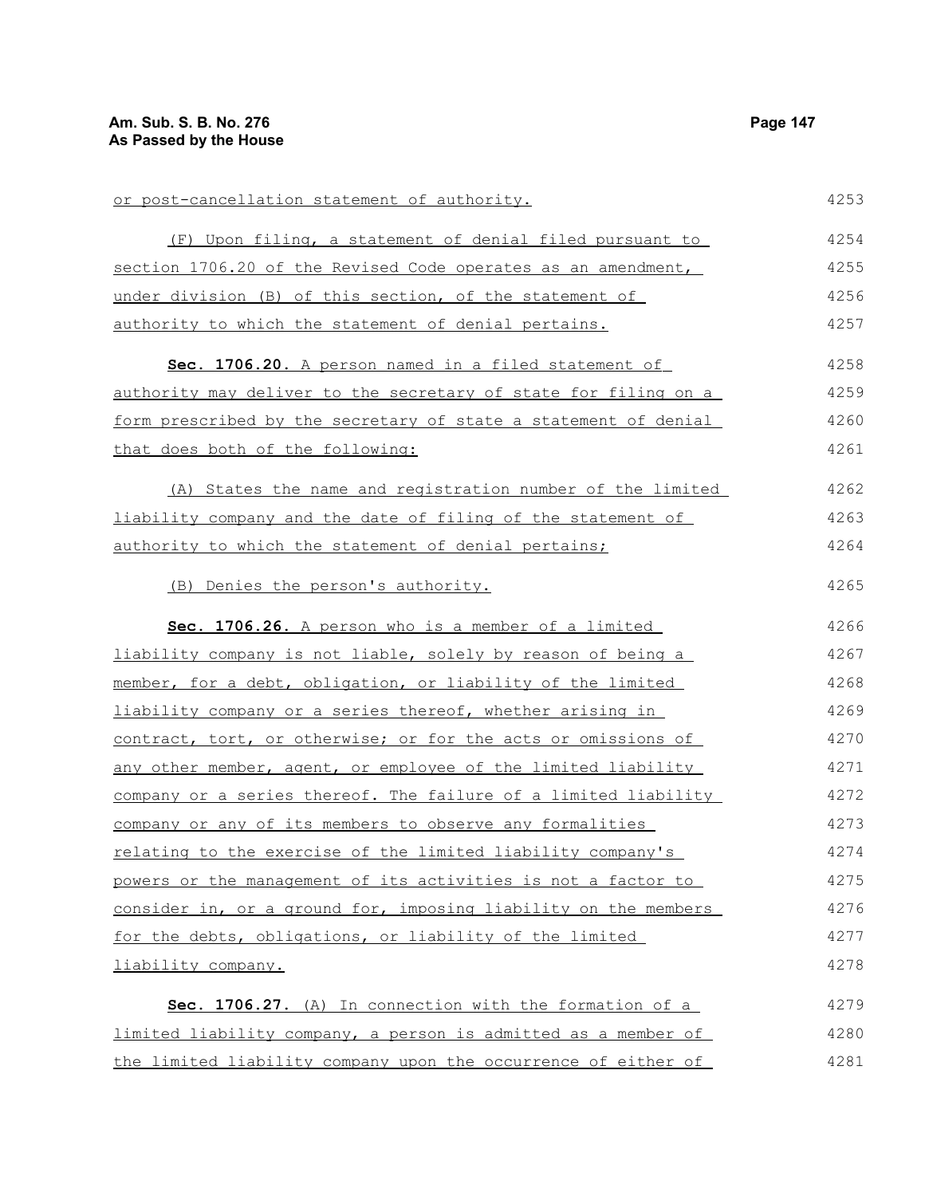or post-cancellation statement of authority.

(F) Upon filing, a statement of denial filed pursuant to section 1706.20 of the Revised Code operates as an amendment, under division (B) of this section, of the statement of authority to which the statement of denial pertains.

**Sec. 1706.20.** A person named in a filed statement of authority may deliver to the secretary of state for filing on a form prescribed by the secretary of state a statement of denial that does both of the following:

(A) States the name and registration number of the limited liability company and the date of filing of the statement of authority to which the statement of denial pertains;

(B) Denies the person's authority.

**Sec. 1706.26.** A person who is a member of a limited liability company is not liable, solely by reason of being a member, for a debt, obligation, or liability of the limited liability company or a series thereof, whether arising in contract, tort, or otherwise; or for the acts or omissions of any other member, agent, or employee of the limited liability company or a series thereof. The failure of a limited liability company or any of its members to observe any formalities relating to the exercise of the limited liability company's powers or the management of its activities is not a factor to consider in, or a ground for, imposing liability on the members for the debts, obligations, or liability of the limited liability company.

**Sec. 1706.27.** (A) In connection with the formation of a limited liability company, a person is admitted as a member of the limited liability company upon the occurrence of either of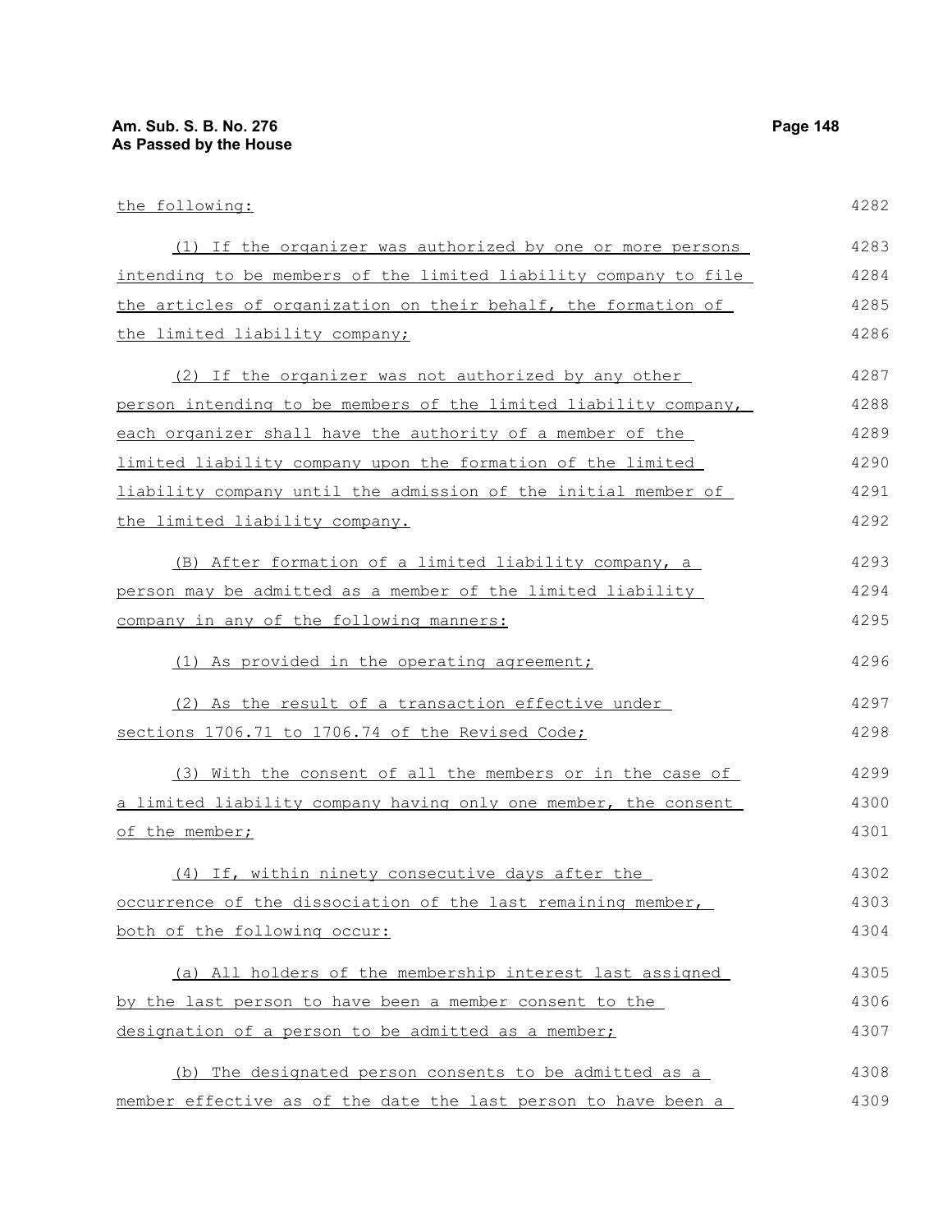the following:

(1) If the organizer was authorized by one or more persons intending to be members of the limited liability company to file the articles of organization on their behalf, the formation of the limited liability company;

(2) If the organizer was not authorized by any other person intending to be members of the limited liability company, each organizer shall have the authority of a member of the limited liability company upon the formation of the limited liability company until the admission of the initial member of the limited liability company.

(B) After formation of a limited liability company, a person may be admitted as a member of the limited liability company in any of the following manners:

(1) As provided in the operating agreement;

(2) As the result of a transaction effective under sections 1706.71 to 1706.74 of the Revised Code;

(3) With the consent of all the members or in the case of a limited liability company having only one member, the consent of the member;

(4) If, within ninety consecutive days after the occurrence of the dissociation of the last remaining member, both of the following occur:

(a) All holders of the membership interest last assigned by the last person to have been a member consent to the designation of a person to be admitted as a member;

(b) The designated person consents to be admitted as a member effective as of the date the last person to have been a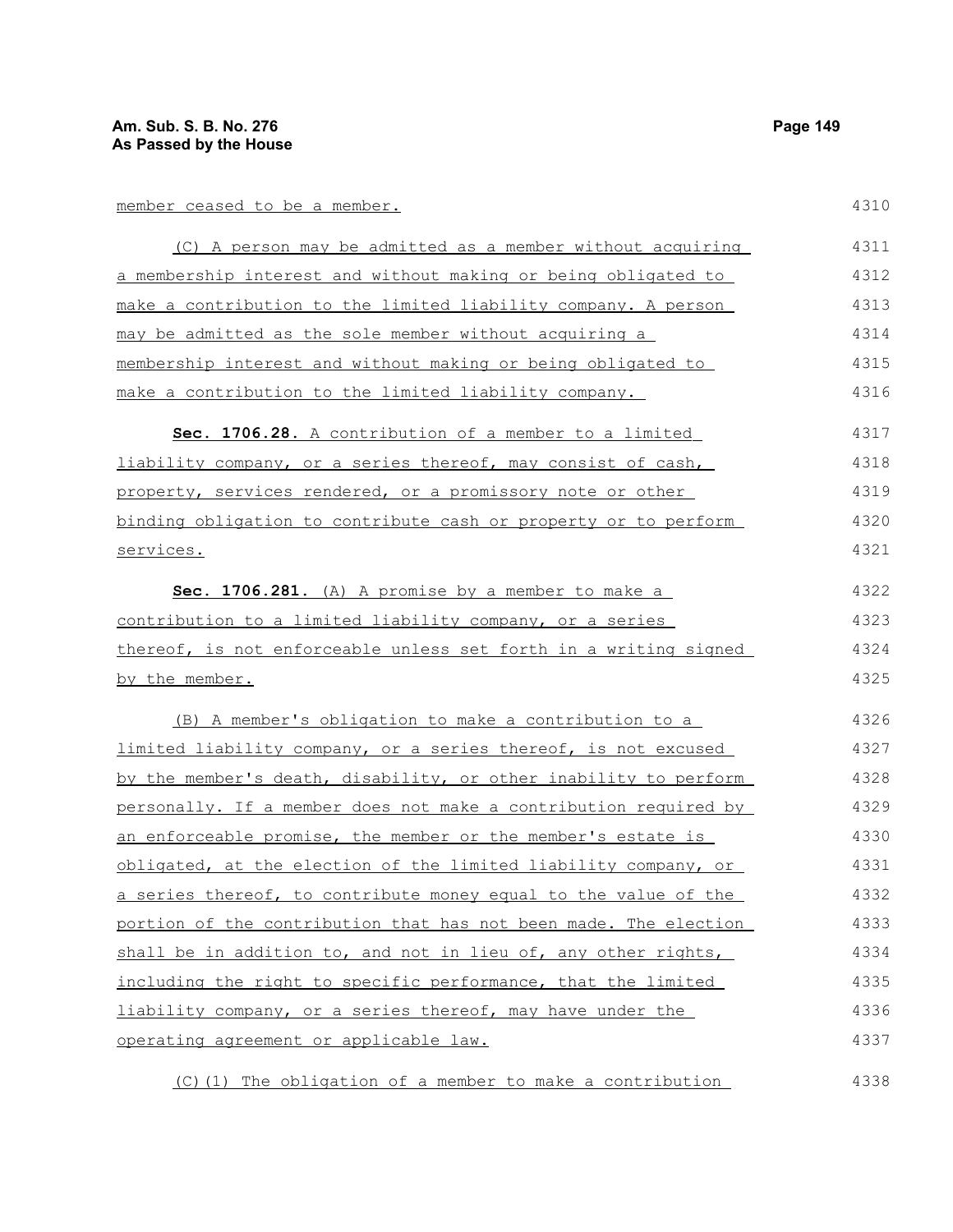member ceased to be a member.

(C) A person may be admitted as a member without acquiring a membership interest and without making or being obligated to make a contribution to the limited liability company. A person may be admitted as the sole member without acquiring a membership interest and without making or being obligated to make a contribution to the limited liability company.

**Sec. 1706.28.** A contribution of a member to a limited liability company, or a series thereof, may consist of cash, property, services rendered, or a promissory note or other binding obligation to contribute cash or property or to perform services.

**Sec. 1706.281.** (A) A promise by a member to make a contribution to a limited liability company, or a series thereof, is not enforceable unless set forth in a writing signed by the member.

(B) A member's obligation to make a contribution to a limited liability company, or a series thereof, is not excused by the member's death, disability, or other inability to perform personally. If a member does not make a contribution required by an enforceable promise, the member or the member's estate is obligated, at the election of the limited liability company, or a series thereof, to contribute money equal to the value of the portion of the contribution that has not been made. The election shall be in addition to, and not in lieu of, any other rights, including the right to specific performance, that the limited liability company, or a series thereof, may have under the operating agreement or applicable law.

(C)(1) The obligation of a member to make a contribution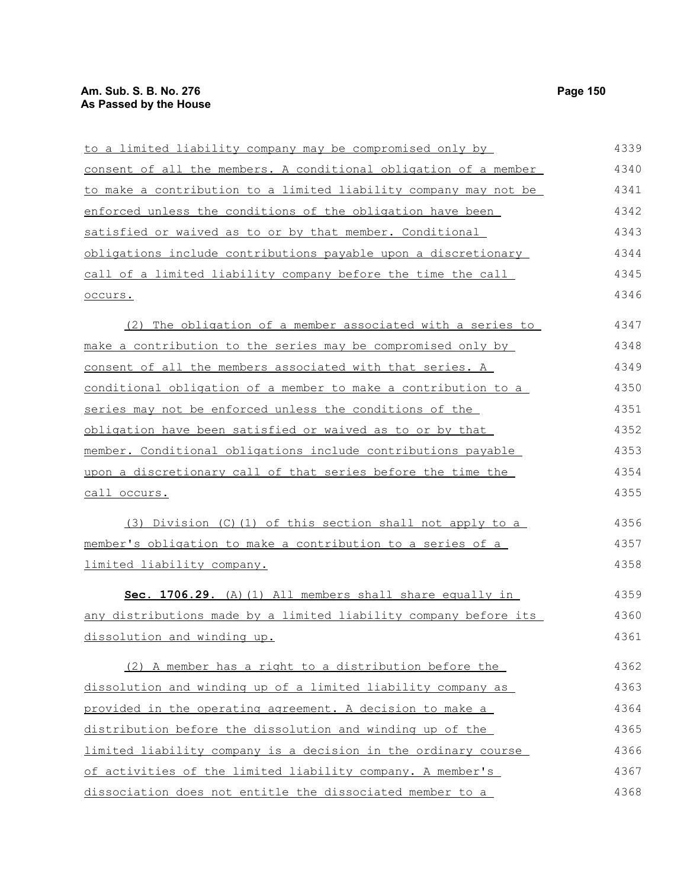to a limited liability company may be compromised only by consent of all the members. A conditional obligation of a member to make a contribution to a limited liability company may not be enforced unless the conditions of the obligation have been satisfied or waived as to or by that member. Conditional obligations include contributions payable upon a discretionary call of a limited liability company before the time the call occurs.

(2) The obligation of a member associated with a series to make a contribution to the series may be compromised only by consent of all the members associated with that series. A conditional obligation of a member to make a contribution to a series may not be enforced unless the conditions of the obligation have been satisfied or waived as to or by that member. Conditional obligations include contributions payable upon a discretionary call of that series before the time the call occurs.

(3) Division (C)(1) of this section shall not apply to a member's obligation to make a contribution to a series of a limited liability company.

**Sec. 1706.29.** (A)(1) All members shall share equally in any distributions made by a limited liability company before its dissolution and winding up.

(2) A member has a right to a distribution before the dissolution and winding up of a limited liability company as provided in the operating agreement. A decision to make a distribution before the dissolution and winding up of the limited liability company is a decision in the ordinary course of activities of the limited liability company. A member's dissociation does not entitle the dissociated member to a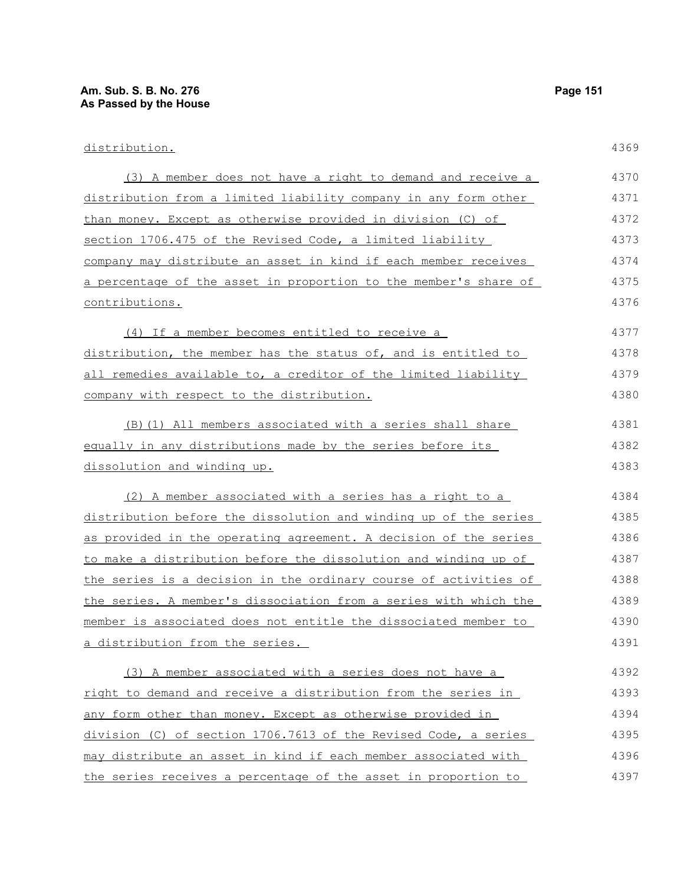distribution.

(3) A member does not have a right to demand and receive a distribution from a limited liability company in any form other than money. Except as otherwise provided in division (C) of section 1706.475 of the Revised Code, a limited liability company may distribute an asset in kind if each member receives a percentage of the asset in proportion to the member's share of contributions.

(4) If a member becomes entitled to receive a distribution, the member has the status of, and is entitled to all remedies available to, a creditor of the limited liability company with respect to the distribution.

(B)(1) All members associated with a series shall share equally in any distributions made by the series before its dissolution and winding up.

(2) A member associated with a series has a right to a distribution before the dissolution and winding up of the series as provided in the operating agreement. A decision of the series to make a distribution before the dissolution and winding up of the series is a decision in the ordinary course of activities of the series. A member's dissociation from a series with which the member is associated does not entitle the dissociated member to a distribution from the series.

(3) A member associated with a series does not have a right to demand and receive a distribution from the series in any form other than money. Except as otherwise provided in division (C) of section 1706.7613 of the Revised Code, a series may distribute an asset in kind if each member associated with the series receives a percentage of the asset in proportion to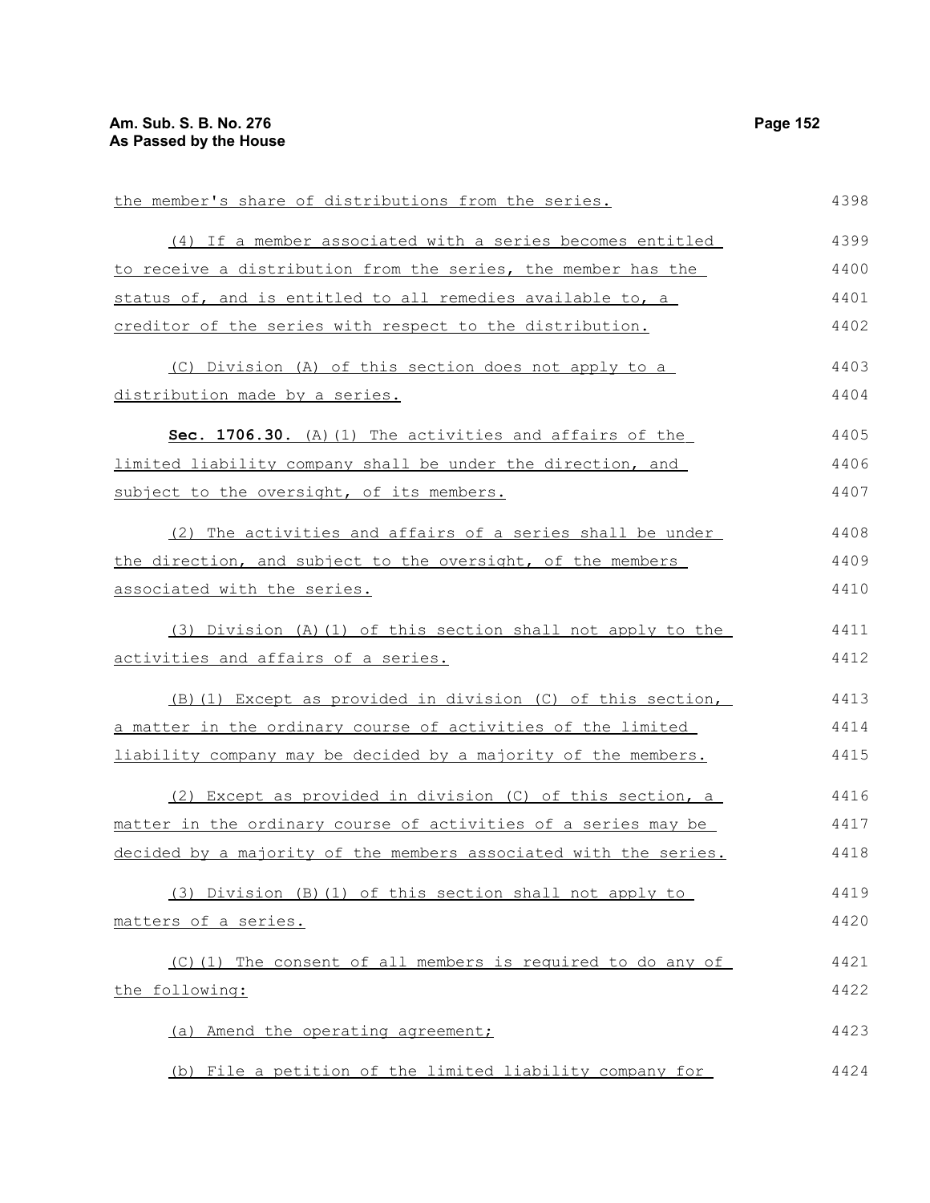the member's share of distributions from the series.

(4) If a member associated with a series becomes entitled to receive a distribution from the series, the member has the status of, and is entitled to all remedies available to, a creditor of the series with respect to the distribution.

(C) Division (A) of this section does not apply to a distribution made by a series.

**Sec. 1706.30.** (A)(1) The activities and affairs of the limited liability company shall be under the direction, and subject to the oversight, of its members.

(2) The activities and affairs of a series shall be under the direction, and subject to the oversight, of the members associated with the series.

(3) Division (A)(1) of this section shall not apply to the activities and affairs of a series.

(B)(1) Except as provided in division (C) of this section, a matter in the ordinary course of activities of the limited liability company may be decided by a majority of the members.

(2) Except as provided in division (C) of this section, a matter in the ordinary course of activities of a series may be decided by a majority of the members associated with the series.

(3) Division (B)(1) of this section shall not apply to matters of a series.

(C)(1) The consent of all members is required to do any of the following:

(a) Amend the operating agreement;

(b) File a petition of the limited liability company for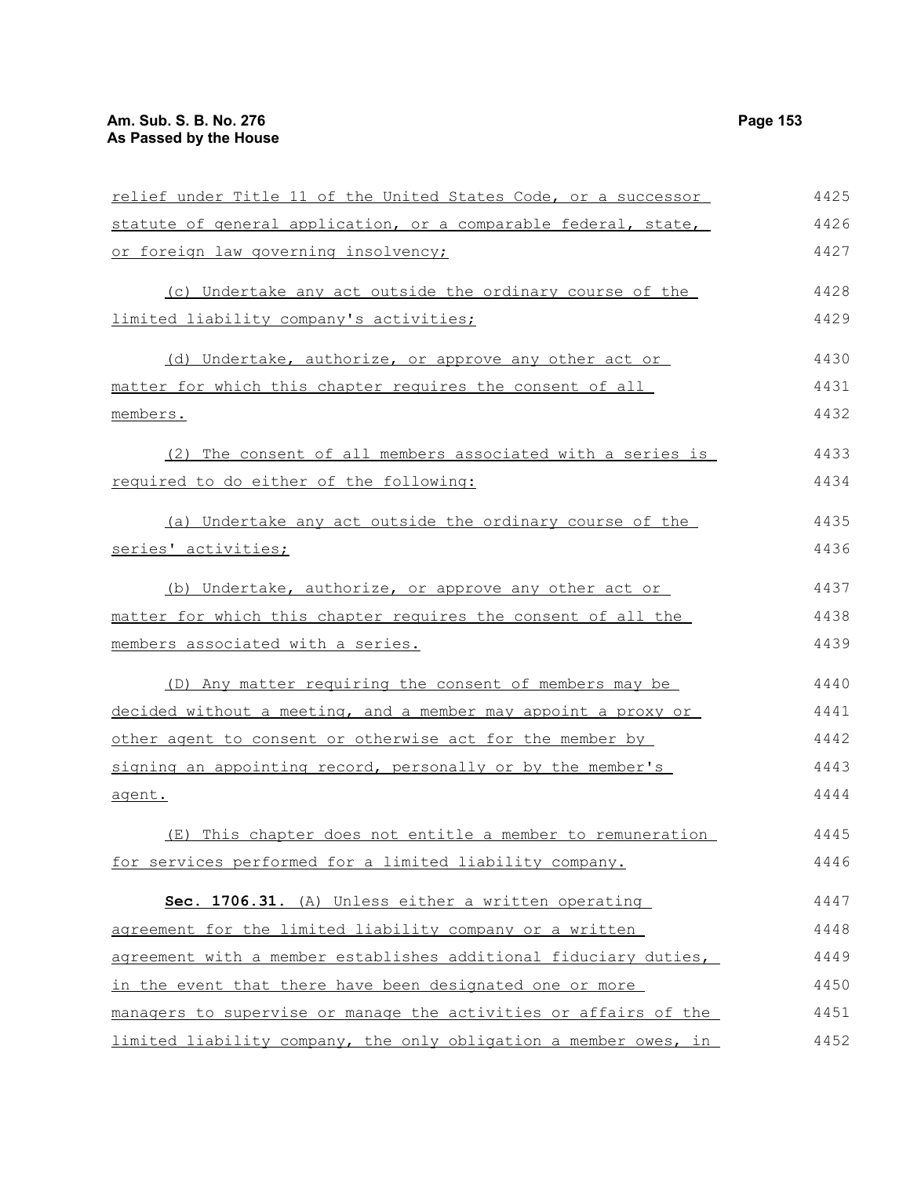relief under Title 11 of the United States Code, or a successor statute of general application, or a comparable federal, state, or foreign law governing insolvency;

(c) Undertake any act outside the ordinary course of the limited liability company's activities;

(d) Undertake, authorize, or approve any other act or matter for which this chapter requires the consent of all members.

(2) The consent of all members associated with a series is required to do either of the following:

(a) Undertake any act outside the ordinary course of the series' activities;

(b) Undertake, authorize, or approve any other act or matter for which this chapter requires the consent of all the members associated with a series.

(D) Any matter requiring the consent of members may be decided without a meeting, and a member may appoint a proxy or other agent to consent or otherwise act for the member by signing an appointing record, personally or by the member's agent.

(E) This chapter does not entitle a member to remuneration for services performed for a limited liability company.

**Sec. 1706.31.** (A) Unless either a written operating agreement for the limited liability company or a written agreement with a member establishes additional fiduciary duties, in the event that there have been designated one or more managers to supervise or manage the activities or affairs of the limited liability company, the only obligation a member owes, in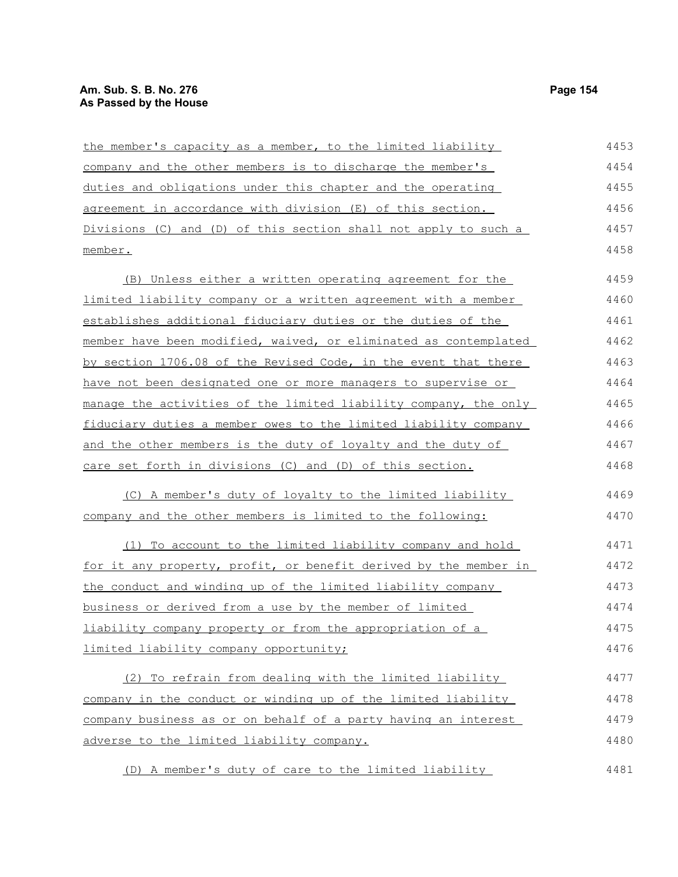the member's capacity as a member, to the limited liability company and the other members is to discharge the member's duties and obligations under this chapter and the operating agreement in accordance with division (E) of this section. Divisions (C) and (D) of this section shall not apply to such a member.

(B) Unless either a written operating agreement for the limited liability company or a written agreement with a member establishes additional fiduciary duties or the duties of the member have been modified, waived, or eliminated as contemplated by section 1706.08 of the Revised Code, in the event that there have not been designated one or more managers to supervise or manage the activities of the limited liability company, the only fiduciary duties a member owes to the limited liability company and the other members is the duty of loyalty and the duty of care set forth in divisions (C) and (D) of this section.

(C) A member's duty of loyalty to the limited liability company and the other members is limited to the following:

(1) To account to the limited liability company and hold for it any property, profit, or benefit derived by the member in the conduct and winding up of the limited liability company business or derived from a use by the member of limited liability company property or from the appropriation of a limited liability company opportunity;

(2) To refrain from dealing with the limited liability company in the conduct or winding up of the limited liability company business as or on behalf of a party having an interest adverse to the limited liability company.

(D) A member's duty of care to the limited liability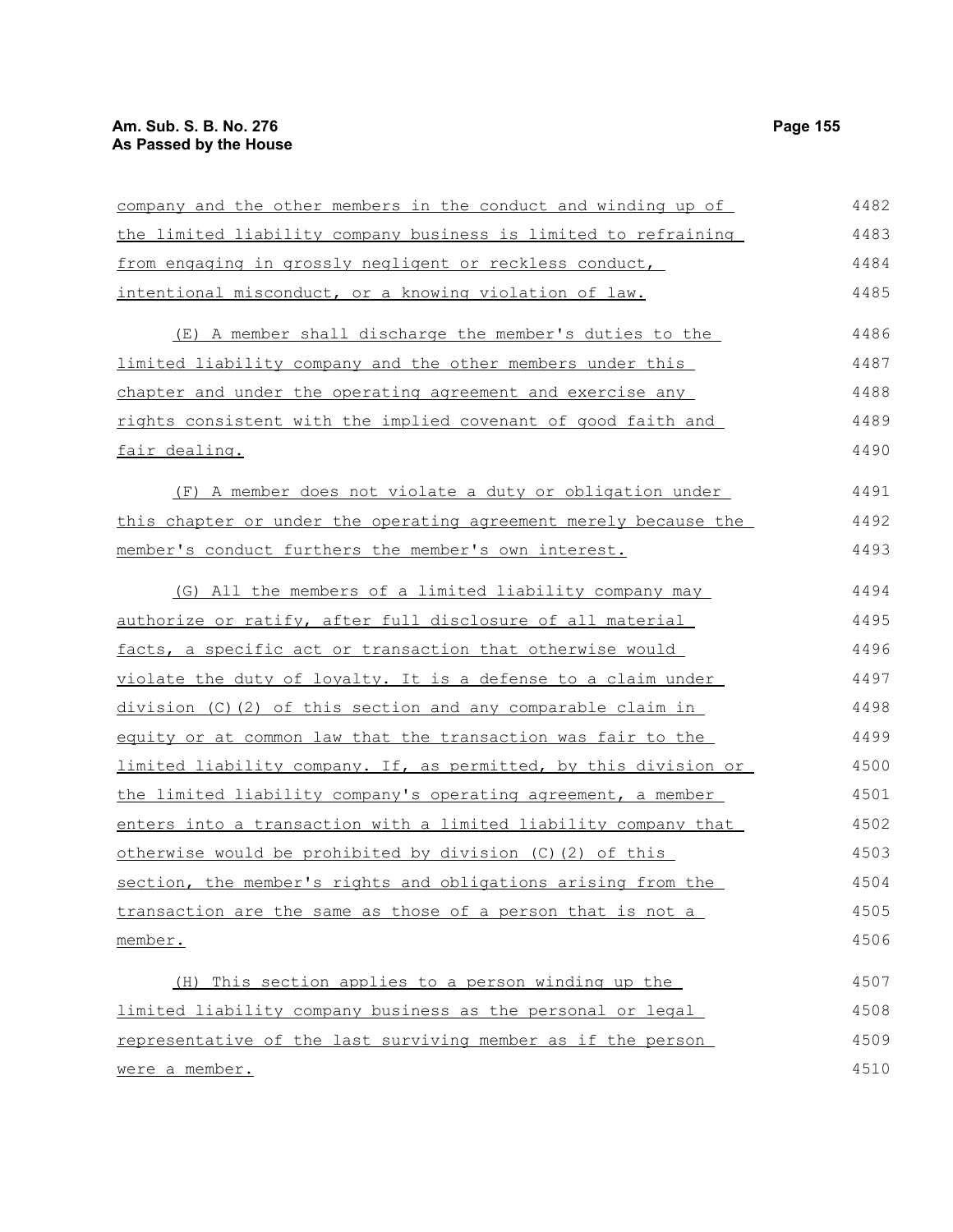company and the other members in the conduct and winding up of the limited liability company business is limited to refraining from engaging in grossly negligent or reckless conduct, intentional misconduct, or a knowing violation of law.

(E) A member shall discharge the member's duties to the limited liability company and the other members under this chapter and under the operating agreement and exercise any rights consistent with the implied covenant of good faith and fair dealing.

(F) A member does not violate a duty or obligation under this chapter or under the operating agreement merely because the member's conduct furthers the member's own interest.

(G) All the members of a limited liability company may authorize or ratify, after full disclosure of all material facts, a specific act or transaction that otherwise would violate the duty of loyalty. It is a defense to a claim under division (C)(2) of this section and any comparable claim in equity or at common law that the transaction was fair to the limited liability company. If, as permitted, by this division or the limited liability company's operating agreement, a member enters into a transaction with a limited liability company that otherwise would be prohibited by division (C)(2) of this section, the member's rights and obligations arising from the transaction are the same as those of a person that is not a member.

(H) This section applies to a person winding up the limited liability company business as the personal or legal representative of the last surviving member as if the person were a member.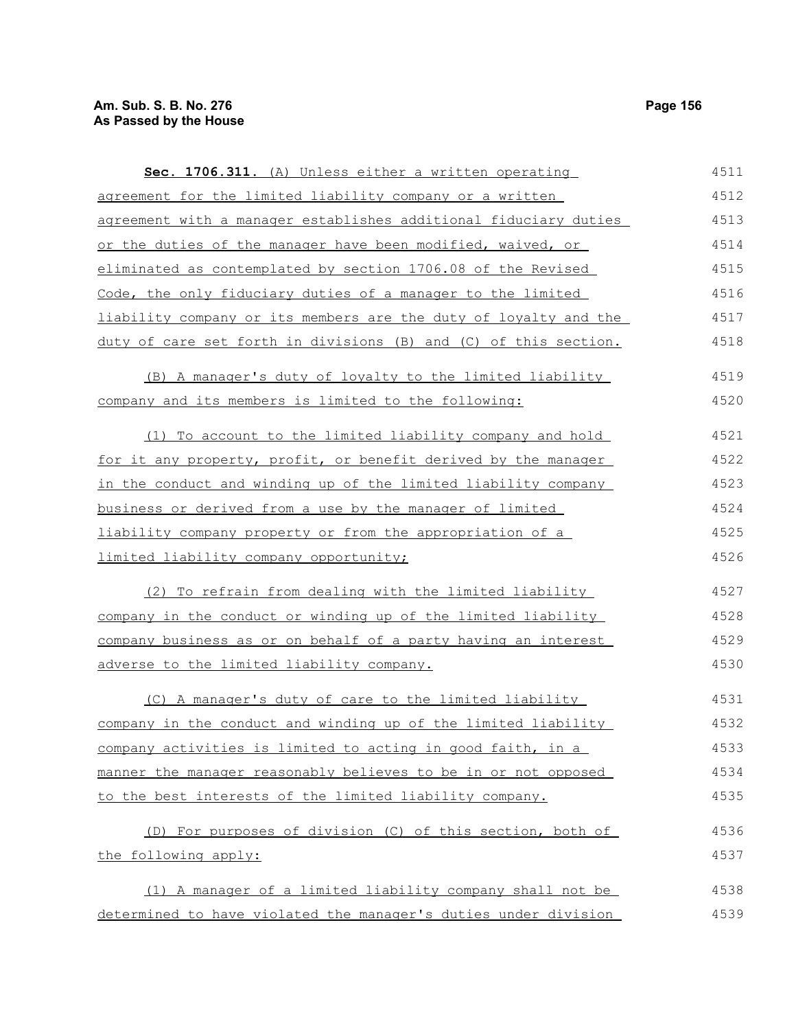**Sec. 1706.311.** (A) Unless either a written operating agreement for the limited liability company or a written agreement with a manager establishes additional fiduciary duties or the duties of the manager have been modified, waived, or eliminated as contemplated by section 1706.08 of the Revised Code, the only fiduciary duties of a manager to the limited liability company or its members are the duty of loyalty and the duty of care set forth in divisions (B) and (C) of this section.

(B) A manager's duty of loyalty to the limited liability company and its members is limited to the following:

(1) To account to the limited liability company and hold for it any property, profit, or benefit derived by the manager in the conduct and winding up of the limited liability company business or derived from a use by the manager of limited liability company property or from the appropriation of a limited liability company opportunity;

(2) To refrain from dealing with the limited liability company in the conduct or winding up of the limited liability company business as or on behalf of a party having an interest adverse to the limited liability company.

(C) A manager's duty of care to the limited liability company in the conduct and winding up of the limited liability company activities is limited to acting in good faith, in a manner the manager reasonably believes to be in or not opposed to the best interests of the limited liability company.

(D) For purposes of division (C) of this section, both of the following apply:

(1) A manager of a limited liability company shall not be determined to have violated the manager's duties under division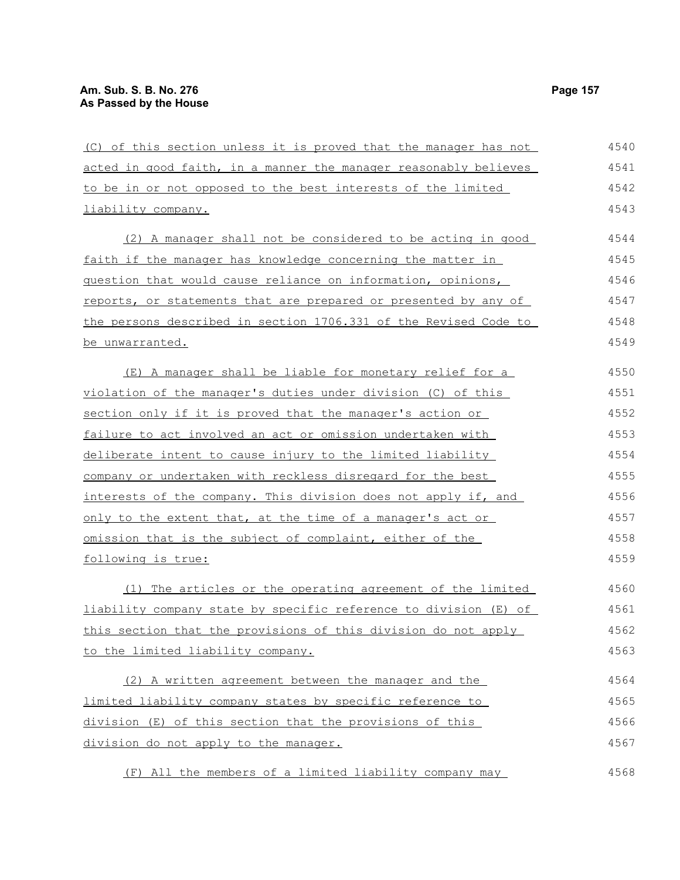(C) of this section unless it is proved that the manager has not acted in good faith, in a manner the manager reasonably believes to be in or not opposed to the best interests of the limited liability company.

(2) A manager shall not be considered to be acting in good faith if the manager has knowledge concerning the matter in question that would cause reliance on information, opinions, reports, or statements that are prepared or presented by any of the persons described in section 1706.331 of the Revised Code to be unwarranted.

(E) A manager shall be liable for monetary relief for a violation of the manager's duties under division (C) of this section only if it is proved that the manager's action or failure to act involved an act or omission undertaken with deliberate intent to cause injury to the limited liability company or undertaken with reckless disregard for the best interests of the company. This division does not apply if, and only to the extent that, at the time of a manager's act or omission that is the subject of complaint, either of the following is true:

(1) The articles or the operating agreement of the limited liability company state by specific reference to division (E) of this section that the provisions of this division do not apply to the limited liability company.

(2) A written agreement between the manager and the limited liability company states by specific reference to division (E) of this section that the provisions of this division do not apply to the manager.

(F) All the members of a limited liability company may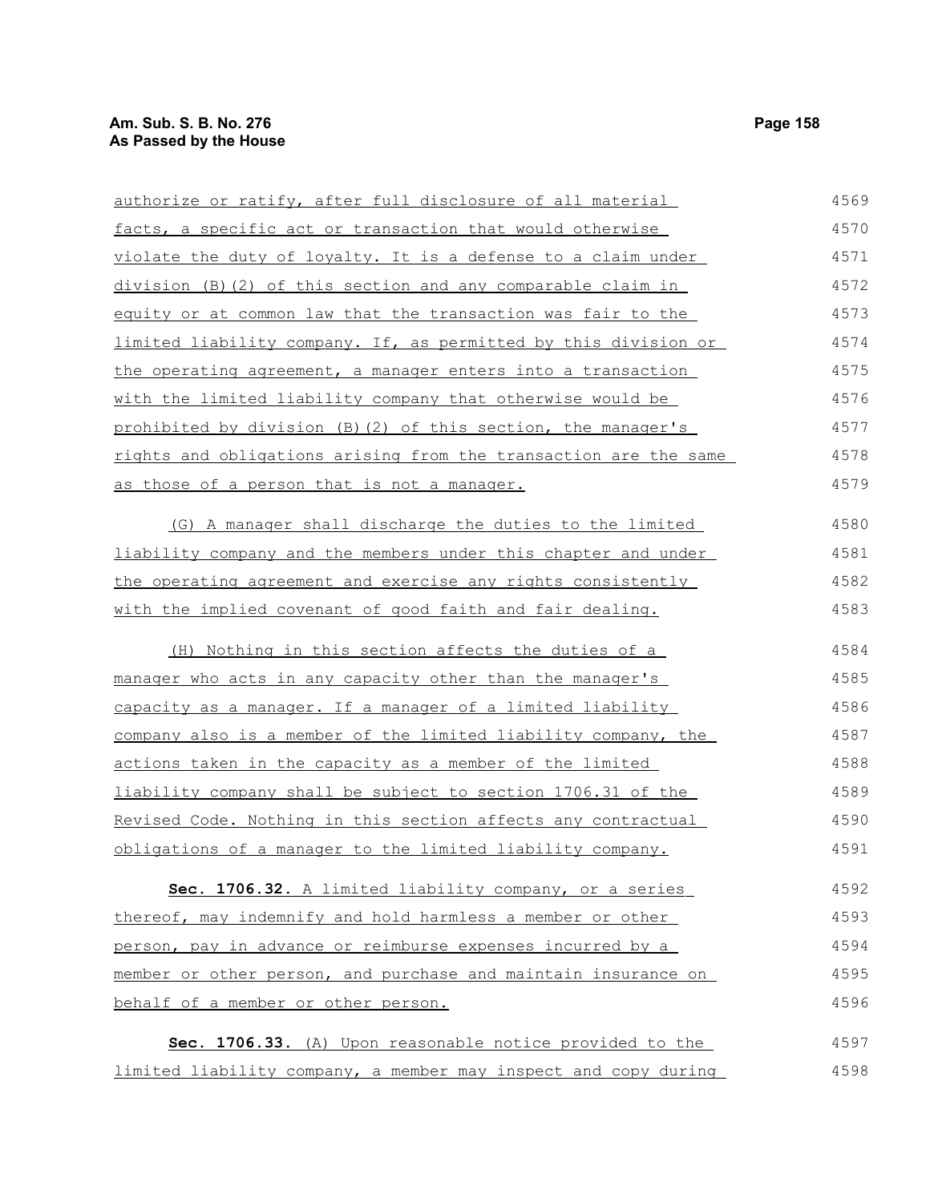authorize or ratify, after full disclosure of all material facts, a specific act or transaction that would otherwise violate the duty of loyalty. It is a defense to a claim under division (B)(2) of this section and any comparable claim in equity or at common law that the transaction was fair to the limited liability company. If, as permitted by this division or the operating agreement, a manager enters into a transaction with the limited liability company that otherwise would be prohibited by division (B)(2) of this section, the manager's rights and obligations arising from the transaction are the same as those of a person that is not a manager.

(G) A manager shall discharge the duties to the limited liability company and the members under this chapter and under the operating agreement and exercise any rights consistently with the implied covenant of good faith and fair dealing.

(H) Nothing in this section affects the duties of a manager who acts in any capacity other than the manager's capacity as a manager. If a manager of a limited liability company also is a member of the limited liability company, the actions taken in the capacity as a member of the limited liability company shall be subject to section 1706.31 of the Revised Code. Nothing in this section affects any contractual obligations of a manager to the limited liability company.

**Sec. 1706.32.** A limited liability company, or a series thereof, may indemnify and hold harmless a member or other person, pay in advance or reimburse expenses incurred by a member or other person, and purchase and maintain insurance on behalf of a member or other person.

**Sec. 1706.33.** (A) Upon reasonable notice provided to the limited liability company, a member may inspect and copy during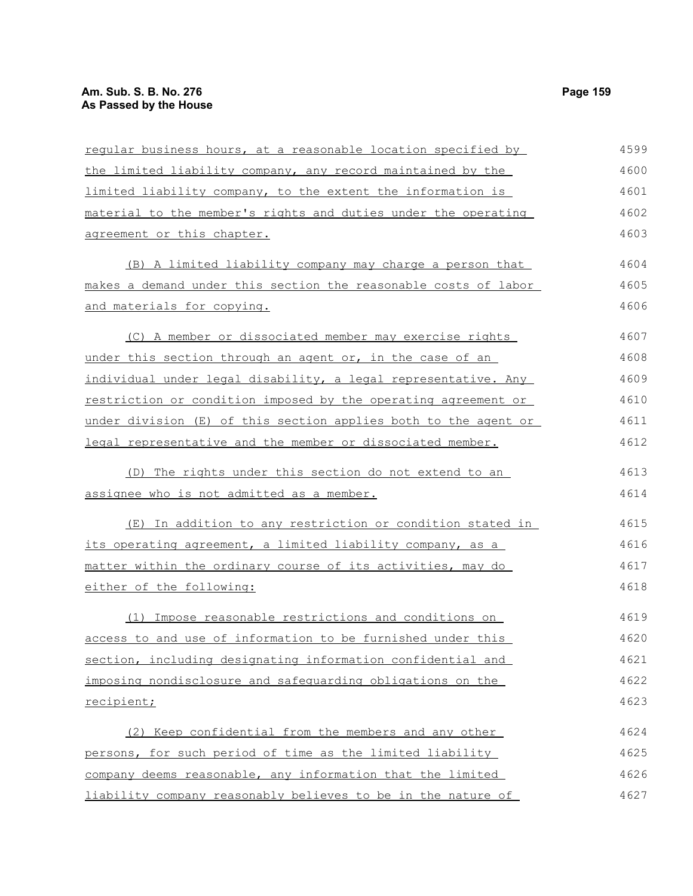regular business hours, at a reasonable location specified by the limited liability company, any record maintained by the limited liability company, to the extent the information is material to the member's rights and duties under the operating agreement or this chapter.

(B) A limited liability company may charge a person that makes a demand under this section the reasonable costs of labor and materials for copying.

(C) A member or dissociated member may exercise rights under this section through an agent or, in the case of an individual under legal disability, a legal representative. Any restriction or condition imposed by the operating agreement or under division (E) of this section applies both to the agent or legal representative and the member or dissociated member.

(D) The rights under this section do not extend to an assignee who is not admitted as a member.

(E) In addition to any restriction or condition stated in its operating agreement, a limited liability company, as a matter within the ordinary course of its activities, may do either of the following:

(1) Impose reasonable restrictions and conditions on access to and use of information to be furnished under this section, including designating information confidential and imposing nondisclosure and safeguarding obligations on the recipient;

(2) Keep confidential from the members and any other persons, for such period of time as the limited liability company deems reasonable, any information that the limited liability company reasonably believes to be in the nature of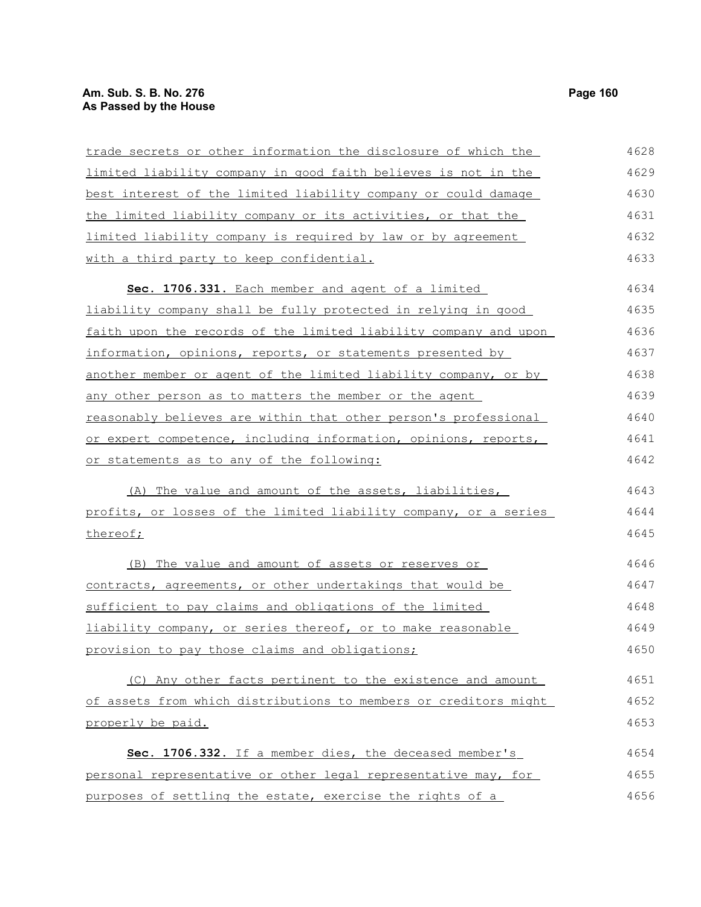trade secrets or other information the disclosure of which the limited liability company in good faith believes is not in the best interest of the limited liability company or could damage the limited liability company or its activities, or that the limited liability company is required by law or by agreement with a third party to keep confidential.

**Sec. 1706.331.** Each member and agent of a limited liability company shall be fully protected in relying in good faith upon the records of the limited liability company and upon information, opinions, reports, or statements presented by another member or agent of the limited liability company, or by any other person as to matters the member or the agent reasonably believes are within that other person's professional or expert competence, including information, opinions, reports, or statements as to any of the following:

(A) The value and amount of the assets, liabilities, profits, or losses of the limited liability company, or a series thereof;

(B) The value and amount of assets or reserves or contracts, agreements, or other undertakings that would be sufficient to pay claims and obligations of the limited liability company, or series thereof, or to make reasonable provision to pay those claims and obligations;

(C) Any other facts pertinent to the existence and amount of assets from which distributions to members or creditors might properly be paid.

**Sec. 1706.332.** If a member dies, the deceased member's personal representative or other legal representative may, for purposes of settling the estate, exercise the rights of a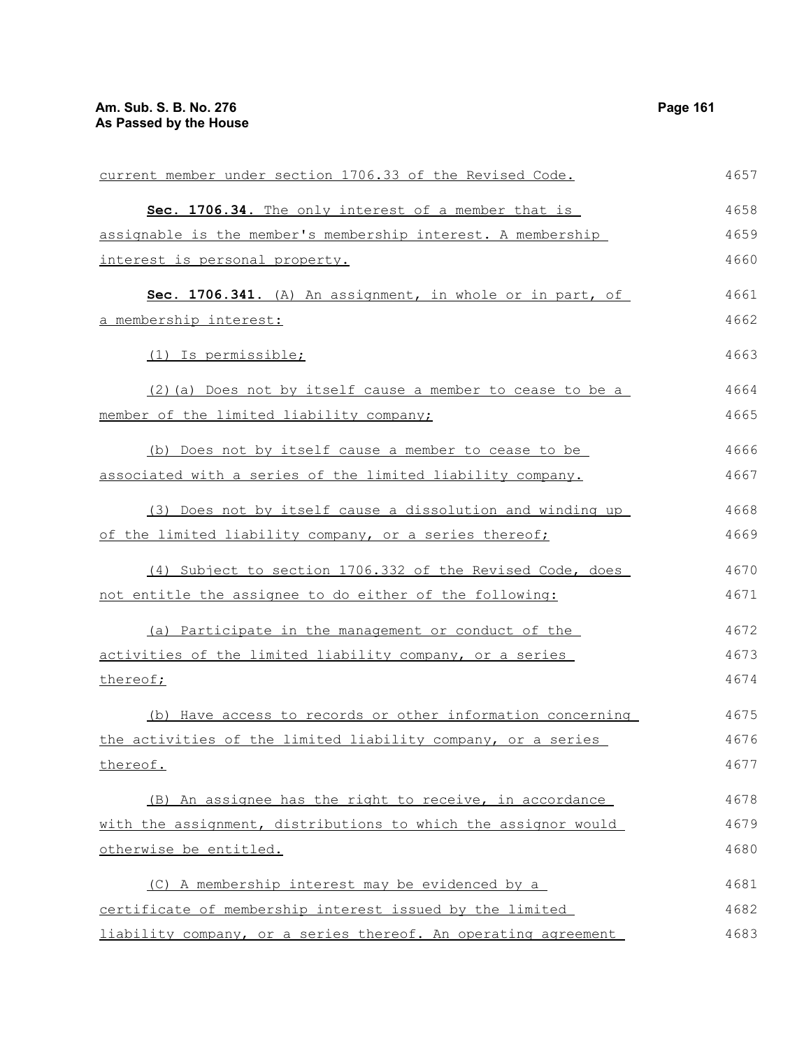current member under section 1706.33 of the Revised Code.

**Sec. 1706.34.** The only interest of a member that is assignable is the member's membership interest. A membership interest is personal property.

**Sec. 1706.341.** (A) An assignment, in whole or in part, of a membership interest:

(1) Is permissible;

(2)(a) Does not by itself cause a member to cease to be a member of the limited liability company;

(b) Does not by itself cause a member to cease to be associated with a series of the limited liability company.

(3) Does not by itself cause a dissolution and winding up of the limited liability company, or a series thereof;

(4) Subject to section 1706.332 of the Revised Code, does not entitle the assignee to do either of the following:

(a) Participate in the management or conduct of the activities of the limited liability company, or a series thereof;

(b) Have access to records or other information concerning the activities of the limited liability company, or a series thereof.

(B) An assignee has the right to receive, in accordance with the assignment, distributions to which the assignor would otherwise be entitled.

(C) A membership interest may be evidenced by a certificate of membership interest issued by the limited liability company, or a series thereof. An operating agreement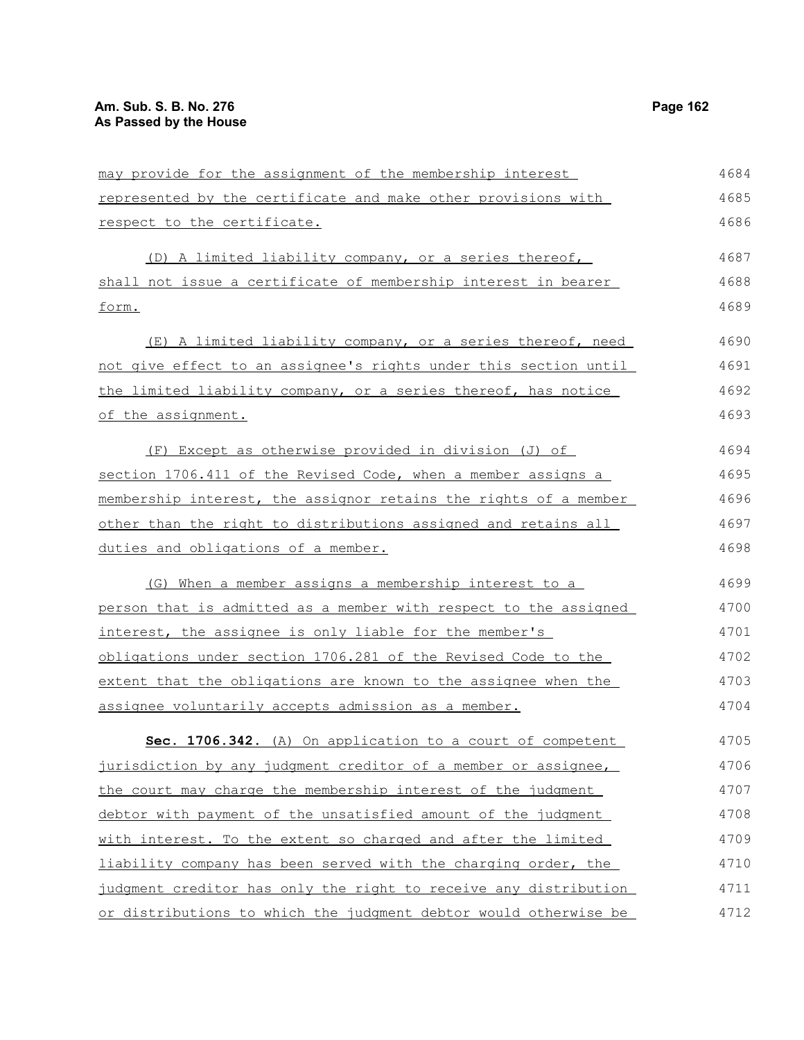may provide for the assignment of the membership interest represented by the certificate and make other provisions with respect to the certificate.

(D) A limited liability company, or a series thereof, shall not issue a certificate of membership interest in bearer form.

(E) A limited liability company, or a series thereof, need not give effect to an assignee's rights under this section until the limited liability company, or a series thereof, has notice of the assignment.

(F) Except as otherwise provided in division (J) of section 1706.411 of the Revised Code, when a member assigns a membership interest, the assignor retains the rights of a member other than the right to distributions assigned and retains all duties and obligations of a member.

(G) When a member assigns a membership interest to a person that is admitted as a member with respect to the assigned interest, the assignee is only liable for the member's obligations under section 1706.281 of the Revised Code to the extent that the obligations are known to the assignee when the assignee voluntarily accepts admission as a member.

**Sec. 1706.342.** (A) On application to a court of competent jurisdiction by any judgment creditor of a member or assignee, the court may charge the membership interest of the judgment debtor with payment of the unsatisfied amount of the judgment with interest. To the extent so charged and after the limited liability company has been served with the charging order, the judgment creditor has only the right to receive any distribution or distributions to which the judgment debtor would otherwise be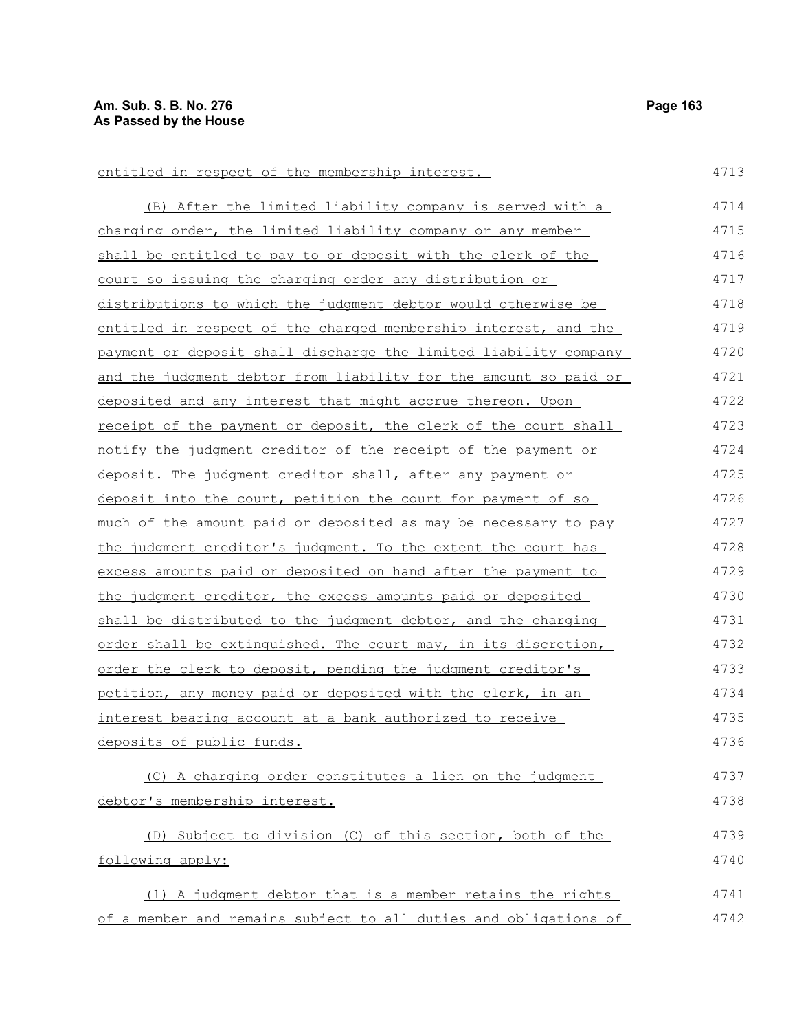entitled in respect of the membership interest.

(B) After the limited liability company is served with a charging order, the limited liability company or any member shall be entitled to pay to or deposit with the clerk of the court so issuing the charging order any distribution or distributions to which the judgment debtor would otherwise be entitled in respect of the charged membership interest, and the payment or deposit shall discharge the limited liability company and the judgment debtor from liability for the amount so paid or deposited and any interest that might accrue thereon. Upon receipt of the payment or deposit, the clerk of the court shall notify the judgment creditor of the receipt of the payment or deposit. The judgment creditor shall, after any payment or deposit into the court, petition the court for payment of so much of the amount paid or deposited as may be necessary to pay the judgment creditor's judgment. To the extent the court has excess amounts paid or deposited on hand after the payment to the judgment creditor, the excess amounts paid or deposited shall be distributed to the judgment debtor, and the charging order shall be extinguished. The court may, in its discretion, order the clerk to deposit, pending the judgment creditor's petition, any money paid or deposited with the clerk, in an interest bearing account at a bank authorized to receive deposits of public funds.

(C) A charging order constitutes a lien on the judgment debtor's membership interest.

(D) Subject to division (C) of this section, both of the following apply:

(1) A judgment debtor that is a member retains the rights of a member and remains subject to all duties and obligations of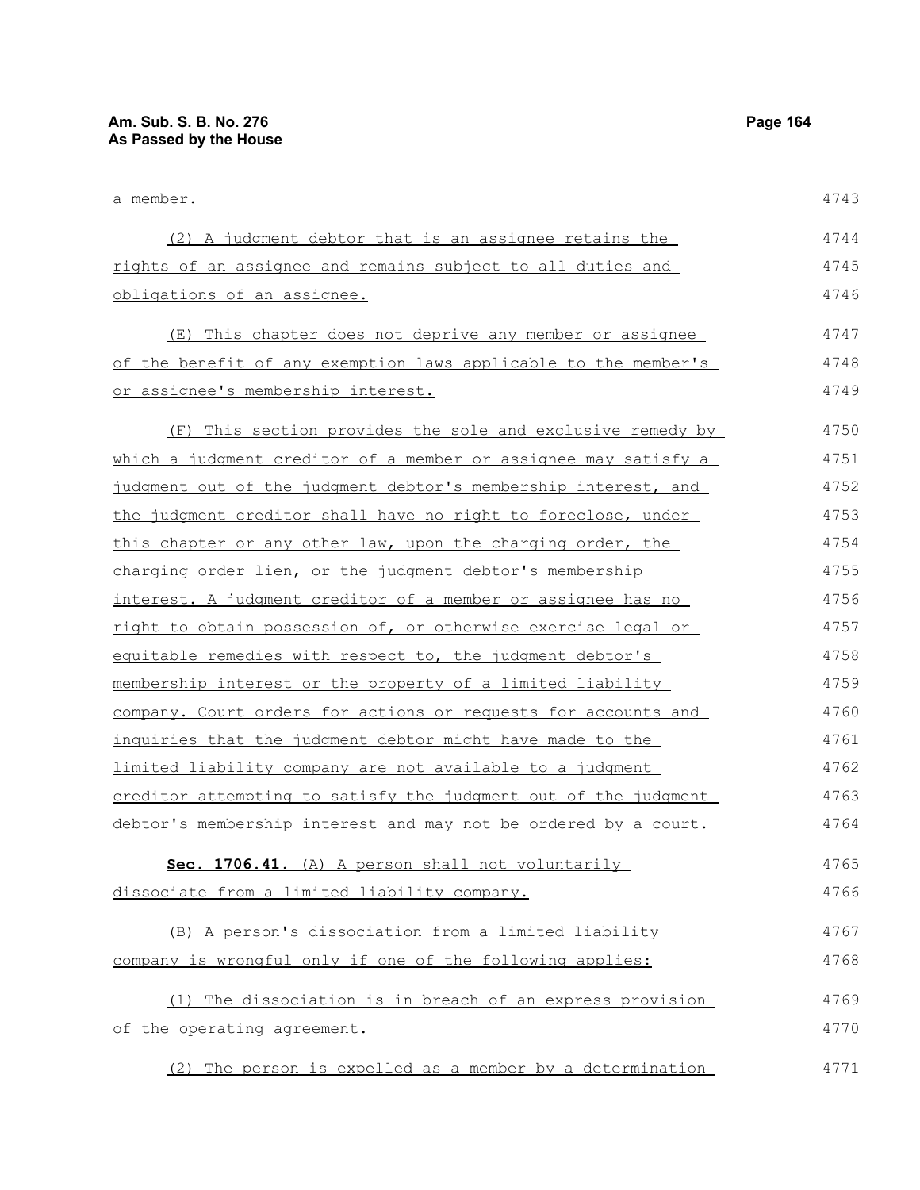a member.

(2) A judgment debtor that is an assignee retains the rights of an assignee and remains subject to all duties and obligations of an assignee.

(E) This chapter does not deprive any member or assignee of the benefit of any exemption laws applicable to the member's or assignee's membership interest.

(F) This section provides the sole and exclusive remedy by which a judgment creditor of a member or assignee may satisfy a judgment out of the judgment debtor's membership interest, and the judgment creditor shall have no right to foreclose, under this chapter or any other law, upon the charging order, the charging order lien, or the judgment debtor's membership interest. A judgment creditor of a member or assignee has no right to obtain possession of, or otherwise exercise legal or equitable remedies with respect to, the judgment debtor's membership interest or the property of a limited liability company. Court orders for actions or requests for accounts and inquiries that the judgment debtor might have made to the limited liability company are not available to a judgment creditor attempting to satisfy the judgment out of the judgment debtor's membership interest and may not be ordered by a court.

**Sec. 1706.41.** (A) A person shall not voluntarily dissociate from a limited liability company.

(B) A person's dissociation from a limited liability company is wrongful only if one of the following applies:

(1) The dissociation is in breach of an express provision of the operating agreement.

(2) The person is expelled as a member by a determination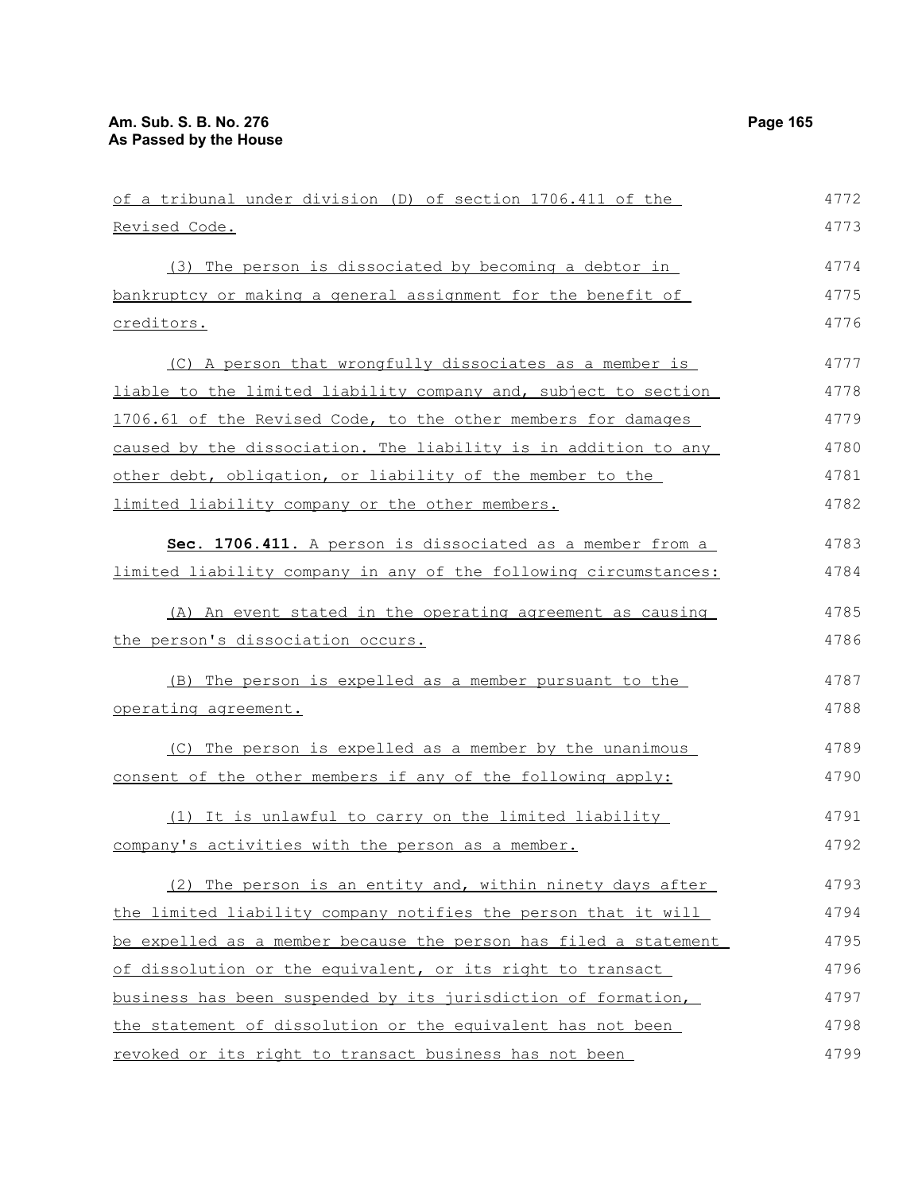of a tribunal under division (D) of section 1706.411 of the Revised Code.

(3) The person is dissociated by becoming a debtor in bankruptcy or making a general assignment for the benefit of creditors.

(C) A person that wrongfully dissociates as a member is liable to the limited liability company and, subject to section 1706.61 of the Revised Code, to the other members for damages caused by the dissociation. The liability is in addition to any other debt, obligation, or liability of the member to the limited liability company or the other members.

**Sec. 1706.411.** A person is dissociated as a member from a limited liability company in any of the following circumstances:

(A) An event stated in the operating agreement as causing the person's dissociation occurs.

(B) The person is expelled as a member pursuant to the operating agreement.

(C) The person is expelled as a member by the unanimous consent of the other members if any of the following apply:

(1) It is unlawful to carry on the limited liability company's activities with the person as a member.

(2) The person is an entity and, within ninety days after the limited liability company notifies the person that it will be expelled as a member because the person has filed a statement of dissolution or the equivalent, or its right to transact business has been suspended by its jurisdiction of formation, the statement of dissolution or the equivalent has not been revoked or its right to transact business has not been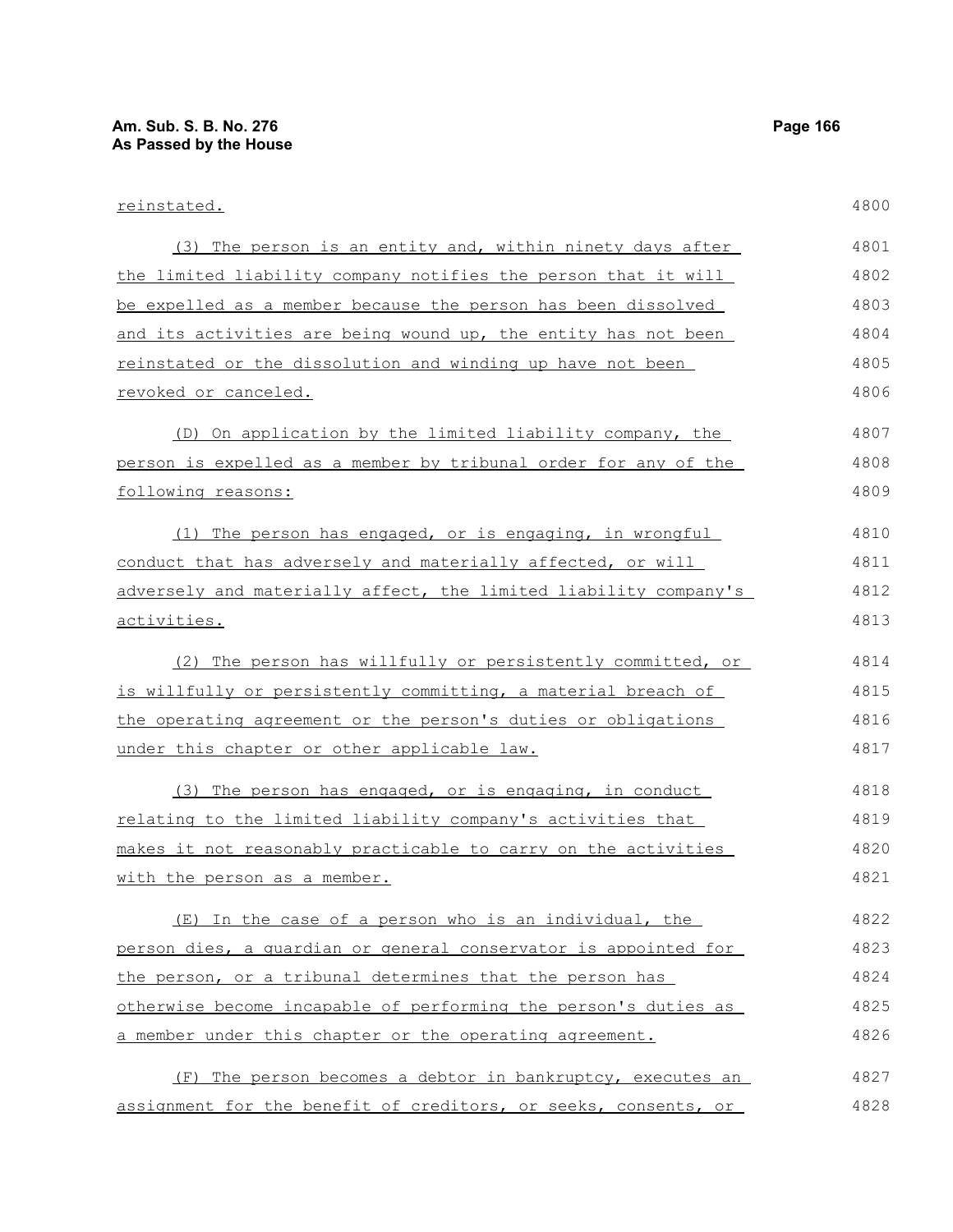reinstated.

(3) The person is an entity and, within ninety days after the limited liability company notifies the person that it will be expelled as a member because the person has been dissolved and its activities are being wound up, the entity has not been reinstated or the dissolution and winding up have not been revoked or canceled.

(D) On application by the limited liability company, the person is expelled as a member by tribunal order for any of the following reasons:

(1) The person has engaged, or is engaging, in wrongful conduct that has adversely and materially affected, or will adversely and materially affect, the limited liability company's activities.

(2) The person has willfully or persistently committed, or is willfully or persistently committing, a material breach of the operating agreement or the person's duties or obligations under this chapter or other applicable law.

(3) The person has engaged, or is engaging, in conduct relating to the limited liability company's activities that makes it not reasonably practicable to carry on the activities with the person as a member.

(E) In the case of a person who is an individual, the person dies, a guardian or general conservator is appointed for the person, or a tribunal determines that the person has otherwise become incapable of performing the person's duties as a member under this chapter or the operating agreement.

(F) The person becomes a debtor in bankruptcy, executes an assignment for the benefit of creditors, or seeks, consents, or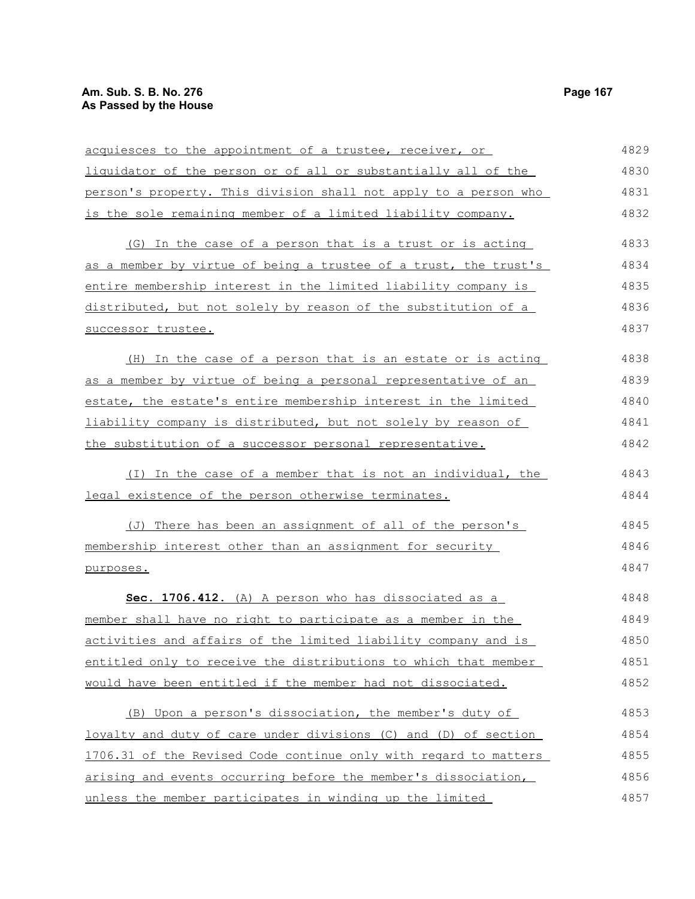acquiesces to the appointment of a trustee, receiver, or liquidator of the person or of all or substantially all of the person's property. This division shall not apply to a person who is the sole remaining member of a limited liability company.

(G) In the case of a person that is a trust or is acting as a member by virtue of being a trustee of a trust, the trust's entire membership interest in the limited liability company is distributed, but not solely by reason of the substitution of a successor trustee.

(H) In the case of a person that is an estate or is acting as a member by virtue of being a personal representative of an estate, the estate's entire membership interest in the limited liability company is distributed, but not solely by reason of the substitution of a successor personal representative.

(I) In the case of a member that is not an individual, the legal existence of the person otherwise terminates.

(J) There has been an assignment of all of the person's membership interest other than an assignment for security purposes.

**Sec. 1706.412.** (A) A person who has dissociated as a member shall have no right to participate as a member in the activities and affairs of the limited liability company and is entitled only to receive the distributions to which that member would have been entitled if the member had not dissociated.

(B) Upon a person's dissociation, the member's duty of loyalty and duty of care under divisions (C) and (D) of section 1706.31 of the Revised Code continue only with regard to matters arising and events occurring before the member's dissociation, unless the member participates in winding up the limited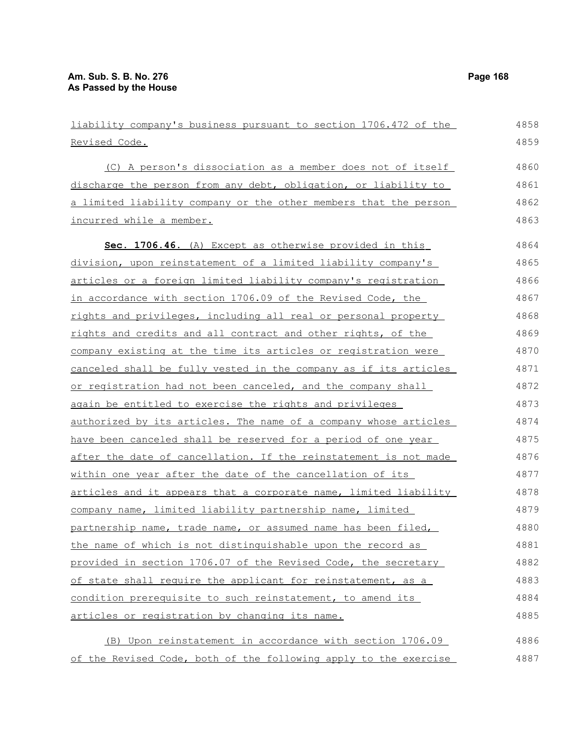liability company's business pursuant to section 1706.472 of the Revised Code.

(C) A person's dissociation as a member does not of itself discharge the person from any debt, obligation, or liability to a limited liability company or the other members that the person incurred while a member.

**Sec. 1706.46.** (A) Except as otherwise provided in this division, upon reinstatement of a limited liability company's articles or a foreign limited liability company's registration in accordance with section 1706.09 of the Revised Code, the rights and privileges, including all real or personal property rights and credits and all contract and other rights, of the company existing at the time its articles or registration were canceled shall be fully vested in the company as if its articles or registration had not been canceled, and the company shall again be entitled to exercise the rights and privileges authorized by its articles. The name of a company whose articles have been canceled shall be reserved for a period of one year after the date of cancellation. If the reinstatement is not made within one year after the date of the cancellation of its articles and it appears that a corporate name, limited liability company name, limited liability partnership name, limited partnership name, trade name, or assumed name has been filed, the name of which is not distinguishable upon the record as provided in section 1706.07 of the Revised Code, the secretary of state shall require the applicant for reinstatement, as a condition prerequisite to such reinstatement, to amend its articles or registration by changing its name.

(B) Upon reinstatement in accordance with section 1706.09 of the Revised Code, both of the following apply to the exercise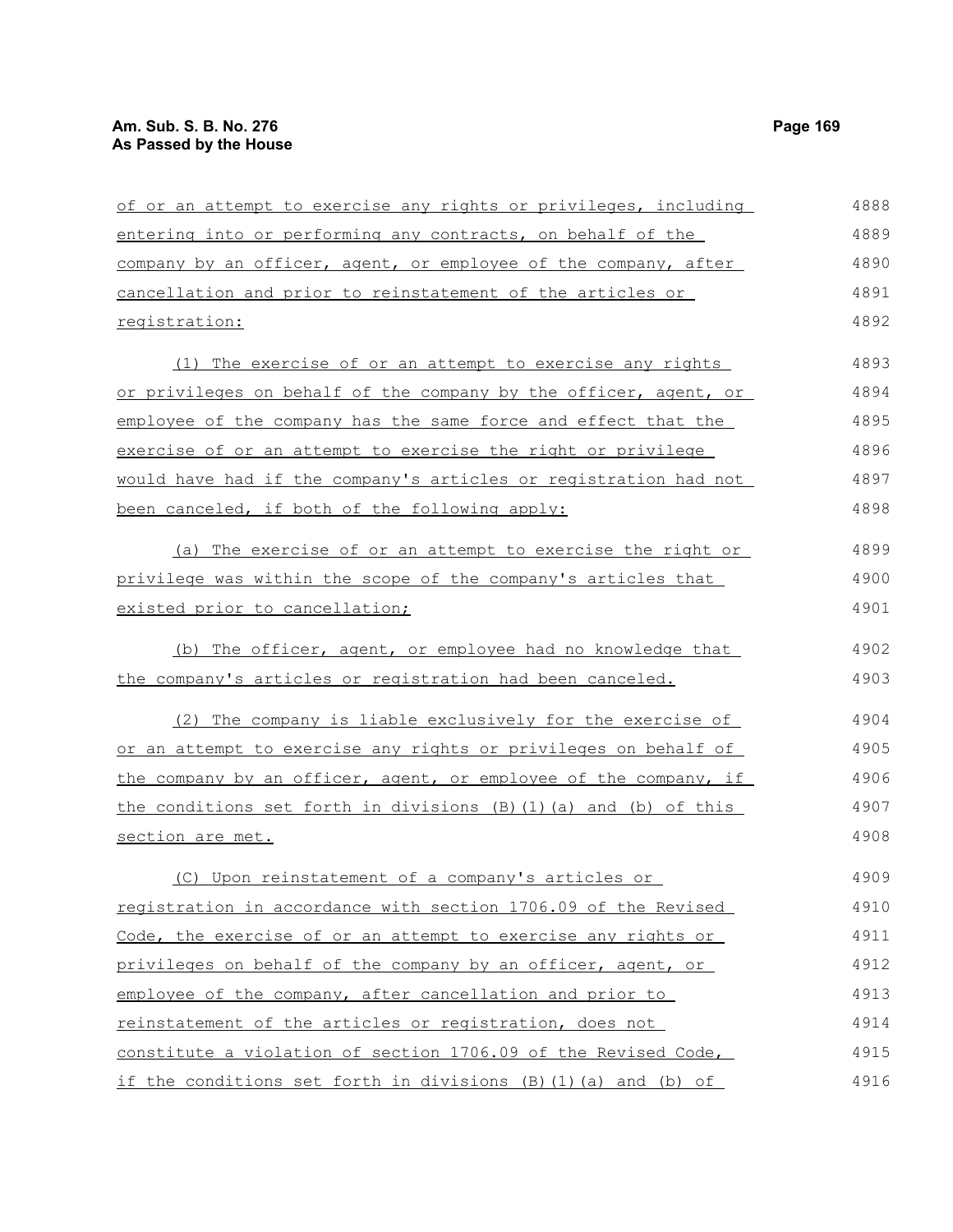of or an attempt to exercise any rights or privileges, including entering into or performing any contracts, on behalf of the company by an officer, agent, or employee of the company, after cancellation and prior to reinstatement of the articles or registration:

(1) The exercise of or an attempt to exercise any rights or privileges on behalf of the company by the officer, agent, or employee of the company has the same force and effect that the exercise of or an attempt to exercise the right or privilege would have had if the company's articles or registration had not been canceled, if both of the following apply:

(a) The exercise of or an attempt to exercise the right or privilege was within the scope of the company's articles that existed prior to cancellation;

(b) The officer, agent, or employee had no knowledge that the company's articles or registration had been canceled.

(2) The company is liable exclusively for the exercise of or an attempt to exercise any rights or privileges on behalf of the company by an officer, agent, or employee of the company, if the conditions set forth in divisions (B)(1)(a) and (b) of this section are met.

(C) Upon reinstatement of a company's articles or registration in accordance with section 1706.09 of the Revised Code, the exercise of or an attempt to exercise any rights or privileges on behalf of the company by an officer, agent, or employee of the company, after cancellation and prior to reinstatement of the articles or registration, does not constitute a violation of section 1706.09 of the Revised Code, if the conditions set forth in divisions (B)(1)(a) and (b) of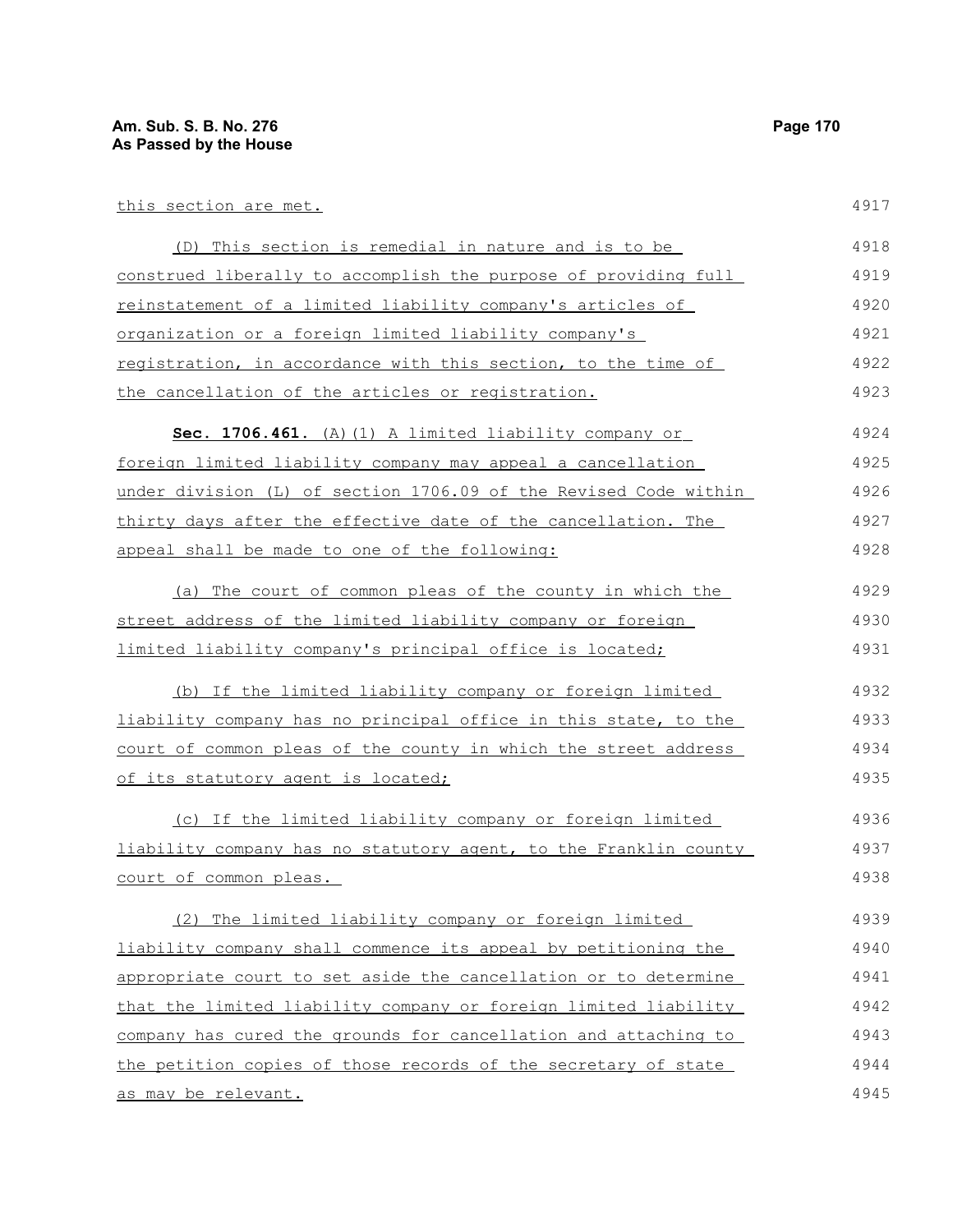this section are met.

(D) This section is remedial in nature and is to be construed liberally to accomplish the purpose of providing full reinstatement of a limited liability company's articles of organization or a foreign limited liability company's registration, in accordance with this section, to the time of the cancellation of the articles or registration.

**Sec. 1706.461.** (A)(1) A limited liability company or foreign limited liability company may appeal a cancellation under division (L) of section 1706.09 of the Revised Code within thirty days after the effective date of the cancellation. The appeal shall be made to one of the following:

(a) The court of common pleas of the county in which the street address of the limited liability company or foreign limited liability company's principal office is located;

(b) If the limited liability company or foreign limited liability company has no principal office in this state, to the court of common pleas of the county in which the street address of its statutory agent is located;

(c) If the limited liability company or foreign limited liability company has no statutory agent, to the Franklin county court of common pleas.

(2) The limited liability company or foreign limited liability company shall commence its appeal by petitioning the appropriate court to set aside the cancellation or to determine that the limited liability company or foreign limited liability company has cured the grounds for cancellation and attaching to the petition copies of those records of the secretary of state as may be relevant.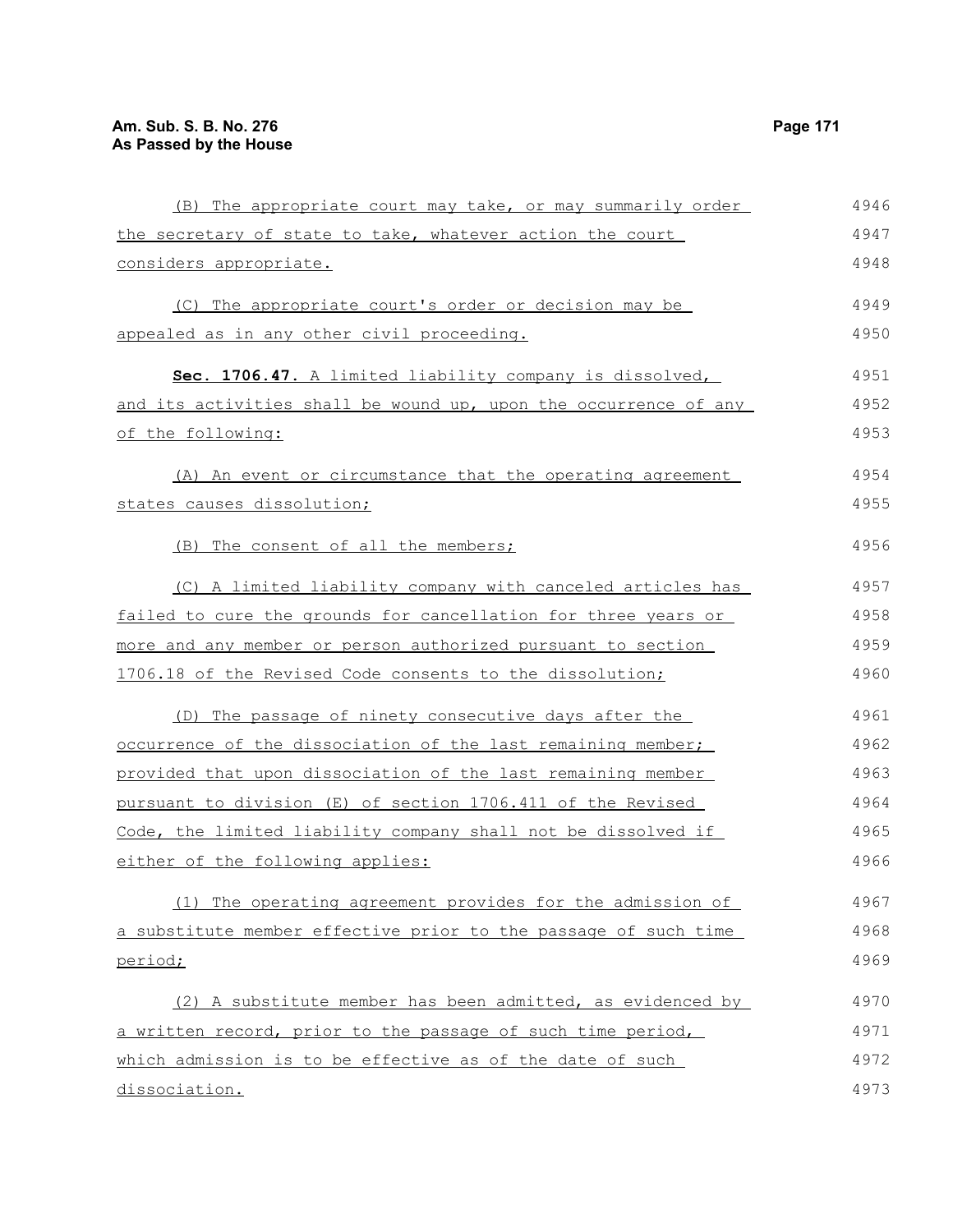(B) The appropriate court may take, or may summarily order the secretary of state to take, whatever action the court considers appropriate.

(C) The appropriate court's order or decision may be appealed as in any other civil proceeding.

**Sec. 1706.47.** A limited liability company is dissolved, and its activities shall be wound up, upon the occurrence of any of the following:

(A) An event or circumstance that the operating agreement states causes dissolution;

(B) The consent of all the members;

(C) A limited liability company with canceled articles has failed to cure the grounds for cancellation for three years or more and any member or person authorized pursuant to section 1706.18 of the Revised Code consents to the dissolution;

(D) The passage of ninety consecutive days after the occurrence of the dissociation of the last remaining member; provided that upon dissociation of the last remaining member pursuant to division (E) of section 1706.411 of the Revised Code, the limited liability company shall not be dissolved if either of the following applies:

(1) The operating agreement provides for the admission of a substitute member effective prior to the passage of such time period;

(2) A substitute member has been admitted, as evidenced by a written record, prior to the passage of such time period, which admission is to be effective as of the date of such dissociation.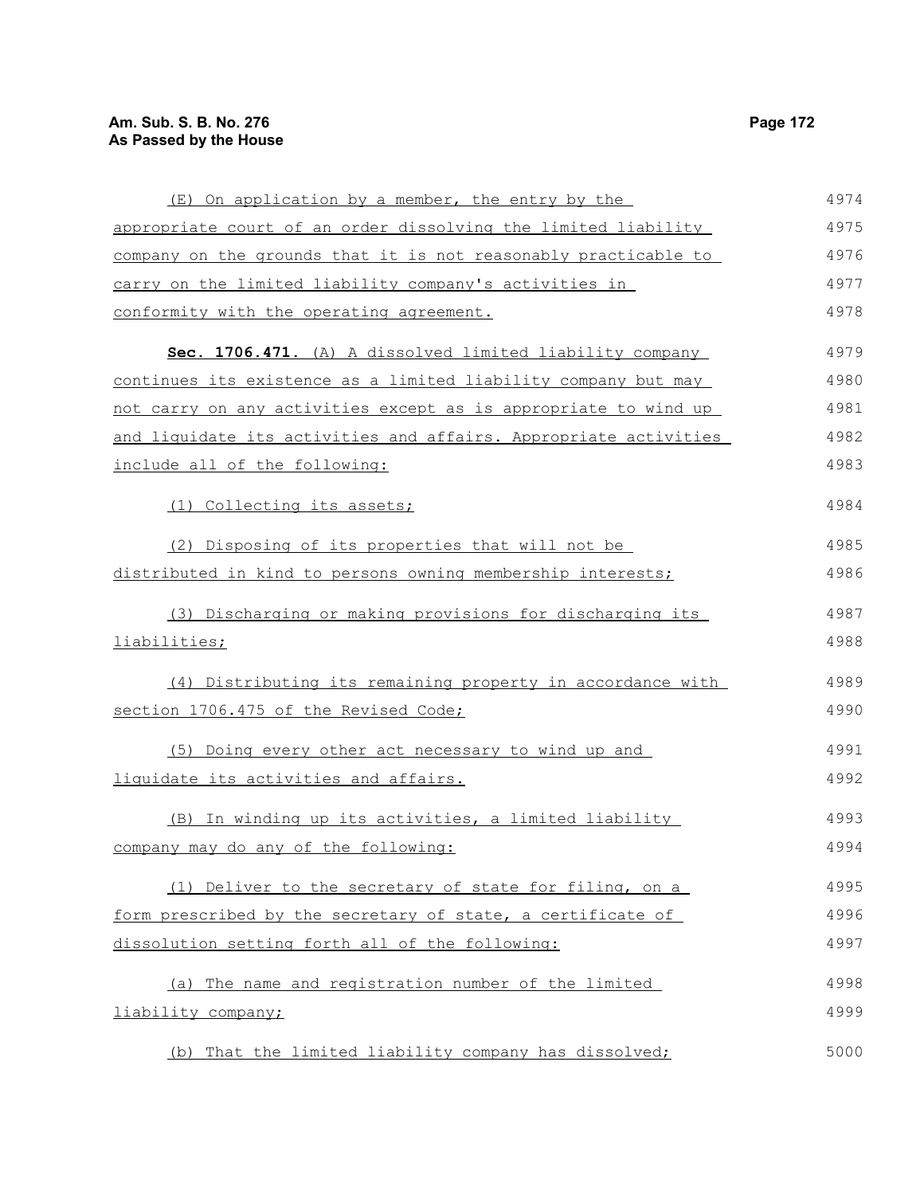(E) On application by a member, the entry by the appropriate court of an order dissolving the limited liability company on the grounds that it is not reasonably practicable to carry on the limited liability company's activities in conformity with the operating agreement.

**Sec. 1706.471.** (A) A dissolved limited liability company continues its existence as a limited liability company but may not carry on any activities except as is appropriate to wind up and liquidate its activities and affairs. Appropriate activities include all of the following:

(1) Collecting its assets;

(2) Disposing of its properties that will not be distributed in kind to persons owning membership interests;

(3) Discharging or making provisions for discharging its liabilities;

(4) Distributing its remaining property in accordance with section 1706.475 of the Revised Code;

(5) Doing every other act necessary to wind up and liquidate its activities and affairs.

(B) In winding up its activities, a limited liability company may do any of the following:

(1) Deliver to the secretary of state for filing, on a form prescribed by the secretary of state, a certificate of dissolution setting forth all of the following:

(a) The name and registration number of the limited liability company;

(b) That the limited liability company has dissolved;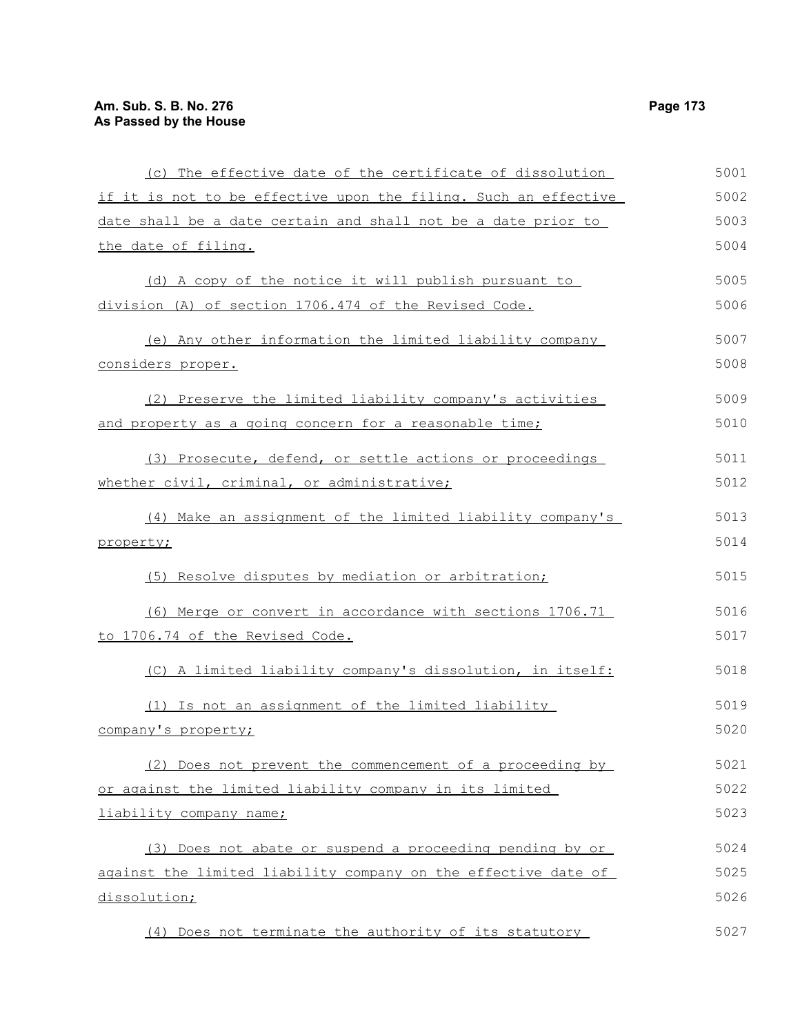(c) The effective date of the certificate of dissolution if it is not to be effective upon the filing. Such an effective date shall be a date certain and shall not be a date prior to the date of filing.

(d) A copy of the notice it will publish pursuant to division (A) of section 1706.474 of the Revised Code.

(e) Any other information the limited liability company considers proper.

(2) Preserve the limited liability company's activities and property as a going concern for a reasonable time;

(3) Prosecute, defend, or settle actions or proceedings whether civil, criminal, or administrative;

(4) Make an assignment of the limited liability company's property;

(5) Resolve disputes by mediation or arbitration;

(6) Merge or convert in accordance with sections 1706.71 to 1706.74 of the Revised Code.

(C) A limited liability company's dissolution, in itself:

(1) Is not an assignment of the limited liability company's property;

(2) Does not prevent the commencement of a proceeding by or against the limited liability company in its limited liability company name;

(3) Does not abate or suspend a proceeding pending by or against the limited liability company on the effective date of dissolution;

(4) Does not terminate the authority of its statutory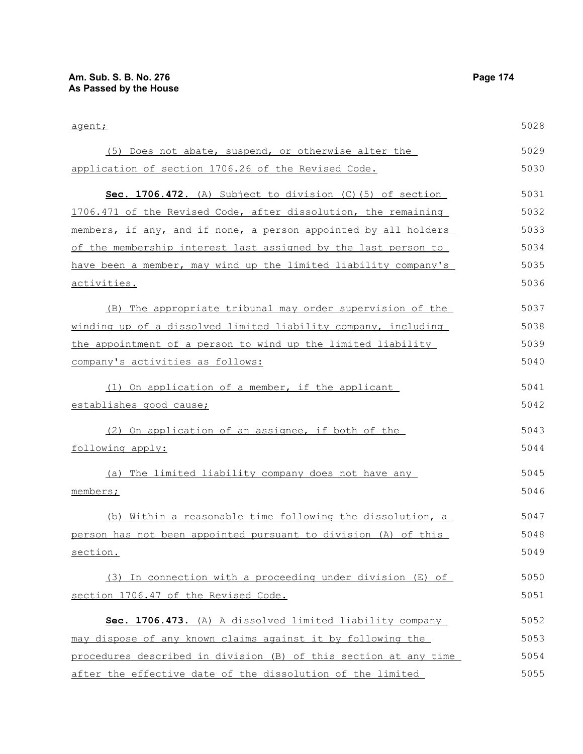agent;

(5) Does not abate, suspend, or otherwise alter the application of section 1706.26 of the Revised Code.

**Sec. 1706.472.** (A) Subject to division (C)(5) of section 1706.471 of the Revised Code, after dissolution, the remaining members, if any, and if none, a person appointed by all holders of the membership interest last assigned by the last person to have been a member, may wind up the limited liability company's activities.

(B) The appropriate tribunal may order supervision of the winding up of a dissolved limited liability company, including the appointment of a person to wind up the limited liability company's activities as follows:

(1) On application of a member, if the applicant establishes good cause;

(2) On application of an assignee, if both of the following apply:

(a) The limited liability company does not have any members;

(b) Within a reasonable time following the dissolution, a person has not been appointed pursuant to division (A) of this section.

(3) In connection with a proceeding under division (E) of section 1706.47 of the Revised Code.

**Sec. 1706.473.** (A) A dissolved limited liability company may dispose of any known claims against it by following the procedures described in division (B) of this section at any time after the effective date of the dissolution of the limited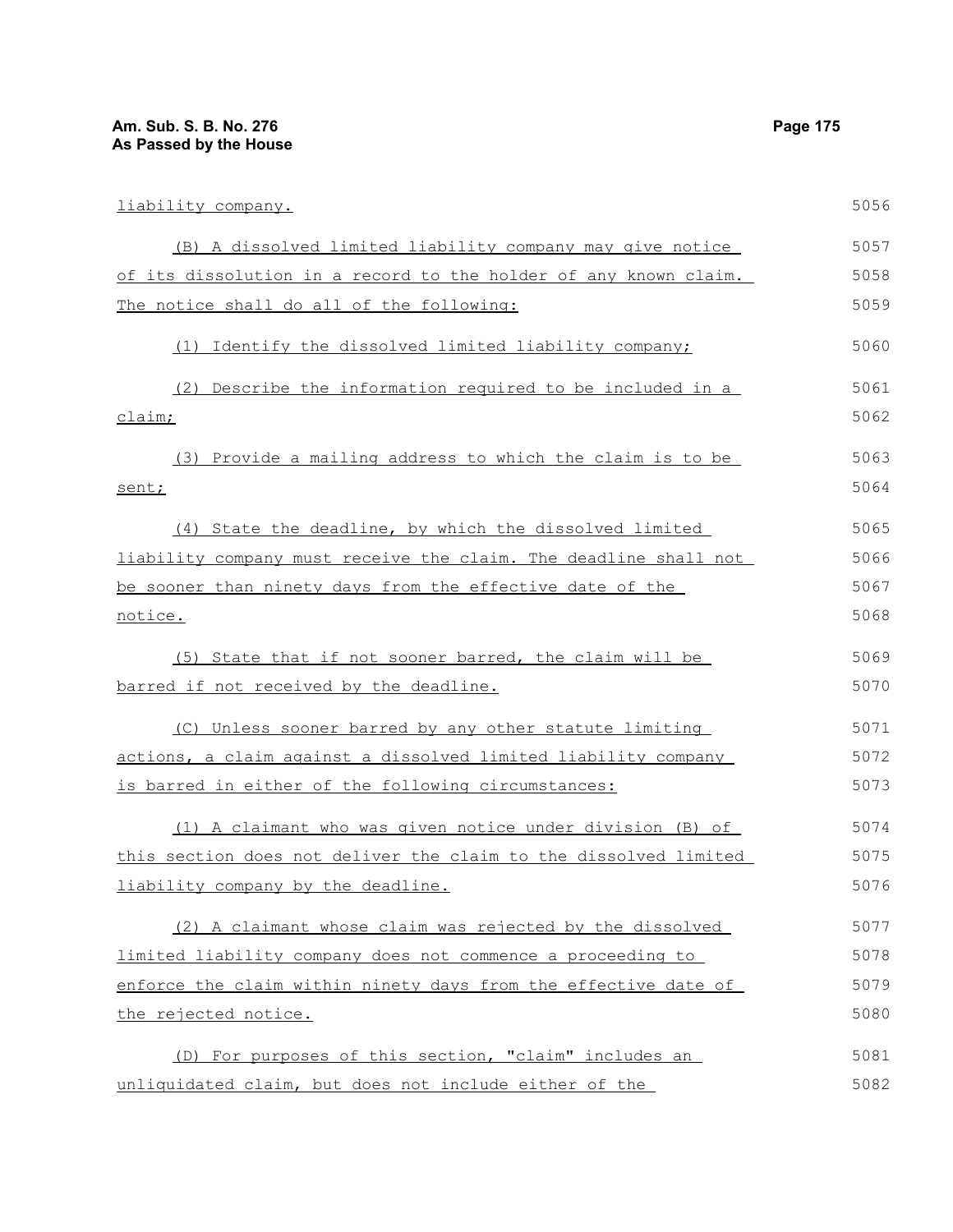liability company.

(B) A dissolved limited liability company may give notice of its dissolution in a record to the holder of any known claim. The notice shall do all of the following:

(1) Identify the dissolved limited liability company;

(2) Describe the information required to be included in a claim;

(3) Provide a mailing address to which the claim is to be sent;

(4) State the deadline, by which the dissolved limited liability company must receive the claim. The deadline shall not be sooner than ninety days from the effective date of the notice.

(5) State that if not sooner barred, the claim will be barred if not received by the deadline.

(C) Unless sooner barred by any other statute limiting actions, a claim against a dissolved limited liability company is barred in either of the following circumstances:

(1) A claimant who was given notice under division (B) of this section does not deliver the claim to the dissolved limited liability company by the deadline.

(2) A claimant whose claim was rejected by the dissolved limited liability company does not commence a proceeding to enforce the claim within ninety days from the effective date of the rejected notice.

(D) For purposes of this section, "claim" includes an unliquidated claim, but does not include either of the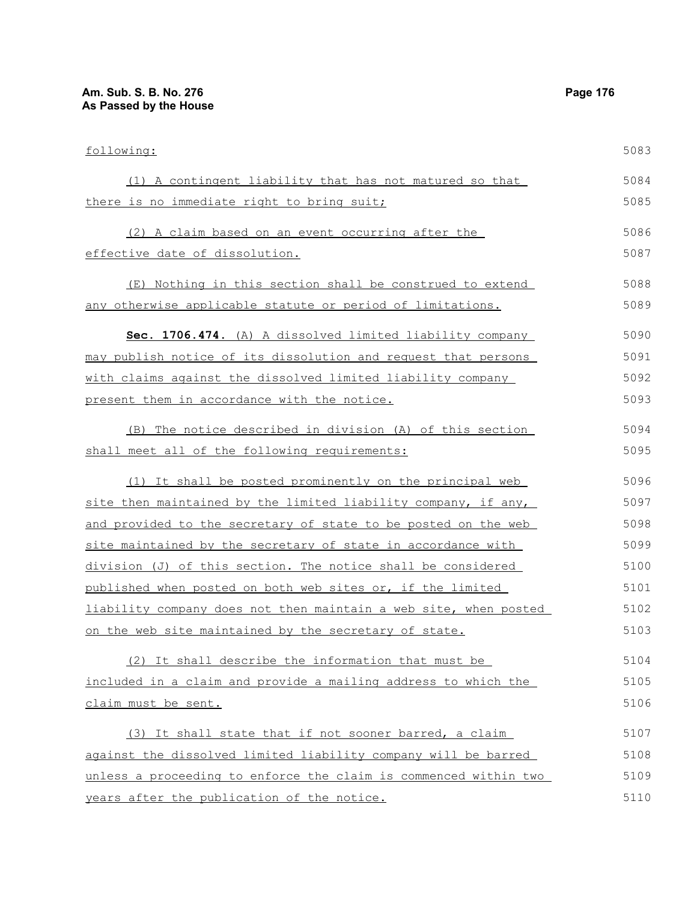following:

(1) A contingent liability that has not matured so that there is no immediate right to bring suit;

(2) A claim based on an event occurring after the effective date of dissolution.

(E) Nothing in this section shall be construed to extend any otherwise applicable statute or period of limitations.

**Sec. 1706.474.** (A) A dissolved limited liability company may publish notice of its dissolution and request that persons with claims against the dissolved limited liability company present them in accordance with the notice.

(B) The notice described in division (A) of this section shall meet all of the following requirements:

(1) It shall be posted prominently on the principal web site then maintained by the limited liability company, if any, and provided to the secretary of state to be posted on the web site maintained by the secretary of state in accordance with division (J) of this section. The notice shall be considered published when posted on both web sites or, if the limited liability company does not then maintain a web site, when posted on the web site maintained by the secretary of state.

(2) It shall describe the information that must be included in a claim and provide a mailing address to which the claim must be sent.

(3) It shall state that if not sooner barred, a claim against the dissolved limited liability company will be barred unless a proceeding to enforce the claim is commenced within two years after the publication of the notice.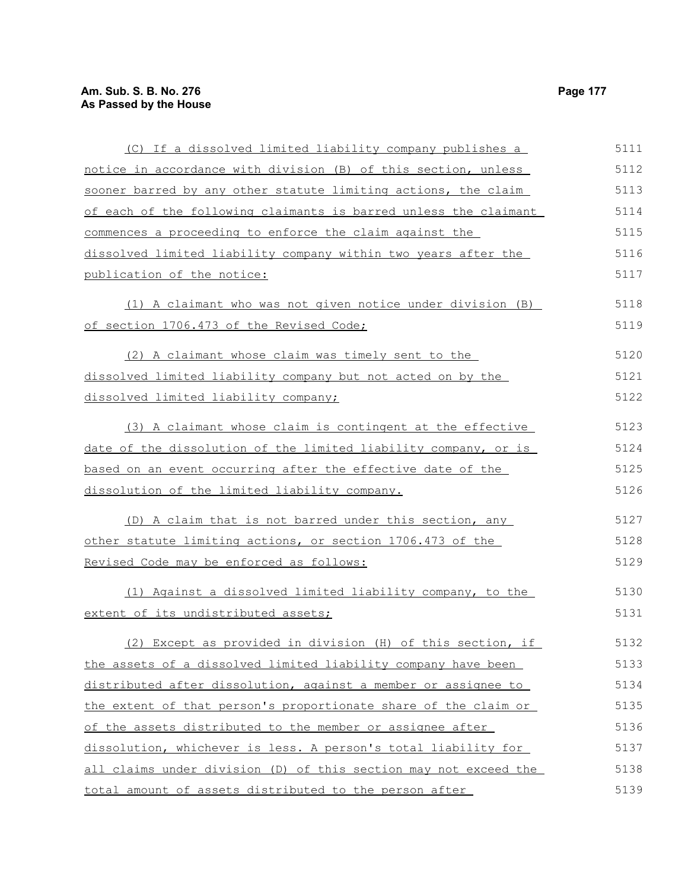(C) If a dissolved limited liability company publishes a notice in accordance with division (B) of this section, unless sooner barred by any other statute limiting actions, the claim of each of the following claimants is barred unless the claimant commences a proceeding to enforce the claim against the dissolved limited liability company within two years after the publication of the notice:

(1) A claimant who was not given notice under division (B) of section 1706.473 of the Revised Code;

(2) A claimant whose claim was timely sent to the dissolved limited liability company but not acted on by the dissolved limited liability company;

(3) A claimant whose claim is contingent at the effective date of the dissolution of the limited liability company, or is based on an event occurring after the effective date of the dissolution of the limited liability company.

(D) A claim that is not barred under this section, any other statute limiting actions, or section 1706.473 of the Revised Code may be enforced as follows:

(1) Against a dissolved limited liability company, to the extent of its undistributed assets;

(2) Except as provided in division (H) of this section, if the assets of a dissolved limited liability company have been distributed after dissolution, against a member or assignee to the extent of that person's proportionate share of the claim or of the assets distributed to the member or assignee after dissolution, whichever is less. A person's total liability for all claims under division (D) of this section may not exceed the total amount of assets distributed to the person after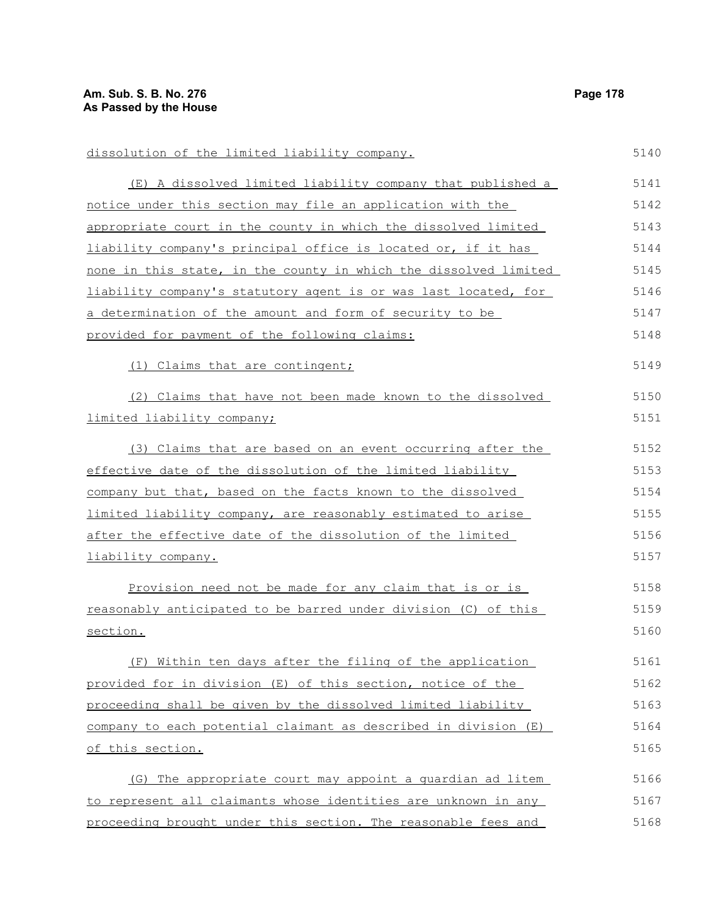dissolution of the limited liability company.

(E) A dissolved limited liability company that published a notice under this section may file an application with the appropriate court in the county in which the dissolved limited liability company's principal office is located or, if it has none in this state, in the county in which the dissolved limited liability company's statutory agent is or was last located, for a determination of the amount and form of security to be provided for payment of the following claims:

(1) Claims that are contingent;

(2) Claims that have not been made known to the dissolved limited liability company;

(3) Claims that are based on an event occurring after the effective date of the dissolution of the limited liability company but that, based on the facts known to the dissolved limited liability company, are reasonably estimated to arise after the effective date of the dissolution of the limited liability company.

Provision need not be made for any claim that is or is reasonably anticipated to be barred under division (C) of this section.

(F) Within ten days after the filing of the application provided for in division (E) of this section, notice of the proceeding shall be given by the dissolved limited liability company to each potential claimant as described in division (E) of this section.

(G) The appropriate court may appoint a guardian ad litem to represent all claimants whose identities are unknown in any proceeding brought under this section. The reasonable fees and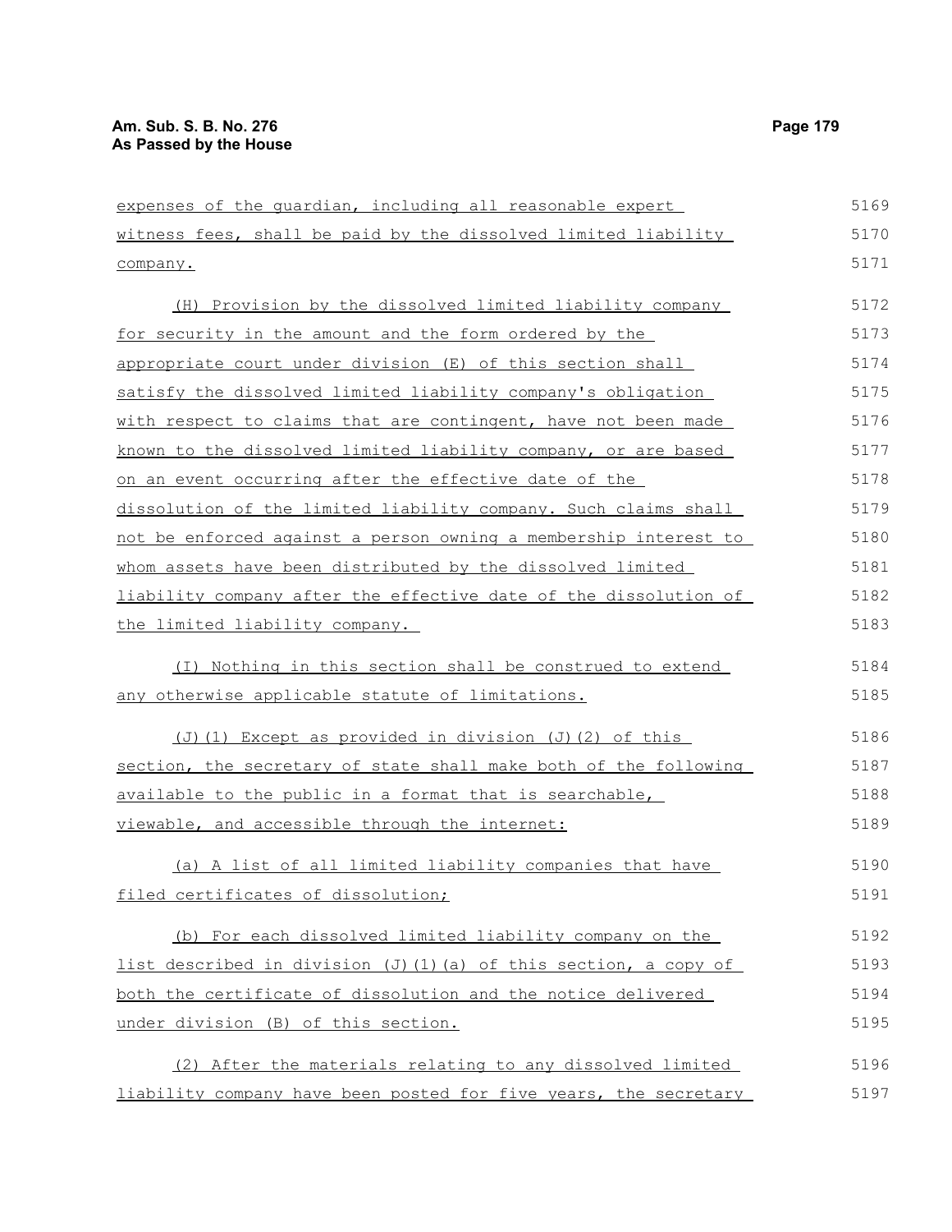expenses of the guardian, including all reasonable expert witness fees, shall be paid by the dissolved limited liability company.

(H) Provision by the dissolved limited liability company for security in the amount and the form ordered by the appropriate court under division (E) of this section shall satisfy the dissolved limited liability company's obligation with respect to claims that are contingent, have not been made known to the dissolved limited liability company, or are based on an event occurring after the effective date of the dissolution of the limited liability company. Such claims shall not be enforced against a person owning a membership interest to whom assets have been distributed by the dissolved limited liability company after the effective date of the dissolution of the limited liability company.

(I) Nothing in this section shall be construed to extend any otherwise applicable statute of limitations.

(J)(1) Except as provided in division (J)(2) of this section, the secretary of state shall make both of the following available to the public in a format that is searchable, viewable, and accessible through the internet:

(a) A list of all limited liability companies that have filed certificates of dissolution;

(b) For each dissolved limited liability company on the list described in division (J)(1)(a) of this section, a copy of both the certificate of dissolution and the notice delivered under division (B) of this section.

(2) After the materials relating to any dissolved limited liability company have been posted for five years, the secretary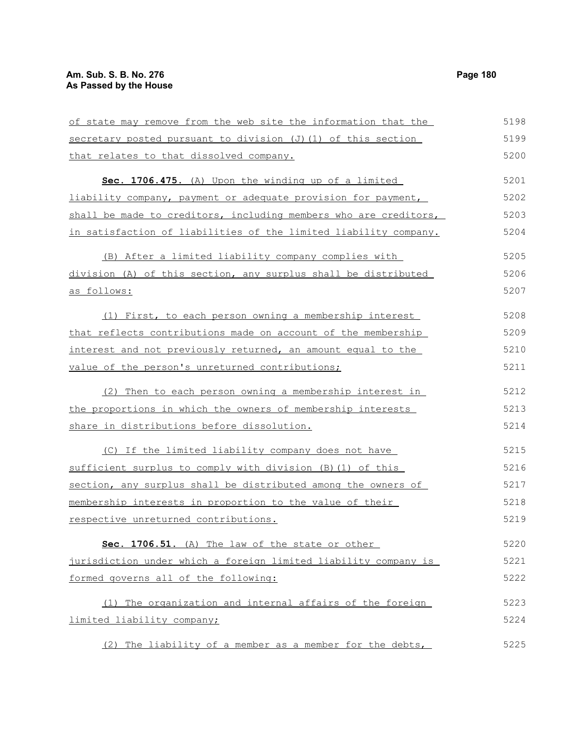of state may remove from the web site the information that the secretary posted pursuant to division (J)(1) of this section that relates to that dissolved company.

**Sec. 1706.475.** (A) Upon the winding up of a limited liability company, payment or adequate provision for payment, shall be made to creditors, including members who are creditors, in satisfaction of liabilities of the limited liability company.

(B) After a limited liability company complies with division (A) of this section, any surplus shall be distributed as follows:

(1) First, to each person owning a membership interest that reflects contributions made on account of the membership interest and not previously returned, an amount equal to the value of the person's unreturned contributions;

(2) Then to each person owning a membership interest in the proportions in which the owners of membership interests share in distributions before dissolution.

(C) If the limited liability company does not have sufficient surplus to comply with division (B)(1) of this section, any surplus shall be distributed among the owners of membership interests in proportion to the value of their respective unreturned contributions.

**Sec. 1706.51.** (A) The law of the state or other jurisdiction under which a foreign limited liability company is formed governs all of the following:

(1) The organization and internal affairs of the foreign limited liability company;

(2) The liability of a member as a member for the debts,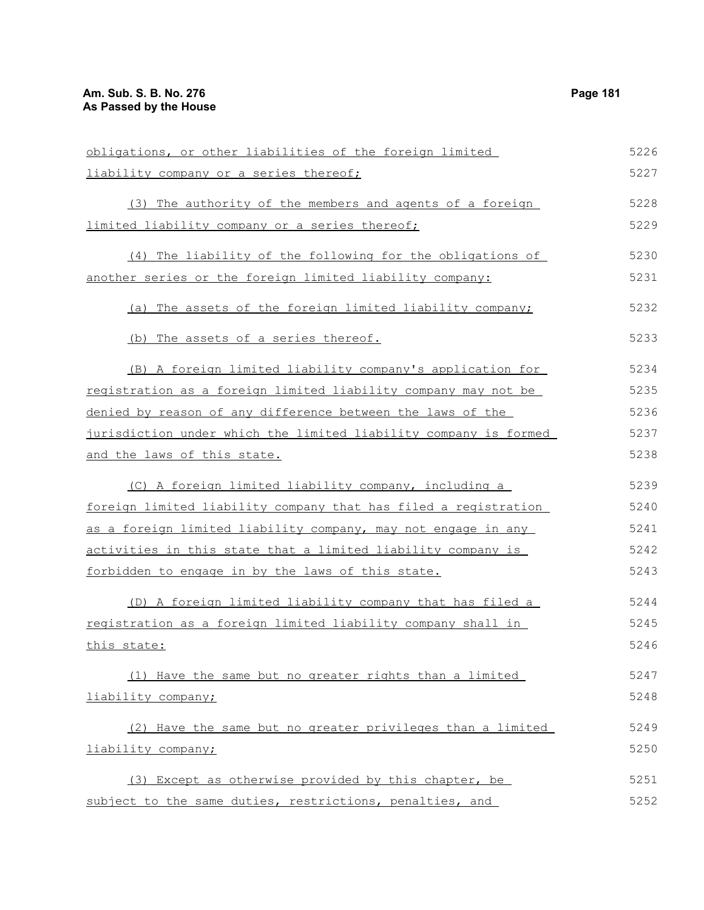obligations, or other liabilities of the foreign limited liability company or a series thereof;

(3) The authority of the members and agents of a foreign limited liability company or a series thereof;

(4) The liability of the following for the obligations of another series or the foreign limited liability company:

(a) The assets of the foreign limited liability company;

(b) The assets of a series thereof.

(B) A foreign limited liability company's application for registration as a foreign limited liability company may not be denied by reason of any difference between the laws of the jurisdiction under which the limited liability company is formed and the laws of this state.

(C) A foreign limited liability company, including a foreign limited liability company that has filed a registration as a foreign limited liability company, may not engage in any activities in this state that a limited liability company is forbidden to engage in by the laws of this state.

(D) A foreign limited liability company that has filed a registration as a foreign limited liability company shall in this state:

(1) Have the same but no greater rights than a limited liability company;

(2) Have the same but no greater privileges than a limited liability company;

(3) Except as otherwise provided by this chapter, be subject to the same duties, restrictions, penalties, and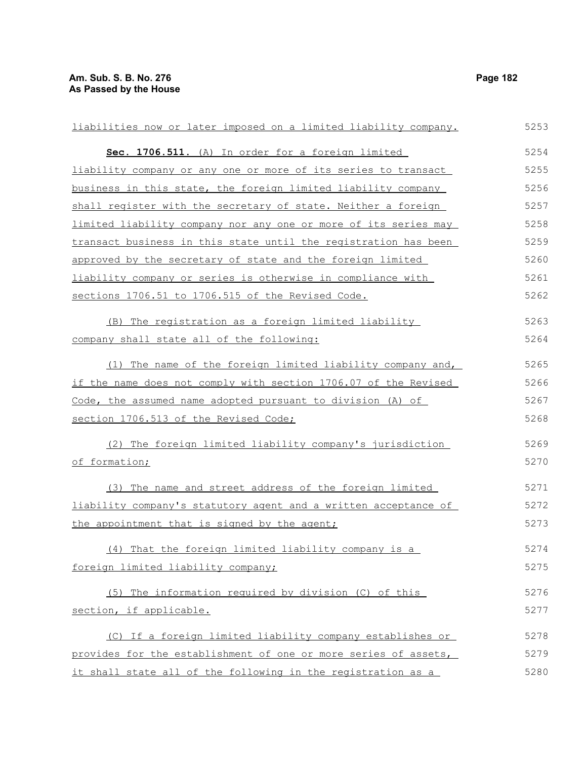liabilities now or later imposed on a limited liability company.

**Sec. 1706.511.** (A) In order for a foreign limited liability company or any one or more of its series to transact business in this state, the foreign limited liability company shall register with the secretary of state. Neither a foreign limited liability company nor any one or more of its series may transact business in this state until the registration has been approved by the secretary of state and the foreign limited liability company or series is otherwise in compliance with sections 1706.51 to 1706.515 of the Revised Code.

(B) The registration as a foreign limited liability company shall state all of the following:

(1) The name of the foreign limited liability company and, if the name does not comply with section 1706.07 of the Revised Code, the assumed name adopted pursuant to division (A) of section 1706.513 of the Revised Code;

(2) The foreign limited liability company's jurisdiction of formation;

(3) The name and street address of the foreign limited liability company's statutory agent and a written acceptance of the appointment that is signed by the agent;

(4) That the foreign limited liability company is a foreign limited liability company;

(5) The information required by division (C) of this section, if applicable.

(C) If a foreign limited liability company establishes or provides for the establishment of one or more series of assets, it shall state all of the following in the registration as a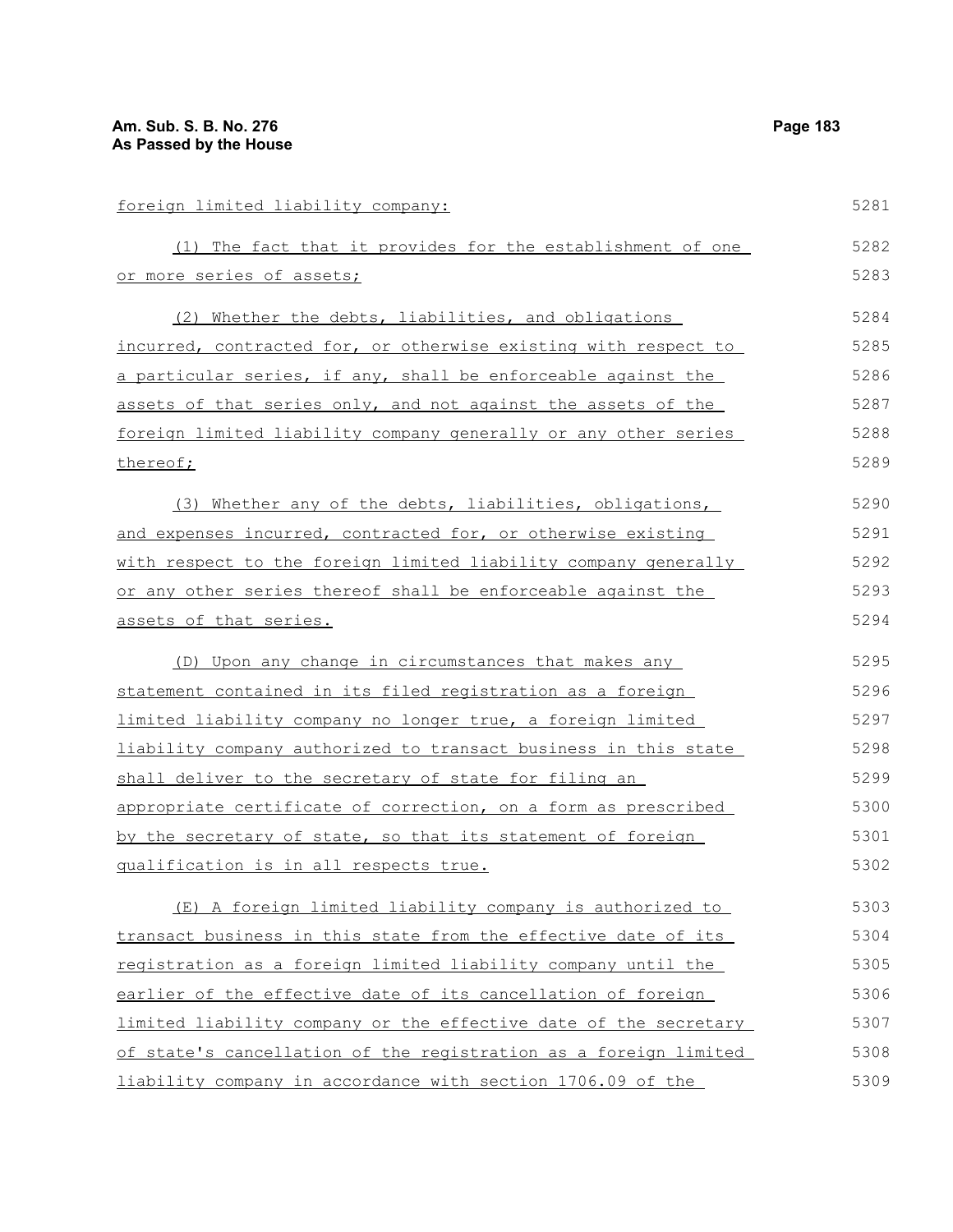foreign limited liability company:

(1) The fact that it provides for the establishment of one or more series of assets;

(2) Whether the debts, liabilities, and obligations incurred, contracted for, or otherwise existing with respect to a particular series, if any, shall be enforceable against the assets of that series only, and not against the assets of the foreign limited liability company generally or any other series thereof;

(3) Whether any of the debts, liabilities, obligations, and expenses incurred, contracted for, or otherwise existing with respect to the foreign limited liability company generally or any other series thereof shall be enforceable against the assets of that series.

(D) Upon any change in circumstances that makes any statement contained in its filed registration as a foreign limited liability company no longer true, a foreign limited liability company authorized to transact business in this state shall deliver to the secretary of state for filing an appropriate certificate of correction, on a form as prescribed by the secretary of state, so that its statement of foreign qualification is in all respects true.

(E) A foreign limited liability company is authorized to transact business in this state from the effective date of its registration as a foreign limited liability company until the earlier of the effective date of its cancellation of foreign limited liability company or the effective date of the secretary of state's cancellation of the registration as a foreign limited liability company in accordance with section 1706.09 of the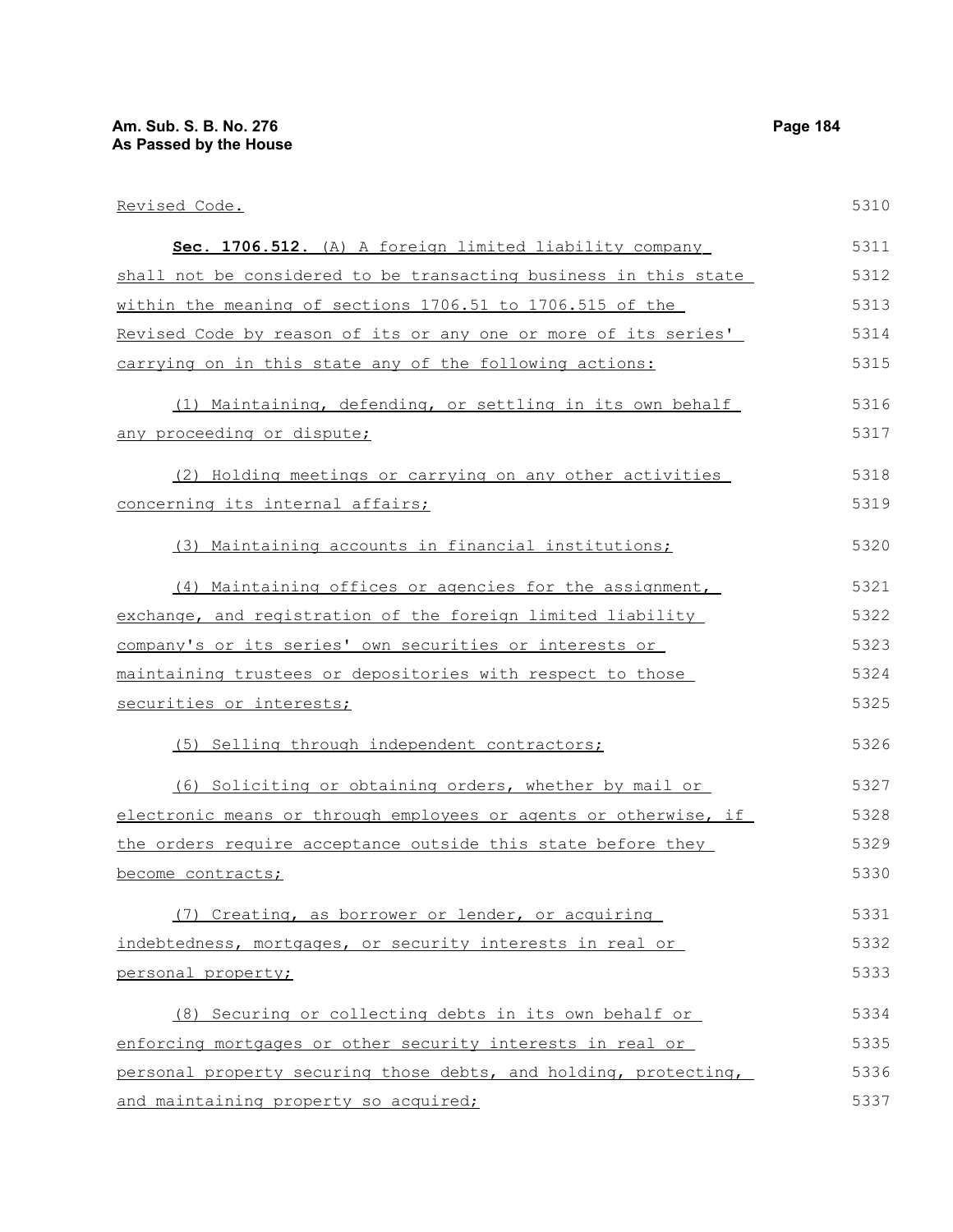Revised Code.

**Sec. 1706.512.** (A) A foreign limited liability company shall not be considered to be transacting business in this state within the meaning of sections 1706.51 to 1706.515 of the Revised Code by reason of its or any one or more of its series' carrying on in this state any of the following actions:

(1) Maintaining, defending, or settling in its own behalf any proceeding or dispute;

(2) Holding meetings or carrying on any other activities concerning its internal affairs;

(3) Maintaining accounts in financial institutions;

(4) Maintaining offices or agencies for the assignment, exchange, and registration of the foreign limited liability company's or its series' own securities or interests or maintaining trustees or depositories with respect to those securities or interests;

(5) Selling through independent contractors;

(6) Soliciting or obtaining orders, whether by mail or electronic means or through employees or agents or otherwise, if the orders require acceptance outside this state before they become contracts;

(7) Creating, as borrower or lender, or acquiring indebtedness, mortgages, or security interests in real or personal property;

(8) Securing or collecting debts in its own behalf or enforcing mortgages or other security interests in real or personal property securing those debts, and holding, protecting, and maintaining property so acquired;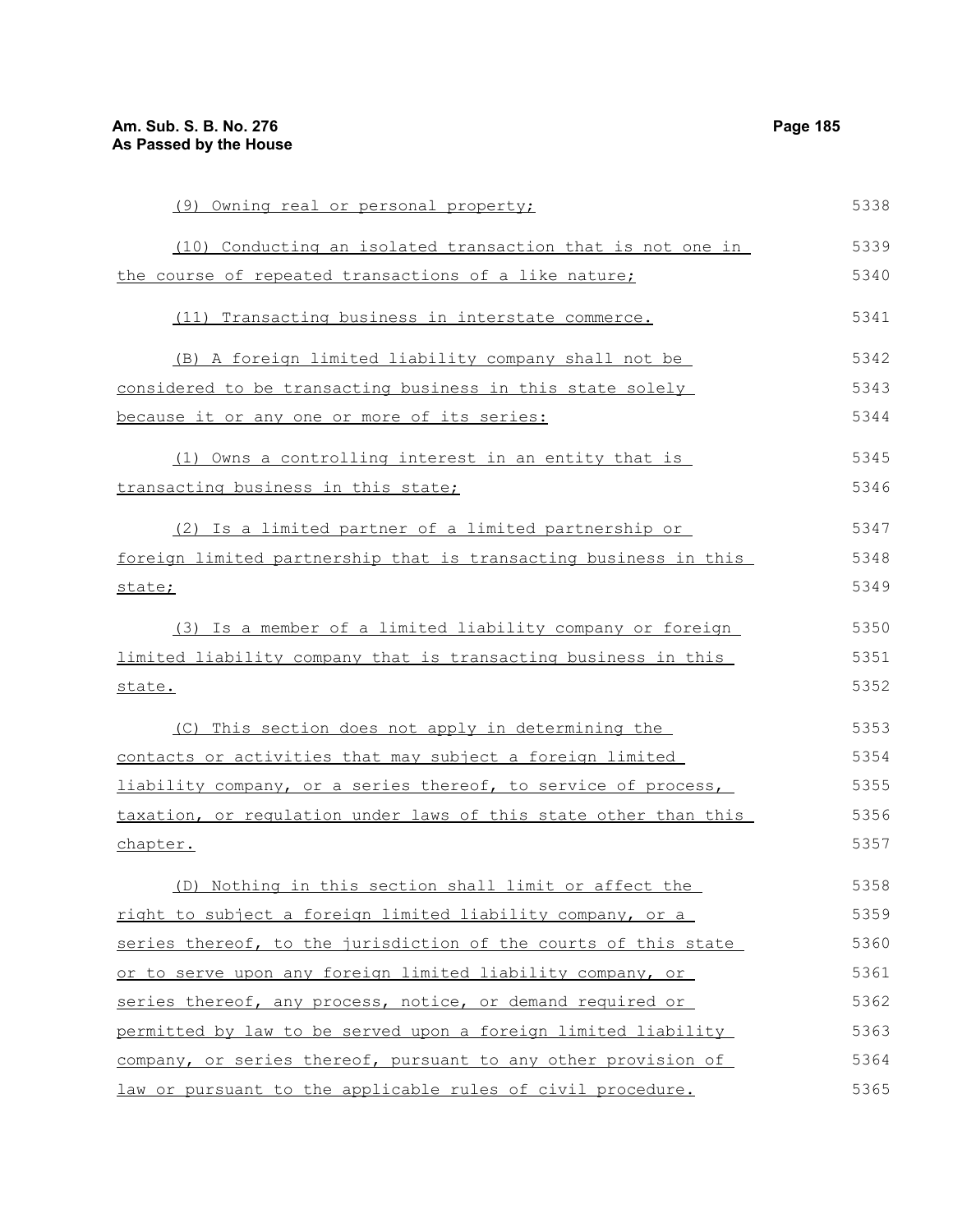(9) Owning real or personal property;

(10) Conducting an isolated transaction that is not one in the course of repeated transactions of a like nature;

(11) Transacting business in interstate commerce.

(B) A foreign limited liability company shall not be considered to be transacting business in this state solely because it or any one or more of its series:

(1) Owns a controlling interest in an entity that is transacting business in this state;

(2) Is a limited partner of a limited partnership or foreign limited partnership that is transacting business in this state;

(3) Is a member of a limited liability company or foreign limited liability company that is transacting business in this state.

(C) This section does not apply in determining the contacts or activities that may subject a foreign limited liability company, or a series thereof, to service of process, taxation, or regulation under laws of this state other than this chapter.

(D) Nothing in this section shall limit or affect the right to subject a foreign limited liability company, or a series thereof, to the jurisdiction of the courts of this state or to serve upon any foreign limited liability company, or series thereof, any process, notice, or demand required or permitted by law to be served upon a foreign limited liability company, or series thereof, pursuant to any other provision of law or pursuant to the applicable rules of civil procedure.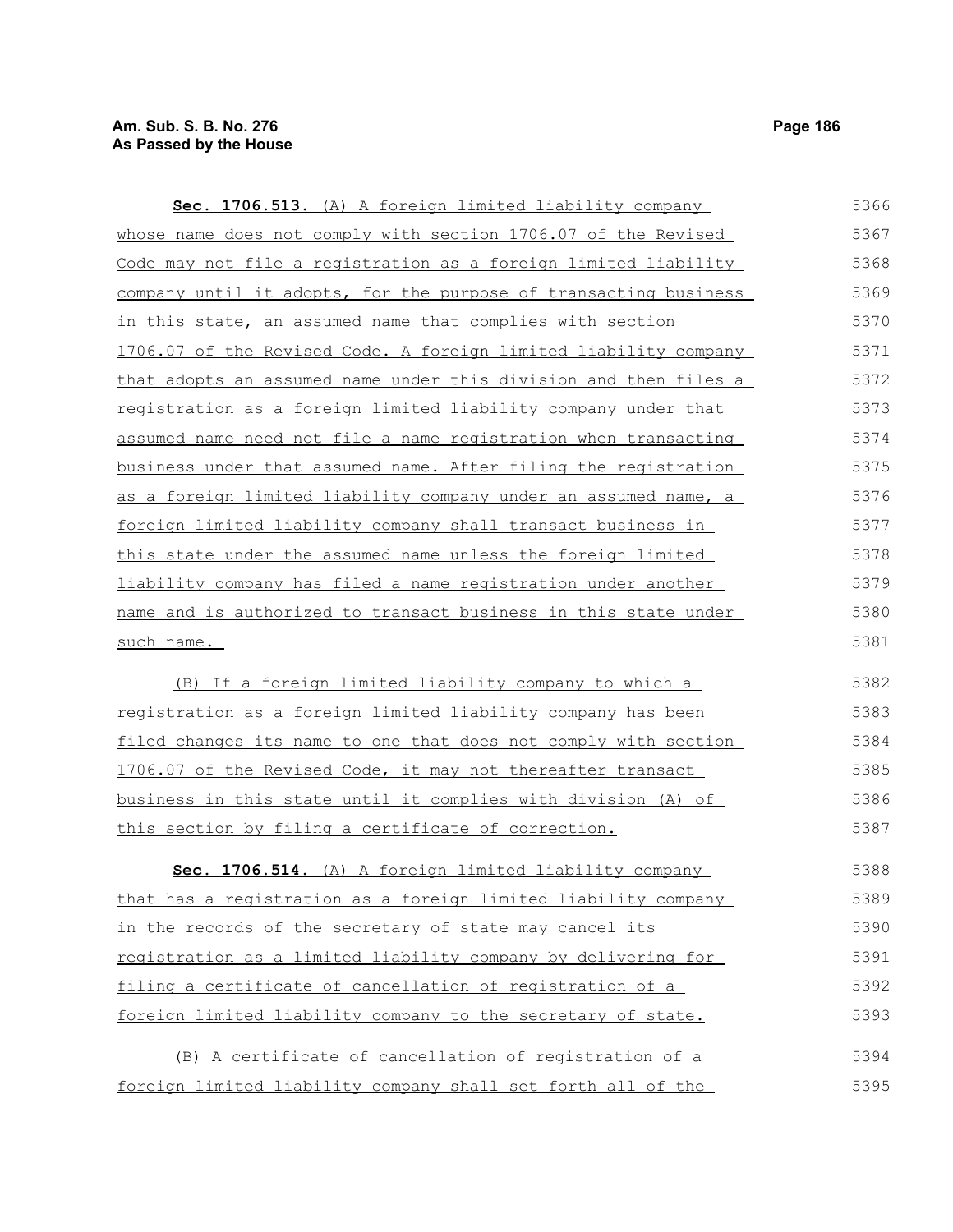**Sec. 1706.513.** (A) A foreign limited liability company whose name does not comply with section 1706.07 of the Revised Code may not file a registration as a foreign limited liability company until it adopts, for the purpose of transacting business in this state, an assumed name that complies with section 1706.07 of the Revised Code. A foreign limited liability company that adopts an assumed name under this division and then files a registration as a foreign limited liability company under that assumed name need not file a name registration when transacting business under that assumed name. After filing the registration as a foreign limited liability company under an assumed name, a foreign limited liability company shall transact business in this state under the assumed name unless the foreign limited liability company has filed a name registration under another name and is authorized to transact business in this state under such name.

(B) If a foreign limited liability company to which a registration as a foreign limited liability company has been filed changes its name to one that does not comply with section 1706.07 of the Revised Code, it may not thereafter transact business in this state until it complies with division (A) of this section by filing a certificate of correction.

**Sec. 1706.514.** (A) A foreign limited liability company that has a registration as a foreign limited liability company in the records of the secretary of state may cancel its registration as a limited liability company by delivering for filing a certificate of cancellation of registration of a foreign limited liability company to the secretary of state.

(B) A certificate of cancellation of registration of a foreign limited liability company shall set forth all of the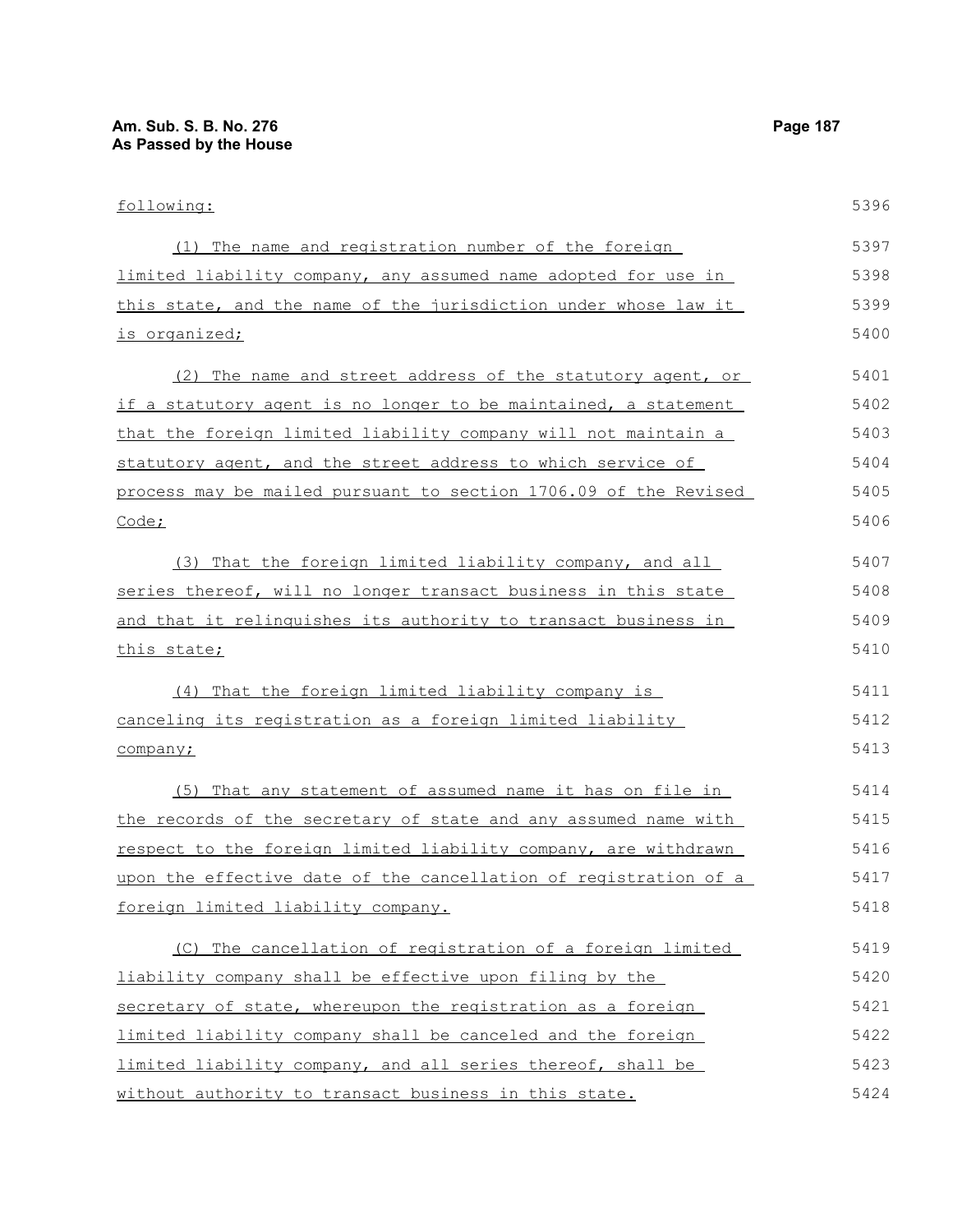following:

(1) The name and registration number of the foreign limited liability company, any assumed name adopted for use in this state, and the name of the jurisdiction under whose law it is organized;

(2) The name and street address of the statutory agent, or if a statutory agent is no longer to be maintained, a statement that the foreign limited liability company will not maintain a statutory agent, and the street address to which service of process may be mailed pursuant to section 1706.09 of the Revised Code;

(3) That the foreign limited liability company, and all series thereof, will no longer transact business in this state and that it relinquishes its authority to transact business in this state;

(4) That the foreign limited liability company is canceling its registration as a foreign limited liability company;

(5) That any statement of assumed name it has on file in the records of the secretary of state and any assumed name with respect to the foreign limited liability company, are withdrawn upon the effective date of the cancellation of registration of a foreign limited liability company.

(C) The cancellation of registration of a foreign limited liability company shall be effective upon filing by the secretary of state, whereupon the registration as a foreign limited liability company shall be canceled and the foreign limited liability company, and all series thereof, shall be without authority to transact business in this state.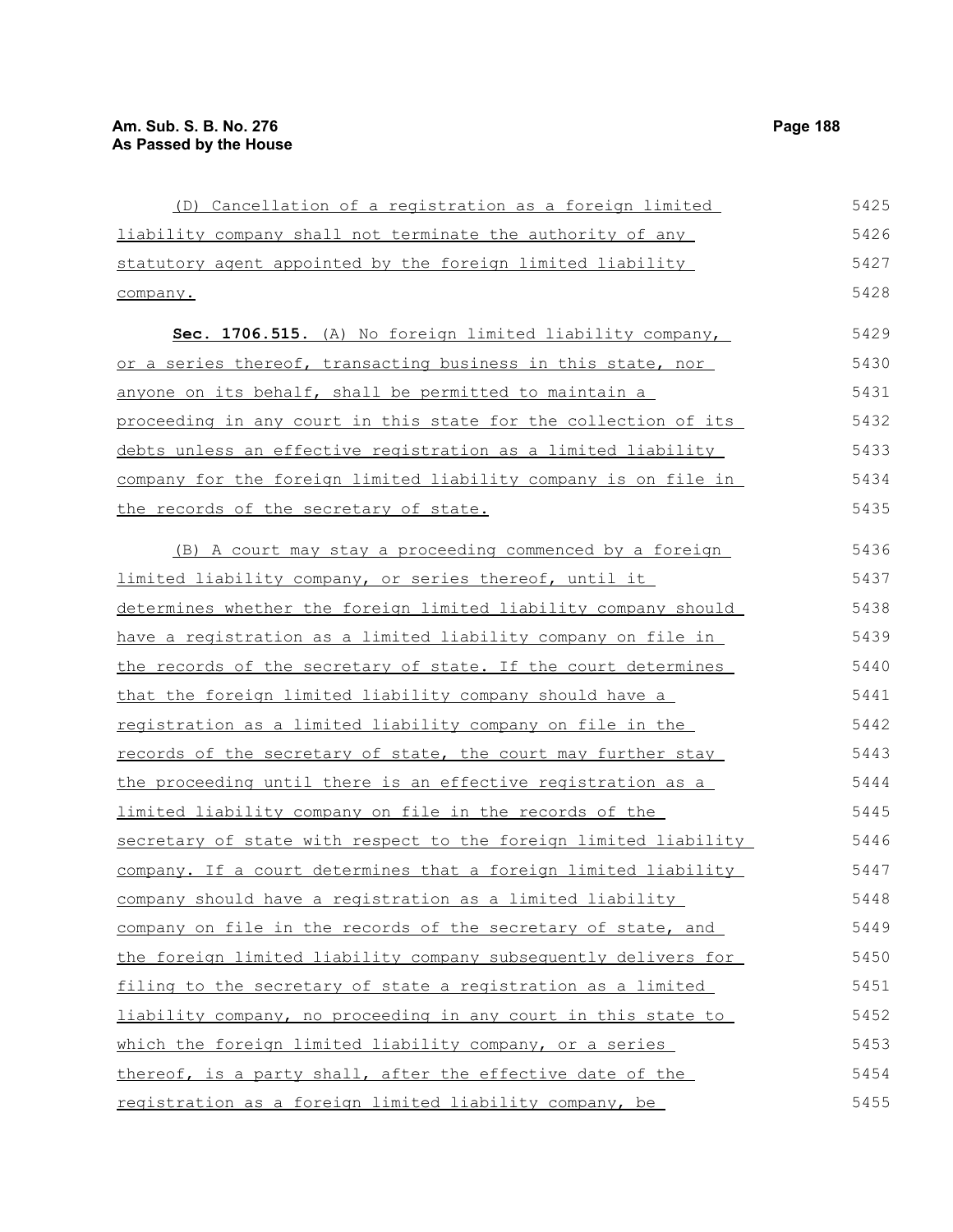(D) Cancellation of a registration as a foreign limited liability company shall not terminate the authority of any statutory agent appointed by the foreign limited liability company.

**Sec. 1706.515.** (A) No foreign limited liability company, or a series thereof, transacting business in this state, nor anyone on its behalf, shall be permitted to maintain a proceeding in any court in this state for the collection of its debts unless an effective registration as a limited liability company for the foreign limited liability company is on file in the records of the secretary of state.

(B) A court may stay a proceeding commenced by a foreign limited liability company, or series thereof, until it determines whether the foreign limited liability company should have a registration as a limited liability company on file in the records of the secretary of state. If the court determines that the foreign limited liability company should have a registration as a limited liability company on file in the records of the secretary of state, the court may further stay the proceeding until there is an effective registration as a limited liability company on file in the records of the secretary of state with respect to the foreign limited liability company. If a court determines that a foreign limited liability company should have a registration as a limited liability company on file in the records of the secretary of state, and the foreign limited liability company subsequently delivers for filing to the secretary of state a registration as a limited liability company, no proceeding in any court in this state to which the foreign limited liability company, or a series thereof, is a party shall, after the effective date of the registration as a foreign limited liability company, be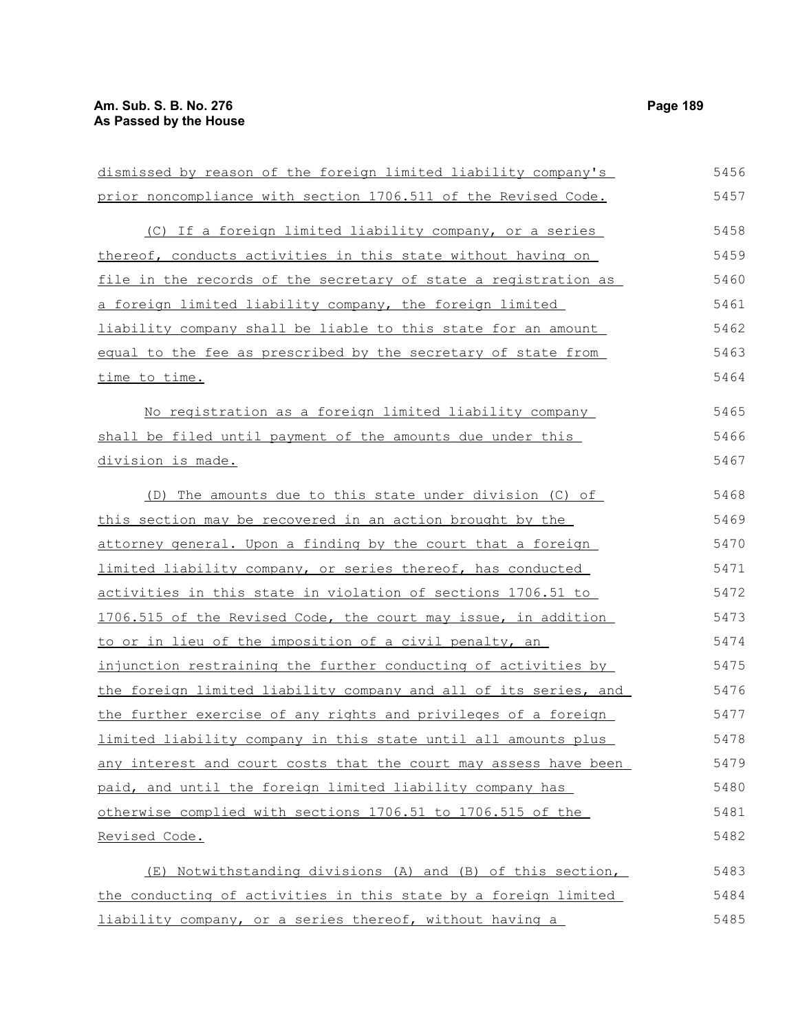dismissed by reason of the foreign limited liability company's prior noncompliance with section 1706.511 of the Revised Code.

(C) If a foreign limited liability company, or a series thereof, conducts activities in this state without having on file in the records of the secretary of state a registration as a foreign limited liability company, the foreign limited liability company shall be liable to this state for an amount equal to the fee as prescribed by the secretary of state from time to time.

No registration as a foreign limited liability company shall be filed until payment of the amounts due under this division is made.

(D) The amounts due to this state under division (C) of this section may be recovered in an action brought by the attorney general. Upon a finding by the court that a foreign limited liability company, or series thereof, has conducted activities in this state in violation of sections 1706.51 to 1706.515 of the Revised Code, the court may issue, in addition to or in lieu of the imposition of a civil penalty, an injunction restraining the further conducting of activities by the foreign limited liability company and all of its series, and the further exercise of any rights and privileges of a foreign limited liability company in this state until all amounts plus any interest and court costs that the court may assess have been paid, and until the foreign limited liability company has otherwise complied with sections 1706.51 to 1706.515 of the Revised Code.

(E) Notwithstanding divisions (A) and (B) of this section, the conducting of activities in this state by a foreign limited liability company, or a series thereof, without having a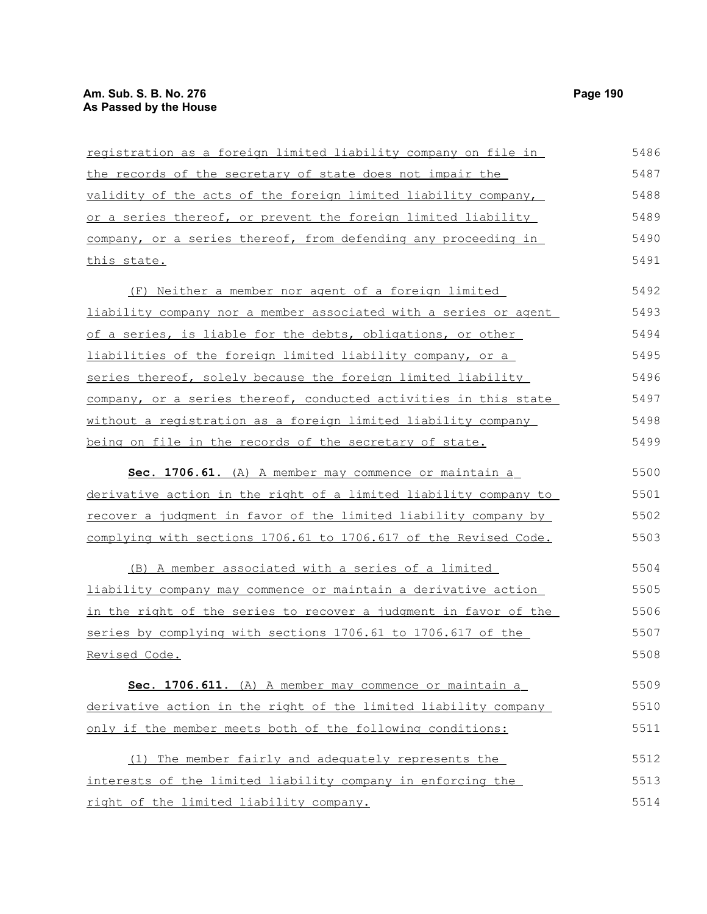registration as a foreign limited liability company on file in the records of the secretary of state does not impair the validity of the acts of the foreign limited liability company, or a series thereof, or prevent the foreign limited liability company, or a series thereof, from defending any proceeding in this state.

(F) Neither a member nor agent of a foreign limited liability company nor a member associated with a series or agent of a series, is liable for the debts, obligations, or other liabilities of the foreign limited liability company, or a series thereof, solely because the foreign limited liability company, or a series thereof, conducted activities in this state without a registration as a foreign limited liability company being on file in the records of the secretary of state.

**Sec. 1706.61.** (A) A member may commence or maintain a derivative action in the right of a limited liability company to recover a judgment in favor of the limited liability company by complying with sections 1706.61 to 1706.617 of the Revised Code.

(B) A member associated with a series of a limited liability company may commence or maintain a derivative action in the right of the series to recover a judgment in favor of the series by complying with sections 1706.61 to 1706.617 of the Revised Code.

**Sec. 1706.611.** (A) A member may commence or maintain a derivative action in the right of the limited liability company only if the member meets both of the following conditions:

(1) The member fairly and adequately represents the interests of the limited liability company in enforcing the right of the limited liability company.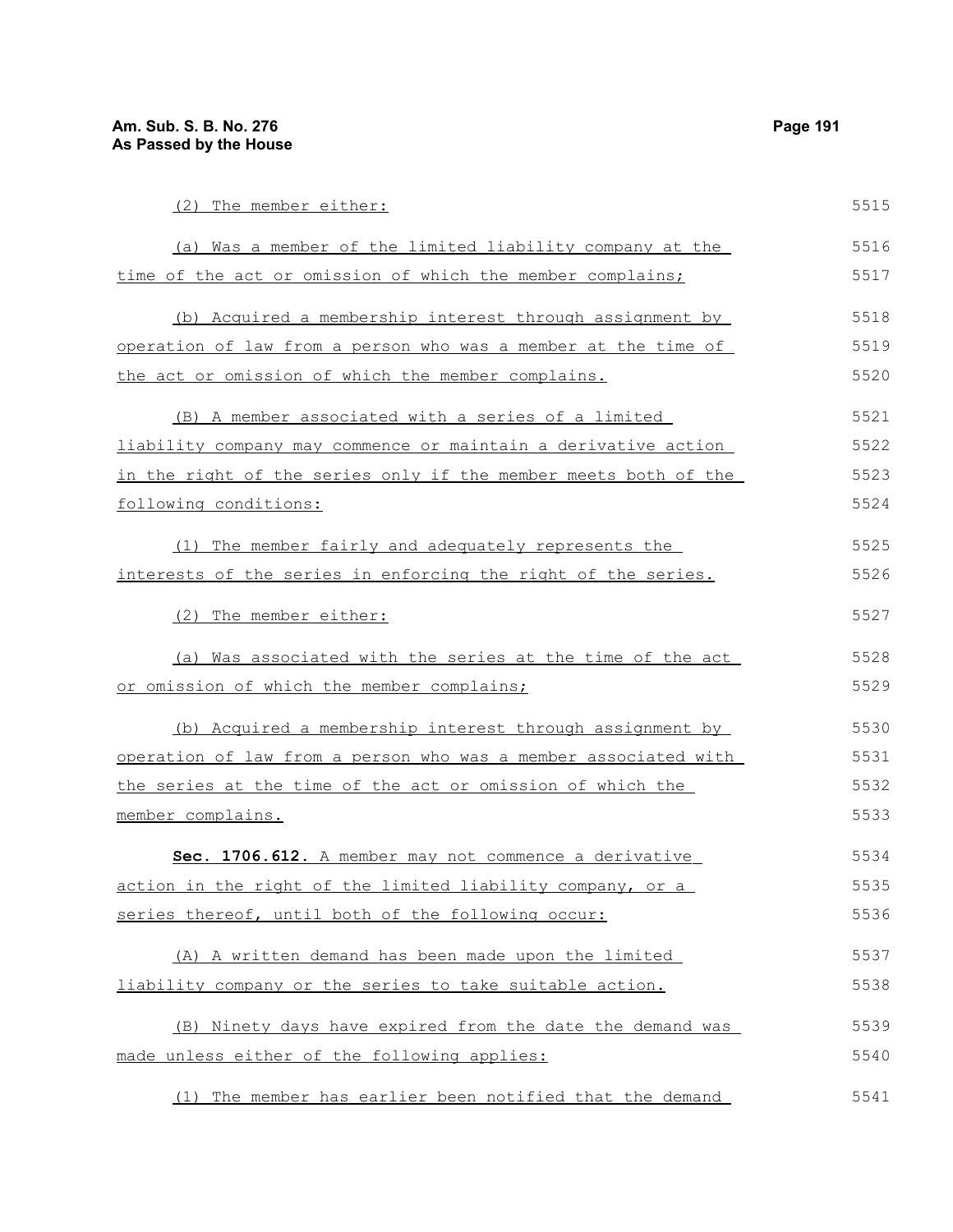(2) The member either:

(a) Was a member of the limited liability company at the time of the act or omission of which the member complains;

(b) Acquired a membership interest through assignment by operation of law from a person who was a member at the time of the act or omission of which the member complains.

(B) A member associated with a series of a limited liability company may commence or maintain a derivative action in the right of the series only if the member meets both of the following conditions:

(1) The member fairly and adequately represents the interests of the series in enforcing the right of the series.

(2) The member either:

(a) Was associated with the series at the time of the act or omission of which the member complains;

(b) Acquired a membership interest through assignment by operation of law from a person who was a member associated with the series at the time of the act or omission of which the member complains.

**Sec. 1706.612.** A member may not commence a derivative action in the right of the limited liability company, or a series thereof, until both of the following occur:

(A) A written demand has been made upon the limited liability company or the series to take suitable action.

(B) Ninety days have expired from the date the demand was made unless either of the following applies:

(1) The member has earlier been notified that the demand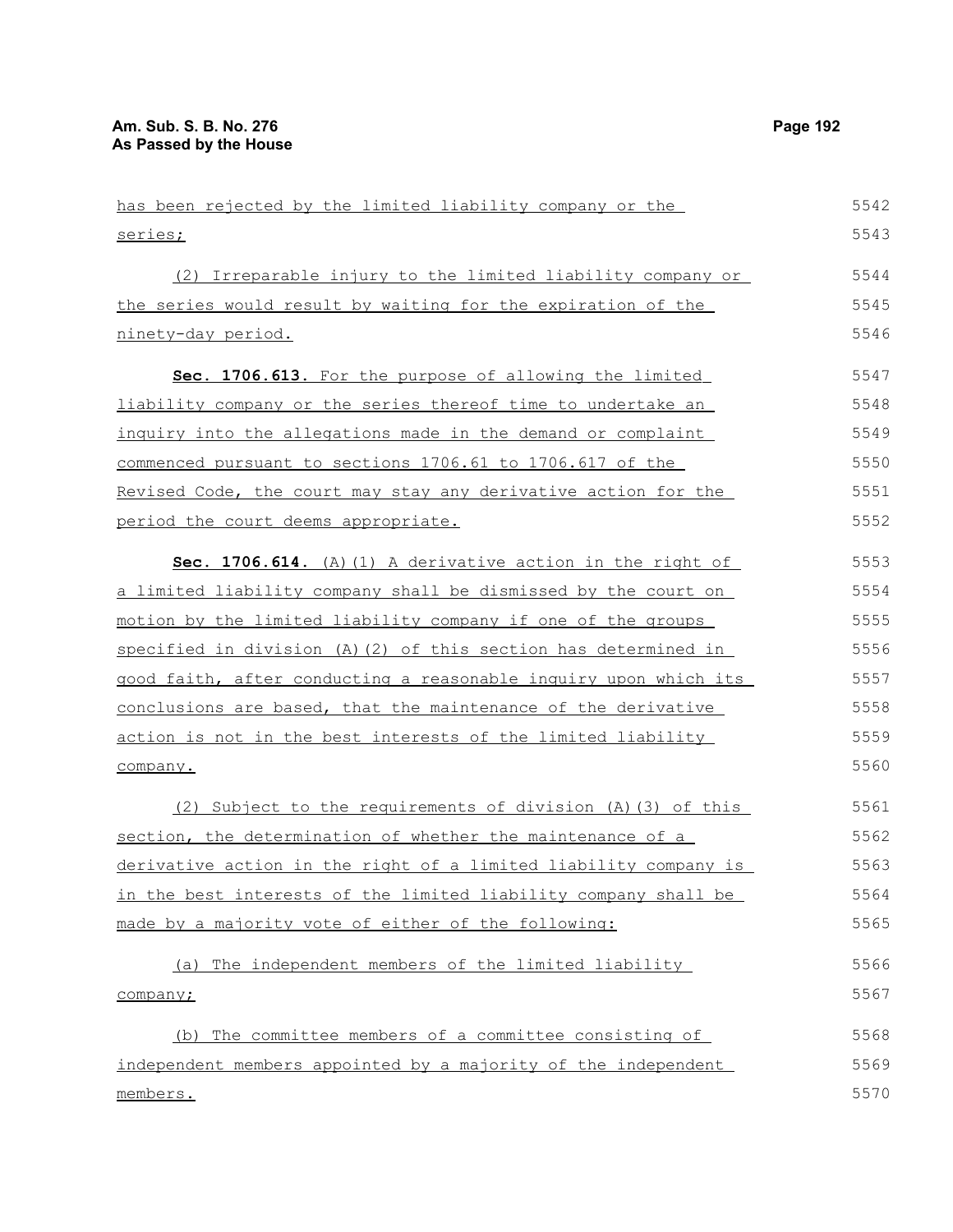has been rejected by the limited liability company or the series;

(2) Irreparable injury to the limited liability company or the series would result by waiting for the expiration of the ninety-day period.

**Sec. 1706.613.** For the purpose of allowing the limited liability company or the series thereof time to undertake an inquiry into the allegations made in the demand or complaint commenced pursuant to sections 1706.61 to 1706.617 of the Revised Code, the court may stay any derivative action for the period the court deems appropriate.

**Sec. 1706.614.** (A)(1) A derivative action in the right of a limited liability company shall be dismissed by the court on motion by the limited liability company if one of the groups specified in division (A)(2) of this section has determined in good faith, after conducting a reasonable inquiry upon which its conclusions are based, that the maintenance of the derivative action is not in the best interests of the limited liability company.

(2) Subject to the requirements of division (A)(3) of this section, the determination of whether the maintenance of a derivative action in the right of a limited liability company is in the best interests of the limited liability company shall be made by a majority vote of either of the following:

(a) The independent members of the limited liability company;

(b) The committee members of a committee consisting of independent members appointed by a majority of the independent members.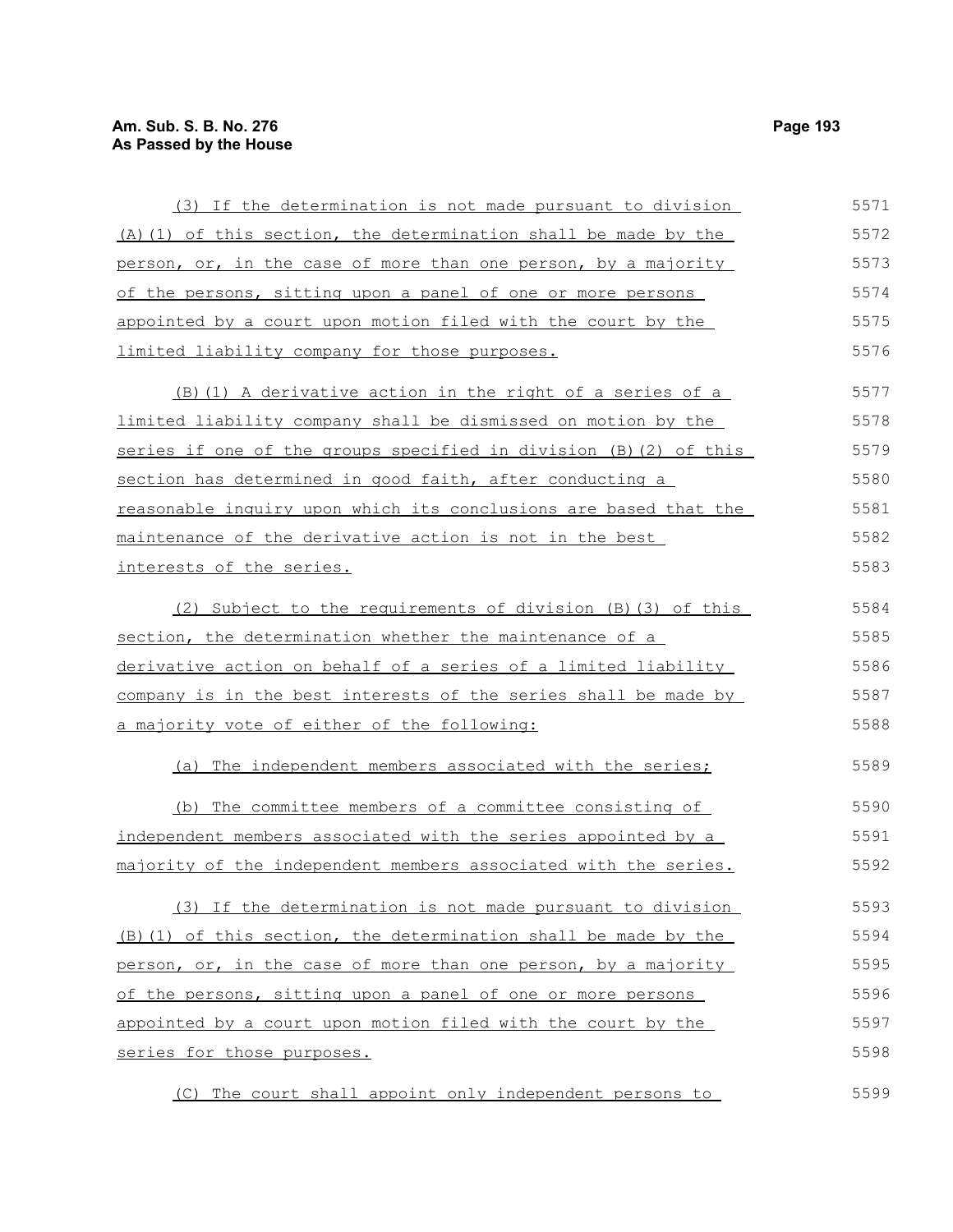(3) If the determination is not made pursuant to division (A)(1) of this section, the determination shall be made by the person, or, in the case of more than one person, by a majority of the persons, sitting upon a panel of one or more persons appointed by a court upon motion filed with the court by the limited liability company for those purposes.

(B)(1) A derivative action in the right of a series of a limited liability company shall be dismissed on motion by the series if one of the groups specified in division (B)(2) of this section has determined in good faith, after conducting a reasonable inquiry upon which its conclusions are based that the maintenance of the derivative action is not in the best interests of the series.

(2) Subject to the requirements of division (B)(3) of this section, the determination whether the maintenance of a derivative action on behalf of a series of a limited liability company is in the best interests of the series shall be made by a majority vote of either of the following:

(a) The independent members associated with the series;

(b) The committee members of a committee consisting of independent members associated with the series appointed by a majority of the independent members associated with the series.

(3) If the determination is not made pursuant to division (B)(1) of this section, the determination shall be made by the person, or, in the case of more than one person, by a majority of the persons, sitting upon a panel of one or more persons appointed by a court upon motion filed with the court by the series for those purposes.

(C) The court shall appoint only independent persons to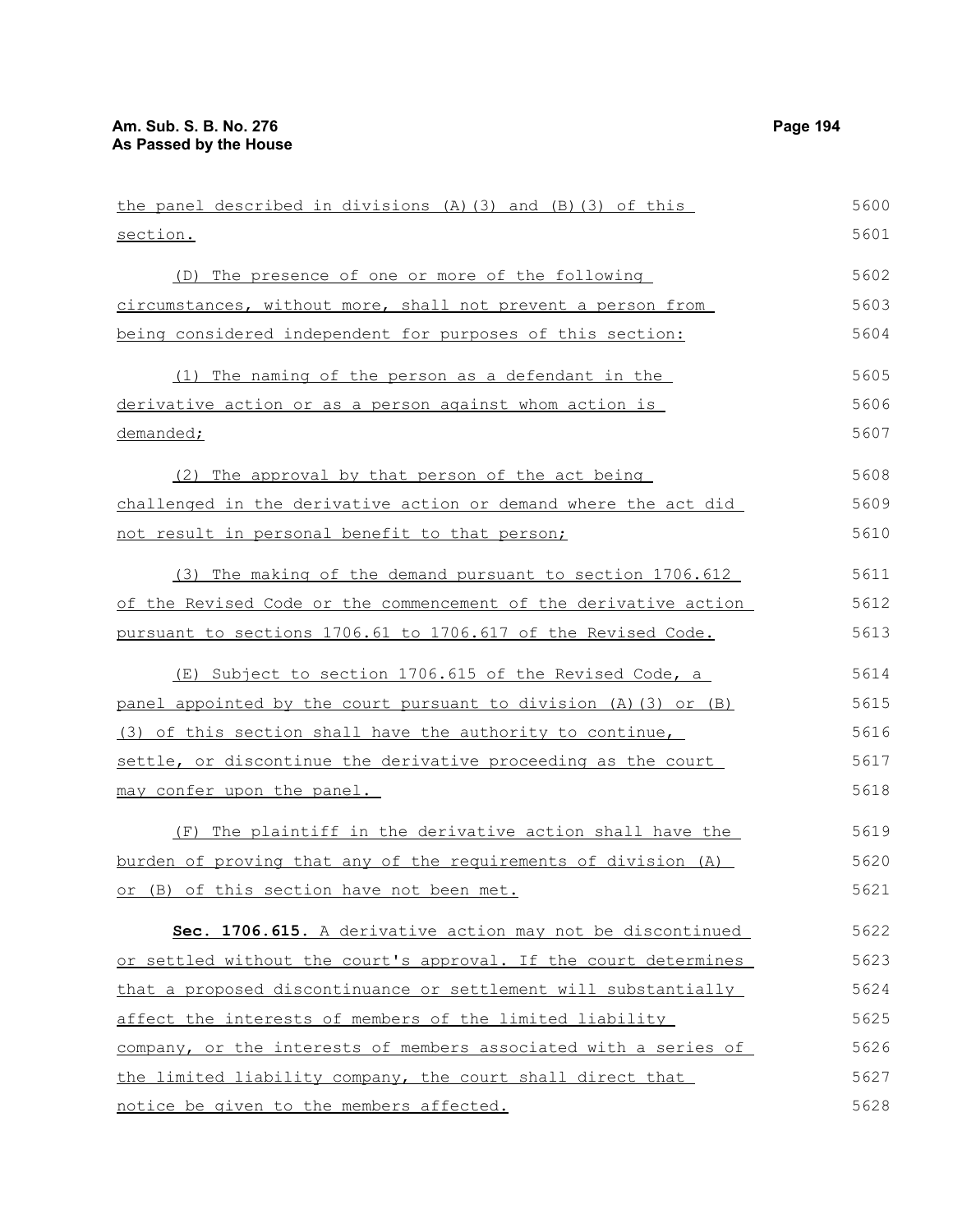the panel described in divisions (A)(3) and (B)(3) of this section.

(D) The presence of one or more of the following circumstances, without more, shall not prevent a person from being considered independent for purposes of this section:

(1) The naming of the person as a defendant in the derivative action or as a person against whom action is demanded;

(2) The approval by that person of the act being challenged in the derivative action or demand where the act did not result in personal benefit to that person;

(3) The making of the demand pursuant to section 1706.612 of the Revised Code or the commencement of the derivative action pursuant to sections 1706.61 to 1706.617 of the Revised Code.

(E) Subject to section 1706.615 of the Revised Code, a panel appointed by the court pursuant to division (A)(3) or (B)(3) of this section shall have the authority to continue, settle, or discontinue the derivative proceeding as the court may confer upon the panel.

(F) The plaintiff in the derivative action shall have the burden of proving that any of the requirements of division (A) or (B) of this section have not been met.

**Sec. 1706.615.** A derivative action may not be discontinued or settled without the court's approval. If the court determines that a proposed discontinuance or settlement will substantially affect the interests of members of the limited liability company, or the interests of members associated with a series of the limited liability company, the court shall direct that notice be given to the members affected.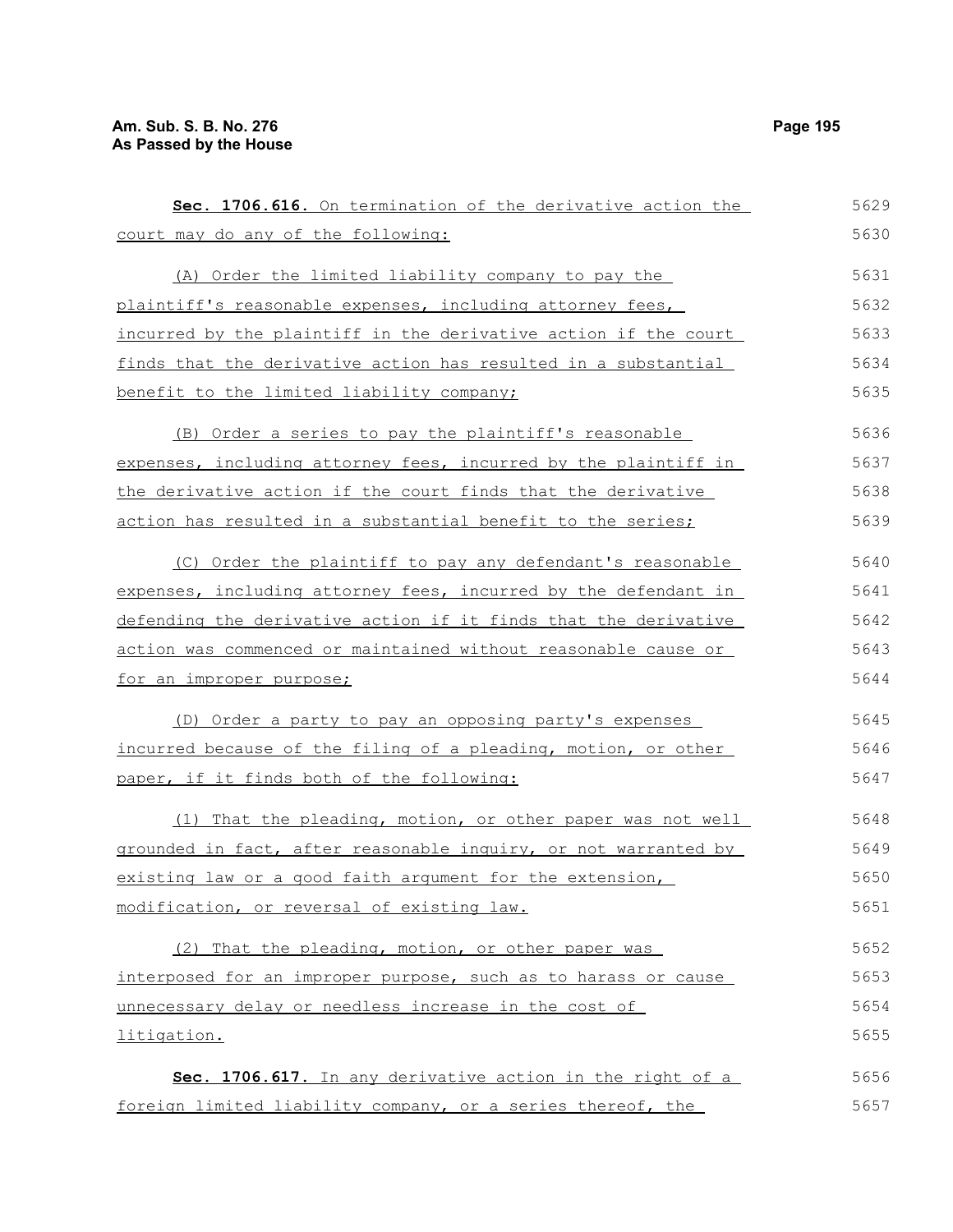**Sec. 1706.616.** On termination of the derivative action the court may do any of the following:

(A) Order the limited liability company to pay the plaintiff's reasonable expenses, including attorney fees, incurred by the plaintiff in the derivative action if the court finds that the derivative action has resulted in a substantial benefit to the limited liability company;

(B) Order a series to pay the plaintiff's reasonable expenses, including attorney fees, incurred by the plaintiff in the derivative action if the court finds that the derivative action has resulted in a substantial benefit to the series;

(C) Order the plaintiff to pay any defendant's reasonable expenses, including attorney fees, incurred by the defendant in defending the derivative action if it finds that the derivative action was commenced or maintained without reasonable cause or for an improper purpose;

(D) Order a party to pay an opposing party's expenses incurred because of the filing of a pleading, motion, or other paper, if it finds both of the following:

(1) That the pleading, motion, or other paper was not well grounded in fact, after reasonable inquiry, or not warranted by existing law or a good faith argument for the extension, modification, or reversal of existing law.

(2) That the pleading, motion, or other paper was interposed for an improper purpose, such as to harass or cause unnecessary delay or needless increase in the cost of litigation.

**Sec. 1706.617.** In any derivative action in the right of a foreign limited liability company, or a series thereof, the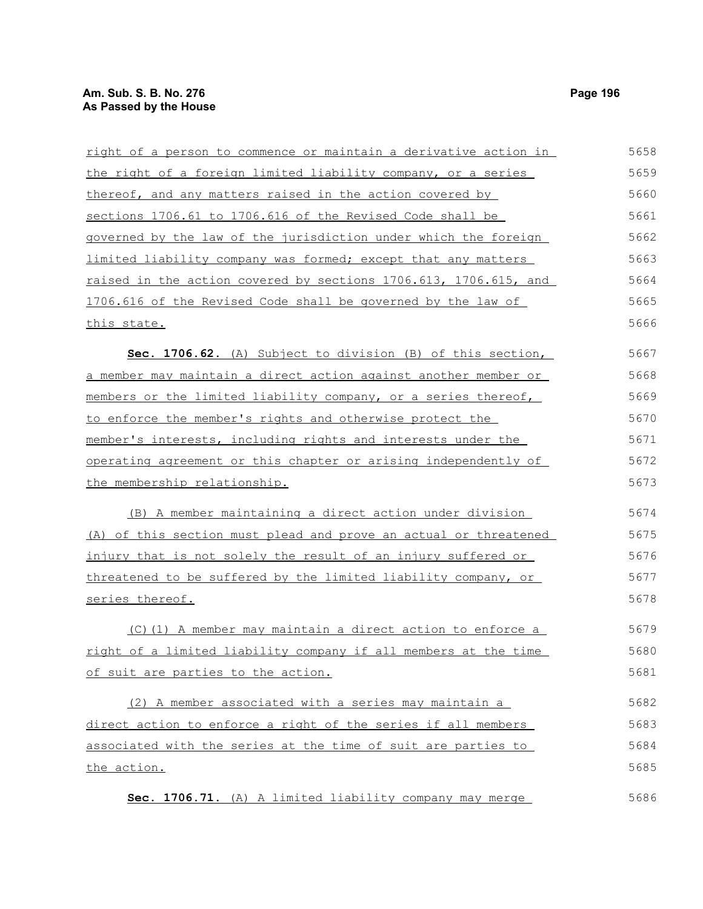right of a person to commence or maintain a derivative action in the right of a foreign limited liability company, or a series thereof, and any matters raised in the action covered by sections 1706.61 to 1706.616 of the Revised Code shall be governed by the law of the jurisdiction under which the foreign limited liability company was formed; except that any matters raised in the action covered by sections 1706.613, 1706.615, and 1706.616 of the Revised Code shall be governed by the law of this state.

**Sec. 1706.62.** (A) Subject to division (B) of this section, a member may maintain a direct action against another member or members or the limited liability company, or a series thereof, to enforce the member's rights and otherwise protect the member's interests, including rights and interests under the operating agreement or this chapter or arising independently of the membership relationship.

(B) A member maintaining a direct action under division (A) of this section must plead and prove an actual or threatened injury that is not solely the result of an injury suffered or threatened to be suffered by the limited liability company, or series thereof.

(C)(1) A member may maintain a direct action to enforce a right of a limited liability company if all members at the time of suit are parties to the action.

(2) A member associated with a series may maintain a direct action to enforce a right of the series if all members associated with the series at the time of suit are parties to the action.

**Sec. 1706.71.** (A) A limited liability company may merge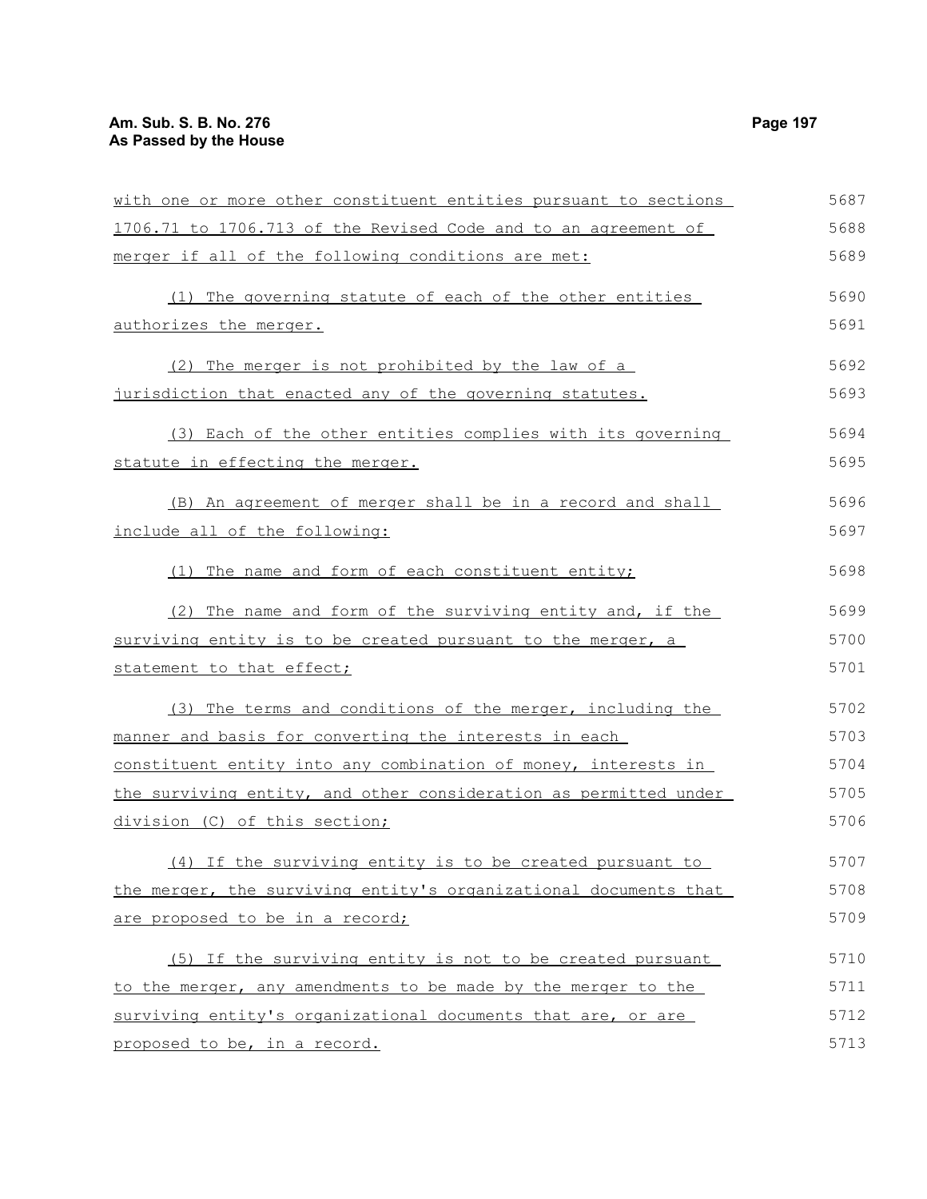with one or more other constituent entities pursuant to sections 1706.71 to 1706.713 of the Revised Code and to an agreement of merger if all of the following conditions are met:

(1) The governing statute of each of the other entities authorizes the merger.

(2) The merger is not prohibited by the law of a jurisdiction that enacted any of the governing statutes.

(3) Each of the other entities complies with its governing statute in effecting the merger.

(B) An agreement of merger shall be in a record and shall include all of the following:

(1) The name and form of each constituent entity;

(2) The name and form of the surviving entity and, if the surviving entity is to be created pursuant to the merger, a statement to that effect;

(3) The terms and conditions of the merger, including the manner and basis for converting the interests in each constituent entity into any combination of money, interests in the surviving entity, and other consideration as permitted under division (C) of this section;

(4) If the surviving entity is to be created pursuant to the merger, the surviving entity's organizational documents that are proposed to be in a record;

(5) If the surviving entity is not to be created pursuant to the merger, any amendments to be made by the merger to the surviving entity's organizational documents that are, or are proposed to be, in a record.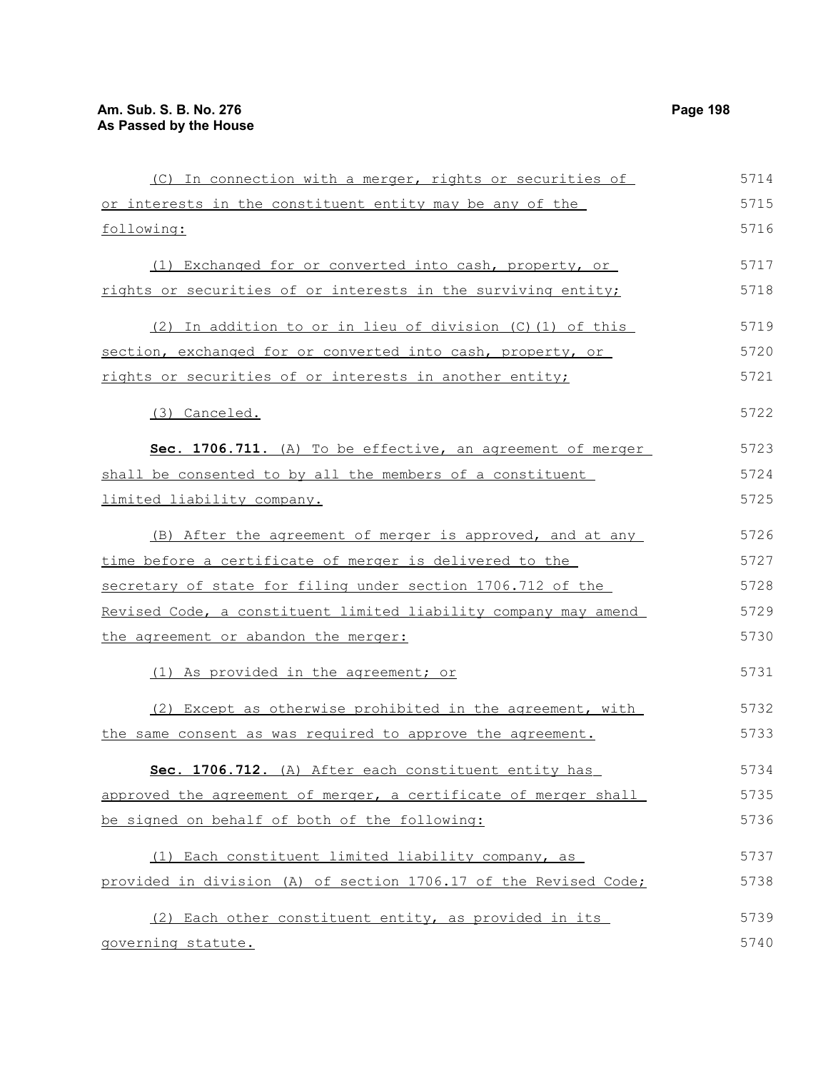(C) In connection with a merger, rights or securities of or interests in the constituent entity may be any of the following:

(1) Exchanged for or converted into cash, property, or rights or securities of or interests in the surviving entity;

(2) In addition to or in lieu of division (C)(1) of this section, exchanged for or converted into cash, property, or rights or securities of or interests in another entity;

(3) Canceled.

**Sec. 1706.711.** (A) To be effective, an agreement of merger shall be consented to by all the members of a constituent limited liability company.

(B) After the agreement of merger is approved, and at any time before a certificate of merger is delivered to the secretary of state for filing under section 1706.712 of the Revised Code, a constituent limited liability company may amend the agreement or abandon the merger:

(1) As provided in the agreement; or

(2) Except as otherwise prohibited in the agreement, with the same consent as was required to approve the agreement.

**Sec. 1706.712.** (A) After each constituent entity has approved the agreement of merger, a certificate of merger shall be signed on behalf of both of the following:

(1) Each constituent limited liability company, as provided in division (A) of section 1706.17 of the Revised Code;

(2) Each other constituent entity, as provided in its governing statute.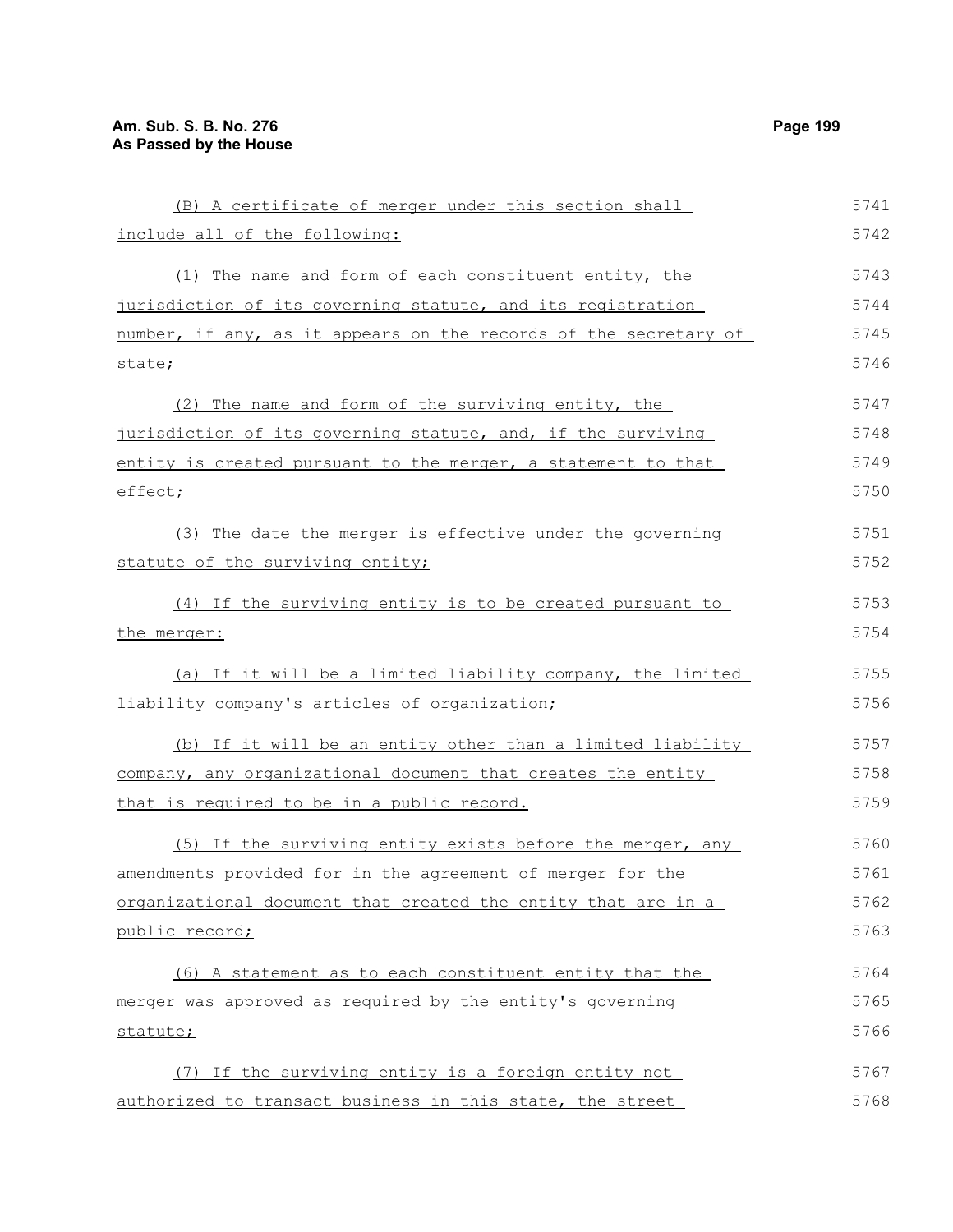(B) A certificate of merger under this section shall include all of the following:

(1) The name and form of each constituent entity, the jurisdiction of its governing statute, and its registration number, if any, as it appears on the records of the secretary of state;

(2) The name and form of the surviving entity, the jurisdiction of its governing statute, and, if the surviving entity is created pursuant to the merger, a statement to that effect;

(3) The date the merger is effective under the governing statute of the surviving entity;

(4) If the surviving entity is to be created pursuant to the merger:

(a) If it will be a limited liability company, the limited liability company's articles of organization;

(b) If it will be an entity other than a limited liability company, any organizational document that creates the entity that is required to be in a public record.

(5) If the surviving entity exists before the merger, any amendments provided for in the agreement of merger for the organizational document that created the entity that are in a public record;

(6) A statement as to each constituent entity that the merger was approved as required by the entity's governing statute;

(7) If the surviving entity is a foreign entity not authorized to transact business in this state, the street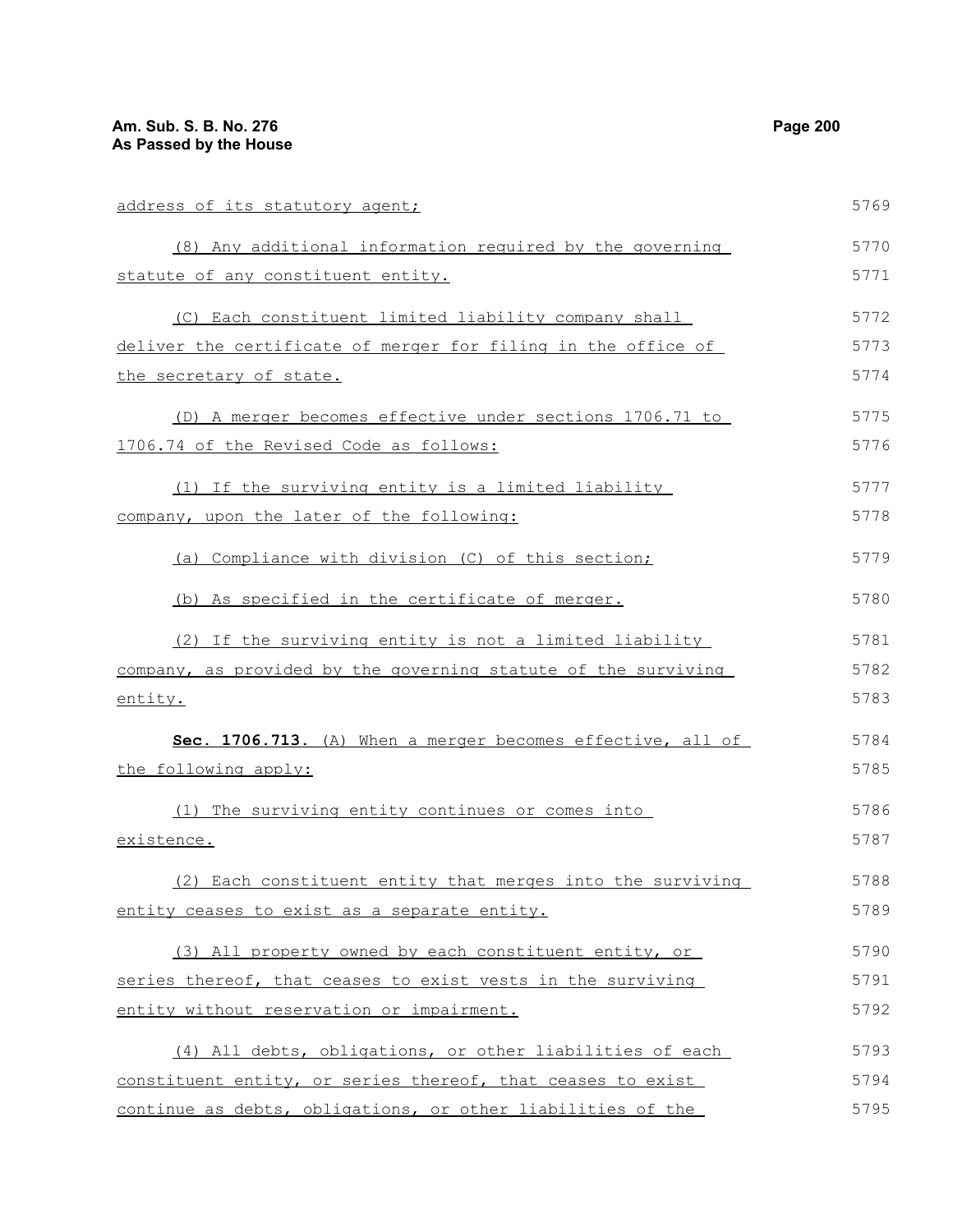address of its statutory agent;

(8) Any additional information required by the governing statute of any constituent entity.

(C) Each constituent limited liability company shall deliver the certificate of merger for filing in the office of the secretary of state.

(D) A merger becomes effective under sections 1706.71 to 1706.74 of the Revised Code as follows:

(1) If the surviving entity is a limited liability company, upon the later of the following:

(a) Compliance with division (C) of this section;

(b) As specified in the certificate of merger.

(2) If the surviving entity is not a limited liability company, as provided by the governing statute of the surviving entity.

**Sec. 1706.713.** (A) When a merger becomes effective, all of the following apply:

(1) The surviving entity continues or comes into existence.

(2) Each constituent entity that merges into the surviving entity ceases to exist as a separate entity.

(3) All property owned by each constituent entity, or series thereof, that ceases to exist vests in the surviving entity without reservation or impairment.

(4) All debts, obligations, or other liabilities of each constituent entity, or series thereof, that ceases to exist continue as debts, obligations, or other liabilities of the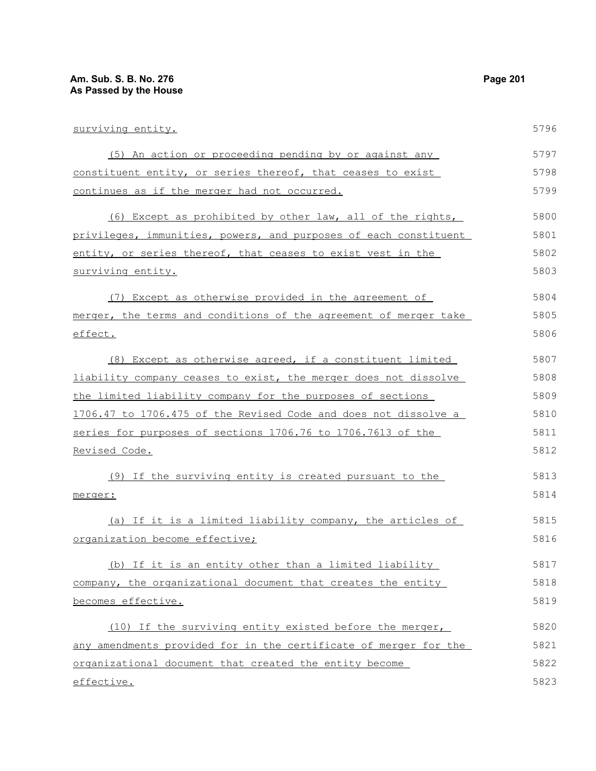surviving entity.

(5) An action or proceeding pending by or against any constituent entity, or series thereof, that ceases to exist continues as if the merger had not occurred.

(6) Except as prohibited by other law, all of the rights, privileges, immunities, powers, and purposes of each constituent entity, or series thereof, that ceases to exist vest in the surviving entity.

(7) Except as otherwise provided in the agreement of merger, the terms and conditions of the agreement of merger take effect.

(8) Except as otherwise agreed, if a constituent limited liability company ceases to exist, the merger does not dissolve the limited liability company for the purposes of sections 1706.47 to 1706.475 of the Revised Code and does not dissolve a series for purposes of sections 1706.76 to 1706.7613 of the Revised Code.

(9) If the surviving entity is created pursuant to the merger:

(a) If it is a limited liability company, the articles of organization become effective;

(b) If it is an entity other than a limited liability company, the organizational document that creates the entity becomes effective.

(10) If the surviving entity existed before the merger, any amendments provided for in the certificate of merger for the organizational document that created the entity become effective.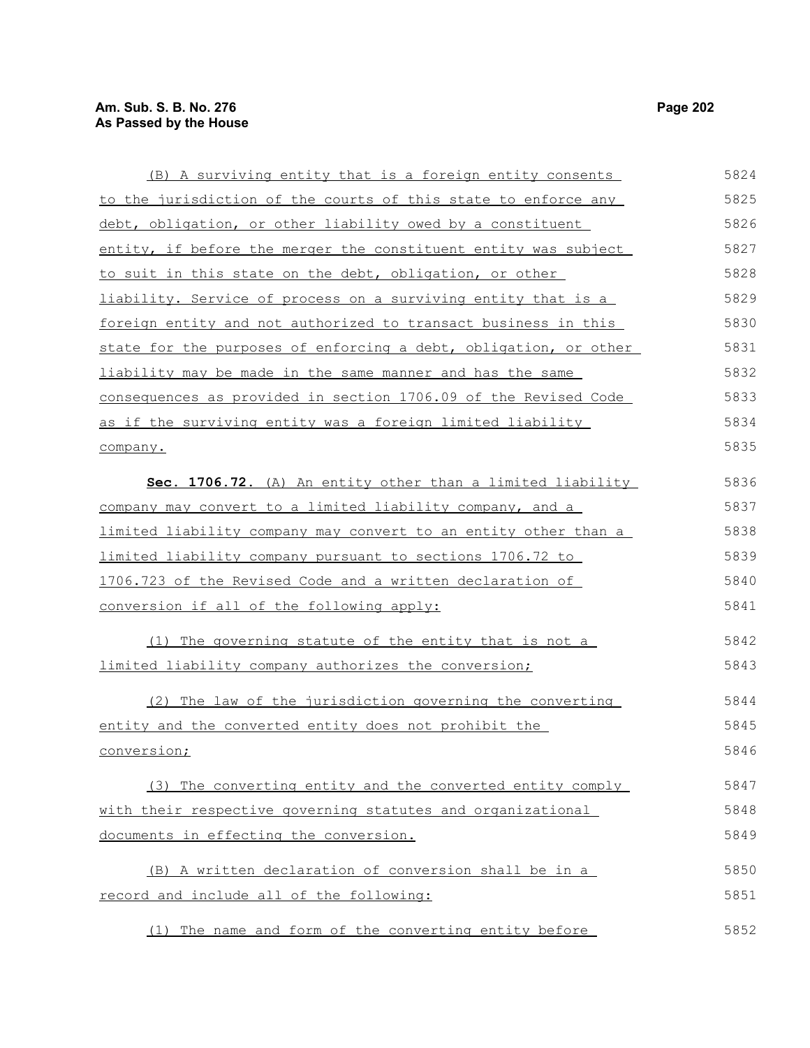(B) A surviving entity that is a foreign entity consents to the jurisdiction of the courts of this state to enforce any debt, obligation, or other liability owed by a constituent entity, if before the merger the constituent entity was subject to suit in this state on the debt, obligation, or other liability. Service of process on a surviving entity that is a foreign entity and not authorized to transact business in this state for the purposes of enforcing a debt, obligation, or other liability may be made in the same manner and has the same consequences as provided in section 1706.09 of the Revised Code as if the surviving entity was a foreign limited liability company.

**Sec. 1706.72.** (A) An entity other than a limited liability company may convert to a limited liability company, and a limited liability company may convert to an entity other than a limited liability company pursuant to sections 1706.72 to 1706.723 of the Revised Code and a written declaration of conversion if all of the following apply:

(1) The governing statute of the entity that is not a limited liability company authorizes the conversion;

(2) The law of the jurisdiction governing the converting entity and the converted entity does not prohibit the conversion;

(3) The converting entity and the converted entity comply with their respective governing statutes and organizational documents in effecting the conversion.

(B) A written declaration of conversion shall be in a record and include all of the following:

(1) The name and form of the converting entity before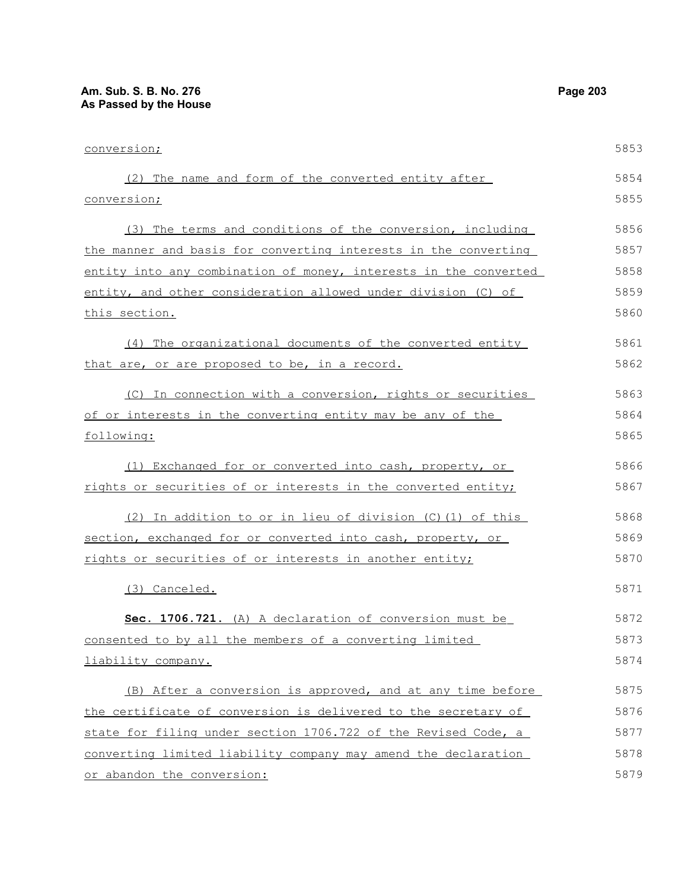conversion;

(2) The name and form of the converted entity after conversion;

(3) The terms and conditions of the conversion, including the manner and basis for converting interests in the converting entity into any combination of money, interests in the converted entity, and other consideration allowed under division (C) of this section.

(4) The organizational documents of the converted entity that are, or are proposed to be, in a record.

(C) In connection with a conversion, rights or securities of or interests in the converting entity may be any of the following:

(1) Exchanged for or converted into cash, property, or rights or securities of or interests in the converted entity;

(2) In addition to or in lieu of division (C)(1) of this section, exchanged for or converted into cash, property, or rights or securities of or interests in another entity;

(3) Canceled.

**Sec. 1706.721.** (A) A declaration of conversion must be consented to by all the members of a converting limited liability company.

(B) After a conversion is approved, and at any time before the certificate of conversion is delivered to the secretary of state for filing under section 1706.722 of the Revised Code, a converting limited liability company may amend the declaration or abandon the conversion: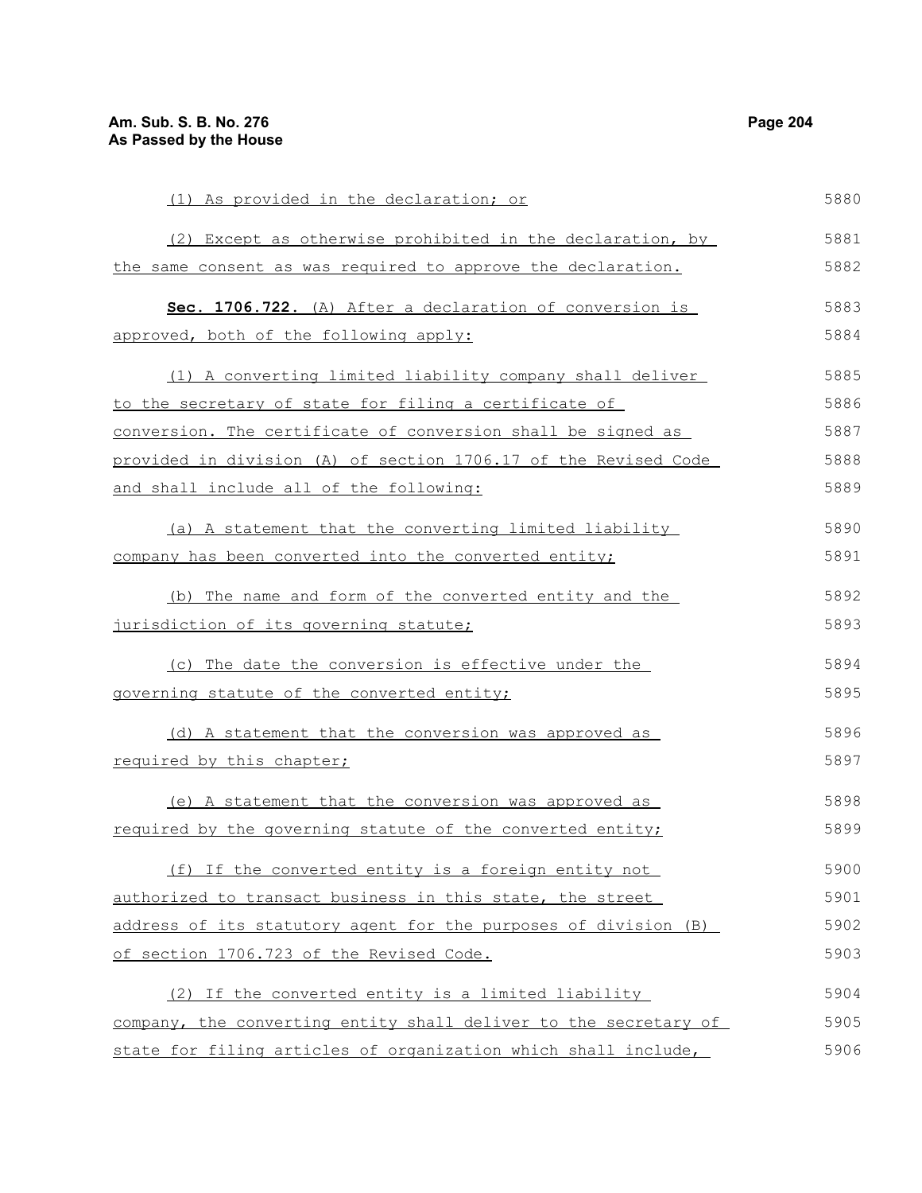(1) As provided in the declaration; or

(2) Except as otherwise prohibited in the declaration, by the same consent as was required to approve the declaration.

**Sec. 1706.722.** (A) After a declaration of conversion is approved, both of the following apply:

(1) A converting limited liability company shall deliver to the secretary of state for filing a certificate of conversion. The certificate of conversion shall be signed as provided in division (A) of section 1706.17 of the Revised Code and shall include all of the following:

(a) A statement that the converting limited liability company has been converted into the converted entity;

(b) The name and form of the converted entity and the jurisdiction of its governing statute;

(c) The date the conversion is effective under the governing statute of the converted entity;

(d) A statement that the conversion was approved as required by this chapter;

(e) A statement that the conversion was approved as required by the governing statute of the converted entity;

(f) If the converted entity is a foreign entity not authorized to transact business in this state, the street address of its statutory agent for the purposes of division (B) of section 1706.723 of the Revised Code.

(2) If the converted entity is a limited liability company, the converting entity shall deliver to the secretary of state for filing articles of organization which shall include,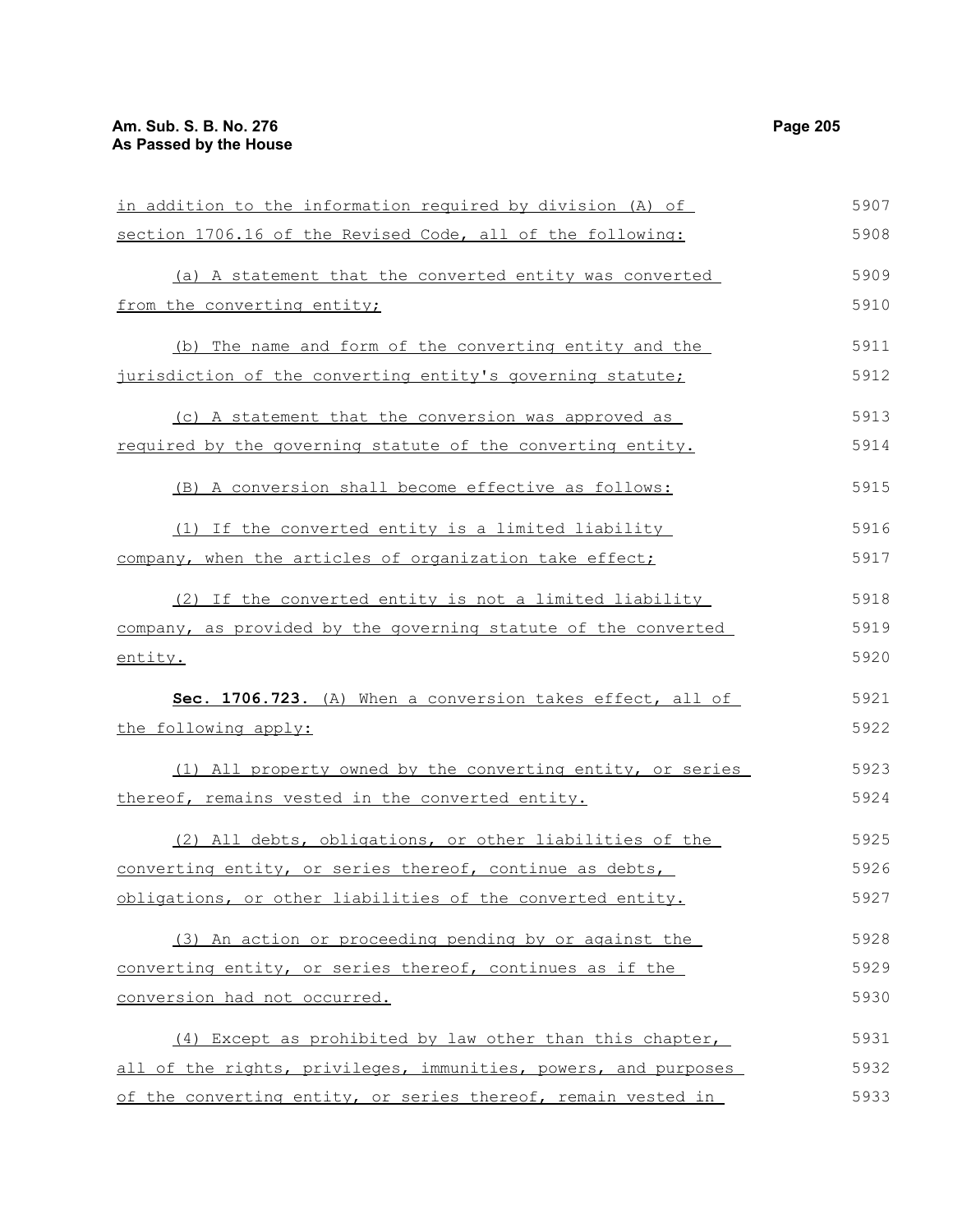in addition to the information required by division (A) of section 1706.16 of the Revised Code, all of the following:

(a) A statement that the converted entity was converted from the converting entity;

(b) The name and form of the converting entity and the jurisdiction of the converting entity's governing statute;

(c) A statement that the conversion was approved as required by the governing statute of the converting entity.

(B) A conversion shall become effective as follows:

(1) If the converted entity is a limited liability company, when the articles of organization take effect;

(2) If the converted entity is not a limited liability company, as provided by the governing statute of the converted entity.

**Sec. 1706.723.** (A) When a conversion takes effect, all of the following apply:

(1) All property owned by the converting entity, or series thereof, remains vested in the converted entity.

(2) All debts, obligations, or other liabilities of the converting entity, or series thereof, continue as debts, obligations, or other liabilities of the converted entity.

(3) An action or proceeding pending by or against the converting entity, or series thereof, continues as if the conversion had not occurred.

(4) Except as prohibited by law other than this chapter, all of the rights, privileges, immunities, powers, and purposes of the converting entity, or series thereof, remain vested in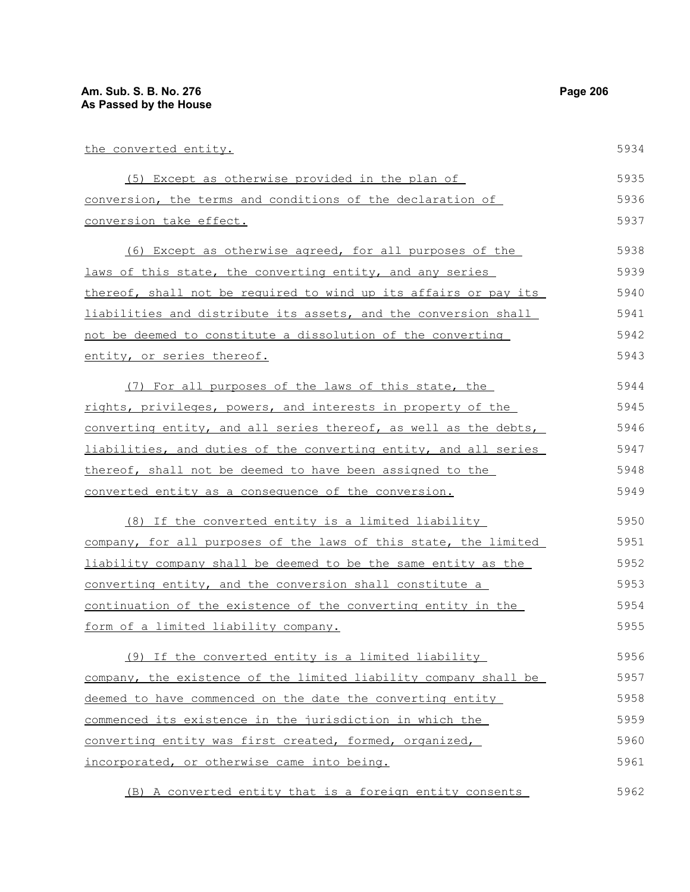the converted entity.

(5) Except as otherwise provided in the plan of conversion, the terms and conditions of the declaration of conversion take effect.

(6) Except as otherwise agreed, for all purposes of the laws of this state, the converting entity, and any series thereof, shall not be required to wind up its affairs or pay its liabilities and distribute its assets, and the conversion shall not be deemed to constitute a dissolution of the converting entity, or series thereof.

(7) For all purposes of the laws of this state, the rights, privileges, powers, and interests in property of the converting entity, and all series thereof, as well as the debts, liabilities, and duties of the converting entity, and all series thereof, shall not be deemed to have been assigned to the converted entity as a consequence of the conversion.

(8) If the converted entity is a limited liability company, for all purposes of the laws of this state, the limited liability company shall be deemed to be the same entity as the converting entity, and the conversion shall constitute a continuation of the existence of the converting entity in the form of a limited liability company.

(9) If the converted entity is a limited liability company, the existence of the limited liability company shall be deemed to have commenced on the date the converting entity commenced its existence in the jurisdiction in which the converting entity was first created, formed, organized, incorporated, or otherwise came into being.

(B) A converted entity that is a foreign entity consents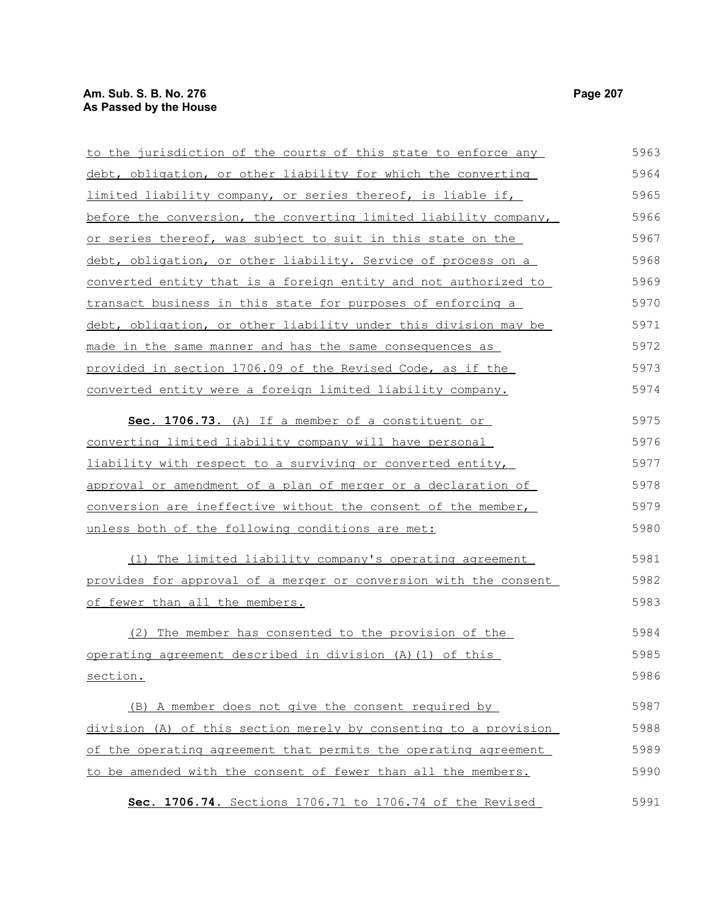to the jurisdiction of the courts of this state to enforce any debt, obligation, or other liability for which the converting limited liability company, or series thereof, is liable if, before the conversion, the converting limited liability company, or series thereof, was subject to suit in this state on the debt, obligation, or other liability. Service of process on a converted entity that is a foreign entity and not authorized to transact business in this state for purposes of enforcing a debt, obligation, or other liability under this division may be made in the same manner and has the same consequences as provided in section 1706.09 of the Revised Code, as if the converted entity were a foreign limited liability company.

**Sec. 1706.73.** (A) If a member of a constituent or converting limited liability company will have personal liability with respect to a surviving or converted entity, approval or amendment of a plan of merger or a declaration of conversion are ineffective without the consent of the member, unless both of the following conditions are met:

(1) The limited liability company's operating agreement provides for approval of a merger or conversion with the consent of fewer than all the members.

(2) The member has consented to the provision of the operating agreement described in division (A)(1) of this section.

(B) A member does not give the consent required by division (A) of this section merely by consenting to a provision of the operating agreement that permits the operating agreement to be amended with the consent of fewer than all the members.

**Sec. 1706.74.** Sections 1706.71 to 1706.74 of the Revised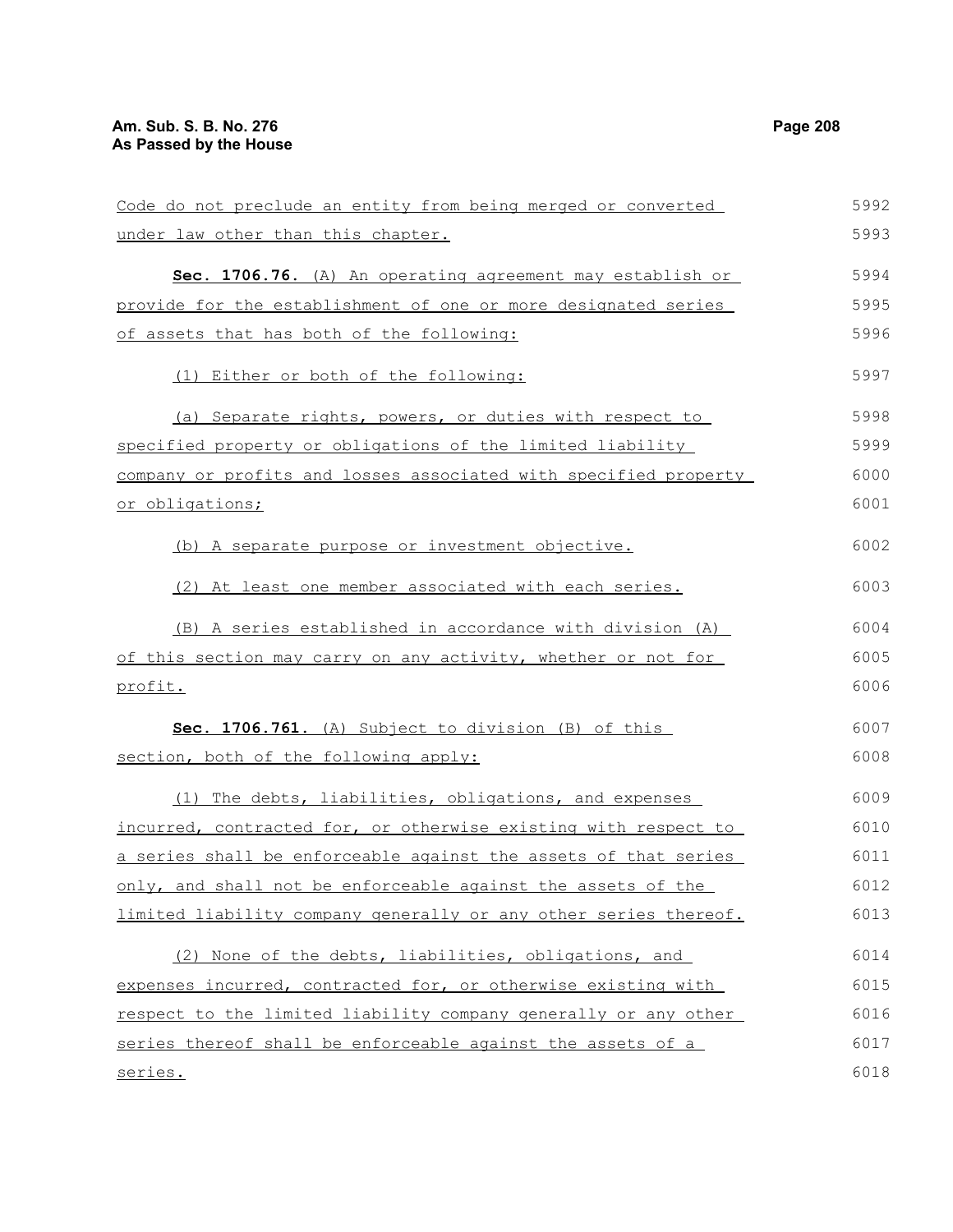Code do not preclude an entity from being merged or converted under law other than this chapter.

**Sec. 1706.76.** (A) An operating agreement may establish or provide for the establishment of one or more designated series of assets that has both of the following:

(1) Either or both of the following:

(a) Separate rights, powers, or duties with respect to specified property or obligations of the limited liability company or profits and losses associated with specified property or obligations;

(b) A separate purpose or investment objective.

(2) At least one member associated with each series.

(B) A series established in accordance with division (A) of this section may carry on any activity, whether or not for profit.

**Sec. 1706.761.** (A) Subject to division (B) of this section, both of the following apply:

(1) The debts, liabilities, obligations, and expenses incurred, contracted for, or otherwise existing with respect to a series shall be enforceable against the assets of that series only, and shall not be enforceable against the assets of the limited liability company generally or any other series thereof.

(2) None of the debts, liabilities, obligations, and expenses incurred, contracted for, or otherwise existing with respect to the limited liability company generally or any other series thereof shall be enforceable against the assets of a series.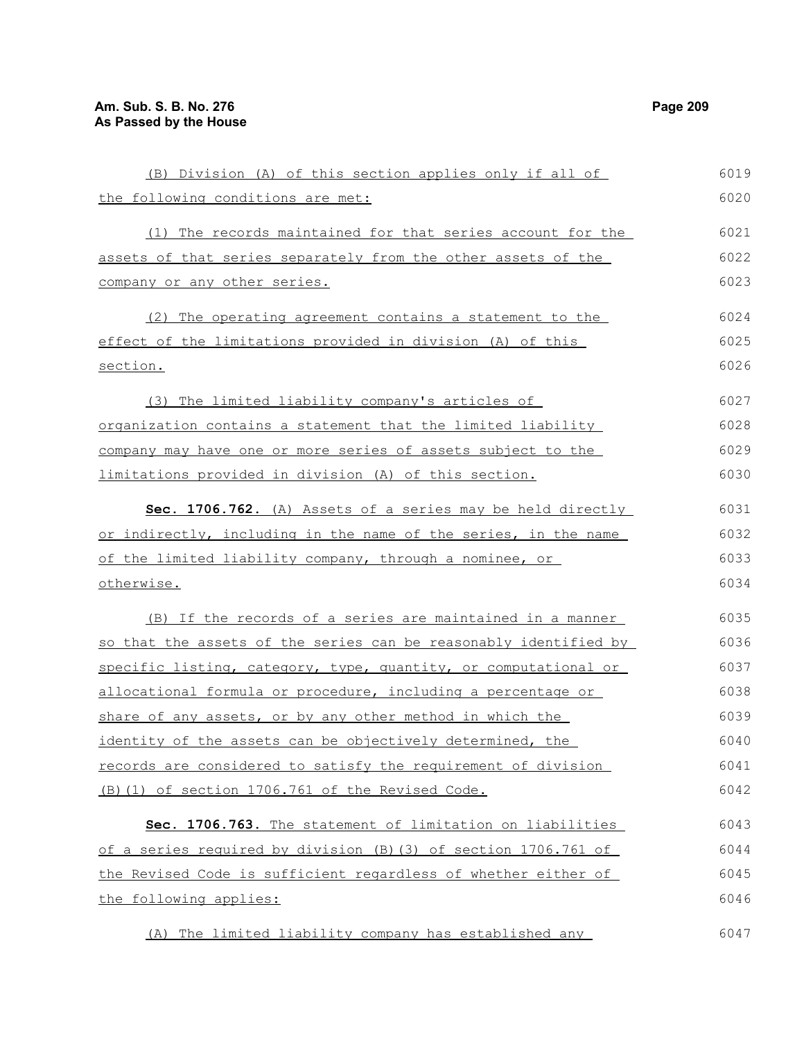(B) Division (A) of this section applies only if all of the following conditions are met:

(1) The records maintained for that series account for the assets of that series separately from the other assets of the company or any other series.

(2) The operating agreement contains a statement to the effect of the limitations provided in division (A) of this section.

(3) The limited liability company's articles of organization contains a statement that the limited liability company may have one or more series of assets subject to the limitations provided in division (A) of this section.

**Sec. 1706.762.** (A) Assets of a series may be held directly or indirectly, including in the name of the series, in the name of the limited liability company, through a nominee, or otherwise.

(B) If the records of a series are maintained in a manner so that the assets of the series can be reasonably identified by specific listing, category, type, quantity, or computational or allocational formula or procedure, including a percentage or share of any assets, or by any other method in which the identity of the assets can be objectively determined, the records are considered to satisfy the requirement of division (B)(1) of section 1706.761 of the Revised Code.

**Sec. 1706.763.** The statement of limitation on liabilities of a series required by division (B)(3) of section 1706.761 of the Revised Code is sufficient regardless of whether either of the following applies:

(A) The limited liability company has established any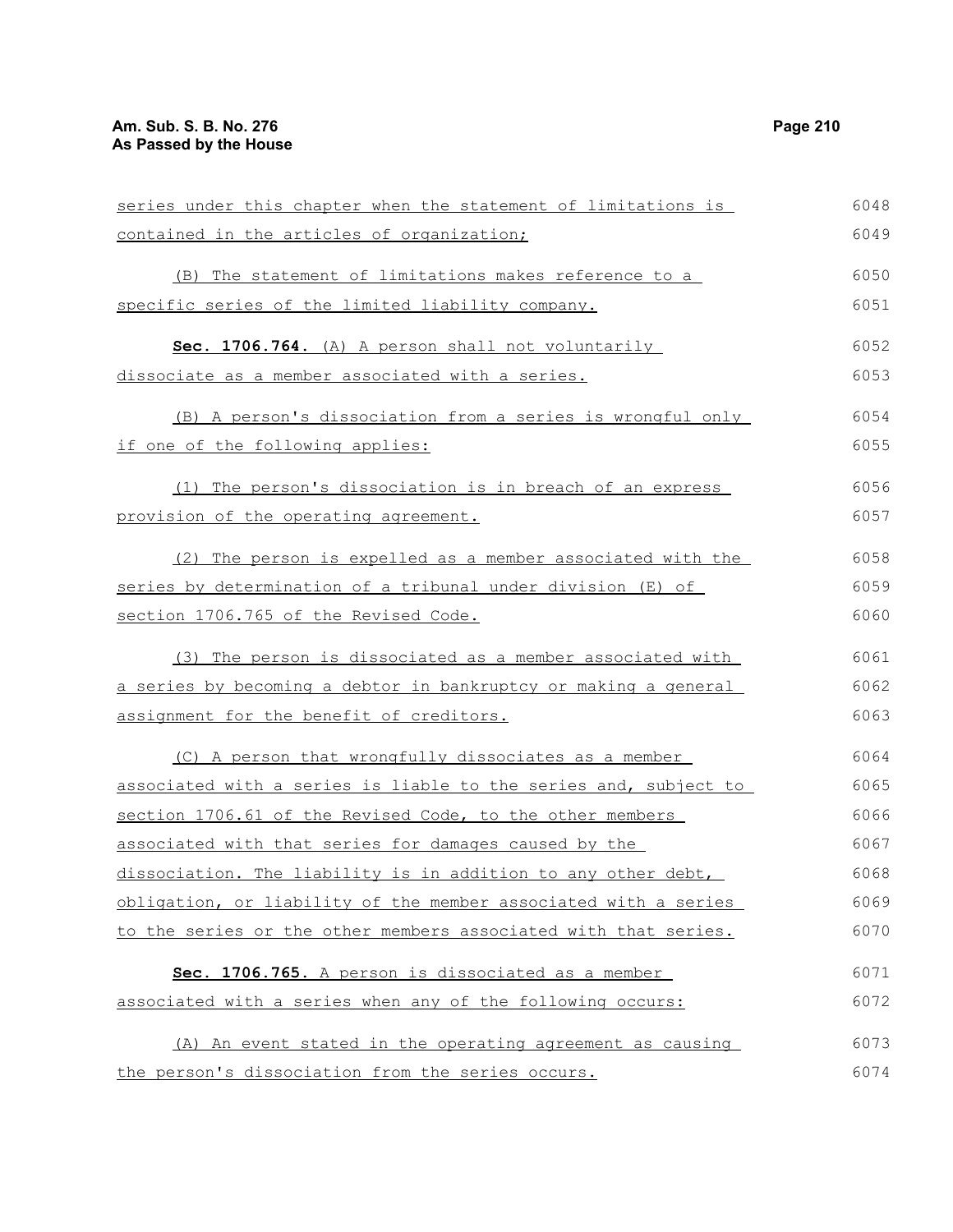series under this chapter when the statement of limitations is contained in the articles of organization;

(B) The statement of limitations makes reference to a specific series of the limited liability company.

**Sec. 1706.764.** (A) A person shall not voluntarily dissociate as a member associated with a series.

(B) A person's dissociation from a series is wrongful only if one of the following applies:

(1) The person's dissociation is in breach of an express provision of the operating agreement.

(2) The person is expelled as a member associated with the series by determination of a tribunal under division (E) of section 1706.765 of the Revised Code.

(3) The person is dissociated as a member associated with a series by becoming a debtor in bankruptcy or making a general assignment for the benefit of creditors.

(C) A person that wrongfully dissociates as a member associated with a series is liable to the series and, subject to section 1706.61 of the Revised Code, to the other members associated with that series for damages caused by the dissociation. The liability is in addition to any other debt, obligation, or liability of the member associated with a series to the series or the other members associated with that series.

**Sec. 1706.765.** A person is dissociated as a member associated with a series when any of the following occurs:

(A) An event stated in the operating agreement as causing the person's dissociation from the series occurs.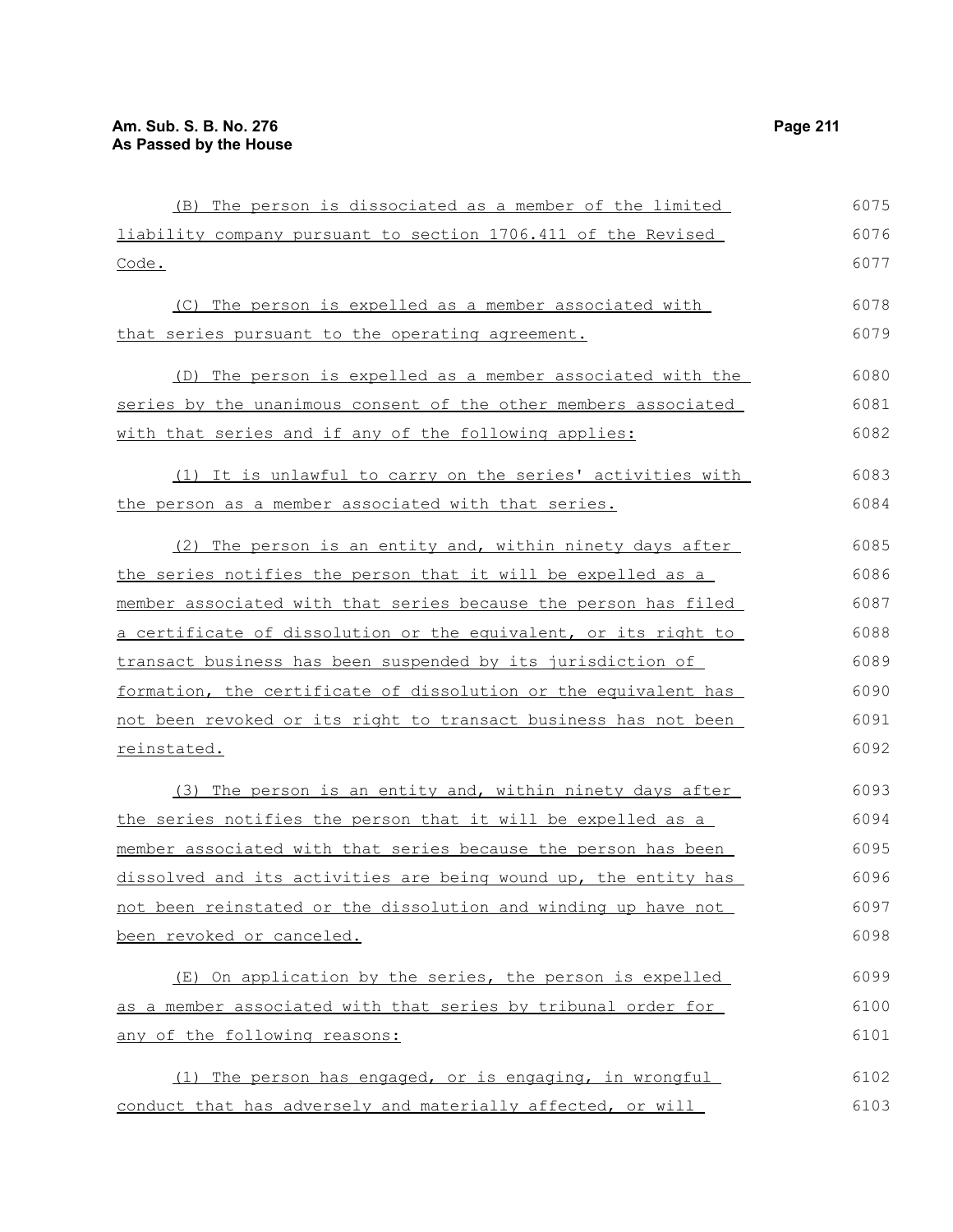(B) The person is dissociated as a member of the limited liability company pursuant to section 1706.411 of the Revised Code.

(C) The person is expelled as a member associated with that series pursuant to the operating agreement.

(D) The person is expelled as a member associated with the series by the unanimous consent of the other members associated with that series and if any of the following applies:

(1) It is unlawful to carry on the series' activities with the person as a member associated with that series.

(2) The person is an entity and, within ninety days after the series notifies the person that it will be expelled as a member associated with that series because the person has filed a certificate of dissolution or the equivalent, or its right to transact business has been suspended by its jurisdiction of formation, the certificate of dissolution or the equivalent has not been revoked or its right to transact business has not been reinstated.

(3) The person is an entity and, within ninety days after the series notifies the person that it will be expelled as a member associated with that series because the person has been dissolved and its activities are being wound up, the entity has not been reinstated or the dissolution and winding up have not been revoked or canceled.

(E) On application by the series, the person is expelled as a member associated with that series by tribunal order for any of the following reasons:

(1) The person has engaged, or is engaging, in wrongful conduct that has adversely and materially affected, or will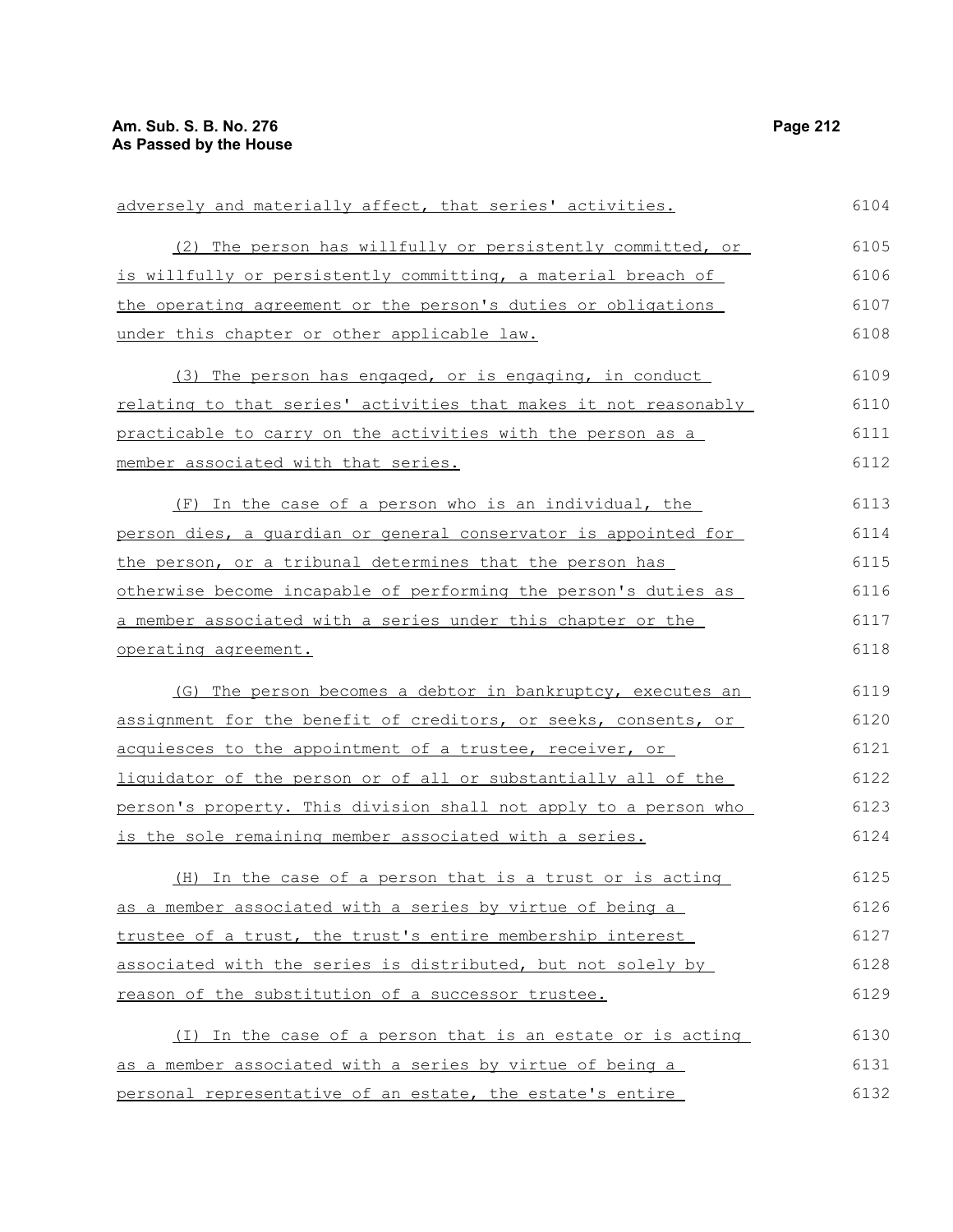adversely and materially affect, that series' activities.

(2) The person has willfully or persistently committed, or is willfully or persistently committing, a material breach of the operating agreement or the person's duties or obligations under this chapter or other applicable law.

(3) The person has engaged, or is engaging, in conduct relating to that series' activities that makes it not reasonably practicable to carry on the activities with the person as a member associated with that series.

(F) In the case of a person who is an individual, the person dies, a guardian or general conservator is appointed for the person, or a tribunal determines that the person has otherwise become incapable of performing the person's duties as a member associated with a series under this chapter or the operating agreement.

(G) The person becomes a debtor in bankruptcy, executes an assignment for the benefit of creditors, or seeks, consents, or acquiesces to the appointment of a trustee, receiver, or liquidator of the person or of all or substantially all of the person's property. This division shall not apply to a person who is the sole remaining member associated with a series.

(H) In the case of a person that is a trust or is acting as a member associated with a series by virtue of being a trustee of a trust, the trust's entire membership interest associated with the series is distributed, but not solely by reason of the substitution of a successor trustee.

(I) In the case of a person that is an estate or is acting as a member associated with a series by virtue of being a personal representative of an estate, the estate's entire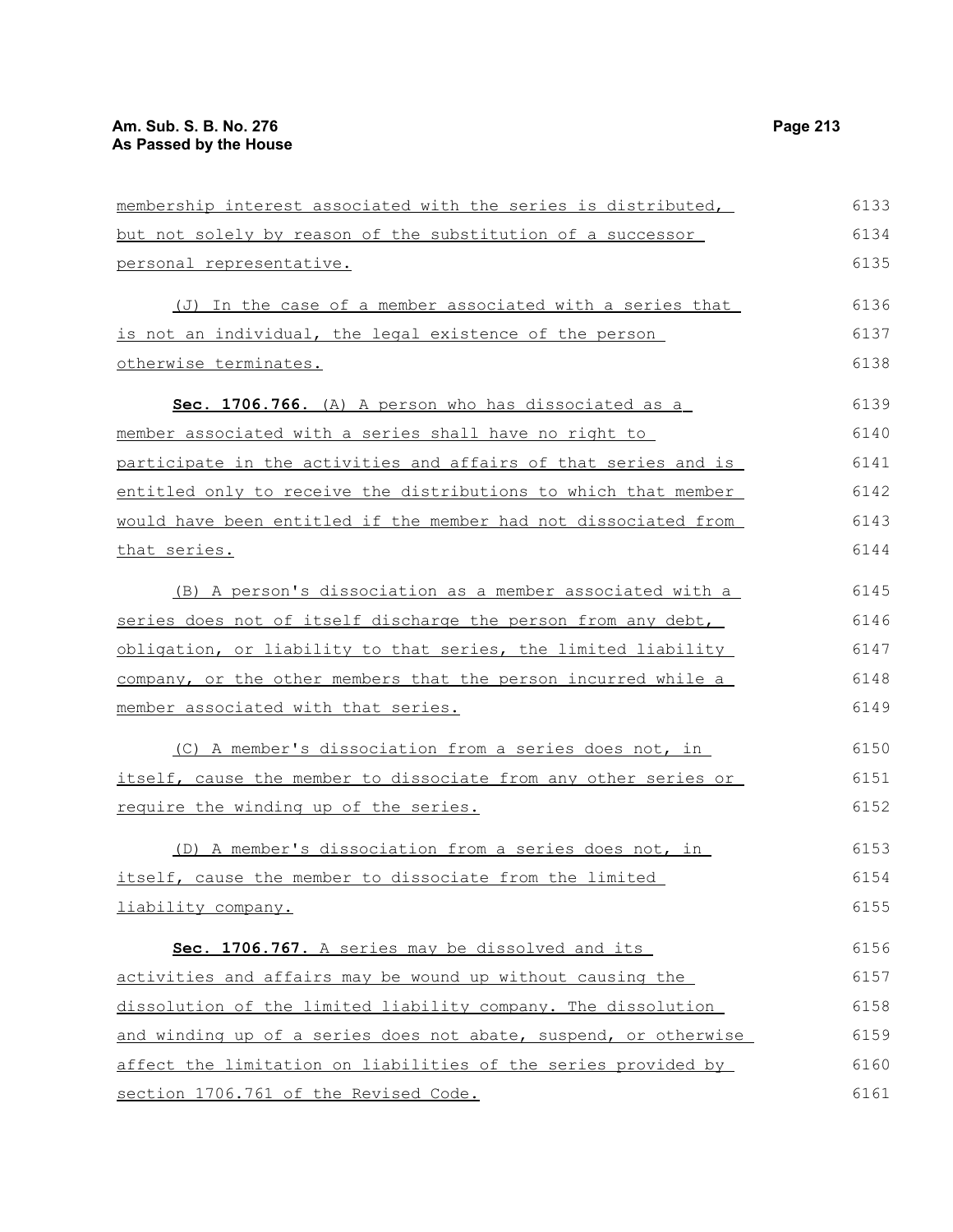membership interest associated with the series is distributed, but not solely by reason of the substitution of a successor personal representative.

(J) In the case of a member associated with a series that is not an individual, the legal existence of the person otherwise terminates.

**Sec. 1706.766.** (A) A person who has dissociated as a member associated with a series shall have no right to participate in the activities and affairs of that series and is entitled only to receive the distributions to which that member would have been entitled if the member had not dissociated from that series.

(B) A person's dissociation as a member associated with a series does not of itself discharge the person from any debt, obligation, or liability to that series, the limited liability company, or the other members that the person incurred while a member associated with that series.

(C) A member's dissociation from a series does not, in itself, cause the member to dissociate from any other series or require the winding up of the series.

(D) A member's dissociation from a series does not, in itself, cause the member to dissociate from the limited liability company.

**Sec. 1706.767.** A series may be dissolved and its activities and affairs may be wound up without causing the dissolution of the limited liability company. The dissolution and winding up of a series does not abate, suspend, or otherwise affect the limitation on liabilities of the series provided by section 1706.761 of the Revised Code.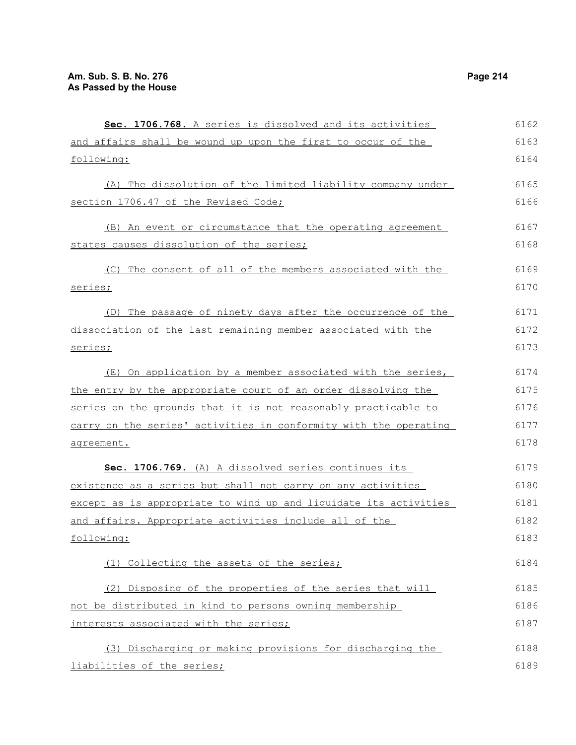**Sec. 1706.768.** A series is dissolved and its activities and affairs shall be wound up upon the first to occur of the following:

(A) The dissolution of the limited liability company under section 1706.47 of the Revised Code;

(B) An event or circumstance that the operating agreement states causes dissolution of the series;

(C) The consent of all of the members associated with the series;

(D) The passage of ninety days after the occurrence of the dissociation of the last remaining member associated with the series;

(E) On application by a member associated with the series, the entry by the appropriate court of an order dissolving the series on the grounds that it is not reasonably practicable to carry on the series' activities in conformity with the operating agreement.

**Sec. 1706.769.** (A) A dissolved series continues its existence as a series but shall not carry on any activities except as is appropriate to wind up and liquidate its activities and affairs. Appropriate activities include all of the following:

(1) Collecting the assets of the series;

(2) Disposing of the properties of the series that will not be distributed in kind to persons owning membership interests associated with the series;

(3) Discharging or making provisions for discharging the liabilities of the series;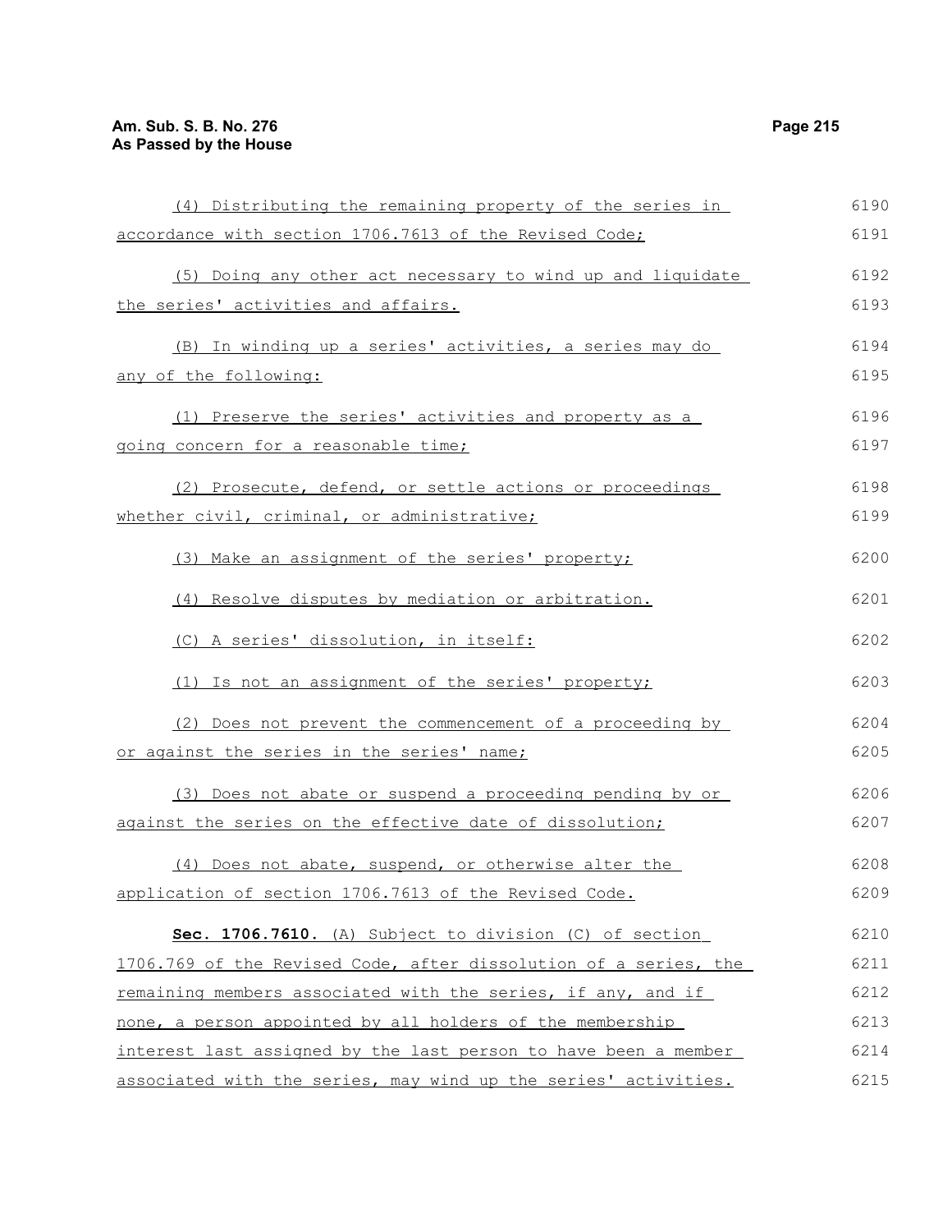(4) Distributing the remaining property of the series in accordance with section 1706.7613 of the Revised Code;

(5) Doing any other act necessary to wind up and liquidate the series' activities and affairs.

(B) In winding up a series' activities, a series may do any of the following:

(1) Preserve the series' activities and property as a going concern for a reasonable time;

(2) Prosecute, defend, or settle actions or proceedings whether civil, criminal, or administrative;

(3) Make an assignment of the series' property;

(4) Resolve disputes by mediation or arbitration.

(C) A series' dissolution, in itself:

(1) Is not an assignment of the series' property;

(2) Does not prevent the commencement of a proceeding by or against the series in the series' name;

(3) Does not abate or suspend a proceeding pending by or against the series on the effective date of dissolution;

(4) Does not abate, suspend, or otherwise alter the application of section 1706.7613 of the Revised Code.

**Sec. 1706.7610.** (A) Subject to division (C) of section 1706.769 of the Revised Code, after dissolution of a series, the remaining members associated with the series, if any, and if none, a person appointed by all holders of the membership interest last assigned by the last person to have been a member associated with the series, may wind up the series' activities.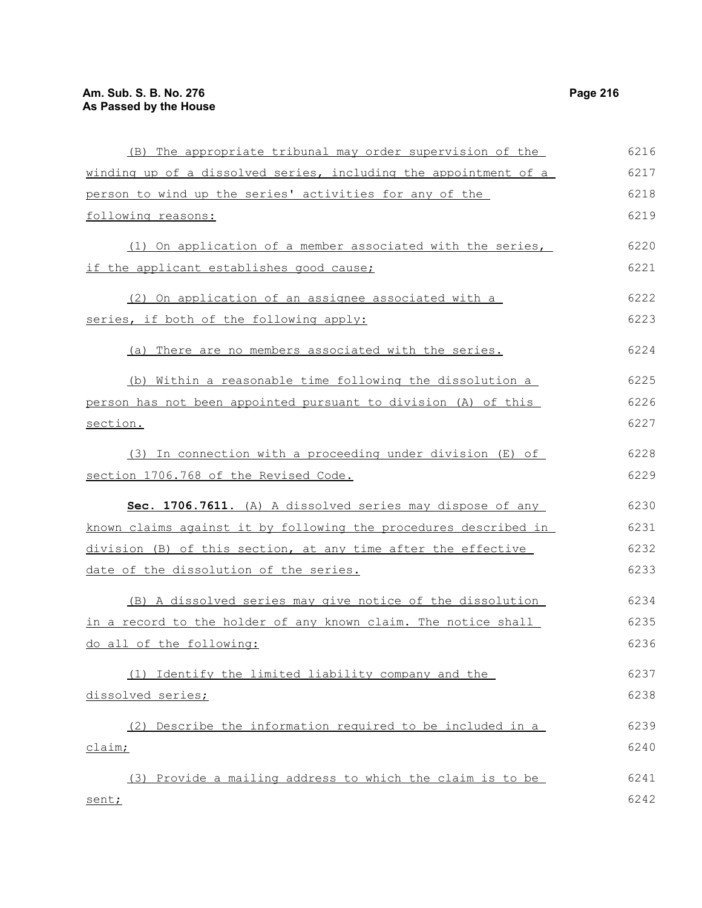(B) The appropriate tribunal may order supervision of the winding up of a dissolved series, including the appointment of a person to wind up the series' activities for any of the following reasons:

(1) On application of a member associated with the series, if the applicant establishes good cause;

(2) On application of an assignee associated with a series, if both of the following apply:

(a) There are no members associated with the series.

(b) Within a reasonable time following the dissolution a person has not been appointed pursuant to division (A) of this section.

(3) In connection with a proceeding under division (E) of section 1706.768 of the Revised Code.

**Sec. 1706.7611.** (A) A dissolved series may dispose of any known claims against it by following the procedures described in division (B) of this section, at any time after the effective date of the dissolution of the series.

(B) A dissolved series may give notice of the dissolution in a record to the holder of any known claim. The notice shall do all of the following:

(1) Identify the limited liability company and the dissolved series;

(2) Describe the information required to be included in a claim;

(3) Provide a mailing address to which the claim is to be sent;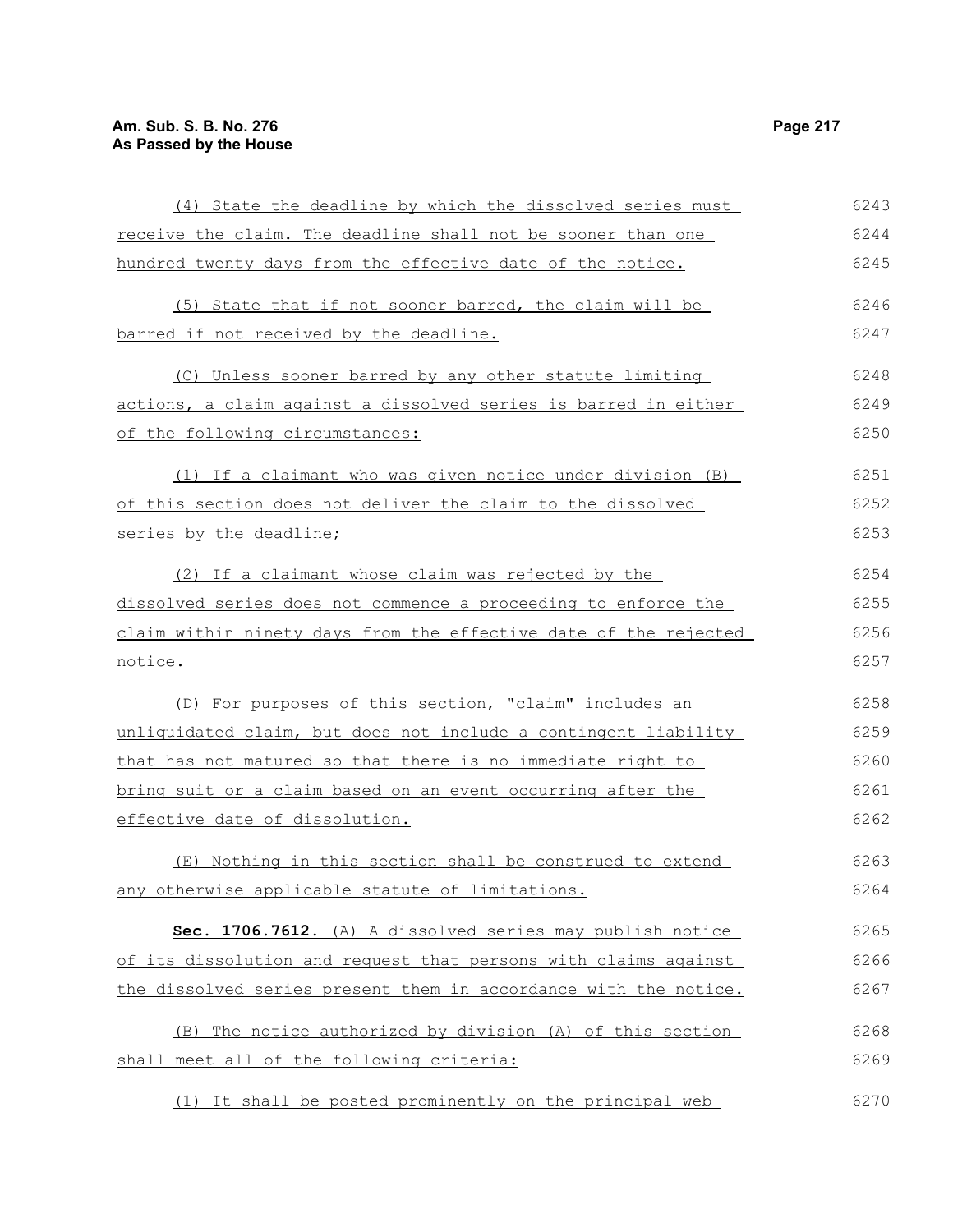(4) State the deadline by which the dissolved series must receive the claim. The deadline shall not be sooner than one hundred twenty days from the effective date of the notice.

(5) State that if not sooner barred, the claim will be barred if not received by the deadline.

(C) Unless sooner barred by any other statute limiting actions, a claim against a dissolved series is barred in either of the following circumstances:

(1) If a claimant who was given notice under division (B) of this section does not deliver the claim to the dissolved series by the deadline;

(2) If a claimant whose claim was rejected by the dissolved series does not commence a proceeding to enforce the claim within ninety days from the effective date of the rejected notice.

(D) For purposes of this section, "claim" includes an unliquidated claim, but does not include a contingent liability that has not matured so that there is no immediate right to bring suit or a claim based on an event occurring after the effective date of dissolution.

(E) Nothing in this section shall be construed to extend any otherwise applicable statute of limitations.

**Sec. 1706.7612.** (A) A dissolved series may publish notice of its dissolution and request that persons with claims against the dissolved series present them in accordance with the notice.

(B) The notice authorized by division (A) of this section shall meet all of the following criteria:

(1) It shall be posted prominently on the principal web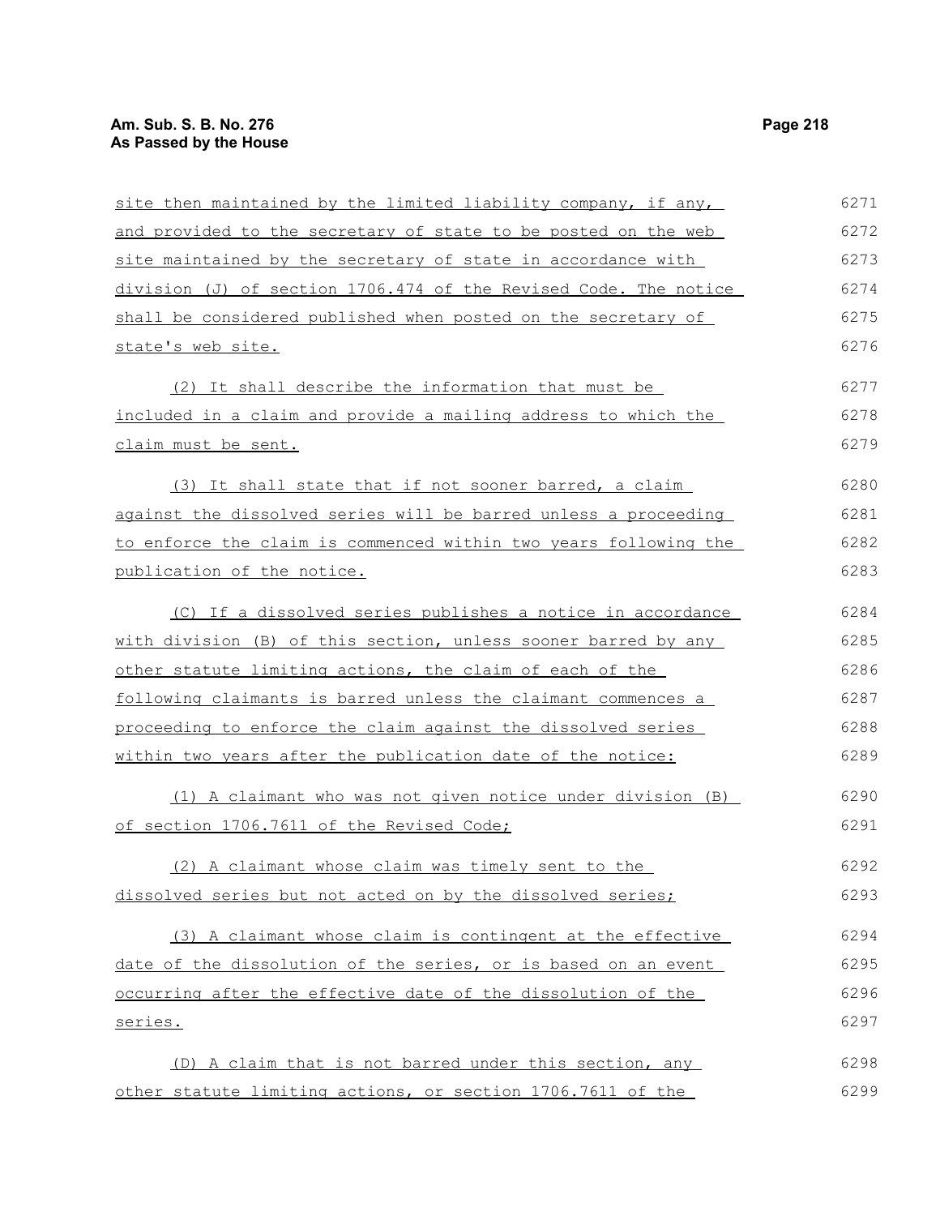site then maintained by the limited liability company, if any, and provided to the secretary of state to be posted on the web site maintained by the secretary of state in accordance with division (J) of section 1706.474 of the Revised Code. The notice shall be considered published when posted on the secretary of state's web site.

(2) It shall describe the information that must be included in a claim and provide a mailing address to which the claim must be sent.

(3) It shall state that if not sooner barred, a claim against the dissolved series will be barred unless a proceeding to enforce the claim is commenced within two years following the publication of the notice.

(C) If a dissolved series publishes a notice in accordance with division (B) of this section, unless sooner barred by any other statute limiting actions, the claim of each of the following claimants is barred unless the claimant commences a proceeding to enforce the claim against the dissolved series within two years after the publication date of the notice:

(1) A claimant who was not given notice under division (B) of section 1706.7611 of the Revised Code;

(2) A claimant whose claim was timely sent to the dissolved series but not acted on by the dissolved series;

(3) A claimant whose claim is contingent at the effective date of the dissolution of the series, or is based on an event occurring after the effective date of the dissolution of the series.

(D) A claim that is not barred under this section, any other statute limiting actions, or section 1706.7611 of the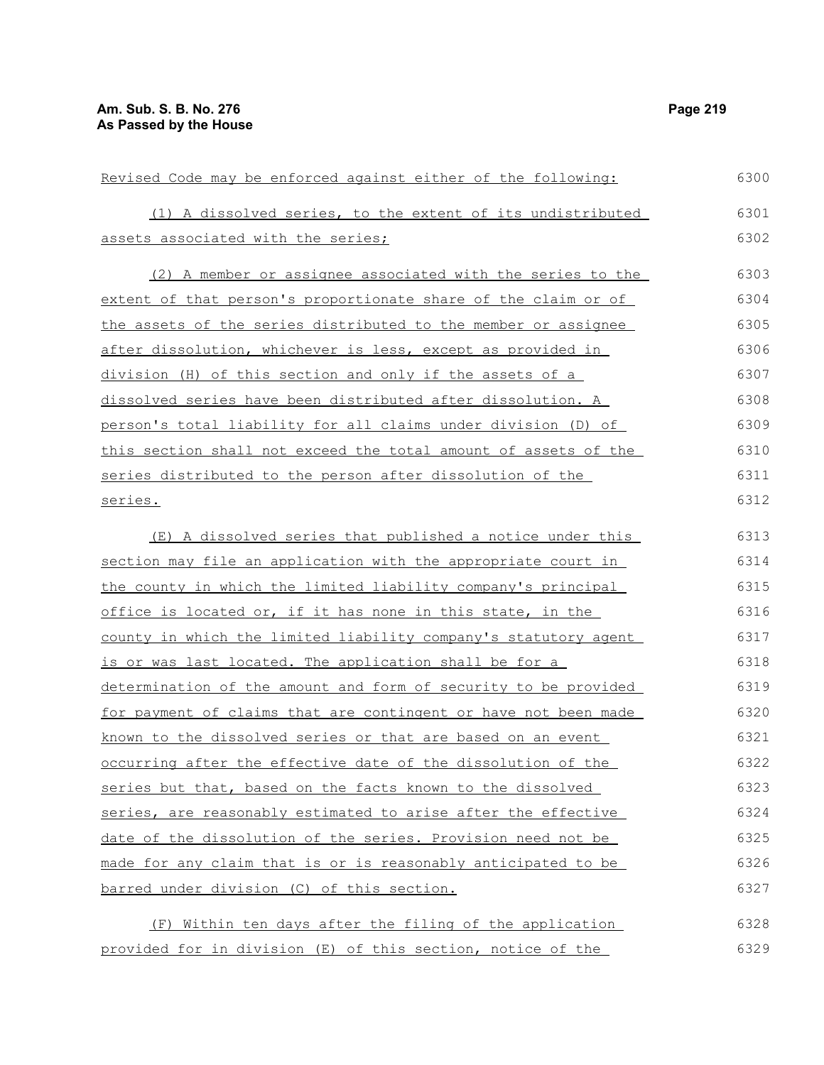Revised Code may be enforced against either of the following:

(1) A dissolved series, to the extent of its undistributed assets associated with the series;

(2) A member or assignee associated with the series to the extent of that person's proportionate share of the claim or of the assets of the series distributed to the member or assignee after dissolution, whichever is less, except as provided in division (H) of this section and only if the assets of a dissolved series have been distributed after dissolution. A person's total liability for all claims under division (D) of this section shall not exceed the total amount of assets of the series distributed to the person after dissolution of the series.

(E) A dissolved series that published a notice under this section may file an application with the appropriate court in the county in which the limited liability company's principal office is located or, if it has none in this state, in the county in which the limited liability company's statutory agent is or was last located. The application shall be for a determination of the amount and form of security to be provided for payment of claims that are contingent or have not been made known to the dissolved series or that are based on an event occurring after the effective date of the dissolution of the series but that, based on the facts known to the dissolved series, are reasonably estimated to arise after the effective date of the dissolution of the series. Provision need not be made for any claim that is or is reasonably anticipated to be barred under division (C) of this section.

(F) Within ten days after the filing of the application provided for in division (E) of this section, notice of the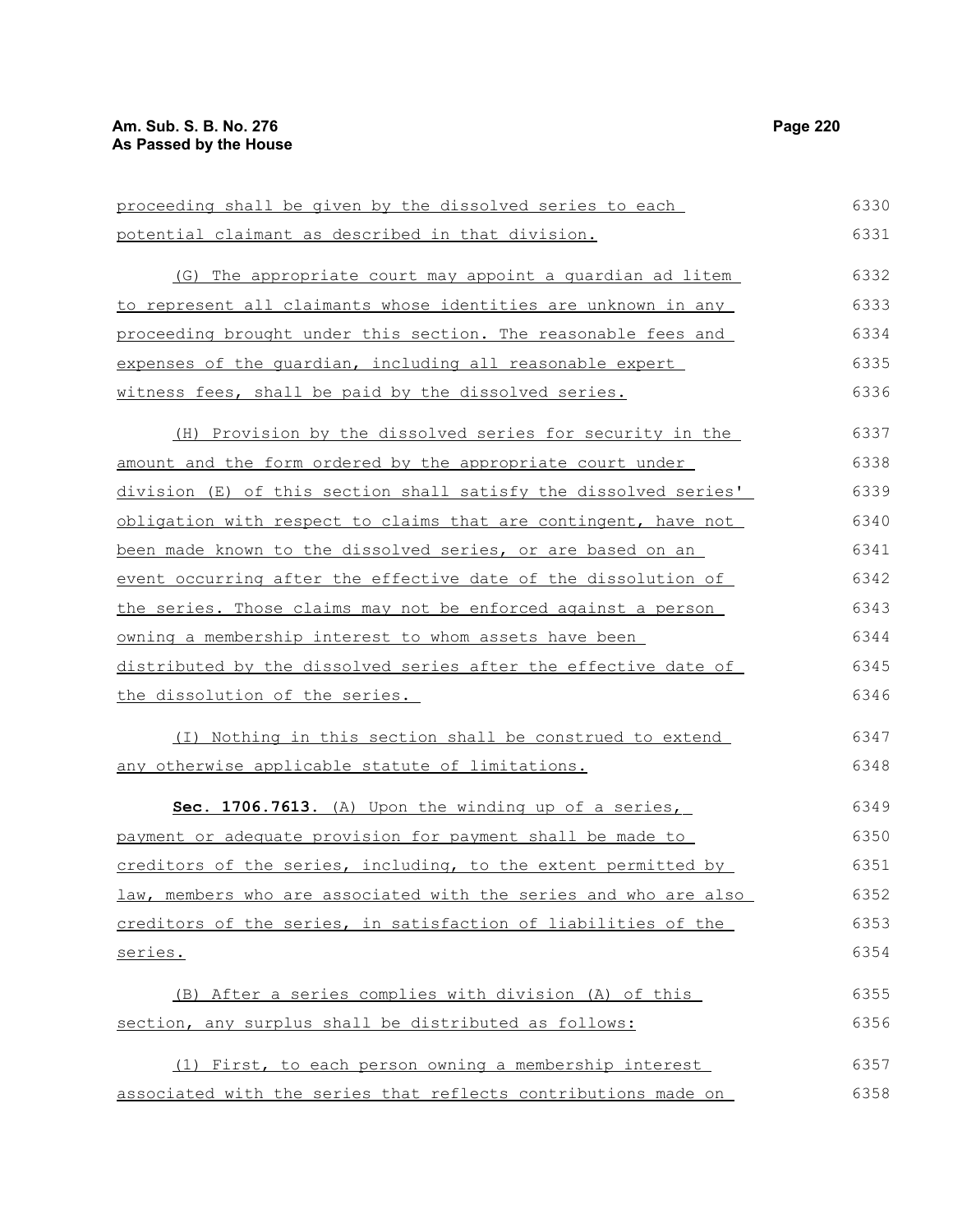proceeding shall be given by the dissolved series to each potential claimant as described in that division.

(G) The appropriate court may appoint a guardian ad litem to represent all claimants whose identities are unknown in any proceeding brought under this section. The reasonable fees and expenses of the guardian, including all reasonable expert witness fees, shall be paid by the dissolved series.

(H) Provision by the dissolved series for security in the amount and the form ordered by the appropriate court under division (E) of this section shall satisfy the dissolved series' obligation with respect to claims that are contingent, have not been made known to the dissolved series, or are based on an event occurring after the effective date of the dissolution of the series. Those claims may not be enforced against a person owning a membership interest to whom assets have been distributed by the dissolved series after the effective date of the dissolution of the series.

(I) Nothing in this section shall be construed to extend any otherwise applicable statute of limitations.

**Sec. 1706.7613.** (A) Upon the winding up of a series, payment or adequate provision for payment shall be made to creditors of the series, including, to the extent permitted by law, members who are associated with the series and who are also creditors of the series, in satisfaction of liabilities of the series.

(B) After a series complies with division (A) of this section, any surplus shall be distributed as follows:

(1) First, to each person owning a membership interest associated with the series that reflects contributions made on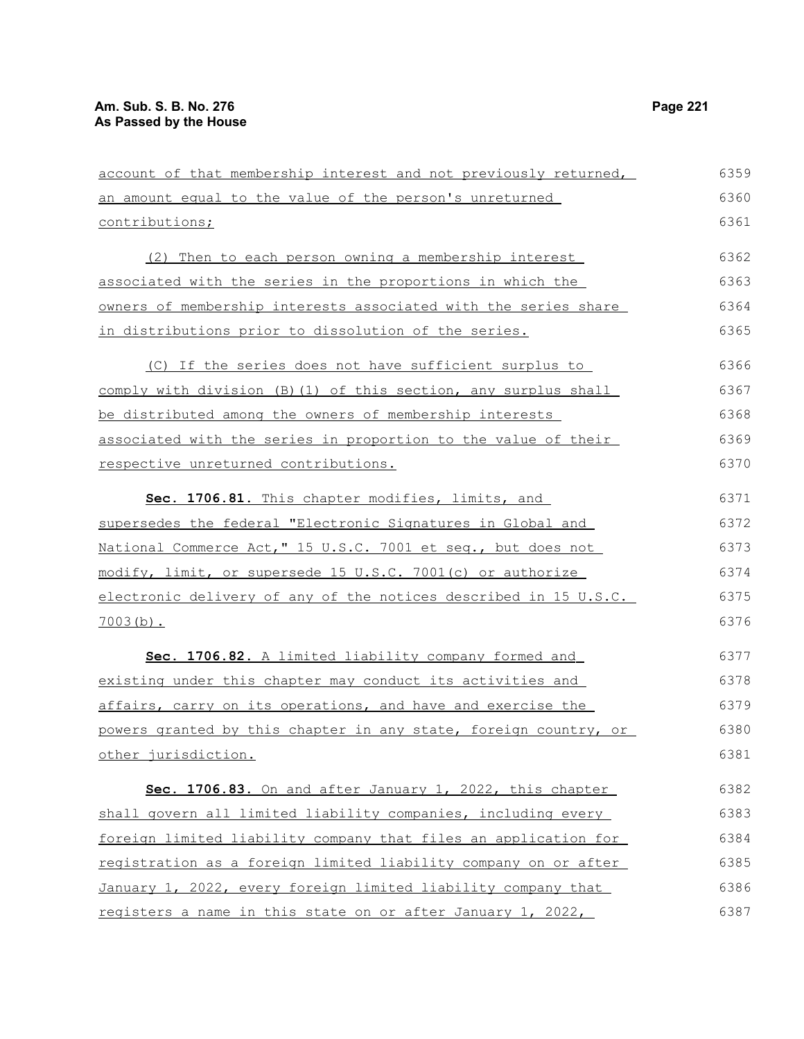account of that membership interest and not previously returned, an amount equal to the value of the person's unreturned contributions;

(2) Then to each person owning a membership interest associated with the series in the proportions in which the owners of membership interests associated with the series share in distributions prior to dissolution of the series.

(C) If the series does not have sufficient surplus to comply with division (B)(1) of this section, any surplus shall be distributed among the owners of membership interests associated with the series in proportion to the value of their respective unreturned contributions.

**Sec. 1706.81.** This chapter modifies, limits, and supersedes the federal "Electronic Signatures in Global and National Commerce Act," 15 U.S.C. 7001 et seq., but does not modify, limit, or supersede 15 U.S.C. 7001(c) or authorize electronic delivery of any of the notices described in 15 U.S.C. 7003(b).

**Sec. 1706.82.** A limited liability company formed and existing under this chapter may conduct its activities and affairs, carry on its operations, and have and exercise the powers granted by this chapter in any state, foreign country, or other jurisdiction.

**Sec. 1706.83.** On and after January 1, 2022, this chapter shall govern all limited liability companies, including every foreign limited liability company that files an application for registration as a foreign limited liability company on or after January 1, 2022, every foreign limited liability company that registers a name in this state on or after January 1, 2022,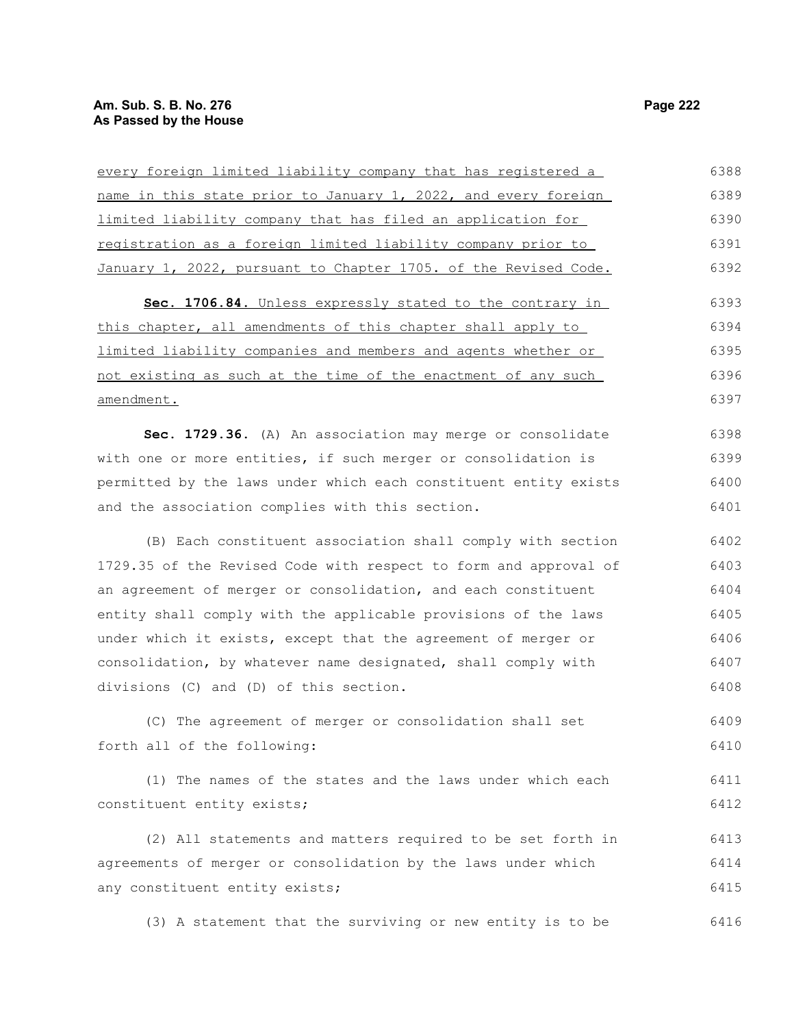every foreign limited liability company that has registered a name in this state prior to January 1, 2022, and every foreign limited liability company that has filed an application for registration as a foreign limited liability company prior to January 1, 2022, pursuant to Chapter 1705. of the Revised Code.

**Sec. 1706.84.** Unless expressly stated to the contrary in this chapter, all amendments of this chapter shall apply to limited liability companies and members and agents whether or not existing as such at the time of the enactment of any such amendment.

**Sec. 1729.36.** (A) An association may merge or consolidate with one or more entities, if such merger or consolidation is permitted by the laws under which each constituent entity exists and the association complies with this section.

(B) Each constituent association shall comply with section 1729.35 of the Revised Code with respect to form and approval of an agreement of merger or consolidation, and each constituent entity shall comply with the applicable provisions of the laws under which it exists, except that the agreement of merger or consolidation, by whatever name designated, shall comply with divisions (C) and (D) of this section.

(C) The agreement of merger or consolidation shall set forth all of the following:

(1) The names of the states and the laws under which each constituent entity exists;

(2) All statements and matters required to be set forth in agreements of merger or consolidation by the laws under which any constituent entity exists;

(3) A statement that the surviving or new entity is to be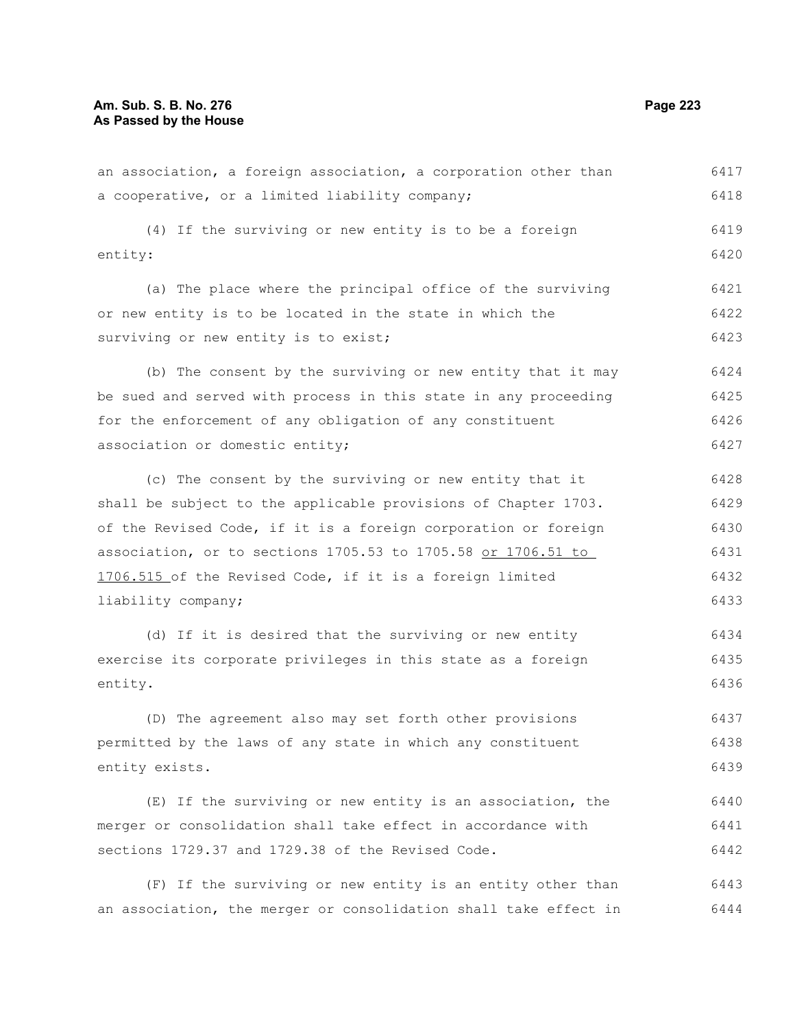an association, a foreign association, a corporation other than a cooperative, or a limited liability company;

(4) If the surviving or new entity is to be a foreign entity:

(a) The place where the principal office of the surviving or new entity is to be located in the state in which the surviving or new entity is to exist;

(b) The consent by the surviving or new entity that it may be sued and served with process in this state in any proceeding for the enforcement of any obligation of any constituent association or domestic entity;

(c) The consent by the surviving or new entity that it shall be subject to the applicable provisions of Chapter 1703. of the Revised Code, if it is a foreign corporation or foreign association, or to sections 1705.53 to 1705.58 or 1706.51 to 1706.515 of the Revised Code, if it is a foreign limited liability company;

(d) If it is desired that the surviving or new entity exercise its corporate privileges in this state as a foreign entity.

(D) The agreement also may set forth other provisions permitted by the laws of any state in which any constituent entity exists.

(E) If the surviving or new entity is an association, the merger or consolidation shall take effect in accordance with sections 1729.37 and 1729.38 of the Revised Code.

(F) If the surviving or new entity is an entity other than an association, the merger or consolidation shall take effect in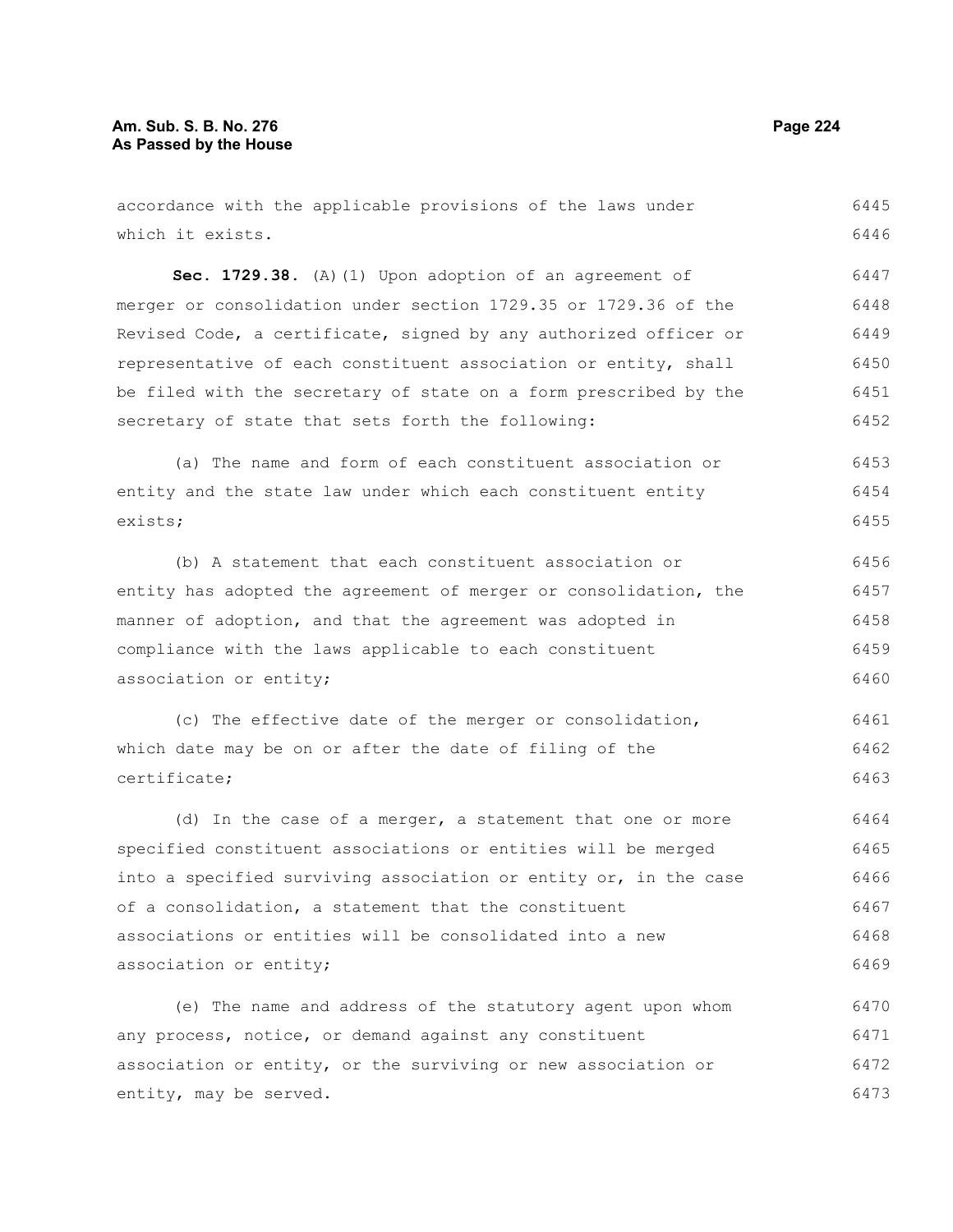accordance with the applicable provisions of the laws under which it exists.

**Sec. 1729.38.** (A)(1) Upon adoption of an agreement of merger or consolidation under section 1729.35 or 1729.36 of the Revised Code, a certificate, signed by any authorized officer or representative of each constituent association or entity, shall be filed with the secretary of state on a form prescribed by the secretary of state that sets forth the following:

(a) The name and form of each constituent association or entity and the state law under which each constituent entity exists;

(b) A statement that each constituent association or entity has adopted the agreement of merger or consolidation, the manner of adoption, and that the agreement was adopted in compliance with the laws applicable to each constituent association or entity;

(c) The effective date of the merger or consolidation, which date may be on or after the date of filing of the certificate;

(d) In the case of a merger, a statement that one or more specified constituent associations or entities will be merged into a specified surviving association or entity or, in the case of a consolidation, a statement that the constituent associations or entities will be consolidated into a new association or entity;

(e) The name and address of the statutory agent upon whom any process, notice, or demand against any constituent association or entity, or the surviving or new association or entity, may be served.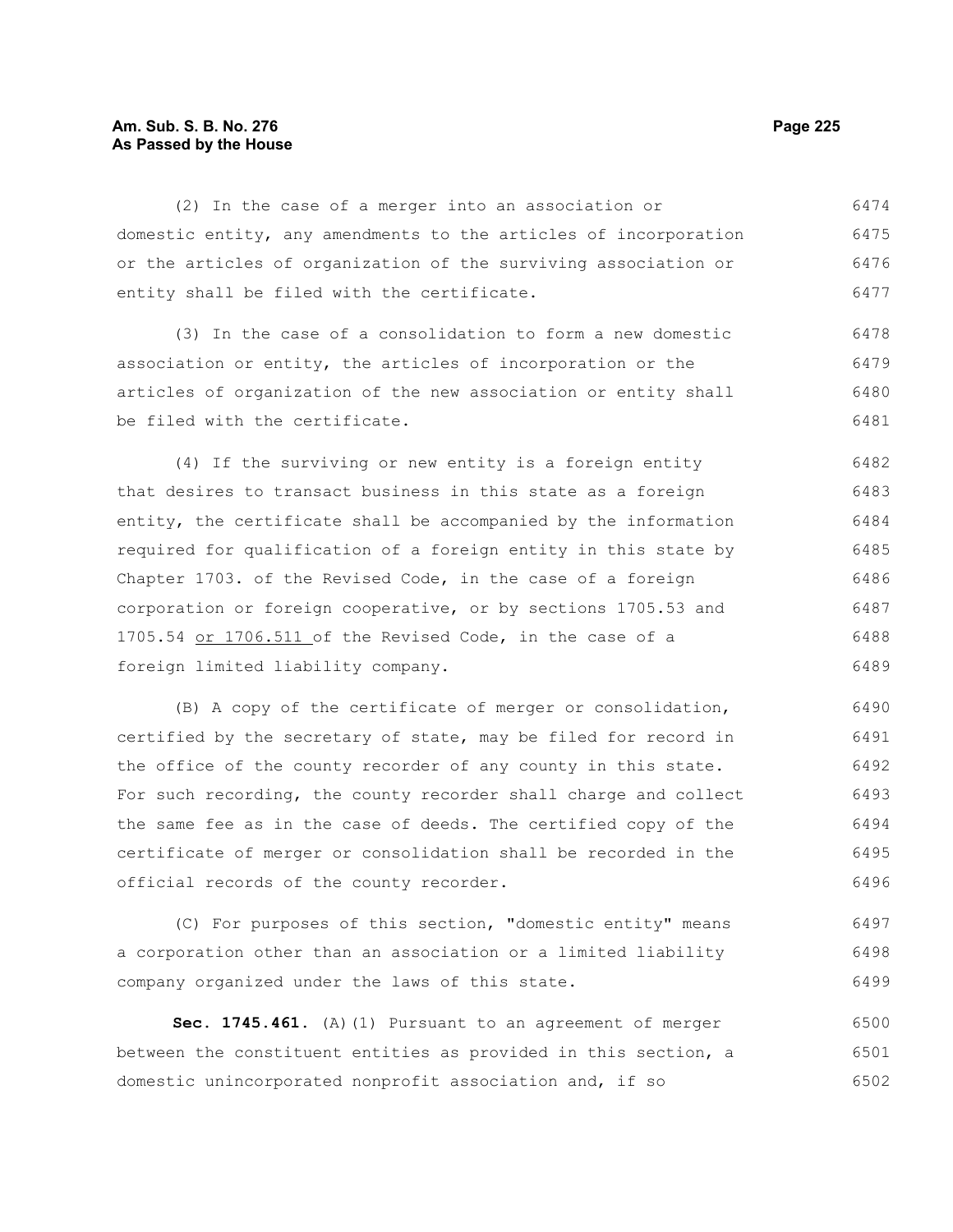(2) In the case of a merger into an association or domestic entity, any amendments to the articles of incorporation or the articles of organization of the surviving association or entity shall be filed with the certificate.

(3) In the case of a consolidation to form a new domestic association or entity, the articles of incorporation or the articles of organization of the new association or entity shall be filed with the certificate.

(4) If the surviving or new entity is a foreign entity that desires to transact business in this state as a foreign entity, the certificate shall be accompanied by the information required for qualification of a foreign entity in this state by Chapter 1703. of the Revised Code, in the case of a foreign corporation or foreign cooperative, or by sections 1705.53 and 1705.54 or 1706.511 of the Revised Code, in the case of a foreign limited liability company.

(B) A copy of the certificate of merger or consolidation, certified by the secretary of state, may be filed for record in the office of the county recorder of any county in this state. For such recording, the county recorder shall charge and collect the same fee as in the case of deeds. The certified copy of the certificate of merger or consolidation shall be recorded in the official records of the county recorder.

(C) For purposes of this section, "domestic entity" means a corporation other than an association or a limited liability company organized under the laws of this state.

**Sec. 1745.461.** (A)(1) Pursuant to an agreement of merger between the constituent entities as provided in this section, a domestic unincorporated nonprofit association and, if so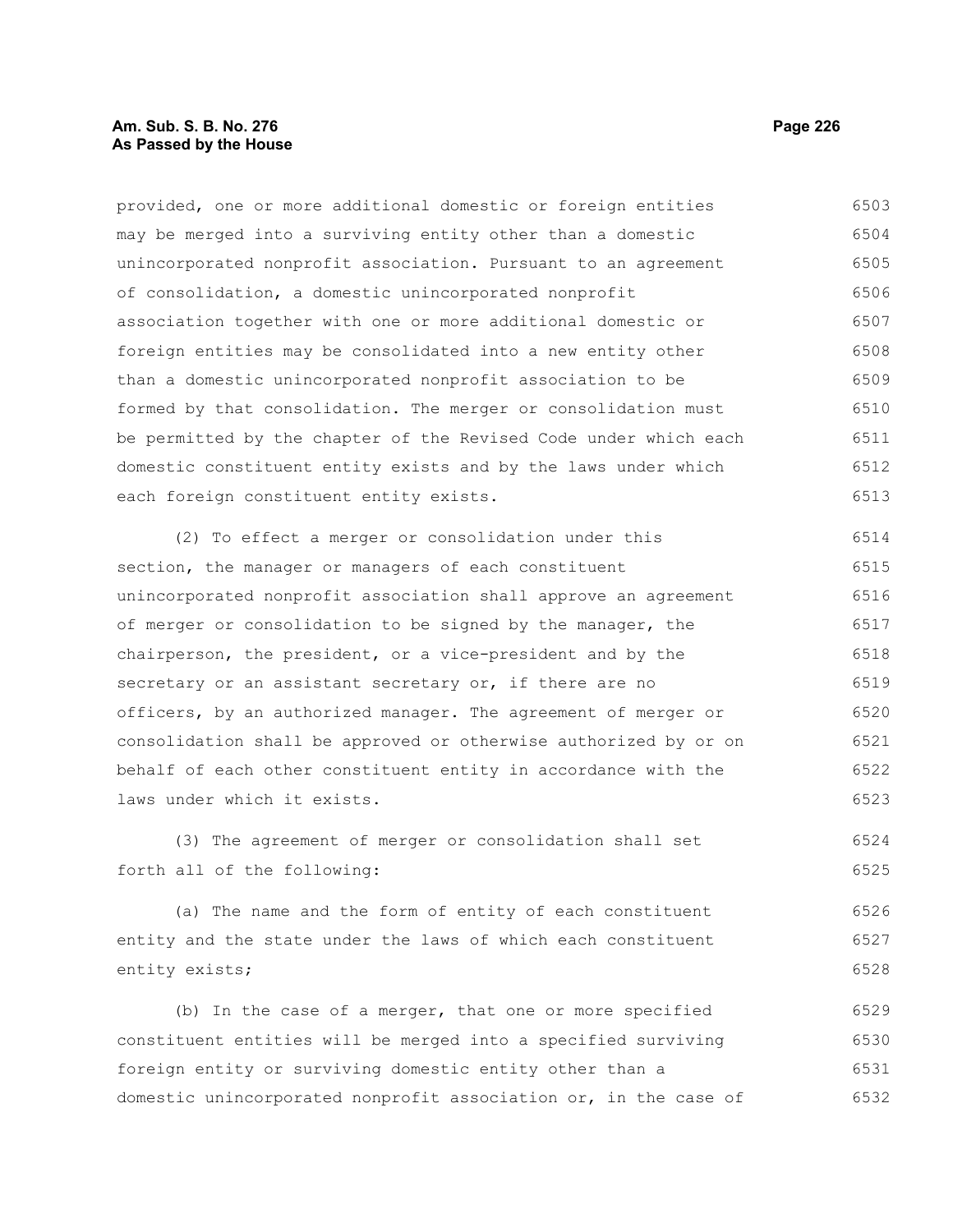provided, one or more additional domestic or foreign entities may be merged into a surviving entity other than a domestic unincorporated nonprofit association. Pursuant to an agreement of consolidation, a domestic unincorporated nonprofit association together with one or more additional domestic or foreign entities may be consolidated into a new entity other than a domestic unincorporated nonprofit association to be formed by that consolidation. The merger or consolidation must be permitted by the chapter of the Revised Code under which each domestic constituent entity exists and by the laws under which each foreign constituent entity exists.

(2) To effect a merger or consolidation under this section, the manager or managers of each constituent unincorporated nonprofit association shall approve an agreement of merger or consolidation to be signed by the manager, the chairperson, the president, or a vice-president and by the secretary or an assistant secretary or, if there are no officers, by an authorized manager. The agreement of merger or consolidation shall be approved or otherwise authorized by or on behalf of each other constituent entity in accordance with the laws under which it exists.

(3) The agreement of merger or consolidation shall set forth all of the following:

(a) The name and the form of entity of each constituent entity and the state under the laws of which each constituent entity exists;

(b) In the case of a merger, that one or more specified constituent entities will be merged into a specified surviving foreign entity or surviving domestic entity other than a domestic unincorporated nonprofit association or, in the case of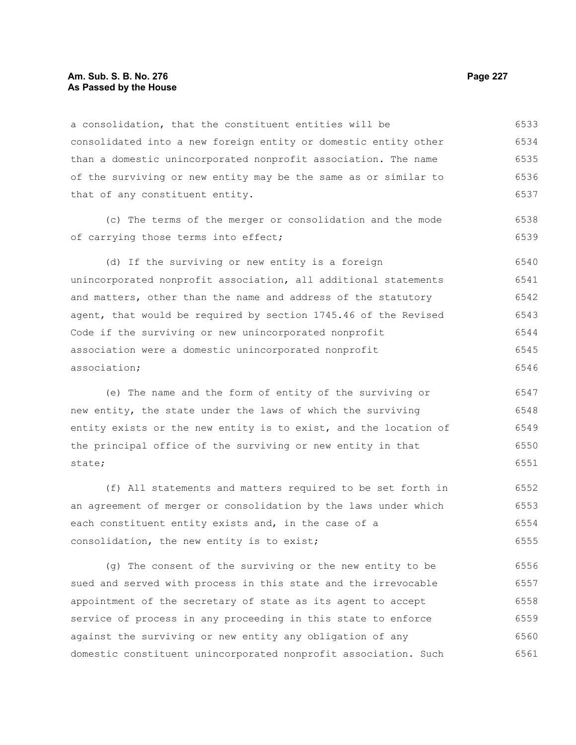a consolidation, that the constituent entities will be consolidated into a new foreign entity or domestic entity other than a domestic unincorporated nonprofit association. The name of the surviving or new entity may be the same as or similar to that of any constituent entity.

(c) The terms of the merger or consolidation and the mode of carrying those terms into effect;

(d) If the surviving or new entity is a foreign unincorporated nonprofit association, all additional statements and matters, other than the name and address of the statutory agent, that would be required by section 1745.46 of the Revised Code if the surviving or new unincorporated nonprofit association were a domestic unincorporated nonprofit association;

(e) The name and the form of entity of the surviving or new entity, the state under the laws of which the surviving entity exists or the new entity is to exist, and the location of the principal office of the surviving or new entity in that state;

(f) All statements and matters required to be set forth in an agreement of merger or consolidation by the laws under which each constituent entity exists and, in the case of a consolidation, the new entity is to exist;

(g) The consent of the surviving or the new entity to be sued and served with process in this state and the irrevocable appointment of the secretary of state as its agent to accept service of process in any proceeding in this state to enforce against the surviving or new entity any obligation of any domestic constituent unincorporated nonprofit association. Such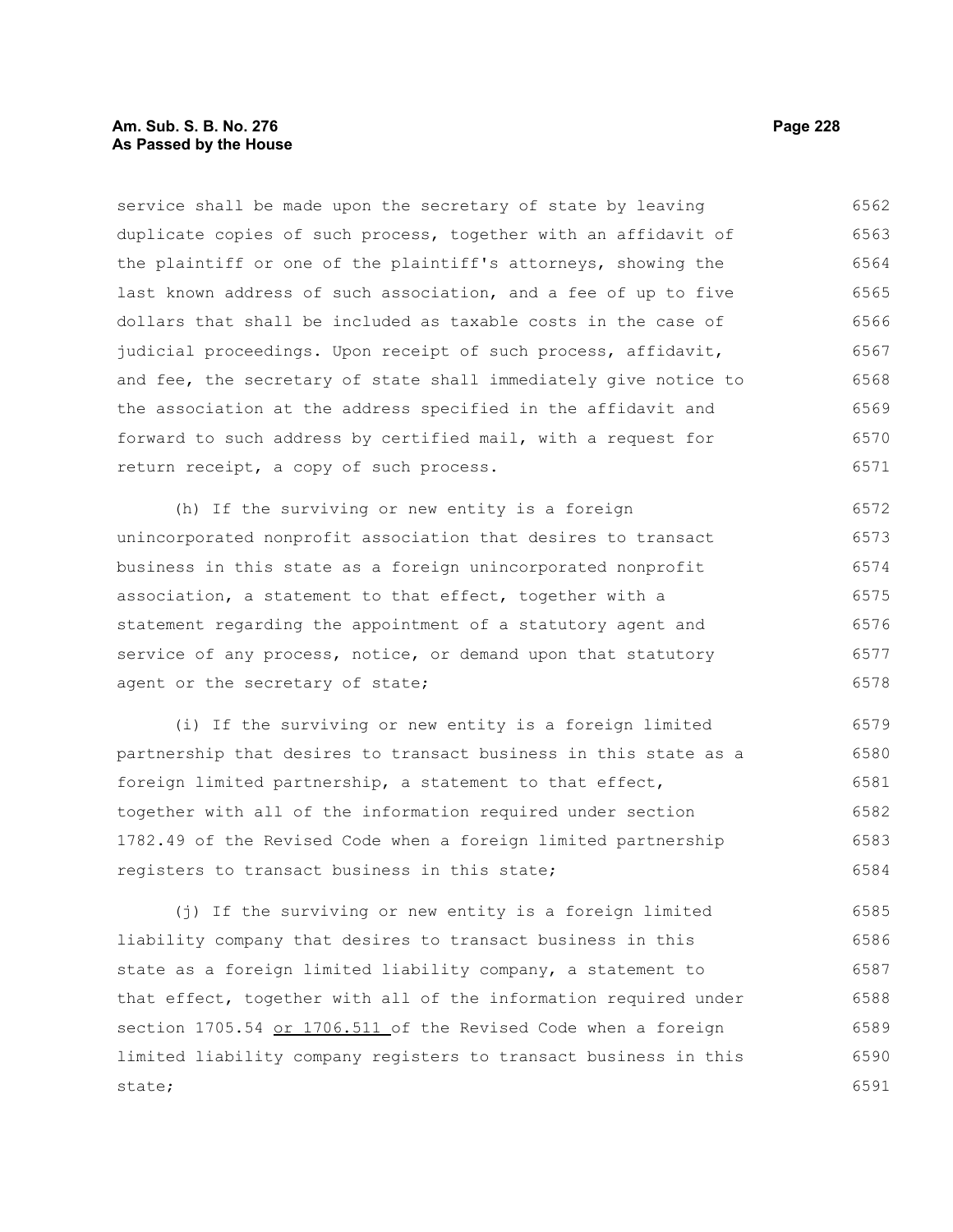service shall be made upon the secretary of state by leaving duplicate copies of such process, together with an affidavit of the plaintiff or one of the plaintiff's attorneys, showing the last known address of such association, and a fee of up to five dollars that shall be included as taxable costs in the case of judicial proceedings. Upon receipt of such process, affidavit, and fee, the secretary of state shall immediately give notice to the association at the address specified in the affidavit and forward to such address by certified mail, with a request for return receipt, a copy of such process.

(h) If the surviving or new entity is a foreign unincorporated nonprofit association that desires to transact business in this state as a foreign unincorporated nonprofit association, a statement to that effect, together with a statement regarding the appointment of a statutory agent and service of any process, notice, or demand upon that statutory agent or the secretary of state;

(i) If the surviving or new entity is a foreign limited partnership that desires to transact business in this state as a foreign limited partnership, a statement to that effect, together with all of the information required under section 1782.49 of the Revised Code when a foreign limited partnership registers to transact business in this state;

(j) If the surviving or new entity is a foreign limited liability company that desires to transact business in this state as a foreign limited liability company, a statement to that effect, together with all of the information required under section 1705.54 or 1706.511 of the Revised Code when a foreign limited liability company registers to transact business in this state;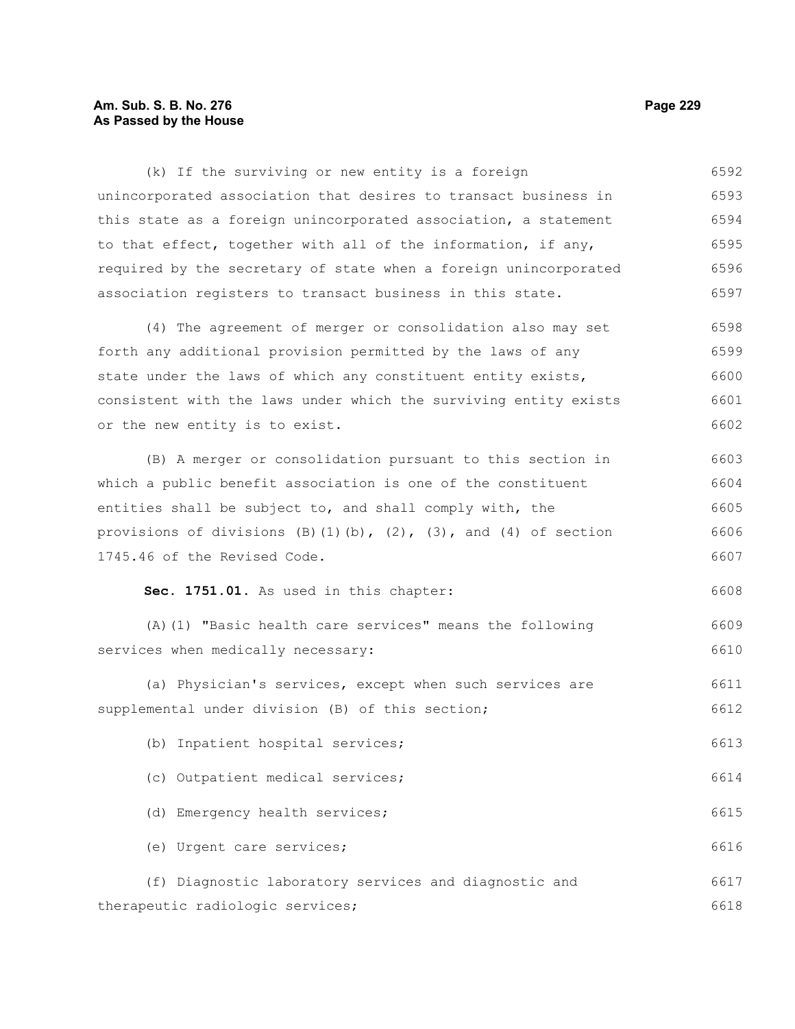(k) If the surviving or new entity is a foreign unincorporated association that desires to transact business in this state as a foreign unincorporated association, a statement to that effect, together with all of the information, if any, required by the secretary of state when a foreign unincorporated association registers to transact business in this state.

(4) The agreement of merger or consolidation also may set forth any additional provision permitted by the laws of any state under the laws of which any constituent entity exists, consistent with the laws under which the surviving entity exists or the new entity is to exist.

(B) A merger or consolidation pursuant to this section in which a public benefit association is one of the constituent entities shall be subject to, and shall comply with, the provisions of divisions (B)(1)(b), (2), (3), and (4) of section 1745.46 of the Revised Code.

**Sec. 1751.01.** As used in this chapter:

(A)(1) "Basic health care services" means the following services when medically necessary:

(a) Physician's services, except when such services are supplemental under division (B) of this section;

(b) Inpatient hospital services;

(c) Outpatient medical services;

(d) Emergency health services;

(e) Urgent care services;

(f) Diagnostic laboratory services and diagnostic and therapeutic radiologic services;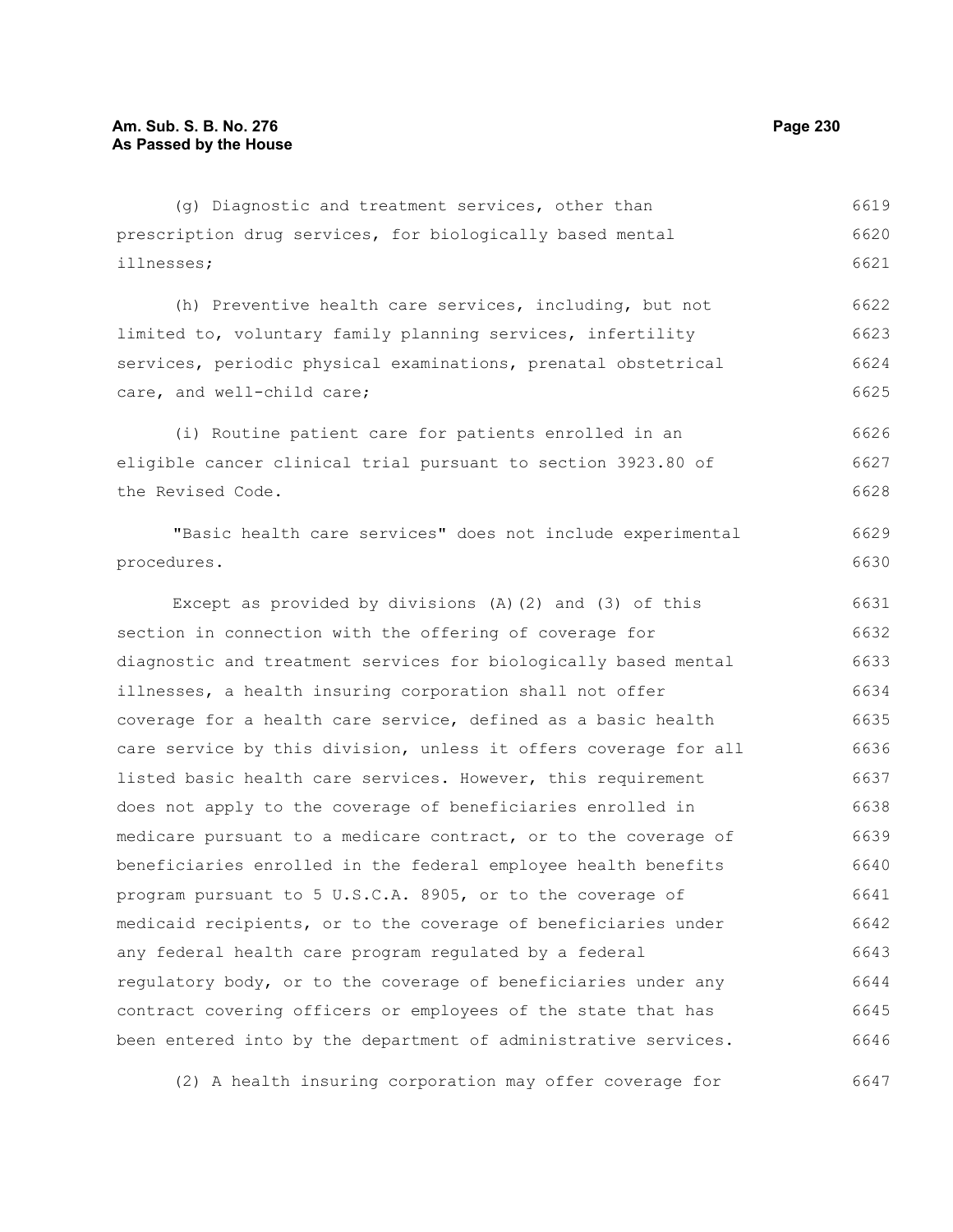(g) Diagnostic and treatment services, other than prescription drug services, for biologically based mental illnesses;

(h) Preventive health care services, including, but not limited to, voluntary family planning services, infertility services, periodic physical examinations, prenatal obstetrical care, and well-child care;

(i) Routine patient care for patients enrolled in an eligible cancer clinical trial pursuant to section 3923.80 of the Revised Code.

"Basic health care services" does not include experimental procedures.

Except as provided by divisions (A)(2) and (3) of this section in connection with the offering of coverage for diagnostic and treatment services for biologically based mental illnesses, a health insuring corporation shall not offer coverage for a health care service, defined as a basic health care service by this division, unless it offers coverage for all listed basic health care services. However, this requirement does not apply to the coverage of beneficiaries enrolled in medicare pursuant to a medicare contract, or to the coverage of beneficiaries enrolled in the federal employee health benefits program pursuant to 5 U.S.C.A. 8905, or to the coverage of medicaid recipients, or to the coverage of beneficiaries under any federal health care program regulated by a federal regulatory body, or to the coverage of beneficiaries under any contract covering officers or employees of the state that has been entered into by the department of administrative services.

(2) A health insuring corporation may offer coverage for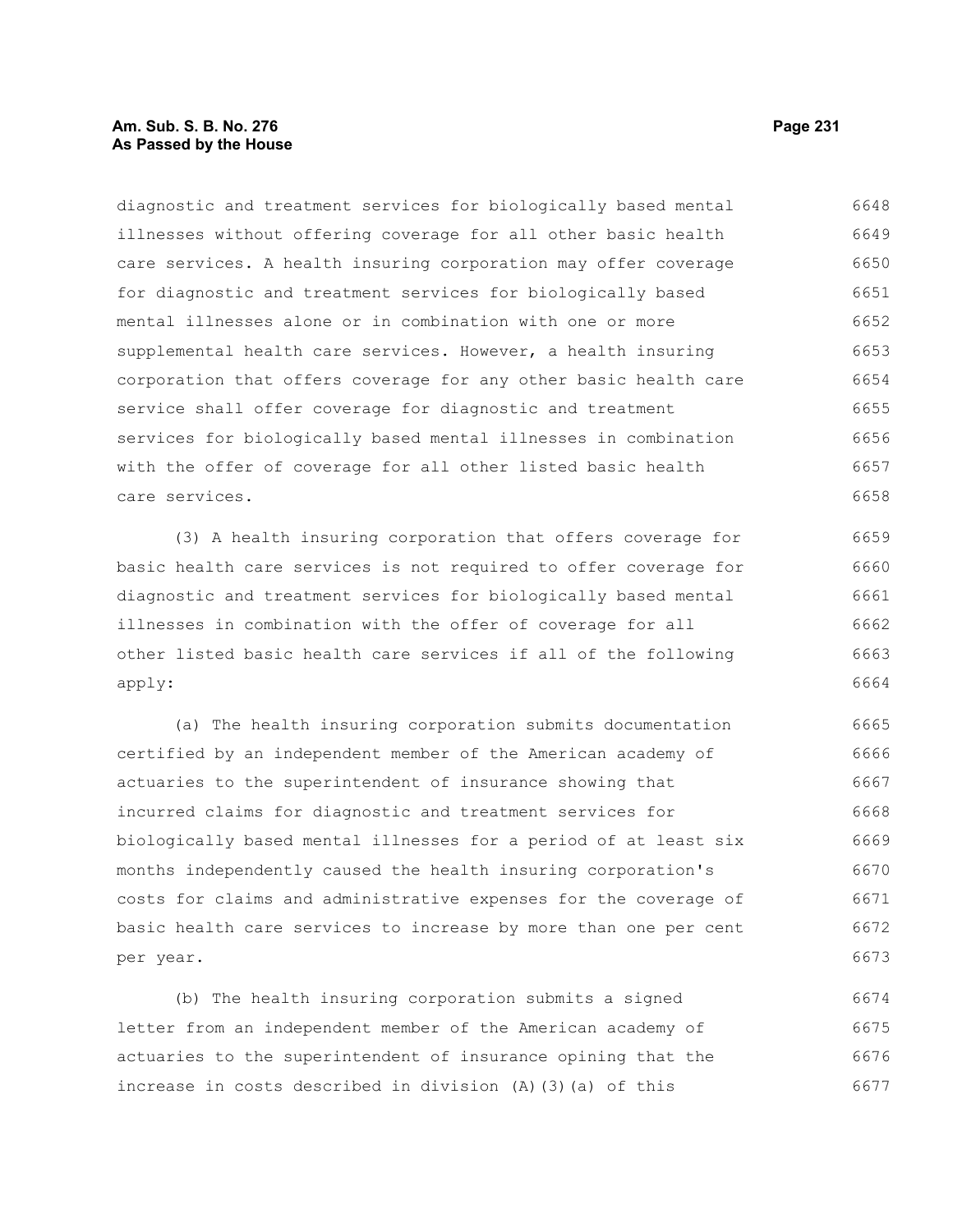diagnostic and treatment services for biologically based mental illnesses without offering coverage for all other basic health care services. A health insuring corporation may offer coverage for diagnostic and treatment services for biologically based mental illnesses alone or in combination with one or more supplemental health care services. However, a health insuring corporation that offers coverage for any other basic health care service shall offer coverage for diagnostic and treatment services for biologically based mental illnesses in combination with the offer of coverage for all other listed basic health care services.

(3) A health insuring corporation that offers coverage for basic health care services is not required to offer coverage for diagnostic and treatment services for biologically based mental illnesses in combination with the offer of coverage for all other listed basic health care services if all of the following apply:

(a) The health insuring corporation submits documentation certified by an independent member of the American academy of actuaries to the superintendent of insurance showing that incurred claims for diagnostic and treatment services for biologically based mental illnesses for a period of at least six months independently caused the health insuring corporation's costs for claims and administrative expenses for the coverage of basic health care services to increase by more than one per cent per year.

(b) The health insuring corporation submits a signed letter from an independent member of the American academy of actuaries to the superintendent of insurance opining that the increase in costs described in division (A)(3)(a) of this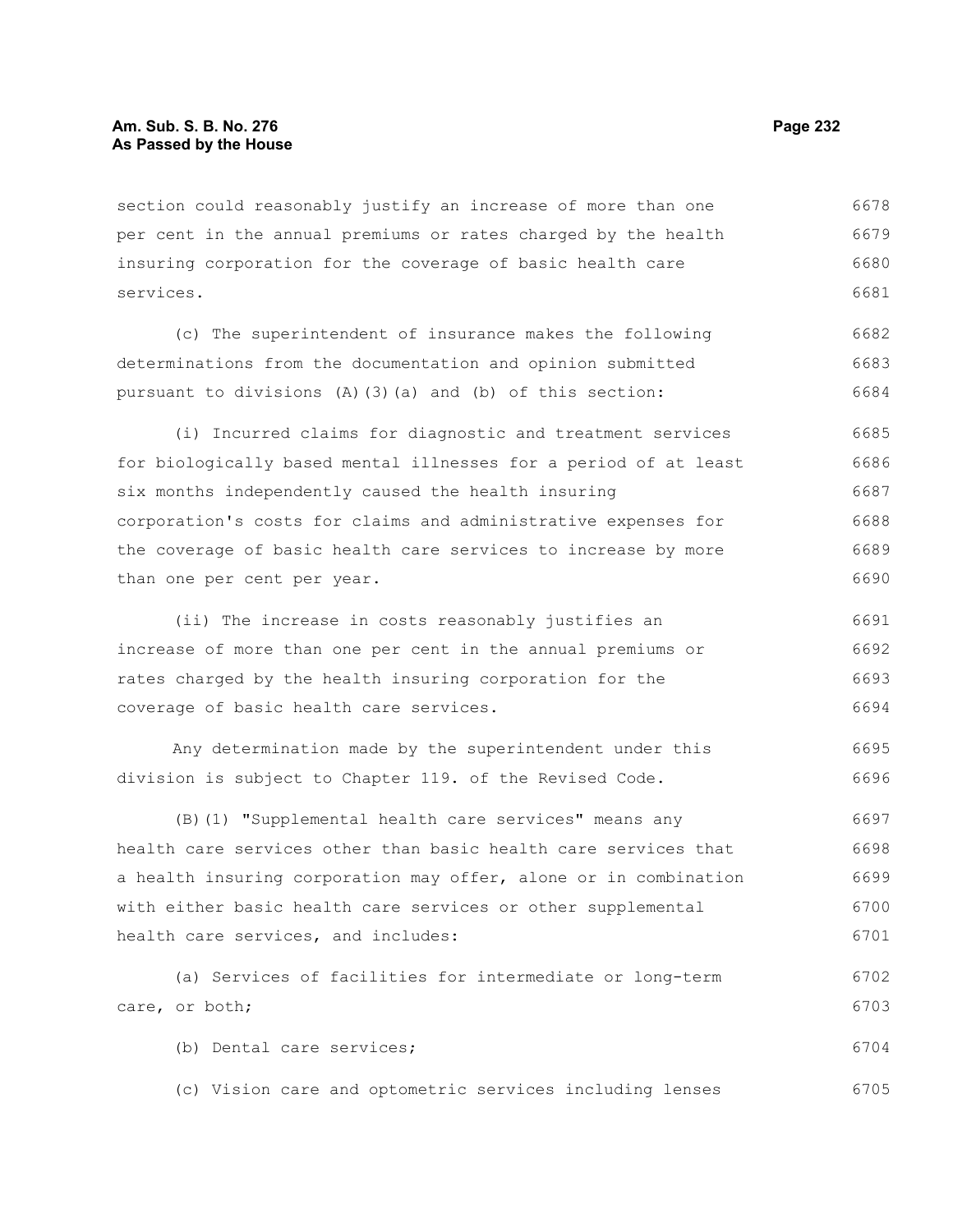section could reasonably justify an increase of more than one per cent in the annual premiums or rates charged by the health insuring corporation for the coverage of basic health care services.

(c) The superintendent of insurance makes the following determinations from the documentation and opinion submitted pursuant to divisions (A)(3)(a) and (b) of this section:

(i) Incurred claims for diagnostic and treatment services for biologically based mental illnesses for a period of at least six months independently caused the health insuring corporation's costs for claims and administrative expenses for the coverage of basic health care services to increase by more than one per cent per year.

(ii) The increase in costs reasonably justifies an increase of more than one per cent in the annual premiums or rates charged by the health insuring corporation for the coverage of basic health care services.

Any determination made by the superintendent under this division is subject to Chapter 119. of the Revised Code.

(B)(1) "Supplemental health care services" means any health care services other than basic health care services that a health insuring corporation may offer, alone or in combination with either basic health care services or other supplemental health care services, and includes:

(a) Services of facilities for intermediate or long-term care, or both;

(b) Dental care services;

(c) Vision care and optometric services including lenses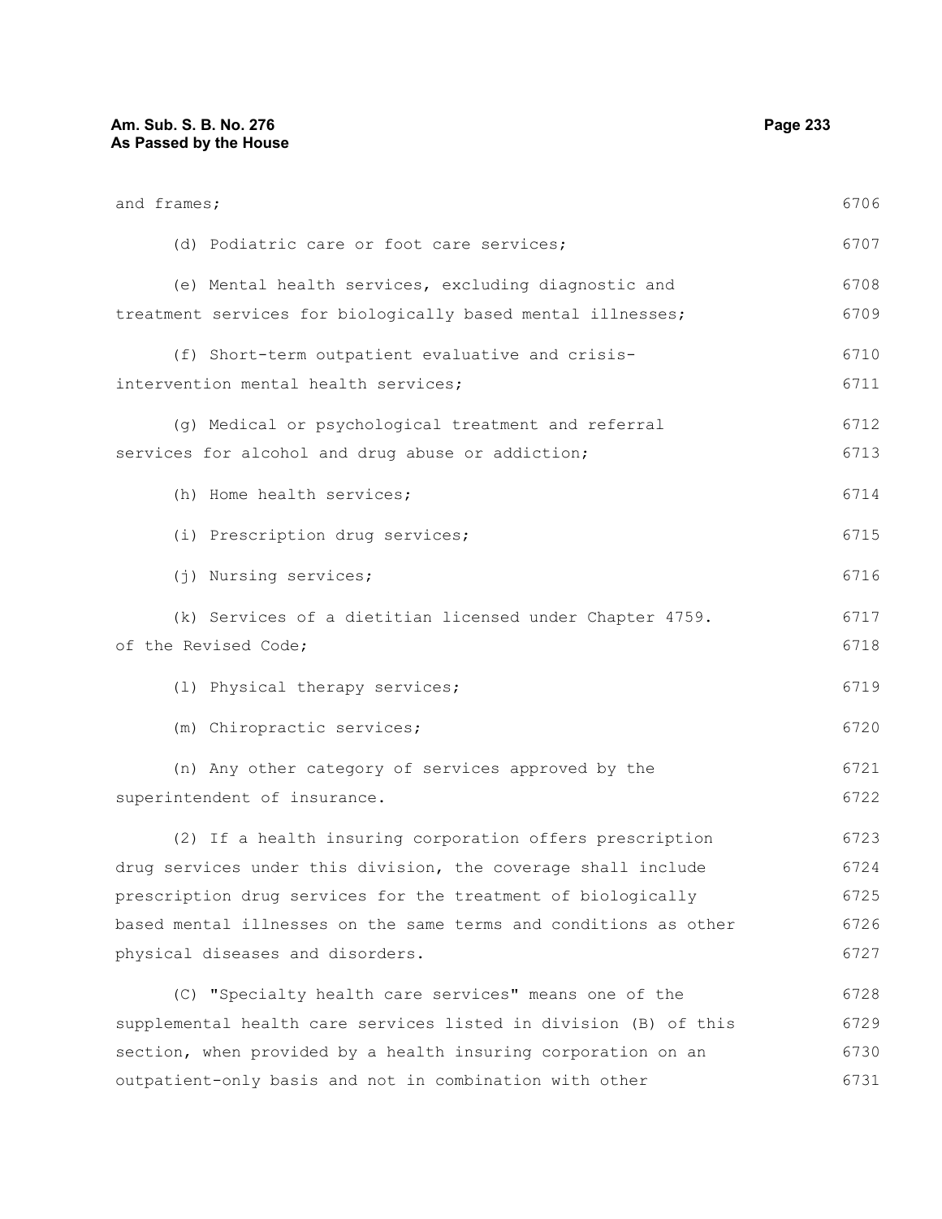and frames;

(d) Podiatric care or foot care services;

(e) Mental health services, excluding diagnostic and treatment services for biologically based mental illnesses;

(f) Short-term outpatient evaluative and crisis-intervention mental health services;

(g) Medical or psychological treatment and referral services for alcohol and drug abuse or addiction;

(h) Home health services;

(i) Prescription drug services;

(j) Nursing services;

(k) Services of a dietitian licensed under Chapter 4759. of the Revised Code;

(l) Physical therapy services;

(m) Chiropractic services;

(n) Any other category of services approved by the superintendent of insurance.

(2) If a health insuring corporation offers prescription drug services under this division, the coverage shall include prescription drug services for the treatment of biologically based mental illnesses on the same terms and conditions as other physical diseases and disorders.

(C) "Specialty health care services" means one of the supplemental health care services listed in division (B) of this section, when provided by a health insuring corporation on an outpatient-only basis and not in combination with other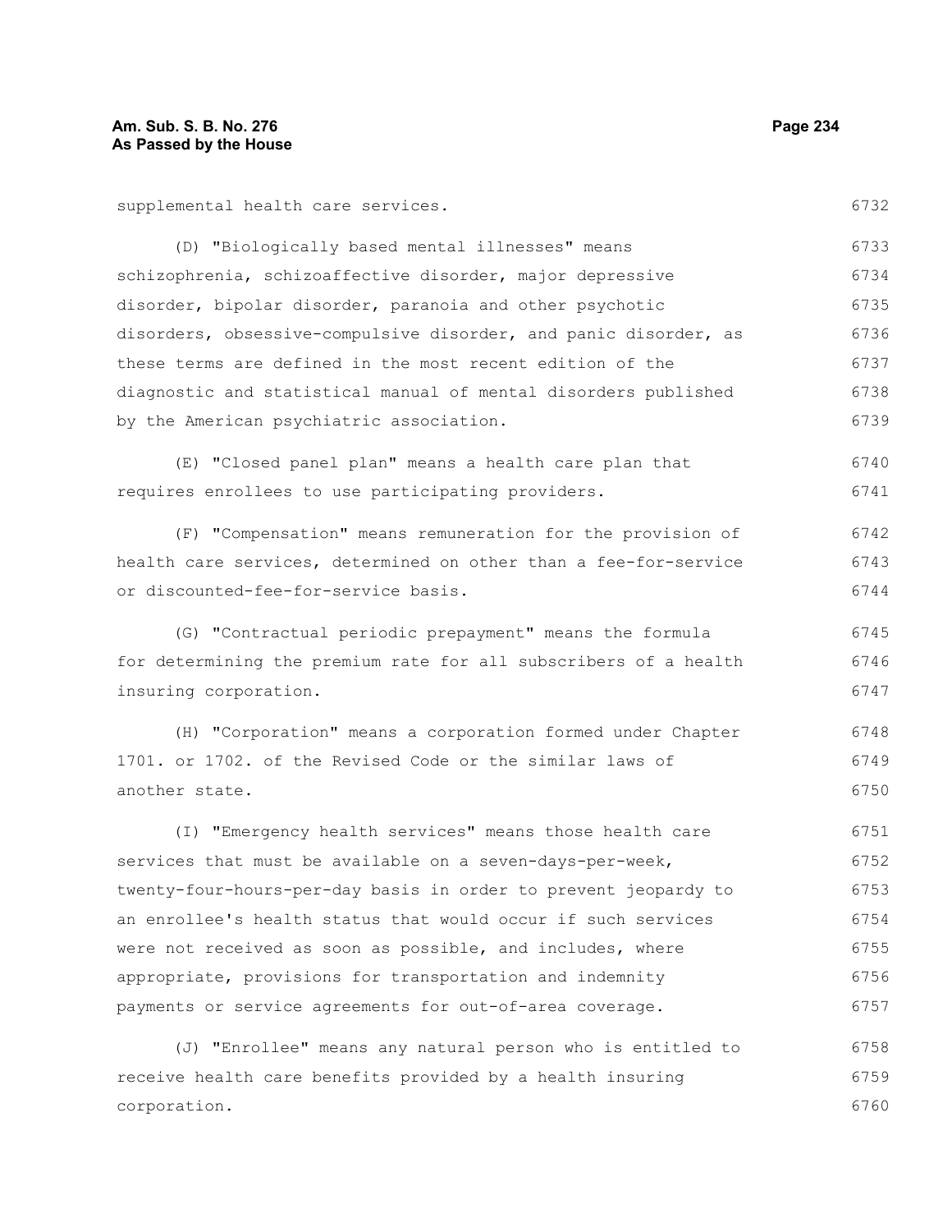supplemental health care services.

(D) "Biologically based mental illnesses" means schizophrenia, schizoaffective disorder, major depressive disorder, bipolar disorder, paranoia and other psychotic disorders, obsessive-compulsive disorder, and panic disorder, as these terms are defined in the most recent edition of the diagnostic and statistical manual of mental disorders published by the American psychiatric association.

(E) "Closed panel plan" means a health care plan that requires enrollees to use participating providers.

(F) "Compensation" means remuneration for the provision of health care services, determined on other than a fee-for-service or discounted-fee-for-service basis.

(G) "Contractual periodic prepayment" means the formula for determining the premium rate for all subscribers of a health insuring corporation.

(H) "Corporation" means a corporation formed under Chapter 1701. or 1702. of the Revised Code or the similar laws of another state.

(I) "Emergency health services" means those health care services that must be available on a seven-days-per-week, twenty-four-hours-per-day basis in order to prevent jeopardy to an enrollee's health status that would occur if such services were not received as soon as possible, and includes, where appropriate, provisions for transportation and indemnity payments or service agreements for out-of-area coverage.

(J) "Enrollee" means any natural person who is entitled to receive health care benefits provided by a health insuring corporation.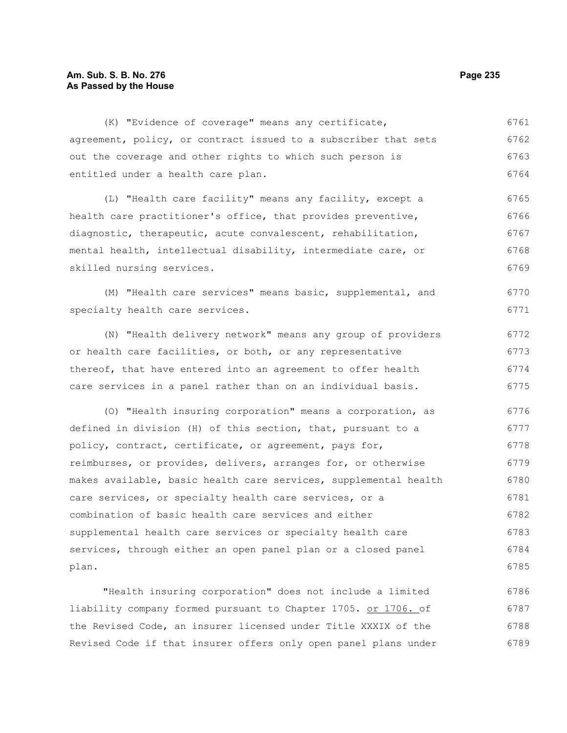(K) "Evidence of coverage" means any certificate, agreement, policy, or contract issued to a subscriber that sets out the coverage and other rights to which such person is entitled under a health care plan.

(L) "Health care facility" means any facility, except a health care practitioner's office, that provides preventive, diagnostic, therapeutic, acute convalescent, rehabilitation, mental health, intellectual disability, intermediate care, or skilled nursing services.

(M) "Health care services" means basic, supplemental, and specialty health care services.

(N) "Health delivery network" means any group of providers or health care facilities, or both, or any representative thereof, that have entered into an agreement to offer health care services in a panel rather than on an individual basis.

(O) "Health insuring corporation" means a corporation, as defined in division (H) of this section, that, pursuant to a policy, contract, certificate, or agreement, pays for, reimburses, or provides, delivers, arranges for, or otherwise makes available, basic health care services, supplemental health care services, or specialty health care services, or a combination of basic health care services and either supplemental health care services or specialty health care services, through either an open panel plan or a closed panel plan.

"Health insuring corporation" does not include a limited liability company formed pursuant to Chapter 1705. or 1706. of the Revised Code, an insurer licensed under Title XXXIX of the Revised Code if that insurer offers only open panel plans under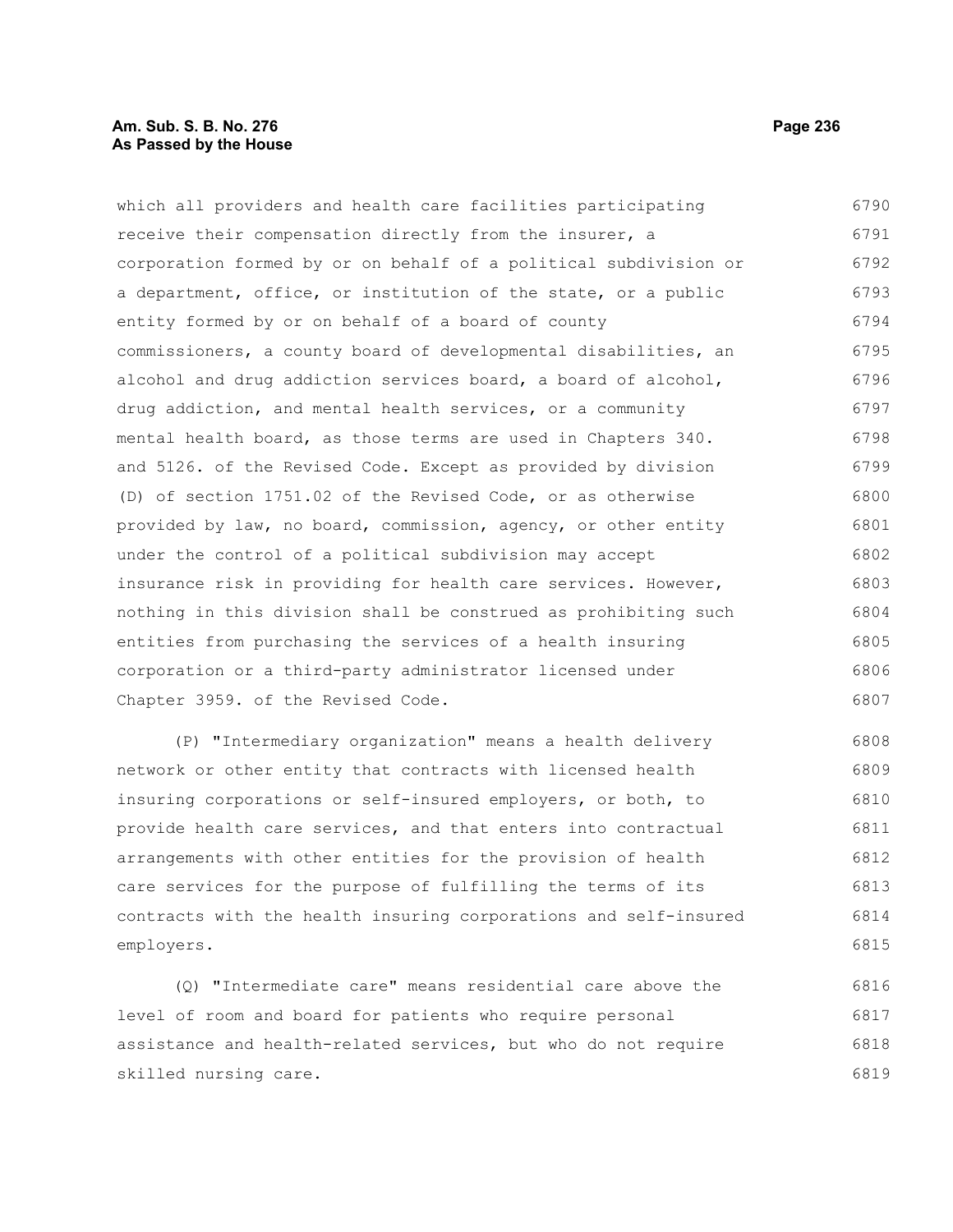which all providers and health care facilities participating receive their compensation directly from the insurer, a corporation formed by or on behalf of a political subdivision or a department, office, or institution of the state, or a public entity formed by or on behalf of a board of county commissioners, a county board of developmental disabilities, an alcohol and drug addiction services board, a board of alcohol, drug addiction, and mental health services, or a community mental health board, as those terms are used in Chapters 340. and 5126. of the Revised Code. Except as provided by division (D) of section 1751.02 of the Revised Code, or as otherwise provided by law, no board, commission, agency, or other entity under the control of a political subdivision may accept insurance risk in providing for health care services. However, nothing in this division shall be construed as prohibiting such entities from purchasing the services of a health insuring corporation or a third-party administrator licensed under Chapter 3959. of the Revised Code.

(P) "Intermediary organization" means a health delivery network or other entity that contracts with licensed health insuring corporations or self-insured employers, or both, to provide health care services, and that enters into contractual arrangements with other entities for the provision of health care services for the purpose of fulfilling the terms of its contracts with the health insuring corporations and self-insured employers.

(Q) "Intermediate care" means residential care above the level of room and board for patients who require personal assistance and health-related services, but who do not require skilled nursing care.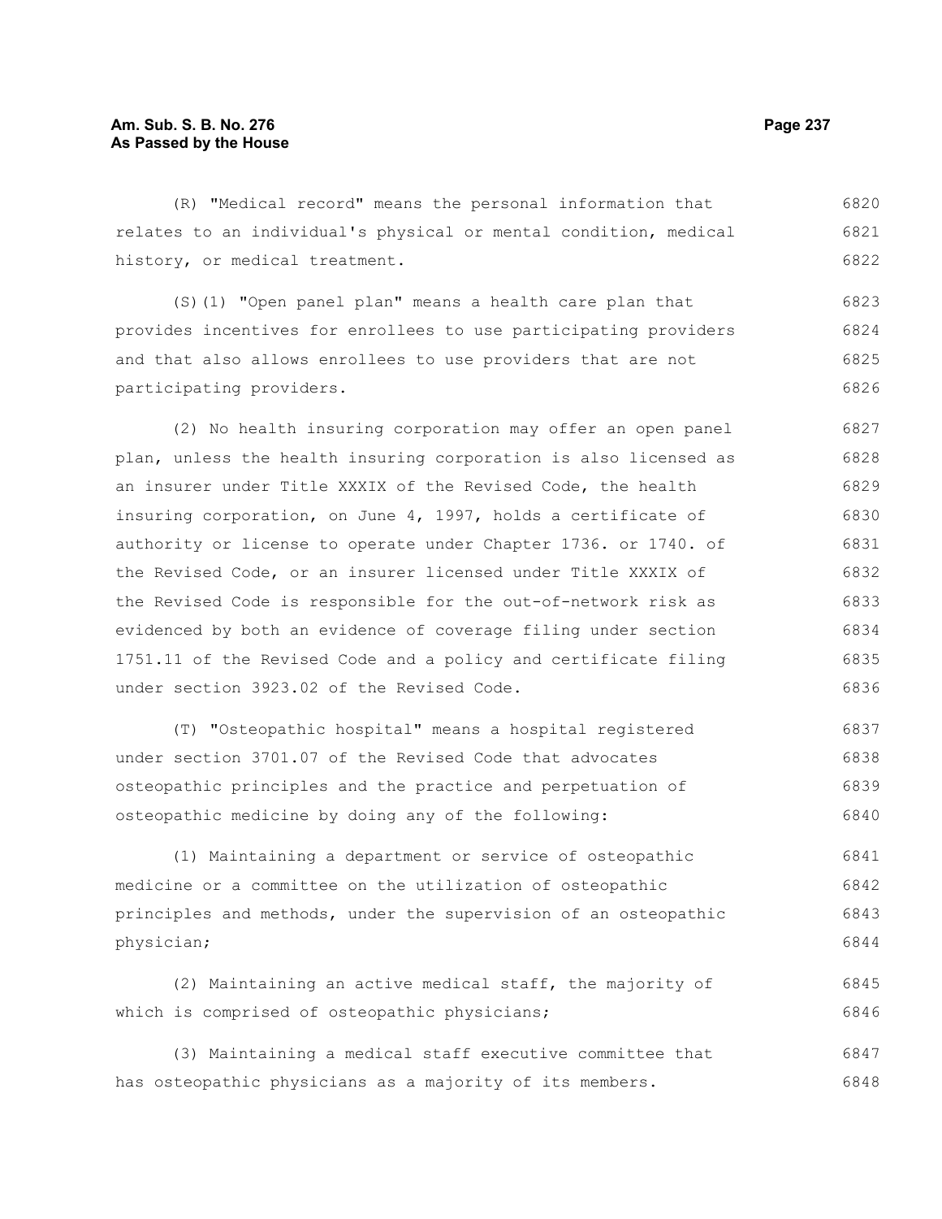(R) "Medical record" means the personal information that relates to an individual's physical or mental condition, medical history, or medical treatment.

(S)(1) "Open panel plan" means a health care plan that provides incentives for enrollees to use participating providers and that also allows enrollees to use providers that are not participating providers.

(2) No health insuring corporation may offer an open panel plan, unless the health insuring corporation is also licensed as an insurer under Title XXXIX of the Revised Code, the health insuring corporation, on June 4, 1997, holds a certificate of authority or license to operate under Chapter 1736. or 1740. of the Revised Code, or an insurer licensed under Title XXXIX of the Revised Code is responsible for the out-of-network risk as evidenced by both an evidence of coverage filing under section 1751.11 of the Revised Code and a policy and certificate filing under section 3923.02 of the Revised Code.

(T) "Osteopathic hospital" means a hospital registered under section 3701.07 of the Revised Code that advocates osteopathic principles and the practice and perpetuation of osteopathic medicine by doing any of the following:

(1) Maintaining a department or service of osteopathic medicine or a committee on the utilization of osteopathic principles and methods, under the supervision of an osteopathic physician;

(2) Maintaining an active medical staff, the majority of which is comprised of osteopathic physicians;

(3) Maintaining a medical staff executive committee that has osteopathic physicians as a majority of its members.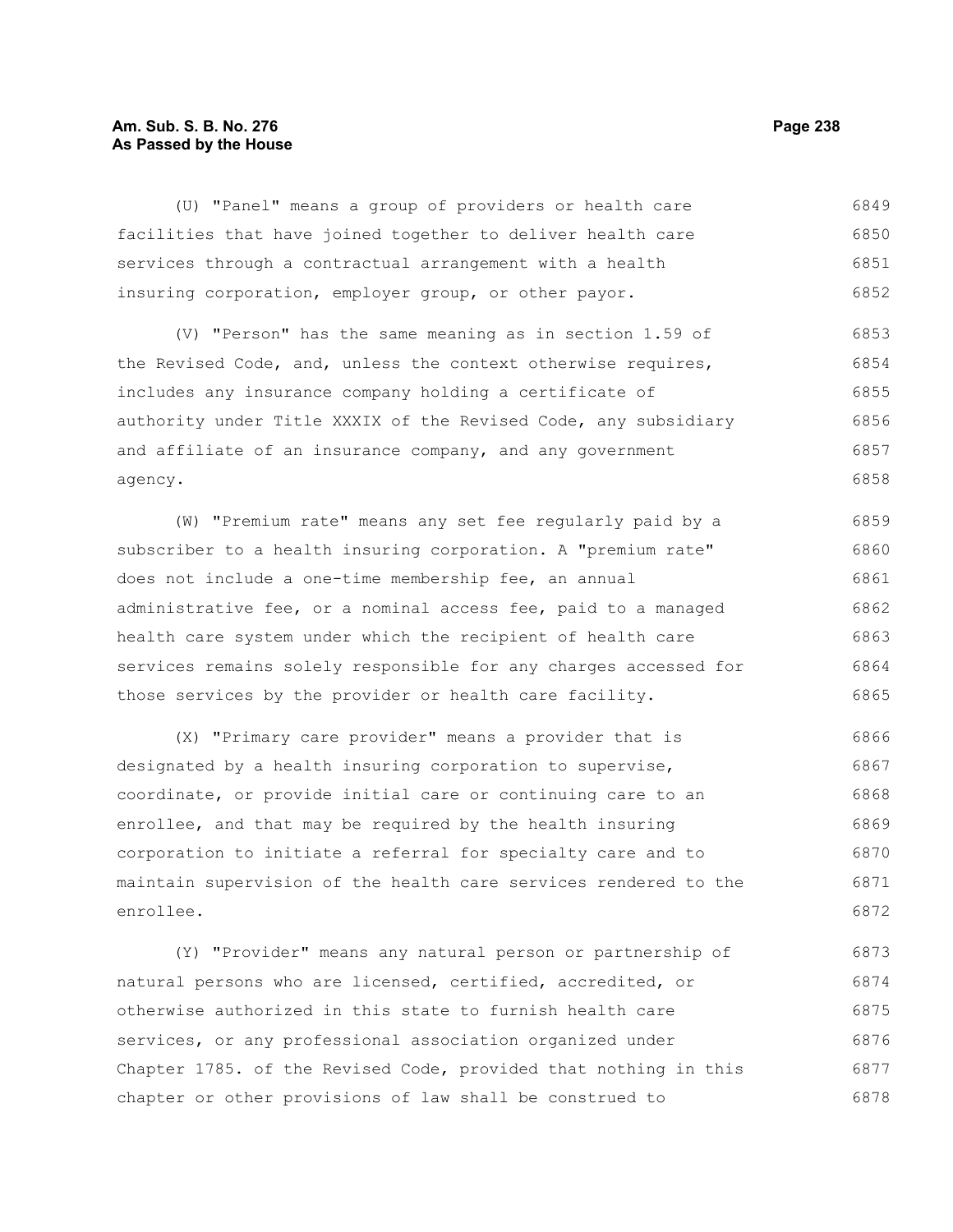(U) "Panel" means a group of providers or health care facilities that have joined together to deliver health care services through a contractual arrangement with a health insuring corporation, employer group, or other payor.

(V) "Person" has the same meaning as in section 1.59 of the Revised Code, and, unless the context otherwise requires, includes any insurance company holding a certificate of authority under Title XXXIX of the Revised Code, any subsidiary and affiliate of an insurance company, and any government agency.

(W) "Premium rate" means any set fee regularly paid by a subscriber to a health insuring corporation. A "premium rate" does not include a one-time membership fee, an annual administrative fee, or a nominal access fee, paid to a managed health care system under which the recipient of health care services remains solely responsible for any charges accessed for those services by the provider or health care facility.

(X) "Primary care provider" means a provider that is designated by a health insuring corporation to supervise, coordinate, or provide initial care or continuing care to an enrollee, and that may be required by the health insuring corporation to initiate a referral for specialty care and to maintain supervision of the health care services rendered to the enrollee.

(Y) "Provider" means any natural person or partnership of natural persons who are licensed, certified, accredited, or otherwise authorized in this state to furnish health care services, or any professional association organized under Chapter 1785. of the Revised Code, provided that nothing in this chapter or other provisions of law shall be construed to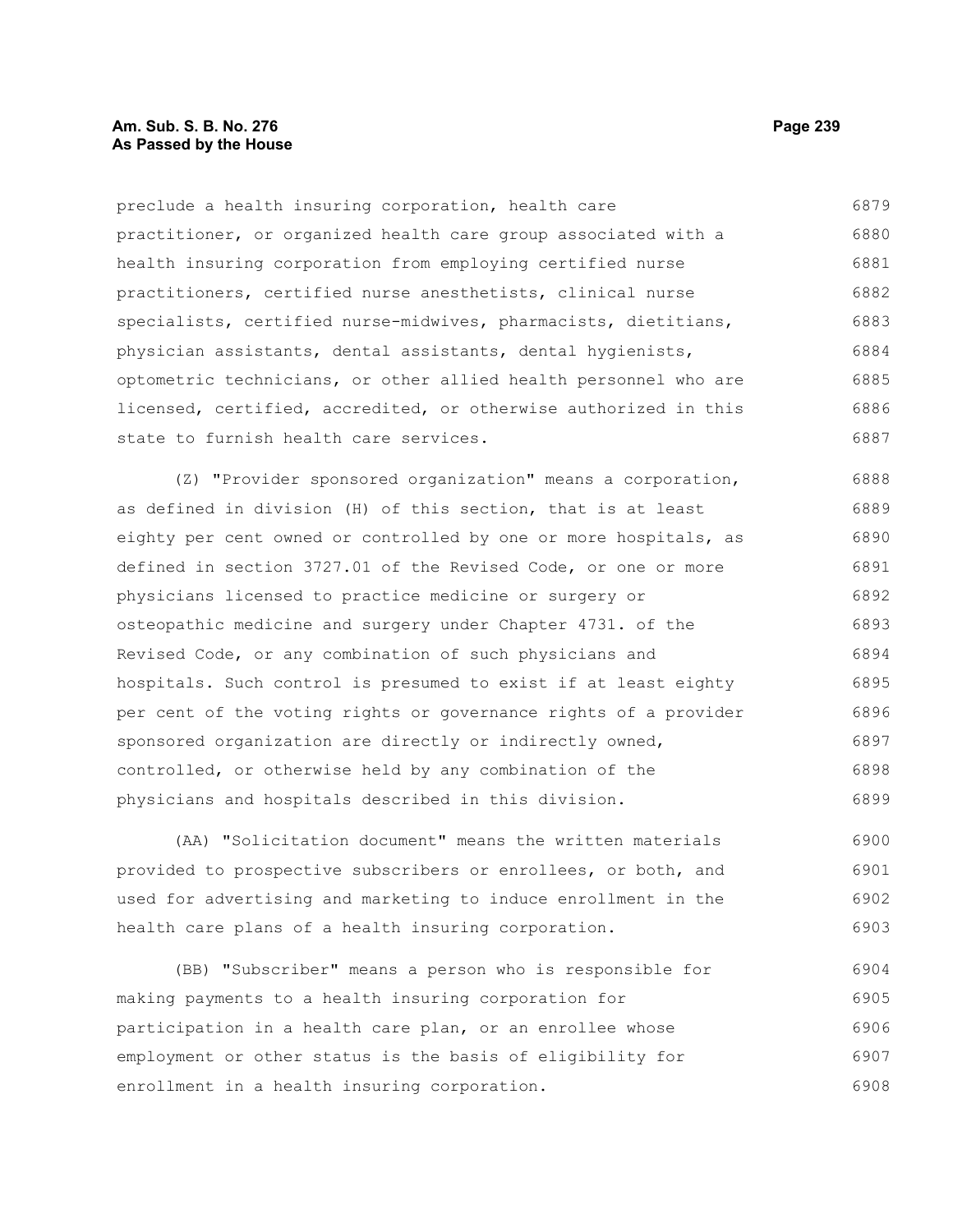preclude a health insuring corporation, health care practitioner, or organized health care group associated with a health insuring corporation from employing certified nurse practitioners, certified nurse anesthetists, clinical nurse specialists, certified nurse-midwives, pharmacists, dietitians, physician assistants, dental assistants, dental hygienists, optometric technicians, or other allied health personnel who are licensed, certified, accredited, or otherwise authorized in this state to furnish health care services.

(Z) "Provider sponsored organization" means a corporation, as defined in division (H) of this section, that is at least eighty per cent owned or controlled by one or more hospitals, as defined in section 3727.01 of the Revised Code, or one or more physicians licensed to practice medicine or surgery or osteopathic medicine and surgery under Chapter 4731. of the Revised Code, or any combination of such physicians and hospitals. Such control is presumed to exist if at least eighty per cent of the voting rights or governance rights of a provider sponsored organization are directly or indirectly owned, controlled, or otherwise held by any combination of the physicians and hospitals described in this division.

(AA) "Solicitation document" means the written materials provided to prospective subscribers or enrollees, or both, and used for advertising and marketing to induce enrollment in the health care plans of a health insuring corporation.

(BB) "Subscriber" means a person who is responsible for making payments to a health insuring corporation for participation in a health care plan, or an enrollee whose employment or other status is the basis of eligibility for enrollment in a health insuring corporation.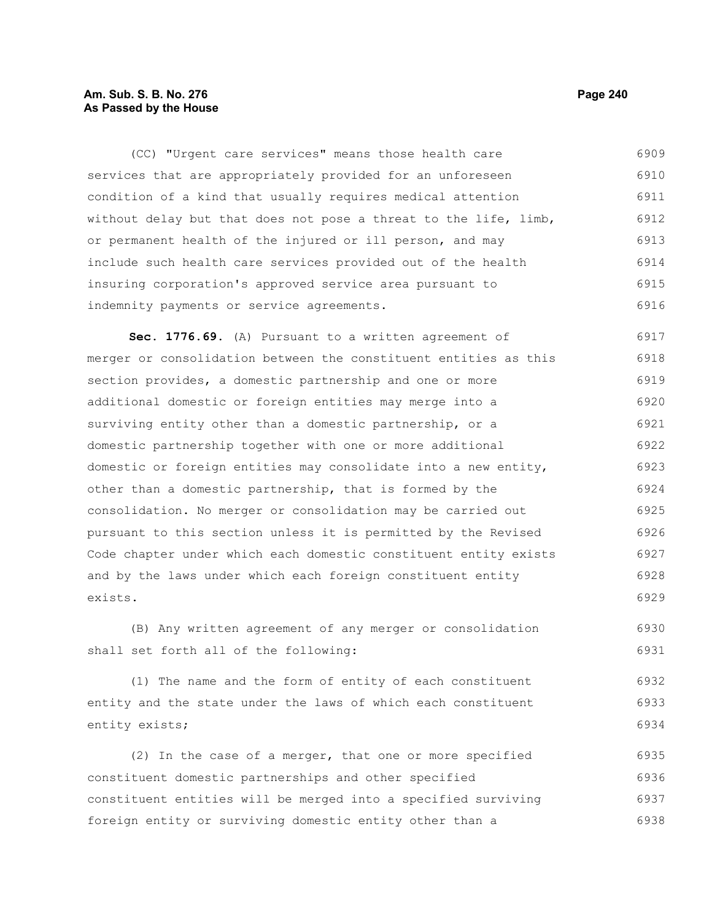(CC) "Urgent care services" means those health care services that are appropriately provided for an unforeseen condition of a kind that usually requires medical attention without delay but that does not pose a threat to the life, limb, or permanent health of the injured or ill person, and may include such health care services provided out of the health insuring corporation's approved service area pursuant to indemnity payments or service agreements.

**Sec. 1776.69.** (A) Pursuant to a written agreement of merger or consolidation between the constituent entities as this section provides, a domestic partnership and one or more additional domestic or foreign entities may merge into a surviving entity other than a domestic partnership, or a domestic partnership together with one or more additional domestic or foreign entities may consolidate into a new entity, other than a domestic partnership, that is formed by the consolidation. No merger or consolidation may be carried out pursuant to this section unless it is permitted by the Revised Code chapter under which each domestic constituent entity exists and by the laws under which each foreign constituent entity exists.

(B) Any written agreement of any merger or consolidation shall set forth all of the following:

(1) The name and the form of entity of each constituent entity and the state under the laws of which each constituent entity exists;

(2) In the case of a merger, that one or more specified constituent domestic partnerships and other specified constituent entities will be merged into a specified surviving foreign entity or surviving domestic entity other than a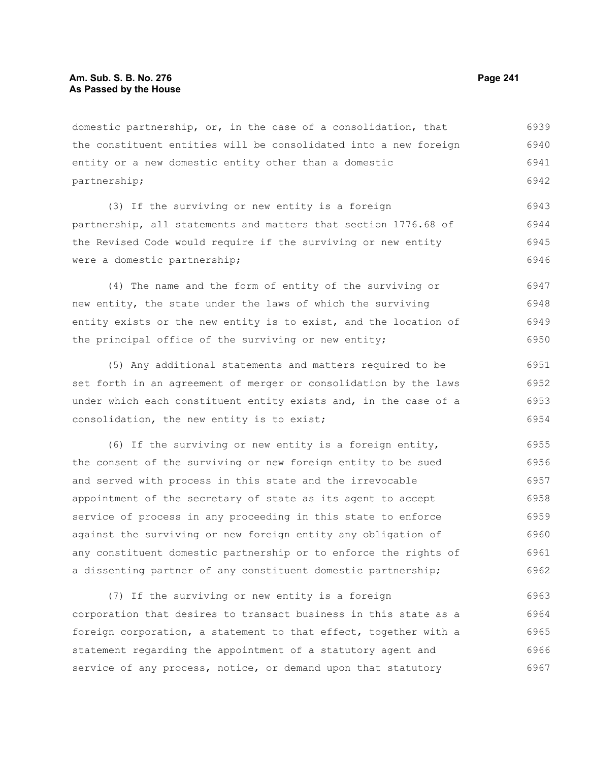domestic partnership, or, in the case of a consolidation, that the constituent entities will be consolidated into a new foreign entity or a new domestic entity other than a domestic partnership;

(3) If the surviving or new entity is a foreign partnership, all statements and matters that section 1776.68 of the Revised Code would require if the surviving or new entity were a domestic partnership;

(4) The name and the form of entity of the surviving or new entity, the state under the laws of which the surviving entity exists or the new entity is to exist, and the location of the principal office of the surviving or new entity;

(5) Any additional statements and matters required to be set forth in an agreement of merger or consolidation by the laws under which each constituent entity exists and, in the case of a consolidation, the new entity is to exist;

(6) If the surviving or new entity is a foreign entity, the consent of the surviving or new foreign entity to be sued and served with process in this state and the irrevocable appointment of the secretary of state as its agent to accept service of process in any proceeding in this state to enforce against the surviving or new foreign entity any obligation of any constituent domestic partnership or to enforce the rights of a dissenting partner of any constituent domestic partnership;

(7) If the surviving or new entity is a foreign corporation that desires to transact business in this state as a foreign corporation, a statement to that effect, together with a statement regarding the appointment of a statutory agent and service of any process, notice, or demand upon that statutory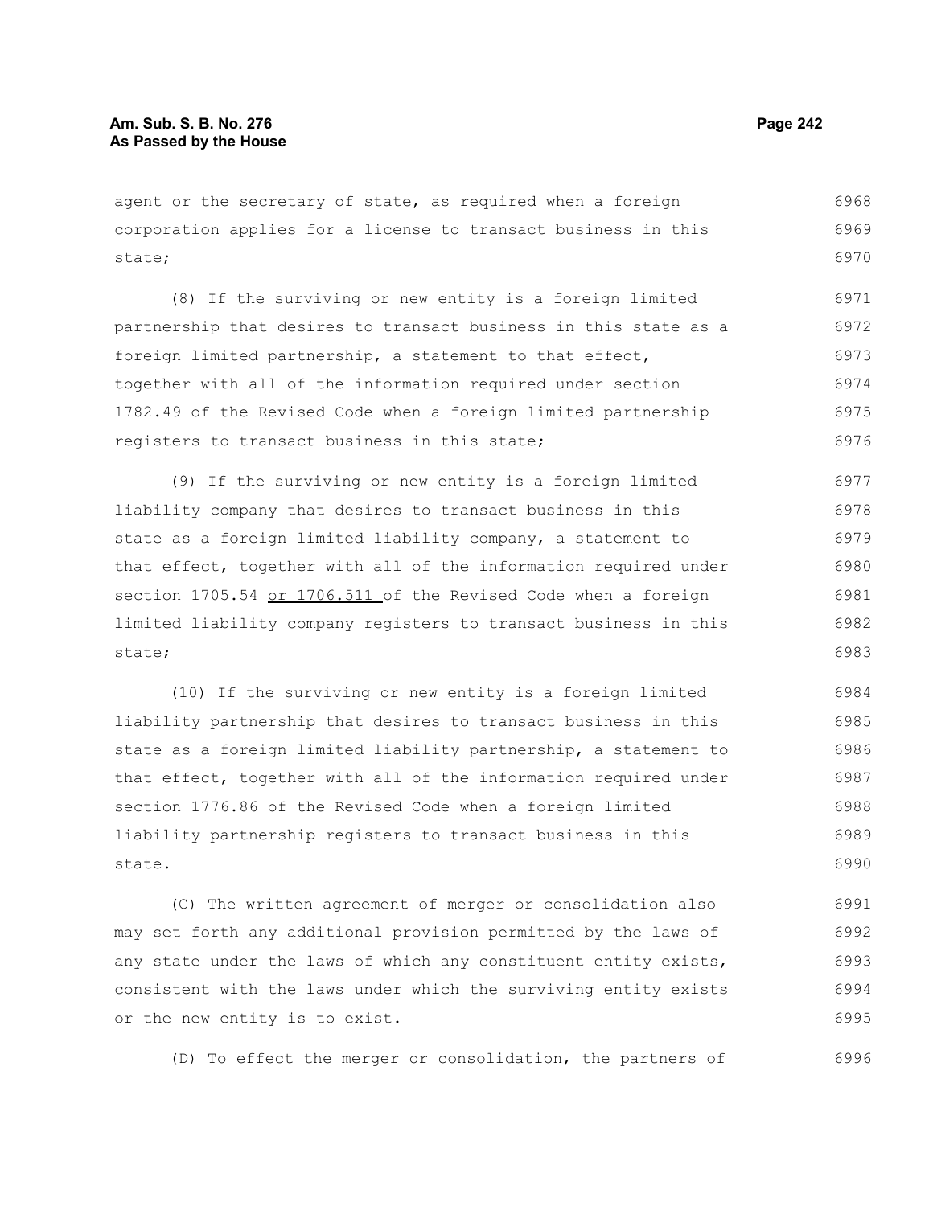agent or the secretary of state, as required when a foreign corporation applies for a license to transact business in this state;

(8) If the surviving or new entity is a foreign limited partnership that desires to transact business in this state as a foreign limited partnership, a statement to that effect, together with all of the information required under section 1782.49 of the Revised Code when a foreign limited partnership registers to transact business in this state;

(9) If the surviving or new entity is a foreign limited liability company that desires to transact business in this state as a foreign limited liability company, a statement to that effect, together with all of the information required under section 1705.54 or 1706.511 of the Revised Code when a foreign limited liability company registers to transact business in this state;

(10) If the surviving or new entity is a foreign limited liability partnership that desires to transact business in this state as a foreign limited liability partnership, a statement to that effect, together with all of the information required under section 1776.86 of the Revised Code when a foreign limited liability partnership registers to transact business in this state.

(C) The written agreement of merger or consolidation also may set forth any additional provision permitted by the laws of any state under the laws of which any constituent entity exists, consistent with the laws under which the surviving entity exists or the new entity is to exist.

(D) To effect the merger or consolidation, the partners of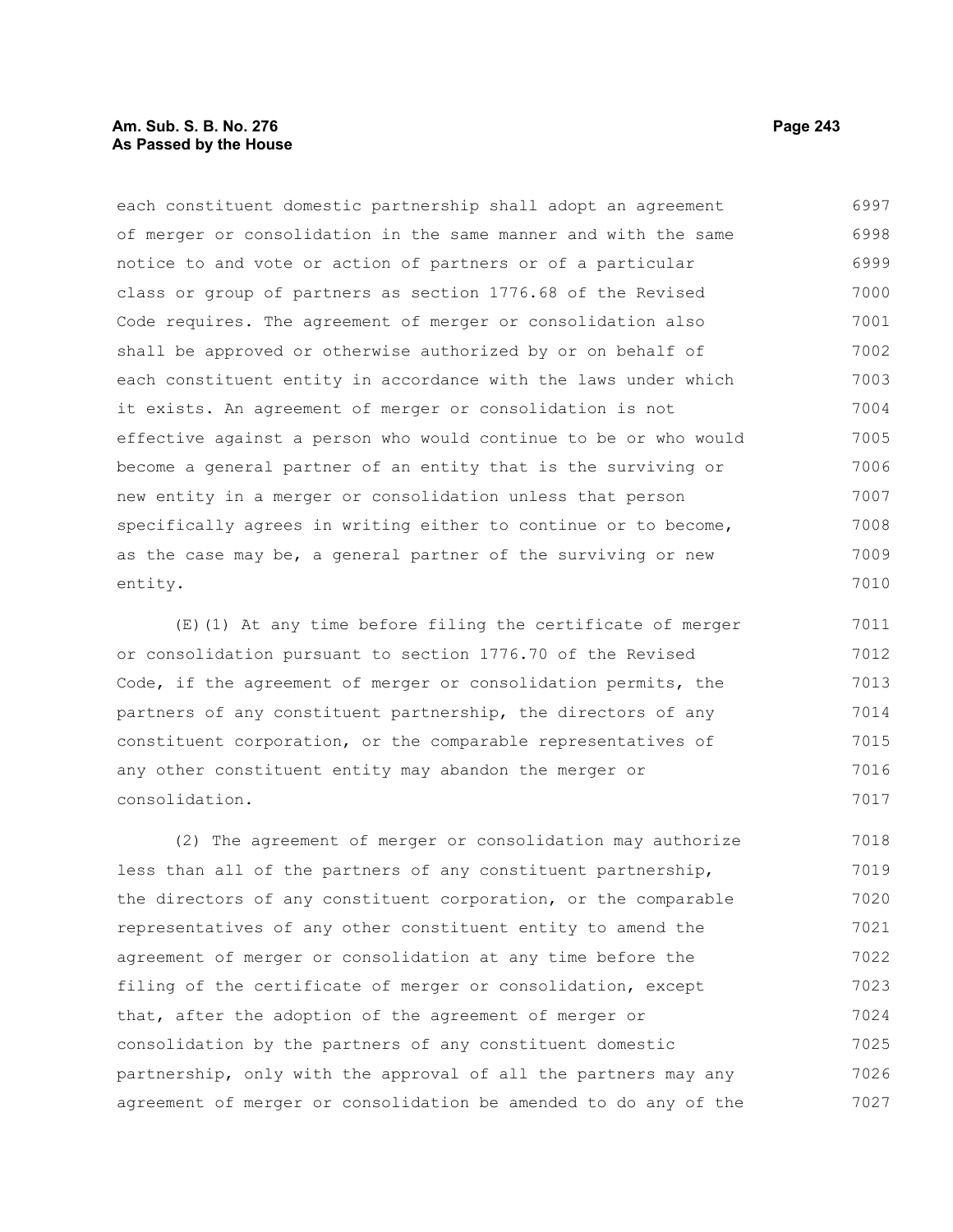each constituent domestic partnership shall adopt an agreement of merger or consolidation in the same manner and with the same notice to and vote or action of partners or of a particular class or group of partners as section 1776.68 of the Revised Code requires. The agreement of merger or consolidation also shall be approved or otherwise authorized by or on behalf of each constituent entity in accordance with the laws under which it exists. An agreement of merger or consolidation is not effective against a person who would continue to be or who would become a general partner of an entity that is the surviving or new entity in a merger or consolidation unless that person specifically agrees in writing either to continue or to become, as the case may be, a general partner of the surviving or new entity.

(E)(1) At any time before filing the certificate of merger or consolidation pursuant to section 1776.70 of the Revised Code, if the agreement of merger or consolidation permits, the partners of any constituent partnership, the directors of any constituent corporation, or the comparable representatives of any other constituent entity may abandon the merger or consolidation.

(2) The agreement of merger or consolidation may authorize less than all of the partners of any constituent partnership, the directors of any constituent corporation, or the comparable representatives of any other constituent entity to amend the agreement of merger or consolidation at any time before the filing of the certificate of merger or consolidation, except that, after the adoption of the agreement of merger or consolidation by the partners of any constituent domestic partnership, only with the approval of all the partners may any agreement of merger or consolidation be amended to do any of the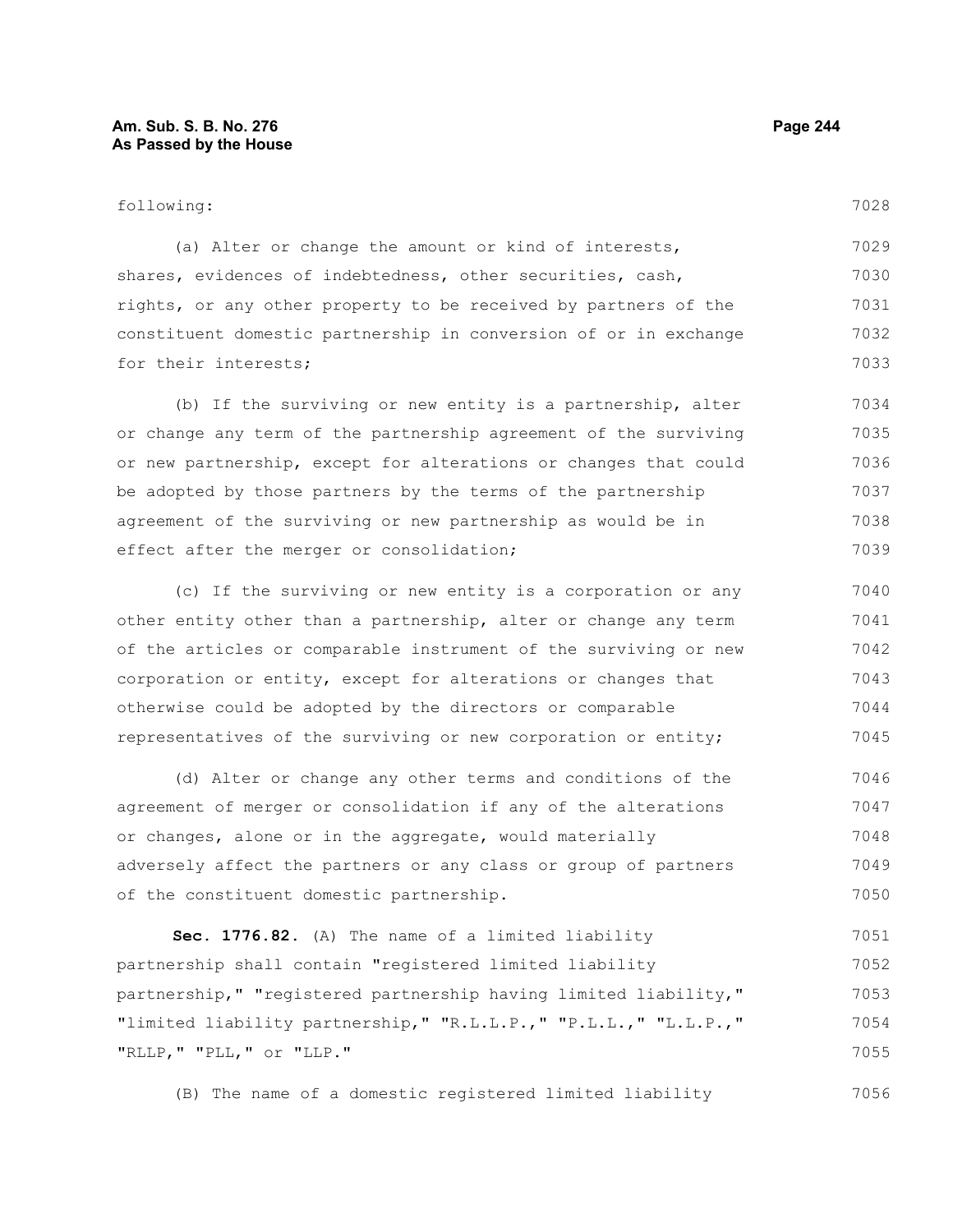following:

(a) Alter or change the amount or kind of interests, shares, evidences of indebtedness, other securities, cash, rights, or any other property to be received by partners of the constituent domestic partnership in conversion of or in exchange for their interests;

(b) If the surviving or new entity is a partnership, alter or change any term of the partnership agreement of the surviving or new partnership, except for alterations or changes that could be adopted by those partners by the terms of the partnership agreement of the surviving or new partnership as would be in effect after the merger or consolidation;

(c) If the surviving or new entity is a corporation or any other entity other than a partnership, alter or change any term of the articles or comparable instrument of the surviving or new corporation or entity, except for alterations or changes that otherwise could be adopted by the directors or comparable representatives of the surviving or new corporation or entity;

(d) Alter or change any other terms and conditions of the agreement of merger or consolidation if any of the alterations or changes, alone or in the aggregate, would materially adversely affect the partners or any class or group of partners of the constituent domestic partnership.

**Sec. 1776.82.** (A) The name of a limited liability partnership shall contain "registered limited liability partnership," "registered partnership having limited liability," "limited liability partnership," "R.L.L.P.," "P.L.L.," "L.L.P.," "RLLP," "PLL," or "LLP."

(B) The name of a domestic registered limited liability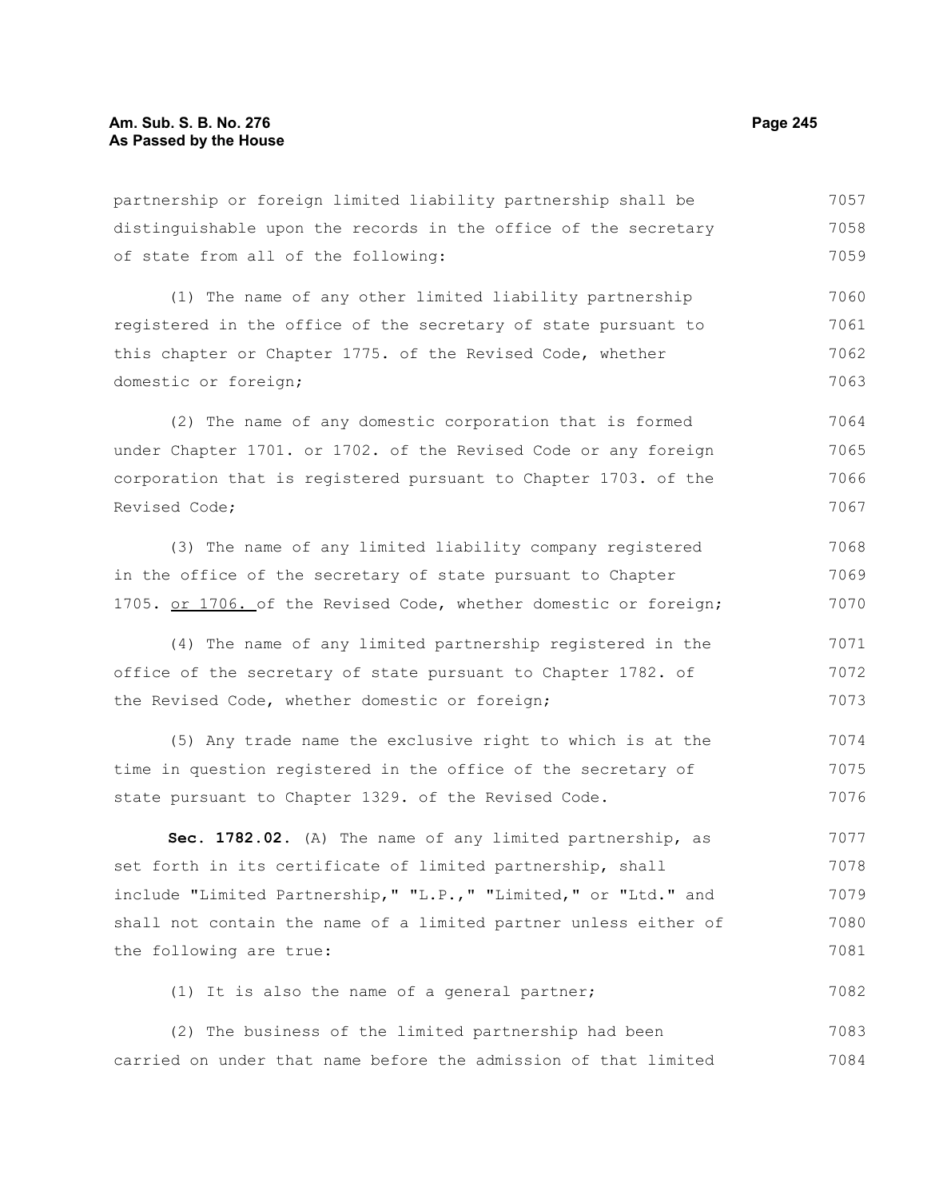partnership or foreign limited liability partnership shall be distinguishable upon the records in the office of the secretary of state from all of the following:

(1) The name of any other limited liability partnership registered in the office of the secretary of state pursuant to this chapter or Chapter 1775. of the Revised Code, whether domestic or foreign;

(2) The name of any domestic corporation that is formed under Chapter 1701. or 1702. of the Revised Code or any foreign corporation that is registered pursuant to Chapter 1703. of the Revised Code;

(3) The name of any limited liability company registered in the office of the secretary of state pursuant to Chapter 1705. or 1706. of the Revised Code, whether domestic or foreign;

(4) The name of any limited partnership registered in the office of the secretary of state pursuant to Chapter 1782. of the Revised Code, whether domestic or foreign;

(5) Any trade name the exclusive right to which is at the time in question registered in the office of the secretary of state pursuant to Chapter 1329. of the Revised Code.

**Sec. 1782.02.** (A) The name of any limited partnership, as set forth in its certificate of limited partnership, shall include "Limited Partnership," "L.P.," "Limited," or "Ltd." and shall not contain the name of a limited partner unless either of the following are true:

(1) It is also the name of a general partner;

(2) The business of the limited partnership had been carried on under that name before the admission of that limited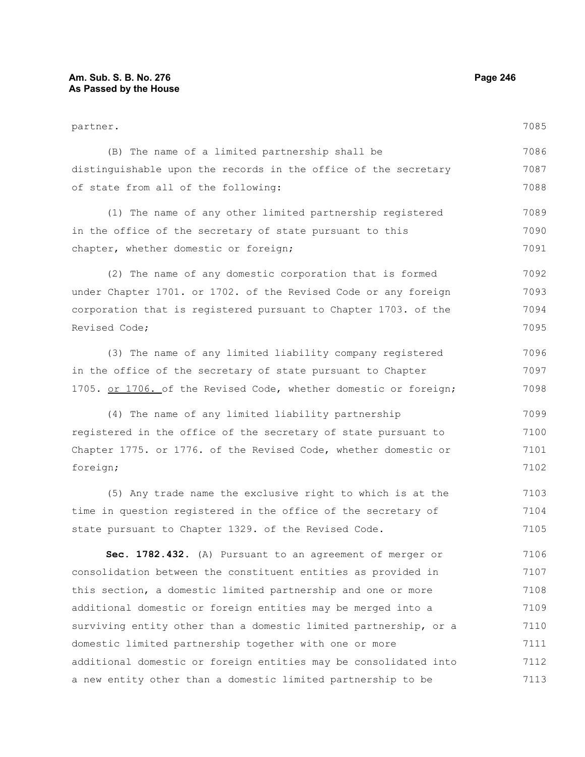partner.

(B) The name of a limited partnership shall be distinguishable upon the records in the office of the secretary of state from all of the following:

(1) The name of any other limited partnership registered in the office of the secretary of state pursuant to this chapter, whether domestic or foreign;

(2) The name of any domestic corporation that is formed under Chapter 1701. or 1702. of the Revised Code or any foreign corporation that is registered pursuant to Chapter 1703. of the Revised Code;

(3) The name of any limited liability company registered in the office of the secretary of state pursuant to Chapter 1705. or 1706. of the Revised Code, whether domestic or foreign;

(4) The name of any limited liability partnership registered in the office of the secretary of state pursuant to Chapter 1775. or 1776. of the Revised Code, whether domestic or foreign;

(5) Any trade name the exclusive right to which is at the time in question registered in the office of the secretary of state pursuant to Chapter 1329. of the Revised Code.

**Sec. 1782.432.** (A) Pursuant to an agreement of merger or consolidation between the constituent entities as provided in this section, a domestic limited partnership and one or more additional domestic or foreign entities may be merged into a surviving entity other than a domestic limited partnership, or a domestic limited partnership together with one or more additional domestic or foreign entities may be consolidated into a new entity other than a domestic limited partnership to be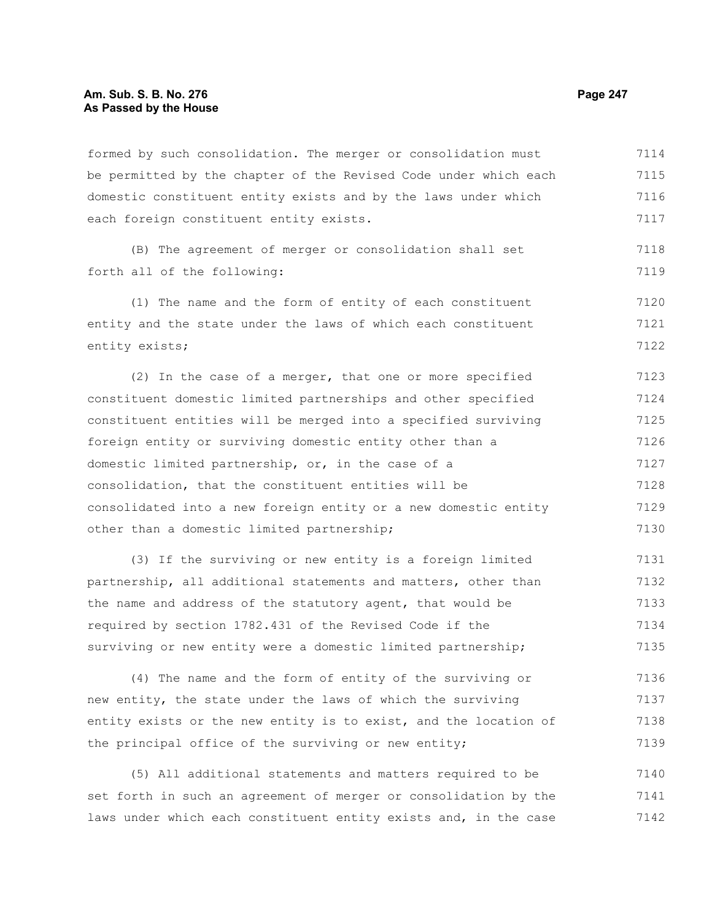formed by such consolidation. The merger or consolidation must be permitted by the chapter of the Revised Code under which each domestic constituent entity exists and by the laws under which each foreign constituent entity exists.

(B) The agreement of merger or consolidation shall set forth all of the following:

(1) The name and the form of entity of each constituent entity and the state under the laws of which each constituent entity exists;

(2) In the case of a merger, that one or more specified constituent domestic limited partnerships and other specified constituent entities will be merged into a specified surviving foreign entity or surviving domestic entity other than a domestic limited partnership, or, in the case of a consolidation, that the constituent entities will be consolidated into a new foreign entity or a new domestic entity other than a domestic limited partnership;

(3) If the surviving or new entity is a foreign limited partnership, all additional statements and matters, other than the name and address of the statutory agent, that would be required by section 1782.431 of the Revised Code if the surviving or new entity were a domestic limited partnership;

(4) The name and the form of entity of the surviving or new entity, the state under the laws of which the surviving entity exists or the new entity is to exist, and the location of the principal office of the surviving or new entity;

(5) All additional statements and matters required to be set forth in such an agreement of merger or consolidation by the laws under which each constituent entity exists and, in the case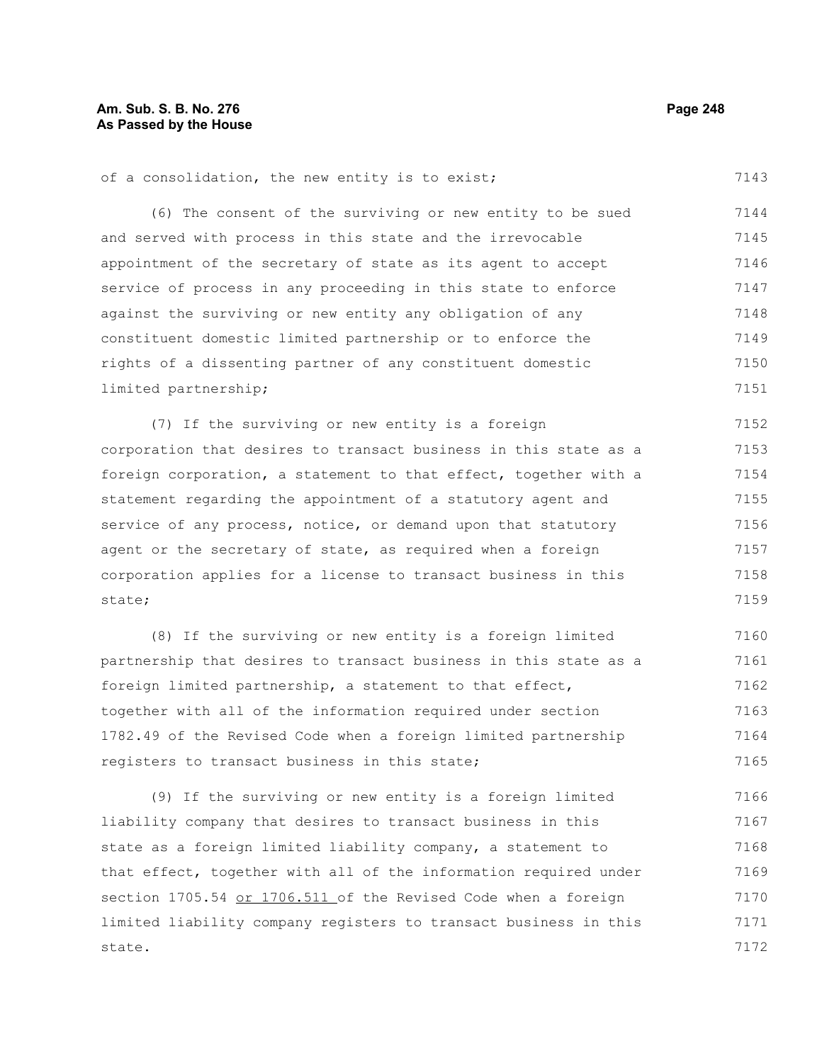of a consolidation, the new entity is to exist;

(6) The consent of the surviving or new entity to be sued and served with process in this state and the irrevocable appointment of the secretary of state as its agent to accept service of process in any proceeding in this state to enforce against the surviving or new entity any obligation of any constituent domestic limited partnership or to enforce the rights of a dissenting partner of any constituent domestic limited partnership;

(7) If the surviving or new entity is a foreign corporation that desires to transact business in this state as a foreign corporation, a statement to that effect, together with a statement regarding the appointment of a statutory agent and service of any process, notice, or demand upon that statutory agent or the secretary of state, as required when a foreign corporation applies for a license to transact business in this state;

(8) If the surviving or new entity is a foreign limited partnership that desires to transact business in this state as a foreign limited partnership, a statement to that effect, together with all of the information required under section 1782.49 of the Revised Code when a foreign limited partnership registers to transact business in this state;

(9) If the surviving or new entity is a foreign limited liability company that desires to transact business in this state as a foreign limited liability company, a statement to that effect, together with all of the information required under section 1705.54 <u>or 1706.511</u> of the Revised Code when a foreign limited liability company registers to transact business in this state.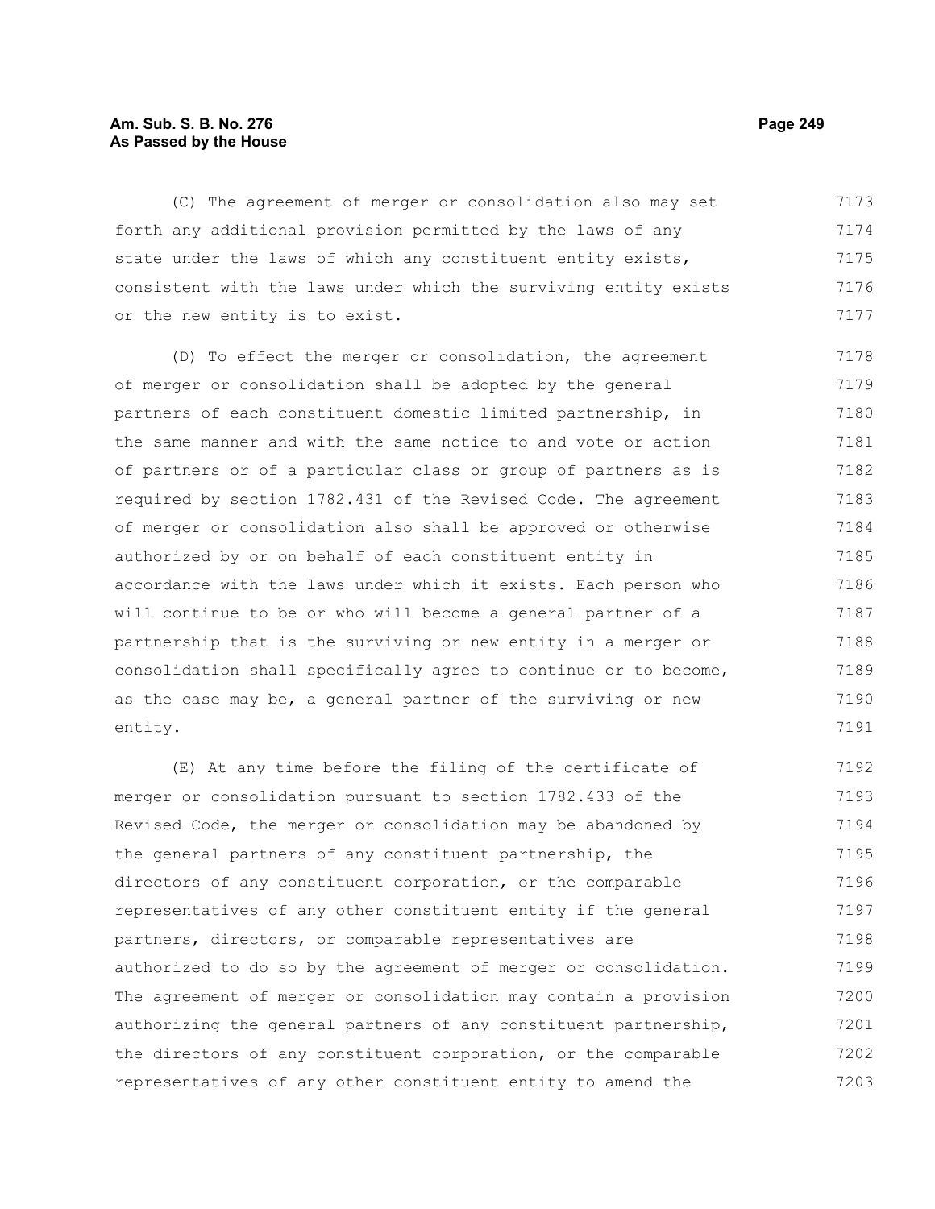(C) The agreement of merger or consolidation also may set forth any additional provision permitted by the laws of any state under the laws of which any constituent entity exists, consistent with the laws under which the surviving entity exists or the new entity is to exist.

(D) To effect the merger or consolidation, the agreement of merger or consolidation shall be adopted by the general partners of each constituent domestic limited partnership, in the same manner and with the same notice to and vote or action of partners or of a particular class or group of partners as is required by section 1782.431 of the Revised Code. The agreement of merger or consolidation also shall be approved or otherwise authorized by or on behalf of each constituent entity in accordance with the laws under which it exists. Each person who will continue to be or who will become a general partner of a partnership that is the surviving or new entity in a merger or consolidation shall specifically agree to continue or to become, as the case may be, a general partner of the surviving or new entity.

(E) At any time before the filing of the certificate of merger or consolidation pursuant to section 1782.433 of the Revised Code, the merger or consolidation may be abandoned by the general partners of any constituent partnership, the directors of any constituent corporation, or the comparable representatives of any other constituent entity if the general partners, directors, or comparable representatives are authorized to do so by the agreement of merger or consolidation. The agreement of merger or consolidation may contain a provision authorizing the general partners of any constituent partnership, the directors of any constituent corporation, or the comparable representatives of any other constituent entity to amend the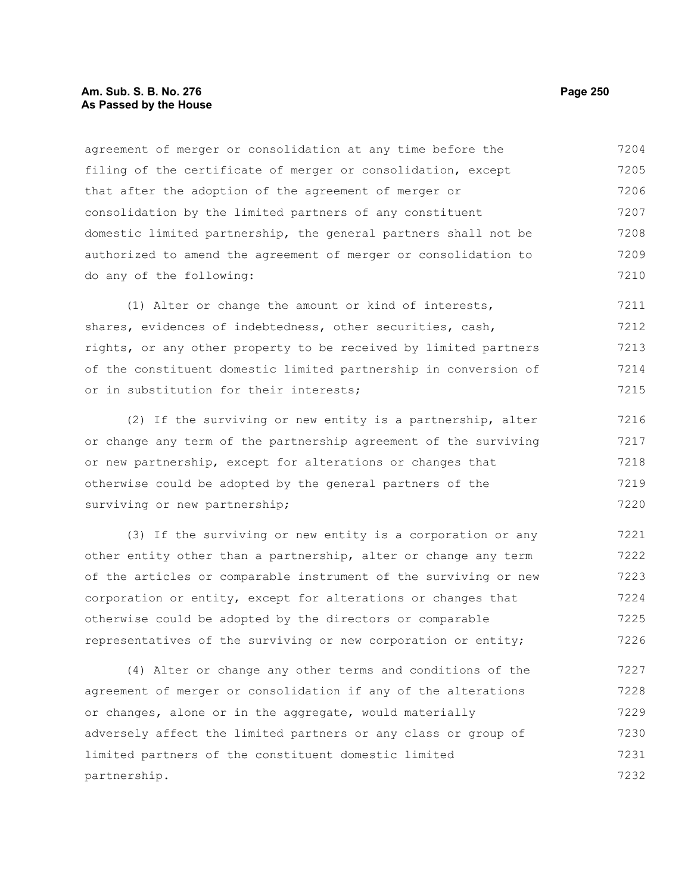agreement of merger or consolidation at any time before the filing of the certificate of merger or consolidation, except that after the adoption of the agreement of merger or consolidation by the limited partners of any constituent domestic limited partnership, the general partners shall not be authorized to amend the agreement of merger or consolidation to do any of the following:

(1) Alter or change the amount or kind of interests, shares, evidences of indebtedness, other securities, cash, rights, or any other property to be received by limited partners of the constituent domestic limited partnership in conversion of or in substitution for their interests;

(2) If the surviving or new entity is a partnership, alter or change any term of the partnership agreement of the surviving or new partnership, except for alterations or changes that otherwise could be adopted by the general partners of the surviving or new partnership;

(3) If the surviving or new entity is a corporation or any other entity other than a partnership, alter or change any term of the articles or comparable instrument of the surviving or new corporation or entity, except for alterations or changes that otherwise could be adopted by the directors or comparable representatives of the surviving or new corporation or entity;

(4) Alter or change any other terms and conditions of the agreement of merger or consolidation if any of the alterations or changes, alone or in the aggregate, would materially adversely affect the limited partners or any class or group of limited partners of the constituent domestic limited partnership.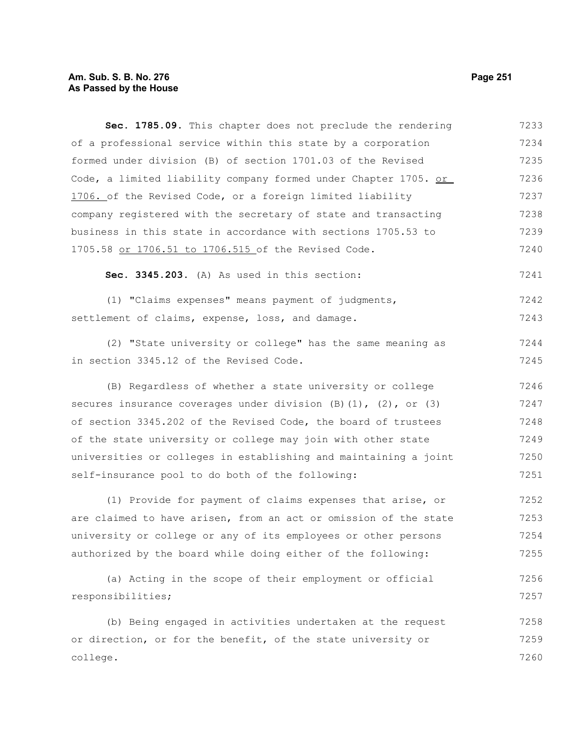**Sec. 1785.09.** This chapter does not preclude the rendering of a professional service within this state by a corporation formed under division (B) of section 1701.03 of the Revised Code, a limited liability company formed under Chapter 1705. or 1706. of the Revised Code, or a foreign limited liability company registered with the secretary of state and transacting business in this state in accordance with sections 1705.53 to 1705.58 or 1706.51 to 1706.515 of the Revised Code.

**Sec. 3345.203.** (A) As used in this section:

(1) "Claims expenses" means payment of judgments, settlement of claims, expense, loss, and damage.

(2) "State university or college" has the same meaning as in section 3345.12 of the Revised Code.

(B) Regardless of whether a state university or college secures insurance coverages under division (B)(1), (2), or (3) of section 3345.202 of the Revised Code, the board of trustees of the state university or college may join with other state universities or colleges in establishing and maintaining a joint self-insurance pool to do both of the following:

(1) Provide for payment of claims expenses that arise, or are claimed to have arisen, from an act or omission of the state university or college or any of its employees or other persons authorized by the board while doing either of the following:

(a) Acting in the scope of their employment or official responsibilities;

(b) Being engaged in activities undertaken at the request or direction, or for the benefit, of the state university or college.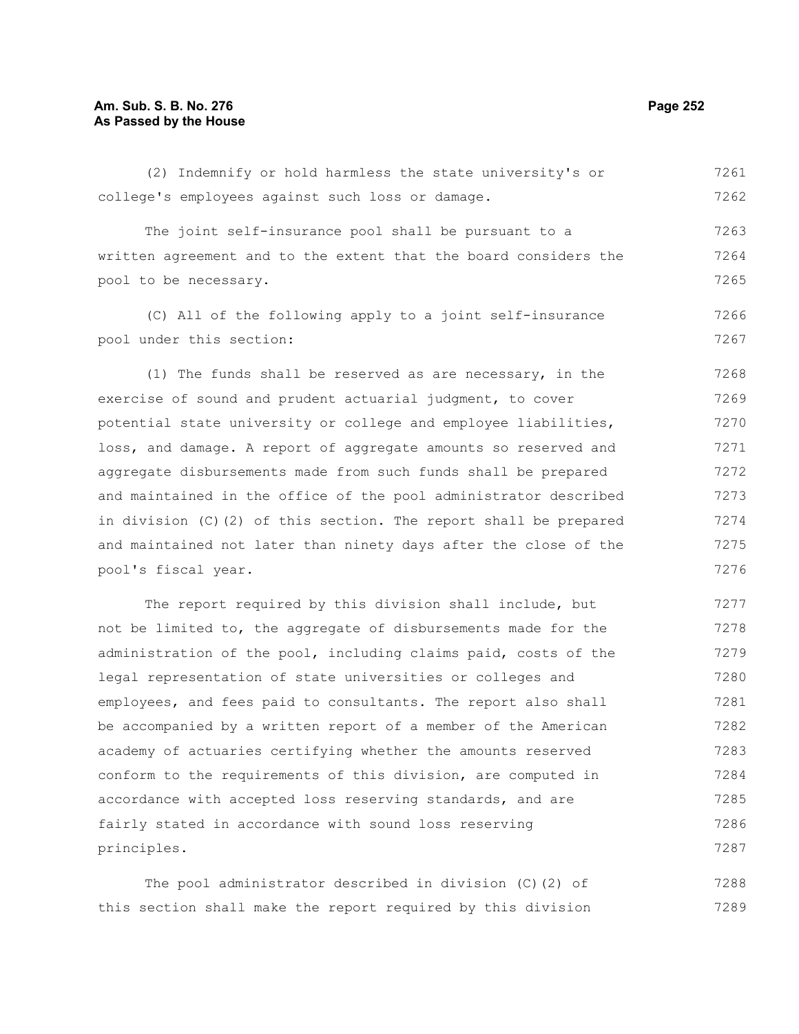(2) Indemnify or hold harmless the state university's or college's employees against such loss or damage.

The joint self-insurance pool shall be pursuant to a written agreement and to the extent that the board considers the pool to be necessary.

(C) All of the following apply to a joint self-insurance pool under this section:

(1) The funds shall be reserved as are necessary, in the exercise of sound and prudent actuarial judgment, to cover potential state university or college and employee liabilities, loss, and damage. A report of aggregate amounts so reserved and aggregate disbursements made from such funds shall be prepared and maintained in the office of the pool administrator described in division (C)(2) of this section. The report shall be prepared and maintained not later than ninety days after the close of the pool's fiscal year.

The report required by this division shall include, but not be limited to, the aggregate of disbursements made for the administration of the pool, including claims paid, costs of the legal representation of state universities or colleges and employees, and fees paid to consultants. The report also shall be accompanied by a written report of a member of the American academy of actuaries certifying whether the amounts reserved conform to the requirements of this division, are computed in accordance with accepted loss reserving standards, and are fairly stated in accordance with sound loss reserving principles.

The pool administrator described in division (C)(2) of this section shall make the report required by this division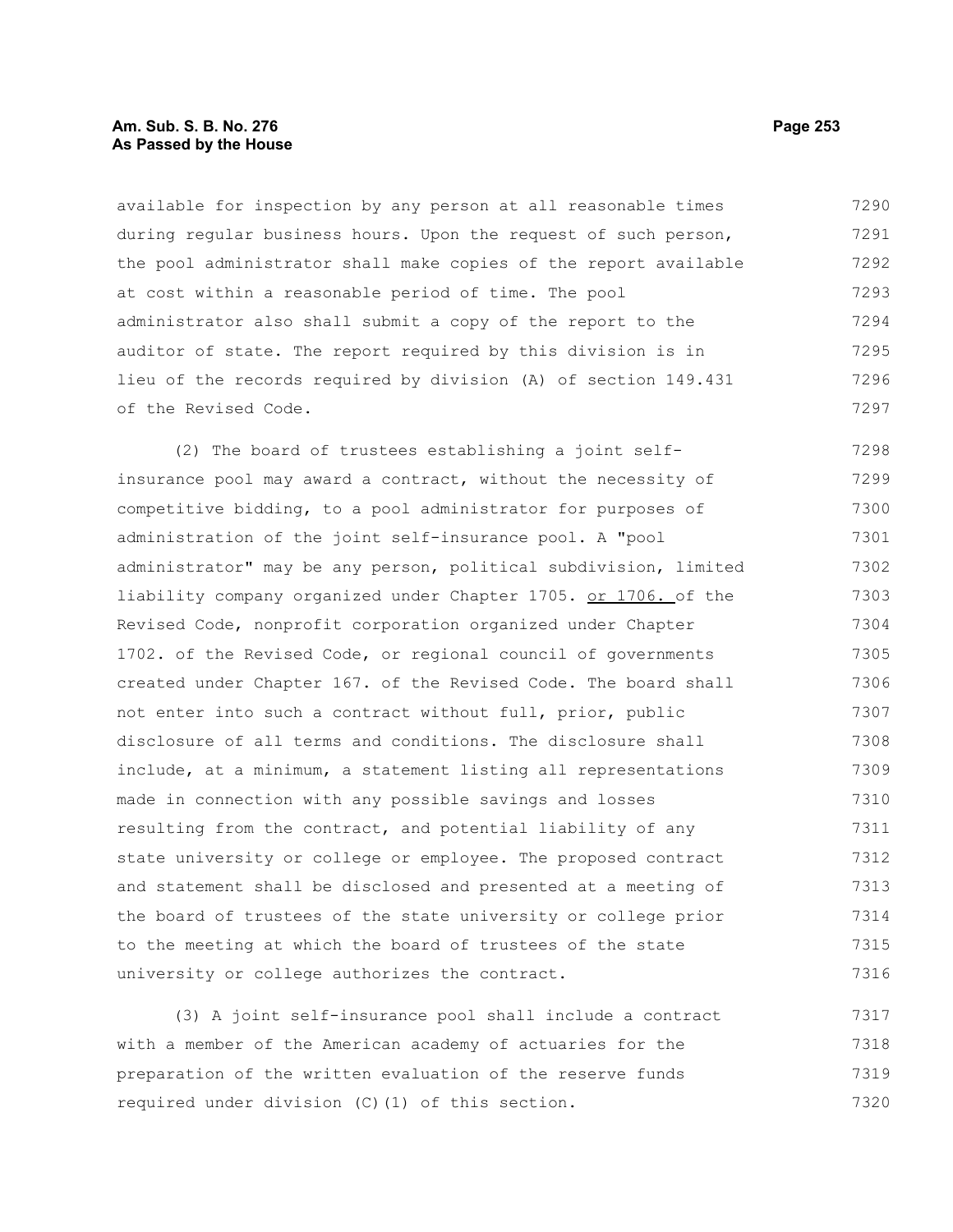available for inspection by any person at all reasonable times during regular business hours. Upon the request of such person, the pool administrator shall make copies of the report available at cost within a reasonable period of time. The pool administrator also shall submit a copy of the report to the auditor of state. The report required by this division is in lieu of the records required by division (A) of section 149.431 of the Revised Code.

(2) The board of trustees establishing a joint self-insurance pool may award a contract, without the necessity of competitive bidding, to a pool administrator for purposes of administration of the joint self-insurance pool. A "pool administrator" may be any person, political subdivision, limited liability company organized under Chapter 1705. or 1706. of the Revised Code, nonprofit corporation organized under Chapter 1702. of the Revised Code, or regional council of governments created under Chapter 167. of the Revised Code. The board shall not enter into such a contract without full, prior, public disclosure of all terms and conditions. The disclosure shall include, at a minimum, a statement listing all representations made in connection with any possible savings and losses resulting from the contract, and potential liability of any state university or college or employee. The proposed contract and statement shall be disclosed and presented at a meeting of the board of trustees of the state university or college prior to the meeting at which the board of trustees of the state university or college authorizes the contract.

(3) A joint self-insurance pool shall include a contract with a member of the American academy of actuaries for the preparation of the written evaluation of the reserve funds required under division (C)(1) of this section.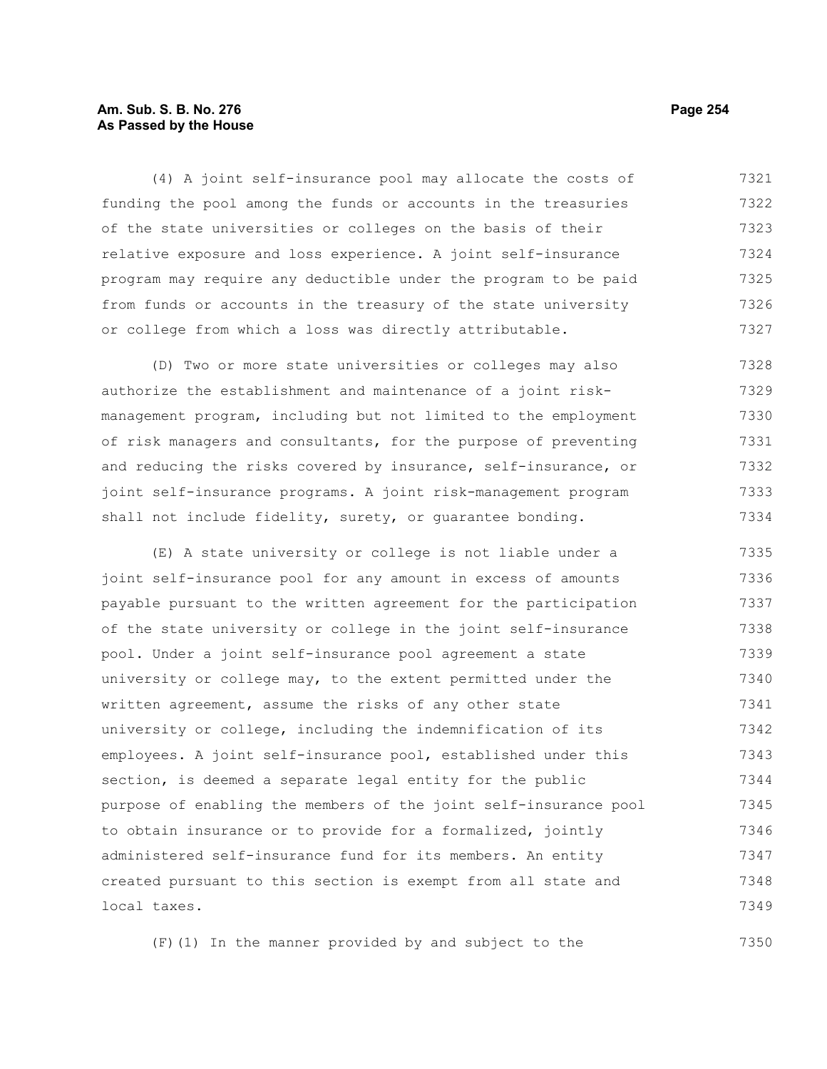(4) A joint self-insurance pool may allocate the costs of funding the pool among the funds or accounts in the treasuries of the state universities or colleges on the basis of their relative exposure and loss experience. A joint self-insurance program may require any deductible under the program to be paid from funds or accounts in the treasury of the state university or college from which a loss was directly attributable.

(D) Two or more state universities or colleges may also authorize the establishment and maintenance of a joint risk-management program, including but not limited to the employment of risk managers and consultants, for the purpose of preventing and reducing the risks covered by insurance, self-insurance, or joint self-insurance programs. A joint risk-management program shall not include fidelity, surety, or guarantee bonding.

(E) A state university or college is not liable under a joint self-insurance pool for any amount in excess of amounts payable pursuant to the written agreement for the participation of the state university or college in the joint self-insurance pool. Under a joint self-insurance pool agreement a state university or college may, to the extent permitted under the written agreement, assume the risks of any other state university or college, including the indemnification of its employees. A joint self-insurance pool, established under this section, is deemed a separate legal entity for the public purpose of enabling the members of the joint self-insurance pool to obtain insurance or to provide for a formalized, jointly administered self-insurance fund for its members. An entity created pursuant to this section is exempt from all state and local taxes.

(F)(1) In the manner provided by and subject to the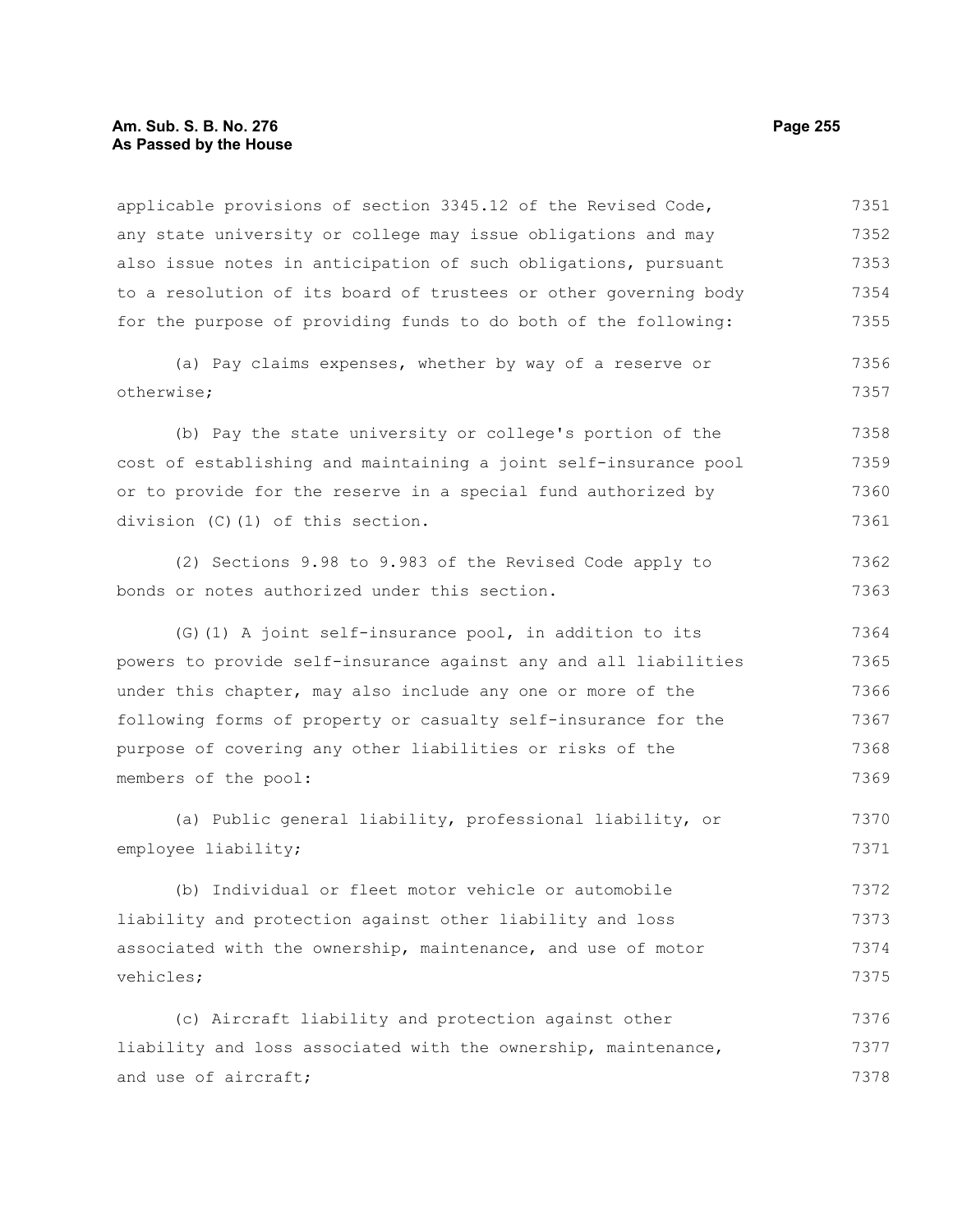applicable provisions of section 3345.12 of the Revised Code, any state university or college may issue obligations and may also issue notes in anticipation of such obligations, pursuant to a resolution of its board of trustees or other governing body for the purpose of providing funds to do both of the following:

(a) Pay claims expenses, whether by way of a reserve or otherwise;

(b) Pay the state university or college's portion of the cost of establishing and maintaining a joint self-insurance pool or to provide for the reserve in a special fund authorized by division (C)(1) of this section.

(2) Sections 9.98 to 9.983 of the Revised Code apply to bonds or notes authorized under this section.

(G)(1) A joint self-insurance pool, in addition to its powers to provide self-insurance against any and all liabilities under this chapter, may also include any one or more of the following forms of property or casualty self-insurance for the purpose of covering any other liabilities or risks of the members of the pool:

(a) Public general liability, professional liability, or employee liability;

(b) Individual or fleet motor vehicle or automobile liability and protection against other liability and loss associated with the ownership, maintenance, and use of motor vehicles;

(c) Aircraft liability and protection against other liability and loss associated with the ownership, maintenance, and use of aircraft;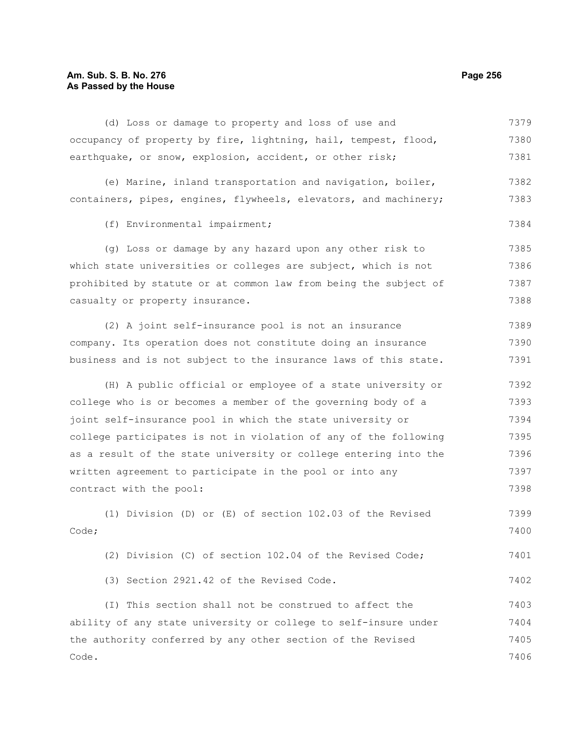(d) Loss or damage to property and loss of use and occupancy of property by fire, lightning, hail, tempest, flood, earthquake, or snow, explosion, accident, or other risk;

(e) Marine, inland transportation and navigation, boiler, containers, pipes, engines, flywheels, elevators, and machinery;

(f) Environmental impairment;

(g) Loss or damage by any hazard upon any other risk to which state universities or colleges are subject, which is not prohibited by statute or at common law from being the subject of casualty or property insurance.

(2) A joint self-insurance pool is not an insurance company. Its operation does not constitute doing an insurance business and is not subject to the insurance laws of this state.

(H) A public official or employee of a state university or college who is or becomes a member of the governing body of a joint self-insurance pool in which the state university or college participates is not in violation of any of the following as a result of the state university or college entering into the written agreement to participate in the pool or into any contract with the pool:

(1) Division (D) or (E) of section 102.03 of the Revised Code;

(2) Division (C) of section 102.04 of the Revised Code;

(3) Section 2921.42 of the Revised Code.

(I) This section shall not be construed to affect the ability of any state university or college to self-insure under the authority conferred by any other section of the Revised Code.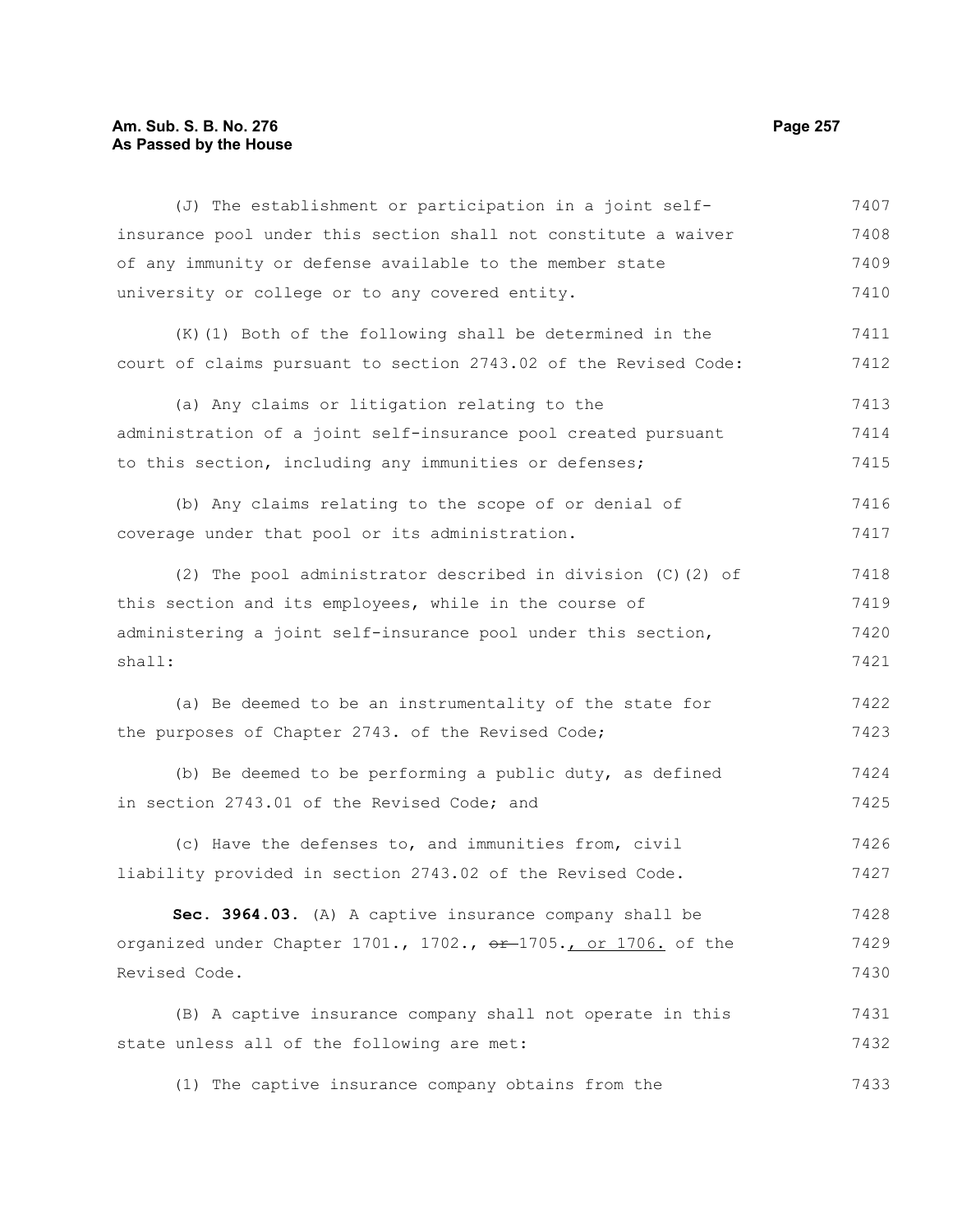(J) The establishment or participation in a joint self-insurance pool under this section shall not constitute a waiver of any immunity or defense available to the member state university or college or to any covered entity.

(K)(1) Both of the following shall be determined in the court of claims pursuant to section 2743.02 of the Revised Code:

(a) Any claims or litigation relating to the administration of a joint self-insurance pool created pursuant to this section, including any immunities or defenses;

(b) Any claims relating to the scope of or denial of coverage under that pool or its administration.

(2) The pool administrator described in division (C)(2) of this section and its employees, while in the course of administering a joint self-insurance pool under this section, shall:

(a) Be deemed to be an instrumentality of the state for the purposes of Chapter 2743. of the Revised Code;

(b) Be deemed to be performing a public duty, as defined in section 2743.01 of the Revised Code; and

(c) Have the defenses to, and immunities from, civil liability provided in section 2743.02 of the Revised Code.

**Sec. 3964.03.** (A) A captive insurance company shall be organized under Chapter 1701., 1702., ~~or~~ 1705., or 1706. of the Revised Code.

(B) A captive insurance company shall not operate in this state unless all of the following are met:

(1) The captive insurance company obtains from the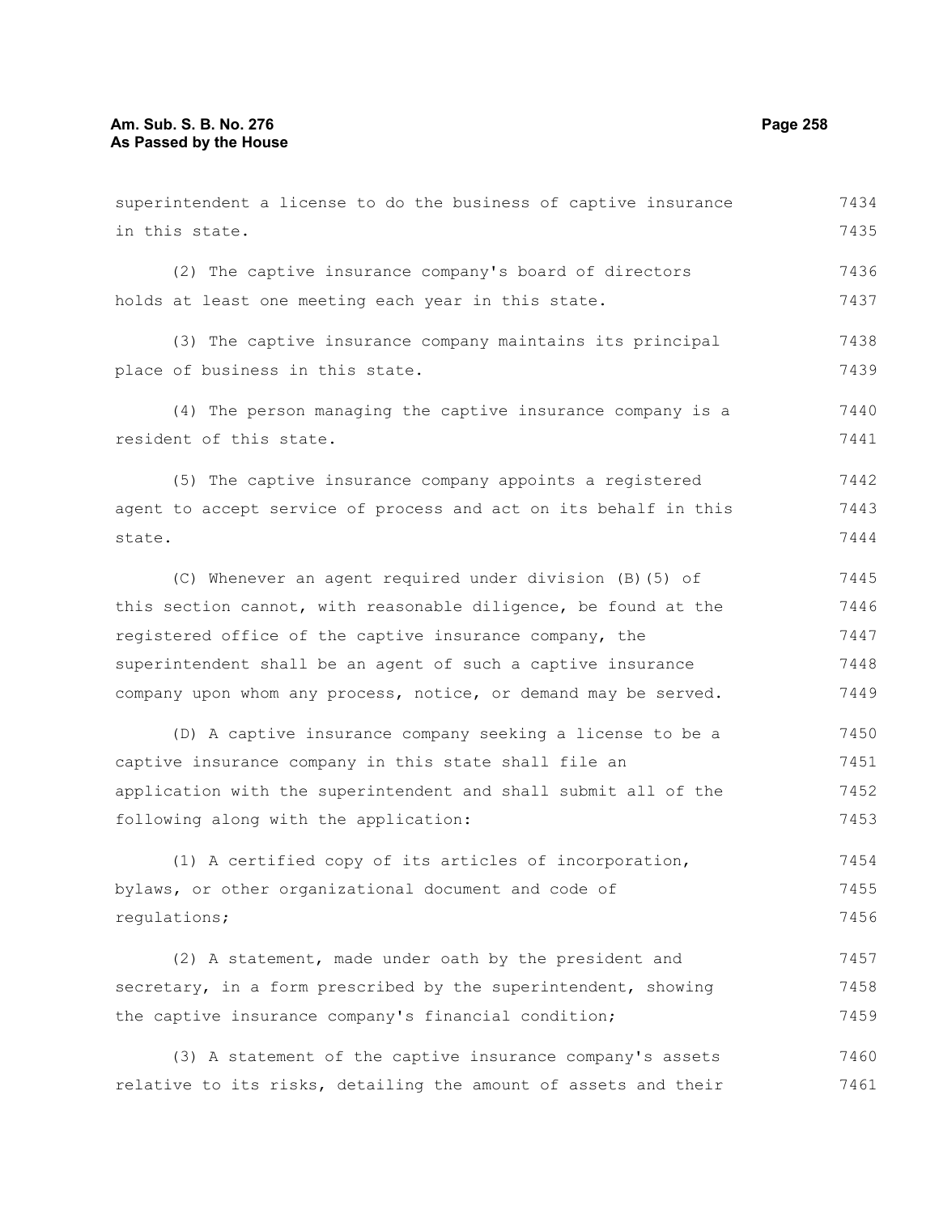superintendent a license to do the business of captive insurance in this state.

(2) The captive insurance company's board of directors holds at least one meeting each year in this state.

(3) The captive insurance company maintains its principal place of business in this state.

(4) The person managing the captive insurance company is a resident of this state.

(5) The captive insurance company appoints a registered agent to accept service of process and act on its behalf in this state.

(C) Whenever an agent required under division (B)(5) of this section cannot, with reasonable diligence, be found at the registered office of the captive insurance company, the superintendent shall be an agent of such a captive insurance company upon whom any process, notice, or demand may be served.

(D) A captive insurance company seeking a license to be a captive insurance company in this state shall file an application with the superintendent and shall submit all of the following along with the application:

(1) A certified copy of its articles of incorporation, bylaws, or other organizational document and code of regulations;

(2) A statement, made under oath by the president and secretary, in a form prescribed by the superintendent, showing the captive insurance company's financial condition;

(3) A statement of the captive insurance company's assets relative to its risks, detailing the amount of assets and their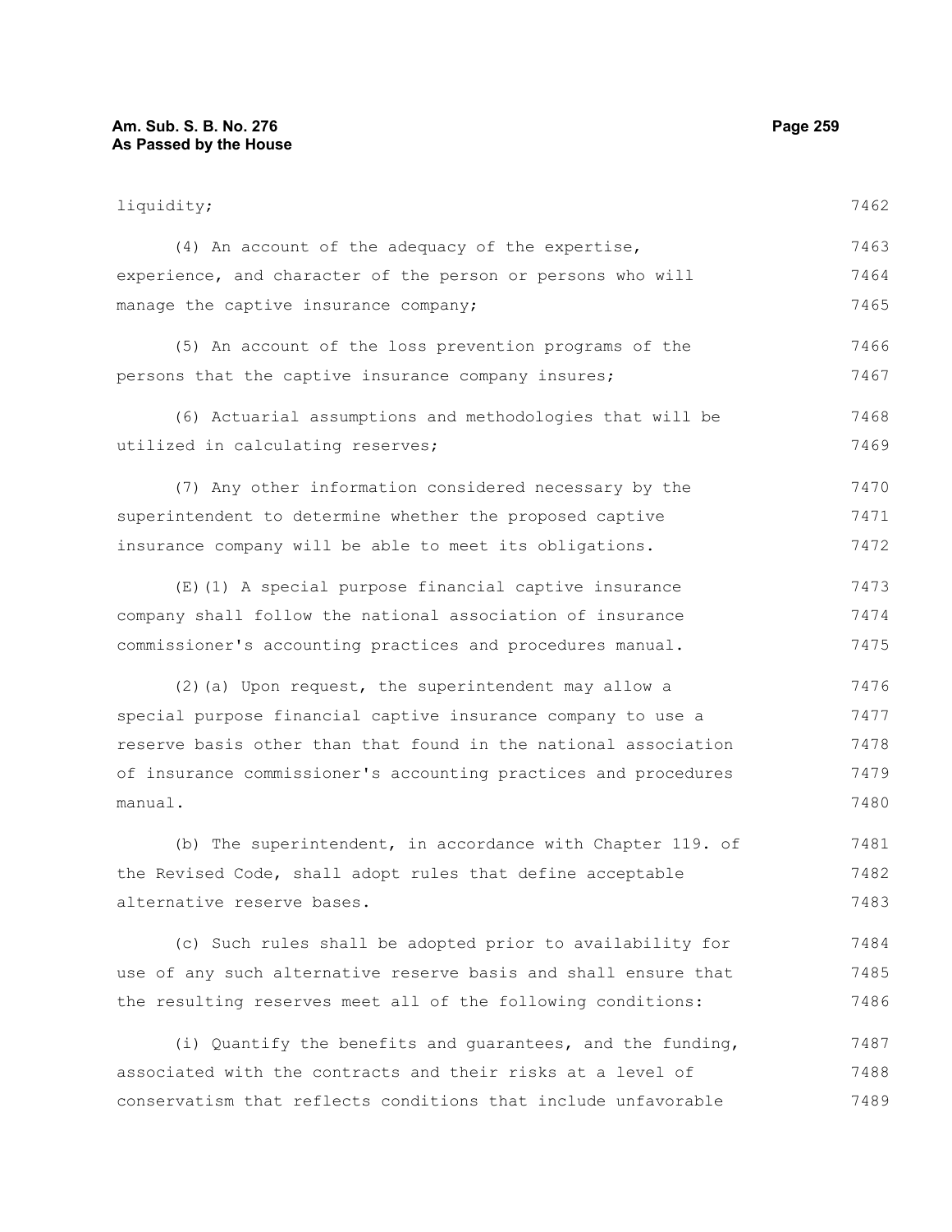liquidity;

(4) An account of the adequacy of the expertise, experience, and character of the person or persons who will manage the captive insurance company;

(5) An account of the loss prevention programs of the persons that the captive insurance company insures;

(6) Actuarial assumptions and methodologies that will be utilized in calculating reserves;

(7) Any other information considered necessary by the superintendent to determine whether the proposed captive insurance company will be able to meet its obligations.

(E)(1) A special purpose financial captive insurance company shall follow the national association of insurance commissioner's accounting practices and procedures manual.

(2)(a) Upon request, the superintendent may allow a special purpose financial captive insurance company to use a reserve basis other than that found in the national association of insurance commissioner's accounting practices and procedures manual.

(b) The superintendent, in accordance with Chapter 119. of the Revised Code, shall adopt rules that define acceptable alternative reserve bases.

(c) Such rules shall be adopted prior to availability for use of any such alternative reserve basis and shall ensure that the resulting reserves meet all of the following conditions:

(i) Quantify the benefits and guarantees, and the funding, associated with the contracts and their risks at a level of conservatism that reflects conditions that include unfavorable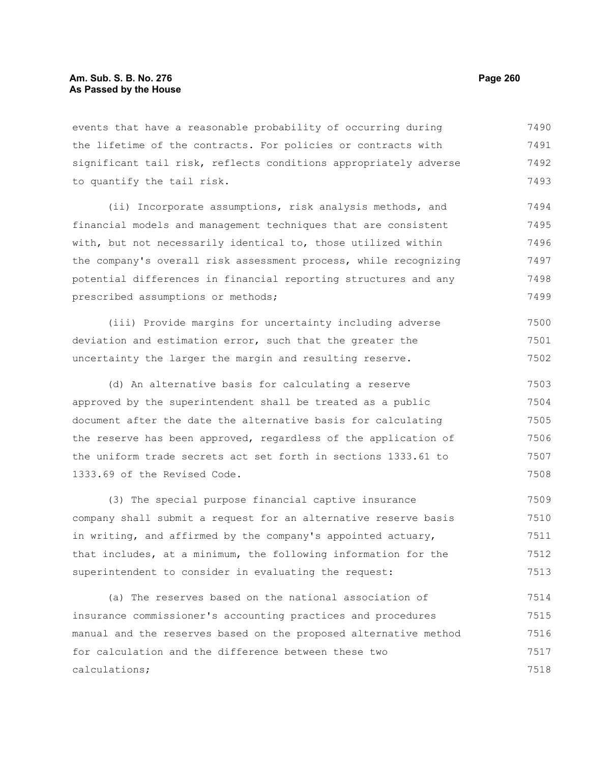events that have a reasonable probability of occurring during the lifetime of the contracts. For policies or contracts with significant tail risk, reflects conditions appropriately adverse to quantify the tail risk.

(ii) Incorporate assumptions, risk analysis methods, and financial models and management techniques that are consistent with, but not necessarily identical to, those utilized within the company's overall risk assessment process, while recognizing potential differences in financial reporting structures and any prescribed assumptions or methods;

(iii) Provide margins for uncertainty including adverse deviation and estimation error, such that the greater the uncertainty the larger the margin and resulting reserve.

(d) An alternative basis for calculating a reserve approved by the superintendent shall be treated as a public document after the date the alternative basis for calculating the reserve has been approved, regardless of the application of the uniform trade secrets act set forth in sections 1333.61 to 1333.69 of the Revised Code.

(3) The special purpose financial captive insurance company shall submit a request for an alternative reserve basis in writing, and affirmed by the company's appointed actuary, that includes, at a minimum, the following information for the superintendent to consider in evaluating the request:

(a) The reserves based on the national association of insurance commissioner's accounting practices and procedures manual and the reserves based on the proposed alternative method for calculation and the difference between these two calculations;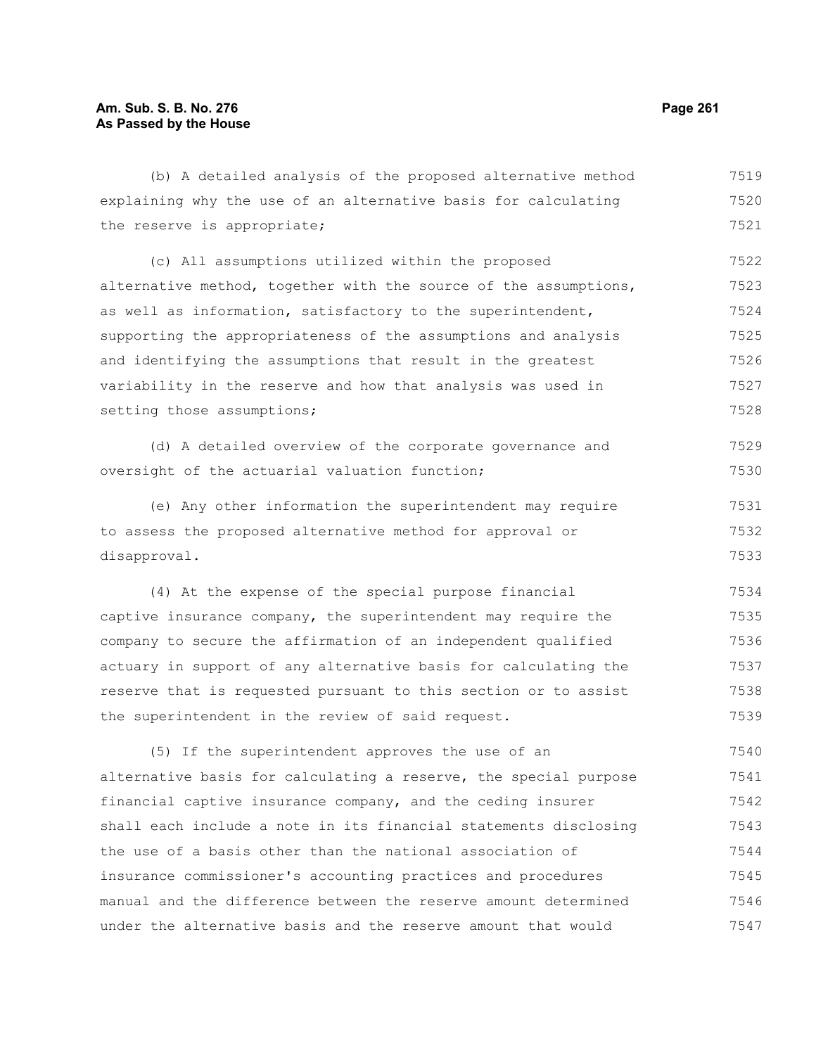(b) A detailed analysis of the proposed alternative method explaining why the use of an alternative basis for calculating the reserve is appropriate;

(c) All assumptions utilized within the proposed alternative method, together with the source of the assumptions, as well as information, satisfactory to the superintendent, supporting the appropriateness of the assumptions and analysis and identifying the assumptions that result in the greatest variability in the reserve and how that analysis was used in setting those assumptions;

(d) A detailed overview of the corporate governance and oversight of the actuarial valuation function;

(e) Any other information the superintendent may require to assess the proposed alternative method for approval or disapproval.

(4) At the expense of the special purpose financial captive insurance company, the superintendent may require the company to secure the affirmation of an independent qualified actuary in support of any alternative basis for calculating the reserve that is requested pursuant to this section or to assist the superintendent in the review of said request.

(5) If the superintendent approves the use of an alternative basis for calculating a reserve, the special purpose financial captive insurance company, and the ceding insurer shall each include a note in its financial statements disclosing the use of a basis other than the national association of insurance commissioner's accounting practices and procedures manual and the difference between the reserve amount determined under the alternative basis and the reserve amount that would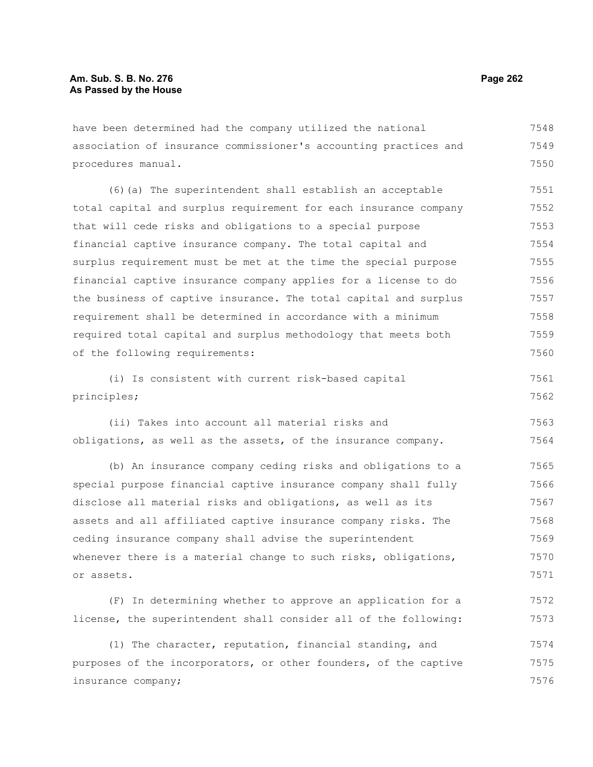have been determined had the company utilized the national association of insurance commissioner's accounting practices and procedures manual.

(6)(a) The superintendent shall establish an acceptable total capital and surplus requirement for each insurance company that will cede risks and obligations to a special purpose financial captive insurance company. The total capital and surplus requirement must be met at the time the special purpose financial captive insurance company applies for a license to do the business of captive insurance. The total capital and surplus requirement shall be determined in accordance with a minimum required total capital and surplus methodology that meets both of the following requirements:

(i) Is consistent with current risk-based capital principles;

(ii) Takes into account all material risks and obligations, as well as the assets, of the insurance company.

(b) An insurance company ceding risks and obligations to a special purpose financial captive insurance company shall fully disclose all material risks and obligations, as well as its assets and all affiliated captive insurance company risks. The ceding insurance company shall advise the superintendent whenever there is a material change to such risks, obligations, or assets.

(F) In determining whether to approve an application for a license, the superintendent shall consider all of the following:

(1) The character, reputation, financial standing, and purposes of the incorporators, or other founders, of the captive insurance company;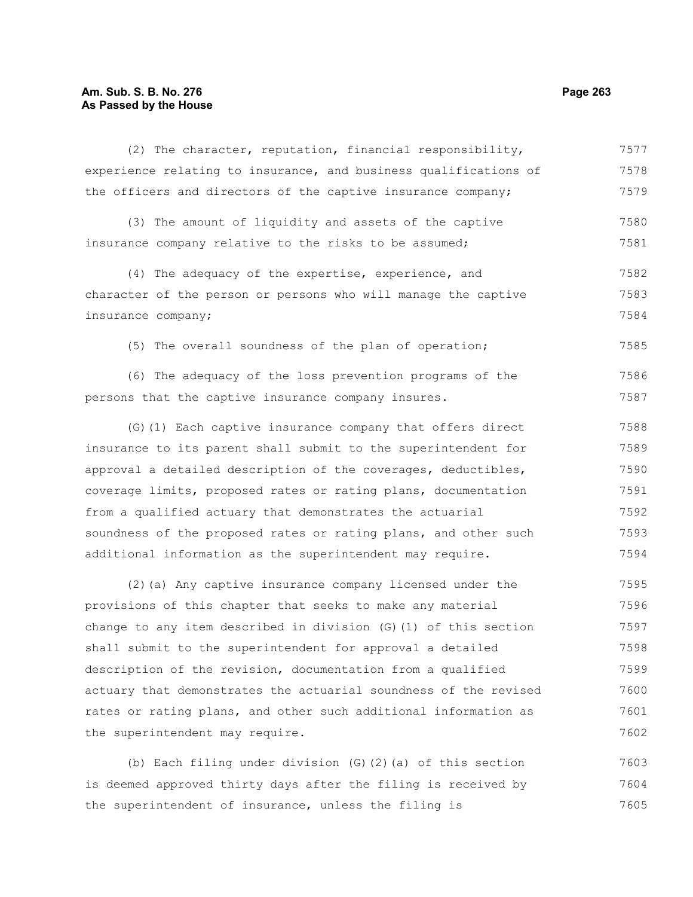(2) The character, reputation, financial responsibility, experience relating to insurance, and business qualifications of the officers and directors of the captive insurance company;

(3) The amount of liquidity and assets of the captive insurance company relative to the risks to be assumed;

(4) The adequacy of the expertise, experience, and character of the person or persons who will manage the captive insurance company;

(5) The overall soundness of the plan of operation;

(6) The adequacy of the loss prevention programs of the persons that the captive insurance company insures.

(G)(1) Each captive insurance company that offers direct insurance to its parent shall submit to the superintendent for approval a detailed description of the coverages, deductibles, coverage limits, proposed rates or rating plans, documentation from a qualified actuary that demonstrates the actuarial soundness of the proposed rates or rating plans, and other such additional information as the superintendent may require.

(2)(a) Any captive insurance company licensed under the provisions of this chapter that seeks to make any material change to any item described in division (G)(1) of this section shall submit to the superintendent for approval a detailed description of the revision, documentation from a qualified actuary that demonstrates the actuarial soundness of the revised rates or rating plans, and other such additional information as the superintendent may require.

(b) Each filing under division (G)(2)(a) of this section is deemed approved thirty days after the filing is received by the superintendent of insurance, unless the filing is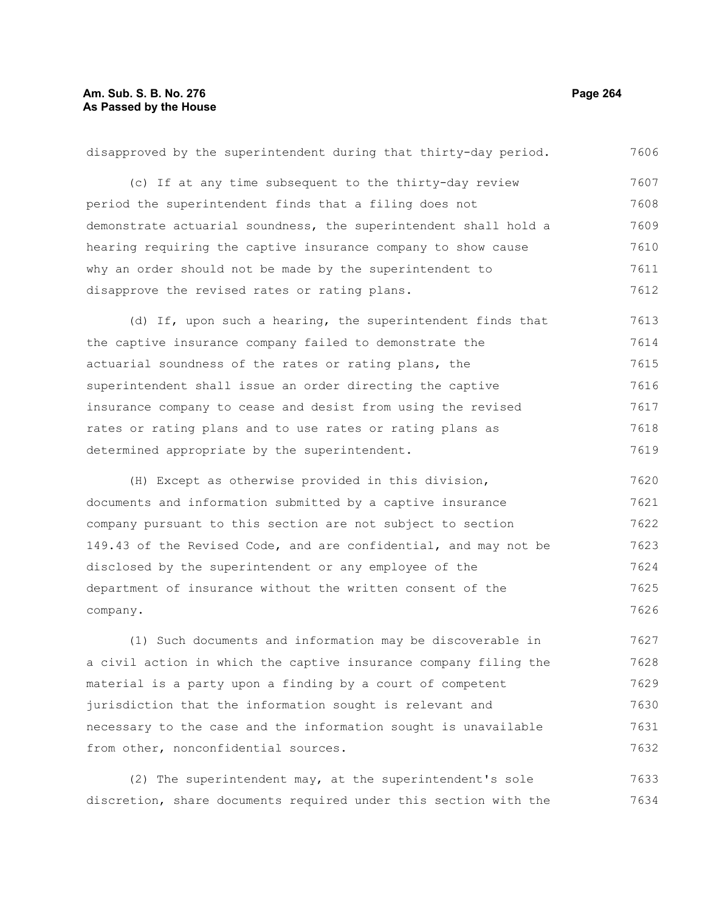disapproved by the superintendent during that thirty-day period.

(c) If at any time subsequent to the thirty-day review period the superintendent finds that a filing does not demonstrate actuarial soundness, the superintendent shall hold a hearing requiring the captive insurance company to show cause why an order should not be made by the superintendent to disapprove the revised rates or rating plans.

(d) If, upon such a hearing, the superintendent finds that the captive insurance company failed to demonstrate the actuarial soundness of the rates or rating plans, the superintendent shall issue an order directing the captive insurance company to cease and desist from using the revised rates or rating plans and to use rates or rating plans as determined appropriate by the superintendent.

(H) Except as otherwise provided in this division, documents and information submitted by a captive insurance company pursuant to this section are not subject to section 149.43 of the Revised Code, and are confidential, and may not be disclosed by the superintendent or any employee of the department of insurance without the written consent of the company.

(1) Such documents and information may be discoverable in a civil action in which the captive insurance company filing the material is a party upon a finding by a court of competent jurisdiction that the information sought is relevant and necessary to the case and the information sought is unavailable from other, nonconfidential sources.

(2) The superintendent may, at the superintendent's sole discretion, share documents required under this section with the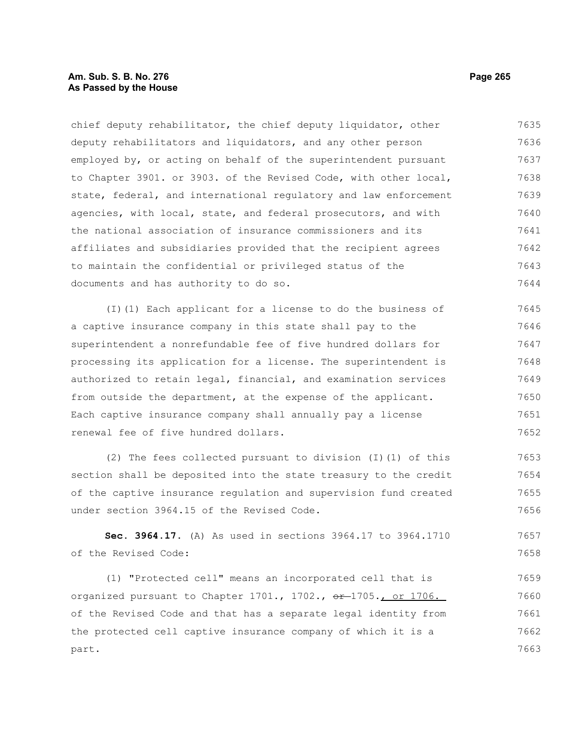chief deputy rehabilitator, the chief deputy liquidator, other deputy rehabilitators and liquidators, and any other person employed by, or acting on behalf of the superintendent pursuant to Chapter 3901. or 3903. of the Revised Code, with other local, state, federal, and international regulatory and law enforcement agencies, with local, state, and federal prosecutors, and with the national association of insurance commissioners and its affiliates and subsidiaries provided that the recipient agrees to maintain the confidential or privileged status of the documents and has authority to do so.

(I)(1) Each applicant for a license to do the business of a captive insurance company in this state shall pay to the superintendent a nonrefundable fee of five hundred dollars for processing its application for a license. The superintendent is authorized to retain legal, financial, and examination services from outside the department, at the expense of the applicant. Each captive insurance company shall annually pay a license renewal fee of five hundred dollars.

(2) The fees collected pursuant to division (I)(1) of this section shall be deposited into the state treasury to the credit of the captive insurance regulation and supervision fund created under section 3964.15 of the Revised Code.

**Sec. 3964.17.** (A) As used in sections 3964.17 to 3964.1710 of the Revised Code:

(1) "Protected cell" means an incorporated cell that is organized pursuant to Chapter 1701., 1702., ~~or~~ 1705., or 1706. of the Revised Code and that has a separate legal identity from the protected cell captive insurance company of which it is a part.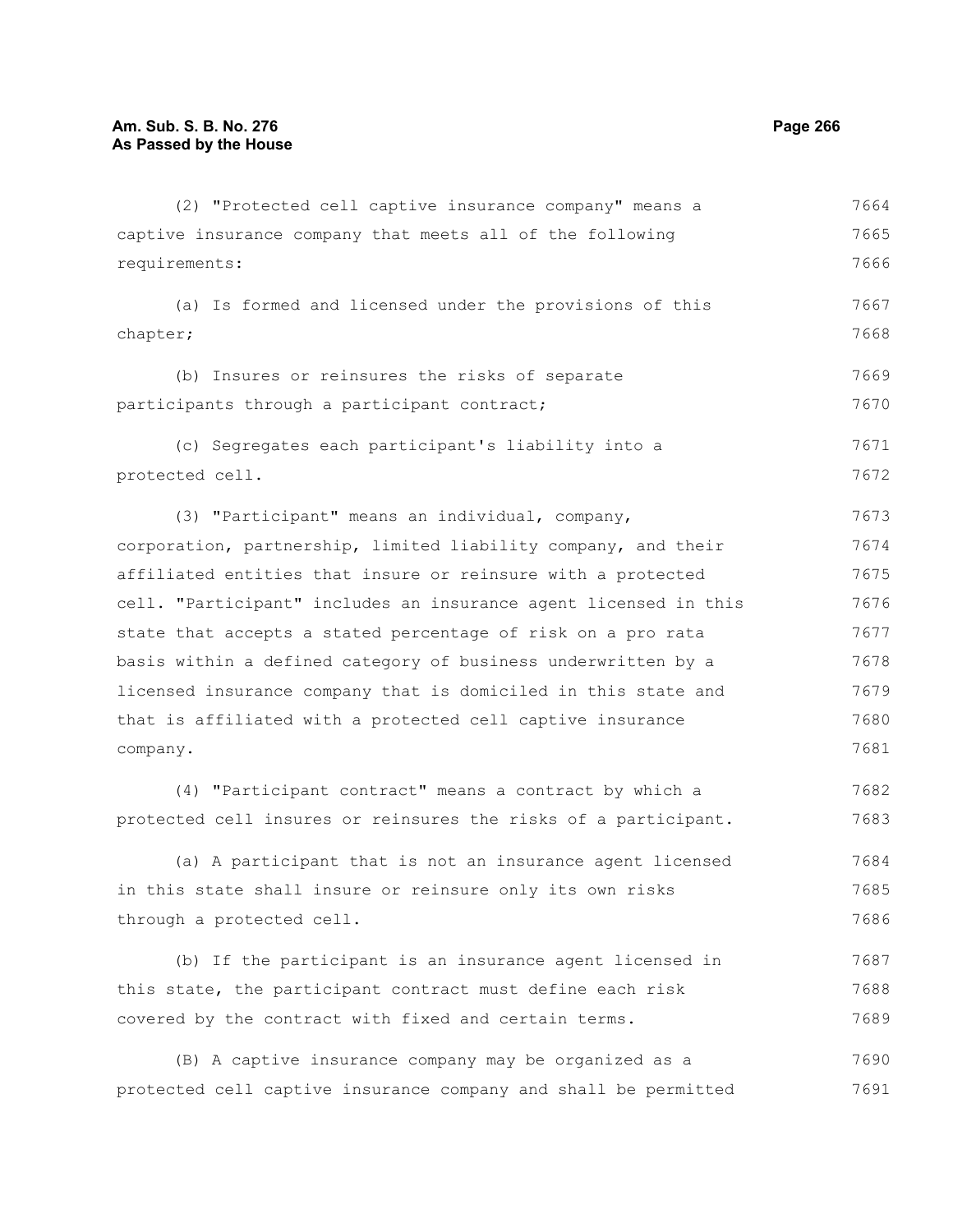(2) "Protected cell captive insurance company" means a captive insurance company that meets all of the following requirements:

(a) Is formed and licensed under the provisions of this chapter;

(b) Insures or reinsures the risks of separate participants through a participant contract;

(c) Segregates each participant's liability into a protected cell.

(3) "Participant" means an individual, company, corporation, partnership, limited liability company, and their affiliated entities that insure or reinsure with a protected cell. "Participant" includes an insurance agent licensed in this state that accepts a stated percentage of risk on a pro rata basis within a defined category of business underwritten by a licensed insurance company that is domiciled in this state and that is affiliated with a protected cell captive insurance company.

(4) "Participant contract" means a contract by which a protected cell insures or reinsures the risks of a participant.

(a) A participant that is not an insurance agent licensed in this state shall insure or reinsure only its own risks through a protected cell.

(b) If the participant is an insurance agent licensed in this state, the participant contract must define each risk covered by the contract with fixed and certain terms.

(B) A captive insurance company may be organized as a protected cell captive insurance company and shall be permitted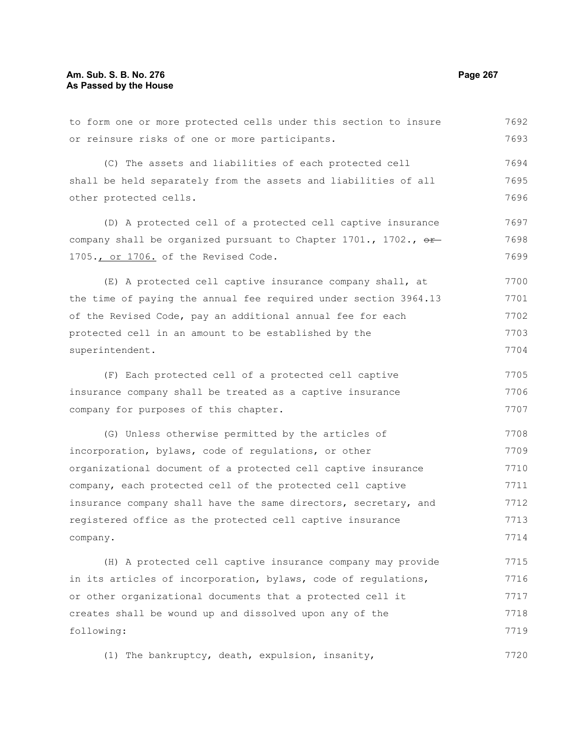to form one or more protected cells under this section to insure or reinsure risks of one or more participants.

(C) The assets and liabilities of each protected cell shall be held separately from the assets and liabilities of all other protected cells.

(D) A protected cell of a protected cell captive insurance company shall be organized pursuant to Chapter 1701., 1702., ~~or~~ 1705., or 1706. of the Revised Code.

(E) A protected cell captive insurance company shall, at the time of paying the annual fee required under section 3964.13 of the Revised Code, pay an additional annual fee for each protected cell in an amount to be established by the superintendent.

(F) Each protected cell of a protected cell captive insurance company shall be treated as a captive insurance company for purposes of this chapter.

(G) Unless otherwise permitted by the articles of incorporation, bylaws, code of regulations, or other organizational document of a protected cell captive insurance company, each protected cell of the protected cell captive insurance company shall have the same directors, secretary, and registered office as the protected cell captive insurance company.

(H) A protected cell captive insurance company may provide in its articles of incorporation, bylaws, code of regulations, or other organizational documents that a protected cell it creates shall be wound up and dissolved upon any of the following:

(1) The bankruptcy, death, expulsion, insanity,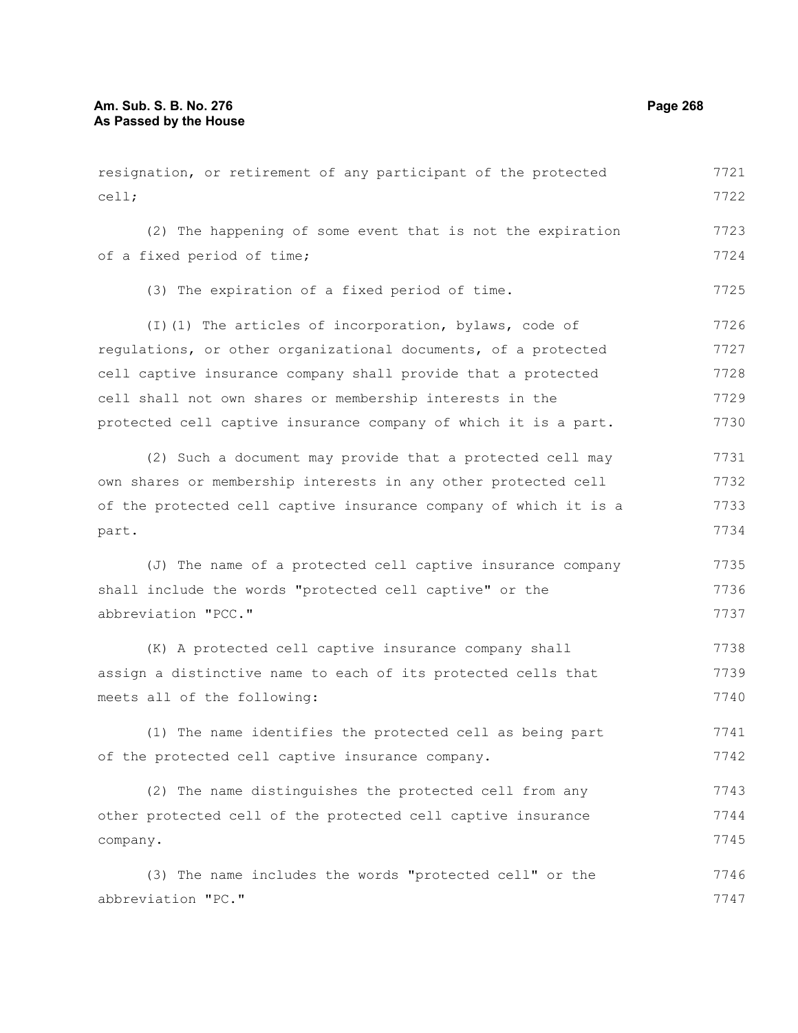resignation, or retirement of any participant of the protected cell;

(2) The happening of some event that is not the expiration of a fixed period of time;

(3) The expiration of a fixed period of time.

(I)(1) The articles of incorporation, bylaws, code of regulations, or other organizational documents, of a protected cell captive insurance company shall provide that a protected cell shall not own shares or membership interests in the protected cell captive insurance company of which it is a part.

(2) Such a document may provide that a protected cell may own shares or membership interests in any other protected cell of the protected cell captive insurance company of which it is a part.

(J) The name of a protected cell captive insurance company shall include the words "protected cell captive" or the abbreviation "PCC."

(K) A protected cell captive insurance company shall assign a distinctive name to each of its protected cells that meets all of the following:

(1) The name identifies the protected cell as being part of the protected cell captive insurance company.

(2) The name distinguishes the protected cell from any other protected cell of the protected cell captive insurance company.

(3) The name includes the words "protected cell" or the abbreviation "PC."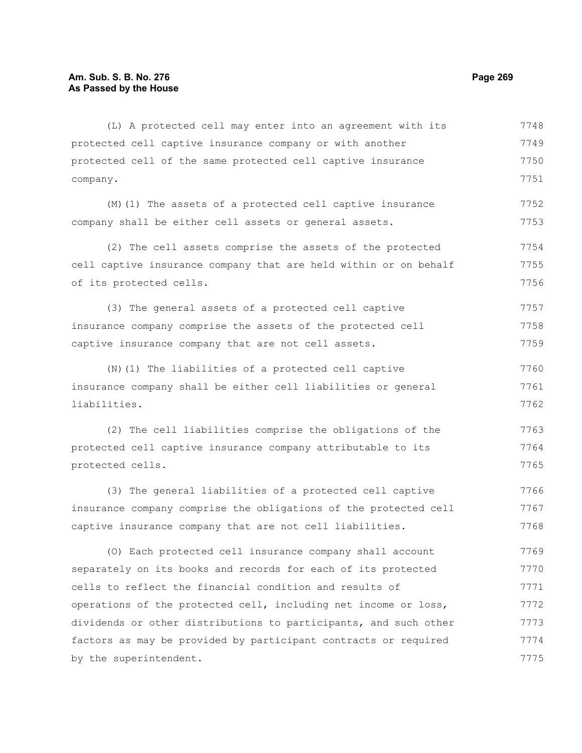(L) A protected cell may enter into an agreement with its protected cell captive insurance company or with another protected cell of the same protected cell captive insurance company.

(M)(1) The assets of a protected cell captive insurance company shall be either cell assets or general assets.

(2) The cell assets comprise the assets of the protected cell captive insurance company that are held within or on behalf of its protected cells.

(3) The general assets of a protected cell captive insurance company comprise the assets of the protected cell captive insurance company that are not cell assets.

(N)(1) The liabilities of a protected cell captive insurance company shall be either cell liabilities or general liabilities.

(2) The cell liabilities comprise the obligations of the protected cell captive insurance company attributable to its protected cells.

(3) The general liabilities of a protected cell captive insurance company comprise the obligations of the protected cell captive insurance company that are not cell liabilities.

(O) Each protected cell insurance company shall account separately on its books and records for each of its protected cells to reflect the financial condition and results of operations of the protected cell, including net income or loss, dividends or other distributions to participants, and such other factors as may be provided by participant contracts or required by the superintendent.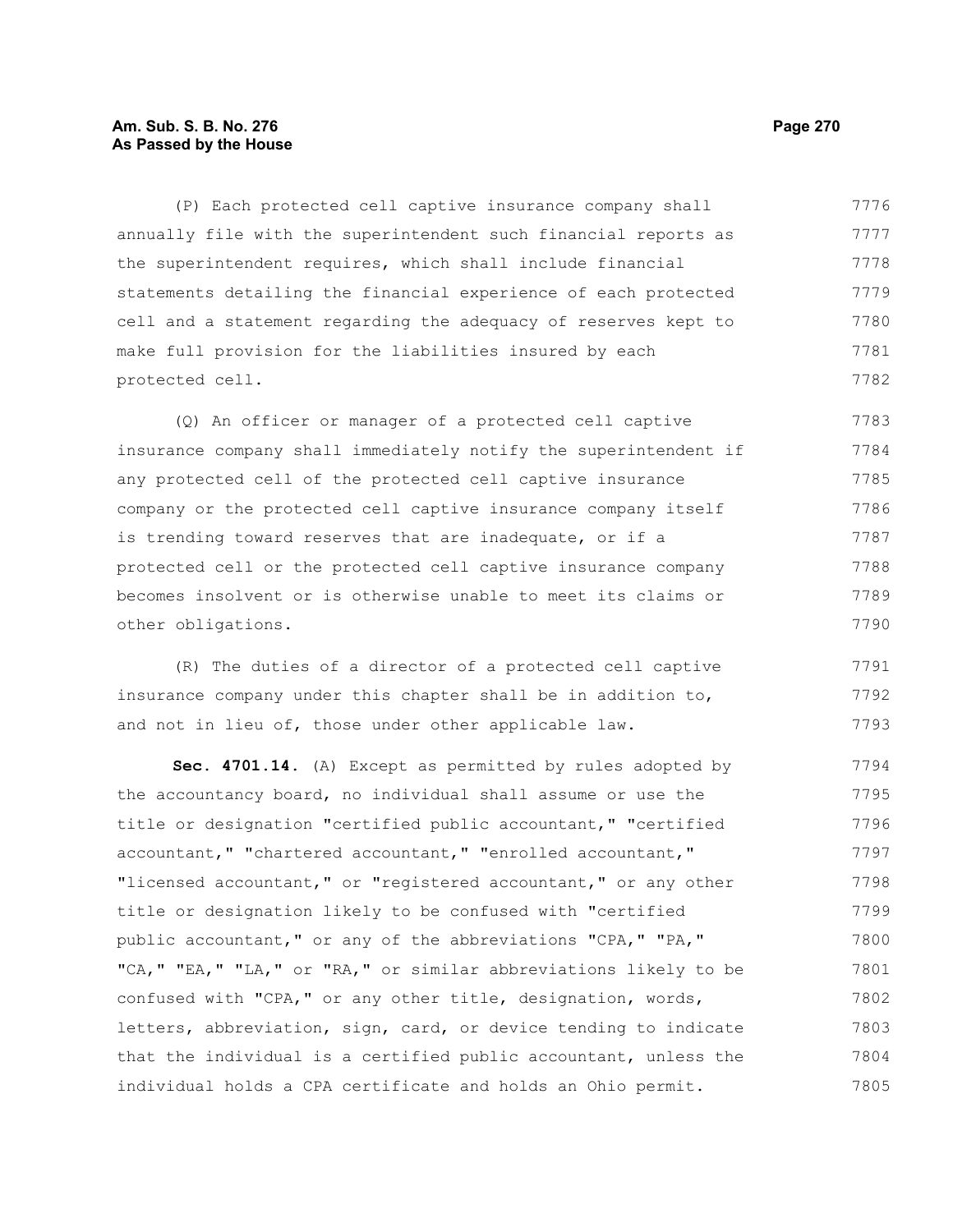(P) Each protected cell captive insurance company shall annually file with the superintendent such financial reports as the superintendent requires, which shall include financial statements detailing the financial experience of each protected cell and a statement regarding the adequacy of reserves kept to make full provision for the liabilities insured by each protected cell.

(Q) An officer or manager of a protected cell captive insurance company shall immediately notify the superintendent if any protected cell of the protected cell captive insurance company or the protected cell captive insurance company itself is trending toward reserves that are inadequate, or if a protected cell or the protected cell captive insurance company becomes insolvent or is otherwise unable to meet its claims or other obligations.

(R) The duties of a director of a protected cell captive insurance company under this chapter shall be in addition to, and not in lieu of, those under other applicable law.

**Sec. 4701.14.** (A) Except as permitted by rules adopted by the accountancy board, no individual shall assume or use the title or designation "certified public accountant," "certified accountant," "chartered accountant," "enrolled accountant," "licensed accountant," or "registered accountant," or any other title or designation likely to be confused with "certified public accountant," or any of the abbreviations "CPA," "PA," "CA," "EA," "LA," or "RA," or similar abbreviations likely to be confused with "CPA," or any other title, designation, words, letters, abbreviation, sign, card, or device tending to indicate that the individual is a certified public accountant, unless the individual holds a CPA certificate and holds an Ohio permit.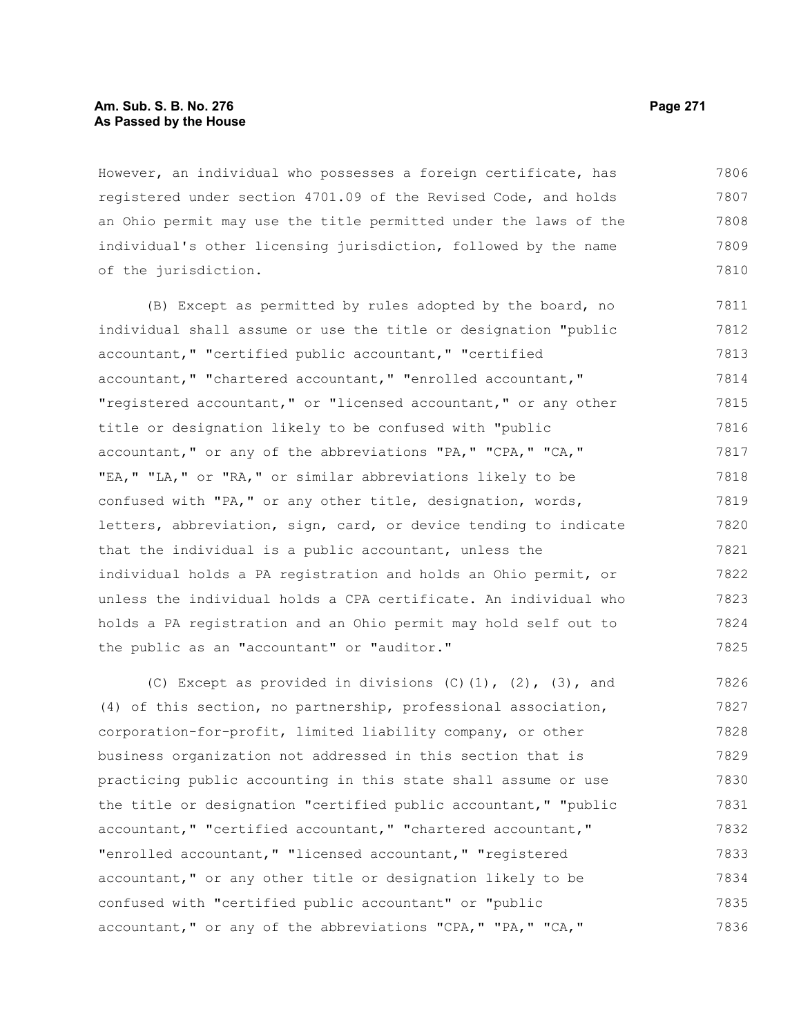However, an individual who possesses a foreign certificate, has registered under section 4701.09 of the Revised Code, and holds an Ohio permit may use the title permitted under the laws of the individual's other licensing jurisdiction, followed by the name of the jurisdiction.

(B) Except as permitted by rules adopted by the board, no individual shall assume or use the title or designation "public accountant," "certified public accountant," "certified accountant," "chartered accountant," "enrolled accountant," "registered accountant," or "licensed accountant," or any other title or designation likely to be confused with "public accountant," or any of the abbreviations "PA," "CPA," "CA," "EA," "LA," or "RA," or similar abbreviations likely to be confused with "PA," or any other title, designation, words, letters, abbreviation, sign, card, or device tending to indicate that the individual is a public accountant, unless the individual holds a PA registration and holds an Ohio permit, or unless the individual holds a CPA certificate. An individual who holds a PA registration and an Ohio permit may hold self out to the public as an "accountant" or "auditor."

(C) Except as provided in divisions (C)(1), (2), (3), and (4) of this section, no partnership, professional association, corporation-for-profit, limited liability company, or other business organization not addressed in this section that is practicing public accounting in this state shall assume or use the title or designation "certified public accountant," "public accountant," "certified accountant," "chartered accountant," "enrolled accountant," "licensed accountant," "registered accountant," or any other title or designation likely to be confused with "certified public accountant" or "public accountant," or any of the abbreviations "CPA," "PA," "CA,"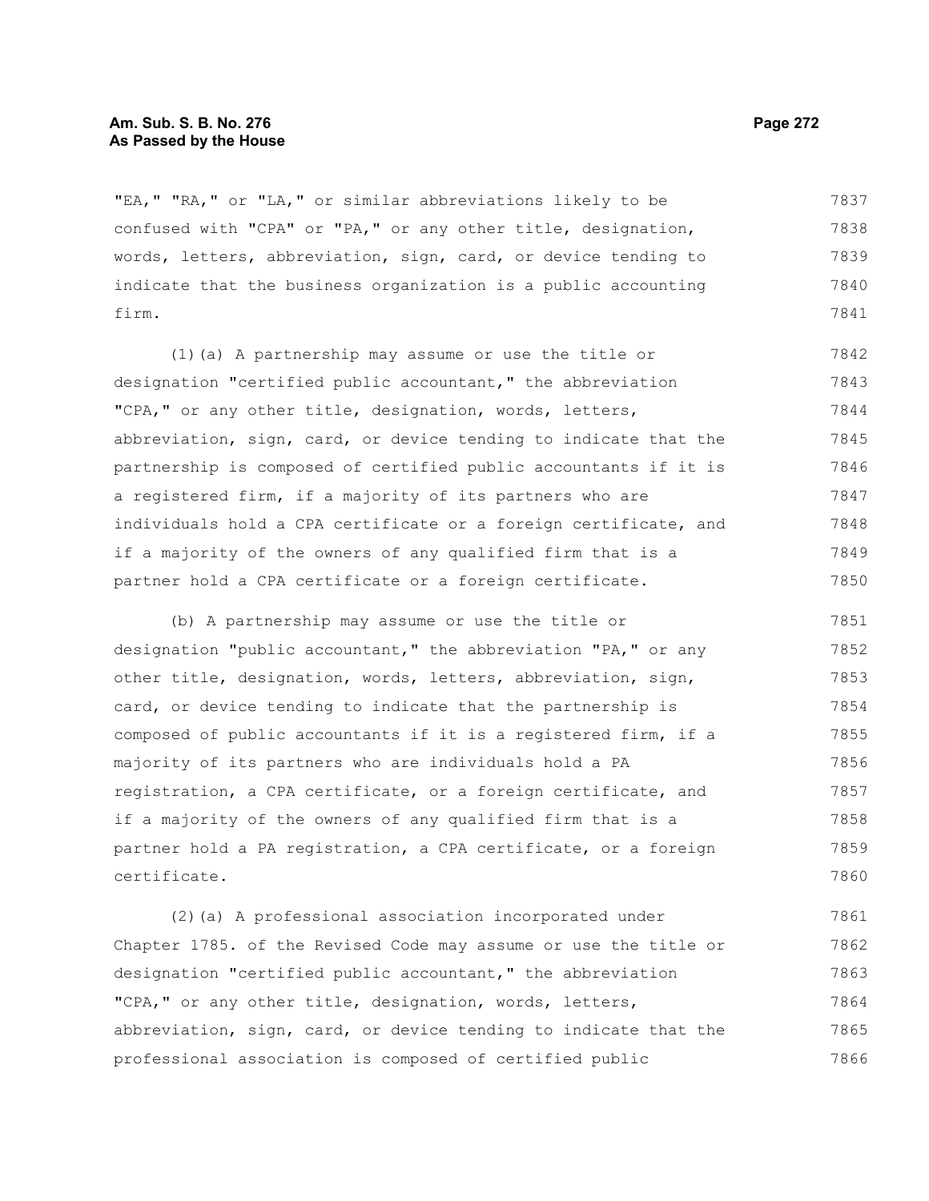"EA," "RA," or "LA," or similar abbreviations likely to be confused with "CPA" or "PA," or any other title, designation, words, letters, abbreviation, sign, card, or device tending to indicate that the business organization is a public accounting firm.

(1)(a) A partnership may assume or use the title or designation "certified public accountant," the abbreviation "CPA," or any other title, designation, words, letters, abbreviation, sign, card, or device tending to indicate that the partnership is composed of certified public accountants if it is a registered firm, if a majority of its partners who are individuals hold a CPA certificate or a foreign certificate, and if a majority of the owners of any qualified firm that is a partner hold a CPA certificate or a foreign certificate.

(b) A partnership may assume or use the title or designation "public accountant," the abbreviation "PA," or any other title, designation, words, letters, abbreviation, sign, card, or device tending to indicate that the partnership is composed of public accountants if it is a registered firm, if a majority of its partners who are individuals hold a PA registration, a CPA certificate, or a foreign certificate, and if a majority of the owners of any qualified firm that is a partner hold a PA registration, a CPA certificate, or a foreign certificate.

(2)(a) A professional association incorporated under Chapter 1785. of the Revised Code may assume or use the title or designation "certified public accountant," the abbreviation "CPA," or any other title, designation, words, letters, abbreviation, sign, card, or device tending to indicate that the professional association is composed of certified public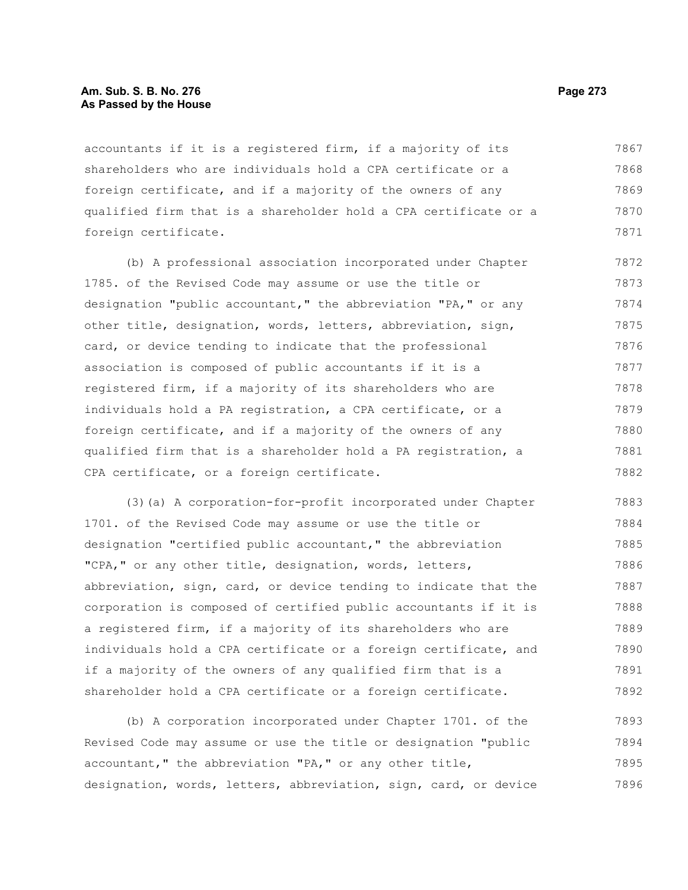accountants if it is a registered firm, if a majority of its shareholders who are individuals hold a CPA certificate or a foreign certificate, and if a majority of the owners of any qualified firm that is a shareholder hold a CPA certificate or a foreign certificate.

(b) A professional association incorporated under Chapter 1785. of the Revised Code may assume or use the title or designation "public accountant," the abbreviation "PA," or any other title, designation, words, letters, abbreviation, sign, card, or device tending to indicate that the professional association is composed of public accountants if it is a registered firm, if a majority of its shareholders who are individuals hold a PA registration, a CPA certificate, or a foreign certificate, and if a majority of the owners of any qualified firm that is a shareholder hold a PA registration, a CPA certificate, or a foreign certificate.

(3)(a) A corporation-for-profit incorporated under Chapter 1701. of the Revised Code may assume or use the title or designation "certified public accountant," the abbreviation "CPA," or any other title, designation, words, letters, abbreviation, sign, card, or device tending to indicate that the corporation is composed of certified public accountants if it is a registered firm, if a majority of its shareholders who are individuals hold a CPA certificate or a foreign certificate, and if a majority of the owners of any qualified firm that is a shareholder hold a CPA certificate or a foreign certificate.

(b) A corporation incorporated under Chapter 1701. of the Revised Code may assume or use the title or designation "public accountant," the abbreviation "PA," or any other title, designation, words, letters, abbreviation, sign, card, or device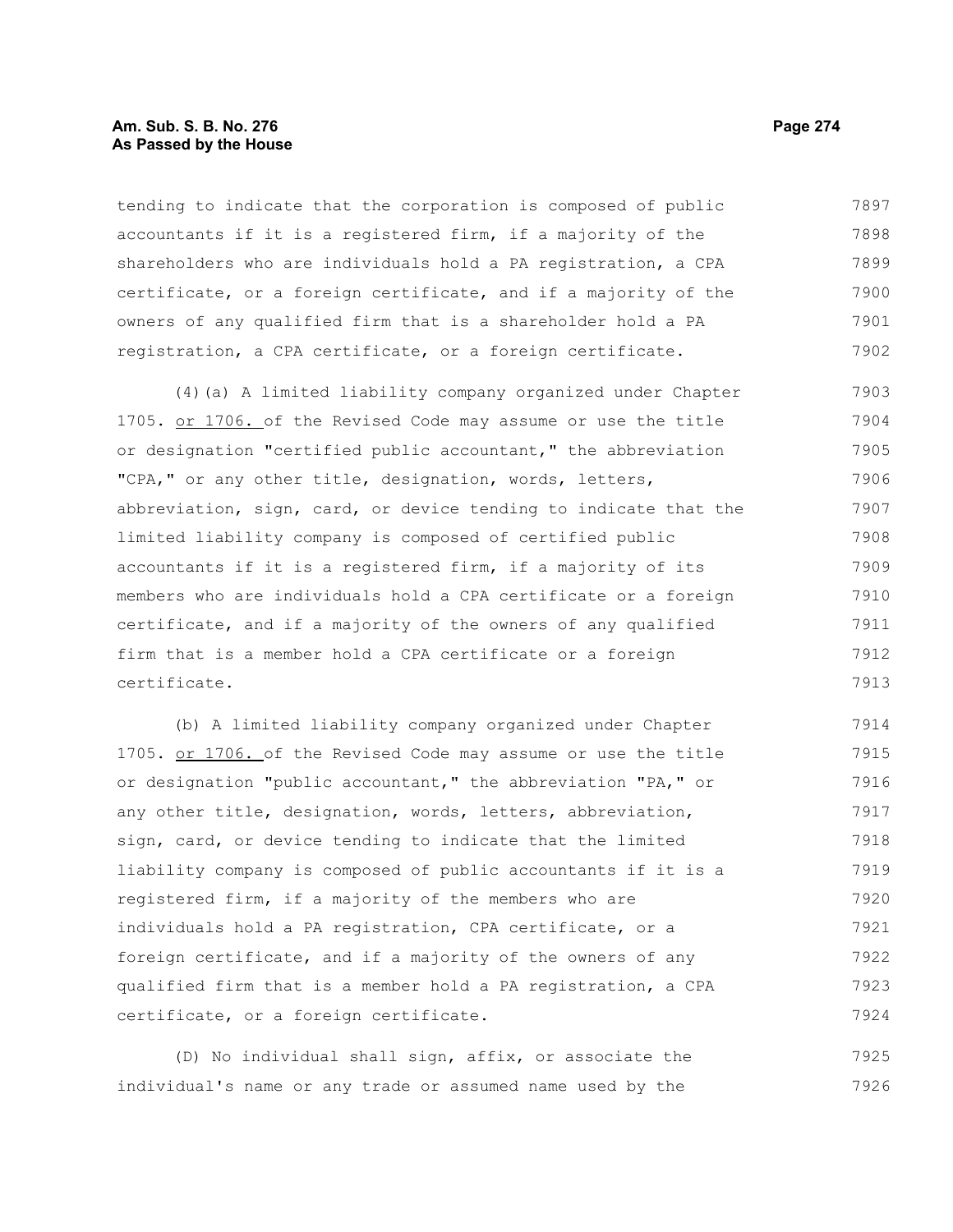tending to indicate that the corporation is composed of public accountants if it is a registered firm, if a majority of the shareholders who are individuals hold a PA registration, a CPA certificate, or a foreign certificate, and if a majority of the owners of any qualified firm that is a shareholder hold a PA registration, a CPA certificate, or a foreign certificate.

(4)(a) A limited liability company organized under Chapter 1705. or 1706. of the Revised Code may assume or use the title or designation "certified public accountant," the abbreviation "CPA," or any other title, designation, words, letters, abbreviation, sign, card, or device tending to indicate that the limited liability company is composed of certified public accountants if it is a registered firm, if a majority of its members who are individuals hold a CPA certificate or a foreign certificate, and if a majority of the owners of any qualified firm that is a member hold a CPA certificate or a foreign certificate.

(b) A limited liability company organized under Chapter 1705. or 1706. of the Revised Code may assume or use the title or designation "public accountant," the abbreviation "PA," or any other title, designation, words, letters, abbreviation, sign, card, or device tending to indicate that the limited liability company is composed of public accountants if it is a registered firm, if a majority of the members who are individuals hold a PA registration, CPA certificate, or a foreign certificate, and if a majority of the owners of any qualified firm that is a member hold a PA registration, a CPA certificate, or a foreign certificate.

(D) No individual shall sign, affix, or associate the individual's name or any trade or assumed name used by the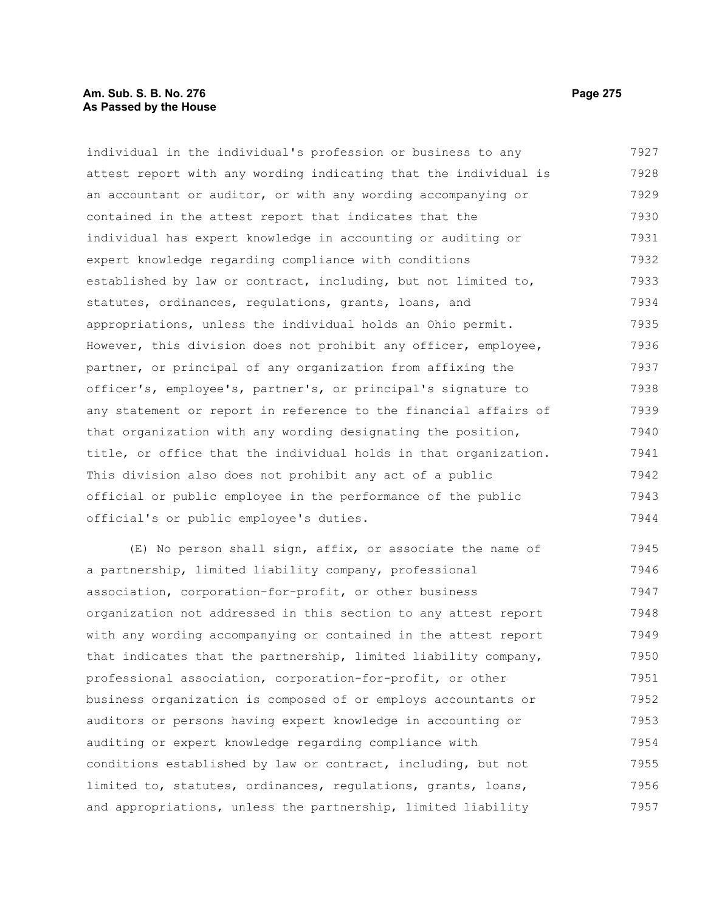individual in the individual's profession or business to any attest report with any wording indicating that the individual is an accountant or auditor, or with any wording accompanying or contained in the attest report that indicates that the individual has expert knowledge in accounting or auditing or expert knowledge regarding compliance with conditions established by law or contract, including, but not limited to, statutes, ordinances, regulations, grants, loans, and appropriations, unless the individual holds an Ohio permit. However, this division does not prohibit any officer, employee, partner, or principal of any organization from affixing the officer's, employee's, partner's, or principal's signature to any statement or report in reference to the financial affairs of that organization with any wording designating the position, title, or office that the individual holds in that organization. This division also does not prohibit any act of a public official or public employee in the performance of the public official's or public employee's duties.

(E) No person shall sign, affix, or associate the name of a partnership, limited liability company, professional association, corporation-for-profit, or other business organization not addressed in this section to any attest report with any wording accompanying or contained in the attest report that indicates that the partnership, limited liability company, professional association, corporation-for-profit, or other business organization is composed of or employs accountants or auditors or persons having expert knowledge in accounting or auditing or expert knowledge regarding compliance with conditions established by law or contract, including, but not limited to, statutes, ordinances, regulations, grants, loans, and appropriations, unless the partnership, limited liability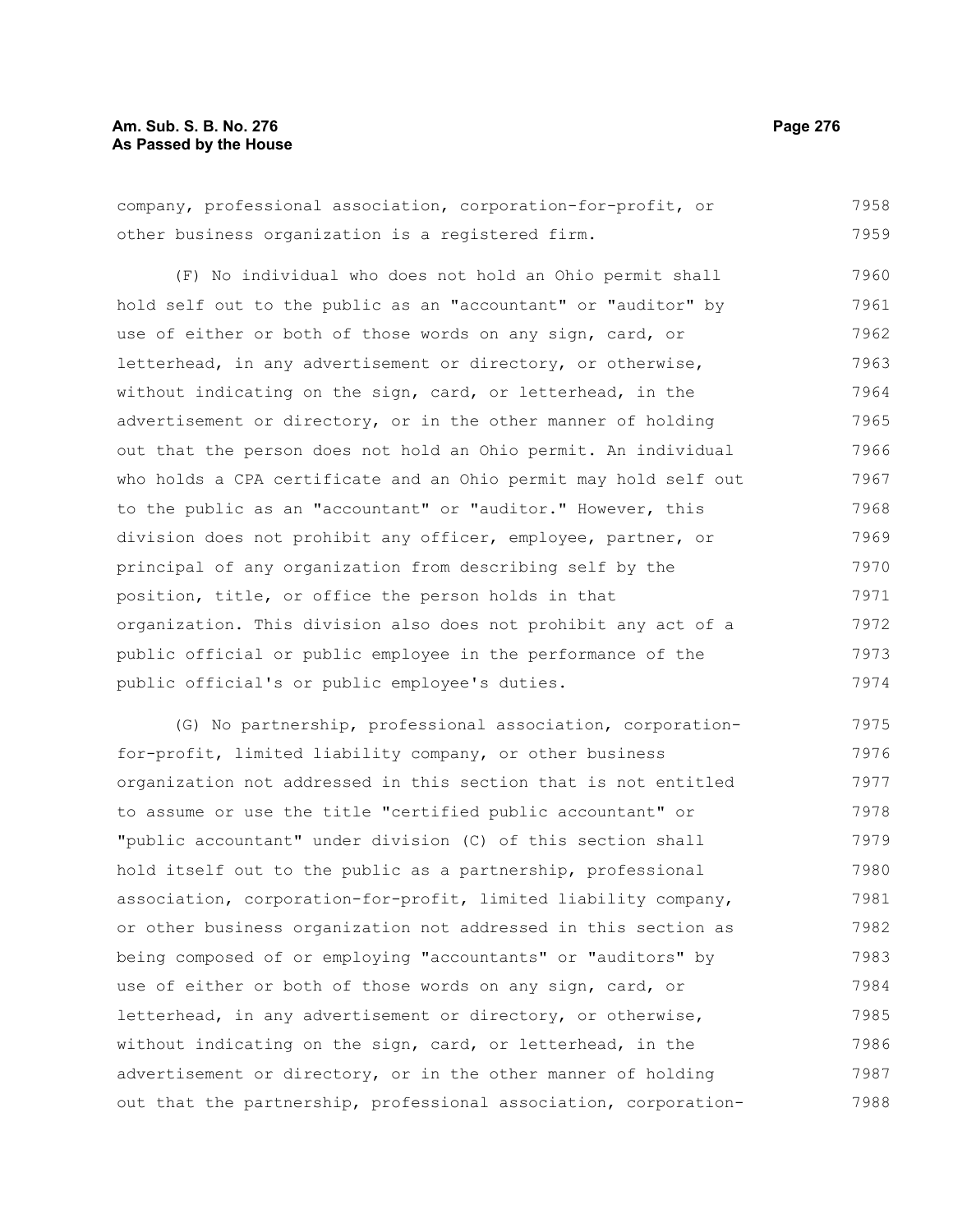company, professional association, corporation-for-profit, or other business organization is a registered firm.

(F) No individual who does not hold an Ohio permit shall hold self out to the public as an "accountant" or "auditor" by use of either or both of those words on any sign, card, or letterhead, in any advertisement or directory, or otherwise, without indicating on the sign, card, or letterhead, in the advertisement or directory, or in the other manner of holding out that the person does not hold an Ohio permit. An individual who holds a CPA certificate and an Ohio permit may hold self out to the public as an "accountant" or "auditor." However, this division does not prohibit any officer, employee, partner, or principal of any organization from describing self by the position, title, or office the person holds in that organization. This division also does not prohibit any act of a public official or public employee in the performance of the public official's or public employee's duties.

(G) No partnership, professional association, corporation-for-profit, limited liability company, or other business organization not addressed in this section that is not entitled to assume or use the title "certified public accountant" or "public accountant" under division (C) of this section shall hold itself out to the public as a partnership, professional association, corporation-for-profit, limited liability company, or other business organization not addressed in this section as being composed of or employing "accountants" or "auditors" by use of either or both of those words on any sign, card, or letterhead, in any advertisement or directory, or otherwise, without indicating on the sign, card, or letterhead, in the advertisement or directory, or in the other manner of holding out that the partnership, professional association, corporation-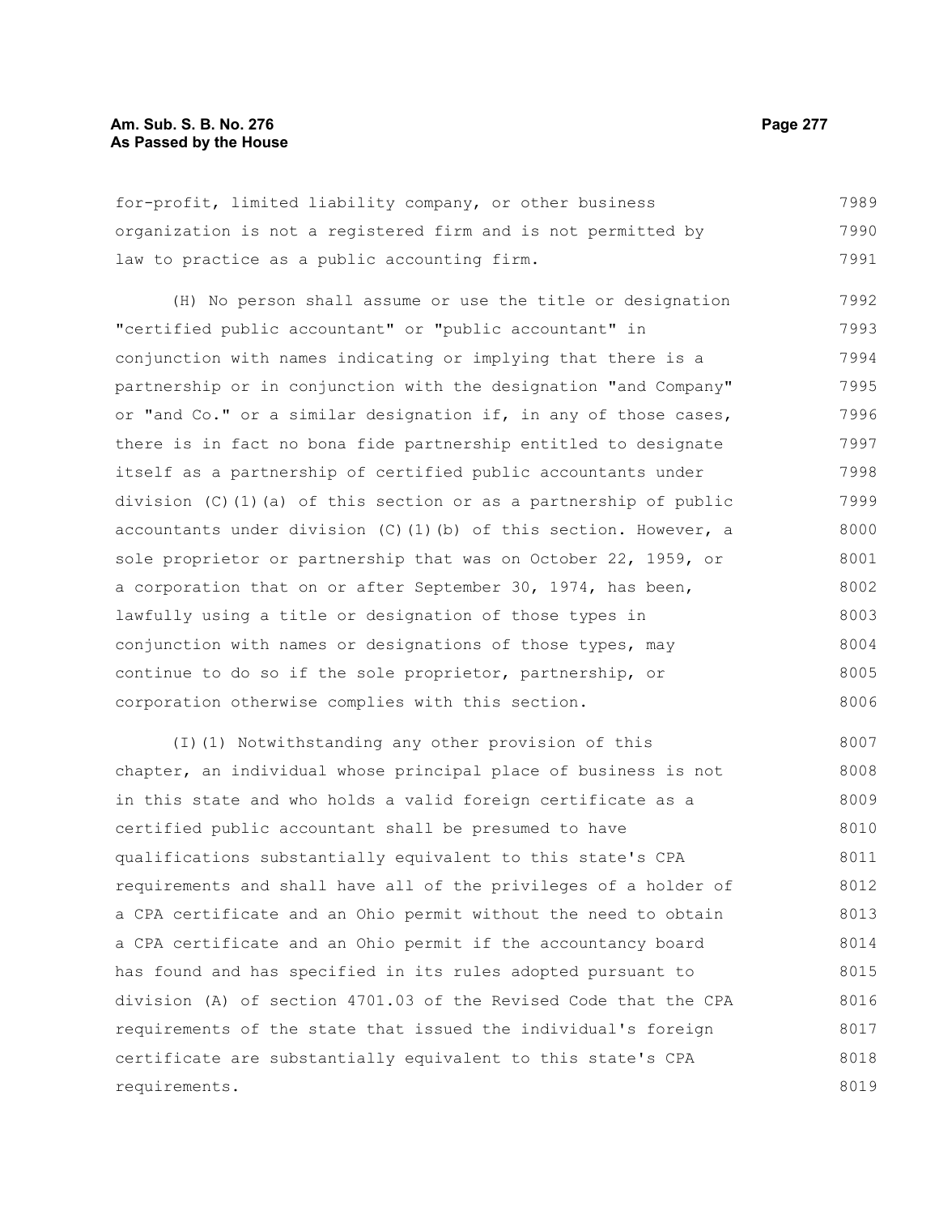for-profit, limited liability company, or other business organization is not a registered firm and is not permitted by law to practice as a public accounting firm.

(H) No person shall assume or use the title or designation "certified public accountant" or "public accountant" in conjunction with names indicating or implying that there is a partnership or in conjunction with the designation "and Company" or "and Co." or a similar designation if, in any of those cases, there is in fact no bona fide partnership entitled to designate itself as a partnership of certified public accountants under division (C)(1)(a) of this section or as a partnership of public accountants under division (C)(1)(b) of this section. However, a sole proprietor or partnership that was on October 22, 1959, or a corporation that on or after September 30, 1974, has been, lawfully using a title or designation of those types in conjunction with names or designations of those types, may continue to do so if the sole proprietor, partnership, or corporation otherwise complies with this section.

(I)(1) Notwithstanding any other provision of this chapter, an individual whose principal place of business is not in this state and who holds a valid foreign certificate as a certified public accountant shall be presumed to have qualifications substantially equivalent to this state's CPA requirements and shall have all of the privileges of a holder of a CPA certificate and an Ohio permit without the need to obtain a CPA certificate and an Ohio permit if the accountancy board has found and has specified in its rules adopted pursuant to division (A) of section 4701.03 of the Revised Code that the CPA requirements of the state that issued the individual's foreign certificate are substantially equivalent to this state's CPA requirements.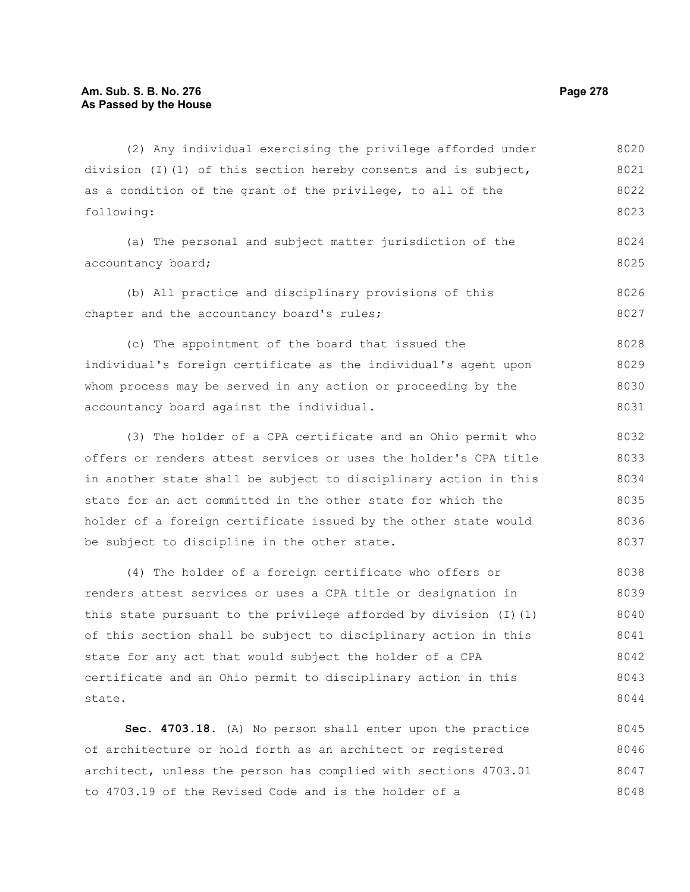(2) Any individual exercising the privilege afforded under division (I)(1) of this section hereby consents and is subject, as a condition of the grant of the privilege, to all of the following:

(a) The personal and subject matter jurisdiction of the accountancy board;

(b) All practice and disciplinary provisions of this chapter and the accountancy board's rules;

(c) The appointment of the board that issued the individual's foreign certificate as the individual's agent upon whom process may be served in any action or proceeding by the accountancy board against the individual.

(3) The holder of a CPA certificate and an Ohio permit who offers or renders attest services or uses the holder's CPA title in another state shall be subject to disciplinary action in this state for an act committed in the other state for which the holder of a foreign certificate issued by the other state would be subject to discipline in the other state.

(4) The holder of a foreign certificate who offers or renders attest services or uses a CPA title or designation in this state pursuant to the privilege afforded by division (I)(1) of this section shall be subject to disciplinary action in this state for any act that would subject the holder of a CPA certificate and an Ohio permit to disciplinary action in this state.

**Sec. 4703.18.** (A) No person shall enter upon the practice of architecture or hold forth as an architect or registered architect, unless the person has complied with sections 4703.01 to 4703.19 of the Revised Code and is the holder of a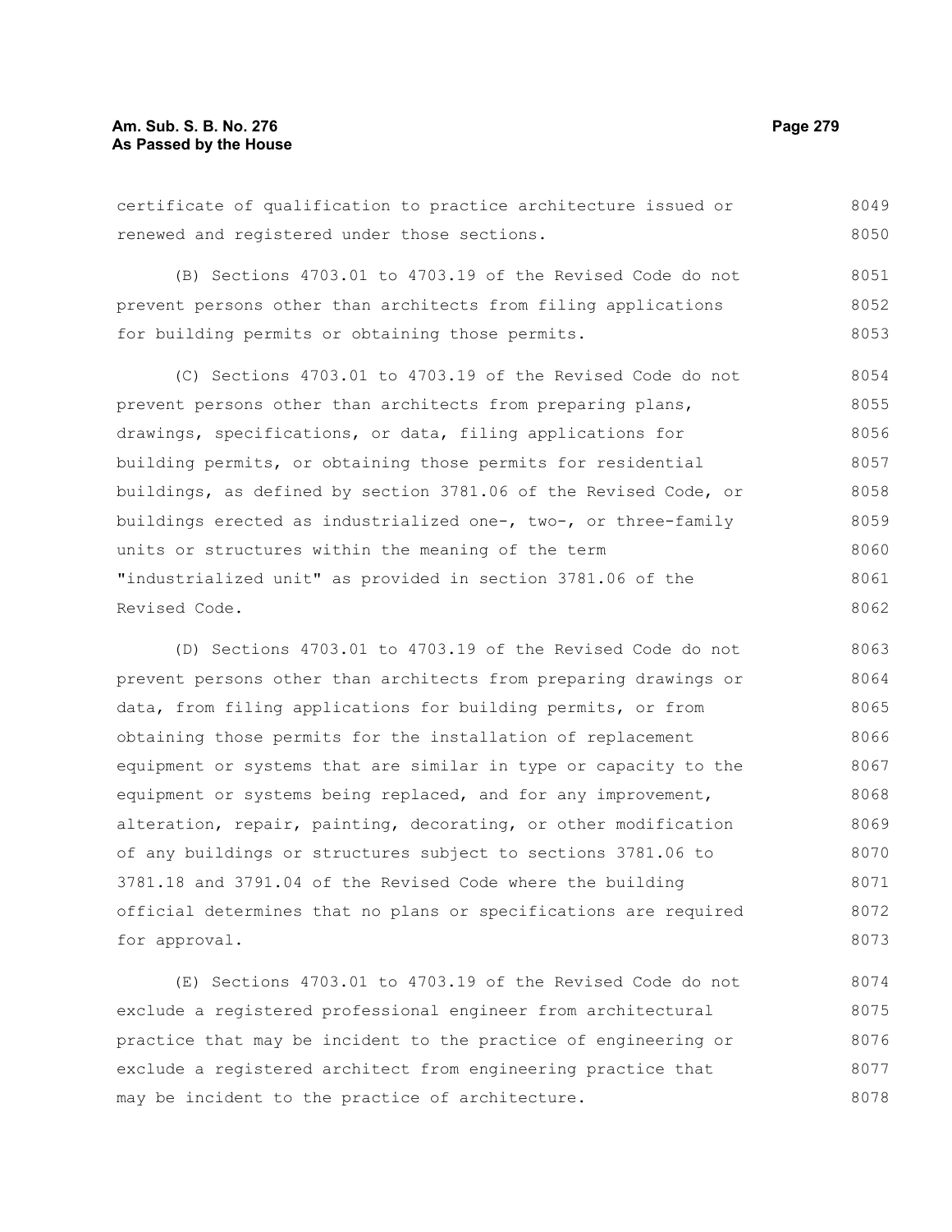certificate of qualification to practice architecture issued or renewed and registered under those sections.

(B) Sections 4703.01 to 4703.19 of the Revised Code do not prevent persons other than architects from filing applications for building permits or obtaining those permits.

(C) Sections 4703.01 to 4703.19 of the Revised Code do not prevent persons other than architects from preparing plans, drawings, specifications, or data, filing applications for building permits, or obtaining those permits for residential buildings, as defined by section 3781.06 of the Revised Code, or buildings erected as industrialized one-, two-, or three-family units or structures within the meaning of the term "industrialized unit" as provided in section 3781.06 of the Revised Code.

(D) Sections 4703.01 to 4703.19 of the Revised Code do not prevent persons other than architects from preparing drawings or data, from filing applications for building permits, or from obtaining those permits for the installation of replacement equipment or systems that are similar in type or capacity to the equipment or systems being replaced, and for any improvement, alteration, repair, painting, decorating, or other modification of any buildings or structures subject to sections 3781.06 to 3781.18 and 3791.04 of the Revised Code where the building official determines that no plans or specifications are required for approval.

(E) Sections 4703.01 to 4703.19 of the Revised Code do not exclude a registered professional engineer from architectural practice that may be incident to the practice of engineering or exclude a registered architect from engineering practice that may be incident to the practice of architecture.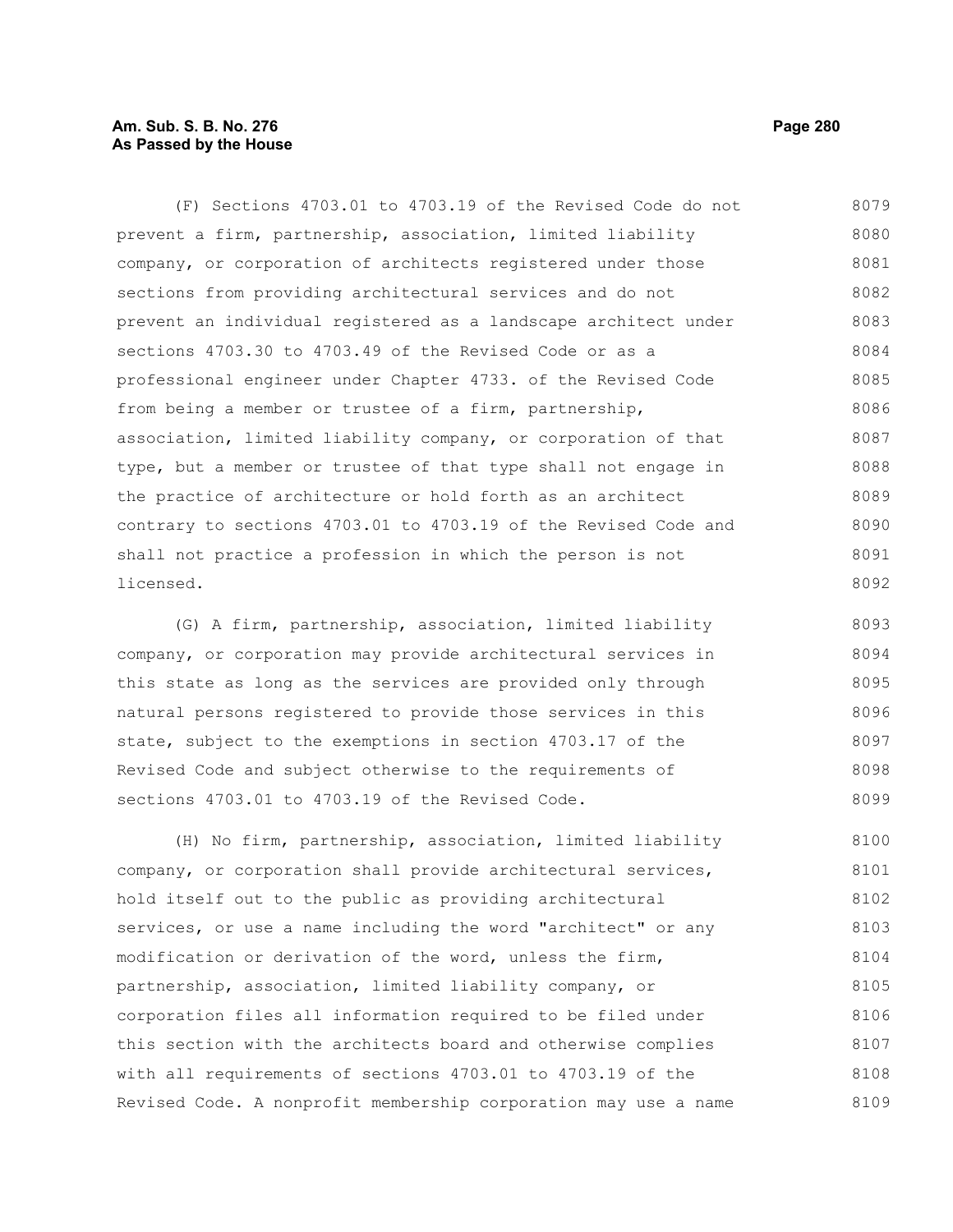(F) Sections 4703.01 to 4703.19 of the Revised Code do not prevent a firm, partnership, association, limited liability company, or corporation of architects registered under those sections from providing architectural services and do not prevent an individual registered as a landscape architect under sections 4703.30 to 4703.49 of the Revised Code or as a professional engineer under Chapter 4733. of the Revised Code from being a member or trustee of a firm, partnership, association, limited liability company, or corporation of that type, but a member or trustee of that type shall not engage in the practice of architecture or hold forth as an architect contrary to sections 4703.01 to 4703.19 of the Revised Code and shall not practice a profession in which the person is not licensed.

(G) A firm, partnership, association, limited liability company, or corporation may provide architectural services in this state as long as the services are provided only through natural persons registered to provide those services in this state, subject to the exemptions in section 4703.17 of the Revised Code and subject otherwise to the requirements of sections 4703.01 to 4703.19 of the Revised Code.

(H) No firm, partnership, association, limited liability company, or corporation shall provide architectural services, hold itself out to the public as providing architectural services, or use a name including the word "architect" or any modification or derivation of the word, unless the firm, partnership, association, limited liability company, or corporation files all information required to be filed under this section with the architects board and otherwise complies with all requirements of sections 4703.01 to 4703.19 of the Revised Code. A nonprofit membership corporation may use a name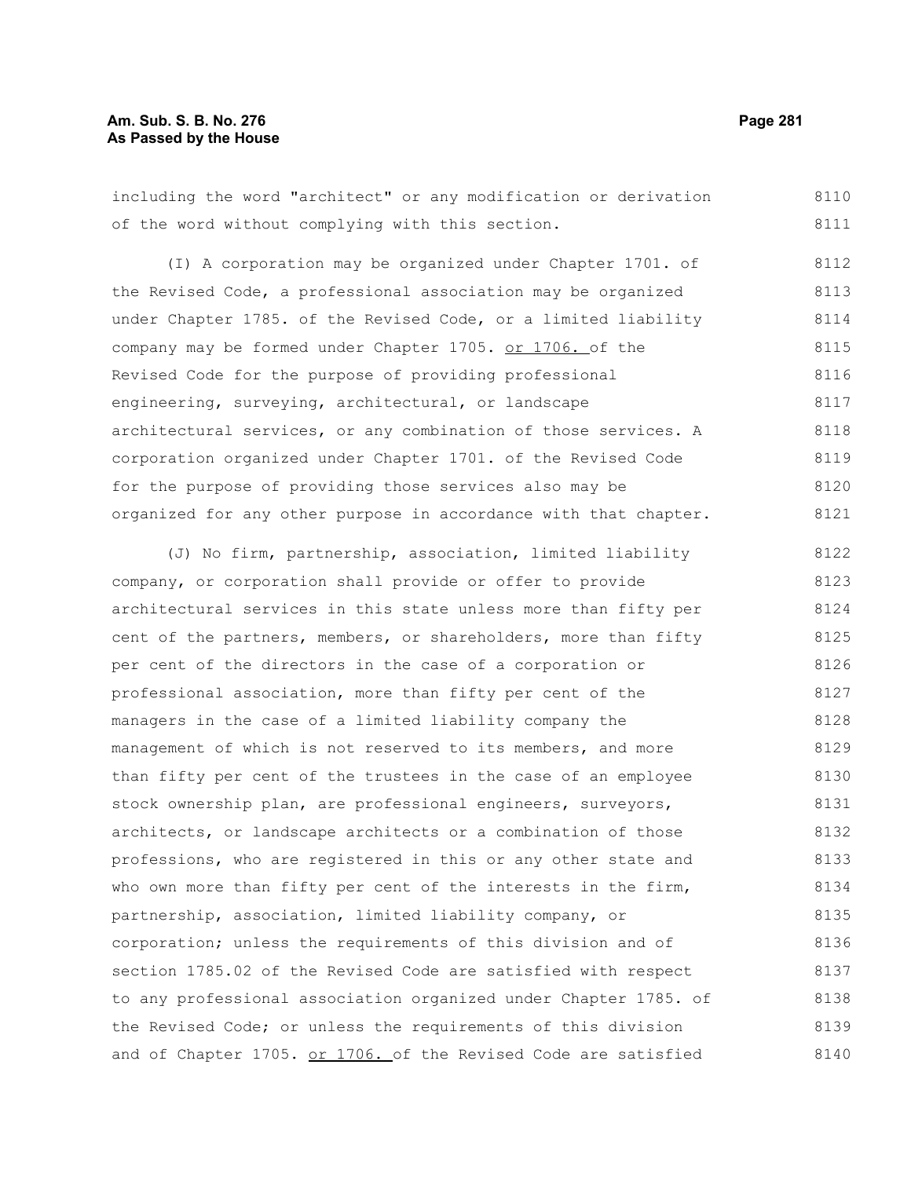including the word "architect" or any modification or derivation of the word without complying with this section.

(I) A corporation may be organized under Chapter 1701. of the Revised Code, a professional association may be organized under Chapter 1785. of the Revised Code, or a limited liability company may be formed under Chapter 1705. or 1706. of the Revised Code for the purpose of providing professional engineering, surveying, architectural, or landscape architectural services, or any combination of those services. A corporation organized under Chapter 1701. of the Revised Code for the purpose of providing those services also may be organized for any other purpose in accordance with that chapter.

(J) No firm, partnership, association, limited liability company, or corporation shall provide or offer to provide architectural services in this state unless more than fifty per cent of the partners, members, or shareholders, more than fifty per cent of the directors in the case of a corporation or professional association, more than fifty per cent of the managers in the case of a limited liability company the management of which is not reserved to its members, and more than fifty per cent of the trustees in the case of an employee stock ownership plan, are professional engineers, surveyors, architects, or landscape architects or a combination of those professions, who are registered in this or any other state and who own more than fifty per cent of the interests in the firm, partnership, association, limited liability company, or corporation; unless the requirements of this division and of section 1785.02 of the Revised Code are satisfied with respect to any professional association organized under Chapter 1785. of the Revised Code; or unless the requirements of this division and of Chapter 1705. or 1706. of the Revised Code are satisfied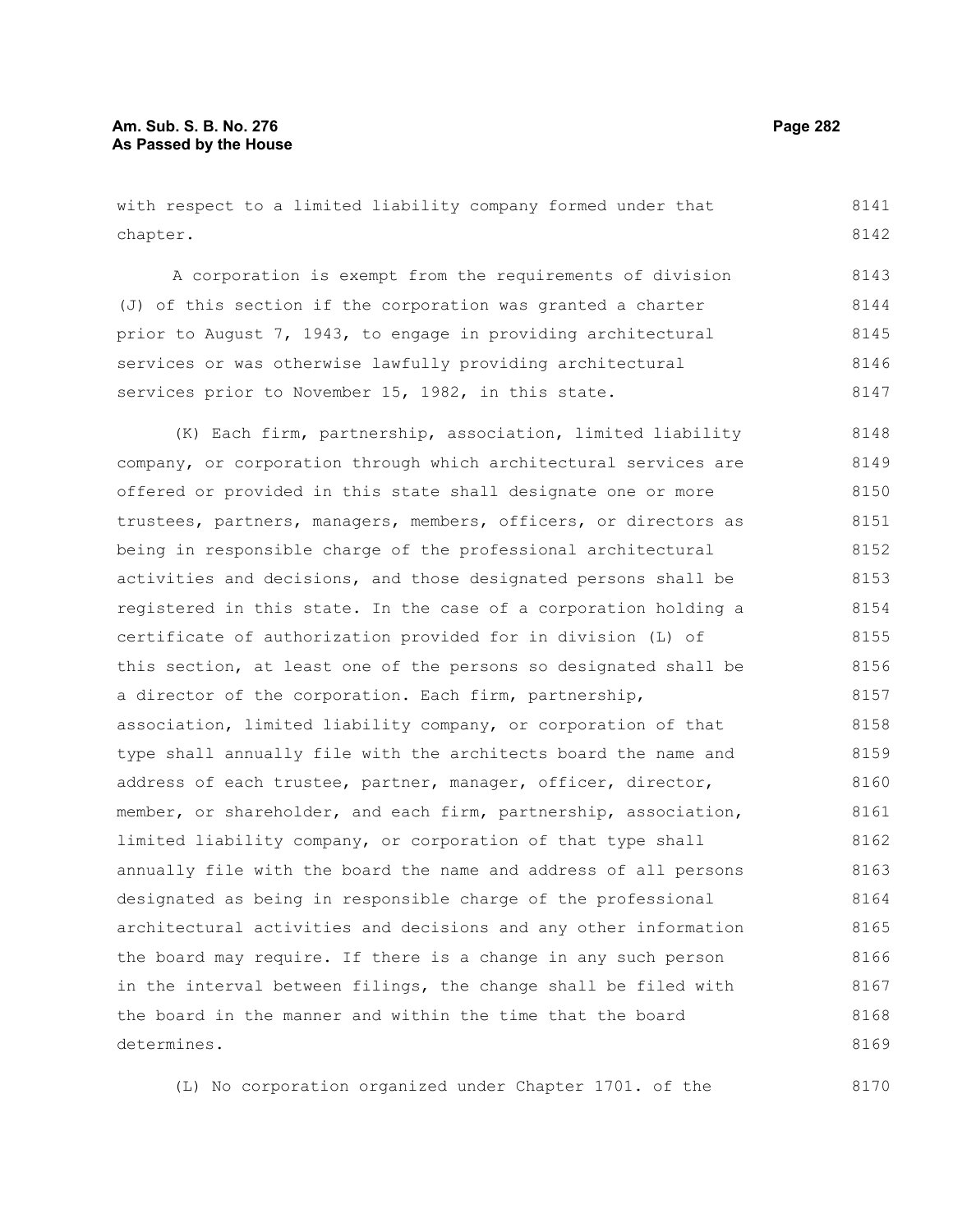with respect to a limited liability company formed under that chapter.

A corporation is exempt from the requirements of division (J) of this section if the corporation was granted a charter prior to August 7, 1943, to engage in providing architectural services or was otherwise lawfully providing architectural services prior to November 15, 1982, in this state.

(K) Each firm, partnership, association, limited liability company, or corporation through which architectural services are offered or provided in this state shall designate one or more trustees, partners, managers, members, officers, or directors as being in responsible charge of the professional architectural activities and decisions, and those designated persons shall be registered in this state. In the case of a corporation holding a certificate of authorization provided for in division (L) of this section, at least one of the persons so designated shall be a director of the corporation. Each firm, partnership, association, limited liability company, or corporation of that type shall annually file with the architects board the name and address of each trustee, partner, manager, officer, director, member, or shareholder, and each firm, partnership, association, limited liability company, or corporation of that type shall annually file with the board the name and address of all persons designated as being in responsible charge of the professional architectural activities and decisions and any other information the board may require. If there is a change in any such person in the interval between filings, the change shall be filed with the board in the manner and within the time that the board determines.

(L) No corporation organized under Chapter 1701. of the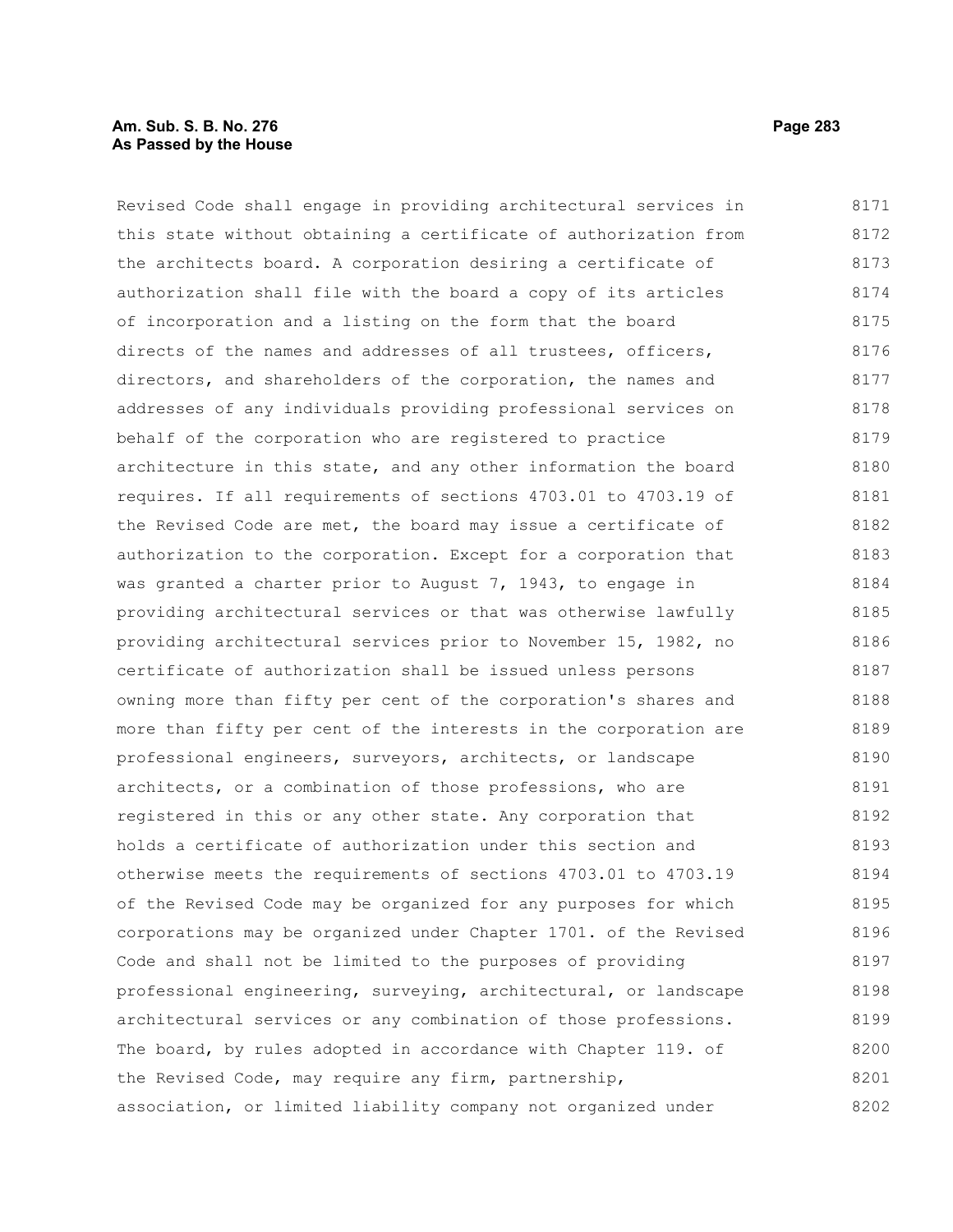Revised Code shall engage in providing architectural services in this state without obtaining a certificate of authorization from the architects board. A corporation desiring a certificate of authorization shall file with the board a copy of its articles of incorporation and a listing on the form that the board directs of the names and addresses of all trustees, officers, directors, and shareholders of the corporation, the names and addresses of any individuals providing professional services on behalf of the corporation who are registered to practice architecture in this state, and any other information the board requires. If all requirements of sections 4703.01 to 4703.19 of the Revised Code are met, the board may issue a certificate of authorization to the corporation. Except for a corporation that was granted a charter prior to August 7, 1943, to engage in providing architectural services or that was otherwise lawfully providing architectural services prior to November 15, 1982, no certificate of authorization shall be issued unless persons owning more than fifty per cent of the corporation's shares and more than fifty per cent of the interests in the corporation are professional engineers, surveyors, architects, or landscape architects, or a combination of those professions, who are registered in this or any other state. Any corporation that holds a certificate of authorization under this section and otherwise meets the requirements of sections 4703.01 to 4703.19 of the Revised Code may be organized for any purposes for which corporations may be organized under Chapter 1701. of the Revised Code and shall not be limited to the purposes of providing professional engineering, surveying, architectural, or landscape architectural services or any combination of those professions. The board, by rules adopted in accordance with Chapter 119. of the Revised Code, may require any firm, partnership, association, or limited liability company not organized under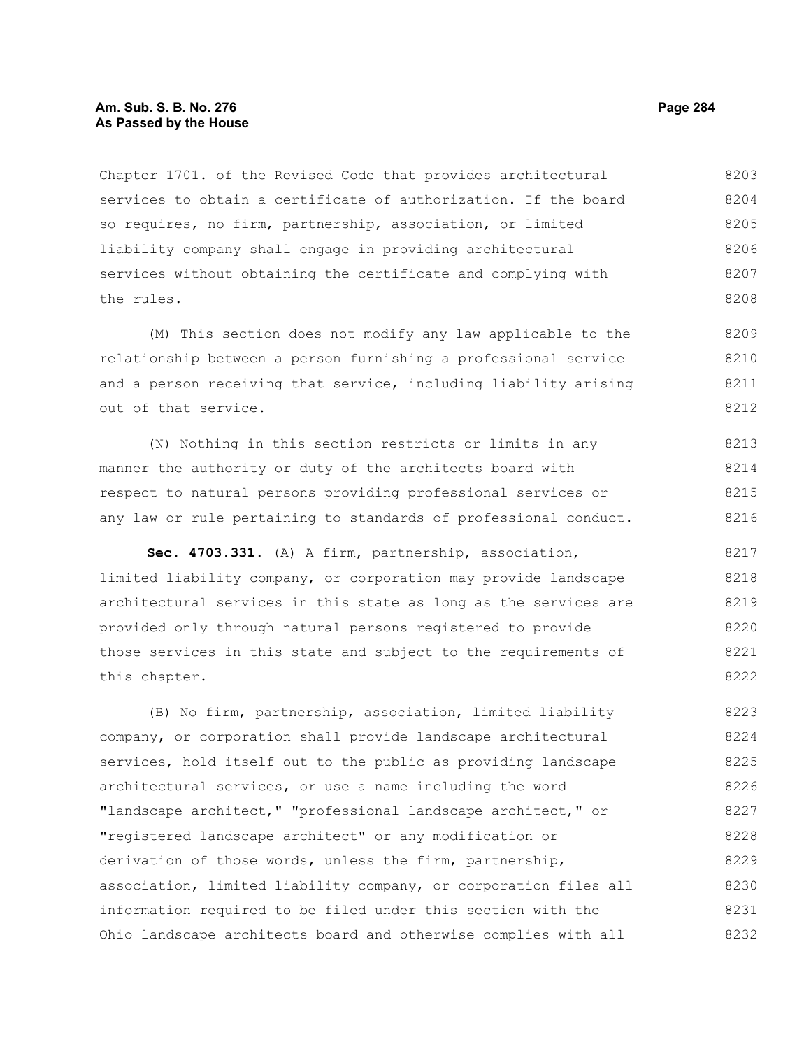Chapter 1701. of the Revised Code that provides architectural services to obtain a certificate of authorization. If the board so requires, no firm, partnership, association, or limited liability company shall engage in providing architectural services without obtaining the certificate and complying with the rules.

(M) This section does not modify any law applicable to the relationship between a person furnishing a professional service and a person receiving that service, including liability arising out of that service.

(N) Nothing in this section restricts or limits in any manner the authority or duty of the architects board with respect to natural persons providing professional services or any law or rule pertaining to standards of professional conduct.

**Sec. 4703.331.** (A) A firm, partnership, association, limited liability company, or corporation may provide landscape architectural services in this state as long as the services are provided only through natural persons registered to provide those services in this state and subject to the requirements of this chapter.

(B) No firm, partnership, association, limited liability company, or corporation shall provide landscape architectural services, hold itself out to the public as providing landscape architectural services, or use a name including the word "landscape architect," "professional landscape architect," or "registered landscape architect" or any modification or derivation of those words, unless the firm, partnership, association, limited liability company, or corporation files all information required to be filed under this section with the Ohio landscape architects board and otherwise complies with all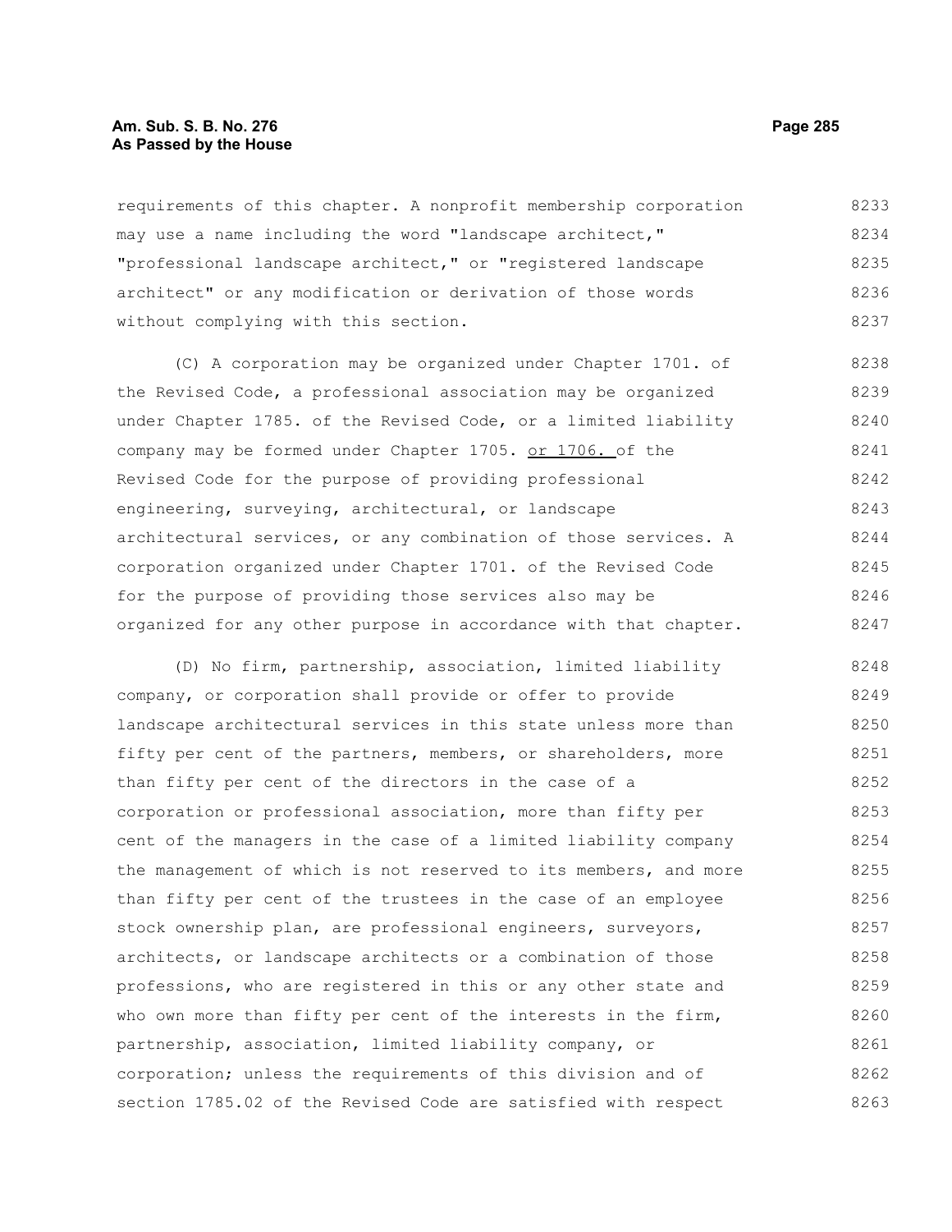requirements of this chapter. A nonprofit membership corporation may use a name including the word "landscape architect," "professional landscape architect," or "registered landscape architect" or any modification or derivation of those words without complying with this section.

(C) A corporation may be organized under Chapter 1701. of the Revised Code, a professional association may be organized under Chapter 1785. of the Revised Code, or a limited liability company may be formed under Chapter 1705. or 1706. of the Revised Code for the purpose of providing professional engineering, surveying, architectural, or landscape architectural services, or any combination of those services. A corporation organized under Chapter 1701. of the Revised Code for the purpose of providing those services also may be organized for any other purpose in accordance with that chapter.

(D) No firm, partnership, association, limited liability company, or corporation shall provide or offer to provide landscape architectural services in this state unless more than fifty per cent of the partners, members, or shareholders, more than fifty per cent of the directors in the case of a corporation or professional association, more than fifty per cent of the managers in the case of a limited liability company the management of which is not reserved to its members, and more than fifty per cent of the trustees in the case of an employee stock ownership plan, are professional engineers, surveyors, architects, or landscape architects or a combination of those professions, who are registered in this or any other state and who own more than fifty per cent of the interests in the firm, partnership, association, limited liability company, or corporation; unless the requirements of this division and of section 1785.02 of the Revised Code are satisfied with respect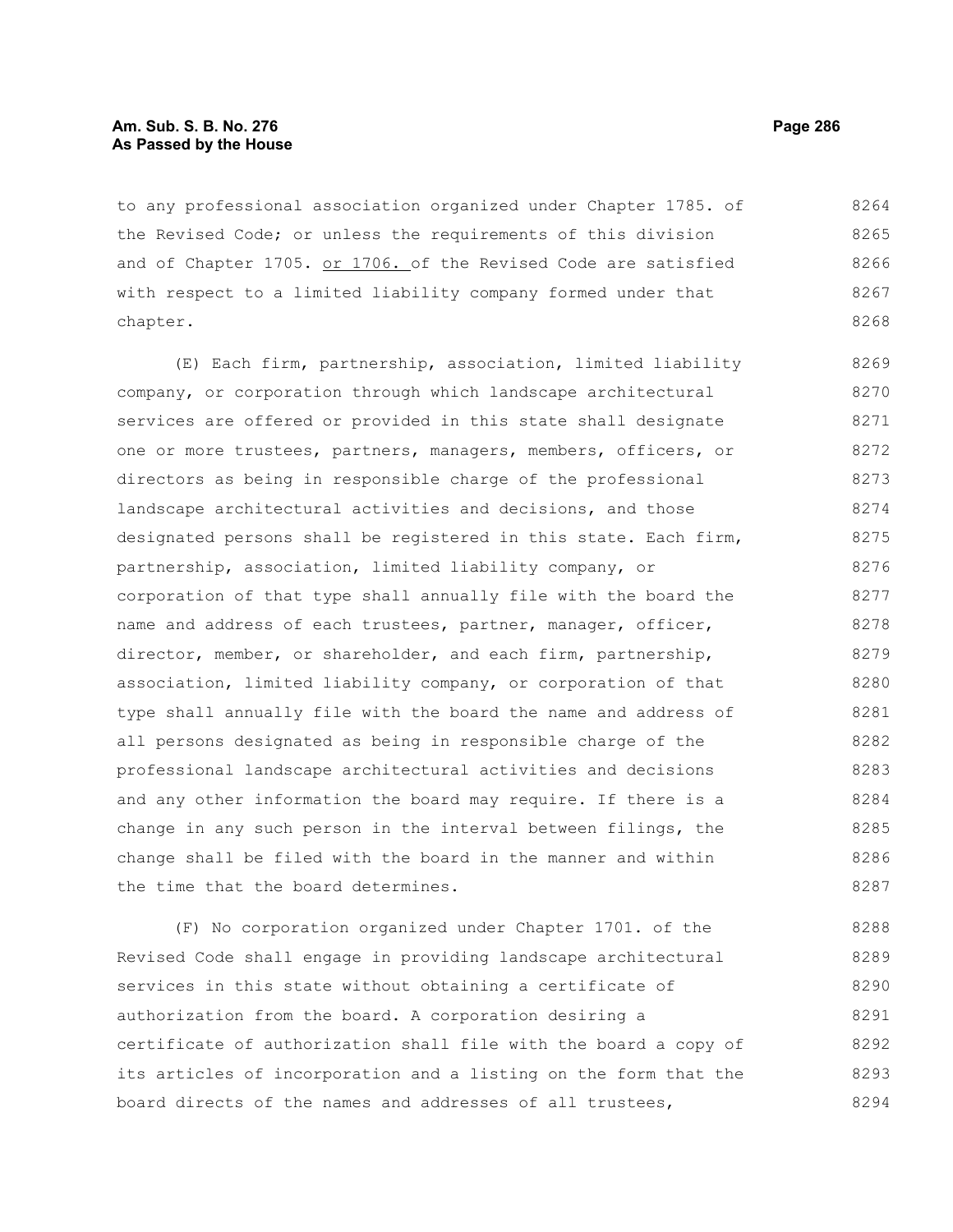to any professional association organized under Chapter 1785. of the Revised Code; or unless the requirements of this division and of Chapter 1705. or 1706. of the Revised Code are satisfied with respect to a limited liability company formed under that chapter.

(E) Each firm, partnership, association, limited liability company, or corporation through which landscape architectural services are offered or provided in this state shall designate one or more trustees, partners, managers, members, officers, or directors as being in responsible charge of the professional landscape architectural activities and decisions, and those designated persons shall be registered in this state. Each firm, partnership, association, limited liability company, or corporation of that type shall annually file with the board the name and address of each trustees, partner, manager, officer, director, member, or shareholder, and each firm, partnership, association, limited liability company, or corporation of that type shall annually file with the board the name and address of all persons designated as being in responsible charge of the professional landscape architectural activities and decisions and any other information the board may require. If there is a change in any such person in the interval between filings, the change shall be filed with the board in the manner and within the time that the board determines.

(F) No corporation organized under Chapter 1701. of the Revised Code shall engage in providing landscape architectural services in this state without obtaining a certificate of authorization from the board. A corporation desiring a certificate of authorization shall file with the board a copy of its articles of incorporation and a listing on the form that the board directs of the names and addresses of all trustees,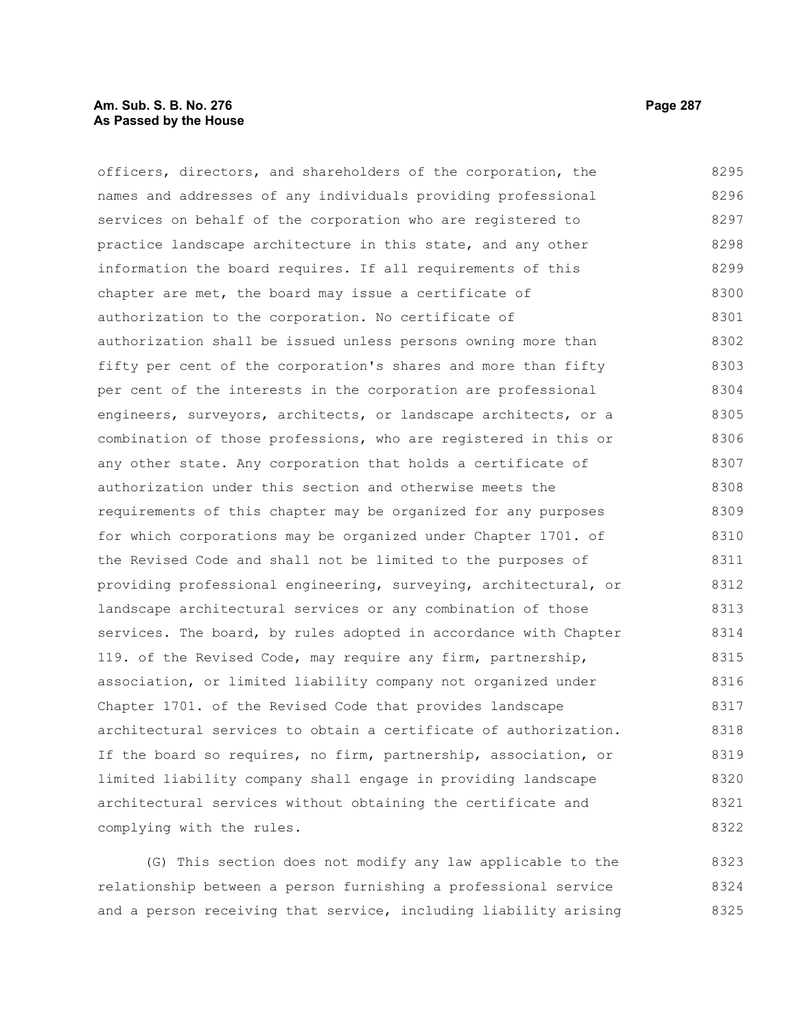officers, directors, and shareholders of the corporation, the names and addresses of any individuals providing professional services on behalf of the corporation who are registered to practice landscape architecture in this state, and any other information the board requires. If all requirements of this chapter are met, the board may issue a certificate of authorization to the corporation. No certificate of authorization shall be issued unless persons owning more than fifty per cent of the corporation's shares and more than fifty per cent of the interests in the corporation are professional engineers, surveyors, architects, or landscape architects, or a combination of those professions, who are registered in this or any other state. Any corporation that holds a certificate of authorization under this section and otherwise meets the requirements of this chapter may be organized for any purposes for which corporations may be organized under Chapter 1701. of the Revised Code and shall not be limited to the purposes of providing professional engineering, surveying, architectural, or landscape architectural services or any combination of those services. The board, by rules adopted in accordance with Chapter 119. of the Revised Code, may require any firm, partnership, association, or limited liability company not organized under Chapter 1701. of the Revised Code that provides landscape architectural services to obtain a certificate of authorization. If the board so requires, no firm, partnership, association, or limited liability company shall engage in providing landscape architectural services without obtaining the certificate and complying with the rules.

(G) This section does not modify any law applicable to the relationship between a person furnishing a professional service and a person receiving that service, including liability arising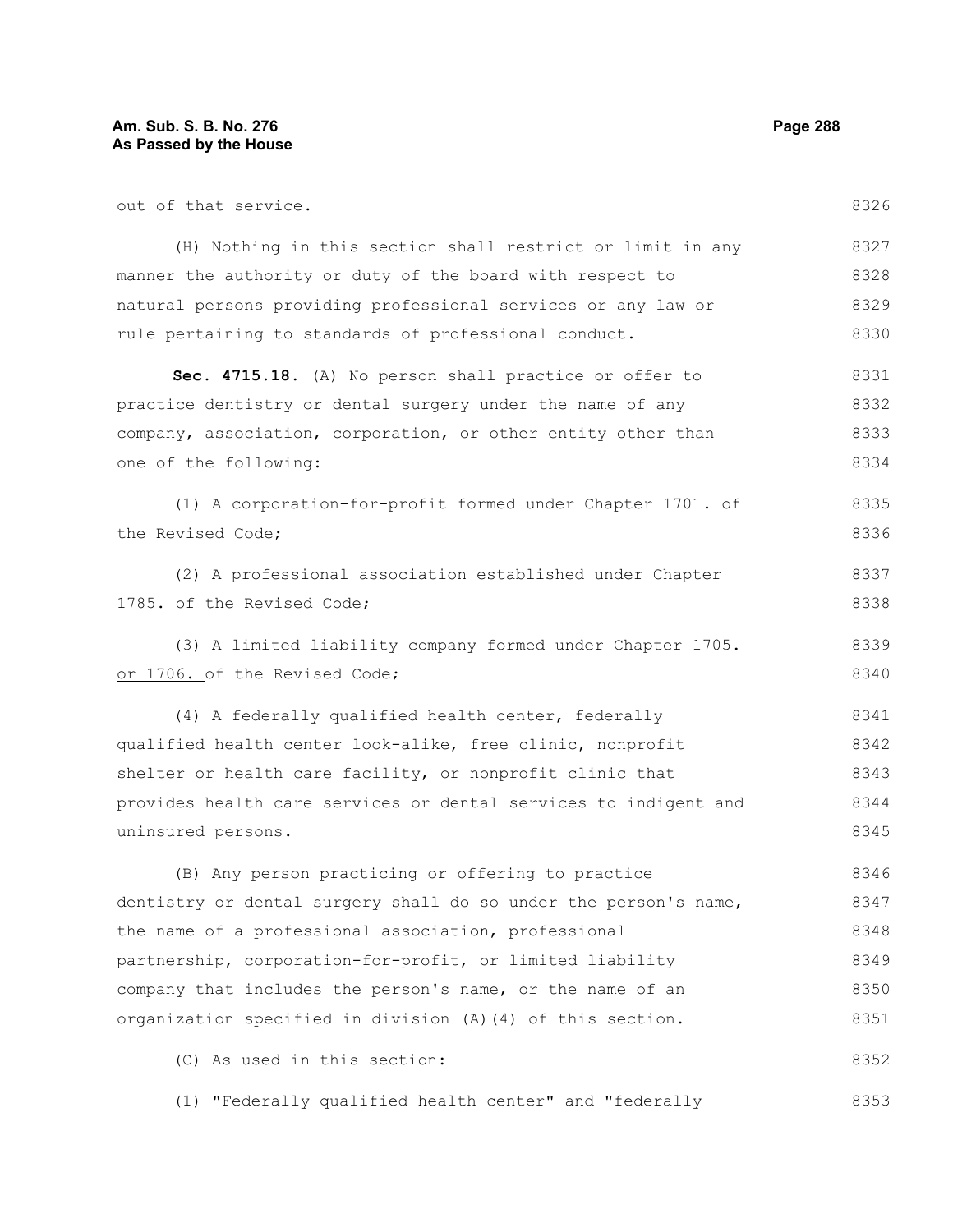out of that service.

(H) Nothing in this section shall restrict or limit in any manner the authority or duty of the board with respect to natural persons providing professional services or any law or rule pertaining to standards of professional conduct.

**Sec. 4715.18.** (A) No person shall practice or offer to practice dentistry or dental surgery under the name of any company, association, corporation, or other entity other than one of the following:

(1) A corporation-for-profit formed under Chapter 1701. of the Revised Code;

(2) A professional association established under Chapter 1785. of the Revised Code;

(3) A limited liability company formed under Chapter 1705. <u>or 1706.</u> of the Revised Code;

(4) A federally qualified health center, federally qualified health center look-alike, free clinic, nonprofit shelter or health care facility, or nonprofit clinic that provides health care services or dental services to indigent and uninsured persons.

(B) Any person practicing or offering to practice dentistry or dental surgery shall do so under the person's name, the name of a professional association, professional partnership, corporation-for-profit, or limited liability company that includes the person's name, or the name of an organization specified in division (A)(4) of this section.

(C) As used in this section:

(1) "Federally qualified health center" and "federally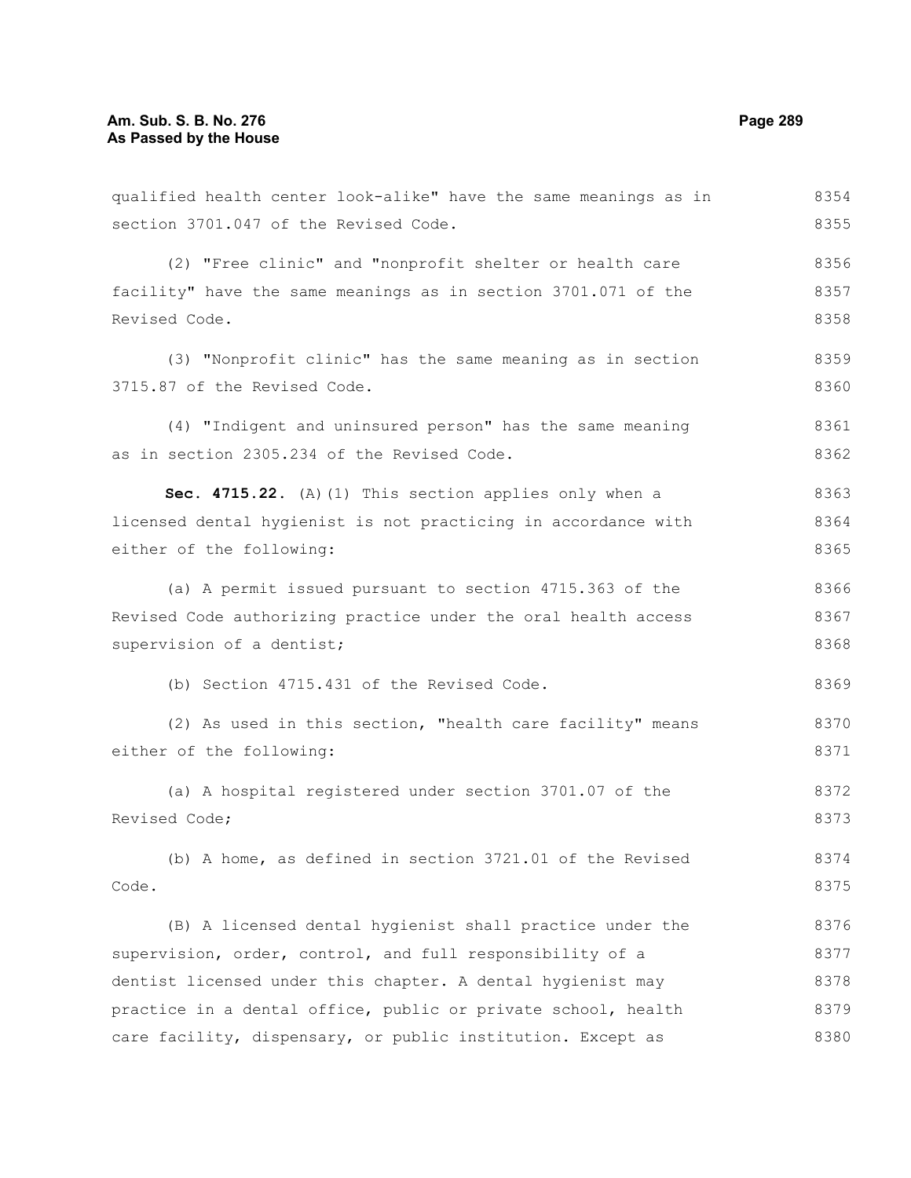qualified health center look-alike" have the same meanings as in section 3701.047 of the Revised Code.

(2) "Free clinic" and "nonprofit shelter or health care facility" have the same meanings as in section 3701.071 of the Revised Code.

(3) "Nonprofit clinic" has the same meaning as in section 3715.87 of the Revised Code.

(4) "Indigent and uninsured person" has the same meaning as in section 2305.234 of the Revised Code.

**Sec. 4715.22.** (A)(1) This section applies only when a licensed dental hygienist is not practicing in accordance with either of the following:

(a) A permit issued pursuant to section 4715.363 of the Revised Code authorizing practice under the oral health access supervision of a dentist;

(b) Section 4715.431 of the Revised Code.

(2) As used in this section, "health care facility" means either of the following:

(a) A hospital registered under section 3701.07 of the Revised Code;

(b) A home, as defined in section 3721.01 of the Revised Code.

(B) A licensed dental hygienist shall practice under the supervision, order, control, and full responsibility of a dentist licensed under this chapter. A dental hygienist may practice in a dental office, public or private school, health care facility, dispensary, or public institution. Except as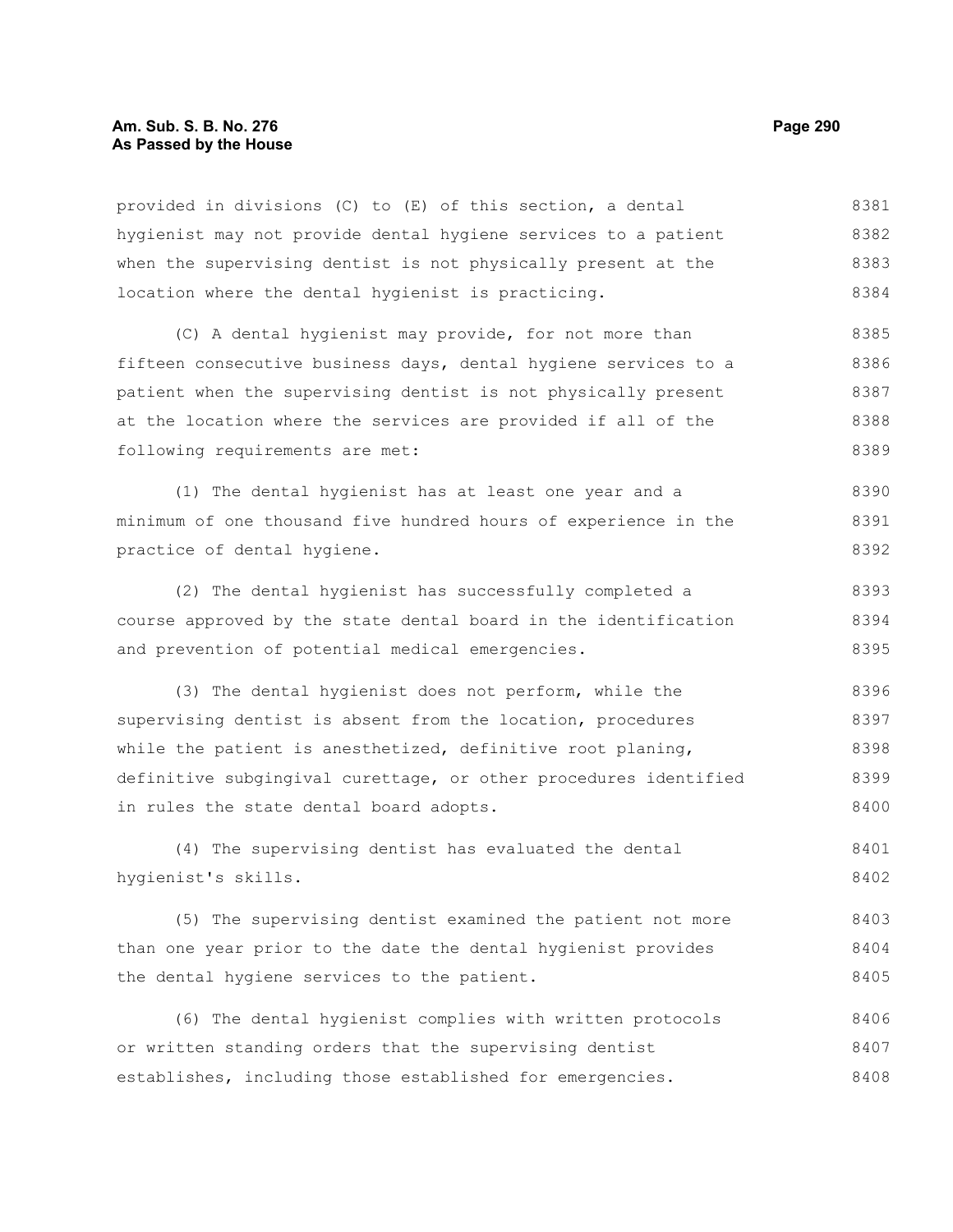provided in divisions (C) to (E) of this section, a dental hygienist may not provide dental hygiene services to a patient when the supervising dentist is not physically present at the location where the dental hygienist is practicing.

(C) A dental hygienist may provide, for not more than fifteen consecutive business days, dental hygiene services to a patient when the supervising dentist is not physically present at the location where the services are provided if all of the following requirements are met:

(1) The dental hygienist has at least one year and a minimum of one thousand five hundred hours of experience in the practice of dental hygiene.

(2) The dental hygienist has successfully completed a course approved by the state dental board in the identification and prevention of potential medical emergencies.

(3) The dental hygienist does not perform, while the supervising dentist is absent from the location, procedures while the patient is anesthetized, definitive root planing, definitive subgingival curettage, or other procedures identified in rules the state dental board adopts.

(4) The supervising dentist has evaluated the dental hygienist's skills.

(5) The supervising dentist examined the patient not more than one year prior to the date the dental hygienist provides the dental hygiene services to the patient.

(6) The dental hygienist complies with written protocols or written standing orders that the supervising dentist establishes, including those established for emergencies.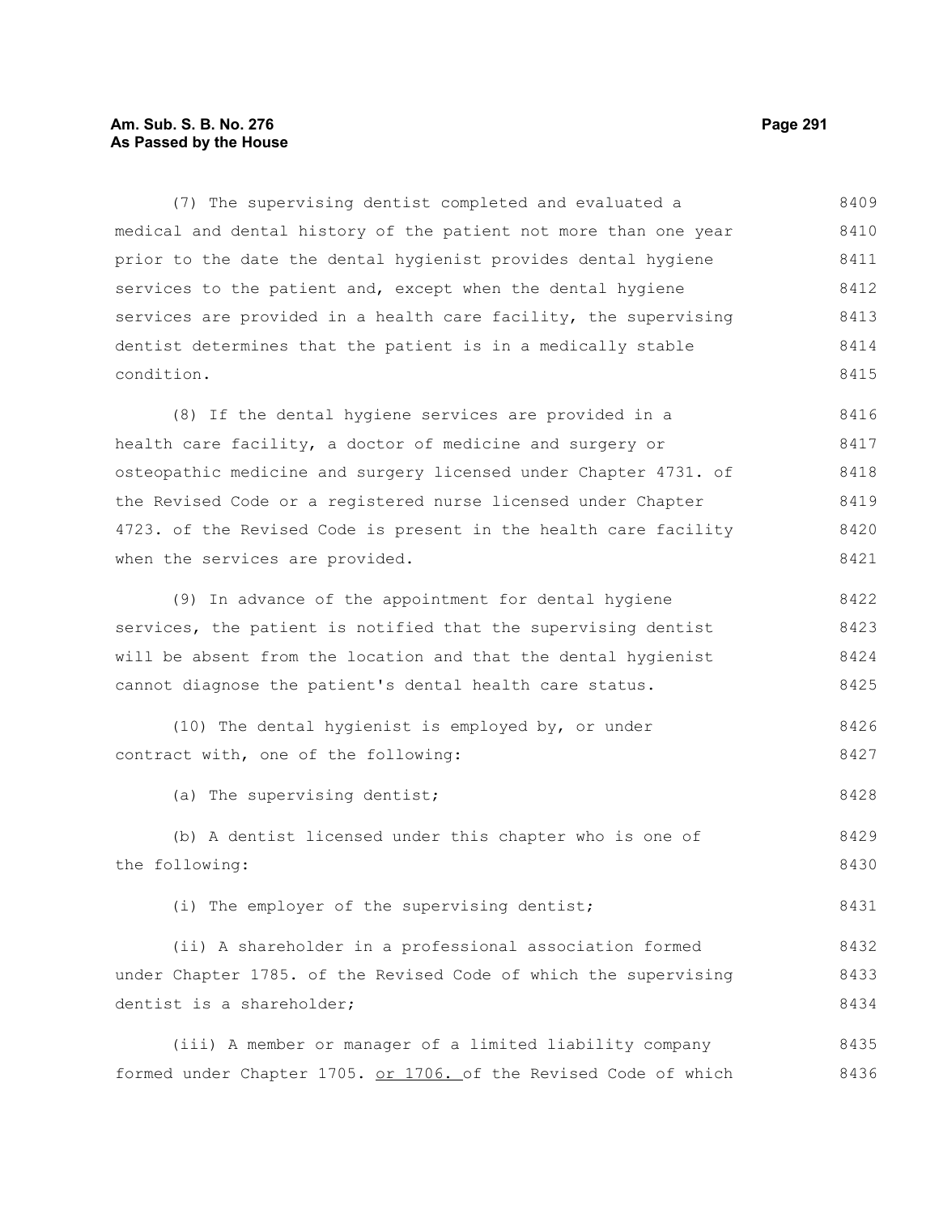(7) The supervising dentist completed and evaluated a medical and dental history of the patient not more than one year prior to the date the dental hygienist provides dental hygiene services to the patient and, except when the dental hygiene services are provided in a health care facility, the supervising dentist determines that the patient is in a medically stable condition.

(8) If the dental hygiene services are provided in a health care facility, a doctor of medicine and surgery or osteopathic medicine and surgery licensed under Chapter 4731. of the Revised Code or a registered nurse licensed under Chapter 4723. of the Revised Code is present in the health care facility when the services are provided.

(9) In advance of the appointment for dental hygiene services, the patient is notified that the supervising dentist will be absent from the location and that the dental hygienist cannot diagnose the patient's dental health care status.

(10) The dental hygienist is employed by, or under contract with, one of the following:

(a) The supervising dentist;

(b) A dentist licensed under this chapter who is one of the following:

(i) The employer of the supervising dentist;

(ii) A shareholder in a professional association formed under Chapter 1785. of the Revised Code of which the supervising dentist is a shareholder;

(iii) A member or manager of a limited liability company formed under Chapter 1705. or 1706. of the Revised Code of which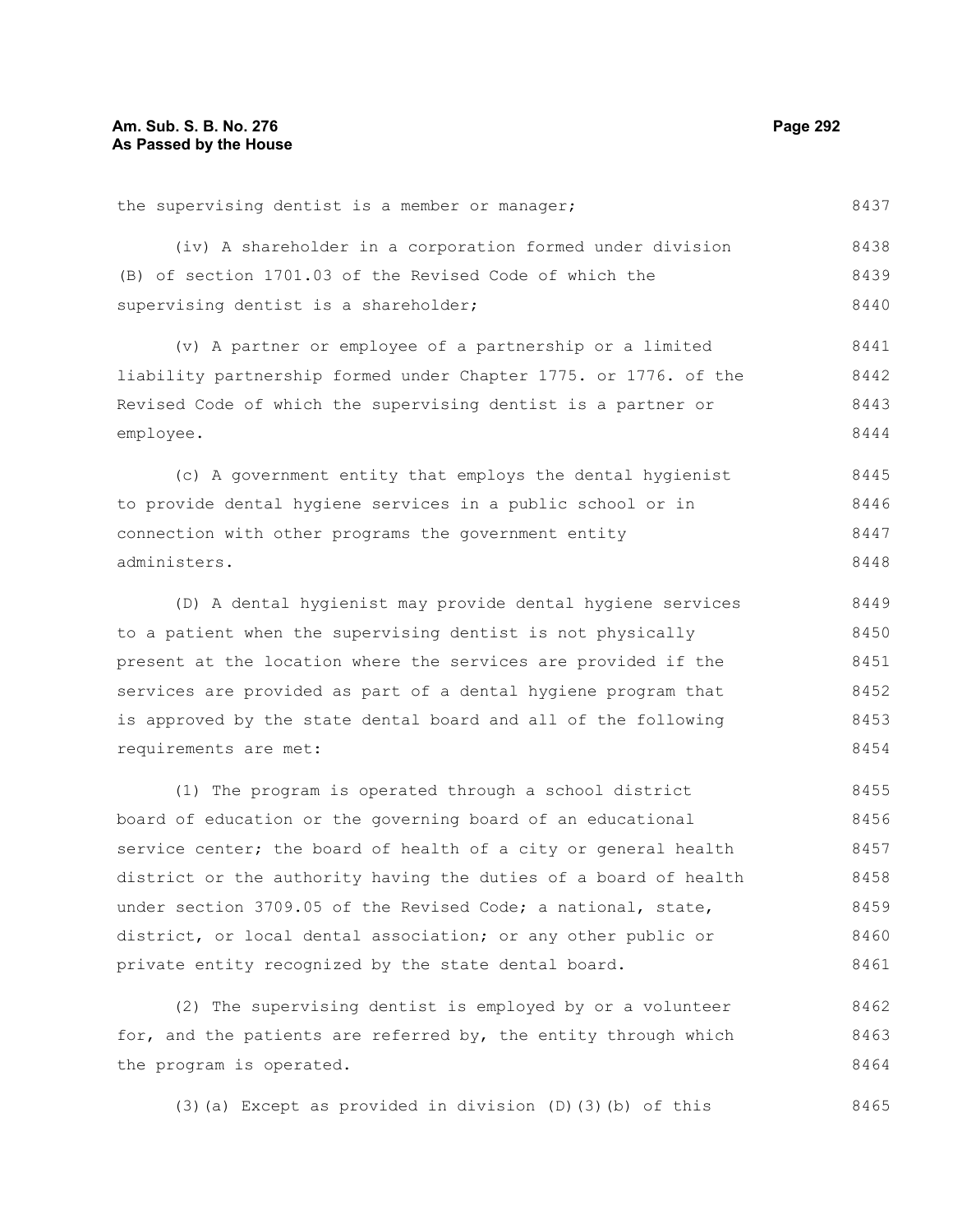the supervising dentist is a member or manager;

(iv) A shareholder in a corporation formed under division (B) of section 1701.03 of the Revised Code of which the supervising dentist is a shareholder;

(v) A partner or employee of a partnership or a limited liability partnership formed under Chapter 1775. or 1776. of the Revised Code of which the supervising dentist is a partner or employee.

(c) A government entity that employs the dental hygienist to provide dental hygiene services in a public school or in connection with other programs the government entity administers.

(D) A dental hygienist may provide dental hygiene services to a patient when the supervising dentist is not physically present at the location where the services are provided if the services are provided as part of a dental hygiene program that is approved by the state dental board and all of the following requirements are met:

(1) The program is operated through a school district board of education or the governing board of an educational service center; the board of health of a city or general health district or the authority having the duties of a board of health under section 3709.05 of the Revised Code; a national, state, district, or local dental association; or any other public or private entity recognized by the state dental board.

(2) The supervising dentist is employed by or a volunteer for, and the patients are referred by, the entity through which the program is operated.

(3)(a) Except as provided in division (D)(3)(b) of this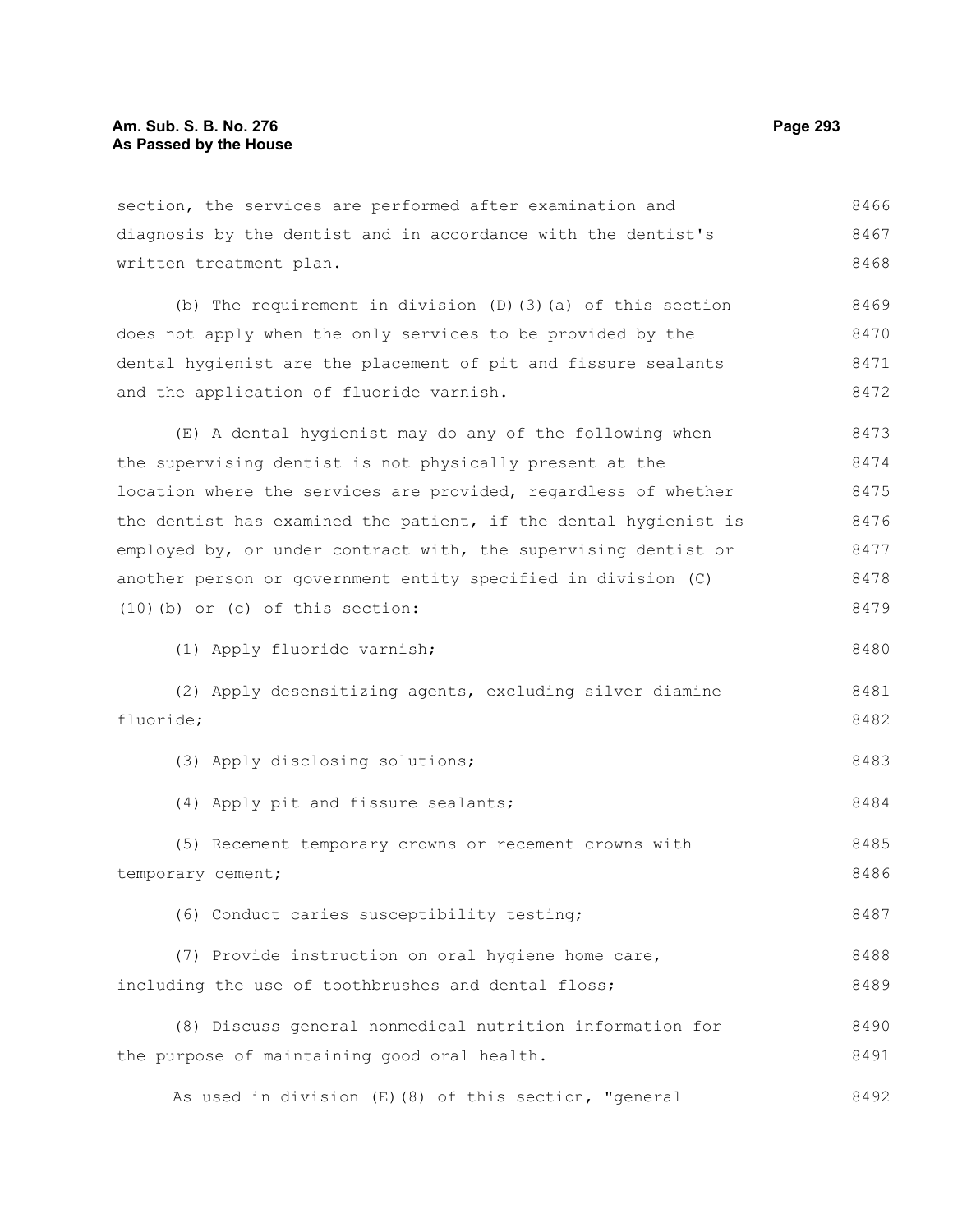section, the services are performed after examination and diagnosis by the dentist and in accordance with the dentist's written treatment plan.

(b) The requirement in division (D)(3)(a) of this section does not apply when the only services to be provided by the dental hygienist are the placement of pit and fissure sealants and the application of fluoride varnish.

(E) A dental hygienist may do any of the following when the supervising dentist is not physically present at the location where the services are provided, regardless of whether the dentist has examined the patient, if the dental hygienist is employed by, or under contract with, the supervising dentist or another person or government entity specified in division (C)(10)(b) or (c) of this section:

(1) Apply fluoride varnish;

(2) Apply desensitizing agents, excluding silver diamine fluoride;

(3) Apply disclosing solutions;

(4) Apply pit and fissure sealants;

(5) Recement temporary crowns or recement crowns with temporary cement;

(6) Conduct caries susceptibility testing;

(7) Provide instruction on oral hygiene home care, including the use of toothbrushes and dental floss;

(8) Discuss general nonmedical nutrition information for the purpose of maintaining good oral health.

As used in division (E)(8) of this section, "general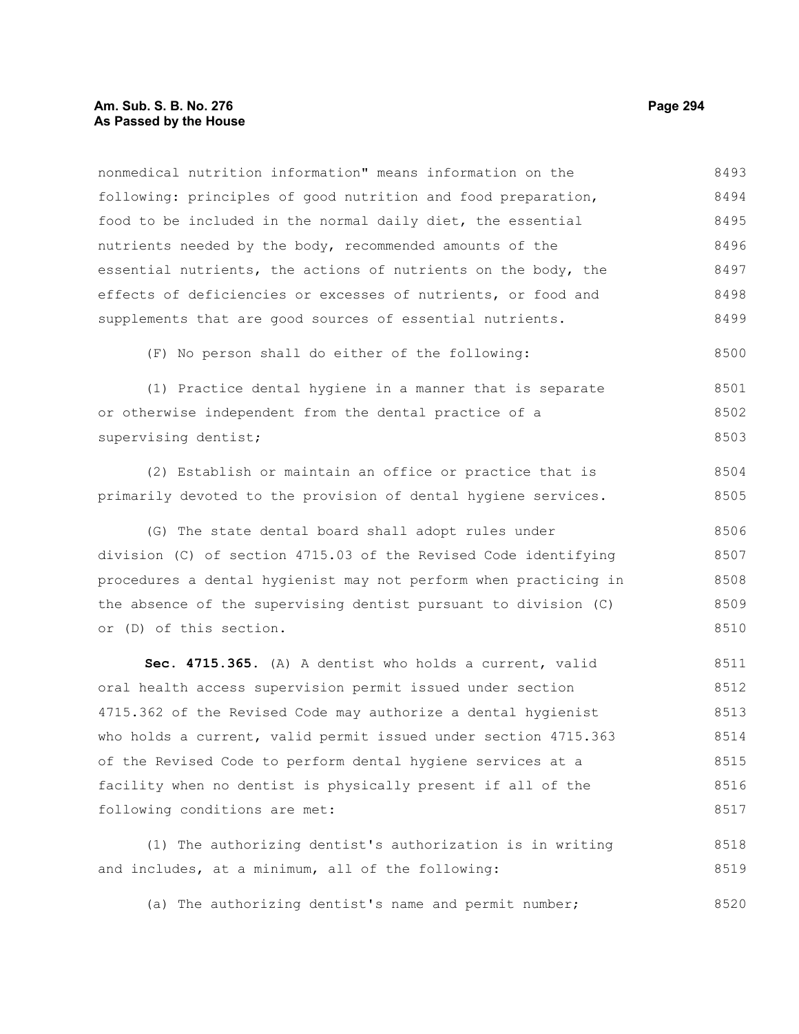nonmedical nutrition information" means information on the following: principles of good nutrition and food preparation, food to be included in the normal daily diet, the essential nutrients needed by the body, recommended amounts of the essential nutrients, the actions of nutrients on the body, the effects of deficiencies or excesses of nutrients, or food and supplements that are good sources of essential nutrients.

(F) No person shall do either of the following:

(1) Practice dental hygiene in a manner that is separate or otherwise independent from the dental practice of a supervising dentist;

(2) Establish or maintain an office or practice that is primarily devoted to the provision of dental hygiene services.

(G) The state dental board shall adopt rules under division (C) of section 4715.03 of the Revised Code identifying procedures a dental hygienist may not perform when practicing in the absence of the supervising dentist pursuant to division (C) or (D) of this section.

**Sec. 4715.365.** (A) A dentist who holds a current, valid oral health access supervision permit issued under section 4715.362 of the Revised Code may authorize a dental hygienist who holds a current, valid permit issued under section 4715.363 of the Revised Code to perform dental hygiene services at a facility when no dentist is physically present if all of the following conditions are met:

(1) The authorizing dentist's authorization is in writing and includes, at a minimum, all of the following:

(a) The authorizing dentist's name and permit number;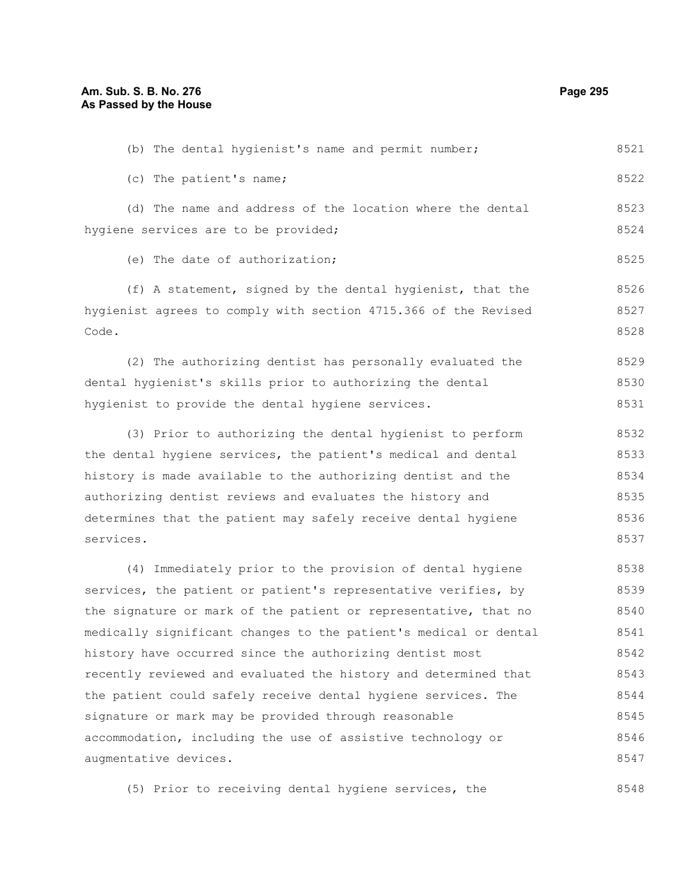(b) The dental hygienist's name and permit number;

(c) The patient's name;

(d) The name and address of the location where the dental hygiene services are to be provided;

(e) The date of authorization;

(f) A statement, signed by the dental hygienist, that the hygienist agrees to comply with section 4715.366 of the Revised Code.

(2) The authorizing dentist has personally evaluated the dental hygienist's skills prior to authorizing the dental hygienist to provide the dental hygiene services.

(3) Prior to authorizing the dental hygienist to perform the dental hygiene services, the patient's medical and dental history is made available to the authorizing dentist and the authorizing dentist reviews and evaluates the history and determines that the patient may safely receive dental hygiene services.

(4) Immediately prior to the provision of dental hygiene services, the patient or patient's representative verifies, by the signature or mark of the patient or representative, that no medically significant changes to the patient's medical or dental history have occurred since the authorizing dentist most recently reviewed and evaluated the history and determined that the patient could safely receive dental hygiene services. The signature or mark may be provided through reasonable accommodation, including the use of assistive technology or augmentative devices.

(5) Prior to receiving dental hygiene services, the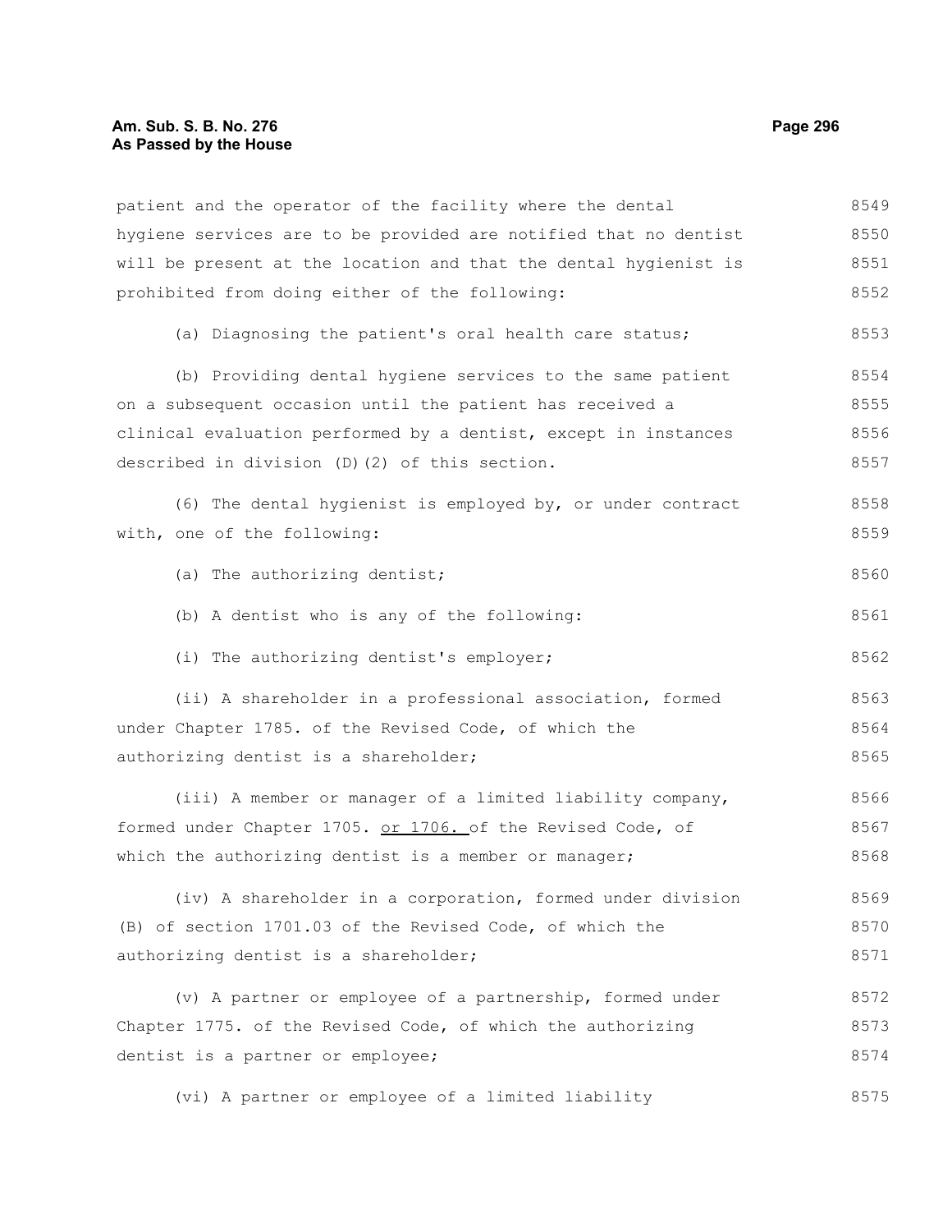patient and the operator of the facility where the dental hygiene services are to be provided are notified that no dentist will be present at the location and that the dental hygienist is prohibited from doing either of the following:

(a) Diagnosing the patient's oral health care status;

(b) Providing dental hygiene services to the same patient on a subsequent occasion until the patient has received a clinical evaluation performed by a dentist, except in instances described in division (D)(2) of this section.

(6) The dental hygienist is employed by, or under contract with, one of the following:

(a) The authorizing dentist;

(b) A dentist who is any of the following:

(i) The authorizing dentist's employer;

(ii) A shareholder in a professional association, formed under Chapter 1785. of the Revised Code, of which the authorizing dentist is a shareholder;

(iii) A member or manager of a limited liability company, formed under Chapter 1705. <u>or 1706.</u> of the Revised Code, of which the authorizing dentist is a member or manager;

(iv) A shareholder in a corporation, formed under division (B) of section 1701.03 of the Revised Code, of which the authorizing dentist is a shareholder;

(v) A partner or employee of a partnership, formed under Chapter 1775. of the Revised Code, of which the authorizing dentist is a partner or employee;

(vi) A partner or employee of a limited liability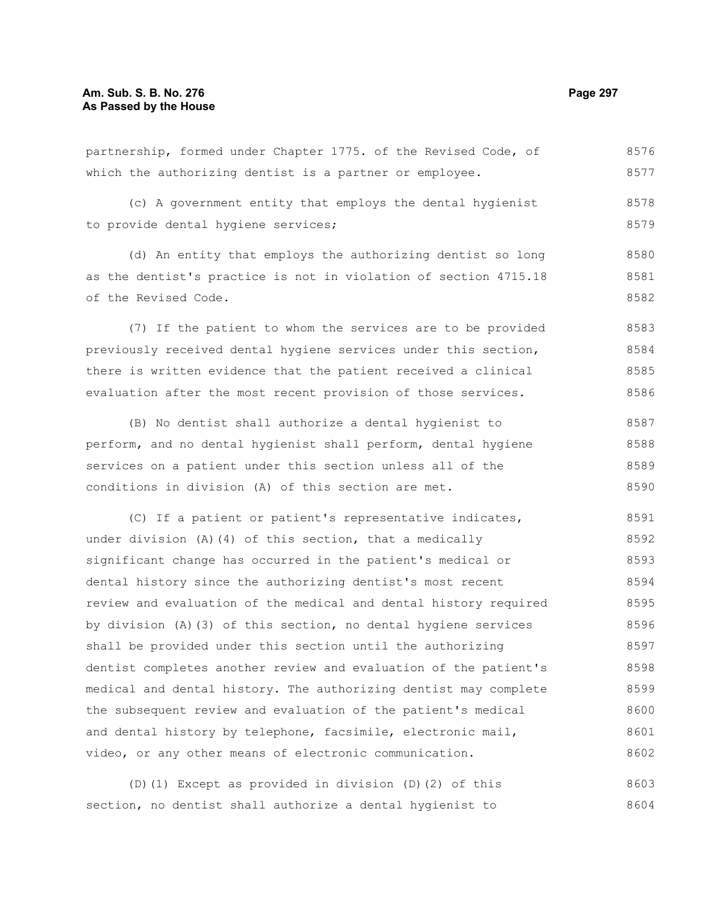partnership, formed under Chapter 1775. of the Revised Code, of which the authorizing dentist is a partner or employee.

(c) A government entity that employs the dental hygienist to provide dental hygiene services;

(d) An entity that employs the authorizing dentist so long as the dentist's practice is not in violation of section 4715.18 of the Revised Code.

(7) If the patient to whom the services are to be provided previously received dental hygiene services under this section, there is written evidence that the patient received a clinical evaluation after the most recent provision of those services.

(B) No dentist shall authorize a dental hygienist to perform, and no dental hygienist shall perform, dental hygiene services on a patient under this section unless all of the conditions in division (A) of this section are met.

(C) If a patient or patient's representative indicates, under division (A)(4) of this section, that a medically significant change has occurred in the patient's medical or dental history since the authorizing dentist's most recent review and evaluation of the medical and dental history required by division (A)(3) of this section, no dental hygiene services shall be provided under this section until the authorizing dentist completes another review and evaluation of the patient's medical and dental history. The authorizing dentist may complete the subsequent review and evaluation of the patient's medical and dental history by telephone, facsimile, electronic mail, video, or any other means of electronic communication.

(D)(1) Except as provided in division (D)(2) of this section, no dentist shall authorize a dental hygienist to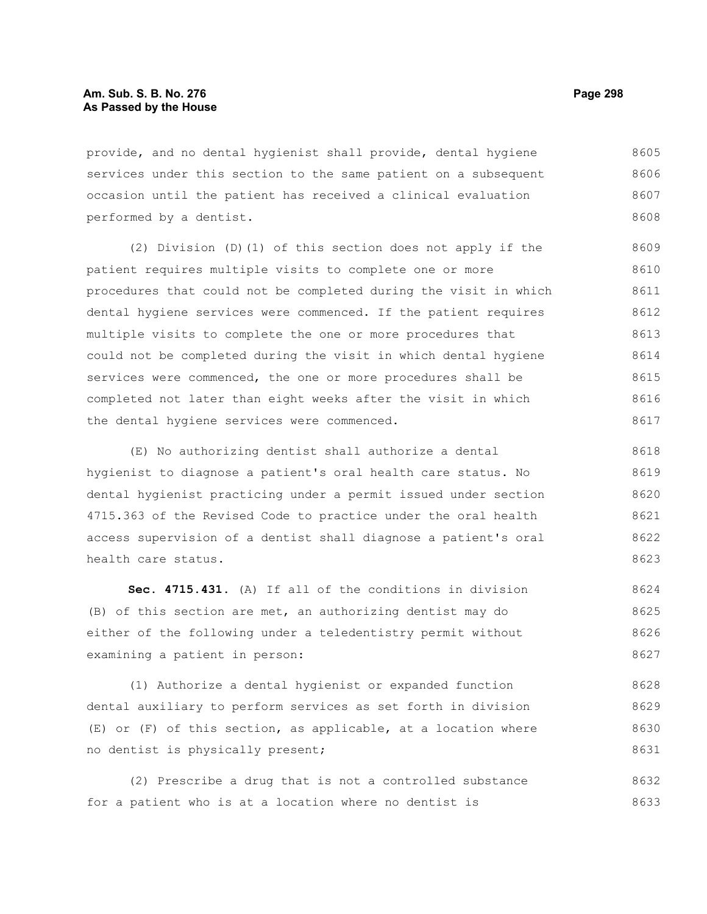provide, and no dental hygienist shall provide, dental hygiene services under this section to the same patient on a subsequent occasion until the patient has received a clinical evaluation performed by a dentist.

(2) Division (D)(1) of this section does not apply if the patient requires multiple visits to complete one or more procedures that could not be completed during the visit in which dental hygiene services were commenced. If the patient requires multiple visits to complete the one or more procedures that could not be completed during the visit in which dental hygiene services were commenced, the one or more procedures shall be completed not later than eight weeks after the visit in which the dental hygiene services were commenced.

(E) No authorizing dentist shall authorize a dental hygienist to diagnose a patient's oral health care status. No dental hygienist practicing under a permit issued under section 4715.363 of the Revised Code to practice under the oral health access supervision of a dentist shall diagnose a patient's oral health care status.

**Sec. 4715.431.** (A) If all of the conditions in division (B) of this section are met, an authorizing dentist may do either of the following under a teledentistry permit without examining a patient in person:

(1) Authorize a dental hygienist or expanded function dental auxiliary to perform services as set forth in division (E) or (F) of this section, as applicable, at a location where no dentist is physically present;

(2) Prescribe a drug that is not a controlled substance for a patient who is at a location where no dentist is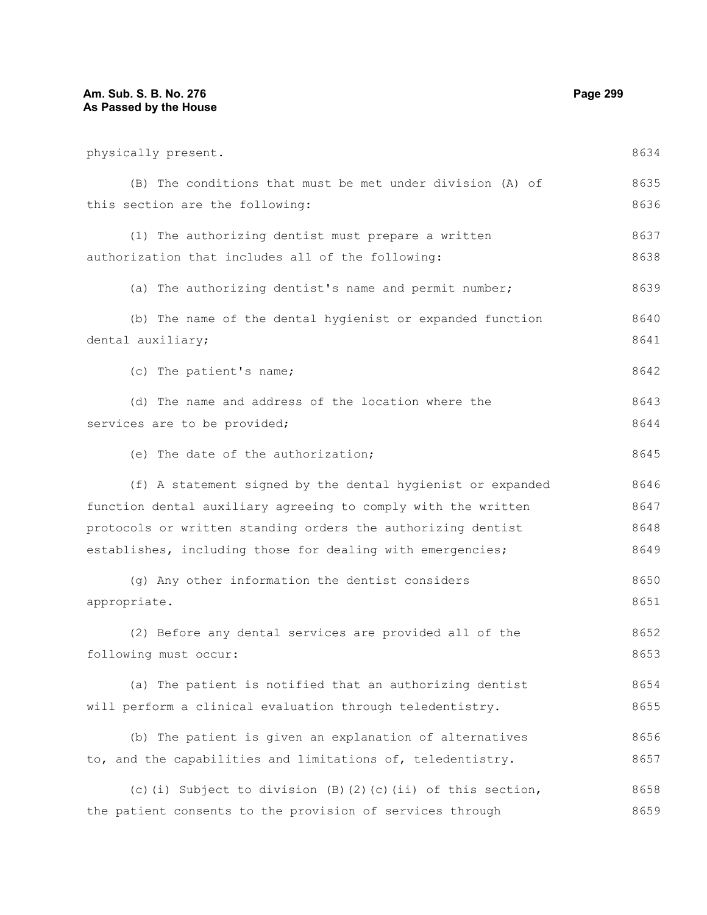physically present.

(B) The conditions that must be met under division (A) of this section are the following:

(1) The authorizing dentist must prepare a written authorization that includes all of the following:

(a) The authorizing dentist's name and permit number;

(b) The name of the dental hygienist or expanded function dental auxiliary;

(c) The patient's name;

(d) The name and address of the location where the services are to be provided;

(e) The date of the authorization;

(f) A statement signed by the dental hygienist or expanded function dental auxiliary agreeing to comply with the written protocols or written standing orders the authorizing dentist establishes, including those for dealing with emergencies;

(g) Any other information the dentist considers appropriate.

(2) Before any dental services are provided all of the following must occur:

(a) The patient is notified that an authorizing dentist will perform a clinical evaluation through teledentistry.

(b) The patient is given an explanation of alternatives to, and the capabilities and limitations of, teledentistry.

(c)(i) Subject to division (B)(2)(c)(ii) of this section, the patient consents to the provision of services through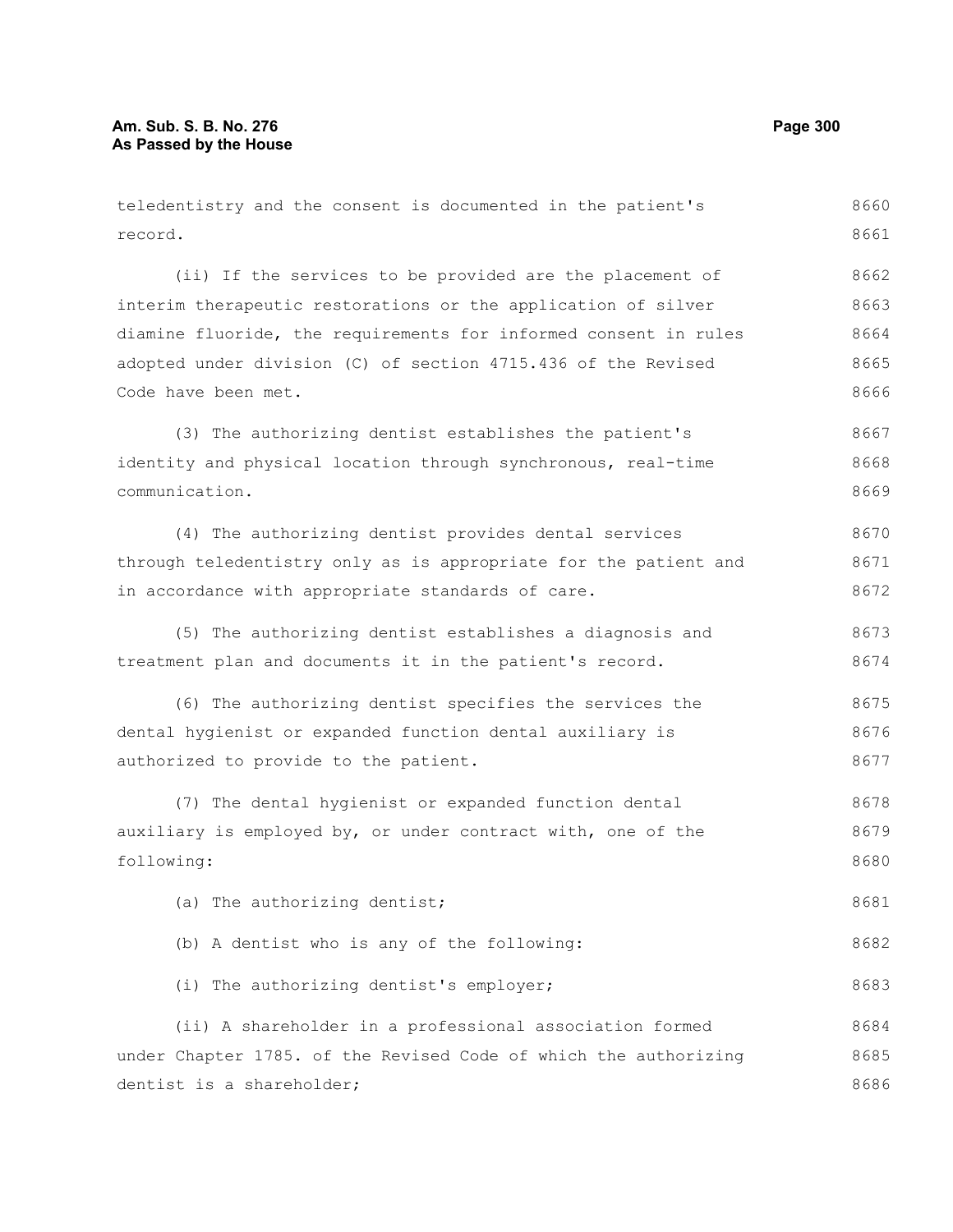teledentistry and the consent is documented in the patient's record.

(ii) If the services to be provided are the placement of interim therapeutic restorations or the application of silver diamine fluoride, the requirements for informed consent in rules adopted under division (C) of section 4715.436 of the Revised Code have been met.

(3) The authorizing dentist establishes the patient's identity and physical location through synchronous, real-time communication.

(4) The authorizing dentist provides dental services through teledentistry only as is appropriate for the patient and in accordance with appropriate standards of care.

(5) The authorizing dentist establishes a diagnosis and treatment plan and documents it in the patient's record.

(6) The authorizing dentist specifies the services the dental hygienist or expanded function dental auxiliary is authorized to provide to the patient.

(7) The dental hygienist or expanded function dental auxiliary is employed by, or under contract with, one of the following:

(a) The authorizing dentist;

(b) A dentist who is any of the following:

(i) The authorizing dentist's employer;

(ii) A shareholder in a professional association formed under Chapter 1785. of the Revised Code of which the authorizing dentist is a shareholder;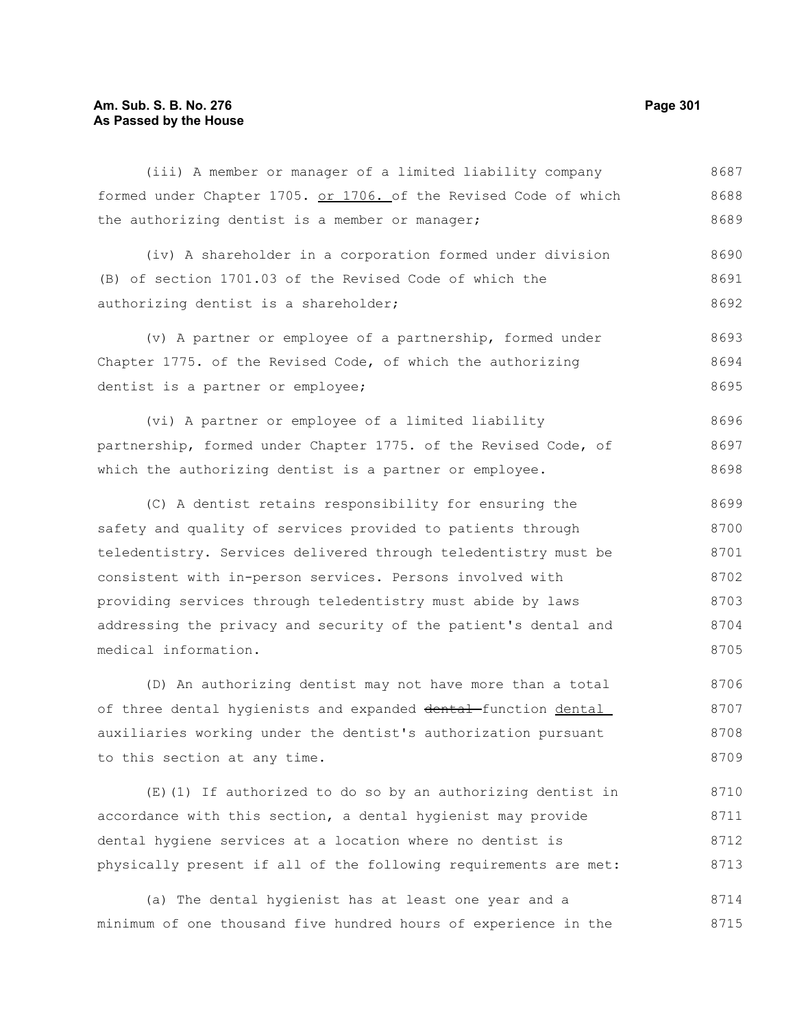(iii) A member or manager of a limited liability company formed under Chapter 1705. or 1706. of the Revised Code of which the authorizing dentist is a member or manager;

(iv) A shareholder in a corporation formed under division (B) of section 1701.03 of the Revised Code of which the authorizing dentist is a shareholder;

(v) A partner or employee of a partnership, formed under Chapter 1775. of the Revised Code, of which the authorizing dentist is a partner or employee;

(vi) A partner or employee of a limited liability partnership, formed under Chapter 1775. of the Revised Code, of which the authorizing dentist is a partner or employee.

(C) A dentist retains responsibility for ensuring the safety and quality of services provided to patients through teledentistry. Services delivered through teledentistry must be consistent with in-person services. Persons involved with providing services through teledentistry must abide by laws addressing the privacy and security of the patient's dental and medical information.

(D) An authorizing dentist may not have more than a total of three dental hygienists and expanded ~~dental~~ function dental auxiliaries working under the dentist's authorization pursuant to this section at any time.

(E)(1) If authorized to do so by an authorizing dentist in accordance with this section, a dental hygienist may provide dental hygiene services at a location where no dentist is physically present if all of the following requirements are met:

(a) The dental hygienist has at least one year and a minimum of one thousand five hundred hours of experience in the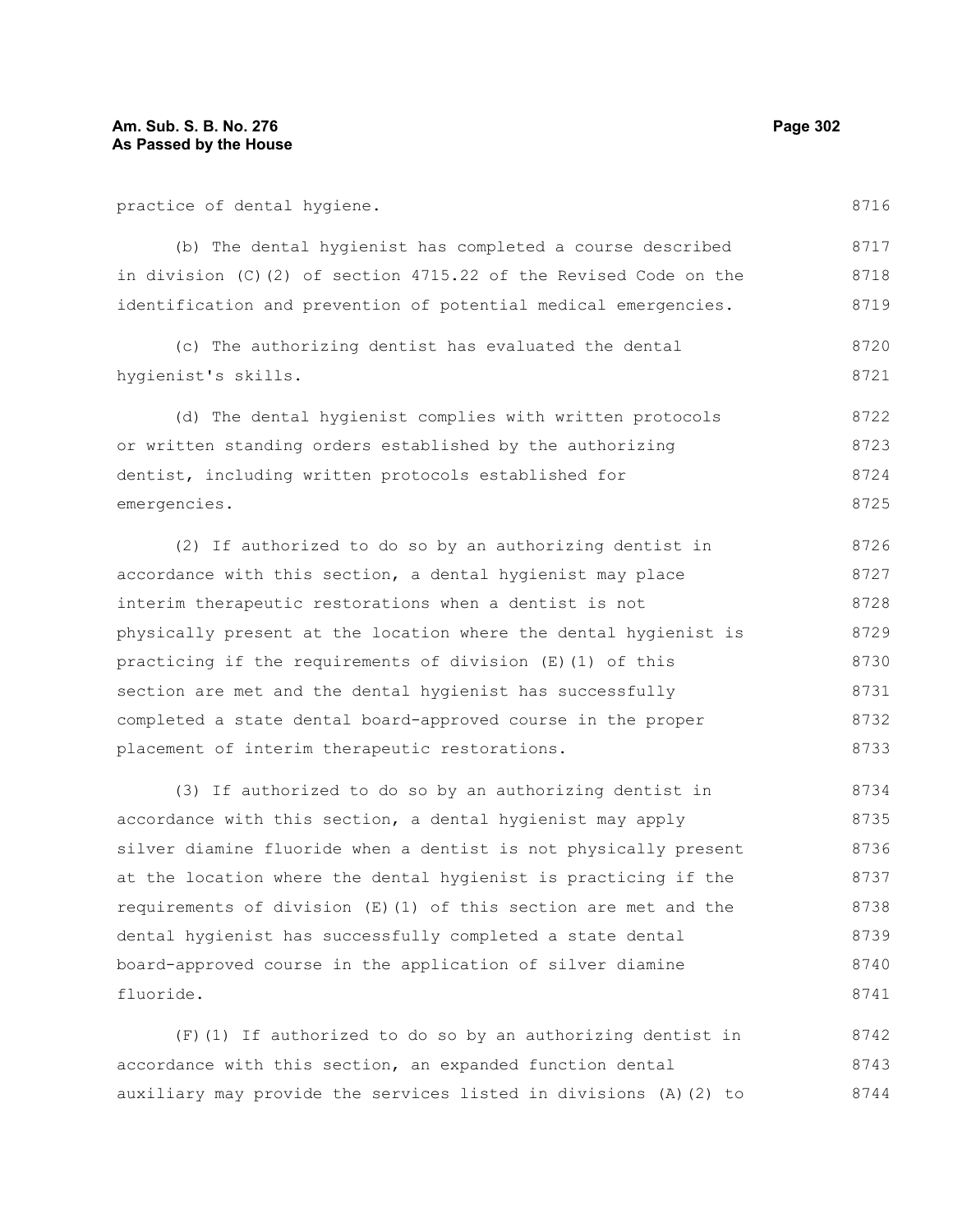practice of dental hygiene.

(b) The dental hygienist has completed a course described in division (C)(2) of section 4715.22 of the Revised Code on the identification and prevention of potential medical emergencies.

(c) The authorizing dentist has evaluated the dental hygienist's skills.

(d) The dental hygienist complies with written protocols or written standing orders established by the authorizing dentist, including written protocols established for emergencies.

(2) If authorized to do so by an authorizing dentist in accordance with this section, a dental hygienist may place interim therapeutic restorations when a dentist is not physically present at the location where the dental hygienist is practicing if the requirements of division (E)(1) of this section are met and the dental hygienist has successfully completed a state dental board-approved course in the proper placement of interim therapeutic restorations.

(3) If authorized to do so by an authorizing dentist in accordance with this section, a dental hygienist may apply silver diamine fluoride when a dentist is not physically present at the location where the dental hygienist is practicing if the requirements of division (E)(1) of this section are met and the dental hygienist has successfully completed a state dental board-approved course in the application of silver diamine fluoride.

(F)(1) If authorized to do so by an authorizing dentist in accordance with this section, an expanded function dental auxiliary may provide the services listed in divisions (A)(2) to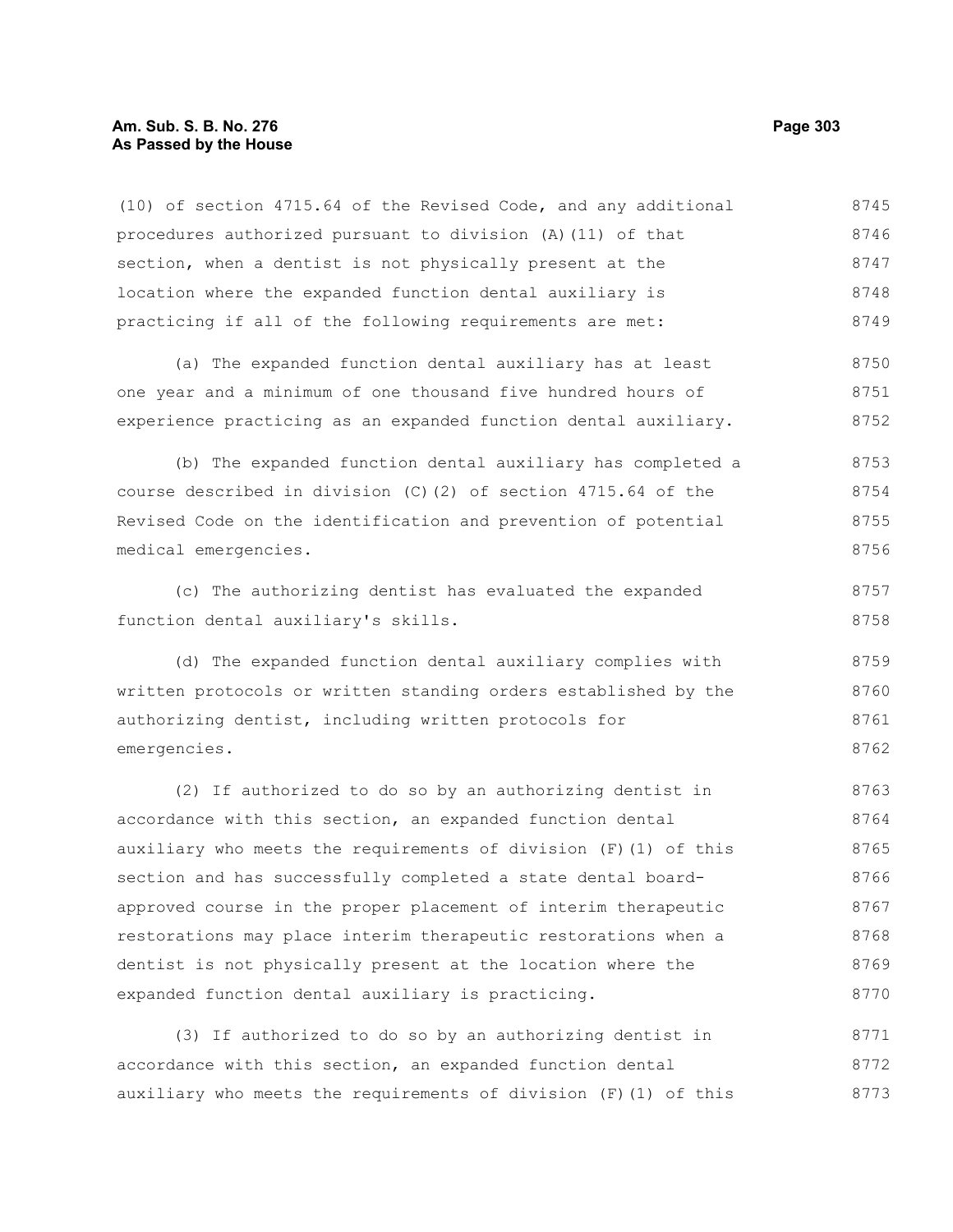(10) of section 4715.64 of the Revised Code, and any additional procedures authorized pursuant to division (A)(11) of that section, when a dentist is not physically present at the location where the expanded function dental auxiliary is practicing if all of the following requirements are met:

(a) The expanded function dental auxiliary has at least one year and a minimum of one thousand five hundred hours of experience practicing as an expanded function dental auxiliary.

(b) The expanded function dental auxiliary has completed a course described in division (C)(2) of section 4715.64 of the Revised Code on the identification and prevention of potential medical emergencies.

(c) The authorizing dentist has evaluated the expanded function dental auxiliary's skills.

(d) The expanded function dental auxiliary complies with written protocols or written standing orders established by the authorizing dentist, including written protocols for emergencies.

(2) If authorized to do so by an authorizing dentist in accordance with this section, an expanded function dental auxiliary who meets the requirements of division (F)(1) of this section and has successfully completed a state dental board-approved course in the proper placement of interim therapeutic restorations may place interim therapeutic restorations when a dentist is not physically present at the location where the expanded function dental auxiliary is practicing.

(3) If authorized to do so by an authorizing dentist in accordance with this section, an expanded function dental auxiliary who meets the requirements of division (F)(1) of this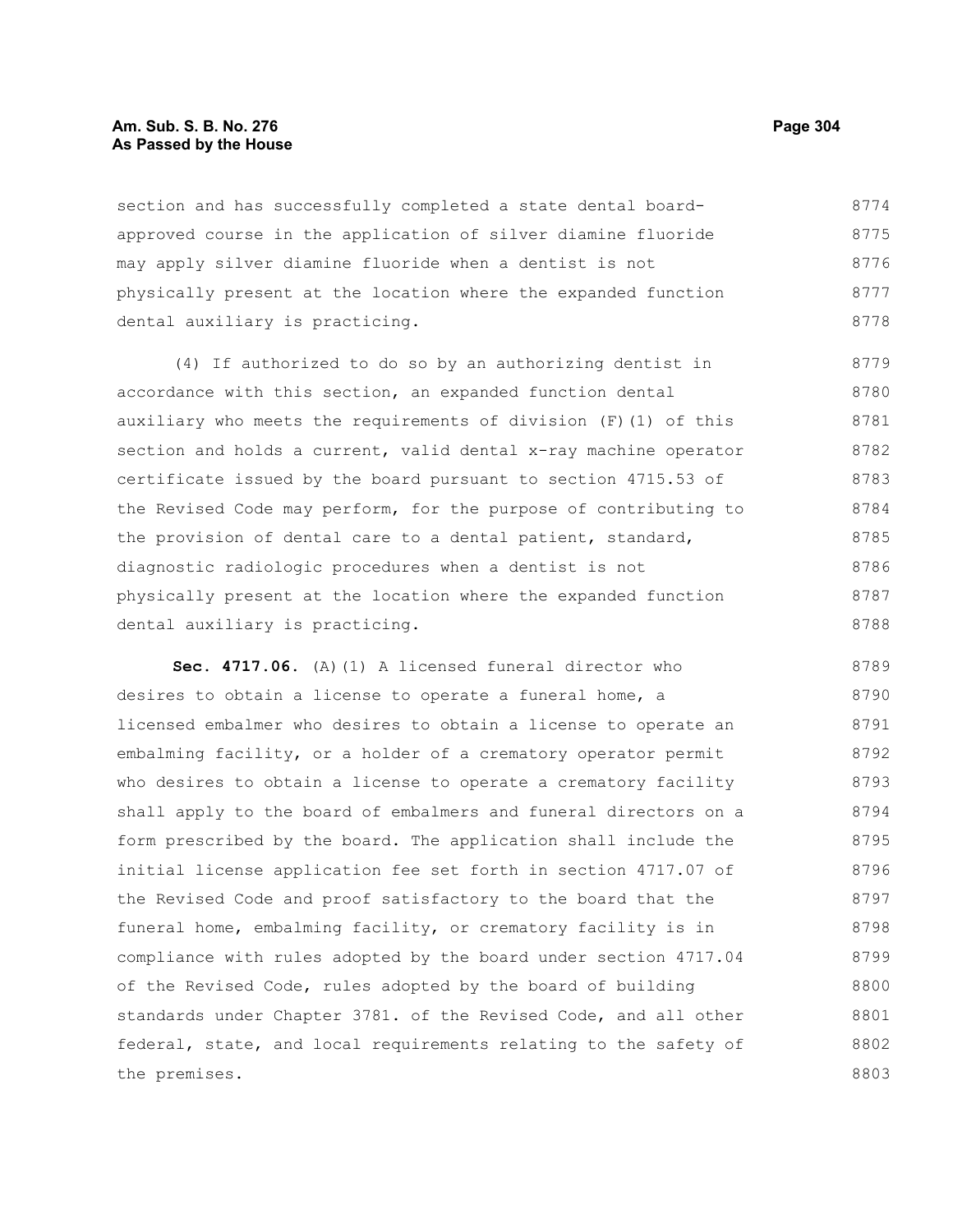section and has successfully completed a state dental board-approved course in the application of silver diamine fluoride may apply silver diamine fluoride when a dentist is not physically present at the location where the expanded function dental auxiliary is practicing.

(4) If authorized to do so by an authorizing dentist in accordance with this section, an expanded function dental auxiliary who meets the requirements of division (F)(1) of this section and holds a current, valid dental x-ray machine operator certificate issued by the board pursuant to section 4715.53 of the Revised Code may perform, for the purpose of contributing to the provision of dental care to a dental patient, standard, diagnostic radiologic procedures when a dentist is not physically present at the location where the expanded function dental auxiliary is practicing.

**Sec. 4717.06.** (A)(1) A licensed funeral director who desires to obtain a license to operate a funeral home, a licensed embalmer who desires to obtain a license to operate an embalming facility, or a holder of a crematory operator permit who desires to obtain a license to operate a crematory facility shall apply to the board of embalmers and funeral directors on a form prescribed by the board. The application shall include the initial license application fee set forth in section 4717.07 of the Revised Code and proof satisfactory to the board that the funeral home, embalming facility, or crematory facility is in compliance with rules adopted by the board under section 4717.04 of the Revised Code, rules adopted by the board of building standards under Chapter 3781. of the Revised Code, and all other federal, state, and local requirements relating to the safety of the premises.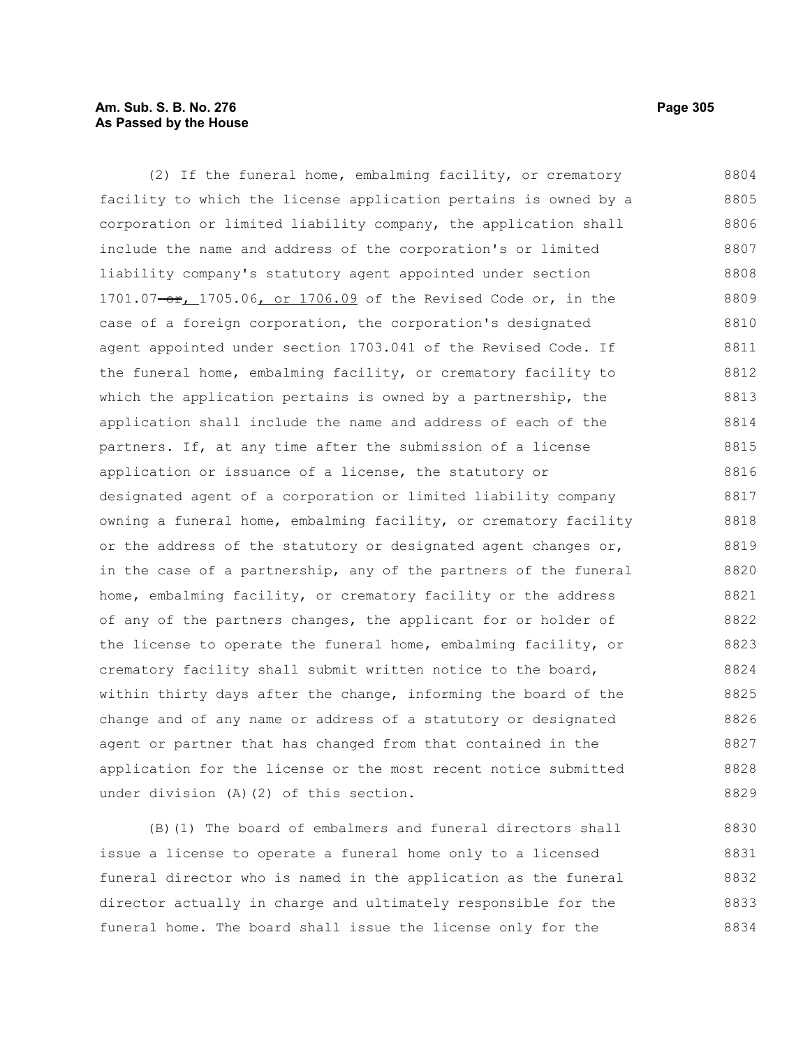(2) If the funeral home, embalming facility, or crematory facility to which the license application pertains is owned by a corporation or limited liability company, the application shall include the name and address of the corporation's or limited liability company's statutory agent appointed under section 1701.07 ~~or~~, 1705.06, or 1706.09 of the Revised Code or, in the case of a foreign corporation, the corporation's designated agent appointed under section 1703.041 of the Revised Code. If the funeral home, embalming facility, or crematory facility to which the application pertains is owned by a partnership, the application shall include the name and address of each of the partners. If, at any time after the submission of a license application or issuance of a license, the statutory or designated agent of a corporation or limited liability company owning a funeral home, embalming facility, or crematory facility or the address of the statutory or designated agent changes or, in the case of a partnership, any of the partners of the funeral home, embalming facility, or crematory facility or the address of any of the partners changes, the applicant for or holder of the license to operate the funeral home, embalming facility, or crematory facility shall submit written notice to the board, within thirty days after the change, informing the board of the change and of any name or address of a statutory or designated agent or partner that has changed from that contained in the application for the license or the most recent notice submitted under division (A)(2) of this section.

(B)(1) The board of embalmers and funeral directors shall issue a license to operate a funeral home only to a licensed funeral director who is named in the application as the funeral director actually in charge and ultimately responsible for the funeral home. The board shall issue the license only for the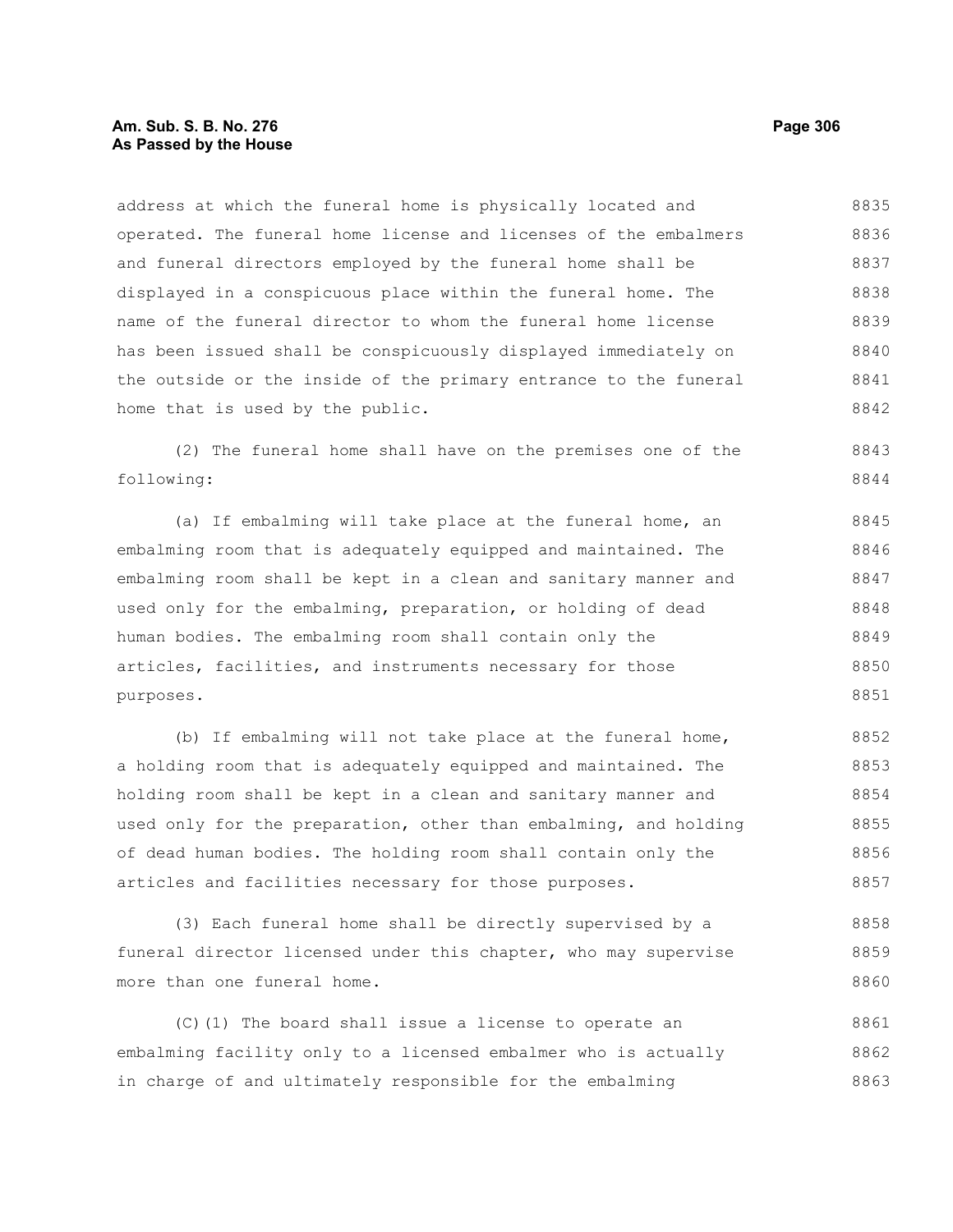address at which the funeral home is physically located and operated. The funeral home license and licenses of the embalmers and funeral directors employed by the funeral home shall be displayed in a conspicuous place within the funeral home. The name of the funeral director to whom the funeral home license has been issued shall be conspicuously displayed immediately on the outside or the inside of the primary entrance to the funeral home that is used by the public.

(2) The funeral home shall have on the premises one of the following:

(a) If embalming will take place at the funeral home, an embalming room that is adequately equipped and maintained. The embalming room shall be kept in a clean and sanitary manner and used only for the embalming, preparation, or holding of dead human bodies. The embalming room shall contain only the articles, facilities, and instruments necessary for those purposes.

(b) If embalming will not take place at the funeral home, a holding room that is adequately equipped and maintained. The holding room shall be kept in a clean and sanitary manner and used only for the preparation, other than embalming, and holding of dead human bodies. The holding room shall contain only the articles and facilities necessary for those purposes.

(3) Each funeral home shall be directly supervised by a funeral director licensed under this chapter, who may supervise more than one funeral home.

(C)(1) The board shall issue a license to operate an embalming facility only to a licensed embalmer who is actually in charge of and ultimately responsible for the embalming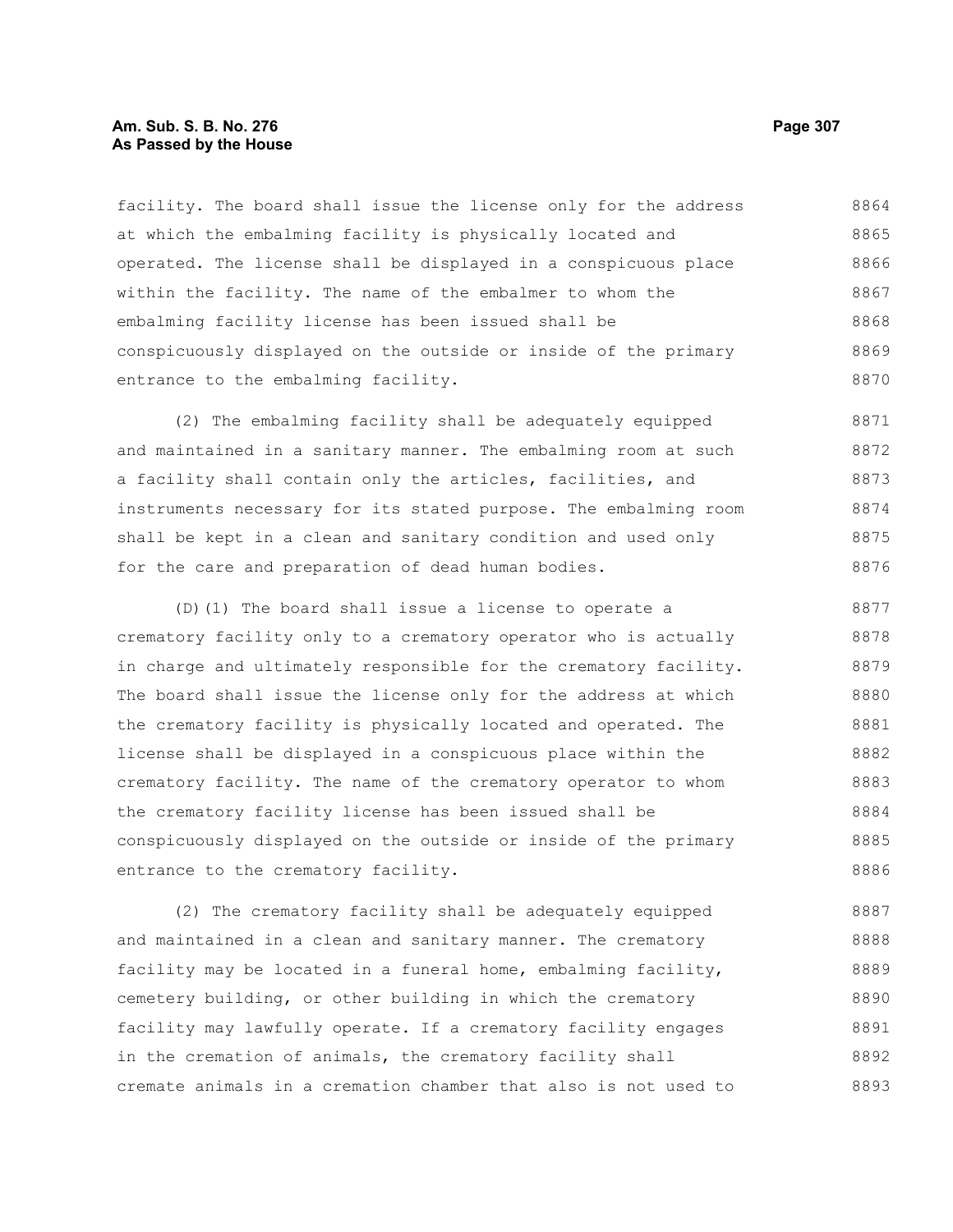facility. The board shall issue the license only for the address at which the embalming facility is physically located and operated. The license shall be displayed in a conspicuous place within the facility. The name of the embalmer to whom the embalming facility license has been issued shall be conspicuously displayed on the outside or inside of the primary entrance to the embalming facility.

(2) The embalming facility shall be adequately equipped and maintained in a sanitary manner. The embalming room at such a facility shall contain only the articles, facilities, and instruments necessary for its stated purpose. The embalming room shall be kept in a clean and sanitary condition and used only for the care and preparation of dead human bodies.

(D)(1) The board shall issue a license to operate a crematory facility only to a crematory operator who is actually in charge and ultimately responsible for the crematory facility. The board shall issue the license only for the address at which the crematory facility is physically located and operated. The license shall be displayed in a conspicuous place within the crematory facility. The name of the crematory operator to whom the crematory facility license has been issued shall be conspicuously displayed on the outside or inside of the primary entrance to the crematory facility.

(2) The crematory facility shall be adequately equipped and maintained in a clean and sanitary manner. The crematory facility may be located in a funeral home, embalming facility, cemetery building, or other building in which the crematory facility may lawfully operate. If a crematory facility engages in the cremation of animals, the crematory facility shall cremate animals in a cremation chamber that also is not used to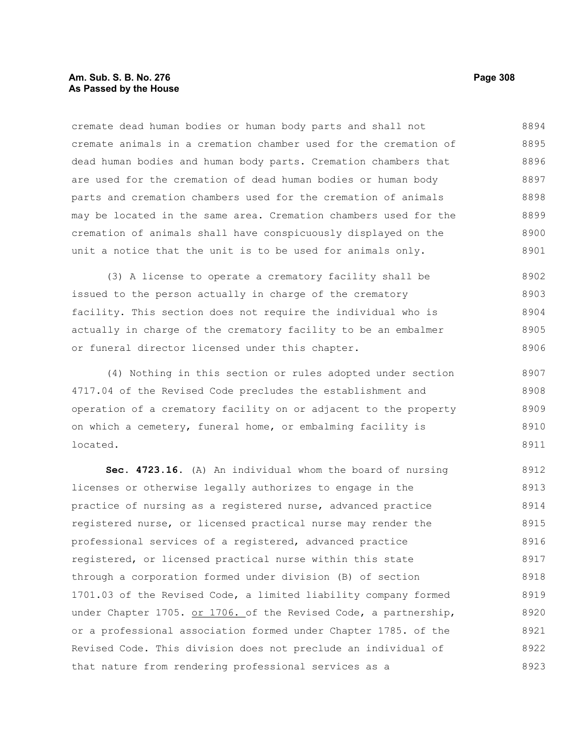cremate dead human bodies or human body parts and shall not cremate animals in a cremation chamber used for the cremation of dead human bodies and human body parts. Cremation chambers that are used for the cremation of dead human bodies or human body parts and cremation chambers used for the cremation of animals may be located in the same area. Cremation chambers used for the cremation of animals shall have conspicuously displayed on the unit a notice that the unit is to be used for animals only.

(3) A license to operate a crematory facility shall be issued to the person actually in charge of the crematory facility. This section does not require the individual who is actually in charge of the crematory facility to be an embalmer or funeral director licensed under this chapter.

(4) Nothing in this section or rules adopted under section 4717.04 of the Revised Code precludes the establishment and operation of a crematory facility on or adjacent to the property on which a cemetery, funeral home, or embalming facility is located.

**Sec. 4723.16.** (A) An individual whom the board of nursing licenses or otherwise legally authorizes to engage in the practice of nursing as a registered nurse, advanced practice registered nurse, or licensed practical nurse may render the professional services of a registered, advanced practice registered, or licensed practical nurse within this state through a corporation formed under division (B) of section 1701.03 of the Revised Code, a limited liability company formed under Chapter 1705. or 1706. of the Revised Code, a partnership, or a professional association formed under Chapter 1785. of the Revised Code. This division does not preclude an individual of that nature from rendering professional services as a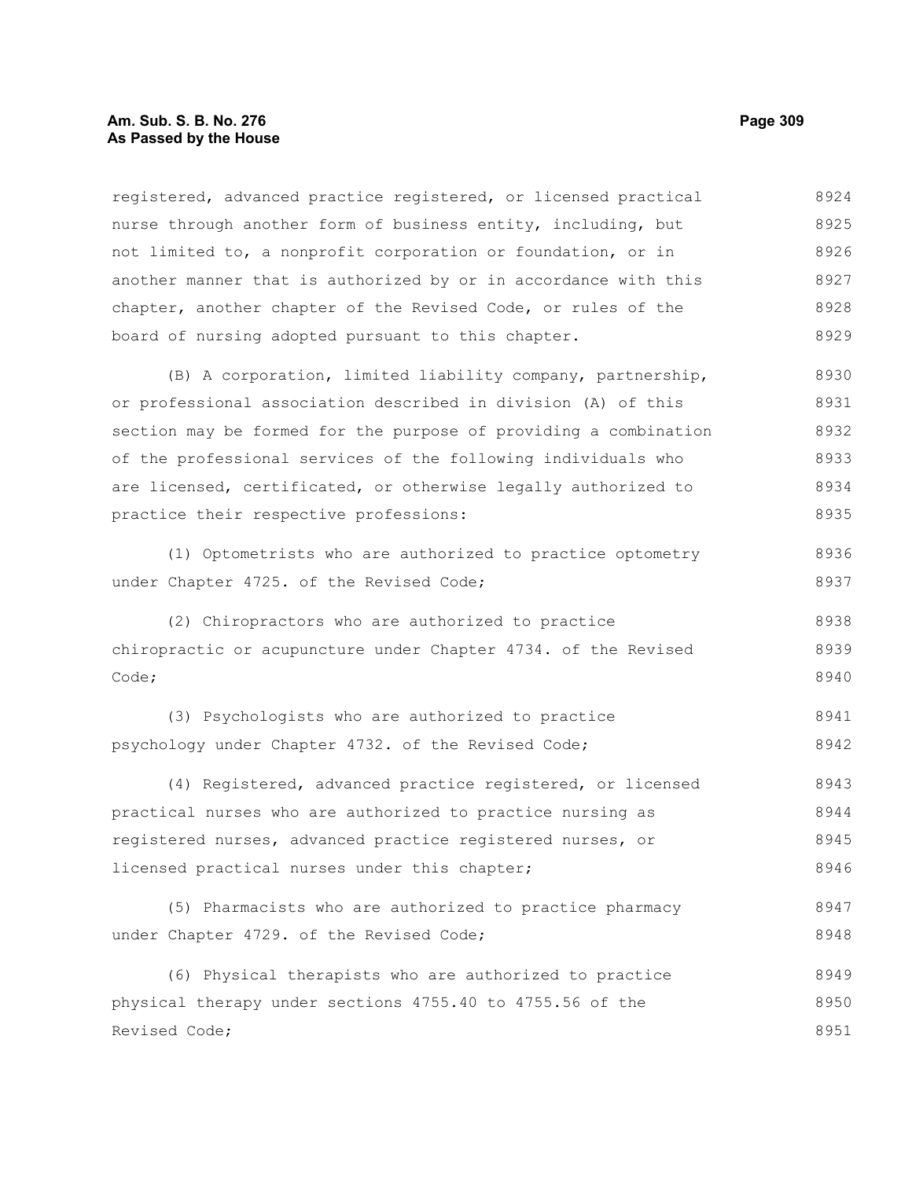registered, advanced practice registered, or licensed practical nurse through another form of business entity, including, but not limited to, a nonprofit corporation or foundation, or in another manner that is authorized by or in accordance with this chapter, another chapter of the Revised Code, or rules of the board of nursing adopted pursuant to this chapter.

(B) A corporation, limited liability company, partnership, or professional association described in division (A) of this section may be formed for the purpose of providing a combination of the professional services of the following individuals who are licensed, certificated, or otherwise legally authorized to practice their respective professions:

(1) Optometrists who are authorized to practice optometry under Chapter 4725. of the Revised Code;

(2) Chiropractors who are authorized to practice chiropractic or acupuncture under Chapter 4734. of the Revised Code;

(3) Psychologists who are authorized to practice psychology under Chapter 4732. of the Revised Code;

(4) Registered, advanced practice registered, or licensed practical nurses who are authorized to practice nursing as registered nurses, advanced practice registered nurses, or licensed practical nurses under this chapter;

(5) Pharmacists who are authorized to practice pharmacy under Chapter 4729. of the Revised Code;

(6) Physical therapists who are authorized to practice physical therapy under sections 4755.40 to 4755.56 of the Revised Code;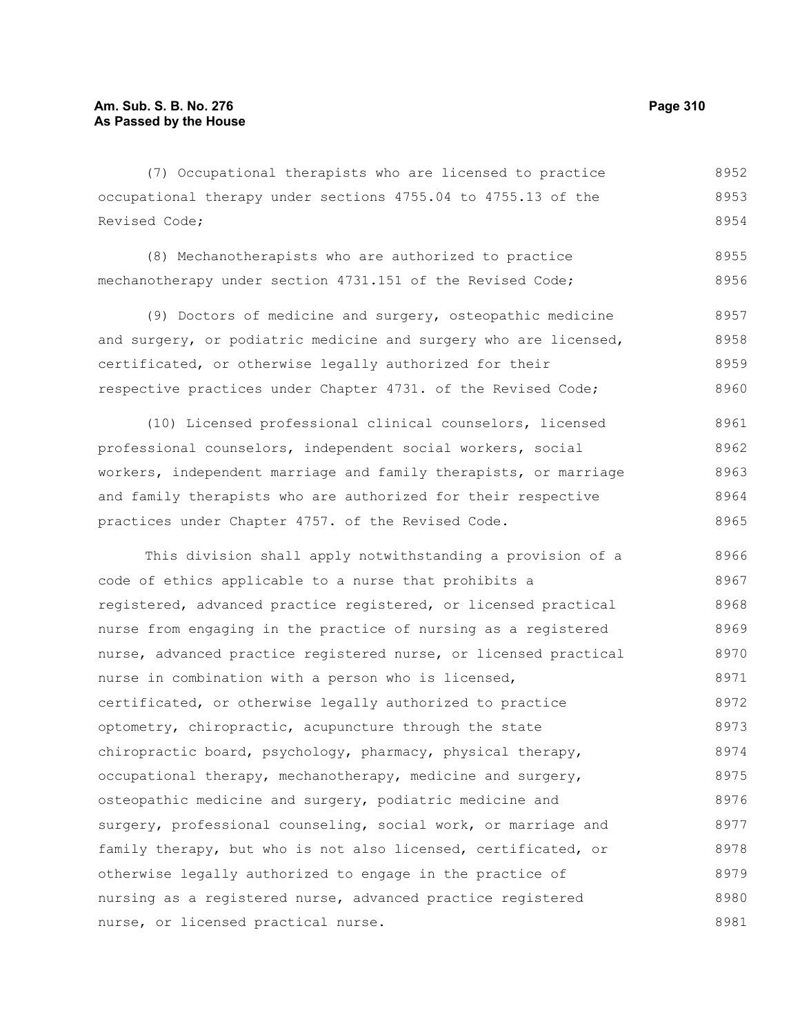(7) Occupational therapists who are licensed to practice occupational therapy under sections 4755.04 to 4755.13 of the Revised Code;

(8) Mechanotherapists who are authorized to practice mechanotherapy under section 4731.151 of the Revised Code;

(9) Doctors of medicine and surgery, osteopathic medicine and surgery, or podiatric medicine and surgery who are licensed, certificated, or otherwise legally authorized for their respective practices under Chapter 4731. of the Revised Code;

(10) Licensed professional clinical counselors, licensed professional counselors, independent social workers, social workers, independent marriage and family therapists, or marriage and family therapists who are authorized for their respective practices under Chapter 4757. of the Revised Code.

This division shall apply notwithstanding a provision of a code of ethics applicable to a nurse that prohibits a registered, advanced practice registered, or licensed practical nurse from engaging in the practice of nursing as a registered nurse, advanced practice registered nurse, or licensed practical nurse in combination with a person who is licensed, certificated, or otherwise legally authorized to practice optometry, chiropractic, acupuncture through the state chiropractic board, psychology, pharmacy, physical therapy, occupational therapy, mechanotherapy, medicine and surgery, osteopathic medicine and surgery, podiatric medicine and surgery, professional counseling, social work, or marriage and family therapy, but who is not also licensed, certificated, or otherwise legally authorized to engage in the practice of nursing as a registered nurse, advanced practice registered nurse, or licensed practical nurse.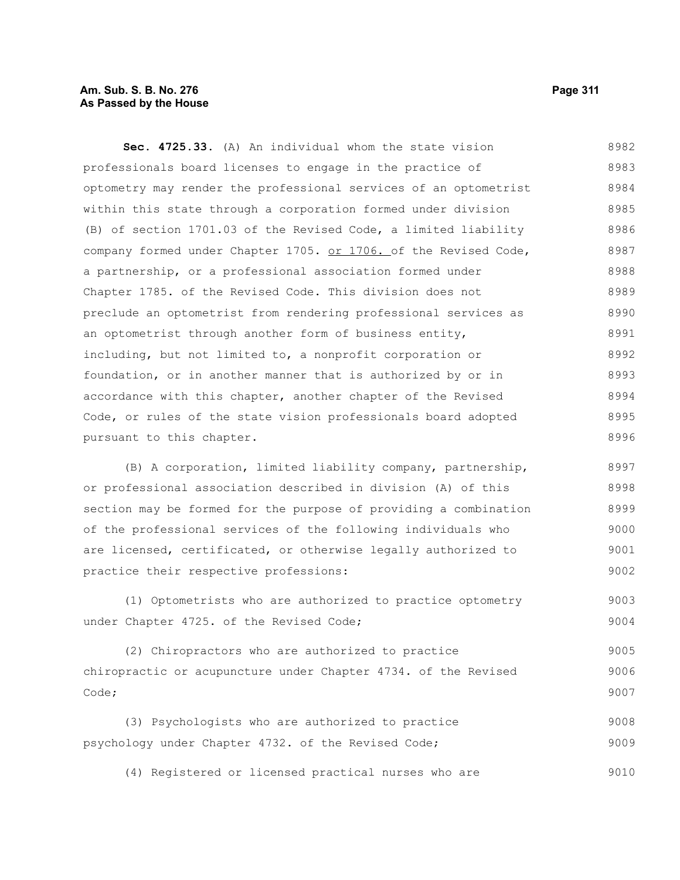**Sec. 4725.33.** (A) An individual whom the state vision professionals board licenses to engage in the practice of optometry may render the professional services of an optometrist within this state through a corporation formed under division (B) of section 1701.03 of the Revised Code, a limited liability company formed under Chapter 1705. or 1706. of the Revised Code, a partnership, or a professional association formed under Chapter 1785. of the Revised Code. This division does not preclude an optometrist from rendering professional services as an optometrist through another form of business entity, including, but not limited to, a nonprofit corporation or foundation, or in another manner that is authorized by or in accordance with this chapter, another chapter of the Revised Code, or rules of the state vision professionals board adopted pursuant to this chapter.

(B) A corporation, limited liability company, partnership, or professional association described in division (A) of this section may be formed for the purpose of providing a combination of the professional services of the following individuals who are licensed, certificated, or otherwise legally authorized to practice their respective professions:

(1) Optometrists who are authorized to practice optometry under Chapter 4725. of the Revised Code;

(2) Chiropractors who are authorized to practice chiropractic or acupuncture under Chapter 4734. of the Revised Code;

(3) Psychologists who are authorized to practice psychology under Chapter 4732. of the Revised Code;

(4) Registered or licensed practical nurses who are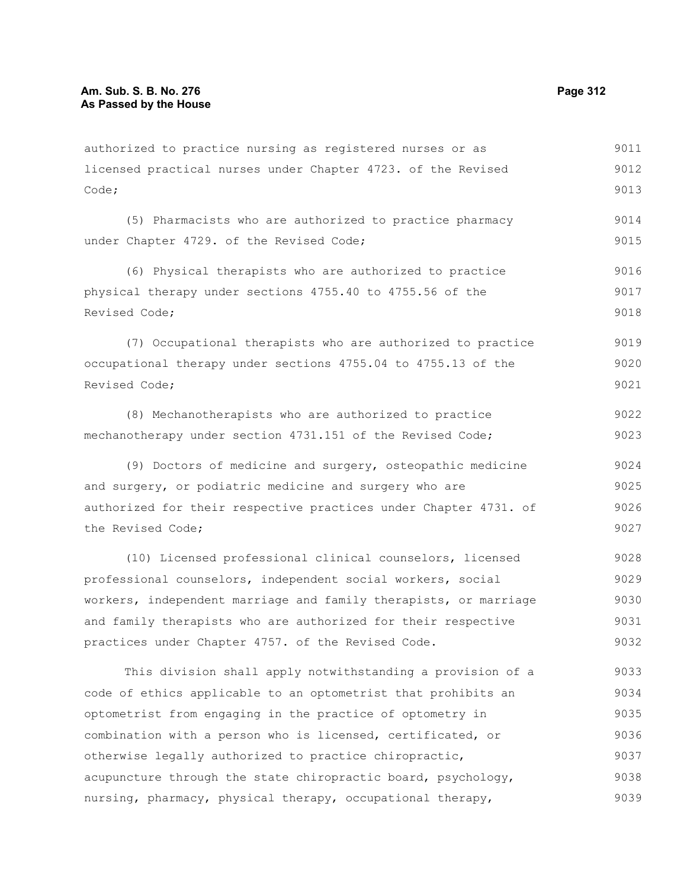authorized to practice nursing as registered nurses or as licensed practical nurses under Chapter 4723. of the Revised Code;

(5) Pharmacists who are authorized to practice pharmacy under Chapter 4729. of the Revised Code;

(6) Physical therapists who are authorized to practice physical therapy under sections 4755.40 to 4755.56 of the Revised Code;

(7) Occupational therapists who are authorized to practice occupational therapy under sections 4755.04 to 4755.13 of the Revised Code;

(8) Mechanotherapists who are authorized to practice mechanotherapy under section 4731.151 of the Revised Code;

(9) Doctors of medicine and surgery, osteopathic medicine and surgery, or podiatric medicine and surgery who are authorized for their respective practices under Chapter 4731. of the Revised Code;

(10) Licensed professional clinical counselors, licensed professional counselors, independent social workers, social workers, independent marriage and family therapists, or marriage and family therapists who are authorized for their respective practices under Chapter 4757. of the Revised Code.

This division shall apply notwithstanding a provision of a code of ethics applicable to an optometrist that prohibits an optometrist from engaging in the practice of optometry in combination with a person who is licensed, certificated, or otherwise legally authorized to practice chiropractic, acupuncture through the state chiropractic board, psychology, nursing, pharmacy, physical therapy, occupational therapy,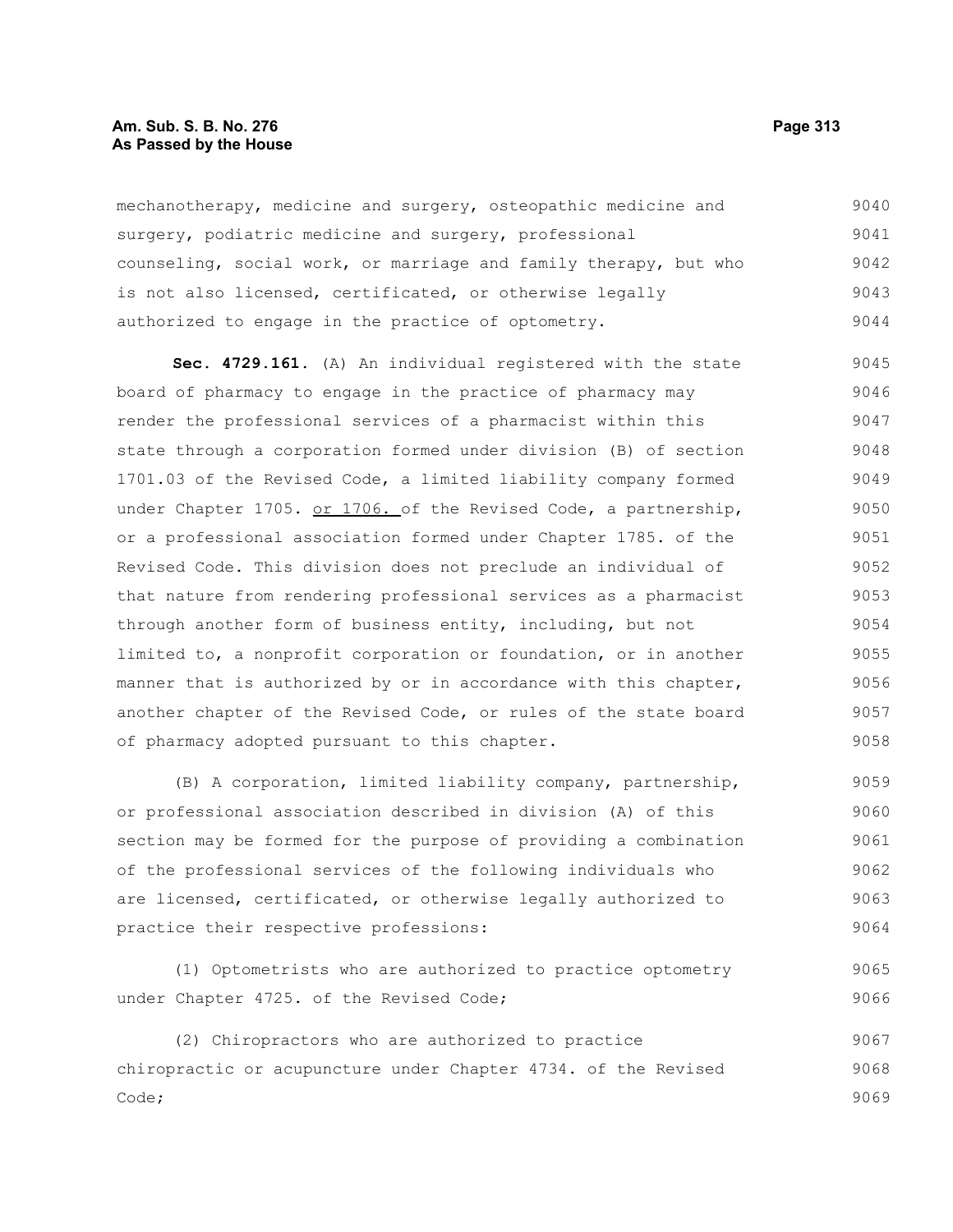mechanotherapy, medicine and surgery, osteopathic medicine and surgery, podiatric medicine and surgery, professional counseling, social work, or marriage and family therapy, but who is not also licensed, certificated, or otherwise legally authorized to engage in the practice of optometry.

**Sec. 4729.161.** (A) An individual registered with the state board of pharmacy to engage in the practice of pharmacy may render the professional services of a pharmacist within this state through a corporation formed under division (B) of section 1701.03 of the Revised Code, a limited liability company formed under Chapter 1705. <u>or 1706.</u> of the Revised Code, a partnership, or a professional association formed under Chapter 1785. of the Revised Code. This division does not preclude an individual of that nature from rendering professional services as a pharmacist through another form of business entity, including, but not limited to, a nonprofit corporation or foundation, or in another manner that is authorized by or in accordance with this chapter, another chapter of the Revised Code, or rules of the state board of pharmacy adopted pursuant to this chapter.

(B) A corporation, limited liability company, partnership, or professional association described in division (A) of this section may be formed for the purpose of providing a combination of the professional services of the following individuals who are licensed, certificated, or otherwise legally authorized to practice their respective professions:

(1) Optometrists who are authorized to practice optometry under Chapter 4725. of the Revised Code;

(2) Chiropractors who are authorized to practice chiropractic or acupuncture under Chapter 4734. of the Revised Code;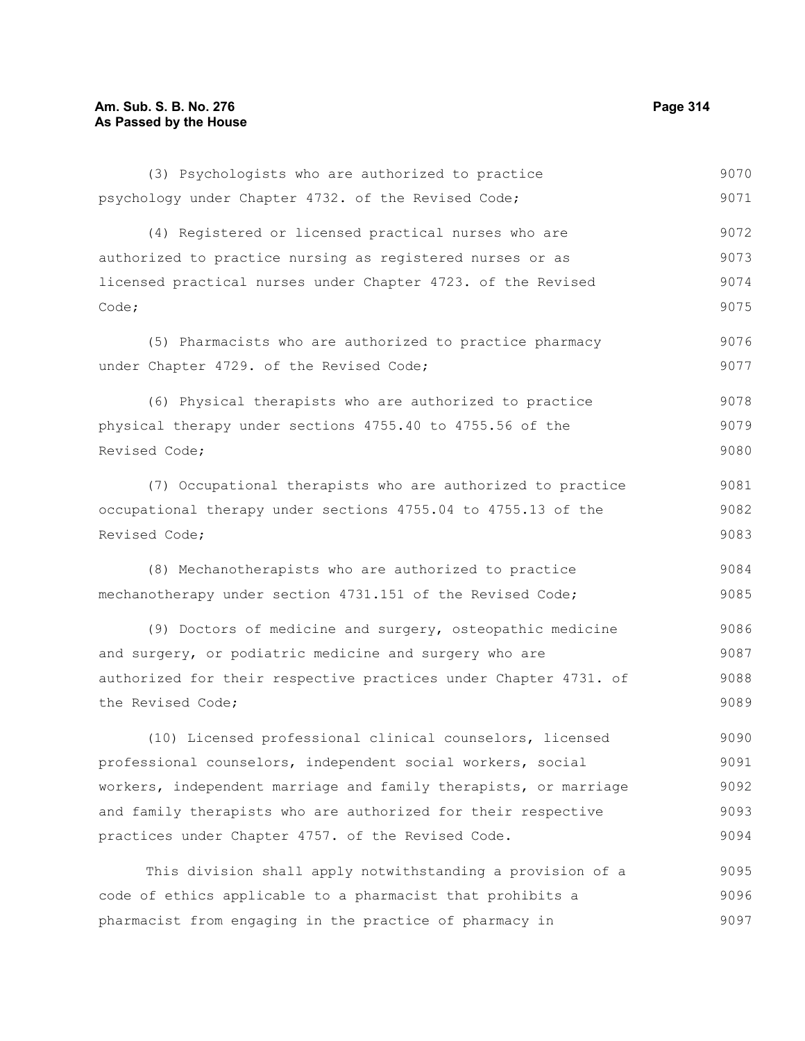(3) Psychologists who are authorized to practice psychology under Chapter 4732. of the Revised Code;

(4) Registered or licensed practical nurses who are authorized to practice nursing as registered nurses or as licensed practical nurses under Chapter 4723. of the Revised Code;

(5) Pharmacists who are authorized to practice pharmacy under Chapter 4729. of the Revised Code;

(6) Physical therapists who are authorized to practice physical therapy under sections 4755.40 to 4755.56 of the Revised Code;

(7) Occupational therapists who are authorized to practice occupational therapy under sections 4755.04 to 4755.13 of the Revised Code;

(8) Mechanotherapists who are authorized to practice mechanotherapy under section 4731.151 of the Revised Code;

(9) Doctors of medicine and surgery, osteopathic medicine and surgery, or podiatric medicine and surgery who are authorized for their respective practices under Chapter 4731. of the Revised Code;

(10) Licensed professional clinical counselors, licensed professional counselors, independent social workers, social workers, independent marriage and family therapists, or marriage and family therapists who are authorized for their respective practices under Chapter 4757. of the Revised Code.

This division shall apply notwithstanding a provision of a code of ethics applicable to a pharmacist that prohibits a pharmacist from engaging in the practice of pharmacy in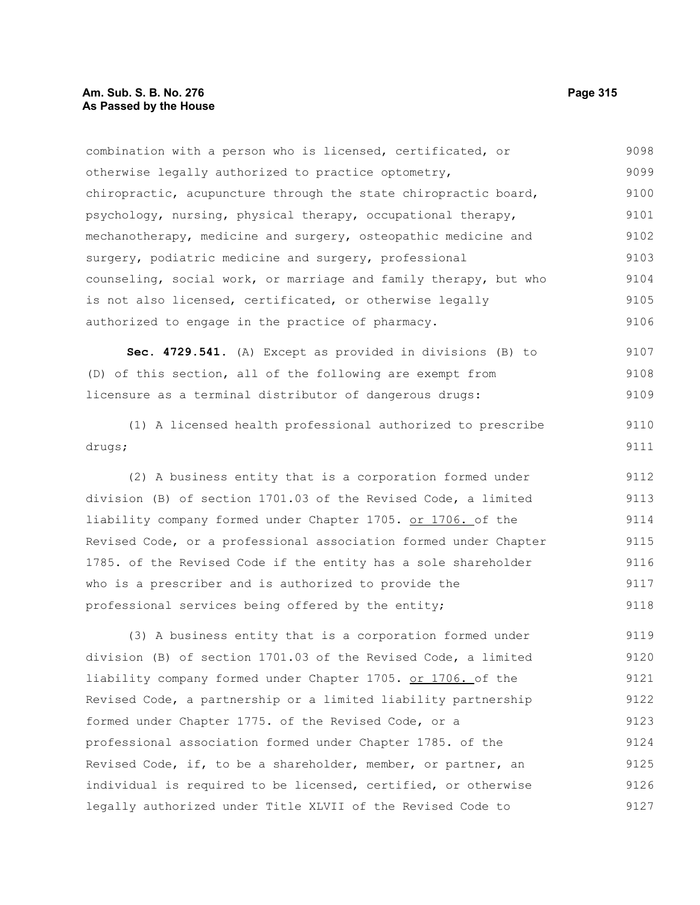combination with a person who is licensed, certificated, or otherwise legally authorized to practice optometry, chiropractic, acupuncture through the state chiropractic board, psychology, nursing, physical therapy, occupational therapy, mechanotherapy, medicine and surgery, osteopathic medicine and surgery, podiatric medicine and surgery, professional counseling, social work, or marriage and family therapy, but who is not also licensed, certificated, or otherwise legally authorized to engage in the practice of pharmacy.

**Sec. 4729.541.** (A) Except as provided in divisions (B) to (D) of this section, all of the following are exempt from licensure as a terminal distributor of dangerous drugs:

(1) A licensed health professional authorized to prescribe drugs;

(2) A business entity that is a corporation formed under division (B) of section 1701.03 of the Revised Code, a limited liability company formed under Chapter 1705. or 1706. of the Revised Code, or a professional association formed under Chapter 1785. of the Revised Code if the entity has a sole shareholder who is a prescriber and is authorized to provide the professional services being offered by the entity;

(3) A business entity that is a corporation formed under division (B) of section 1701.03 of the Revised Code, a limited liability company formed under Chapter 1705. or 1706. of the Revised Code, a partnership or a limited liability partnership formed under Chapter 1775. of the Revised Code, or a professional association formed under Chapter 1785. of the Revised Code, if, to be a shareholder, member, or partner, an individual is required to be licensed, certified, or otherwise legally authorized under Title XLVII of the Revised Code to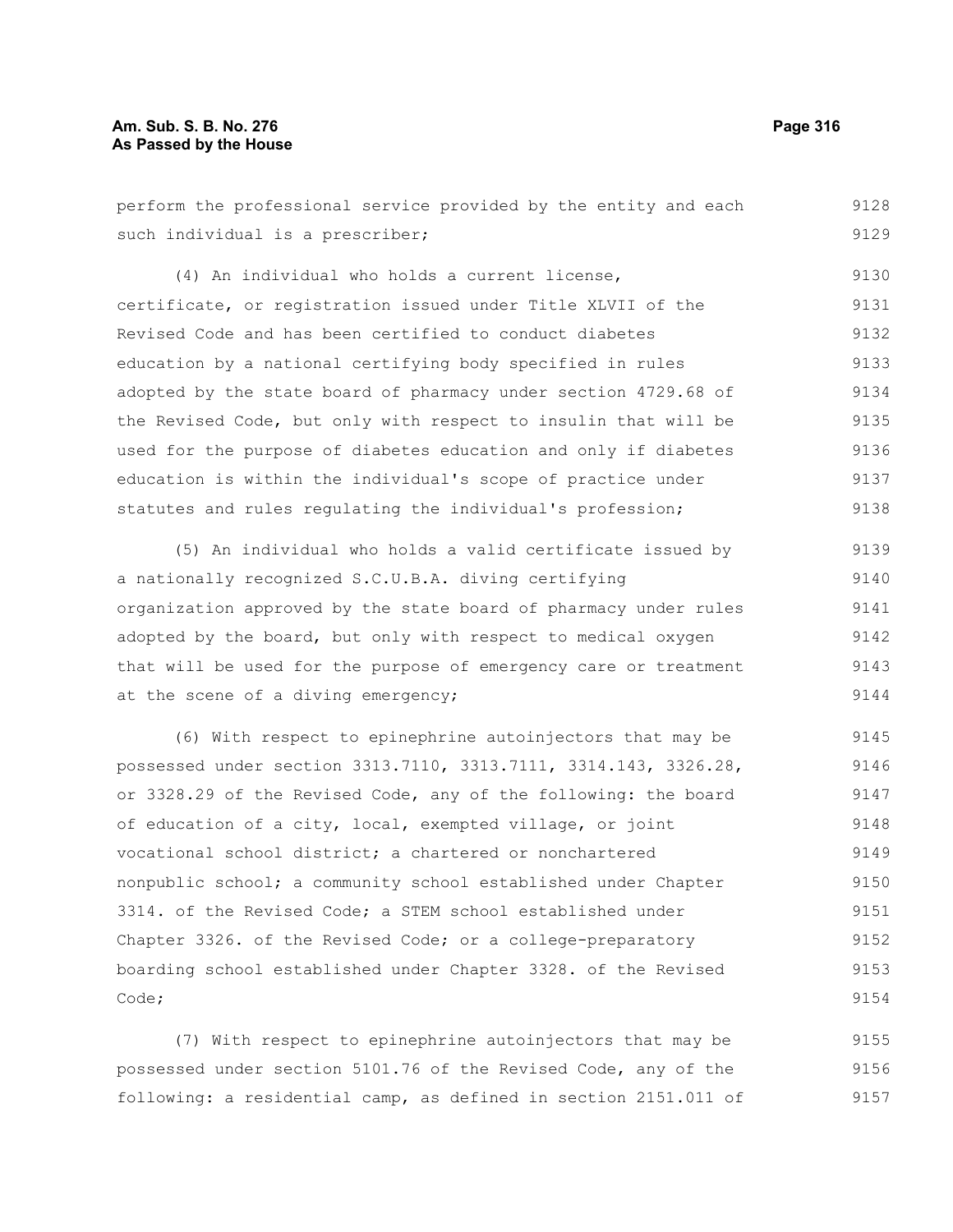perform the professional service provided by the entity and each such individual is a prescriber;

(4) An individual who holds a current license, certificate, or registration issued under Title XLVII of the Revised Code and has been certified to conduct diabetes education by a national certifying body specified in rules adopted by the state board of pharmacy under section 4729.68 of the Revised Code, but only with respect to insulin that will be used for the purpose of diabetes education and only if diabetes education is within the individual's scope of practice under statutes and rules regulating the individual's profession;

(5) An individual who holds a valid certificate issued by a nationally recognized S.C.U.B.A. diving certifying organization approved by the state board of pharmacy under rules adopted by the board, but only with respect to medical oxygen that will be used for the purpose of emergency care or treatment at the scene of a diving emergency;

(6) With respect to epinephrine autoinjectors that may be possessed under section 3313.7110, 3313.7111, 3314.143, 3326.28, or 3328.29 of the Revised Code, any of the following: the board of education of a city, local, exempted village, or joint vocational school district; a chartered or nonchartered nonpublic school; a community school established under Chapter 3314. of the Revised Code; a STEM school established under Chapter 3326. of the Revised Code; or a college-preparatory boarding school established under Chapter 3328. of the Revised Code;

(7) With respect to epinephrine autoinjectors that may be possessed under section 5101.76 of the Revised Code, any of the following: a residential camp, as defined in section 2151.011 of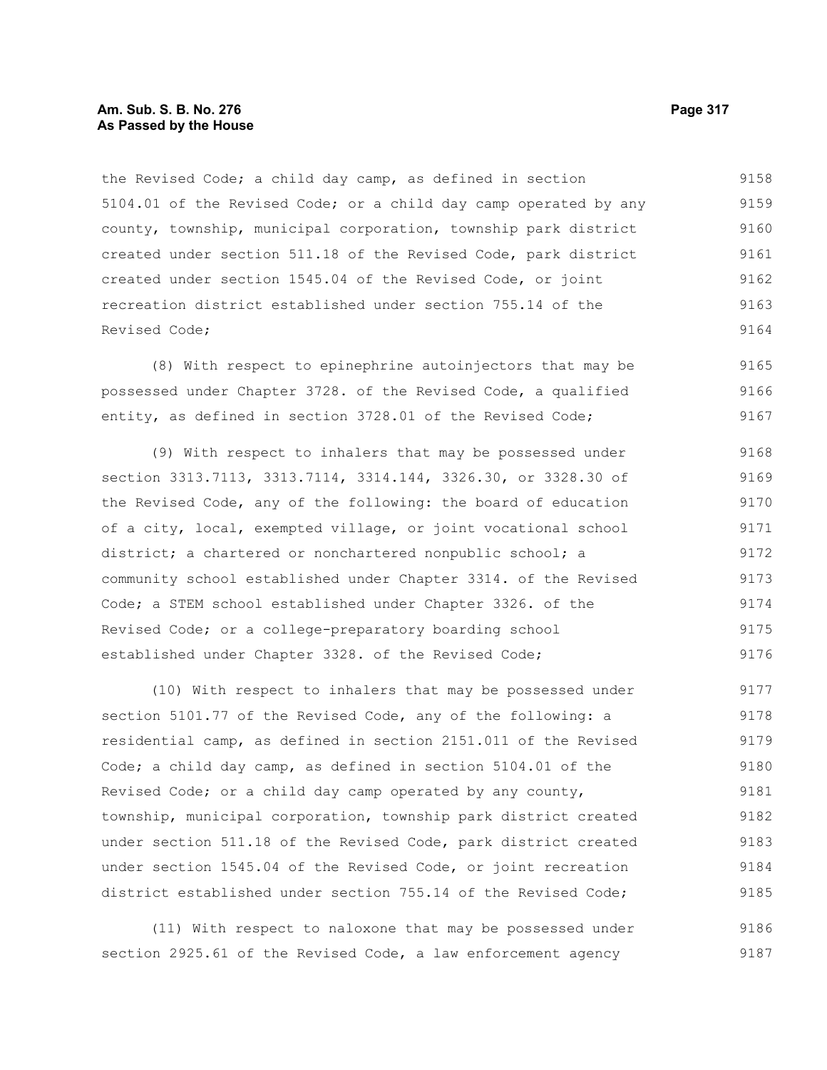the Revised Code; a child day camp, as defined in section 5104.01 of the Revised Code; or a child day camp operated by any county, township, municipal corporation, township park district created under section 511.18 of the Revised Code, park district created under section 1545.04 of the Revised Code, or joint recreation district established under section 755.14 of the Revised Code;

(8) With respect to epinephrine autoinjectors that may be possessed under Chapter 3728. of the Revised Code, a qualified entity, as defined in section 3728.01 of the Revised Code;

(9) With respect to inhalers that may be possessed under section 3313.7113, 3313.7114, 3314.144, 3326.30, or 3328.30 of the Revised Code, any of the following: the board of education of a city, local, exempted village, or joint vocational school district; a chartered or nonchartered nonpublic school; a community school established under Chapter 3314. of the Revised Code; a STEM school established under Chapter 3326. of the Revised Code; or a college-preparatory boarding school established under Chapter 3328. of the Revised Code;

(10) With respect to inhalers that may be possessed under section 5101.77 of the Revised Code, any of the following: a residential camp, as defined in section 2151.011 of the Revised Code; a child day camp, as defined in section 5104.01 of the Revised Code; or a child day camp operated by any county, township, municipal corporation, township park district created under section 511.18 of the Revised Code, park district created under section 1545.04 of the Revised Code, or joint recreation district established under section 755.14 of the Revised Code;

(11) With respect to naloxone that may be possessed under section 2925.61 of the Revised Code, a law enforcement agency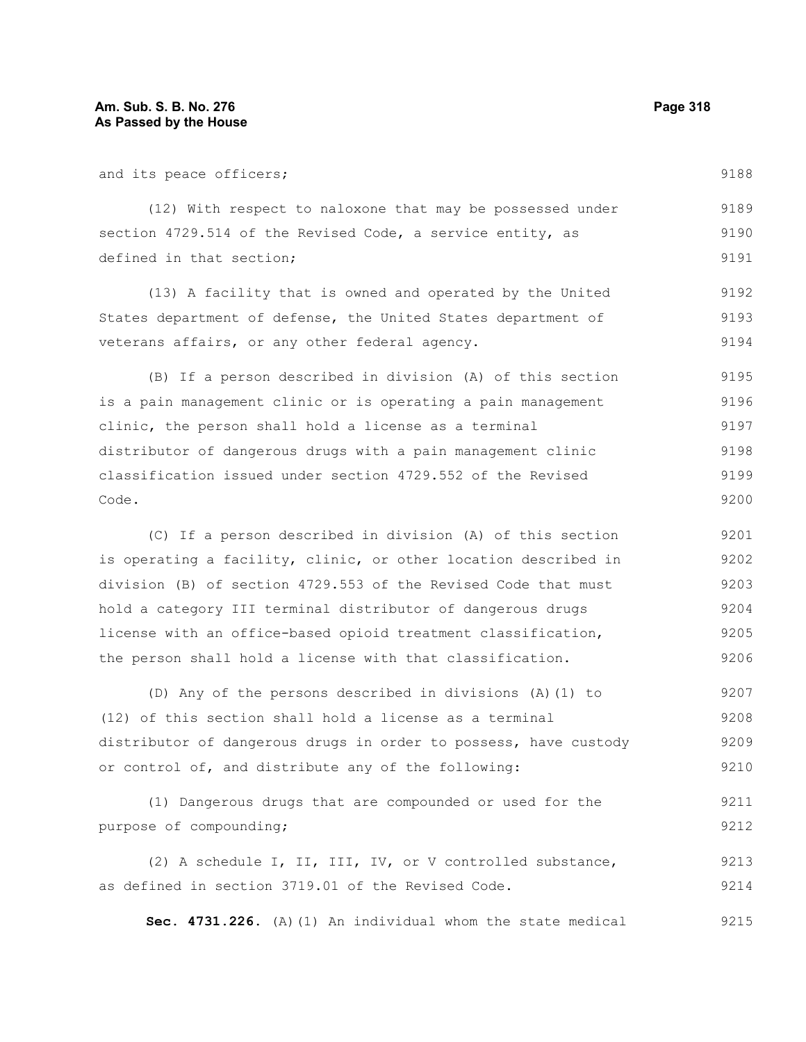and its peace officers;

(12) With respect to naloxone that may be possessed under section 4729.514 of the Revised Code, a service entity, as defined in that section;

(13) A facility that is owned and operated by the United States department of defense, the United States department of veterans affairs, or any other federal agency.

(B) If a person described in division (A) of this section is a pain management clinic or is operating a pain management clinic, the person shall hold a license as a terminal distributor of dangerous drugs with a pain management clinic classification issued under section 4729.552 of the Revised Code.

(C) If a person described in division (A) of this section is operating a facility, clinic, or other location described in division (B) of section 4729.553 of the Revised Code that must hold a category III terminal distributor of dangerous drugs license with an office-based opioid treatment classification, the person shall hold a license with that classification.

(D) Any of the persons described in divisions (A)(1) to (12) of this section shall hold a license as a terminal distributor of dangerous drugs in order to possess, have custody or control of, and distribute any of the following:

(1) Dangerous drugs that are compounded or used for the purpose of compounding;

(2) A schedule I, II, III, IV, or V controlled substance, as defined in section 3719.01 of the Revised Code.

**Sec. 4731.226.** (A)(1) An individual whom the state medical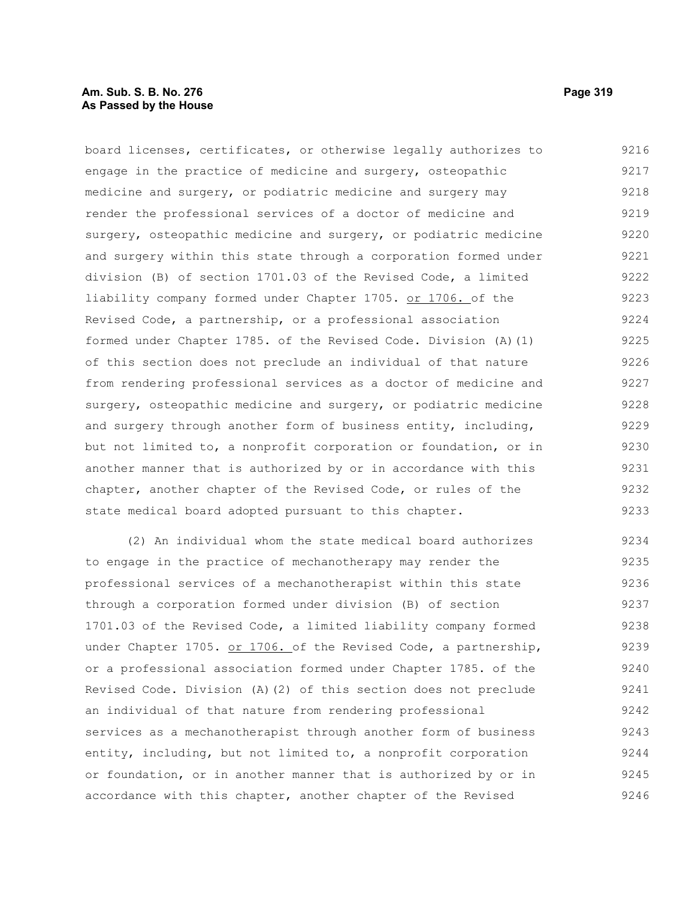board licenses, certificates, or otherwise legally authorizes to engage in the practice of medicine and surgery, osteopathic medicine and surgery, or podiatric medicine and surgery may render the professional services of a doctor of medicine and surgery, osteopathic medicine and surgery, or podiatric medicine and surgery within this state through a corporation formed under division (B) of section 1701.03 of the Revised Code, a limited liability company formed under Chapter 1705. or 1706. of the Revised Code, a partnership, or a professional association formed under Chapter 1785. of the Revised Code. Division (A)(1) of this section does not preclude an individual of that nature from rendering professional services as a doctor of medicine and surgery, osteopathic medicine and surgery, or podiatric medicine and surgery through another form of business entity, including, but not limited to, a nonprofit corporation or foundation, or in another manner that is authorized by or in accordance with this chapter, another chapter of the Revised Code, or rules of the state medical board adopted pursuant to this chapter.

(2) An individual whom the state medical board authorizes to engage in the practice of mechanotherapy may render the professional services of a mechanotherapist within this state through a corporation formed under division (B) of section 1701.03 of the Revised Code, a limited liability company formed under Chapter 1705. or 1706. of the Revised Code, a partnership, or a professional association formed under Chapter 1785. of the Revised Code. Division (A)(2) of this section does not preclude an individual of that nature from rendering professional services as a mechanotherapist through another form of business entity, including, but not limited to, a nonprofit corporation or foundation, or in another manner that is authorized by or in accordance with this chapter, another chapter of the Revised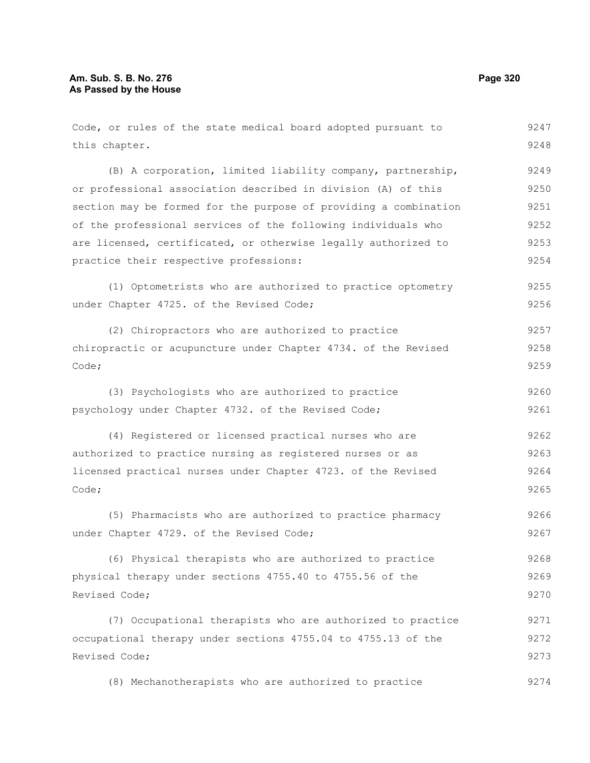Code, or rules of the state medical board adopted pursuant to this chapter.

(B) A corporation, limited liability company, partnership, or professional association described in division (A) of this section may be formed for the purpose of providing a combination of the professional services of the following individuals who are licensed, certificated, or otherwise legally authorized to practice their respective professions:

(1) Optometrists who are authorized to practice optometry under Chapter 4725. of the Revised Code;

(2) Chiropractors who are authorized to practice chiropractic or acupuncture under Chapter 4734. of the Revised Code;

(3) Psychologists who are authorized to practice psychology under Chapter 4732. of the Revised Code;

(4) Registered or licensed practical nurses who are authorized to practice nursing as registered nurses or as licensed practical nurses under Chapter 4723. of the Revised Code;

(5) Pharmacists who are authorized to practice pharmacy under Chapter 4729. of the Revised Code;

(6) Physical therapists who are authorized to practice physical therapy under sections 4755.40 to 4755.56 of the Revised Code;

(7) Occupational therapists who are authorized to practice occupational therapy under sections 4755.04 to 4755.13 of the Revised Code;

(8) Mechanotherapists who are authorized to practice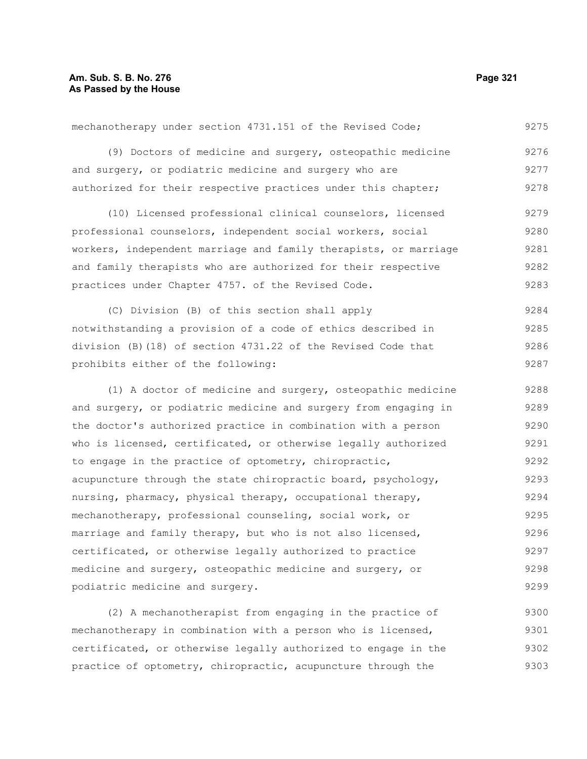mechanotherapy under section 4731.151 of the Revised Code;

(9) Doctors of medicine and surgery, osteopathic medicine and surgery, or podiatric medicine and surgery who are authorized for their respective practices under this chapter;

(10) Licensed professional clinical counselors, licensed professional counselors, independent social workers, social workers, independent marriage and family therapists, or marriage and family therapists who are authorized for their respective practices under Chapter 4757. of the Revised Code.

(C) Division (B) of this section shall apply notwithstanding a provision of a code of ethics described in division (B)(18) of section 4731.22 of the Revised Code that prohibits either of the following:

(1) A doctor of medicine and surgery, osteopathic medicine and surgery, or podiatric medicine and surgery from engaging in the doctor's authorized practice in combination with a person who is licensed, certificated, or otherwise legally authorized to engage in the practice of optometry, chiropractic, acupuncture through the state chiropractic board, psychology, nursing, pharmacy, physical therapy, occupational therapy, mechanotherapy, professional counseling, social work, or marriage and family therapy, but who is not also licensed, certificated, or otherwise legally authorized to practice medicine and surgery, osteopathic medicine and surgery, or podiatric medicine and surgery.

(2) A mechanotherapist from engaging in the practice of mechanotherapy in combination with a person who is licensed, certificated, or otherwise legally authorized to engage in the practice of optometry, chiropractic, acupuncture through the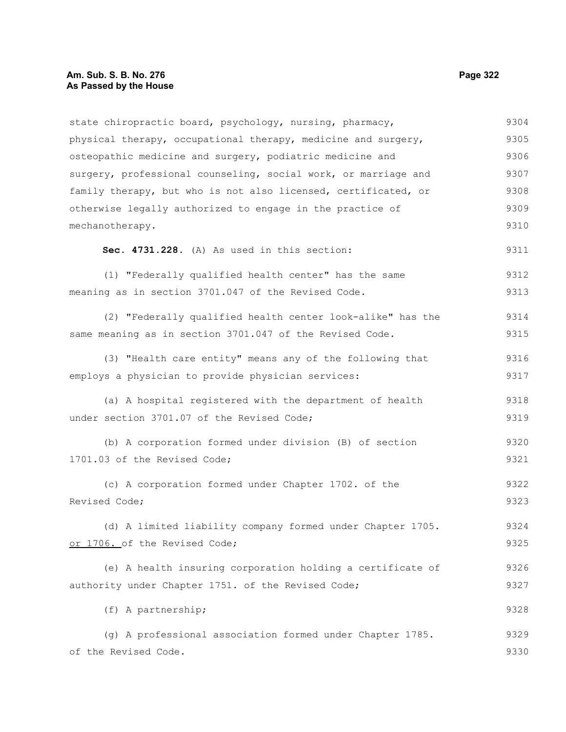state chiropractic board, psychology, nursing, pharmacy, physical therapy, occupational therapy, medicine and surgery, osteopathic medicine and surgery, podiatric medicine and surgery, professional counseling, social work, or marriage and family therapy, but who is not also licensed, certificated, or otherwise legally authorized to engage in the practice of mechanotherapy.

**Sec. 4731.228.** (A) As used in this section:

(1) "Federally qualified health center" has the same meaning as in section 3701.047 of the Revised Code.

(2) "Federally qualified health center look-alike" has the same meaning as in section 3701.047 of the Revised Code.

(3) "Health care entity" means any of the following that employs a physician to provide physician services:

(a) A hospital registered with the department of health under section 3701.07 of the Revised Code;

(b) A corporation formed under division (B) of section 1701.03 of the Revised Code;

(c) A corporation formed under Chapter 1702. of the Revised Code;

(d) A limited liability company formed under Chapter 1705. or 1706. of the Revised Code;

(e) A health insuring corporation holding a certificate of authority under Chapter 1751. of the Revised Code;

(f) A partnership;

(g) A professional association formed under Chapter 1785. of the Revised Code.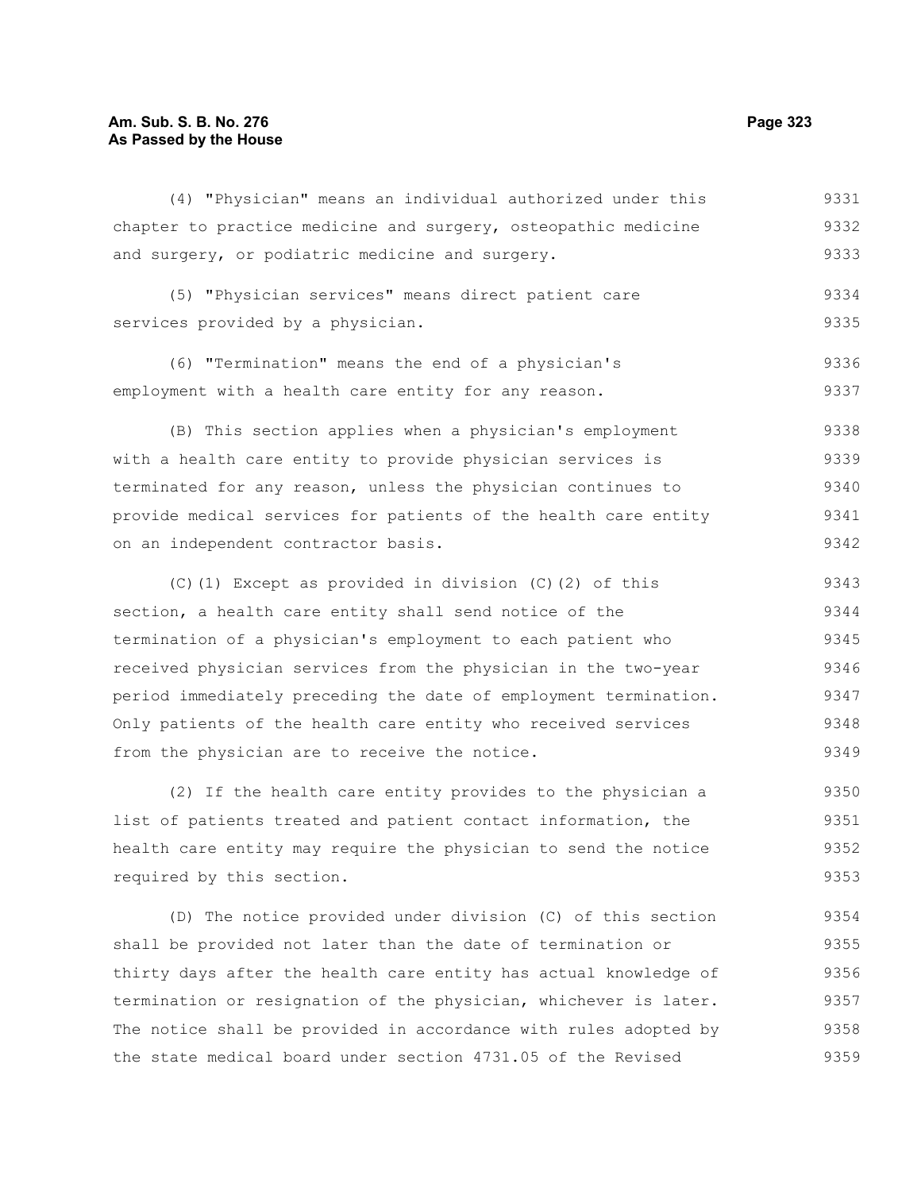(4) "Physician" means an individual authorized under this chapter to practice medicine and surgery, osteopathic medicine and surgery, or podiatric medicine and surgery.

(5) "Physician services" means direct patient care services provided by a physician.

(6) "Termination" means the end of a physician's employment with a health care entity for any reason.

(B) This section applies when a physician's employment with a health care entity to provide physician services is terminated for any reason, unless the physician continues to provide medical services for patients of the health care entity on an independent contractor basis.

(C)(1) Except as provided in division (C)(2) of this section, a health care entity shall send notice of the termination of a physician's employment to each patient who received physician services from the physician in the two-year period immediately preceding the date of employment termination. Only patients of the health care entity who received services from the physician are to receive the notice.

(2) If the health care entity provides to the physician a list of patients treated and patient contact information, the health care entity may require the physician to send the notice required by this section.

(D) The notice provided under division (C) of this section shall be provided not later than the date of termination or thirty days after the health care entity has actual knowledge of termination or resignation of the physician, whichever is later. The notice shall be provided in accordance with rules adopted by the state medical board under section 4731.05 of the Revised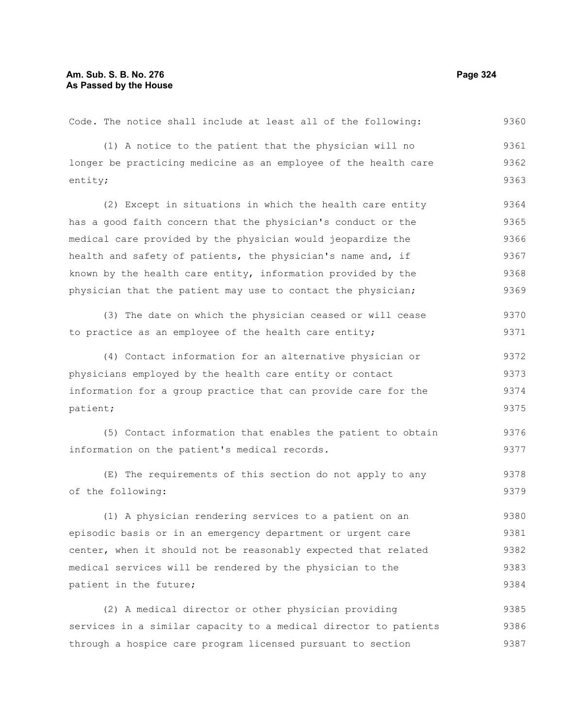Code. The notice shall include at least all of the following:

(1) A notice to the patient that the physician will no longer be practicing medicine as an employee of the health care entity;

(2) Except in situations in which the health care entity has a good faith concern that the physician's conduct or the medical care provided by the physician would jeopardize the health and safety of patients, the physician's name and, if known by the health care entity, information provided by the physician that the patient may use to contact the physician;

(3) The date on which the physician ceased or will cease to practice as an employee of the health care entity;

(4) Contact information for an alternative physician or physicians employed by the health care entity or contact information for a group practice that can provide care for the patient;

(5) Contact information that enables the patient to obtain information on the patient's medical records.

(E) The requirements of this section do not apply to any of the following:

(1) A physician rendering services to a patient on an episodic basis or in an emergency department or urgent care center, when it should not be reasonably expected that related medical services will be rendered by the physician to the patient in the future;

(2) A medical director or other physician providing services in a similar capacity to a medical director to patients through a hospice care program licensed pursuant to section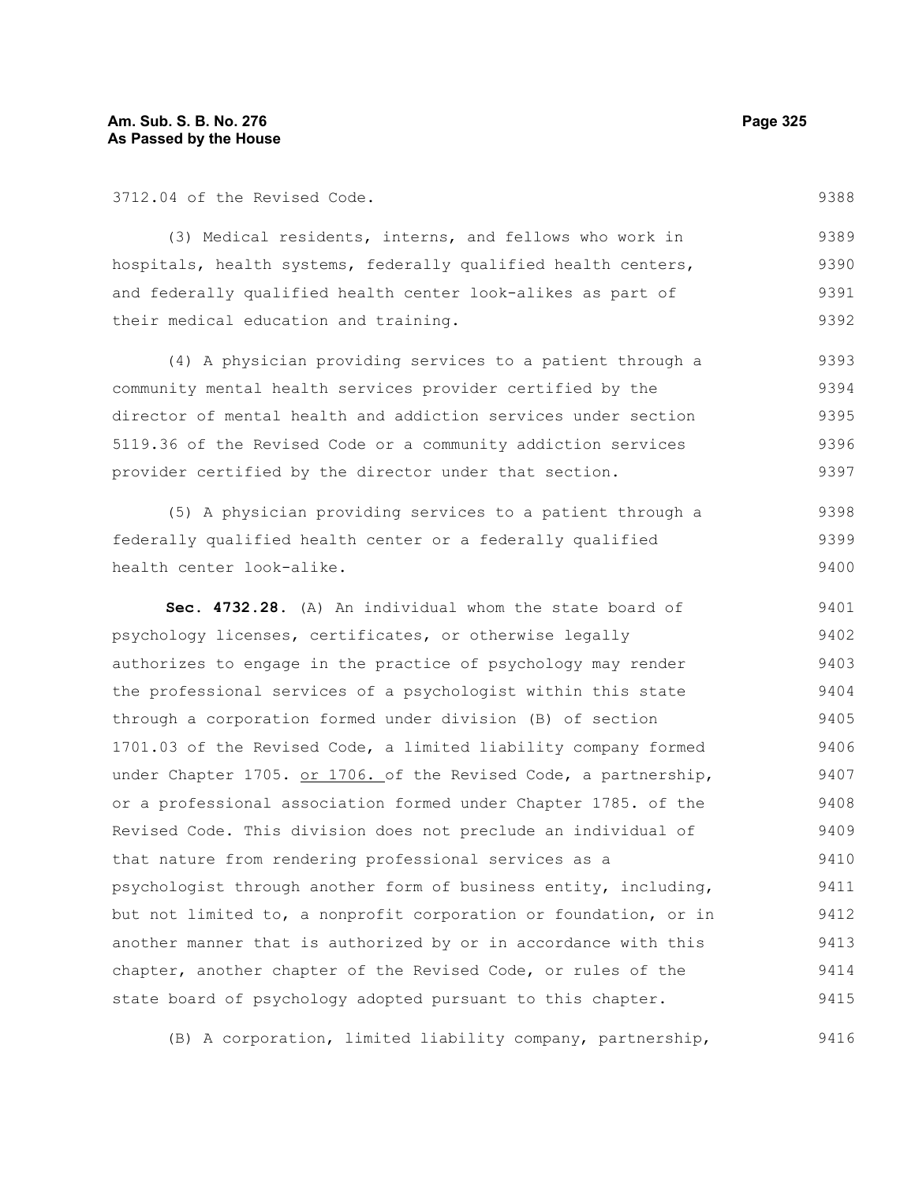3712.04 of the Revised Code.

(3) Medical residents, interns, and fellows who work in hospitals, health systems, federally qualified health centers, and federally qualified health center look-alikes as part of their medical education and training.

(4) A physician providing services to a patient through a community mental health services provider certified by the director of mental health and addiction services under section 5119.36 of the Revised Code or a community addiction services provider certified by the director under that section.

(5) A physician providing services to a patient through a federally qualified health center or a federally qualified health center look-alike.

**Sec. 4732.28.** (A) An individual whom the state board of psychology licenses, certificates, or otherwise legally authorizes to engage in the practice of psychology may render the professional services of a psychologist within this state through a corporation formed under division (B) of section 1701.03 of the Revised Code, a limited liability company formed under Chapter 1705. <u>or 1706.</u> of the Revised Code, a partnership, or a professional association formed under Chapter 1785. of the Revised Code. This division does not preclude an individual of that nature from rendering professional services as a psychologist through another form of business entity, including, but not limited to, a nonprofit corporation or foundation, or in another manner that is authorized by or in accordance with this chapter, another chapter of the Revised Code, or rules of the state board of psychology adopted pursuant to this chapter.

(B) A corporation, limited liability company, partnership,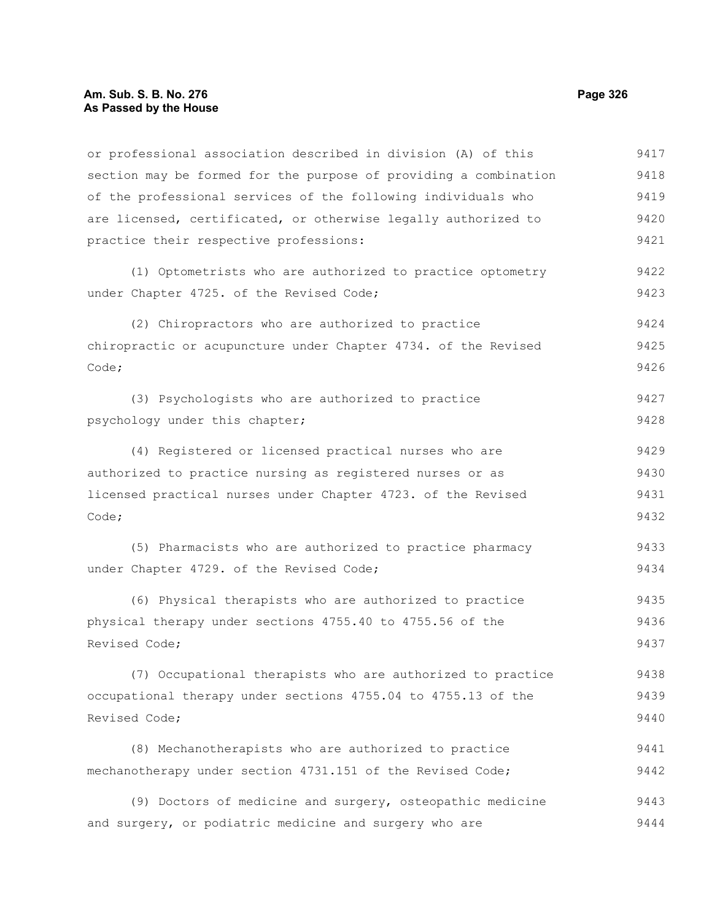or professional association described in division (A) of this section may be formed for the purpose of providing a combination of the professional services of the following individuals who are licensed, certificated, or otherwise legally authorized to practice their respective professions:

(1) Optometrists who are authorized to practice optometry under Chapter 4725. of the Revised Code;

(2) Chiropractors who are authorized to practice chiropractic or acupuncture under Chapter 4734. of the Revised Code;

(3) Psychologists who are authorized to practice psychology under this chapter;

(4) Registered or licensed practical nurses who are authorized to practice nursing as registered nurses or as licensed practical nurses under Chapter 4723. of the Revised Code;

(5) Pharmacists who are authorized to practice pharmacy under Chapter 4729. of the Revised Code;

(6) Physical therapists who are authorized to practice physical therapy under sections 4755.40 to 4755.56 of the Revised Code;

(7) Occupational therapists who are authorized to practice occupational therapy under sections 4755.04 to 4755.13 of the Revised Code;

(8) Mechanotherapists who are authorized to practice mechanotherapy under section 4731.151 of the Revised Code;

(9) Doctors of medicine and surgery, osteopathic medicine and surgery, or podiatric medicine and surgery who are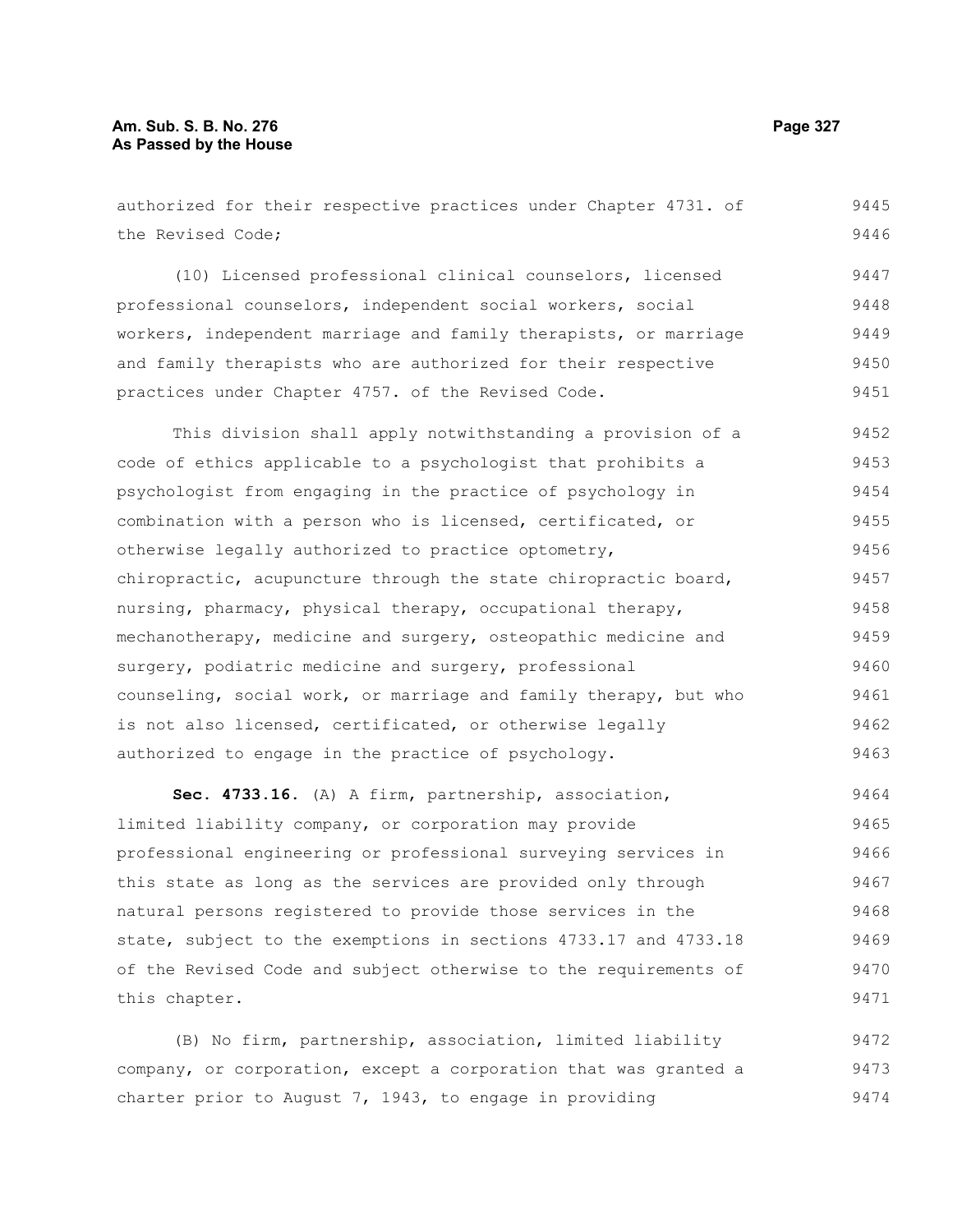authorized for their respective practices under Chapter 4731. of the Revised Code;

(10) Licensed professional clinical counselors, licensed professional counselors, independent social workers, social workers, independent marriage and family therapists, or marriage and family therapists who are authorized for their respective practices under Chapter 4757. of the Revised Code.

This division shall apply notwithstanding a provision of a code of ethics applicable to a psychologist that prohibits a psychologist from engaging in the practice of psychology in combination with a person who is licensed, certificated, or otherwise legally authorized to practice optometry, chiropractic, acupuncture through the state chiropractic board, nursing, pharmacy, physical therapy, occupational therapy, mechanotherapy, medicine and surgery, osteopathic medicine and surgery, podiatric medicine and surgery, professional counseling, social work, or marriage and family therapy, but who is not also licensed, certificated, or otherwise legally authorized to engage in the practice of psychology.

**Sec. 4733.16.** (A) A firm, partnership, association, limited liability company, or corporation may provide professional engineering or professional surveying services in this state as long as the services are provided only through natural persons registered to provide those services in the state, subject to the exemptions in sections 4733.17 and 4733.18 of the Revised Code and subject otherwise to the requirements of this chapter.

(B) No firm, partnership, association, limited liability company, or corporation, except a corporation that was granted a charter prior to August 7, 1943, to engage in providing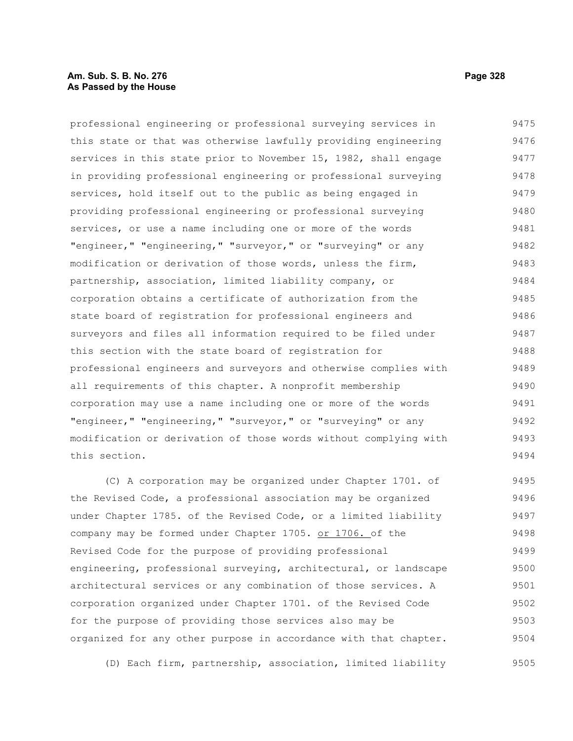professional engineering or professional surveying services in this state or that was otherwise lawfully providing engineering services in this state prior to November 15, 1982, shall engage in providing professional engineering or professional surveying services, hold itself out to the public as being engaged in providing professional engineering or professional surveying services, or use a name including one or more of the words "engineer," "engineering," "surveyor," or "surveying" or any modification or derivation of those words, unless the firm, partnership, association, limited liability company, or corporation obtains a certificate of authorization from the state board of registration for professional engineers and surveyors and files all information required to be filed under this section with the state board of registration for professional engineers and surveyors and otherwise complies with all requirements of this chapter. A nonprofit membership corporation may use a name including one or more of the words "engineer," "engineering," "surveyor," or "surveying" or any modification or derivation of those words without complying with this section.

(C) A corporation may be organized under Chapter 1701. of the Revised Code, a professional association may be organized under Chapter 1785. of the Revised Code, or a limited liability company may be formed under Chapter 1705. <u>or 1706.</u> of the Revised Code for the purpose of providing professional engineering, professional surveying, architectural, or landscape architectural services or any combination of those services. A corporation organized under Chapter 1701. of the Revised Code for the purpose of providing those services also may be organized for any other purpose in accordance with that chapter.

(D) Each firm, partnership, association, limited liability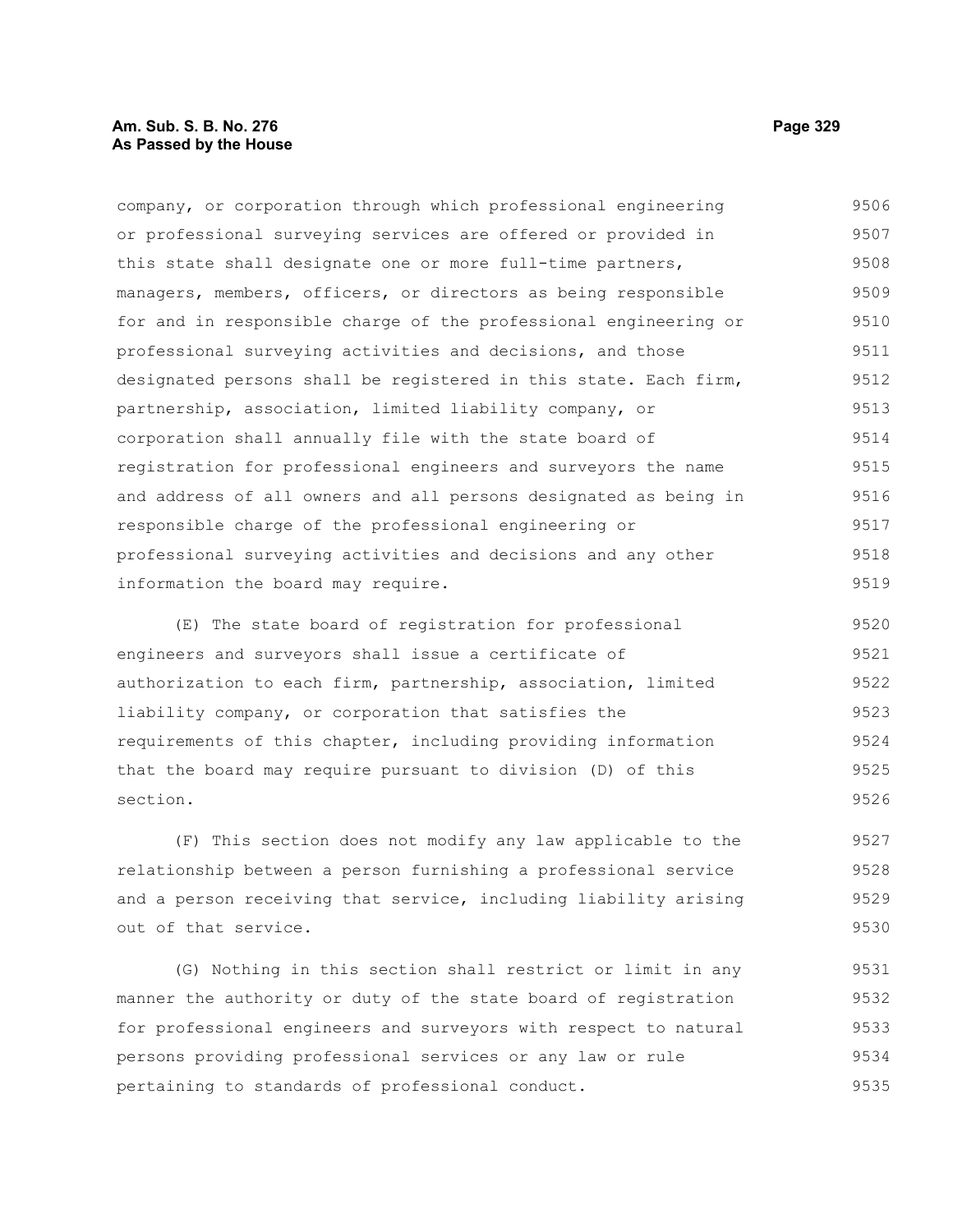company, or corporation through which professional engineering or professional surveying services are offered or provided in this state shall designate one or more full-time partners, managers, members, officers, or directors as being responsible for and in responsible charge of the professional engineering or professional surveying activities and decisions, and those designated persons shall be registered in this state. Each firm, partnership, association, limited liability company, or corporation shall annually file with the state board of registration for professional engineers and surveyors the name and address of all owners and all persons designated as being in responsible charge of the professional engineering or professional surveying activities and decisions and any other information the board may require.

(E) The state board of registration for professional engineers and surveyors shall issue a certificate of authorization to each firm, partnership, association, limited liability company, or corporation that satisfies the requirements of this chapter, including providing information that the board may require pursuant to division (D) of this section.

(F) This section does not modify any law applicable to the relationship between a person furnishing a professional service and a person receiving that service, including liability arising out of that service.

(G) Nothing in this section shall restrict or limit in any manner the authority or duty of the state board of registration for professional engineers and surveyors with respect to natural persons providing professional services or any law or rule pertaining to standards of professional conduct.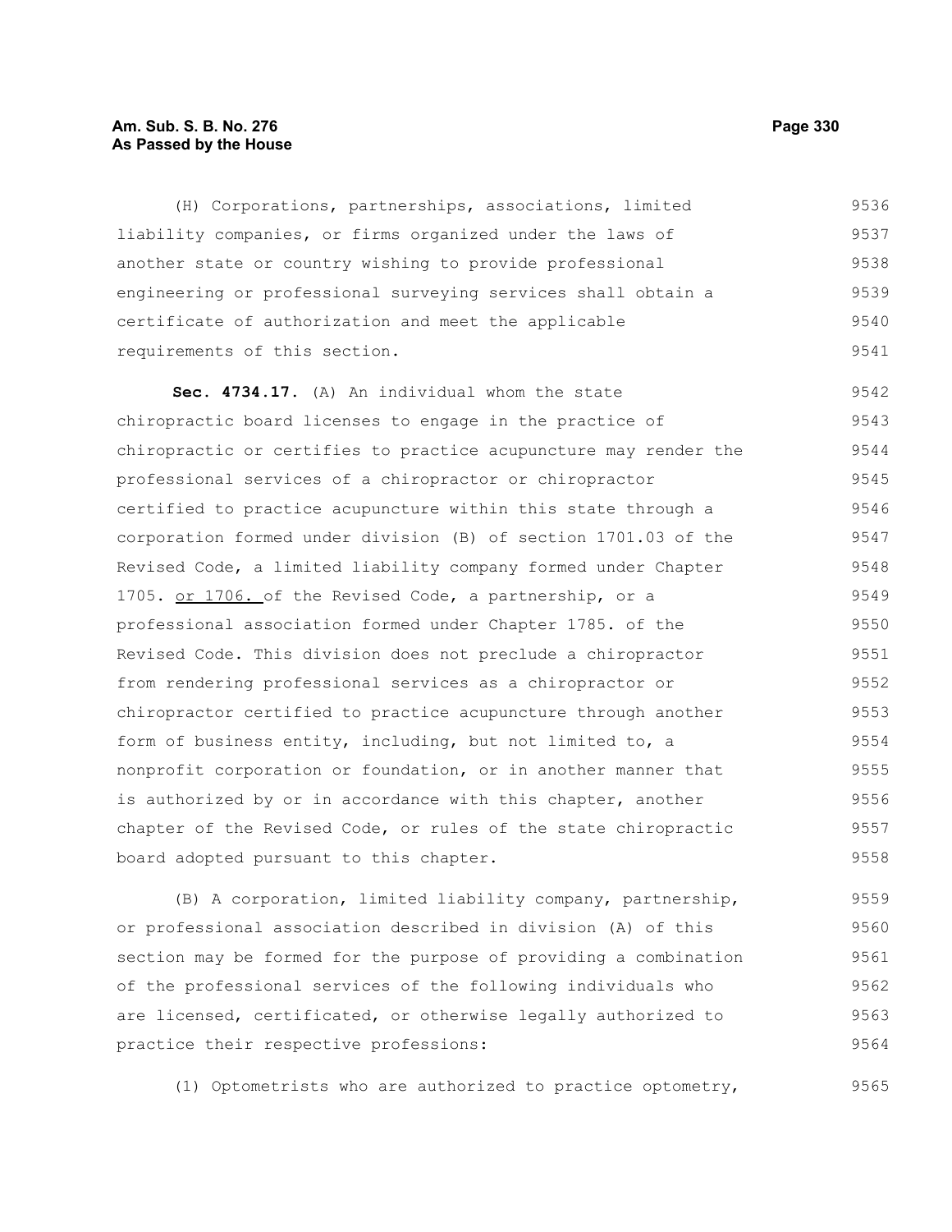(H) Corporations, partnerships, associations, limited liability companies, or firms organized under the laws of another state or country wishing to provide professional engineering or professional surveying services shall obtain a certificate of authorization and meet the applicable requirements of this section.

**Sec. 4734.17.** (A) An individual whom the state chiropractic board licenses to engage in the practice of chiropractic or certifies to practice acupuncture may render the professional services of a chiropractor or chiropractor certified to practice acupuncture within this state through a corporation formed under division (B) of section 1701.03 of the Revised Code, a limited liability company formed under Chapter 1705. or 1706. of the Revised Code, a partnership, or a professional association formed under Chapter 1785. of the Revised Code. This division does not preclude a chiropractor from rendering professional services as a chiropractor or chiropractor certified to practice acupuncture through another form of business entity, including, but not limited to, a nonprofit corporation or foundation, or in another manner that is authorized by or in accordance with this chapter, another chapter of the Revised Code, or rules of the state chiropractic board adopted pursuant to this chapter.

(B) A corporation, limited liability company, partnership, or professional association described in division (A) of this section may be formed for the purpose of providing a combination of the professional services of the following individuals who are licensed, certificated, or otherwise legally authorized to practice their respective professions:

(1) Optometrists who are authorized to practice optometry,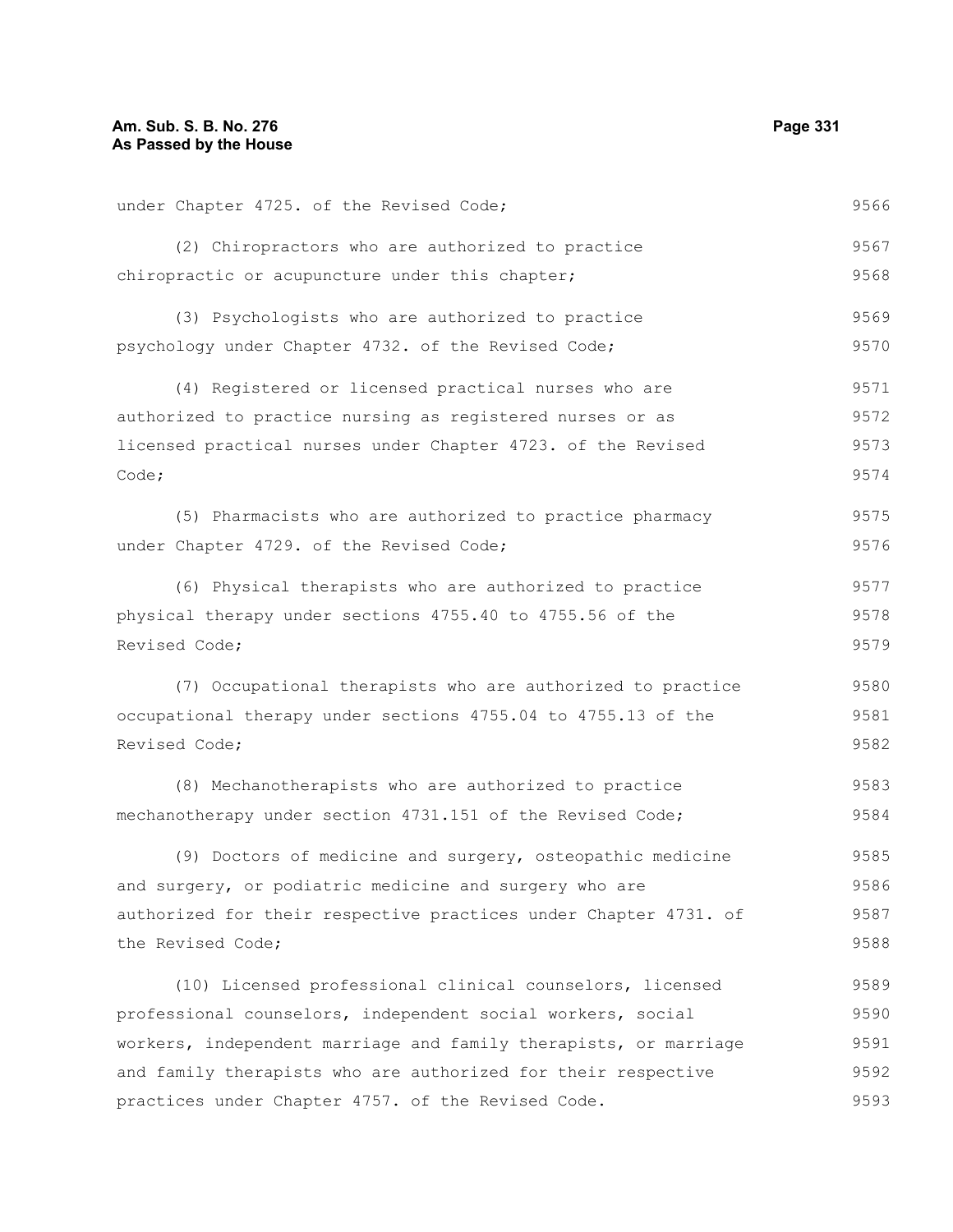under Chapter 4725. of the Revised Code;

(2) Chiropractors who are authorized to practice chiropractic or acupuncture under this chapter;

(3) Psychologists who are authorized to practice psychology under Chapter 4732. of the Revised Code;

(4) Registered or licensed practical nurses who are authorized to practice nursing as registered nurses or as licensed practical nurses under Chapter 4723. of the Revised Code;

(5) Pharmacists who are authorized to practice pharmacy under Chapter 4729. of the Revised Code;

(6) Physical therapists who are authorized to practice physical therapy under sections 4755.40 to 4755.56 of the Revised Code;

(7) Occupational therapists who are authorized to practice occupational therapy under sections 4755.04 to 4755.13 of the Revised Code;

(8) Mechanotherapists who are authorized to practice mechanotherapy under section 4731.151 of the Revised Code;

(9) Doctors of medicine and surgery, osteopathic medicine and surgery, or podiatric medicine and surgery who are authorized for their respective practices under Chapter 4731. of the Revised Code;

(10) Licensed professional clinical counselors, licensed professional counselors, independent social workers, social workers, independent marriage and family therapists, or marriage and family therapists who are authorized for their respective practices under Chapter 4757. of the Revised Code.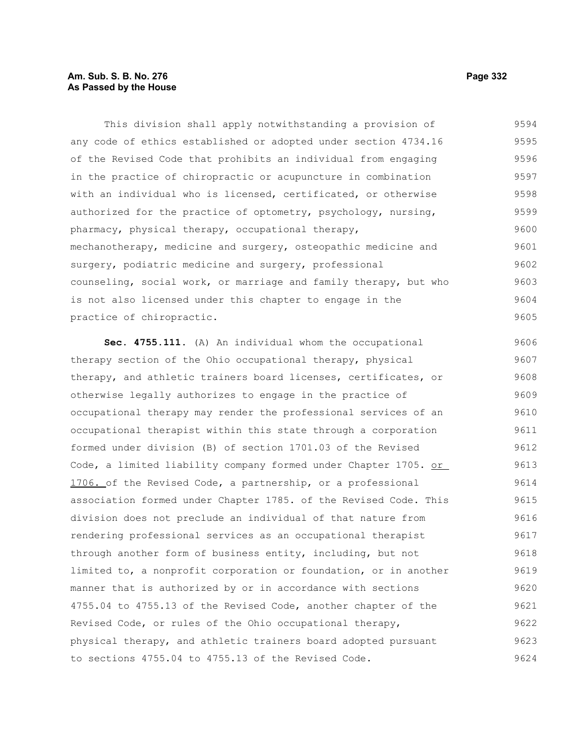This division shall apply notwithstanding a provision of any code of ethics established or adopted under section 4734.16 of the Revised Code that prohibits an individual from engaging in the practice of chiropractic or acupuncture in combination with an individual who is licensed, certificated, or otherwise authorized for the practice of optometry, psychology, nursing, pharmacy, physical therapy, occupational therapy, mechanotherapy, medicine and surgery, osteopathic medicine and surgery, podiatric medicine and surgery, professional counseling, social work, or marriage and family therapy, but who is not also licensed under this chapter to engage in the practice of chiropractic.

**Sec. 4755.111.** (A) An individual whom the occupational therapy section of the Ohio occupational therapy, physical therapy, and athletic trainers board licenses, certificates, or otherwise legally authorizes to engage in the practice of occupational therapy may render the professional services of an occupational therapist within this state through a corporation formed under division (B) of section 1701.03 of the Revised Code, a limited liability company formed under Chapter 1705. or 1706. of the Revised Code, a partnership, or a professional association formed under Chapter 1785. of the Revised Code. This division does not preclude an individual of that nature from rendering professional services as an occupational therapist through another form of business entity, including, but not limited to, a nonprofit corporation or foundation, or in another manner that is authorized by or in accordance with sections 4755.04 to 4755.13 of the Revised Code, another chapter of the Revised Code, or rules of the Ohio occupational therapy, physical therapy, and athletic trainers board adopted pursuant to sections 4755.04 to 4755.13 of the Revised Code.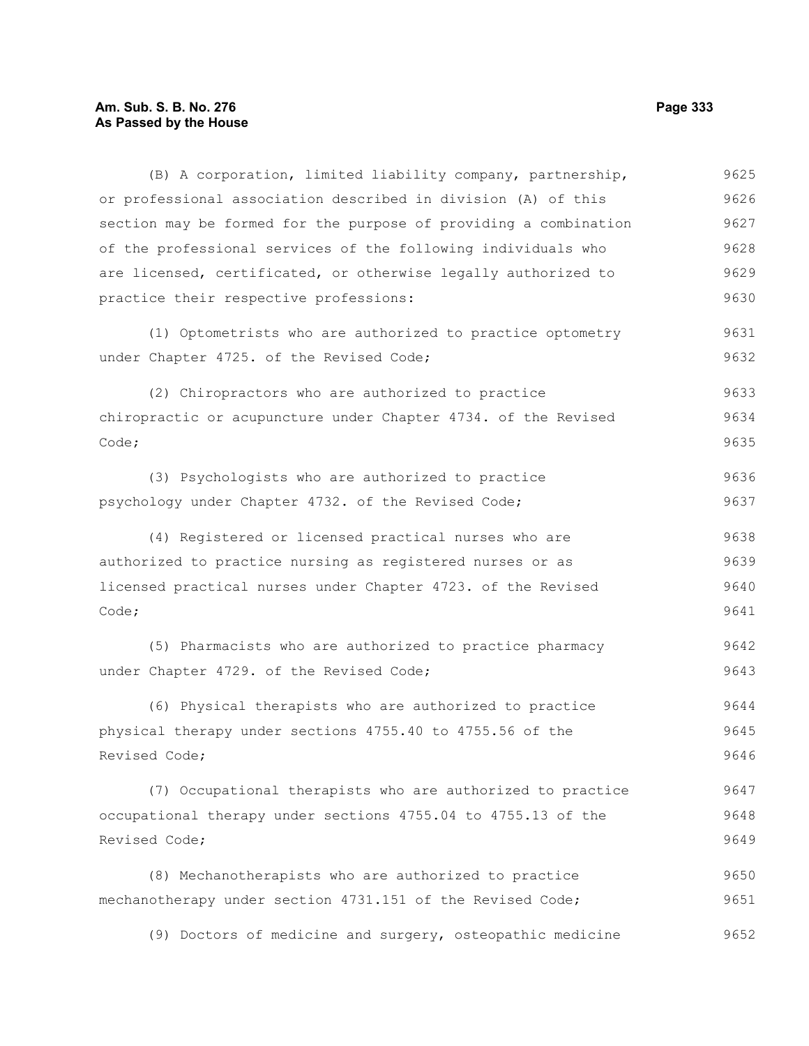(B) A corporation, limited liability company, partnership, or professional association described in division (A) of this section may be formed for the purpose of providing a combination of the professional services of the following individuals who are licensed, certificated, or otherwise legally authorized to practice their respective professions:

(1) Optometrists who are authorized to practice optometry under Chapter 4725. of the Revised Code;

(2) Chiropractors who are authorized to practice chiropractic or acupuncture under Chapter 4734. of the Revised Code;

(3) Psychologists who are authorized to practice psychology under Chapter 4732. of the Revised Code;

(4) Registered or licensed practical nurses who are authorized to practice nursing as registered nurses or as licensed practical nurses under Chapter 4723. of the Revised Code;

(5) Pharmacists who are authorized to practice pharmacy under Chapter 4729. of the Revised Code;

(6) Physical therapists who are authorized to practice physical therapy under sections 4755.40 to 4755.56 of the Revised Code;

(7) Occupational therapists who are authorized to practice occupational therapy under sections 4755.04 to 4755.13 of the Revised Code;

(8) Mechanotherapists who are authorized to practice mechanotherapy under section 4731.151 of the Revised Code;

(9) Doctors of medicine and surgery, osteopathic medicine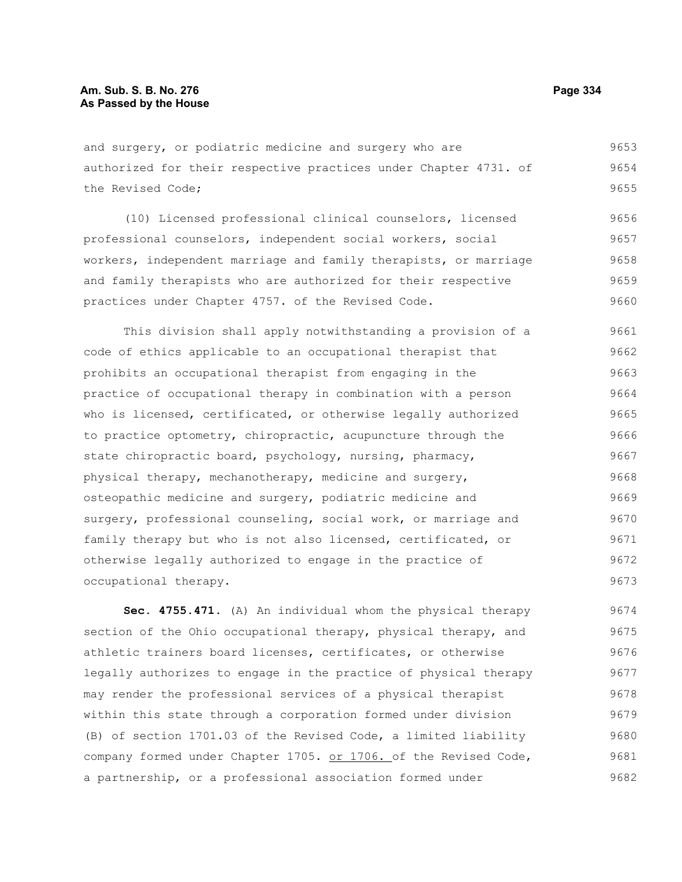and surgery, or podiatric medicine and surgery who are authorized for their respective practices under Chapter 4731. of the Revised Code;

(10) Licensed professional clinical counselors, licensed professional counselors, independent social workers, social workers, independent marriage and family therapists, or marriage and family therapists who are authorized for their respective practices under Chapter 4757. of the Revised Code.

This division shall apply notwithstanding a provision of a code of ethics applicable to an occupational therapist that prohibits an occupational therapist from engaging in the practice of occupational therapy in combination with a person who is licensed, certificated, or otherwise legally authorized to practice optometry, chiropractic, acupuncture through the state chiropractic board, psychology, nursing, pharmacy, physical therapy, mechanotherapy, medicine and surgery, osteopathic medicine and surgery, podiatric medicine and surgery, professional counseling, social work, or marriage and family therapy but who is not also licensed, certificated, or otherwise legally authorized to engage in the practice of occupational therapy.

**Sec. 4755.471.** (A) An individual whom the physical therapy section of the Ohio occupational therapy, physical therapy, and athletic trainers board licenses, certificates, or otherwise legally authorizes to engage in the practice of physical therapy may render the professional services of a physical therapist within this state through a corporation formed under division (B) of section 1701.03 of the Revised Code, a limited liability company formed under Chapter 1705. or 1706. of the Revised Code, a partnership, or a professional association formed under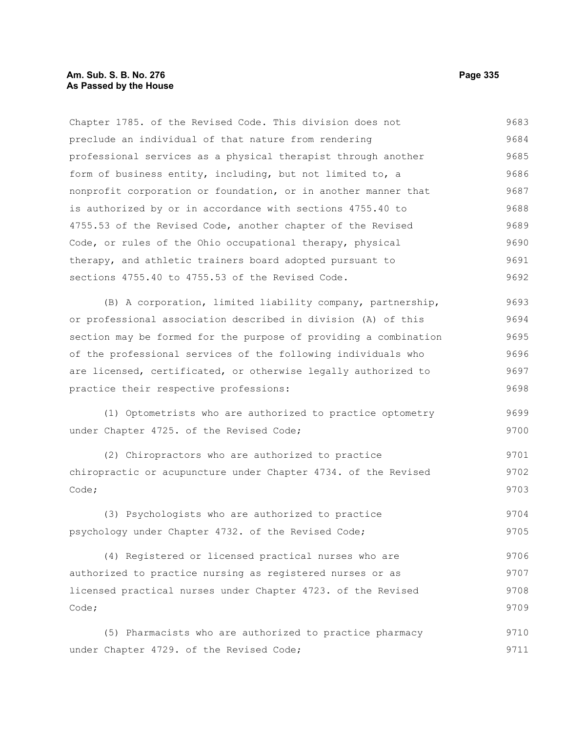Chapter 1785. of the Revised Code. This division does not preclude an individual of that nature from rendering professional services as a physical therapist through another form of business entity, including, but not limited to, a nonprofit corporation or foundation, or in another manner that is authorized by or in accordance with sections 4755.40 to 4755.53 of the Revised Code, another chapter of the Revised Code, or rules of the Ohio occupational therapy, physical therapy, and athletic trainers board adopted pursuant to sections 4755.40 to 4755.53 of the Revised Code.

(B) A corporation, limited liability company, partnership, or professional association described in division (A) of this section may be formed for the purpose of providing a combination of the professional services of the following individuals who are licensed, certificated, or otherwise legally authorized to practice their respective professions:

(1) Optometrists who are authorized to practice optometry under Chapter 4725. of the Revised Code;

(2) Chiropractors who are authorized to practice chiropractic or acupuncture under Chapter 4734. of the Revised Code;

(3) Psychologists who are authorized to practice psychology under Chapter 4732. of the Revised Code;

(4) Registered or licensed practical nurses who are authorized to practice nursing as registered nurses or as licensed practical nurses under Chapter 4723. of the Revised Code;

(5) Pharmacists who are authorized to practice pharmacy under Chapter 4729. of the Revised Code;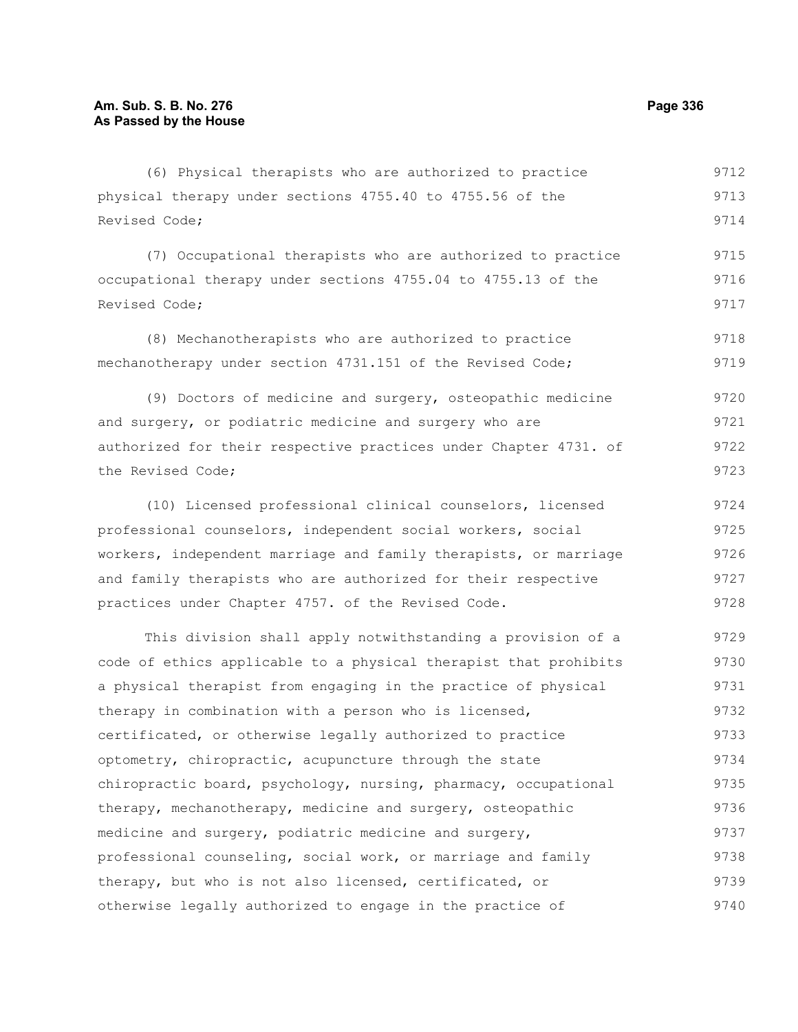(6) Physical therapists who are authorized to practice physical therapy under sections 4755.40 to 4755.56 of the Revised Code;

(7) Occupational therapists who are authorized to practice occupational therapy under sections 4755.04 to 4755.13 of the Revised Code;

(8) Mechanotherapists who are authorized to practice mechanotherapy under section 4731.151 of the Revised Code;

(9) Doctors of medicine and surgery, osteopathic medicine and surgery, or podiatric medicine and surgery who are authorized for their respective practices under Chapter 4731. of the Revised Code;

(10) Licensed professional clinical counselors, licensed professional counselors, independent social workers, social workers, independent marriage and family therapists, or marriage and family therapists who are authorized for their respective practices under Chapter 4757. of the Revised Code.

This division shall apply notwithstanding a provision of a code of ethics applicable to a physical therapist that prohibits a physical therapist from engaging in the practice of physical therapy in combination with a person who is licensed, certificated, or otherwise legally authorized to practice optometry, chiropractic, acupuncture through the state chiropractic board, psychology, nursing, pharmacy, occupational therapy, mechanotherapy, medicine and surgery, osteopathic medicine and surgery, podiatric medicine and surgery, professional counseling, social work, or marriage and family therapy, but who is not also licensed, certificated, or otherwise legally authorized to engage in the practice of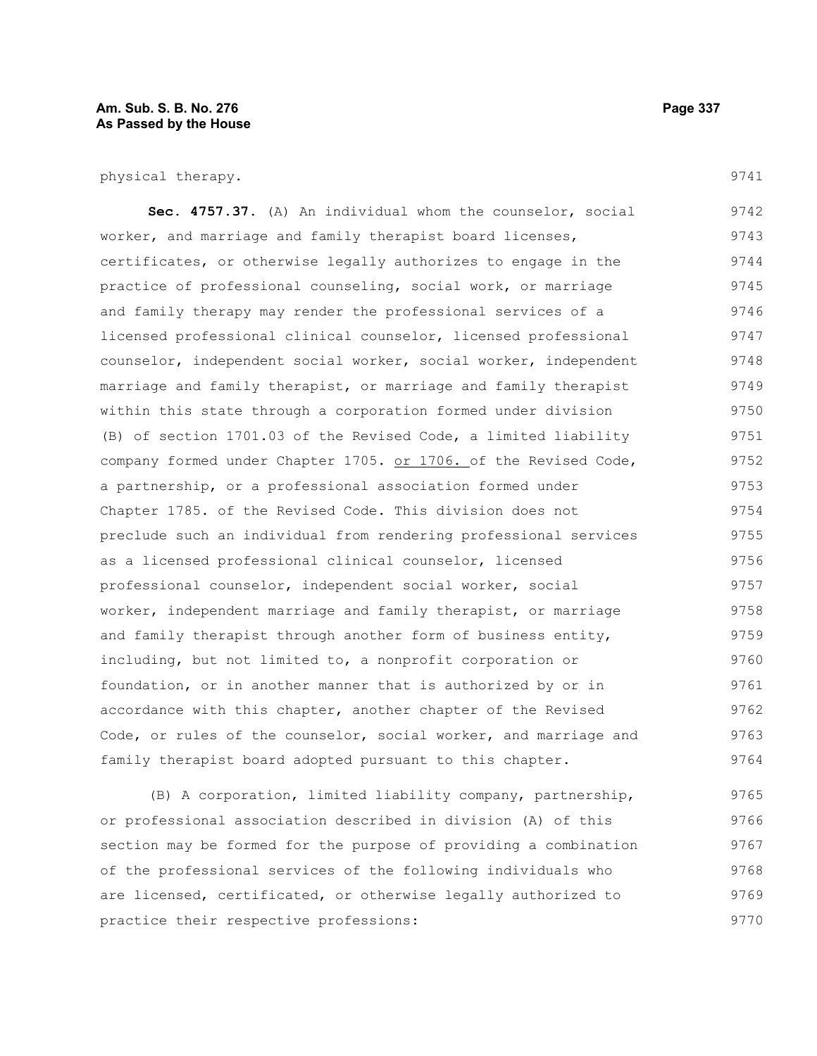physical therapy.

**Sec. 4757.37.** (A) An individual whom the counselor, social worker, and marriage and family therapist board licenses, certificates, or otherwise legally authorizes to engage in the practice of professional counseling, social work, or marriage and family therapy may render the professional services of a licensed professional clinical counselor, licensed professional counselor, independent social worker, social worker, independent marriage and family therapist, or marriage and family therapist within this state through a corporation formed under division (B) of section 1701.03 of the Revised Code, a limited liability company formed under Chapter 1705. or 1706. of the Revised Code, a partnership, or a professional association formed under Chapter 1785. of the Revised Code. This division does not preclude such an individual from rendering professional services as a licensed professional clinical counselor, licensed professional counselor, independent social worker, social worker, independent marriage and family therapist, or marriage and family therapist through another form of business entity, including, but not limited to, a nonprofit corporation or foundation, or in another manner that is authorized by or in accordance with this chapter, another chapter of the Revised Code, or rules of the counselor, social worker, and marriage and family therapist board adopted pursuant to this chapter.

(B) A corporation, limited liability company, partnership, or professional association described in division (A) of this section may be formed for the purpose of providing a combination of the professional services of the following individuals who are licensed, certificated, or otherwise legally authorized to practice their respective professions: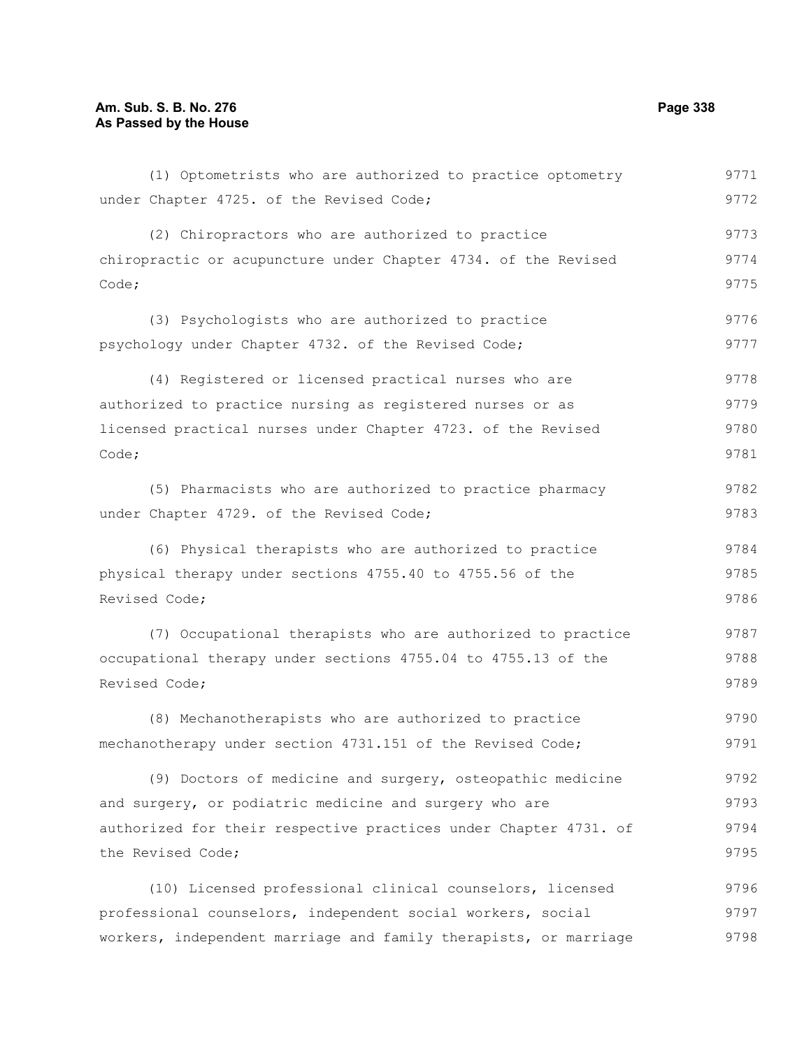(1) Optometrists who are authorized to practice optometry under Chapter 4725. of the Revised Code;

(2) Chiropractors who are authorized to practice chiropractic or acupuncture under Chapter 4734. of the Revised Code;

(3) Psychologists who are authorized to practice psychology under Chapter 4732. of the Revised Code;

(4) Registered or licensed practical nurses who are authorized to practice nursing as registered nurses or as licensed practical nurses under Chapter 4723. of the Revised Code;

(5) Pharmacists who are authorized to practice pharmacy under Chapter 4729. of the Revised Code;

(6) Physical therapists who are authorized to practice physical therapy under sections 4755.40 to 4755.56 of the Revised Code;

(7) Occupational therapists who are authorized to practice occupational therapy under sections 4755.04 to 4755.13 of the Revised Code;

(8) Mechanotherapists who are authorized to practice mechanotherapy under section 4731.151 of the Revised Code;

(9) Doctors of medicine and surgery, osteopathic medicine and surgery, or podiatric medicine and surgery who are authorized for their respective practices under Chapter 4731. of the Revised Code;

(10) Licensed professional clinical counselors, licensed professional counselors, independent social workers, social workers, independent marriage and family therapists, or marriage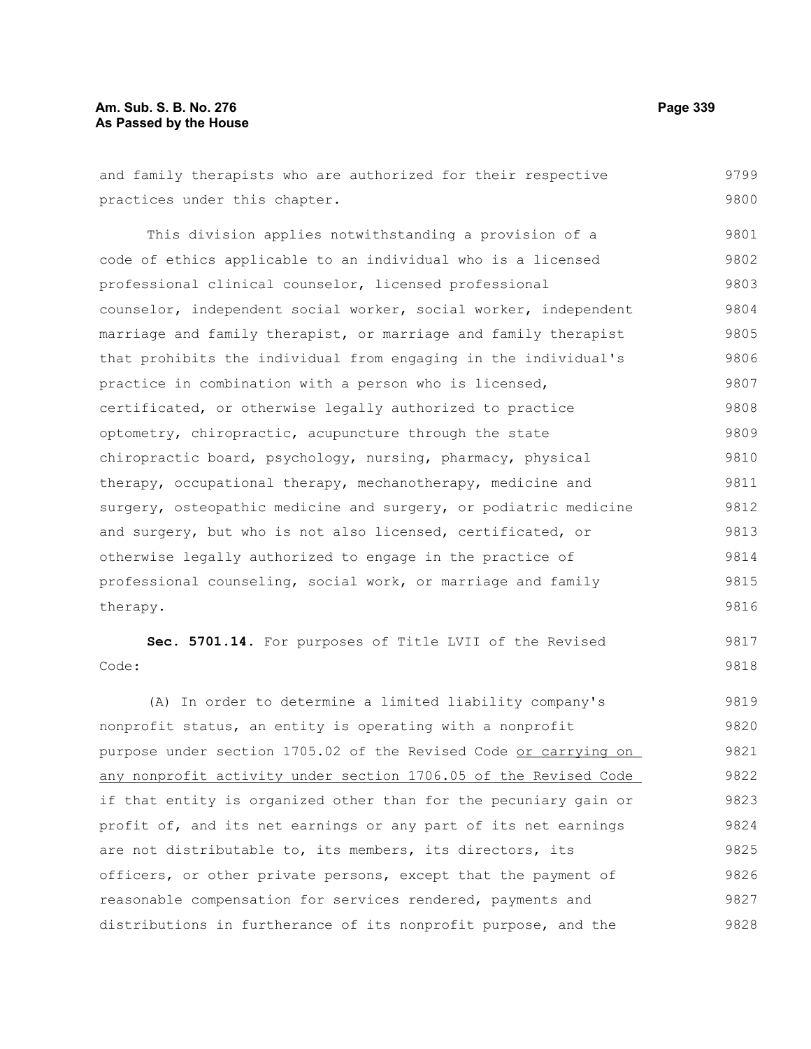and family therapists who are authorized for their respective practices under this chapter.

This division applies notwithstanding a provision of a code of ethics applicable to an individual who is a licensed professional clinical counselor, licensed professional counselor, independent social worker, social worker, independent marriage and family therapist, or marriage and family therapist that prohibits the individual from engaging in the individual's practice in combination with a person who is licensed, certificated, or otherwise legally authorized to practice optometry, chiropractic, acupuncture through the state chiropractic board, psychology, nursing, pharmacy, physical therapy, occupational therapy, mechanotherapy, medicine and surgery, osteopathic medicine and surgery, or podiatric medicine and surgery, but who is not also licensed, certificated, or otherwise legally authorized to engage in the practice of professional counseling, social work, or marriage and family therapy.

**Sec. 5701.14.** For purposes of Title LVII of the Revised Code:

(A) In order to determine a limited liability company's nonprofit status, an entity is operating with a nonprofit purpose under section 1705.02 of the Revised Code <u>or carrying on any nonprofit activity under section 1706.05 of the Revised Code</u> if that entity is organized other than for the pecuniary gain or profit of, and its net earnings or any part of its net earnings are not distributable to, its members, its directors, its officers, or other private persons, except that the payment of reasonable compensation for services rendered, payments and distributions in furtherance of its nonprofit purpose, and the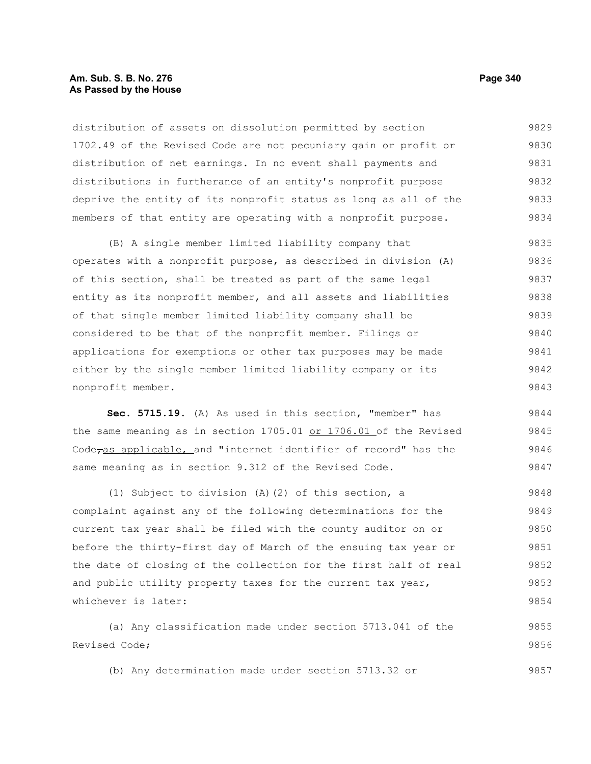distribution of assets on dissolution permitted by section 1702.49 of the Revised Code are not pecuniary gain or profit or distribution of net earnings. In no event shall payments and distributions in furtherance of an entity's nonprofit purpose deprive the entity of its nonprofit status as long as all of the members of that entity are operating with a nonprofit purpose.

(B) A single member limited liability company that operates with a nonprofit purpose, as described in division (A) of this section, shall be treated as part of the same legal entity as its nonprofit member, and all assets and liabilities of that single member limited liability company shall be considered to be that of the nonprofit member. Filings or applications for exemptions or other tax purposes may be made either by the single member limited liability company or its nonprofit member.

**Sec. 5715.19.** (A) As used in this section, "member" has the same meaning as in section 1705.01 or 1706.01 of the Revised Code, as applicable, and "internet identifier of record" has the same meaning as in section 9.312 of the Revised Code.

(1) Subject to division (A)(2) of this section, a complaint against any of the following determinations for the current tax year shall be filed with the county auditor on or before the thirty-first day of March of the ensuing tax year or the date of closing of the collection for the first half of real and public utility property taxes for the current tax year, whichever is later:

(a) Any classification made under section 5713.041 of the Revised Code;

(b) Any determination made under section 5713.32 or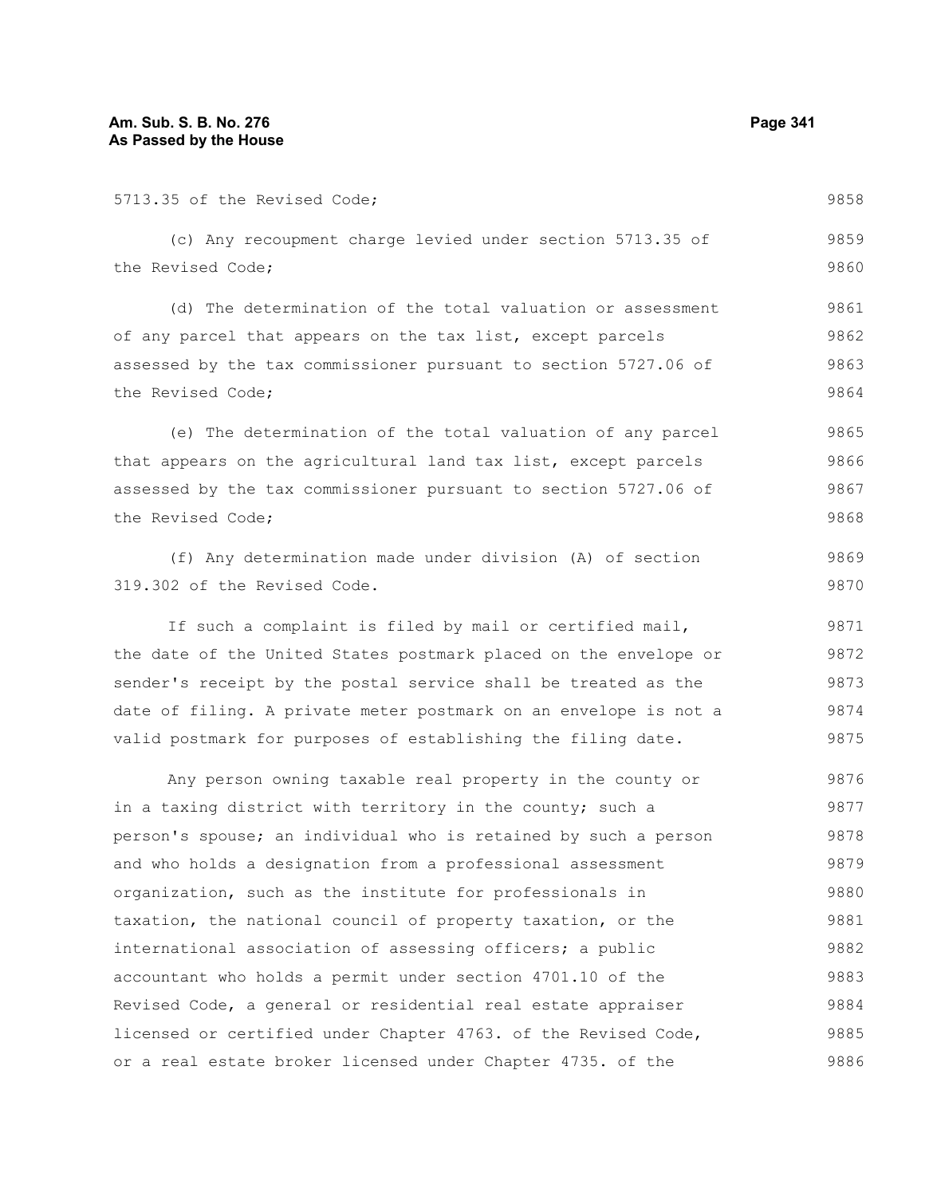5713.35 of the Revised Code;

(c) Any recoupment charge levied under section 5713.35 of the Revised Code;

(d) The determination of the total valuation or assessment of any parcel that appears on the tax list, except parcels assessed by the tax commissioner pursuant to section 5727.06 of the Revised Code;

(e) The determination of the total valuation of any parcel that appears on the agricultural land tax list, except parcels assessed by the tax commissioner pursuant to section 5727.06 of the Revised Code;

(f) Any determination made under division (A) of section 319.302 of the Revised Code.

If such a complaint is filed by mail or certified mail, the date of the United States postmark placed on the envelope or sender's receipt by the postal service shall be treated as the date of filing. A private meter postmark on an envelope is not a valid postmark for purposes of establishing the filing date.

Any person owning taxable real property in the county or in a taxing district with territory in the county; such a person's spouse; an individual who is retained by such a person and who holds a designation from a professional assessment organization, such as the institute for professionals in taxation, the national council of property taxation, or the international association of assessing officers; a public accountant who holds a permit under section 4701.10 of the Revised Code, a general or residential real estate appraiser licensed or certified under Chapter 4763. of the Revised Code, or a real estate broker licensed under Chapter 4735. of the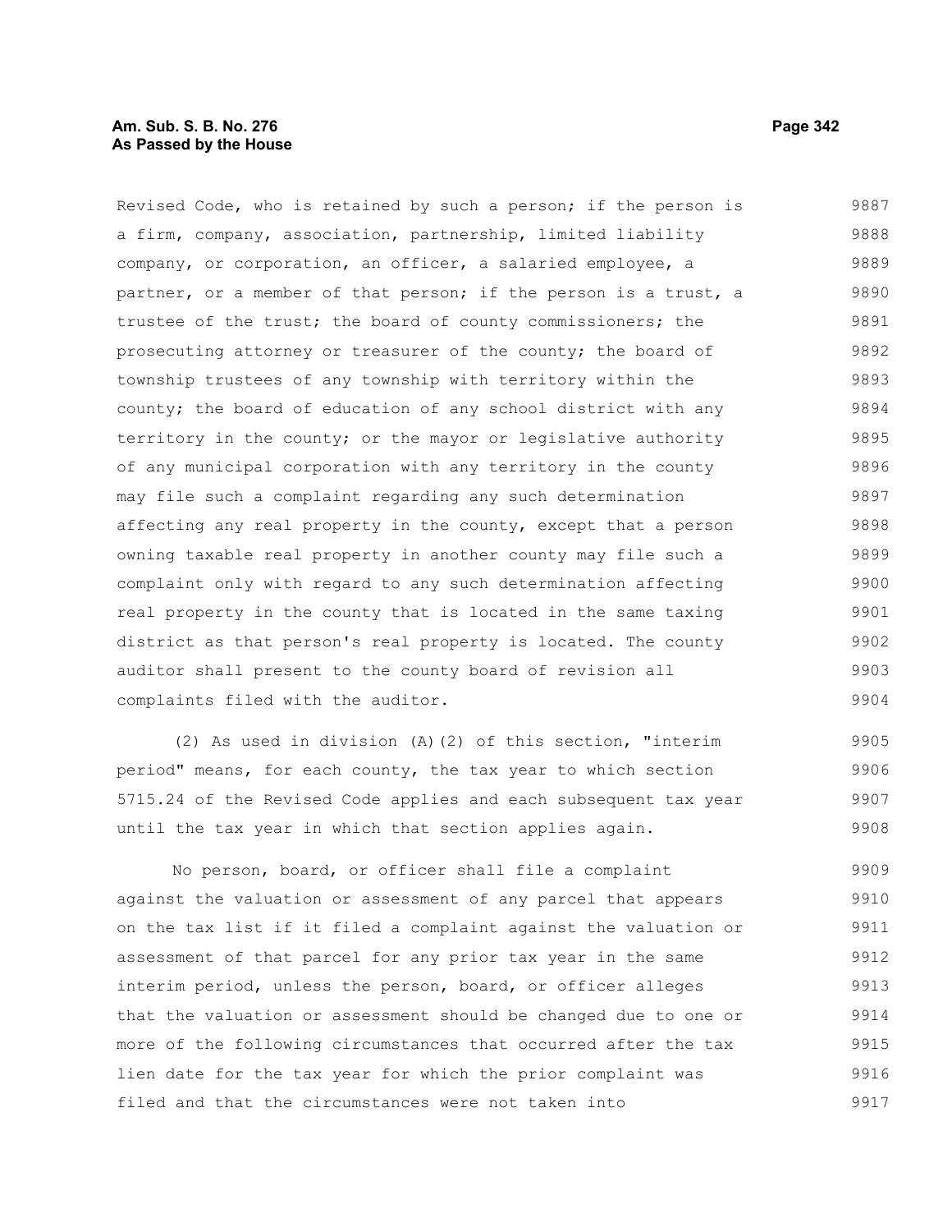Revised Code, who is retained by such a person; if the person is a firm, company, association, partnership, limited liability company, or corporation, an officer, a salaried employee, a partner, or a member of that person; if the person is a trust, a trustee of the trust; the board of county commissioners; the prosecuting attorney or treasurer of the county; the board of township trustees of any township with territory within the county; the board of education of any school district with any territory in the county; or the mayor or legislative authority of any municipal corporation with any territory in the county may file such a complaint regarding any such determination affecting any real property in the county, except that a person owning taxable real property in another county may file such a complaint only with regard to any such determination affecting real property in the county that is located in the same taxing district as that person's real property is located. The county auditor shall present to the county board of revision all complaints filed with the auditor.

(2) As used in division (A)(2) of this section, "interim period" means, for each county, the tax year to which section 5715.24 of the Revised Code applies and each subsequent tax year until the tax year in which that section applies again.

No person, board, or officer shall file a complaint against the valuation or assessment of any parcel that appears on the tax list if it filed a complaint against the valuation or assessment of that parcel for any prior tax year in the same interim period, unless the person, board, or officer alleges that the valuation or assessment should be changed due to one or more of the following circumstances that occurred after the tax lien date for the tax year for which the prior complaint was filed and that the circumstances were not taken into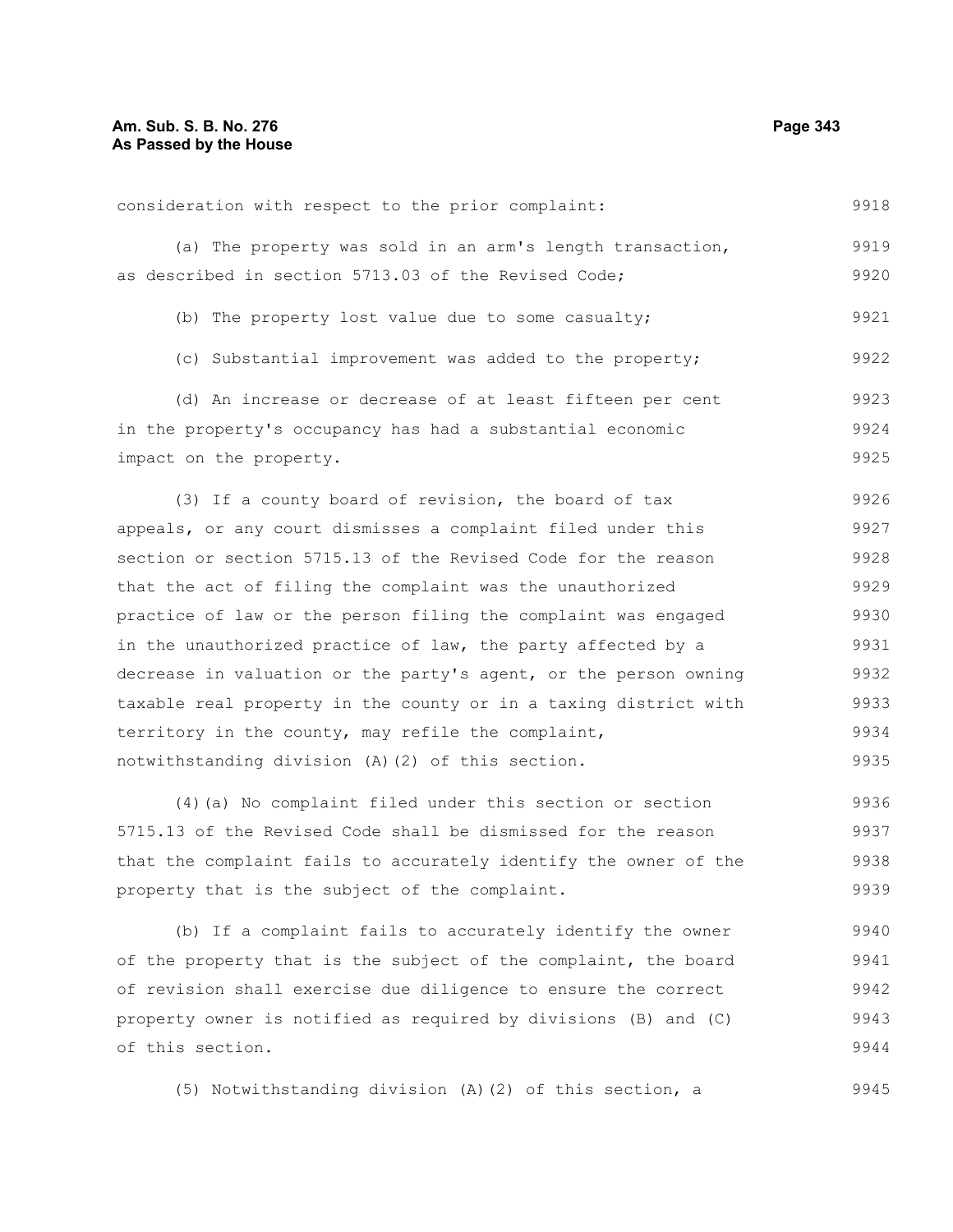consideration with respect to the prior complaint:

(a) The property was sold in an arm's length transaction, as described in section 5713.03 of the Revised Code;

(b) The property lost value due to some casualty;

(c) Substantial improvement was added to the property;

(d) An increase or decrease of at least fifteen per cent in the property's occupancy has had a substantial economic impact on the property.

(3) If a county board of revision, the board of tax appeals, or any court dismisses a complaint filed under this section or section 5715.13 of the Revised Code for the reason that the act of filing the complaint was the unauthorized practice of law or the person filing the complaint was engaged in the unauthorized practice of law, the party affected by a decrease in valuation or the party's agent, or the person owning taxable real property in the county or in a taxing district with territory in the county, may refile the complaint, notwithstanding division (A)(2) of this section.

(4)(a) No complaint filed under this section or section 5715.13 of the Revised Code shall be dismissed for the reason that the complaint fails to accurately identify the owner of the property that is the subject of the complaint.

(b) If a complaint fails to accurately identify the owner of the property that is the subject of the complaint, the board of revision shall exercise due diligence to ensure the correct property owner is notified as required by divisions (B) and (C) of this section.

(5) Notwithstanding division (A)(2) of this section, a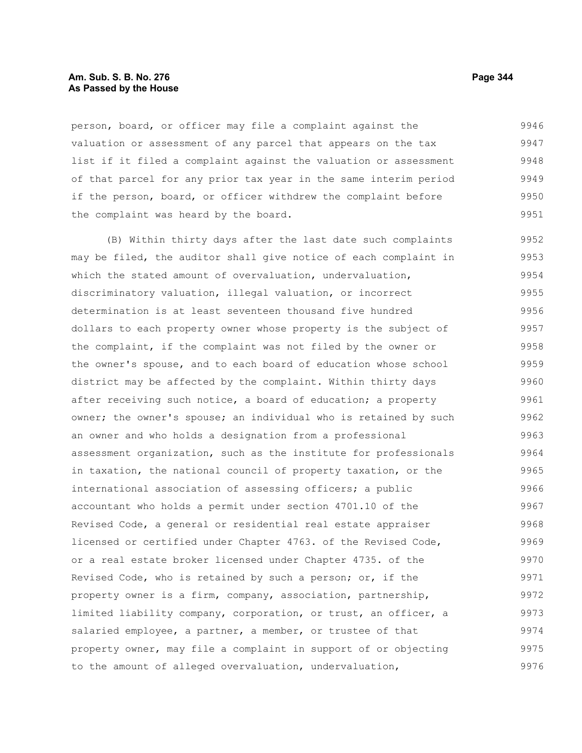person, board, or officer may file a complaint against the valuation or assessment of any parcel that appears on the tax list if it filed a complaint against the valuation or assessment of that parcel for any prior tax year in the same interim period if the person, board, or officer withdrew the complaint before the complaint was heard by the board.

(B) Within thirty days after the last date such complaints may be filed, the auditor shall give notice of each complaint in which the stated amount of overvaluation, undervaluation, discriminatory valuation, illegal valuation, or incorrect determination is at least seventeen thousand five hundred dollars to each property owner whose property is the subject of the complaint, if the complaint was not filed by the owner or the owner's spouse, and to each board of education whose school district may be affected by the complaint. Within thirty days after receiving such notice, a board of education; a property owner; the owner's spouse; an individual who is retained by such an owner and who holds a designation from a professional assessment organization, such as the institute for professionals in taxation, the national council of property taxation, or the international association of assessing officers; a public accountant who holds a permit under section 4701.10 of the Revised Code, a general or residential real estate appraiser licensed or certified under Chapter 4763. of the Revised Code, or a real estate broker licensed under Chapter 4735. of the Revised Code, who is retained by such a person; or, if the property owner is a firm, company, association, partnership, limited liability company, corporation, or trust, an officer, a salaried employee, a partner, a member, or trustee of that property owner, may file a complaint in support of or objecting to the amount of alleged overvaluation, undervaluation,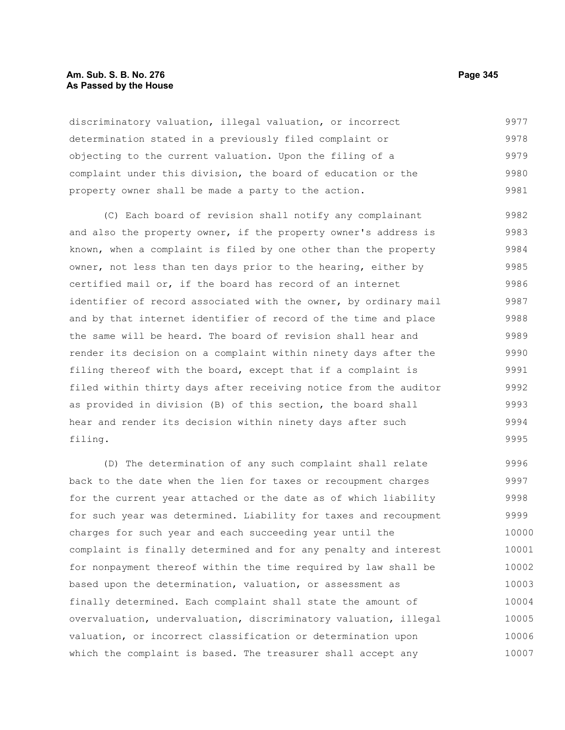discriminatory valuation, illegal valuation, or incorrect determination stated in a previously filed complaint or objecting to the current valuation. Upon the filing of a complaint under this division, the board of education or the property owner shall be made a party to the action.

(C) Each board of revision shall notify any complainant and also the property owner, if the property owner's address is known, when a complaint is filed by one other than the property owner, not less than ten days prior to the hearing, either by certified mail or, if the board has record of an internet identifier of record associated with the owner, by ordinary mail and by that internet identifier of record of the time and place the same will be heard. The board of revision shall hear and render its decision on a complaint within ninety days after the filing thereof with the board, except that if a complaint is filed within thirty days after receiving notice from the auditor as provided in division (B) of this section, the board shall hear and render its decision within ninety days after such filing.

(D) The determination of any such complaint shall relate back to the date when the lien for taxes or recoupment charges for the current year attached or the date as of which liability for such year was determined. Liability for taxes and recoupment charges for such year and each succeeding year until the complaint is finally determined and for any penalty and interest for nonpayment thereof within the time required by law shall be based upon the determination, valuation, or assessment as finally determined. Each complaint shall state the amount of overvaluation, undervaluation, discriminatory valuation, illegal valuation, or incorrect classification or determination upon which the complaint is based. The treasurer shall accept any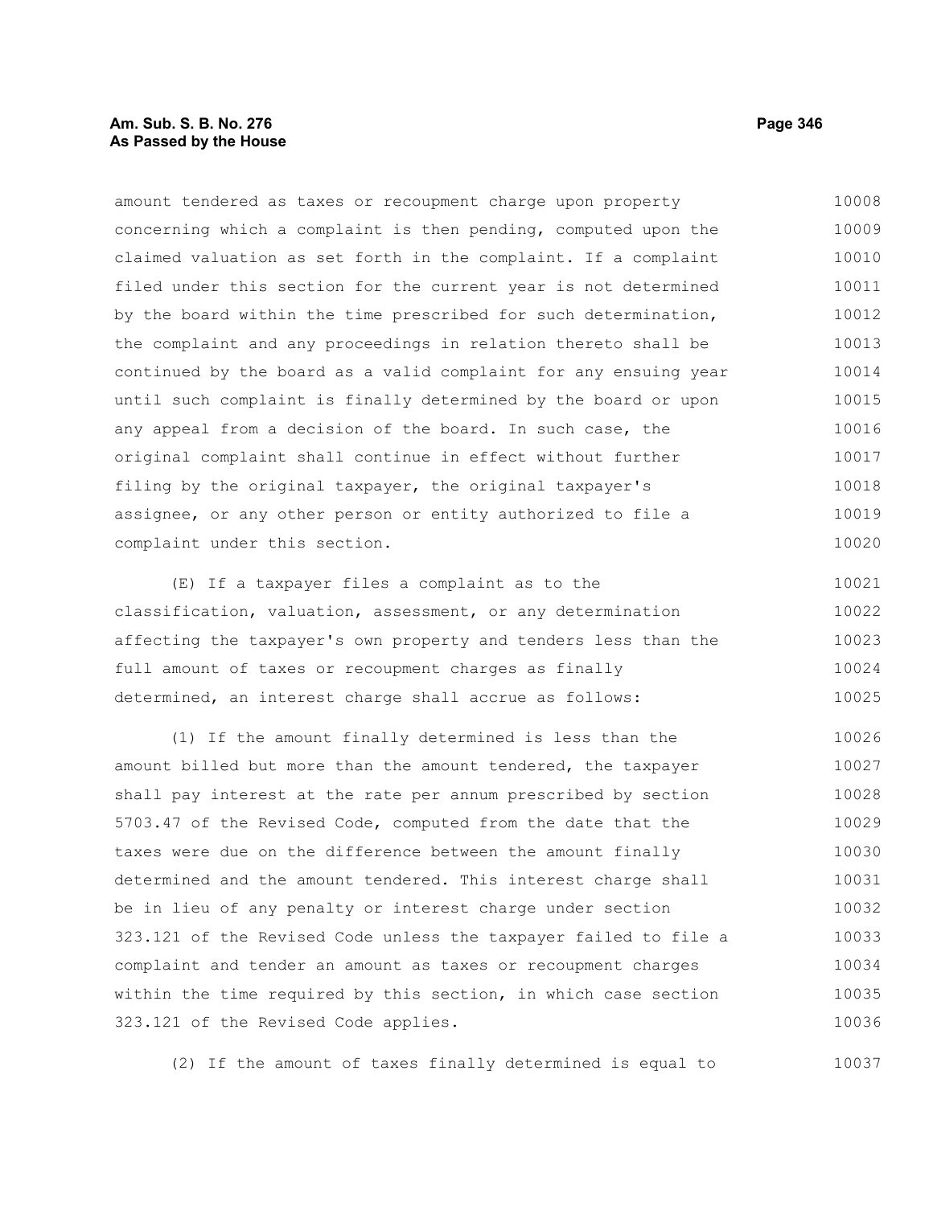amount tendered as taxes or recoupment charge upon property concerning which a complaint is then pending, computed upon the claimed valuation as set forth in the complaint. If a complaint filed under this section for the current year is not determined by the board within the time prescribed for such determination, the complaint and any proceedings in relation thereto shall be continued by the board as a valid complaint for any ensuing year until such complaint is finally determined by the board or upon any appeal from a decision of the board. In such case, the original complaint shall continue in effect without further filing by the original taxpayer, the original taxpayer's assignee, or any other person or entity authorized to file a complaint under this section.

(E) If a taxpayer files a complaint as to the classification, valuation, assessment, or any determination affecting the taxpayer's own property and tenders less than the full amount of taxes or recoupment charges as finally determined, an interest charge shall accrue as follows:

(1) If the amount finally determined is less than the amount billed but more than the amount tendered, the taxpayer shall pay interest at the rate per annum prescribed by section 5703.47 of the Revised Code, computed from the date that the taxes were due on the difference between the amount finally determined and the amount tendered. This interest charge shall be in lieu of any penalty or interest charge under section 323.121 of the Revised Code unless the taxpayer failed to file a complaint and tender an amount as taxes or recoupment charges within the time required by this section, in which case section 323.121 of the Revised Code applies.

(2) If the amount of taxes finally determined is equal to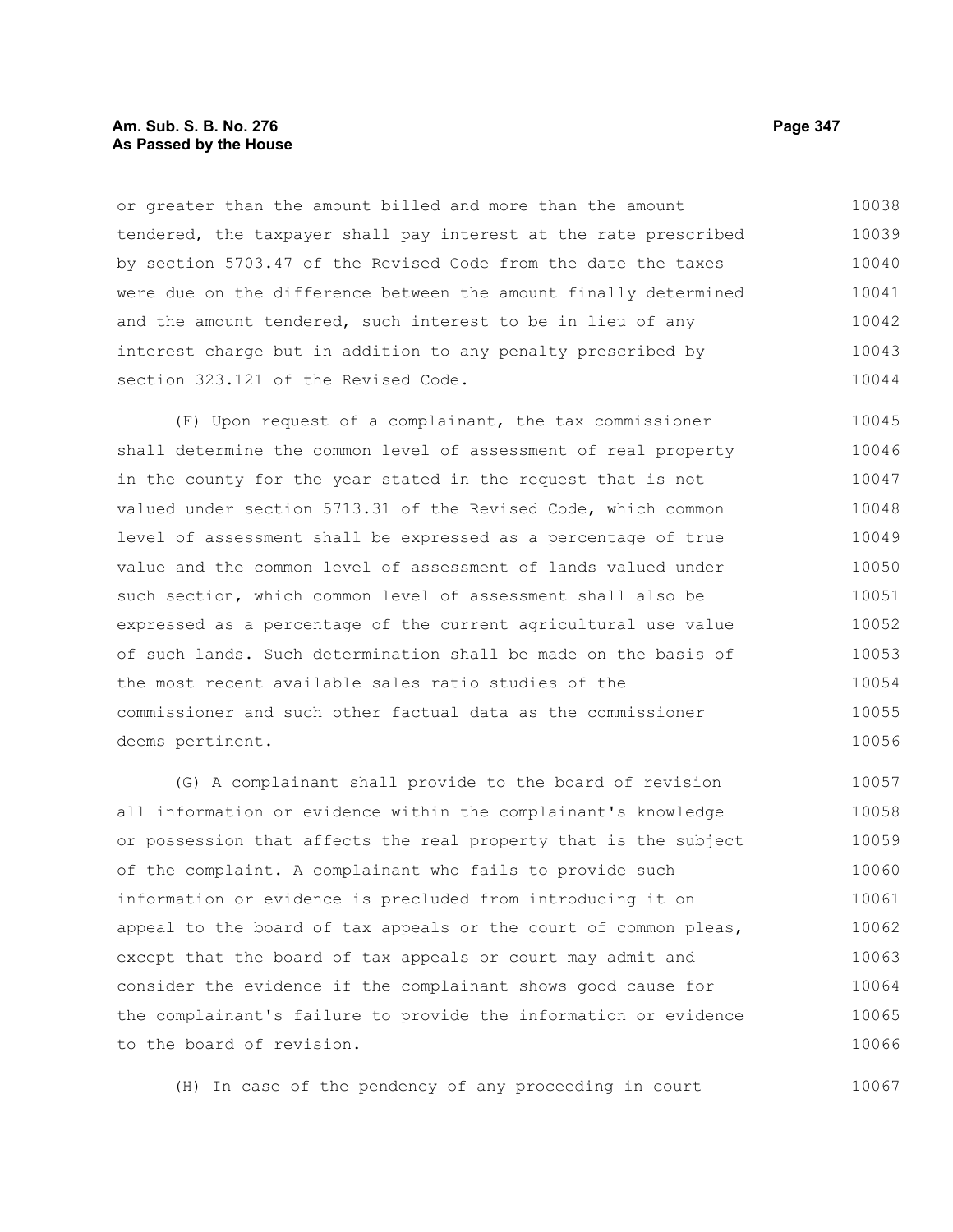or greater than the amount billed and more than the amount tendered, the taxpayer shall pay interest at the rate prescribed by section 5703.47 of the Revised Code from the date the taxes were due on the difference between the amount finally determined and the amount tendered, such interest to be in lieu of any interest charge but in addition to any penalty prescribed by section 323.121 of the Revised Code.

(F) Upon request of a complainant, the tax commissioner shall determine the common level of assessment of real property in the county for the year stated in the request that is not valued under section 5713.31 of the Revised Code, which common level of assessment shall be expressed as a percentage of true value and the common level of assessment of lands valued under such section, which common level of assessment shall also be expressed as a percentage of the current agricultural use value of such lands. Such determination shall be made on the basis of the most recent available sales ratio studies of the commissioner and such other factual data as the commissioner deems pertinent.

(G) A complainant shall provide to the board of revision all information or evidence within the complainant's knowledge or possession that affects the real property that is the subject of the complaint. A complainant who fails to provide such information or evidence is precluded from introducing it on appeal to the board of tax appeals or the court of common pleas, except that the board of tax appeals or court may admit and consider the evidence if the complainant shows good cause for the complainant's failure to provide the information or evidence to the board of revision.

(H) In case of the pendency of any proceeding in court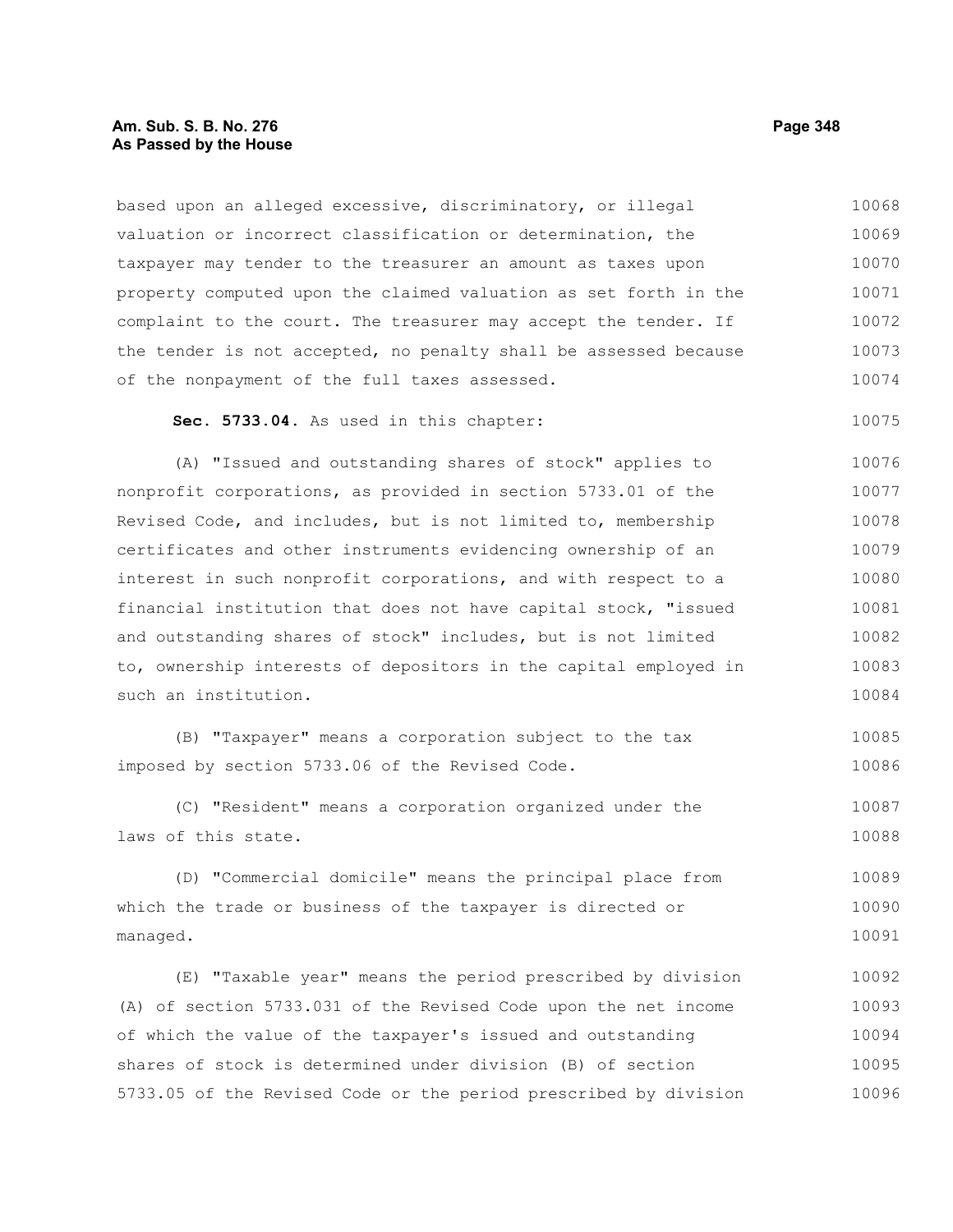based upon an alleged excessive, discriminatory, or illegal valuation or incorrect classification or determination, the taxpayer may tender to the treasurer an amount as taxes upon property computed upon the claimed valuation as set forth in the complaint to the court. The treasurer may accept the tender. If the tender is not accepted, no penalty shall be assessed because of the nonpayment of the full taxes assessed.

**Sec. 5733.04.** As used in this chapter:

(A) "Issued and outstanding shares of stock" applies to nonprofit corporations, as provided in section 5733.01 of the Revised Code, and includes, but is not limited to, membership certificates and other instruments evidencing ownership of an interest in such nonprofit corporations, and with respect to a financial institution that does not have capital stock, "issued and outstanding shares of stock" includes, but is not limited to, ownership interests of depositors in the capital employed in such an institution.

(B) "Taxpayer" means a corporation subject to the tax imposed by section 5733.06 of the Revised Code.

(C) "Resident" means a corporation organized under the laws of this state.

(D) "Commercial domicile" means the principal place from which the trade or business of the taxpayer is directed or managed.

(E) "Taxable year" means the period prescribed by division (A) of section 5733.031 of the Revised Code upon the net income of which the value of the taxpayer's issued and outstanding shares of stock is determined under division (B) of section 5733.05 of the Revised Code or the period prescribed by division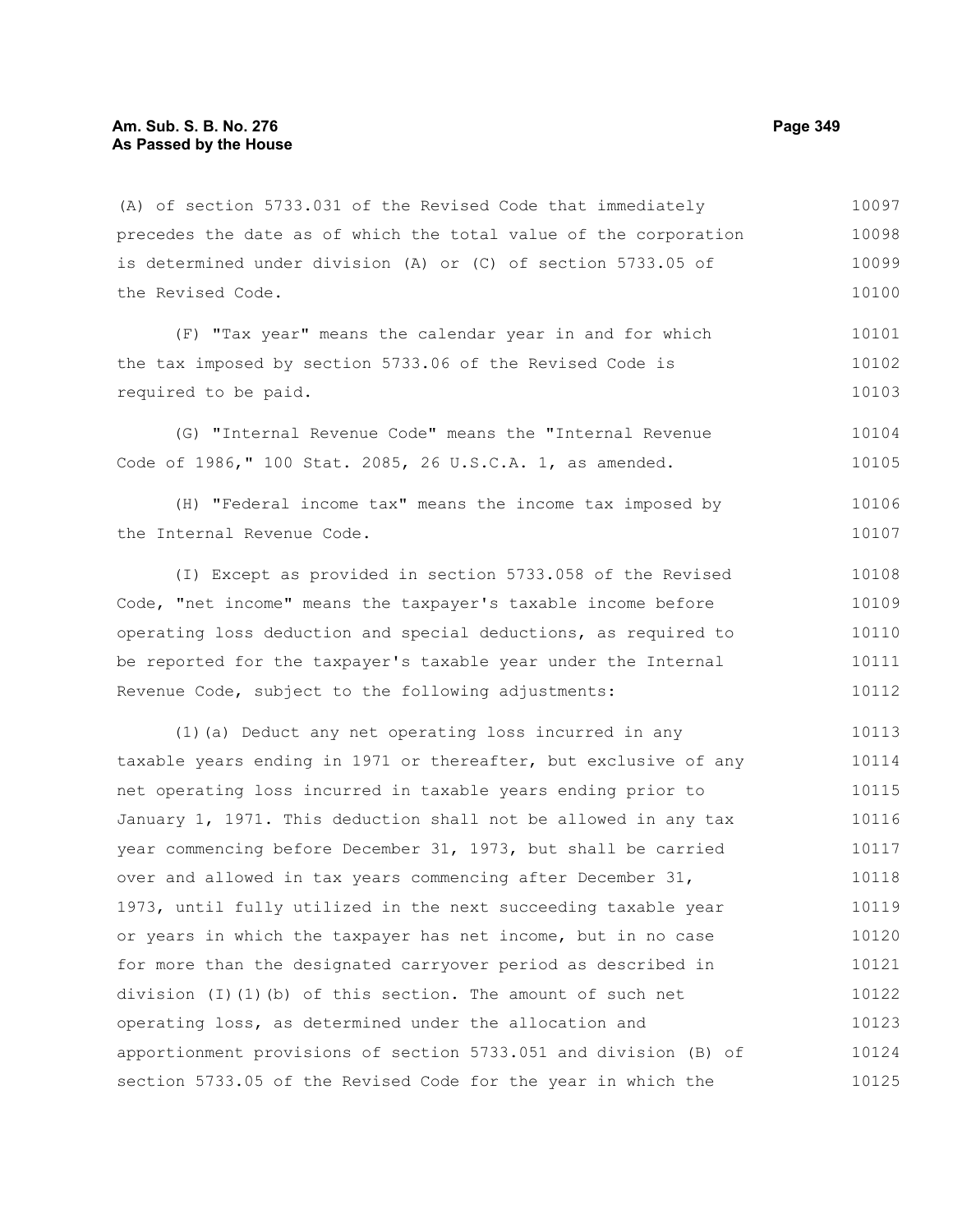(A) of section 5733.031 of the Revised Code that immediately precedes the date as of which the total value of the corporation is determined under division (A) or (C) of section 5733.05 of the Revised Code.

(F) "Tax year" means the calendar year in and for which the tax imposed by section 5733.06 of the Revised Code is required to be paid.

(G) "Internal Revenue Code" means the "Internal Revenue Code of 1986," 100 Stat. 2085, 26 U.S.C.A. 1, as amended.

(H) "Federal income tax" means the income tax imposed by the Internal Revenue Code.

(I) Except as provided in section 5733.058 of the Revised Code, "net income" means the taxpayer's taxable income before operating loss deduction and special deductions, as required to be reported for the taxpayer's taxable year under the Internal Revenue Code, subject to the following adjustments:

(1)(a) Deduct any net operating loss incurred in any taxable years ending in 1971 or thereafter, but exclusive of any net operating loss incurred in taxable years ending prior to January 1, 1971. This deduction shall not be allowed in any tax year commencing before December 31, 1973, but shall be carried over and allowed in tax years commencing after December 31, 1973, until fully utilized in the next succeeding taxable year or years in which the taxpayer has net income, but in no case for more than the designated carryover period as described in division (I)(1)(b) of this section. The amount of such net operating loss, as determined under the allocation and apportionment provisions of section 5733.051 and division (B) of section 5733.05 of the Revised Code for the year in which the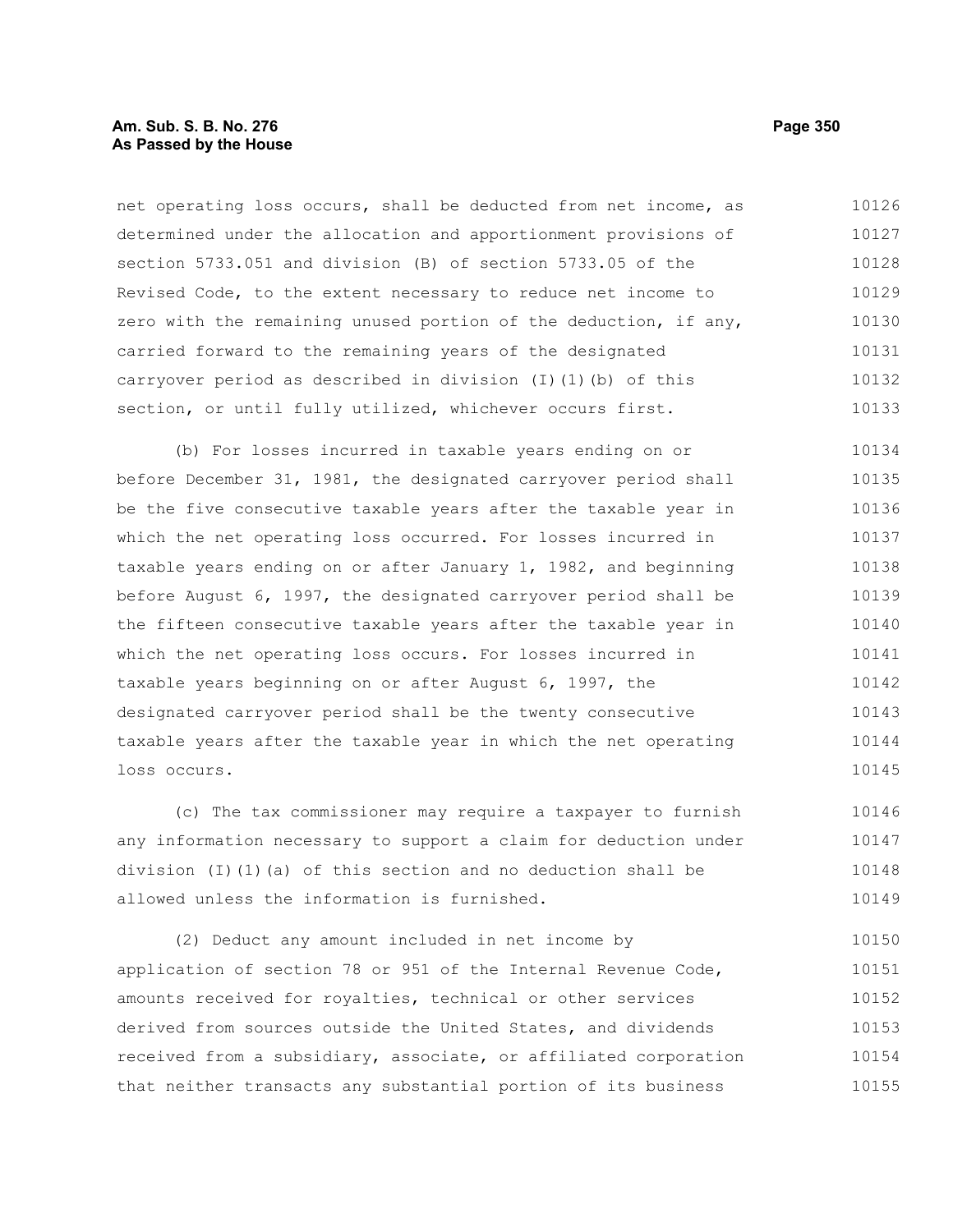net operating loss occurs, shall be deducted from net income, as determined under the allocation and apportionment provisions of section 5733.051 and division (B) of section 5733.05 of the Revised Code, to the extent necessary to reduce net income to zero with the remaining unused portion of the deduction, if any, carried forward to the remaining years of the designated carryover period as described in division (I)(1)(b) of this section, or until fully utilized, whichever occurs first.

(b) For losses incurred in taxable years ending on or before December 31, 1981, the designated carryover period shall be the five consecutive taxable years after the taxable year in which the net operating loss occurred. For losses incurred in taxable years ending on or after January 1, 1982, and beginning before August 6, 1997, the designated carryover period shall be the fifteen consecutive taxable years after the taxable year in which the net operating loss occurs. For losses incurred in taxable years beginning on or after August 6, 1997, the designated carryover period shall be the twenty consecutive taxable years after the taxable year in which the net operating loss occurs.

(c) The tax commissioner may require a taxpayer to furnish any information necessary to support a claim for deduction under division (I)(1)(a) of this section and no deduction shall be allowed unless the information is furnished.

(2) Deduct any amount included in net income by application of section 78 or 951 of the Internal Revenue Code, amounts received for royalties, technical or other services derived from sources outside the United States, and dividends received from a subsidiary, associate, or affiliated corporation that neither transacts any substantial portion of its business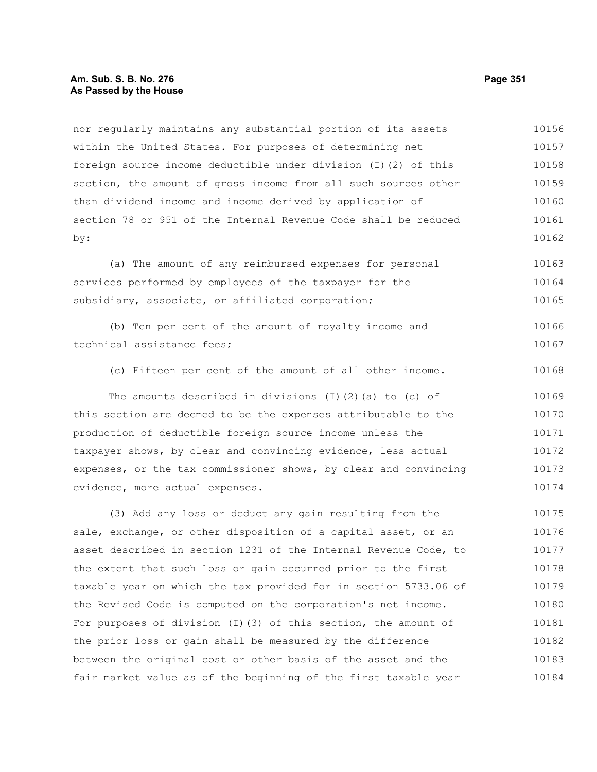nor regularly maintains any substantial portion of its assets within the United States. For purposes of determining net foreign source income deductible under division (I)(2) of this section, the amount of gross income from all such sources other than dividend income and income derived by application of section 78 or 951 of the Internal Revenue Code shall be reduced by:

(a) The amount of any reimbursed expenses for personal services performed by employees of the taxpayer for the subsidiary, associate, or affiliated corporation;

(b) Ten per cent of the amount of royalty income and technical assistance fees;

(c) Fifteen per cent of the amount of all other income.

The amounts described in divisions (I)(2)(a) to (c) of this section are deemed to be the expenses attributable to the production of deductible foreign source income unless the taxpayer shows, by clear and convincing evidence, less actual expenses, or the tax commissioner shows, by clear and convincing evidence, more actual expenses.

(3) Add any loss or deduct any gain resulting from the sale, exchange, or other disposition of a capital asset, or an asset described in section 1231 of the Internal Revenue Code, to the extent that such loss or gain occurred prior to the first taxable year on which the tax provided for in section 5733.06 of the Revised Code is computed on the corporation's net income. For purposes of division (I)(3) of this section, the amount of the prior loss or gain shall be measured by the difference between the original cost or other basis of the asset and the fair market value as of the beginning of the first taxable year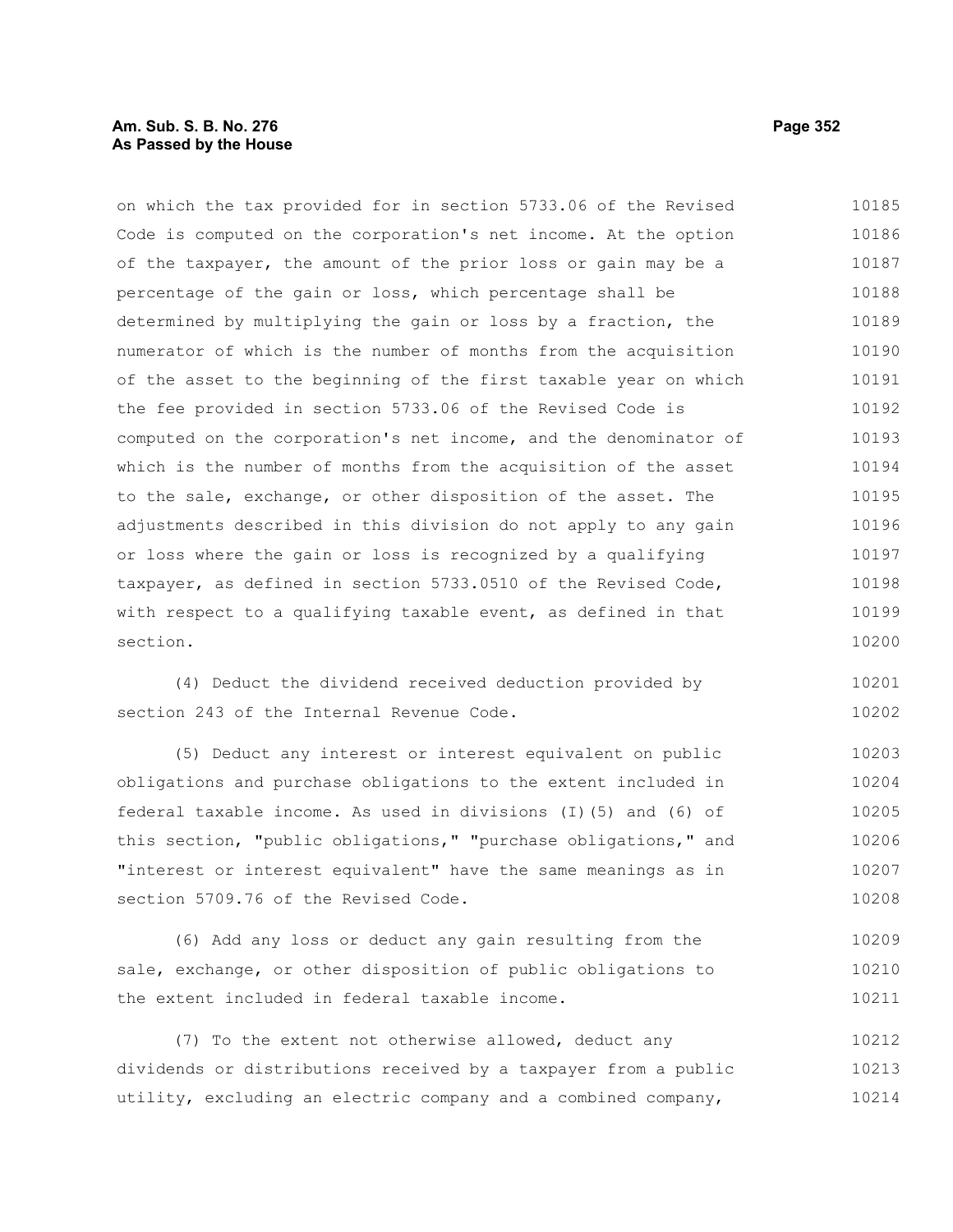on which the tax provided for in section 5733.06 of the Revised Code is computed on the corporation's net income. At the option of the taxpayer, the amount of the prior loss or gain may be a percentage of the gain or loss, which percentage shall be determined by multiplying the gain or loss by a fraction, the numerator of which is the number of months from the acquisition of the asset to the beginning of the first taxable year on which the fee provided in section 5733.06 of the Revised Code is computed on the corporation's net income, and the denominator of which is the number of months from the acquisition of the asset to the sale, exchange, or other disposition of the asset. The adjustments described in this division do not apply to any gain or loss where the gain or loss is recognized by a qualifying taxpayer, as defined in section 5733.0510 of the Revised Code, with respect to a qualifying taxable event, as defined in that section.

(4) Deduct the dividend received deduction provided by section 243 of the Internal Revenue Code.

(5) Deduct any interest or interest equivalent on public obligations and purchase obligations to the extent included in federal taxable income. As used in divisions (I)(5) and (6) of this section, "public obligations," "purchase obligations," and "interest or interest equivalent" have the same meanings as in section 5709.76 of the Revised Code.

(6) Add any loss or deduct any gain resulting from the sale, exchange, or other disposition of public obligations to the extent included in federal taxable income.

(7) To the extent not otherwise allowed, deduct any dividends or distributions received by a taxpayer from a public utility, excluding an electric company and a combined company,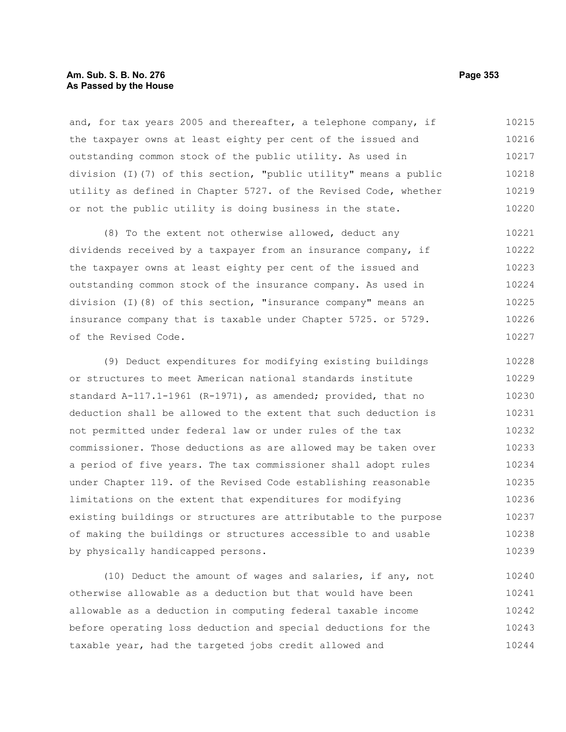and, for tax years 2005 and thereafter, a telephone company, if the taxpayer owns at least eighty per cent of the issued and outstanding common stock of the public utility. As used in division (I)(7) of this section, "public utility" means a public utility as defined in Chapter 5727. of the Revised Code, whether or not the public utility is doing business in the state.

(8) To the extent not otherwise allowed, deduct any dividends received by a taxpayer from an insurance company, if the taxpayer owns at least eighty per cent of the issued and outstanding common stock of the insurance company. As used in division (I)(8) of this section, "insurance company" means an insurance company that is taxable under Chapter 5725. or 5729. of the Revised Code.

(9) Deduct expenditures for modifying existing buildings or structures to meet American national standards institute standard A-117.1-1961 (R-1971), as amended; provided, that no deduction shall be allowed to the extent that such deduction is not permitted under federal law or under rules of the tax commissioner. Those deductions as are allowed may be taken over a period of five years. The tax commissioner shall adopt rules under Chapter 119. of the Revised Code establishing reasonable limitations on the extent that expenditures for modifying existing buildings or structures are attributable to the purpose of making the buildings or structures accessible to and usable by physically handicapped persons.

(10) Deduct the amount of wages and salaries, if any, not otherwise allowable as a deduction but that would have been allowable as a deduction in computing federal taxable income before operating loss deduction and special deductions for the taxable year, had the targeted jobs credit allowed and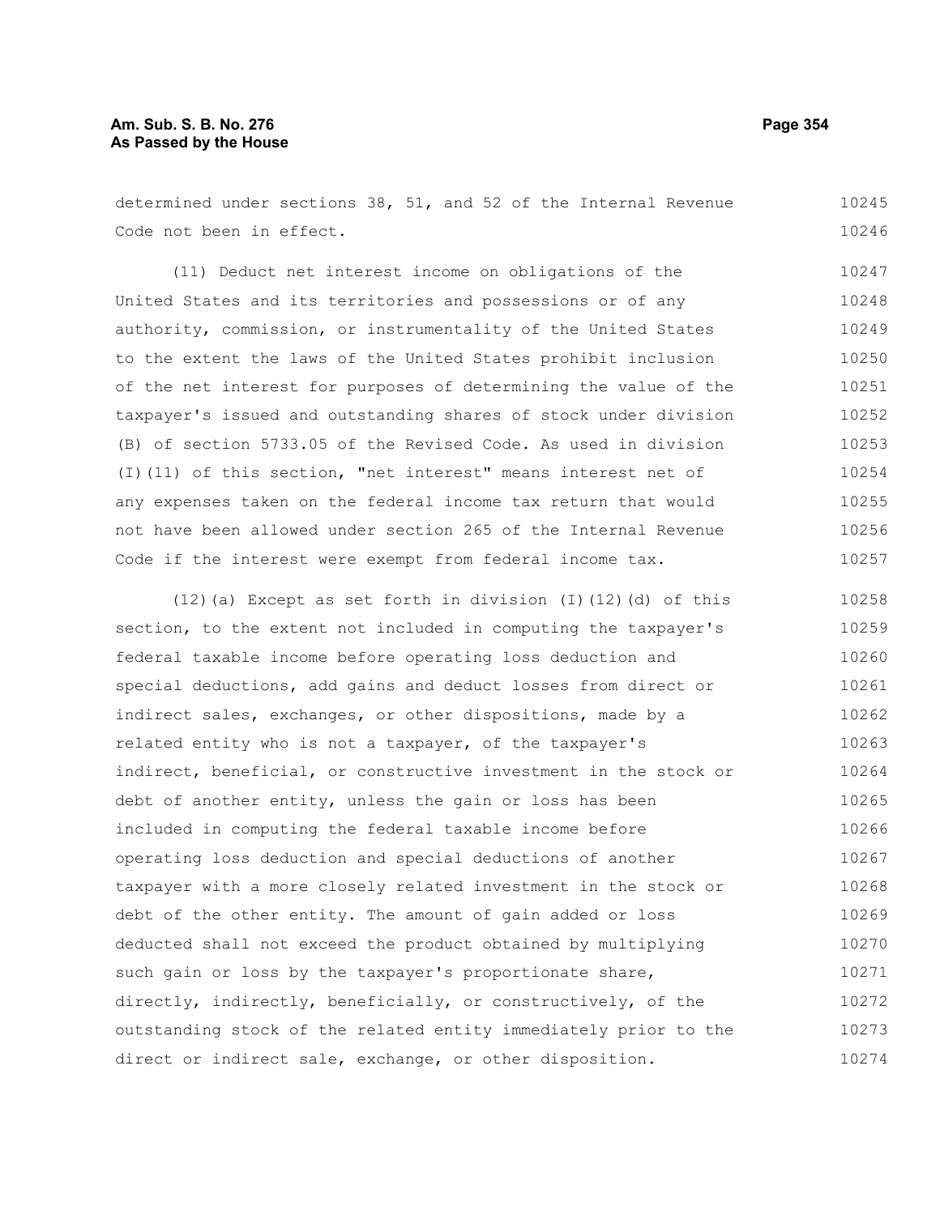determined under sections 38, 51, and 52 of the Internal Revenue Code not been in effect.

(11) Deduct net interest income on obligations of the United States and its territories and possessions or of any authority, commission, or instrumentality of the United States to the extent the laws of the United States prohibit inclusion of the net interest for purposes of determining the value of the taxpayer's issued and outstanding shares of stock under division (B) of section 5733.05 of the Revised Code. As used in division (I)(11) of this section, "net interest" means interest net of any expenses taken on the federal income tax return that would not have been allowed under section 265 of the Internal Revenue Code if the interest were exempt from federal income tax.

(12)(a) Except as set forth in division (I)(12)(d) of this section, to the extent not included in computing the taxpayer's federal taxable income before operating loss deduction and special deductions, add gains and deduct losses from direct or indirect sales, exchanges, or other dispositions, made by a related entity who is not a taxpayer, of the taxpayer's indirect, beneficial, or constructive investment in the stock or debt of another entity, unless the gain or loss has been included in computing the federal taxable income before operating loss deduction and special deductions of another taxpayer with a more closely related investment in the stock or debt of the other entity. The amount of gain added or loss deducted shall not exceed the product obtained by multiplying such gain or loss by the taxpayer's proportionate share, directly, indirectly, beneficially, or constructively, of the outstanding stock of the related entity immediately prior to the direct or indirect sale, exchange, or other disposition.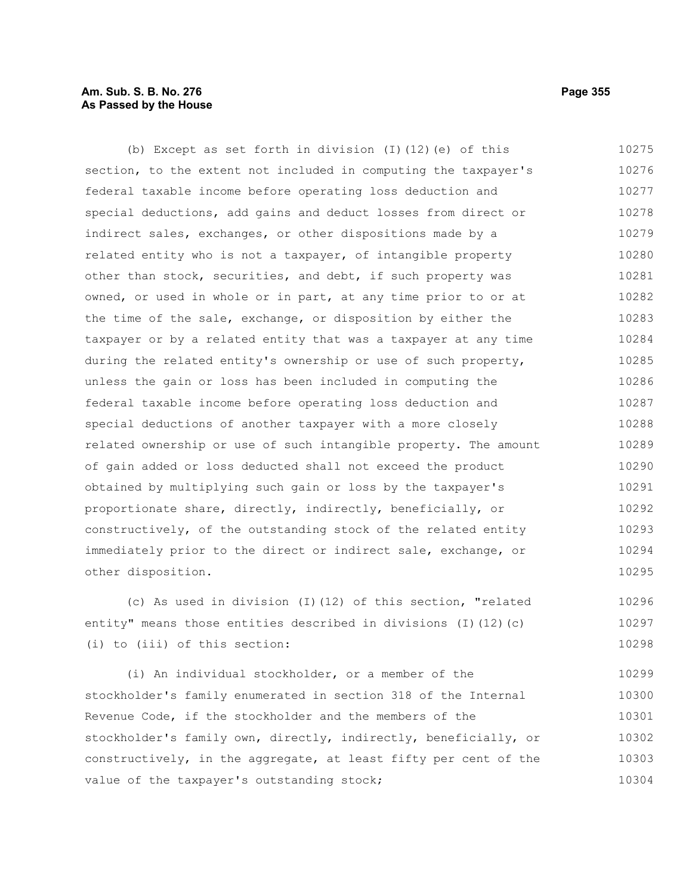(b) Except as set forth in division (I)(12)(e) of this section, to the extent not included in computing the taxpayer's federal taxable income before operating loss deduction and special deductions, add gains and deduct losses from direct or indirect sales, exchanges, or other dispositions made by a related entity who is not a taxpayer, of intangible property other than stock, securities, and debt, if such property was owned, or used in whole or in part, at any time prior to or at the time of the sale, exchange, or disposition by either the taxpayer or by a related entity that was a taxpayer at any time during the related entity's ownership or use of such property, unless the gain or loss has been included in computing the federal taxable income before operating loss deduction and special deductions of another taxpayer with a more closely related ownership or use of such intangible property. The amount of gain added or loss deducted shall not exceed the product obtained by multiplying such gain or loss by the taxpayer's proportionate share, directly, indirectly, beneficially, or constructively, of the outstanding stock of the related entity immediately prior to the direct or indirect sale, exchange, or other disposition.

(c) As used in division (I)(12) of this section, "related entity" means those entities described in divisions (I)(12)(c)(i) to (iii) of this section:

(i) An individual stockholder, or a member of the stockholder's family enumerated in section 318 of the Internal Revenue Code, if the stockholder and the members of the stockholder's family own, directly, indirectly, beneficially, or constructively, in the aggregate, at least fifty per cent of the value of the taxpayer's outstanding stock;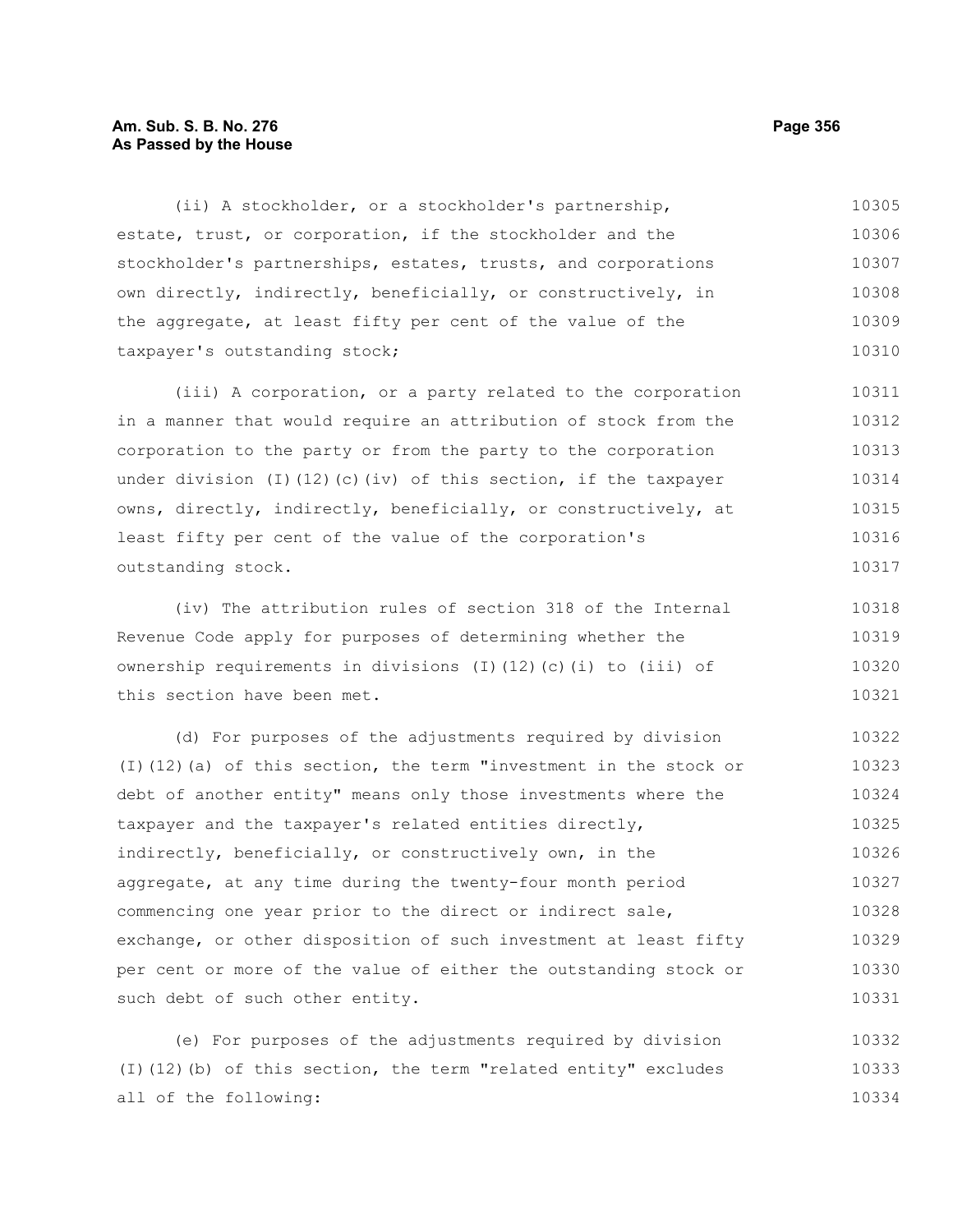(ii) A stockholder, or a stockholder's partnership, estate, trust, or corporation, if the stockholder and the stockholder's partnerships, estates, trusts, and corporations own directly, indirectly, beneficially, or constructively, in the aggregate, at least fifty per cent of the value of the taxpayer's outstanding stock;

(iii) A corporation, or a party related to the corporation in a manner that would require an attribution of stock from the corporation to the party or from the party to the corporation under division (I)(12)(c)(iv) of this section, if the taxpayer owns, directly, indirectly, beneficially, or constructively, at least fifty per cent of the value of the corporation's outstanding stock.

(iv) The attribution rules of section 318 of the Internal Revenue Code apply for purposes of determining whether the ownership requirements in divisions (I)(12)(c)(i) to (iii) of this section have been met.

(d) For purposes of the adjustments required by division (I)(12)(a) of this section, the term "investment in the stock or debt of another entity" means only those investments where the taxpayer and the taxpayer's related entities directly, indirectly, beneficially, or constructively own, in the aggregate, at any time during the twenty-four month period commencing one year prior to the direct or indirect sale, exchange, or other disposition of such investment at least fifty per cent or more of the value of either the outstanding stock or such debt of such other entity.

(e) For purposes of the adjustments required by division (I)(12)(b) of this section, the term "related entity" excludes all of the following: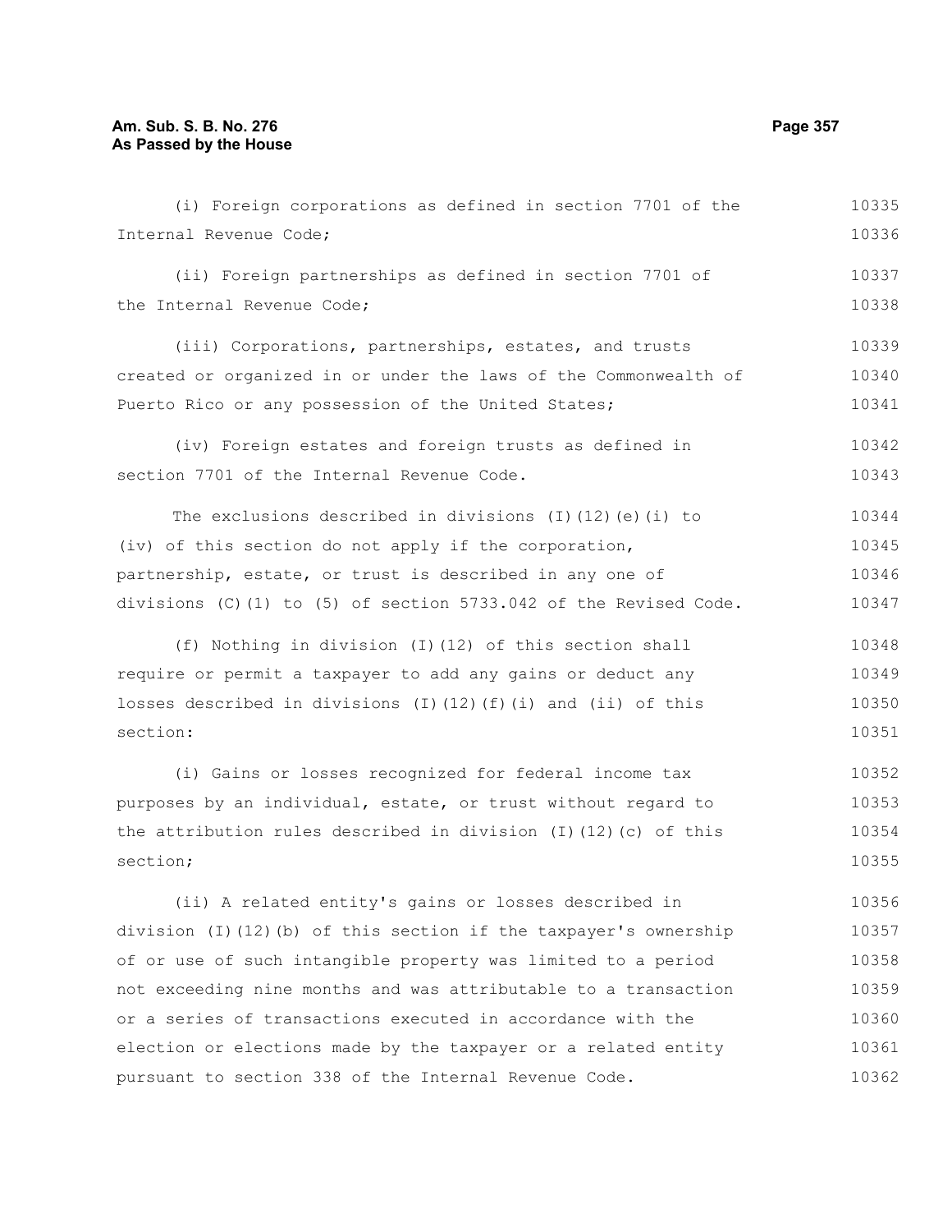(i) Foreign corporations as defined in section 7701 of the Internal Revenue Code;

(ii) Foreign partnerships as defined in section 7701 of the Internal Revenue Code;

(iii) Corporations, partnerships, estates, and trusts created or organized in or under the laws of the Commonwealth of Puerto Rico or any possession of the United States;

(iv) Foreign estates and foreign trusts as defined in section 7701 of the Internal Revenue Code.

The exclusions described in divisions (I)(12)(e)(i) to (iv) of this section do not apply if the corporation, partnership, estate, or trust is described in any one of divisions (C)(1) to (5) of section 5733.042 of the Revised Code.

(f) Nothing in division (I)(12) of this section shall require or permit a taxpayer to add any gains or deduct any losses described in divisions (I)(12)(f)(i) and (ii) of this section:

(i) Gains or losses recognized for federal income tax purposes by an individual, estate, or trust without regard to the attribution rules described in division (I)(12)(c) of this section;

(ii) A related entity's gains or losses described in division (I)(12)(b) of this section if the taxpayer's ownership of or use of such intangible property was limited to a period not exceeding nine months and was attributable to a transaction or a series of transactions executed in accordance with the election or elections made by the taxpayer or a related entity pursuant to section 338 of the Internal Revenue Code.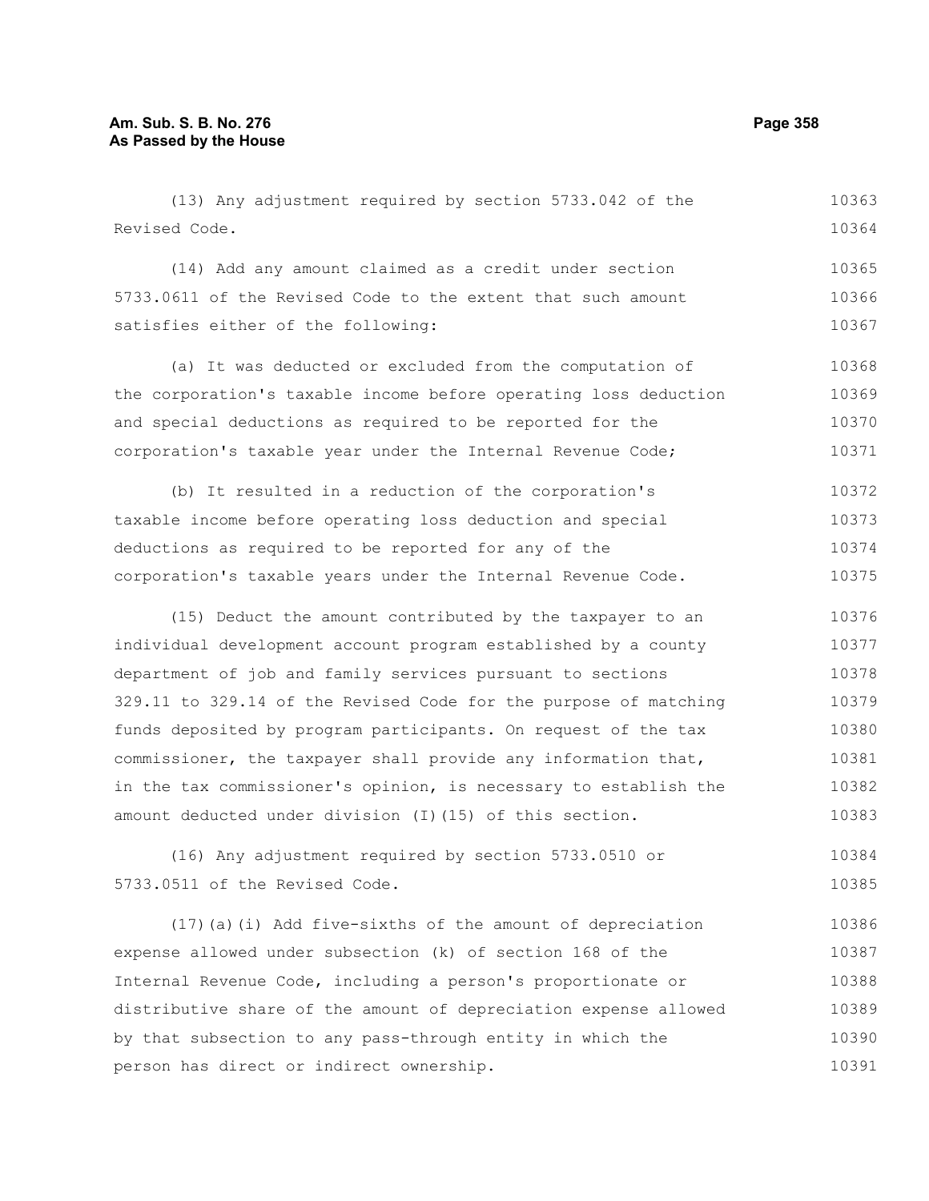(13) Any adjustment required by section 5733.042 of the Revised Code.

(14) Add any amount claimed as a credit under section 5733.0611 of the Revised Code to the extent that such amount satisfies either of the following:

(a) It was deducted or excluded from the computation of the corporation's taxable income before operating loss deduction and special deductions as required to be reported for the corporation's taxable year under the Internal Revenue Code;

(b) It resulted in a reduction of the corporation's taxable income before operating loss deduction and special deductions as required to be reported for any of the corporation's taxable years under the Internal Revenue Code.

(15) Deduct the amount contributed by the taxpayer to an individual development account program established by a county department of job and family services pursuant to sections 329.11 to 329.14 of the Revised Code for the purpose of matching funds deposited by program participants. On request of the tax commissioner, the taxpayer shall provide any information that, in the tax commissioner's opinion, is necessary to establish the amount deducted under division (I)(15) of this section.

(16) Any adjustment required by section 5733.0510 or 5733.0511 of the Revised Code.

(17)(a)(i) Add five-sixths of the amount of depreciation expense allowed under subsection (k) of section 168 of the Internal Revenue Code, including a person's proportionate or distributive share of the amount of depreciation expense allowed by that subsection to any pass-through entity in which the person has direct or indirect ownership.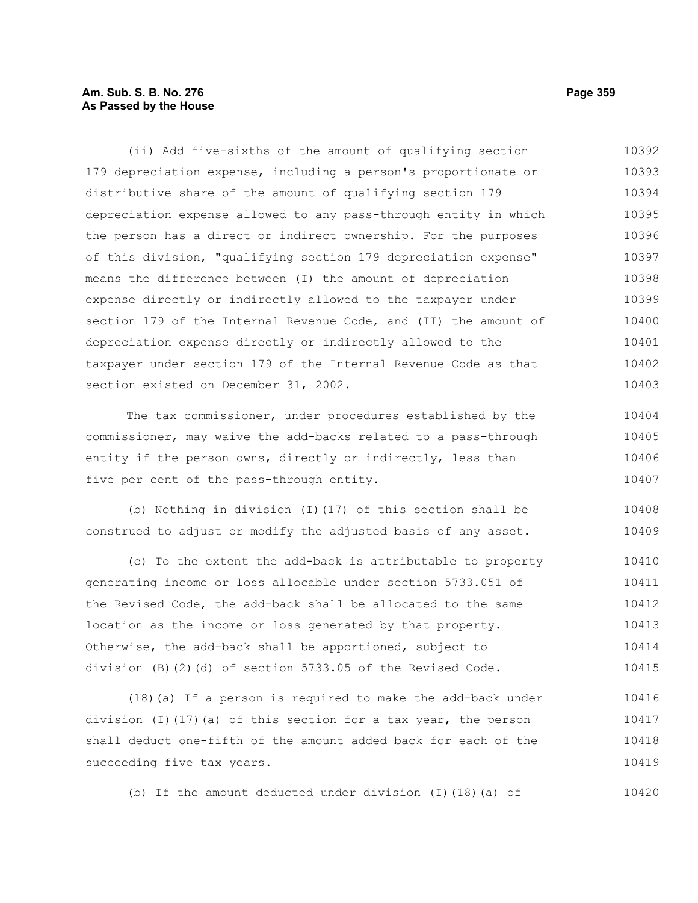(ii) Add five-sixths of the amount of qualifying section 179 depreciation expense, including a person's proportionate or distributive share of the amount of qualifying section 179 depreciation expense allowed to any pass-through entity in which the person has a direct or indirect ownership. For the purposes of this division, "qualifying section 179 depreciation expense" means the difference between (I) the amount of depreciation expense directly or indirectly allowed to the taxpayer under section 179 of the Internal Revenue Code, and (II) the amount of depreciation expense directly or indirectly allowed to the taxpayer under section 179 of the Internal Revenue Code as that section existed on December 31, 2002.

The tax commissioner, under procedures established by the commissioner, may waive the add-backs related to a pass-through entity if the person owns, directly or indirectly, less than five per cent of the pass-through entity.

(b) Nothing in division (I)(17) of this section shall be construed to adjust or modify the adjusted basis of any asset.

(c) To the extent the add-back is attributable to property generating income or loss allocable under section 5733.051 of the Revised Code, the add-back shall be allocated to the same location as the income or loss generated by that property. Otherwise, the add-back shall be apportioned, subject to division (B)(2)(d) of section 5733.05 of the Revised Code.

(18)(a) If a person is required to make the add-back under division (I)(17)(a) of this section for a tax year, the person shall deduct one-fifth of the amount added back for each of the succeeding five tax years.

(b) If the amount deducted under division (I)(18)(a) of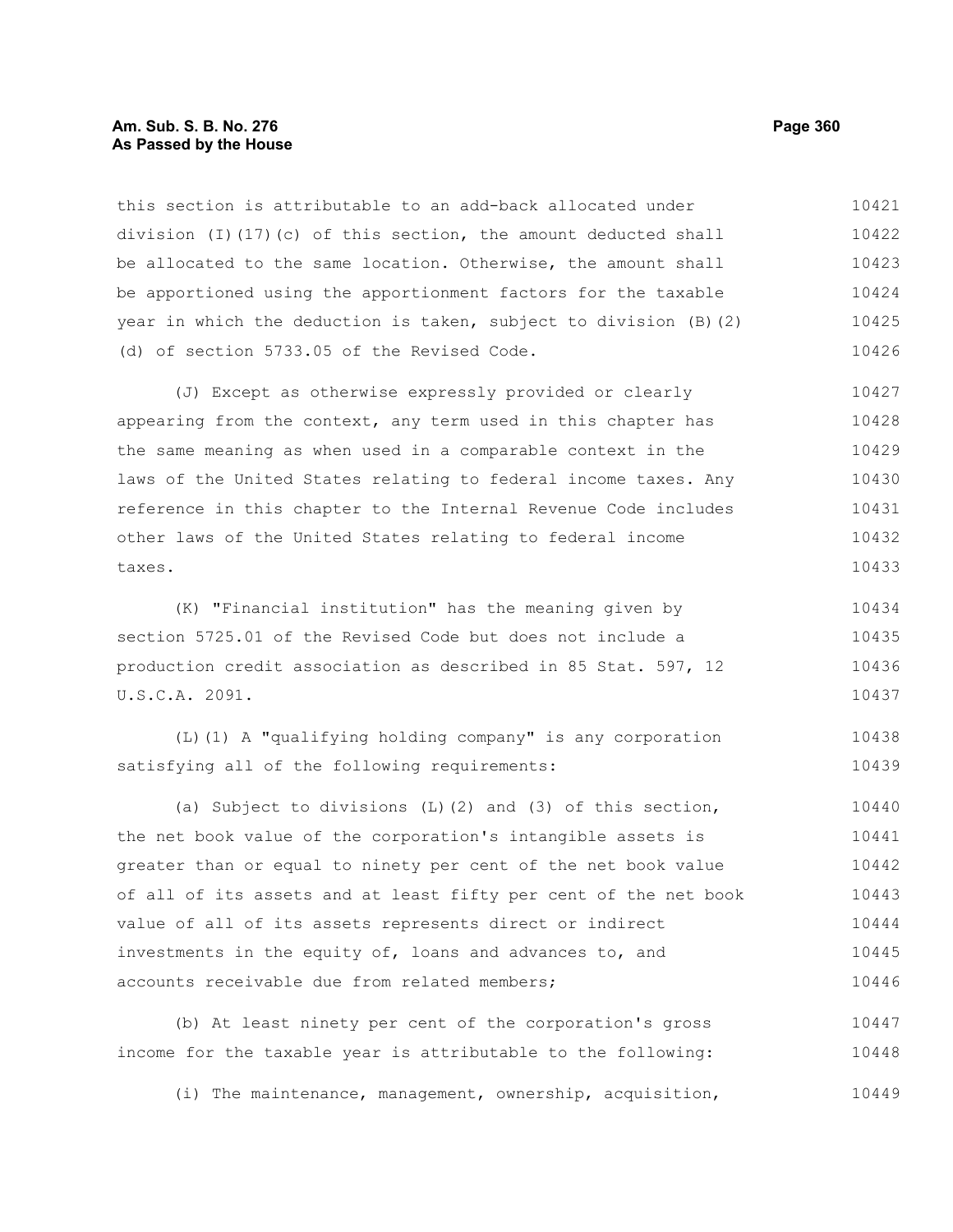this section is attributable to an add-back allocated under division (I)(17)(c) of this section, the amount deducted shall be allocated to the same location. Otherwise, the amount shall be apportioned using the apportionment factors for the taxable year in which the deduction is taken, subject to division (B)(2)(d) of section 5733.05 of the Revised Code.

(J) Except as otherwise expressly provided or clearly appearing from the context, any term used in this chapter has the same meaning as when used in a comparable context in the laws of the United States relating to federal income taxes. Any reference in this chapter to the Internal Revenue Code includes other laws of the United States relating to federal income taxes.

(K) "Financial institution" has the meaning given by section 5725.01 of the Revised Code but does not include a production credit association as described in 85 Stat. 597, 12 U.S.C.A. 2091.

(L)(1) A "qualifying holding company" is any corporation satisfying all of the following requirements:

(a) Subject to divisions (L)(2) and (3) of this section, the net book value of the corporation's intangible assets is greater than or equal to ninety per cent of the net book value of all of its assets and at least fifty per cent of the net book value of all of its assets represents direct or indirect investments in the equity of, loans and advances to, and accounts receivable due from related members;

(b) At least ninety per cent of the corporation's gross income for the taxable year is attributable to the following:

(i) The maintenance, management, ownership, acquisition,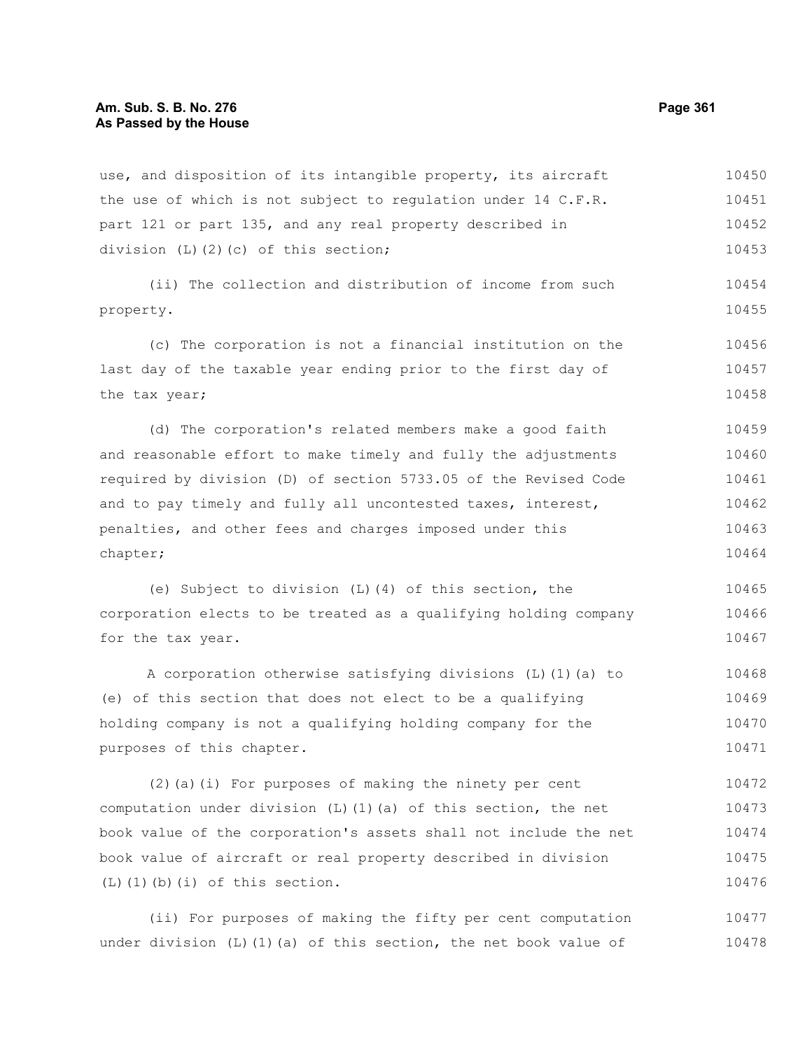use, and disposition of its intangible property, its aircraft the use of which is not subject to regulation under 14 C.F.R. part 121 or part 135, and any real property described in division (L)(2)(c) of this section;

(ii) The collection and distribution of income from such property.

(c) The corporation is not a financial institution on the last day of the taxable year ending prior to the first day of the tax year;

(d) The corporation's related members make a good faith and reasonable effort to make timely and fully the adjustments required by division (D) of section 5733.05 of the Revised Code and to pay timely and fully all uncontested taxes, interest, penalties, and other fees and charges imposed under this chapter;

(e) Subject to division (L)(4) of this section, the corporation elects to be treated as a qualifying holding company for the tax year.

A corporation otherwise satisfying divisions (L)(1)(a) to (e) of this section that does not elect to be a qualifying holding company is not a qualifying holding company for the purposes of this chapter.

(2)(a)(i) For purposes of making the ninety per cent computation under division (L)(1)(a) of this section, the net book value of the corporation's assets shall not include the net book value of aircraft or real property described in division (L)(1)(b)(i) of this section.

(ii) For purposes of making the fifty per cent computation under division (L)(1)(a) of this section, the net book value of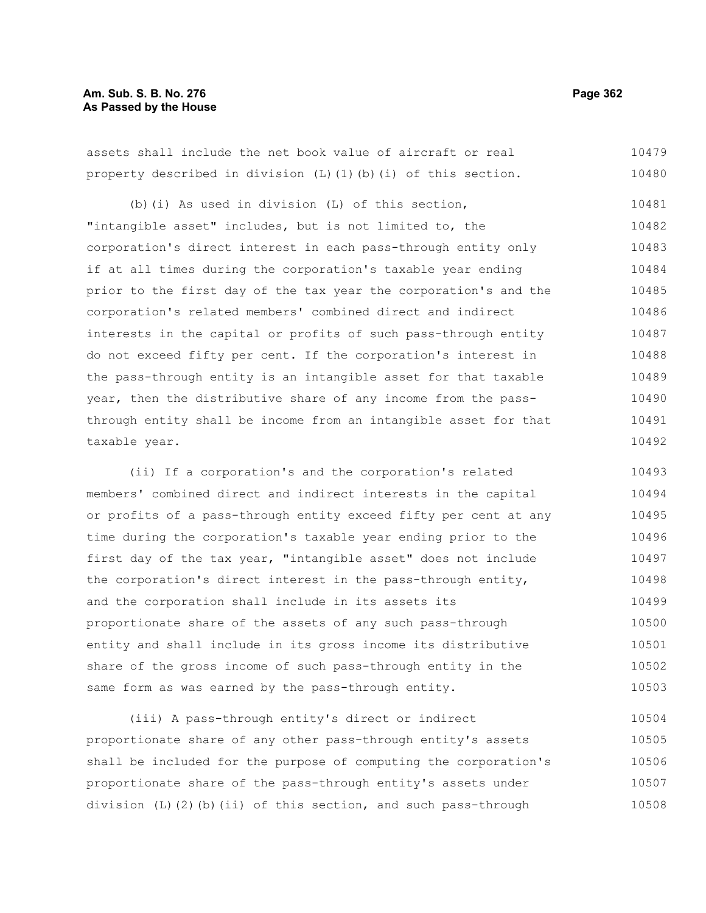assets shall include the net book value of aircraft or real property described in division (L)(1)(b)(i) of this section.

(b)(i) As used in division (L) of this section, "intangible asset" includes, but is not limited to, the corporation's direct interest in each pass-through entity only if at all times during the corporation's taxable year ending prior to the first day of the tax year the corporation's and the corporation's related members' combined direct and indirect interests in the capital or profits of such pass-through entity do not exceed fifty per cent. If the corporation's interest in the pass-through entity is an intangible asset for that taxable year, then the distributive share of any income from the pass-through entity shall be income from an intangible asset for that taxable year.

(ii) If a corporation's and the corporation's related members' combined direct and indirect interests in the capital or profits of a pass-through entity exceed fifty per cent at any time during the corporation's taxable year ending prior to the first day of the tax year, "intangible asset" does not include the corporation's direct interest in the pass-through entity, and the corporation shall include in its assets its proportionate share of the assets of any such pass-through entity and shall include in its gross income its distributive share of the gross income of such pass-through entity in the same form as was earned by the pass-through entity.

(iii) A pass-through entity's direct or indirect proportionate share of any other pass-through entity's assets shall be included for the purpose of computing the corporation's proportionate share of the pass-through entity's assets under division (L)(2)(b)(ii) of this section, and such pass-through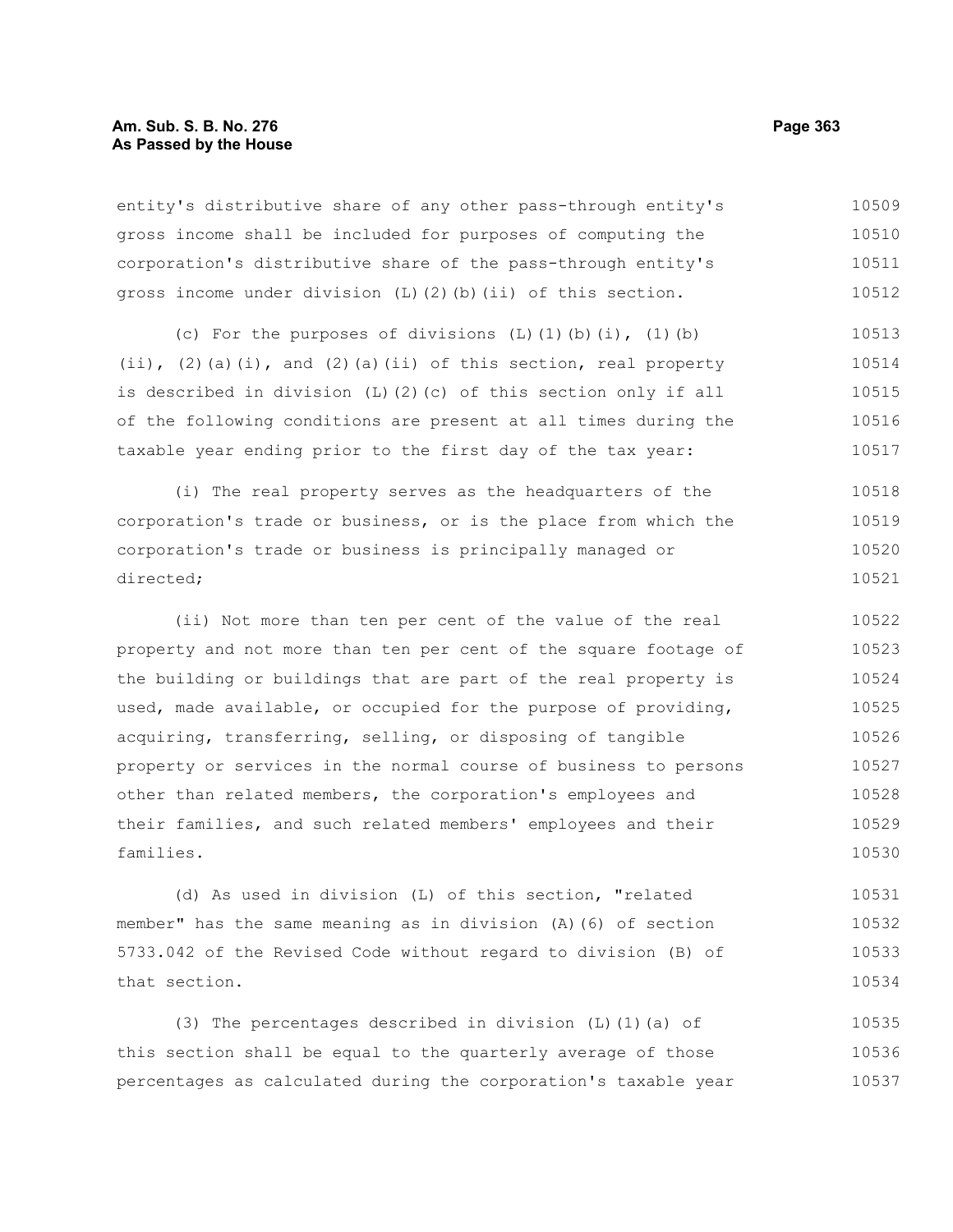entity's distributive share of any other pass-through entity's gross income shall be included for purposes of computing the corporation's distributive share of the pass-through entity's gross income under division (L)(2)(b)(ii) of this section.

(c) For the purposes of divisions (L)(1)(b)(i), (1)(b)(ii), (2)(a)(i), and (2)(a)(ii) of this section, real property is described in division (L)(2)(c) of this section only if all of the following conditions are present at all times during the taxable year ending prior to the first day of the tax year:

(i) The real property serves as the headquarters of the corporation's trade or business, or is the place from which the corporation's trade or business is principally managed or directed;

(ii) Not more than ten per cent of the value of the real property and not more than ten per cent of the square footage of the building or buildings that are part of the real property is used, made available, or occupied for the purpose of providing, acquiring, transferring, selling, or disposing of tangible property or services in the normal course of business to persons other than related members, the corporation's employees and their families, and such related members' employees and their families.

(d) As used in division (L) of this section, "related member" has the same meaning as in division (A)(6) of section 5733.042 of the Revised Code without regard to division (B) of that section.

(3) The percentages described in division (L)(1)(a) of this section shall be equal to the quarterly average of those percentages as calculated during the corporation's taxable year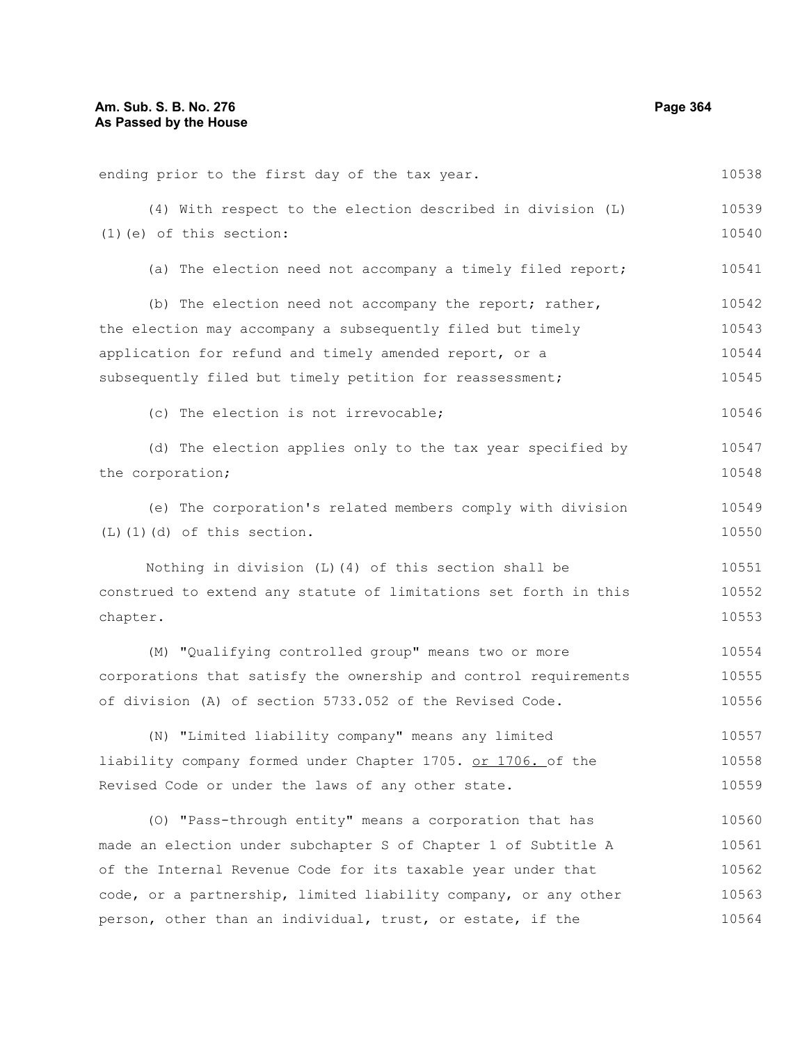ending prior to the first day of the tax year.

(4) With respect to the election described in division (L)(1)(e) of this section:

(a) The election need not accompany a timely filed report;

(b) The election need not accompany the report; rather, the election may accompany a subsequently filed but timely application for refund and timely amended report, or a subsequently filed but timely petition for reassessment;

(c) The election is not irrevocable;

(d) The election applies only to the tax year specified by the corporation;

(e) The corporation's related members comply with division (L)(1)(d) of this section.

Nothing in division (L)(4) of this section shall be construed to extend any statute of limitations set forth in this chapter.

(M) "Qualifying controlled group" means two or more corporations that satisfy the ownership and control requirements of division (A) of section 5733.052 of the Revised Code.

(N) "Limited liability company" means any limited liability company formed under Chapter 1705. or 1706. of the Revised Code or under the laws of any other state.

(O) "Pass-through entity" means a corporation that has made an election under subchapter S of Chapter 1 of Subtitle A of the Internal Revenue Code for its taxable year under that code, or a partnership, limited liability company, or any other person, other than an individual, trust, or estate, if the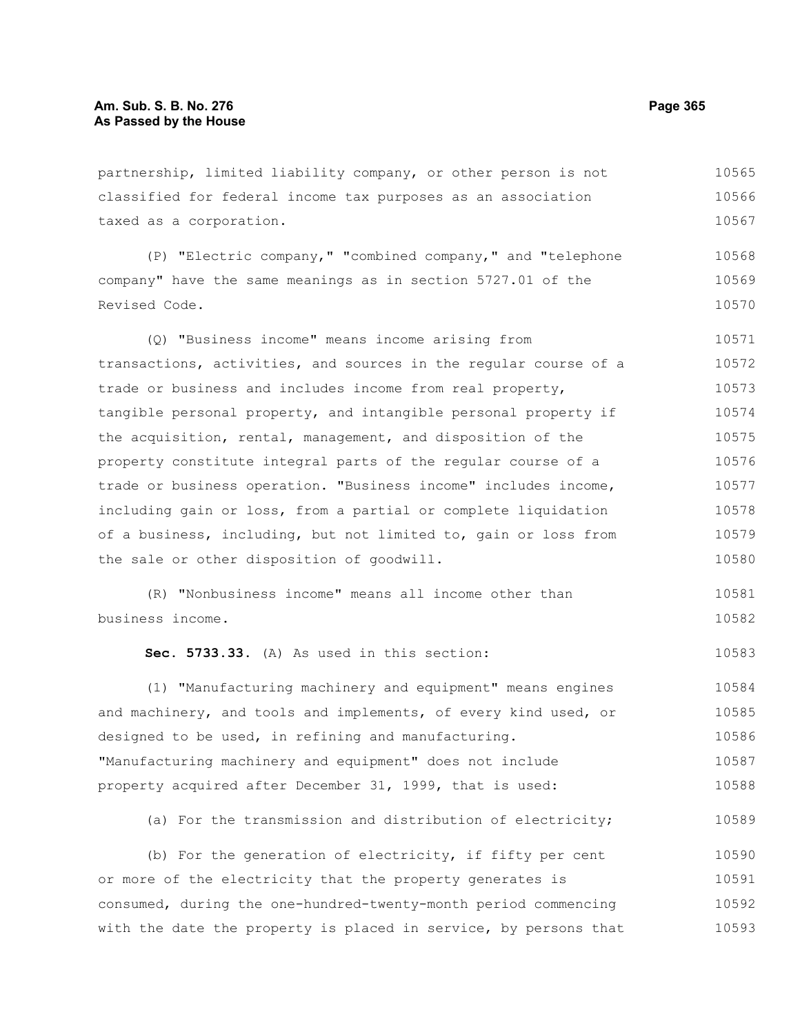partnership, limited liability company, or other person is not classified for federal income tax purposes as an association taxed as a corporation.

(P) "Electric company," "combined company," and "telephone company" have the same meanings as in section 5727.01 of the Revised Code.

(Q) "Business income" means income arising from transactions, activities, and sources in the regular course of a trade or business and includes income from real property, tangible personal property, and intangible personal property if the acquisition, rental, management, and disposition of the property constitute integral parts of the regular course of a trade or business operation. "Business income" includes income, including gain or loss, from a partial or complete liquidation of a business, including, but not limited to, gain or loss from the sale or other disposition of goodwill.

(R) "Nonbusiness income" means all income other than business income.

**Sec. 5733.33.** (A) As used in this section:

(1) "Manufacturing machinery and equipment" means engines and machinery, and tools and implements, of every kind used, or designed to be used, in refining and manufacturing. "Manufacturing machinery and equipment" does not include property acquired after December 31, 1999, that is used:

(a) For the transmission and distribution of electricity;

(b) For the generation of electricity, if fifty per cent or more of the electricity that the property generates is consumed, during the one-hundred-twenty-month period commencing with the date the property is placed in service, by persons that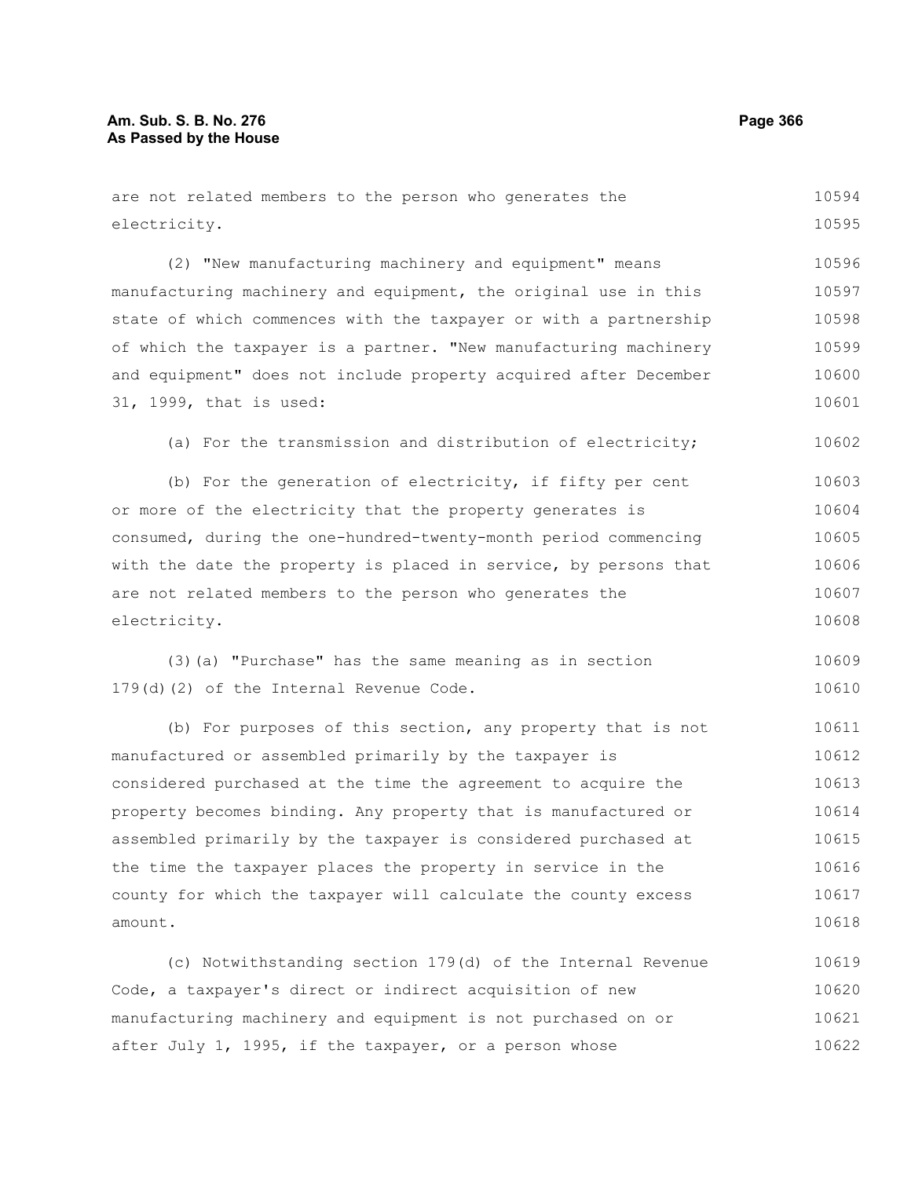are not related members to the person who generates the electricity.

(2) "New manufacturing machinery and equipment" means manufacturing machinery and equipment, the original use in this state of which commences with the taxpayer or with a partnership of which the taxpayer is a partner. "New manufacturing machinery and equipment" does not include property acquired after December 31, 1999, that is used:

(a) For the transmission and distribution of electricity;

(b) For the generation of electricity, if fifty per cent or more of the electricity that the property generates is consumed, during the one-hundred-twenty-month period commencing with the date the property is placed in service, by persons that are not related members to the person who generates the electricity.

(3)(a) "Purchase" has the same meaning as in section 179(d)(2) of the Internal Revenue Code.

(b) For purposes of this section, any property that is not manufactured or assembled primarily by the taxpayer is considered purchased at the time the agreement to acquire the property becomes binding. Any property that is manufactured or assembled primarily by the taxpayer is considered purchased at the time the taxpayer places the property in service in the county for which the taxpayer will calculate the county excess amount.

(c) Notwithstanding section 179(d) of the Internal Revenue Code, a taxpayer's direct or indirect acquisition of new manufacturing machinery and equipment is not purchased on or after July 1, 1995, if the taxpayer, or a person whose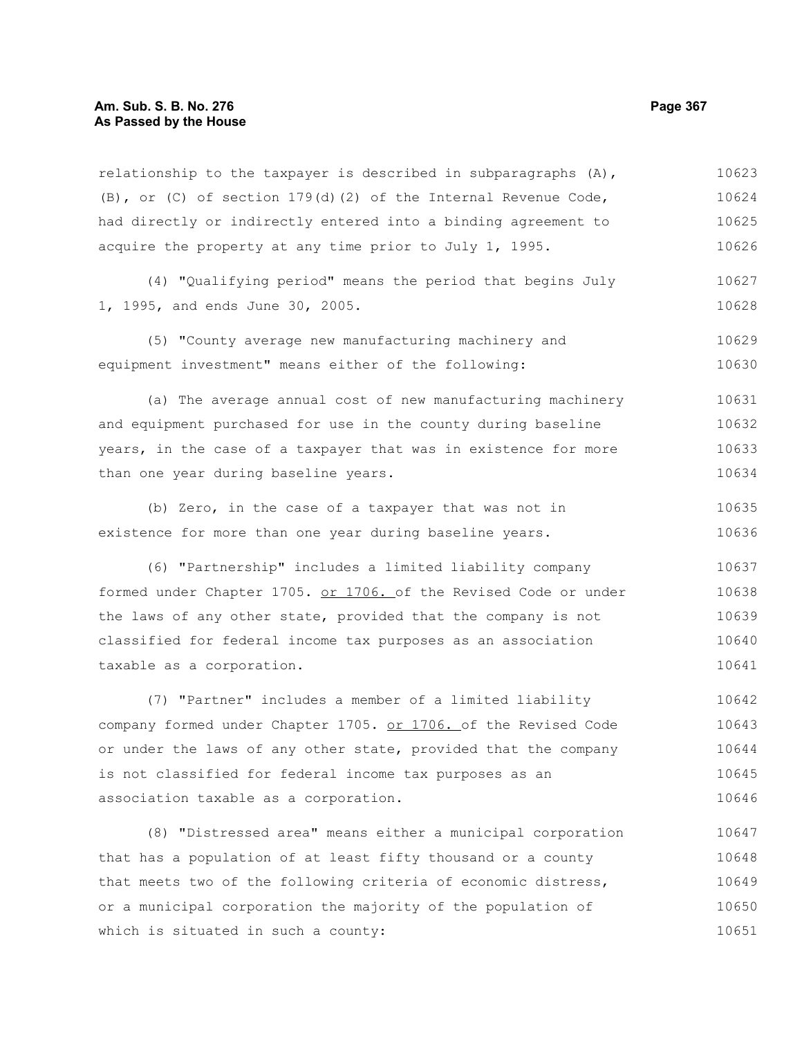relationship to the taxpayer is described in subparagraphs (A), (B), or (C) of section 179(d)(2) of the Internal Revenue Code, had directly or indirectly entered into a binding agreement to acquire the property at any time prior to July 1, 1995.

(4) "Qualifying period" means the period that begins July 1, 1995, and ends June 30, 2005.

(5) "County average new manufacturing machinery and equipment investment" means either of the following:

(a) The average annual cost of new manufacturing machinery and equipment purchased for use in the county during baseline years, in the case of a taxpayer that was in existence for more than one year during baseline years.

(b) Zero, in the case of a taxpayer that was not in existence for more than one year during baseline years.

(6) "Partnership" includes a limited liability company formed under Chapter 1705. or 1706. of the Revised Code or under the laws of any other state, provided that the company is not classified for federal income tax purposes as an association taxable as a corporation.

(7) "Partner" includes a member of a limited liability company formed under Chapter 1705. or 1706. of the Revised Code or under the laws of any other state, provided that the company is not classified for federal income tax purposes as an association taxable as a corporation.

(8) "Distressed area" means either a municipal corporation that has a population of at least fifty thousand or a county that meets two of the following criteria of economic distress, or a municipal corporation the majority of the population of which is situated in such a county: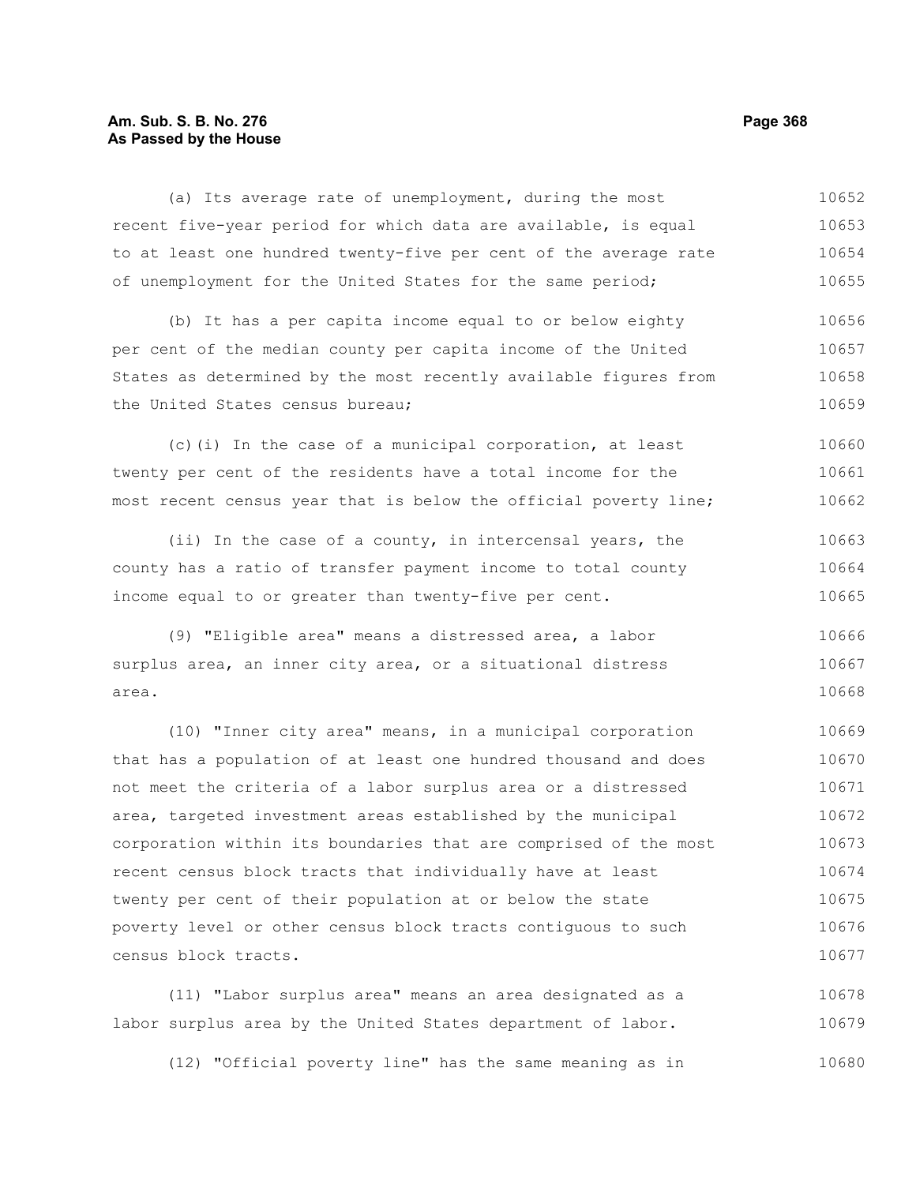(a) Its average rate of unemployment, during the most recent five-year period for which data are available, is equal to at least one hundred twenty-five per cent of the average rate of unemployment for the United States for the same period;

(b) It has a per capita income equal to or below eighty per cent of the median county per capita income of the United States as determined by the most recently available figures from the United States census bureau;

(c)(i) In the case of a municipal corporation, at least twenty per cent of the residents have a total income for the most recent census year that is below the official poverty line;

(ii) In the case of a county, in intercensal years, the county has a ratio of transfer payment income to total county income equal to or greater than twenty-five per cent.

(9) "Eligible area" means a distressed area, a labor surplus area, an inner city area, or a situational distress area.

(10) "Inner city area" means, in a municipal corporation that has a population of at least one hundred thousand and does not meet the criteria of a labor surplus area or a distressed area, targeted investment areas established by the municipal corporation within its boundaries that are comprised of the most recent census block tracts that individually have at least twenty per cent of their population at or below the state poverty level or other census block tracts contiguous to such census block tracts.

(11) "Labor surplus area" means an area designated as a labor surplus area by the United States department of labor.

(12) "Official poverty line" has the same meaning as in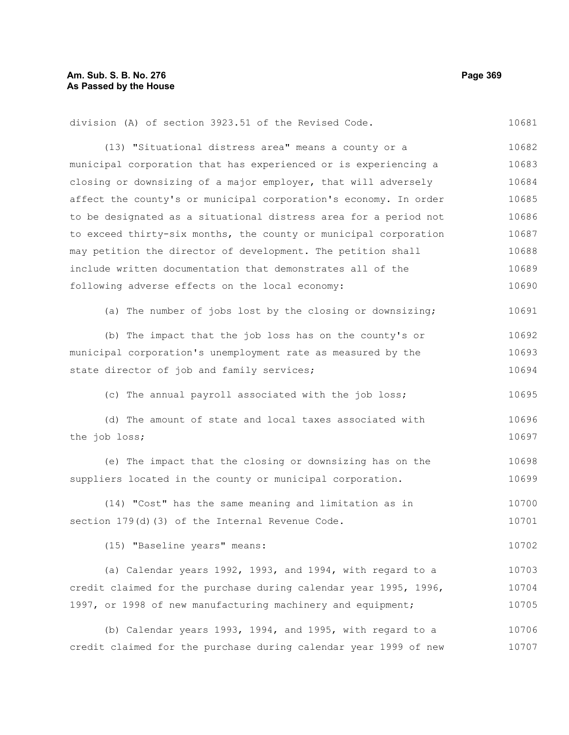division (A) of section 3923.51 of the Revised Code.

(13) "Situational distress area" means a county or a municipal corporation that has experienced or is experiencing a closing or downsizing of a major employer, that will adversely affect the county's or municipal corporation's economy. In order to be designated as a situational distress area for a period not to exceed thirty-six months, the county or municipal corporation may petition the director of development. The petition shall include written documentation that demonstrates all of the following adverse effects on the local economy:

(a) The number of jobs lost by the closing or downsizing;

(b) The impact that the job loss has on the county's or municipal corporation's unemployment rate as measured by the state director of job and family services;

(c) The annual payroll associated with the job loss;

(d) The amount of state and local taxes associated with the job loss;

(e) The impact that the closing or downsizing has on the suppliers located in the county or municipal corporation.

(14) "Cost" has the same meaning and limitation as in section 179(d)(3) of the Internal Revenue Code.

(15) "Baseline years" means:

(a) Calendar years 1992, 1993, and 1994, with regard to a credit claimed for the purchase during calendar year 1995, 1996, 1997, or 1998 of new manufacturing machinery and equipment;

(b) Calendar years 1993, 1994, and 1995, with regard to a credit claimed for the purchase during calendar year 1999 of new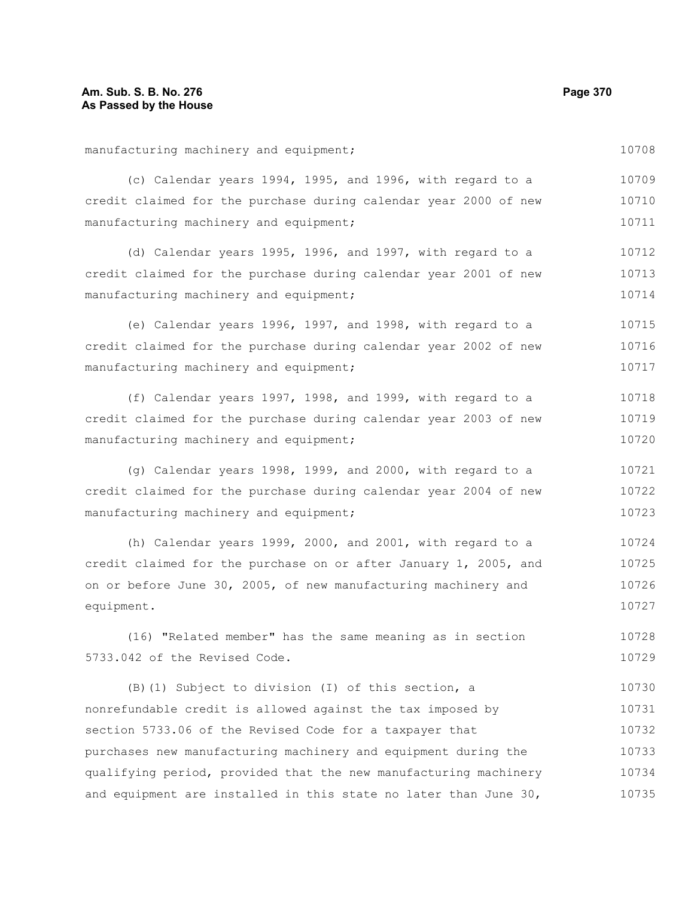manufacturing machinery and equipment;

(c) Calendar years 1994, 1995, and 1996, with regard to a credit claimed for the purchase during calendar year 2000 of new manufacturing machinery and equipment;

(d) Calendar years 1995, 1996, and 1997, with regard to a credit claimed for the purchase during calendar year 2001 of new manufacturing machinery and equipment;

(e) Calendar years 1996, 1997, and 1998, with regard to a credit claimed for the purchase during calendar year 2002 of new manufacturing machinery and equipment;

(f) Calendar years 1997, 1998, and 1999, with regard to a credit claimed for the purchase during calendar year 2003 of new manufacturing machinery and equipment;

(g) Calendar years 1998, 1999, and 2000, with regard to a credit claimed for the purchase during calendar year 2004 of new manufacturing machinery and equipment;

(h) Calendar years 1999, 2000, and 2001, with regard to a credit claimed for the purchase on or after January 1, 2005, and on or before June 30, 2005, of new manufacturing machinery and equipment.

(16) "Related member" has the same meaning as in section 5733.042 of the Revised Code.

(B)(1) Subject to division (I) of this section, a nonrefundable credit is allowed against the tax imposed by section 5733.06 of the Revised Code for a taxpayer that purchases new manufacturing machinery and equipment during the qualifying period, provided that the new manufacturing machinery and equipment are installed in this state no later than June 30,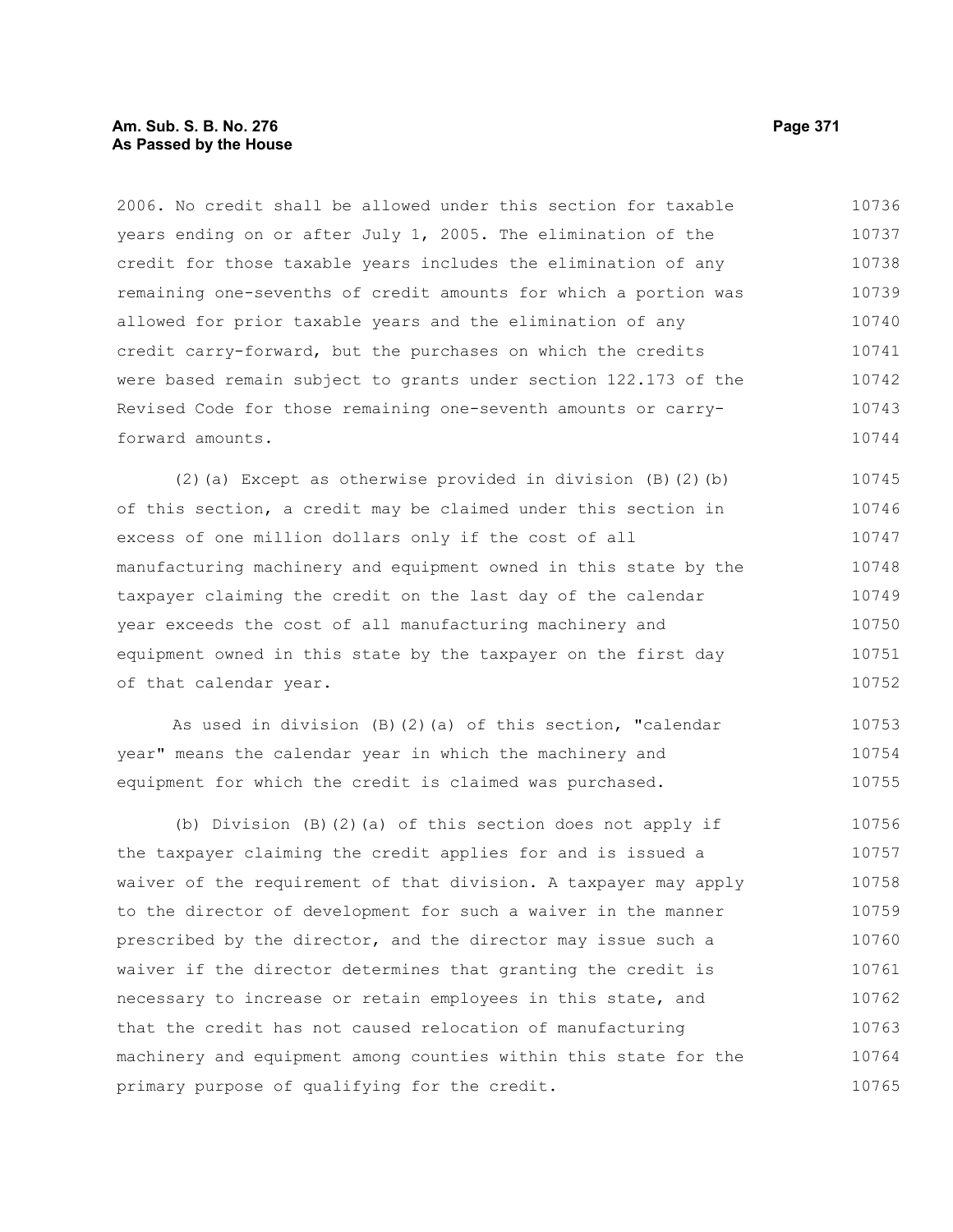2006. No credit shall be allowed under this section for taxable years ending on or after July 1, 2005. The elimination of the credit for those taxable years includes the elimination of any remaining one-sevenths of credit amounts for which a portion was allowed for prior taxable years and the elimination of any credit carry-forward, but the purchases on which the credits were based remain subject to grants under section 122.173 of the Revised Code for those remaining one-seventh amounts or carry-forward amounts.

(2)(a) Except as otherwise provided in division (B)(2)(b) of this section, a credit may be claimed under this section in excess of one million dollars only if the cost of all manufacturing machinery and equipment owned in this state by the taxpayer claiming the credit on the last day of the calendar year exceeds the cost of all manufacturing machinery and equipment owned in this state by the taxpayer on the first day of that calendar year.

As used in division (B)(2)(a) of this section, "calendar year" means the calendar year in which the machinery and equipment for which the credit is claimed was purchased.

(b) Division (B)(2)(a) of this section does not apply if the taxpayer claiming the credit applies for and is issued a waiver of the requirement of that division. A taxpayer may apply to the director of development for such a waiver in the manner prescribed by the director, and the director may issue such a waiver if the director determines that granting the credit is necessary to increase or retain employees in this state, and that the credit has not caused relocation of manufacturing machinery and equipment among counties within this state for the primary purpose of qualifying for the credit.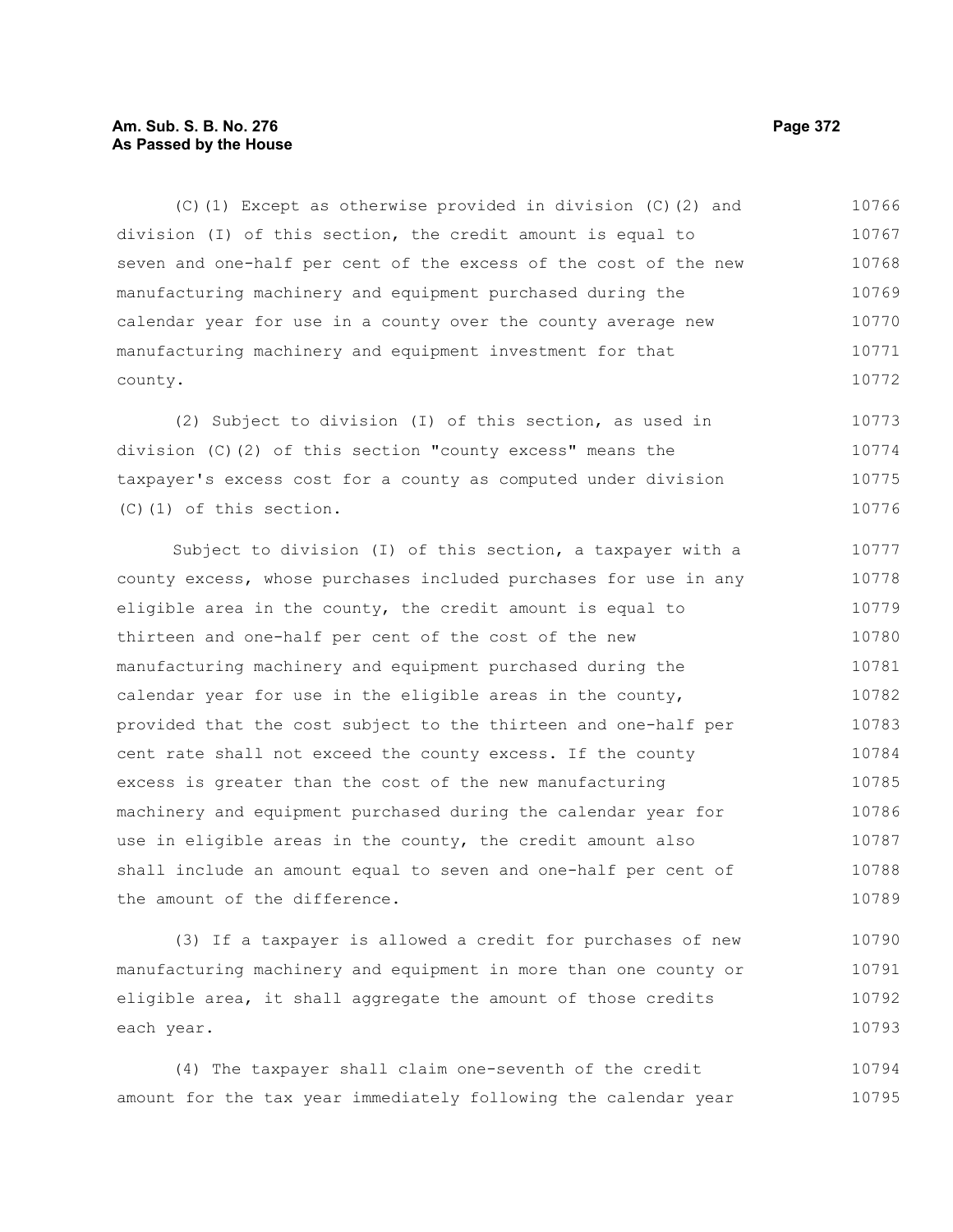(C)(1) Except as otherwise provided in division (C)(2) and division (I) of this section, the credit amount is equal to seven and one-half per cent of the excess of the cost of the new manufacturing machinery and equipment purchased during the calendar year for use in a county over the county average new manufacturing machinery and equipment investment for that county.

(2) Subject to division (I) of this section, as used in division (C)(2) of this section "county excess" means the taxpayer's excess cost for a county as computed under division (C)(1) of this section.

Subject to division (I) of this section, a taxpayer with a county excess, whose purchases included purchases for use in any eligible area in the county, the credit amount is equal to thirteen and one-half per cent of the cost of the new manufacturing machinery and equipment purchased during the calendar year for use in the eligible areas in the county, provided that the cost subject to the thirteen and one-half per cent rate shall not exceed the county excess. If the county excess is greater than the cost of the new manufacturing machinery and equipment purchased during the calendar year for use in eligible areas in the county, the credit amount also shall include an amount equal to seven and one-half per cent of the amount of the difference.

(3) If a taxpayer is allowed a credit for purchases of new manufacturing machinery and equipment in more than one county or eligible area, it shall aggregate the amount of those credits each year.

(4) The taxpayer shall claim one-seventh of the credit amount for the tax year immediately following the calendar year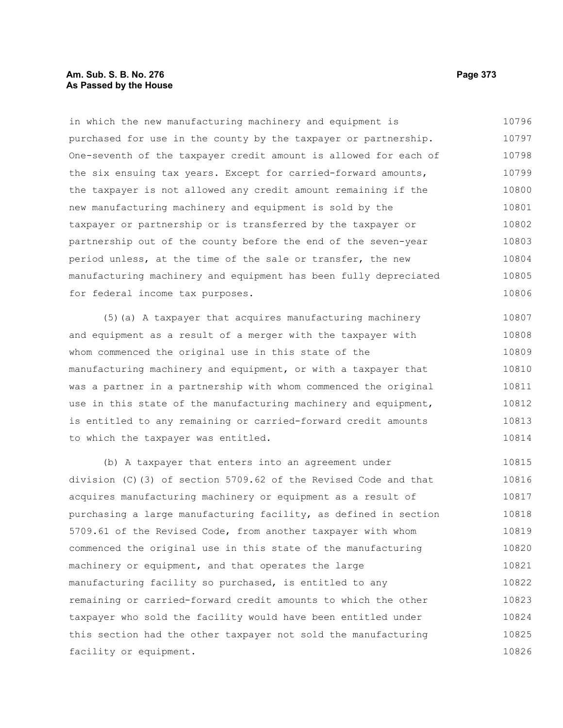in which the new manufacturing machinery and equipment is purchased for use in the county by the taxpayer or partnership. One-seventh of the taxpayer credit amount is allowed for each of the six ensuing tax years. Except for carried-forward amounts, the taxpayer is not allowed any credit amount remaining if the new manufacturing machinery and equipment is sold by the taxpayer or partnership or is transferred by the taxpayer or partnership out of the county before the end of the seven-year period unless, at the time of the sale or transfer, the new manufacturing machinery and equipment has been fully depreciated for federal income tax purposes.

(5)(a) A taxpayer that acquires manufacturing machinery and equipment as a result of a merger with the taxpayer with whom commenced the original use in this state of the manufacturing machinery and equipment, or with a taxpayer that was a partner in a partnership with whom commenced the original use in this state of the manufacturing machinery and equipment, is entitled to any remaining or carried-forward credit amounts to which the taxpayer was entitled.

(b) A taxpayer that enters into an agreement under division (C)(3) of section 5709.62 of the Revised Code and that acquires manufacturing machinery or equipment as a result of purchasing a large manufacturing facility, as defined in section 5709.61 of the Revised Code, from another taxpayer with whom commenced the original use in this state of the manufacturing machinery or equipment, and that operates the large manufacturing facility so purchased, is entitled to any remaining or carried-forward credit amounts to which the other taxpayer who sold the facility would have been entitled under this section had the other taxpayer not sold the manufacturing facility or equipment.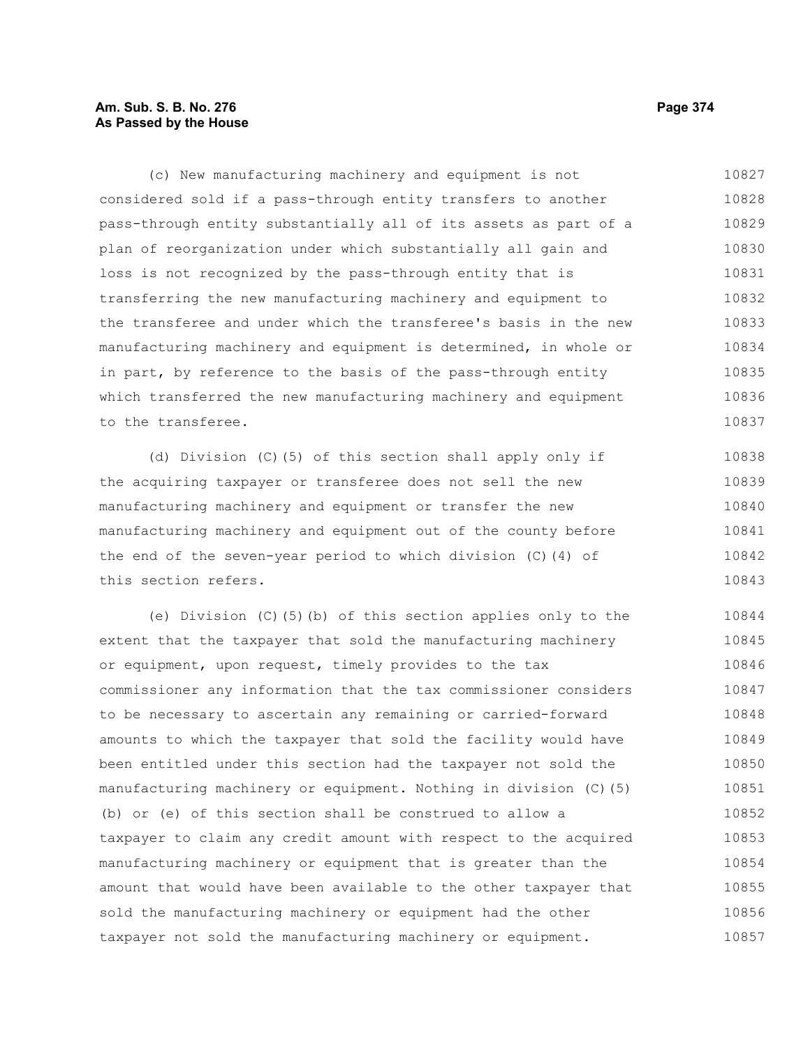(c) New manufacturing machinery and equipment is not considered sold if a pass-through entity transfers to another pass-through entity substantially all of its assets as part of a plan of reorganization under which substantially all gain and loss is not recognized by the pass-through entity that is transferring the new manufacturing machinery and equipment to the transferee and under which the transferee's basis in the new manufacturing machinery and equipment is determined, in whole or in part, by reference to the basis of the pass-through entity which transferred the new manufacturing machinery and equipment to the transferee.

(d) Division (C)(5) of this section shall apply only if the acquiring taxpayer or transferee does not sell the new manufacturing machinery and equipment or transfer the new manufacturing machinery and equipment out of the county before the end of the seven-year period to which division (C)(4) of this section refers.

(e) Division (C)(5)(b) of this section applies only to the extent that the taxpayer that sold the manufacturing machinery or equipment, upon request, timely provides to the tax commissioner any information that the tax commissioner considers to be necessary to ascertain any remaining or carried-forward amounts to which the taxpayer that sold the facility would have been entitled under this section had the taxpayer not sold the manufacturing machinery or equipment. Nothing in division (C)(5)(b) or (e) of this section shall be construed to allow a taxpayer to claim any credit amount with respect to the acquired manufacturing machinery or equipment that is greater than the amount that would have been available to the other taxpayer that sold the manufacturing machinery or equipment had the other taxpayer not sold the manufacturing machinery or equipment.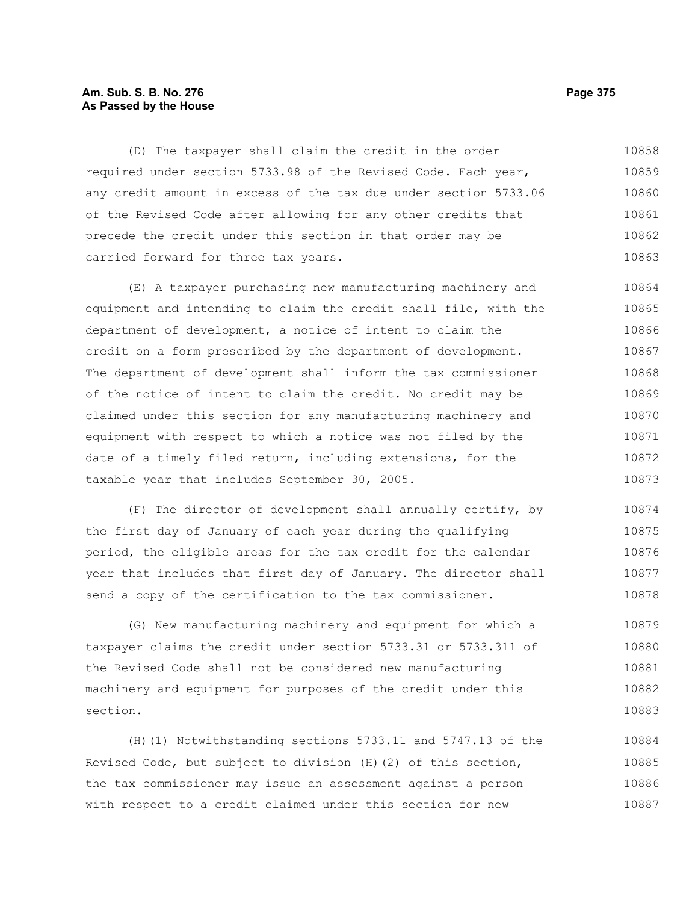(D) The taxpayer shall claim the credit in the order required under section 5733.98 of the Revised Code. Each year, any credit amount in excess of the tax due under section 5733.06 of the Revised Code after allowing for any other credits that precede the credit under this section in that order may be carried forward for three tax years.

(E) A taxpayer purchasing new manufacturing machinery and equipment and intending to claim the credit shall file, with the department of development, a notice of intent to claim the credit on a form prescribed by the department of development. The department of development shall inform the tax commissioner of the notice of intent to claim the credit. No credit may be claimed under this section for any manufacturing machinery and equipment with respect to which a notice was not filed by the date of a timely filed return, including extensions, for the taxable year that includes September 30, 2005.

(F) The director of development shall annually certify, by the first day of January of each year during the qualifying period, the eligible areas for the tax credit for the calendar year that includes that first day of January. The director shall send a copy of the certification to the tax commissioner.

(G) New manufacturing machinery and equipment for which a taxpayer claims the credit under section 5733.31 or 5733.311 of the Revised Code shall not be considered new manufacturing machinery and equipment for purposes of the credit under this section.

(H)(1) Notwithstanding sections 5733.11 and 5747.13 of the Revised Code, but subject to division (H)(2) of this section, the tax commissioner may issue an assessment against a person with respect to a credit claimed under this section for new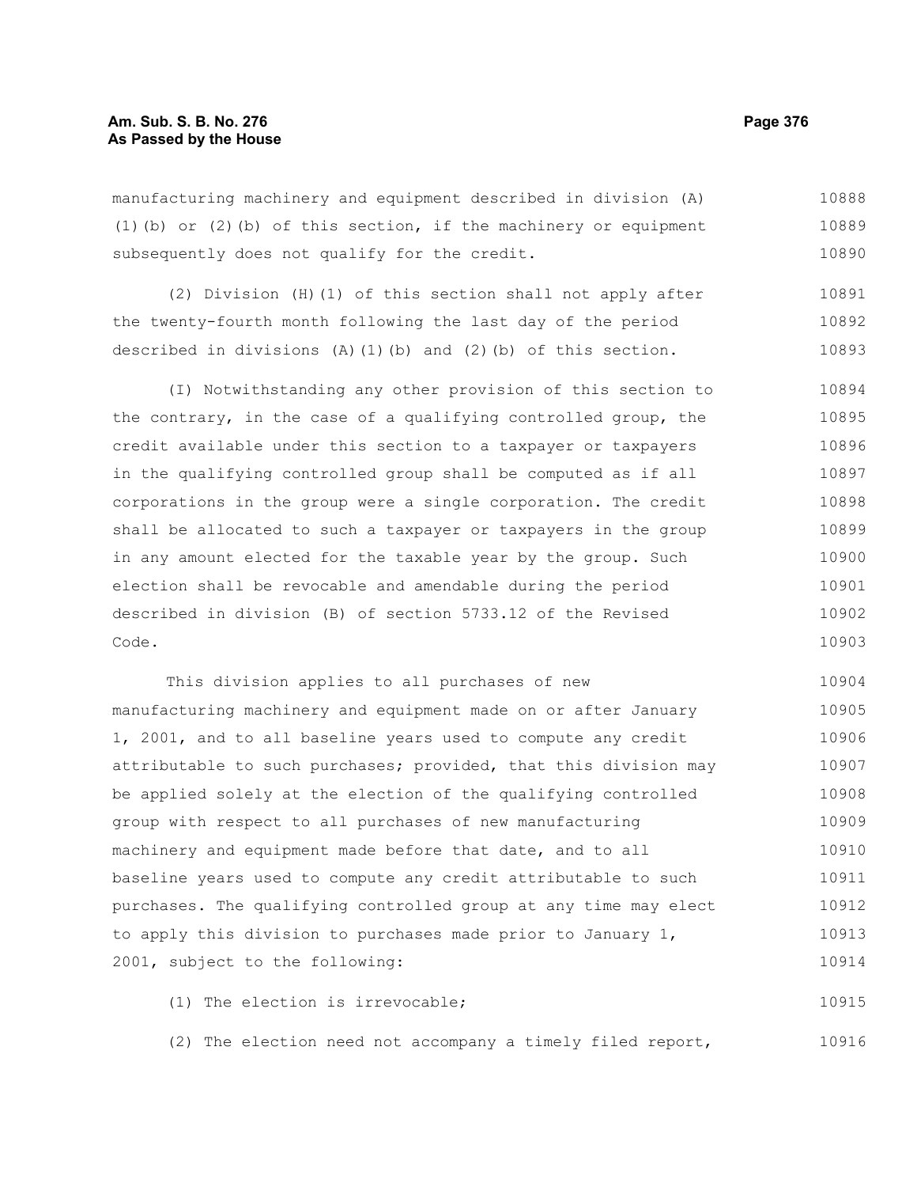manufacturing machinery and equipment described in division (A)(1)(b) or (2)(b) of this section, if the machinery or equipment subsequently does not qualify for the credit.

(2) Division (H)(1) of this section shall not apply after the twenty-fourth month following the last day of the period described in divisions (A)(1)(b) and (2)(b) of this section.

(I) Notwithstanding any other provision of this section to the contrary, in the case of a qualifying controlled group, the credit available under this section to a taxpayer or taxpayers in the qualifying controlled group shall be computed as if all corporations in the group were a single corporation. The credit shall be allocated to such a taxpayer or taxpayers in the group in any amount elected for the taxable year by the group. Such election shall be revocable and amendable during the period described in division (B) of section 5733.12 of the Revised Code.

This division applies to all purchases of new manufacturing machinery and equipment made on or after January 1, 2001, and to all baseline years used to compute any credit attributable to such purchases; provided, that this division may be applied solely at the election of the qualifying controlled group with respect to all purchases of new manufacturing machinery and equipment made before that date, and to all baseline years used to compute any credit attributable to such purchases. The qualifying controlled group at any time may elect to apply this division to purchases made prior to January 1, 2001, subject to the following:

(1) The election is irrevocable;

(2) The election need not accompany a timely filed report,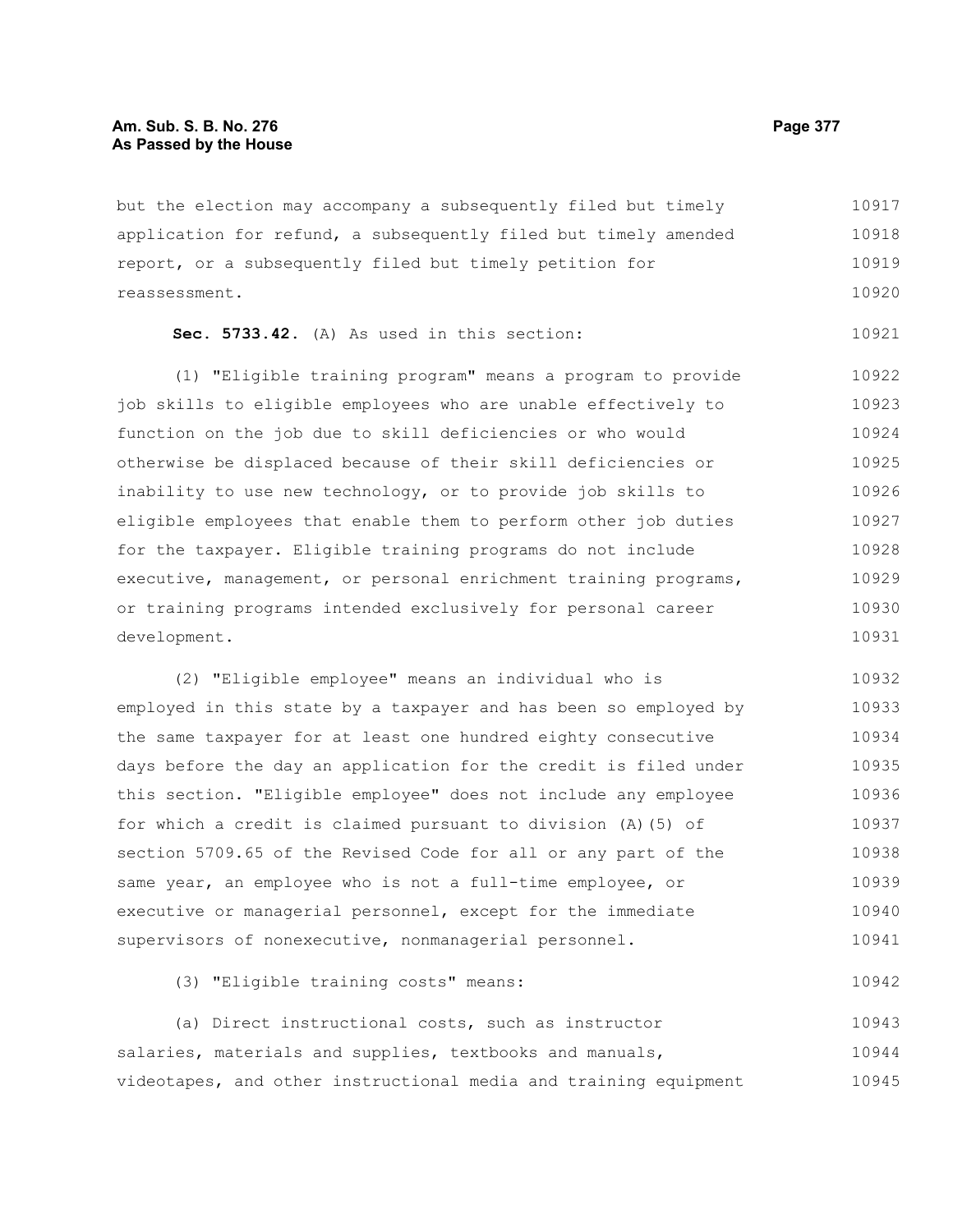but the election may accompany a subsequently filed but timely application for refund, a subsequently filed but timely amended report, or a subsequently filed but timely petition for reassessment.

**Sec. 5733.42.** (A) As used in this section:

(1) "Eligible training program" means a program to provide job skills to eligible employees who are unable effectively to function on the job due to skill deficiencies or who would otherwise be displaced because of their skill deficiencies or inability to use new technology, or to provide job skills to eligible employees that enable them to perform other job duties for the taxpayer. Eligible training programs do not include executive, management, or personal enrichment training programs, or training programs intended exclusively for personal career development.

(2) "Eligible employee" means an individual who is employed in this state by a taxpayer and has been so employed by the same taxpayer for at least one hundred eighty consecutive days before the day an application for the credit is filed under this section. "Eligible employee" does not include any employee for which a credit is claimed pursuant to division (A)(5) of section 5709.65 of the Revised Code for all or any part of the same year, an employee who is not a full-time employee, or executive or managerial personnel, except for the immediate supervisors of nonexecutive, nonmanagerial personnel.

(3) "Eligible training costs" means:

(a) Direct instructional costs, such as instructor salaries, materials and supplies, textbooks and manuals, videotapes, and other instructional media and training equipment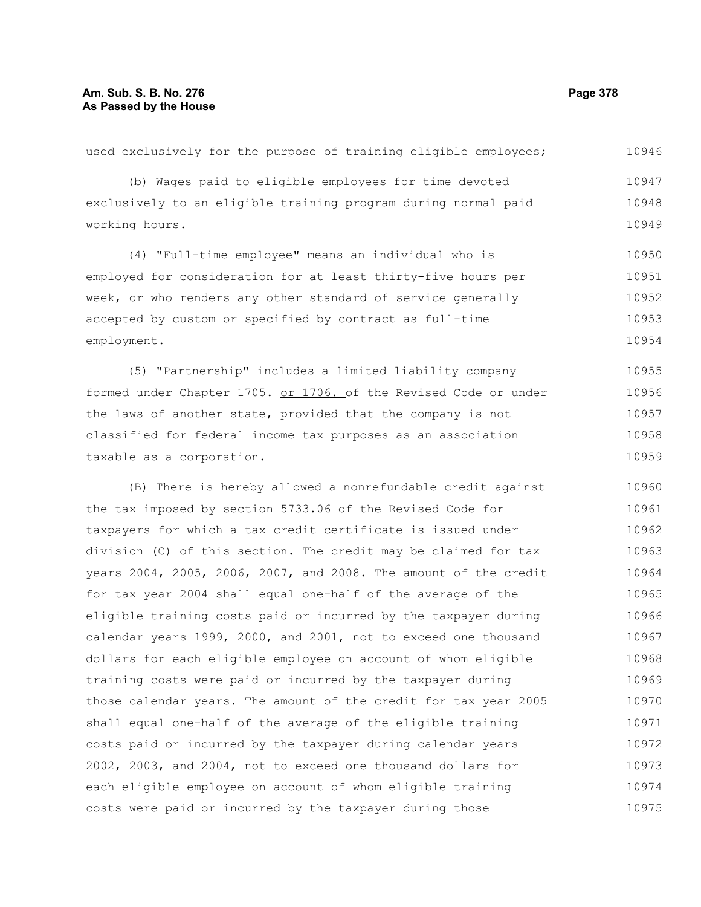used exclusively for the purpose of training eligible employees;

(b) Wages paid to eligible employees for time devoted exclusively to an eligible training program during normal paid working hours.

(4) "Full-time employee" means an individual who is employed for consideration for at least thirty-five hours per week, or who renders any other standard of service generally accepted by custom or specified by contract as full-time employment.

(5) "Partnership" includes a limited liability company formed under Chapter 1705. or 1706. of the Revised Code or under the laws of another state, provided that the company is not classified for federal income tax purposes as an association taxable as a corporation.

(B) There is hereby allowed a nonrefundable credit against the tax imposed by section 5733.06 of the Revised Code for taxpayers for which a tax credit certificate is issued under division (C) of this section. The credit may be claimed for tax years 2004, 2005, 2006, 2007, and 2008. The amount of the credit for tax year 2004 shall equal one-half of the average of the eligible training costs paid or incurred by the taxpayer during calendar years 1999, 2000, and 2001, not to exceed one thousand dollars for each eligible employee on account of whom eligible training costs were paid or incurred by the taxpayer during those calendar years. The amount of the credit for tax year 2005 shall equal one-half of the average of the eligible training costs paid or incurred by the taxpayer during calendar years 2002, 2003, and 2004, not to exceed one thousand dollars for each eligible employee on account of whom eligible training costs were paid or incurred by the taxpayer during those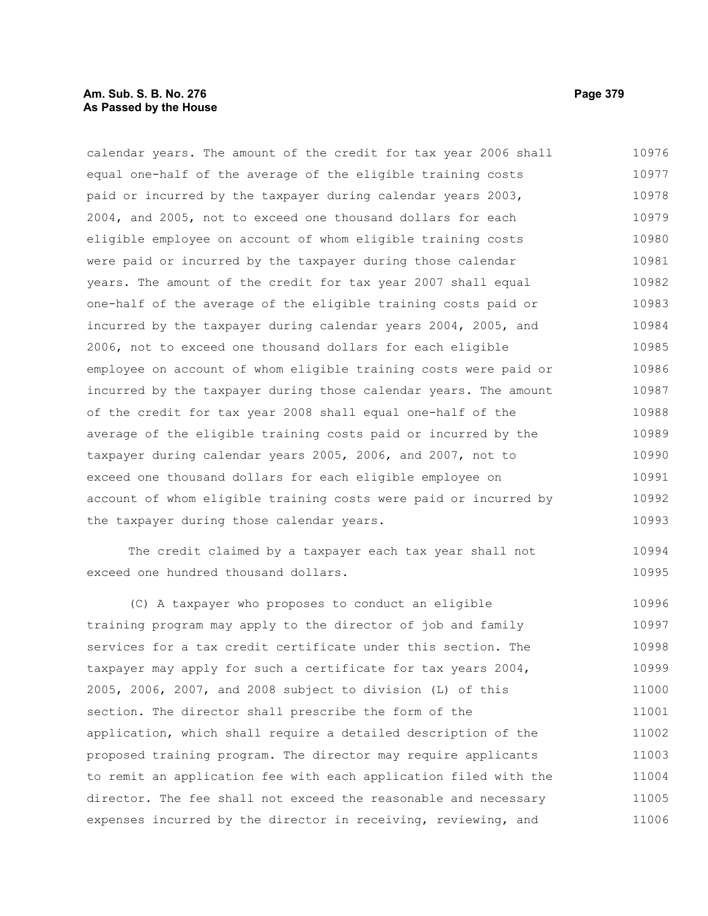calendar years. The amount of the credit for tax year 2006 shall equal one-half of the average of the eligible training costs paid or incurred by the taxpayer during calendar years 2003, 2004, and 2005, not to exceed one thousand dollars for each eligible employee on account of whom eligible training costs were paid or incurred by the taxpayer during those calendar years. The amount of the credit for tax year 2007 shall equal one-half of the average of the eligible training costs paid or incurred by the taxpayer during calendar years 2004, 2005, and 2006, not to exceed one thousand dollars for each eligible employee on account of whom eligible training costs were paid or incurred by the taxpayer during those calendar years. The amount of the credit for tax year 2008 shall equal one-half of the average of the eligible training costs paid or incurred by the taxpayer during calendar years 2005, 2006, and 2007, not to exceed one thousand dollars for each eligible employee on account of whom eligible training costs were paid or incurred by the taxpayer during those calendar years.

The credit claimed by a taxpayer each tax year shall not exceed one hundred thousand dollars.

(C) A taxpayer who proposes to conduct an eligible training program may apply to the director of job and family services for a tax credit certificate under this section. The taxpayer may apply for such a certificate for tax years 2004, 2005, 2006, 2007, and 2008 subject to division (L) of this section. The director shall prescribe the form of the application, which shall require a detailed description of the proposed training program. The director may require applicants to remit an application fee with each application filed with the director. The fee shall not exceed the reasonable and necessary expenses incurred by the director in receiving, reviewing, and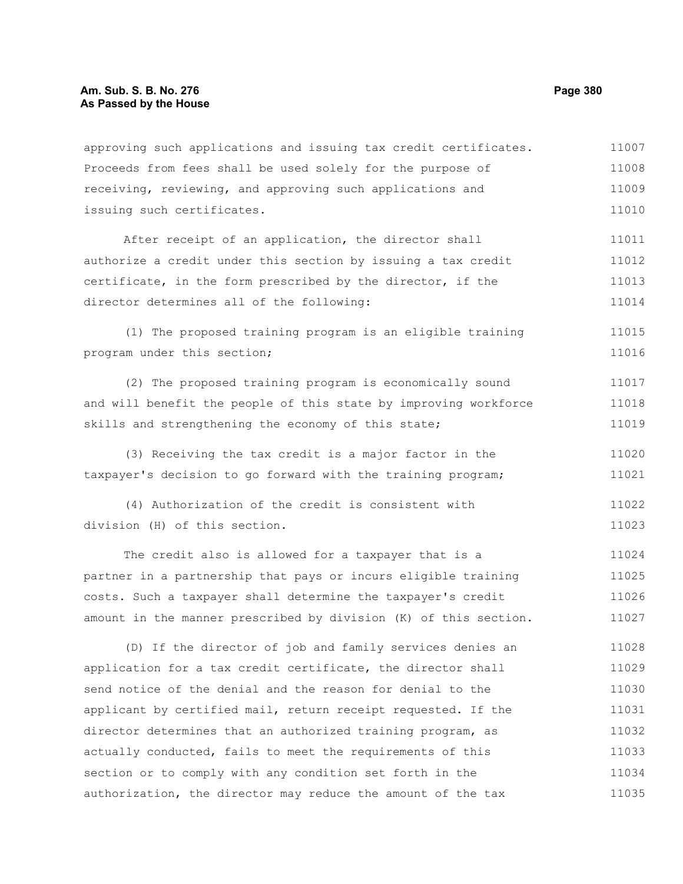approving such applications and issuing tax credit certificates. Proceeds from fees shall be used solely for the purpose of receiving, reviewing, and approving such applications and issuing such certificates.

After receipt of an application, the director shall authorize a credit under this section by issuing a tax credit certificate, in the form prescribed by the director, if the director determines all of the following:

(1) The proposed training program is an eligible training program under this section;

(2) The proposed training program is economically sound and will benefit the people of this state by improving workforce skills and strengthening the economy of this state;

(3) Receiving the tax credit is a major factor in the taxpayer's decision to go forward with the training program;

(4) Authorization of the credit is consistent with division (H) of this section.

The credit also is allowed for a taxpayer that is a partner in a partnership that pays or incurs eligible training costs. Such a taxpayer shall determine the taxpayer's credit amount in the manner prescribed by division (K) of this section.

(D) If the director of job and family services denies an application for a tax credit certificate, the director shall send notice of the denial and the reason for denial to the applicant by certified mail, return receipt requested. If the director determines that an authorized training program, as actually conducted, fails to meet the requirements of this section or to comply with any condition set forth in the authorization, the director may reduce the amount of the tax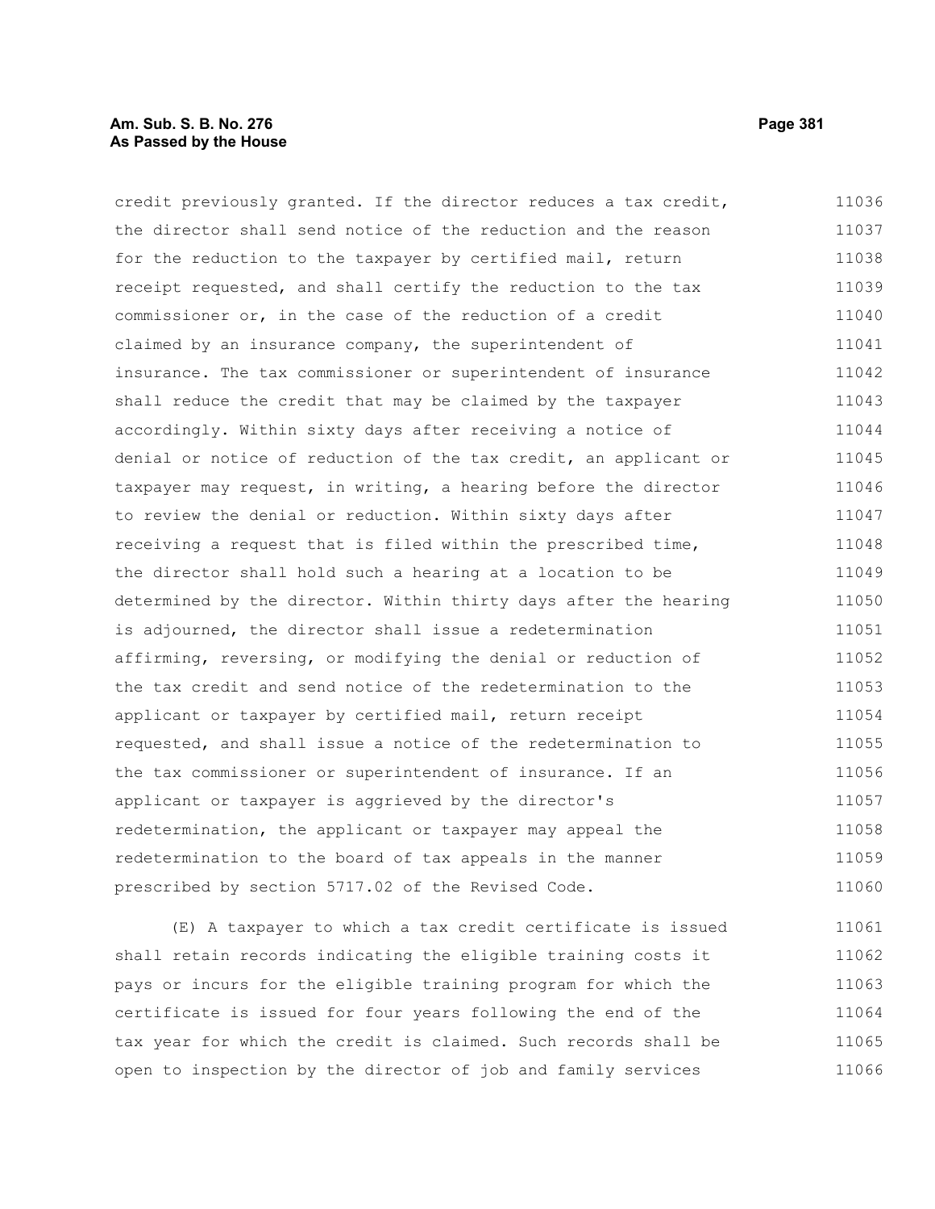credit previously granted. If the director reduces a tax credit, the director shall send notice of the reduction and the reason for the reduction to the taxpayer by certified mail, return receipt requested, and shall certify the reduction to the tax commissioner or, in the case of the reduction of a credit claimed by an insurance company, the superintendent of insurance. The tax commissioner or superintendent of insurance shall reduce the credit that may be claimed by the taxpayer accordingly. Within sixty days after receiving a notice of denial or notice of reduction of the tax credit, an applicant or taxpayer may request, in writing, a hearing before the director to review the denial or reduction. Within sixty days after receiving a request that is filed within the prescribed time, the director shall hold such a hearing at a location to be determined by the director. Within thirty days after the hearing is adjourned, the director shall issue a redetermination affirming, reversing, or modifying the denial or reduction of the tax credit and send notice of the redetermination to the applicant or taxpayer by certified mail, return receipt requested, and shall issue a notice of the redetermination to the tax commissioner or superintendent of insurance. If an applicant or taxpayer is aggrieved by the director's redetermination, the applicant or taxpayer may appeal the redetermination to the board of tax appeals in the manner prescribed by section 5717.02 of the Revised Code.

(E) A taxpayer to which a tax credit certificate is issued shall retain records indicating the eligible training costs it pays or incurs for the eligible training program for which the certificate is issued for four years following the end of the tax year for which the credit is claimed. Such records shall be open to inspection by the director of job and family services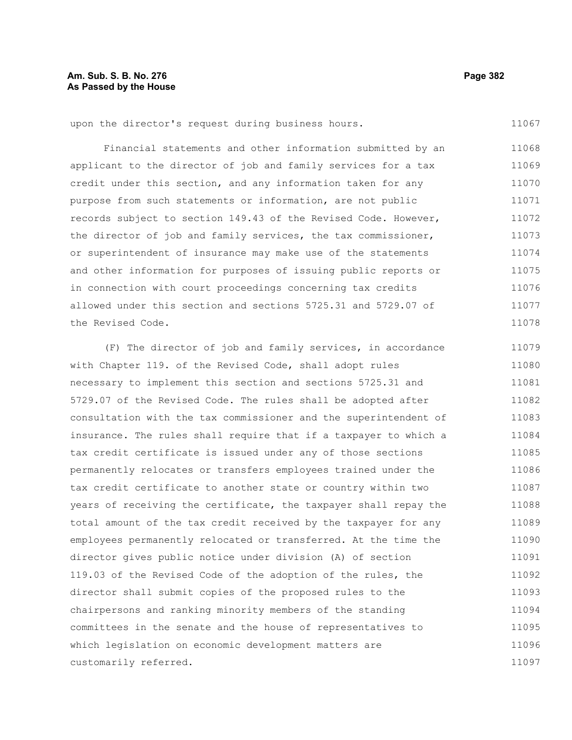upon the director's request during business hours.

Financial statements and other information submitted by an applicant to the director of job and family services for a tax credit under this section, and any information taken for any purpose from such statements or information, are not public records subject to section 149.43 of the Revised Code. However, the director of job and family services, the tax commissioner, or superintendent of insurance may make use of the statements and other information for purposes of issuing public reports or in connection with court proceedings concerning tax credits allowed under this section and sections 5725.31 and 5729.07 of the Revised Code.

(F) The director of job and family services, in accordance with Chapter 119. of the Revised Code, shall adopt rules necessary to implement this section and sections 5725.31 and 5729.07 of the Revised Code. The rules shall be adopted after consultation with the tax commissioner and the superintendent of insurance. The rules shall require that if a taxpayer to which a tax credit certificate is issued under any of those sections permanently relocates or transfers employees trained under the tax credit certificate to another state or country within two years of receiving the certificate, the taxpayer shall repay the total amount of the tax credit received by the taxpayer for any employees permanently relocated or transferred. At the time the director gives public notice under division (A) of section 119.03 of the Revised Code of the adoption of the rules, the director shall submit copies of the proposed rules to the chairpersons and ranking minority members of the standing committees in the senate and the house of representatives to which legislation on economic development matters are customarily referred.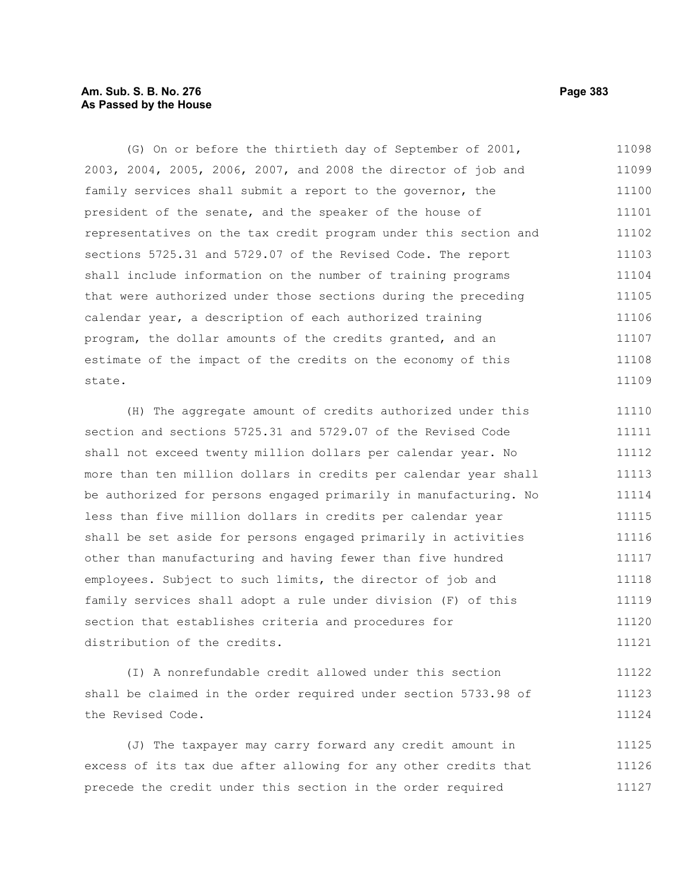(G) On or before the thirtieth day of September of 2001, 2003, 2004, 2005, 2006, 2007, and 2008 the director of job and family services shall submit a report to the governor, the president of the senate, and the speaker of the house of representatives on the tax credit program under this section and sections 5725.31 and 5729.07 of the Revised Code. The report shall include information on the number of training programs that were authorized under those sections during the preceding calendar year, a description of each authorized training program, the dollar amounts of the credits granted, and an estimate of the impact of the credits on the economy of this state.

(H) The aggregate amount of credits authorized under this section and sections 5725.31 and 5729.07 of the Revised Code shall not exceed twenty million dollars per calendar year. No more than ten million dollars in credits per calendar year shall be authorized for persons engaged primarily in manufacturing. No less than five million dollars in credits per calendar year shall be set aside for persons engaged primarily in activities other than manufacturing and having fewer than five hundred employees. Subject to such limits, the director of job and family services shall adopt a rule under division (F) of this section that establishes criteria and procedures for distribution of the credits.

(I) A nonrefundable credit allowed under this section shall be claimed in the order required under section 5733.98 of the Revised Code.

(J) The taxpayer may carry forward any credit amount in excess of its tax due after allowing for any other credits that precede the credit under this section in the order required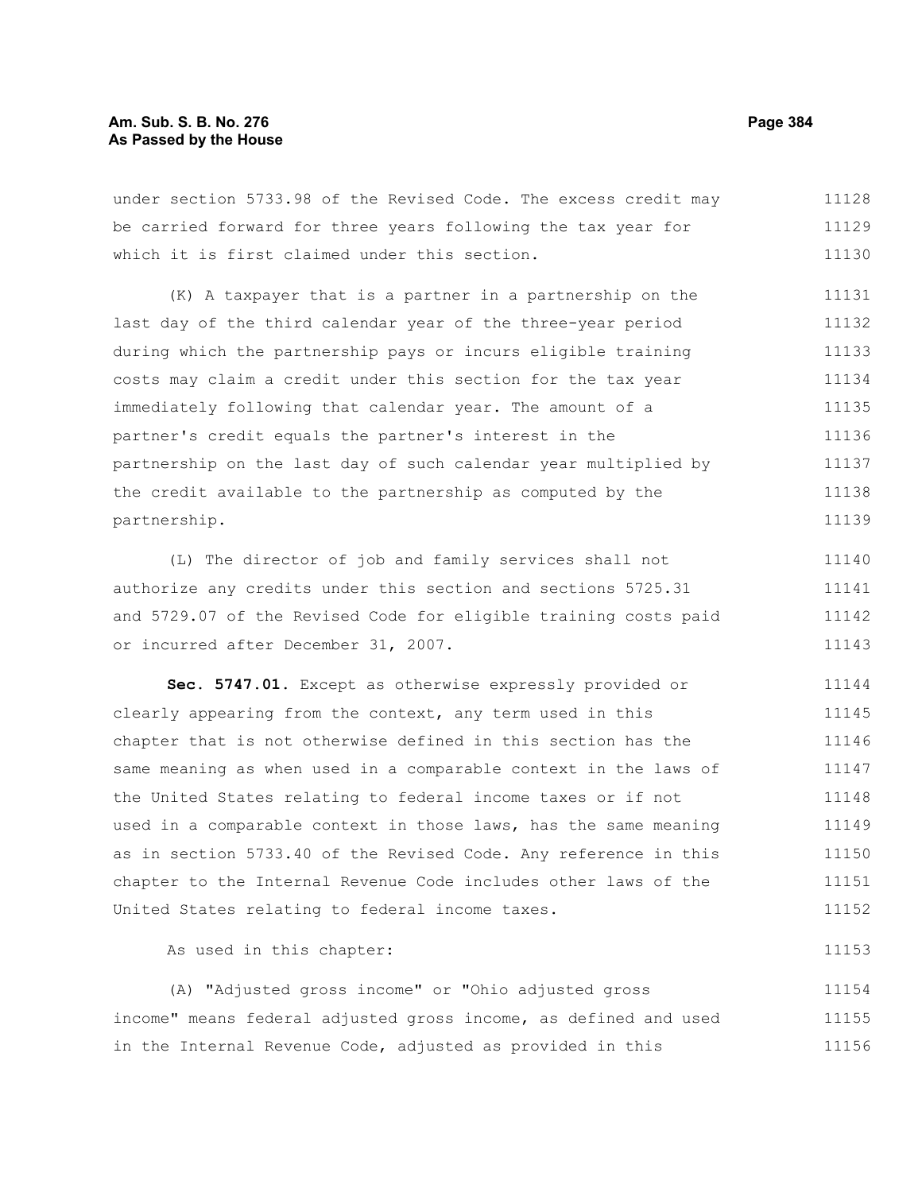under section 5733.98 of the Revised Code. The excess credit may be carried forward for three years following the tax year for which it is first claimed under this section.

(K) A taxpayer that is a partner in a partnership on the last day of the third calendar year of the three-year period during which the partnership pays or incurs eligible training costs may claim a credit under this section for the tax year immediately following that calendar year. The amount of a partner's credit equals the partner's interest in the partnership on the last day of such calendar year multiplied by the credit available to the partnership as computed by the partnership.

(L) The director of job and family services shall not authorize any credits under this section and sections 5725.31 and 5729.07 of the Revised Code for eligible training costs paid or incurred after December 31, 2007.

**Sec. 5747.01.** Except as otherwise expressly provided or clearly appearing from the context, any term used in this chapter that is not otherwise defined in this section has the same meaning as when used in a comparable context in the laws of the United States relating to federal income taxes or if not used in a comparable context in those laws, has the same meaning as in section 5733.40 of the Revised Code. Any reference in this chapter to the Internal Revenue Code includes other laws of the United States relating to federal income taxes.

As used in this chapter:

(A) "Adjusted gross income" or "Ohio adjusted gross income" means federal adjusted gross income, as defined and used in the Internal Revenue Code, adjusted as provided in this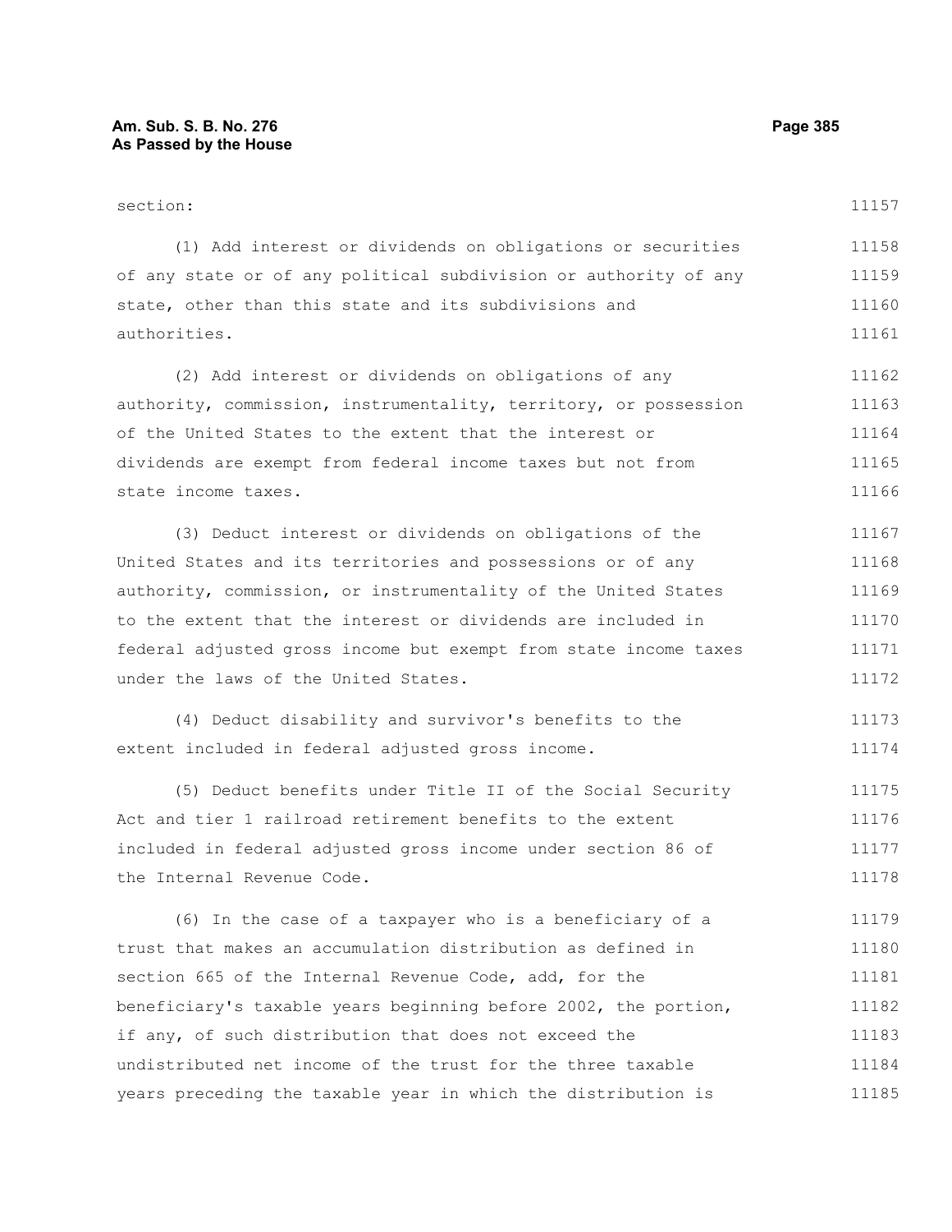section:

(1) Add interest or dividends on obligations or securities of any state or of any political subdivision or authority of any state, other than this state and its subdivisions and authorities.

(2) Add interest or dividends on obligations of any authority, commission, instrumentality, territory, or possession of the United States to the extent that the interest or dividends are exempt from federal income taxes but not from state income taxes.

(3) Deduct interest or dividends on obligations of the United States and its territories and possessions or of any authority, commission, or instrumentality of the United States to the extent that the interest or dividends are included in federal adjusted gross income but exempt from state income taxes under the laws of the United States.

(4) Deduct disability and survivor's benefits to the extent included in federal adjusted gross income.

(5) Deduct benefits under Title II of the Social Security Act and tier 1 railroad retirement benefits to the extent included in federal adjusted gross income under section 86 of the Internal Revenue Code.

(6) In the case of a taxpayer who is a beneficiary of a trust that makes an accumulation distribution as defined in section 665 of the Internal Revenue Code, add, for the beneficiary's taxable years beginning before 2002, the portion, if any, of such distribution that does not exceed the undistributed net income of the trust for the three taxable years preceding the taxable year in which the distribution is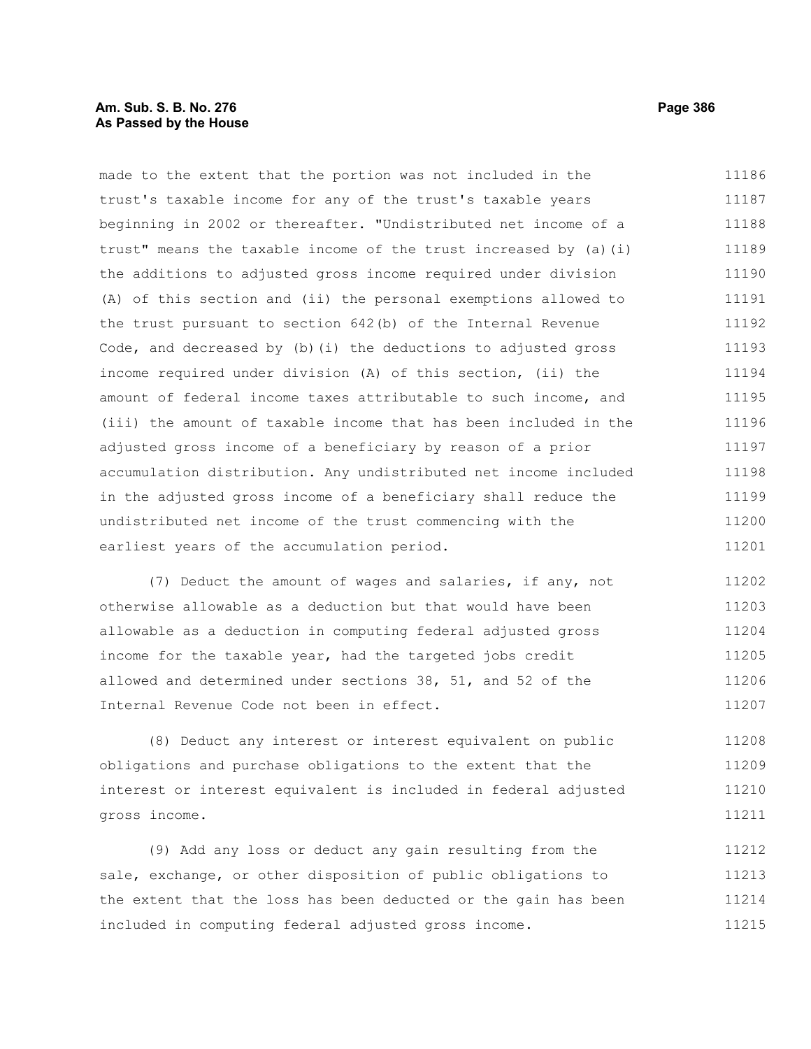made to the extent that the portion was not included in the trust's taxable income for any of the trust's taxable years beginning in 2002 or thereafter. "Undistributed net income of a trust" means the taxable income of the trust increased by (a)(i) the additions to adjusted gross income required under division (A) of this section and (ii) the personal exemptions allowed to the trust pursuant to section 642(b) of the Internal Revenue Code, and decreased by (b)(i) the deductions to adjusted gross income required under division (A) of this section, (ii) the amount of federal income taxes attributable to such income, and (iii) the amount of taxable income that has been included in the adjusted gross income of a beneficiary by reason of a prior accumulation distribution. Any undistributed net income included in the adjusted gross income of a beneficiary shall reduce the undistributed net income of the trust commencing with the earliest years of the accumulation period.

(7) Deduct the amount of wages and salaries, if any, not otherwise allowable as a deduction but that would have been allowable as a deduction in computing federal adjusted gross income for the taxable year, had the targeted jobs credit allowed and determined under sections 38, 51, and 52 of the Internal Revenue Code not been in effect.

(8) Deduct any interest or interest equivalent on public obligations and purchase obligations to the extent that the interest or interest equivalent is included in federal adjusted gross income.

(9) Add any loss or deduct any gain resulting from the sale, exchange, or other disposition of public obligations to the extent that the loss has been deducted or the gain has been included in computing federal adjusted gross income.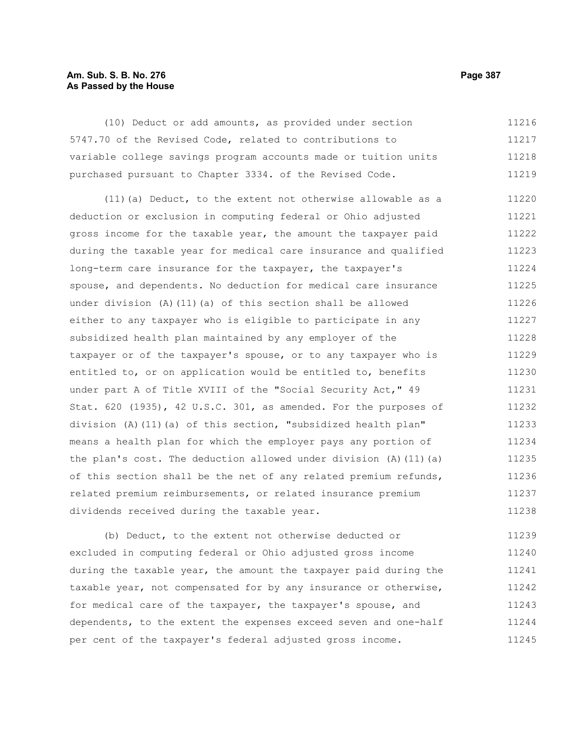(10) Deduct or add amounts, as provided under section 5747.70 of the Revised Code, related to contributions to variable college savings program accounts made or tuition units purchased pursuant to Chapter 3334. of the Revised Code.

(11)(a) Deduct, to the extent not otherwise allowable as a deduction or exclusion in computing federal or Ohio adjusted gross income for the taxable year, the amount the taxpayer paid during the taxable year for medical care insurance and qualified long-term care insurance for the taxpayer, the taxpayer's spouse, and dependents. No deduction for medical care insurance under division (A)(11)(a) of this section shall be allowed either to any taxpayer who is eligible to participate in any subsidized health plan maintained by any employer of the taxpayer or of the taxpayer's spouse, or to any taxpayer who is entitled to, or on application would be entitled to, benefits under part A of Title XVIII of the "Social Security Act," 49 Stat. 620 (1935), 42 U.S.C. 301, as amended. For the purposes of division (A)(11)(a) of this section, "subsidized health plan" means a health plan for which the employer pays any portion of the plan's cost. The deduction allowed under division (A)(11)(a) of this section shall be the net of any related premium refunds, related premium reimbursements, or related insurance premium dividends received during the taxable year.

(b) Deduct, to the extent not otherwise deducted or excluded in computing federal or Ohio adjusted gross income during the taxable year, the amount the taxpayer paid during the taxable year, not compensated for by any insurance or otherwise, for medical care of the taxpayer, the taxpayer's spouse, and dependents, to the extent the expenses exceed seven and one-half per cent of the taxpayer's federal adjusted gross income.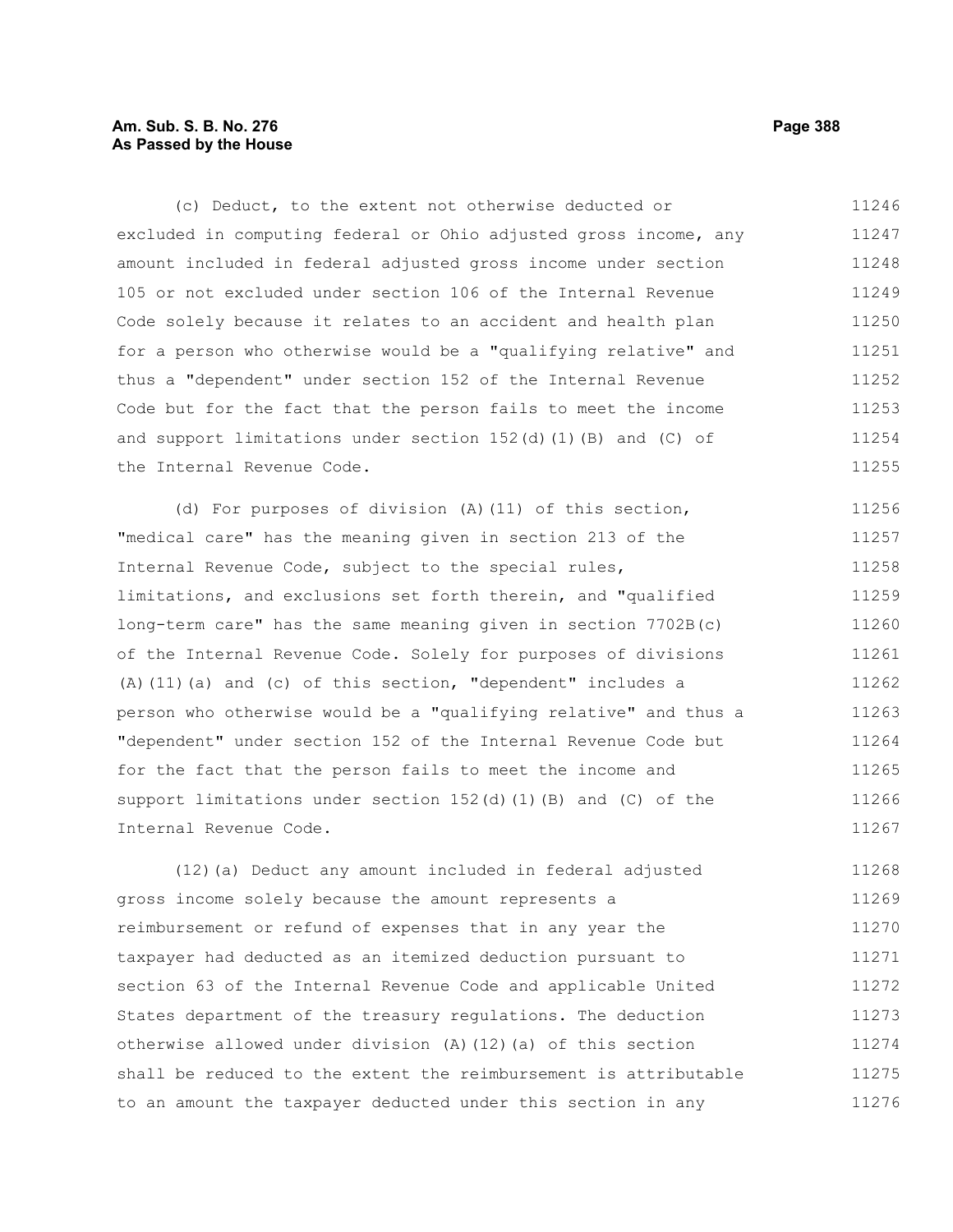(c) Deduct, to the extent not otherwise deducted or excluded in computing federal or Ohio adjusted gross income, any amount included in federal adjusted gross income under section 105 or not excluded under section 106 of the Internal Revenue Code solely because it relates to an accident and health plan for a person who otherwise would be a "qualifying relative" and thus a "dependent" under section 152 of the Internal Revenue Code but for the fact that the person fails to meet the income and support limitations under section 152(d)(1)(B) and (C) of the Internal Revenue Code.

(d) For purposes of division (A)(11) of this section, "medical care" has the meaning given in section 213 of the Internal Revenue Code, subject to the special rules, limitations, and exclusions set forth therein, and "qualified long-term care" has the same meaning given in section 7702B(c) of the Internal Revenue Code. Solely for purposes of divisions (A)(11)(a) and (c) of this section, "dependent" includes a person who otherwise would be a "qualifying relative" and thus a "dependent" under section 152 of the Internal Revenue Code but for the fact that the person fails to meet the income and support limitations under section 152(d)(1)(B) and (C) of the Internal Revenue Code.

(12)(a) Deduct any amount included in federal adjusted gross income solely because the amount represents a reimbursement or refund of expenses that in any year the taxpayer had deducted as an itemized deduction pursuant to section 63 of the Internal Revenue Code and applicable United States department of the treasury regulations. The deduction otherwise allowed under division (A)(12)(a) of this section shall be reduced to the extent the reimbursement is attributable to an amount the taxpayer deducted under this section in any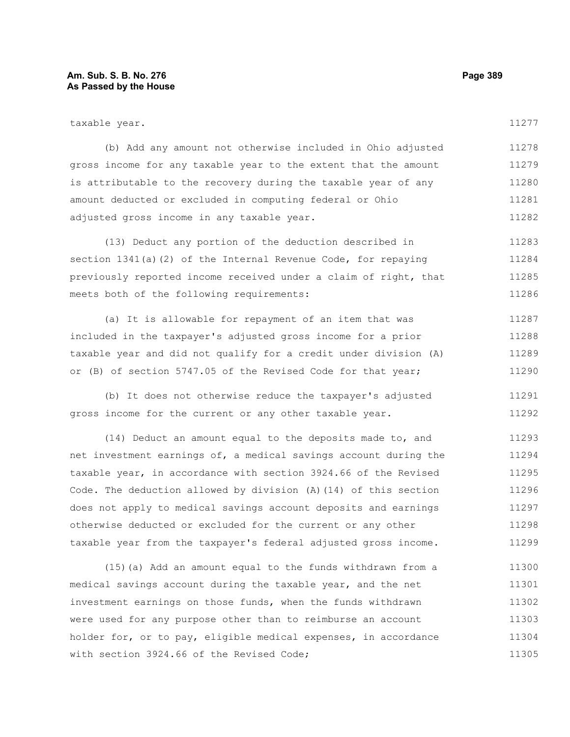taxable year.

(b) Add any amount not otherwise included in Ohio adjusted gross income for any taxable year to the extent that the amount is attributable to the recovery during the taxable year of any amount deducted or excluded in computing federal or Ohio adjusted gross income in any taxable year.

(13) Deduct any portion of the deduction described in section 1341(a)(2) of the Internal Revenue Code, for repaying previously reported income received under a claim of right, that meets both of the following requirements:

(a) It is allowable for repayment of an item that was included in the taxpayer's adjusted gross income for a prior taxable year and did not qualify for a credit under division (A) or (B) of section 5747.05 of the Revised Code for that year;

(b) It does not otherwise reduce the taxpayer's adjusted gross income for the current or any other taxable year.

(14) Deduct an amount equal to the deposits made to, and net investment earnings of, a medical savings account during the taxable year, in accordance with section 3924.66 of the Revised Code. The deduction allowed by division (A)(14) of this section does not apply to medical savings account deposits and earnings otherwise deducted or excluded for the current or any other taxable year from the taxpayer's federal adjusted gross income.

(15)(a) Add an amount equal to the funds withdrawn from a medical savings account during the taxable year, and the net investment earnings on those funds, when the funds withdrawn were used for any purpose other than to reimburse an account holder for, or to pay, eligible medical expenses, in accordance with section 3924.66 of the Revised Code;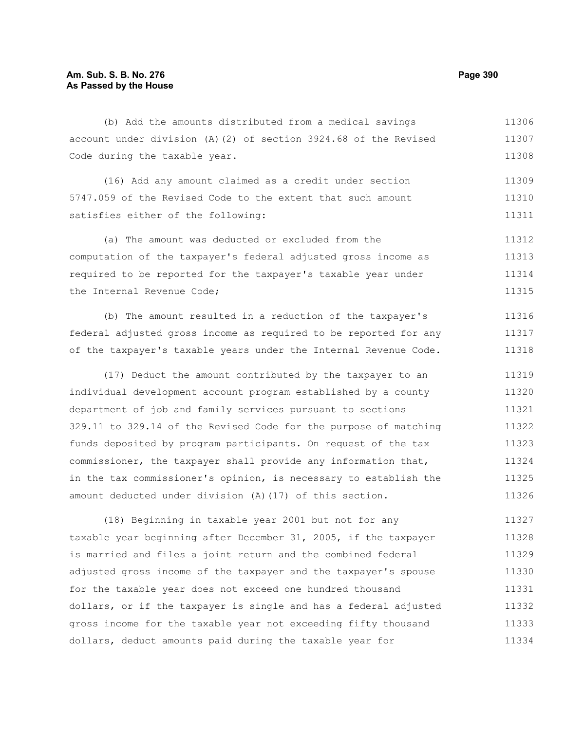(b) Add the amounts distributed from a medical savings account under division (A)(2) of section 3924.68 of the Revised Code during the taxable year.

(16) Add any amount claimed as a credit under section 5747.059 of the Revised Code to the extent that such amount satisfies either of the following:

(a) The amount was deducted or excluded from the computation of the taxpayer's federal adjusted gross income as required to be reported for the taxpayer's taxable year under the Internal Revenue Code;

(b) The amount resulted in a reduction of the taxpayer's federal adjusted gross income as required to be reported for any of the taxpayer's taxable years under the Internal Revenue Code.

(17) Deduct the amount contributed by the taxpayer to an individual development account program established by a county department of job and family services pursuant to sections 329.11 to 329.14 of the Revised Code for the purpose of matching funds deposited by program participants. On request of the tax commissioner, the taxpayer shall provide any information that, in the tax commissioner's opinion, is necessary to establish the amount deducted under division (A)(17) of this section.

(18) Beginning in taxable year 2001 but not for any taxable year beginning after December 31, 2005, if the taxpayer is married and files a joint return and the combined federal adjusted gross income of the taxpayer and the taxpayer's spouse for the taxable year does not exceed one hundred thousand dollars, or if the taxpayer is single and has a federal adjusted gross income for the taxable year not exceeding fifty thousand dollars, deduct amounts paid during the taxable year for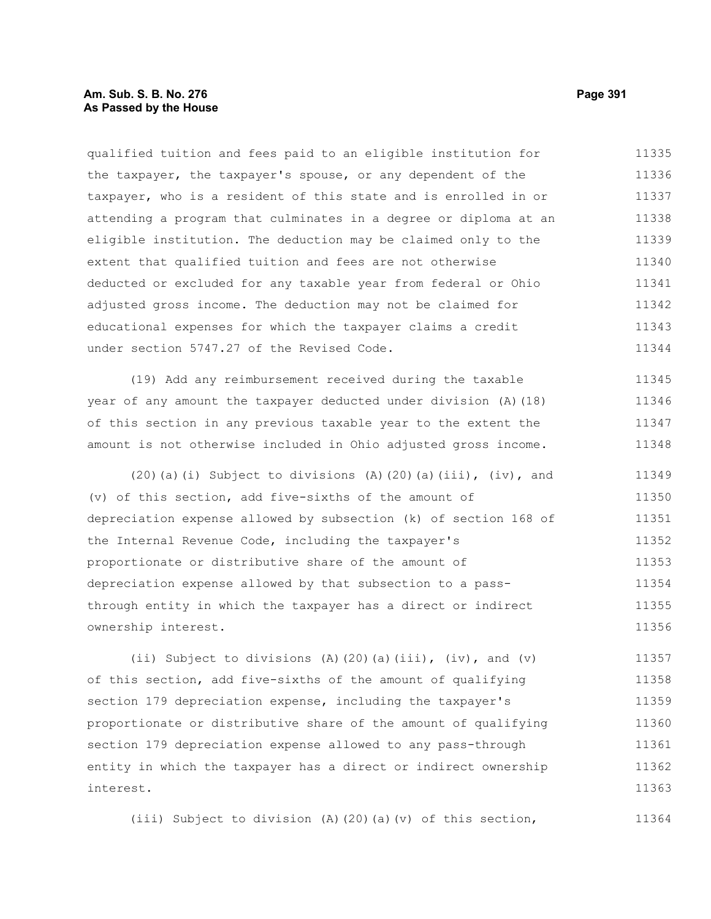qualified tuition and fees paid to an eligible institution for the taxpayer, the taxpayer's spouse, or any dependent of the taxpayer, who is a resident of this state and is enrolled in or attending a program that culminates in a degree or diploma at an eligible institution. The deduction may be claimed only to the extent that qualified tuition and fees are not otherwise deducted or excluded for any taxable year from federal or Ohio adjusted gross income. The deduction may not be claimed for educational expenses for which the taxpayer claims a credit under section 5747.27 of the Revised Code.

(19) Add any reimbursement received during the taxable year of any amount the taxpayer deducted under division (A)(18) of this section in any previous taxable year to the extent the amount is not otherwise included in Ohio adjusted gross income.

(20)(a)(i) Subject to divisions (A)(20)(a)(iii), (iv), and (v) of this section, add five-sixths of the amount of depreciation expense allowed by subsection (k) of section 168 of the Internal Revenue Code, including the taxpayer's proportionate or distributive share of the amount of depreciation expense allowed by that subsection to a pass-through entity in which the taxpayer has a direct or indirect ownership interest.

(ii) Subject to divisions (A)(20)(a)(iii), (iv), and (v) of this section, add five-sixths of the amount of qualifying section 179 depreciation expense, including the taxpayer's proportionate or distributive share of the amount of qualifying section 179 depreciation expense allowed to any pass-through entity in which the taxpayer has a direct or indirect ownership interest.

(iii) Subject to division (A)(20)(a)(v) of this section,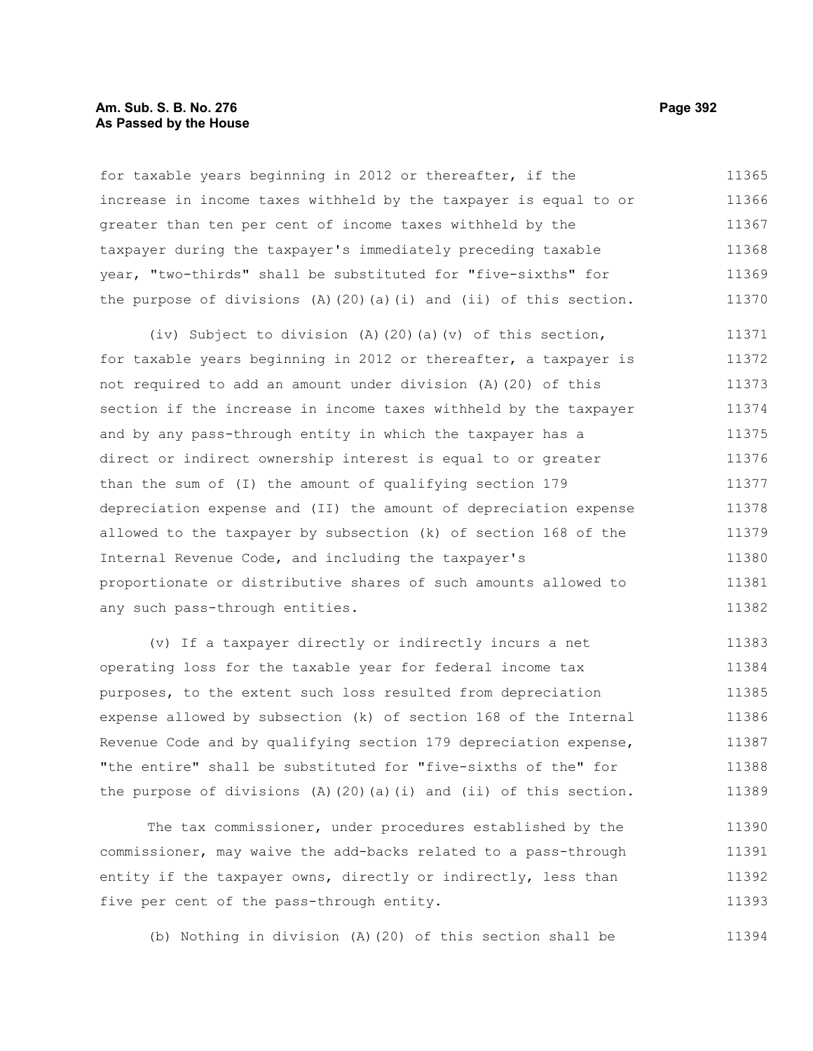for taxable years beginning in 2012 or thereafter, if the increase in income taxes withheld by the taxpayer is equal to or greater than ten per cent of income taxes withheld by the taxpayer during the taxpayer's immediately preceding taxable year, "two-thirds" shall be substituted for "five-sixths" for the purpose of divisions (A)(20)(a)(i) and (ii) of this section.

(iv) Subject to division (A)(20)(a)(v) of this section, for taxable years beginning in 2012 or thereafter, a taxpayer is not required to add an amount under division (A)(20) of this section if the increase in income taxes withheld by the taxpayer and by any pass-through entity in which the taxpayer has a direct or indirect ownership interest is equal to or greater than the sum of (I) the amount of qualifying section 179 depreciation expense and (II) the amount of depreciation expense allowed to the taxpayer by subsection (k) of section 168 of the Internal Revenue Code, and including the taxpayer's proportionate or distributive shares of such amounts allowed to any such pass-through entities.

(v) If a taxpayer directly or indirectly incurs a net operating loss for the taxable year for federal income tax purposes, to the extent such loss resulted from depreciation expense allowed by subsection (k) of section 168 of the Internal Revenue Code and by qualifying section 179 depreciation expense, "the entire" shall be substituted for "five-sixths of the" for the purpose of divisions (A)(20)(a)(i) and (ii) of this section.

The tax commissioner, under procedures established by the commissioner, may waive the add-backs related to a pass-through entity if the taxpayer owns, directly or indirectly, less than five per cent of the pass-through entity.

(b) Nothing in division (A)(20) of this section shall be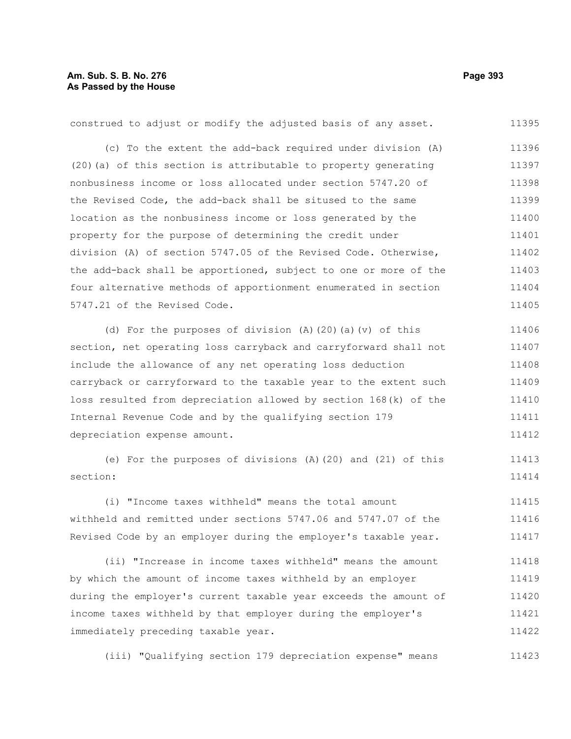construed to adjust or modify the adjusted basis of any asset.

(c) To the extent the add-back required under division (A)(20)(a) of this section is attributable to property generating nonbusiness income or loss allocated under section 5747.20 of the Revised Code, the add-back shall be sitused to the same location as the nonbusiness income or loss generated by the property for the purpose of determining the credit under division (A) of section 5747.05 of the Revised Code. Otherwise, the add-back shall be apportioned, subject to one or more of the four alternative methods of apportionment enumerated in section 5747.21 of the Revised Code.

(d) For the purposes of division (A)(20)(a)(v) of this section, net operating loss carryback and carryforward shall not include the allowance of any net operating loss deduction carryback or carryforward to the taxable year to the extent such loss resulted from depreciation allowed by section 168(k) of the Internal Revenue Code and by the qualifying section 179 depreciation expense amount.

(e) For the purposes of divisions (A)(20) and (21) of this section:

(i) "Income taxes withheld" means the total amount withheld and remitted under sections 5747.06 and 5747.07 of the Revised Code by an employer during the employer's taxable year.

(ii) "Increase in income taxes withheld" means the amount by which the amount of income taxes withheld by an employer during the employer's current taxable year exceeds the amount of income taxes withheld by that employer during the employer's immediately preceding taxable year.

(iii) "Qualifying section 179 depreciation expense" means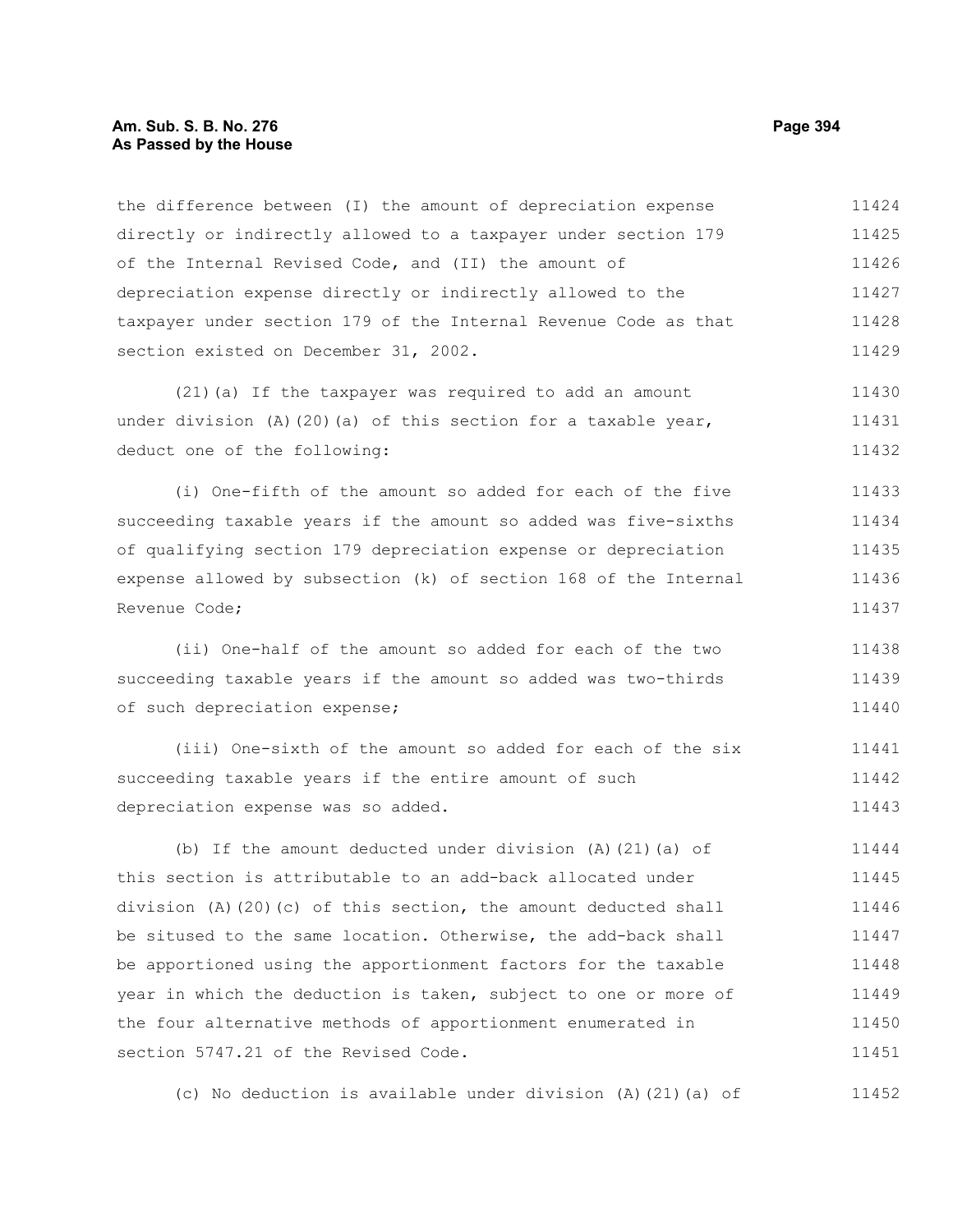the difference between (I) the amount of depreciation expense directly or indirectly allowed to a taxpayer under section 179 of the Internal Revised Code, and (II) the amount of depreciation expense directly or indirectly allowed to the taxpayer under section 179 of the Internal Revenue Code as that section existed on December 31, 2002.

(21)(a) If the taxpayer was required to add an amount under division (A)(20)(a) of this section for a taxable year, deduct one of the following:

(i) One-fifth of the amount so added for each of the five succeeding taxable years if the amount so added was five-sixths of qualifying section 179 depreciation expense or depreciation expense allowed by subsection (k) of section 168 of the Internal Revenue Code;

(ii) One-half of the amount so added for each of the two succeeding taxable years if the amount so added was two-thirds of such depreciation expense;

(iii) One-sixth of the amount so added for each of the six succeeding taxable years if the entire amount of such depreciation expense was so added.

(b) If the amount deducted under division (A)(21)(a) of this section is attributable to an add-back allocated under division (A)(20)(c) of this section, the amount deducted shall be sitused to the same location. Otherwise, the add-back shall be apportioned using the apportionment factors for the taxable year in which the deduction is taken, subject to one or more of the four alternative methods of apportionment enumerated in section 5747.21 of the Revised Code.

(c) No deduction is available under division (A)(21)(a) of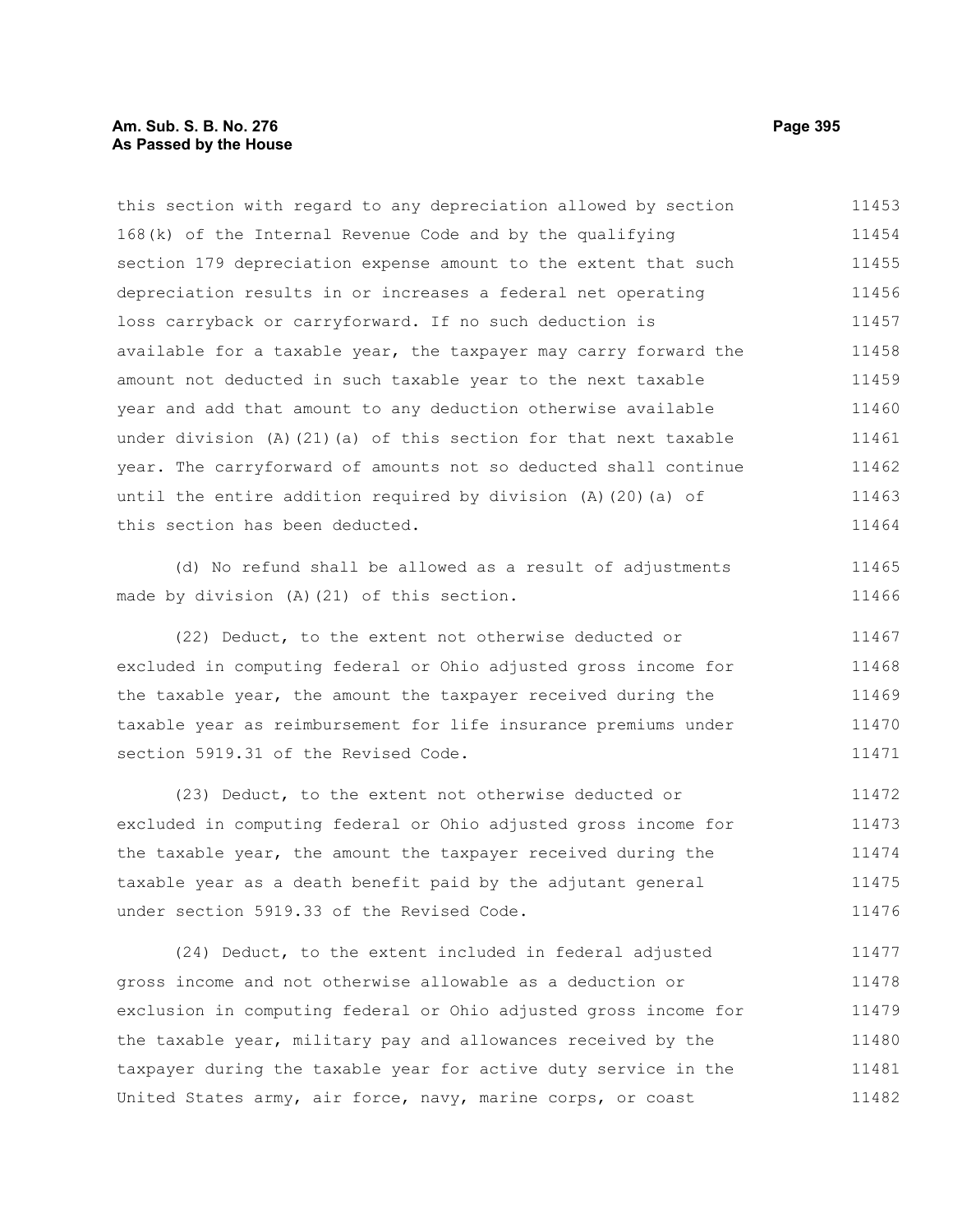this section with regard to any depreciation allowed by section 168(k) of the Internal Revenue Code and by the qualifying section 179 depreciation expense amount to the extent that such depreciation results in or increases a federal net operating loss carryback or carryforward. If no such deduction is available for a taxable year, the taxpayer may carry forward the amount not deducted in such taxable year to the next taxable year and add that amount to any deduction otherwise available under division (A)(21)(a) of this section for that next taxable year. The carryforward of amounts not so deducted shall continue until the entire addition required by division (A)(20)(a) of this section has been deducted.

(d) No refund shall be allowed as a result of adjustments made by division (A)(21) of this section.

(22) Deduct, to the extent not otherwise deducted or excluded in computing federal or Ohio adjusted gross income for the taxable year, the amount the taxpayer received during the taxable year as reimbursement for life insurance premiums under section 5919.31 of the Revised Code.

(23) Deduct, to the extent not otherwise deducted or excluded in computing federal or Ohio adjusted gross income for the taxable year, the amount the taxpayer received during the taxable year as a death benefit paid by the adjutant general under section 5919.33 of the Revised Code.

(24) Deduct, to the extent included in federal adjusted gross income and not otherwise allowable as a deduction or exclusion in computing federal or Ohio adjusted gross income for the taxable year, military pay and allowances received by the taxpayer during the taxable year for active duty service in the United States army, air force, navy, marine corps, or coast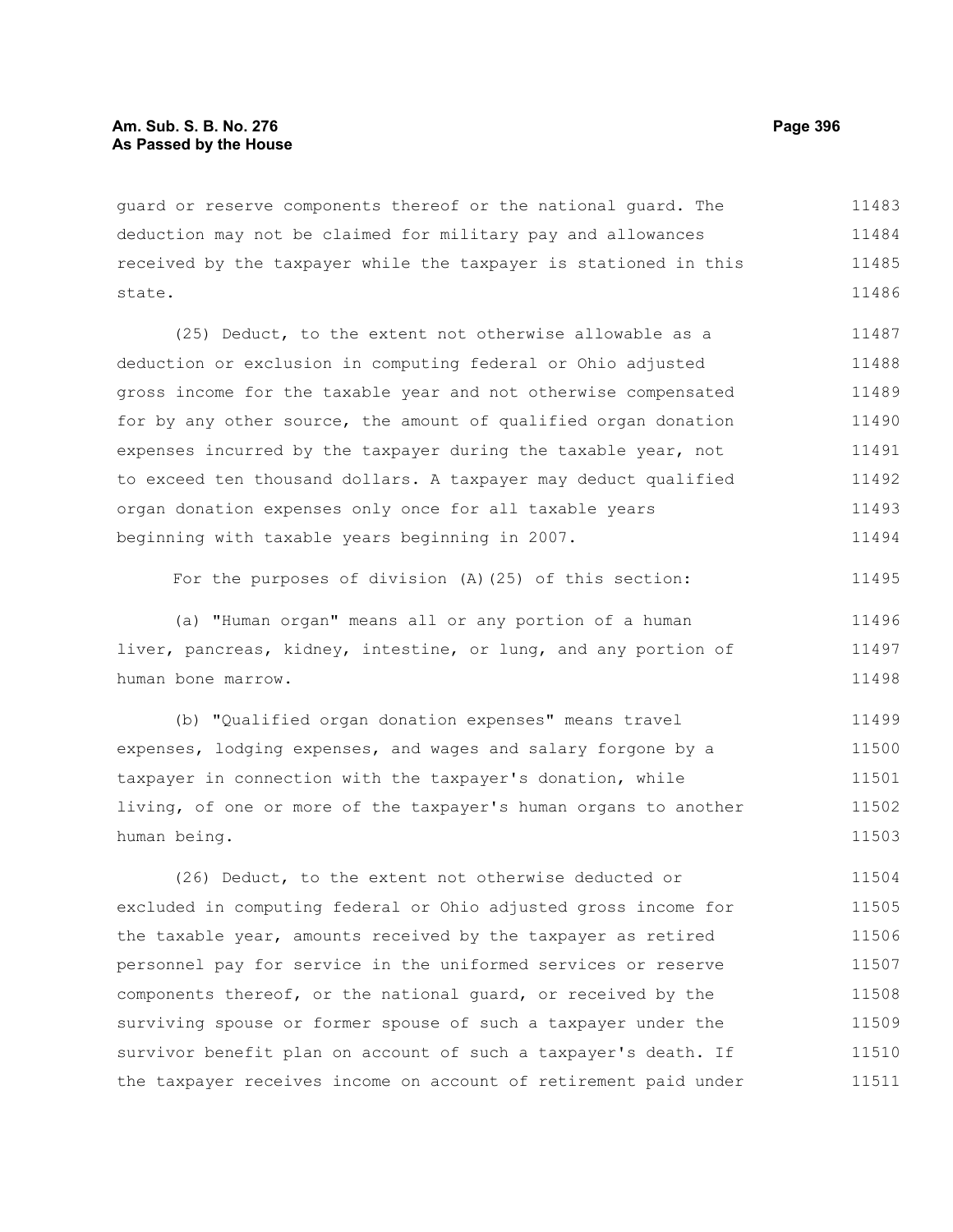guard or reserve components thereof or the national guard. The deduction may not be claimed for military pay and allowances received by the taxpayer while the taxpayer is stationed in this state.

(25) Deduct, to the extent not otherwise allowable as a deduction or exclusion in computing federal or Ohio adjusted gross income for the taxable year and not otherwise compensated for by any other source, the amount of qualified organ donation expenses incurred by the taxpayer during the taxable year, not to exceed ten thousand dollars. A taxpayer may deduct qualified organ donation expenses only once for all taxable years beginning with taxable years beginning in 2007.

For the purposes of division (A)(25) of this section:

(a) "Human organ" means all or any portion of a human liver, pancreas, kidney, intestine, or lung, and any portion of human bone marrow.

(b) "Qualified organ donation expenses" means travel expenses, lodging expenses, and wages and salary forgone by a taxpayer in connection with the taxpayer's donation, while living, of one or more of the taxpayer's human organs to another human being.

(26) Deduct, to the extent not otherwise deducted or excluded in computing federal or Ohio adjusted gross income for the taxable year, amounts received by the taxpayer as retired personnel pay for service in the uniformed services or reserve components thereof, or the national guard, or received by the surviving spouse or former spouse of such a taxpayer under the survivor benefit plan on account of such a taxpayer's death. If the taxpayer receives income on account of retirement paid under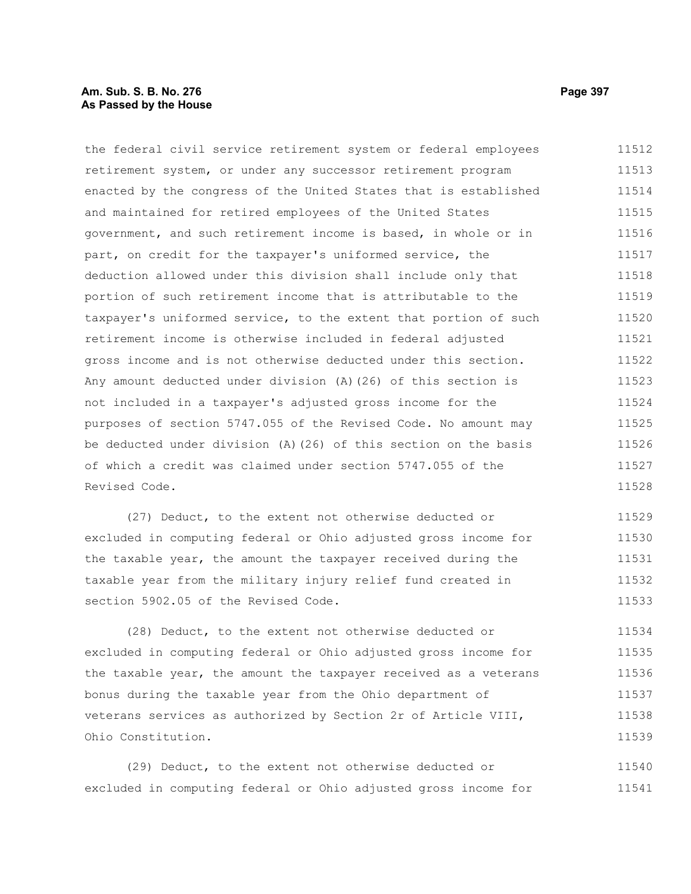the federal civil service retirement system or federal employees retirement system, or under any successor retirement program enacted by the congress of the United States that is established and maintained for retired employees of the United States government, and such retirement income is based, in whole or in part, on credit for the taxpayer's uniformed service, the deduction allowed under this division shall include only that portion of such retirement income that is attributable to the taxpayer's uniformed service, to the extent that portion of such retirement income is otherwise included in federal adjusted gross income and is not otherwise deducted under this section. Any amount deducted under division (A)(26) of this section is not included in a taxpayer's adjusted gross income for the purposes of section 5747.055 of the Revised Code. No amount may be deducted under division (A)(26) of this section on the basis of which a credit was claimed under section 5747.055 of the Revised Code.

(27) Deduct, to the extent not otherwise deducted or excluded in computing federal or Ohio adjusted gross income for the taxable year, the amount the taxpayer received during the taxable year from the military injury relief fund created in section 5902.05 of the Revised Code.

(28) Deduct, to the extent not otherwise deducted or excluded in computing federal or Ohio adjusted gross income for the taxable year, the amount the taxpayer received as a veterans bonus during the taxable year from the Ohio department of veterans services as authorized by Section 2r of Article VIII, Ohio Constitution.

(29) Deduct, to the extent not otherwise deducted or excluded in computing federal or Ohio adjusted gross income for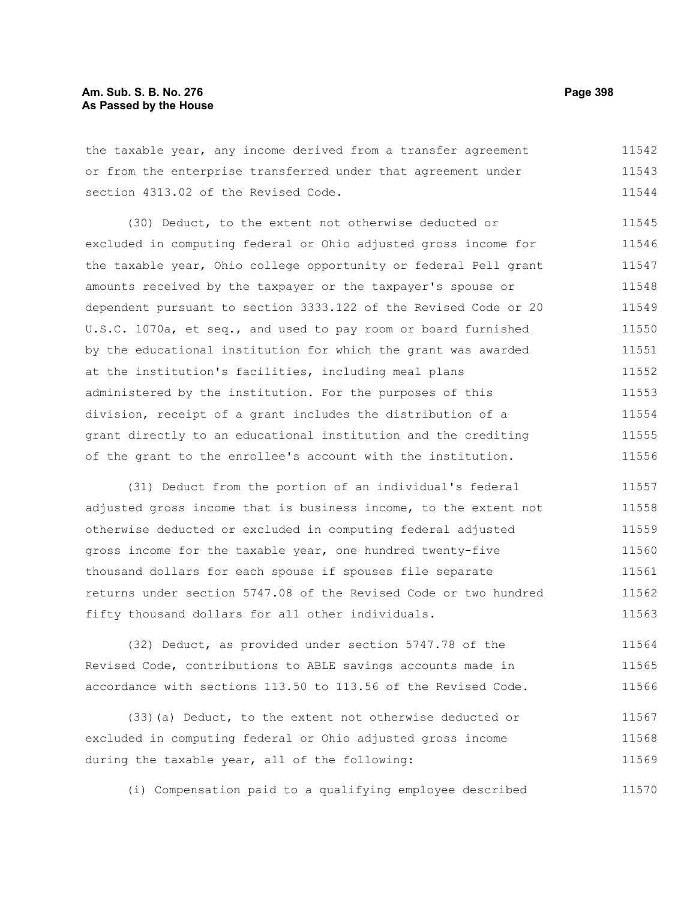the taxable year, any income derived from a transfer agreement or from the enterprise transferred under that agreement under section 4313.02 of the Revised Code.

(30) Deduct, to the extent not otherwise deducted or excluded in computing federal or Ohio adjusted gross income for the taxable year, Ohio college opportunity or federal Pell grant amounts received by the taxpayer or the taxpayer's spouse or dependent pursuant to section 3333.122 of the Revised Code or 20 U.S.C. 1070a, et seq., and used to pay room or board furnished by the educational institution for which the grant was awarded at the institution's facilities, including meal plans administered by the institution. For the purposes of this division, receipt of a grant includes the distribution of a grant directly to an educational institution and the crediting of the grant to the enrollee's account with the institution.

(31) Deduct from the portion of an individual's federal adjusted gross income that is business income, to the extent not otherwise deducted or excluded in computing federal adjusted gross income for the taxable year, one hundred twenty-five thousand dollars for each spouse if spouses file separate returns under section 5747.08 of the Revised Code or two hundred fifty thousand dollars for all other individuals.

(32) Deduct, as provided under section 5747.78 of the Revised Code, contributions to ABLE savings accounts made in accordance with sections 113.50 to 113.56 of the Revised Code.

(33)(a) Deduct, to the extent not otherwise deducted or excluded in computing federal or Ohio adjusted gross income during the taxable year, all of the following:

(i) Compensation paid to a qualifying employee described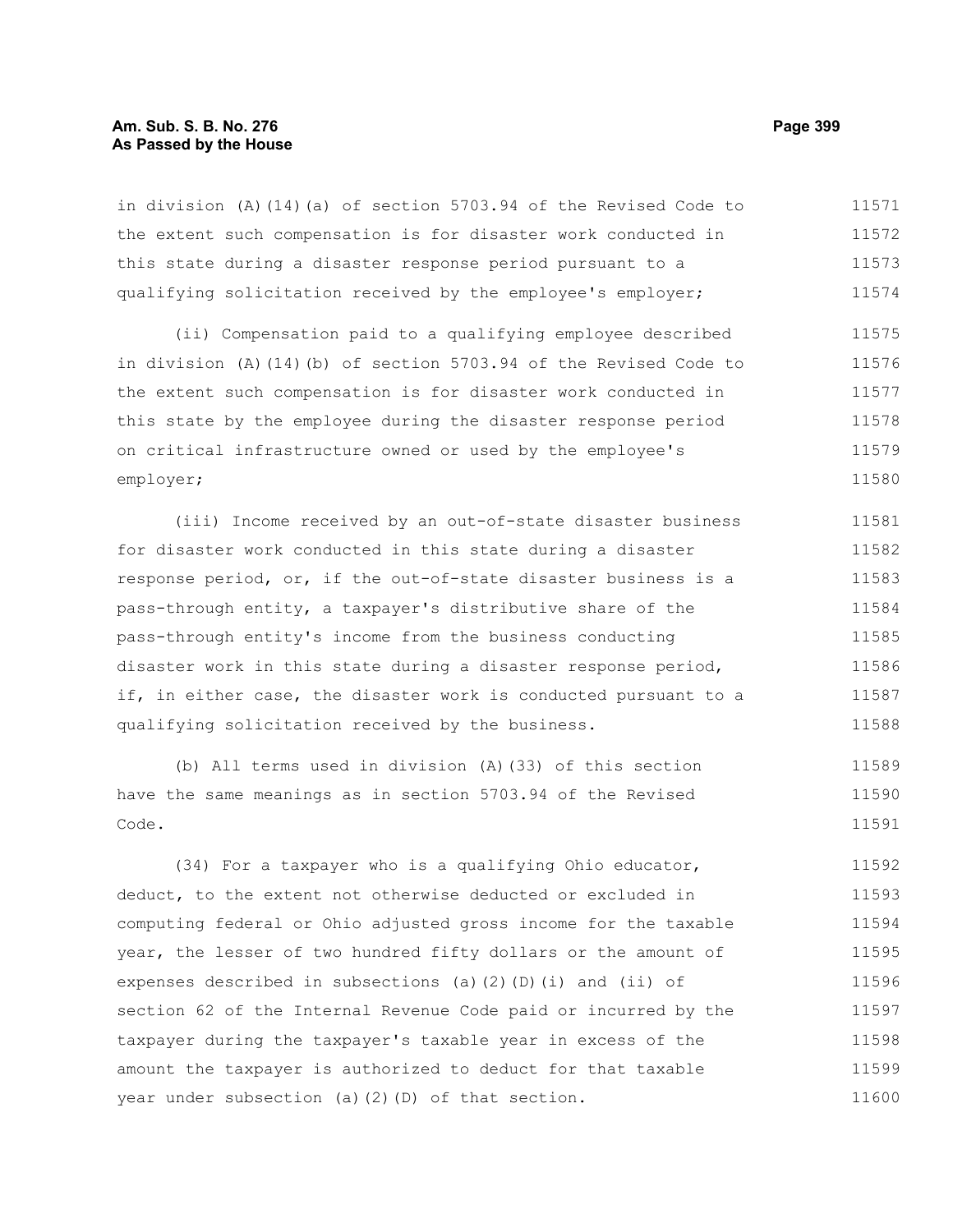in division (A)(14)(a) of section 5703.94 of the Revised Code to the extent such compensation is for disaster work conducted in this state during a disaster response period pursuant to a qualifying solicitation received by the employee's employer;

(ii) Compensation paid to a qualifying employee described in division (A)(14)(b) of section 5703.94 of the Revised Code to the extent such compensation is for disaster work conducted in this state by the employee during the disaster response period on critical infrastructure owned or used by the employee's employer;

(iii) Income received by an out-of-state disaster business for disaster work conducted in this state during a disaster response period, or, if the out-of-state disaster business is a pass-through entity, a taxpayer's distributive share of the pass-through entity's income from the business conducting disaster work in this state during a disaster response period, if, in either case, the disaster work is conducted pursuant to a qualifying solicitation received by the business.

(b) All terms used in division (A)(33) of this section have the same meanings as in section 5703.94 of the Revised Code.

(34) For a taxpayer who is a qualifying Ohio educator, deduct, to the extent not otherwise deducted or excluded in computing federal or Ohio adjusted gross income for the taxable year, the lesser of two hundred fifty dollars or the amount of expenses described in subsections (a)(2)(D)(i) and (ii) of section 62 of the Internal Revenue Code paid or incurred by the taxpayer during the taxpayer's taxable year in excess of the amount the taxpayer is authorized to deduct for that taxable year under subsection (a)(2)(D) of that section.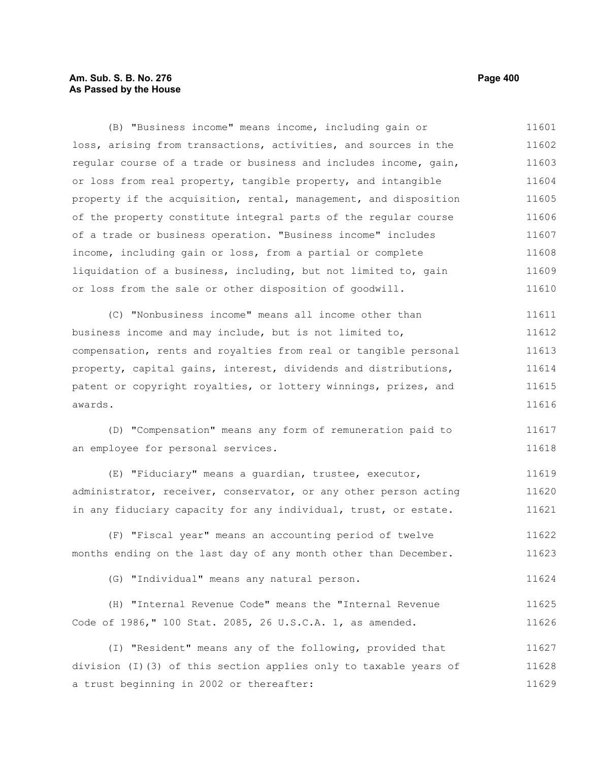(B) "Business income" means income, including gain or loss, arising from transactions, activities, and sources in the regular course of a trade or business and includes income, gain, or loss from real property, tangible property, and intangible property if the acquisition, rental, management, and disposition of the property constitute integral parts of the regular course of a trade or business operation. "Business income" includes income, including gain or loss, from a partial or complete liquidation of a business, including, but not limited to, gain or loss from the sale or other disposition of goodwill.

(C) "Nonbusiness income" means all income other than business income and may include, but is not limited to, compensation, rents and royalties from real or tangible personal property, capital gains, interest, dividends and distributions, patent or copyright royalties, or lottery winnings, prizes, and awards.

(D) "Compensation" means any form of remuneration paid to an employee for personal services.

(E) "Fiduciary" means a guardian, trustee, executor, administrator, receiver, conservator, or any other person acting in any fiduciary capacity for any individual, trust, or estate.

(F) "Fiscal year" means an accounting period of twelve months ending on the last day of any month other than December.

(G) "Individual" means any natural person.

(H) "Internal Revenue Code" means the "Internal Revenue Code of 1986," 100 Stat. 2085, 26 U.S.C.A. 1, as amended.

(I) "Resident" means any of the following, provided that division (I)(3) of this section applies only to taxable years of a trust beginning in 2002 or thereafter: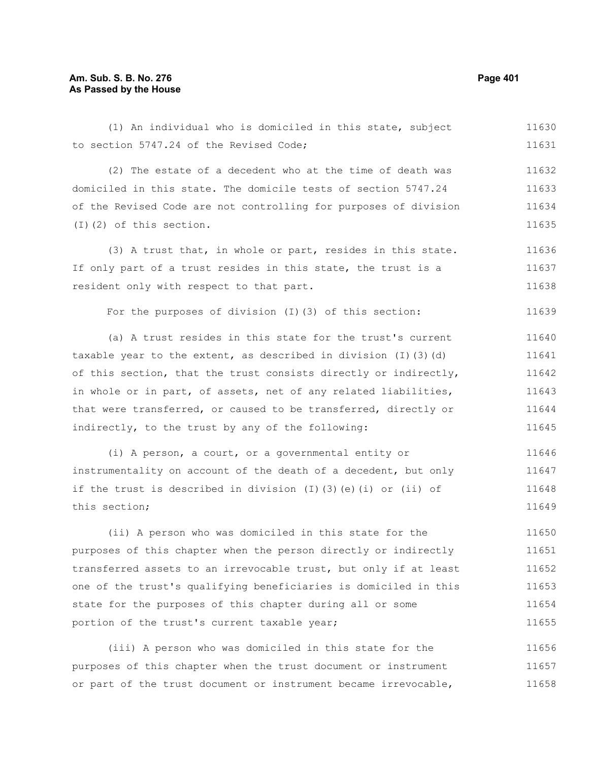(1) An individual who is domiciled in this state, subject to section 5747.24 of the Revised Code;

(2) The estate of a decedent who at the time of death was domiciled in this state. The domicile tests of section 5747.24 of the Revised Code are not controlling for purposes of division (I)(2) of this section.

(3) A trust that, in whole or part, resides in this state. If only part of a trust resides in this state, the trust is a resident only with respect to that part.

For the purposes of division (I)(3) of this section:

(a) A trust resides in this state for the trust's current taxable year to the extent, as described in division (I)(3)(d) of this section, that the trust consists directly or indirectly, in whole or in part, of assets, net of any related liabilities, that were transferred, or caused to be transferred, directly or indirectly, to the trust by any of the following:

(i) A person, a court, or a governmental entity or instrumentality on account of the death of a decedent, but only if the trust is described in division (I)(3)(e)(i) or (ii) of this section;

(ii) A person who was domiciled in this state for the purposes of this chapter when the person directly or indirectly transferred assets to an irrevocable trust, but only if at least one of the trust's qualifying beneficiaries is domiciled in this state for the purposes of this chapter during all or some portion of the trust's current taxable year;

(iii) A person who was domiciled in this state for the purposes of this chapter when the trust document or instrument or part of the trust document or instrument became irrevocable,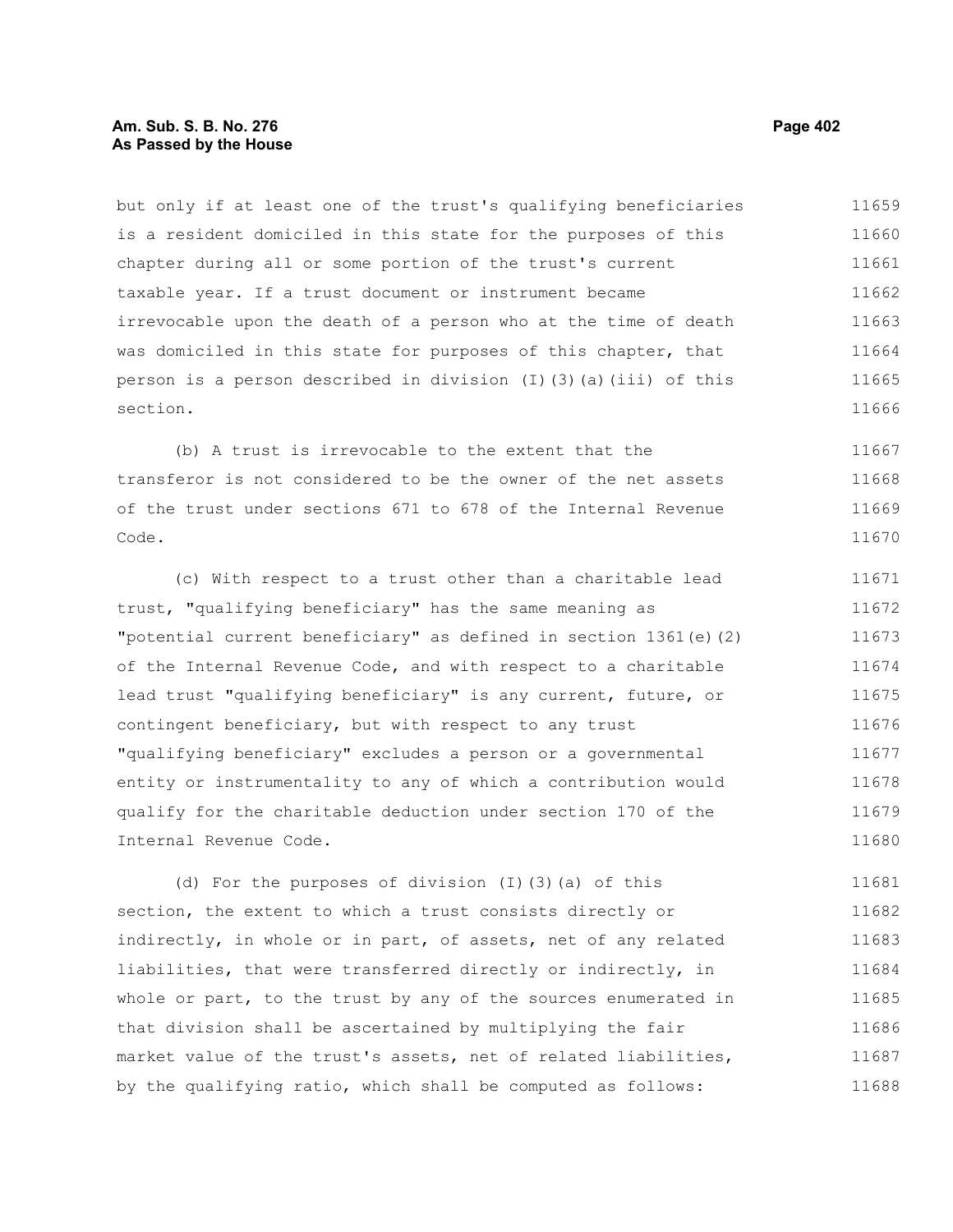but only if at least one of the trust's qualifying beneficiaries is a resident domiciled in this state for the purposes of this chapter during all or some portion of the trust's current taxable year. If a trust document or instrument became irrevocable upon the death of a person who at the time of death was domiciled in this state for purposes of this chapter, that person is a person described in division (I)(3)(a)(iii) of this section.

(b) A trust is irrevocable to the extent that the transferor is not considered to be the owner of the net assets of the trust under sections 671 to 678 of the Internal Revenue Code.

(c) With respect to a trust other than a charitable lead trust, "qualifying beneficiary" has the same meaning as "potential current beneficiary" as defined in section 1361(e)(2) of the Internal Revenue Code, and with respect to a charitable lead trust "qualifying beneficiary" is any current, future, or contingent beneficiary, but with respect to any trust "qualifying beneficiary" excludes a person or a governmental entity or instrumentality to any of which a contribution would qualify for the charitable deduction under section 170 of the Internal Revenue Code.

(d) For the purposes of division (I)(3)(a) of this section, the extent to which a trust consists directly or indirectly, in whole or in part, of assets, net of any related liabilities, that were transferred directly or indirectly, in whole or part, to the trust by any of the sources enumerated in that division shall be ascertained by multiplying the fair market value of the trust's assets, net of related liabilities, by the qualifying ratio, which shall be computed as follows: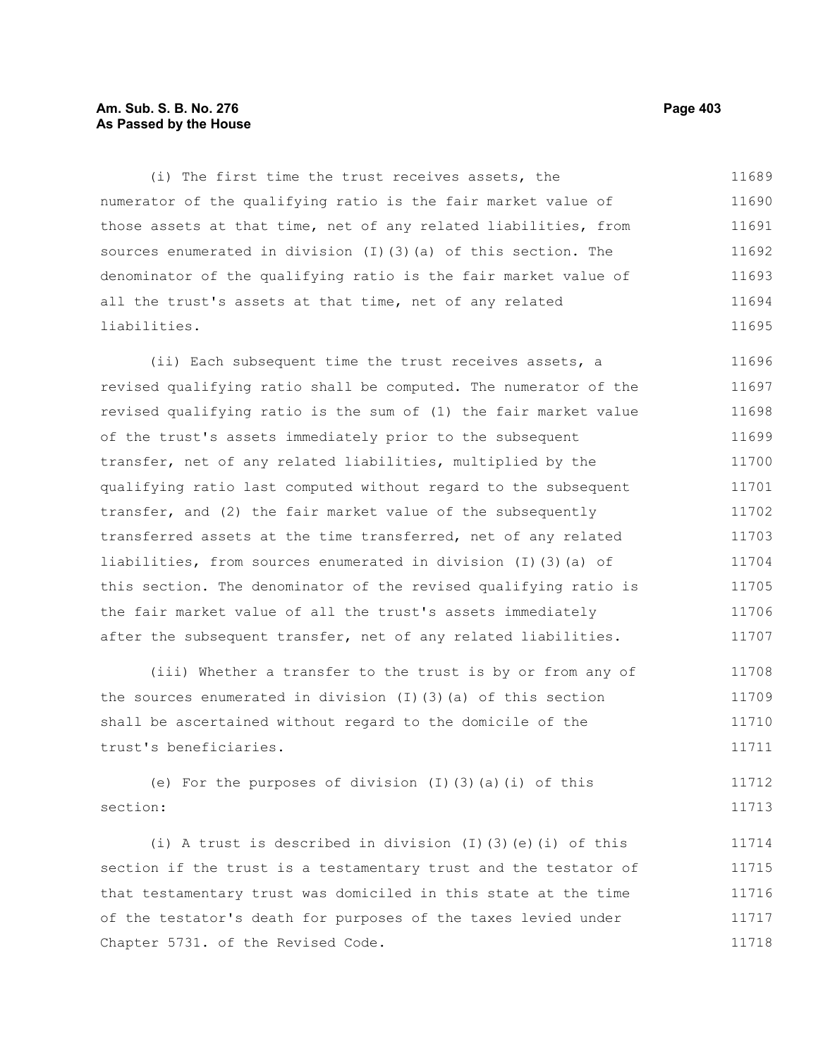(i) The first time the trust receives assets, the numerator of the qualifying ratio is the fair market value of those assets at that time, net of any related liabilities, from sources enumerated in division (I)(3)(a) of this section. The denominator of the qualifying ratio is the fair market value of all the trust's assets at that time, net of any related liabilities.

(ii) Each subsequent time the trust receives assets, a revised qualifying ratio shall be computed. The numerator of the revised qualifying ratio is the sum of (1) the fair market value of the trust's assets immediately prior to the subsequent transfer, net of any related liabilities, multiplied by the qualifying ratio last computed without regard to the subsequent transfer, and (2) the fair market value of the subsequently transferred assets at the time transferred, net of any related liabilities, from sources enumerated in division (I)(3)(a) of this section. The denominator of the revised qualifying ratio is the fair market value of all the trust's assets immediately after the subsequent transfer, net of any related liabilities.

(iii) Whether a transfer to the trust is by or from any of the sources enumerated in division (I)(3)(a) of this section shall be ascertained without regard to the domicile of the trust's beneficiaries.

(e) For the purposes of division (I)(3)(a)(i) of this section:

(i) A trust is described in division (I)(3)(e)(i) of this section if the trust is a testamentary trust and the testator of that testamentary trust was domiciled in this state at the time of the testator's death for purposes of the taxes levied under Chapter 5731. of the Revised Code.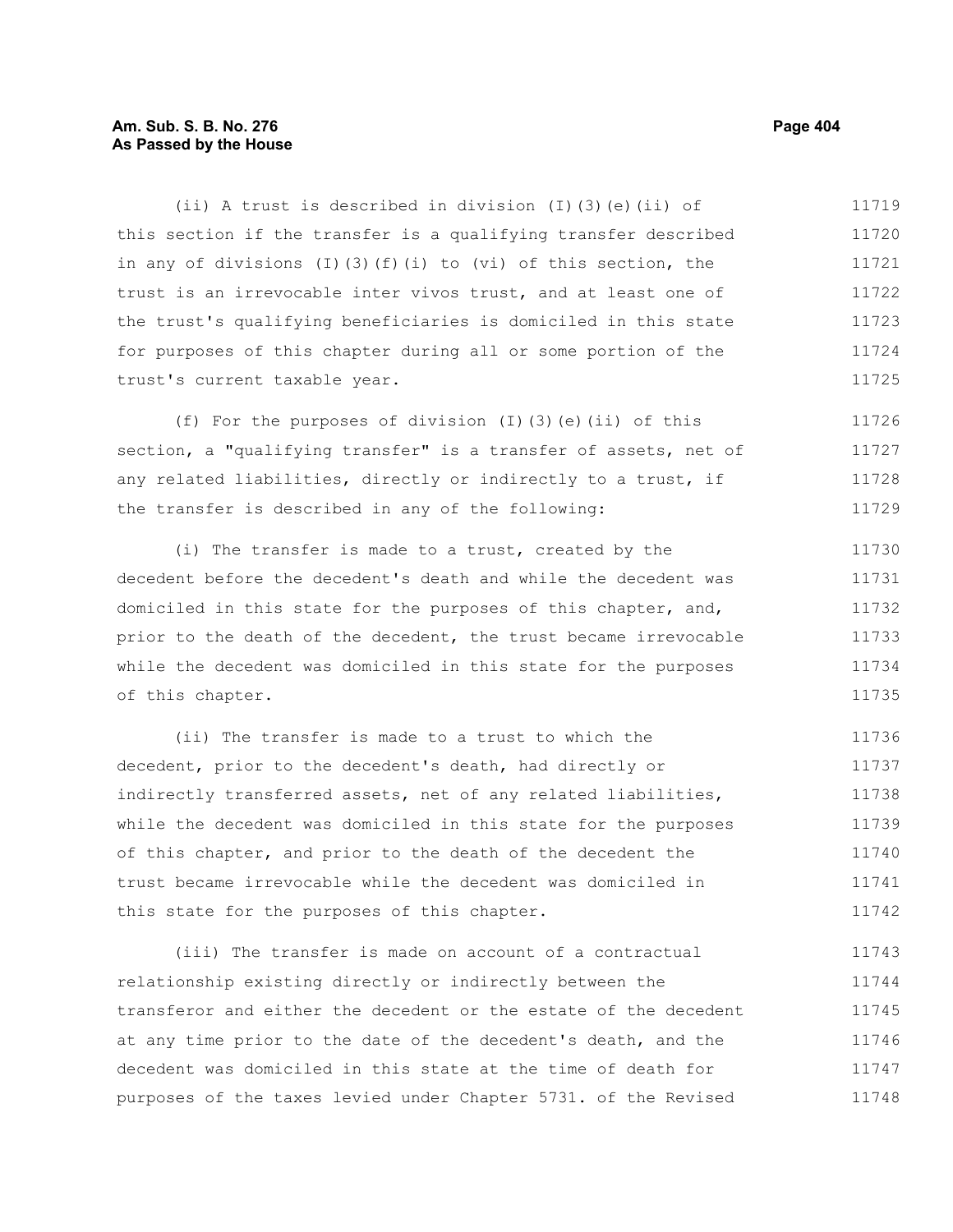(ii) A trust is described in division (I)(3)(e)(ii) of this section if the transfer is a qualifying transfer described in any of divisions (I)(3)(f)(i) to (vi) of this section, the trust is an irrevocable inter vivos trust, and at least one of the trust's qualifying beneficiaries is domiciled in this state for purposes of this chapter during all or some portion of the trust's current taxable year.

(f) For the purposes of division (I)(3)(e)(ii) of this section, a "qualifying transfer" is a transfer of assets, net of any related liabilities, directly or indirectly to a trust, if the transfer is described in any of the following:

(i) The transfer is made to a trust, created by the decedent before the decedent's death and while the decedent was domiciled in this state for the purposes of this chapter, and, prior to the death of the decedent, the trust became irrevocable while the decedent was domiciled in this state for the purposes of this chapter.

(ii) The transfer is made to a trust to which the decedent, prior to the decedent's death, had directly or indirectly transferred assets, net of any related liabilities, while the decedent was domiciled in this state for the purposes of this chapter, and prior to the death of the decedent the trust became irrevocable while the decedent was domiciled in this state for the purposes of this chapter.

(iii) The transfer is made on account of a contractual relationship existing directly or indirectly between the transferor and either the decedent or the estate of the decedent at any time prior to the date of the decedent's death, and the decedent was domiciled in this state at the time of death for purposes of the taxes levied under Chapter 5731. of the Revised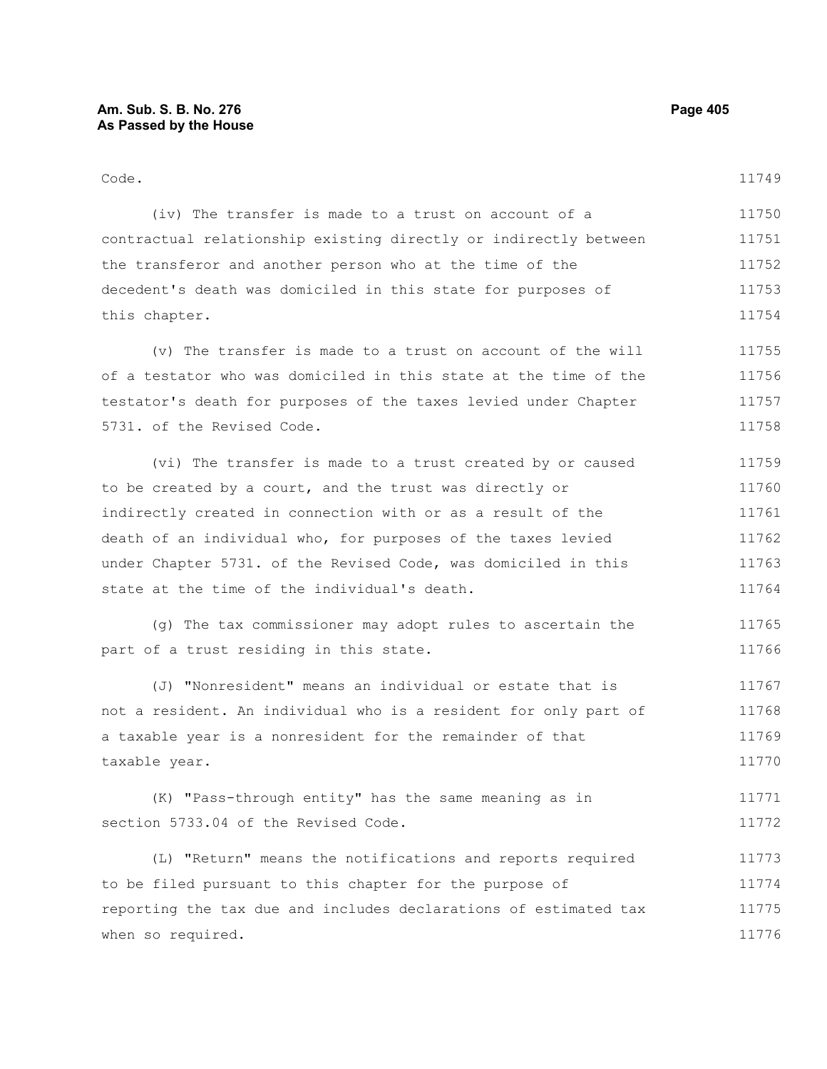Code.

(iv) The transfer is made to a trust on account of a contractual relationship existing directly or indirectly between the transferor and another person who at the time of the decedent's death was domiciled in this state for purposes of this chapter.

(v) The transfer is made to a trust on account of the will of a testator who was domiciled in this state at the time of the testator's death for purposes of the taxes levied under Chapter 5731. of the Revised Code.

(vi) The transfer is made to a trust created by or caused to be created by a court, and the trust was directly or indirectly created in connection with or as a result of the death of an individual who, for purposes of the taxes levied under Chapter 5731. of the Revised Code, was domiciled in this state at the time of the individual's death.

(g) The tax commissioner may adopt rules to ascertain the part of a trust residing in this state.

(J) "Nonresident" means an individual or estate that is not a resident. An individual who is a resident for only part of a taxable year is a nonresident for the remainder of that taxable year.

(K) "Pass-through entity" has the same meaning as in section 5733.04 of the Revised Code.

(L) "Return" means the notifications and reports required to be filed pursuant to this chapter for the purpose of reporting the tax due and includes declarations of estimated tax when so required.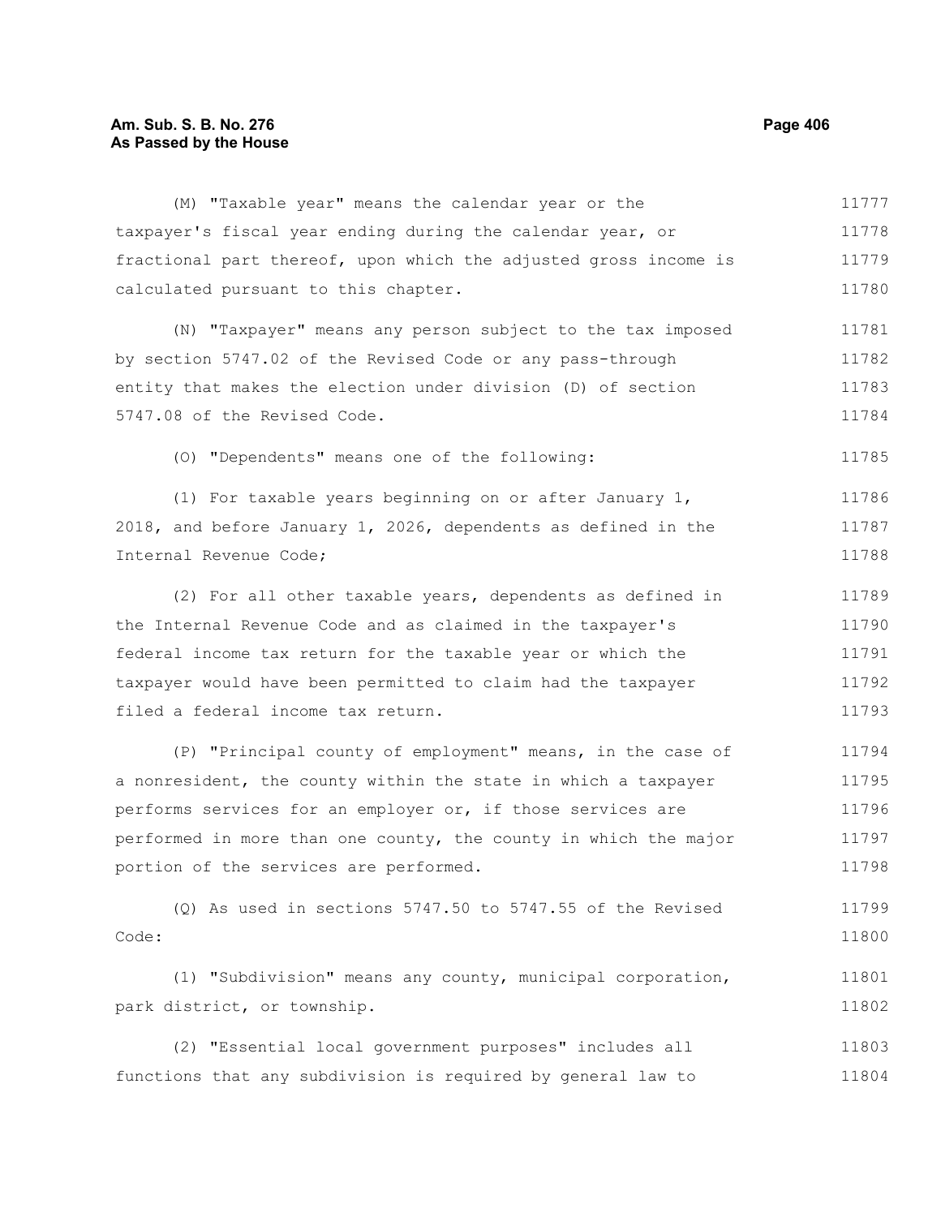(M) "Taxable year" means the calendar year or the taxpayer's fiscal year ending during the calendar year, or fractional part thereof, upon which the adjusted gross income is calculated pursuant to this chapter.

(N) "Taxpayer" means any person subject to the tax imposed by section 5747.02 of the Revised Code or any pass-through entity that makes the election under division (D) of section 5747.08 of the Revised Code.

(O) "Dependents" means one of the following:

(1) For taxable years beginning on or after January 1, 2018, and before January 1, 2026, dependents as defined in the Internal Revenue Code;

(2) For all other taxable years, dependents as defined in the Internal Revenue Code and as claimed in the taxpayer's federal income tax return for the taxable year or which the taxpayer would have been permitted to claim had the taxpayer filed a federal income tax return.

(P) "Principal county of employment" means, in the case of a nonresident, the county within the state in which a taxpayer performs services for an employer or, if those services are performed in more than one county, the county in which the major portion of the services are performed.

(Q) As used in sections 5747.50 to 5747.55 of the Revised Code:

(1) "Subdivision" means any county, municipal corporation, park district, or township.

(2) "Essential local government purposes" includes all functions that any subdivision is required by general law to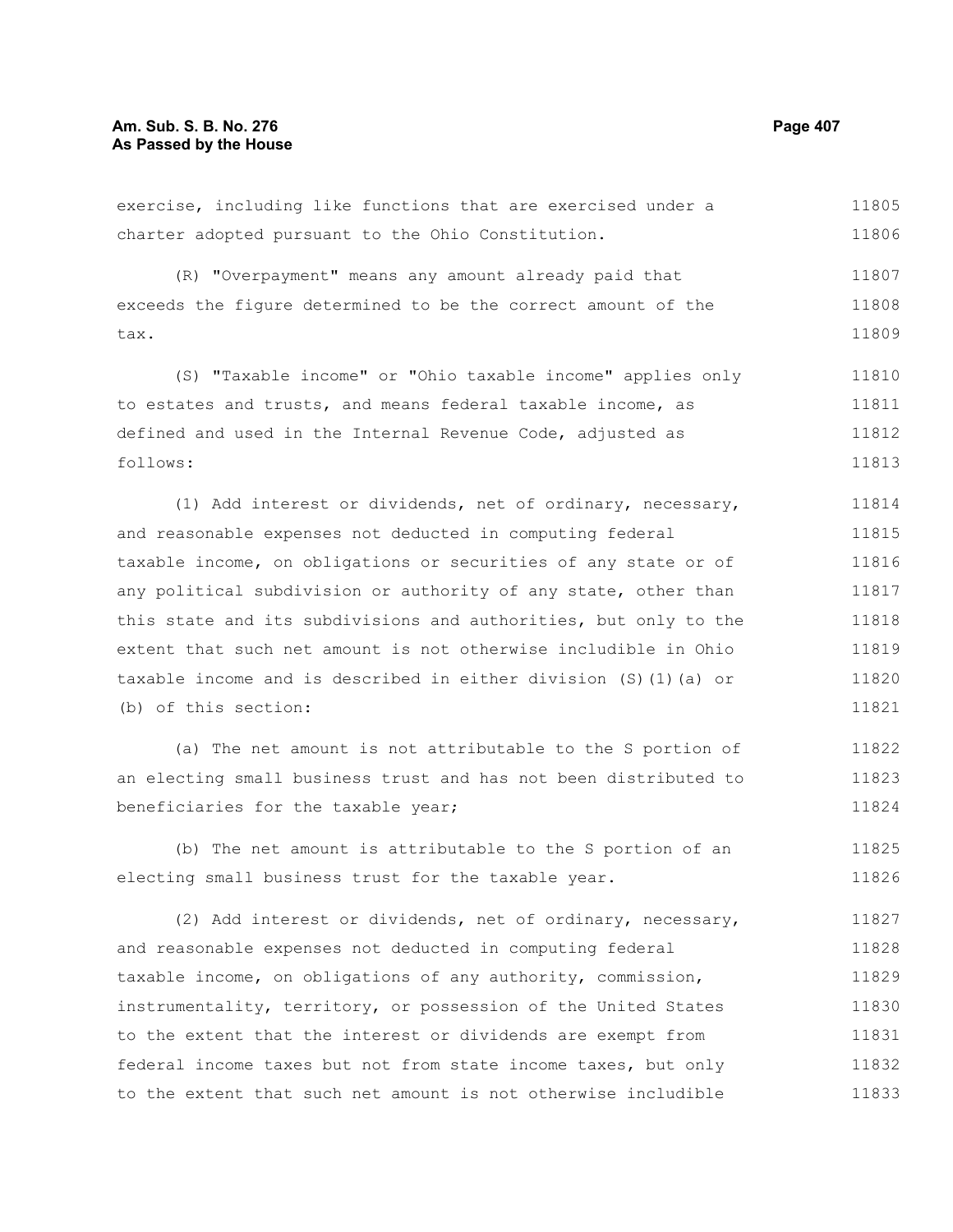exercise, including like functions that are exercised under a charter adopted pursuant to the Ohio Constitution.

(R) "Overpayment" means any amount already paid that exceeds the figure determined to be the correct amount of the tax.

(S) "Taxable income" or "Ohio taxable income" applies only to estates and trusts, and means federal taxable income, as defined and used in the Internal Revenue Code, adjusted as follows:

(1) Add interest or dividends, net of ordinary, necessary, and reasonable expenses not deducted in computing federal taxable income, on obligations or securities of any state or of any political subdivision or authority of any state, other than this state and its subdivisions and authorities, but only to the extent that such net amount is not otherwise includible in Ohio taxable income and is described in either division (S)(1)(a) or (b) of this section:

(a) The net amount is not attributable to the S portion of an electing small business trust and has not been distributed to beneficiaries for the taxable year;

(b) The net amount is attributable to the S portion of an electing small business trust for the taxable year.

(2) Add interest or dividends, net of ordinary, necessary, and reasonable expenses not deducted in computing federal taxable income, on obligations of any authority, commission, instrumentality, territory, or possession of the United States to the extent that the interest or dividends are exempt from federal income taxes but not from state income taxes, but only to the extent that such net amount is not otherwise includible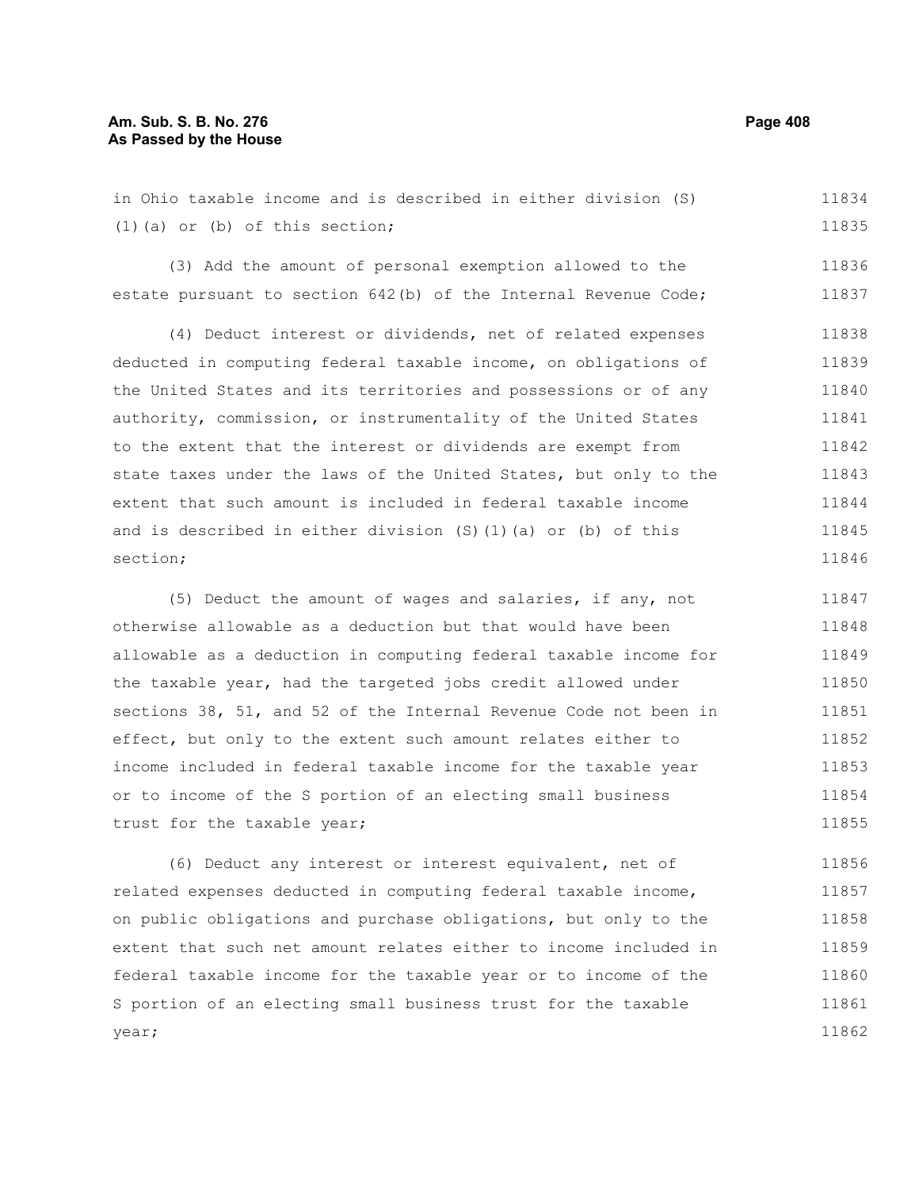in Ohio taxable income and is described in either division (S)(1)(a) or (b) of this section;

(3) Add the amount of personal exemption allowed to the estate pursuant to section 642(b) of the Internal Revenue Code;

(4) Deduct interest or dividends, net of related expenses deducted in computing federal taxable income, on obligations of the United States and its territories and possessions or of any authority, commission, or instrumentality of the United States to the extent that the interest or dividends are exempt from state taxes under the laws of the United States, but only to the extent that such amount is included in federal taxable income and is described in either division (S)(1)(a) or (b) of this section;

(5) Deduct the amount of wages and salaries, if any, not otherwise allowable as a deduction but that would have been allowable as a deduction in computing federal taxable income for the taxable year, had the targeted jobs credit allowed under sections 38, 51, and 52 of the Internal Revenue Code not been in effect, but only to the extent such amount relates either to income included in federal taxable income for the taxable year or to income of the S portion of an electing small business trust for the taxable year;

(6) Deduct any interest or interest equivalent, net of related expenses deducted in computing federal taxable income, on public obligations and purchase obligations, but only to the extent that such net amount relates either to income included in federal taxable income for the taxable year or to income of the S portion of an electing small business trust for the taxable year;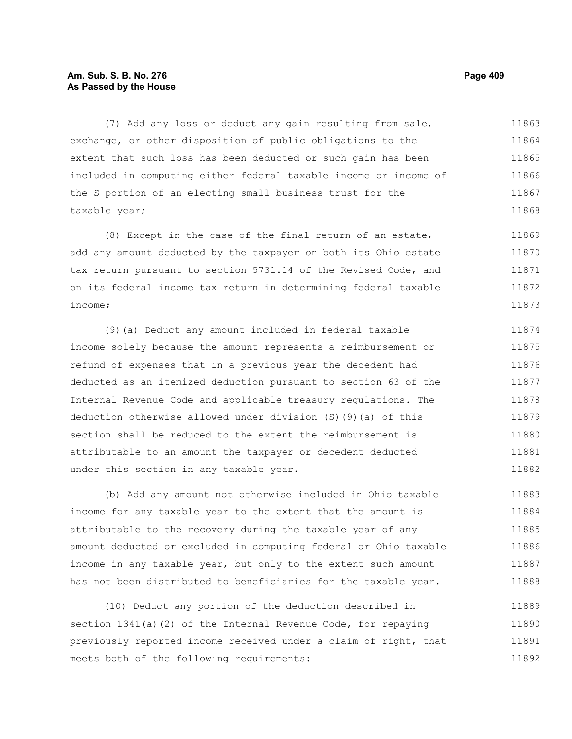(7) Add any loss or deduct any gain resulting from sale, exchange, or other disposition of public obligations to the extent that such loss has been deducted or such gain has been included in computing either federal taxable income or income of the S portion of an electing small business trust for the taxable year;

(8) Except in the case of the final return of an estate, add any amount deducted by the taxpayer on both its Ohio estate tax return pursuant to section 5731.14 of the Revised Code, and on its federal income tax return in determining federal taxable income;

(9)(a) Deduct any amount included in federal taxable income solely because the amount represents a reimbursement or refund of expenses that in a previous year the decedent had deducted as an itemized deduction pursuant to section 63 of the Internal Revenue Code and applicable treasury regulations. The deduction otherwise allowed under division (S)(9)(a) of this section shall be reduced to the extent the reimbursement is attributable to an amount the taxpayer or decedent deducted under this section in any taxable year.

(b) Add any amount not otherwise included in Ohio taxable income for any taxable year to the extent that the amount is attributable to the recovery during the taxable year of any amount deducted or excluded in computing federal or Ohio taxable income in any taxable year, but only to the extent such amount has not been distributed to beneficiaries for the taxable year.

(10) Deduct any portion of the deduction described in section 1341(a)(2) of the Internal Revenue Code, for repaying previously reported income received under a claim of right, that meets both of the following requirements: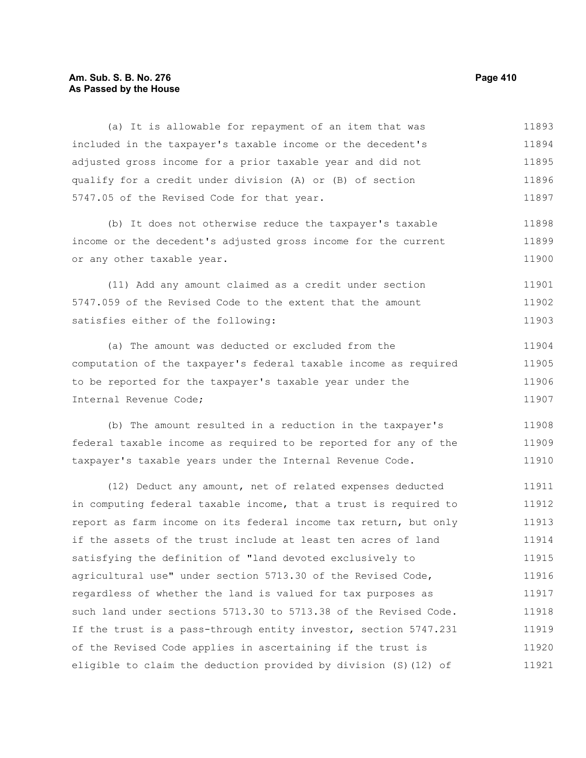(a) It is allowable for repayment of an item that was included in the taxpayer's taxable income or the decedent's adjusted gross income for a prior taxable year and did not qualify for a credit under division (A) or (B) of section 5747.05 of the Revised Code for that year.

(b) It does not otherwise reduce the taxpayer's taxable income or the decedent's adjusted gross income for the current or any other taxable year.

(11) Add any amount claimed as a credit under section 5747.059 of the Revised Code to the extent that the amount satisfies either of the following:

(a) The amount was deducted or excluded from the computation of the taxpayer's federal taxable income as required to be reported for the taxpayer's taxable year under the Internal Revenue Code;

(b) The amount resulted in a reduction in the taxpayer's federal taxable income as required to be reported for any of the taxpayer's taxable years under the Internal Revenue Code.

(12) Deduct any amount, net of related expenses deducted in computing federal taxable income, that a trust is required to report as farm income on its federal income tax return, but only if the assets of the trust include at least ten acres of land satisfying the definition of "land devoted exclusively to agricultural use" under section 5713.30 of the Revised Code, regardless of whether the land is valued for tax purposes as such land under sections 5713.30 to 5713.38 of the Revised Code. If the trust is a pass-through entity investor, section 5747.231 of the Revised Code applies in ascertaining if the trust is eligible to claim the deduction provided by division (S)(12) of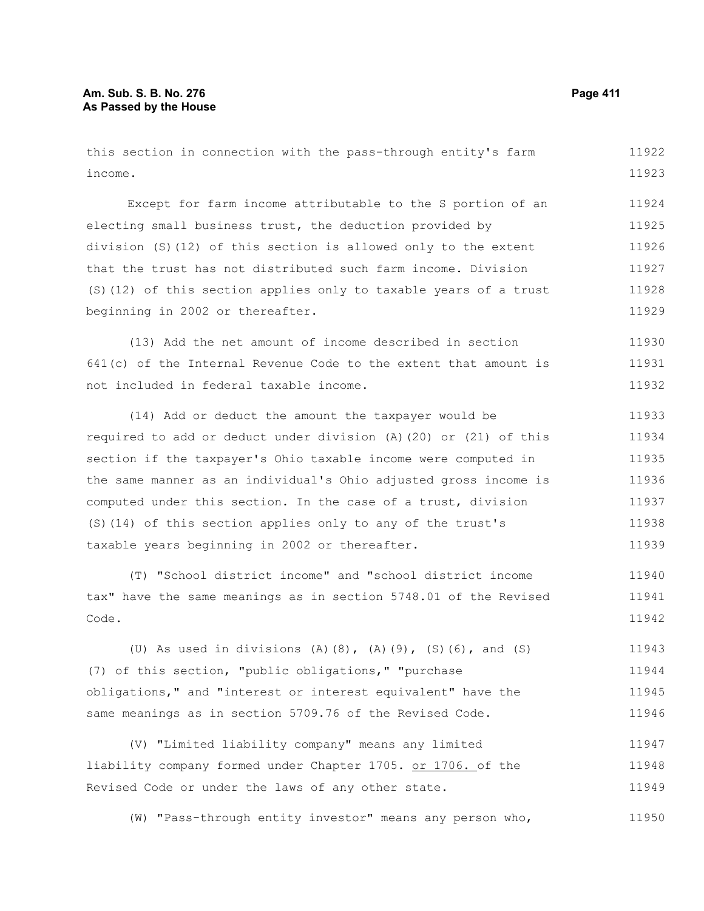this section in connection with the pass-through entity's farm income.

Except for farm income attributable to the S portion of an electing small business trust, the deduction provided by division (S)(12) of this section is allowed only to the extent that the trust has not distributed such farm income. Division (S)(12) of this section applies only to taxable years of a trust beginning in 2002 or thereafter.

(13) Add the net amount of income described in section 641(c) of the Internal Revenue Code to the extent that amount is not included in federal taxable income.

(14) Add or deduct the amount the taxpayer would be required to add or deduct under division (A)(20) or (21) of this section if the taxpayer's Ohio taxable income were computed in the same manner as an individual's Ohio adjusted gross income is computed under this section. In the case of a trust, division (S)(14) of this section applies only to any of the trust's taxable years beginning in 2002 or thereafter.

(T) "School district income" and "school district income tax" have the same meanings as in section 5748.01 of the Revised Code.

(U) As used in divisions (A)(8), (A)(9), (S)(6), and (S)(7) of this section, "public obligations," "purchase obligations," and "interest or interest equivalent" have the same meanings as in section 5709.76 of the Revised Code.

(V) "Limited liability company" means any limited liability company formed under Chapter 1705. <u>or 1706.</u> of the Revised Code or under the laws of any other state.

(W) "Pass-through entity investor" means any person who,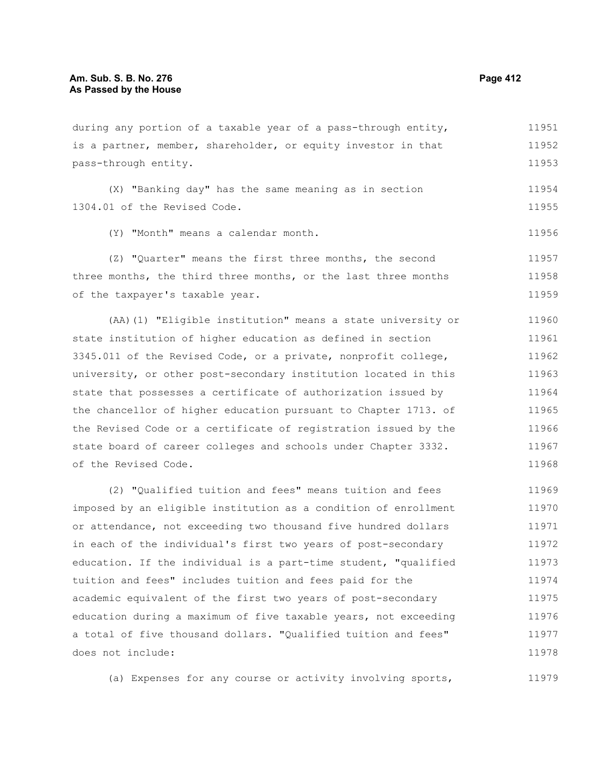during any portion of a taxable year of a pass-through entity, is a partner, member, shareholder, or equity investor in that pass-through entity.

(X) "Banking day" has the same meaning as in section 1304.01 of the Revised Code.

(Y) "Month" means a calendar month.

(Z) "Quarter" means the first three months, the second three months, the third three months, or the last three months of the taxpayer's taxable year.

(AA)(1) "Eligible institution" means a state university or state institution of higher education as defined in section 3345.011 of the Revised Code, or a private, nonprofit college, university, or other post-secondary institution located in this state that possesses a certificate of authorization issued by the chancellor of higher education pursuant to Chapter 1713. of the Revised Code or a certificate of registration issued by the state board of career colleges and schools under Chapter 3332. of the Revised Code.

(2) "Qualified tuition and fees" means tuition and fees imposed by an eligible institution as a condition of enrollment or attendance, not exceeding two thousand five hundred dollars in each of the individual's first two years of post-secondary education. If the individual is a part-time student, "qualified tuition and fees" includes tuition and fees paid for the academic equivalent of the first two years of post-secondary education during a maximum of five taxable years, not exceeding a total of five thousand dollars. "Qualified tuition and fees" does not include:

(a) Expenses for any course or activity involving sports,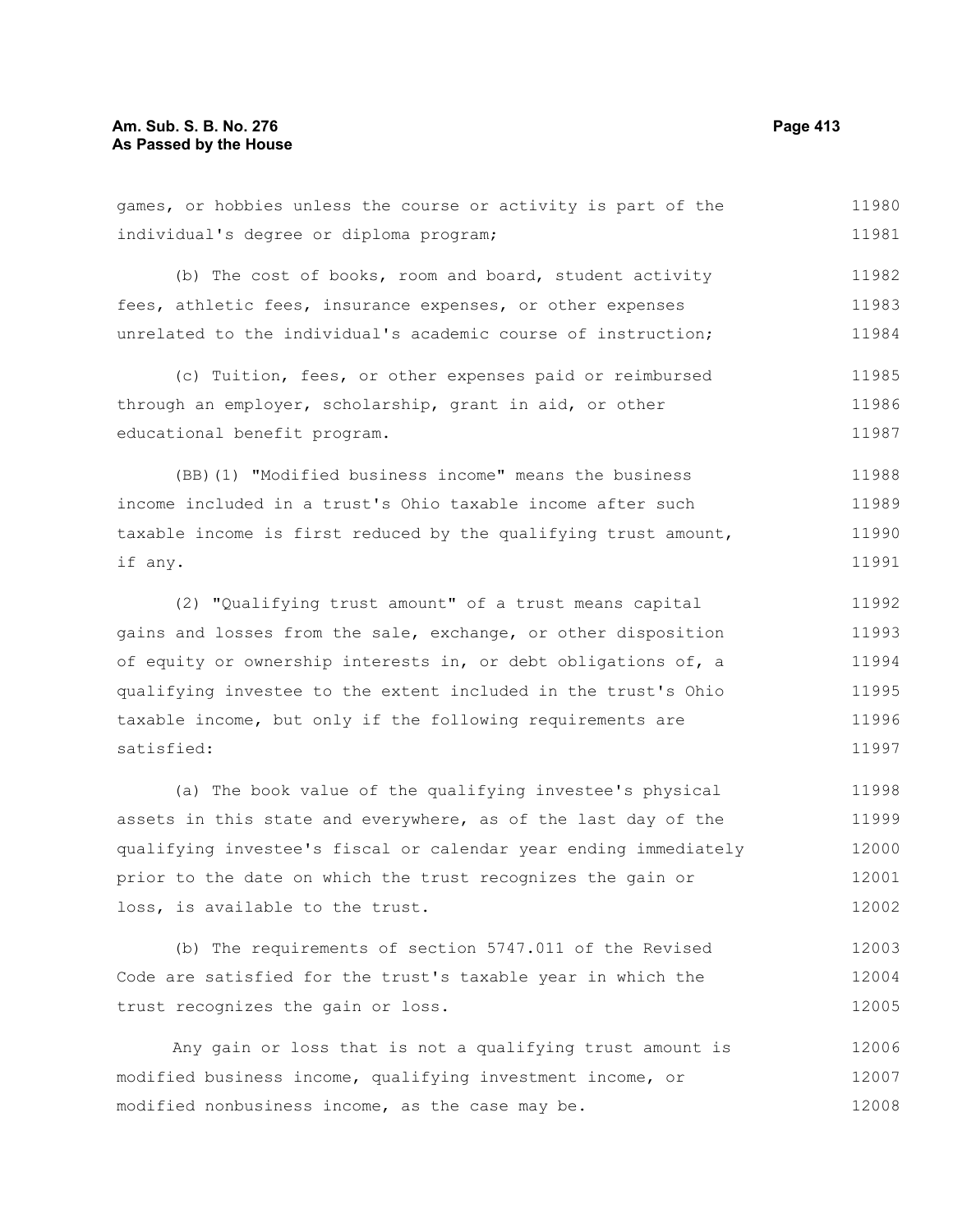games, or hobbies unless the course or activity is part of the individual's degree or diploma program;

(b) The cost of books, room and board, student activity fees, athletic fees, insurance expenses, or other expenses unrelated to the individual's academic course of instruction;

(c) Tuition, fees, or other expenses paid or reimbursed through an employer, scholarship, grant in aid, or other educational benefit program.

(BB)(1) "Modified business income" means the business income included in a trust's Ohio taxable income after such taxable income is first reduced by the qualifying trust amount, if any.

(2) "Qualifying trust amount" of a trust means capital gains and losses from the sale, exchange, or other disposition of equity or ownership interests in, or debt obligations of, a qualifying investee to the extent included in the trust's Ohio taxable income, but only if the following requirements are satisfied:

(a) The book value of the qualifying investee's physical assets in this state and everywhere, as of the last day of the qualifying investee's fiscal or calendar year ending immediately prior to the date on which the trust recognizes the gain or loss, is available to the trust.

(b) The requirements of section 5747.011 of the Revised Code are satisfied for the trust's taxable year in which the trust recognizes the gain or loss.

Any gain or loss that is not a qualifying trust amount is modified business income, qualifying investment income, or modified nonbusiness income, as the case may be.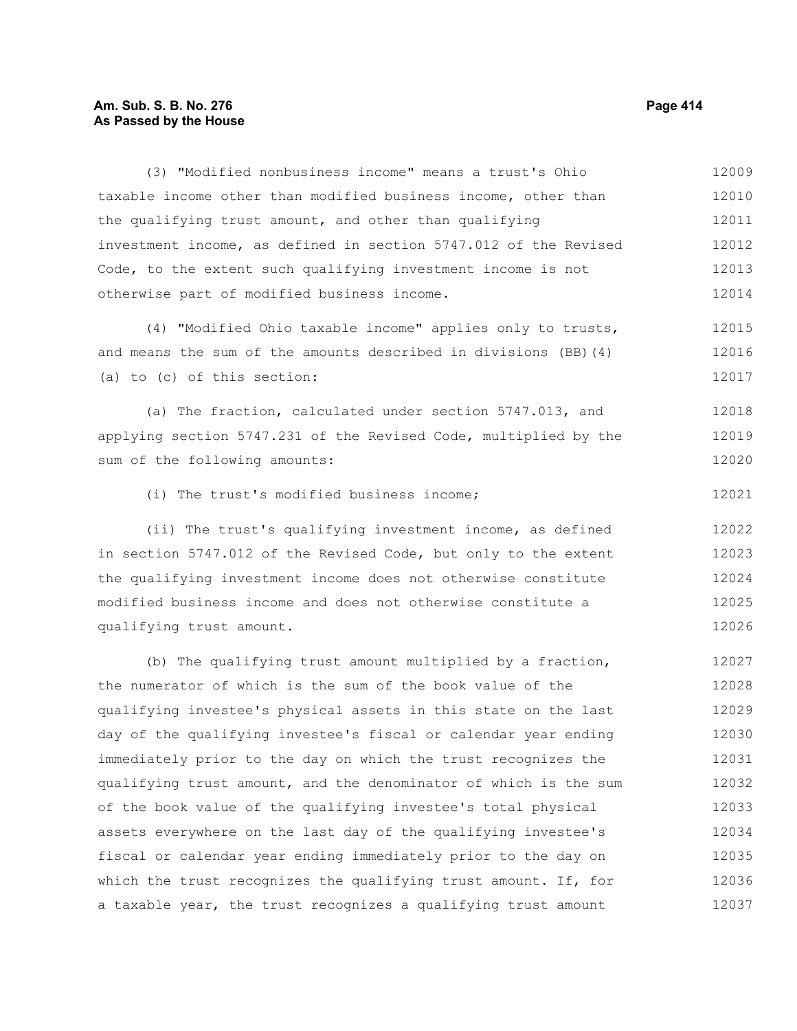(3) "Modified nonbusiness income" means a trust's Ohio taxable income other than modified business income, other than the qualifying trust amount, and other than qualifying investment income, as defined in section 5747.012 of the Revised Code, to the extent such qualifying investment income is not otherwise part of modified business income.

(4) "Modified Ohio taxable income" applies only to trusts, and means the sum of the amounts described in divisions (BB)(4)(a) to (c) of this section:

(a) The fraction, calculated under section 5747.013, and applying section 5747.231 of the Revised Code, multiplied by the sum of the following amounts:

(i) The trust's modified business income;

(ii) The trust's qualifying investment income, as defined in section 5747.012 of the Revised Code, but only to the extent the qualifying investment income does not otherwise constitute modified business income and does not otherwise constitute a qualifying trust amount.

(b) The qualifying trust amount multiplied by a fraction, the numerator of which is the sum of the book value of the qualifying investee's physical assets in this state on the last day of the qualifying investee's fiscal or calendar year ending immediately prior to the day on which the trust recognizes the qualifying trust amount, and the denominator of which is the sum of the book value of the qualifying investee's total physical assets everywhere on the last day of the qualifying investee's fiscal or calendar year ending immediately prior to the day on which the trust recognizes the qualifying trust amount. If, for a taxable year, the trust recognizes a qualifying trust amount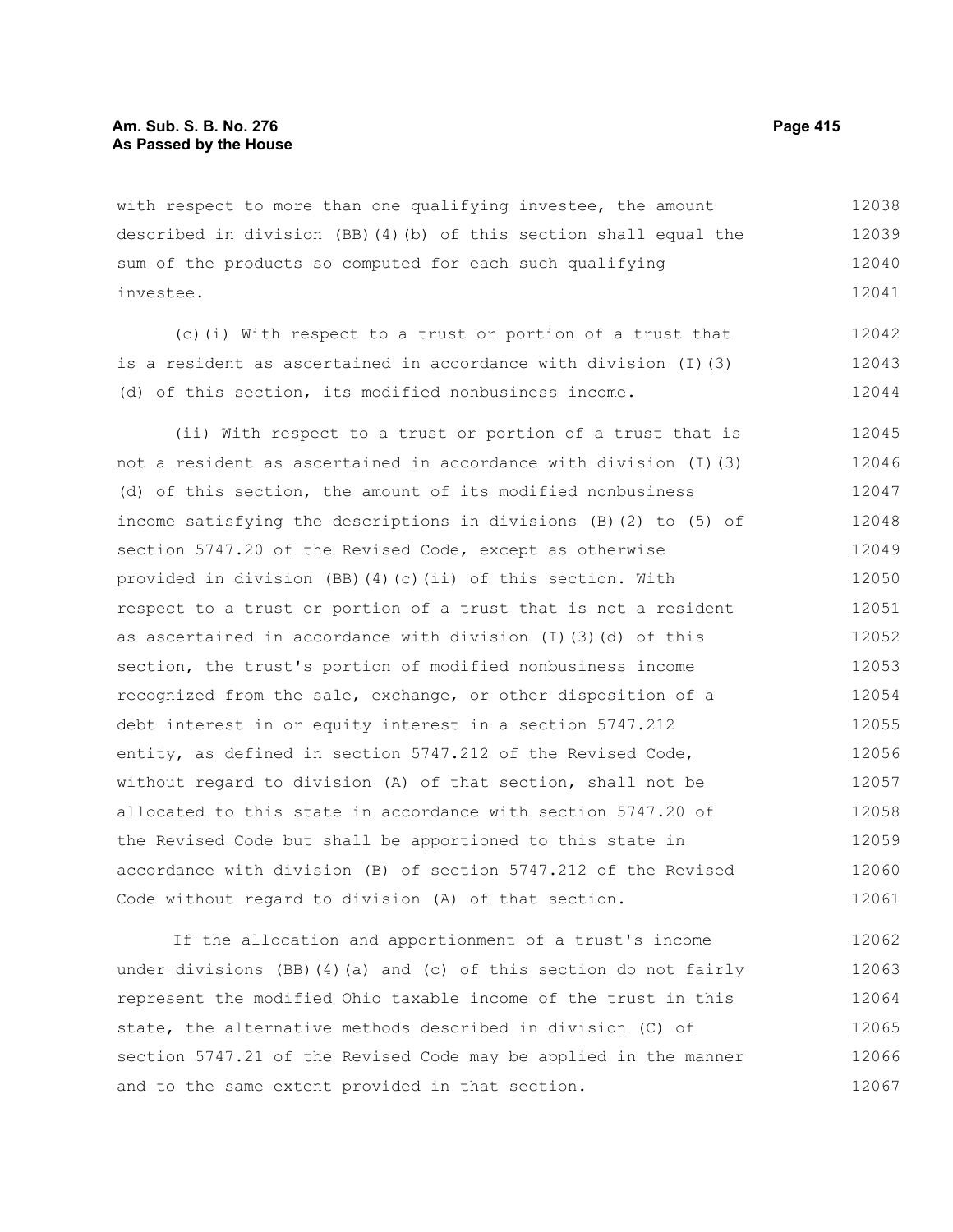with respect to more than one qualifying investee, the amount described in division (BB)(4)(b) of this section shall equal the sum of the products so computed for each such qualifying investee.

(c)(i) With respect to a trust or portion of a trust that is a resident as ascertained in accordance with division (I)(3)(d) of this section, its modified nonbusiness income.

(ii) With respect to a trust or portion of a trust that is not a resident as ascertained in accordance with division (I)(3)(d) of this section, the amount of its modified nonbusiness income satisfying the descriptions in divisions (B)(2) to (5) of section 5747.20 of the Revised Code, except as otherwise provided in division (BB)(4)(c)(ii) of this section. With respect to a trust or portion of a trust that is not a resident as ascertained in accordance with division (I)(3)(d) of this section, the trust's portion of modified nonbusiness income recognized from the sale, exchange, or other disposition of a debt interest in or equity interest in a section 5747.212 entity, as defined in section 5747.212 of the Revised Code, without regard to division (A) of that section, shall not be allocated to this state in accordance with section 5747.20 of the Revised Code but shall be apportioned to this state in accordance with division (B) of section 5747.212 of the Revised Code without regard to division (A) of that section.

If the allocation and apportionment of a trust's income under divisions (BB)(4)(a) and (c) of this section do not fairly represent the modified Ohio taxable income of the trust in this state, the alternative methods described in division (C) of section 5747.21 of the Revised Code may be applied in the manner and to the same extent provided in that section.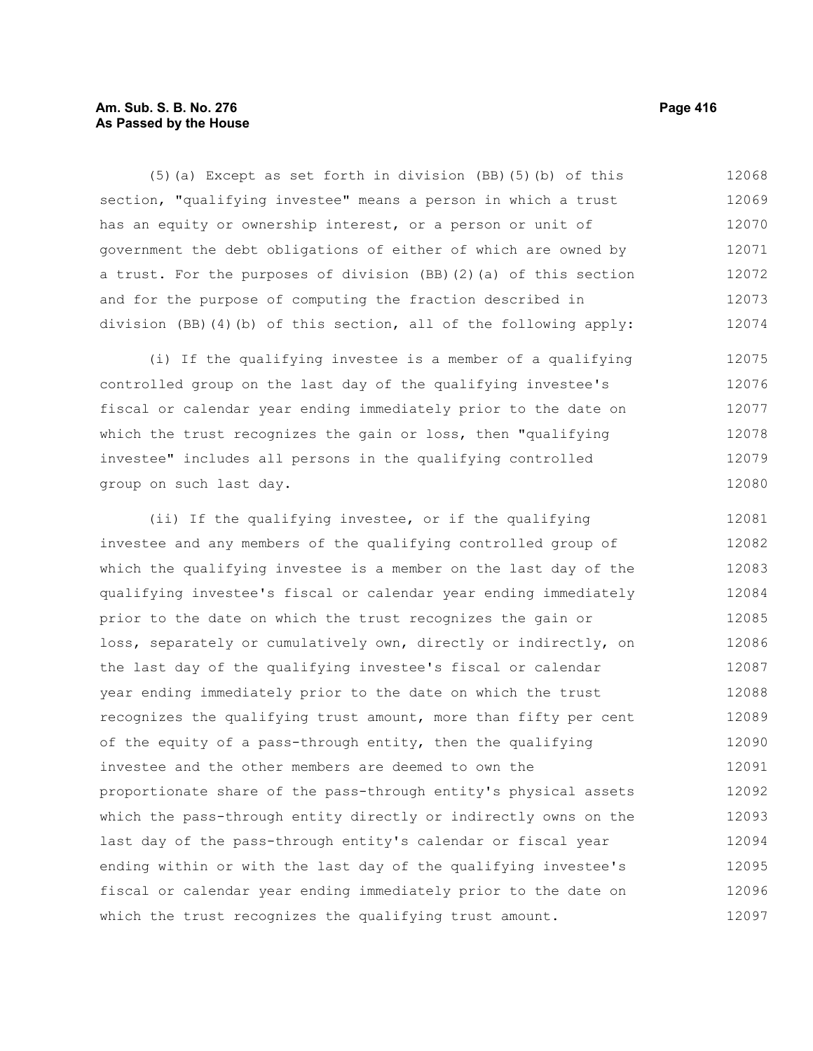(5)(a) Except as set forth in division (BB)(5)(b) of this section, "qualifying investee" means a person in which a trust has an equity or ownership interest, or a person or unit of government the debt obligations of either of which are owned by a trust. For the purposes of division (BB)(2)(a) of this section and for the purpose of computing the fraction described in division (BB)(4)(b) of this section, all of the following apply:

(i) If the qualifying investee is a member of a qualifying controlled group on the last day of the qualifying investee's fiscal or calendar year ending immediately prior to the date on which the trust recognizes the gain or loss, then "qualifying investee" includes all persons in the qualifying controlled group on such last day.

(ii) If the qualifying investee, or if the qualifying investee and any members of the qualifying controlled group of which the qualifying investee is a member on the last day of the qualifying investee's fiscal or calendar year ending immediately prior to the date on which the trust recognizes the gain or loss, separately or cumulatively own, directly or indirectly, on the last day of the qualifying investee's fiscal or calendar year ending immediately prior to the date on which the trust recognizes the qualifying trust amount, more than fifty per cent of the equity of a pass-through entity, then the qualifying investee and the other members are deemed to own the proportionate share of the pass-through entity's physical assets which the pass-through entity directly or indirectly owns on the last day of the pass-through entity's calendar or fiscal year ending within or with the last day of the qualifying investee's fiscal or calendar year ending immediately prior to the date on which the trust recognizes the qualifying trust amount.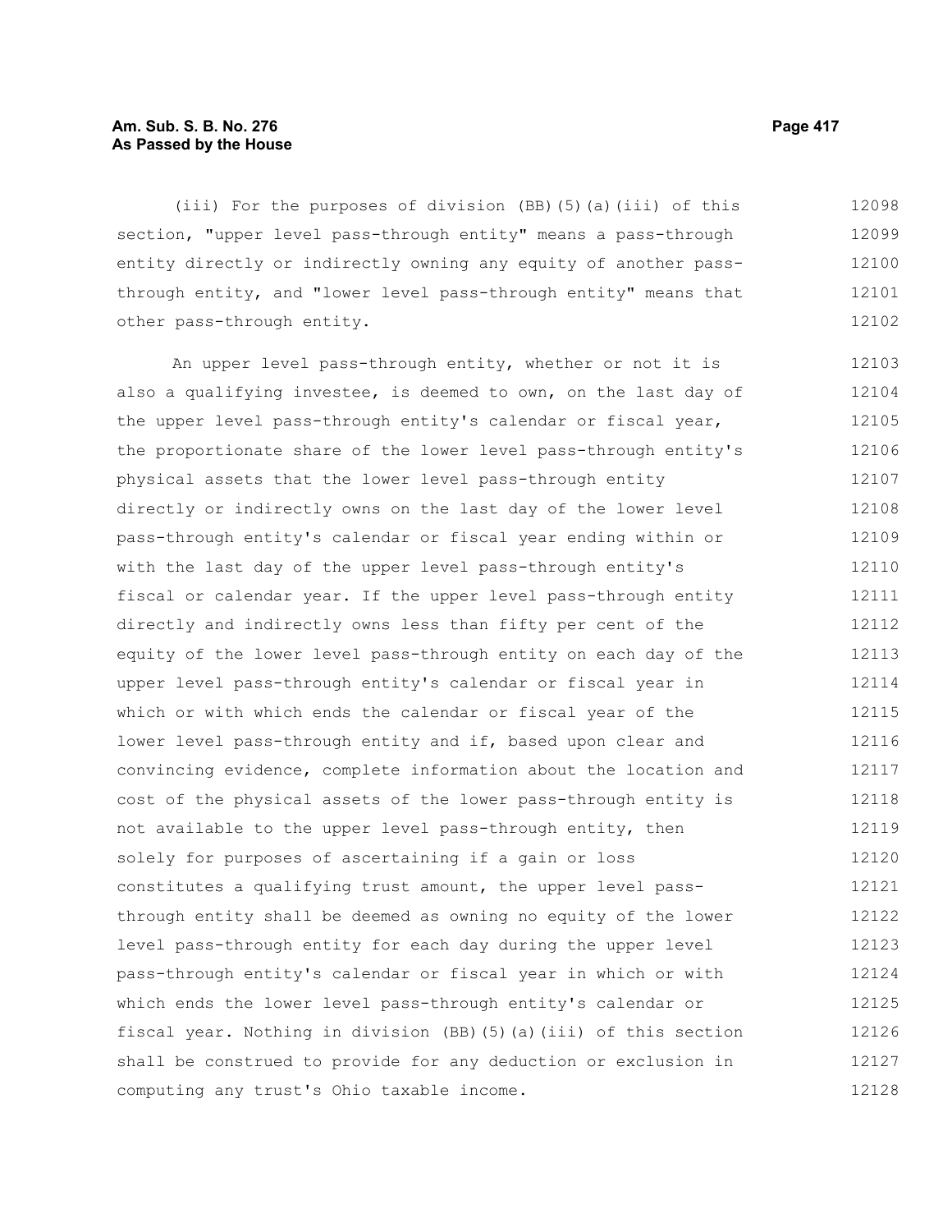(iii) For the purposes of division (BB)(5)(a)(iii) of this section, "upper level pass-through entity" means a pass-through entity directly or indirectly owning any equity of another pass-through entity, and "lower level pass-through entity" means that other pass-through entity.

An upper level pass-through entity, whether or not it is also a qualifying investee, is deemed to own, on the last day of the upper level pass-through entity's calendar or fiscal year, the proportionate share of the lower level pass-through entity's physical assets that the lower level pass-through entity directly or indirectly owns on the last day of the lower level pass-through entity's calendar or fiscal year ending within or with the last day of the upper level pass-through entity's fiscal or calendar year. If the upper level pass-through entity directly and indirectly owns less than fifty per cent of the equity of the lower level pass-through entity on each day of the upper level pass-through entity's calendar or fiscal year in which or with which ends the calendar or fiscal year of the lower level pass-through entity and if, based upon clear and convincing evidence, complete information about the location and cost of the physical assets of the lower pass-through entity is not available to the upper level pass-through entity, then solely for purposes of ascertaining if a gain or loss constitutes a qualifying trust amount, the upper level pass-through entity shall be deemed as owning no equity of the lower level pass-through entity for each day during the upper level pass-through entity's calendar or fiscal year in which or with which ends the lower level pass-through entity's calendar or fiscal year. Nothing in division (BB)(5)(a)(iii) of this section shall be construed to provide for any deduction or exclusion in computing any trust's Ohio taxable income.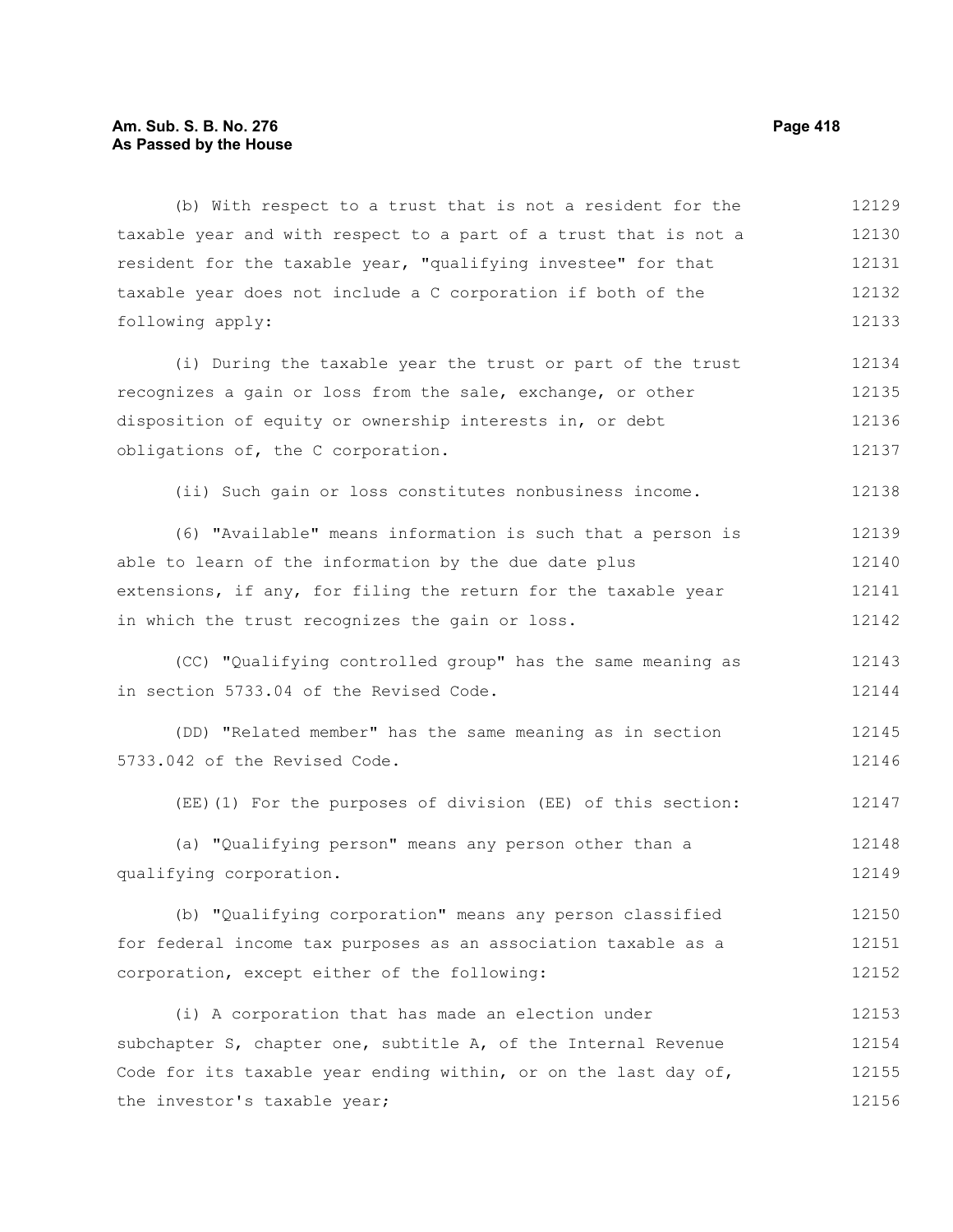(b) With respect to a trust that is not a resident for the taxable year and with respect to a part of a trust that is not a resident for the taxable year, "qualifying investee" for that taxable year does not include a C corporation if both of the following apply:

(i) During the taxable year the trust or part of the trust recognizes a gain or loss from the sale, exchange, or other disposition of equity or ownership interests in, or debt obligations of, the C corporation.

(ii) Such gain or loss constitutes nonbusiness income.

(6) "Available" means information is such that a person is able to learn of the information by the due date plus extensions, if any, for filing the return for the taxable year in which the trust recognizes the gain or loss.

(CC) "Qualifying controlled group" has the same meaning as in section 5733.04 of the Revised Code.

(DD) "Related member" has the same meaning as in section 5733.042 of the Revised Code.

(EE)(1) For the purposes of division (EE) of this section:

(a) "Qualifying person" means any person other than a qualifying corporation.

(b) "Qualifying corporation" means any person classified for federal income tax purposes as an association taxable as a corporation, except either of the following:

(i) A corporation that has made an election under subchapter S, chapter one, subtitle A, of the Internal Revenue Code for its taxable year ending within, or on the last day of, the investor's taxable year;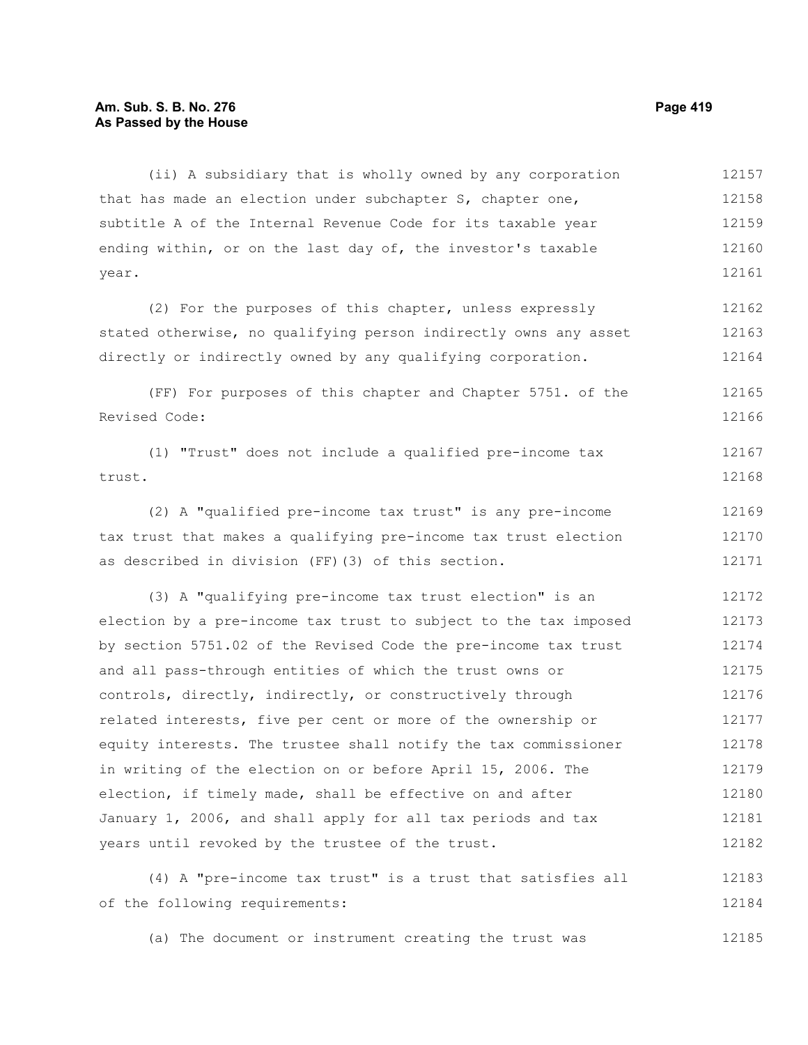(ii) A subsidiary that is wholly owned by any corporation that has made an election under subchapter S, chapter one, subtitle A of the Internal Revenue Code for its taxable year ending within, or on the last day of, the investor's taxable year.

(2) For the purposes of this chapter, unless expressly stated otherwise, no qualifying person indirectly owns any asset directly or indirectly owned by any qualifying corporation.

(FF) For purposes of this chapter and Chapter 5751. of the Revised Code:

(1) "Trust" does not include a qualified pre-income tax trust.

(2) A "qualified pre-income tax trust" is any pre-income tax trust that makes a qualifying pre-income tax trust election as described in division (FF)(3) of this section.

(3) A "qualifying pre-income tax trust election" is an election by a pre-income tax trust to subject to the tax imposed by section 5751.02 of the Revised Code the pre-income tax trust and all pass-through entities of which the trust owns or controls, directly, indirectly, or constructively through related interests, five per cent or more of the ownership or equity interests. The trustee shall notify the tax commissioner in writing of the election on or before April 15, 2006. The election, if timely made, shall be effective on and after January 1, 2006, and shall apply for all tax periods and tax years until revoked by the trustee of the trust.

(4) A "pre-income tax trust" is a trust that satisfies all of the following requirements:

(a) The document or instrument creating the trust was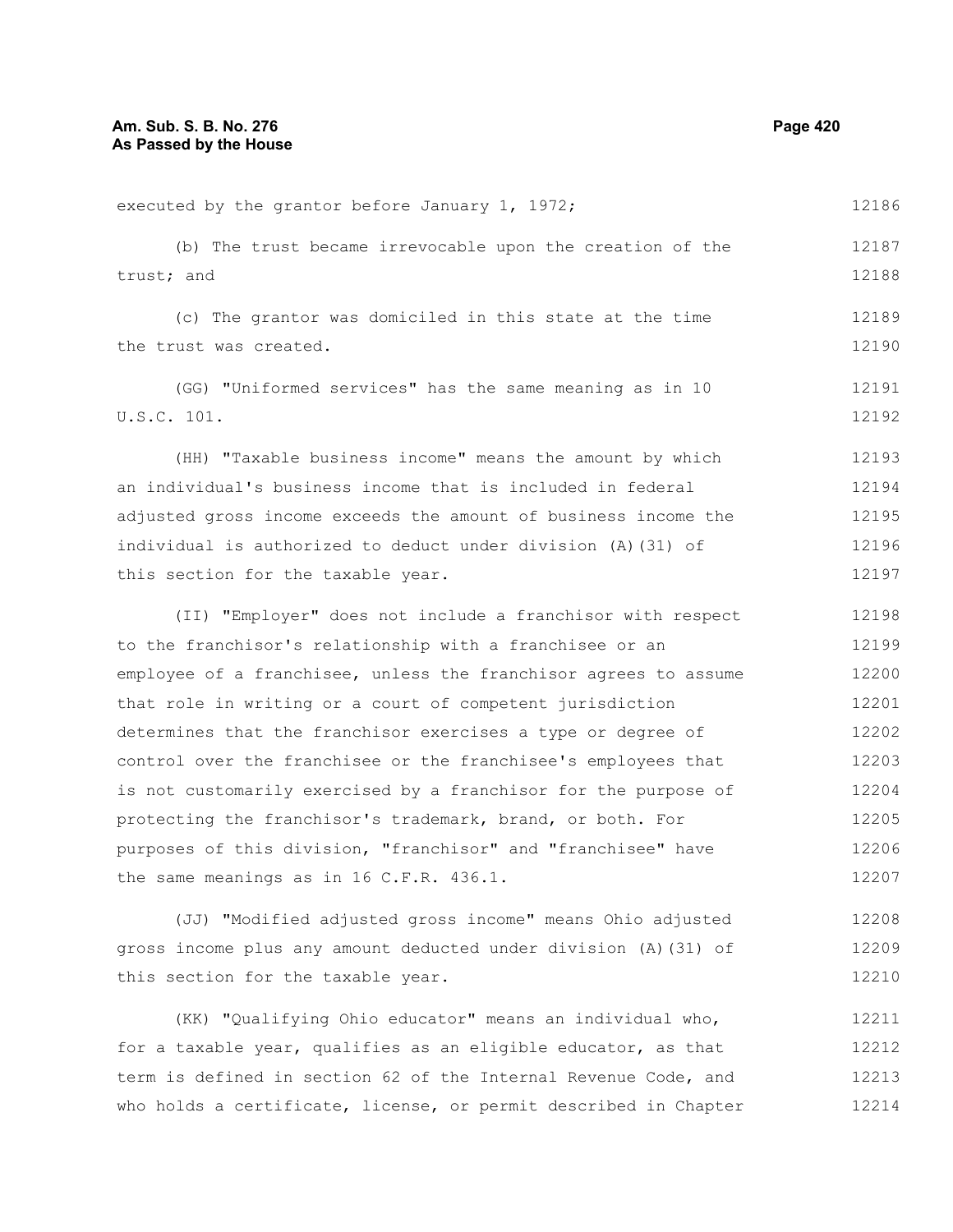executed by the grantor before January 1, 1972;

(b) The trust became irrevocable upon the creation of the trust; and

(c) The grantor was domiciled in this state at the time the trust was created.

(GG) "Uniformed services" has the same meaning as in 10 U.S.C. 101.

(HH) "Taxable business income" means the amount by which an individual's business income that is included in federal adjusted gross income exceeds the amount of business income the individual is authorized to deduct under division (A)(31) of this section for the taxable year.

(II) "Employer" does not include a franchisor with respect to the franchisor's relationship with a franchisee or an employee of a franchisee, unless the franchisor agrees to assume that role in writing or a court of competent jurisdiction determines that the franchisor exercises a type or degree of control over the franchisee or the franchisee's employees that is not customarily exercised by a franchisor for the purpose of protecting the franchisor's trademark, brand, or both. For purposes of this division, "franchisor" and "franchisee" have the same meanings as in 16 C.F.R. 436.1.

(JJ) "Modified adjusted gross income" means Ohio adjusted gross income plus any amount deducted under division (A)(31) of this section for the taxable year.

(KK) "Qualifying Ohio educator" means an individual who, for a taxable year, qualifies as an eligible educator, as that term is defined in section 62 of the Internal Revenue Code, and who holds a certificate, license, or permit described in Chapter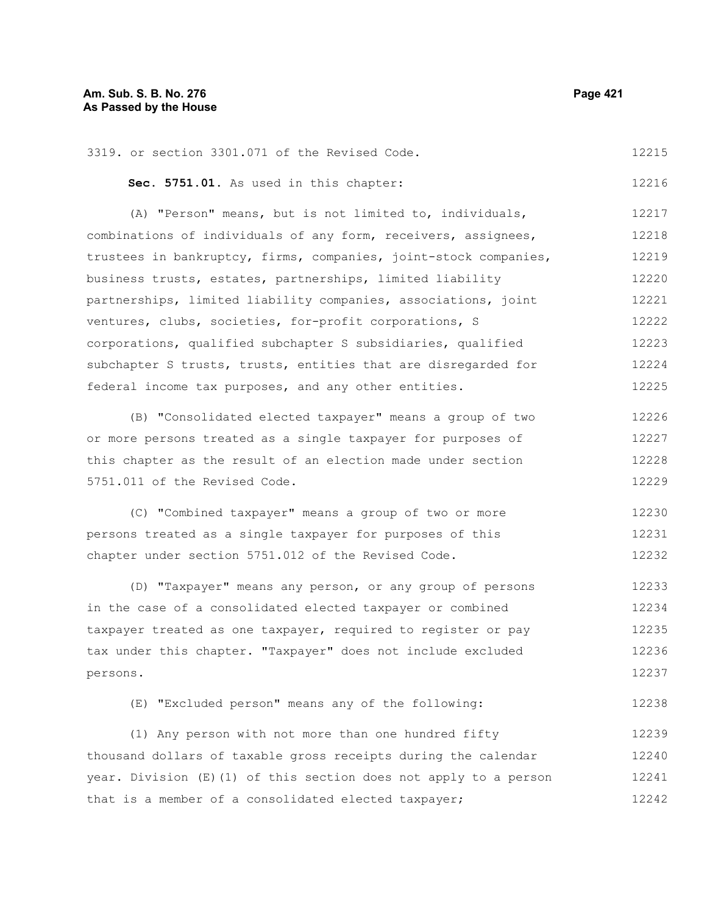3319. or section 3301.071 of the Revised Code.

**Sec. 5751.01.** As used in this chapter:

(A) "Person" means, but is not limited to, individuals, combinations of individuals of any form, receivers, assignees, trustees in bankruptcy, firms, companies, joint-stock companies, business trusts, estates, partnerships, limited liability partnerships, limited liability companies, associations, joint ventures, clubs, societies, for-profit corporations, S corporations, qualified subchapter S subsidiaries, qualified subchapter S trusts, trusts, entities that are disregarded for federal income tax purposes, and any other entities.

(B) "Consolidated elected taxpayer" means a group of two or more persons treated as a single taxpayer for purposes of this chapter as the result of an election made under section 5751.011 of the Revised Code.

(C) "Combined taxpayer" means a group of two or more persons treated as a single taxpayer for purposes of this chapter under section 5751.012 of the Revised Code.

(D) "Taxpayer" means any person, or any group of persons in the case of a consolidated elected taxpayer or combined taxpayer treated as one taxpayer, required to register or pay tax under this chapter. "Taxpayer" does not include excluded persons.

(E) "Excluded person" means any of the following:

(1) Any person with not more than one hundred fifty thousand dollars of taxable gross receipts during the calendar year. Division (E)(1) of this section does not apply to a person that is a member of a consolidated elected taxpayer;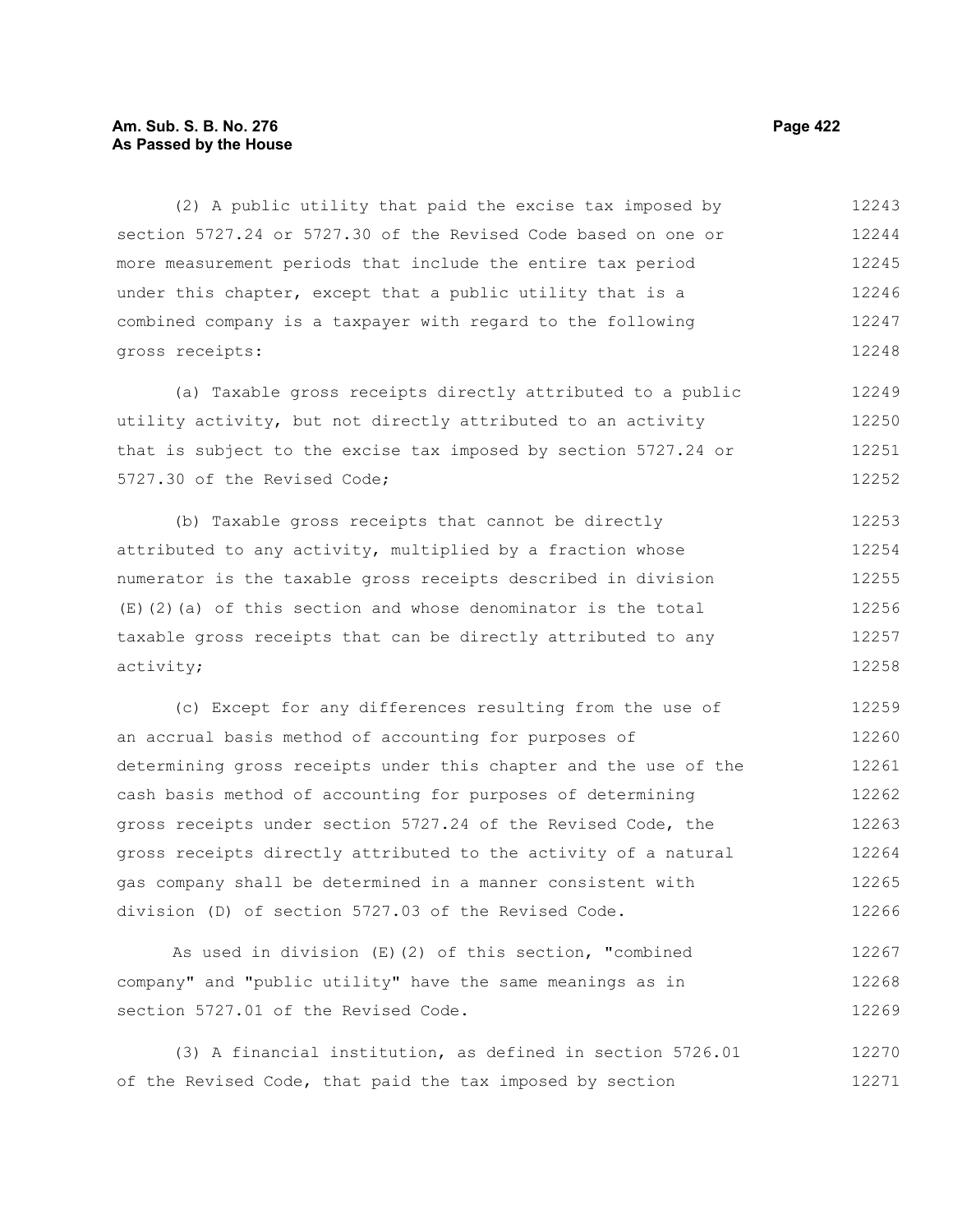(2) A public utility that paid the excise tax imposed by section 5727.24 or 5727.30 of the Revised Code based on one or more measurement periods that include the entire tax period under this chapter, except that a public utility that is a combined company is a taxpayer with regard to the following gross receipts:

(a) Taxable gross receipts directly attributed to a public utility activity, but not directly attributed to an activity that is subject to the excise tax imposed by section 5727.24 or 5727.30 of the Revised Code;

(b) Taxable gross receipts that cannot be directly attributed to any activity, multiplied by a fraction whose numerator is the taxable gross receipts described in division (E)(2)(a) of this section and whose denominator is the total taxable gross receipts that can be directly attributed to any activity;

(c) Except for any differences resulting from the use of an accrual basis method of accounting for purposes of determining gross receipts under this chapter and the use of the cash basis method of accounting for purposes of determining gross receipts under section 5727.24 of the Revised Code, the gross receipts directly attributed to the activity of a natural gas company shall be determined in a manner consistent with division (D) of section 5727.03 of the Revised Code.

As used in division (E)(2) of this section, "combined company" and "public utility" have the same meanings as in section 5727.01 of the Revised Code.

(3) A financial institution, as defined in section 5726.01 of the Revised Code, that paid the tax imposed by section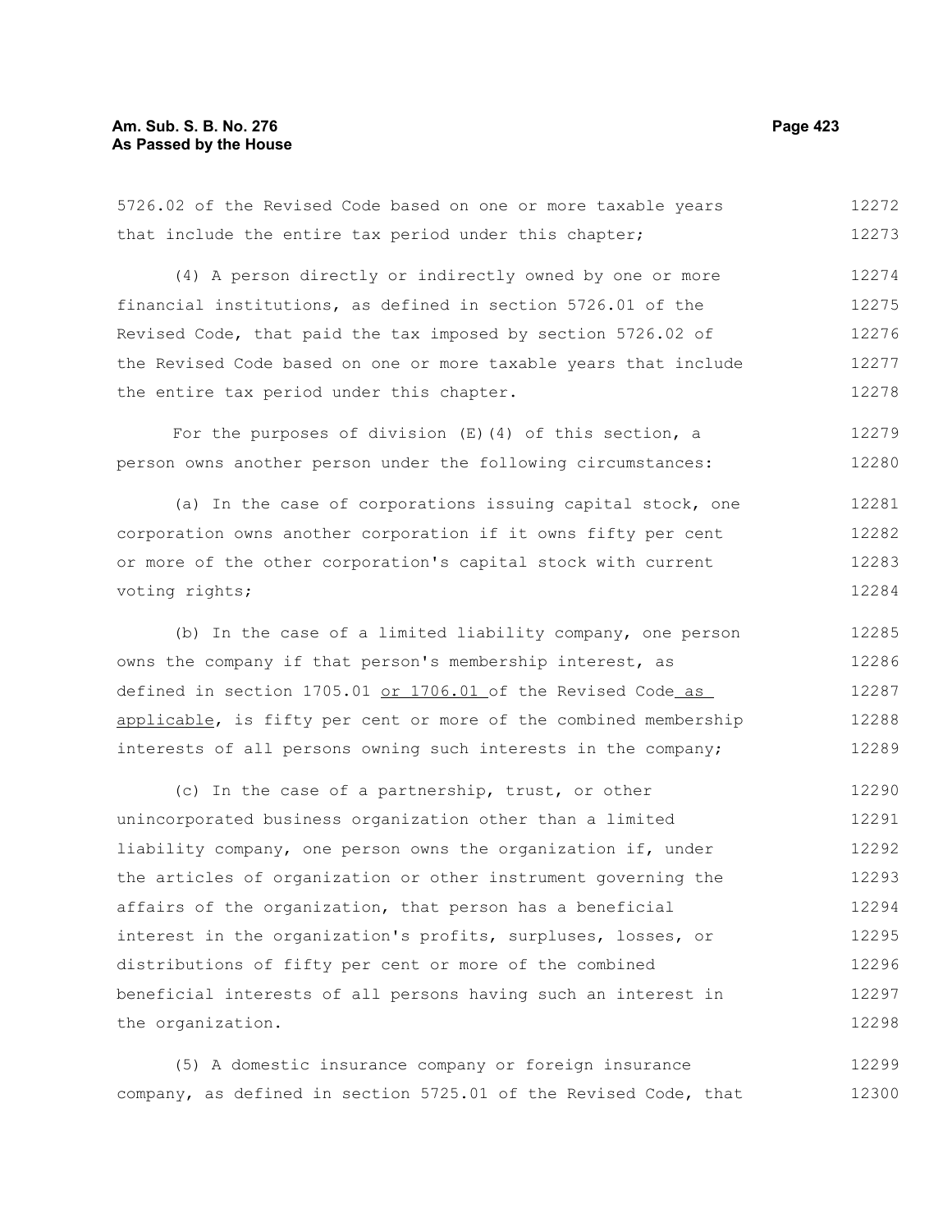5726.02 of the Revised Code based on one or more taxable years that include the entire tax period under this chapter;

(4) A person directly or indirectly owned by one or more financial institutions, as defined in section 5726.01 of the Revised Code, that paid the tax imposed by section 5726.02 of the Revised Code based on one or more taxable years that include the entire tax period under this chapter.

For the purposes of division (E)(4) of this section, a person owns another person under the following circumstances:

(a) In the case of corporations issuing capital stock, one corporation owns another corporation if it owns fifty per cent or more of the other corporation's capital stock with current voting rights;

(b) In the case of a limited liability company, one person owns the company if that person's membership interest, as defined in section 1705.01 <u>or 1706.01</u> of the Revised Code<u> as applicable</u>, is fifty per cent or more of the combined membership interests of all persons owning such interests in the company;

(c) In the case of a partnership, trust, or other unincorporated business organization other than a limited liability company, one person owns the organization if, under the articles of organization or other instrument governing the affairs of the organization, that person has a beneficial interest in the organization's profits, surpluses, losses, or distributions of fifty per cent or more of the combined beneficial interests of all persons having such an interest in the organization.

(5) A domestic insurance company or foreign insurance company, as defined in section 5725.01 of the Revised Code, that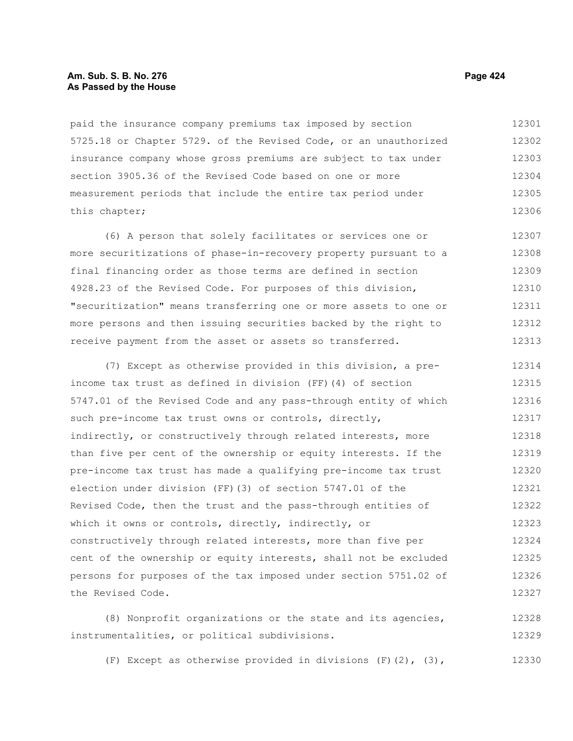paid the insurance company premiums tax imposed by section 5725.18 or Chapter 5729. of the Revised Code, or an unauthorized insurance company whose gross premiums are subject to tax under section 3905.36 of the Revised Code based on one or more measurement periods that include the entire tax period under this chapter;

(6) A person that solely facilitates or services one or more securitizations of phase-in-recovery property pursuant to a final financing order as those terms are defined in section 4928.23 of the Revised Code. For purposes of this division, "securitization" means transferring one or more assets to one or more persons and then issuing securities backed by the right to receive payment from the asset or assets so transferred.

(7) Except as otherwise provided in this division, a pre-income tax trust as defined in division (FF)(4) of section 5747.01 of the Revised Code and any pass-through entity of which such pre-income tax trust owns or controls, directly, indirectly, or constructively through related interests, more than five per cent of the ownership or equity interests. If the pre-income tax trust has made a qualifying pre-income tax trust election under division (FF)(3) of section 5747.01 of the Revised Code, then the trust and the pass-through entities of which it owns or controls, directly, indirectly, or constructively through related interests, more than five per cent of the ownership or equity interests, shall not be excluded persons for purposes of the tax imposed under section 5751.02 of the Revised Code.

(8) Nonprofit organizations or the state and its agencies, instrumentalities, or political subdivisions.

(F) Except as otherwise provided in divisions (F)(2), (3),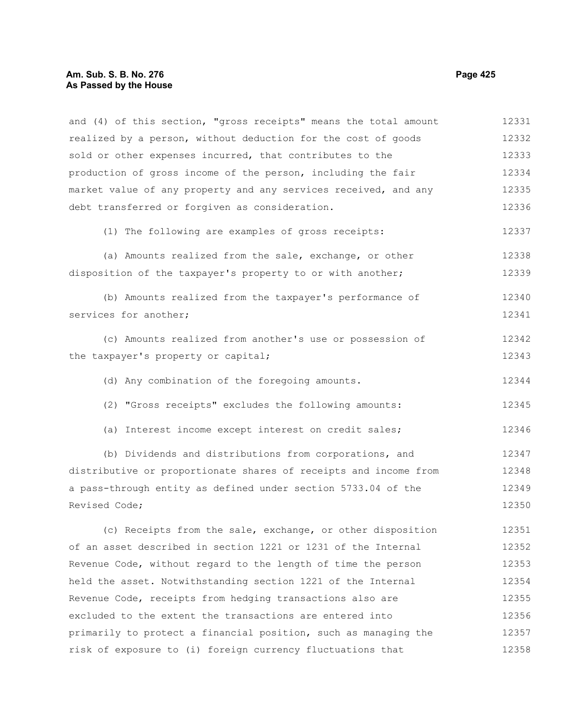and (4) of this section, "gross receipts" means the total amount realized by a person, without deduction for the cost of goods sold or other expenses incurred, that contributes to the production of gross income of the person, including the fair market value of any property and any services received, and any debt transferred or forgiven as consideration.

(1) The following are examples of gross receipts:

(a) Amounts realized from the sale, exchange, or other disposition of the taxpayer's property to or with another;

(b) Amounts realized from the taxpayer's performance of services for another;

(c) Amounts realized from another's use or possession of the taxpayer's property or capital;

(d) Any combination of the foregoing amounts.

(2) "Gross receipts" excludes the following amounts:

(a) Interest income except interest on credit sales;

(b) Dividends and distributions from corporations, and distributive or proportionate shares of receipts and income from a pass-through entity as defined under section 5733.04 of the Revised Code;

(c) Receipts from the sale, exchange, or other disposition of an asset described in section 1221 or 1231 of the Internal Revenue Code, without regard to the length of time the person held the asset. Notwithstanding section 1221 of the Internal Revenue Code, receipts from hedging transactions also are excluded to the extent the transactions are entered into primarily to protect a financial position, such as managing the risk of exposure to (i) foreign currency fluctuations that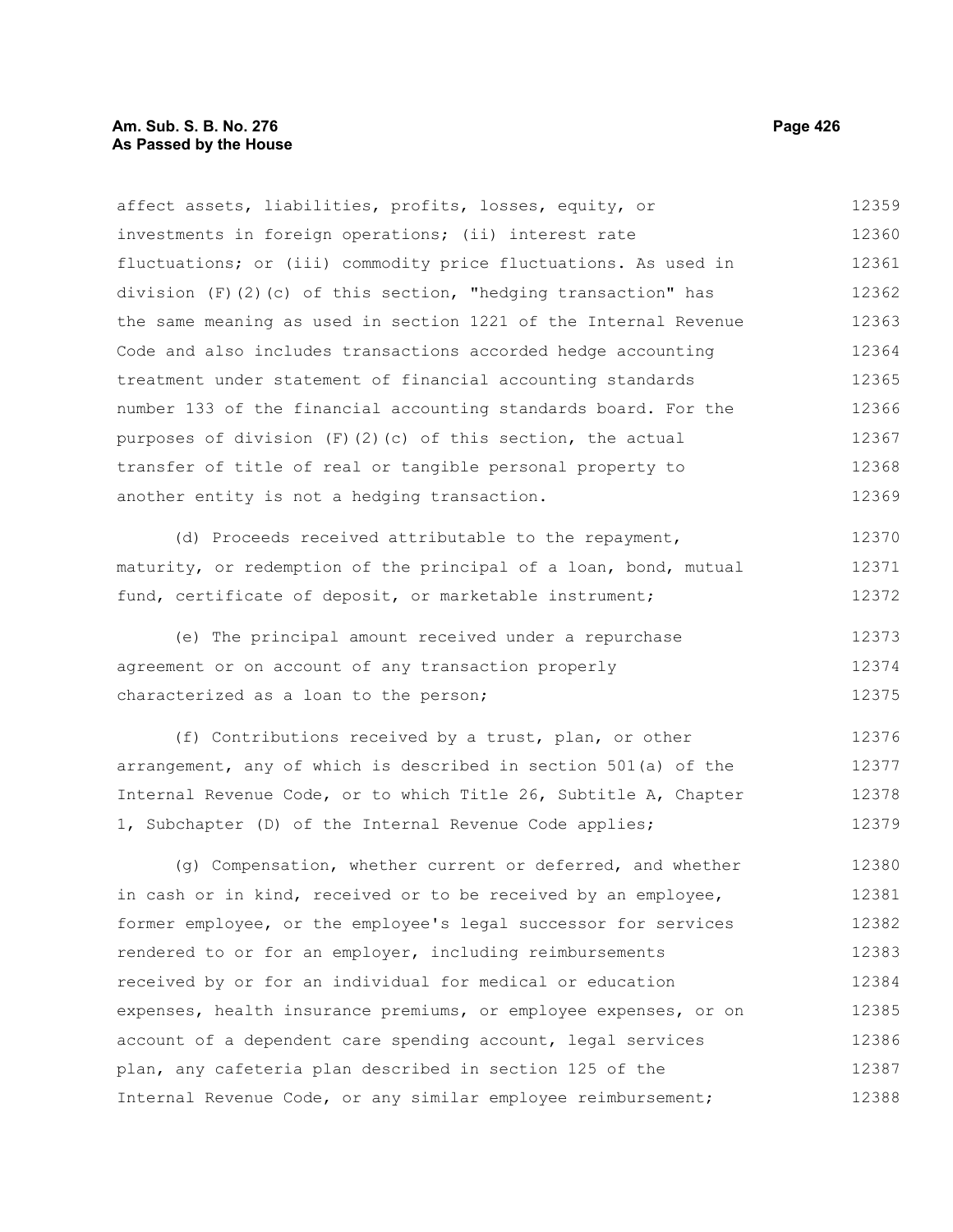affect assets, liabilities, profits, losses, equity, or investments in foreign operations; (ii) interest rate fluctuations; or (iii) commodity price fluctuations. As used in division (F)(2)(c) of this section, "hedging transaction" has the same meaning as used in section 1221 of the Internal Revenue Code and also includes transactions accorded hedge accounting treatment under statement of financial accounting standards number 133 of the financial accounting standards board. For the purposes of division (F)(2)(c) of this section, the actual transfer of title of real or tangible personal property to another entity is not a hedging transaction.

(d) Proceeds received attributable to the repayment, maturity, or redemption of the principal of a loan, bond, mutual fund, certificate of deposit, or marketable instrument;

(e) The principal amount received under a repurchase agreement or on account of any transaction properly characterized as a loan to the person;

(f) Contributions received by a trust, plan, or other arrangement, any of which is described in section 501(a) of the Internal Revenue Code, or to which Title 26, Subtitle A, Chapter 1, Subchapter (D) of the Internal Revenue Code applies;

(g) Compensation, whether current or deferred, and whether in cash or in kind, received or to be received by an employee, former employee, or the employee's legal successor for services rendered to or for an employer, including reimbursements received by or for an individual for medical or education expenses, health insurance premiums, or employee expenses, or on account of a dependent care spending account, legal services plan, any cafeteria plan described in section 125 of the Internal Revenue Code, or any similar employee reimbursement;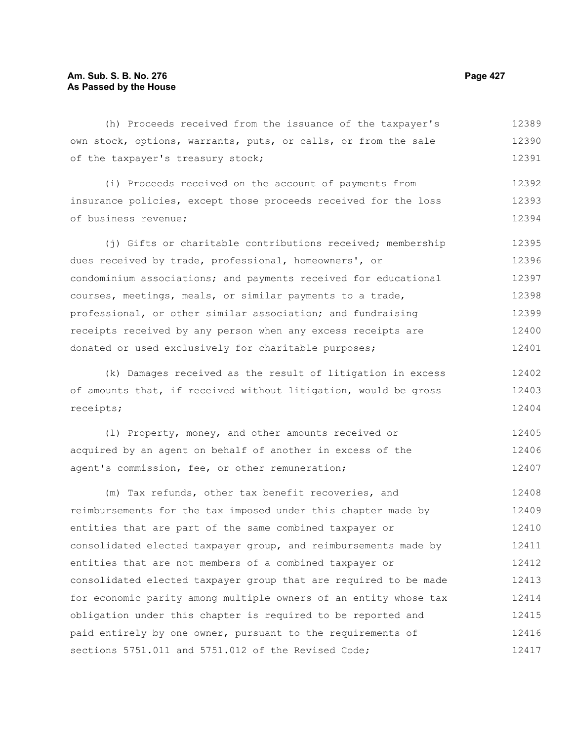(h) Proceeds received from the issuance of the taxpayer's own stock, options, warrants, puts, or calls, or from the sale of the taxpayer's treasury stock;

(i) Proceeds received on the account of payments from insurance policies, except those proceeds received for the loss of business revenue;

(j) Gifts or charitable contributions received; membership dues received by trade, professional, homeowners', or condominium associations; and payments received for educational courses, meetings, meals, or similar payments to a trade, professional, or other similar association; and fundraising receipts received by any person when any excess receipts are donated or used exclusively for charitable purposes;

(k) Damages received as the result of litigation in excess of amounts that, if received without litigation, would be gross receipts;

(l) Property, money, and other amounts received or acquired by an agent on behalf of another in excess of the agent's commission, fee, or other remuneration;

(m) Tax refunds, other tax benefit recoveries, and reimbursements for the tax imposed under this chapter made by entities that are part of the same combined taxpayer or consolidated elected taxpayer group, and reimbursements made by entities that are not members of a combined taxpayer or consolidated elected taxpayer group that are required to be made for economic parity among multiple owners of an entity whose tax obligation under this chapter is required to be reported and paid entirely by one owner, pursuant to the requirements of sections 5751.011 and 5751.012 of the Revised Code;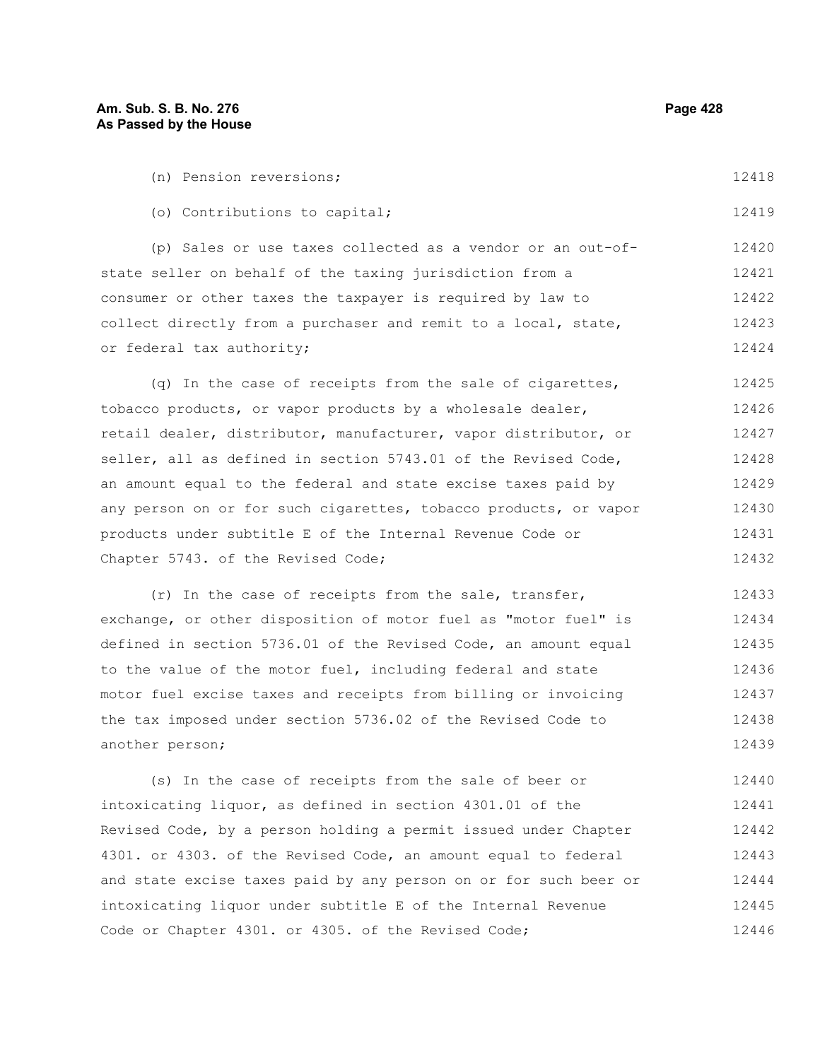(n) Pension reversions;

(o) Contributions to capital;

(p) Sales or use taxes collected as a vendor or an out-of-state seller on behalf of the taxing jurisdiction from a consumer or other taxes the taxpayer is required by law to collect directly from a purchaser and remit to a local, state, or federal tax authority;

(q) In the case of receipts from the sale of cigarettes, tobacco products, or vapor products by a wholesale dealer, retail dealer, distributor, manufacturer, vapor distributor, or seller, all as defined in section 5743.01 of the Revised Code, an amount equal to the federal and state excise taxes paid by any person on or for such cigarettes, tobacco products, or vapor products under subtitle E of the Internal Revenue Code or Chapter 5743. of the Revised Code;

(r) In the case of receipts from the sale, transfer, exchange, or other disposition of motor fuel as "motor fuel" is defined in section 5736.01 of the Revised Code, an amount equal to the value of the motor fuel, including federal and state motor fuel excise taxes and receipts from billing or invoicing the tax imposed under section 5736.02 of the Revised Code to another person;

(s) In the case of receipts from the sale of beer or intoxicating liquor, as defined in section 4301.01 of the Revised Code, by a person holding a permit issued under Chapter 4301. or 4303. of the Revised Code, an amount equal to federal and state excise taxes paid by any person on or for such beer or intoxicating liquor under subtitle E of the Internal Revenue Code or Chapter 4301. or 4305. of the Revised Code;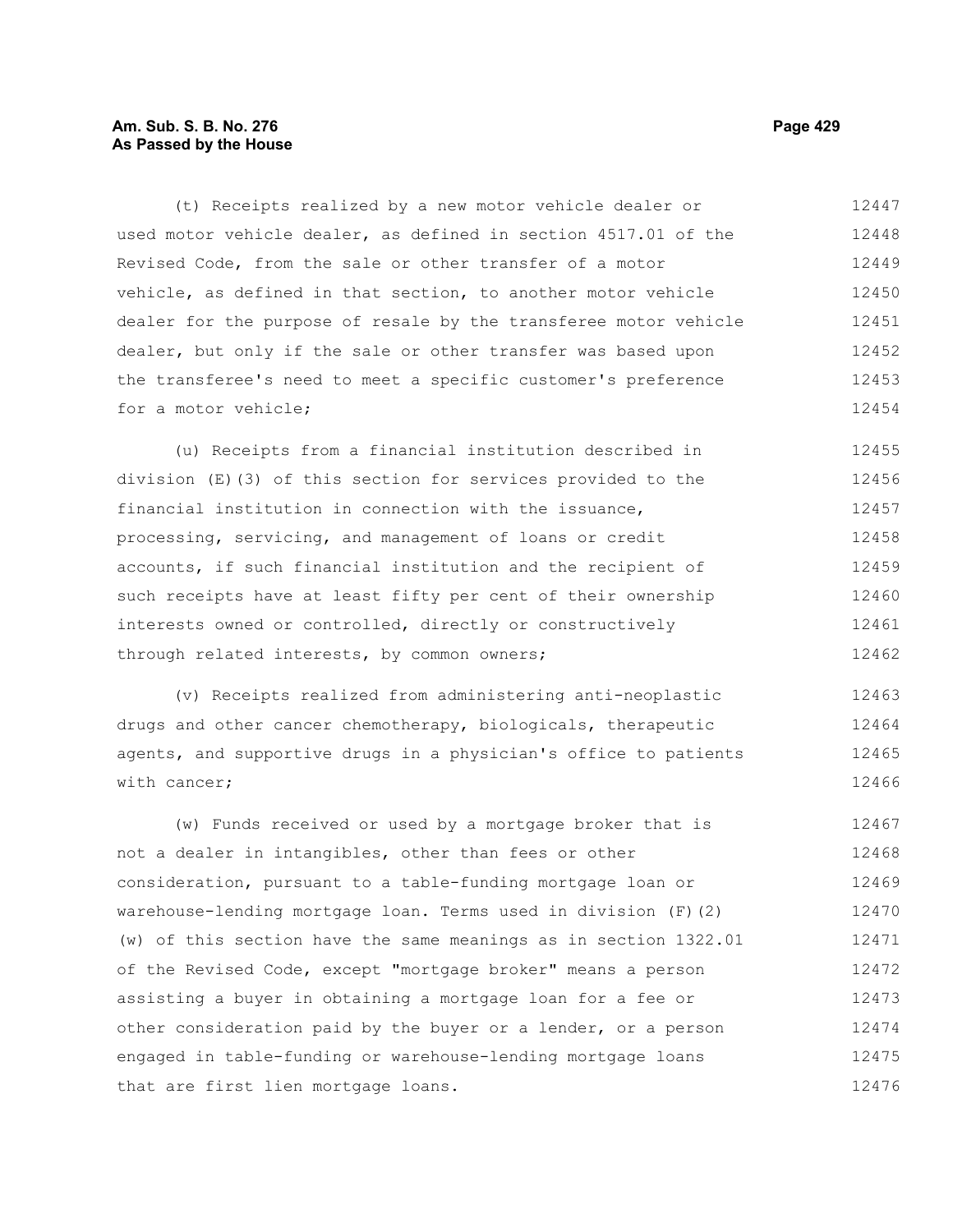(t) Receipts realized by a new motor vehicle dealer or used motor vehicle dealer, as defined in section 4517.01 of the Revised Code, from the sale or other transfer of a motor vehicle, as defined in that section, to another motor vehicle dealer for the purpose of resale by the transferee motor vehicle dealer, but only if the sale or other transfer was based upon the transferee's need to meet a specific customer's preference for a motor vehicle;

(u) Receipts from a financial institution described in division (E)(3) of this section for services provided to the financial institution in connection with the issuance, processing, servicing, and management of loans or credit accounts, if such financial institution and the recipient of such receipts have at least fifty per cent of their ownership interests owned or controlled, directly or constructively through related interests, by common owners;

(v) Receipts realized from administering anti-neoplastic drugs and other cancer chemotherapy, biologicals, therapeutic agents, and supportive drugs in a physician's office to patients with cancer;

(w) Funds received or used by a mortgage broker that is not a dealer in intangibles, other than fees or other consideration, pursuant to a table-funding mortgage loan or warehouse-lending mortgage loan. Terms used in division (F)(2)(w) of this section have the same meanings as in section 1322.01 of the Revised Code, except "mortgage broker" means a person assisting a buyer in obtaining a mortgage loan for a fee or other consideration paid by the buyer or a lender, or a person engaged in table-funding or warehouse-lending mortgage loans that are first lien mortgage loans.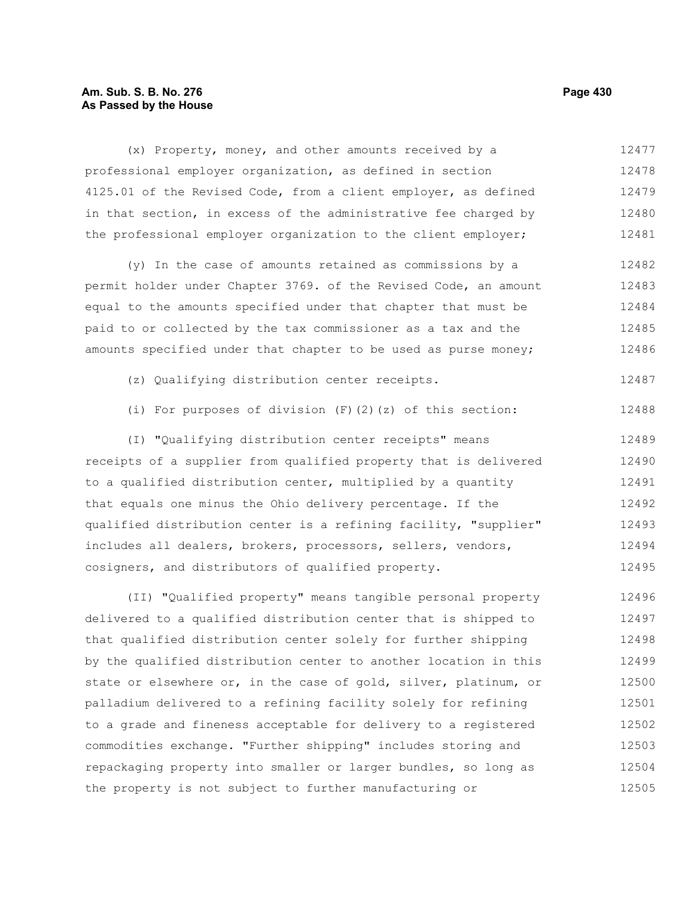(x) Property, money, and other amounts received by a professional employer organization, as defined in section 4125.01 of the Revised Code, from a client employer, as defined in that section, in excess of the administrative fee charged by the professional employer organization to the client employer;

(y) In the case of amounts retained as commissions by a permit holder under Chapter 3769. of the Revised Code, an amount equal to the amounts specified under that chapter that must be paid to or collected by the tax commissioner as a tax and the amounts specified under that chapter to be used as purse money;

(z) Qualifying distribution center receipts.

(i) For purposes of division (F)(2)(z) of this section:

(I) "Qualifying distribution center receipts" means receipts of a supplier from qualified property that is delivered to a qualified distribution center, multiplied by a quantity that equals one minus the Ohio delivery percentage. If the qualified distribution center is a refining facility, "supplier" includes all dealers, brokers, processors, sellers, vendors, cosigners, and distributors of qualified property.

(II) "Qualified property" means tangible personal property delivered to a qualified distribution center that is shipped to that qualified distribution center solely for further shipping by the qualified distribution center to another location in this state or elsewhere or, in the case of gold, silver, platinum, or palladium delivered to a refining facility solely for refining to a grade and fineness acceptable for delivery to a registered commodities exchange. "Further shipping" includes storing and repackaging property into smaller or larger bundles, so long as the property is not subject to further manufacturing or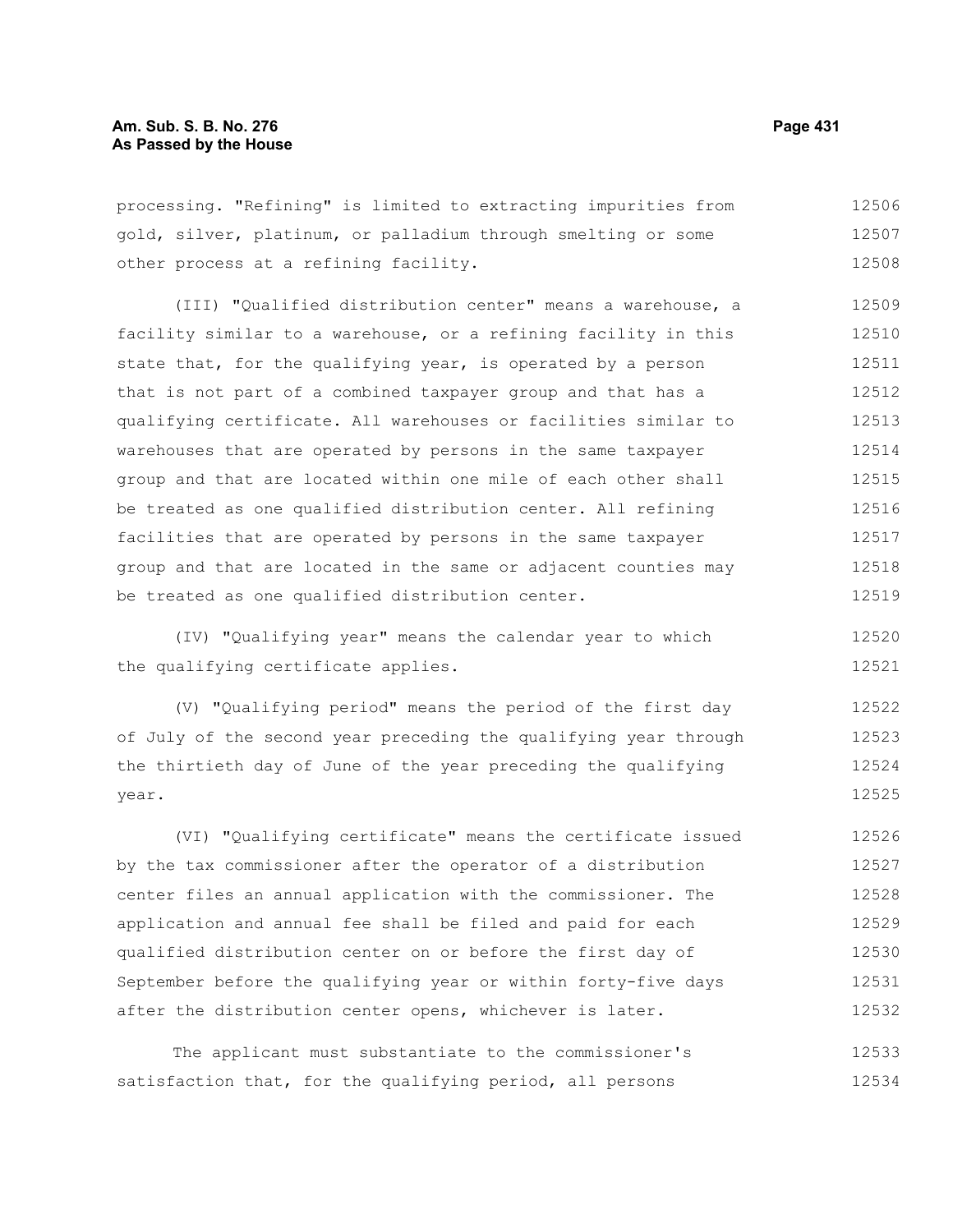processing. "Refining" is limited to extracting impurities from gold, silver, platinum, or palladium through smelting or some other process at a refining facility.

(III) "Qualified distribution center" means a warehouse, a facility similar to a warehouse, or a refining facility in this state that, for the qualifying year, is operated by a person that is not part of a combined taxpayer group and that has a qualifying certificate. All warehouses or facilities similar to warehouses that are operated by persons in the same taxpayer group and that are located within one mile of each other shall be treated as one qualified distribution center. All refining facilities that are operated by persons in the same taxpayer group and that are located in the same or adjacent counties may be treated as one qualified distribution center.

(IV) "Qualifying year" means the calendar year to which the qualifying certificate applies.

(V) "Qualifying period" means the period of the first day of July of the second year preceding the qualifying year through the thirtieth day of June of the year preceding the qualifying year.

(VI) "Qualifying certificate" means the certificate issued by the tax commissioner after the operator of a distribution center files an annual application with the commissioner. The application and annual fee shall be filed and paid for each qualified distribution center on or before the first day of September before the qualifying year or within forty-five days after the distribution center opens, whichever is later.

The applicant must substantiate to the commissioner's satisfaction that, for the qualifying period, all persons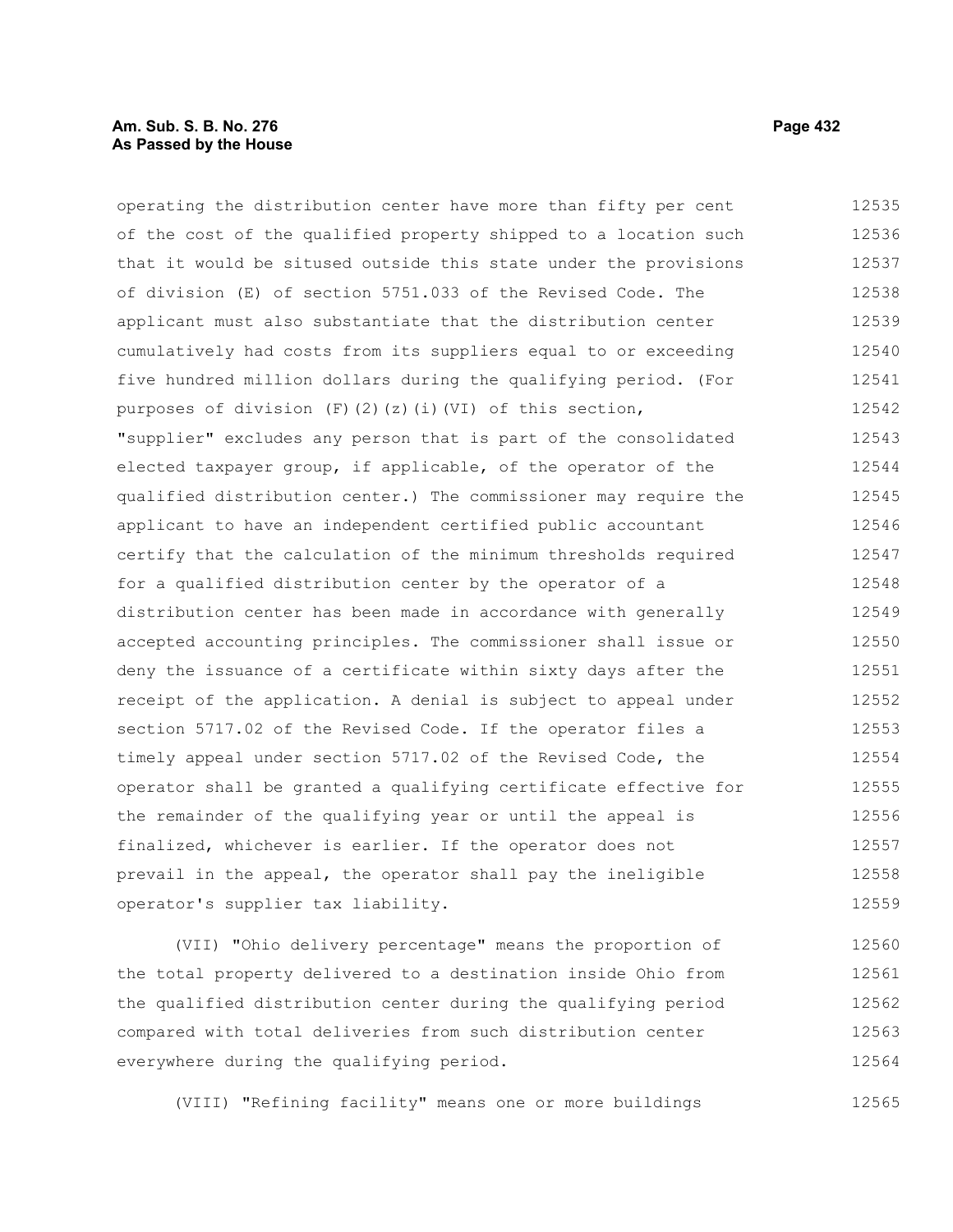operating the distribution center have more than fifty per cent of the cost of the qualified property shipped to a location such that it would be sitused outside this state under the provisions of division (E) of section 5751.033 of the Revised Code. The applicant must also substantiate that the distribution center cumulatively had costs from its suppliers equal to or exceeding five hundred million dollars during the qualifying period. (For purposes of division (F)(2)(z)(i)(VI) of this section, "supplier" excludes any person that is part of the consolidated elected taxpayer group, if applicable, of the operator of the qualified distribution center.) The commissioner may require the applicant to have an independent certified public accountant certify that the calculation of the minimum thresholds required for a qualified distribution center by the operator of a distribution center has been made in accordance with generally accepted accounting principles. The commissioner shall issue or deny the issuance of a certificate within sixty days after the receipt of the application. A denial is subject to appeal under section 5717.02 of the Revised Code. If the operator files a timely appeal under section 5717.02 of the Revised Code, the operator shall be granted a qualifying certificate effective for the remainder of the qualifying year or until the appeal is finalized, whichever is earlier. If the operator does not prevail in the appeal, the operator shall pay the ineligible operator's supplier tax liability.

(VII) "Ohio delivery percentage" means the proportion of the total property delivered to a destination inside Ohio from the qualified distribution center during the qualifying period compared with total deliveries from such distribution center everywhere during the qualifying period.

(VIII) "Refining facility" means one or more buildings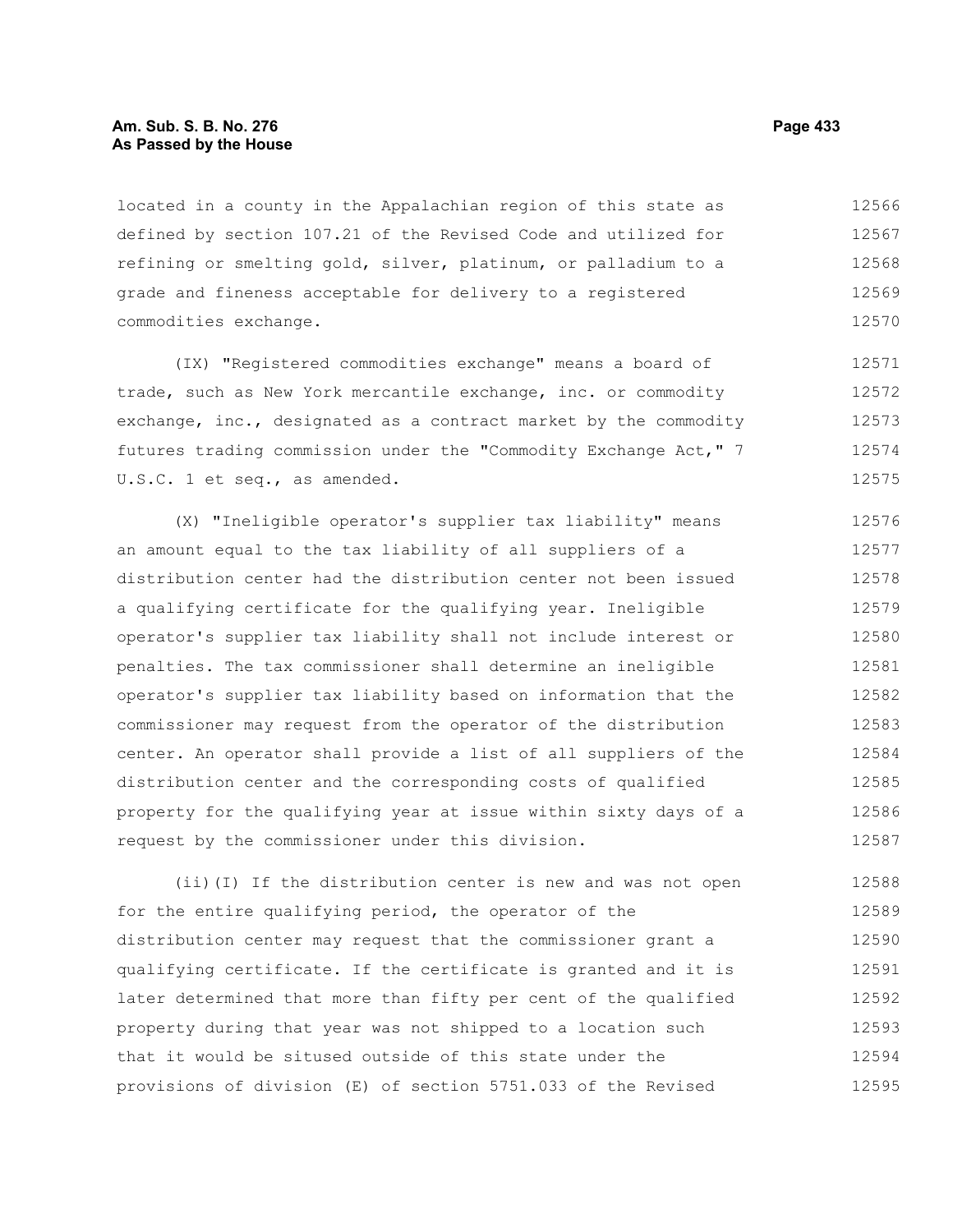located in a county in the Appalachian region of this state as defined by section 107.21 of the Revised Code and utilized for refining or smelting gold, silver, platinum, or palladium to a grade and fineness acceptable for delivery to a registered commodities exchange.

(IX) "Registered commodities exchange" means a board of trade, such as New York mercantile exchange, inc. or commodity exchange, inc., designated as a contract market by the commodity futures trading commission under the "Commodity Exchange Act," 7 U.S.C. 1 et seq., as amended.

(X) "Ineligible operator's supplier tax liability" means an amount equal to the tax liability of all suppliers of a distribution center had the distribution center not been issued a qualifying certificate for the qualifying year. Ineligible operator's supplier tax liability shall not include interest or penalties. The tax commissioner shall determine an ineligible operator's supplier tax liability based on information that the commissioner may request from the operator of the distribution center. An operator shall provide a list of all suppliers of the distribution center and the corresponding costs of qualified property for the qualifying year at issue within sixty days of a request by the commissioner under this division.

(ii)(I) If the distribution center is new and was not open for the entire qualifying period, the operator of the distribution center may request that the commissioner grant a qualifying certificate. If the certificate is granted and it is later determined that more than fifty per cent of the qualified property during that year was not shipped to a location such that it would be sitused outside of this state under the provisions of division (E) of section 5751.033 of the Revised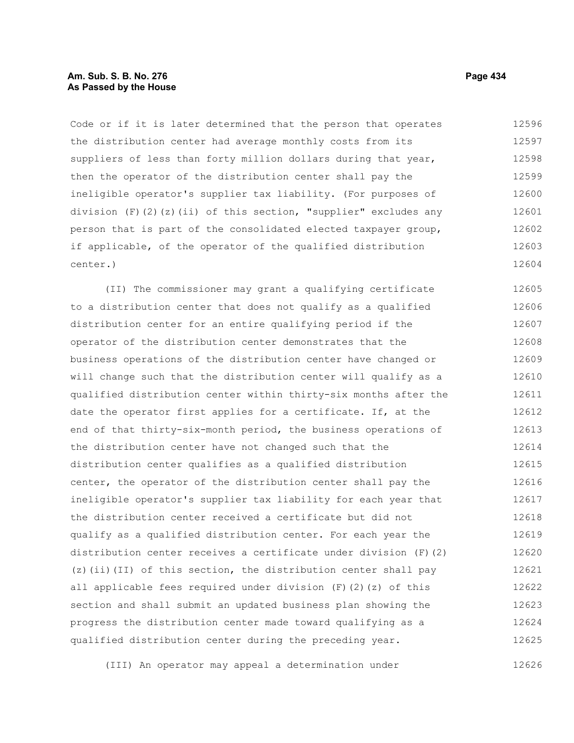Code or if it is later determined that the person that operates the distribution center had average monthly costs from its suppliers of less than forty million dollars during that year, then the operator of the distribution center shall pay the ineligible operator's supplier tax liability. (For purposes of division (F)(2)(z)(ii) of this section, "supplier" excludes any person that is part of the consolidated elected taxpayer group, if applicable, of the operator of the qualified distribution center.)

(II) The commissioner may grant a qualifying certificate to a distribution center that does not qualify as a qualified distribution center for an entire qualifying period if the operator of the distribution center demonstrates that the business operations of the distribution center have changed or will change such that the distribution center will qualify as a qualified distribution center within thirty-six months after the date the operator first applies for a certificate. If, at the end of that thirty-six-month period, the business operations of the distribution center have not changed such that the distribution center qualifies as a qualified distribution center, the operator of the distribution center shall pay the ineligible operator's supplier tax liability for each year that the distribution center received a certificate but did not qualify as a qualified distribution center. For each year the distribution center receives a certificate under division (F)(2)(z)(ii)(II) of this section, the distribution center shall pay all applicable fees required under division (F)(2)(z) of this section and shall submit an updated business plan showing the progress the distribution center made toward qualifying as a qualified distribution center during the preceding year.

(III) An operator may appeal a determination under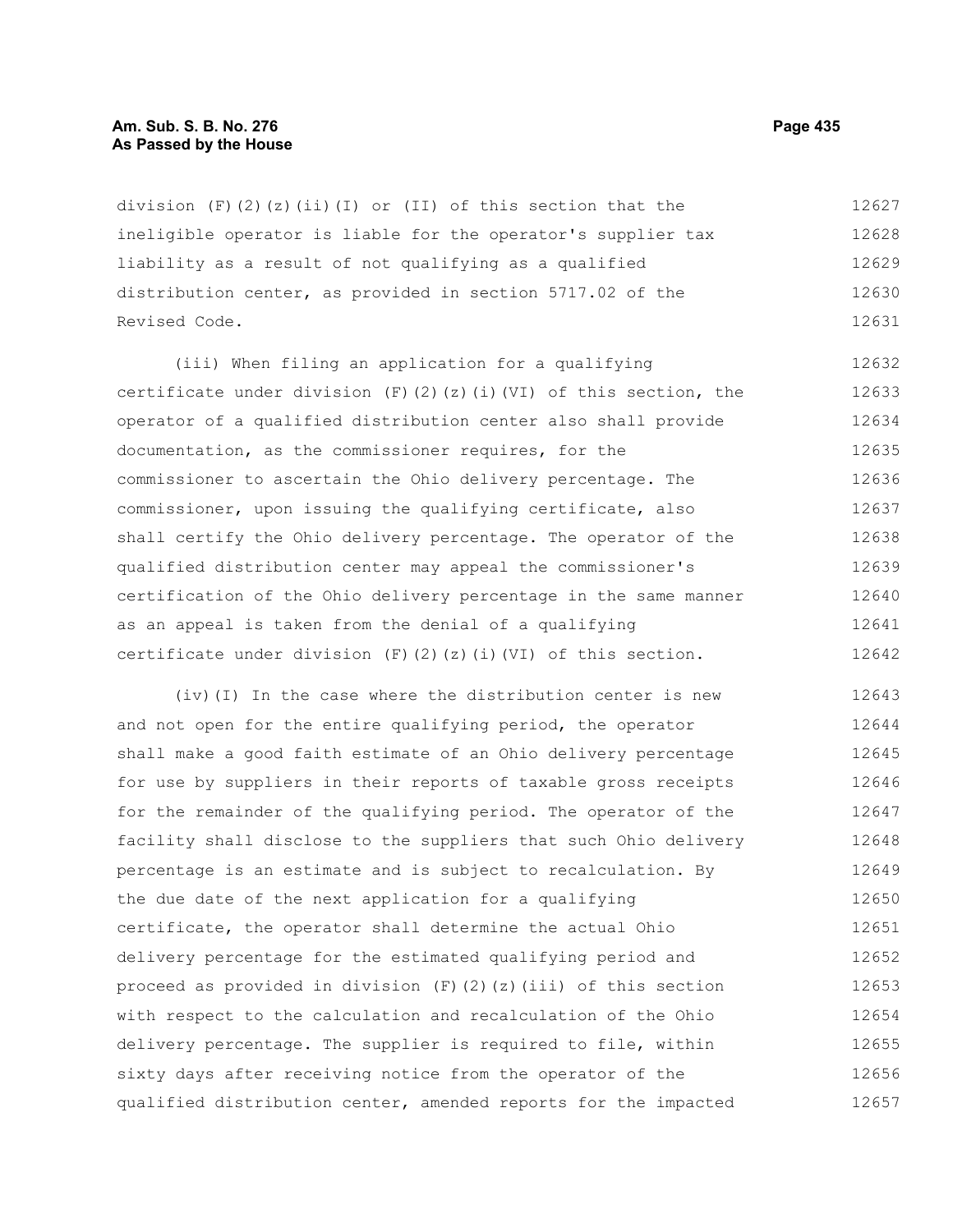division (F)(2)(z)(ii)(I) or (II) of this section that the ineligible operator is liable for the operator's supplier tax liability as a result of not qualifying as a qualified distribution center, as provided in section 5717.02 of the Revised Code.

(iii) When filing an application for a qualifying certificate under division (F)(2)(z)(i)(VI) of this section, the operator of a qualified distribution center also shall provide documentation, as the commissioner requires, for the commissioner to ascertain the Ohio delivery percentage. The commissioner, upon issuing the qualifying certificate, also shall certify the Ohio delivery percentage. The operator of the qualified distribution center may appeal the commissioner's certification of the Ohio delivery percentage in the same manner as an appeal is taken from the denial of a qualifying certificate under division (F)(2)(z)(i)(VI) of this section.

(iv)(I) In the case where the distribution center is new and not open for the entire qualifying period, the operator shall make a good faith estimate of an Ohio delivery percentage for use by suppliers in their reports of taxable gross receipts for the remainder of the qualifying period. The operator of the facility shall disclose to the suppliers that such Ohio delivery percentage is an estimate and is subject to recalculation. By the due date of the next application for a qualifying certificate, the operator shall determine the actual Ohio delivery percentage for the estimated qualifying period and proceed as provided in division (F)(2)(z)(iii) of this section with respect to the calculation and recalculation of the Ohio delivery percentage. The supplier is required to file, within sixty days after receiving notice from the operator of the qualified distribution center, amended reports for the impacted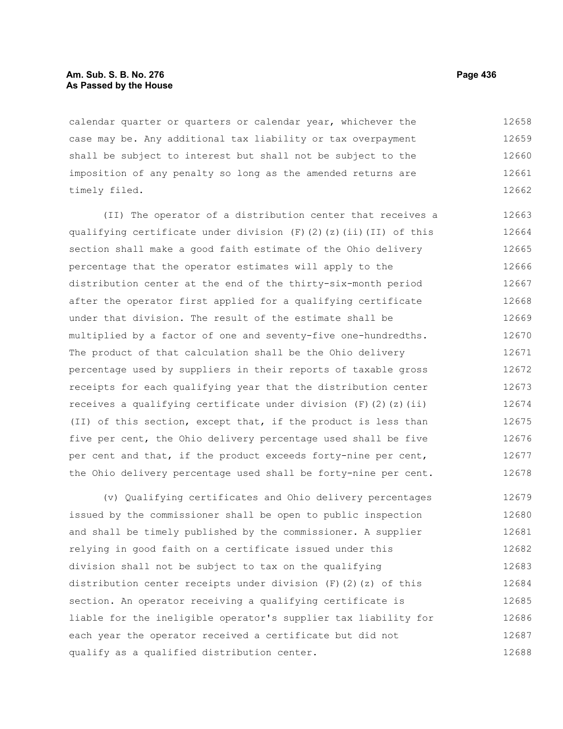calendar quarter or quarters or calendar year, whichever the case may be. Any additional tax liability or tax overpayment shall be subject to interest but shall not be subject to the imposition of any penalty so long as the amended returns are timely filed.

(II) The operator of a distribution center that receives a qualifying certificate under division (F)(2)(z)(ii)(II) of this section shall make a good faith estimate of the Ohio delivery percentage that the operator estimates will apply to the distribution center at the end of the thirty-six-month period after the operator first applied for a qualifying certificate under that division. The result of the estimate shall be multiplied by a factor of one and seventy-five one-hundredths. The product of that calculation shall be the Ohio delivery percentage used by suppliers in their reports of taxable gross receipts for each qualifying year that the distribution center receives a qualifying certificate under division (F)(2)(z)(ii)(II) of this section, except that, if the product is less than five per cent, the Ohio delivery percentage used shall be five per cent and that, if the product exceeds forty-nine per cent, the Ohio delivery percentage used shall be forty-nine per cent.

(v) Qualifying certificates and Ohio delivery percentages issued by the commissioner shall be open to public inspection and shall be timely published by the commissioner. A supplier relying in good faith on a certificate issued under this division shall not be subject to tax on the qualifying distribution center receipts under division (F)(2)(z) of this section. An operator receiving a qualifying certificate is liable for the ineligible operator's supplier tax liability for each year the operator received a certificate but did not qualify as a qualified distribution center.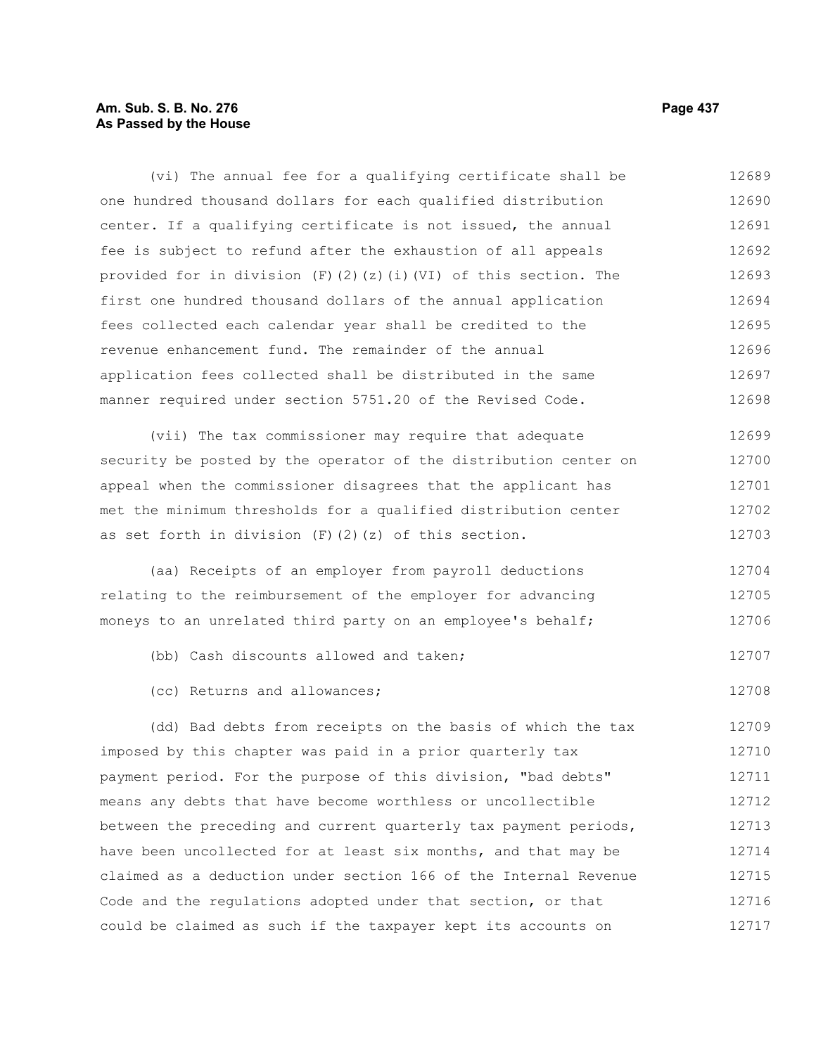(vi) The annual fee for a qualifying certificate shall be one hundred thousand dollars for each qualified distribution center. If a qualifying certificate is not issued, the annual fee is subject to refund after the exhaustion of all appeals provided for in division (F)(2)(z)(i)(VI) of this section. The first one hundred thousand dollars of the annual application fees collected each calendar year shall be credited to the revenue enhancement fund. The remainder of the annual application fees collected shall be distributed in the same manner required under section 5751.20 of the Revised Code.

(vii) The tax commissioner may require that adequate security be posted by the operator of the distribution center on appeal when the commissioner disagrees that the applicant has met the minimum thresholds for a qualified distribution center as set forth in division (F)(2)(z) of this section.

(aa) Receipts of an employer from payroll deductions relating to the reimbursement of the employer for advancing moneys to an unrelated third party on an employee's behalf;

(bb) Cash discounts allowed and taken;

(cc) Returns and allowances;

(dd) Bad debts from receipts on the basis of which the tax imposed by this chapter was paid in a prior quarterly tax payment period. For the purpose of this division, "bad debts" means any debts that have become worthless or uncollectible between the preceding and current quarterly tax payment periods, have been uncollected for at least six months, and that may be claimed as a deduction under section 166 of the Internal Revenue Code and the regulations adopted under that section, or that could be claimed as such if the taxpayer kept its accounts on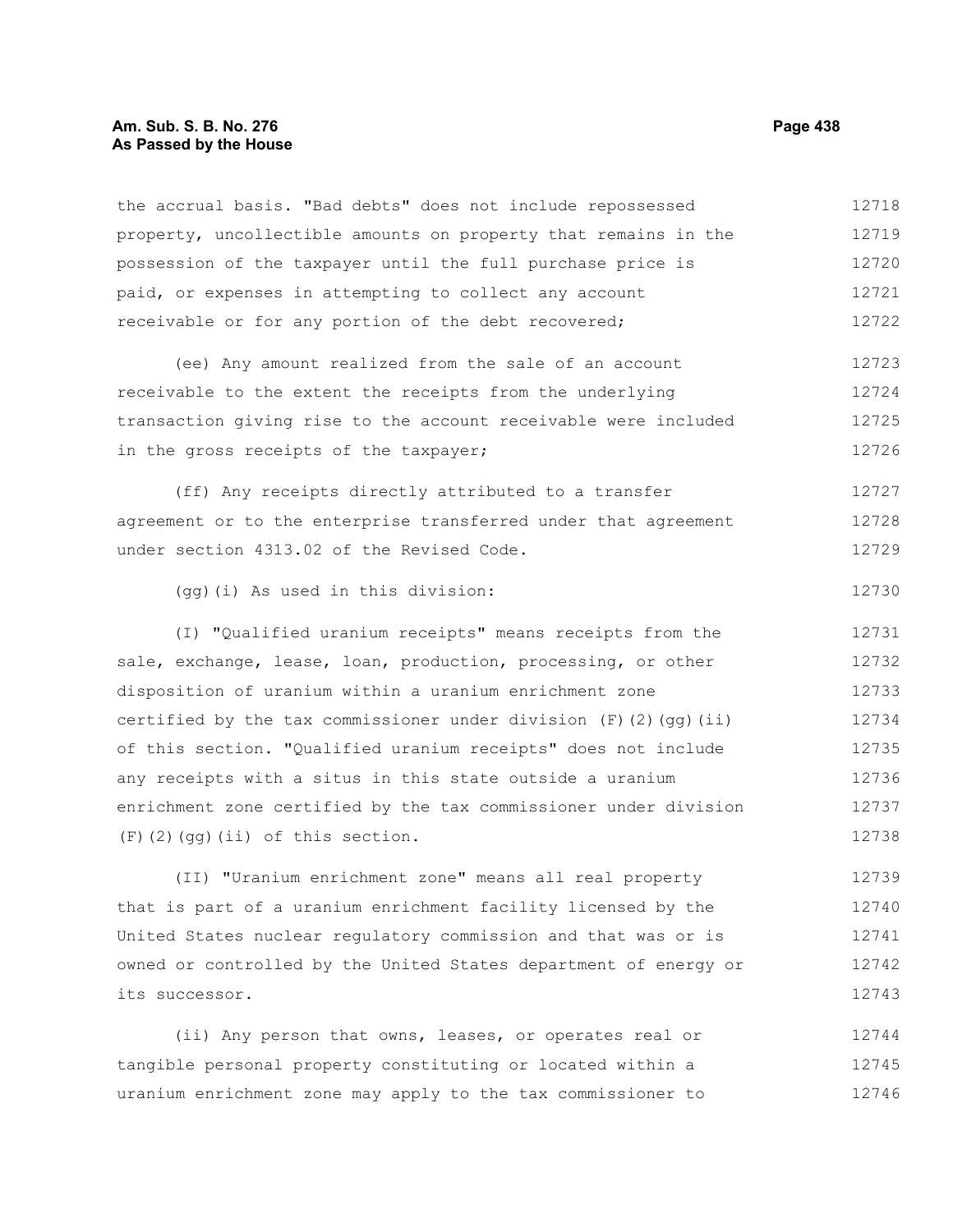the accrual basis. "Bad debts" does not include repossessed property, uncollectible amounts on property that remains in the possession of the taxpayer until the full purchase price is paid, or expenses in attempting to collect any account receivable or for any portion of the debt recovered;

(ee) Any amount realized from the sale of an account receivable to the extent the receipts from the underlying transaction giving rise to the account receivable were included in the gross receipts of the taxpayer;

(ff) Any receipts directly attributed to a transfer agreement or to the enterprise transferred under that agreement under section 4313.02 of the Revised Code.

(gg)(i) As used in this division:

(I) "Qualified uranium receipts" means receipts from the sale, exchange, lease, loan, production, processing, or other disposition of uranium within a uranium enrichment zone certified by the tax commissioner under division (F)(2)(gg)(ii) of this section. "Qualified uranium receipts" does not include any receipts with a situs in this state outside a uranium enrichment zone certified by the tax commissioner under division (F)(2)(gg)(ii) of this section.

(II) "Uranium enrichment zone" means all real property that is part of a uranium enrichment facility licensed by the United States nuclear regulatory commission and that was or is owned or controlled by the United States department of energy or its successor.

(ii) Any person that owns, leases, or operates real or tangible personal property constituting or located within a uranium enrichment zone may apply to the tax commissioner to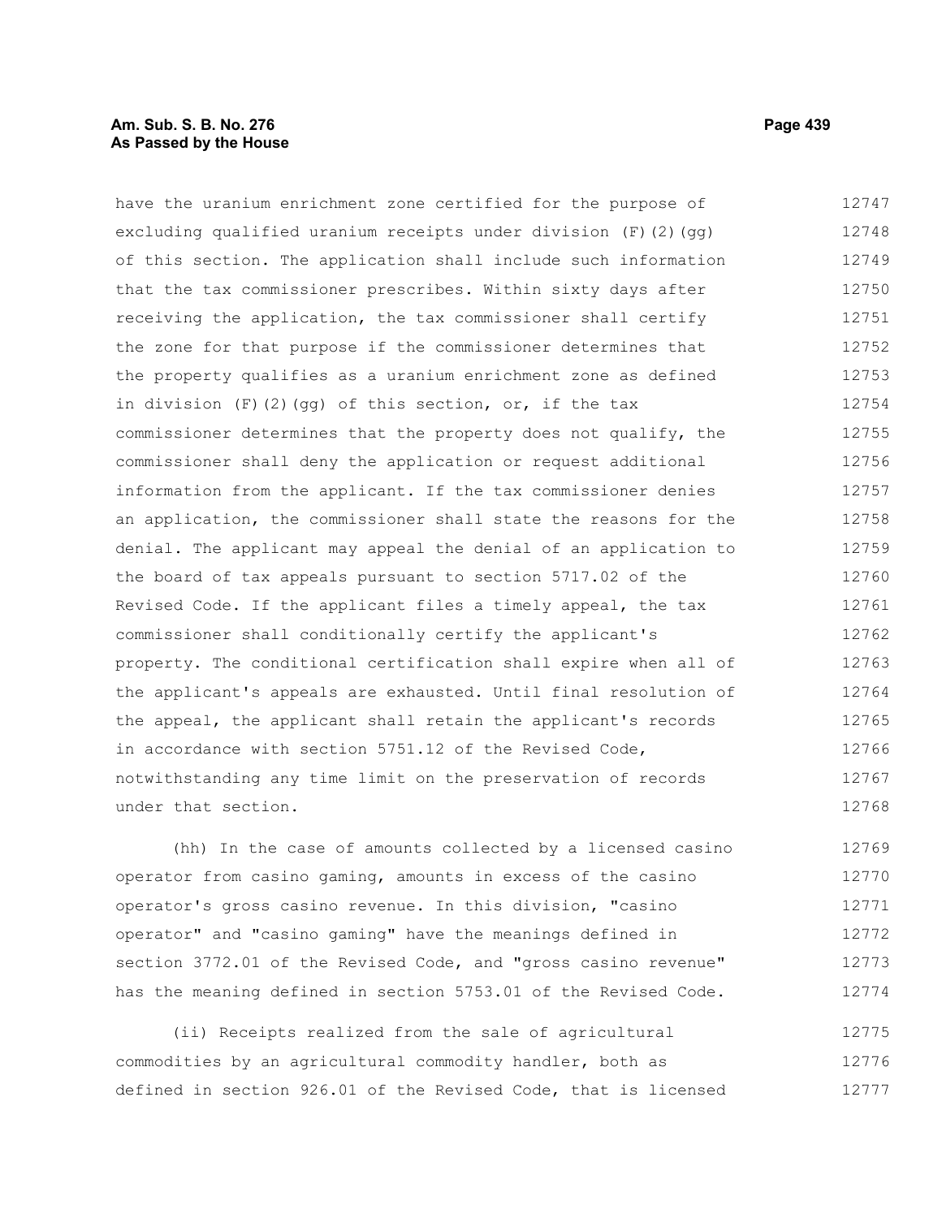have the uranium enrichment zone certified for the purpose of excluding qualified uranium receipts under division (F)(2)(gg) of this section. The application shall include such information that the tax commissioner prescribes. Within sixty days after receiving the application, the tax commissioner shall certify the zone for that purpose if the commissioner determines that the property qualifies as a uranium enrichment zone as defined in division (F)(2)(gg) of this section, or, if the tax commissioner determines that the property does not qualify, the commissioner shall deny the application or request additional information from the applicant. If the tax commissioner denies an application, the commissioner shall state the reasons for the denial. The applicant may appeal the denial of an application to the board of tax appeals pursuant to section 5717.02 of the Revised Code. If the applicant files a timely appeal, the tax commissioner shall conditionally certify the applicant's property. The conditional certification shall expire when all of the applicant's appeals are exhausted. Until final resolution of the appeal, the applicant shall retain the applicant's records in accordance with section 5751.12 of the Revised Code, notwithstanding any time limit on the preservation of records under that section.

(hh) In the case of amounts collected by a licensed casino operator from casino gaming, amounts in excess of the casino operator's gross casino revenue. In this division, "casino operator" and "casino gaming" have the meanings defined in section 3772.01 of the Revised Code, and "gross casino revenue" has the meaning defined in section 5753.01 of the Revised Code.

(ii) Receipts realized from the sale of agricultural commodities by an agricultural commodity handler, both as defined in section 926.01 of the Revised Code, that is licensed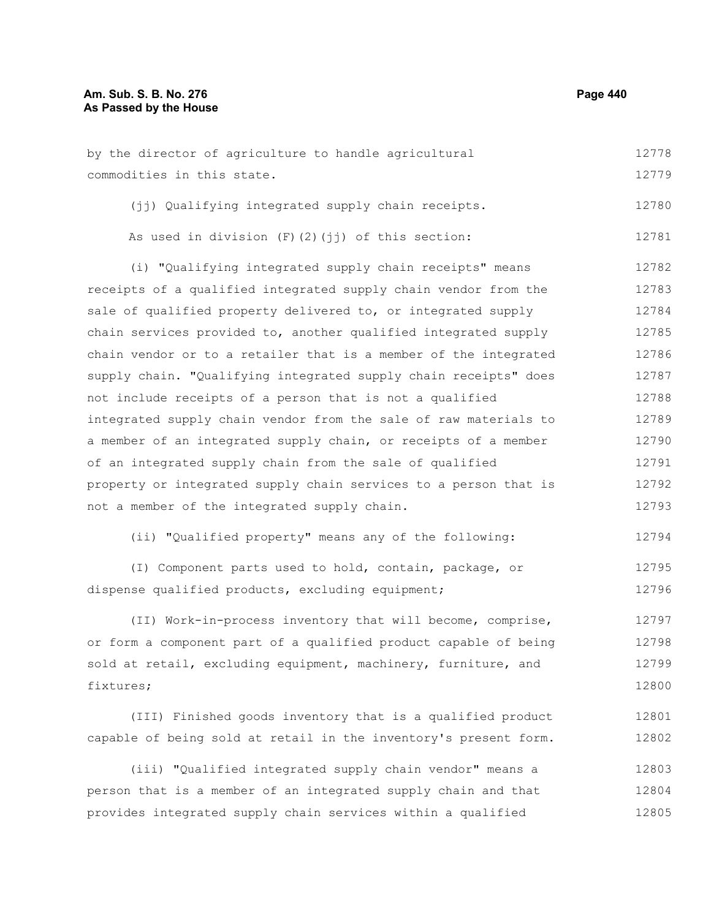by the director of agriculture to handle agricultural commodities in this state.

(jj) Qualifying integrated supply chain receipts.

As used in division (F)(2)(jj) of this section:

(i) "Qualifying integrated supply chain receipts" means receipts of a qualified integrated supply chain vendor from the sale of qualified property delivered to, or integrated supply chain services provided to, another qualified integrated supply chain vendor or to a retailer that is a member of the integrated supply chain. "Qualifying integrated supply chain receipts" does not include receipts of a person that is not a qualified integrated supply chain vendor from the sale of raw materials to a member of an integrated supply chain, or receipts of a member of an integrated supply chain from the sale of qualified property or integrated supply chain services to a person that is not a member of the integrated supply chain.

(ii) "Qualified property" means any of the following:

(I) Component parts used to hold, contain, package, or dispense qualified products, excluding equipment;

(II) Work-in-process inventory that will become, comprise, or form a component part of a qualified product capable of being sold at retail, excluding equipment, machinery, furniture, and fixtures;

(III) Finished goods inventory that is a qualified product capable of being sold at retail in the inventory's present form.

(iii) "Qualified integrated supply chain vendor" means a person that is a member of an integrated supply chain and that provides integrated supply chain services within a qualified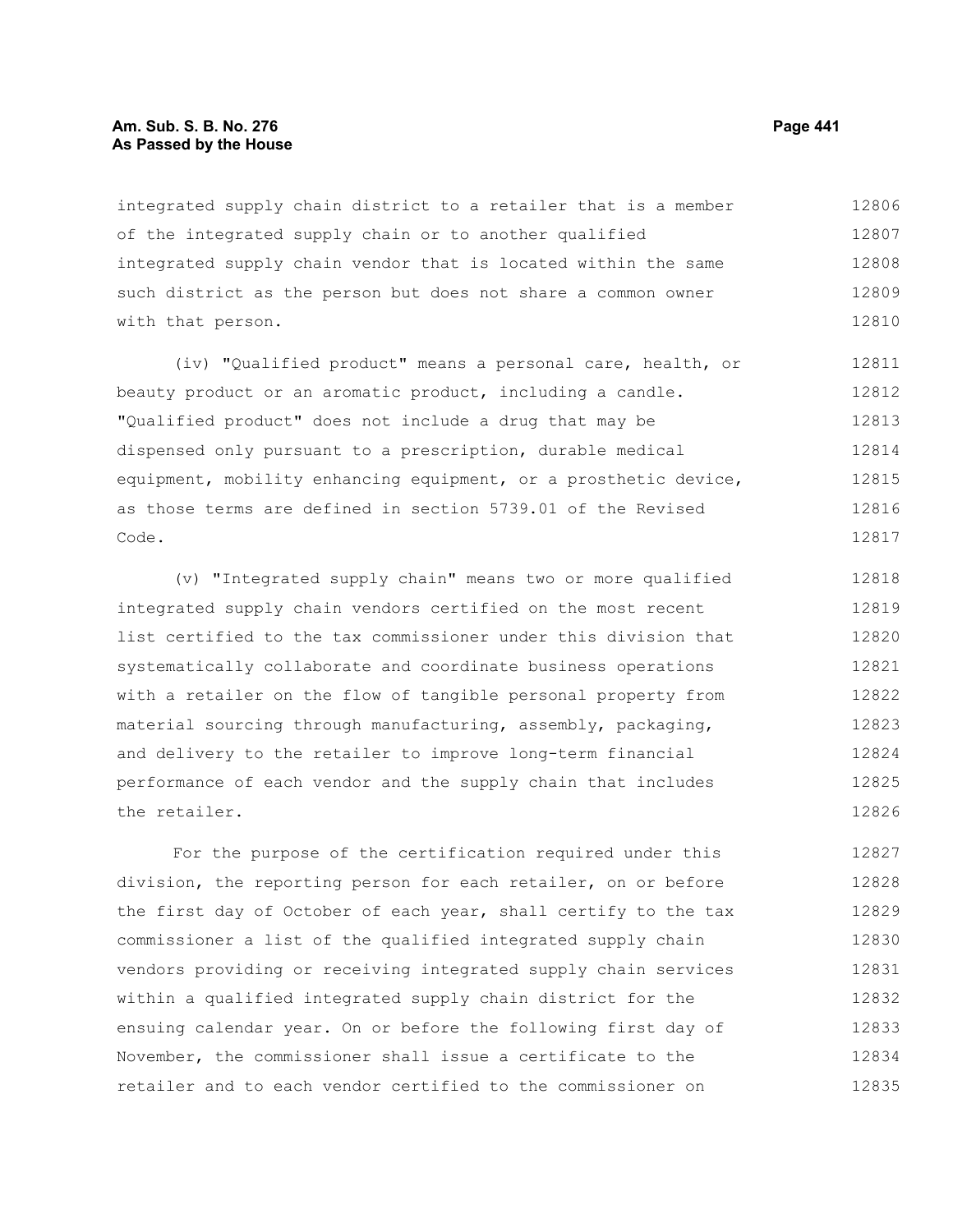integrated supply chain district to a retailer that is a member of the integrated supply chain or to another qualified integrated supply chain vendor that is located within the same such district as the person but does not share a common owner with that person.

(iv) "Qualified product" means a personal care, health, or beauty product or an aromatic product, including a candle. "Qualified product" does not include a drug that may be dispensed only pursuant to a prescription, durable medical equipment, mobility enhancing equipment, or a prosthetic device, as those terms are defined in section 5739.01 of the Revised Code.

(v) "Integrated supply chain" means two or more qualified integrated supply chain vendors certified on the most recent list certified to the tax commissioner under this division that systematically collaborate and coordinate business operations with a retailer on the flow of tangible personal property from material sourcing through manufacturing, assembly, packaging, and delivery to the retailer to improve long-term financial performance of each vendor and the supply chain that includes the retailer.

For the purpose of the certification required under this division, the reporting person for each retailer, on or before the first day of October of each year, shall certify to the tax commissioner a list of the qualified integrated supply chain vendors providing or receiving integrated supply chain services within a qualified integrated supply chain district for the ensuing calendar year. On or before the following first day of November, the commissioner shall issue a certificate to the retailer and to each vendor certified to the commissioner on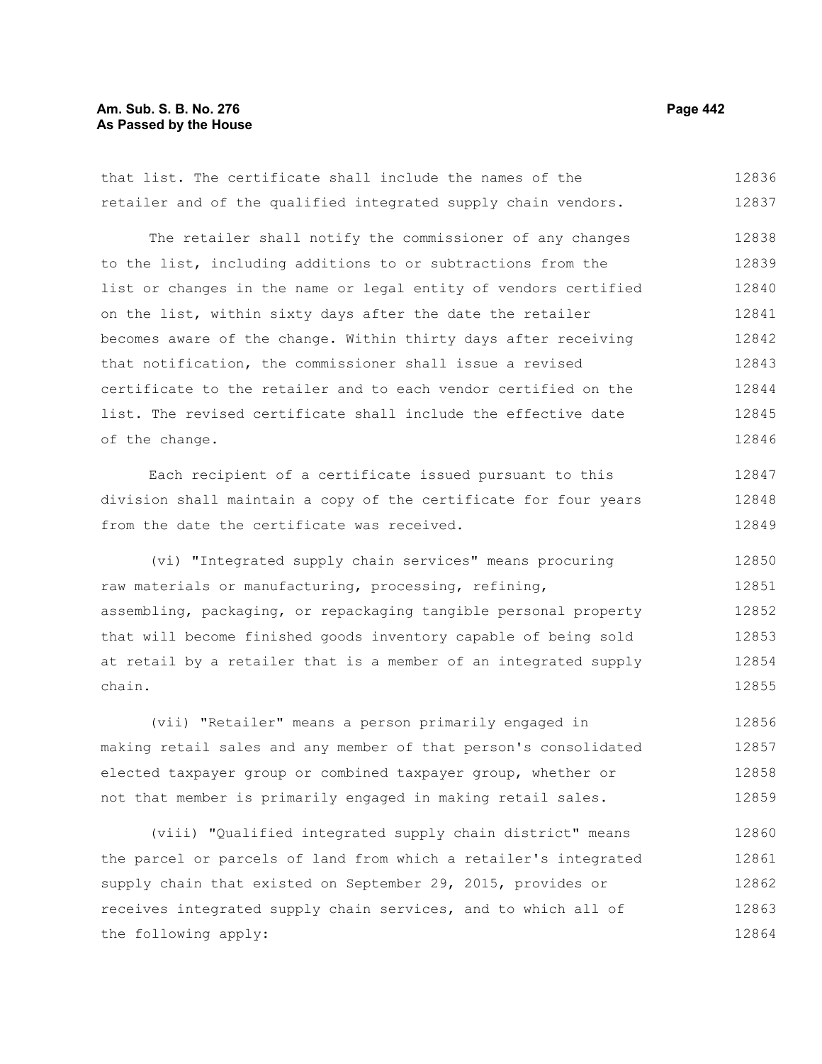that list. The certificate shall include the names of the retailer and of the qualified integrated supply chain vendors.

The retailer shall notify the commissioner of any changes to the list, including additions to or subtractions from the list or changes in the name or legal entity of vendors certified on the list, within sixty days after the date the retailer becomes aware of the change. Within thirty days after receiving that notification, the commissioner shall issue a revised certificate to the retailer and to each vendor certified on the list. The revised certificate shall include the effective date of the change.

Each recipient of a certificate issued pursuant to this division shall maintain a copy of the certificate for four years from the date the certificate was received.

(vi) "Integrated supply chain services" means procuring raw materials or manufacturing, processing, refining, assembling, packaging, or repackaging tangible personal property that will become finished goods inventory capable of being sold at retail by a retailer that is a member of an integrated supply chain.

(vii) "Retailer" means a person primarily engaged in making retail sales and any member of that person's consolidated elected taxpayer group or combined taxpayer group, whether or not that member is primarily engaged in making retail sales.

(viii) "Qualified integrated supply chain district" means the parcel or parcels of land from which a retailer's integrated supply chain that existed on September 29, 2015, provides or receives integrated supply chain services, and to which all of the following apply: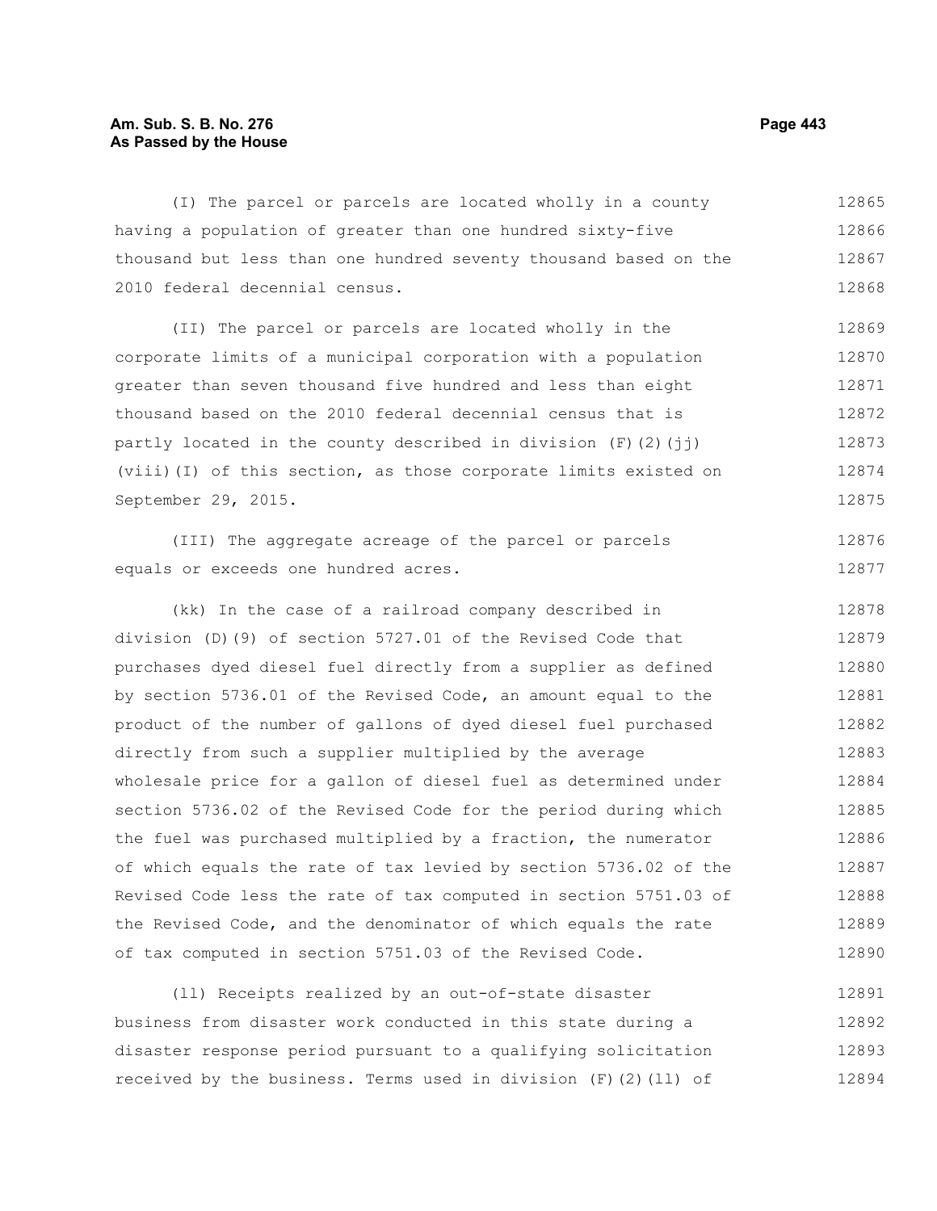(I) The parcel or parcels are located wholly in a county having a population of greater than one hundred sixty-five thousand but less than one hundred seventy thousand based on the 2010 federal decennial census.

(II) The parcel or parcels are located wholly in the corporate limits of a municipal corporation with a population greater than seven thousand five hundred and less than eight thousand based on the 2010 federal decennial census that is partly located in the county described in division (F)(2)(jj)(viii)(I) of this section, as those corporate limits existed on September 29, 2015.

(III) The aggregate acreage of the parcel or parcels equals or exceeds one hundred acres.

(kk) In the case of a railroad company described in division (D)(9) of section 5727.01 of the Revised Code that purchases dyed diesel fuel directly from a supplier as defined by section 5736.01 of the Revised Code, an amount equal to the product of the number of gallons of dyed diesel fuel purchased directly from such a supplier multiplied by the average wholesale price for a gallon of diesel fuel as determined under section 5736.02 of the Revised Code for the period during which the fuel was purchased multiplied by a fraction, the numerator of which equals the rate of tax levied by section 5736.02 of the Revised Code less the rate of tax computed in section 5751.03 of the Revised Code, and the denominator of which equals the rate of tax computed in section 5751.03 of the Revised Code.

(ll) Receipts realized by an out-of-state disaster business from disaster work conducted in this state during a disaster response period pursuant to a qualifying solicitation received by the business. Terms used in division (F)(2)(ll) of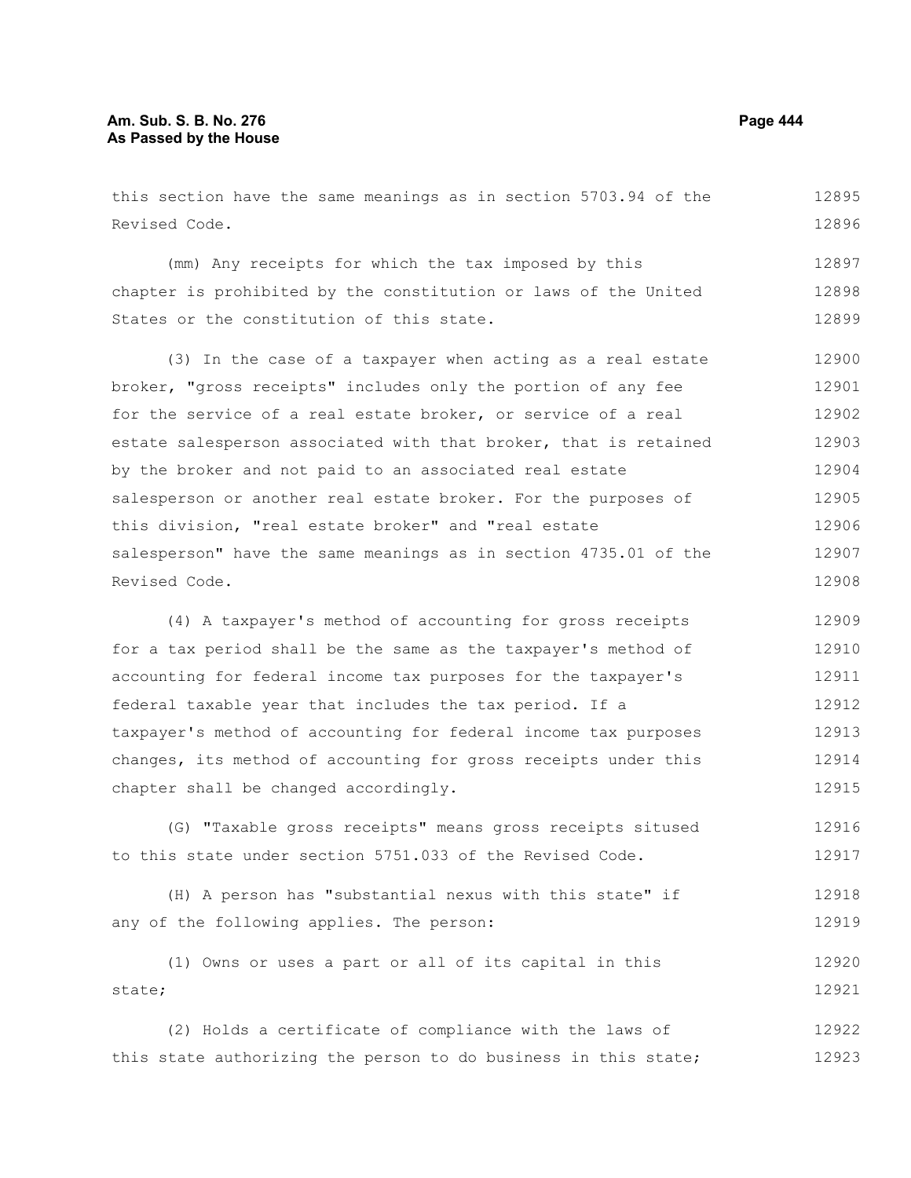this section have the same meanings as in section 5703.94 of the Revised Code.

(mm) Any receipts for which the tax imposed by this chapter is prohibited by the constitution or laws of the United States or the constitution of this state.

(3) In the case of a taxpayer when acting as a real estate broker, "gross receipts" includes only the portion of any fee for the service of a real estate broker, or service of a real estate salesperson associated with that broker, that is retained by the broker and not paid to an associated real estate salesperson or another real estate broker. For the purposes of this division, "real estate broker" and "real estate salesperson" have the same meanings as in section 4735.01 of the Revised Code.

(4) A taxpayer's method of accounting for gross receipts for a tax period shall be the same as the taxpayer's method of accounting for federal income tax purposes for the taxpayer's federal taxable year that includes the tax period. If a taxpayer's method of accounting for federal income tax purposes changes, its method of accounting for gross receipts under this chapter shall be changed accordingly.

(G) "Taxable gross receipts" means gross receipts sitused to this state under section 5751.033 of the Revised Code.

(H) A person has "substantial nexus with this state" if any of the following applies. The person:

(1) Owns or uses a part or all of its capital in this state;

(2) Holds a certificate of compliance with the laws of this state authorizing the person to do business in this state;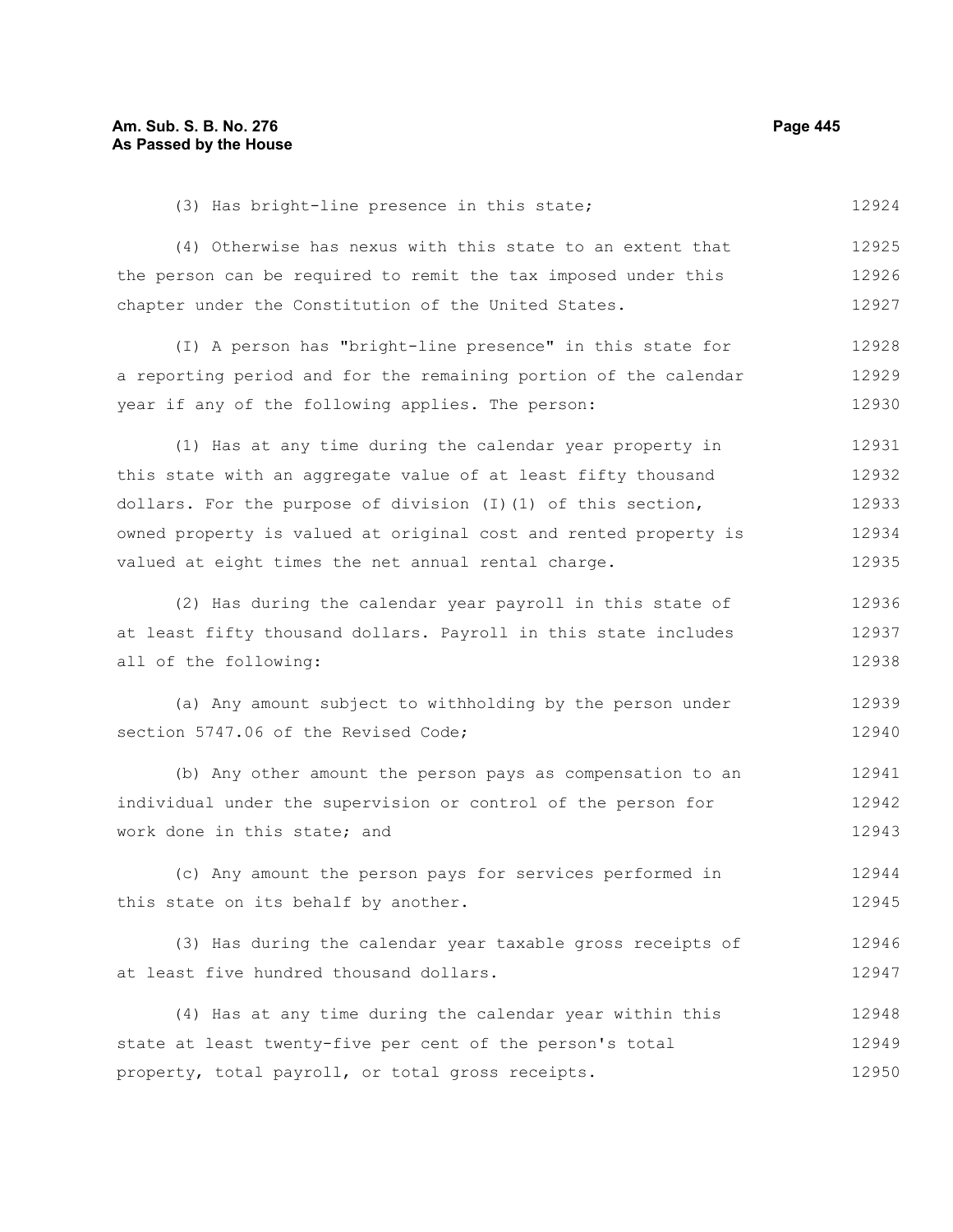(3) Has bright-line presence in this state;

(4) Otherwise has nexus with this state to an extent that the person can be required to remit the tax imposed under this chapter under the Constitution of the United States.

(I) A person has "bright-line presence" in this state for a reporting period and for the remaining portion of the calendar year if any of the following applies. The person:

(1) Has at any time during the calendar year property in this state with an aggregate value of at least fifty thousand dollars. For the purpose of division (I)(1) of this section, owned property is valued at original cost and rented property is valued at eight times the net annual rental charge.

(2) Has during the calendar year payroll in this state of at least fifty thousand dollars. Payroll in this state includes all of the following:

(a) Any amount subject to withholding by the person under section 5747.06 of the Revised Code;

(b) Any other amount the person pays as compensation to an individual under the supervision or control of the person for work done in this state; and

(c) Any amount the person pays for services performed in this state on its behalf by another.

(3) Has during the calendar year taxable gross receipts of at least five hundred thousand dollars.

(4) Has at any time during the calendar year within this state at least twenty-five per cent of the person's total property, total payroll, or total gross receipts.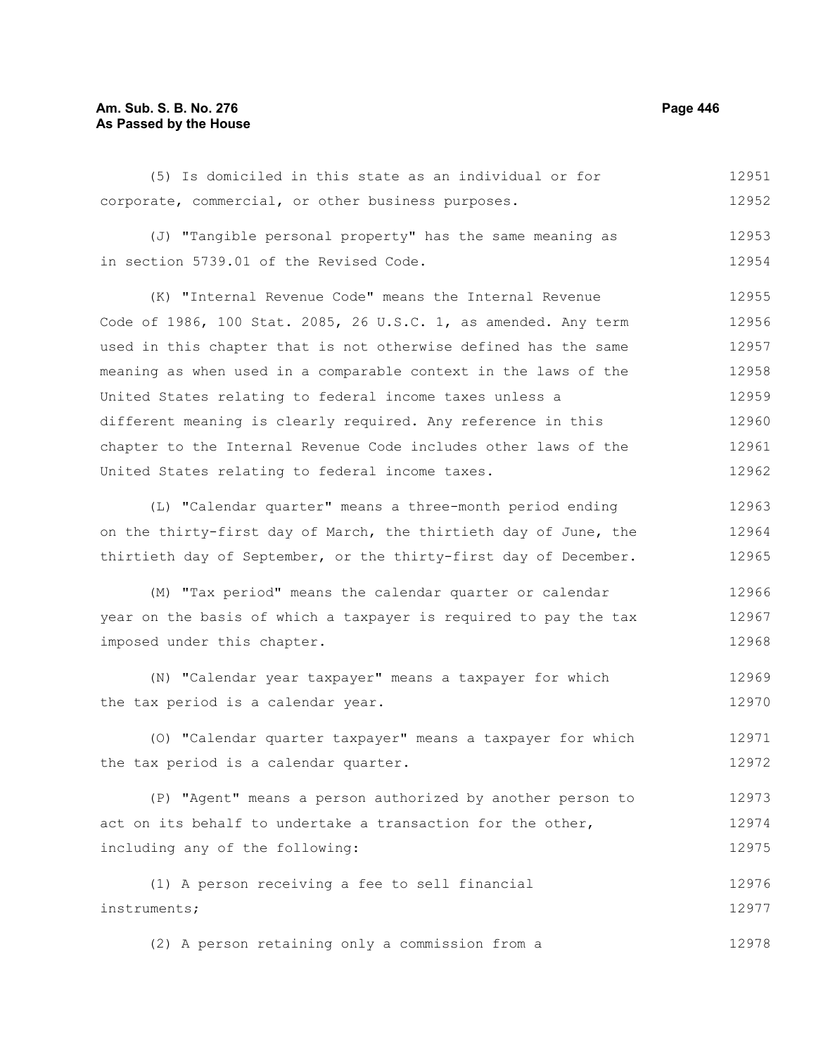(5) Is domiciled in this state as an individual or for corporate, commercial, or other business purposes.

(J) "Tangible personal property" has the same meaning as in section 5739.01 of the Revised Code.

(K) "Internal Revenue Code" means the Internal Revenue Code of 1986, 100 Stat. 2085, 26 U.S.C. 1, as amended. Any term used in this chapter that is not otherwise defined has the same meaning as when used in a comparable context in the laws of the United States relating to federal income taxes unless a different meaning is clearly required. Any reference in this chapter to the Internal Revenue Code includes other laws of the United States relating to federal income taxes.

(L) "Calendar quarter" means a three-month period ending on the thirty-first day of March, the thirtieth day of June, the thirtieth day of September, or the thirty-first day of December.

(M) "Tax period" means the calendar quarter or calendar year on the basis of which a taxpayer is required to pay the tax imposed under this chapter.

(N) "Calendar year taxpayer" means a taxpayer for which the tax period is a calendar year.

(O) "Calendar quarter taxpayer" means a taxpayer for which the tax period is a calendar quarter.

(P) "Agent" means a person authorized by another person to act on its behalf to undertake a transaction for the other, including any of the following:

(1) A person receiving a fee to sell financial instruments;

(2) A person retaining only a commission from a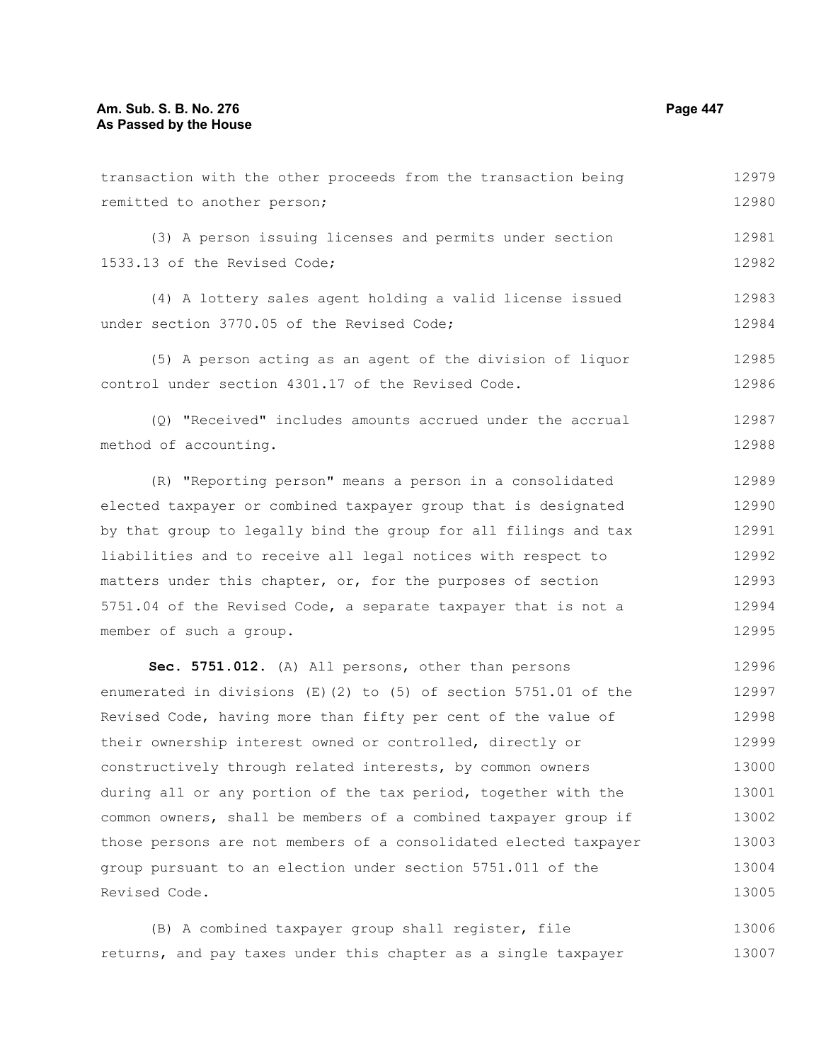transaction with the other proceeds from the transaction being remitted to another person;

(3) A person issuing licenses and permits under section 1533.13 of the Revised Code;

(4) A lottery sales agent holding a valid license issued under section 3770.05 of the Revised Code;

(5) A person acting as an agent of the division of liquor control under section 4301.17 of the Revised Code.

(Q) "Received" includes amounts accrued under the accrual method of accounting.

(R) "Reporting person" means a person in a consolidated elected taxpayer or combined taxpayer group that is designated by that group to legally bind the group for all filings and tax liabilities and to receive all legal notices with respect to matters under this chapter, or, for the purposes of section 5751.04 of the Revised Code, a separate taxpayer that is not a member of such a group.

**Sec. 5751.012.** (A) All persons, other than persons enumerated in divisions (E)(2) to (5) of section 5751.01 of the Revised Code, having more than fifty per cent of the value of their ownership interest owned or controlled, directly or constructively through related interests, by common owners during all or any portion of the tax period, together with the common owners, shall be members of a combined taxpayer group if those persons are not members of a consolidated elected taxpayer group pursuant to an election under section 5751.011 of the Revised Code.

(B) A combined taxpayer group shall register, file returns, and pay taxes under this chapter as a single taxpayer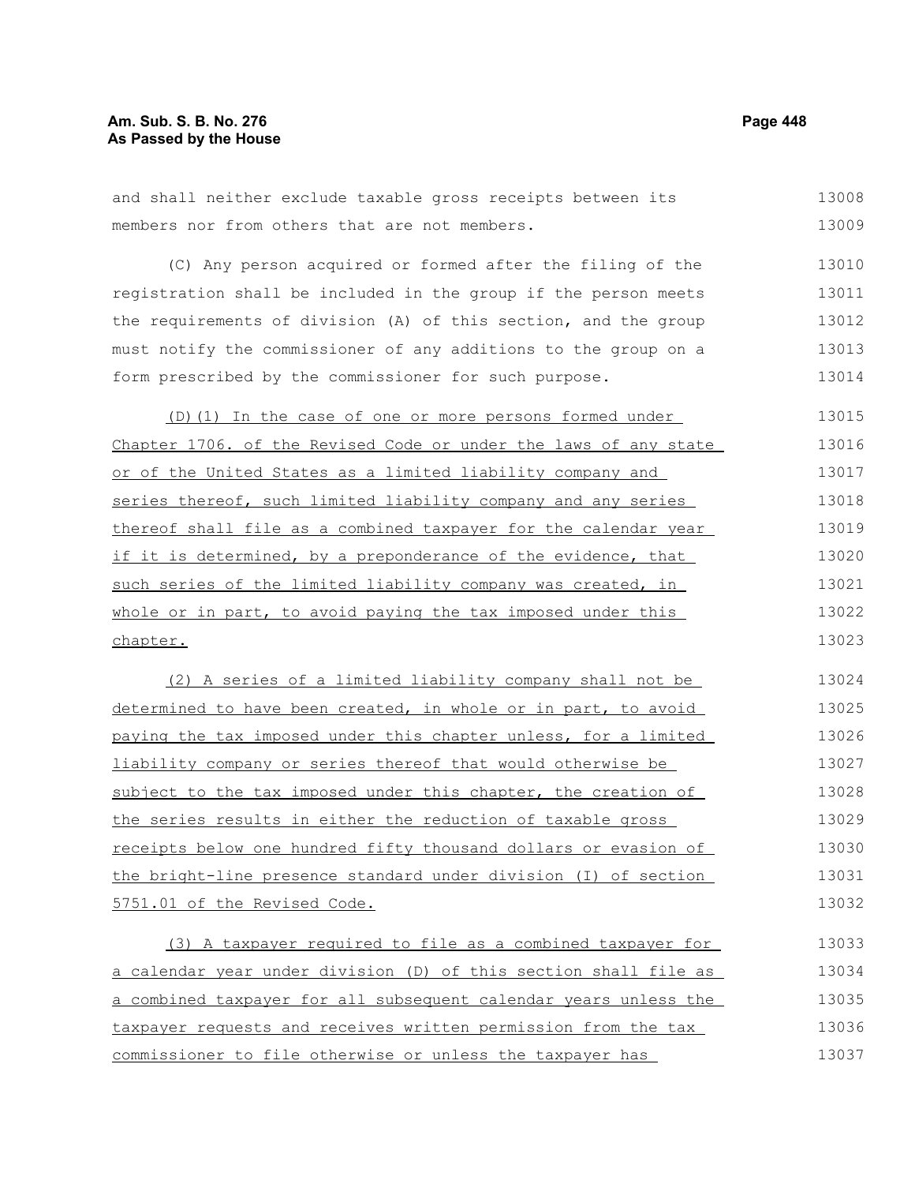and shall neither exclude taxable gross receipts between its members nor from others that are not members.

(C) Any person acquired or formed after the filing of the registration shall be included in the group if the person meets the requirements of division (A) of this section, and the group must notify the commissioner of any additions to the group on a form prescribed by the commissioner for such purpose.

(D)(1) In the case of one or more persons formed under Chapter 1706. of the Revised Code or under the laws of any state or of the United States as a limited liability company and series thereof, such limited liability company and any series thereof shall file as a combined taxpayer for the calendar year if it is determined, by a preponderance of the evidence, that such series of the limited liability company was created, in whole or in part, to avoid paying the tax imposed under this chapter.

(2) A series of a limited liability company shall not be determined to have been created, in whole or in part, to avoid paying the tax imposed under this chapter unless, for a limited liability company or series thereof that would otherwise be subject to the tax imposed under this chapter, the creation of the series results in either the reduction of taxable gross receipts below one hundred fifty thousand dollars or evasion of the bright-line presence standard under division (I) of section 5751.01 of the Revised Code.

(3) A taxpayer required to file as a combined taxpayer for a calendar year under division (D) of this section shall file as a combined taxpayer for all subsequent calendar years unless the taxpayer requests and receives written permission from the tax commissioner to file otherwise or unless the taxpayer has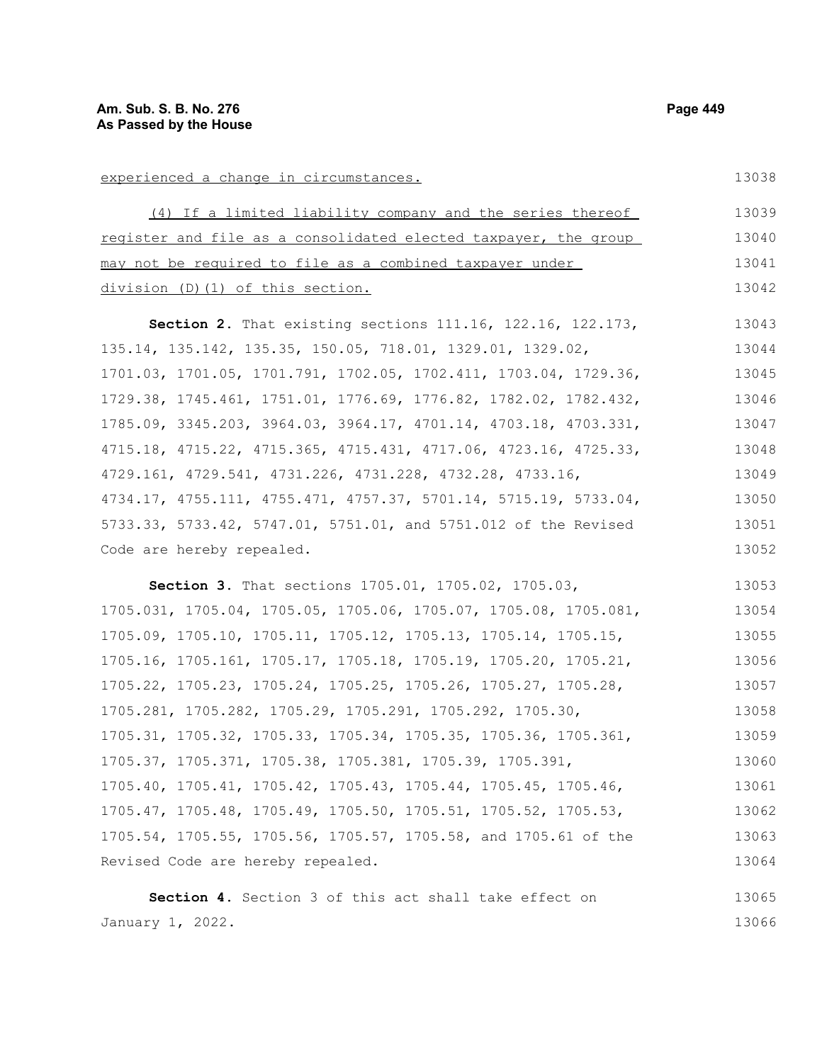experienced a change in circumstances.

(4) If a limited liability company and the series thereof register and file as a consolidated elected taxpayer, the group may not be required to file as a combined taxpayer under division (D)(1) of this section.

**Section 2.** That existing sections 111.16, 122.16, 122.173, 135.14, 135.142, 135.35, 150.05, 718.01, 1329.01, 1329.02, 1701.03, 1701.05, 1701.791, 1702.05, 1702.411, 1703.04, 1729.36, 1729.38, 1745.461, 1751.01, 1776.69, 1776.82, 1782.02, 1782.432, 1785.09, 3345.203, 3964.03, 3964.17, 4701.14, 4703.18, 4703.331, 4715.18, 4715.22, 4715.365, 4715.431, 4717.06, 4723.16, 4725.33, 4729.161, 4729.541, 4731.226, 4731.228, 4732.28, 4733.16, 4734.17, 4755.111, 4755.471, 4757.37, 5701.14, 5715.19, 5733.04, 5733.33, 5733.42, 5747.01, 5751.01, and 5751.012 of the Revised Code are hereby repealed.

**Section 3.** That sections 1705.01, 1705.02, 1705.03, 1705.031, 1705.04, 1705.05, 1705.06, 1705.07, 1705.08, 1705.081, 1705.09, 1705.10, 1705.11, 1705.12, 1705.13, 1705.14, 1705.15, 1705.16, 1705.161, 1705.17, 1705.18, 1705.19, 1705.20, 1705.21, 1705.22, 1705.23, 1705.24, 1705.25, 1705.26, 1705.27, 1705.28, 1705.281, 1705.282, 1705.29, 1705.291, 1705.292, 1705.30, 1705.31, 1705.32, 1705.33, 1705.34, 1705.35, 1705.36, 1705.361, 1705.37, 1705.371, 1705.38, 1705.381, 1705.39, 1705.391, 1705.40, 1705.41, 1705.42, 1705.43, 1705.44, 1705.45, 1705.46, 1705.47, 1705.48, 1705.49, 1705.50, 1705.51, 1705.52, 1705.53, 1705.54, 1705.55, 1705.56, 1705.57, 1705.58, and 1705.61 of the Revised Code are hereby repealed.

**Section 4.** Section 3 of this act shall take effect on January 1, 2022.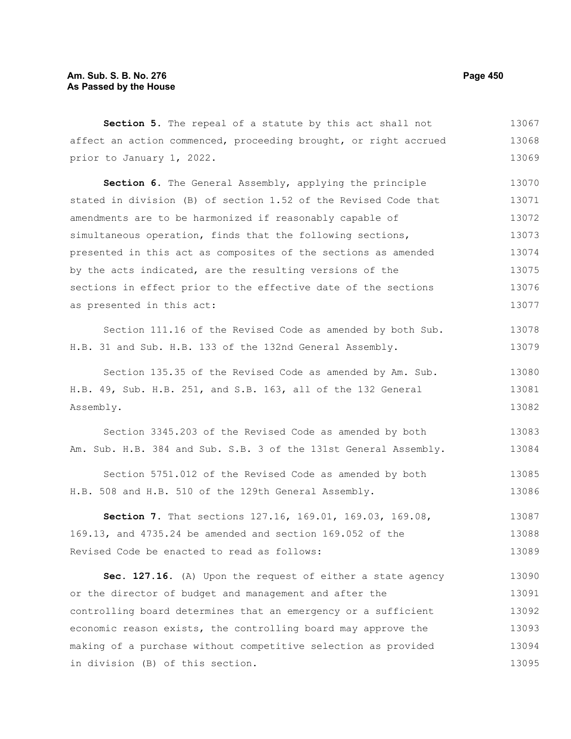**Section 5.** The repeal of a statute by this act shall not affect an action commenced, proceeding brought, or right accrued prior to January 1, 2022.

**Section 6.** The General Assembly, applying the principle stated in division (B) of section 1.52 of the Revised Code that amendments are to be harmonized if reasonably capable of simultaneous operation, finds that the following sections, presented in this act as composites of the sections as amended by the acts indicated, are the resulting versions of the sections in effect prior to the effective date of the sections as presented in this act:

Section 111.16 of the Revised Code as amended by both Sub. H.B. 31 and Sub. H.B. 133 of the 132nd General Assembly.

Section 135.35 of the Revised Code as amended by Am. Sub. H.B. 49, Sub. H.B. 251, and S.B. 163, all of the 132 General Assembly.

Section 3345.203 of the Revised Code as amended by both Am. Sub. H.B. 384 and Sub. S.B. 3 of the 131st General Assembly.

Section 5751.012 of the Revised Code as amended by both H.B. 508 and H.B. 510 of the 129th General Assembly.

**Section 7.** That sections 127.16, 169.01, 169.03, 169.08, 169.13, and 4735.24 be amended and section 169.052 of the Revised Code be enacted to read as follows:

**Sec. 127.16.** (A) Upon the request of either a state agency or the director of budget and management and after the controlling board determines that an emergency or a sufficient economic reason exists, the controlling board may approve the making of a purchase without competitive selection as provided in division (B) of this section.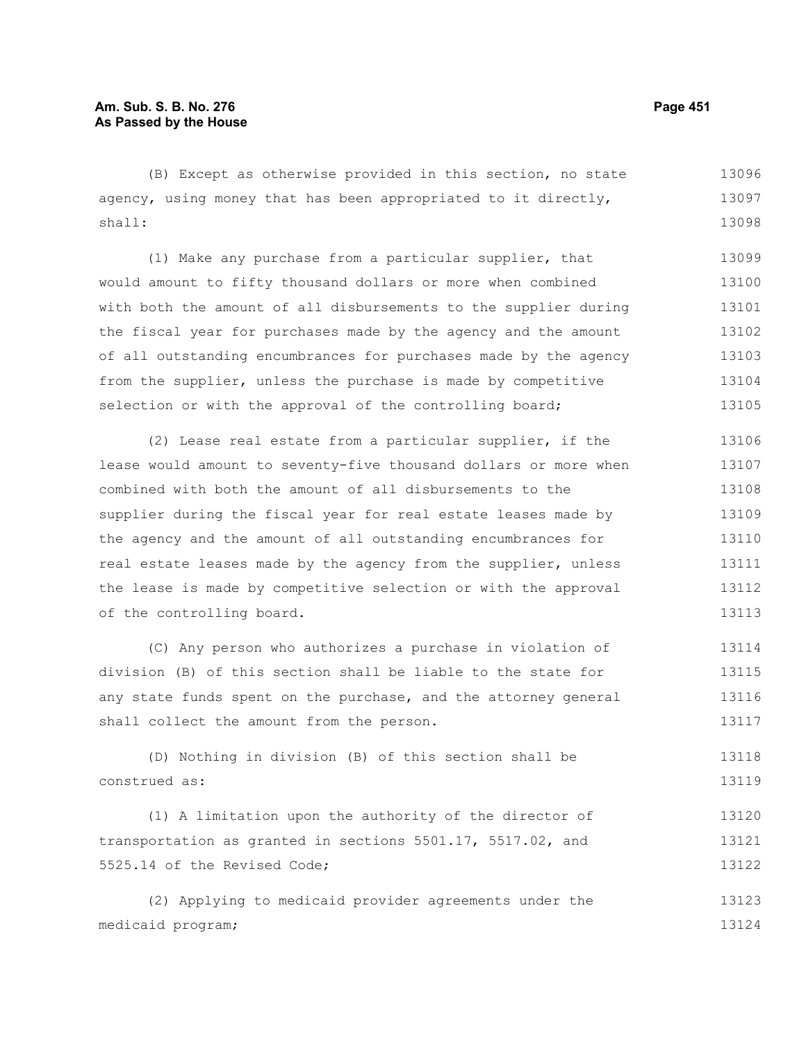(B) Except as otherwise provided in this section, no state agency, using money that has been appropriated to it directly, shall:

(1) Make any purchase from a particular supplier, that would amount to fifty thousand dollars or more when combined with both the amount of all disbursements to the supplier during the fiscal year for purchases made by the agency and the amount of all outstanding encumbrances for purchases made by the agency from the supplier, unless the purchase is made by competitive selection or with the approval of the controlling board;

(2) Lease real estate from a particular supplier, if the lease would amount to seventy-five thousand dollars or more when combined with both the amount of all disbursements to the supplier during the fiscal year for real estate leases made by the agency and the amount of all outstanding encumbrances for real estate leases made by the agency from the supplier, unless the lease is made by competitive selection or with the approval of the controlling board.

(C) Any person who authorizes a purchase in violation of division (B) of this section shall be liable to the state for any state funds spent on the purchase, and the attorney general shall collect the amount from the person.

(D) Nothing in division (B) of this section shall be construed as:

(1) A limitation upon the authority of the director of transportation as granted in sections 5501.17, 5517.02, and 5525.14 of the Revised Code;

(2) Applying to medicaid provider agreements under the medicaid program;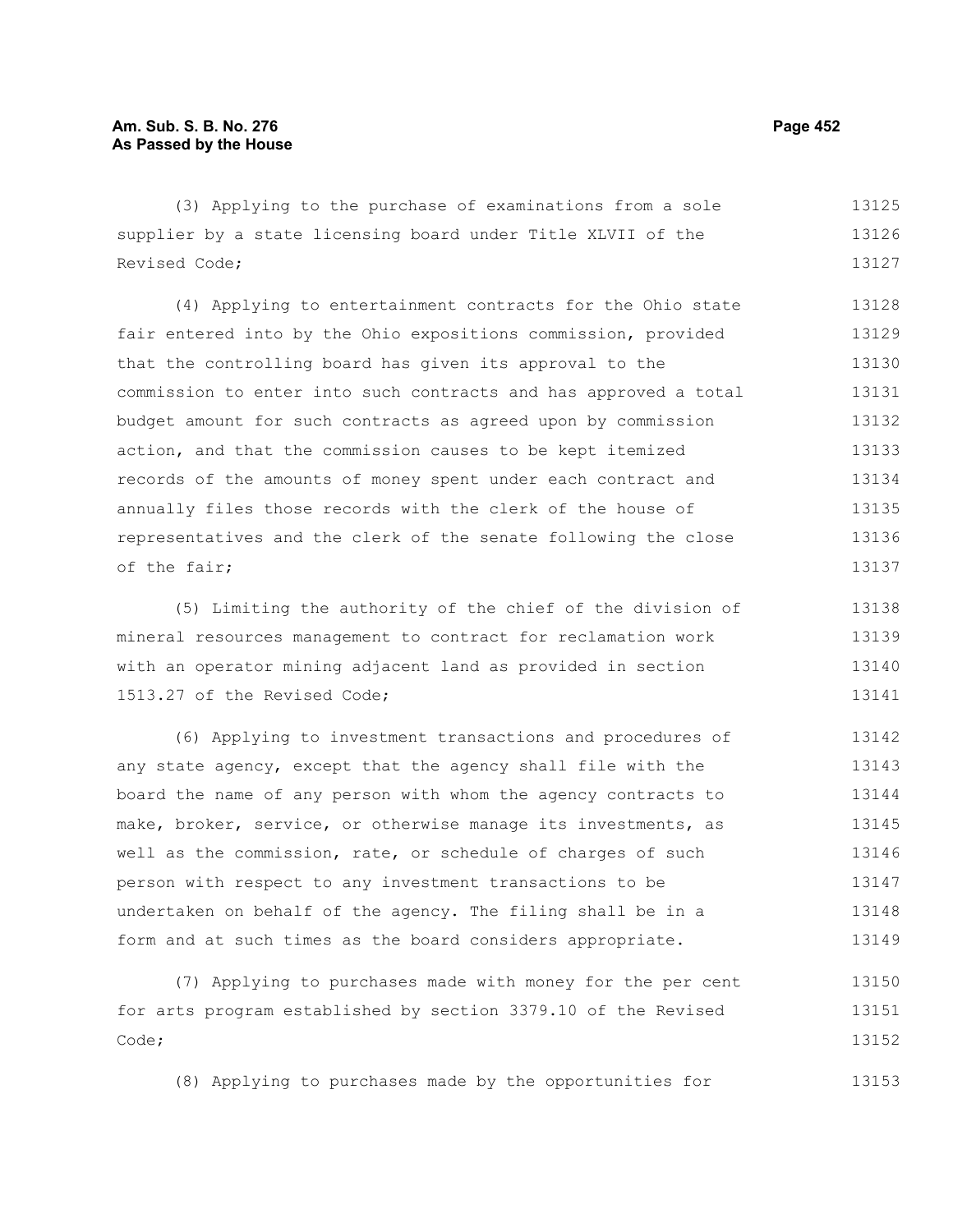(3) Applying to the purchase of examinations from a sole supplier by a state licensing board under Title XLVII of the Revised Code;

(4) Applying to entertainment contracts for the Ohio state fair entered into by the Ohio expositions commission, provided that the controlling board has given its approval to the commission to enter into such contracts and has approved a total budget amount for such contracts as agreed upon by commission action, and that the commission causes to be kept itemized records of the amounts of money spent under each contract and annually files those records with the clerk of the house of representatives and the clerk of the senate following the close of the fair;

(5) Limiting the authority of the chief of the division of mineral resources management to contract for reclamation work with an operator mining adjacent land as provided in section 1513.27 of the Revised Code;

(6) Applying to investment transactions and procedures of any state agency, except that the agency shall file with the board the name of any person with whom the agency contracts to make, broker, service, or otherwise manage its investments, as well as the commission, rate, or schedule of charges of such person with respect to any investment transactions to be undertaken on behalf of the agency. The filing shall be in a form and at such times as the board considers appropriate.

(7) Applying to purchases made with money for the per cent for arts program established by section 3379.10 of the Revised Code;

(8) Applying to purchases made by the opportunities for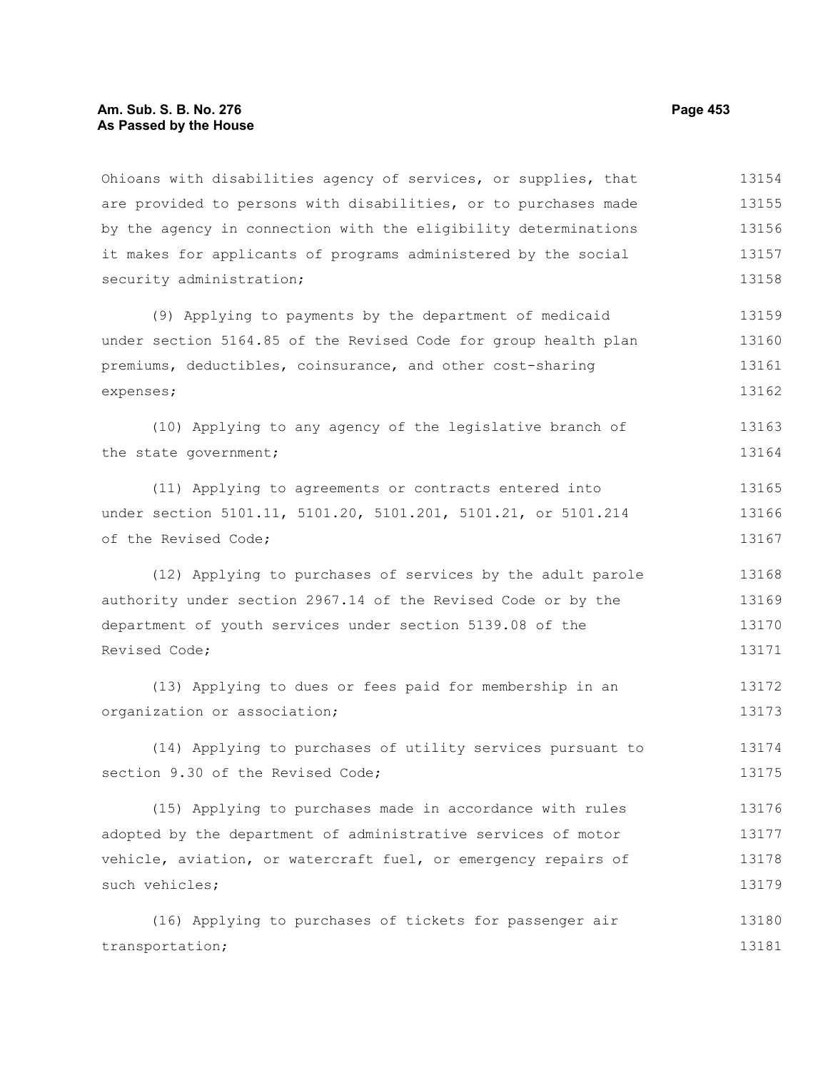Ohioans with disabilities agency of services, or supplies, that are provided to persons with disabilities, or to purchases made by the agency in connection with the eligibility determinations it makes for applicants of programs administered by the social security administration;

(9) Applying to payments by the department of medicaid under section 5164.85 of the Revised Code for group health plan premiums, deductibles, coinsurance, and other cost-sharing expenses;

(10) Applying to any agency of the legislative branch of the state government;

(11) Applying to agreements or contracts entered into under section 5101.11, 5101.20, 5101.201, 5101.21, or 5101.214 of the Revised Code;

(12) Applying to purchases of services by the adult parole authority under section 2967.14 of the Revised Code or by the department of youth services under section 5139.08 of the Revised Code;

(13) Applying to dues or fees paid for membership in an organization or association;

(14) Applying to purchases of utility services pursuant to section 9.30 of the Revised Code;

(15) Applying to purchases made in accordance with rules adopted by the department of administrative services of motor vehicle, aviation, or watercraft fuel, or emergency repairs of such vehicles;

(16) Applying to purchases of tickets for passenger air transportation;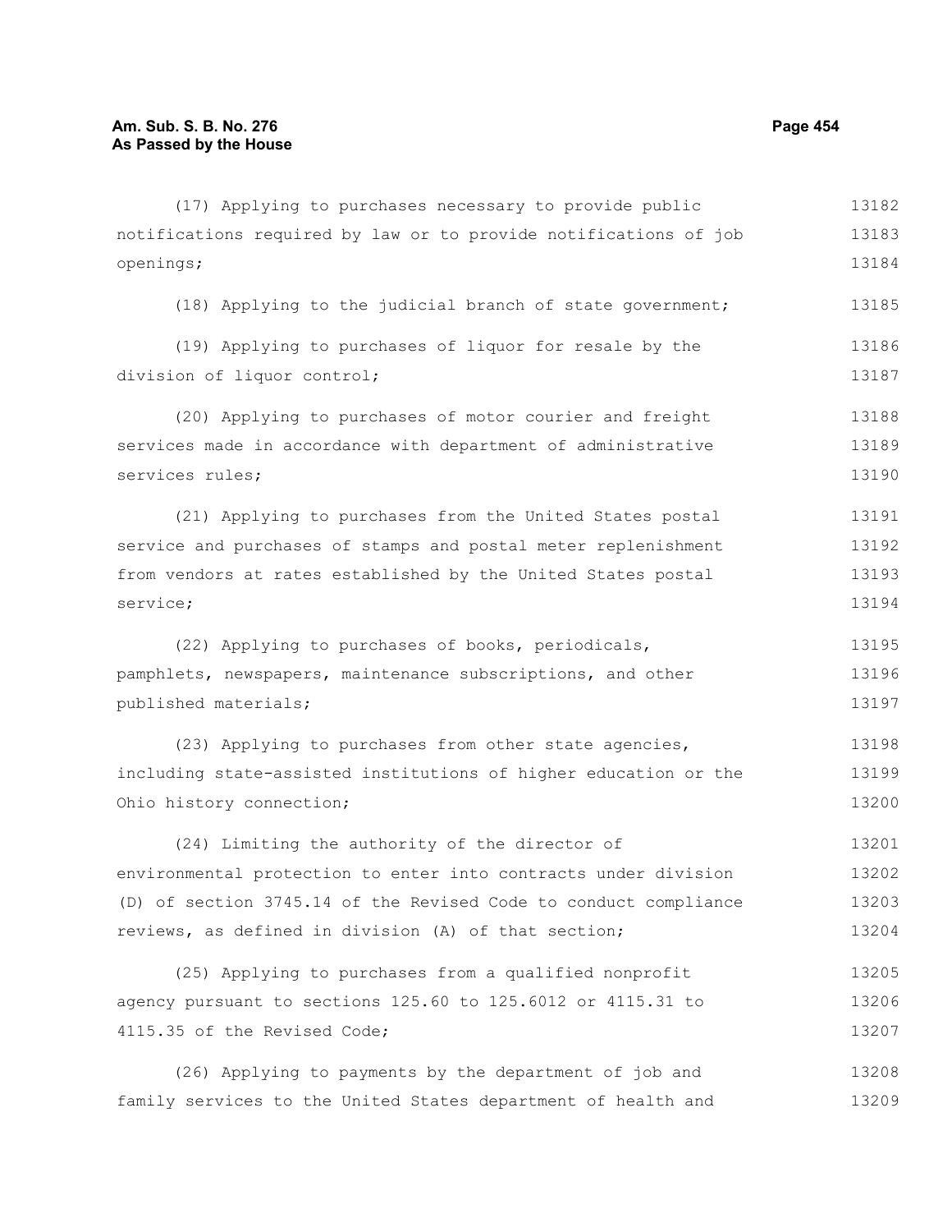(17) Applying to purchases necessary to provide public notifications required by law or to provide notifications of job openings;

(18) Applying to the judicial branch of state government;

(19) Applying to purchases of liquor for resale by the division of liquor control;

(20) Applying to purchases of motor courier and freight services made in accordance with department of administrative services rules;

(21) Applying to purchases from the United States postal service and purchases of stamps and postal meter replenishment from vendors at rates established by the United States postal service;

(22) Applying to purchases of books, periodicals, pamphlets, newspapers, maintenance subscriptions, and other published materials;

(23) Applying to purchases from other state agencies, including state-assisted institutions of higher education or the Ohio history connection;

(24) Limiting the authority of the director of environmental protection to enter into contracts under division (D) of section 3745.14 of the Revised Code to conduct compliance reviews, as defined in division (A) of that section;

(25) Applying to purchases from a qualified nonprofit agency pursuant to sections 125.60 to 125.6012 or 4115.31 to 4115.35 of the Revised Code;

(26) Applying to payments by the department of job and family services to the United States department of health and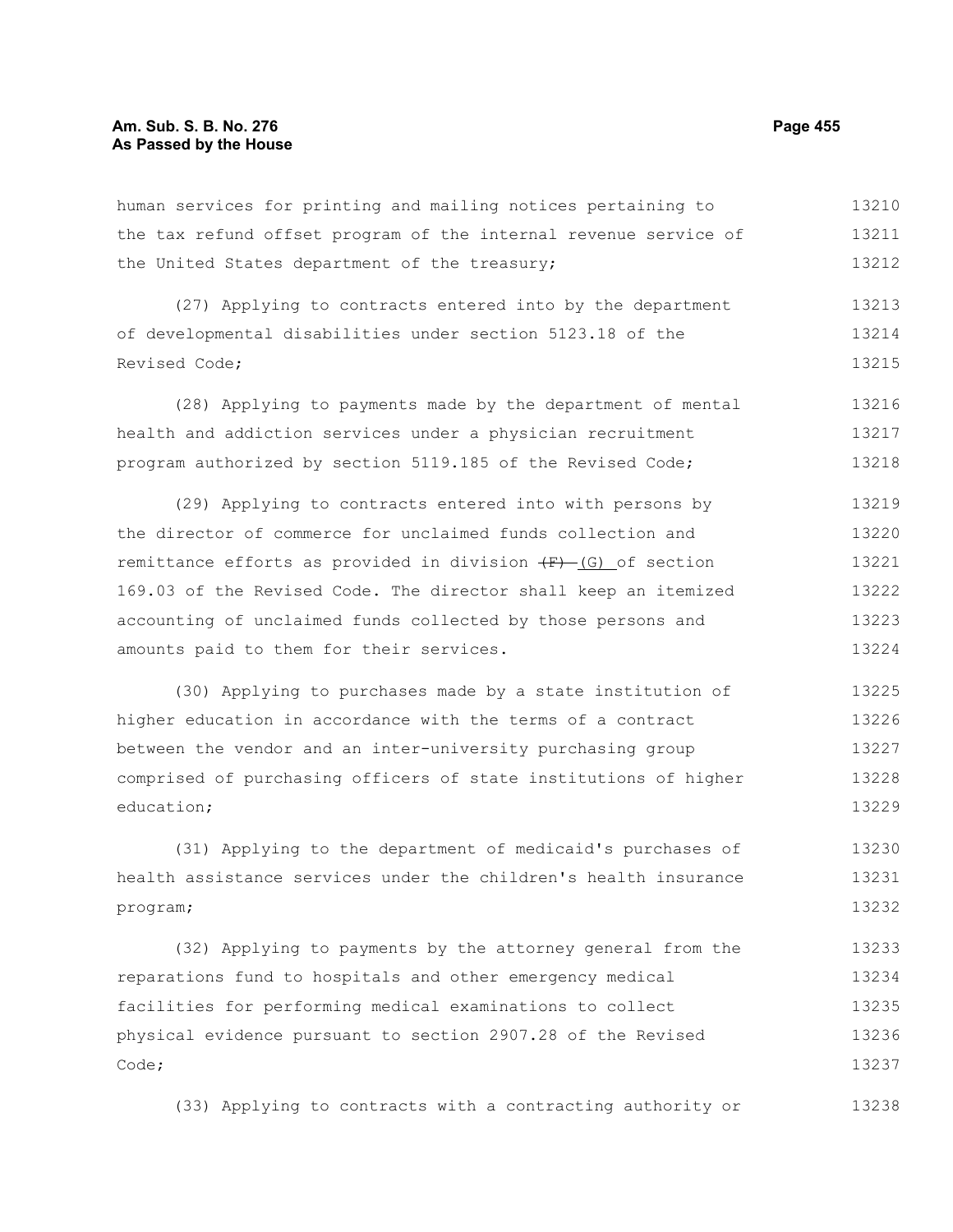human services for printing and mailing notices pertaining to the tax refund offset program of the internal revenue service of the United States department of the treasury;

(27) Applying to contracts entered into by the department of developmental disabilities under section 5123.18 of the Revised Code;

(28) Applying to payments made by the department of mental health and addiction services under a physician recruitment program authorized by section 5119.185 of the Revised Code;

(29) Applying to contracts entered into with persons by the director of commerce for unclaimed funds collection and remittance efforts as provided in division ~~(F)~~ (G) of section 169.03 of the Revised Code. The director shall keep an itemized accounting of unclaimed funds collected by those persons and amounts paid to them for their services.

(30) Applying to purchases made by a state institution of higher education in accordance with the terms of a contract between the vendor and an inter-university purchasing group comprised of purchasing officers of state institutions of higher education;

(31) Applying to the department of medicaid's purchases of health assistance services under the children's health insurance program;

(32) Applying to payments by the attorney general from the reparations fund to hospitals and other emergency medical facilities for performing medical examinations to collect physical evidence pursuant to section 2907.28 of the Revised Code;

(33) Applying to contracts with a contracting authority or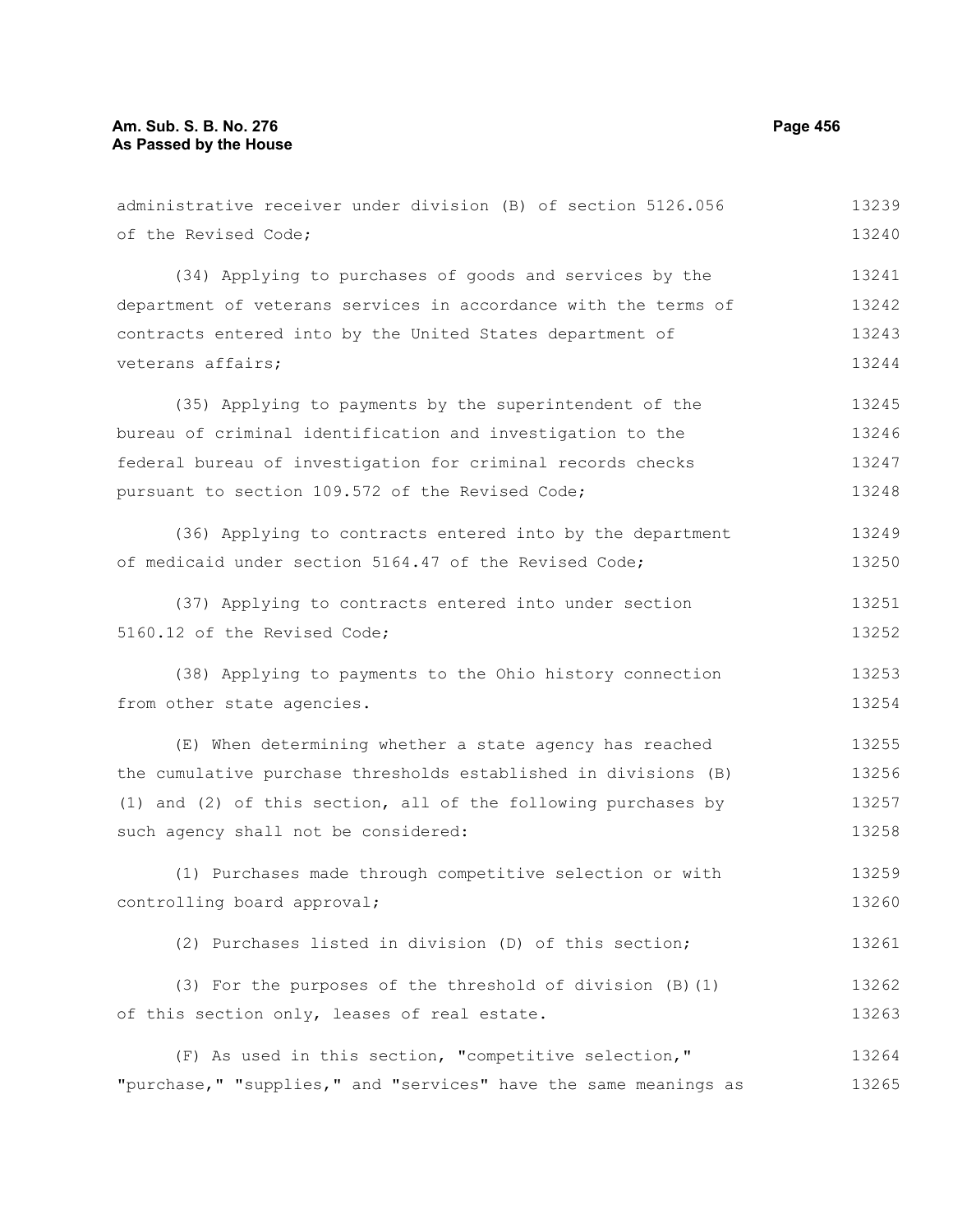administrative receiver under division (B) of section 5126.056 of the Revised Code;

(34) Applying to purchases of goods and services by the department of veterans services in accordance with the terms of contracts entered into by the United States department of veterans affairs;

(35) Applying to payments by the superintendent of the bureau of criminal identification and investigation to the federal bureau of investigation for criminal records checks pursuant to section 109.572 of the Revised Code;

(36) Applying to contracts entered into by the department of medicaid under section 5164.47 of the Revised Code;

(37) Applying to contracts entered into under section 5160.12 of the Revised Code;

(38) Applying to payments to the Ohio history connection from other state agencies.

(E) When determining whether a state agency has reached the cumulative purchase thresholds established in divisions (B)(1) and (2) of this section, all of the following purchases by such agency shall not be considered:

(1) Purchases made through competitive selection or with controlling board approval;

(2) Purchases listed in division (D) of this section;

(3) For the purposes of the threshold of division (B)(1) of this section only, leases of real estate.

(F) As used in this section, "competitive selection," "purchase," "supplies," and "services" have the same meanings as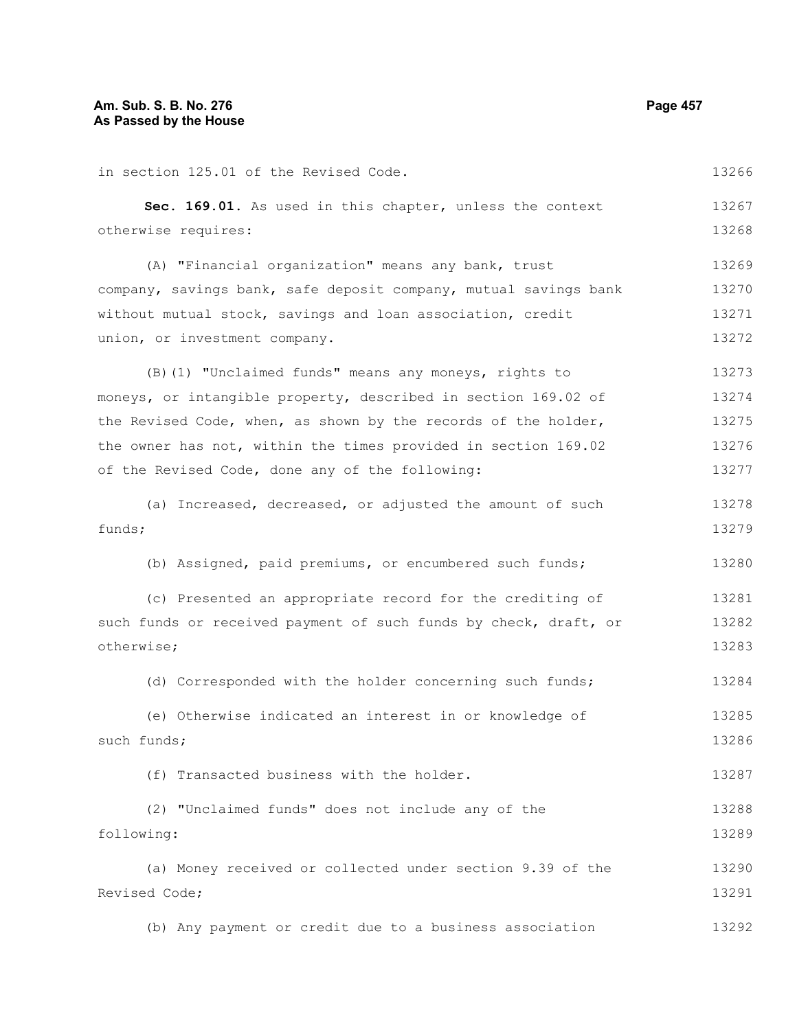in section 125.01 of the Revised Code.

**Sec. 169.01.** As used in this chapter, unless the context otherwise requires:

(A) "Financial organization" means any bank, trust company, savings bank, safe deposit company, mutual savings bank without mutual stock, savings and loan association, credit union, or investment company.

(B)(1) "Unclaimed funds" means any moneys, rights to moneys, or intangible property, described in section 169.02 of the Revised Code, when, as shown by the records of the holder, the owner has not, within the times provided in section 169.02 of the Revised Code, done any of the following:

(a) Increased, decreased, or adjusted the amount of such funds;

(b) Assigned, paid premiums, or encumbered such funds;

(c) Presented an appropriate record for the crediting of such funds or received payment of such funds by check, draft, or otherwise;

(d) Corresponded with the holder concerning such funds;

(e) Otherwise indicated an interest in or knowledge of such funds;

(f) Transacted business with the holder.

(2) "Unclaimed funds" does not include any of the following:

(a) Money received or collected under section 9.39 of the Revised Code;

(b) Any payment or credit due to a business association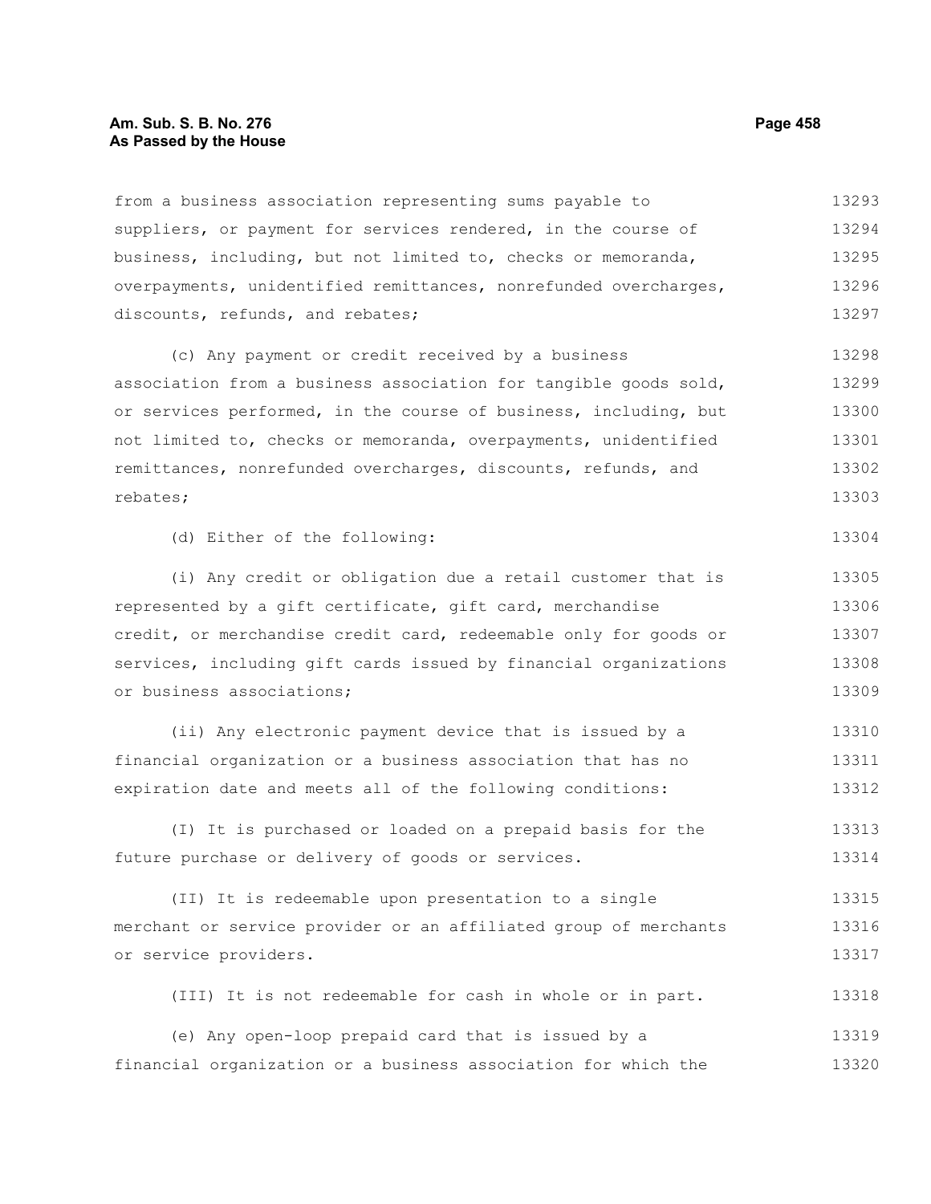from a business association representing sums payable to suppliers, or payment for services rendered, in the course of business, including, but not limited to, checks or memoranda, overpayments, unidentified remittances, nonrefunded overcharges, discounts, refunds, and rebates;

(c) Any payment or credit received by a business association from a business association for tangible goods sold, or services performed, in the course of business, including, but not limited to, checks or memoranda, overpayments, unidentified remittances, nonrefunded overcharges, discounts, refunds, and rebates;

(d) Either of the following:

(i) Any credit or obligation due a retail customer that is represented by a gift certificate, gift card, merchandise credit, or merchandise credit card, redeemable only for goods or services, including gift cards issued by financial organizations or business associations;

(ii) Any electronic payment device that is issued by a financial organization or a business association that has no expiration date and meets all of the following conditions:

(I) It is purchased or loaded on a prepaid basis for the future purchase or delivery of goods or services.

(II) It is redeemable upon presentation to a single merchant or service provider or an affiliated group of merchants or service providers.

(III) It is not redeemable for cash in whole or in part.

(e) Any open-loop prepaid card that is issued by a financial organization or a business association for which the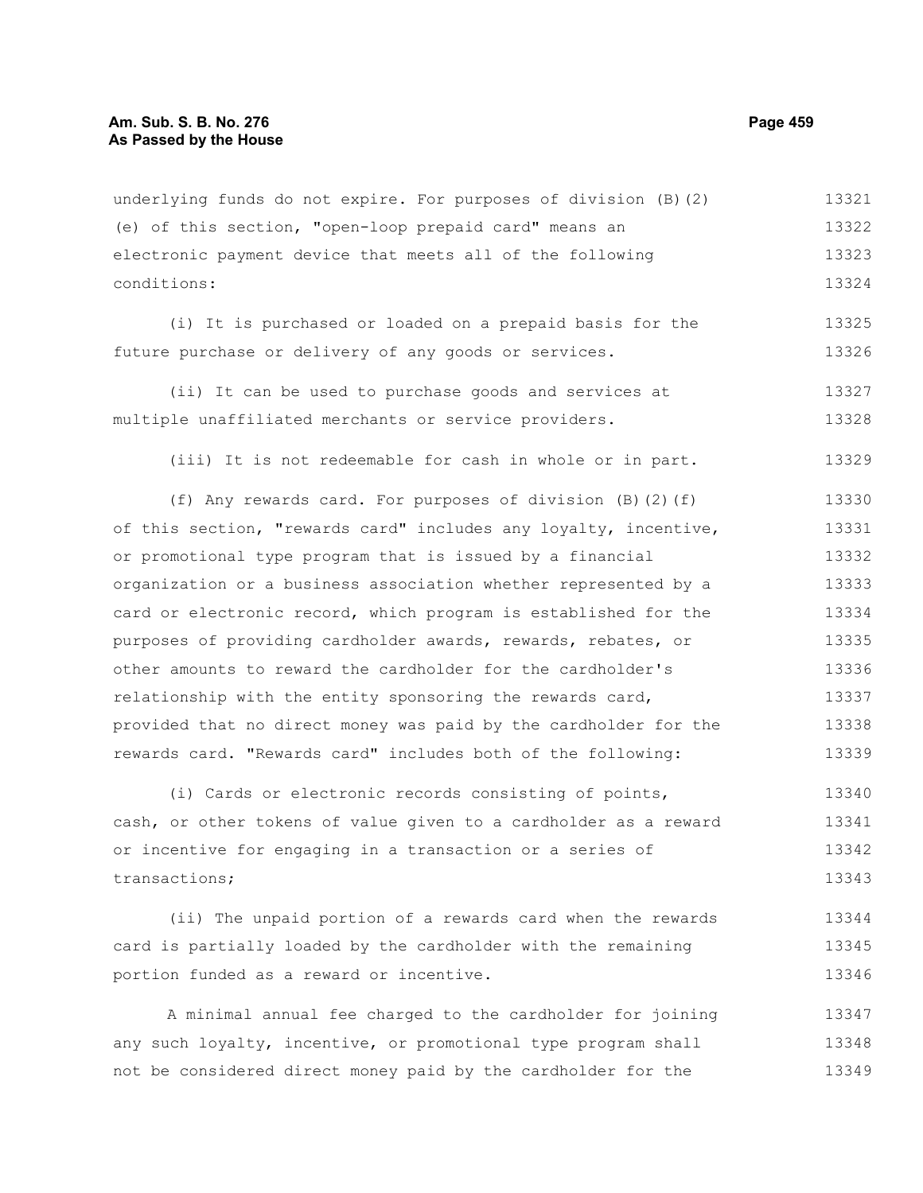underlying funds do not expire. For purposes of division (B)(2)(e) of this section, "open-loop prepaid card" means an electronic payment device that meets all of the following conditions:

(i) It is purchased or loaded on a prepaid basis for the future purchase or delivery of any goods or services.

(ii) It can be used to purchase goods and services at multiple unaffiliated merchants or service providers.

(iii) It is not redeemable for cash in whole or in part.

(f) Any rewards card. For purposes of division (B)(2)(f) of this section, "rewards card" includes any loyalty, incentive, or promotional type program that is issued by a financial organization or a business association whether represented by a card or electronic record, which program is established for the purposes of providing cardholder awards, rewards, rebates, or other amounts to reward the cardholder for the cardholder's relationship with the entity sponsoring the rewards card, provided that no direct money was paid by the cardholder for the rewards card. "Rewards card" includes both of the following:

(i) Cards or electronic records consisting of points, cash, or other tokens of value given to a cardholder as a reward or incentive for engaging in a transaction or a series of transactions;

(ii) The unpaid portion of a rewards card when the rewards card is partially loaded by the cardholder with the remaining portion funded as a reward or incentive.

A minimal annual fee charged to the cardholder for joining any such loyalty, incentive, or promotional type program shall not be considered direct money paid by the cardholder for the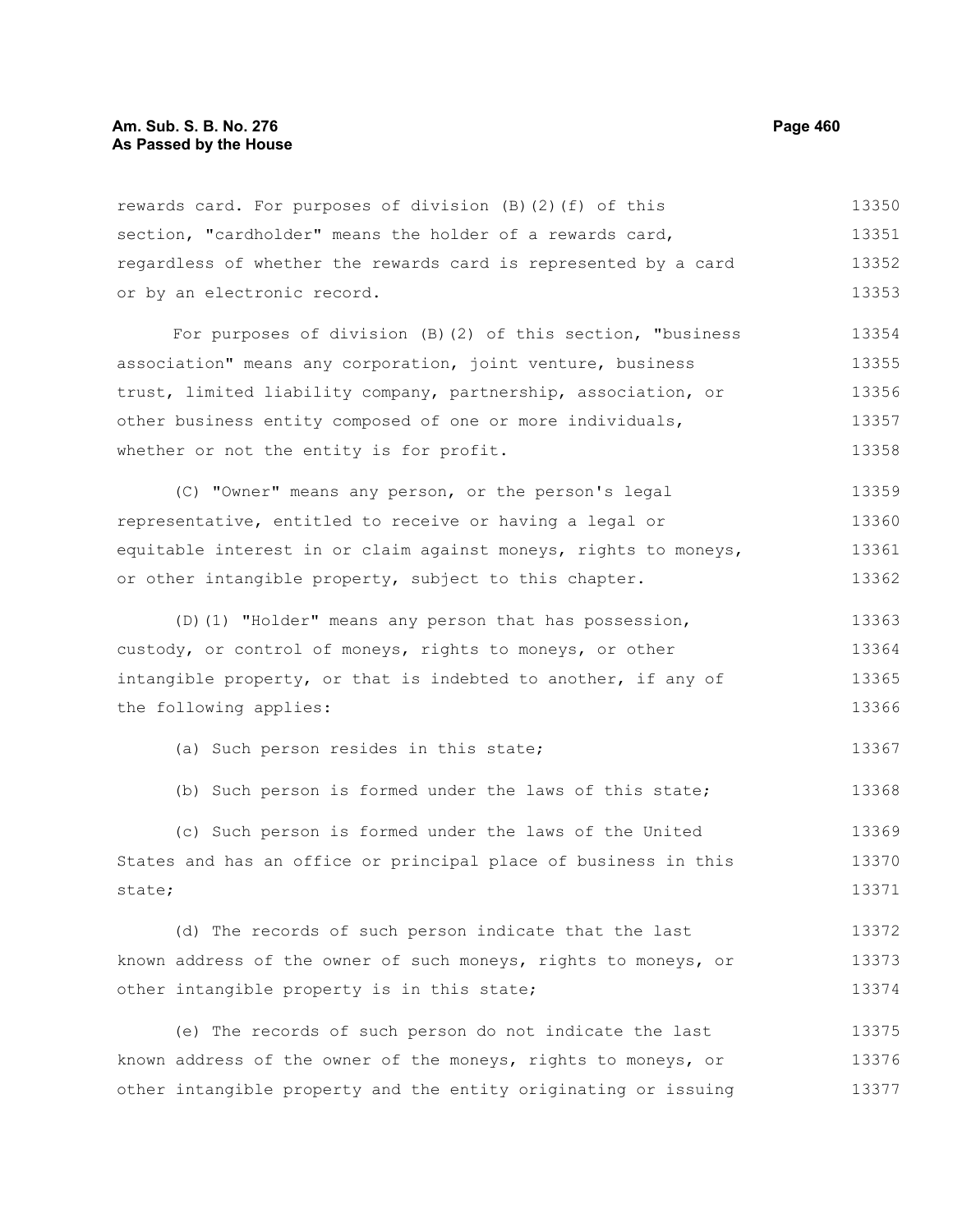rewards card. For purposes of division (B)(2)(f) of this section, "cardholder" means the holder of a rewards card, regardless of whether the rewards card is represented by a card or by an electronic record.

For purposes of division (B)(2) of this section, "business association" means any corporation, joint venture, business trust, limited liability company, partnership, association, or other business entity composed of one or more individuals, whether or not the entity is for profit.

(C) "Owner" means any person, or the person's legal representative, entitled to receive or having a legal or equitable interest in or claim against moneys, rights to moneys, or other intangible property, subject to this chapter.

(D)(1) "Holder" means any person that has possession, custody, or control of moneys, rights to moneys, or other intangible property, or that is indebted to another, if any of the following applies:

(a) Such person resides in this state;

(b) Such person is formed under the laws of this state;

(c) Such person is formed under the laws of the United States and has an office or principal place of business in this state;

(d) The records of such person indicate that the last known address of the owner of such moneys, rights to moneys, or other intangible property is in this state;

(e) The records of such person do not indicate the last known address of the owner of the moneys, rights to moneys, or other intangible property and the entity originating or issuing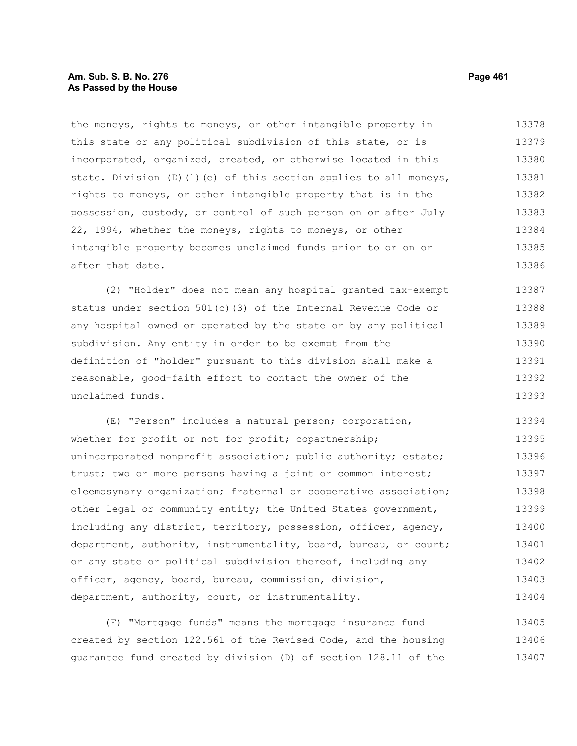the moneys, rights to moneys, or other intangible property in this state or any political subdivision of this state, or is incorporated, organized, created, or otherwise located in this state. Division (D)(1)(e) of this section applies to all moneys, rights to moneys, or other intangible property that is in the possession, custody, or control of such person on or after July 22, 1994, whether the moneys, rights to moneys, or other intangible property becomes unclaimed funds prior to or on or after that date.

(2) "Holder" does not mean any hospital granted tax-exempt status under section 501(c)(3) of the Internal Revenue Code or any hospital owned or operated by the state or by any political subdivision. Any entity in order to be exempt from the definition of "holder" pursuant to this division shall make a reasonable, good-faith effort to contact the owner of the unclaimed funds.

(E) "Person" includes a natural person; corporation, whether for profit or not for profit; copartnership; unincorporated nonprofit association; public authority; estate; trust; two or more persons having a joint or common interest; eleemosynary organization; fraternal or cooperative association; other legal or community entity; the United States government, including any district, territory, possession, officer, agency, department, authority, instrumentality, board, bureau, or court; or any state or political subdivision thereof, including any officer, agency, board, bureau, commission, division, department, authority, court, or instrumentality.

(F) "Mortgage funds" means the mortgage insurance fund created by section 122.561 of the Revised Code, and the housing guarantee fund created by division (D) of section 128.11 of the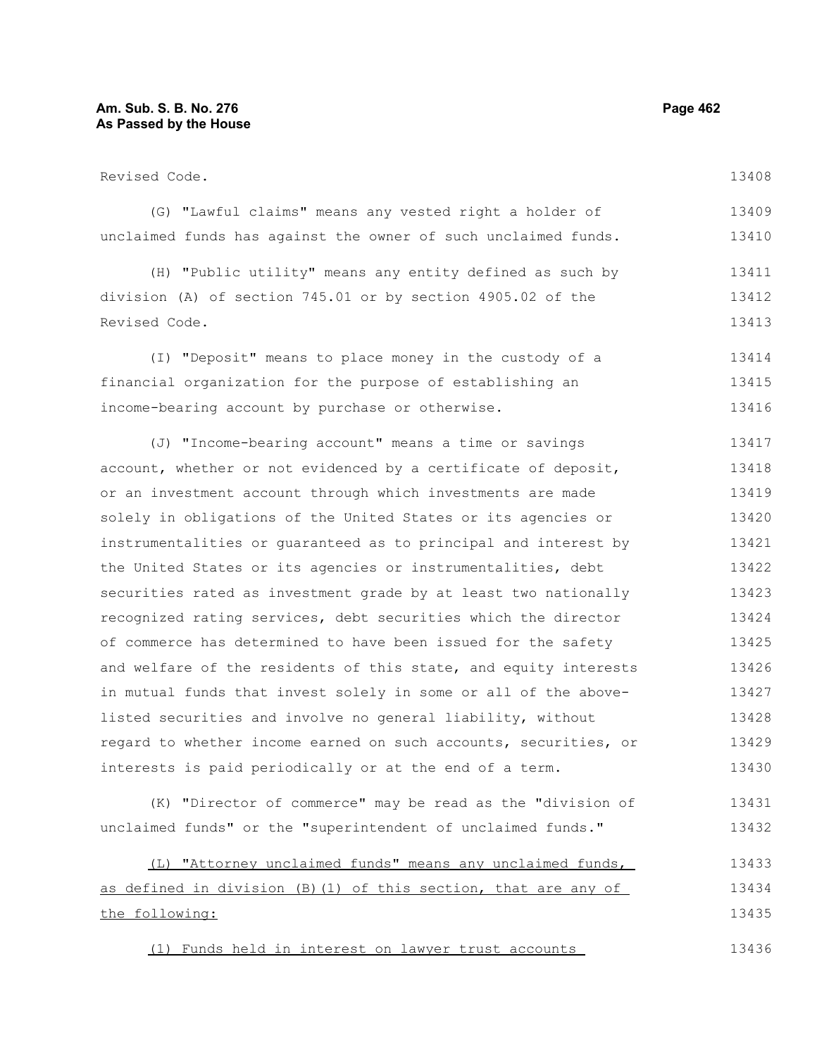Revised Code.

(G) "Lawful claims" means any vested right a holder of unclaimed funds has against the owner of such unclaimed funds.

(H) "Public utility" means any entity defined as such by division (A) of section 745.01 or by section 4905.02 of the Revised Code.

(I) "Deposit" means to place money in the custody of a financial organization for the purpose of establishing an income-bearing account by purchase or otherwise.

(J) "Income-bearing account" means a time or savings account, whether or not evidenced by a certificate of deposit, or an investment account through which investments are made solely in obligations of the United States or its agencies or instrumentalities or guaranteed as to principal and interest by the United States or its agencies or instrumentalities, debt securities rated as investment grade by at least two nationally recognized rating services, debt securities which the director of commerce has determined to have been issued for the safety and welfare of the residents of this state, and equity interests in mutual funds that invest solely in some or all of the above-listed securities and involve no general liability, without regard to whether income earned on such accounts, securities, or interests is paid periodically or at the end of a term.

(K) "Director of commerce" may be read as the "division of unclaimed funds" or the "superintendent of unclaimed funds."

<u>(L) "Attorney unclaimed funds" means any unclaimed funds, as defined in division (B)(1) of this section, that are any of the following:</u>

<u>(1) Funds held in interest on lawyer trust accounts</u>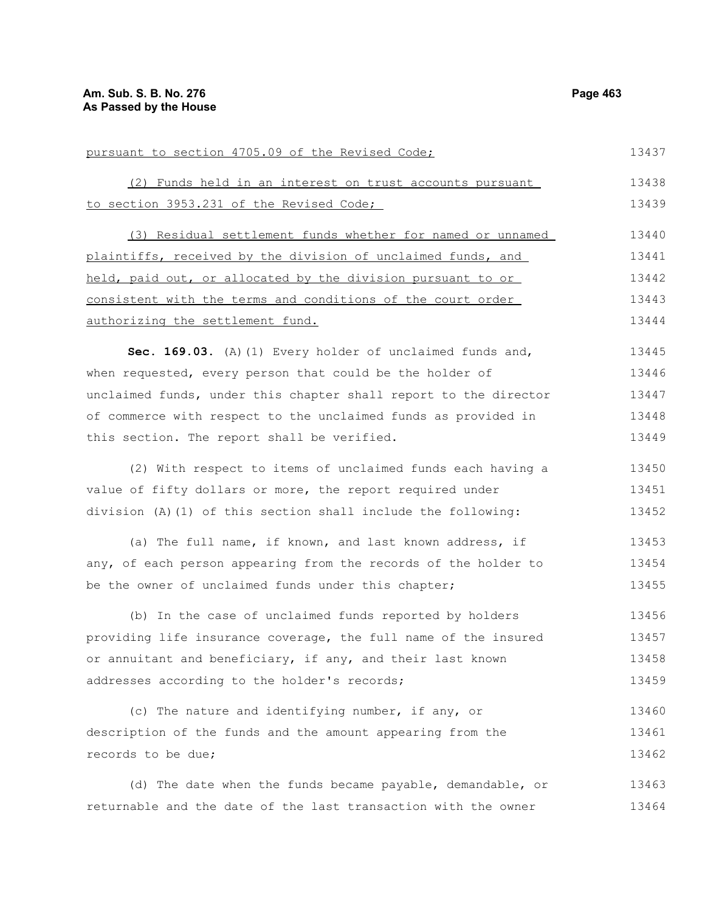pursuant to section 4705.09 of the Revised Code;

(2) Funds held in an interest on trust accounts pursuant to section 3953.231 of the Revised Code;

(3) Residual settlement funds whether for named or unnamed plaintiffs, received by the division of unclaimed funds, and held, paid out, or allocated by the division pursuant to or consistent with the terms and conditions of the court order authorizing the settlement fund.

**Sec. 169.03.** (A)(1) Every holder of unclaimed funds and, when requested, every person that could be the holder of unclaimed funds, under this chapter shall report to the director of commerce with respect to the unclaimed funds as provided in this section. The report shall be verified.

(2) With respect to items of unclaimed funds each having a value of fifty dollars or more, the report required under division (A)(1) of this section shall include the following:

(a) The full name, if known, and last known address, if any, of each person appearing from the records of the holder to be the owner of unclaimed funds under this chapter;

(b) In the case of unclaimed funds reported by holders providing life insurance coverage, the full name of the insured or annuitant and beneficiary, if any, and their last known addresses according to the holder's records;

(c) The nature and identifying number, if any, or description of the funds and the amount appearing from the records to be due;

(d) The date when the funds became payable, demandable, or returnable and the date of the last transaction with the owner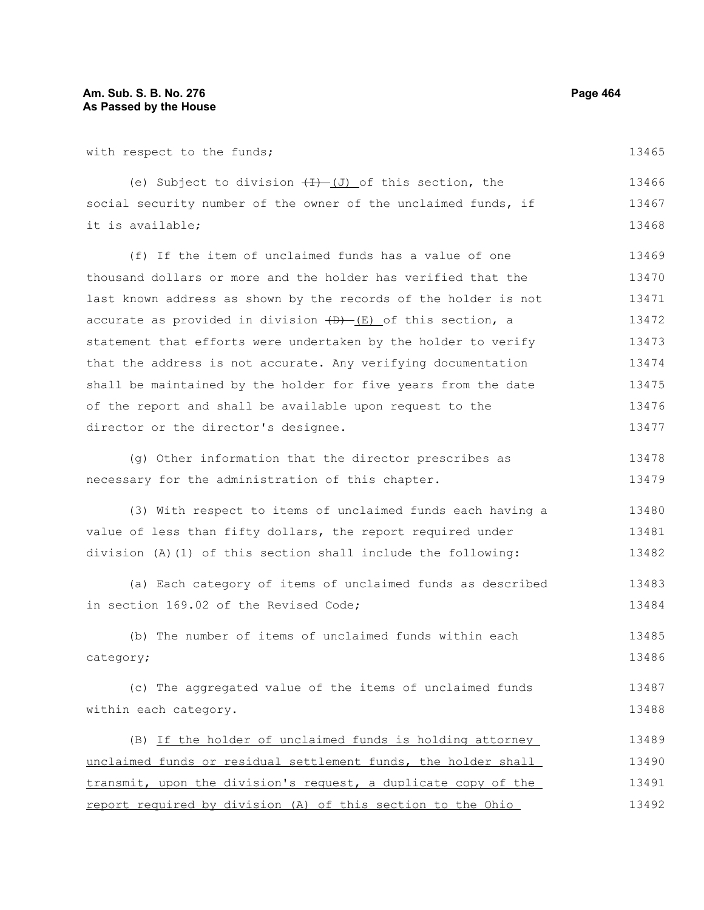with respect to the funds;

(e) Subject to division ~~(I)~~ (J) of this section, the social security number of the owner of the unclaimed funds, if it is available;

(f) If the item of unclaimed funds has a value of one thousand dollars or more and the holder has verified that the last known address as shown by the records of the holder is not accurate as provided in division ~~(D)~~ (E) of this section, a statement that efforts were undertaken by the holder to verify that the address is not accurate. Any verifying documentation shall be maintained by the holder for five years from the date of the report and shall be available upon request to the director or the director's designee.

(g) Other information that the director prescribes as necessary for the administration of this chapter.

(3) With respect to items of unclaimed funds each having a value of less than fifty dollars, the report required under division (A)(1) of this section shall include the following:

(a) Each category of items of unclaimed funds as described in section 169.02 of the Revised Code;

(b) The number of items of unclaimed funds within each category;

(c) The aggregated value of the items of unclaimed funds within each category.

(B) <u>If the holder of unclaimed funds is holding attorney unclaimed funds or residual settlement funds, the holder shall transmit, upon the division's request, a duplicate copy of the report required by division (A) of this section to the Ohio</u>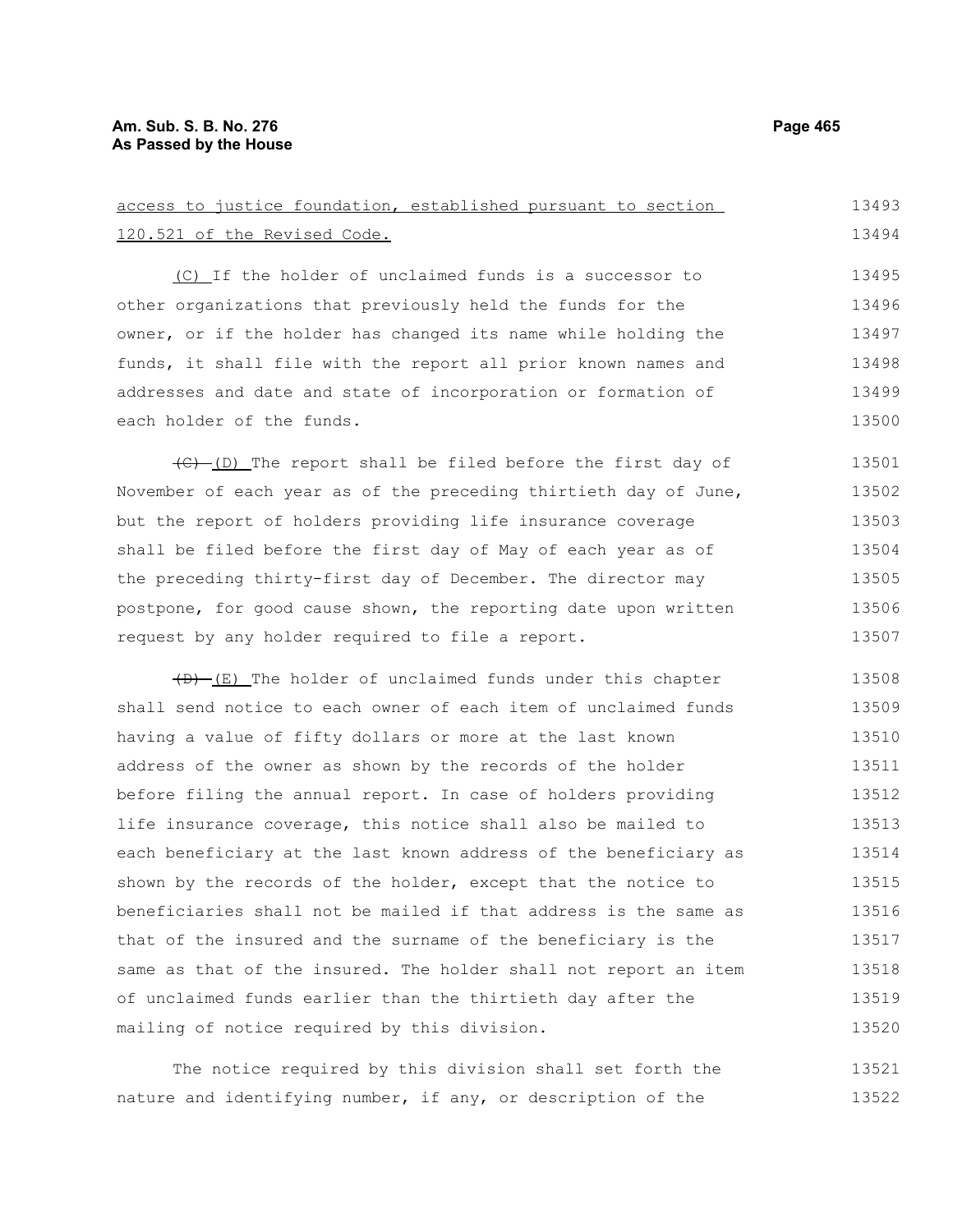access to justice foundation, established pursuant to section 120.521 of the Revised Code.

(C) If the holder of unclaimed funds is a successor to other organizations that previously held the funds for the owner, or if the holder has changed its name while holding the funds, it shall file with the report all prior known names and addresses and date and state of incorporation or formation of each holder of the funds.

~~(C)~~ (D) The report shall be filed before the first day of November of each year as of the preceding thirtieth day of June, but the report of holders providing life insurance coverage shall be filed before the first day of May of each year as of the preceding thirty-first day of December. The director may postpone, for good cause shown, the reporting date upon written request by any holder required to file a report.

~~(D)~~ (E) The holder of unclaimed funds under this chapter shall send notice to each owner of each item of unclaimed funds having a value of fifty dollars or more at the last known address of the owner as shown by the records of the holder before filing the annual report. In case of holders providing life insurance coverage, this notice shall also be mailed to each beneficiary at the last known address of the beneficiary as shown by the records of the holder, except that the notice to beneficiaries shall not be mailed if that address is the same as that of the insured and the surname of the beneficiary is the same as that of the insured. The holder shall not report an item of unclaimed funds earlier than the thirtieth day after the mailing of notice required by this division.

The notice required by this division shall set forth the nature and identifying number, if any, or description of the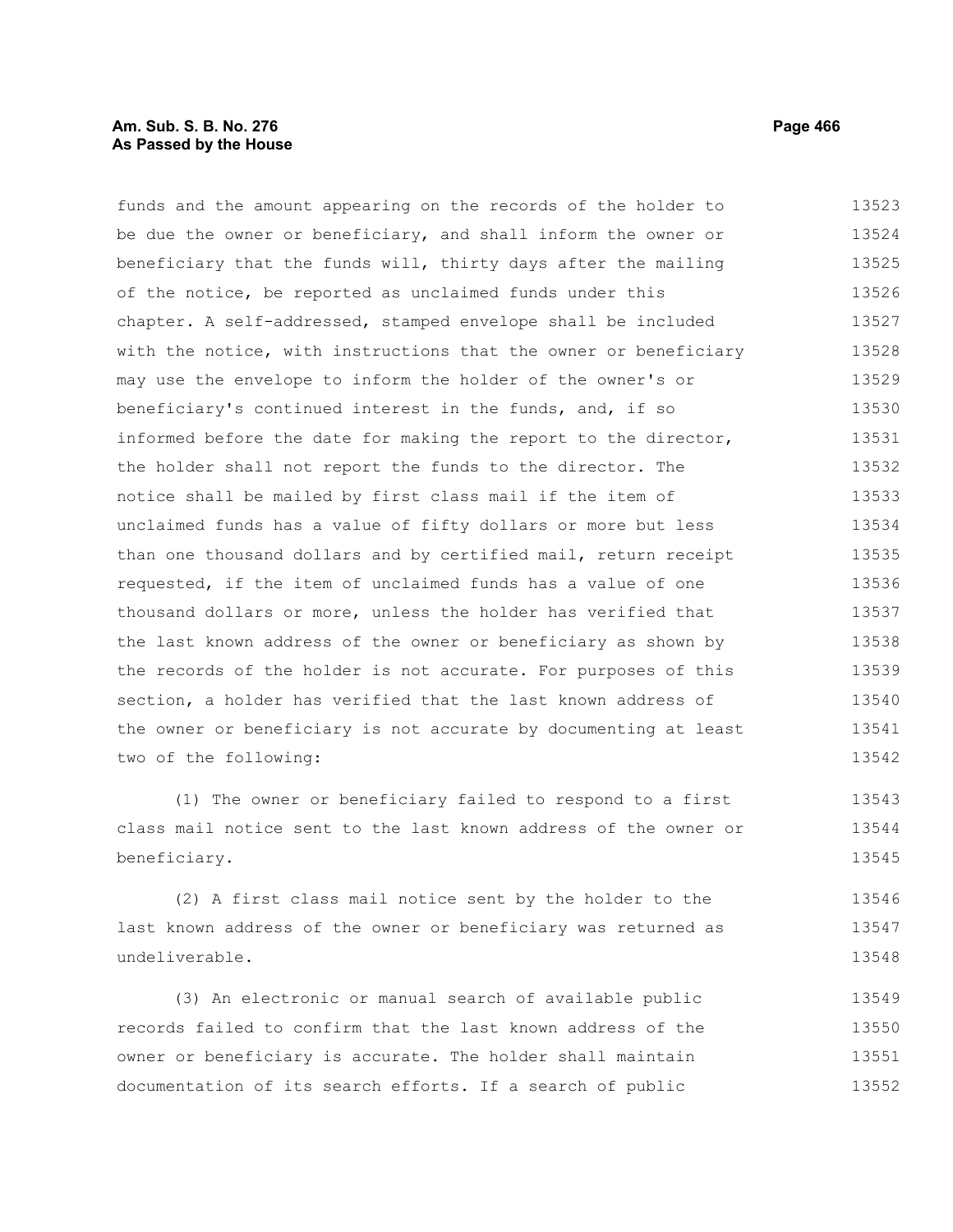funds and the amount appearing on the records of the holder to be due the owner or beneficiary, and shall inform the owner or beneficiary that the funds will, thirty days after the mailing of the notice, be reported as unclaimed funds under this chapter. A self-addressed, stamped envelope shall be included with the notice, with instructions that the owner or beneficiary may use the envelope to inform the holder of the owner's or beneficiary's continued interest in the funds, and, if so informed before the date for making the report to the director, the holder shall not report the funds to the director. The notice shall be mailed by first class mail if the item of unclaimed funds has a value of fifty dollars or more but less than one thousand dollars and by certified mail, return receipt requested, if the item of unclaimed funds has a value of one thousand dollars or more, unless the holder has verified that the last known address of the owner or beneficiary as shown by the records of the holder is not accurate. For purposes of this section, a holder has verified that the last known address of the owner or beneficiary is not accurate by documenting at least two of the following:

(1) The owner or beneficiary failed to respond to a first class mail notice sent to the last known address of the owner or beneficiary.

(2) A first class mail notice sent by the holder to the last known address of the owner or beneficiary was returned as undeliverable.

(3) An electronic or manual search of available public records failed to confirm that the last known address of the owner or beneficiary is accurate. The holder shall maintain documentation of its search efforts. If a search of public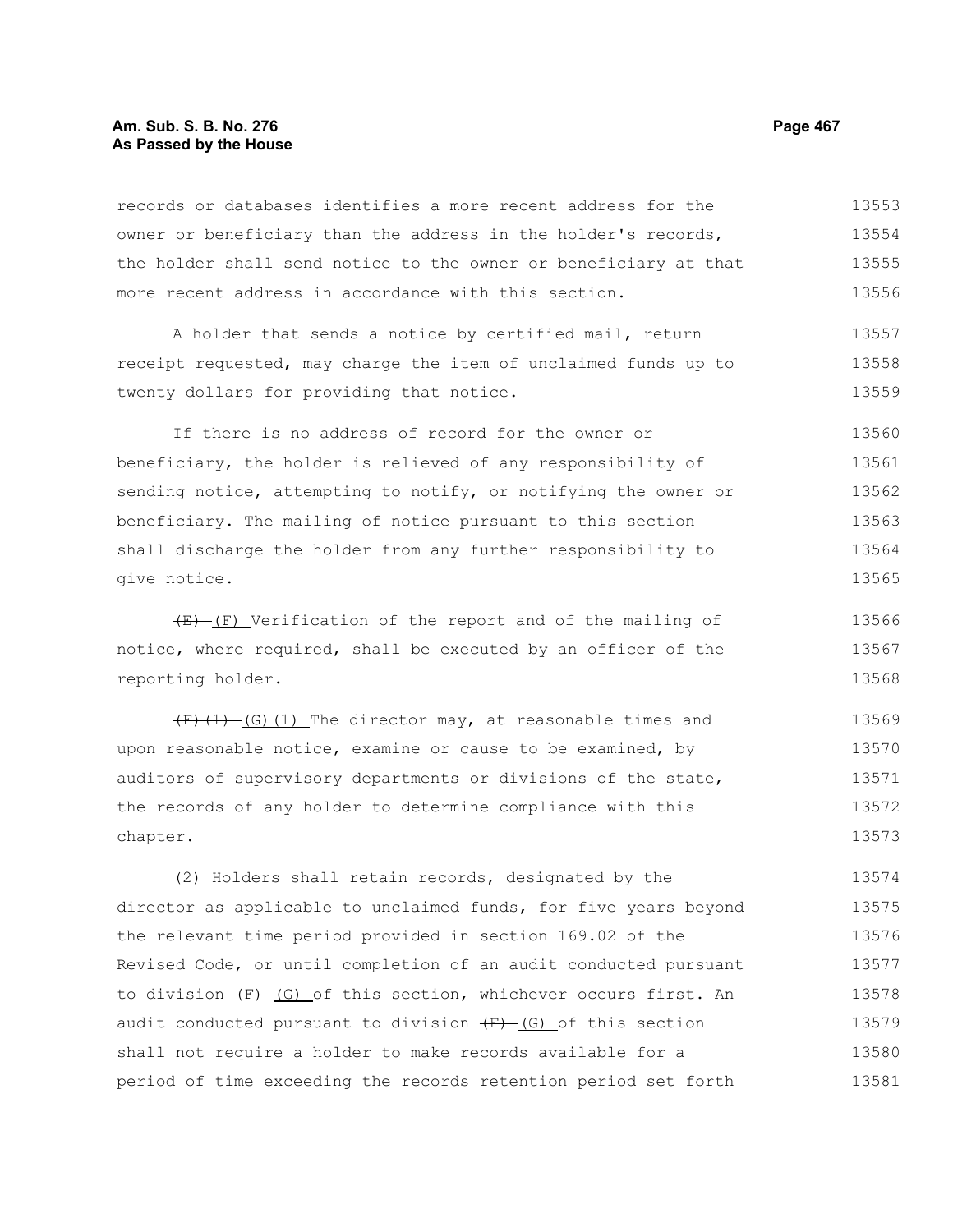records or databases identifies a more recent address for the owner or beneficiary than the address in the holder's records, the holder shall send notice to the owner or beneficiary at that more recent address in accordance with this section.

A holder that sends a notice by certified mail, return receipt requested, may charge the item of unclaimed funds up to twenty dollars for providing that notice.

If there is no address of record for the owner or beneficiary, the holder is relieved of any responsibility of sending notice, attempting to notify, or notifying the owner or beneficiary. The mailing of notice pursuant to this section shall discharge the holder from any further responsibility to give notice.

~~(E)~~ (F) Verification of the report and of the mailing of notice, where required, shall be executed by an officer of the reporting holder.

~~(F)(1)~~ (G)(1) The director may, at reasonable times and upon reasonable notice, examine or cause to be examined, by auditors of supervisory departments or divisions of the state, the records of any holder to determine compliance with this chapter.

(2) Holders shall retain records, designated by the director as applicable to unclaimed funds, for five years beyond the relevant time period provided in section 169.02 of the Revised Code, or until completion of an audit conducted pursuant to division ~~(F)~~ (G) of this section, whichever occurs first. An audit conducted pursuant to division ~~(F)~~ (G) of this section shall not require a holder to make records available for a period of time exceeding the records retention period set forth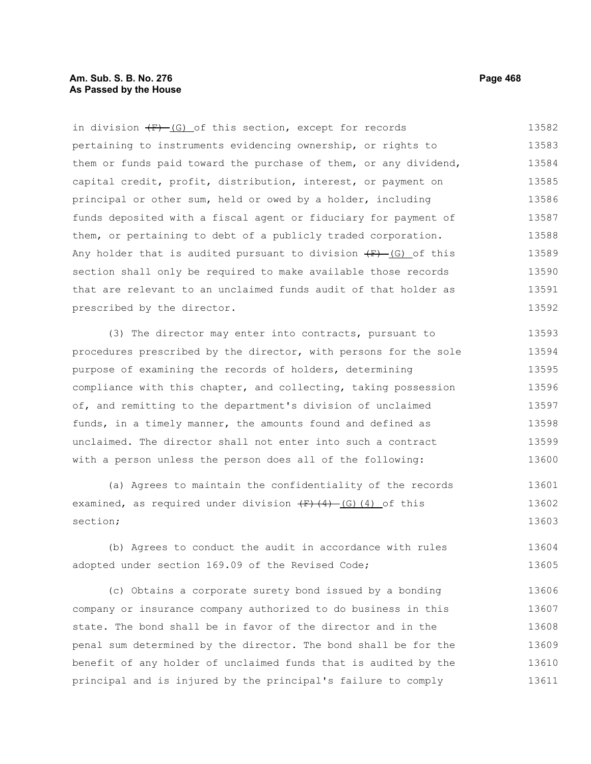in division ~~(F)~~ (G) of this section, except for records pertaining to instruments evidencing ownership, or rights to them or funds paid toward the purchase of them, or any dividend, capital credit, profit, distribution, interest, or payment on principal or other sum, held or owed by a holder, including funds deposited with a fiscal agent or fiduciary for payment of them, or pertaining to debt of a publicly traded corporation. Any holder that is audited pursuant to division ~~(F)~~ (G) of this section shall only be required to make available those records that are relevant to an unclaimed funds audit of that holder as prescribed by the director.

(3) The director may enter into contracts, pursuant to procedures prescribed by the director, with persons for the sole purpose of examining the records of holders, determining compliance with this chapter, and collecting, taking possession of, and remitting to the department's division of unclaimed funds, in a timely manner, the amounts found and defined as unclaimed. The director shall not enter into such a contract with a person unless the person does all of the following:

(a) Agrees to maintain the confidentiality of the records examined, as required under division ~~(F)(4)~~ (G)(4) of this section;

(b) Agrees to conduct the audit in accordance with rules adopted under section 169.09 of the Revised Code;

(c) Obtains a corporate surety bond issued by a bonding company or insurance company authorized to do business in this state. The bond shall be in favor of the director and in the penal sum determined by the director. The bond shall be for the benefit of any holder of unclaimed funds that is audited by the principal and is injured by the principal's failure to comply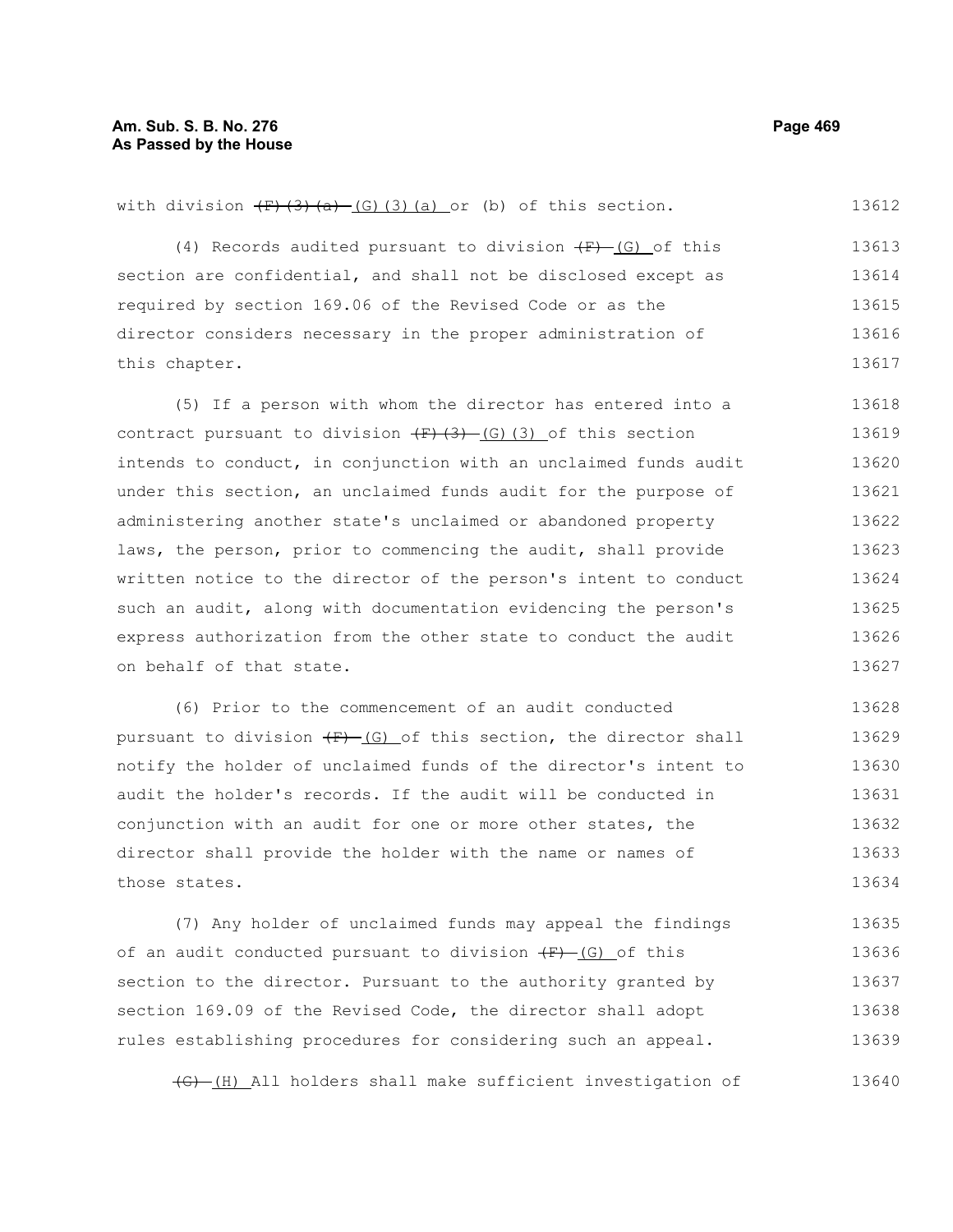with division ~~(F)(3)(a)~~ (G)(3)(a) or (b) of this section.

(4) Records audited pursuant to division ~~(F)~~ (G) of this section are confidential, and shall not be disclosed except as required by section 169.06 of the Revised Code or as the director considers necessary in the proper administration of this chapter.

(5) If a person with whom the director has entered into a contract pursuant to division ~~(F)(3)~~ (G)(3) of this section intends to conduct, in conjunction with an unclaimed funds audit under this section, an unclaimed funds audit for the purpose of administering another state's unclaimed or abandoned property laws, the person, prior to commencing the audit, shall provide written notice to the director of the person's intent to conduct such an audit, along with documentation evidencing the person's express authorization from the other state to conduct the audit on behalf of that state.

(6) Prior to the commencement of an audit conducted pursuant to division ~~(F)~~ (G) of this section, the director shall notify the holder of unclaimed funds of the director's intent to audit the holder's records. If the audit will be conducted in conjunction with an audit for one or more other states, the director shall provide the holder with the name or names of those states.

(7) Any holder of unclaimed funds may appeal the findings of an audit conducted pursuant to division ~~(F)~~ (G) of this section to the director. Pursuant to the authority granted by section 169.09 of the Revised Code, the director shall adopt rules establishing procedures for considering such an appeal.

~~(G)~~ (H) All holders shall make sufficient investigation of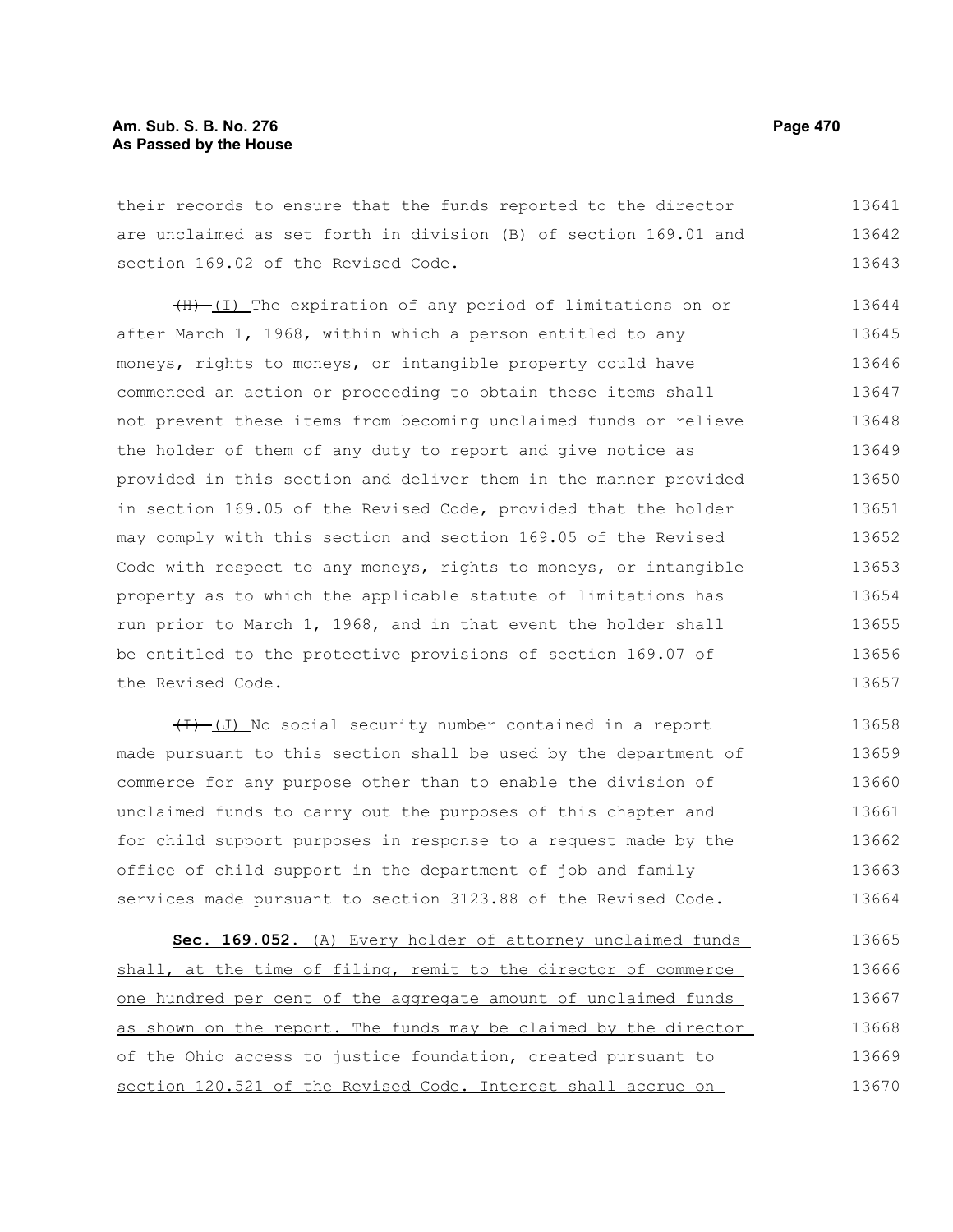their records to ensure that the funds reported to the director are unclaimed as set forth in division (B) of section 169.01 and section 169.02 of the Revised Code.

~~(H)~~ (I) The expiration of any period of limitations on or after March 1, 1968, within which a person entitled to any moneys, rights to moneys, or intangible property could have commenced an action or proceeding to obtain these items shall not prevent these items from becoming unclaimed funds or relieve the holder of them of any duty to report and give notice as provided in this section and deliver them in the manner provided in section 169.05 of the Revised Code, provided that the holder may comply with this section and section 169.05 of the Revised Code with respect to any moneys, rights to moneys, or intangible property as to which the applicable statute of limitations has run prior to March 1, 1968, and in that event the holder shall be entitled to the protective provisions of section 169.07 of the Revised Code.

~~(I)~~ (J) No social security number contained in a report made pursuant to this section shall be used by the department of commerce for any purpose other than to enable the division of unclaimed funds to carry out the purposes of this chapter and for child support purposes in response to a request made by the office of child support in the department of job and family services made pursuant to section 3123.88 of the Revised Code.

**Sec. 169.052.** <u>(A) Every holder of attorney unclaimed funds shall, at the time of filing, remit to the director of commerce one hundred per cent of the aggregate amount of unclaimed funds as shown on the report. The funds may be claimed by the director of the Ohio access to justice foundation, created pursuant to section 120.521 of the Revised Code. Interest shall accrue on</u>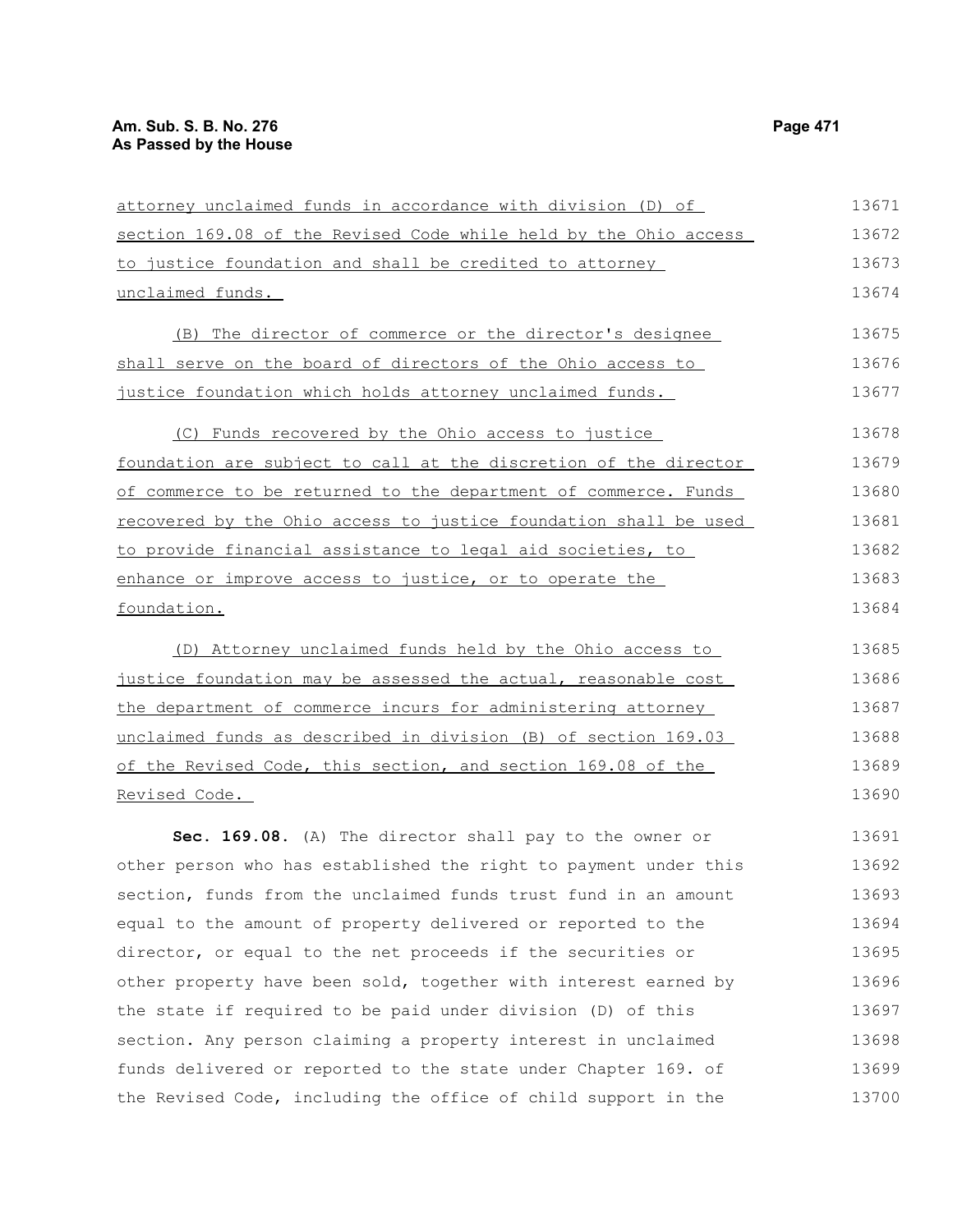attorney unclaimed funds in accordance with division (D) of section 169.08 of the Revised Code while held by the Ohio access to justice foundation and shall be credited to attorney unclaimed funds.

(B) The director of commerce or the director's designee shall serve on the board of directors of the Ohio access to justice foundation which holds attorney unclaimed funds.

(C) Funds recovered by the Ohio access to justice foundation are subject to call at the discretion of the director of commerce to be returned to the department of commerce. Funds recovered by the Ohio access to justice foundation shall be used to provide financial assistance to legal aid societies, to enhance or improve access to justice, or to operate the foundation.

(D) Attorney unclaimed funds held by the Ohio access to justice foundation may be assessed the actual, reasonable cost the department of commerce incurs for administering attorney unclaimed funds as described in division (B) of section 169.03 of the Revised Code, this section, and section 169.08 of the Revised Code.

**Sec. 169.08.** (A) The director shall pay to the owner or other person who has established the right to payment under this section, funds from the unclaimed funds trust fund in an amount equal to the amount of property delivered or reported to the director, or equal to the net proceeds if the securities or other property have been sold, together with interest earned by the state if required to be paid under division (D) of this section. Any person claiming a property interest in unclaimed funds delivered or reported to the state under Chapter 169. of the Revised Code, including the office of child support in the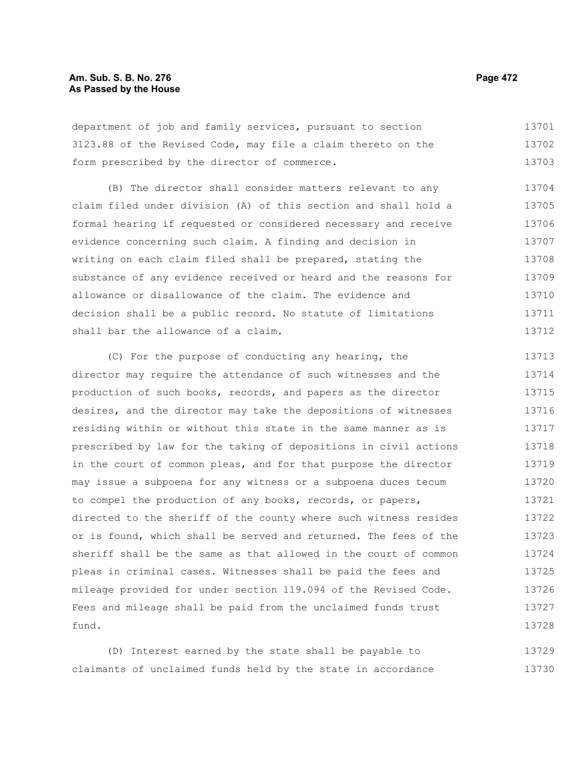department of job and family services, pursuant to section 3123.88 of the Revised Code, may file a claim thereto on the form prescribed by the director of commerce.

(B) The director shall consider matters relevant to any claim filed under division (A) of this section and shall hold a formal hearing if requested or considered necessary and receive evidence concerning such claim. A finding and decision in writing on each claim filed shall be prepared, stating the substance of any evidence received or heard and the reasons for allowance or disallowance of the claim. The evidence and decision shall be a public record. No statute of limitations shall bar the allowance of a claim.

(C) For the purpose of conducting any hearing, the director may require the attendance of such witnesses and the production of such books, records, and papers as the director desires, and the director may take the depositions of witnesses residing within or without this state in the same manner as is prescribed by law for the taking of depositions in civil actions in the court of common pleas, and for that purpose the director may issue a subpoena for any witness or a subpoena duces tecum to compel the production of any books, records, or papers, directed to the sheriff of the county where such witness resides or is found, which shall be served and returned. The fees of the sheriff shall be the same as that allowed in the court of common pleas in criminal cases. Witnesses shall be paid the fees and mileage provided for under section 119.094 of the Revised Code. Fees and mileage shall be paid from the unclaimed funds trust fund.

(D) Interest earned by the state shall be payable to claimants of unclaimed funds held by the state in accordance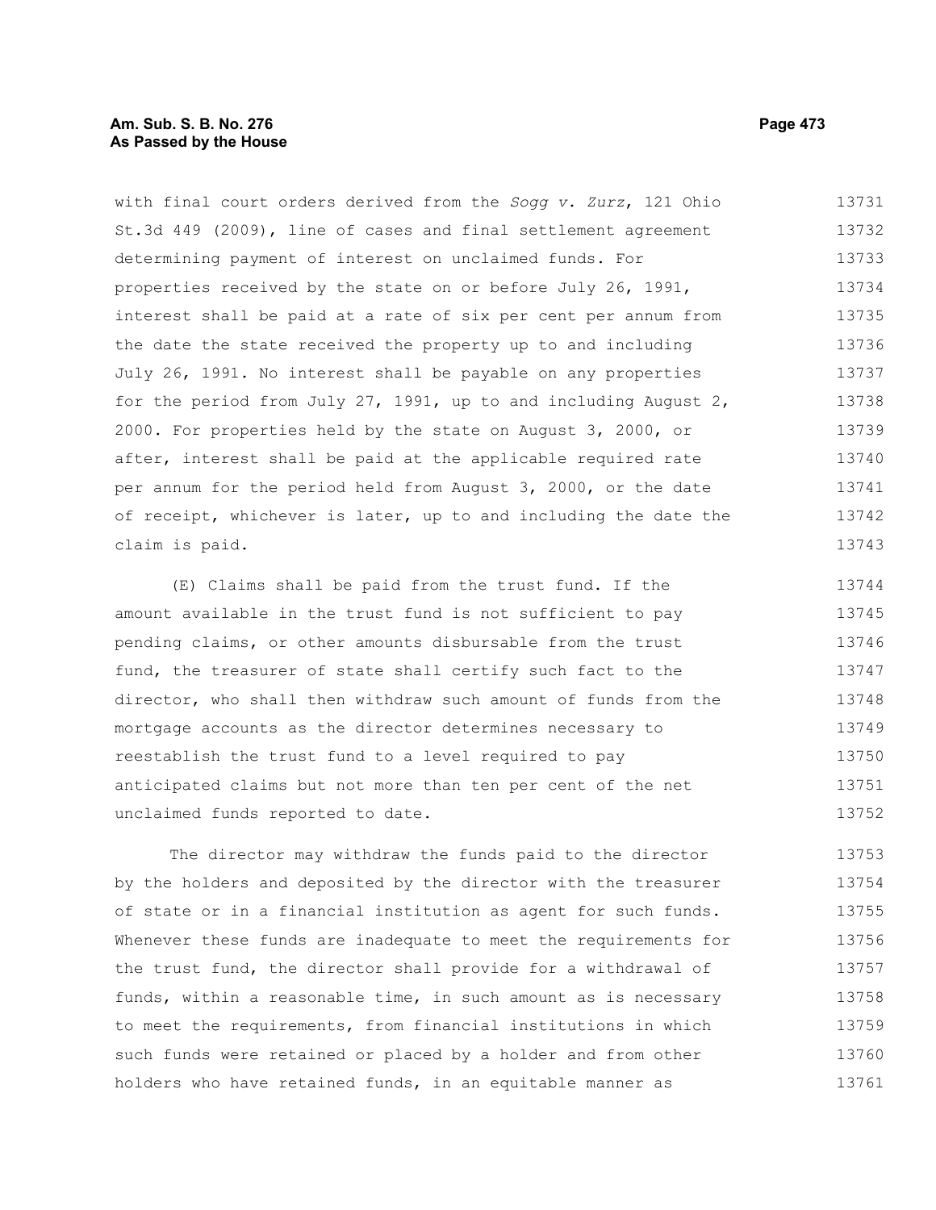with final court orders derived from the *Sogg v. Zurz*, 121 Ohio St.3d 449 (2009), line of cases and final settlement agreement determining payment of interest on unclaimed funds. For properties received by the state on or before July 26, 1991, interest shall be paid at a rate of six per cent per annum from the date the state received the property up to and including July 26, 1991. No interest shall be payable on any properties for the period from July 27, 1991, up to and including August 2, 2000. For properties held by the state on August 3, 2000, or after, interest shall be paid at the applicable required rate per annum for the period held from August 3, 2000, or the date of receipt, whichever is later, up to and including the date the claim is paid.

(E) Claims shall be paid from the trust fund. If the amount available in the trust fund is not sufficient to pay pending claims, or other amounts disbursable from the trust fund, the treasurer of state shall certify such fact to the director, who shall then withdraw such amount of funds from the mortgage accounts as the director determines necessary to reestablish the trust fund to a level required to pay anticipated claims but not more than ten per cent of the net unclaimed funds reported to date.

The director may withdraw the funds paid to the director by the holders and deposited by the director with the treasurer of state or in a financial institution as agent for such funds. Whenever these funds are inadequate to meet the requirements for the trust fund, the director shall provide for a withdrawal of funds, within a reasonable time, in such amount as is necessary to meet the requirements, from financial institutions in which such funds were retained or placed by a holder and from other holders who have retained funds, in an equitable manner as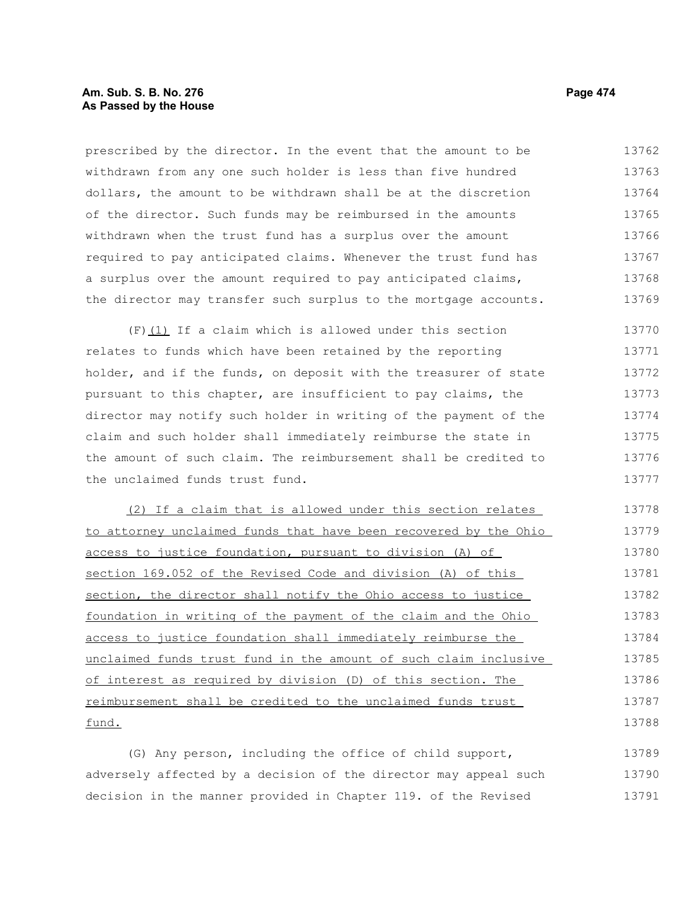prescribed by the director. In the event that the amount to be withdrawn from any one such holder is less than five hundred dollars, the amount to be withdrawn shall be at the discretion of the director. Such funds may be reimbursed in the amounts withdrawn when the trust fund has a surplus over the amount required to pay anticipated claims. Whenever the trust fund has a surplus over the amount required to pay anticipated claims, the director may transfer such surplus to the mortgage accounts.

(F)(1) If a claim which is allowed under this section relates to funds which have been retained by the reporting holder, and if the funds, on deposit with the treasurer of state pursuant to this chapter, are insufficient to pay claims, the director may notify such holder in writing of the payment of the claim and such holder shall immediately reimburse the state in the amount of such claim. The reimbursement shall be credited to the unclaimed funds trust fund.

(2) If a claim that is allowed under this section relates to attorney unclaimed funds that have been recovered by the Ohio access to justice foundation, pursuant to division (A) of section 169.052 of the Revised Code and division (A) of this section, the director shall notify the Ohio access to justice foundation in writing of the payment of the claim and the Ohio access to justice foundation shall immediately reimburse the unclaimed funds trust fund in the amount of such claim inclusive of interest as required by division (D) of this section. The reimbursement shall be credited to the unclaimed funds trust fund.

(G) Any person, including the office of child support, adversely affected by a decision of the director may appeal such decision in the manner provided in Chapter 119. of the Revised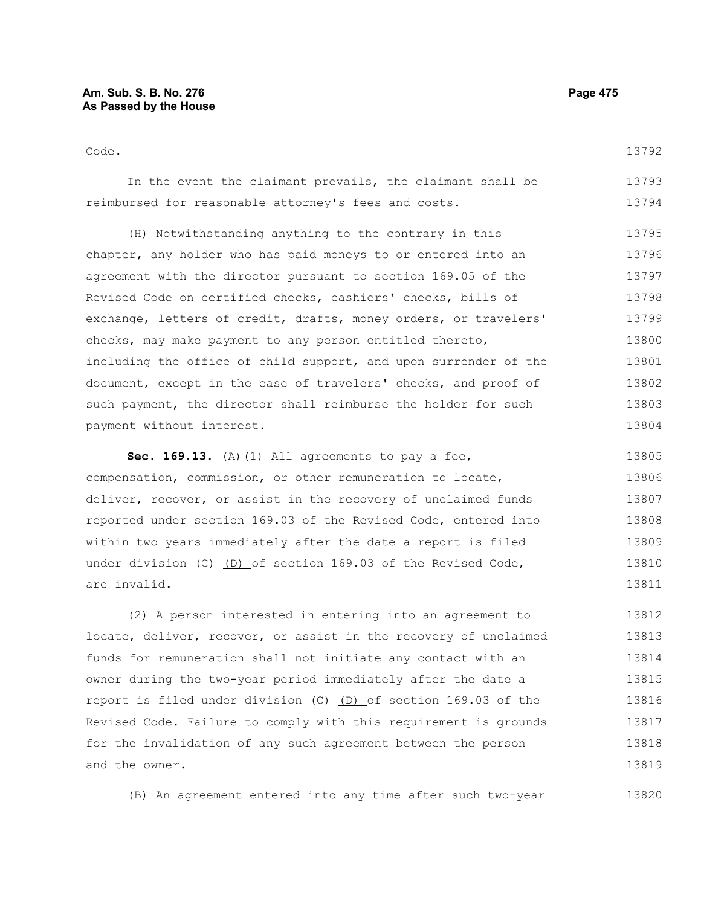Code.

In the event the claimant prevails, the claimant shall be reimbursed for reasonable attorney's fees and costs.

(H) Notwithstanding anything to the contrary in this chapter, any holder who has paid moneys to or entered into an agreement with the director pursuant to section 169.05 of the Revised Code on certified checks, cashiers' checks, bills of exchange, letters of credit, drafts, money orders, or travelers' checks, may make payment to any person entitled thereto, including the office of child support, and upon surrender of the document, except in the case of travelers' checks, and proof of such payment, the director shall reimburse the holder for such payment without interest.

**Sec. 169.13.** (A)(1) All agreements to pay a fee, compensation, commission, or other remuneration to locate, deliver, recover, or assist in the recovery of unclaimed funds reported under section 169.03 of the Revised Code, entered into within two years immediately after the date a report is filed under division ~~(C)~~ (D) of section 169.03 of the Revised Code, are invalid.

(2) A person interested in entering into an agreement to locate, deliver, recover, or assist in the recovery of unclaimed funds for remuneration shall not initiate any contact with an owner during the two-year period immediately after the date a report is filed under division ~~(C)~~ (D) of section 169.03 of the Revised Code. Failure to comply with this requirement is grounds for the invalidation of any such agreement between the person and the owner.

(B) An agreement entered into any time after such two-year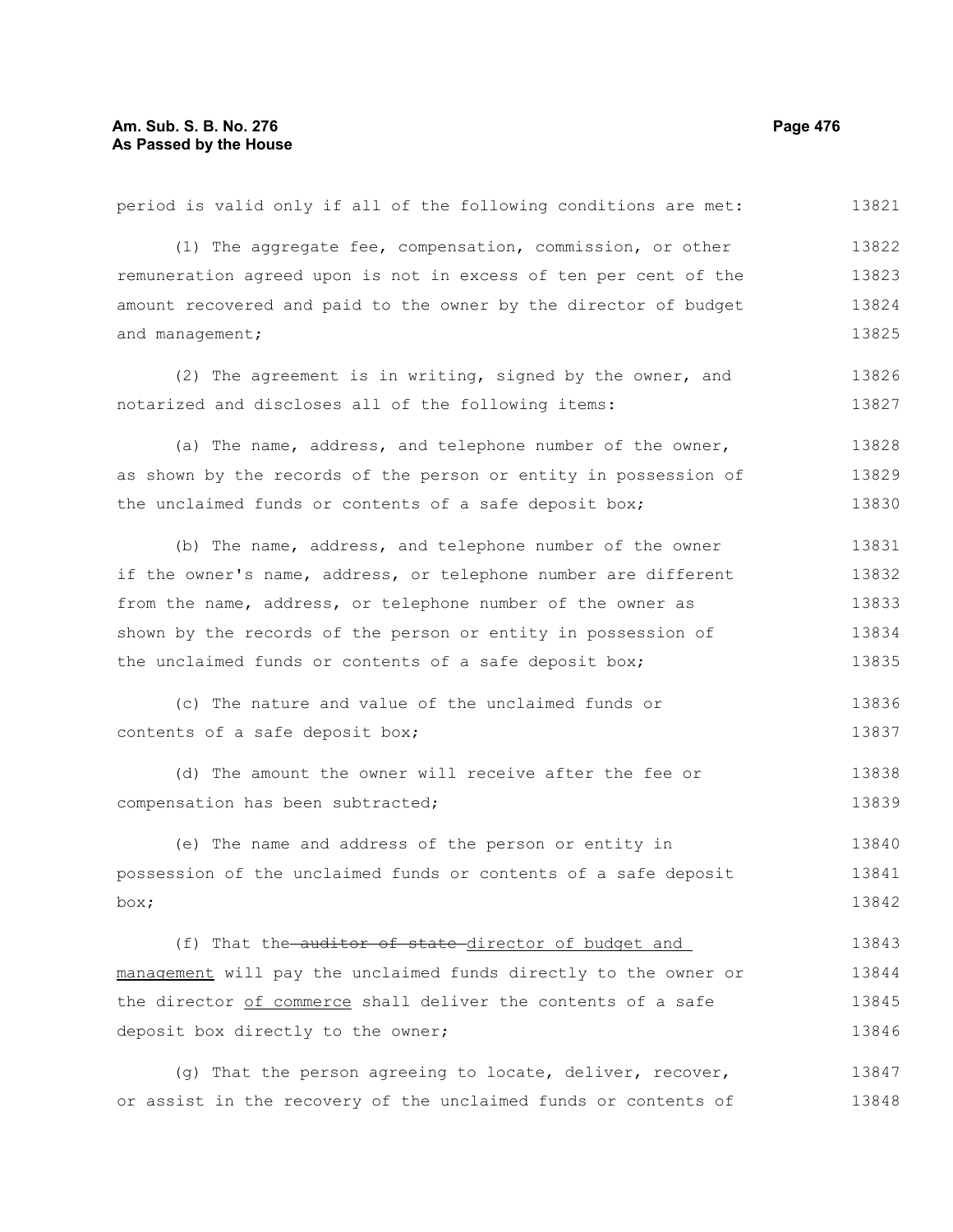period is valid only if all of the following conditions are met: 13821

(1) The aggregate fee, compensation, commission, or other remuneration agreed upon is not in excess of ten per cent of the amount recovered and paid to the owner by the director of budget and management; 13822 13823 13824 13825

(2) The agreement is in writing, signed by the owner, and notarized and discloses all of the following items: 13826 13827

(a) The name, address, and telephone number of the owner, as shown by the records of the person or entity in possession of the unclaimed funds or contents of a safe deposit box; 13828 13829 13830

(b) The name, address, and telephone number of the owner if the owner's name, address, or telephone number are different from the name, address, or telephone number of the owner as shown by the records of the person or entity in possession of the unclaimed funds or contents of a safe deposit box; 13831 13832 13833 13834 13835

(c) The nature and value of the unclaimed funds or contents of a safe deposit box; 13836 13837

(d) The amount the owner will receive after the fee or compensation has been subtracted; 13838 13839

(e) The name and address of the person or entity in possession of the unclaimed funds or contents of a safe deposit box; 13840 13841 13842

(f) That the ~~auditor of state~~ director of budget and management will pay the unclaimed funds directly to the owner or the director of commerce shall deliver the contents of a safe deposit box directly to the owner; 13843 13844 13845 13846

(g) That the person agreeing to locate, deliver, recover, or assist in the recovery of the unclaimed funds or contents of 13847 13848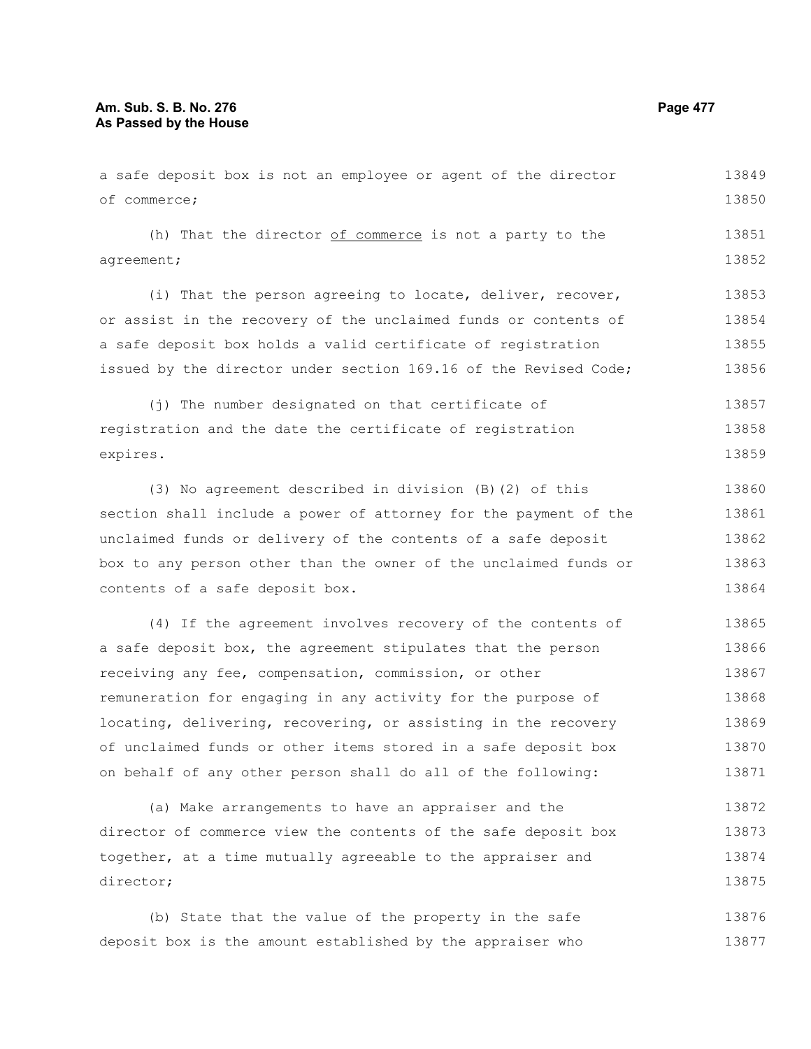a safe deposit box is not an employee or agent of the director of commerce;

(h) That the director <u>of commerce</u> is not a party to the agreement;

(i) That the person agreeing to locate, deliver, recover, or assist in the recovery of the unclaimed funds or contents of a safe deposit box holds a valid certificate of registration issued by the director under section 169.16 of the Revised Code;

(j) The number designated on that certificate of registration and the date the certificate of registration expires.

(3) No agreement described in division (B)(2) of this section shall include a power of attorney for the payment of the unclaimed funds or delivery of the contents of a safe deposit box to any person other than the owner of the unclaimed funds or contents of a safe deposit box.

(4) If the agreement involves recovery of the contents of a safe deposit box, the agreement stipulates that the person receiving any fee, compensation, commission, or other remuneration for engaging in any activity for the purpose of locating, delivering, recovering, or assisting in the recovery of unclaimed funds or other items stored in a safe deposit box on behalf of any other person shall do all of the following:

(a) Make arrangements to have an appraiser and the director of commerce view the contents of the safe deposit box together, at a time mutually agreeable to the appraiser and director;

(b) State that the value of the property in the safe deposit box is the amount established by the appraiser who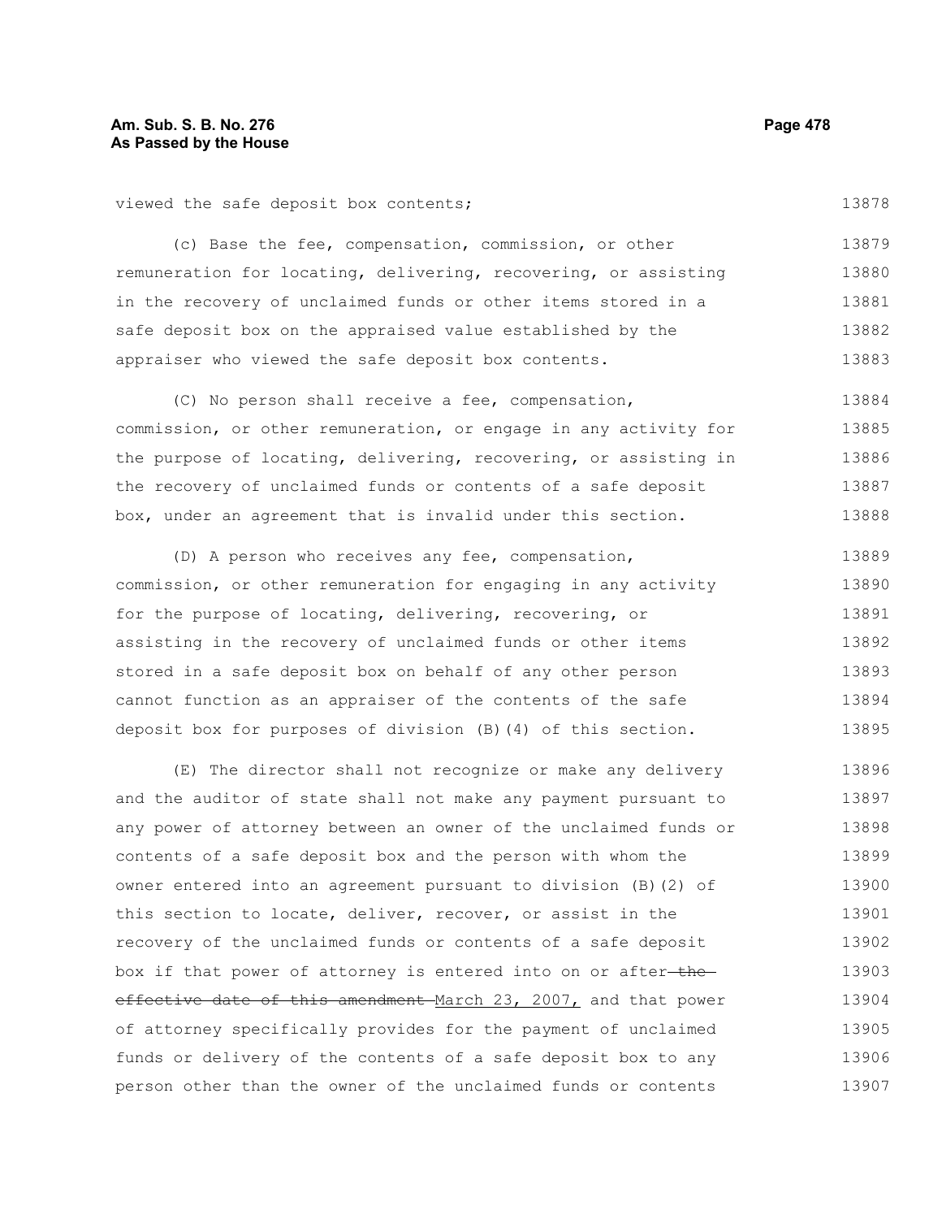viewed the safe deposit box contents;

(c) Base the fee, compensation, commission, or other remuneration for locating, delivering, recovering, or assisting in the recovery of unclaimed funds or other items stored in a safe deposit box on the appraised value established by the appraiser who viewed the safe deposit box contents.

(C) No person shall receive a fee, compensation, commission, or other remuneration, or engage in any activity for the purpose of locating, delivering, recovering, or assisting in the recovery of unclaimed funds or contents of a safe deposit box, under an agreement that is invalid under this section.

(D) A person who receives any fee, compensation, commission, or other remuneration for engaging in any activity for the purpose of locating, delivering, recovering, or assisting in the recovery of unclaimed funds or other items stored in a safe deposit box on behalf of any other person cannot function as an appraiser of the contents of the safe deposit box for purposes of division (B)(4) of this section.

(E) The director shall not recognize or make any delivery and the auditor of state shall not make any payment pursuant to any power of attorney between an owner of the unclaimed funds or contents of a safe deposit box and the person with whom the owner entered into an agreement pursuant to division (B)(2) of this section to locate, deliver, recover, or assist in the recovery of the unclaimed funds or contents of a safe deposit box if that power of attorney is entered into on or after ~~the effective date of this amendment~~ March 23, 2007, and that power of attorney specifically provides for the payment of unclaimed funds or delivery of the contents of a safe deposit box to any person other than the owner of the unclaimed funds or contents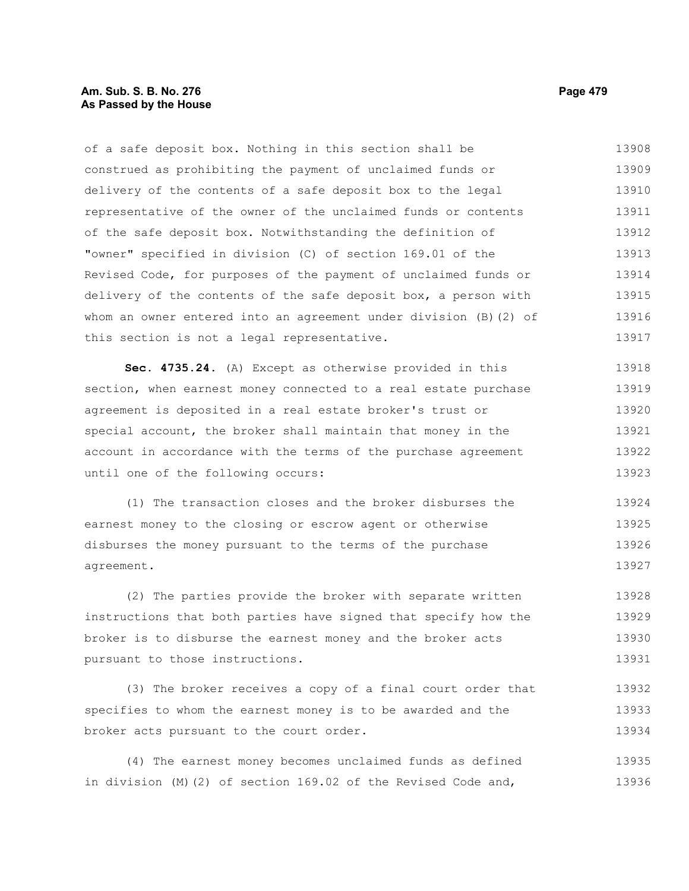of a safe deposit box. Nothing in this section shall be construed as prohibiting the payment of unclaimed funds or delivery of the contents of a safe deposit box to the legal representative of the owner of the unclaimed funds or contents of the safe deposit box. Notwithstanding the definition of "owner" specified in division (C) of section 169.01 of the Revised Code, for purposes of the payment of unclaimed funds or delivery of the contents of the safe deposit box, a person with whom an owner entered into an agreement under division (B)(2) of this section is not a legal representative.

**Sec. 4735.24.** (A) Except as otherwise provided in this section, when earnest money connected to a real estate purchase agreement is deposited in a real estate broker's trust or special account, the broker shall maintain that money in the account in accordance with the terms of the purchase agreement until one of the following occurs:

(1) The transaction closes and the broker disburses the earnest money to the closing or escrow agent or otherwise disburses the money pursuant to the terms of the purchase agreement.

(2) The parties provide the broker with separate written instructions that both parties have signed that specify how the broker is to disburse the earnest money and the broker acts pursuant to those instructions.

(3) The broker receives a copy of a final court order that specifies to whom the earnest money is to be awarded and the broker acts pursuant to the court order.

(4) The earnest money becomes unclaimed funds as defined in division (M)(2) of section 169.02 of the Revised Code and,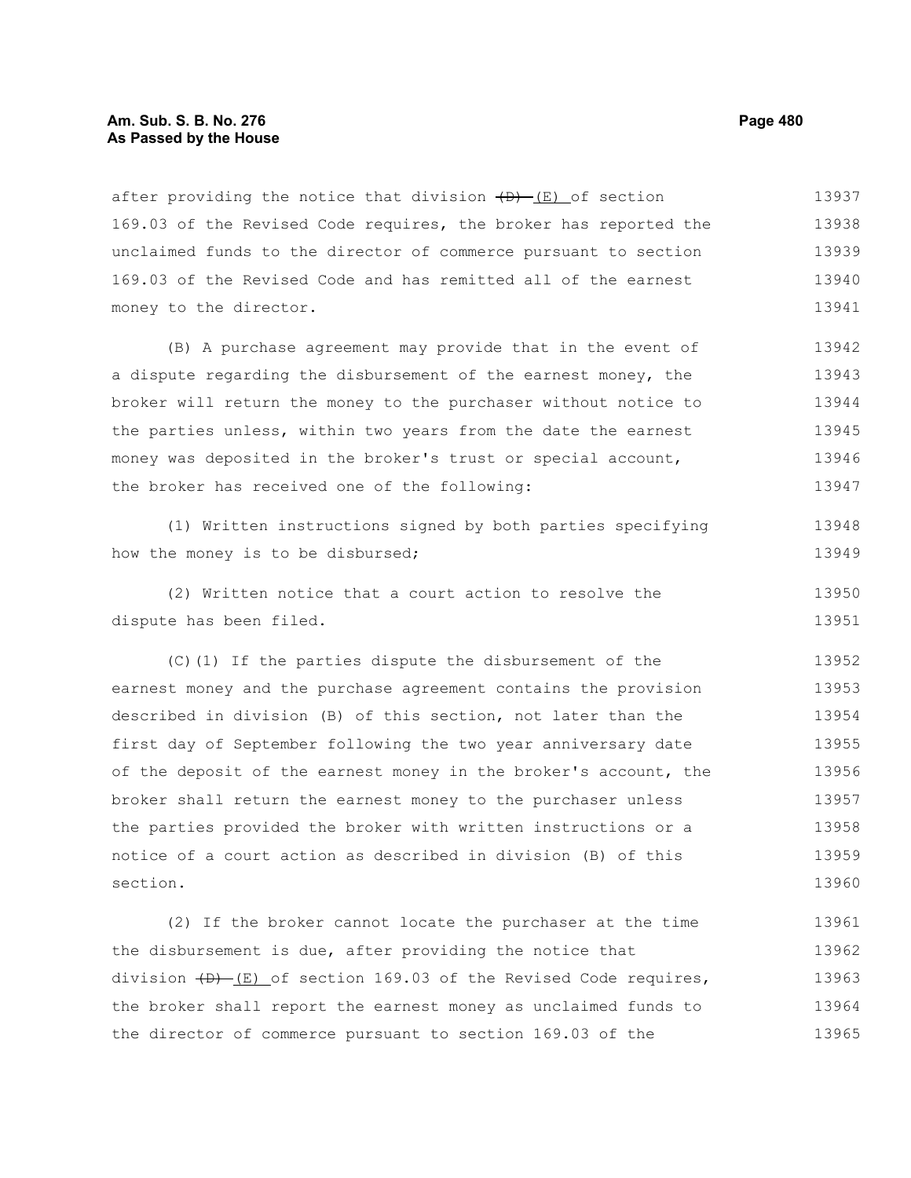after providing the notice that division ~~(D)~~ (E) of section 169.03 of the Revised Code requires, the broker has reported the unclaimed funds to the director of commerce pursuant to section 169.03 of the Revised Code and has remitted all of the earnest money to the director.

(B) A purchase agreement may provide that in the event of a dispute regarding the disbursement of the earnest money, the broker will return the money to the purchaser without notice to the parties unless, within two years from the date the earnest money was deposited in the broker's trust or special account, the broker has received one of the following:

(1) Written instructions signed by both parties specifying how the money is to be disbursed;

(2) Written notice that a court action to resolve the dispute has been filed.

(C)(1) If the parties dispute the disbursement of the earnest money and the purchase agreement contains the provision described in division (B) of this section, not later than the first day of September following the two year anniversary date of the deposit of the earnest money in the broker's account, the broker shall return the earnest money to the purchaser unless the parties provided the broker with written instructions or a notice of a court action as described in division (B) of this section.

(2) If the broker cannot locate the purchaser at the time the disbursement is due, after providing the notice that division ~~(D)~~ (E) of section 169.03 of the Revised Code requires, the broker shall report the earnest money as unclaimed funds to the director of commerce pursuant to section 169.03 of the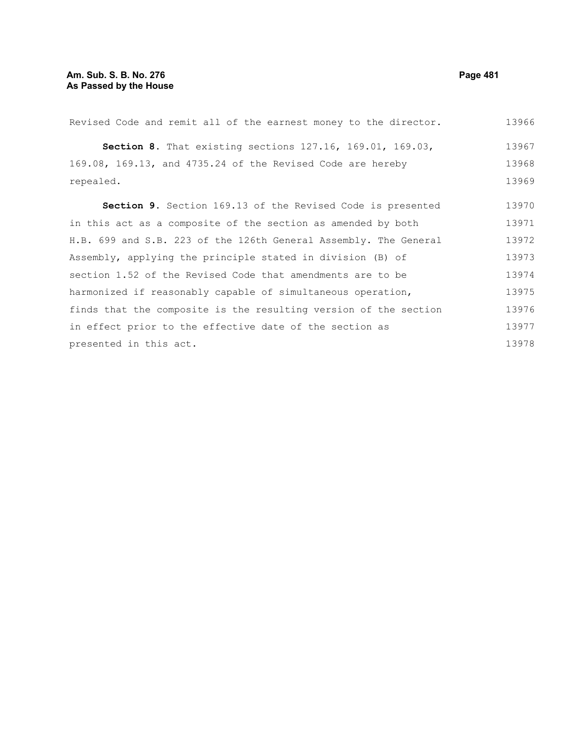Revised Code and remit all of the earnest money to the director.

**Section 8.** That existing sections 127.16, 169.01, 169.03, 169.08, 169.13, and 4735.24 of the Revised Code are hereby repealed.

**Section 9.** Section 169.13 of the Revised Code is presented in this act as a composite of the section as amended by both H.B. 699 and S.B. 223 of the 126th General Assembly. The General Assembly, applying the principle stated in division (B) of section 1.52 of the Revised Code that amendments are to be harmonized if reasonably capable of simultaneous operation, finds that the composite is the resulting version of the section in effect prior to the effective date of the section as presented in this act.